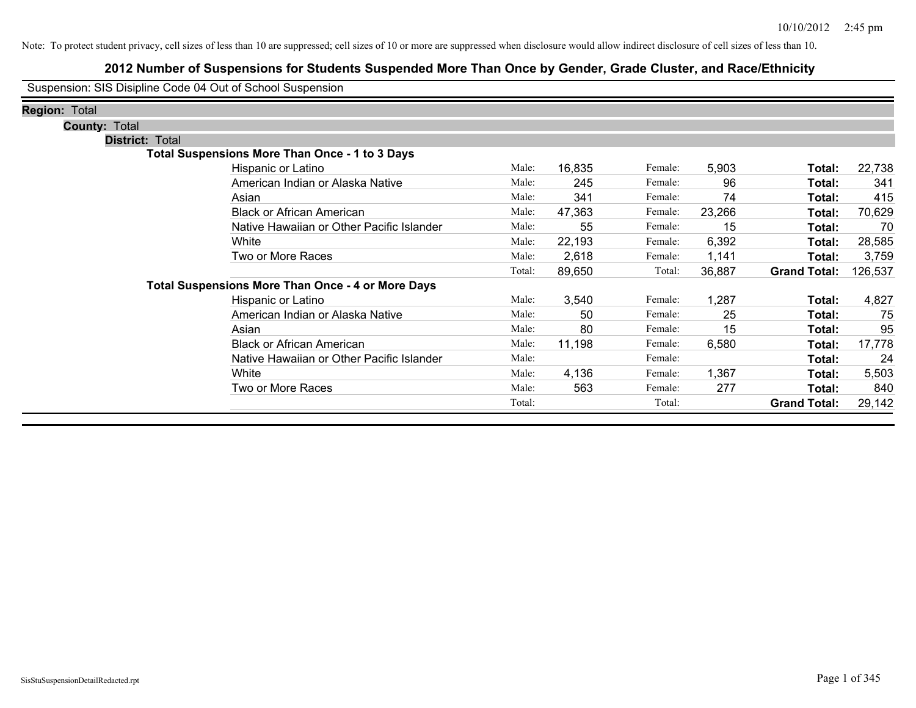Note: To protect student privacy, cell sizes of less than 10 are suppressed; cell sizes of 10 or more are suppressed when disclosure would allow indirect disclosure of cell sizes of less than 10.

## 2012 Number of Suspensions for Students Suspended More Than Once by Gender, Grade Cluster, and Race/Ethnicity

Suspension: SIS Disipline Code 04 Out of School Suspension

**Region:** Total

**County:** Total

**District:** Total

**Total Suspensions More Than Once - 1 to 3 Days**

| Race/Ethnicity | | Male | | Female | | Total |
|---|---|---|---|---|---|---|
| Hispanic or Latino | Male: | 16,835 | Female: | 5,903 | **Total:** | 22,738 |
| American Indian or Alaska Native | Male: | 245 | Female: | 96 | **Total:** | 341 |
| Asian | Male: | 341 | Female: | 74 | **Total:** | 415 |
| Black or African American | Male: | 47,363 | Female: | 23,266 | **Total:** | 70,629 |
| Native Hawaiian or Other Pacific Islander | Male: | 55 | Female: | 15 | **Total:** | 70 |
| White | Male: | 22,193 | Female: | 6,392 | **Total:** | 28,585 |
| Two or More Races | Male: | 2,618 | Female: | 1,141 | **Total:** | 3,759 |
| | Total: | 89,650 | Total: | 36,887 | **Grand Total:** | 126,537 |

**Total Suspensions More Than Once - 4 or More Days**

| Race/Ethnicity | | Male | | Female | | Total |
|---|---|---|---|---|---|---|
| Hispanic or Latino | Male: | 3,540 | Female: | 1,287 | **Total:** | 4,827 |
| American Indian or Alaska Native | Male: | 50 | Female: | 25 | **Total:** | 75 |
| Asian | Male: | 80 | Female: | 15 | **Total:** | 95 |
| Black or African American | Male: | 11,198 | Female: | 6,580 | **Total:** | 17,778 |
| Native Hawaiian or Other Pacific Islander | Male: | | Female: | | **Total:** | 24 |
| White | Male: | 4,136 | Female: | 1,367 | **Total:** | 5,503 |
| Two or More Races | Male: | 563 | Female: | 277 | **Total:** | 840 |
| | Total: | | Total: | | **Grand Total:** | 29,142 |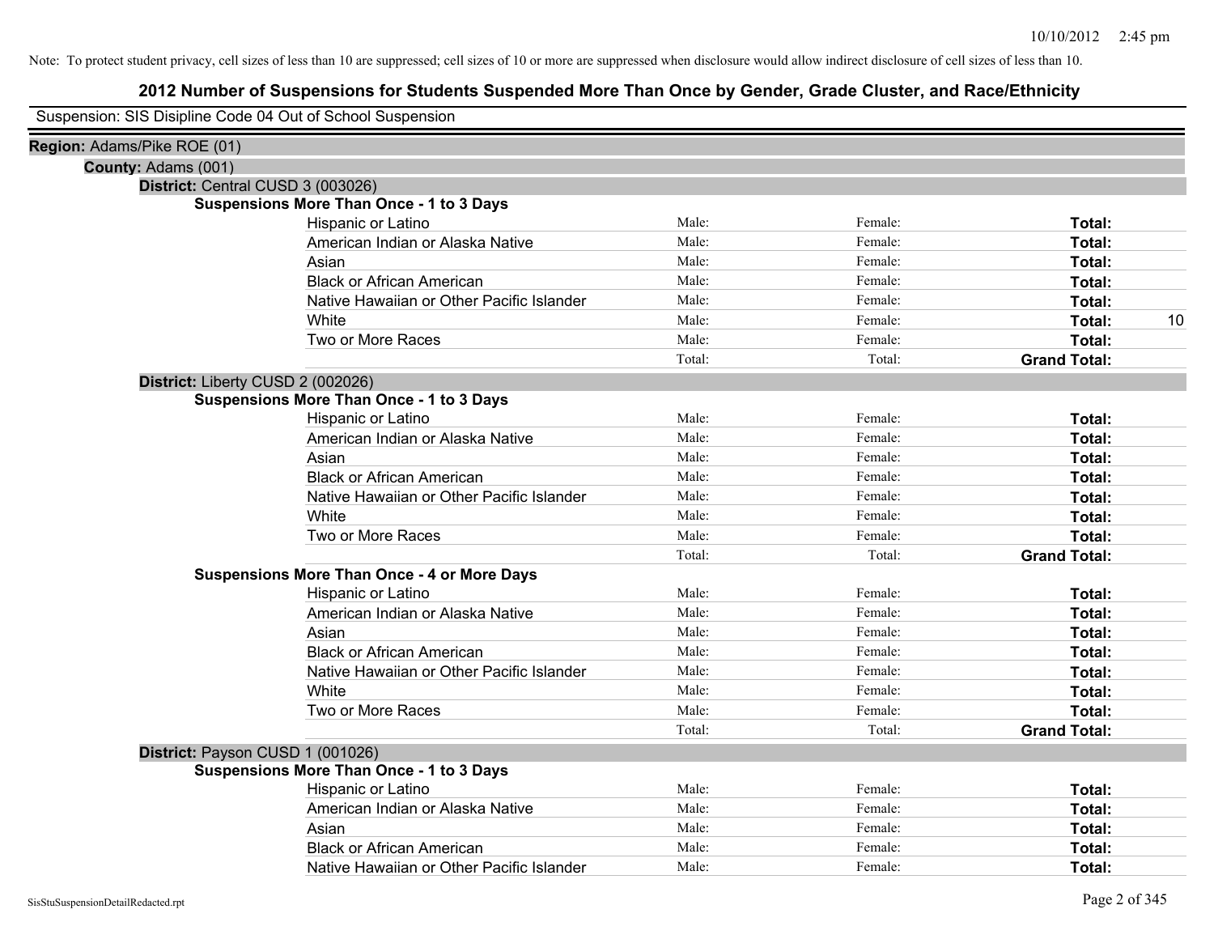Note: To protect student privacy, cell sizes of less than 10 are suppressed; cell sizes of 10 or more are suppressed when disclosure would allow indirect disclosure of cell sizes of less than 10.

# 2012 Number of Suspensions for Students Suspended More Than Once by Gender, Grade Cluster, and Race/Ethnicity

Suspension: SIS Disipline Code 04 Out of School Suspension

**Region:** Adams/Pike ROE (01)

**County:** Adams (001)

**District:** Central CUSD 3 (003026)

**Suspensions More Than Once - 1 to 3 Days**

| | | | | |
|---|---|---|---|---|
| Hispanic or Latino | Male: | Female: | **Total:** | |
| American Indian or Alaska Native | Male: | Female: | **Total:** | |
| Asian | Male: | Female: | **Total:** | |
| Black or African American | Male: | Female: | **Total:** | |
| Native Hawaiian or Other Pacific Islander | Male: | Female: | **Total:** | |
| White | Male: | Female: | **Total:** | 10 |
| Two or More Races | Male: | Female: | **Total:** | |
| | Total: | Total: | **Grand Total:** | |

**District:** Liberty CUSD 2 (002026)

**Suspensions More Than Once - 1 to 3 Days**

| | | | | |
|---|---|---|---|---|
| Hispanic or Latino | Male: | Female: | **Total:** | |
| American Indian or Alaska Native | Male: | Female: | **Total:** | |
| Asian | Male: | Female: | **Total:** | |
| Black or African American | Male: | Female: | **Total:** | |
| Native Hawaiian or Other Pacific Islander | Male: | Female: | **Total:** | |
| White | Male: | Female: | **Total:** | |
| Two or More Races | Male: | Female: | **Total:** | |
| | Total: | Total: | **Grand Total:** | |

**Suspensions More Than Once - 4 or More Days**

| | | | | |
|---|---|---|---|---|
| Hispanic or Latino | Male: | Female: | **Total:** | |
| American Indian or Alaska Native | Male: | Female: | **Total:** | |
| Asian | Male: | Female: | **Total:** | |
| Black or African American | Male: | Female: | **Total:** | |
| Native Hawaiian or Other Pacific Islander | Male: | Female: | **Total:** | |
| White | Male: | Female: | **Total:** | |
| Two or More Races | Male: | Female: | **Total:** | |
| | Total: | Total: | **Grand Total:** | |

**District:** Payson CUSD 1 (001026)

**Suspensions More Than Once - 1 to 3 Days**

| | | | | |
|---|---|---|---|---|
| Hispanic or Latino | Male: | Female: | **Total:** | |
| American Indian or Alaska Native | Male: | Female: | **Total:** | |
| Asian | Male: | Female: | **Total:** | |
| Black or African American | Male: | Female: | **Total:** | |
| Native Hawaiian or Other Pacific Islander | Male: | Female: | **Total:** | |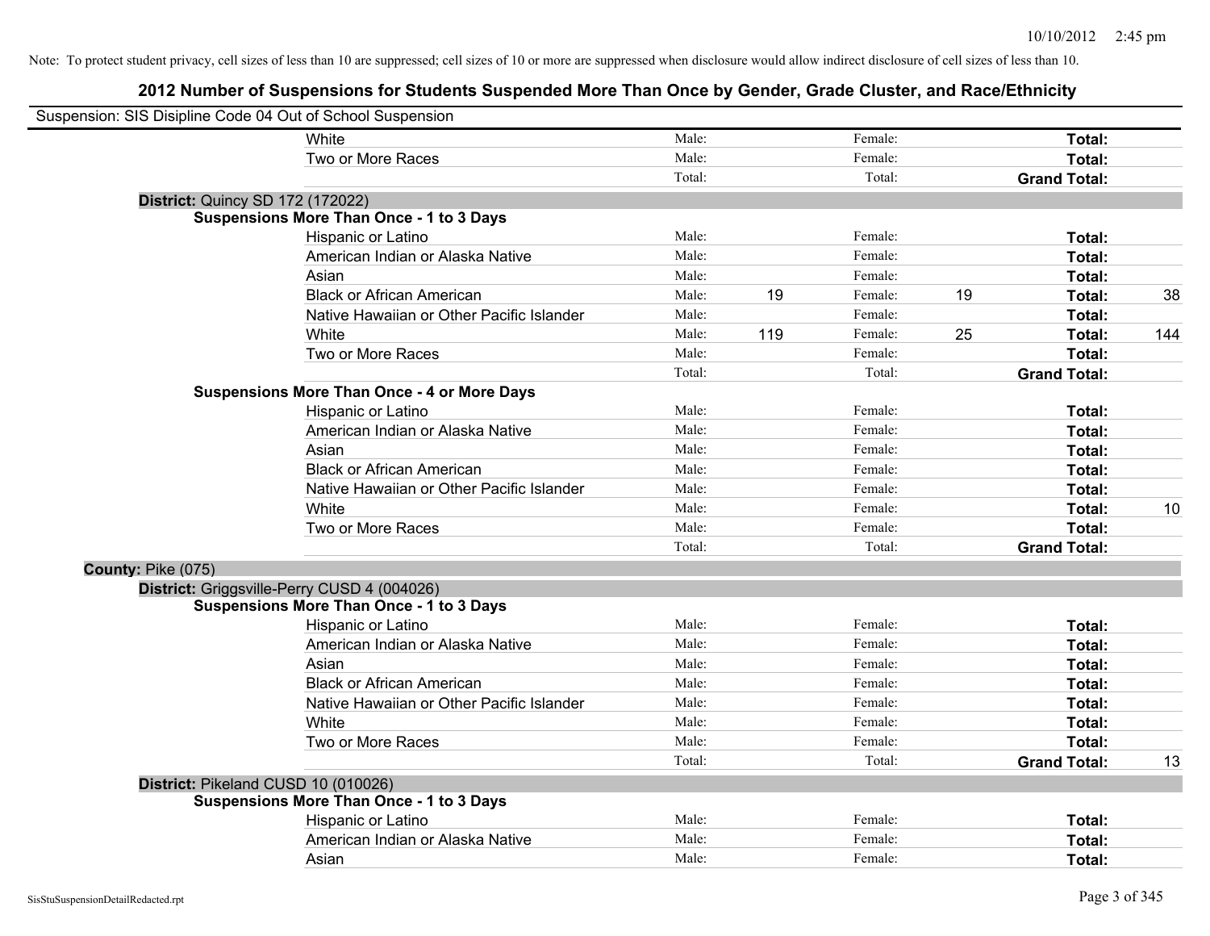Note: To protect student privacy, cell sizes of less than 10 are suppressed; cell sizes of 10 or more are suppressed when disclosure would allow indirect disclosure of cell sizes of less than 10.

# 2012 Number of Suspensions for Students Suspended More Than Once by Gender, Grade Cluster, and Race/Ethnicity

Suspension: SIS Disipline Code 04 Out of School Suspension

| | Male: | | Female: | | | |
|---|---|---|---|---|---|---|
| White | Male: | | Female: | | **Total:** | |
| Two or More Races | Male: | | Female: | | **Total:** | |
| | Total: | | Total: | | **Grand Total:** | |

**District:** Quincy SD 172 (172022)

**Suspensions More Than Once - 1 to 3 Days**

| | | | | | | |
|---|---|---|---|---|---|---|
| Hispanic or Latino | Male: | | Female: | | **Total:** | |
| American Indian or Alaska Native | Male: | | Female: | | **Total:** | |
| Asian | Male: | | Female: | | **Total:** | |
| Black or African American | Male: | 19 | Female: | 19 | **Total:** | 38 |
| Native Hawaiian or Other Pacific Islander | Male: | | Female: | | **Total:** | |
| White | Male: | 119 | Female: | 25 | **Total:** | 144 |
| Two or More Races | Male: | | Female: | | **Total:** | |
| | Total: | | Total: | | **Grand Total:** | |

**Suspensions More Than Once - 4 or More Days**

| | | | | | | |
|---|---|---|---|---|---|---|
| Hispanic or Latino | Male: | | Female: | | **Total:** | |
| American Indian or Alaska Native | Male: | | Female: | | **Total:** | |
| Asian | Male: | | Female: | | **Total:** | |
| Black or African American | Male: | | Female: | | **Total:** | |
| Native Hawaiian or Other Pacific Islander | Male: | | Female: | | **Total:** | |
| White | Male: | | Female: | | **Total:** | 10 |
| Two or More Races | Male: | | Female: | | **Total:** | |
| | Total: | | Total: | | **Grand Total:** | |

**County:** Pike (075)

**District:** Griggsville-Perry CUSD 4 (004026)

**Suspensions More Than Once - 1 to 3 Days**

| | | | | | | |
|---|---|---|---|---|---|---|
| Hispanic or Latino | Male: | | Female: | | **Total:** | |
| American Indian or Alaska Native | Male: | | Female: | | **Total:** | |
| Asian | Male: | | Female: | | **Total:** | |
| Black or African American | Male: | | Female: | | **Total:** | |
| Native Hawaiian or Other Pacific Islander | Male: | | Female: | | **Total:** | |
| White | Male: | | Female: | | **Total:** | |
| Two or More Races | Male: | | Female: | | **Total:** | |
| | Total: | | Total: | | **Grand Total:** | 13 |

**District:** Pikeland CUSD 10 (010026)

**Suspensions More Than Once - 1 to 3 Days**

| | | | | | | |
|---|---|---|---|---|---|---|
| Hispanic or Latino | Male: | | Female: | | **Total:** | |
| American Indian or Alaska Native | Male: | | Female: | | **Total:** | |
| Asian | Male: | | Female: | | **Total:** | |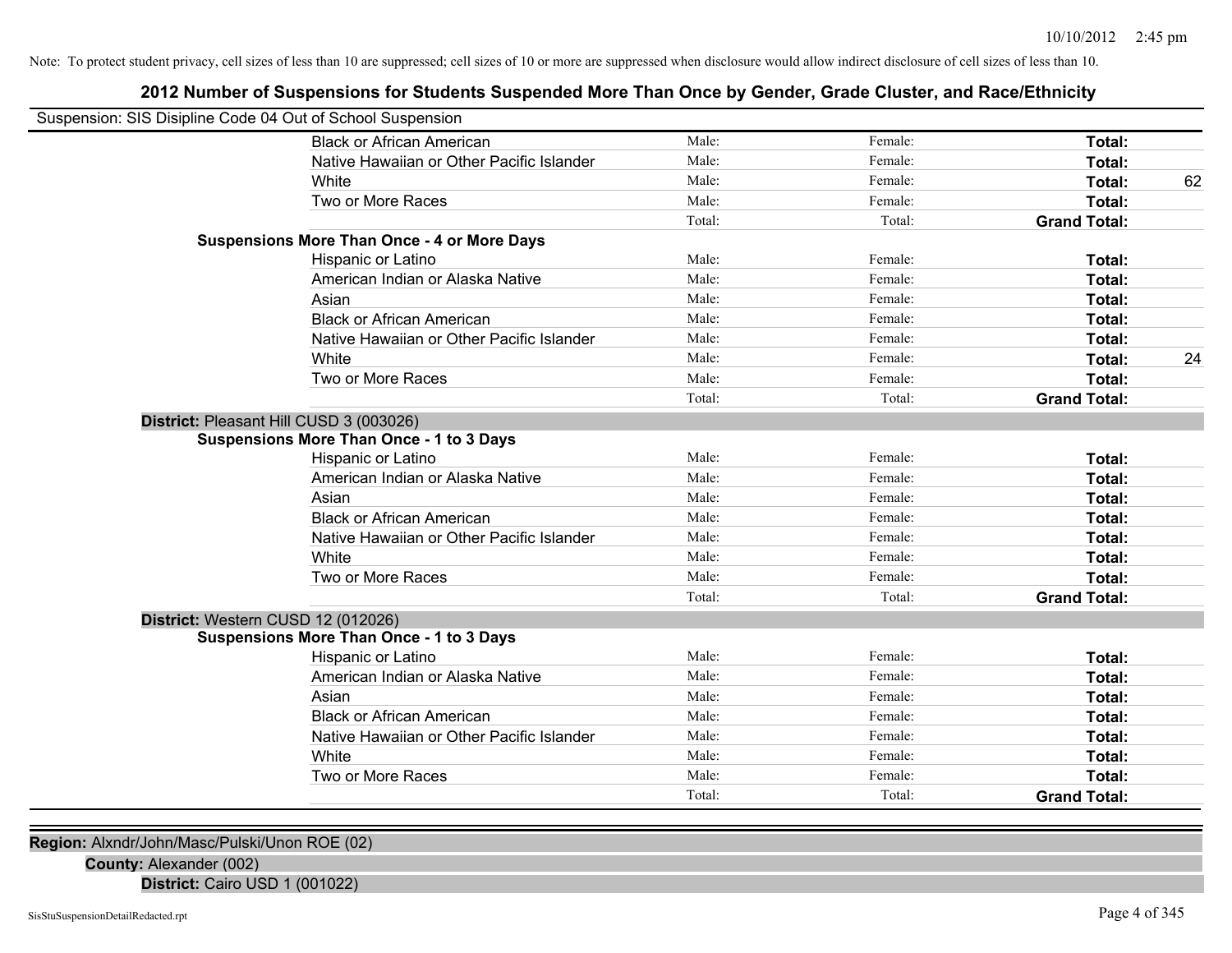Note: To protect student privacy, cell sizes of less than 10 are suppressed; cell sizes of 10 or more are suppressed when disclosure would allow indirect disclosure of cell sizes of less than 10.

# 2012 Number of Suspensions for Students Suspended More Than Once by Gender, Grade Cluster, and Race/Ethnicity

Suspension: SIS Disipline Code 04 Out of School Suspension

| | | | | |
|---|---|---|---|---|
| Black or African American | Male: | Female: | **Total:** | |
| Native Hawaiian or Other Pacific Islander | Male: | Female: | **Total:** | |
| White | Male: | Female: | **Total:** | 62 |
| Two or More Races | Male: | Female: | **Total:** | |
| | Total: | Total: | **Grand Total:** | |

**Suspensions More Than Once - 4 or More Days**

| | | | | |
|---|---|---|---|---|
| Hispanic or Latino | Male: | Female: | **Total:** | |
| American Indian or Alaska Native | Male: | Female: | **Total:** | |
| Asian | Male: | Female: | **Total:** | |
| Black or African American | Male: | Female: | **Total:** | |
| Native Hawaiian or Other Pacific Islander | Male: | Female: | **Total:** | |
| White | Male: | Female: | **Total:** | 24 |
| Two or More Races | Male: | Female: | **Total:** | |
| | Total: | Total: | **Grand Total:** | |

**District:** Pleasant Hill CUSD 3 (003026)

**Suspensions More Than Once - 1 to 3 Days**

| | | | | |
|---|---|---|---|---|
| Hispanic or Latino | Male: | Female: | **Total:** | |
| American Indian or Alaska Native | Male: | Female: | **Total:** | |
| Asian | Male: | Female: | **Total:** | |
| Black or African American | Male: | Female: | **Total:** | |
| Native Hawaiian or Other Pacific Islander | Male: | Female: | **Total:** | |
| White | Male: | Female: | **Total:** | |
| Two or More Races | Male: | Female: | **Total:** | |
| | Total: | Total: | **Grand Total:** | |

**District:** Western CUSD 12 (012026)

**Suspensions More Than Once - 1 to 3 Days**

| | | | | |
|---|---|---|---|---|
| Hispanic or Latino | Male: | Female: | **Total:** | |
| American Indian or Alaska Native | Male: | Female: | **Total:** | |
| Asian | Male: | Female: | **Total:** | |
| Black or African American | Male: | Female: | **Total:** | |
| Native Hawaiian or Other Pacific Islander | Male: | Female: | **Total:** | |
| White | Male: | Female: | **Total:** | |
| Two or More Races | Male: | Female: | **Total:** | |
| | Total: | Total: | **Grand Total:** | |

**Region:** Alxndr/John/Masc/Pulski/Unon ROE (02)

**County:** Alexander (002)

**District:** Cairo USD 1 (001022)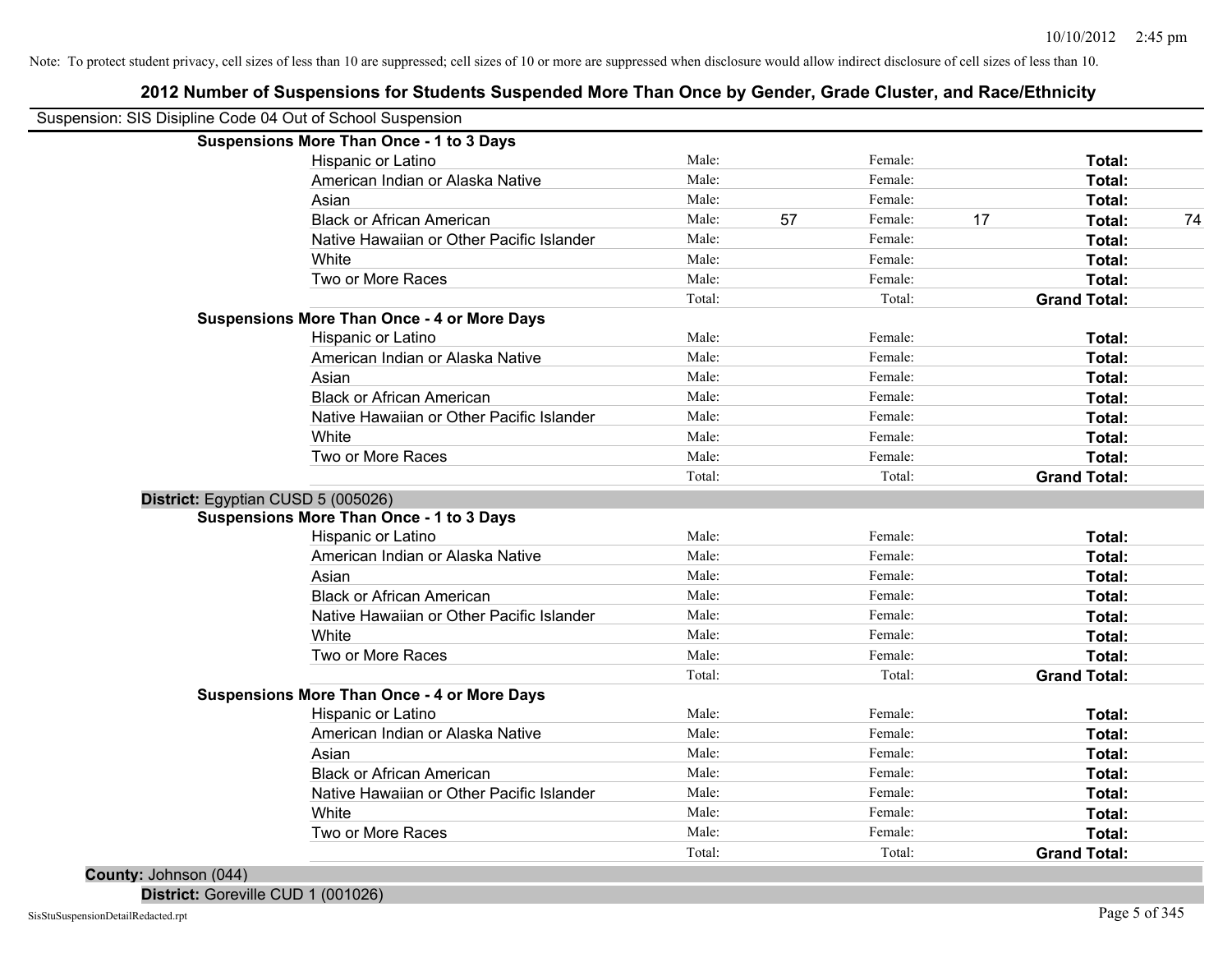Note: To protect student privacy, cell sizes of less than 10 are suppressed; cell sizes of 10 or more are suppressed when disclosure would allow indirect disclosure of cell sizes of less than 10.

# 2012 Number of Suspensions for Students Suspended More Than Once by Gender, Grade Cluster, and Race/Ethnicity

Suspension: SIS Disipline Code 04 Out of School Suspension

**Suspensions More Than Once - 1 to 3 Days**

| Race/Ethnicity | | | | | | |
|---|---|---|---|---|---|---|
| Hispanic or Latino | Male: | | Female: | | **Total:** | |
| American Indian or Alaska Native | Male: | | Female: | | **Total:** | |
| Asian | Male: | | Female: | | **Total:** | |
| Black or African American | Male: | 57 | Female: | 17 | **Total:** | 74 |
| Native Hawaiian or Other Pacific Islander | Male: | | Female: | | **Total:** | |
| White | Male: | | Female: | | **Total:** | |
| Two or More Races | Male: | | Female: | | **Total:** | |
| | Total: | | Total: | | **Grand Total:** | |

**Suspensions More Than Once - 4 or More Days**

| Race/Ethnicity | | | | | | |
|---|---|---|---|---|---|---|
| Hispanic or Latino | Male: | | Female: | | **Total:** | |
| American Indian or Alaska Native | Male: | | Female: | | **Total:** | |
| Asian | Male: | | Female: | | **Total:** | |
| Black or African American | Male: | | Female: | | **Total:** | |
| Native Hawaiian or Other Pacific Islander | Male: | | Female: | | **Total:** | |
| White | Male: | | Female: | | **Total:** | |
| Two or More Races | Male: | | Female: | | **Total:** | |
| | Total: | | Total: | | **Grand Total:** | |

**District:** Egyptian CUSD 5 (005026)

**Suspensions More Than Once - 1 to 3 Days**

| Race/Ethnicity | | | | | | |
|---|---|---|---|---|---|---|
| Hispanic or Latino | Male: | | Female: | | **Total:** | |
| American Indian or Alaska Native | Male: | | Female: | | **Total:** | |
| Asian | Male: | | Female: | | **Total:** | |
| Black or African American | Male: | | Female: | | **Total:** | |
| Native Hawaiian or Other Pacific Islander | Male: | | Female: | | **Total:** | |
| White | Male: | | Female: | | **Total:** | |
| Two or More Races | Male: | | Female: | | **Total:** | |
| | Total: | | Total: | | **Grand Total:** | |

**Suspensions More Than Once - 4 or More Days**

| Race/Ethnicity | | | | | | |
|---|---|---|---|---|---|---|
| Hispanic or Latino | Male: | | Female: | | **Total:** | |
| American Indian or Alaska Native | Male: | | Female: | | **Total:** | |
| Asian | Male: | | Female: | | **Total:** | |
| Black or African American | Male: | | Female: | | **Total:** | |
| Native Hawaiian or Other Pacific Islander | Male: | | Female: | | **Total:** | |
| White | Male: | | Female: | | **Total:** | |
| Two or More Races | Male: | | Female: | | **Total:** | |
| | Total: | | Total: | | **Grand Total:** | |

**County:** Johnson (044)

**District:** Goreville CUD 1 (001026)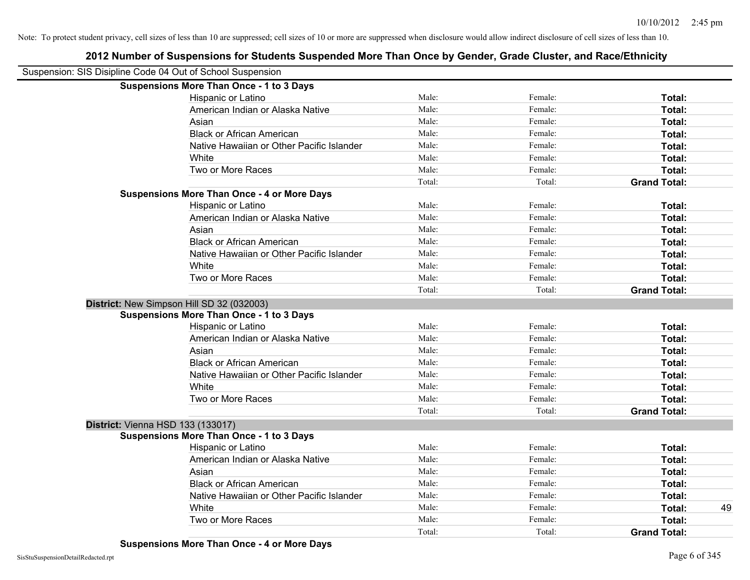Note: To protect student privacy, cell sizes of less than 10 are suppressed; cell sizes of 10 or more are suppressed when disclosure would allow indirect disclosure of cell sizes of less than 10.

# 2012 Number of Suspensions for Students Suspended More Than Once by Gender, Grade Cluster, and Race/Ethnicity

Suspension: SIS Disipline Code 04 Out of School Suspension

**Suspensions More Than Once - 1 to 3 Days**

| | | | | |
|---|---|---|---|---|
| Hispanic or Latino | Male: | Female: | **Total:** | |
| American Indian or Alaska Native | Male: | Female: | **Total:** | |
| Asian | Male: | Female: | **Total:** | |
| Black or African American | Male: | Female: | **Total:** | |
| Native Hawaiian or Other Pacific Islander | Male: | Female: | **Total:** | |
| White | Male: | Female: | **Total:** | |
| Two or More Races | Male: | Female: | **Total:** | |
| | Total: | Total: | **Grand Total:** | |

**Suspensions More Than Once - 4 or More Days**

| | | | | |
|---|---|---|---|---|
| Hispanic or Latino | Male: | Female: | **Total:** | |
| American Indian or Alaska Native | Male: | Female: | **Total:** | |
| Asian | Male: | Female: | **Total:** | |
| Black or African American | Male: | Female: | **Total:** | |
| Native Hawaiian or Other Pacific Islander | Male: | Female: | **Total:** | |
| White | Male: | Female: | **Total:** | |
| Two or More Races | Male: | Female: | **Total:** | |
| | Total: | Total: | **Grand Total:** | |

**District:** New Simpson Hill SD 32 (032003)

**Suspensions More Than Once - 1 to 3 Days**

| | | | | |
|---|---|---|---|---|
| Hispanic or Latino | Male: | Female: | **Total:** | |
| American Indian or Alaska Native | Male: | Female: | **Total:** | |
| Asian | Male: | Female: | **Total:** | |
| Black or African American | Male: | Female: | **Total:** | |
| Native Hawaiian or Other Pacific Islander | Male: | Female: | **Total:** | |
| White | Male: | Female: | **Total:** | |
| Two or More Races | Male: | Female: | **Total:** | |
| | Total: | Total: | **Grand Total:** | |

**District:** Vienna HSD 133 (133017)

**Suspensions More Than Once - 1 to 3 Days**

| | | | | |
|---|---|---|---|---|
| Hispanic or Latino | Male: | Female: | **Total:** | |
| American Indian or Alaska Native | Male: | Female: | **Total:** | |
| Asian | Male: | Female: | **Total:** | |
| Black or African American | Male: | Female: | **Total:** | |
| Native Hawaiian or Other Pacific Islander | Male: | Female: | **Total:** | |
| White | Male: | Female: | **Total:** | 49 |
| Two or More Races | Male: | Female: | **Total:** | |
| | Total: | Total: | **Grand Total:** | |

**Suspensions More Than Once - 4 or More Days**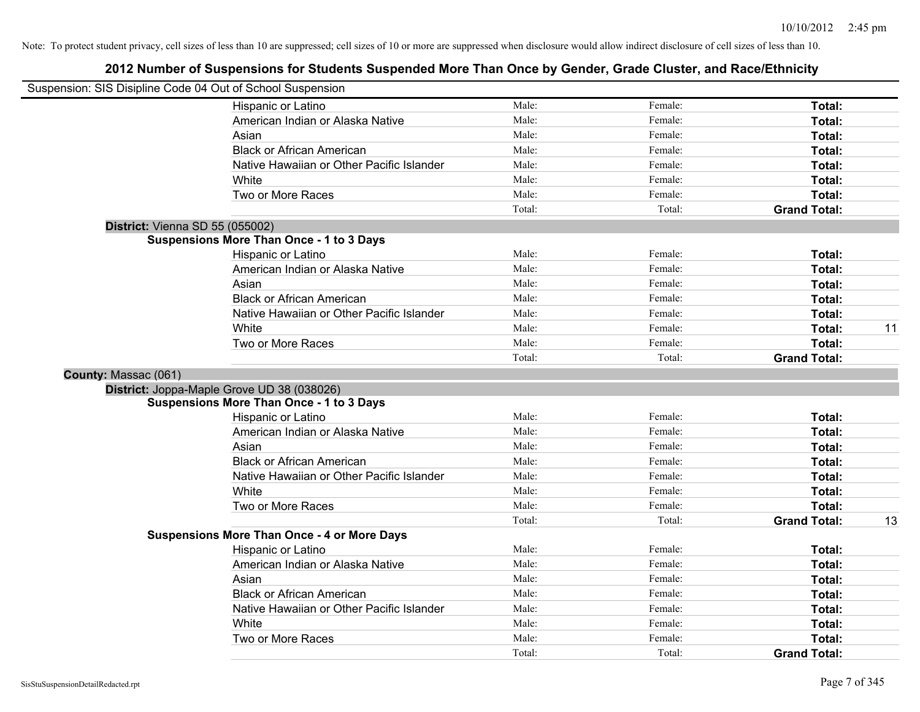Note: To protect student privacy, cell sizes of less than 10 are suppressed; cell sizes of 10 or more are suppressed when disclosure would allow indirect disclosure of cell sizes of less than 10.

# 2012 Number of Suspensions for Students Suspended More Than Once by Gender, Grade Cluster, and Race/Ethnicity

Suspension: SIS Disipline Code 04 Out of School Suspension

| | | | | |
|---|---|---|---|---|
| Hispanic or Latino | Male: | Female: | **Total:** | |
| American Indian or Alaska Native | Male: | Female: | **Total:** | |
| Asian | Male: | Female: | **Total:** | |
| Black or African American | Male: | Female: | **Total:** | |
| Native Hawaiian or Other Pacific Islander | Male: | Female: | **Total:** | |
| White | Male: | Female: | **Total:** | |
| Two or More Races | Male: | Female: | **Total:** | |
| | Total: | Total: | **Grand Total:** | |

**District:** Vienna SD 55 (055002)

**Suspensions More Than Once - 1 to 3 Days**

| | | | | |
|---|---|---|---|---|
| Hispanic or Latino | Male: | Female: | **Total:** | |
| American Indian or Alaska Native | Male: | Female: | **Total:** | |
| Asian | Male: | Female: | **Total:** | |
| Black or African American | Male: | Female: | **Total:** | |
| Native Hawaiian or Other Pacific Islander | Male: | Female: | **Total:** | |
| White | Male: | Female: | **Total:** | 11 |
| Two or More Races | Male: | Female: | **Total:** | |
| | Total: | Total: | **Grand Total:** | |

**County:** Massac (061)

**District:** Joppa-Maple Grove UD 38 (038026)

**Suspensions More Than Once - 1 to 3 Days**

| | | | | |
|---|---|---|---|---|
| Hispanic or Latino | Male: | Female: | **Total:** | |
| American Indian or Alaska Native | Male: | Female: | **Total:** | |
| Asian | Male: | Female: | **Total:** | |
| Black or African American | Male: | Female: | **Total:** | |
| Native Hawaiian or Other Pacific Islander | Male: | Female: | **Total:** | |
| White | Male: | Female: | **Total:** | |
| Two or More Races | Male: | Female: | **Total:** | |
| | Total: | Total: | **Grand Total:** | 13 |

**Suspensions More Than Once - 4 or More Days**

| | | | | |
|---|---|---|---|---|
| Hispanic or Latino | Male: | Female: | **Total:** | |
| American Indian or Alaska Native | Male: | Female: | **Total:** | |
| Asian | Male: | Female: | **Total:** | |
| Black or African American | Male: | Female: | **Total:** | |
| Native Hawaiian or Other Pacific Islander | Male: | Female: | **Total:** | |
| White | Male: | Female: | **Total:** | |
| Two or More Races | Male: | Female: | **Total:** | |
| | Total: | Total: | **Grand Total:** | |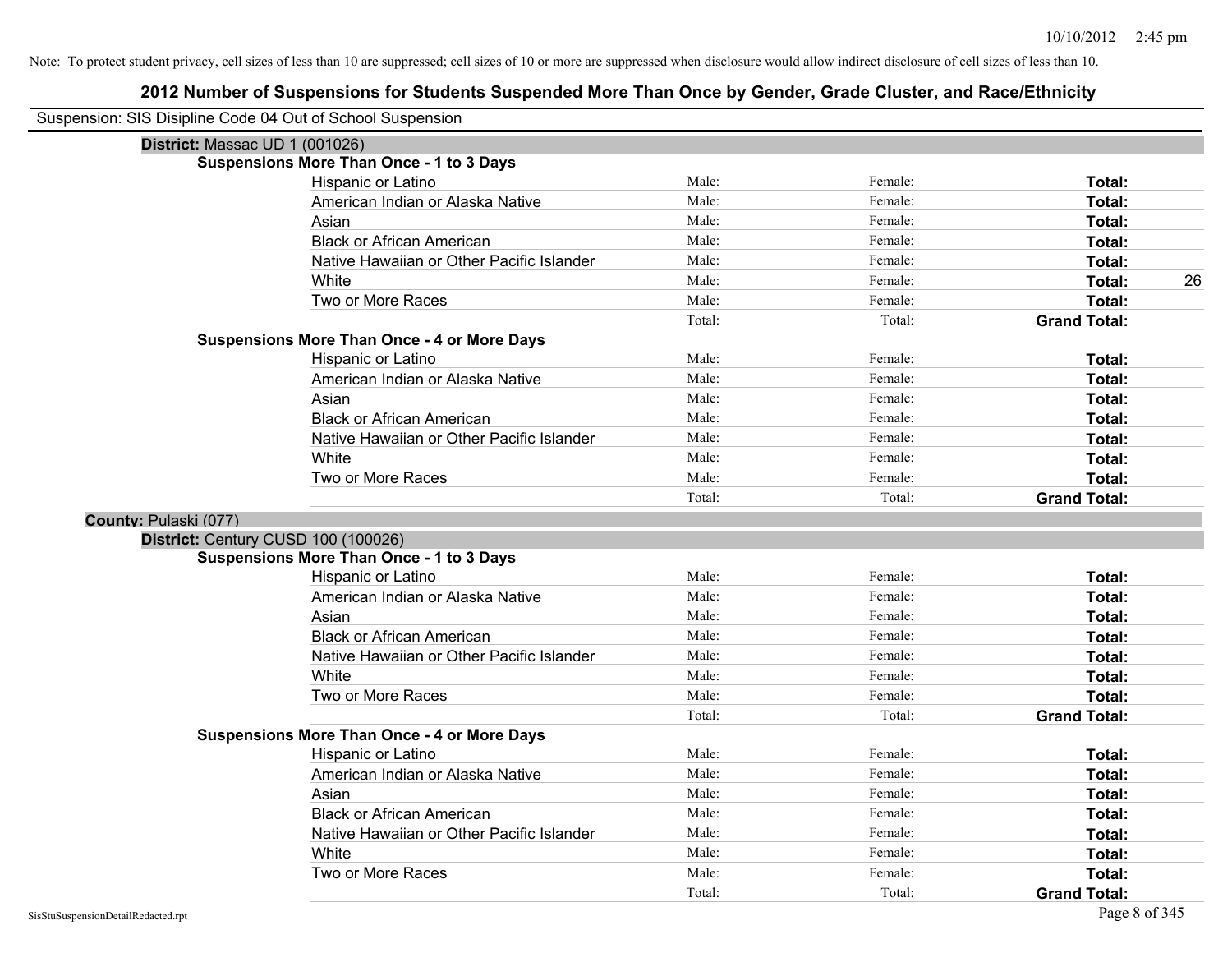Note: To protect student privacy, cell sizes of less than 10 are suppressed; cell sizes of 10 or more are suppressed when disclosure would allow indirect disclosure of cell sizes of less than 10.

# 2012 Number of Suspensions for Students Suspended More Than Once by Gender, Grade Cluster, and Race/Ethnicity

Suspension: SIS Disipline Code 04 Out of School Suspension

**District:** Massac UD 1 (001026)

**Suspensions More Than Once - 1 to 3 Days**

| Race/Ethnicity | Male | Female | Total |
|---|---|---|---|
| Hispanic or Latino | Male: | Female: | **Total:** |
| American Indian or Alaska Native | Male: | Female: | **Total:** |
| Asian | Male: | Female: | **Total:** |
| Black or African American | Male: | Female: | **Total:** |
| Native Hawaiian or Other Pacific Islander | Male: | Female: | **Total:** |
| White | Male: | Female: | **Total:** 26 |
| Two or More Races | Male: | Female: | **Total:** |
| | Total: | Total: | **Grand Total:** |

**Suspensions More Than Once - 4 or More Days**

| Race/Ethnicity | Male | Female | Total |
|---|---|---|---|
| Hispanic or Latino | Male: | Female: | **Total:** |
| American Indian or Alaska Native | Male: | Female: | **Total:** |
| Asian | Male: | Female: | **Total:** |
| Black or African American | Male: | Female: | **Total:** |
| Native Hawaiian or Other Pacific Islander | Male: | Female: | **Total:** |
| White | Male: | Female: | **Total:** |
| Two or More Races | Male: | Female: | **Total:** |
| | Total: | Total: | **Grand Total:** |

**County:** Pulaski (077)

**District:** Century CUSD 100 (100026)

**Suspensions More Than Once - 1 to 3 Days**

| Race/Ethnicity | Male | Female | Total |
|---|---|---|---|
| Hispanic or Latino | Male: | Female: | **Total:** |
| American Indian or Alaska Native | Male: | Female: | **Total:** |
| Asian | Male: | Female: | **Total:** |
| Black or African American | Male: | Female: | **Total:** |
| Native Hawaiian or Other Pacific Islander | Male: | Female: | **Total:** |
| White | Male: | Female: | **Total:** |
| Two or More Races | Male: | Female: | **Total:** |
| | Total: | Total: | **Grand Total:** |

**Suspensions More Than Once - 4 or More Days**

| Race/Ethnicity | Male | Female | Total |
|---|---|---|---|
| Hispanic or Latino | Male: | Female: | **Total:** |
| American Indian or Alaska Native | Male: | Female: | **Total:** |
| Asian | Male: | Female: | **Total:** |
| Black or African American | Male: | Female: | **Total:** |
| Native Hawaiian or Other Pacific Islander | Male: | Female: | **Total:** |
| White | Male: | Female: | **Total:** |
| Two or More Races | Male: | Female: | **Total:** |
| | Total: | Total: | **Grand Total:** |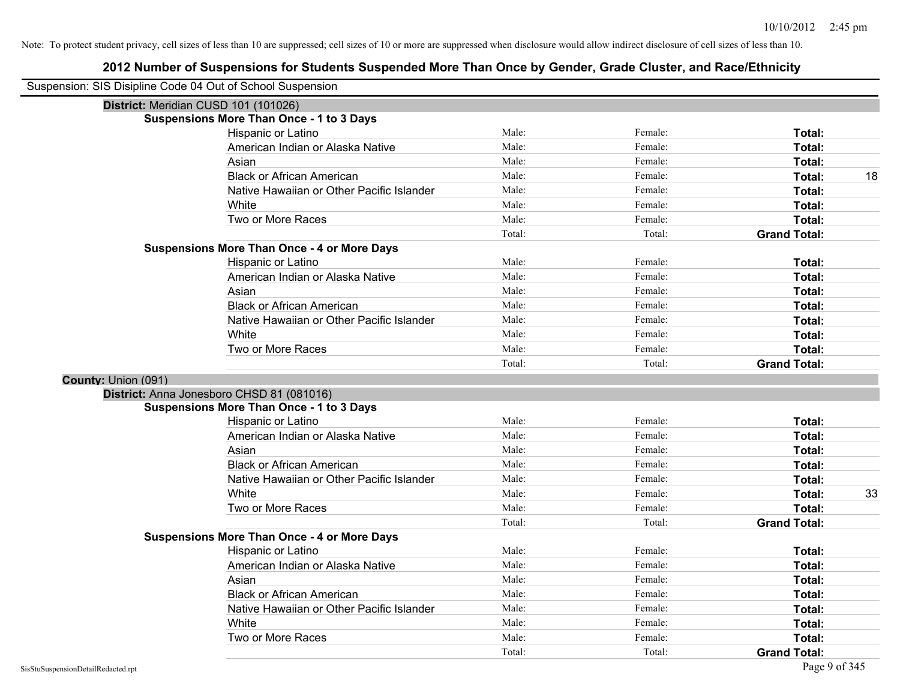Note: To protect student privacy, cell sizes of less than 10 are suppressed; cell sizes of 10 or more are suppressed when disclosure would allow indirect disclosure of cell sizes of less than 10.

# 2012 Number of Suspensions for Students Suspended More Than Once by Gender, Grade Cluster, and Race/Ethnicity

Suspension: SIS Disipline Code 04 Out of School Suspension

**District:** Meridian CUSD 101 (101026)

**Suspensions More Than Once - 1 to 3 Days**

| | | | | |
|---|---|---|---|---|
| Hispanic or Latino | Male: | Female: | **Total:** | |
| American Indian or Alaska Native | Male: | Female: | **Total:** | |
| Asian | Male: | Female: | **Total:** | |
| Black or African American | Male: | Female: | **Total:** | 18 |
| Native Hawaiian or Other Pacific Islander | Male: | Female: | **Total:** | |
| White | Male: | Female: | **Total:** | |
| Two or More Races | Male: | Female: | **Total:** | |
| | Total: | Total: | **Grand Total:** | |

**Suspensions More Than Once - 4 or More Days**

| | | | | |
|---|---|---|---|---|
| Hispanic or Latino | Male: | Female: | **Total:** | |
| American Indian or Alaska Native | Male: | Female: | **Total:** | |
| Asian | Male: | Female: | **Total:** | |
| Black or African American | Male: | Female: | **Total:** | |
| Native Hawaiian or Other Pacific Islander | Male: | Female: | **Total:** | |
| White | Male: | Female: | **Total:** | |
| Two or More Races | Male: | Female: | **Total:** | |
| | Total: | Total: | **Grand Total:** | |

**County:** Union (091)

**District:** Anna Jonesboro CHSD 81 (081016)

**Suspensions More Than Once - 1 to 3 Days**

| | | | | |
|---|---|---|---|---|
| Hispanic or Latino | Male: | Female: | **Total:** | |
| American Indian or Alaska Native | Male: | Female: | **Total:** | |
| Asian | Male: | Female: | **Total:** | |
| Black or African American | Male: | Female: | **Total:** | |
| Native Hawaiian or Other Pacific Islander | Male: | Female: | **Total:** | |
| White | Male: | Female: | **Total:** | 33 |
| Two or More Races | Male: | Female: | **Total:** | |
| | Total: | Total: | **Grand Total:** | |

**Suspensions More Than Once - 4 or More Days**

| | | | | |
|---|---|---|---|---|
| Hispanic or Latino | Male: | Female: | **Total:** | |
| American Indian or Alaska Native | Male: | Female: | **Total:** | |
| Asian | Male: | Female: | **Total:** | |
| Black or African American | Male: | Female: | **Total:** | |
| Native Hawaiian or Other Pacific Islander | Male: | Female: | **Total:** | |
| White | Male: | Female: | **Total:** | |
| Two or More Races | Male: | Female: | **Total:** | |
| | Total: | Total: | **Grand Total:** | |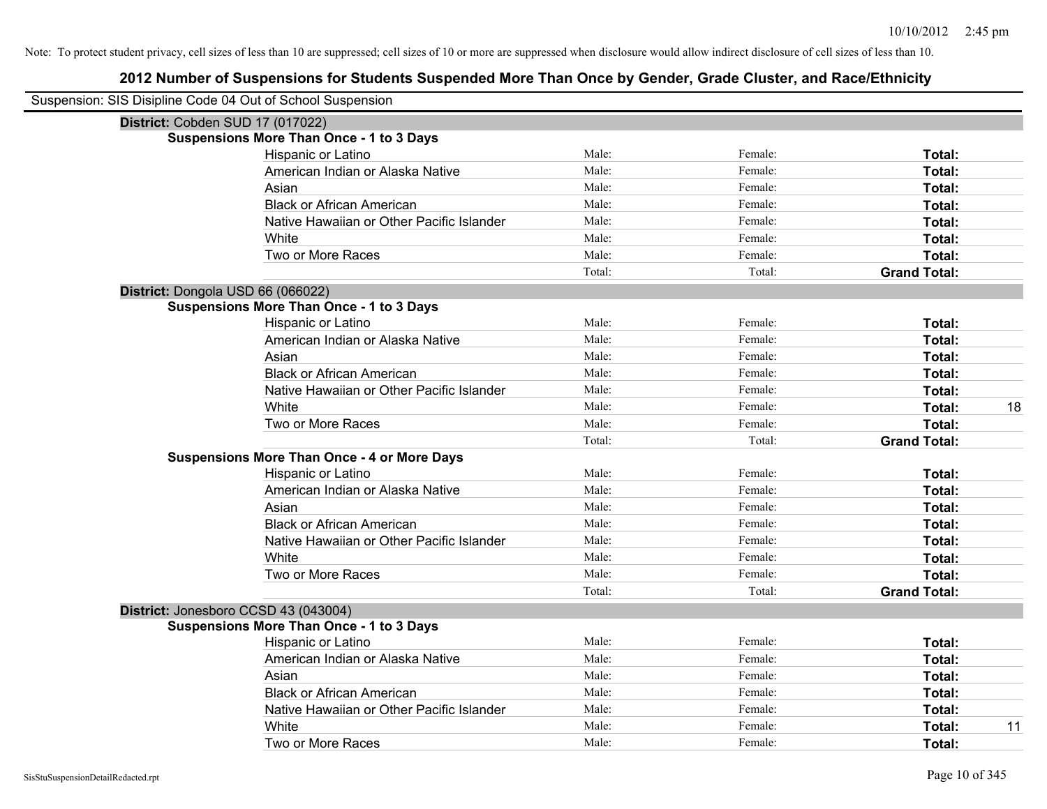Note: To protect student privacy, cell sizes of less than 10 are suppressed; cell sizes of 10 or more are suppressed when disclosure would allow indirect disclosure of cell sizes of less than 10.

# 2012 Number of Suspensions for Students Suspended More Than Once by Gender, Grade Cluster, and Race/Ethnicity

Suspension: SIS Disipline Code 04 Out of School Suspension

## District: Cobden SUD 17 (017022)

### Suspensions More Than Once - 1 to 3 Days

| Race/Ethnicity | Male | Female | Total |
|---|---|---|---|
| Hispanic or Latino | Male: | Female: | Total: |
| American Indian or Alaska Native | Male: | Female: | Total: |
| Asian | Male: | Female: | Total: |
| Black or African American | Male: | Female: | Total: |
| Native Hawaiian or Other Pacific Islander | Male: | Female: | Total: |
| White | Male: | Female: | Total: |
| Two or More Races | Male: | Female: | Total: |
| | Total: | Total: | **Grand Total:** |

## District: Dongola USD 66 (066022)

### Suspensions More Than Once - 1 to 3 Days

| Race/Ethnicity | Male | Female | Total |
|---|---|---|---|
| Hispanic or Latino | Male: | Female: | Total: |
| American Indian or Alaska Native | Male: | Female: | Total: |
| Asian | Male: | Female: | Total: |
| Black or African American | Male: | Female: | Total: |
| Native Hawaiian or Other Pacific Islander | Male: | Female: | Total: |
| White | Male: | Female: | Total: 18 |
| Two or More Races | Male: | Female: | Total: |
| | Total: | Total: | **Grand Total:** |

### Suspensions More Than Once - 4 or More Days

| Race/Ethnicity | Male | Female | Total |
|---|---|---|---|
| Hispanic or Latino | Male: | Female: | Total: |
| American Indian or Alaska Native | Male: | Female: | Total: |
| Asian | Male: | Female: | Total: |
| Black or African American | Male: | Female: | Total: |
| Native Hawaiian or Other Pacific Islander | Male: | Female: | Total: |
| White | Male: | Female: | Total: |
| Two or More Races | Male: | Female: | Total: |
| | Total: | Total: | **Grand Total:** |

## District: Jonesboro CCSD 43 (043004)

### Suspensions More Than Once - 1 to 3 Days

| Race/Ethnicity | Male | Female | Total |
|---|---|---|---|
| Hispanic or Latino | Male: | Female: | Total: |
| American Indian or Alaska Native | Male: | Female: | Total: |
| Asian | Male: | Female: | Total: |
| Black or African American | Male: | Female: | Total: |
| Native Hawaiian or Other Pacific Islander | Male: | Female: | Total: |
| White | Male: | Female: | Total: 11 |
| Two or More Races | Male: | Female: | Total: |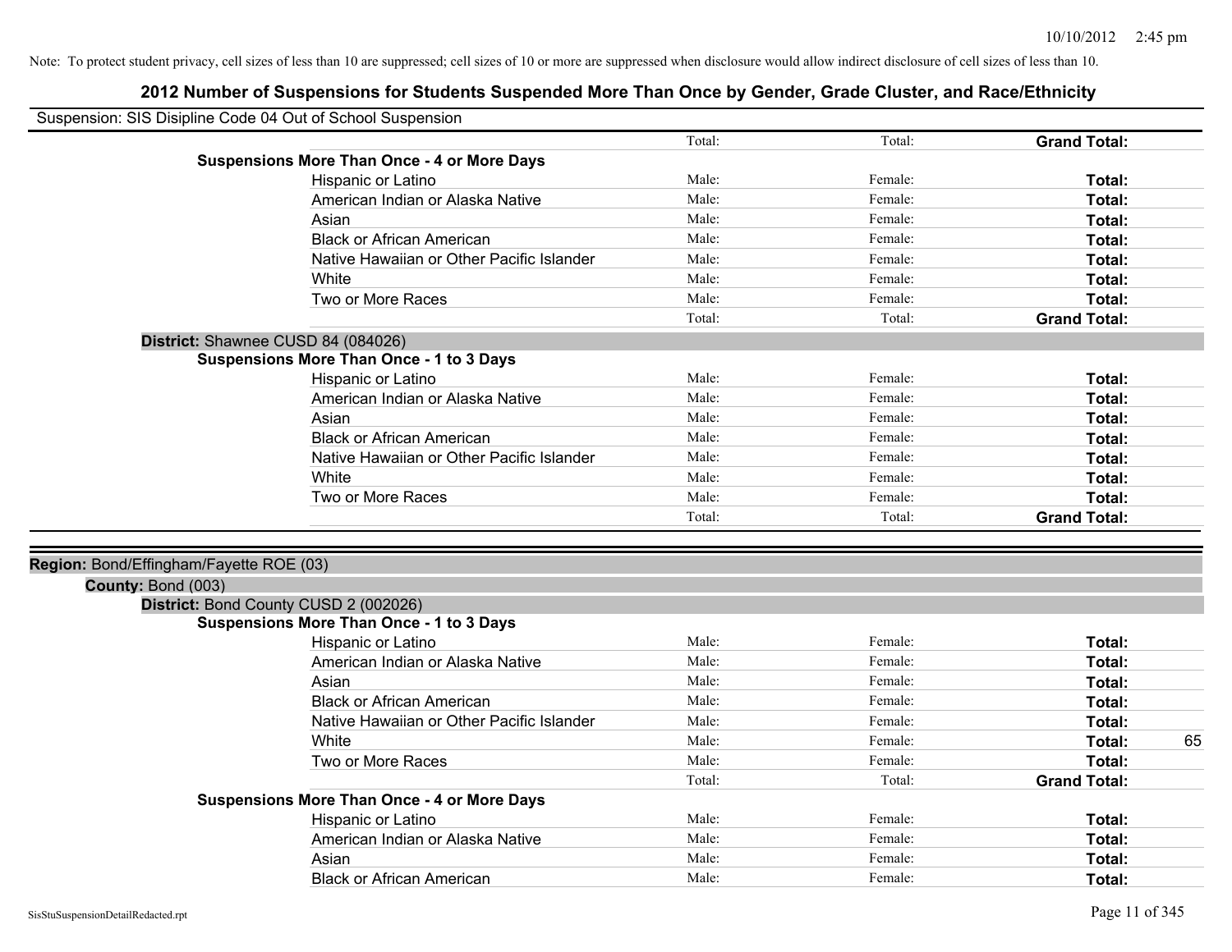Note: To protect student privacy, cell sizes of less than 10 are suppressed; cell sizes of 10 or more are suppressed when disclosure would allow indirect disclosure of cell sizes of less than 10.

# 2012 Number of Suspensions for Students Suspended More Than Once by Gender, Grade Cluster, and Race/Ethnicity

Suspension: SIS Disipline Code 04 Out of School Suspension

| | Total: | Total: | **Grand Total:** | |
|---|---|---|---|---|
| **Suspensions More Than Once - 4 or More Days** | | | | |
| Hispanic or Latino | Male: | Female: | **Total:** | |
| American Indian or Alaska Native | Male: | Female: | **Total:** | |
| Asian | Male: | Female: | **Total:** | |
| Black or African American | Male: | Female: | **Total:** | |
| Native Hawaiian or Other Pacific Islander | Male: | Female: | **Total:** | |
| White | Male: | Female: | **Total:** | |
| Two or More Races | Male: | Female: | **Total:** | |
| | Total: | Total: | **Grand Total:** | |

**District:** Shawnee CUSD 84 (084026)

| **Suspensions More Than Once - 1 to 3 Days** | | | | |
|---|---|---|---|---|
| Hispanic or Latino | Male: | Female: | **Total:** | |
| American Indian or Alaska Native | Male: | Female: | **Total:** | |
| Asian | Male: | Female: | **Total:** | |
| Black or African American | Male: | Female: | **Total:** | |
| Native Hawaiian or Other Pacific Islander | Male: | Female: | **Total:** | |
| White | Male: | Female: | **Total:** | |
| Two or More Races | Male: | Female: | **Total:** | |
| | Total: | Total: | **Grand Total:** | |

**Region:** Bond/Effingham/Fayette ROE (03)

**County:** Bond (003)

**District:** Bond County CUSD 2 (002026)

| **Suspensions More Than Once - 1 to 3 Days** | | | | |
|---|---|---|---|---|
| Hispanic or Latino | Male: | Female: | **Total:** | |
| American Indian or Alaska Native | Male: | Female: | **Total:** | |
| Asian | Male: | Female: | **Total:** | |
| Black or African American | Male: | Female: | **Total:** | |
| Native Hawaiian or Other Pacific Islander | Male: | Female: | **Total:** | |
| White | Male: | Female: | **Total:** | 65 |
| Two or More Races | Male: | Female: | **Total:** | |
| | Total: | Total: | **Grand Total:** | |
| **Suspensions More Than Once - 4 or More Days** | | | | |
| Hispanic or Latino | Male: | Female: | **Total:** | |
| American Indian or Alaska Native | Male: | Female: | **Total:** | |
| Asian | Male: | Female: | **Total:** | |
| Black or African American | Male: | Female: | **Total:** | |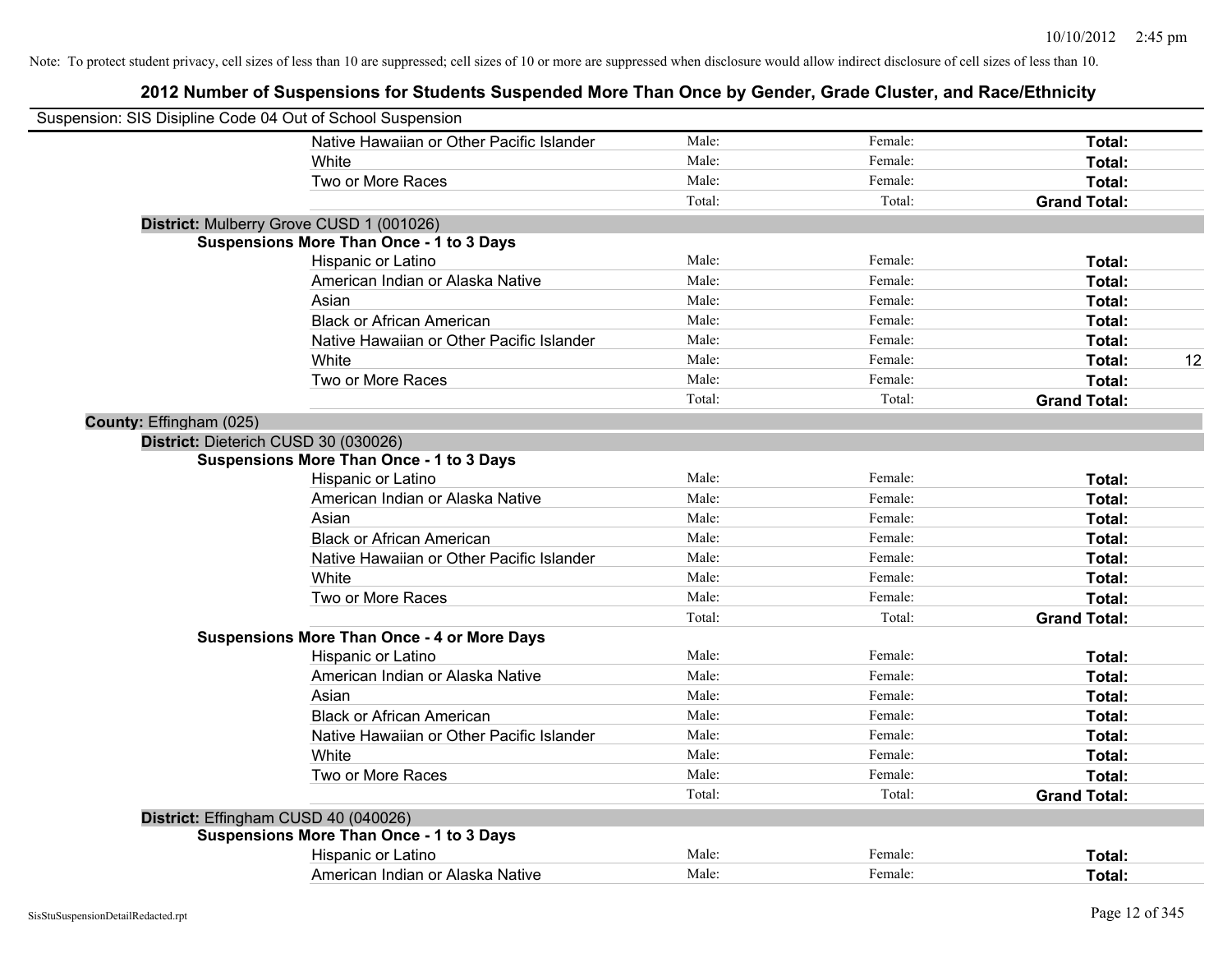Note: To protect student privacy, cell sizes of less than 10 are suppressed; cell sizes of 10 or more are suppressed when disclosure would allow indirect disclosure of cell sizes of less than 10.

## 2012 Number of Suspensions for Students Suspended More Than Once by Gender, Grade Cluster, and Race/Ethnicity

Suspension: SIS Disipline Code 04 Out of School Suspension

| | | | | | |
|---|---|---|---|---|---|
| | Native Hawaiian or Other Pacific Islander | Male: | Female: | **Total:** | |
| | White | Male: | Female: | **Total:** | |
| | Two or More Races | Male: | Female: | **Total:** | |
| | | Total: | Total: | **Grand Total:** | |
| **District:** Mulberry Grove CUSD 1 (001026) | | | | | |
| **Suspensions More Than Once - 1 to 3 Days** | | | | | |
| | Hispanic or Latino | Male: | Female: | **Total:** | |
| | American Indian or Alaska Native | Male: | Female: | **Total:** | |
| | Asian | Male: | Female: | **Total:** | |
| | Black or African American | Male: | Female: | **Total:** | |
| | Native Hawaiian or Other Pacific Islander | Male: | Female: | **Total:** | |
| | White | Male: | Female: | **Total:** | 12 |
| | Two or More Races | Male: | Female: | **Total:** | |
| | | Total: | Total: | **Grand Total:** | |
| **County:** Effingham (025) | | | | | |
| **District:** Dieterich CUSD 30 (030026) | | | | | |
| **Suspensions More Than Once - 1 to 3 Days** | | | | | |
| | Hispanic or Latino | Male: | Female: | **Total:** | |
| | American Indian or Alaska Native | Male: | Female: | **Total:** | |
| | Asian | Male: | Female: | **Total:** | |
| | Black or African American | Male: | Female: | **Total:** | |
| | Native Hawaiian or Other Pacific Islander | Male: | Female: | **Total:** | |
| | White | Male: | Female: | **Total:** | |
| | Two or More Races | Male: | Female: | **Total:** | |
| | | Total: | Total: | **Grand Total:** | |
| **Suspensions More Than Once - 4 or More Days** | | | | | |
| | Hispanic or Latino | Male: | Female: | **Total:** | |
| | American Indian or Alaska Native | Male: | Female: | **Total:** | |
| | Asian | Male: | Female: | **Total:** | |
| | Black or African American | Male: | Female: | **Total:** | |
| | Native Hawaiian or Other Pacific Islander | Male: | Female: | **Total:** | |
| | White | Male: | Female: | **Total:** | |
| | Two or More Races | Male: | Female: | **Total:** | |
| | | Total: | Total: | **Grand Total:** | |
| **District:** Effingham CUSD 40 (040026) | | | | | |
| **Suspensions More Than Once - 1 to 3 Days** | | | | | |
| | Hispanic or Latino | Male: | Female: | **Total:** | |
| | American Indian or Alaska Native | Male: | Female: | **Total:** | |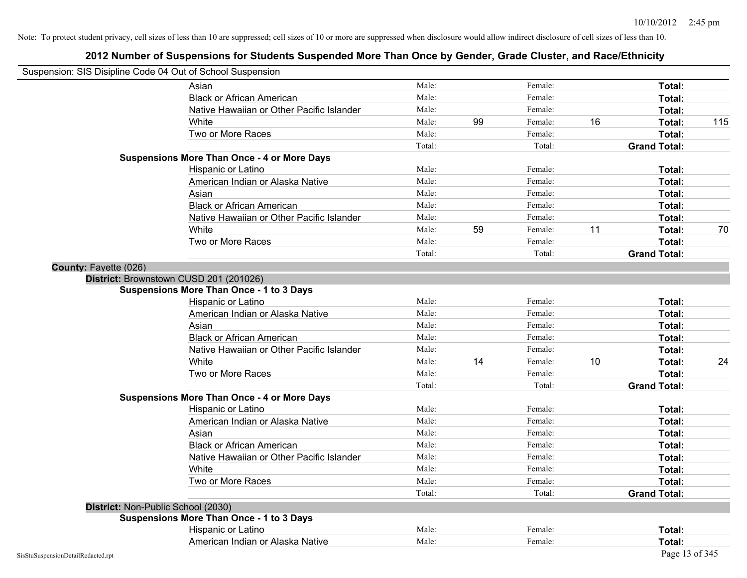Note: To protect student privacy, cell sizes of less than 10 are suppressed; cell sizes of 10 or more are suppressed when disclosure would allow indirect disclosure of cell sizes of less than 10.

## 2012 Number of Suspensions for Students Suspended More Than Once by Gender, Grade Cluster, and Race/Ethnicity

Suspension: SIS Disipline Code 04 Out of School Suspension

| | | | | | | |
|---|---|---|---|---|---|---|
| Asian | Male: | | Female: | | **Total:** | |
| Black or African American | Male: | | Female: | | **Total:** | |
| Native Hawaiian or Other Pacific Islander | Male: | | Female: | | **Total:** | |
| White | Male: | 99 | Female: | 16 | **Total:** | 115 |
| Two or More Races | Male: | | Female: | | **Total:** | |
| | Total: | | Total: | | **Grand Total:** | |

**Suspensions More Than Once - 4 or More Days**

| | | | | | | |
|---|---|---|---|---|---|---|
| Hispanic or Latino | Male: | | Female: | | **Total:** | |
| American Indian or Alaska Native | Male: | | Female: | | **Total:** | |
| Asian | Male: | | Female: | | **Total:** | |
| Black or African American | Male: | | Female: | | **Total:** | |
| Native Hawaiian or Other Pacific Islander | Male: | | Female: | | **Total:** | |
| White | Male: | 59 | Female: | 11 | **Total:** | 70 |
| Two or More Races | Male: | | Female: | | **Total:** | |
| | Total: | | Total: | | **Grand Total:** | |

**County:** Fayette (026)

**District:** Brownstown CUSD 201 (201026)

**Suspensions More Than Once - 1 to 3 Days**

| | | | | | | |
|---|---|---|---|---|---|---|
| Hispanic or Latino | Male: | | Female: | | **Total:** | |
| American Indian or Alaska Native | Male: | | Female: | | **Total:** | |
| Asian | Male: | | Female: | | **Total:** | |
| Black or African American | Male: | | Female: | | **Total:** | |
| Native Hawaiian or Other Pacific Islander | Male: | | Female: | | **Total:** | |
| White | Male: | 14 | Female: | 10 | **Total:** | 24 |
| Two or More Races | Male: | | Female: | | **Total:** | |
| | Total: | | Total: | | **Grand Total:** | |

**Suspensions More Than Once - 4 or More Days**

| | | | | | | |
|---|---|---|---|---|---|---|
| Hispanic or Latino | Male: | | Female: | | **Total:** | |
| American Indian or Alaska Native | Male: | | Female: | | **Total:** | |
| Asian | Male: | | Female: | | **Total:** | |
| Black or African American | Male: | | Female: | | **Total:** | |
| Native Hawaiian or Other Pacific Islander | Male: | | Female: | | **Total:** | |
| White | Male: | | Female: | | **Total:** | |
| Two or More Races | Male: | | Female: | | **Total:** | |
| | Total: | | Total: | | **Grand Total:** | |

**District:** Non-Public School (2030)

**Suspensions More Than Once - 1 to 3 Days**

| | | | | | | |
|---|---|---|---|---|---|---|
| Hispanic or Latino | Male: | | Female: | | **Total:** | |
| American Indian or Alaska Native | Male: | | Female: | | **Total:** | |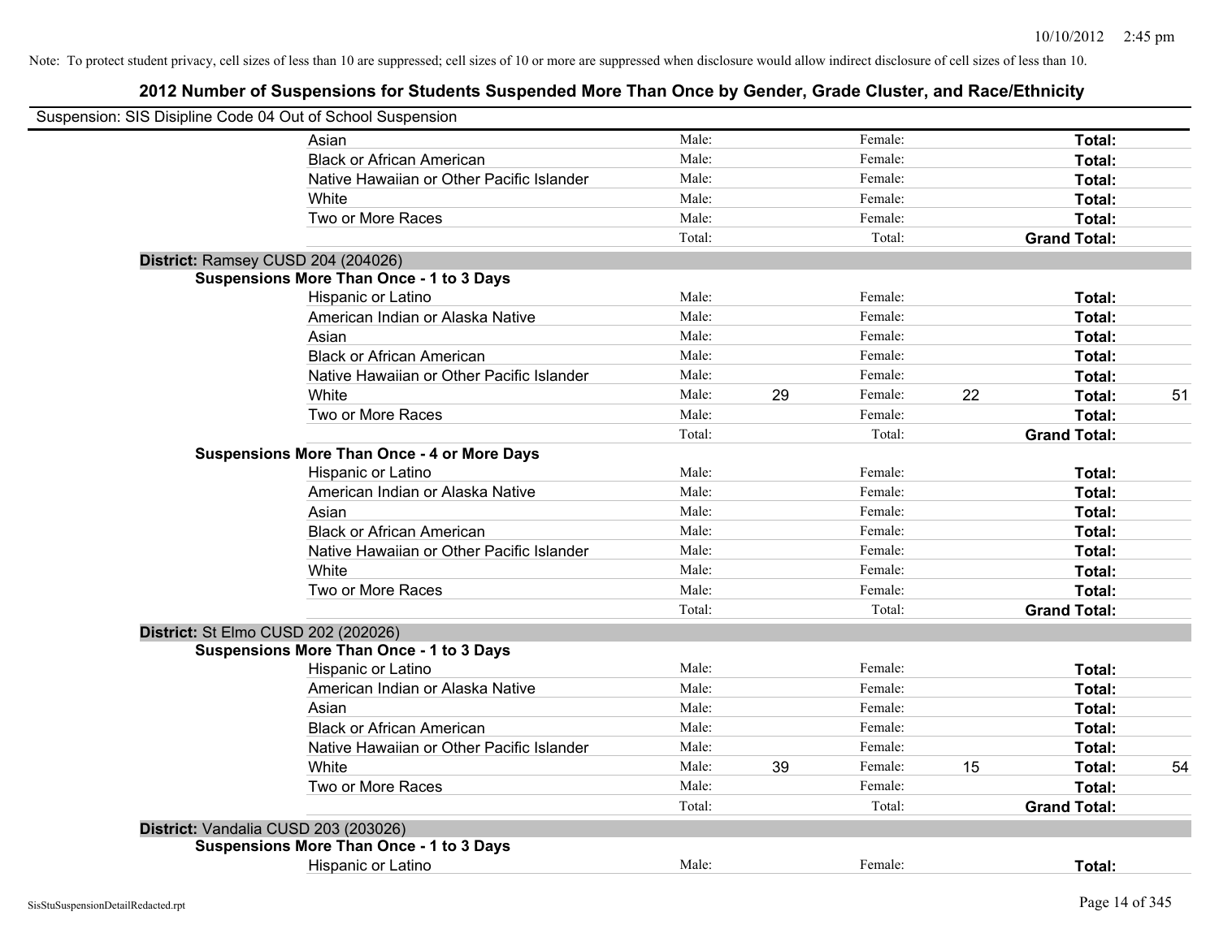Note: To protect student privacy, cell sizes of less than 10 are suppressed; cell sizes of 10 or more are suppressed when disclosure would allow indirect disclosure of cell sizes of less than 10.

## 2012 Number of Suspensions for Students Suspended More Than Once by Gender, Grade Cluster, and Race/Ethnicity

Suspension: SIS Disipline Code 04 Out of School Suspension

| | | | | | | |
|---|---|---|---|---|---|---|
| Asian | Male: | | Female: | | **Total:** | |
| Black or African American | Male: | | Female: | | **Total:** | |
| Native Hawaiian or Other Pacific Islander | Male: | | Female: | | **Total:** | |
| White | Male: | | Female: | | **Total:** | |
| Two or More Races | Male: | | Female: | | **Total:** | |
| | Total: | | Total: | | **Grand Total:** | |

**District:** Ramsey CUSD 204 (204026)

**Suspensions More Than Once - 1 to 3 Days**

| | | | | | | |
|---|---|---|---|---|---|---|
| Hispanic or Latino | Male: | | Female: | | **Total:** | |
| American Indian or Alaska Native | Male: | | Female: | | **Total:** | |
| Asian | Male: | | Female: | | **Total:** | |
| Black or African American | Male: | | Female: | | **Total:** | |
| Native Hawaiian or Other Pacific Islander | Male: | | Female: | | **Total:** | |
| White | Male: | 29 | Female: | 22 | **Total:** | 51 |
| Two or More Races | Male: | | Female: | | **Total:** | |
| | Total: | | Total: | | **Grand Total:** | |

**Suspensions More Than Once - 4 or More Days**

| | | | | | | |
|---|---|---|---|---|---|---|
| Hispanic or Latino | Male: | | Female: | | **Total:** | |
| American Indian or Alaska Native | Male: | | Female: | | **Total:** | |
| Asian | Male: | | Female: | | **Total:** | |
| Black or African American | Male: | | Female: | | **Total:** | |
| Native Hawaiian or Other Pacific Islander | Male: | | Female: | | **Total:** | |
| White | Male: | | Female: | | **Total:** | |
| Two or More Races | Male: | | Female: | | **Total:** | |
| | Total: | | Total: | | **Grand Total:** | |

**District:** St Elmo CUSD 202 (202026)

**Suspensions More Than Once - 1 to 3 Days**

| | | | | | | |
|---|---|---|---|---|---|---|
| Hispanic or Latino | Male: | | Female: | | **Total:** | |
| American Indian or Alaska Native | Male: | | Female: | | **Total:** | |
| Asian | Male: | | Female: | | **Total:** | |
| Black or African American | Male: | | Female: | | **Total:** | |
| Native Hawaiian or Other Pacific Islander | Male: | | Female: | | **Total:** | |
| White | Male: | 39 | Female: | 15 | **Total:** | 54 |
| Two or More Races | Male: | | Female: | | **Total:** | |
| | Total: | | Total: | | **Grand Total:** | |

**District:** Vandalia CUSD 203 (203026)

**Suspensions More Than Once - 1 to 3 Days**

| | | | | | | |
|---|---|---|---|---|---|---|
| Hispanic or Latino | Male: | | Female: | | **Total:** | |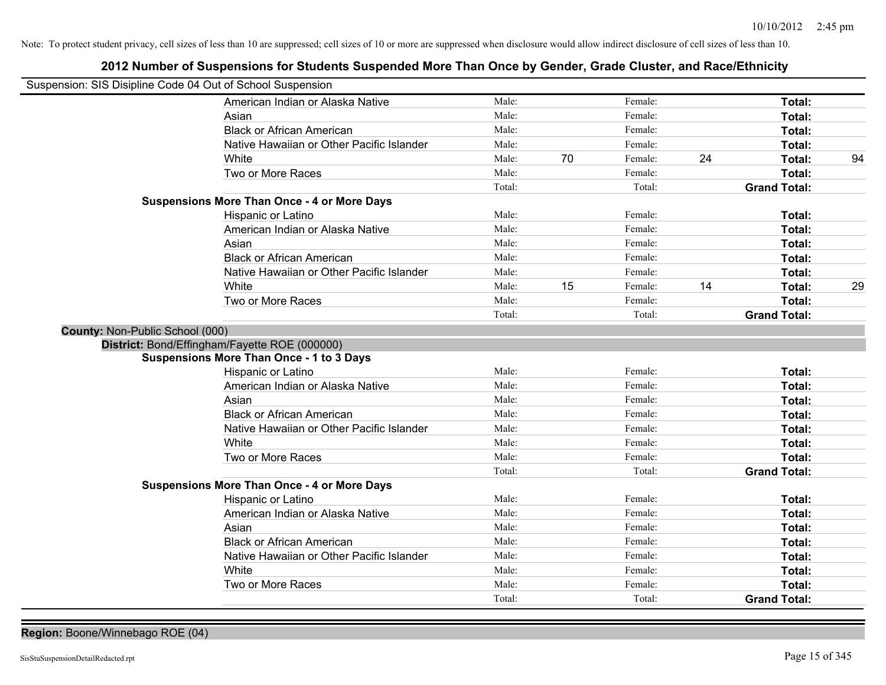Note: To protect student privacy, cell sizes of less than 10 are suppressed; cell sizes of 10 or more are suppressed when disclosure would allow indirect disclosure of cell sizes of less than 10.

## 2012 Number of Suspensions for Students Suspended More Than Once by Gender, Grade Cluster, and Race/Ethnicity

Suspension: SIS Disipline Code 04 Out of School Suspension

| | | | | | |
|---|---|---|---|---|---|
| American Indian or Alaska Native | Male: | | Female: | | **Total:** | |
| Asian | Male: | | Female: | | **Total:** | |
| Black or African American | Male: | | Female: | | **Total:** | |
| Native Hawaiian or Other Pacific Islander | Male: | | Female: | | **Total:** | |
| White | Male: | 70 | Female: | 24 | **Total:** | 94 |
| Two or More Races | Male: | | Female: | | **Total:** | |
| | Total: | | Total: | | **Grand Total:** | |

**Suspensions More Than Once - 4 or More Days**

| | | | | | | |
|---|---|---|---|---|---|---|
| Hispanic or Latino | Male: | | Female: | | **Total:** | |
| American Indian or Alaska Native | Male: | | Female: | | **Total:** | |
| Asian | Male: | | Female: | | **Total:** | |
| Black or African American | Male: | | Female: | | **Total:** | |
| Native Hawaiian or Other Pacific Islander | Male: | | Female: | | **Total:** | |
| White | Male: | 15 | Female: | 14 | **Total:** | 29 |
| Two or More Races | Male: | | Female: | | **Total:** | |
| | Total: | | Total: | | **Grand Total:** | |

**County:** Non-Public School (000)

**District:** Bond/Effingham/Fayette ROE (000000)

**Suspensions More Than Once - 1 to 3 Days**

| | | | | | | |
|---|---|---|---|---|---|---|
| Hispanic or Latino | Male: | | Female: | | **Total:** | |
| American Indian or Alaska Native | Male: | | Female: | | **Total:** | |
| Asian | Male: | | Female: | | **Total:** | |
| Black or African American | Male: | | Female: | | **Total:** | |
| Native Hawaiian or Other Pacific Islander | Male: | | Female: | | **Total:** | |
| White | Male: | | Female: | | **Total:** | |
| Two or More Races | Male: | | Female: | | **Total:** | |
| | Total: | | Total: | | **Grand Total:** | |

**Suspensions More Than Once - 4 or More Days**

| | | | | | | |
|---|---|---|---|---|---|---|
| Hispanic or Latino | Male: | | Female: | | **Total:** | |
| American Indian or Alaska Native | Male: | | Female: | | **Total:** | |
| Asian | Male: | | Female: | | **Total:** | |
| Black or African American | Male: | | Female: | | **Total:** | |
| Native Hawaiian or Other Pacific Islander | Male: | | Female: | | **Total:** | |
| White | Male: | | Female: | | **Total:** | |
| Two or More Races | Male: | | Female: | | **Total:** | |
| | Total: | | Total: | | **Grand Total:** | |

**Region:** Boone/Winnebago ROE (04)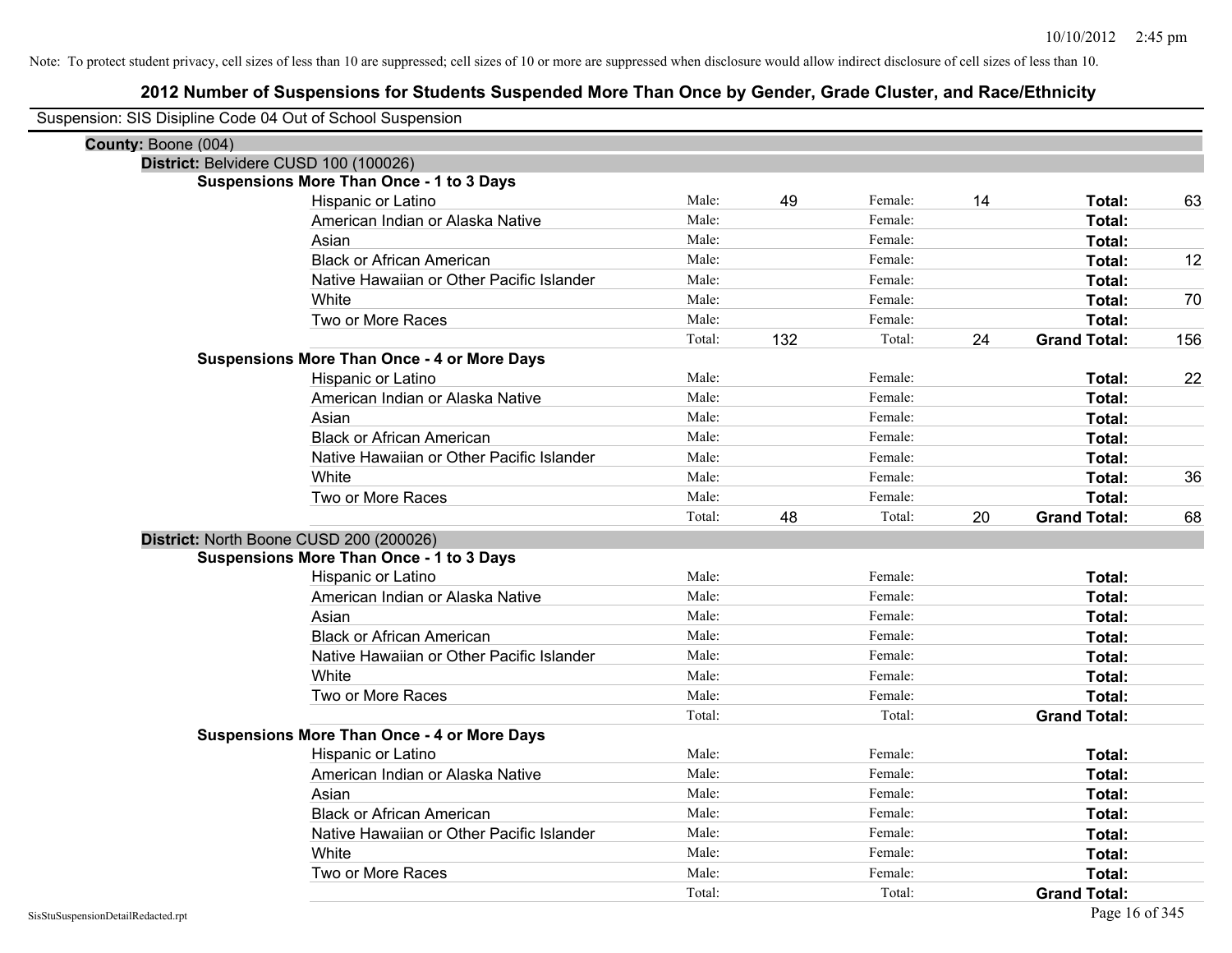Note: To protect student privacy, cell sizes of less than 10 are suppressed; cell sizes of 10 or more are suppressed when disclosure would allow indirect disclosure of cell sizes of less than 10.

# 2012 Number of Suspensions for Students Suspended More Than Once by Gender, Grade Cluster, and Race/Ethnicity

Suspension: SIS Disipline Code 04 Out of School Suspension

**County:** Boone (004)

**District:** Belvidere CUSD 100 (100026)

**Suspensions More Than Once - 1 to 3 Days**

| Race/Ethnicity | | Male | | Female | | Total |
|---|---|---|---|---|---|---|
| Hispanic or Latino | Male: | 49 | Female: | 14 | **Total:** | 63 |
| American Indian or Alaska Native | Male: | | Female: | | **Total:** | |
| Asian | Male: | | Female: | | **Total:** | |
| Black or African American | Male: | | Female: | | **Total:** | 12 |
| Native Hawaiian or Other Pacific Islander | Male: | | Female: | | **Total:** | |
| White | Male: | | Female: | | **Total:** | 70 |
| Two or More Races | Male: | | Female: | | **Total:** | |
| | Total: | 132 | Total: | 24 | **Grand Total:** | 156 |

**Suspensions More Than Once - 4 or More Days**

| Race/Ethnicity | | Male | | Female | | Total |
|---|---|---|---|---|---|---|
| Hispanic or Latino | Male: | | Female: | | **Total:** | 22 |
| American Indian or Alaska Native | Male: | | Female: | | **Total:** | |
| Asian | Male: | | Female: | | **Total:** | |
| Black or African American | Male: | | Female: | | **Total:** | |
| Native Hawaiian or Other Pacific Islander | Male: | | Female: | | **Total:** | |
| White | Male: | | Female: | | **Total:** | 36 |
| Two or More Races | Male: | | Female: | | **Total:** | |
| | Total: | 48 | Total: | 20 | **Grand Total:** | 68 |

**District:** North Boone CUSD 200 (200026)

**Suspensions More Than Once - 1 to 3 Days**

| Race/Ethnicity | | Male | | Female | | Total |
|---|---|---|---|---|---|---|
| Hispanic or Latino | Male: | | Female: | | **Total:** | |
| American Indian or Alaska Native | Male: | | Female: | | **Total:** | |
| Asian | Male: | | Female: | | **Total:** | |
| Black or African American | Male: | | Female: | | **Total:** | |
| Native Hawaiian or Other Pacific Islander | Male: | | Female: | | **Total:** | |
| White | Male: | | Female: | | **Total:** | |
| Two or More Races | Male: | | Female: | | **Total:** | |
| | Total: | | Total: | | **Grand Total:** | |

**Suspensions More Than Once - 4 or More Days**

| Race/Ethnicity | | Male | | Female | | Total |
|---|---|---|---|---|---|---|
| Hispanic or Latino | Male: | | Female: | | **Total:** | |
| American Indian or Alaska Native | Male: | | Female: | | **Total:** | |
| Asian | Male: | | Female: | | **Total:** | |
| Black or African American | Male: | | Female: | | **Total:** | |
| Native Hawaiian or Other Pacific Islander | Male: | | Female: | | **Total:** | |
| White | Male: | | Female: | | **Total:** | |
| Two or More Races | Male: | | Female: | | **Total:** | |
| | Total: | | Total: | | **Grand Total:** | |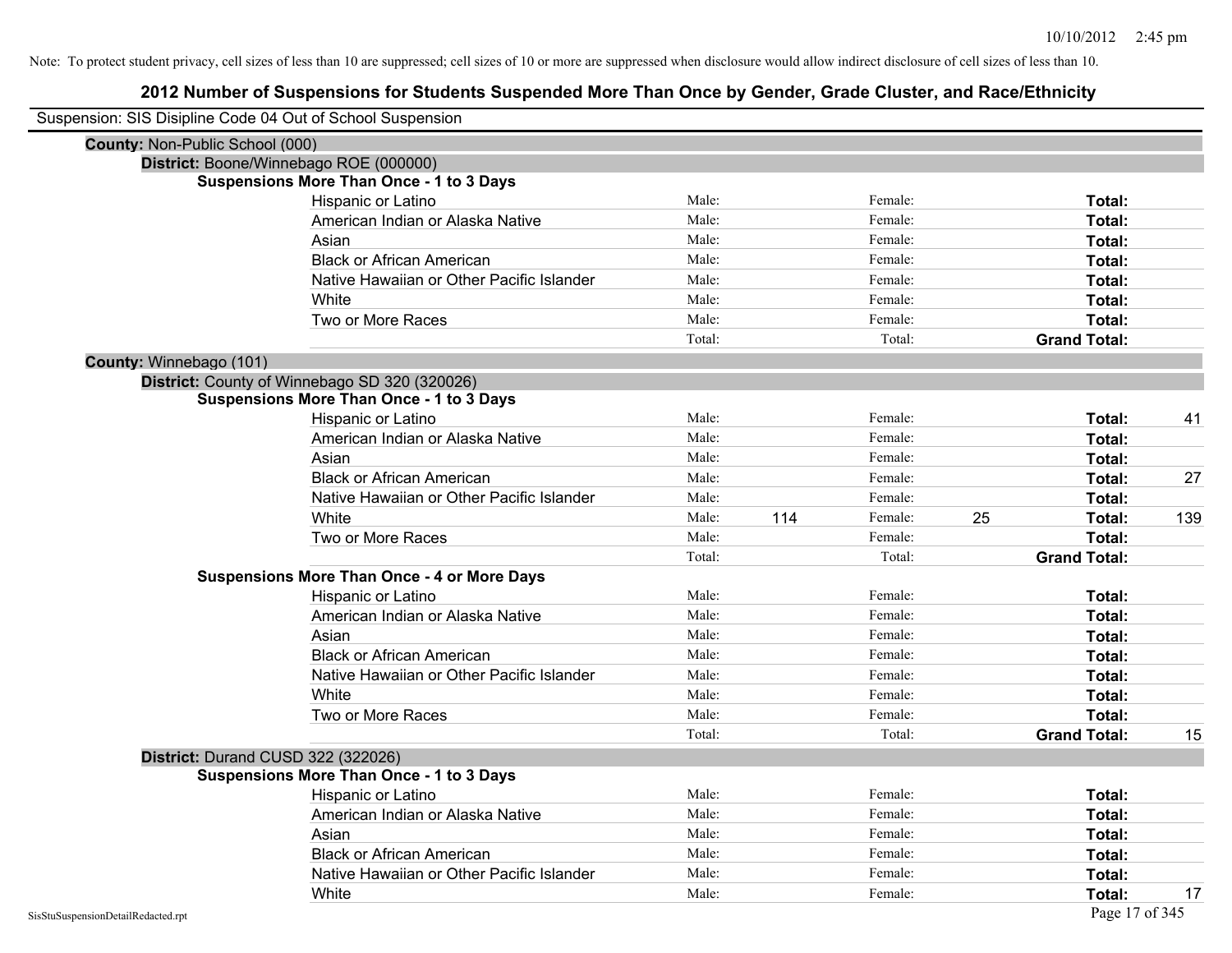Note: To protect student privacy, cell sizes of less than 10 are suppressed; cell sizes of 10 or more are suppressed when disclosure would allow indirect disclosure of cell sizes of less than 10.

# 2012 Number of Suspensions for Students Suspended More Than Once by Gender, Grade Cluster, and Race/Ethnicity

Suspension: SIS Disipline Code 04 Out of School Suspension

**County:** Non-Public School (000)

**District:** Boone/Winnebago ROE (000000)

**Suspensions More Than Once - 1 to 3 Days**

| Race/Ethnicity | | | | | | |
|---|---|---|---|---|---|---|
| Hispanic or Latino | Male: | | Female: | | **Total:** | |
| American Indian or Alaska Native | Male: | | Female: | | **Total:** | |
| Asian | Male: | | Female: | | **Total:** | |
| Black or African American | Male: | | Female: | | **Total:** | |
| Native Hawaiian or Other Pacific Islander | Male: | | Female: | | **Total:** | |
| White | Male: | | Female: | | **Total:** | |
| Two or More Races | Male: | | Female: | | **Total:** | |
| | Total: | | Total: | | **Grand Total:** | |

**County:** Winnebago (101)

**District:** County of Winnebago SD 320 (320026)

**Suspensions More Than Once - 1 to 3 Days**

| Race/Ethnicity | | | | | | |
|---|---|---|---|---|---|---|
| Hispanic or Latino | Male: | | Female: | | **Total:** | 41 |
| American Indian or Alaska Native | Male: | | Female: | | **Total:** | |
| Asian | Male: | | Female: | | **Total:** | |
| Black or African American | Male: | | Female: | | **Total:** | 27 |
| Native Hawaiian or Other Pacific Islander | Male: | | Female: | | **Total:** | |
| White | Male: | 114 | Female: | 25 | **Total:** | 139 |
| Two or More Races | Male: | | Female: | | **Total:** | |
| | Total: | | Total: | | **Grand Total:** | |

**Suspensions More Than Once - 4 or More Days**

| Race/Ethnicity | | | | | | |
|---|---|---|---|---|---|---|
| Hispanic or Latino | Male: | | Female: | | **Total:** | |
| American Indian or Alaska Native | Male: | | Female: | | **Total:** | |
| Asian | Male: | | Female: | | **Total:** | |
| Black or African American | Male: | | Female: | | **Total:** | |
| Native Hawaiian or Other Pacific Islander | Male: | | Female: | | **Total:** | |
| White | Male: | | Female: | | **Total:** | |
| Two or More Races | Male: | | Female: | | **Total:** | |
| | Total: | | Total: | | **Grand Total:** | 15 |

**District:** Durand CUSD 322 (322026)

**Suspensions More Than Once - 1 to 3 Days**

| Race/Ethnicity | | | | | | |
|---|---|---|---|---|---|---|
| Hispanic or Latino | Male: | | Female: | | **Total:** | |
| American Indian or Alaska Native | Male: | | Female: | | **Total:** | |
| Asian | Male: | | Female: | | **Total:** | |
| Black or African American | Male: | | Female: | | **Total:** | |
| Native Hawaiian or Other Pacific Islander | Male: | | Female: | | **Total:** | |
| White | Male: | | Female: | | **Total:** | 17 |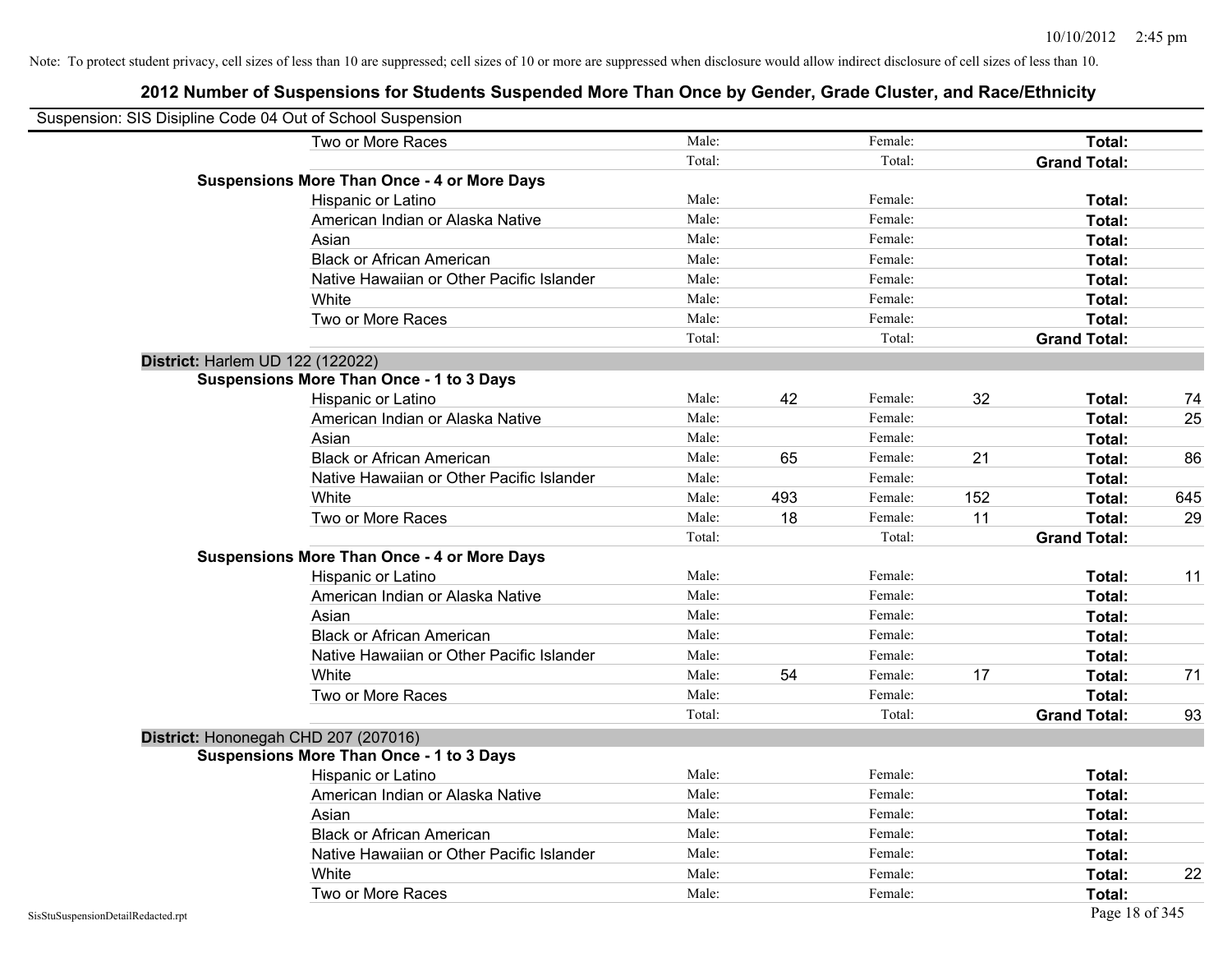Note: To protect student privacy, cell sizes of less than 10 are suppressed; cell sizes of 10 or more are suppressed when disclosure would allow indirect disclosure of cell sizes of less than 10.

# 2012 Number of Suspensions for Students Suspended More Than Once by Gender, Grade Cluster, and Race/Ethnicity

Suspension: SIS Disipline Code 04 Out of School Suspension

| | | | | | | |
|---|---|---|---|---|---|---|
| Two or More Races | Male: | | Female: | | **Total:** | |
| | Total: | | Total: | | **Grand Total:** | |
| **Suspensions More Than Once - 4 or More Days** | | | | | | |
| Hispanic or Latino | Male: | | Female: | | **Total:** | |
| American Indian or Alaska Native | Male: | | Female: | | **Total:** | |
| Asian | Male: | | Female: | | **Total:** | |
| Black or African American | Male: | | Female: | | **Total:** | |
| Native Hawaiian or Other Pacific Islander | Male: | | Female: | | **Total:** | |
| White | Male: | | Female: | | **Total:** | |
| Two or More Races | Male: | | Female: | | **Total:** | |
| | Total: | | Total: | | **Grand Total:** | |
| **District:** Harlem UD 122 (122022) | | | | | | |
| **Suspensions More Than Once - 1 to 3 Days** | | | | | | |
| Hispanic or Latino | Male: | 42 | Female: | 32 | **Total:** | 74 |
| American Indian or Alaska Native | Male: | | Female: | | **Total:** | 25 |
| Asian | Male: | | Female: | | **Total:** | |
| Black or African American | Male: | 65 | Female: | 21 | **Total:** | 86 |
| Native Hawaiian or Other Pacific Islander | Male: | | Female: | | **Total:** | |
| White | Male: | 493 | Female: | 152 | **Total:** | 645 |
| Two or More Races | Male: | 18 | Female: | 11 | **Total:** | 29 |
| | Total: | | Total: | | **Grand Total:** | |
| **Suspensions More Than Once - 4 or More Days** | | | | | | |
| Hispanic or Latino | Male: | | Female: | | **Total:** | 11 |
| American Indian or Alaska Native | Male: | | Female: | | **Total:** | |
| Asian | Male: | | Female: | | **Total:** | |
| Black or African American | Male: | | Female: | | **Total:** | |
| Native Hawaiian or Other Pacific Islander | Male: | | Female: | | **Total:** | |
| White | Male: | 54 | Female: | 17 | **Total:** | 71 |
| Two or More Races | Male: | | Female: | | **Total:** | |
| | Total: | | Total: | | **Grand Total:** | 93 |
| **District:** Hononegah CHD 207 (207016) | | | | | | |
| **Suspensions More Than Once - 1 to 3 Days** | | | | | | |
| Hispanic or Latino | Male: | | Female: | | **Total:** | |
| American Indian or Alaska Native | Male: | | Female: | | **Total:** | |
| Asian | Male: | | Female: | | **Total:** | |
| Black or African American | Male: | | Female: | | **Total:** | |
| Native Hawaiian or Other Pacific Islander | Male: | | Female: | | **Total:** | |
| White | Male: | | Female: | | **Total:** | 22 |
| Two or More Races | Male: | | Female: | | **Total:** | |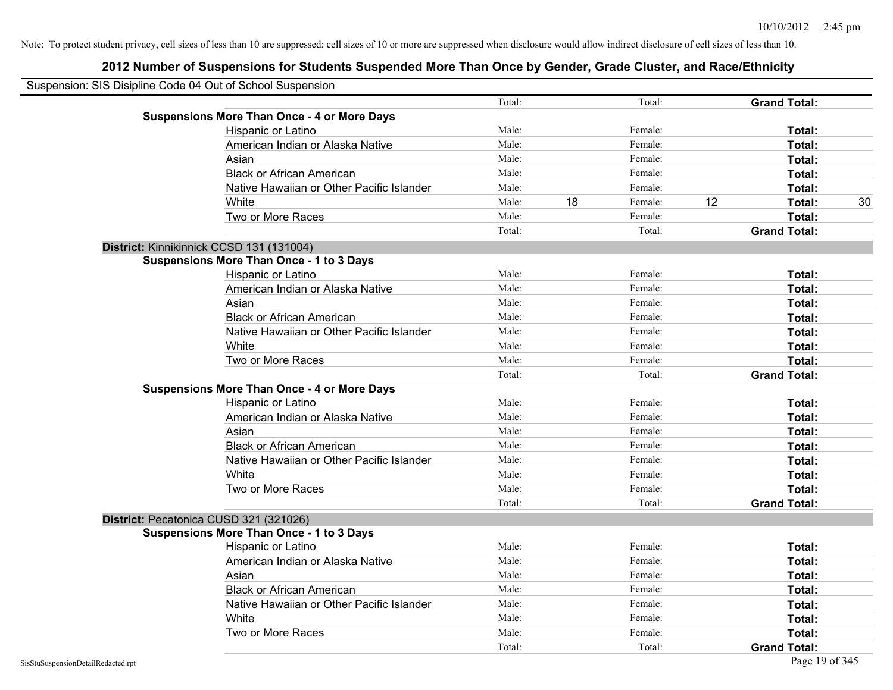Note: To protect student privacy, cell sizes of less than 10 are suppressed; cell sizes of 10 or more are suppressed when disclosure would allow indirect disclosure of cell sizes of less than 10.

# 2012 Number of Suspensions for Students Suspended More Than Once by Gender, Grade Cluster, and Race/Ethnicity

Suspension: SIS Disipline Code 04 Out of School Suspension

| | | | | | | |
|---|---|---|---|---|---|---|
| | Total: | | Total: | | **Grand Total:** | |
| **Suspensions More Than Once - 4 or More Days** | | | | | | |
| Hispanic or Latino | Male: | | Female: | | **Total:** | |
| American Indian or Alaska Native | Male: | | Female: | | **Total:** | |
| Asian | Male: | | Female: | | **Total:** | |
| Black or African American | Male: | | Female: | | **Total:** | |
| Native Hawaiian or Other Pacific Islander | Male: | | Female: | | **Total:** | |
| White | Male: | 18 | Female: | 12 | **Total:** | 30 |
| Two or More Races | Male: | | Female: | | **Total:** | |
| | Total: | | Total: | | **Grand Total:** | |

**District:** Kinnikinnick CCSD 131 (131004)

| | | | | | | |
|---|---|---|---|---|---|---|
| **Suspensions More Than Once - 1 to 3 Days** | | | | | | |
| Hispanic or Latino | Male: | | Female: | | **Total:** | |
| American Indian or Alaska Native | Male: | | Female: | | **Total:** | |
| Asian | Male: | | Female: | | **Total:** | |
| Black or African American | Male: | | Female: | | **Total:** | |
| Native Hawaiian or Other Pacific Islander | Male: | | Female: | | **Total:** | |
| White | Male: | | Female: | | **Total:** | |
| Two or More Races | Male: | | Female: | | **Total:** | |
| | Total: | | Total: | | **Grand Total:** | |
| **Suspensions More Than Once - 4 or More Days** | | | | | | |
| Hispanic or Latino | Male: | | Female: | | **Total:** | |
| American Indian or Alaska Native | Male: | | Female: | | **Total:** | |
| Asian | Male: | | Female: | | **Total:** | |
| Black or African American | Male: | | Female: | | **Total:** | |
| Native Hawaiian or Other Pacific Islander | Male: | | Female: | | **Total:** | |
| White | Male: | | Female: | | **Total:** | |
| Two or More Races | Male: | | Female: | | **Total:** | |
| | Total: | | Total: | | **Grand Total:** | |

**District:** Pecatonica CUSD 321 (321026)

| | | | | | | |
|---|---|---|---|---|---|---|
| **Suspensions More Than Once - 1 to 3 Days** | | | | | | |
| Hispanic or Latino | Male: | | Female: | | **Total:** | |
| American Indian or Alaska Native | Male: | | Female: | | **Total:** | |
| Asian | Male: | | Female: | | **Total:** | |
| Black or African American | Male: | | Female: | | **Total:** | |
| Native Hawaiian or Other Pacific Islander | Male: | | Female: | | **Total:** | |
| White | Male: | | Female: | | **Total:** | |
| Two or More Races | Male: | | Female: | | **Total:** | |
| | Total: | | Total: | | **Grand Total:** | |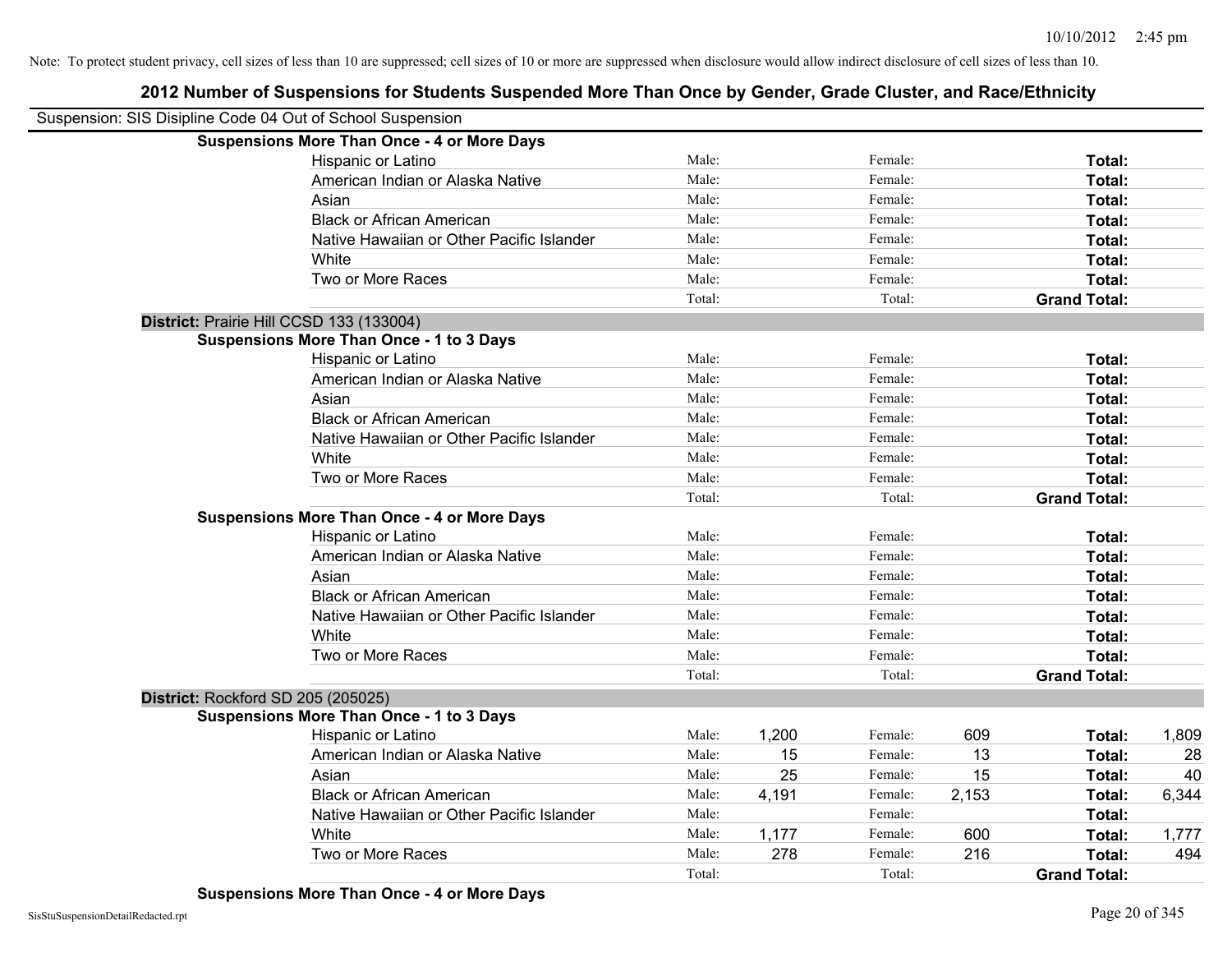Note: To protect student privacy, cell sizes of less than 10 are suppressed; cell sizes of 10 or more are suppressed when disclosure would allow indirect disclosure of cell sizes of less than 10.

# 2012 Number of Suspensions for Students Suspended More Than Once by Gender, Grade Cluster, and Race/Ethnicity

Suspension: SIS Disipline Code 04 Out of School Suspension

**Suspensions More Than Once - 4 or More Days**

| | | | | | | |
|---|---|---|---|---|---|---|
| Hispanic or Latino | Male: | | Female: | | **Total:** | |
| American Indian or Alaska Native | Male: | | Female: | | **Total:** | |
| Asian | Male: | | Female: | | **Total:** | |
| Black or African American | Male: | | Female: | | **Total:** | |
| Native Hawaiian or Other Pacific Islander | Male: | | Female: | | **Total:** | |
| White | Male: | | Female: | | **Total:** | |
| Two or More Races | Male: | | Female: | | **Total:** | |
| | Total: | | Total: | | **Grand Total:** | |

## District: Prairie Hill CCSD 133 (133004)

**Suspensions More Than Once - 1 to 3 Days**

| | | | | | | |
|---|---|---|---|---|---|---|
| Hispanic or Latino | Male: | | Female: | | **Total:** | |
| American Indian or Alaska Native | Male: | | Female: | | **Total:** | |
| Asian | Male: | | Female: | | **Total:** | |
| Black or African American | Male: | | Female: | | **Total:** | |
| Native Hawaiian or Other Pacific Islander | Male: | | Female: | | **Total:** | |
| White | Male: | | Female: | | **Total:** | |
| Two or More Races | Male: | | Female: | | **Total:** | |
| | Total: | | Total: | | **Grand Total:** | |

**Suspensions More Than Once - 4 or More Days**

| | | | | | | |
|---|---|---|---|---|---|---|
| Hispanic or Latino | Male: | | Female: | | **Total:** | |
| American Indian or Alaska Native | Male: | | Female: | | **Total:** | |
| Asian | Male: | | Female: | | **Total:** | |
| Black or African American | Male: | | Female: | | **Total:** | |
| Native Hawaiian or Other Pacific Islander | Male: | | Female: | | **Total:** | |
| White | Male: | | Female: | | **Total:** | |
| Two or More Races | Male: | | Female: | | **Total:** | |
| | Total: | | Total: | | **Grand Total:** | |

## District: Rockford SD 205 (205025)

**Suspensions More Than Once - 1 to 3 Days**

| | | | | | | |
|---|---|---|---|---|---|---|
| Hispanic or Latino | Male: | 1,200 | Female: | 609 | **Total:** | 1,809 |
| American Indian or Alaska Native | Male: | 15 | Female: | 13 | **Total:** | 28 |
| Asian | Male: | 25 | Female: | 15 | **Total:** | 40 |
| Black or African American | Male: | 4,191 | Female: | 2,153 | **Total:** | 6,344 |
| Native Hawaiian or Other Pacific Islander | Male: | | Female: | | **Total:** | |
| White | Male: | 1,177 | Female: | 600 | **Total:** | 1,777 |
| Two or More Races | Male: | 278 | Female: | 216 | **Total:** | 494 |
| | Total: | | Total: | | **Grand Total:** | |

**Suspensions More Than Once - 4 or More Days**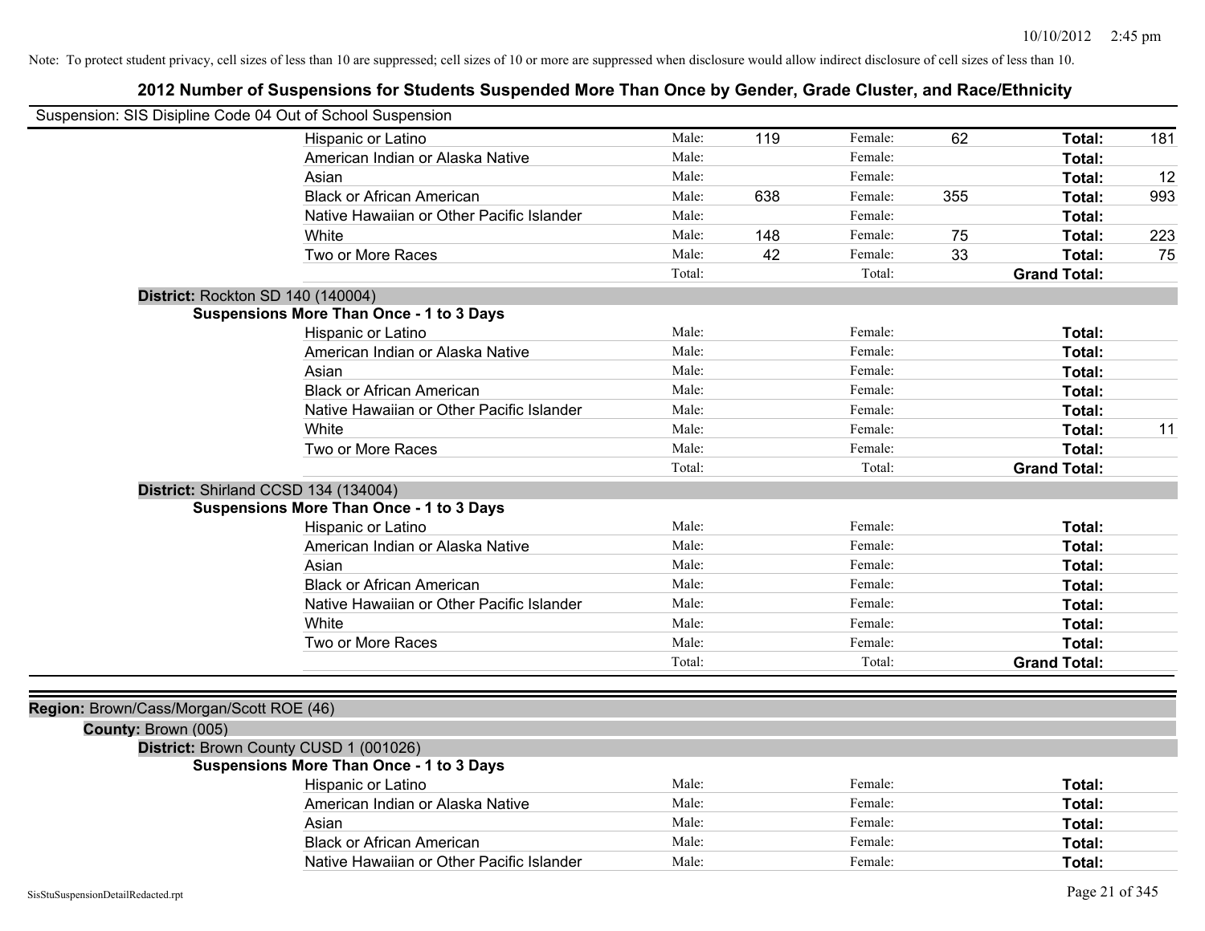Note: To protect student privacy, cell sizes of less than 10 are suppressed; cell sizes of 10 or more are suppressed when disclosure would allow indirect disclosure of cell sizes of less than 10.

## 2012 Number of Suspensions for Students Suspended More Than Once by Gender, Grade Cluster, and Race/Ethnicity

Suspension: SIS Disipline Code 04 Out of School Suspension

| | | | | | | |
|---|---|---|---|---|---|---|
| Hispanic or Latino | Male: | 119 | Female: | 62 | Total: | 181 |
| American Indian or Alaska Native | Male: | | Female: | | Total: | |
| Asian | Male: | | Female: | | Total: | 12 |
| Black or African American | Male: | 638 | Female: | 355 | Total: | 993 |
| Native Hawaiian or Other Pacific Islander | Male: | | Female: | | Total: | |
| White | Male: | 148 | Female: | 75 | Total: | 223 |
| Two or More Races | Male: | 42 | Female: | 33 | Total: | 75 |
| | Total: | | Total: | | Grand Total: | |

**District:** Rockton SD 140 (140004)

**Suspensions More Than Once - 1 to 3 Days**

| | | | | | | |
|---|---|---|---|---|---|---|
| Hispanic or Latino | Male: | | Female: | | Total: | |
| American Indian or Alaska Native | Male: | | Female: | | Total: | |
| Asian | Male: | | Female: | | Total: | |
| Black or African American | Male: | | Female: | | Total: | |
| Native Hawaiian or Other Pacific Islander | Male: | | Female: | | Total: | |
| White | Male: | | Female: | | Total: | 11 |
| Two or More Races | Male: | | Female: | | Total: | |
| | Total: | | Total: | | Grand Total: | |

**District:** Shirland CCSD 134 (134004)

**Suspensions More Than Once - 1 to 3 Days**

| | | | | | | |
|---|---|---|---|---|---|---|
| Hispanic or Latino | Male: | | Female: | | Total: | |
| American Indian or Alaska Native | Male: | | Female: | | Total: | |
| Asian | Male: | | Female: | | Total: | |
| Black or African American | Male: | | Female: | | Total: | |
| Native Hawaiian or Other Pacific Islander | Male: | | Female: | | Total: | |
| White | Male: | | Female: | | Total: | |
| Two or More Races | Male: | | Female: | | Total: | |
| | Total: | | Total: | | Grand Total: | |

**Region:** Brown/Cass/Morgan/Scott ROE (46)

**County:** Brown (005)

**District:** Brown County CUSD 1 (001026)

**Suspensions More Than Once - 1 to 3 Days**

| | | | | | | |
|---|---|---|---|---|---|---|
| Hispanic or Latino | Male: | | Female: | | Total: | |
| American Indian or Alaska Native | Male: | | Female: | | Total: | |
| Asian | Male: | | Female: | | Total: | |
| Black or African American | Male: | | Female: | | Total: | |
| Native Hawaiian or Other Pacific Islander | Male: | | Female: | | Total: | |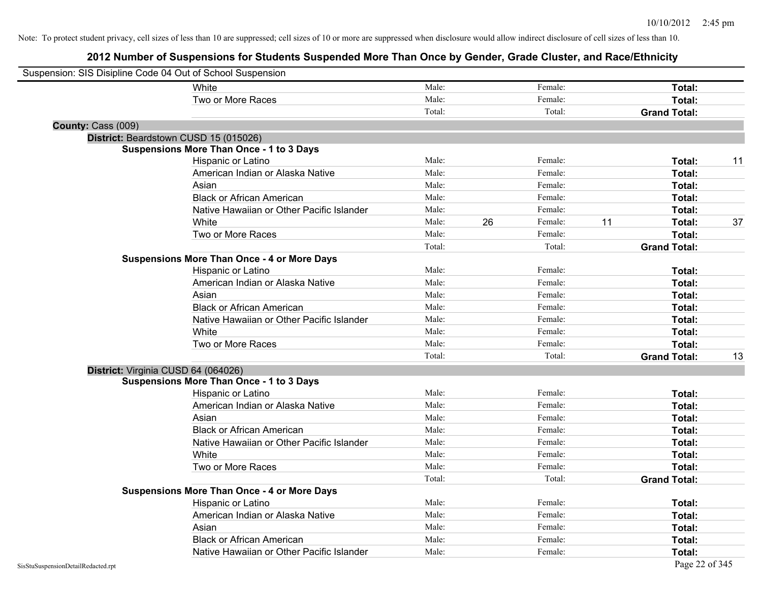Note: To protect student privacy, cell sizes of less than 10 are suppressed; cell sizes of 10 or more are suppressed when disclosure would allow indirect disclosure of cell sizes of less than 10.

## 2012 Number of Suspensions for Students Suspended More Than Once by Gender, Grade Cluster, and Race/Ethnicity

Suspension: SIS Disipline Code 04 Out of School Suspension

| | | | | | | |
|---|---|---|---|---|---|---|
| White | Male: | | Female: | | Total: | |
| Two or More Races | Male: | | Female: | | Total: | |
| | Total: | | Total: | | Grand Total: | |

**County:** Cass (009)

**District:** Beardstown CUSD 15 (015026)

**Suspensions More Than Once - 1 to 3 Days**

| | | | | | | |
|---|---|---|---|---|---|---|
| Hispanic or Latino | Male: | | Female: | | Total: | 11 |
| American Indian or Alaska Native | Male: | | Female: | | Total: | |
| Asian | Male: | | Female: | | Total: | |
| Black or African American | Male: | | Female: | | Total: | |
| Native Hawaiian or Other Pacific Islander | Male: | | Female: | | Total: | |
| White | Male: | 26 | Female: | 11 | Total: | 37 |
| Two or More Races | Male: | | Female: | | Total: | |
| | Total: | | Total: | | Grand Total: | |

**Suspensions More Than Once - 4 or More Days**

| | | | | | | |
|---|---|---|---|---|---|---|
| Hispanic or Latino | Male: | | Female: | | Total: | |
| American Indian or Alaska Native | Male: | | Female: | | Total: | |
| Asian | Male: | | Female: | | Total: | |
| Black or African American | Male: | | Female: | | Total: | |
| Native Hawaiian or Other Pacific Islander | Male: | | Female: | | Total: | |
| White | Male: | | Female: | | Total: | |
| Two or More Races | Male: | | Female: | | Total: | |
| | Total: | | Total: | | Grand Total: | 13 |

**District:** Virginia CUSD 64 (064026)

**Suspensions More Than Once - 1 to 3 Days**

| | | | | | | |
|---|---|---|---|---|---|---|
| Hispanic or Latino | Male: | | Female: | | Total: | |
| American Indian or Alaska Native | Male: | | Female: | | Total: | |
| Asian | Male: | | Female: | | Total: | |
| Black or African American | Male: | | Female: | | Total: | |
| Native Hawaiian or Other Pacific Islander | Male: | | Female: | | Total: | |
| White | Male: | | Female: | | Total: | |
| Two or More Races | Male: | | Female: | | Total: | |
| | Total: | | Total: | | Grand Total: | |

**Suspensions More Than Once - 4 or More Days**

| | | | | | | |
|---|---|---|---|---|---|---|
| Hispanic or Latino | Male: | | Female: | | Total: | |
| American Indian or Alaska Native | Male: | | Female: | | Total: | |
| Asian | Male: | | Female: | | Total: | |
| Black or African American | Male: | | Female: | | Total: | |
| Native Hawaiian or Other Pacific Islander | Male: | | Female: | | Total: | |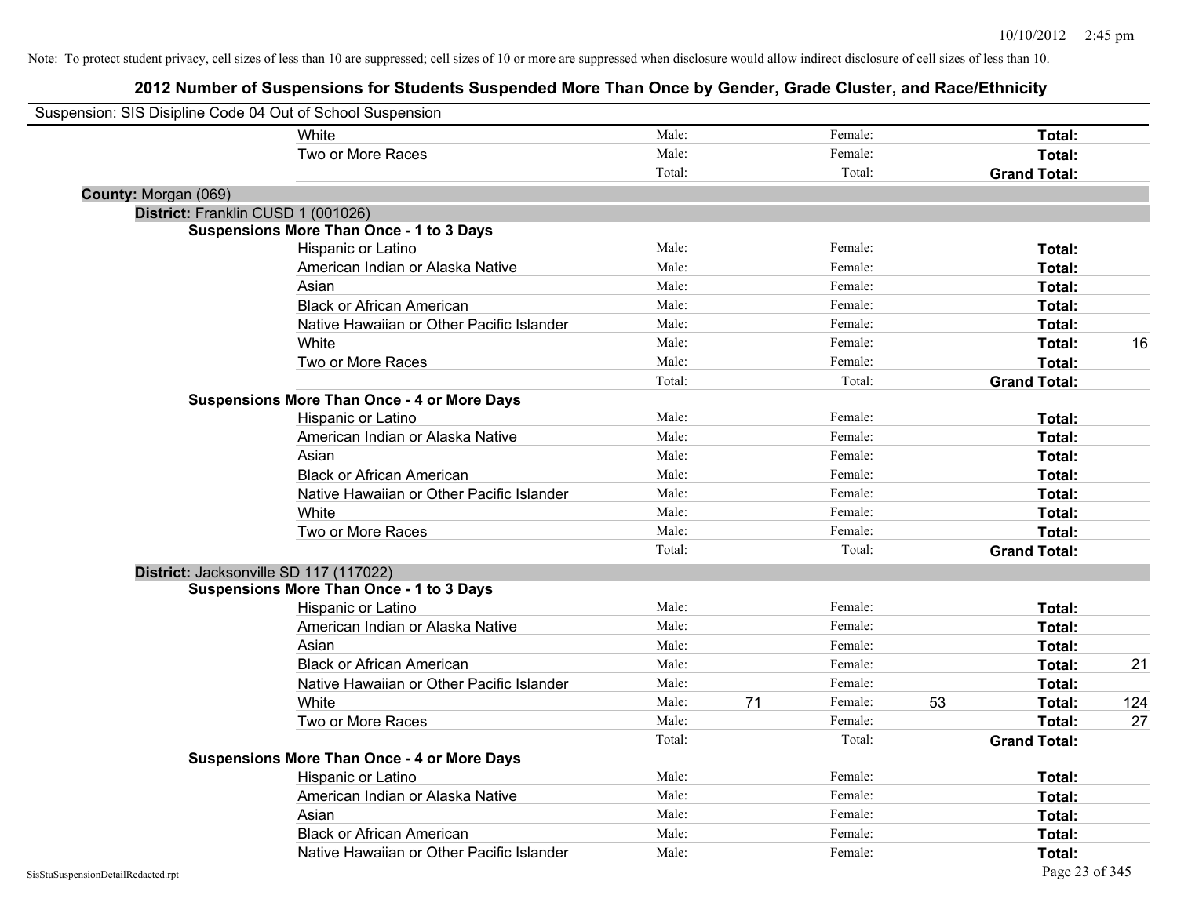Note: To protect student privacy, cell sizes of less than 10 are suppressed; cell sizes of 10 or more are suppressed when disclosure would allow indirect disclosure of cell sizes of less than 10.

# 2012 Number of Suspensions for Students Suspended More Than Once by Gender, Grade Cluster, and Race/Ethnicity

Suspension: SIS Disipline Code 04 Out of School Suspension

| | | | | | | | |
|---|---|---|---|---|---|---|---|
| White | Male: | | Female: | | Total: | |
| Two or More Races | Male: | | Female: | | Total: | |
| | Total: | | Total: | | Grand Total: | |

**County:** Morgan (069)

**District:** Franklin CUSD 1 (001026)

**Suspensions More Than Once - 1 to 3 Days**

| | | | | | | |
|---|---|---|---|---|---|---|
| Hispanic or Latino | Male: | | Female: | | Total: | |
| American Indian or Alaska Native | Male: | | Female: | | Total: | |
| Asian | Male: | | Female: | | Total: | |
| Black or African American | Male: | | Female: | | Total: | |
| Native Hawaiian or Other Pacific Islander | Male: | | Female: | | Total: | |
| White | Male: | | Female: | | Total: | 16 |
| Two or More Races | Male: | | Female: | | Total: | |
| | Total: | | Total: | | Grand Total: | |

**Suspensions More Than Once - 4 or More Days**

| | | | | | | |
|---|---|---|---|---|---|---|
| Hispanic or Latino | Male: | | Female: | | Total: | |
| American Indian or Alaska Native | Male: | | Female: | | Total: | |
| Asian | Male: | | Female: | | Total: | |
| Black or African American | Male: | | Female: | | Total: | |
| Native Hawaiian or Other Pacific Islander | Male: | | Female: | | Total: | |
| White | Male: | | Female: | | Total: | |
| Two or More Races | Male: | | Female: | | Total: | |
| | Total: | | Total: | | Grand Total: | |

**District:** Jacksonville SD 117 (117022)

**Suspensions More Than Once - 1 to 3 Days**

| | | | | | | |
|---|---|---|---|---|---|---|
| Hispanic or Latino | Male: | | Female: | | Total: | |
| American Indian or Alaska Native | Male: | | Female: | | Total: | |
| Asian | Male: | | Female: | | Total: | |
| Black or African American | Male: | | Female: | | Total: | 21 |
| Native Hawaiian or Other Pacific Islander | Male: | | Female: | | Total: | |
| White | Male: | 71 | Female: | 53 | Total: | 124 |
| Two or More Races | Male: | | Female: | | Total: | 27 |
| | Total: | | Total: | | Grand Total: | |

**Suspensions More Than Once - 4 or More Days**

| | | | | | | |
|---|---|---|---|---|---|---|
| Hispanic or Latino | Male: | | Female: | | Total: | |
| American Indian or Alaska Native | Male: | | Female: | | Total: | |
| Asian | Male: | | Female: | | Total: | |
| Black or African American | Male: | | Female: | | Total: | |
| Native Hawaiian or Other Pacific Islander | Male: | | Female: | | Total: | |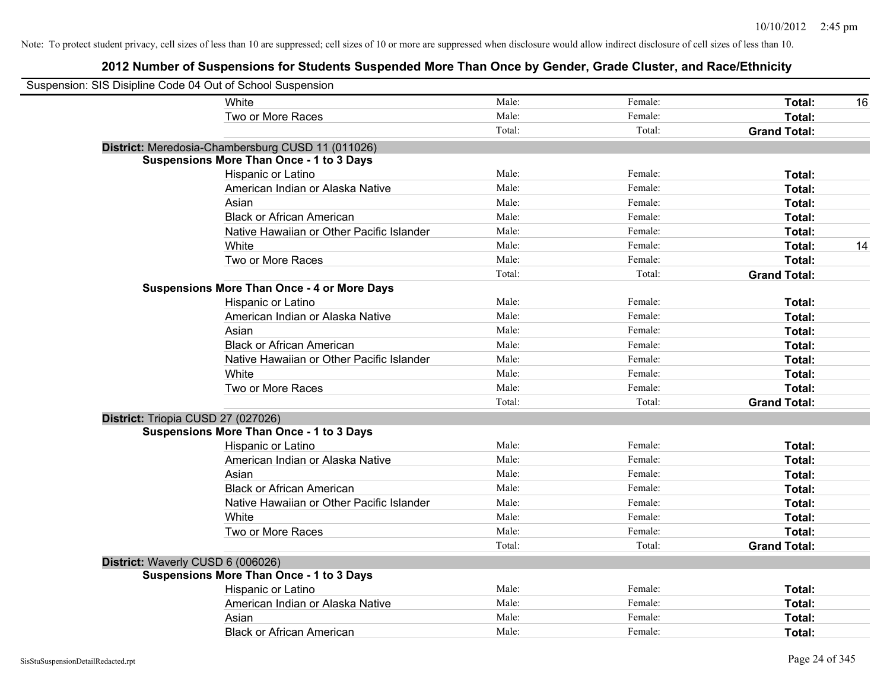Note: To protect student privacy, cell sizes of less than 10 are suppressed; cell sizes of 10 or more are suppressed when disclosure would allow indirect disclosure of cell sizes of less than 10.

## 2012 Number of Suspensions for Students Suspended More Than Once by Gender, Grade Cluster, and Race/Ethnicity

Suspension: SIS Disipline Code 04 Out of School Suspension

| | | | | | |
|---|---|---|---|---|---|
| | White | Male: | Female: | **Total:** | 16 |
| | Two or More Races | Male: | Female: | **Total:** | |
| | | Total: | Total: | **Grand Total:** | |
| **District:** Meredosia-Chambersburg CUSD 11 (011026) | | | | | |
| **Suspensions More Than Once - 1 to 3 Days** | | | | | |
| | Hispanic or Latino | Male: | Female: | **Total:** | |
| | American Indian or Alaska Native | Male: | Female: | **Total:** | |
| | Asian | Male: | Female: | **Total:** | |
| | Black or African American | Male: | Female: | **Total:** | |
| | Native Hawaiian or Other Pacific Islander | Male: | Female: | **Total:** | |
| | White | Male: | Female: | **Total:** | 14 |
| | Two or More Races | Male: | Female: | **Total:** | |
| | | Total: | Total: | **Grand Total:** | |
| **Suspensions More Than Once - 4 or More Days** | | | | | |
| | Hispanic or Latino | Male: | Female: | **Total:** | |
| | American Indian or Alaska Native | Male: | Female: | **Total:** | |
| | Asian | Male: | Female: | **Total:** | |
| | Black or African American | Male: | Female: | **Total:** | |
| | Native Hawaiian or Other Pacific Islander | Male: | Female: | **Total:** | |
| | White | Male: | Female: | **Total:** | |
| | Two or More Races | Male: | Female: | **Total:** | |
| | | Total: | Total: | **Grand Total:** | |
| **District:** Triopia CUSD 27 (027026) | | | | | |
| **Suspensions More Than Once - 1 to 3 Days** | | | | | |
| | Hispanic or Latino | Male: | Female: | **Total:** | |
| | American Indian or Alaska Native | Male: | Female: | **Total:** | |
| | Asian | Male: | Female: | **Total:** | |
| | Black or African American | Male: | Female: | **Total:** | |
| | Native Hawaiian or Other Pacific Islander | Male: | Female: | **Total:** | |
| | White | Male: | Female: | **Total:** | |
| | Two or More Races | Male: | Female: | **Total:** | |
| | | Total: | Total: | **Grand Total:** | |
| **District:** Waverly CUSD 6 (006026) | | | | | |
| **Suspensions More Than Once - 1 to 3 Days** | | | | | |
| | Hispanic or Latino | Male: | Female: | **Total:** | |
| | American Indian or Alaska Native | Male: | Female: | **Total:** | |
| | Asian | Male: | Female: | **Total:** | |
| | Black or African American | Male: | Female: | **Total:** | |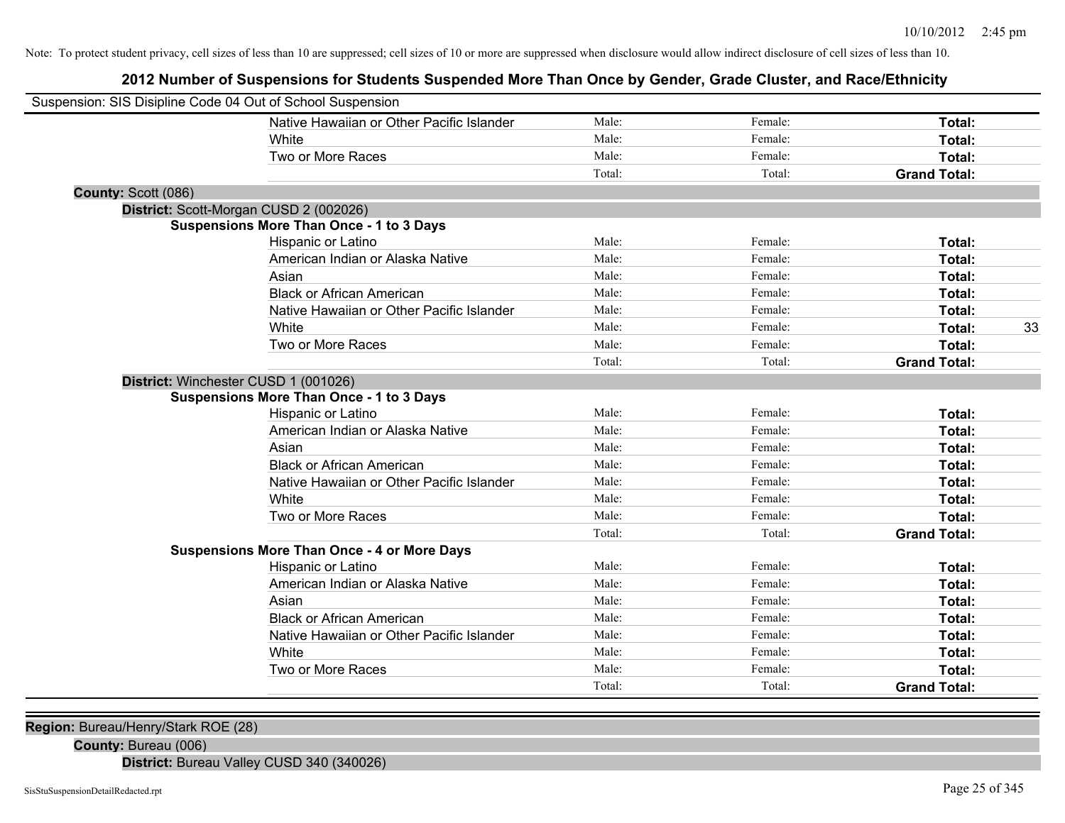Note: To protect student privacy, cell sizes of less than 10 are suppressed; cell sizes of 10 or more are suppressed when disclosure would allow indirect disclosure of cell sizes of less than 10.

# 2012 Number of Suspensions for Students Suspended More Than Once by Gender, Grade Cluster, and Race/Ethnicity

Suspension: SIS Disipline Code 04 Out of School Suspension

| | | | | |
|---|---|---|---|---|
| Native Hawaiian or Other Pacific Islander | Male: | Female: | **Total:** | |
| White | Male: | Female: | **Total:** | |
| Two or More Races | Male: | Female: | **Total:** | |
| | Total: | Total: | **Grand Total:** | |

**County:** Scott (086)

**District:** Scott-Morgan CUSD 2 (002026)

**Suspensions More Than Once - 1 to 3 Days**

| | | | | |
|---|---|---|---|---|
| Hispanic or Latino | Male: | Female: | **Total:** | |
| American Indian or Alaska Native | Male: | Female: | **Total:** | |
| Asian | Male: | Female: | **Total:** | |
| Black or African American | Male: | Female: | **Total:** | |
| Native Hawaiian or Other Pacific Islander | Male: | Female: | **Total:** | |
| White | Male: | Female: | **Total:** | 33 |
| Two or More Races | Male: | Female: | **Total:** | |
| | Total: | Total: | **Grand Total:** | |

**District:** Winchester CUSD 1 (001026)

**Suspensions More Than Once - 1 to 3 Days**

| | | | | |
|---|---|---|---|---|
| Hispanic or Latino | Male: | Female: | **Total:** | |
| American Indian or Alaska Native | Male: | Female: | **Total:** | |
| Asian | Male: | Female: | **Total:** | |
| Black or African American | Male: | Female: | **Total:** | |
| Native Hawaiian or Other Pacific Islander | Male: | Female: | **Total:** | |
| White | Male: | Female: | **Total:** | |
| Two or More Races | Male: | Female: | **Total:** | |
| | Total: | Total: | **Grand Total:** | |

**Suspensions More Than Once - 4 or More Days**

| | | | | |
|---|---|---|---|---|
| Hispanic or Latino | Male: | Female: | **Total:** | |
| American Indian or Alaska Native | Male: | Female: | **Total:** | |
| Asian | Male: | Female: | **Total:** | |
| Black or African American | Male: | Female: | **Total:** | |
| Native Hawaiian or Other Pacific Islander | Male: | Female: | **Total:** | |
| White | Male: | Female: | **Total:** | |
| Two or More Races | Male: | Female: | **Total:** | |
| | Total: | Total: | **Grand Total:** | |

**Region:** Bureau/Henry/Stark ROE (28)

**County:** Bureau (006)

**District:** Bureau Valley CUSD 340 (340026)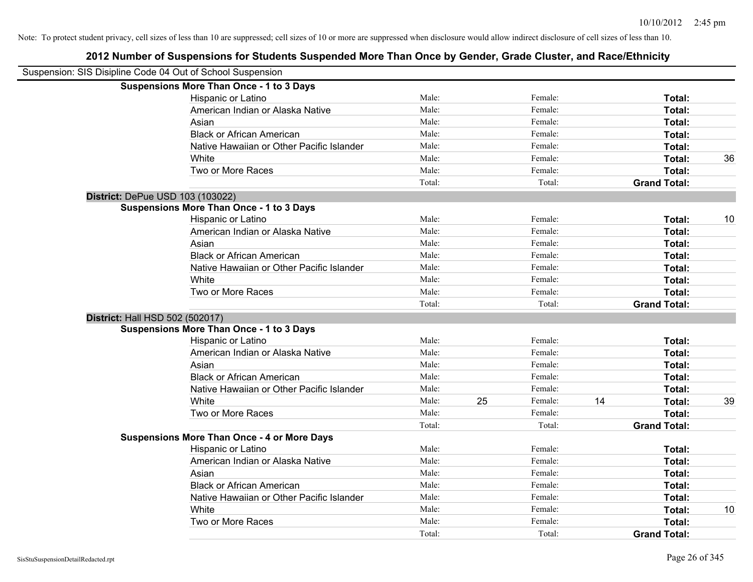Note: To protect student privacy, cell sizes of less than 10 are suppressed; cell sizes of 10 or more are suppressed when disclosure would allow indirect disclosure of cell sizes of less than 10.

## 2012 Number of Suspensions for Students Suspended More Than Once by Gender, Grade Cluster, and Race/Ethnicity

Suspension: SIS Disipline Code 04 Out of School Suspension

**Suspensions More Than Once - 1 to 3 Days**

| | Male: | | Female: | | Total: | |
|---|---|---|---|---|---|---|
| Hispanic or Latino | Male: | | Female: | | **Total:** | |
| American Indian or Alaska Native | Male: | | Female: | | **Total:** | |
| Asian | Male: | | Female: | | **Total:** | |
| Black or African American | Male: | | Female: | | **Total:** | |
| Native Hawaiian or Other Pacific Islander | Male: | | Female: | | **Total:** | |
| White | Male: | | Female: | | **Total:** | 36 |
| Two or More Races | Male: | | Female: | | **Total:** | |
| | Total: | | Total: | | **Grand Total:** | |

**District:** DePue USD 103 (103022)

**Suspensions More Than Once - 1 to 3 Days**

| | Male: | | Female: | | Total: | |
|---|---|---|---|---|---|---|
| Hispanic or Latino | Male: | | Female: | | **Total:** | 10 |
| American Indian or Alaska Native | Male: | | Female: | | **Total:** | |
| Asian | Male: | | Female: | | **Total:** | |
| Black or African American | Male: | | Female: | | **Total:** | |
| Native Hawaiian or Other Pacific Islander | Male: | | Female: | | **Total:** | |
| White | Male: | | Female: | | **Total:** | |
| Two or More Races | Male: | | Female: | | **Total:** | |
| | Total: | | Total: | | **Grand Total:** | |

**District:** Hall HSD 502 (502017)

**Suspensions More Than Once - 1 to 3 Days**

| | Male: | | Female: | | Total: | |
|---|---|---|---|---|---|---|
| Hispanic or Latino | Male: | | Female: | | **Total:** | |
| American Indian or Alaska Native | Male: | | Female: | | **Total:** | |
| Asian | Male: | | Female: | | **Total:** | |
| Black or African American | Male: | | Female: | | **Total:** | |
| Native Hawaiian or Other Pacific Islander | Male: | | Female: | | **Total:** | |
| White | Male: | 25 | Female: | 14 | **Total:** | 39 |
| Two or More Races | Male: | | Female: | | **Total:** | |
| | Total: | | Total: | | **Grand Total:** | |

**Suspensions More Than Once - 4 or More Days**

| | Male: | | Female: | | Total: | |
|---|---|---|---|---|---|---|
| Hispanic or Latino | Male: | | Female: | | **Total:** | |
| American Indian or Alaska Native | Male: | | Female: | | **Total:** | |
| Asian | Male: | | Female: | | **Total:** | |
| Black or African American | Male: | | Female: | | **Total:** | |
| Native Hawaiian or Other Pacific Islander | Male: | | Female: | | **Total:** | |
| White | Male: | | Female: | | **Total:** | 10 |
| Two or More Races | Male: | | Female: | | **Total:** | |
| | Total: | | Total: | | **Grand Total:** | |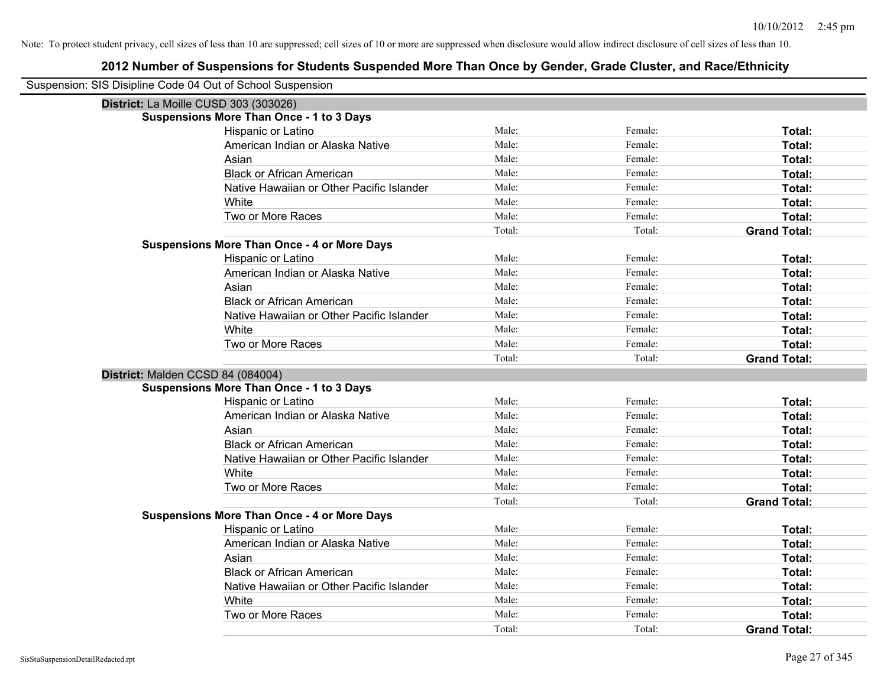Note: To protect student privacy, cell sizes of less than 10 are suppressed; cell sizes of 10 or more are suppressed when disclosure would allow indirect disclosure of cell sizes of less than 10.

## 2012 Number of Suspensions for Students Suspended More Than Once by Gender, Grade Cluster, and Race/Ethnicity

Suspension: SIS Disipline Code 04 Out of School Suspension

### District: La Moille CUSD 303 (303026)

**Suspensions More Than Once - 1 to 3 Days**

| | | | |
|---|---|---|---|
| Hispanic or Latino | Male: | Female: | **Total:** |
| American Indian or Alaska Native | Male: | Female: | **Total:** |
| Asian | Male: | Female: | **Total:** |
| Black or African American | Male: | Female: | **Total:** |
| Native Hawaiian or Other Pacific Islander | Male: | Female: | **Total:** |
| White | Male: | Female: | **Total:** |
| Two or More Races | Male: | Female: | **Total:** |
| | Total: | Total: | **Grand Total:** |

**Suspensions More Than Once - 4 or More Days**

| | | | |
|---|---|---|---|
| Hispanic or Latino | Male: | Female: | **Total:** |
| American Indian or Alaska Native | Male: | Female: | **Total:** |
| Asian | Male: | Female: | **Total:** |
| Black or African American | Male: | Female: | **Total:** |
| Native Hawaiian or Other Pacific Islander | Male: | Female: | **Total:** |
| White | Male: | Female: | **Total:** |
| Two or More Races | Male: | Female: | **Total:** |
| | Total: | Total: | **Grand Total:** |

### District: Malden CCSD 84 (084004)

**Suspensions More Than Once - 1 to 3 Days**

| | | | |
|---|---|---|---|
| Hispanic or Latino | Male: | Female: | **Total:** |
| American Indian or Alaska Native | Male: | Female: | **Total:** |
| Asian | Male: | Female: | **Total:** |
| Black or African American | Male: | Female: | **Total:** |
| Native Hawaiian or Other Pacific Islander | Male: | Female: | **Total:** |
| White | Male: | Female: | **Total:** |
| Two or More Races | Male: | Female: | **Total:** |
| | Total: | Total: | **Grand Total:** |

**Suspensions More Than Once - 4 or More Days**

| | | | |
|---|---|---|---|
| Hispanic or Latino | Male: | Female: | **Total:** |
| American Indian or Alaska Native | Male: | Female: | **Total:** |
| Asian | Male: | Female: | **Total:** |
| Black or African American | Male: | Female: | **Total:** |
| Native Hawaiian or Other Pacific Islander | Male: | Female: | **Total:** |
| White | Male: | Female: | **Total:** |
| Two or More Races | Male: | Female: | **Total:** |
| | Total: | Total: | **Grand Total:** |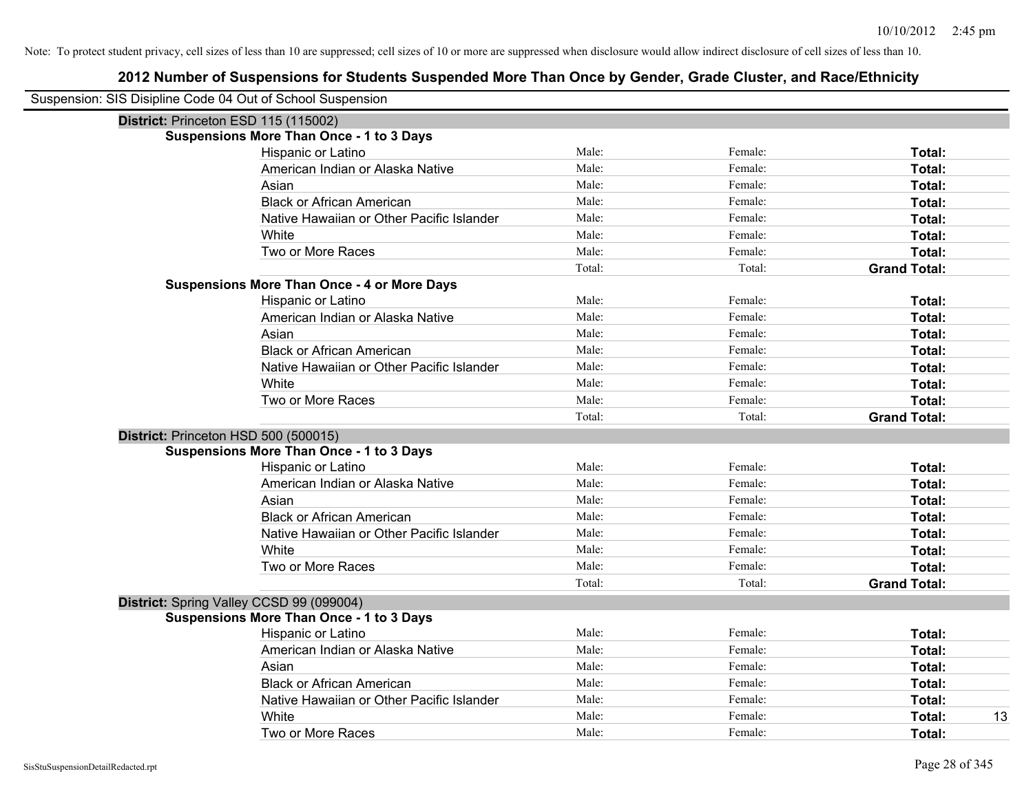Note: To protect student privacy, cell sizes of less than 10 are suppressed; cell sizes of 10 or more are suppressed when disclosure would allow indirect disclosure of cell sizes of less than 10.

## 2012 Number of Suspensions for Students Suspended More Than Once by Gender, Grade Cluster, and Race/Ethnicity

Suspension: SIS Disipline Code 04 Out of School Suspension

**District:** Princeton ESD 115 (115002)

**Suspensions More Than Once - 1 to 3 Days**

| | | | | |
|---|---|---|---|---|
| Hispanic or Latino | Male: | Female: | **Total:** | |
| American Indian or Alaska Native | Male: | Female: | **Total:** | |
| Asian | Male: | Female: | **Total:** | |
| Black or African American | Male: | Female: | **Total:** | |
| Native Hawaiian or Other Pacific Islander | Male: | Female: | **Total:** | |
| White | Male: | Female: | **Total:** | |
| Two or More Races | Male: | Female: | **Total:** | |
| | Total: | Total: | **Grand Total:** | |

**Suspensions More Than Once - 4 or More Days**

| | | | | |
|---|---|---|---|---|
| Hispanic or Latino | Male: | Female: | **Total:** | |
| American Indian or Alaska Native | Male: | Female: | **Total:** | |
| Asian | Male: | Female: | **Total:** | |
| Black or African American | Male: | Female: | **Total:** | |
| Native Hawaiian or Other Pacific Islander | Male: | Female: | **Total:** | |
| White | Male: | Female: | **Total:** | |
| Two or More Races | Male: | Female: | **Total:** | |
| | Total: | Total: | **Grand Total:** | |

**District:** Princeton HSD 500 (500015)

**Suspensions More Than Once - 1 to 3 Days**

| | | | | |
|---|---|---|---|---|
| Hispanic or Latino | Male: | Female: | **Total:** | |
| American Indian or Alaska Native | Male: | Female: | **Total:** | |
| Asian | Male: | Female: | **Total:** | |
| Black or African American | Male: | Female: | **Total:** | |
| Native Hawaiian or Other Pacific Islander | Male: | Female: | **Total:** | |
| White | Male: | Female: | **Total:** | |
| Two or More Races | Male: | Female: | **Total:** | |
| | Total: | Total: | **Grand Total:** | |

**District:** Spring Valley CCSD 99 (099004)

**Suspensions More Than Once - 1 to 3 Days**

| | | | | |
|---|---|---|---|---|
| Hispanic or Latino | Male: | Female: | **Total:** | |
| American Indian or Alaska Native | Male: | Female: | **Total:** | |
| Asian | Male: | Female: | **Total:** | |
| Black or African American | Male: | Female: | **Total:** | |
| Native Hawaiian or Other Pacific Islander | Male: | Female: | **Total:** | |
| White | Male: | Female: | **Total:** | 13 |
| Two or More Races | Male: | Female: | **Total:** | |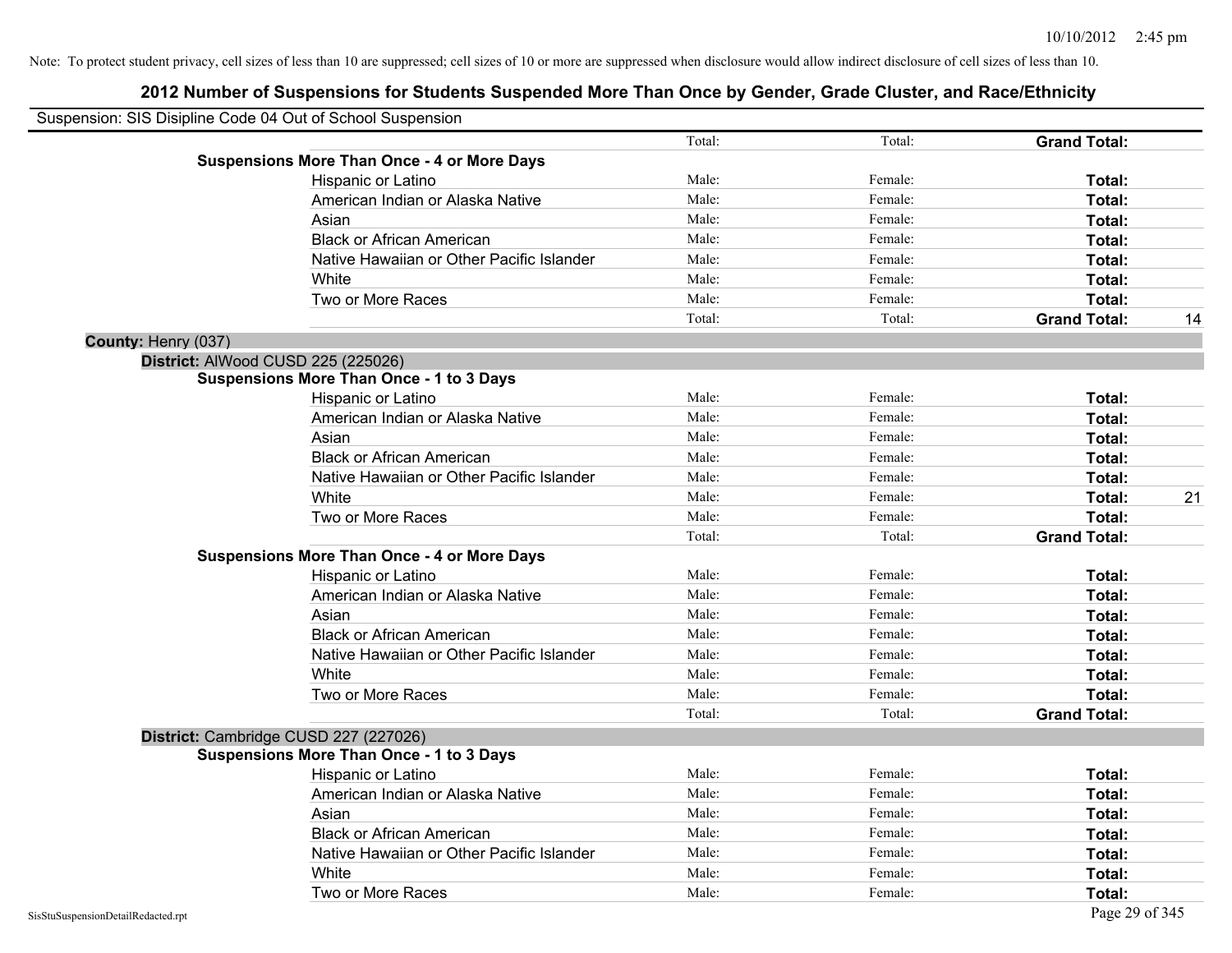Note: To protect student privacy, cell sizes of less than 10 are suppressed; cell sizes of 10 or more are suppressed when disclosure would allow indirect disclosure of cell sizes of less than 10.

# 2012 Number of Suspensions for Students Suspended More Than Once by Gender, Grade Cluster, and Race/Ethnicity

Suspension: SIS Disipline Code 04 Out of School Suspension

| | | | | |
|---|---|---|---|---|
| | Total: | Total: | **Grand Total:** | |
| **Suspensions More Than Once - 4 or More Days** | | | | |
| Hispanic or Latino | Male: | Female: | **Total:** | |
| American Indian or Alaska Native | Male: | Female: | **Total:** | |
| Asian | Male: | Female: | **Total:** | |
| Black or African American | Male: | Female: | **Total:** | |
| Native Hawaiian or Other Pacific Islander | Male: | Female: | **Total:** | |
| White | Male: | Female: | **Total:** | |
| Two or More Races | Male: | Female: | **Total:** | |
| | Total: | Total: | **Grand Total:** | 14 |

**County:** Henry (037)

**District:** AlWood CUSD 225 (225026)

| | | | | |
|---|---|---|---|---|
| **Suspensions More Than Once - 1 to 3 Days** | | | | |
| Hispanic or Latino | Male: | Female: | **Total:** | |
| American Indian or Alaska Native | Male: | Female: | **Total:** | |
| Asian | Male: | Female: | **Total:** | |
| Black or African American | Male: | Female: | **Total:** | |
| Native Hawaiian or Other Pacific Islander | Male: | Female: | **Total:** | |
| White | Male: | Female: | **Total:** | 21 |
| Two or More Races | Male: | Female: | **Total:** | |
| | Total: | Total: | **Grand Total:** | |
| **Suspensions More Than Once - 4 or More Days** | | | | |
| Hispanic or Latino | Male: | Female: | **Total:** | |
| American Indian or Alaska Native | Male: | Female: | **Total:** | |
| Asian | Male: | Female: | **Total:** | |
| Black or African American | Male: | Female: | **Total:** | |
| Native Hawaiian or Other Pacific Islander | Male: | Female: | **Total:** | |
| White | Male: | Female: | **Total:** | |
| Two or More Races | Male: | Female: | **Total:** | |
| | Total: | Total: | **Grand Total:** | |

**District:** Cambridge CUSD 227 (227026)

| | | | | |
|---|---|---|---|---|
| **Suspensions More Than Once - 1 to 3 Days** | | | | |
| Hispanic or Latino | Male: | Female: | **Total:** | |
| American Indian or Alaska Native | Male: | Female: | **Total:** | |
| Asian | Male: | Female: | **Total:** | |
| Black or African American | Male: | Female: | **Total:** | |
| Native Hawaiian or Other Pacific Islander | Male: | Female: | **Total:** | |
| White | Male: | Female: | **Total:** | |
| Two or More Races | Male: | Female: | **Total:** | |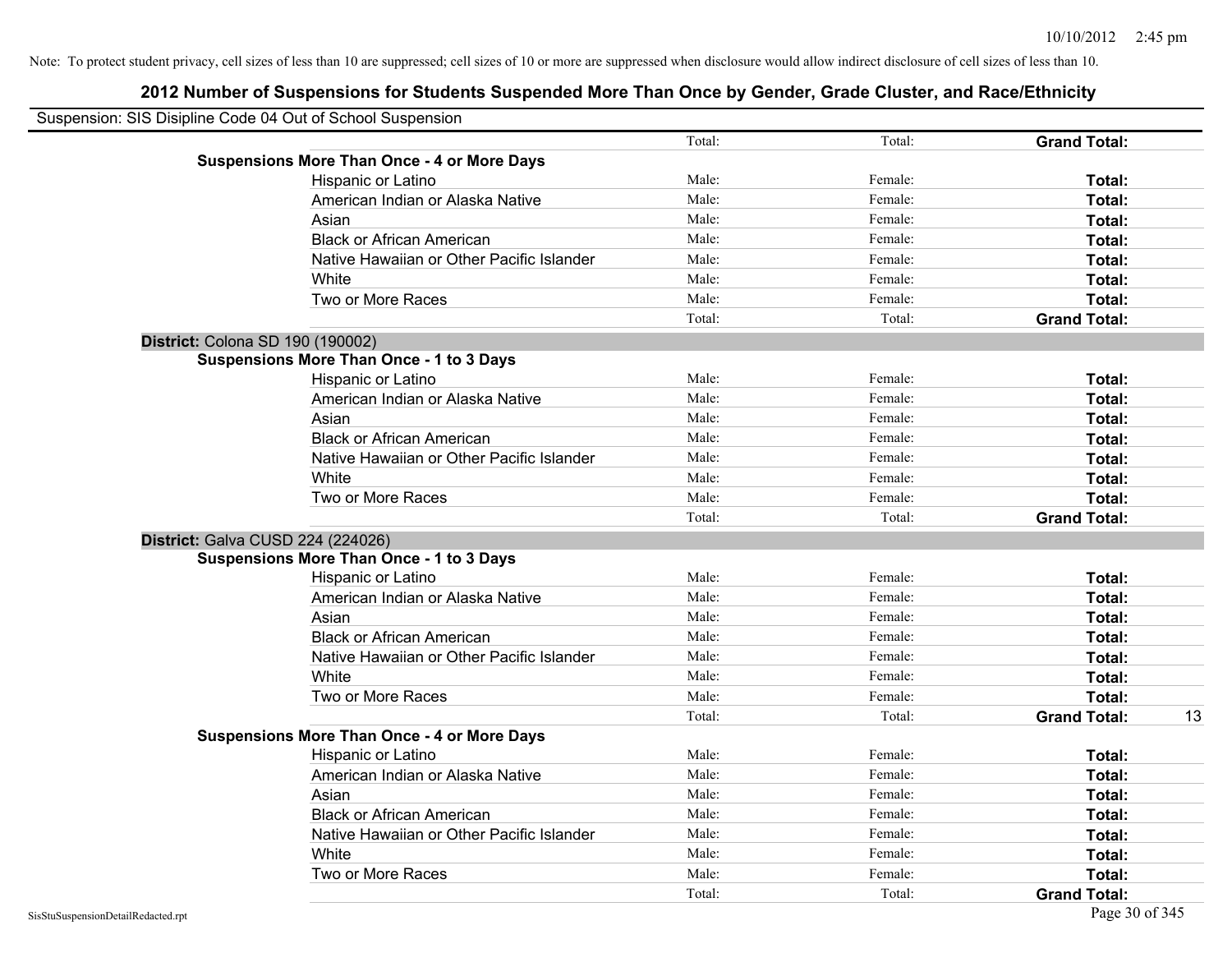Note: To protect student privacy, cell sizes of less than 10 are suppressed; cell sizes of 10 or more are suppressed when disclosure would allow indirect disclosure of cell sizes of less than 10.

# 2012 Number of Suspensions for Students Suspended More Than Once by Gender, Grade Cluster, and Race/Ethnicity

Suspension: SIS Disipline Code 04 Out of School Suspension

| | | | | |
|---|---|---|---|---|
| | Total: | Total: | **Grand Total:** | |
| **Suspensions More Than Once - 4 or More Days** | | | | |
| Hispanic or Latino | Male: | Female: | **Total:** | |
| American Indian or Alaska Native | Male: | Female: | **Total:** | |
| Asian | Male: | Female: | **Total:** | |
| Black or African American | Male: | Female: | **Total:** | |
| Native Hawaiian or Other Pacific Islander | Male: | Female: | **Total:** | |
| White | Male: | Female: | **Total:** | |
| Two or More Races | Male: | Female: | **Total:** | |
| | Total: | Total: | **Grand Total:** | |
| **District:** Colona SD 190 (190002) | | | | |
| **Suspensions More Than Once - 1 to 3 Days** | | | | |
| Hispanic or Latino | Male: | Female: | **Total:** | |
| American Indian or Alaska Native | Male: | Female: | **Total:** | |
| Asian | Male: | Female: | **Total:** | |
| Black or African American | Male: | Female: | **Total:** | |
| Native Hawaiian or Other Pacific Islander | Male: | Female: | **Total:** | |
| White | Male: | Female: | **Total:** | |
| Two or More Races | Male: | Female: | **Total:** | |
| | Total: | Total: | **Grand Total:** | |
| **District:** Galva CUSD 224 (224026) | | | | |
| **Suspensions More Than Once - 1 to 3 Days** | | | | |
| Hispanic or Latino | Male: | Female: | **Total:** | |
| American Indian or Alaska Native | Male: | Female: | **Total:** | |
| Asian | Male: | Female: | **Total:** | |
| Black or African American | Male: | Female: | **Total:** | |
| Native Hawaiian or Other Pacific Islander | Male: | Female: | **Total:** | |
| White | Male: | Female: | **Total:** | |
| Two or More Races | Male: | Female: | **Total:** | |
| | Total: | Total: | **Grand Total:** | 13 |
| **Suspensions More Than Once - 4 or More Days** | | | | |
| Hispanic or Latino | Male: | Female: | **Total:** | |
| American Indian or Alaska Native | Male: | Female: | **Total:** | |
| Asian | Male: | Female: | **Total:** | |
| Black or African American | Male: | Female: | **Total:** | |
| Native Hawaiian or Other Pacific Islander | Male: | Female: | **Total:** | |
| White | Male: | Female: | **Total:** | |
| Two or More Races | Male: | Female: | **Total:** | |
| | Total: | Total: | **Grand Total:** | |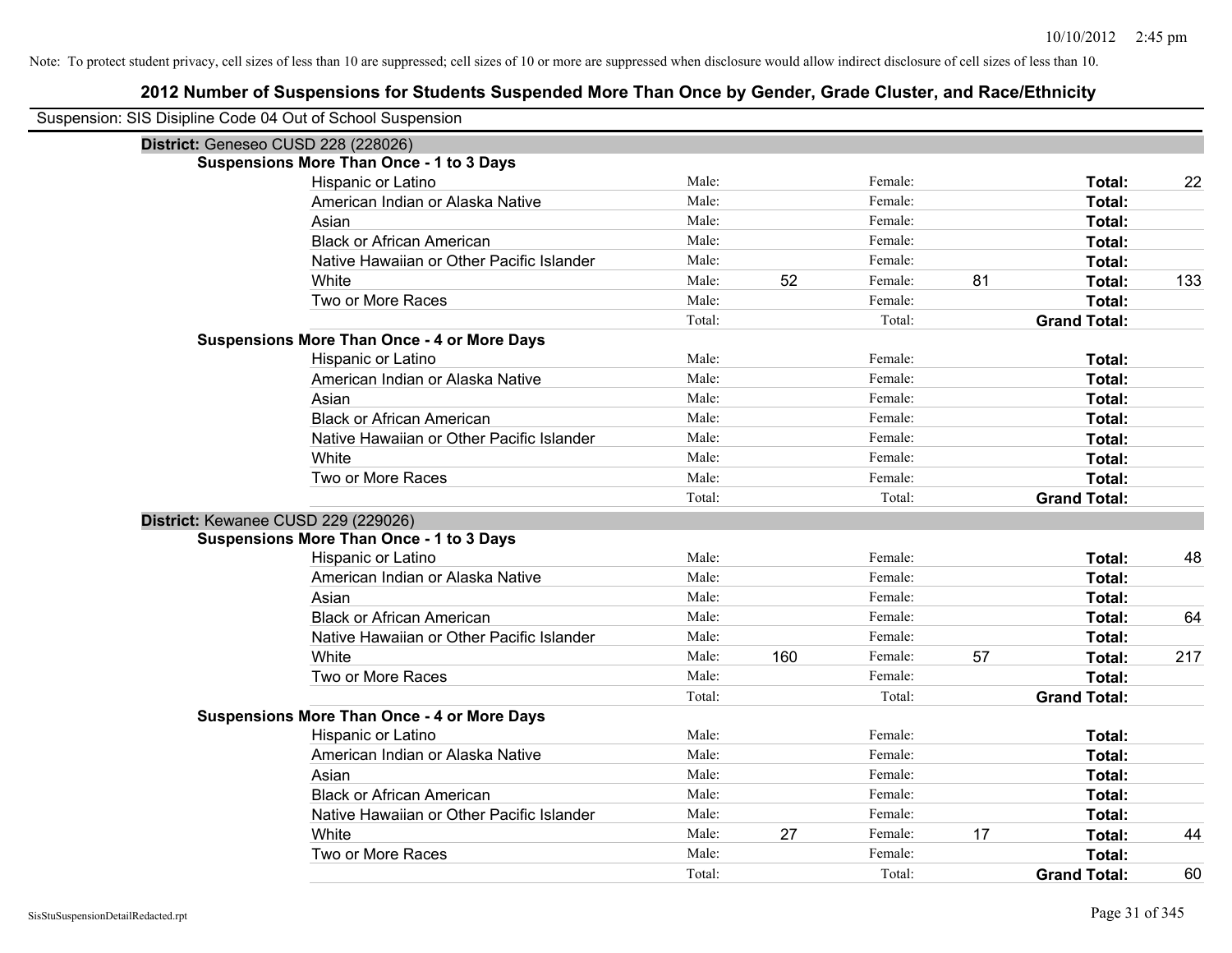Note: To protect student privacy, cell sizes of less than 10 are suppressed; cell sizes of 10 or more are suppressed when disclosure would allow indirect disclosure of cell sizes of less than 10.

# 2012 Number of Suspensions for Students Suspended More Than Once by Gender, Grade Cluster, and Race/Ethnicity

Suspension: SIS Disipline Code 04 Out of School Suspension

## District: Geneseo CUSD 228 (228026)

### Suspensions More Than Once - 1 to 3 Days

| Race/Ethnicity | Male: | | Female: | | Total: | |
|---|---|---|---|---|---|---|
| Hispanic or Latino | Male: | | Female: | | **Total:** | 22 |
| American Indian or Alaska Native | Male: | | Female: | | **Total:** | |
| Asian | Male: | | Female: | | **Total:** | |
| Black or African American | Male: | | Female: | | **Total:** | |
| Native Hawaiian or Other Pacific Islander | Male: | | Female: | | **Total:** | |
| White | Male: | 52 | Female: | 81 | **Total:** | 133 |
| Two or More Races | Male: | | Female: | | **Total:** | |
| | Total: | | Total: | | **Grand Total:** | |

### Suspensions More Than Once - 4 or More Days

| Race/Ethnicity | Male: | | Female: | | Total: | |
|---|---|---|---|---|---|---|
| Hispanic or Latino | Male: | | Female: | | **Total:** | |
| American Indian or Alaska Native | Male: | | Female: | | **Total:** | |
| Asian | Male: | | Female: | | **Total:** | |
| Black or African American | Male: | | Female: | | **Total:** | |
| Native Hawaiian or Other Pacific Islander | Male: | | Female: | | **Total:** | |
| White | Male: | | Female: | | **Total:** | |
| Two or More Races | Male: | | Female: | | **Total:** | |
| | Total: | | Total: | | **Grand Total:** | |

## District: Kewanee CUSD 229 (229026)

### Suspensions More Than Once - 1 to 3 Days

| Race/Ethnicity | Male: | | Female: | | Total: | |
|---|---|---|---|---|---|---|
| Hispanic or Latino | Male: | | Female: | | **Total:** | 48 |
| American Indian or Alaska Native | Male: | | Female: | | **Total:** | |
| Asian | Male: | | Female: | | **Total:** | |
| Black or African American | Male: | | Female: | | **Total:** | 64 |
| Native Hawaiian or Other Pacific Islander | Male: | | Female: | | **Total:** | |
| White | Male: | 160 | Female: | 57 | **Total:** | 217 |
| Two or More Races | Male: | | Female: | | **Total:** | |
| | Total: | | Total: | | **Grand Total:** | |

### Suspensions More Than Once - 4 or More Days

| Race/Ethnicity | Male: | | Female: | | Total: | |
|---|---|---|---|---|---|---|
| Hispanic or Latino | Male: | | Female: | | **Total:** | |
| American Indian or Alaska Native | Male: | | Female: | | **Total:** | |
| Asian | Male: | | Female: | | **Total:** | |
| Black or African American | Male: | | Female: | | **Total:** | |
| Native Hawaiian or Other Pacific Islander | Male: | | Female: | | **Total:** | |
| White | Male: | 27 | Female: | 17 | **Total:** | 44 |
| Two or More Races | Male: | | Female: | | **Total:** | |
| | Total: | | Total: | | **Grand Total:** | 60 |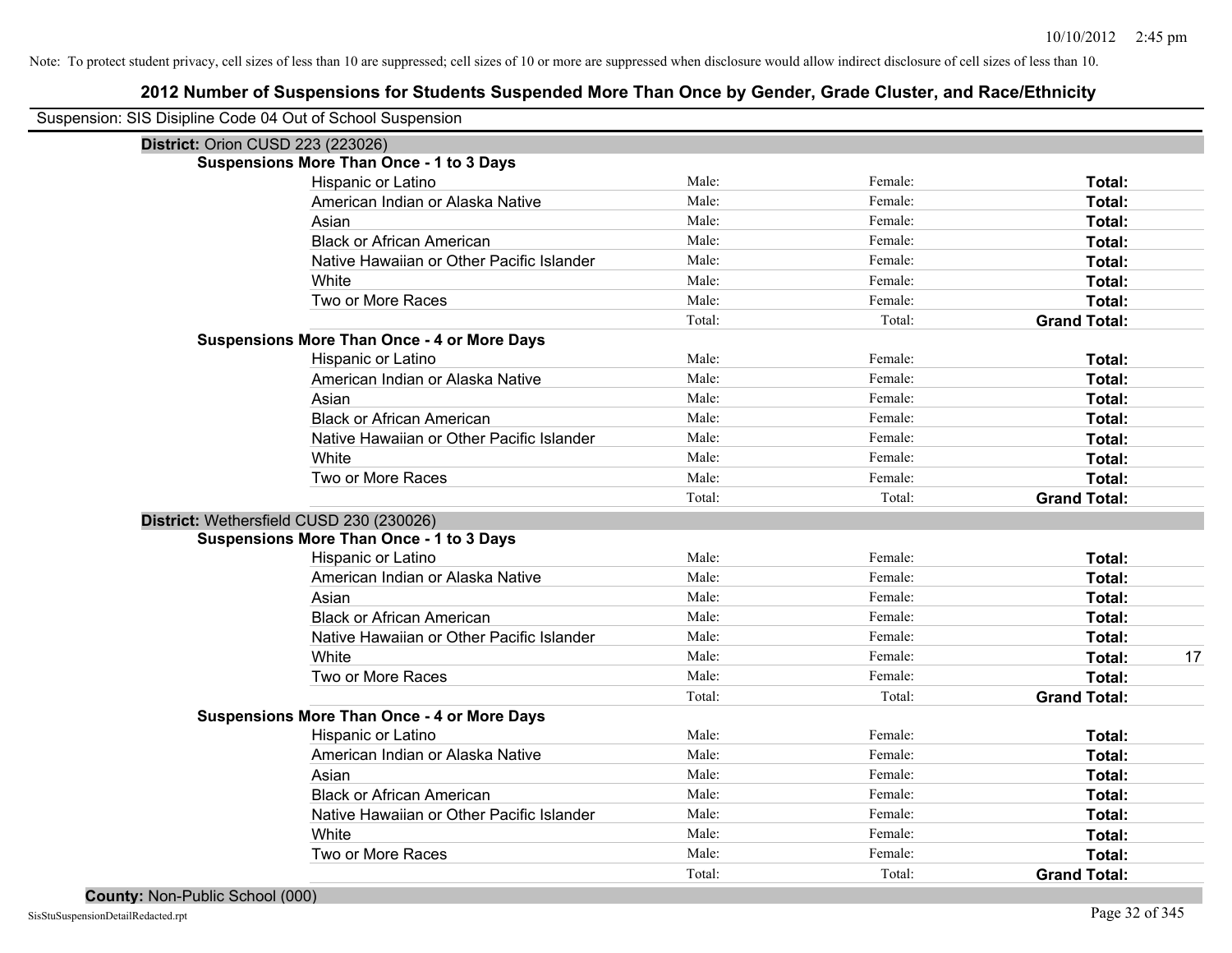Note: To protect student privacy, cell sizes of less than 10 are suppressed; cell sizes of 10 or more are suppressed when disclosure would allow indirect disclosure of cell sizes of less than 10.

# 2012 Number of Suspensions for Students Suspended More Than Once by Gender, Grade Cluster, and Race/Ethnicity

Suspension: SIS Disipline Code 04 Out of School Suspension

## District: Orion CUSD 223 (223026)

### Suspensions More Than Once - 1 to 3 Days

| Race/Ethnicity | Male | Female | Total |
|---|---|---|---|
| Hispanic or Latino | Male: | Female: | **Total:** |
| American Indian or Alaska Native | Male: | Female: | **Total:** |
| Asian | Male: | Female: | **Total:** |
| Black or African American | Male: | Female: | **Total:** |
| Native Hawaiian or Other Pacific Islander | Male: | Female: | **Total:** |
| White | Male: | Female: | **Total:** |
| Two or More Races | Male: | Female: | **Total:** |
| | Total: | Total: | **Grand Total:** |

### Suspensions More Than Once - 4 or More Days

| Race/Ethnicity | Male | Female | Total |
|---|---|---|---|
| Hispanic or Latino | Male: | Female: | **Total:** |
| American Indian or Alaska Native | Male: | Female: | **Total:** |
| Asian | Male: | Female: | **Total:** |
| Black or African American | Male: | Female: | **Total:** |
| Native Hawaiian or Other Pacific Islander | Male: | Female: | **Total:** |
| White | Male: | Female: | **Total:** |
| Two or More Races | Male: | Female: | **Total:** |
| | Total: | Total: | **Grand Total:** |

## District: Wethersfield CUSD 230 (230026)

### Suspensions More Than Once - 1 to 3 Days

| Race/Ethnicity | Male | Female | Total |
|---|---|---|---|
| Hispanic or Latino | Male: | Female: | **Total:** |
| American Indian or Alaska Native | Male: | Female: | **Total:** |
| Asian | Male: | Female: | **Total:** |
| Black or African American | Male: | Female: | **Total:** |
| Native Hawaiian or Other Pacific Islander | Male: | Female: | **Total:** |
| White | Male: | Female: | **Total:** 17 |
| Two or More Races | Male: | Female: | **Total:** |
| | Total: | Total: | **Grand Total:** |

### Suspensions More Than Once - 4 or More Days

| Race/Ethnicity | Male | Female | Total |
|---|---|---|---|
| Hispanic or Latino | Male: | Female: | **Total:** |
| American Indian or Alaska Native | Male: | Female: | **Total:** |
| Asian | Male: | Female: | **Total:** |
| Black or African American | Male: | Female: | **Total:** |
| Native Hawaiian or Other Pacific Islander | Male: | Female: | **Total:** |
| White | Male: | Female: | **Total:** |
| Two or More Races | Male: | Female: | **Total:** |
| | Total: | Total: | **Grand Total:** |

## County: Non-Public School (000)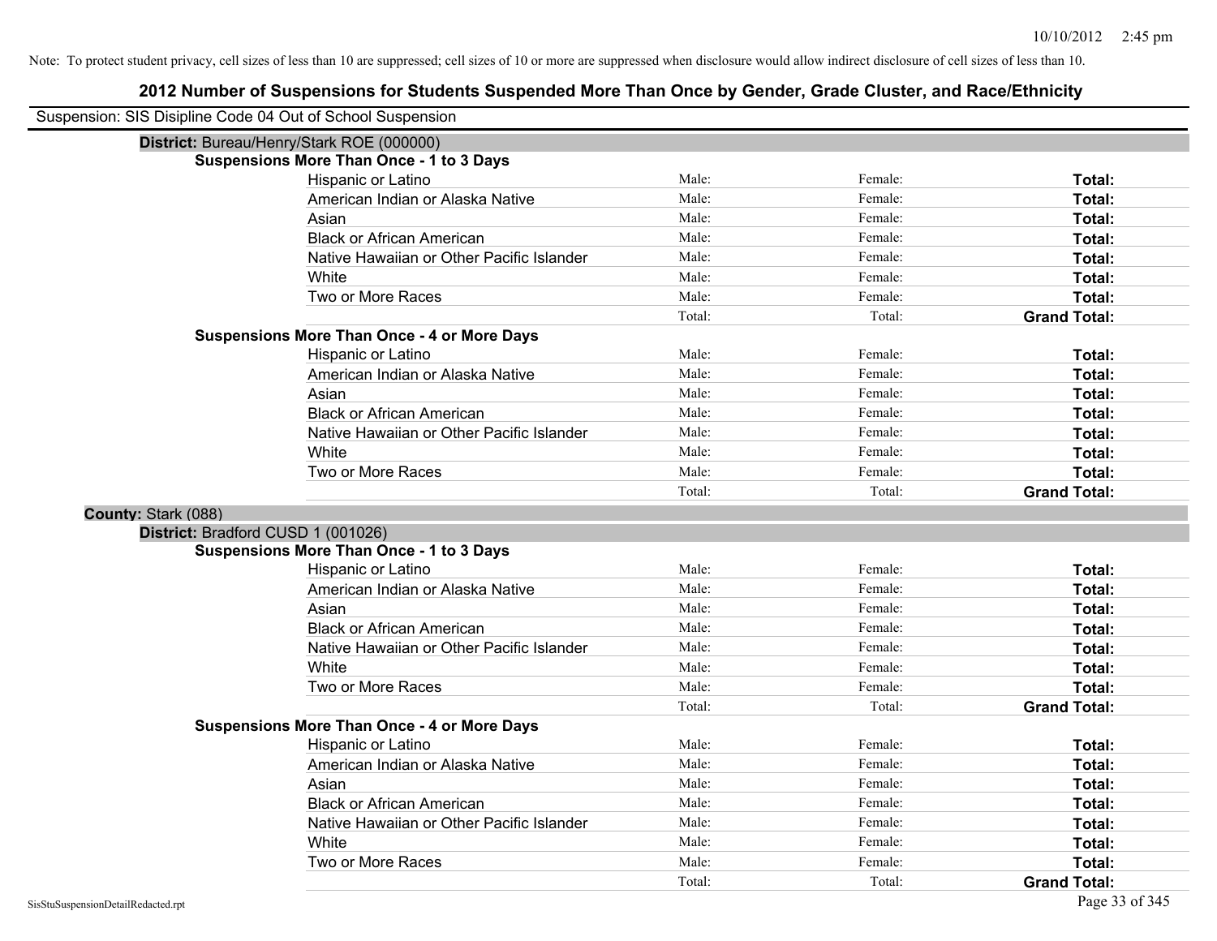Note: To protect student privacy, cell sizes of less than 10 are suppressed; cell sizes of 10 or more are suppressed when disclosure would allow indirect disclosure of cell sizes of less than 10.

# 2012 Number of Suspensions for Students Suspended More Than Once by Gender, Grade Cluster, and Race/Ethnicity

Suspension: SIS Disipline Code 04 Out of School Suspension

**District:** Bureau/Henry/Stark ROE (000000)

**Suspensions More Than Once - 1 to 3 Days**

| | | | |
|---|---|---|---|
| Hispanic or Latino | Male: | Female: | **Total:** |
| American Indian or Alaska Native | Male: | Female: | **Total:** |
| Asian | Male: | Female: | **Total:** |
| Black or African American | Male: | Female: | **Total:** |
| Native Hawaiian or Other Pacific Islander | Male: | Female: | **Total:** |
| White | Male: | Female: | **Total:** |
| Two or More Races | Male: | Female: | **Total:** |
| | Total: | Total: | **Grand Total:** |

**Suspensions More Than Once - 4 or More Days**

| | | | |
|---|---|---|---|
| Hispanic or Latino | Male: | Female: | **Total:** |
| American Indian or Alaska Native | Male: | Female: | **Total:** |
| Asian | Male: | Female: | **Total:** |
| Black or African American | Male: | Female: | **Total:** |
| Native Hawaiian or Other Pacific Islander | Male: | Female: | **Total:** |
| White | Male: | Female: | **Total:** |
| Two or More Races | Male: | Female: | **Total:** |
| | Total: | Total: | **Grand Total:** |

**County:** Stark (088)

**District:** Bradford CUSD 1 (001026)

**Suspensions More Than Once - 1 to 3 Days**

| | | | |
|---|---|---|---|
| Hispanic or Latino | Male: | Female: | **Total:** |
| American Indian or Alaska Native | Male: | Female: | **Total:** |
| Asian | Male: | Female: | **Total:** |
| Black or African American | Male: | Female: | **Total:** |
| Native Hawaiian or Other Pacific Islander | Male: | Female: | **Total:** |
| White | Male: | Female: | **Total:** |
| Two or More Races | Male: | Female: | **Total:** |
| | Total: | Total: | **Grand Total:** |

**Suspensions More Than Once - 4 or More Days**

| | | | |
|---|---|---|---|
| Hispanic or Latino | Male: | Female: | **Total:** |
| American Indian or Alaska Native | Male: | Female: | **Total:** |
| Asian | Male: | Female: | **Total:** |
| Black or African American | Male: | Female: | **Total:** |
| Native Hawaiian or Other Pacific Islander | Male: | Female: | **Total:** |
| White | Male: | Female: | **Total:** |
| Two or More Races | Male: | Female: | **Total:** |
| | Total: | Total: | **Grand Total:** |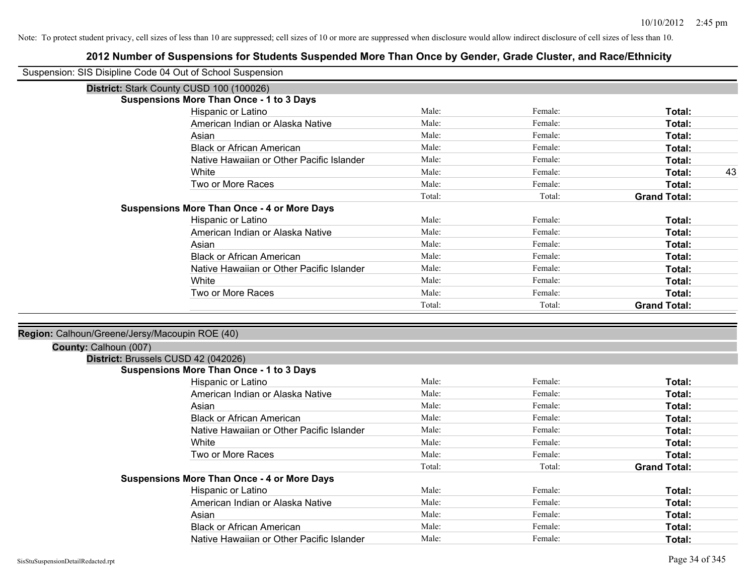Note: To protect student privacy, cell sizes of less than 10 are suppressed; cell sizes of 10 or more are suppressed when disclosure would allow indirect disclosure of cell sizes of less than 10.

# 2012 Number of Suspensions for Students Suspended More Than Once by Gender, Grade Cluster, and Race/Ethnicity

Suspension: SIS Disipline Code 04 Out of School Suspension

**District:** Stark County CUSD 100 (100026)

**Suspensions More Than Once - 1 to 3 Days**

| | | | | |
|---|---|---|---|---|
| Hispanic or Latino | Male: | Female: | **Total:** | |
| American Indian or Alaska Native | Male: | Female: | **Total:** | |
| Asian | Male: | Female: | **Total:** | |
| Black or African American | Male: | Female: | **Total:** | |
| Native Hawaiian or Other Pacific Islander | Male: | Female: | **Total:** | |
| White | Male: | Female: | **Total:** | 43 |
| Two or More Races | Male: | Female: | **Total:** | |
| | Total: | Total: | **Grand Total:** | |

**Suspensions More Than Once - 4 or More Days**

| | | | | |
|---|---|---|---|---|
| Hispanic or Latino | Male: | Female: | **Total:** | |
| American Indian or Alaska Native | Male: | Female: | **Total:** | |
| Asian | Male: | Female: | **Total:** | |
| Black or African American | Male: | Female: | **Total:** | |
| Native Hawaiian or Other Pacific Islander | Male: | Female: | **Total:** | |
| White | Male: | Female: | **Total:** | |
| Two or More Races | Male: | Female: | **Total:** | |
| | Total: | Total: | **Grand Total:** | |

**Region:** Calhoun/Greene/Jersy/Macoupin ROE (40)

**County:** Calhoun (007)

**District:** Brussels CUSD 42 (042026)

**Suspensions More Than Once - 1 to 3 Days**

| | | | | |
|---|---|---|---|---|
| Hispanic or Latino | Male: | Female: | **Total:** | |
| American Indian or Alaska Native | Male: | Female: | **Total:** | |
| Asian | Male: | Female: | **Total:** | |
| Black or African American | Male: | Female: | **Total:** | |
| Native Hawaiian or Other Pacific Islander | Male: | Female: | **Total:** | |
| White | Male: | Female: | **Total:** | |
| Two or More Races | Male: | Female: | **Total:** | |
| | Total: | Total: | **Grand Total:** | |

**Suspensions More Than Once - 4 or More Days**

| | | | | |
|---|---|---|---|---|
| Hispanic or Latino | Male: | Female: | **Total:** | |
| American Indian or Alaska Native | Male: | Female: | **Total:** | |
| Asian | Male: | Female: | **Total:** | |
| Black or African American | Male: | Female: | **Total:** | |
| Native Hawaiian or Other Pacific Islander | Male: | Female: | **Total:** | |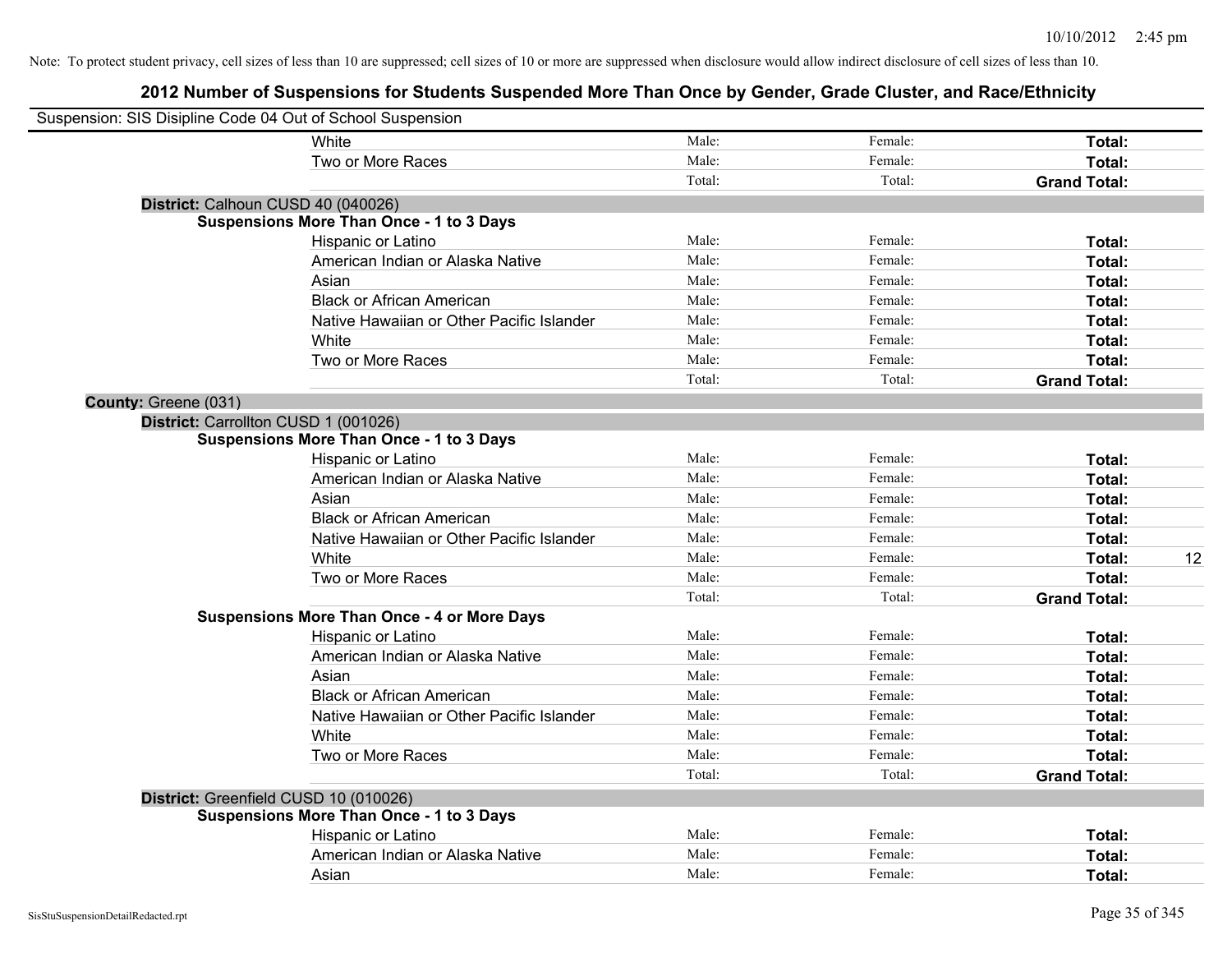Note: To protect student privacy, cell sizes of less than 10 are suppressed; cell sizes of 10 or more are suppressed when disclosure would allow indirect disclosure of cell sizes of less than 10.

## 2012 Number of Suspensions for Students Suspended More Than Once by Gender, Grade Cluster, and Race/Ethnicity

Suspension: SIS Disipline Code 04 Out of School Suspension

| | | | | | |
|---|---|---|---|---|---|
| | White | Male: | Female: | **Total:** | |
| | Two or More Races | Male: | Female: | **Total:** | |
| | | Total: | Total: | **Grand Total:** | |
| **District:** Calhoun CUSD 40 (040026) | | | | | |
| **Suspensions More Than Once - 1 to 3 Days** | | | | | |
| | Hispanic or Latino | Male: | Female: | **Total:** | |
| | American Indian or Alaska Native | Male: | Female: | **Total:** | |
| | Asian | Male: | Female: | **Total:** | |
| | Black or African American | Male: | Female: | **Total:** | |
| | Native Hawaiian or Other Pacific Islander | Male: | Female: | **Total:** | |
| | White | Male: | Female: | **Total:** | |
| | Two or More Races | Male: | Female: | **Total:** | |
| | | Total: | Total: | **Grand Total:** | |
| **County:** Greene (031) | | | | | |
| **District:** Carrollton CUSD 1 (001026) | | | | | |
| **Suspensions More Than Once - 1 to 3 Days** | | | | | |
| | Hispanic or Latino | Male: | Female: | **Total:** | |
| | American Indian or Alaska Native | Male: | Female: | **Total:** | |
| | Asian | Male: | Female: | **Total:** | |
| | Black or African American | Male: | Female: | **Total:** | |
| | Native Hawaiian or Other Pacific Islander | Male: | Female: | **Total:** | |
| | White | Male: | Female: | **Total:** | 12 |
| | Two or More Races | Male: | Female: | **Total:** | |
| | | Total: | Total: | **Grand Total:** | |
| **Suspensions More Than Once - 4 or More Days** | | | | | |
| | Hispanic or Latino | Male: | Female: | **Total:** | |
| | American Indian or Alaska Native | Male: | Female: | **Total:** | |
| | Asian | Male: | Female: | **Total:** | |
| | Black or African American | Male: | Female: | **Total:** | |
| | Native Hawaiian or Other Pacific Islander | Male: | Female: | **Total:** | |
| | White | Male: | Female: | **Total:** | |
| | Two or More Races | Male: | Female: | **Total:** | |
| | | Total: | Total: | **Grand Total:** | |
| **District:** Greenfield CUSD 10 (010026) | | | | | |
| **Suspensions More Than Once - 1 to 3 Days** | | | | | |
| | Hispanic or Latino | Male: | Female: | **Total:** | |
| | American Indian or Alaska Native | Male: | Female: | **Total:** | |
| | Asian | Male: | Female: | **Total:** | |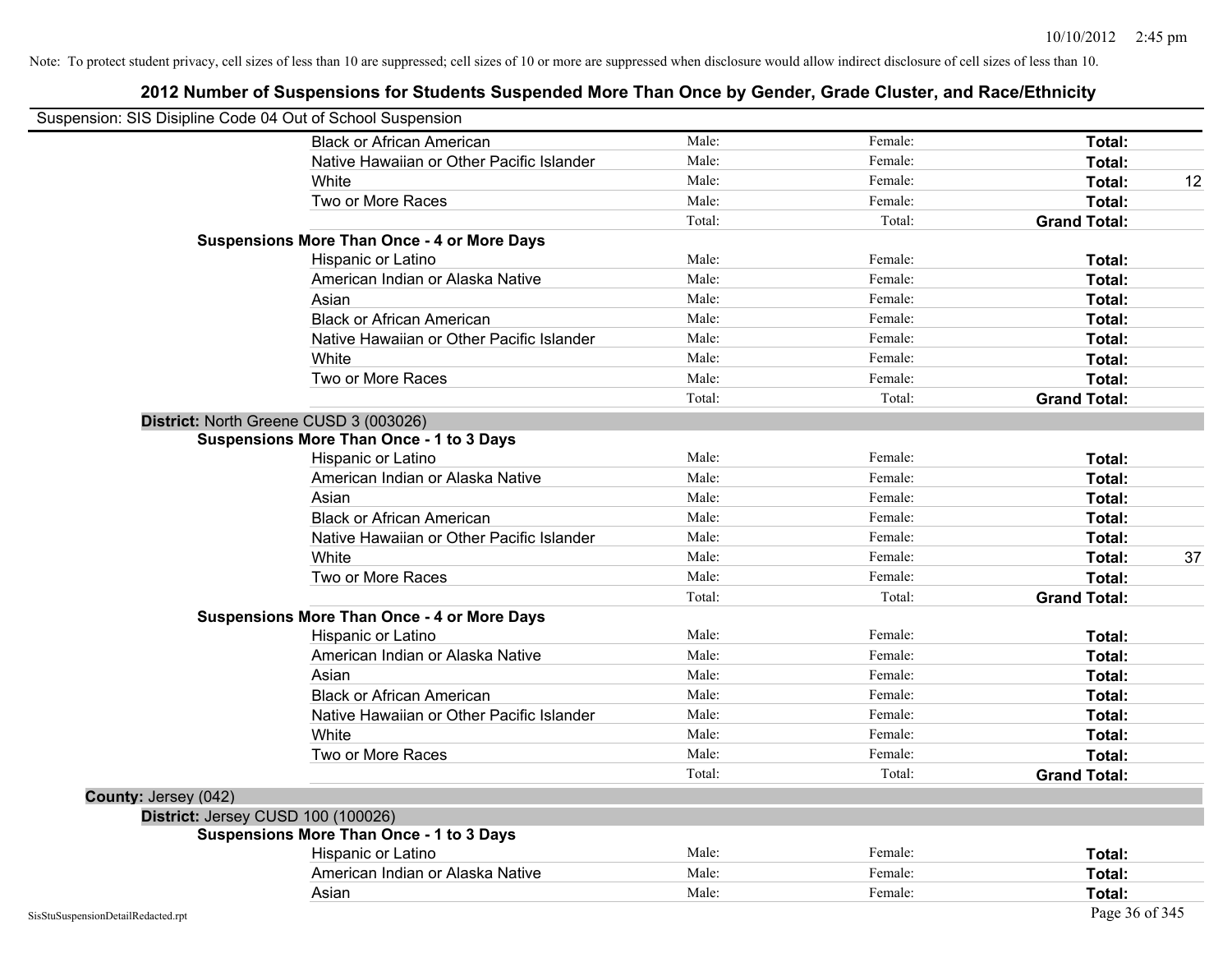Note: To protect student privacy, cell sizes of less than 10 are suppressed; cell sizes of 10 or more are suppressed when disclosure would allow indirect disclosure of cell sizes of less than 10.

# 2012 Number of Suspensions for Students Suspended More Than Once by Gender, Grade Cluster, and Race/Ethnicity

Suspension: SIS Disipline Code 04 Out of School Suspension

| | Male | Female | Total |
|---|---|---|---|
| Black or African American | Male: | Female: | **Total:** |
| Native Hawaiian or Other Pacific Islander | Male: | Female: | **Total:** |
| White | Male: | Female: | **Total:** 12 |
| Two or More Races | Male: | Female: | **Total:** |
| | Total: | Total: | **Grand Total:** |

**Suspensions More Than Once - 4 or More Days**

| | Male | Female | Total |
|---|---|---|---|
| Hispanic or Latino | Male: | Female: | **Total:** |
| American Indian or Alaska Native | Male: | Female: | **Total:** |
| Asian | Male: | Female: | **Total:** |
| Black or African American | Male: | Female: | **Total:** |
| Native Hawaiian or Other Pacific Islander | Male: | Female: | **Total:** |
| White | Male: | Female: | **Total:** |
| Two or More Races | Male: | Female: | **Total:** |
| | Total: | Total: | **Grand Total:** |

**District:** North Greene CUSD 3 (003026)

**Suspensions More Than Once - 1 to 3 Days**

| | Male | Female | Total |
|---|---|---|---|
| Hispanic or Latino | Male: | Female: | **Total:** |
| American Indian or Alaska Native | Male: | Female: | **Total:** |
| Asian | Male: | Female: | **Total:** |
| Black or African American | Male: | Female: | **Total:** |
| Native Hawaiian or Other Pacific Islander | Male: | Female: | **Total:** |
| White | Male: | Female: | **Total:** 37 |
| Two or More Races | Male: | Female: | **Total:** |
| | Total: | Total: | **Grand Total:** |

**Suspensions More Than Once - 4 or More Days**

| | Male | Female | Total |
|---|---|---|---|
| Hispanic or Latino | Male: | Female: | **Total:** |
| American Indian or Alaska Native | Male: | Female: | **Total:** |
| Asian | Male: | Female: | **Total:** |
| Black or African American | Male: | Female: | **Total:** |
| Native Hawaiian or Other Pacific Islander | Male: | Female: | **Total:** |
| White | Male: | Female: | **Total:** |
| Two or More Races | Male: | Female: | **Total:** |
| | Total: | Total: | **Grand Total:** |

**County:** Jersey (042)

**District:** Jersey CUSD 100 (100026)

**Suspensions More Than Once - 1 to 3 Days**

| | Male | Female | Total |
|---|---|---|---|
| Hispanic or Latino | Male: | Female: | **Total:** |
| American Indian or Alaska Native | Male: | Female: | **Total:** |
| Asian | Male: | Female: | **Total:** |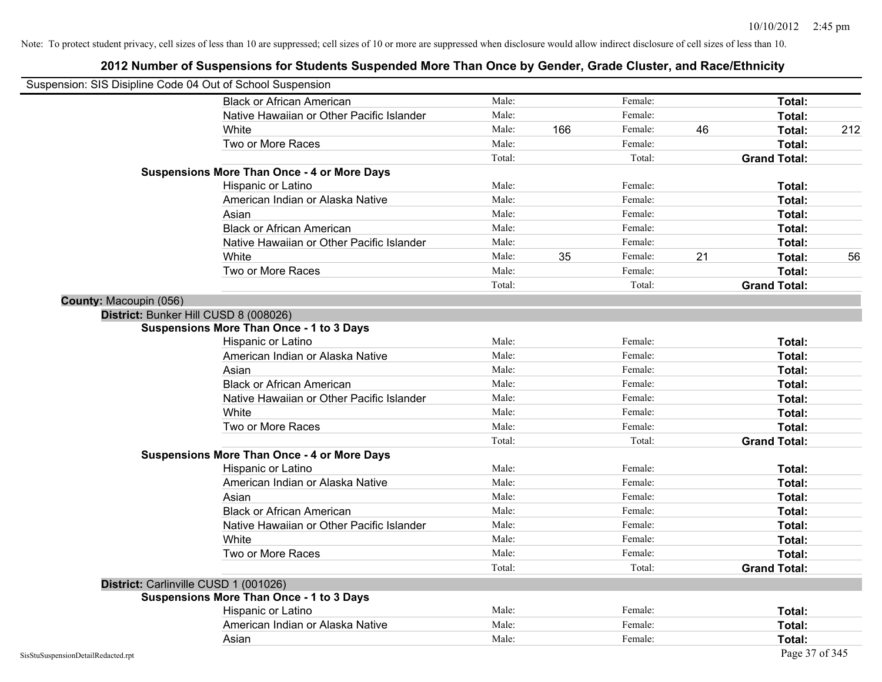Note: To protect student privacy, cell sizes of less than 10 are suppressed; cell sizes of 10 or more are suppressed when disclosure would allow indirect disclosure of cell sizes of less than 10.

## 2012 Number of Suspensions for Students Suspended More Than Once by Gender, Grade Cluster, and Race/Ethnicity

Suspension: SIS Disipline Code 04 Out of School Suspension

| | | | | | | |
|---|---|---|---|---|---|---|
| Black or African American | Male: | | Female: | | **Total:** | |
| Native Hawaiian or Other Pacific Islander | Male: | | Female: | | **Total:** | |
| White | Male: | 166 | Female: | 46 | **Total:** | 212 |
| Two or More Races | Male: | | Female: | | **Total:** | |
| | Total: | | Total: | | **Grand Total:** | |

**Suspensions More Than Once - 4 or More Days**

| | | | | | | |
|---|---|---|---|---|---|---|
| Hispanic or Latino | Male: | | Female: | | **Total:** | |
| American Indian or Alaska Native | Male: | | Female: | | **Total:** | |
| Asian | Male: | | Female: | | **Total:** | |
| Black or African American | Male: | | Female: | | **Total:** | |
| Native Hawaiian or Other Pacific Islander | Male: | | Female: | | **Total:** | |
| White | Male: | 35 | Female: | 21 | **Total:** | 56 |
| Two or More Races | Male: | | Female: | | **Total:** | |
| | Total: | | Total: | | **Grand Total:** | |

**County:** Macoupin (056)

**District:** Bunker Hill CUSD 8 (008026)

**Suspensions More Than Once - 1 to 3 Days**

| | | | | | | |
|---|---|---|---|---|---|---|
| Hispanic or Latino | Male: | | Female: | | **Total:** | |
| American Indian or Alaska Native | Male: | | Female: | | **Total:** | |
| Asian | Male: | | Female: | | **Total:** | |
| Black or African American | Male: | | Female: | | **Total:** | |
| Native Hawaiian or Other Pacific Islander | Male: | | Female: | | **Total:** | |
| White | Male: | | Female: | | **Total:** | |
| Two or More Races | Male: | | Female: | | **Total:** | |
| | Total: | | Total: | | **Grand Total:** | |

**Suspensions More Than Once - 4 or More Days**

| | | | | | | |
|---|---|---|---|---|---|---|
| Hispanic or Latino | Male: | | Female: | | **Total:** | |
| American Indian or Alaska Native | Male: | | Female: | | **Total:** | |
| Asian | Male: | | Female: | | **Total:** | |
| Black or African American | Male: | | Female: | | **Total:** | |
| Native Hawaiian or Other Pacific Islander | Male: | | Female: | | **Total:** | |
| White | Male: | | Female: | | **Total:** | |
| Two or More Races | Male: | | Female: | | **Total:** | |
| | Total: | | Total: | | **Grand Total:** | |

**District:** Carlinville CUSD 1 (001026)

**Suspensions More Than Once - 1 to 3 Days**

| | | | | | | |
|---|---|---|---|---|---|---|
| Hispanic or Latino | Male: | | Female: | | **Total:** | |
| American Indian or Alaska Native | Male: | | Female: | | **Total:** | |
| Asian | Male: | | Female: | | **Total:** | |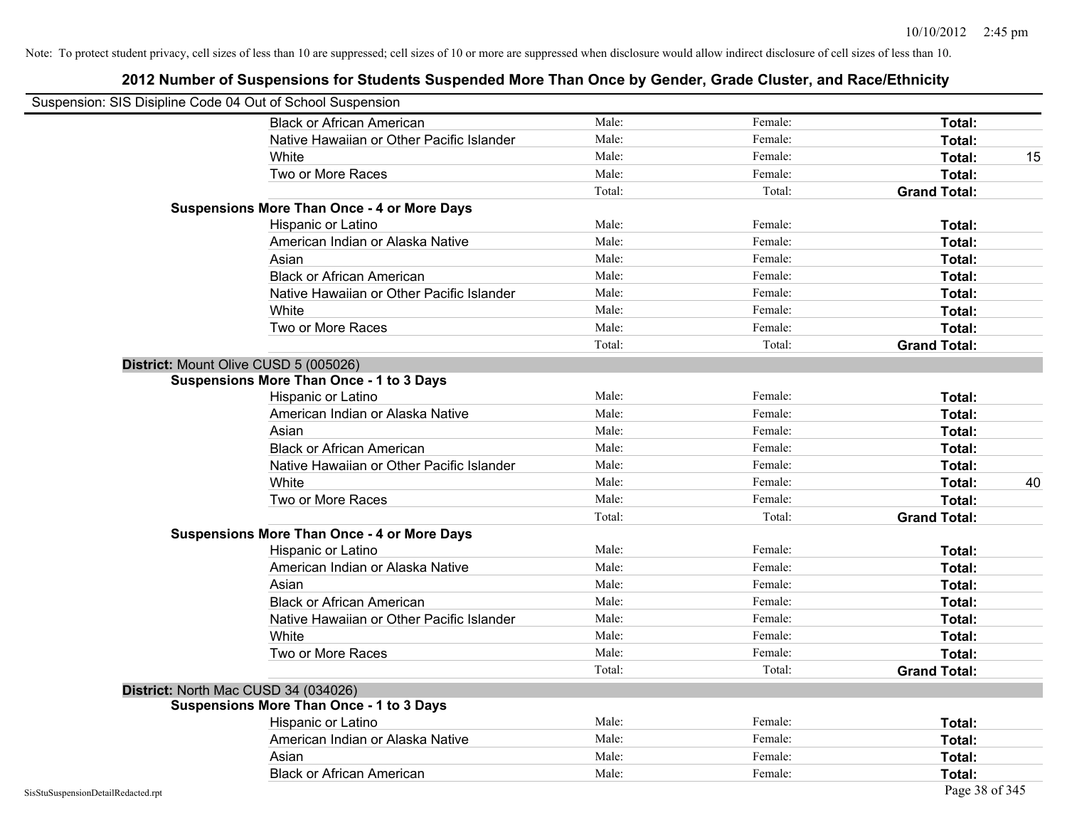Note: To protect student privacy, cell sizes of less than 10 are suppressed; cell sizes of 10 or more are suppressed when disclosure would allow indirect disclosure of cell sizes of less than 10.

## 2012 Number of Suspensions for Students Suspended More Than Once by Gender, Grade Cluster, and Race/Ethnicity

Suspension: SIS Disipline Code 04 Out of School Suspension

| | | | | |
|---|---|---|---|---|
| Black or African American | Male: | Female: | **Total:** | |
| Native Hawaiian or Other Pacific Islander | Male: | Female: | **Total:** | |
| White | Male: | Female: | **Total:** | 15 |
| Two or More Races | Male: | Female: | **Total:** | |
| | Total: | Total: | **Grand Total:** | |

**Suspensions More Than Once - 4 or More Days**

| | | | | |
|---|---|---|---|---|
| Hispanic or Latino | Male: | Female: | **Total:** | |
| American Indian or Alaska Native | Male: | Female: | **Total:** | |
| Asian | Male: | Female: | **Total:** | |
| Black or African American | Male: | Female: | **Total:** | |
| Native Hawaiian or Other Pacific Islander | Male: | Female: | **Total:** | |
| White | Male: | Female: | **Total:** | |
| Two or More Races | Male: | Female: | **Total:** | |
| | Total: | Total: | **Grand Total:** | |

**District:** Mount Olive CUSD 5 (005026)

**Suspensions More Than Once - 1 to 3 Days**

| | | | | |
|---|---|---|---|---|
| Hispanic or Latino | Male: | Female: | **Total:** | |
| American Indian or Alaska Native | Male: | Female: | **Total:** | |
| Asian | Male: | Female: | **Total:** | |
| Black or African American | Male: | Female: | **Total:** | |
| Native Hawaiian or Other Pacific Islander | Male: | Female: | **Total:** | |
| White | Male: | Female: | **Total:** | 40 |
| Two or More Races | Male: | Female: | **Total:** | |
| | Total: | Total: | **Grand Total:** | |

**Suspensions More Than Once - 4 or More Days**

| | | | | |
|---|---|---|---|---|
| Hispanic or Latino | Male: | Female: | **Total:** | |
| American Indian or Alaska Native | Male: | Female: | **Total:** | |
| Asian | Male: | Female: | **Total:** | |
| Black or African American | Male: | Female: | **Total:** | |
| Native Hawaiian or Other Pacific Islander | Male: | Female: | **Total:** | |
| White | Male: | Female: | **Total:** | |
| Two or More Races | Male: | Female: | **Total:** | |
| | Total: | Total: | **Grand Total:** | |

**District:** North Mac CUSD 34 (034026)

**Suspensions More Than Once - 1 to 3 Days**

| | | | | |
|---|---|---|---|---|
| Hispanic or Latino | Male: | Female: | **Total:** | |
| American Indian or Alaska Native | Male: | Female: | **Total:** | |
| Asian | Male: | Female: | **Total:** | |
| Black or African American | Male: | Female: | **Total:** | |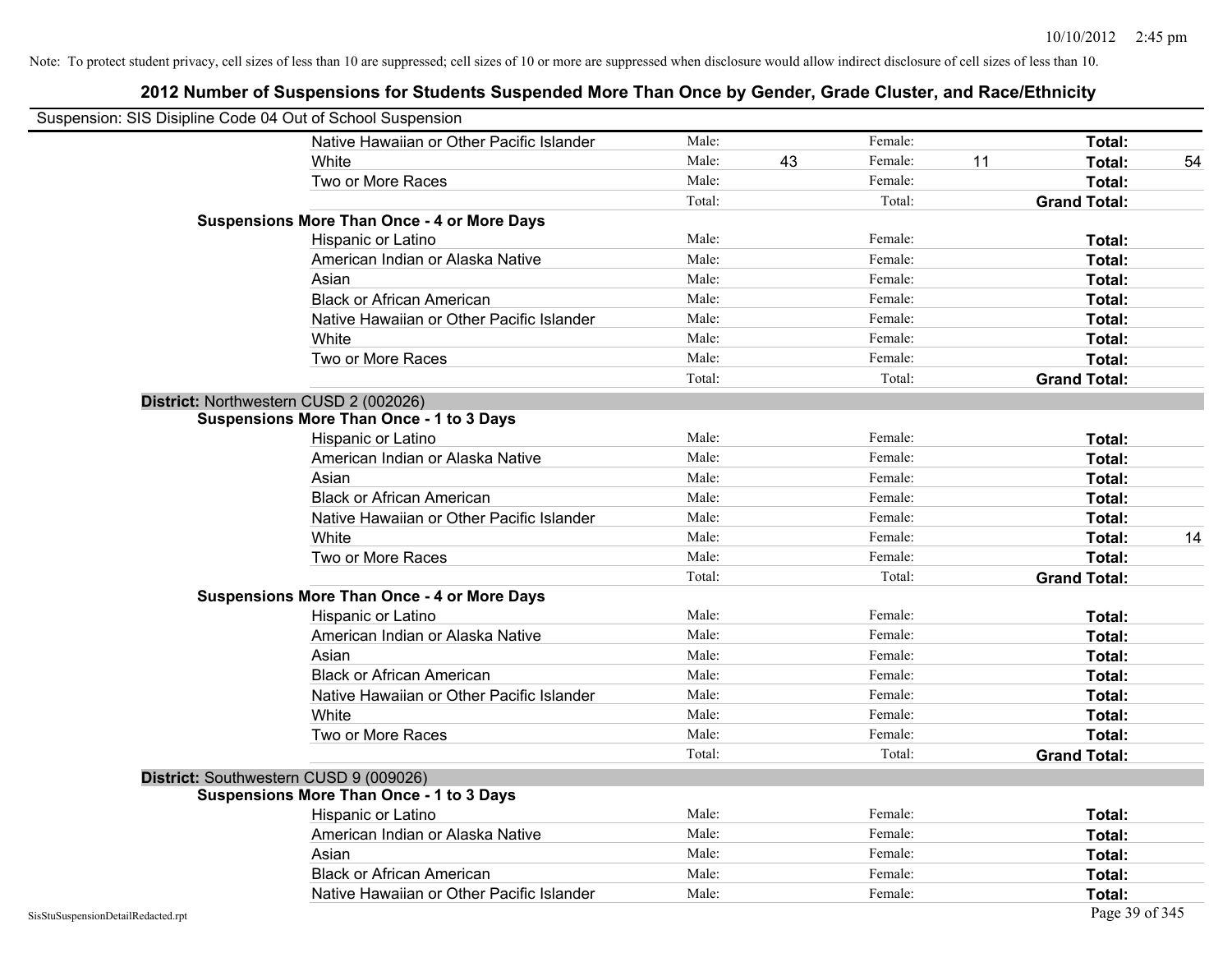Note: To protect student privacy, cell sizes of less than 10 are suppressed; cell sizes of 10 or more are suppressed when disclosure would allow indirect disclosure of cell sizes of less than 10.

## 2012 Number of Suspensions for Students Suspended More Than Once by Gender, Grade Cluster, and Race/Ethnicity

Suspension: SIS Disipline Code 04 Out of School Suspension

| | | | | | |
|---|---|---|---|---|---|
| Native Hawaiian or Other Pacific Islander | Male: | | Female: | | Total: |
| White | Male: 43 | | Female: 11 | | Total: 54 |
| Two or More Races | Male: | | Female: | | Total: |
| | Total: | | Total: | | Grand Total: |

**Suspensions More Than Once - 4 or More Days**

| | | | |
|---|---|---|---|
| Hispanic or Latino | Male: | Female: | Total: |
| American Indian or Alaska Native | Male: | Female: | Total: |
| Asian | Male: | Female: | Total: |
| Black or African American | Male: | Female: | Total: |
| Native Hawaiian or Other Pacific Islander | Male: | Female: | Total: |
| White | Male: | Female: | Total: |
| Two or More Races | Male: | Female: | Total: |
| | Total: | Total: | Grand Total: |

**District:** Northwestern CUSD 2 (002026)

**Suspensions More Than Once - 1 to 3 Days**

| | | | |
|---|---|---|---|
| Hispanic or Latino | Male: | Female: | Total: |
| American Indian or Alaska Native | Male: | Female: | Total: |
| Asian | Male: | Female: | Total: |
| Black or African American | Male: | Female: | Total: |
| Native Hawaiian or Other Pacific Islander | Male: | Female: | Total: |
| White | Male: | Female: | Total: 14 |
| Two or More Races | Male: | Female: | Total: |
| | Total: | Total: | Grand Total: |

**Suspensions More Than Once - 4 or More Days**

| | | | |
|---|---|---|---|
| Hispanic or Latino | Male: | Female: | Total: |
| American Indian or Alaska Native | Male: | Female: | Total: |
| Asian | Male: | Female: | Total: |
| Black or African American | Male: | Female: | Total: |
| Native Hawaiian or Other Pacific Islander | Male: | Female: | Total: |
| White | Male: | Female: | Total: |
| Two or More Races | Male: | Female: | Total: |
| | Total: | Total: | Grand Total: |

**District:** Southwestern CUSD 9 (009026)

**Suspensions More Than Once - 1 to 3 Days**

| | | | |
|---|---|---|---|
| Hispanic or Latino | Male: | Female: | Total: |
| American Indian or Alaska Native | Male: | Female: | Total: |
| Asian | Male: | Female: | Total: |
| Black or African American | Male: | Female: | Total: |
| Native Hawaiian or Other Pacific Islander | Male: | Female: | Total: |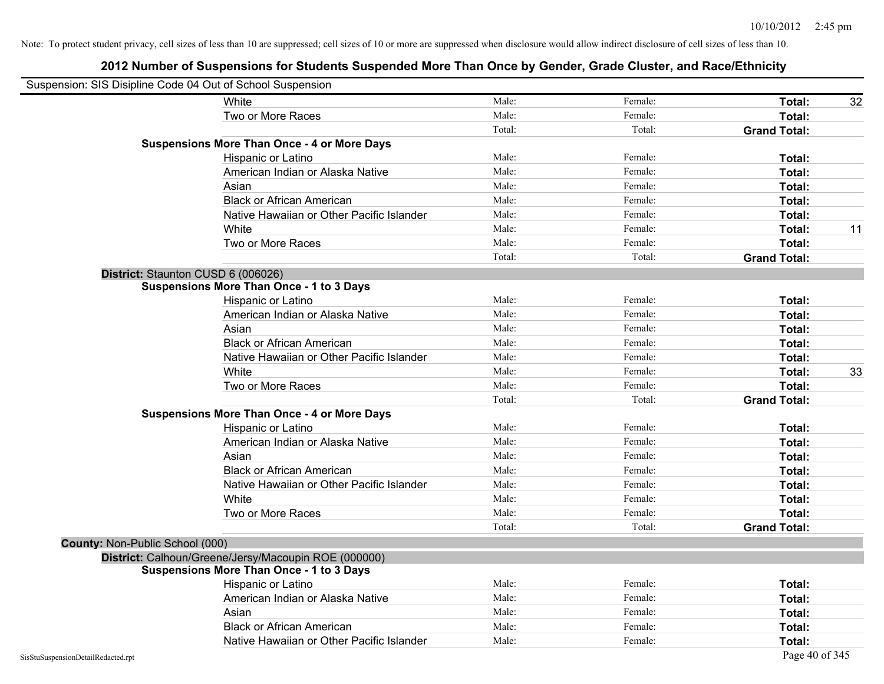Note: To protect student privacy, cell sizes of less than 10 are suppressed; cell sizes of 10 or more are suppressed when disclosure would allow indirect disclosure of cell sizes of less than 10.

# 2012 Number of Suspensions for Students Suspended More Than Once by Gender, Grade Cluster, and Race/Ethnicity

Suspension: SIS Disipline Code 04 Out of School Suspension

| | | | | |
|---|---|---|---|---|
| White | Male: | Female: | **Total:** | 32 |
| Two or More Races | Male: | Female: | **Total:** | |
| | Total: | Total: | **Grand Total:** | |
| **Suspensions More Than Once - 4 or More Days** | | | | |
| Hispanic or Latino | Male: | Female: | **Total:** | |
| American Indian or Alaska Native | Male: | Female: | **Total:** | |
| Asian | Male: | Female: | **Total:** | |
| Black or African American | Male: | Female: | **Total:** | |
| Native Hawaiian or Other Pacific Islander | Male: | Female: | **Total:** | |
| White | Male: | Female: | **Total:** | 11 |
| Two or More Races | Male: | Female: | **Total:** | |
| | Total: | Total: | **Grand Total:** | |
| **District:** Staunton CUSD 6 (006026) | | | | |
| **Suspensions More Than Once - 1 to 3 Days** | | | | |
| Hispanic or Latino | Male: | Female: | **Total:** | |
| American Indian or Alaska Native | Male: | Female: | **Total:** | |
| Asian | Male: | Female: | **Total:** | |
| Black or African American | Male: | Female: | **Total:** | |
| Native Hawaiian or Other Pacific Islander | Male: | Female: | **Total:** | |
| White | Male: | Female: | **Total:** | 33 |
| Two or More Races | Male: | Female: | **Total:** | |
| | Total: | Total: | **Grand Total:** | |
| **Suspensions More Than Once - 4 or More Days** | | | | |
| Hispanic or Latino | Male: | Female: | **Total:** | |
| American Indian or Alaska Native | Male: | Female: | **Total:** | |
| Asian | Male: | Female: | **Total:** | |
| Black or African American | Male: | Female: | **Total:** | |
| Native Hawaiian or Other Pacific Islander | Male: | Female: | **Total:** | |
| White | Male: | Female: | **Total:** | |
| Two or More Races | Male: | Female: | **Total:** | |
| | Total: | Total: | **Grand Total:** | |
| **County:** Non-Public School (000) | | | | |
| **District:** Calhoun/Greene/Jersy/Macoupin ROE (000000) | | | | |
| **Suspensions More Than Once - 1 to 3 Days** | | | | |
| Hispanic or Latino | Male: | Female: | **Total:** | |
| American Indian or Alaska Native | Male: | Female: | **Total:** | |
| Asian | Male: | Female: | **Total:** | |
| Black or African American | Male: | Female: | **Total:** | |
| Native Hawaiian or Other Pacific Islander | Male: | Female: | **Total:** | |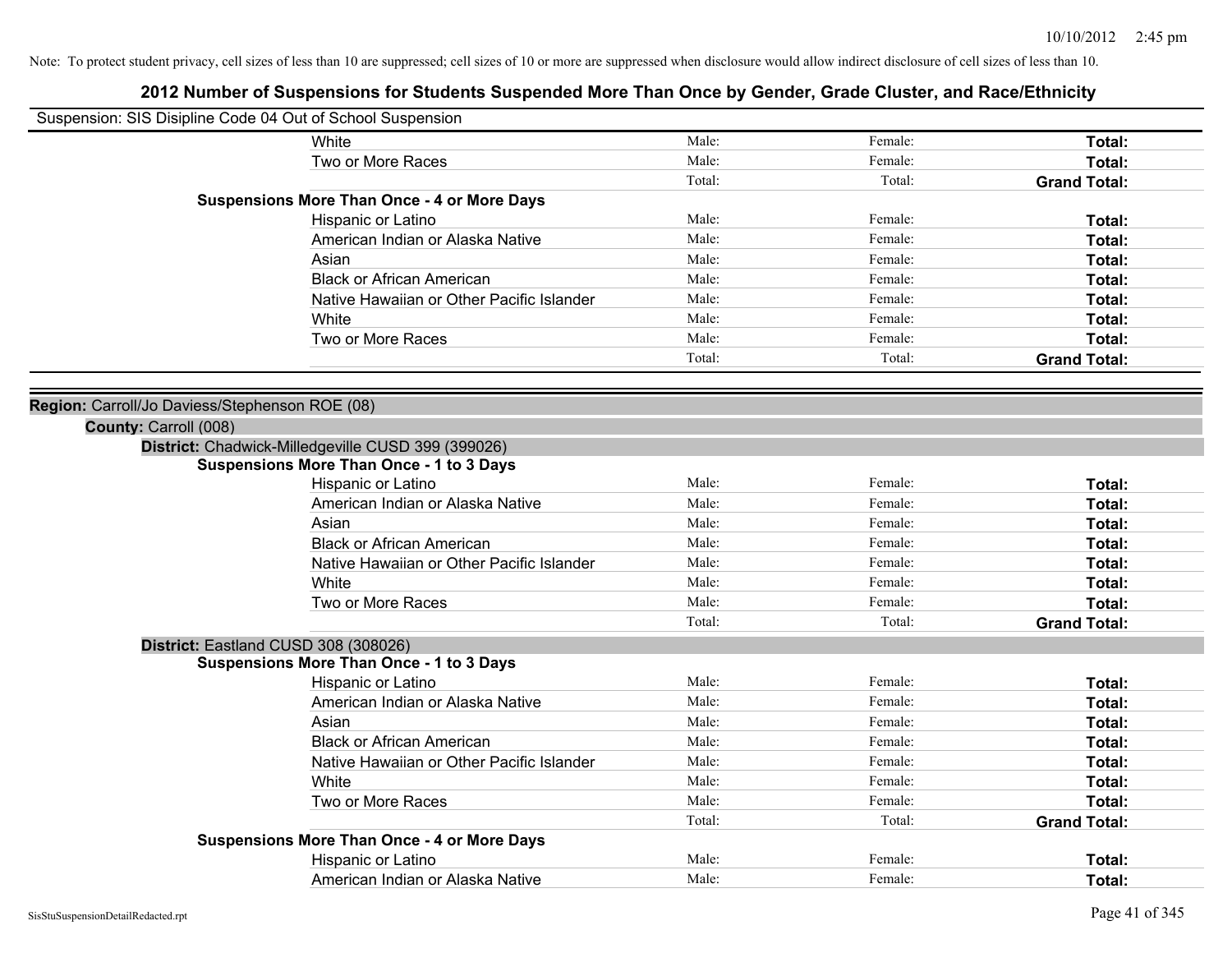Note: To protect student privacy, cell sizes of less than 10 are suppressed; cell sizes of 10 or more are suppressed when disclosure would allow indirect disclosure of cell sizes of less than 10.

# 2012 Number of Suspensions for Students Suspended More Than Once by Gender, Grade Cluster, and Race/Ethnicity

Suspension: SIS Disipline Code 04 Out of School Suspension

| | | | |
|---|---|---|---|
| White | Male: | Female: | **Total:** |
| Two or More Races | Male: | Female: | **Total:** |
| | Total: | Total: | **Grand Total:** |
| **Suspensions More Than Once - 4 or More Days** | | | |
| Hispanic or Latino | Male: | Female: | **Total:** |
| American Indian or Alaska Native | Male: | Female: | **Total:** |
| Asian | Male: | Female: | **Total:** |
| Black or African American | Male: | Female: | **Total:** |
| Native Hawaiian or Other Pacific Islander | Male: | Female: | **Total:** |
| White | Male: | Female: | **Total:** |
| Two or More Races | Male: | Female: | **Total:** |
| | Total: | Total: | **Grand Total:** |

**Region:** Carroll/Jo Daviess/Stephenson ROE (08)

**County:** Carroll (008)

**District:** Chadwick-Milledgeville CUSD 399 (399026)

| | | | |
|---|---|---|---|
| **Suspensions More Than Once - 1 to 3 Days** | | | |
| Hispanic or Latino | Male: | Female: | **Total:** |
| American Indian or Alaska Native | Male: | Female: | **Total:** |
| Asian | Male: | Female: | **Total:** |
| Black or African American | Male: | Female: | **Total:** |
| Native Hawaiian or Other Pacific Islander | Male: | Female: | **Total:** |
| White | Male: | Female: | **Total:** |
| Two or More Races | Male: | Female: | **Total:** |
| | Total: | Total: | **Grand Total:** |

**District:** Eastland CUSD 308 (308026)

| | | | |
|---|---|---|---|
| **Suspensions More Than Once - 1 to 3 Days** | | | |
| Hispanic or Latino | Male: | Female: | **Total:** |
| American Indian or Alaska Native | Male: | Female: | **Total:** |
| Asian | Male: | Female: | **Total:** |
| Black or African American | Male: | Female: | **Total:** |
| Native Hawaiian or Other Pacific Islander | Male: | Female: | **Total:** |
| White | Male: | Female: | **Total:** |
| Two or More Races | Male: | Female: | **Total:** |
| | Total: | Total: | **Grand Total:** |
| **Suspensions More Than Once - 4 or More Days** | | | |
| Hispanic or Latino | Male: | Female: | **Total:** |
| American Indian or Alaska Native | Male: | Female: | **Total:** |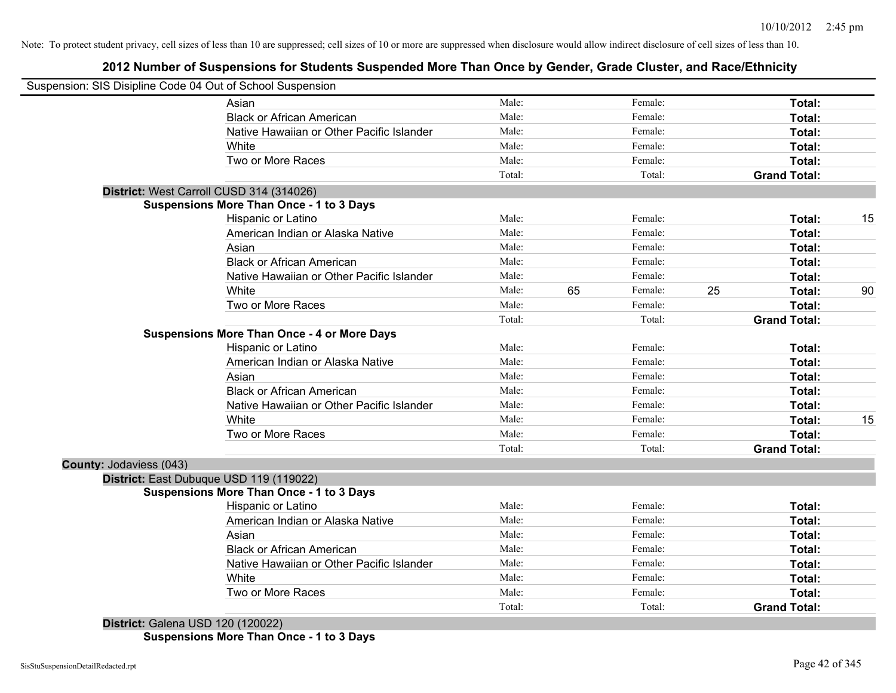Note: To protect student privacy, cell sizes of less than 10 are suppressed; cell sizes of 10 or more are suppressed when disclosure would allow indirect disclosure of cell sizes of less than 10.

## 2012 Number of Suspensions for Students Suspended More Than Once by Gender, Grade Cluster, and Race/Ethnicity

Suspension: SIS Disipline Code 04 Out of School Suspension

| | | | | | | |
|---|---|---|---|---|---|---|
| Asian | Male: | | Female: | | **Total:** | |
| Black or African American | Male: | | Female: | | **Total:** | |
| Native Hawaiian or Other Pacific Islander | Male: | | Female: | | **Total:** | |
| White | Male: | | Female: | | **Total:** | |
| Two or More Races | Male: | | Female: | | **Total:** | |
| | Total: | | Total: | | **Grand Total:** | |

**District:** West Carroll CUSD 314 (314026)

**Suspensions More Than Once - 1 to 3 Days**

| | | | | | | |
|---|---|---|---|---|---|---|
| Hispanic or Latino | Male: | | Female: | | **Total:** | 15 |
| American Indian or Alaska Native | Male: | | Female: | | **Total:** | |
| Asian | Male: | | Female: | | **Total:** | |
| Black or African American | Male: | | Female: | | **Total:** | |
| Native Hawaiian or Other Pacific Islander | Male: | | Female: | | **Total:** | |
| White | Male: | 65 | Female: | 25 | **Total:** | 90 |
| Two or More Races | Male: | | Female: | | **Total:** | |
| | Total: | | Total: | | **Grand Total:** | |

**Suspensions More Than Once - 4 or More Days**

| | | | | | | |
|---|---|---|---|---|---|---|
| Hispanic or Latino | Male: | | Female: | | **Total:** | |
| American Indian or Alaska Native | Male: | | Female: | | **Total:** | |
| Asian | Male: | | Female: | | **Total:** | |
| Black or African American | Male: | | Female: | | **Total:** | |
| Native Hawaiian or Other Pacific Islander | Male: | | Female: | | **Total:** | |
| White | Male: | | Female: | | **Total:** | 15 |
| Two or More Races | Male: | | Female: | | **Total:** | |
| | Total: | | Total: | | **Grand Total:** | |

**County:** Jodaviess (043)

**District:** East Dubuque USD 119 (119022)

**Suspensions More Than Once - 1 to 3 Days**

| | | | | | | |
|---|---|---|---|---|---|---|
| Hispanic or Latino | Male: | | Female: | | **Total:** | |
| American Indian or Alaska Native | Male: | | Female: | | **Total:** | |
| Asian | Male: | | Female: | | **Total:** | |
| Black or African American | Male: | | Female: | | **Total:** | |
| Native Hawaiian or Other Pacific Islander | Male: | | Female: | | **Total:** | |
| White | Male: | | Female: | | **Total:** | |
| Two or More Races | Male: | | Female: | | **Total:** | |
| | Total: | | Total: | | **Grand Total:** | |

**District:** Galena USD 120 (120022)

**Suspensions More Than Once - 1 to 3 Days**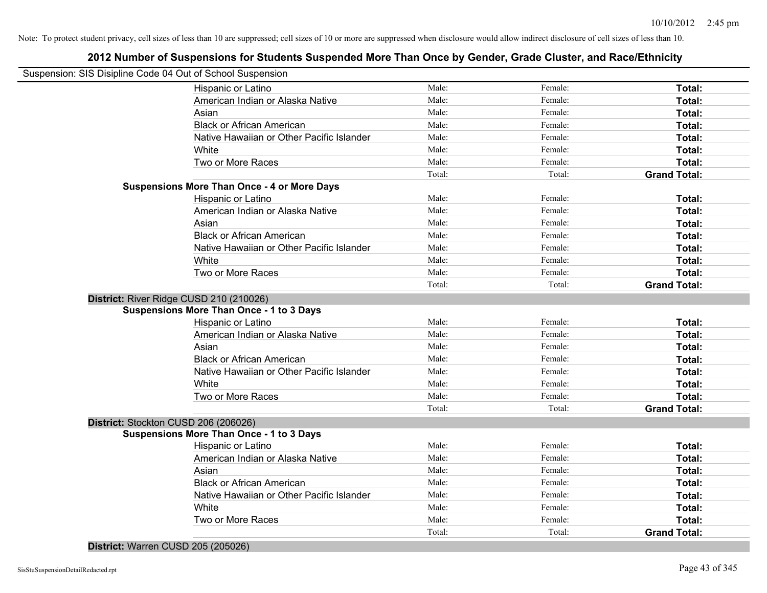Note: To protect student privacy, cell sizes of less than 10 are suppressed; cell sizes of 10 or more are suppressed when disclosure would allow indirect disclosure of cell sizes of less than 10.

## 2012 Number of Suspensions for Students Suspended More Than Once by Gender, Grade Cluster, and Race/Ethnicity

Suspension: SIS Disipline Code 04 Out of School Suspension

| | Male | Female | Total |
|---|---|---|---|
| Hispanic or Latino | Male: | Female: | **Total:** |
| American Indian or Alaska Native | Male: | Female: | **Total:** |
| Asian | Male: | Female: | **Total:** |
| Black or African American | Male: | Female: | **Total:** |
| Native Hawaiian or Other Pacific Islander | Male: | Female: | **Total:** |
| White | Male: | Female: | **Total:** |
| Two or More Races | Male: | Female: | **Total:** |
| | Total: | Total: | **Grand Total:** |

**Suspensions More Than Once - 4 or More Days**

| | Male | Female | Total |
|---|---|---|---|
| Hispanic or Latino | Male: | Female: | **Total:** |
| American Indian or Alaska Native | Male: | Female: | **Total:** |
| Asian | Male: | Female: | **Total:** |
| Black or African American | Male: | Female: | **Total:** |
| Native Hawaiian or Other Pacific Islander | Male: | Female: | **Total:** |
| White | Male: | Female: | **Total:** |
| Two or More Races | Male: | Female: | **Total:** |
| | Total: | Total: | **Grand Total:** |

**District:** River Ridge CUSD 210 (210026)

**Suspensions More Than Once - 1 to 3 Days**

| | Male | Female | Total |
|---|---|---|---|
| Hispanic or Latino | Male: | Female: | **Total:** |
| American Indian or Alaska Native | Male: | Female: | **Total:** |
| Asian | Male: | Female: | **Total:** |
| Black or African American | Male: | Female: | **Total:** |
| Native Hawaiian or Other Pacific Islander | Male: | Female: | **Total:** |
| White | Male: | Female: | **Total:** |
| Two or More Races | Male: | Female: | **Total:** |
| | Total: | Total: | **Grand Total:** |

**District:** Stockton CUSD 206 (206026)

**Suspensions More Than Once - 1 to 3 Days**

| | Male | Female | Total |
|---|---|---|---|
| Hispanic or Latino | Male: | Female: | **Total:** |
| American Indian or Alaska Native | Male: | Female: | **Total:** |
| Asian | Male: | Female: | **Total:** |
| Black or African American | Male: | Female: | **Total:** |
| Native Hawaiian or Other Pacific Islander | Male: | Female: | **Total:** |
| White | Male: | Female: | **Total:** |
| Two or More Races | Male: | Female: | **Total:** |
| | Total: | Total: | **Grand Total:** |

**District:** Warren CUSD 205 (205026)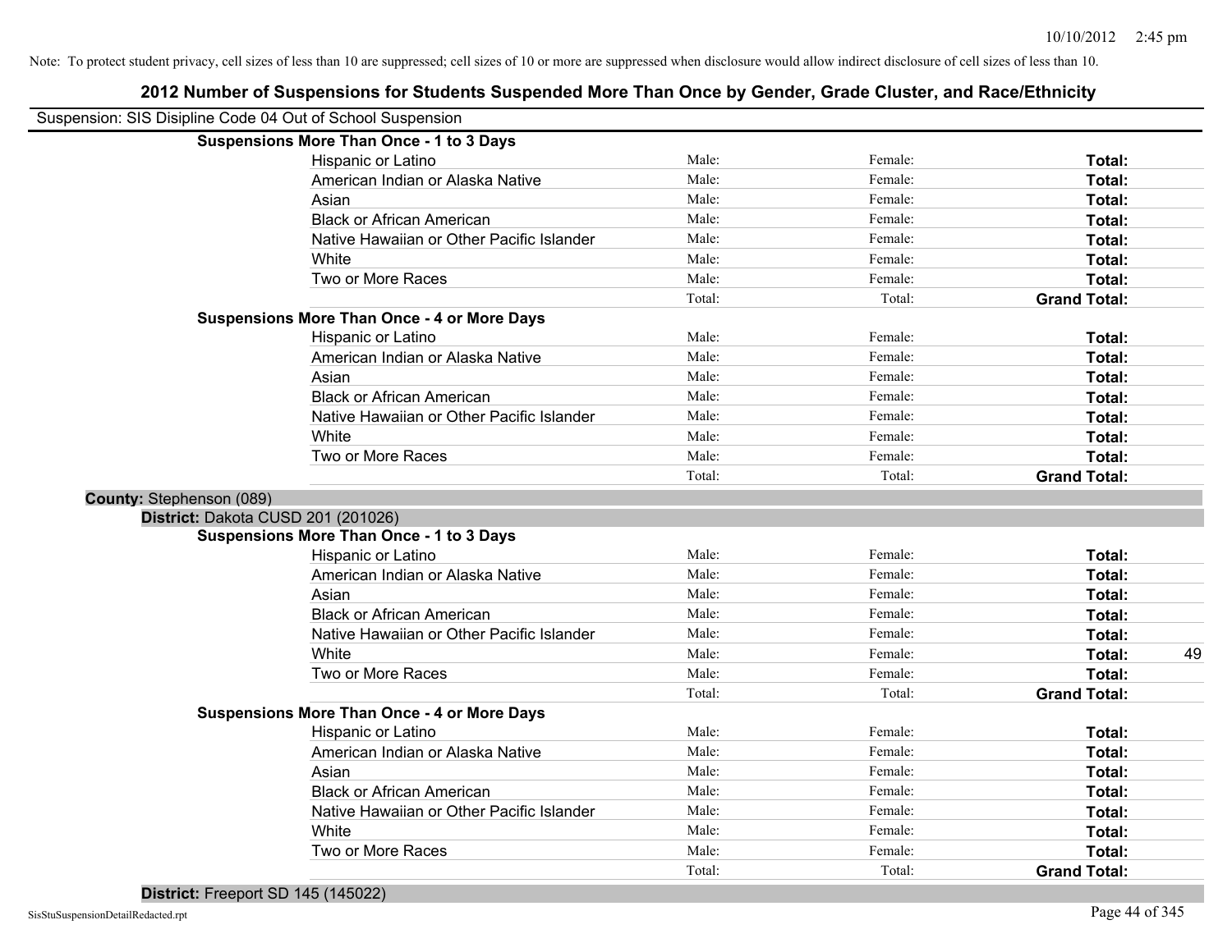Note: To protect student privacy, cell sizes of less than 10 are suppressed; cell sizes of 10 or more are suppressed when disclosure would allow indirect disclosure of cell sizes of less than 10.

# 2012 Number of Suspensions for Students Suspended More Than Once by Gender, Grade Cluster, and Race/Ethnicity

Suspension: SIS Disipline Code 04 Out of School Suspension

**Suspensions More Than Once - 1 to 3 Days**

| | | | | |
|---|---|---|---|---|
| Hispanic or Latino | Male: | Female: | **Total:** | |
| American Indian or Alaska Native | Male: | Female: | **Total:** | |
| Asian | Male: | Female: | **Total:** | |
| Black or African American | Male: | Female: | **Total:** | |
| Native Hawaiian or Other Pacific Islander | Male: | Female: | **Total:** | |
| White | Male: | Female: | **Total:** | |
| Two or More Races | Male: | Female: | **Total:** | |
| | Total: | Total: | **Grand Total:** | |

**Suspensions More Than Once - 4 or More Days**

| | | | | |
|---|---|---|---|---|
| Hispanic or Latino | Male: | Female: | **Total:** | |
| American Indian or Alaska Native | Male: | Female: | **Total:** | |
| Asian | Male: | Female: | **Total:** | |
| Black or African American | Male: | Female: | **Total:** | |
| Native Hawaiian or Other Pacific Islander | Male: | Female: | **Total:** | |
| White | Male: | Female: | **Total:** | |
| Two or More Races | Male: | Female: | **Total:** | |
| | Total: | Total: | **Grand Total:** | |

**County:** Stephenson (089)

**District:** Dakota CUSD 201 (201026)

**Suspensions More Than Once - 1 to 3 Days**

| | | | | |
|---|---|---|---|---|
| Hispanic or Latino | Male: | Female: | **Total:** | |
| American Indian or Alaska Native | Male: | Female: | **Total:** | |
| Asian | Male: | Female: | **Total:** | |
| Black or African American | Male: | Female: | **Total:** | |
| Native Hawaiian or Other Pacific Islander | Male: | Female: | **Total:** | |
| White | Male: | Female: | **Total:** | 49 |
| Two or More Races | Male: | Female: | **Total:** | |
| | Total: | Total: | **Grand Total:** | |

**Suspensions More Than Once - 4 or More Days**

| | | | | |
|---|---|---|---|---|
| Hispanic or Latino | Male: | Female: | **Total:** | |
| American Indian or Alaska Native | Male: | Female: | **Total:** | |
| Asian | Male: | Female: | **Total:** | |
| Black or African American | Male: | Female: | **Total:** | |
| Native Hawaiian or Other Pacific Islander | Male: | Female: | **Total:** | |
| White | Male: | Female: | **Total:** | |
| Two or More Races | Male: | Female: | **Total:** | |
| | Total: | Total: | **Grand Total:** | |

**District:** Freeport SD 145 (145022)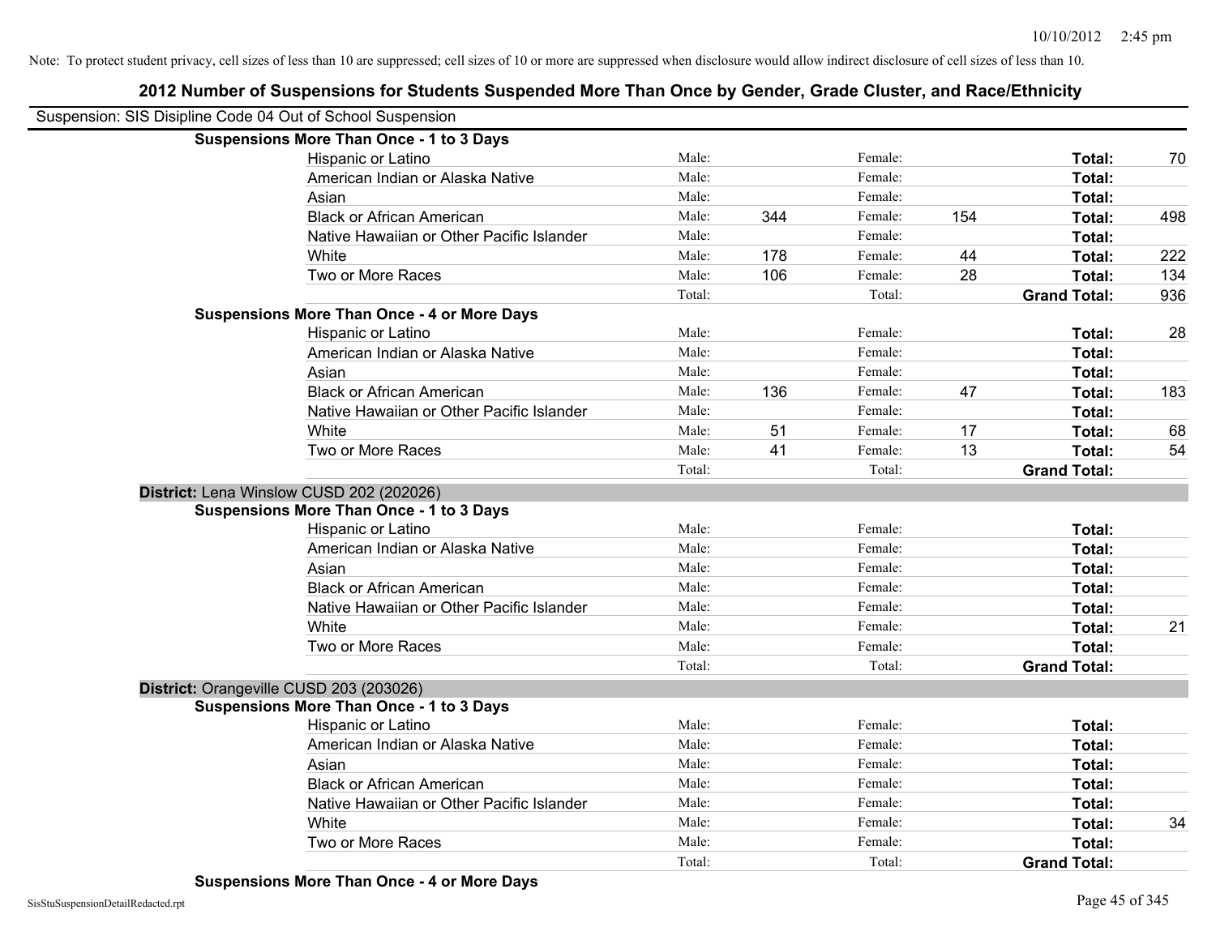Note: To protect student privacy, cell sizes of less than 10 are suppressed; cell sizes of 10 or more are suppressed when disclosure would allow indirect disclosure of cell sizes of less than 10.

## 2012 Number of Suspensions for Students Suspended More Than Once by Gender, Grade Cluster, and Race/Ethnicity

Suspension: SIS Disipline Code 04 Out of School Suspension

**Suspensions More Than Once - 1 to 3 Days**

| Race/Ethnicity | | Male | | Female | | Total |
|---|---|---|---|---|---|---|
| Hispanic or Latino | Male: | | Female: | | **Total:** | 70 |
| American Indian or Alaska Native | Male: | | Female: | | **Total:** | |
| Asian | Male: | | Female: | | **Total:** | |
| Black or African American | Male: | 344 | Female: | 154 | **Total:** | 498 |
| Native Hawaiian or Other Pacific Islander | Male: | | Female: | | **Total:** | |
| White | Male: | 178 | Female: | 44 | **Total:** | 222 |
| Two or More Races | Male: | 106 | Female: | 28 | **Total:** | 134 |
| | Total: | | Total: | | **Grand Total:** | 936 |

**Suspensions More Than Once - 4 or More Days**

| Race/Ethnicity | | Male | | Female | | Total |
|---|---|---|---|---|---|---|
| Hispanic or Latino | Male: | | Female: | | **Total:** | 28 |
| American Indian or Alaska Native | Male: | | Female: | | **Total:** | |
| Asian | Male: | | Female: | | **Total:** | |
| Black or African American | Male: | 136 | Female: | 47 | **Total:** | 183 |
| Native Hawaiian or Other Pacific Islander | Male: | | Female: | | **Total:** | |
| White | Male: | 51 | Female: | 17 | **Total:** | 68 |
| Two or More Races | Male: | 41 | Female: | 13 | **Total:** | 54 |
| | Total: | | Total: | | **Grand Total:** | |

**District:** Lena Winslow CUSD 202 (202026)

**Suspensions More Than Once - 1 to 3 Days**

| Race/Ethnicity | | Male | | Female | | Total |
|---|---|---|---|---|---|---|
| Hispanic or Latino | Male: | | Female: | | **Total:** | |
| American Indian or Alaska Native | Male: | | Female: | | **Total:** | |
| Asian | Male: | | Female: | | **Total:** | |
| Black or African American | Male: | | Female: | | **Total:** | |
| Native Hawaiian or Other Pacific Islander | Male: | | Female: | | **Total:** | |
| White | Male: | | Female: | | **Total:** | 21 |
| Two or More Races | Male: | | Female: | | **Total:** | |
| | Total: | | Total: | | **Grand Total:** | |

**District:** Orangeville CUSD 203 (203026)

**Suspensions More Than Once - 1 to 3 Days**

| Race/Ethnicity | | Male | | Female | | Total |
|---|---|---|---|---|---|---|
| Hispanic or Latino | Male: | | Female: | | **Total:** | |
| American Indian or Alaska Native | Male: | | Female: | | **Total:** | |
| Asian | Male: | | Female: | | **Total:** | |
| Black or African American | Male: | | Female: | | **Total:** | |
| Native Hawaiian or Other Pacific Islander | Male: | | Female: | | **Total:** | |
| White | Male: | | Female: | | **Total:** | 34 |
| Two or More Races | Male: | | Female: | | **Total:** | |
| | Total: | | Total: | | **Grand Total:** | |

**Suspensions More Than Once - 4 or More Days**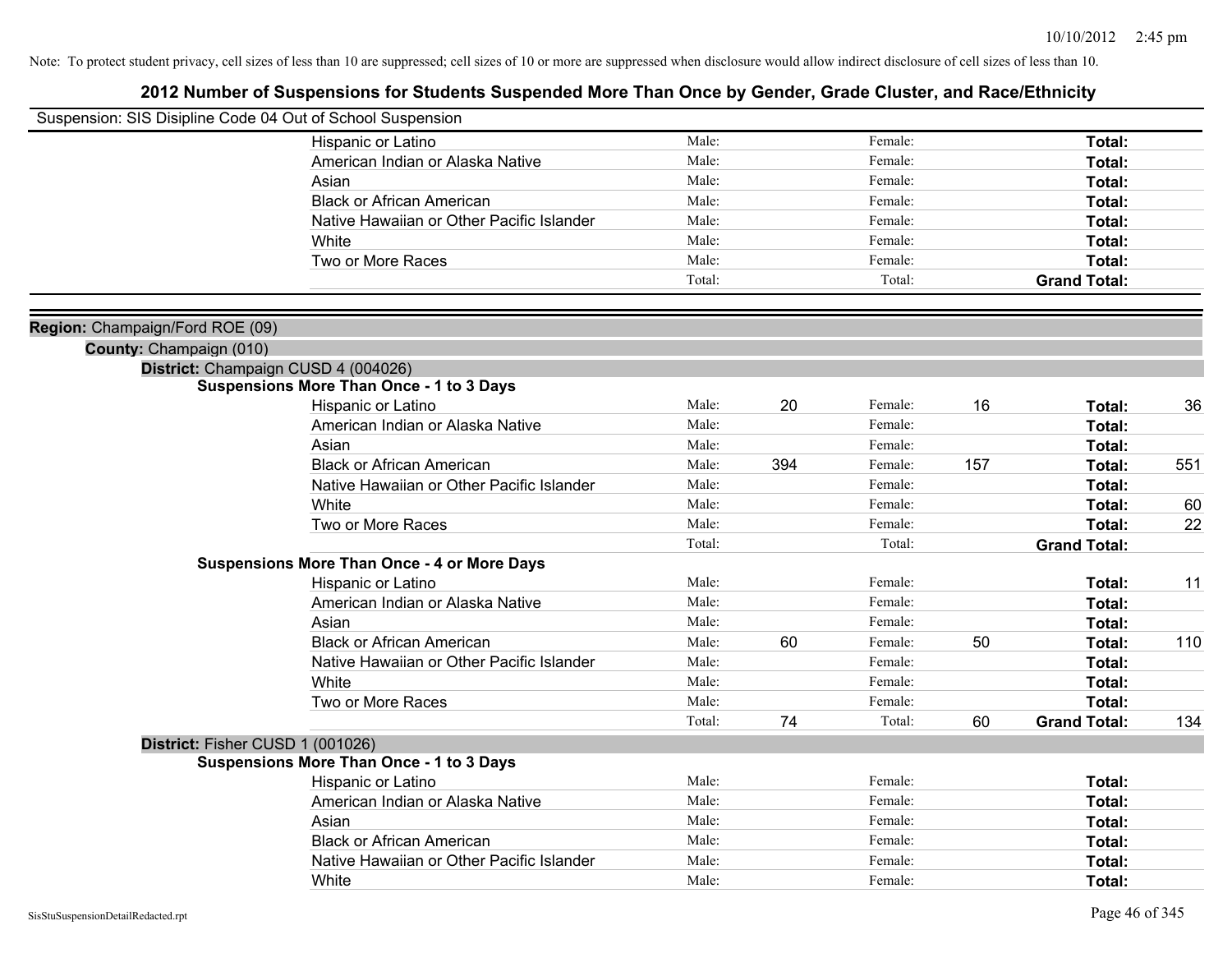Note: To protect student privacy, cell sizes of less than 10 are suppressed; cell sizes of 10 or more are suppressed when disclosure would allow indirect disclosure of cell sizes of less than 10.

# 2012 Number of Suspensions for Students Suspended More Than Once by Gender, Grade Cluster, and Race/Ethnicity

Suspension: SIS Disipline Code 04 Out of School Suspension

| | | | | | | |
|---|---|---|---|---|---|---|
| Hispanic or Latino | Male: | | Female: | | **Total:** | |
| American Indian or Alaska Native | Male: | | Female: | | **Total:** | |
| Asian | Male: | | Female: | | **Total:** | |
| Black or African American | Male: | | Female: | | **Total:** | |
| Native Hawaiian or Other Pacific Islander | Male: | | Female: | | **Total:** | |
| White | Male: | | Female: | | **Total:** | |
| Two or More Races | Male: | | Female: | | **Total:** | |
| | Total: | | Total: | | **Grand Total:** | |

**Region:** Champaign/Ford ROE (09)

**County:** Champaign (010)

**District:** Champaign CUSD 4 (004026)

**Suspensions More Than Once - 1 to 3 Days**

| | | | | | | |
|---|---|---|---|---|---|---|
| Hispanic or Latino | Male: | 20 | Female: | 16 | **Total:** | 36 |
| American Indian or Alaska Native | Male: | | Female: | | **Total:** | |
| Asian | Male: | | Female: | | **Total:** | |
| Black or African American | Male: | 394 | Female: | 157 | **Total:** | 551 |
| Native Hawaiian or Other Pacific Islander | Male: | | Female: | | **Total:** | |
| White | Male: | | Female: | | **Total:** | 60 |
| Two or More Races | Male: | | Female: | | **Total:** | 22 |
| | Total: | | Total: | | **Grand Total:** | |

**Suspensions More Than Once - 4 or More Days**

| | | | | | | |
|---|---|---|---|---|---|---|
| Hispanic or Latino | Male: | | Female: | | **Total:** | 11 |
| American Indian or Alaska Native | Male: | | Female: | | **Total:** | |
| Asian | Male: | | Female: | | **Total:** | |
| Black or African American | Male: | 60 | Female: | 50 | **Total:** | 110 |
| Native Hawaiian or Other Pacific Islander | Male: | | Female: | | **Total:** | |
| White | Male: | | Female: | | **Total:** | |
| Two or More Races | Male: | | Female: | | **Total:** | |
| | Total: | 74 | Total: | 60 | **Grand Total:** | 134 |

**District:** Fisher CUSD 1 (001026)

**Suspensions More Than Once - 1 to 3 Days**

| | | | | | | |
|---|---|---|---|---|---|---|
| Hispanic or Latino | Male: | | Female: | | **Total:** | |
| American Indian or Alaska Native | Male: | | Female: | | **Total:** | |
| Asian | Male: | | Female: | | **Total:** | |
| Black or African American | Male: | | Female: | | **Total:** | |
| Native Hawaiian or Other Pacific Islander | Male: | | Female: | | **Total:** | |
| White | Male: | | Female: | | **Total:** | |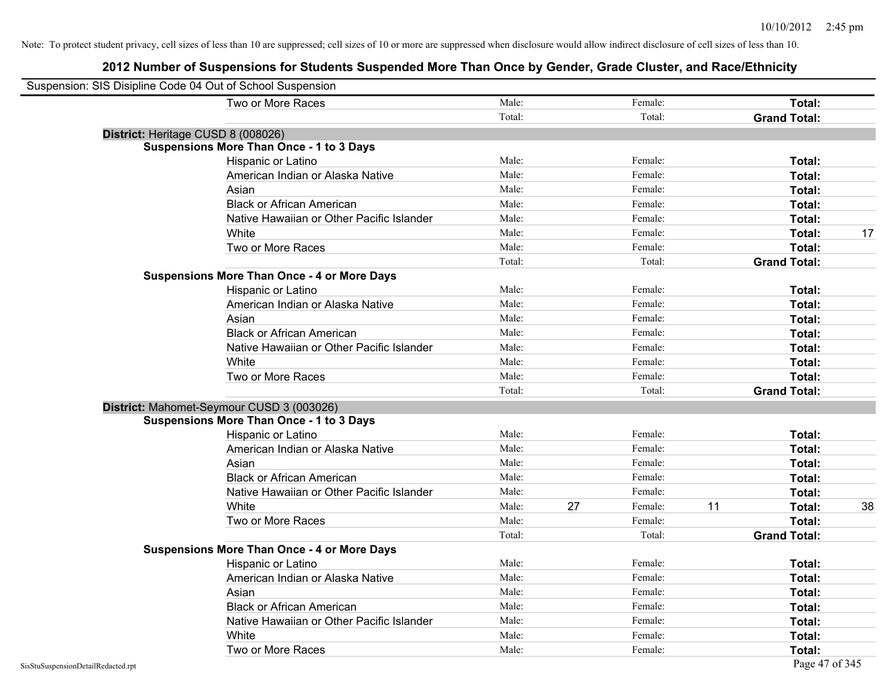Note: To protect student privacy, cell sizes of less than 10 are suppressed; cell sizes of 10 or more are suppressed when disclosure would allow indirect disclosure of cell sizes of less than 10.

## 2012 Number of Suspensions for Students Suspended More Than Once by Gender, Grade Cluster, and Race/Ethnicity

Suspension: SIS Disipline Code 04 Out of School Suspension

| | | | | | | |
|---|---|---|---|---|---|---|
| Two or More Races | Male: | | Female: | | **Total:** | |
| | Total: | | Total: | | **Grand Total:** | |
| **District:** Heritage CUSD 8 (008026) | | | | | | |
| **Suspensions More Than Once - 1 to 3 Days** | | | | | | |
| Hispanic or Latino | Male: | | Female: | | **Total:** | |
| American Indian or Alaska Native | Male: | | Female: | | **Total:** | |
| Asian | Male: | | Female: | | **Total:** | |
| Black or African American | Male: | | Female: | | **Total:** | |
| Native Hawaiian or Other Pacific Islander | Male: | | Female: | | **Total:** | |
| White | Male: | | Female: | | **Total:** | 17 |
| Two or More Races | Male: | | Female: | | **Total:** | |
| | Total: | | Total: | | **Grand Total:** | |
| **Suspensions More Than Once - 4 or More Days** | | | | | | |
| Hispanic or Latino | Male: | | Female: | | **Total:** | |
| American Indian or Alaska Native | Male: | | Female: | | **Total:** | |
| Asian | Male: | | Female: | | **Total:** | |
| Black or African American | Male: | | Female: | | **Total:** | |
| Native Hawaiian or Other Pacific Islander | Male: | | Female: | | **Total:** | |
| White | Male: | | Female: | | **Total:** | |
| Two or More Races | Male: | | Female: | | **Total:** | |
| | Total: | | Total: | | **Grand Total:** | |
| **District:** Mahomet-Seymour CUSD 3 (003026) | | | | | | |
| **Suspensions More Than Once - 1 to 3 Days** | | | | | | |
| Hispanic or Latino | Male: | | Female: | | **Total:** | |
| American Indian or Alaska Native | Male: | | Female: | | **Total:** | |
| Asian | Male: | | Female: | | **Total:** | |
| Black or African American | Male: | | Female: | | **Total:** | |
| Native Hawaiian or Other Pacific Islander | Male: | | Female: | | **Total:** | |
| White | Male: | 27 | Female: | 11 | **Total:** | 38 |
| Two or More Races | Male: | | Female: | | **Total:** | |
| | Total: | | Total: | | **Grand Total:** | |
| **Suspensions More Than Once - 4 or More Days** | | | | | | |
| Hispanic or Latino | Male: | | Female: | | **Total:** | |
| American Indian or Alaska Native | Male: | | Female: | | **Total:** | |
| Asian | Male: | | Female: | | **Total:** | |
| Black or African American | Male: | | Female: | | **Total:** | |
| Native Hawaiian or Other Pacific Islander | Male: | | Female: | | **Total:** | |
| White | Male: | | Female: | | **Total:** | |
| Two or More Races | Male: | | Female: | | **Total:** | |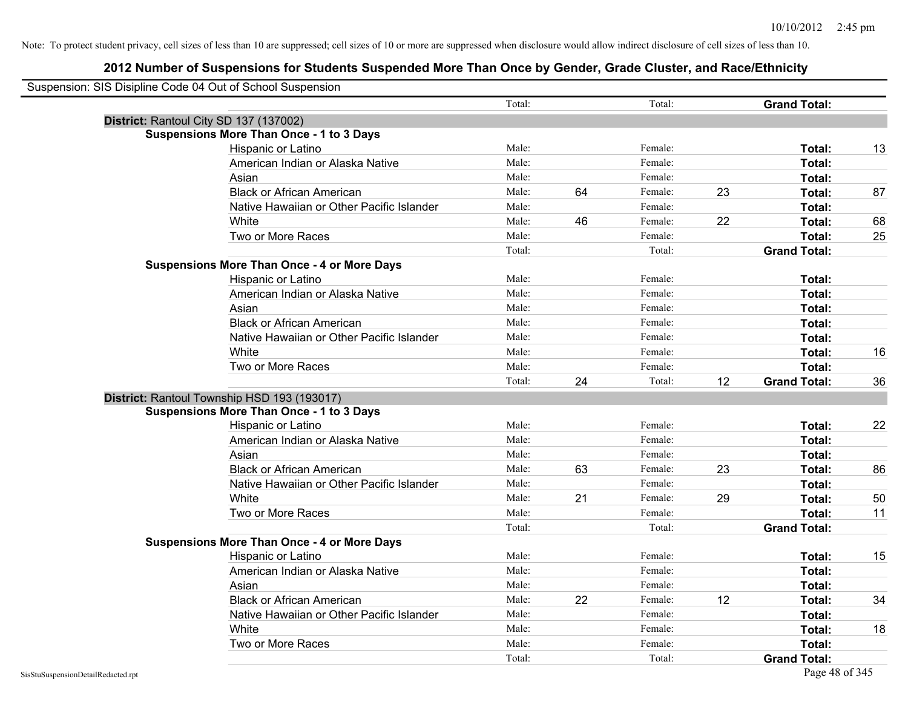Note: To protect student privacy, cell sizes of less than 10 are suppressed; cell sizes of 10 or more are suppressed when disclosure would allow indirect disclosure of cell sizes of less than 10.

# 2012 Number of Suspensions for Students Suspended More Than Once by Gender, Grade Cluster, and Race/Ethnicity

Suspension: SIS Disipline Code 04 Out of School Suspension

| | | | | | | | |
|---|---|---|---|---|---|---|---|
| | Total: | | Total: | | **Grand Total:** | |
| **District:** Rantoul City SD 137 (137002) | | | | | | |
| **Suspensions More Than Once - 1 to 3 Days** | | | | | | |
| Hispanic or Latino | Male: | | Female: | | **Total:** | 13 |
| American Indian or Alaska Native | Male: | | Female: | | **Total:** | |
| Asian | Male: | | Female: | | **Total:** | |
| Black or African American | Male: | 64 | Female: | 23 | **Total:** | 87 |
| Native Hawaiian or Other Pacific Islander | Male: | | Female: | | **Total:** | |
| White | Male: | 46 | Female: | 22 | **Total:** | 68 |
| Two or More Races | Male: | | Female: | | **Total:** | 25 |
| | Total: | | Total: | | **Grand Total:** | |
| **Suspensions More Than Once - 4 or More Days** | | | | | | |
| Hispanic or Latino | Male: | | Female: | | **Total:** | |
| American Indian or Alaska Native | Male: | | Female: | | **Total:** | |
| Asian | Male: | | Female: | | **Total:** | |
| Black or African American | Male: | | Female: | | **Total:** | |
| Native Hawaiian or Other Pacific Islander | Male: | | Female: | | **Total:** | |
| White | Male: | | Female: | | **Total:** | 16 |
| Two or More Races | Male: | | Female: | | **Total:** | |
| | Total: | 24 | Total: | 12 | **Grand Total:** | 36 |
| **District:** Rantoul Township HSD 193 (193017) | | | | | | |
| **Suspensions More Than Once - 1 to 3 Days** | | | | | | |
| Hispanic or Latino | Male: | | Female: | | **Total:** | 22 |
| American Indian or Alaska Native | Male: | | Female: | | **Total:** | |
| Asian | Male: | | Female: | | **Total:** | |
| Black or African American | Male: | 63 | Female: | 23 | **Total:** | 86 |
| Native Hawaiian or Other Pacific Islander | Male: | | Female: | | **Total:** | |
| White | Male: | 21 | Female: | 29 | **Total:** | 50 |
| Two or More Races | Male: | | Female: | | **Total:** | 11 |
| | Total: | | Total: | | **Grand Total:** | |
| **Suspensions More Than Once - 4 or More Days** | | | | | | |
| Hispanic or Latino | Male: | | Female: | | **Total:** | 15 |
| American Indian or Alaska Native | Male: | | Female: | | **Total:** | |
| Asian | Male: | | Female: | | **Total:** | |
| Black or African American | Male: | 22 | Female: | 12 | **Total:** | 34 |
| Native Hawaiian or Other Pacific Islander | Male: | | Female: | | **Total:** | |
| White | Male: | | Female: | | **Total:** | 18 |
| Two or More Races | Male: | | Female: | | **Total:** | |
| | Total: | | Total: | | **Grand Total:** | |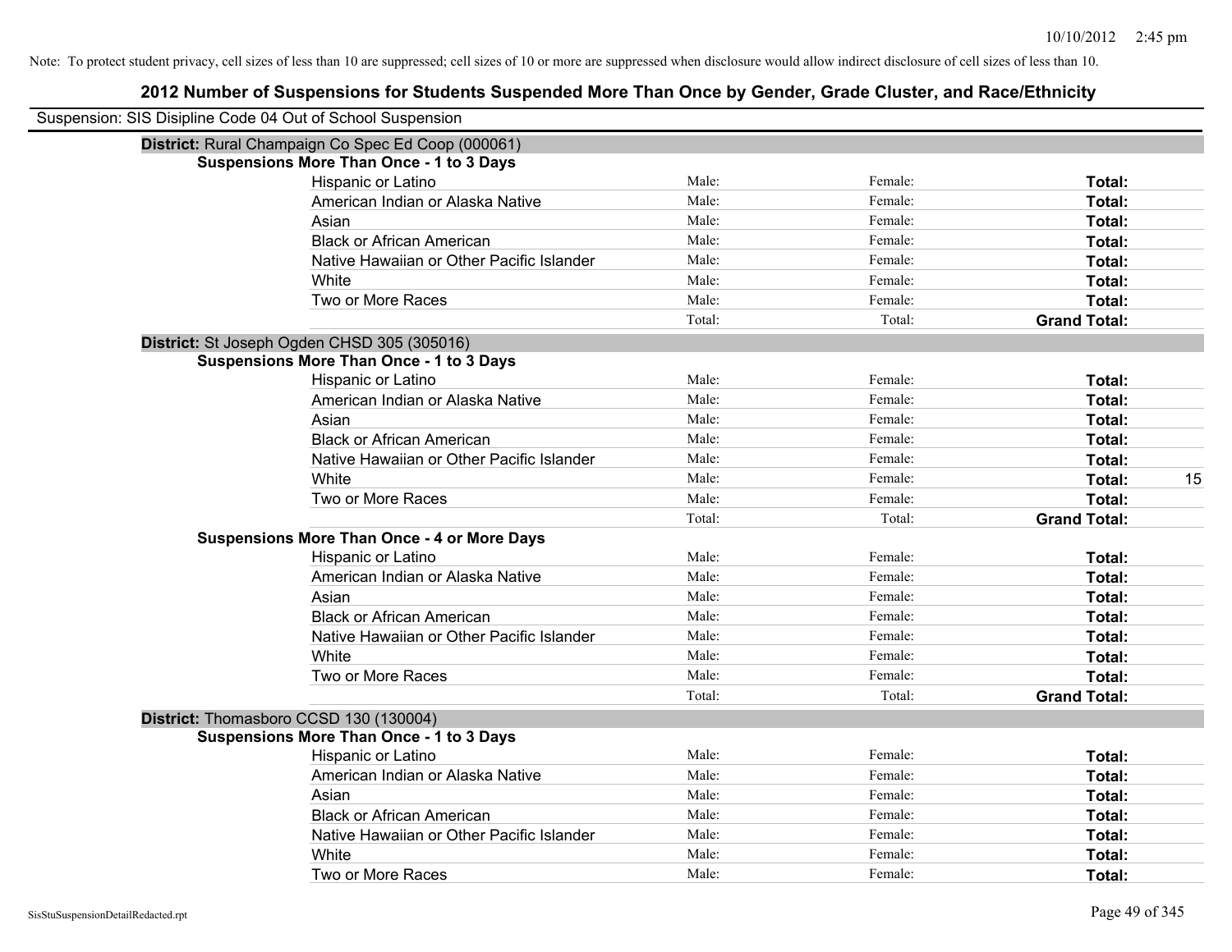Note: To protect student privacy, cell sizes of less than 10 are suppressed; cell sizes of 10 or more are suppressed when disclosure would allow indirect disclosure of cell sizes of less than 10.

# 2012 Number of Suspensions for Students Suspended More Than Once by Gender, Grade Cluster, and Race/Ethnicity

Suspension: SIS Disipline Code 04 Out of School Suspension

## District: Rural Champaign Co Spec Ed Coop (000061)

### Suspensions More Than Once - 1 to 3 Days

| Race/Ethnicity | Male | Female | Total |
|---|---|---|---|
| Hispanic or Latino | Male: | Female: | Total: |
| American Indian or Alaska Native | Male: | Female: | Total: |
| Asian | Male: | Female: | Total: |
| Black or African American | Male: | Female: | Total: |
| Native Hawaiian or Other Pacific Islander | Male: | Female: | Total: |
| White | Male: | Female: | Total: |
| Two or More Races | Male: | Female: | Total: |
| | Total: | Total: | Grand Total: |

## District: St Joseph Ogden CHSD 305 (305016)

### Suspensions More Than Once - 1 to 3 Days

| Race/Ethnicity | Male | Female | Total |
|---|---|---|---|
| Hispanic or Latino | Male: | Female: | Total: |
| American Indian or Alaska Native | Male: | Female: | Total: |
| Asian | Male: | Female: | Total: |
| Black or African American | Male: | Female: | Total: |
| Native Hawaiian or Other Pacific Islander | Male: | Female: | Total: |
| White | Male: | Female: | Total: 15 |
| Two or More Races | Male: | Female: | Total: |
| | Total: | Total: | Grand Total: |

### Suspensions More Than Once - 4 or More Days

| Race/Ethnicity | Male | Female | Total |
|---|---|---|---|
| Hispanic or Latino | Male: | Female: | Total: |
| American Indian or Alaska Native | Male: | Female: | Total: |
| Asian | Male: | Female: | Total: |
| Black or African American | Male: | Female: | Total: |
| Native Hawaiian or Other Pacific Islander | Male: | Female: | Total: |
| White | Male: | Female: | Total: |
| Two or More Races | Male: | Female: | Total: |
| | Total: | Total: | Grand Total: |

## District: Thomasboro CCSD 130 (130004)

### Suspensions More Than Once - 1 to 3 Days

| Race/Ethnicity | Male | Female | Total |
|---|---|---|---|
| Hispanic or Latino | Male: | Female: | Total: |
| American Indian or Alaska Native | Male: | Female: | Total: |
| Asian | Male: | Female: | Total: |
| Black or African American | Male: | Female: | Total: |
| Native Hawaiian or Other Pacific Islander | Male: | Female: | Total: |
| White | Male: | Female: | Total: |
| Two or More Races | Male: | Female: | Total: |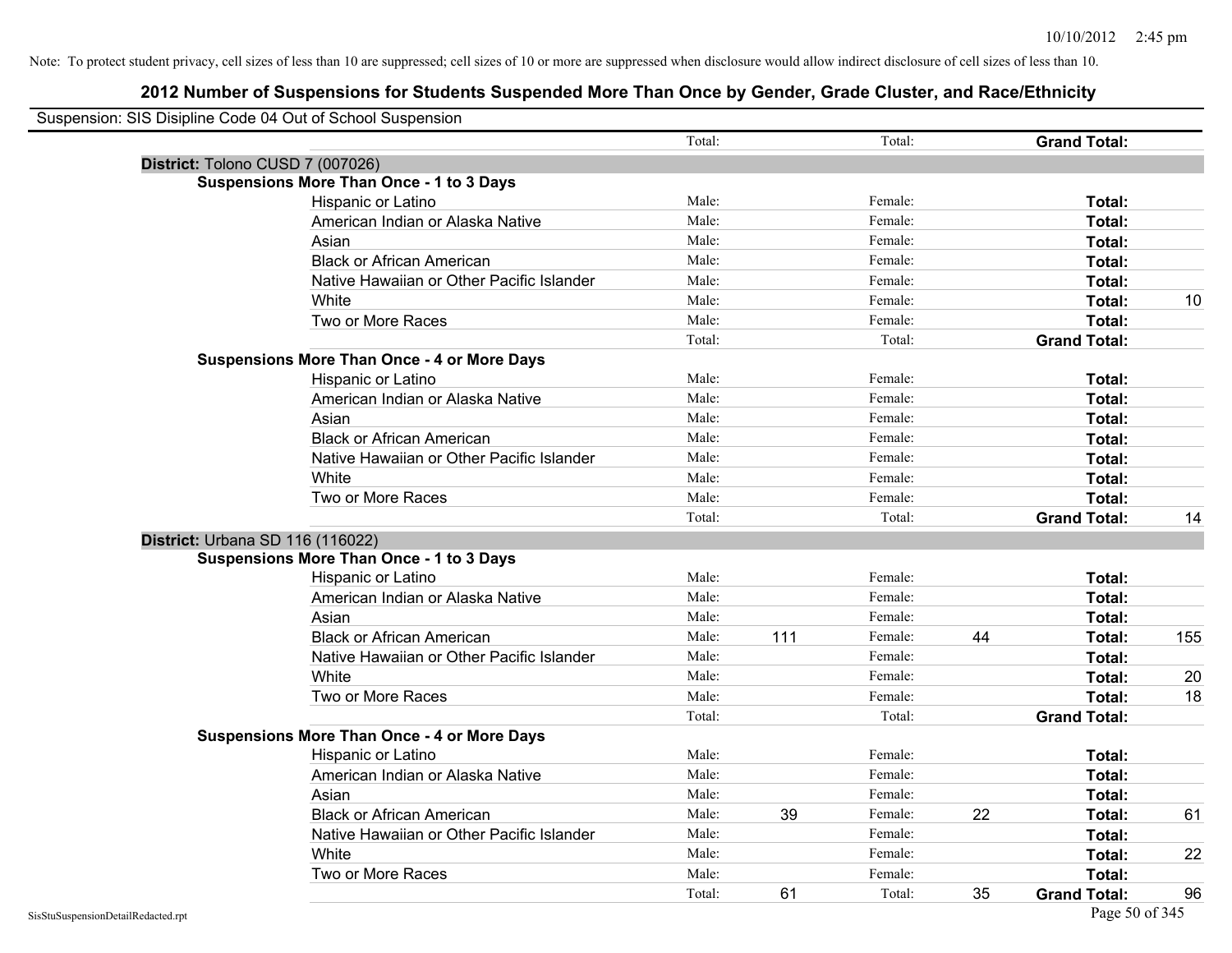Note: To protect student privacy, cell sizes of less than 10 are suppressed; cell sizes of 10 or more are suppressed when disclosure would allow indirect disclosure of cell sizes of less than 10.

## 2012 Number of Suspensions for Students Suspended More Than Once by Gender, Grade Cluster, and Race/Ethnicity

Suspension: SIS Disipline Code 04 Out of School Suspension

| | | | | | | |
|---|---|---|---|---|---|---|
| | Total: | | Total: | | **Grand Total:** | |
| **District:** Tolono CUSD 7 (007026) | | | | | | |
| **Suspensions More Than Once - 1 to 3 Days** | | | | | | |
| Hispanic or Latino | Male: | | Female: | | **Total:** | |
| American Indian or Alaska Native | Male: | | Female: | | **Total:** | |
| Asian | Male: | | Female: | | **Total:** | |
| Black or African American | Male: | | Female: | | **Total:** | |
| Native Hawaiian or Other Pacific Islander | Male: | | Female: | | **Total:** | |
| White | Male: | | Female: | | **Total:** | 10 |
| Two or More Races | Male: | | Female: | | **Total:** | |
| | Total: | | Total: | | **Grand Total:** | |
| **Suspensions More Than Once - 4 or More Days** | | | | | | |
| Hispanic or Latino | Male: | | Female: | | **Total:** | |
| American Indian or Alaska Native | Male: | | Female: | | **Total:** | |
| Asian | Male: | | Female: | | **Total:** | |
| Black or African American | Male: | | Female: | | **Total:** | |
| Native Hawaiian or Other Pacific Islander | Male: | | Female: | | **Total:** | |
| White | Male: | | Female: | | **Total:** | |
| Two or More Races | Male: | | Female: | | **Total:** | |
| | Total: | | Total: | | **Grand Total:** | 14 |
| **District:** Urbana SD 116 (116022) | | | | | | |
| **Suspensions More Than Once - 1 to 3 Days** | | | | | | |
| Hispanic or Latino | Male: | | Female: | | **Total:** | |
| American Indian or Alaska Native | Male: | | Female: | | **Total:** | |
| Asian | Male: | | Female: | | **Total:** | |
| Black or African American | Male: | 111 | Female: | 44 | **Total:** | 155 |
| Native Hawaiian or Other Pacific Islander | Male: | | Female: | | **Total:** | |
| White | Male: | | Female: | | **Total:** | 20 |
| Two or More Races | Male: | | Female: | | **Total:** | 18 |
| | Total: | | Total: | | **Grand Total:** | |
| **Suspensions More Than Once - 4 or More Days** | | | | | | |
| Hispanic or Latino | Male: | | Female: | | **Total:** | |
| American Indian or Alaska Native | Male: | | Female: | | **Total:** | |
| Asian | Male: | | Female: | | **Total:** | |
| Black or African American | Male: | 39 | Female: | 22 | **Total:** | 61 |
| Native Hawaiian or Other Pacific Islander | Male: | | Female: | | **Total:** | |
| White | Male: | | Female: | | **Total:** | 22 |
| Two or More Races | Male: | | Female: | | **Total:** | |
| | Total: | 61 | Total: | 35 | **Grand Total:** | 96 |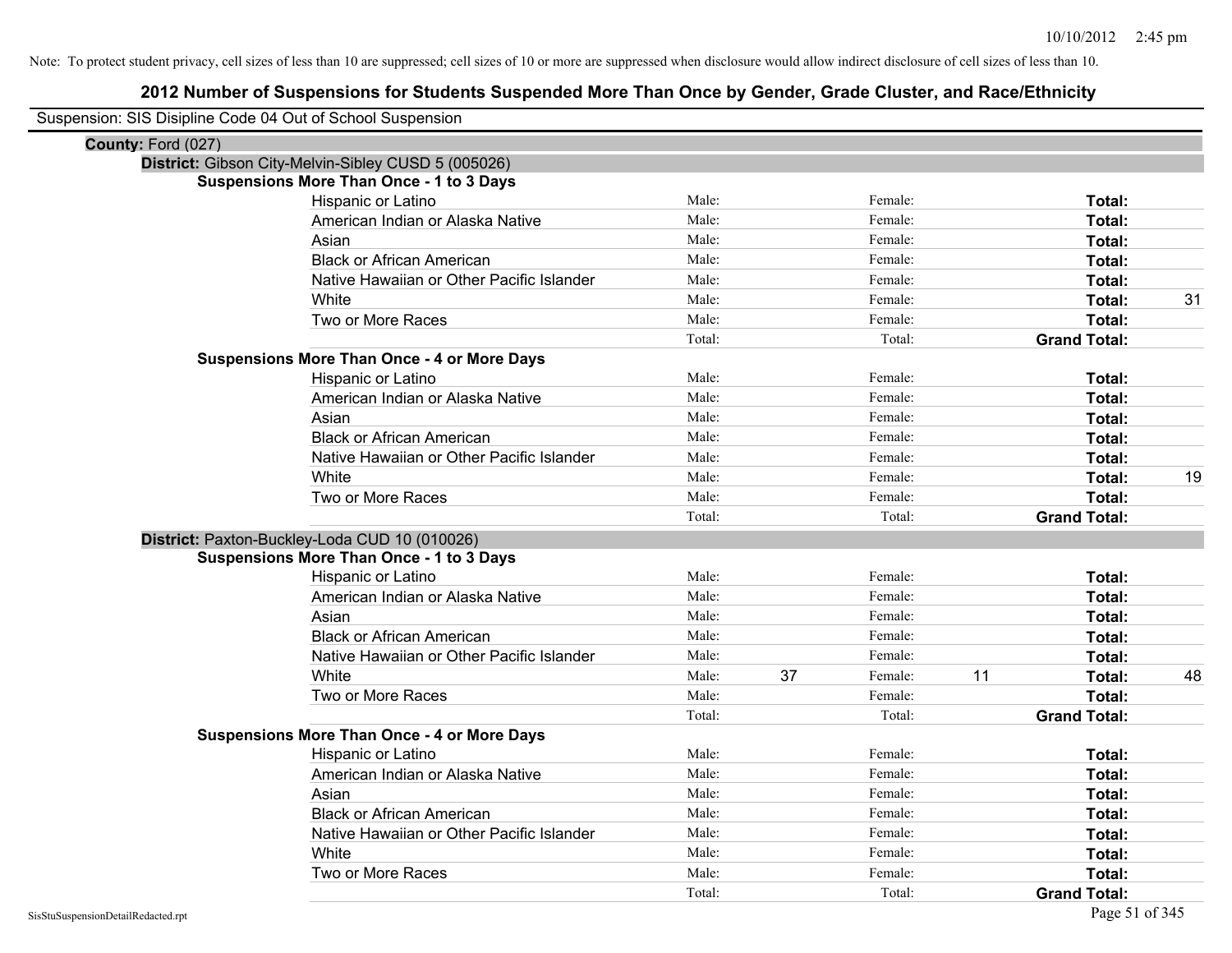Note: To protect student privacy, cell sizes of less than 10 are suppressed; cell sizes of 10 or more are suppressed when disclosure would allow indirect disclosure of cell sizes of less than 10.

# 2012 Number of Suspensions for Students Suspended More Than Once by Gender, Grade Cluster, and Race/Ethnicity

Suspension: SIS Disipline Code 04 Out of School Suspension

**County:** Ford (027)

**District:** Gibson City-Melvin-Sibley CUSD 5 (005026)

**Suspensions More Than Once - 1 to 3 Days**

| | | | | | | |
|---|---|---|---|---|---|---|
| Hispanic or Latino | Male: | | Female: | | **Total:** | |
| American Indian or Alaska Native | Male: | | Female: | | **Total:** | |
| Asian | Male: | | Female: | | **Total:** | |
| Black or African American | Male: | | Female: | | **Total:** | |
| Native Hawaiian or Other Pacific Islander | Male: | | Female: | | **Total:** | |
| White | Male: | | Female: | | **Total:** | 31 |
| Two or More Races | Male: | | Female: | | **Total:** | |
| | Total: | | Total: | | **Grand Total:** | |

**Suspensions More Than Once - 4 or More Days**

| | | | | | | |
|---|---|---|---|---|---|---|
| Hispanic or Latino | Male: | | Female: | | **Total:** | |
| American Indian or Alaska Native | Male: | | Female: | | **Total:** | |
| Asian | Male: | | Female: | | **Total:** | |
| Black or African American | Male: | | Female: | | **Total:** | |
| Native Hawaiian or Other Pacific Islander | Male: | | Female: | | **Total:** | |
| White | Male: | | Female: | | **Total:** | 19 |
| Two or More Races | Male: | | Female: | | **Total:** | |
| | Total: | | Total: | | **Grand Total:** | |

**District:** Paxton-Buckley-Loda CUD 10 (010026)

**Suspensions More Than Once - 1 to 3 Days**

| | | | | | | |
|---|---|---|---|---|---|---|
| Hispanic or Latino | Male: | | Female: | | **Total:** | |
| American Indian or Alaska Native | Male: | | Female: | | **Total:** | |
| Asian | Male: | | Female: | | **Total:** | |
| Black or African American | Male: | | Female: | | **Total:** | |
| Native Hawaiian or Other Pacific Islander | Male: | | Female: | | **Total:** | |
| White | Male: | 37 | Female: | 11 | **Total:** | 48 |
| Two or More Races | Male: | | Female: | | **Total:** | |
| | Total: | | Total: | | **Grand Total:** | |

**Suspensions More Than Once - 4 or More Days**

| | | | | | | |
|---|---|---|---|---|---|---|
| Hispanic or Latino | Male: | | Female: | | **Total:** | |
| American Indian or Alaska Native | Male: | | Female: | | **Total:** | |
| Asian | Male: | | Female: | | **Total:** | |
| Black or African American | Male: | | Female: | | **Total:** | |
| Native Hawaiian or Other Pacific Islander | Male: | | Female: | | **Total:** | |
| White | Male: | | Female: | | **Total:** | |
| Two or More Races | Male: | | Female: | | **Total:** | |
| | Total: | | Total: | | **Grand Total:** | |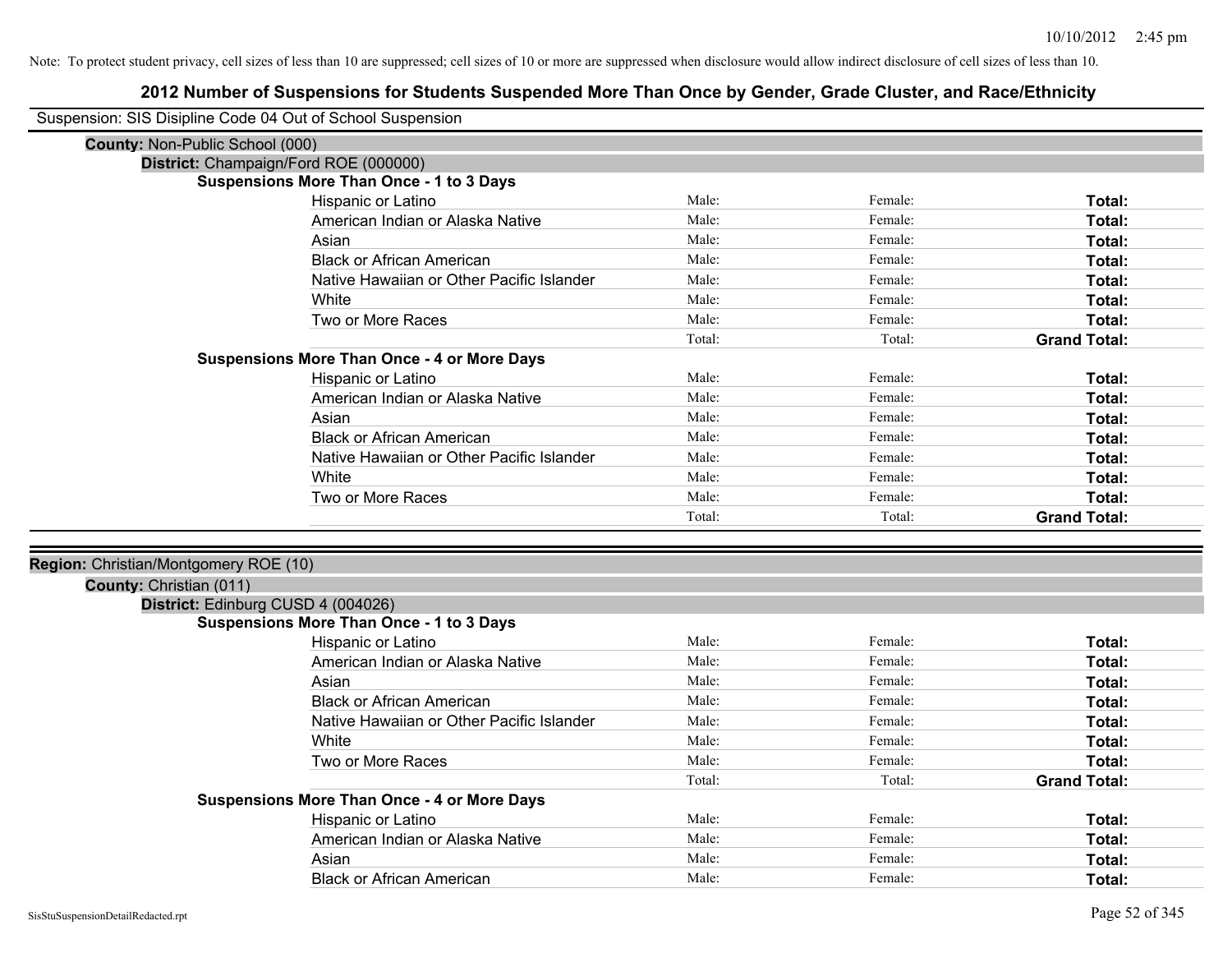Note: To protect student privacy, cell sizes of less than 10 are suppressed; cell sizes of 10 or more are suppressed when disclosure would allow indirect disclosure of cell sizes of less than 10.

# 2012 Number of Suspensions for Students Suspended More Than Once by Gender, Grade Cluster, and Race/Ethnicity

Suspension: SIS Disipline Code 04 Out of School Suspension

**County:** Non-Public School (000)

**District:** Champaign/Ford ROE (000000)

**Suspensions More Than Once - 1 to 3 Days**

| | | | |
|---|---|---|---|
| Hispanic or Latino | Male: | Female: | **Total:** |
| American Indian or Alaska Native | Male: | Female: | **Total:** |
| Asian | Male: | Female: | **Total:** |
| Black or African American | Male: | Female: | **Total:** |
| Native Hawaiian or Other Pacific Islander | Male: | Female: | **Total:** |
| White | Male: | Female: | **Total:** |
| Two or More Races | Male: | Female: | **Total:** |
| | Total: | Total: | **Grand Total:** |

**Suspensions More Than Once - 4 or More Days**

| | | | |
|---|---|---|---|
| Hispanic or Latino | Male: | Female: | **Total:** |
| American Indian or Alaska Native | Male: | Female: | **Total:** |
| Asian | Male: | Female: | **Total:** |
| Black or African American | Male: | Female: | **Total:** |
| Native Hawaiian or Other Pacific Islander | Male: | Female: | **Total:** |
| White | Male: | Female: | **Total:** |
| Two or More Races | Male: | Female: | **Total:** |
| | Total: | Total: | **Grand Total:** |

**Region:** Christian/Montgomery ROE (10)

**County:** Christian (011)

**District:** Edinburg CUSD 4 (004026)

**Suspensions More Than Once - 1 to 3 Days**

| | | | |
|---|---|---|---|
| Hispanic or Latino | Male: | Female: | **Total:** |
| American Indian or Alaska Native | Male: | Female: | **Total:** |
| Asian | Male: | Female: | **Total:** |
| Black or African American | Male: | Female: | **Total:** |
| Native Hawaiian or Other Pacific Islander | Male: | Female: | **Total:** |
| White | Male: | Female: | **Total:** |
| Two or More Races | Male: | Female: | **Total:** |
| | Total: | Total: | **Grand Total:** |

**Suspensions More Than Once - 4 or More Days**

| | | | |
|---|---|---|---|
| Hispanic or Latino | Male: | Female: | **Total:** |
| American Indian or Alaska Native | Male: | Female: | **Total:** |
| Asian | Male: | Female: | **Total:** |
| Black or African American | Male: | Female: | **Total:** |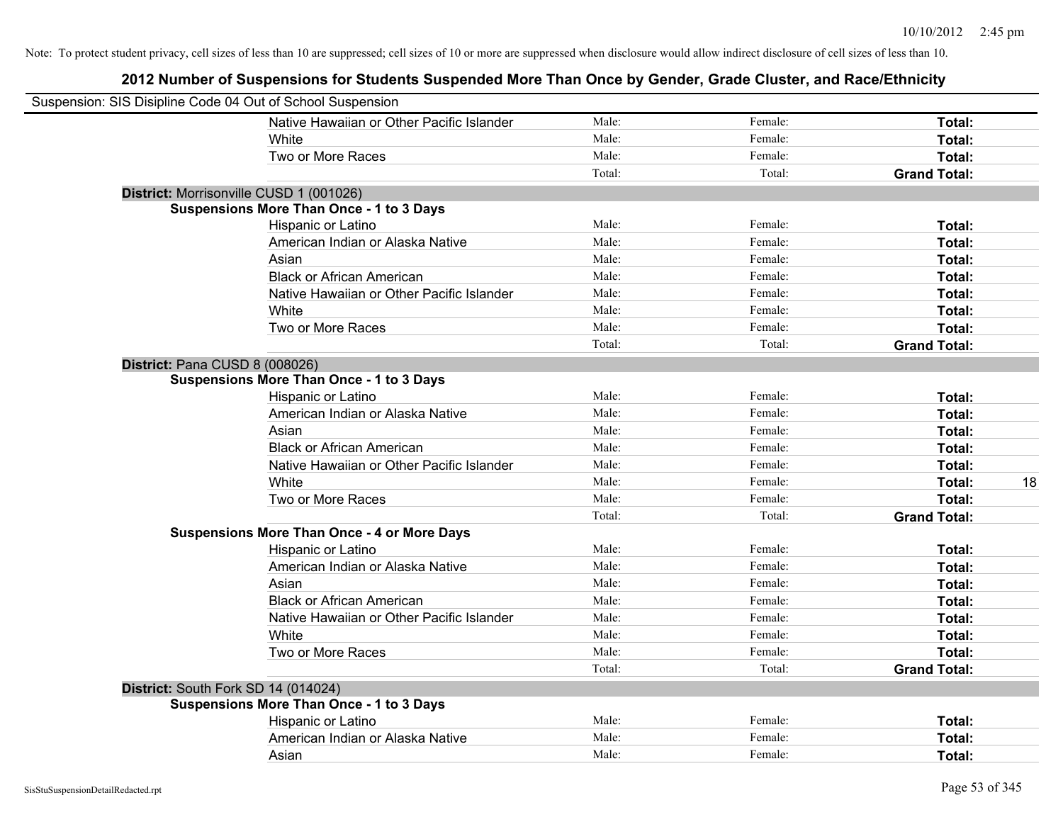Note: To protect student privacy, cell sizes of less than 10 are suppressed; cell sizes of 10 or more are suppressed when disclosure would allow indirect disclosure of cell sizes of less than 10.

## 2012 Number of Suspensions for Students Suspended More Than Once by Gender, Grade Cluster, and Race/Ethnicity

Suspension: SIS Disipline Code 04 Out of School Suspension

| | | | | |
|---|---|---|---|---|
| Native Hawaiian or Other Pacific Islander | Male: | Female: | **Total:** | |
| White | Male: | Female: | **Total:** | |
| Two or More Races | Male: | Female: | **Total:** | |
| | Total: | Total: | **Grand Total:** | |

**District:** Morrisonville CUSD 1 (001026)

**Suspensions More Than Once - 1 to 3 Days**

| | | | | |
|---|---|---|---|---|
| Hispanic or Latino | Male: | Female: | **Total:** | |
| American Indian or Alaska Native | Male: | Female: | **Total:** | |
| Asian | Male: | Female: | **Total:** | |
| Black or African American | Male: | Female: | **Total:** | |
| Native Hawaiian or Other Pacific Islander | Male: | Female: | **Total:** | |
| White | Male: | Female: | **Total:** | |
| Two or More Races | Male: | Female: | **Total:** | |
| | Total: | Total: | **Grand Total:** | |

**District:** Pana CUSD 8 (008026)

**Suspensions More Than Once - 1 to 3 Days**

| | | | | |
|---|---|---|---|---|
| Hispanic or Latino | Male: | Female: | **Total:** | |
| American Indian or Alaska Native | Male: | Female: | **Total:** | |
| Asian | Male: | Female: | **Total:** | |
| Black or African American | Male: | Female: | **Total:** | |
| Native Hawaiian or Other Pacific Islander | Male: | Female: | **Total:** | |
| White | Male: | Female: | **Total:** | 18 |
| Two or More Races | Male: | Female: | **Total:** | |
| | Total: | Total: | **Grand Total:** | |

**Suspensions More Than Once - 4 or More Days**

| | | | | |
|---|---|---|---|---|
| Hispanic or Latino | Male: | Female: | **Total:** | |
| American Indian or Alaska Native | Male: | Female: | **Total:** | |
| Asian | Male: | Female: | **Total:** | |
| Black or African American | Male: | Female: | **Total:** | |
| Native Hawaiian or Other Pacific Islander | Male: | Female: | **Total:** | |
| White | Male: | Female: | **Total:** | |
| Two or More Races | Male: | Female: | **Total:** | |
| | Total: | Total: | **Grand Total:** | |

**District:** South Fork SD 14 (014024)

**Suspensions More Than Once - 1 to 3 Days**

| | | | | |
|---|---|---|---|---|
| Hispanic or Latino | Male: | Female: | **Total:** | |
| American Indian or Alaska Native | Male: | Female: | **Total:** | |
| Asian | Male: | Female: | **Total:** | |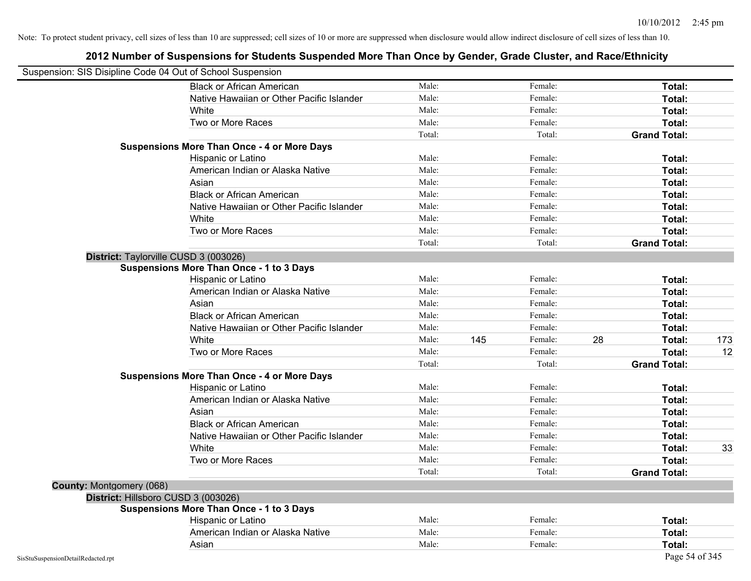Note: To protect student privacy, cell sizes of less than 10 are suppressed; cell sizes of 10 or more are suppressed when disclosure would allow indirect disclosure of cell sizes of less than 10.

## 2012 Number of Suspensions for Students Suspended More Than Once by Gender, Grade Cluster, and Race/Ethnicity

Suspension: SIS Disipline Code 04 Out of School Suspension

| | | | | | | |
|---|---|---|---|---|---|---|
| Black or African American | Male: | | Female: | | Total: | |
| Native Hawaiian or Other Pacific Islander | Male: | | Female: | | Total: | |
| White | Male: | | Female: | | Total: | |
| Two or More Races | Male: | | Female: | | Total: | |
| | Total: | | Total: | | Grand Total: | |

**Suspensions More Than Once - 4 or More Days**

| | | | | | | |
|---|---|---|---|---|---|---|
| Hispanic or Latino | Male: | | Female: | | Total: | |
| American Indian or Alaska Native | Male: | | Female: | | Total: | |
| Asian | Male: | | Female: | | Total: | |
| Black or African American | Male: | | Female: | | Total: | |
| Native Hawaiian or Other Pacific Islander | Male: | | Female: | | Total: | |
| White | Male: | | Female: | | Total: | |
| Two or More Races | Male: | | Female: | | Total: | |
| | Total: | | Total: | | Grand Total: | |

**District:** Taylorville CUSD 3 (003026)

**Suspensions More Than Once - 1 to 3 Days**

| | | | | | | |
|---|---|---|---|---|---|---|
| Hispanic or Latino | Male: | | Female: | | Total: | |
| American Indian or Alaska Native | Male: | | Female: | | Total: | |
| Asian | Male: | | Female: | | Total: | |
| Black or African American | Male: | | Female: | | Total: | |
| Native Hawaiian or Other Pacific Islander | Male: | | Female: | | Total: | |
| White | Male: | 145 | Female: | 28 | Total: | 173 |
| Two or More Races | Male: | | Female: | | Total: | 12 |
| | Total: | | Total: | | Grand Total: | |

**Suspensions More Than Once - 4 or More Days**

| | | | | | | |
|---|---|---|---|---|---|---|
| Hispanic or Latino | Male: | | Female: | | Total: | |
| American Indian or Alaska Native | Male: | | Female: | | Total: | |
| Asian | Male: | | Female: | | Total: | |
| Black or African American | Male: | | Female: | | Total: | |
| Native Hawaiian or Other Pacific Islander | Male: | | Female: | | Total: | |
| White | Male: | | Female: | | Total: | 33 |
| Two or More Races | Male: | | Female: | | Total: | |
| | Total: | | Total: | | Grand Total: | |

**County:** Montgomery (068)

**District:** Hillsboro CUSD 3 (003026)

**Suspensions More Than Once - 1 to 3 Days**

| | | | | | | |
|---|---|---|---|---|---|---|
| Hispanic or Latino | Male: | | Female: | | Total: | |
| American Indian or Alaska Native | Male: | | Female: | | Total: | |
| Asian | Male: | | Female: | | Total: | |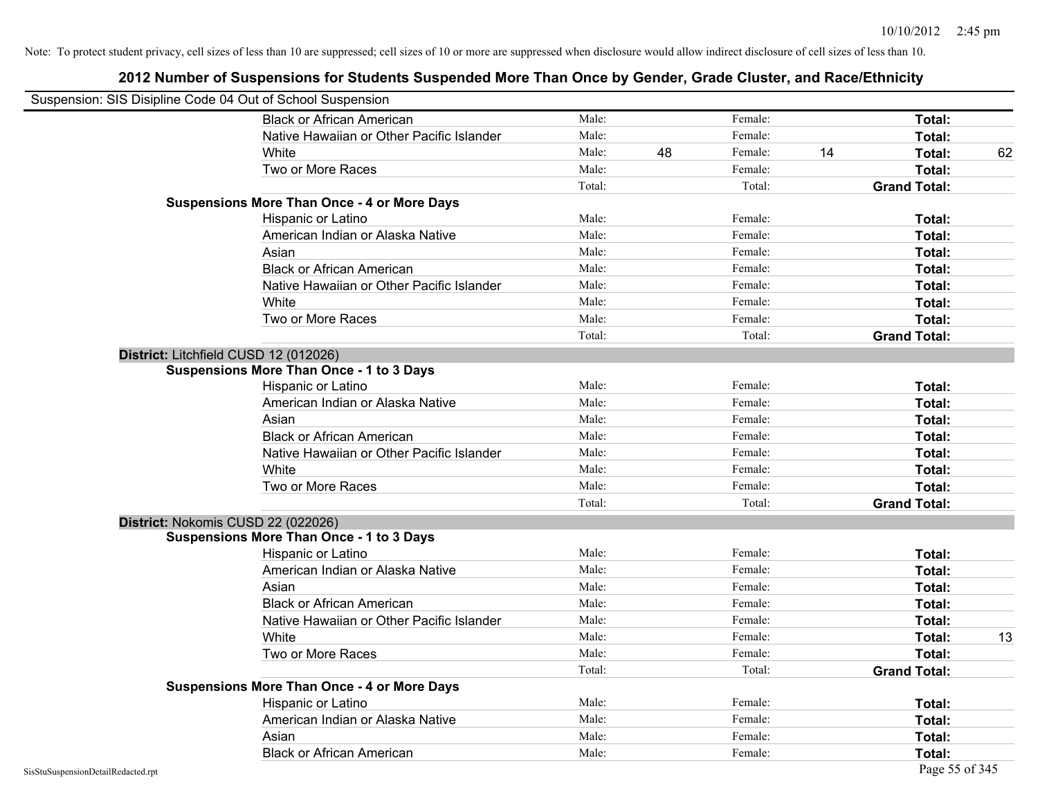Note: To protect student privacy, cell sizes of less than 10 are suppressed; cell sizes of 10 or more are suppressed when disclosure would allow indirect disclosure of cell sizes of less than 10.

## 2012 Number of Suspensions for Students Suspended More Than Once by Gender, Grade Cluster, and Race/Ethnicity

Suspension: SIS Disipline Code 04 Out of School Suspension

| | | | | | | |
|---|---|---|---|---|---|---|
| Black or African American | Male: | | Female: | | Total: | |
| Native Hawaiian or Other Pacific Islander | Male: | | Female: | | Total: | |
| White | Male: | 48 | Female: | 14 | Total: | 62 |
| Two or More Races | Male: | | Female: | | Total: | |
| | Total: | | Total: | | Grand Total: | |

**Suspensions More Than Once - 4 or More Days**

| | | | | | | |
|---|---|---|---|---|---|---|
| Hispanic or Latino | Male: | | Female: | | Total: | |
| American Indian or Alaska Native | Male: | | Female: | | Total: | |
| Asian | Male: | | Female: | | Total: | |
| Black or African American | Male: | | Female: | | Total: | |
| Native Hawaiian or Other Pacific Islander | Male: | | Female: | | Total: | |
| White | Male: | | Female: | | Total: | |
| Two or More Races | Male: | | Female: | | Total: | |
| | Total: | | Total: | | Grand Total: | |

### District: Litchfield CUSD 12 (012026)

**Suspensions More Than Once - 1 to 3 Days**

| | | | | | | |
|---|---|---|---|---|---|---|
| Hispanic or Latino | Male: | | Female: | | Total: | |
| American Indian or Alaska Native | Male: | | Female: | | Total: | |
| Asian | Male: | | Female: | | Total: | |
| Black or African American | Male: | | Female: | | Total: | |
| Native Hawaiian or Other Pacific Islander | Male: | | Female: | | Total: | |
| White | Male: | | Female: | | Total: | |
| Two or More Races | Male: | | Female: | | Total: | |
| | Total: | | Total: | | Grand Total: | |

### District: Nokomis CUSD 22 (022026)

**Suspensions More Than Once - 1 to 3 Days**

| | | | | | | |
|---|---|---|---|---|---|---|
| Hispanic or Latino | Male: | | Female: | | Total: | |
| American Indian or Alaska Native | Male: | | Female: | | Total: | |
| Asian | Male: | | Female: | | Total: | |
| Black or African American | Male: | | Female: | | Total: | |
| Native Hawaiian or Other Pacific Islander | Male: | | Female: | | Total: | |
| White | Male: | | Female: | | Total: | 13 |
| Two or More Races | Male: | | Female: | | Total: | |
| | Total: | | Total: | | Grand Total: | |

**Suspensions More Than Once - 4 or More Days**

| | | | | | | |
|---|---|---|---|---|---|---|
| Hispanic or Latino | Male: | | Female: | | Total: | |
| American Indian or Alaska Native | Male: | | Female: | | Total: | |
| Asian | Male: | | Female: | | Total: | |
| Black or African American | Male: | | Female: | | Total: | |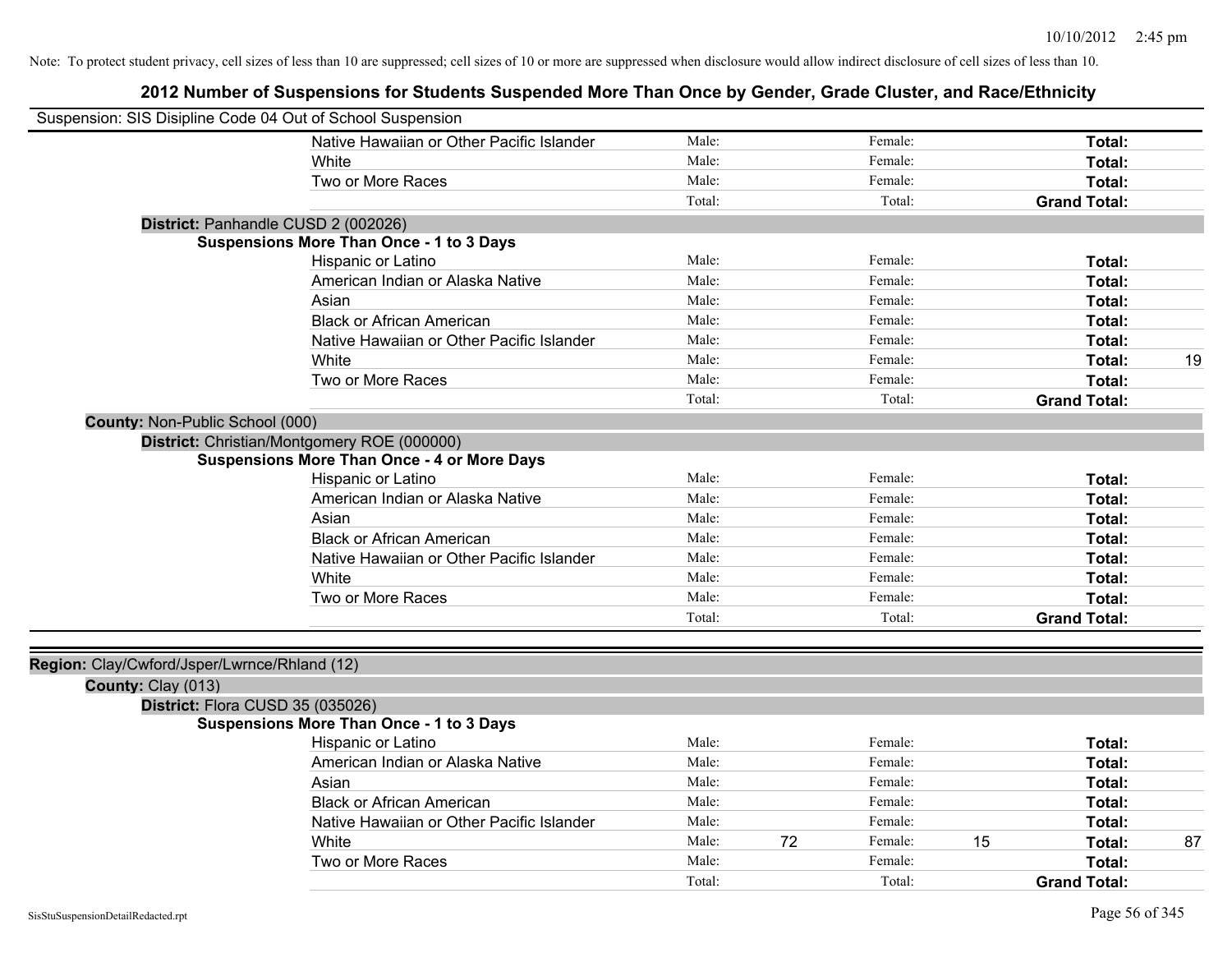Note: To protect student privacy, cell sizes of less than 10 are suppressed; cell sizes of 10 or more are suppressed when disclosure would allow indirect disclosure of cell sizes of less than 10.

# 2012 Number of Suspensions for Students Suspended More Than Once by Gender, Grade Cluster, and Race/Ethnicity

Suspension: SIS Disipline Code 04 Out of School Suspension

| | | | | | |
|---|---|---|---|---|---|
| Native Hawaiian or Other Pacific Islander | Male: | | Female: | | **Total:** |
| White | Male: | | Female: | | **Total:** |
| Two or More Races | Male: | | Female: | | **Total:** |
| | Total: | | Total: | | **Grand Total:** |

**District:** Panhandle CUSD 2 (002026)

**Suspensions More Than Once - 1 to 3 Days**

| | | | | | | |
|---|---|---|---|---|---|---|
| Hispanic or Latino | Male: | | Female: | | **Total:** | |
| American Indian or Alaska Native | Male: | | Female: | | **Total:** | |
| Asian | Male: | | Female: | | **Total:** | |
| Black or African American | Male: | | Female: | | **Total:** | |
| Native Hawaiian or Other Pacific Islander | Male: | | Female: | | **Total:** | |
| White | Male: | | Female: | | **Total:** | 19 |
| Two or More Races | Male: | | Female: | | **Total:** | |
| | Total: | | Total: | | **Grand Total:** | |

**County:** Non-Public School (000)

**District:** Christian/Montgomery ROE (000000)

**Suspensions More Than Once - 4 or More Days**

| | | | | | | |
|---|---|---|---|---|---|---|
| Hispanic or Latino | Male: | | Female: | | **Total:** | |
| American Indian or Alaska Native | Male: | | Female: | | **Total:** | |
| Asian | Male: | | Female: | | **Total:** | |
| Black or African American | Male: | | Female: | | **Total:** | |
| Native Hawaiian or Other Pacific Islander | Male: | | Female: | | **Total:** | |
| White | Male: | | Female: | | **Total:** | |
| Two or More Races | Male: | | Female: | | **Total:** | |
| | Total: | | Total: | | **Grand Total:** | |

**Region:** Clay/Cwford/Jsper/Lwrnce/Rhland (12)

**County:** Clay (013)

**District:** Flora CUSD 35 (035026)

**Suspensions More Than Once - 1 to 3 Days**

| | | | | | | |
|---|---|---|---|---|---|---|
| Hispanic or Latino | Male: | | Female: | | **Total:** | |
| American Indian or Alaska Native | Male: | | Female: | | **Total:** | |
| Asian | Male: | | Female: | | **Total:** | |
| Black or African American | Male: | | Female: | | **Total:** | |
| Native Hawaiian or Other Pacific Islander | Male: | | Female: | | **Total:** | |
| White | Male: | 72 | Female: | 15 | **Total:** | 87 |
| Two or More Races | Male: | | Female: | | **Total:** | |
| | Total: | | Total: | | **Grand Total:** | |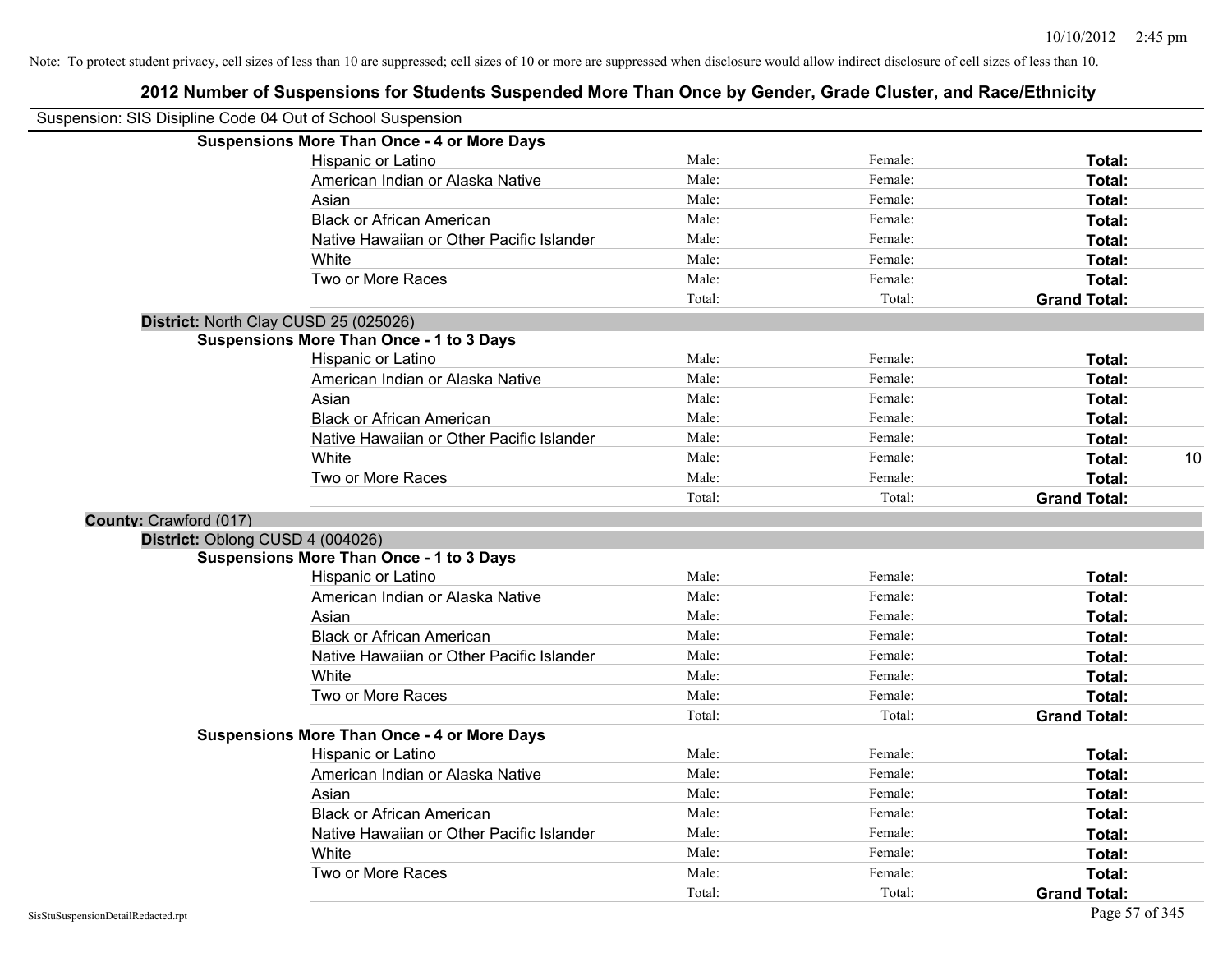Note: To protect student privacy, cell sizes of less than 10 are suppressed; cell sizes of 10 or more are suppressed when disclosure would allow indirect disclosure of cell sizes of less than 10.

## 2012 Number of Suspensions for Students Suspended More Than Once by Gender, Grade Cluster, and Race/Ethnicity

Suspension: SIS Disipline Code 04 Out of School Suspension

**Suspensions More Than Once - 4 or More Days**

| | | | | |
|---|---|---|---|---|
| Hispanic or Latino | Male: | Female: | **Total:** | |
| American Indian or Alaska Native | Male: | Female: | **Total:** | |
| Asian | Male: | Female: | **Total:** | |
| Black or African American | Male: | Female: | **Total:** | |
| Native Hawaiian or Other Pacific Islander | Male: | Female: | **Total:** | |
| White | Male: | Female: | **Total:** | |
| Two or More Races | Male: | Female: | **Total:** | |
| | Total: | Total: | **Grand Total:** | |

**District:** North Clay CUSD 25 (025026)

**Suspensions More Than Once - 1 to 3 Days**

| | | | | |
|---|---|---|---|---|
| Hispanic or Latino | Male: | Female: | **Total:** | |
| American Indian or Alaska Native | Male: | Female: | **Total:** | |
| Asian | Male: | Female: | **Total:** | |
| Black or African American | Male: | Female: | **Total:** | |
| Native Hawaiian or Other Pacific Islander | Male: | Female: | **Total:** | |
| White | Male: | Female: | **Total:** | 10 |
| Two or More Races | Male: | Female: | **Total:** | |
| | Total: | Total: | **Grand Total:** | |

**County:** Crawford (017)

**District:** Oblong CUSD 4 (004026)

**Suspensions More Than Once - 1 to 3 Days**

| | | | | |
|---|---|---|---|---|
| Hispanic or Latino | Male: | Female: | **Total:** | |
| American Indian or Alaska Native | Male: | Female: | **Total:** | |
| Asian | Male: | Female: | **Total:** | |
| Black or African American | Male: | Female: | **Total:** | |
| Native Hawaiian or Other Pacific Islander | Male: | Female: | **Total:** | |
| White | Male: | Female: | **Total:** | |
| Two or More Races | Male: | Female: | **Total:** | |
| | Total: | Total: | **Grand Total:** | |

**Suspensions More Than Once - 4 or More Days**

| | | | | |
|---|---|---|---|---|
| Hispanic or Latino | Male: | Female: | **Total:** | |
| American Indian or Alaska Native | Male: | Female: | **Total:** | |
| Asian | Male: | Female: | **Total:** | |
| Black or African American | Male: | Female: | **Total:** | |
| Native Hawaiian or Other Pacific Islander | Male: | Female: | **Total:** | |
| White | Male: | Female: | **Total:** | |
| Two or More Races | Male: | Female: | **Total:** | |
| | Total: | Total: | **Grand Total:** | |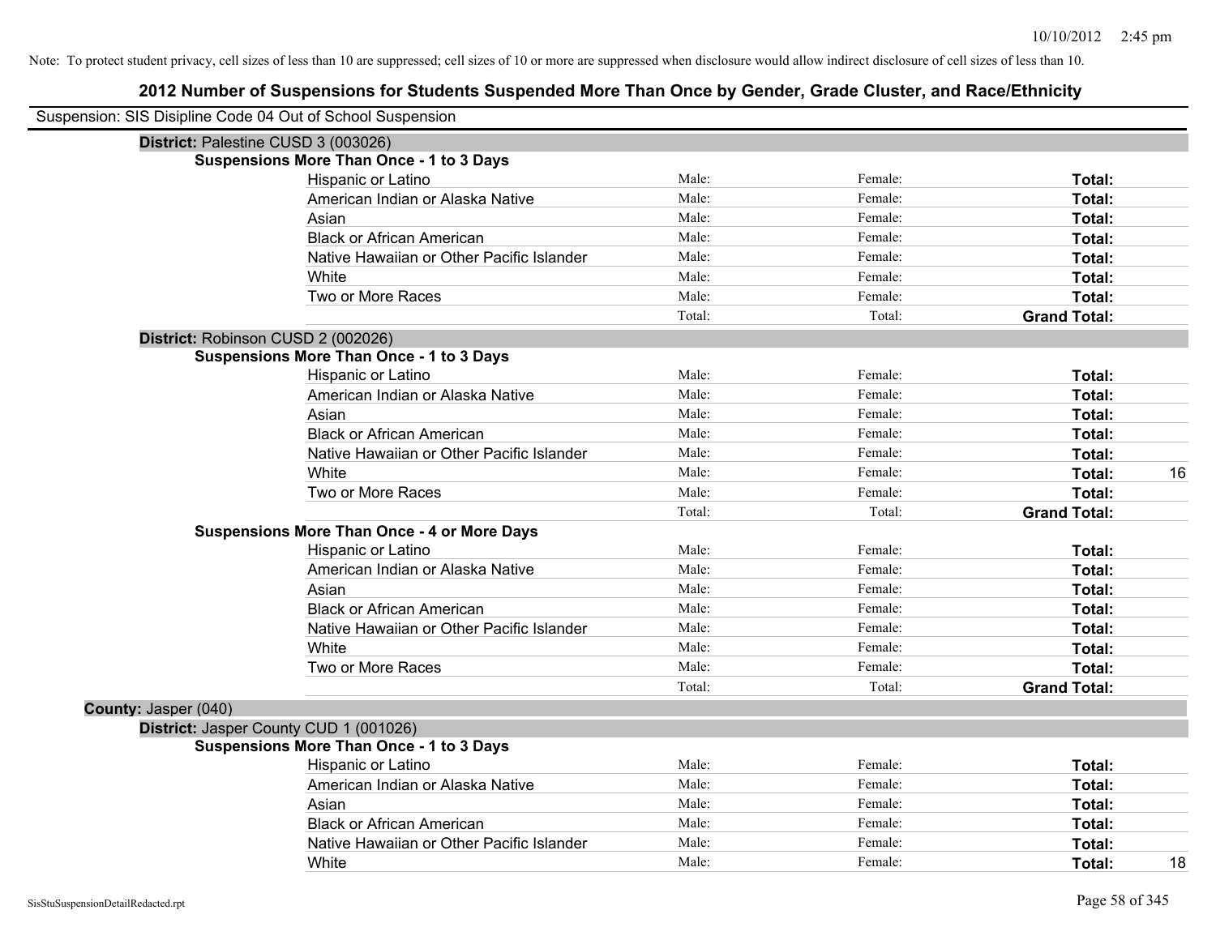Note: To protect student privacy, cell sizes of less than 10 are suppressed; cell sizes of 10 or more are suppressed when disclosure would allow indirect disclosure of cell sizes of less than 10.

## 2012 Number of Suspensions for Students Suspended More Than Once by Gender, Grade Cluster, and Race/Ethnicity

Suspension: SIS Disipline Code 04 Out of School Suspension

**District:** Palestine CUSD 3 (003026)

**Suspensions More Than Once - 1 to 3 Days**

| Race/Ethnicity | Male | Female | Total |
|---|---|---|---|
| Hispanic or Latino | Male: | Female: | **Total:** |
| American Indian or Alaska Native | Male: | Female: | **Total:** |
| Asian | Male: | Female: | **Total:** |
| Black or African American | Male: | Female: | **Total:** |
| Native Hawaiian or Other Pacific Islander | Male: | Female: | **Total:** |
| White | Male: | Female: | **Total:** |
| Two or More Races | Male: | Female: | **Total:** |
| | Total: | Total: | **Grand Total:** |

**District:** Robinson CUSD 2 (002026)

**Suspensions More Than Once - 1 to 3 Days**

| Race/Ethnicity | Male | Female | Total |
|---|---|---|---|
| Hispanic or Latino | Male: | Female: | **Total:** |
| American Indian or Alaska Native | Male: | Female: | **Total:** |
| Asian | Male: | Female: | **Total:** |
| Black or African American | Male: | Female: | **Total:** |
| Native Hawaiian or Other Pacific Islander | Male: | Female: | **Total:** |
| White | Male: | Female: | **Total:** 16 |
| Two or More Races | Male: | Female: | **Total:** |
| | Total: | Total: | **Grand Total:** |

**Suspensions More Than Once - 4 or More Days**

| Race/Ethnicity | Male | Female | Total |
|---|---|---|---|
| Hispanic or Latino | Male: | Female: | **Total:** |
| American Indian or Alaska Native | Male: | Female: | **Total:** |
| Asian | Male: | Female: | **Total:** |
| Black or African American | Male: | Female: | **Total:** |
| Native Hawaiian or Other Pacific Islander | Male: | Female: | **Total:** |
| White | Male: | Female: | **Total:** |
| Two or More Races | Male: | Female: | **Total:** |
| | Total: | Total: | **Grand Total:** |

**County:** Jasper (040)

**District:** Jasper County CUD 1 (001026)

**Suspensions More Than Once - 1 to 3 Days**

| Race/Ethnicity | Male | Female | Total |
|---|---|---|---|
| Hispanic or Latino | Male: | Female: | **Total:** |
| American Indian or Alaska Native | Male: | Female: | **Total:** |
| Asian | Male: | Female: | **Total:** |
| Black or African American | Male: | Female: | **Total:** |
| Native Hawaiian or Other Pacific Islander | Male: | Female: | **Total:** |
| White | Male: | Female: | **Total:** 18 |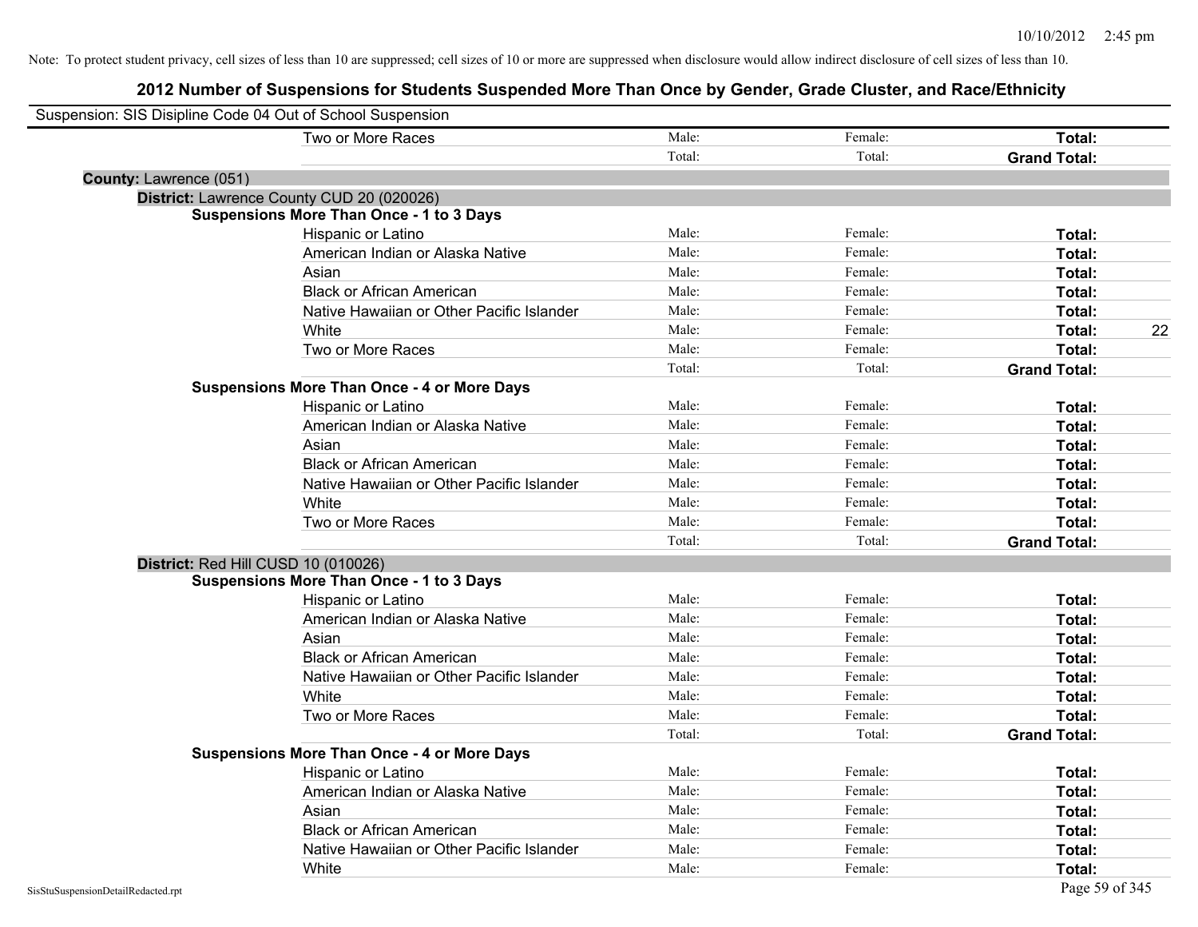Note: To protect student privacy, cell sizes of less than 10 are suppressed; cell sizes of 10 or more are suppressed when disclosure would allow indirect disclosure of cell sizes of less than 10.

# 2012 Number of Suspensions for Students Suspended More Than Once by Gender, Grade Cluster, and Race/Ethnicity

Suspension: SIS Disipline Code 04 Out of School Suspension

| | | | | |
|---|---|---|---|---|
| Two or More Races | Male: | Female: | **Total:** | |
| | Total: | Total: | **Grand Total:** | |

**County:** Lawrence (051)

**District:** Lawrence County CUD 20 (020026)

**Suspensions More Than Once - 1 to 3 Days**

| | | | | |
|---|---|---|---|---|
| Hispanic or Latino | Male: | Female: | **Total:** | |
| American Indian or Alaska Native | Male: | Female: | **Total:** | |
| Asian | Male: | Female: | **Total:** | |
| Black or African American | Male: | Female: | **Total:** | |
| Native Hawaiian or Other Pacific Islander | Male: | Female: | **Total:** | |
| White | Male: | Female: | **Total:** | 22 |
| Two or More Races | Male: | Female: | **Total:** | |
| | Total: | Total: | **Grand Total:** | |

**Suspensions More Than Once - 4 or More Days**

| | | | | |
|---|---|---|---|---|
| Hispanic or Latino | Male: | Female: | **Total:** | |
| American Indian or Alaska Native | Male: | Female: | **Total:** | |
| Asian | Male: | Female: | **Total:** | |
| Black or African American | Male: | Female: | **Total:** | |
| Native Hawaiian or Other Pacific Islander | Male: | Female: | **Total:** | |
| White | Male: | Female: | **Total:** | |
| Two or More Races | Male: | Female: | **Total:** | |
| | Total: | Total: | **Grand Total:** | |

**District:** Red Hill CUSD 10 (010026)

**Suspensions More Than Once - 1 to 3 Days**

| | | | | |
|---|---|---|---|---|
| Hispanic or Latino | Male: | Female: | **Total:** | |
| American Indian or Alaska Native | Male: | Female: | **Total:** | |
| Asian | Male: | Female: | **Total:** | |
| Black or African American | Male: | Female: | **Total:** | |
| Native Hawaiian or Other Pacific Islander | Male: | Female: | **Total:** | |
| White | Male: | Female: | **Total:** | |
| Two or More Races | Male: | Female: | **Total:** | |
| | Total: | Total: | **Grand Total:** | |

**Suspensions More Than Once - 4 or More Days**

| | | | | |
|---|---|---|---|---|
| Hispanic or Latino | Male: | Female: | **Total:** | |
| American Indian or Alaska Native | Male: | Female: | **Total:** | |
| Asian | Male: | Female: | **Total:** | |
| Black or African American | Male: | Female: | **Total:** | |
| Native Hawaiian or Other Pacific Islander | Male: | Female: | **Total:** | |
| White | Male: | Female: | **Total:** | |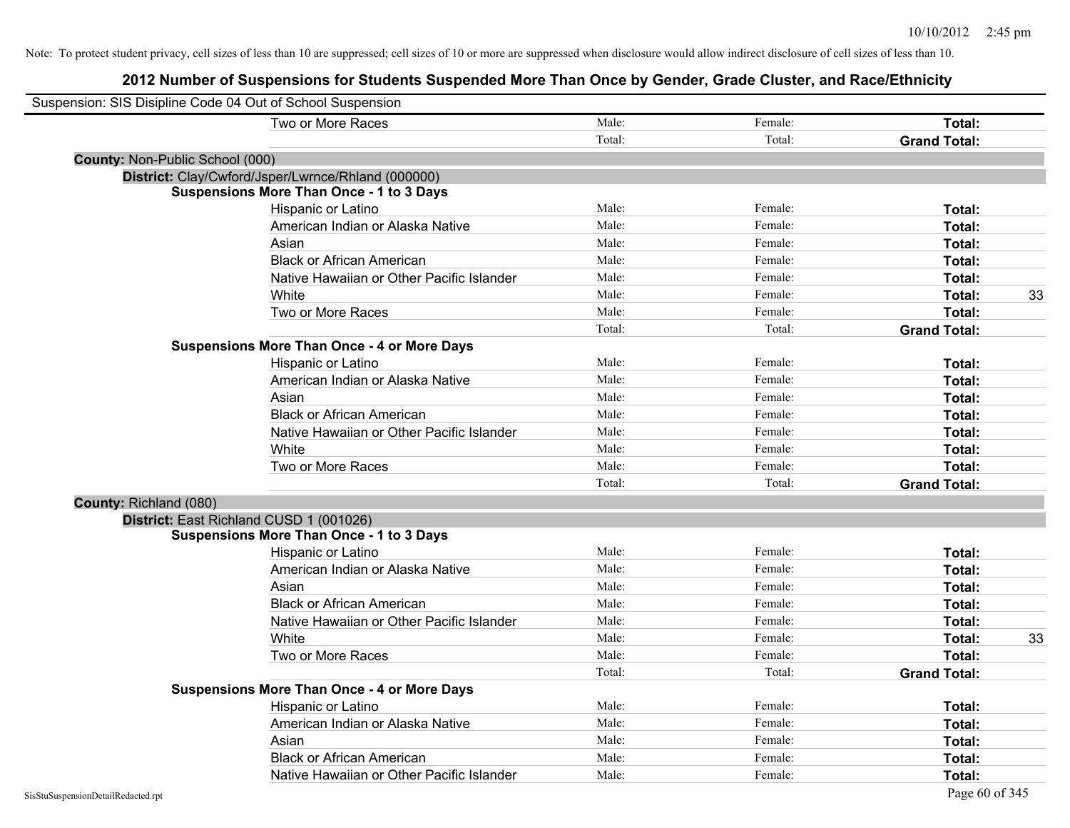Note: To protect student privacy, cell sizes of less than 10 are suppressed; cell sizes of 10 or more are suppressed when disclosure would allow indirect disclosure of cell sizes of less than 10.

## 2012 Number of Suspensions for Students Suspended More Than Once by Gender, Grade Cluster, and Race/Ethnicity

Suspension: SIS Disipline Code 04 Out of School Suspension

| | | | | |
|---|---|---|---|---|
| Two or More Races | Male: | Female: | **Total:** | |
| | Total: | Total: | **Grand Total:** | |

**County:** Non-Public School (000)

**District:** Clay/Cwford/Jsper/Lwrnce/Rhland (000000)

**Suspensions More Than Once - 1 to 3 Days**

| | | | | |
|---|---|---|---|---|
| Hispanic or Latino | Male: | Female: | **Total:** | |
| American Indian or Alaska Native | Male: | Female: | **Total:** | |
| Asian | Male: | Female: | **Total:** | |
| Black or African American | Male: | Female: | **Total:** | |
| Native Hawaiian or Other Pacific Islander | Male: | Female: | **Total:** | |
| White | Male: | Female: | **Total:** | 33 |
| Two or More Races | Male: | Female: | **Total:** | |
| | Total: | Total: | **Grand Total:** | |

**Suspensions More Than Once - 4 or More Days**

| | | | | |
|---|---|---|---|---|
| Hispanic or Latino | Male: | Female: | **Total:** | |
| American Indian or Alaska Native | Male: | Female: | **Total:** | |
| Asian | Male: | Female: | **Total:** | |
| Black or African American | Male: | Female: | **Total:** | |
| Native Hawaiian or Other Pacific Islander | Male: | Female: | **Total:** | |
| White | Male: | Female: | **Total:** | |
| Two or More Races | Male: | Female: | **Total:** | |
| | Total: | Total: | **Grand Total:** | |

**County:** Richland (080)

**District:** East Richland CUSD 1 (001026)

**Suspensions More Than Once - 1 to 3 Days**

| | | | | |
|---|---|---|---|---|
| Hispanic or Latino | Male: | Female: | **Total:** | |
| American Indian or Alaska Native | Male: | Female: | **Total:** | |
| Asian | Male: | Female: | **Total:** | |
| Black or African American | Male: | Female: | **Total:** | |
| Native Hawaiian or Other Pacific Islander | Male: | Female: | **Total:** | |
| White | Male: | Female: | **Total:** | 33 |
| Two or More Races | Male: | Female: | **Total:** | |
| | Total: | Total: | **Grand Total:** | |

**Suspensions More Than Once - 4 or More Days**

| | | | | |
|---|---|---|---|---|
| Hispanic or Latino | Male: | Female: | **Total:** | |
| American Indian or Alaska Native | Male: | Female: | **Total:** | |
| Asian | Male: | Female: | **Total:** | |
| Black or African American | Male: | Female: | **Total:** | |
| Native Hawaiian or Other Pacific Islander | Male: | Female: | **Total:** | |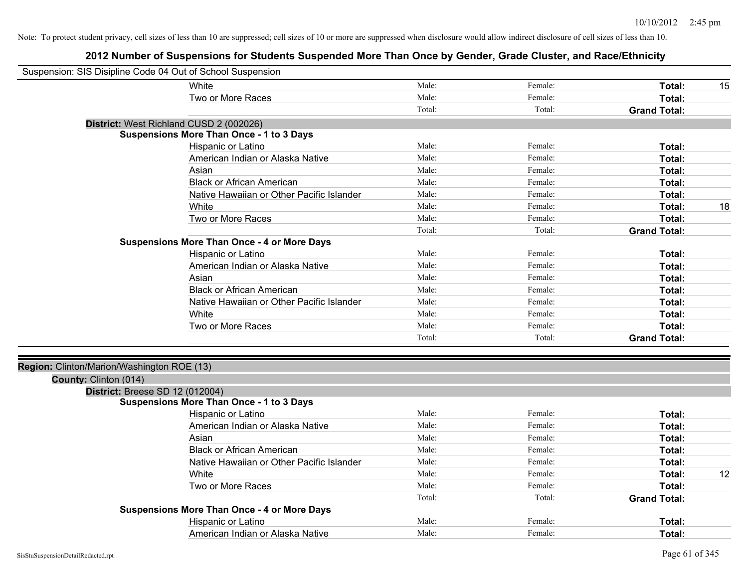Note: To protect student privacy, cell sizes of less than 10 are suppressed; cell sizes of 10 or more are suppressed when disclosure would allow indirect disclosure of cell sizes of less than 10.

## 2012 Number of Suspensions for Students Suspended More Than Once by Gender, Grade Cluster, and Race/Ethnicity

Suspension: SIS Disipline Code 04 Out of School Suspension

| | Male | Female | Total | |
|---|---|---|---|---|
| White | Male: | Female: | **Total:** | 15 |
| Two or More Races | Male: | Female: | **Total:** | |
| | Total: | Total: | **Grand Total:** | |

**District:** West Richland CUSD 2 (002026)

**Suspensions More Than Once - 1 to 3 Days**

| | Male | Female | Total | |
|---|---|---|---|---|
| Hispanic or Latino | Male: | Female: | **Total:** | |
| American Indian or Alaska Native | Male: | Female: | **Total:** | |
| Asian | Male: | Female: | **Total:** | |
| Black or African American | Male: | Female: | **Total:** | |
| Native Hawaiian or Other Pacific Islander | Male: | Female: | **Total:** | |
| White | Male: | Female: | **Total:** | 18 |
| Two or More Races | Male: | Female: | **Total:** | |
| | Total: | Total: | **Grand Total:** | |

**Suspensions More Than Once - 4 or More Days**

| | Male | Female | Total | |
|---|---|---|---|---|
| Hispanic or Latino | Male: | Female: | **Total:** | |
| American Indian or Alaska Native | Male: | Female: | **Total:** | |
| Asian | Male: | Female: | **Total:** | |
| Black or African American | Male: | Female: | **Total:** | |
| Native Hawaiian or Other Pacific Islander | Male: | Female: | **Total:** | |
| White | Male: | Female: | **Total:** | |
| Two or More Races | Male: | Female: | **Total:** | |
| | Total: | Total: | **Grand Total:** | |

**Region:** Clinton/Marion/Washington ROE (13)

**County:** Clinton (014)

**District:** Breese SD 12 (012004)

**Suspensions More Than Once - 1 to 3 Days**

| | Male | Female | Total | |
|---|---|---|---|---|
| Hispanic or Latino | Male: | Female: | **Total:** | |
| American Indian or Alaska Native | Male: | Female: | **Total:** | |
| Asian | Male: | Female: | **Total:** | |
| Black or African American | Male: | Female: | **Total:** | |
| Native Hawaiian or Other Pacific Islander | Male: | Female: | **Total:** | |
| White | Male: | Female: | **Total:** | 12 |
| Two or More Races | Male: | Female: | **Total:** | |
| | Total: | Total: | **Grand Total:** | |

**Suspensions More Than Once - 4 or More Days**

| | Male | Female | Total | |
|---|---|---|---|---|
| Hispanic or Latino | Male: | Female: | **Total:** | |
| American Indian or Alaska Native | Male: | Female: | **Total:** | |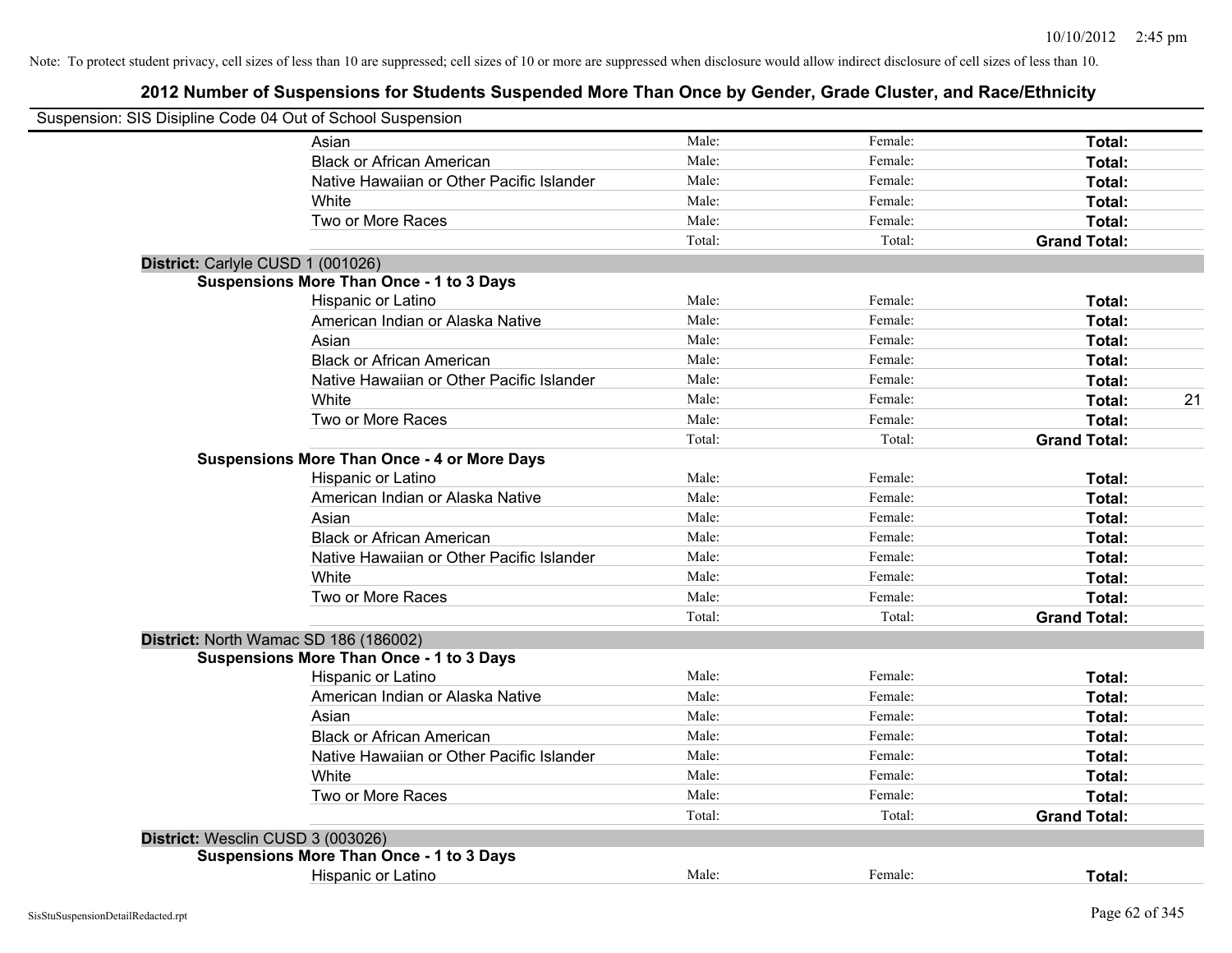Note: To protect student privacy, cell sizes of less than 10 are suppressed; cell sizes of 10 or more are suppressed when disclosure would allow indirect disclosure of cell sizes of less than 10.

## 2012 Number of Suspensions for Students Suspended More Than Once by Gender, Grade Cluster, and Race/Ethnicity

Suspension: SIS Disipline Code 04 Out of School Suspension

| | | | | |
|---|---|---|---|---|
| Asian | Male: | Female: | **Total:** | |
| Black or African American | Male: | Female: | **Total:** | |
| Native Hawaiian or Other Pacific Islander | Male: | Female: | **Total:** | |
| White | Male: | Female: | **Total:** | |
| Two or More Races | Male: | Female: | **Total:** | |
| | Total: | Total: | **Grand Total:** | |

**District:** Carlyle CUSD 1 (001026)

**Suspensions More Than Once - 1 to 3 Days**

| | | | | |
|---|---|---|---|---|
| Hispanic or Latino | Male: | Female: | **Total:** | |
| American Indian or Alaska Native | Male: | Female: | **Total:** | |
| Asian | Male: | Female: | **Total:** | |
| Black or African American | Male: | Female: | **Total:** | |
| Native Hawaiian or Other Pacific Islander | Male: | Female: | **Total:** | |
| White | Male: | Female: | **Total:** | 21 |
| Two or More Races | Male: | Female: | **Total:** | |
| | Total: | Total: | **Grand Total:** | |

**Suspensions More Than Once - 4 or More Days**

| | | | | |
|---|---|---|---|---|
| Hispanic or Latino | Male: | Female: | **Total:** | |
| American Indian or Alaska Native | Male: | Female: | **Total:** | |
| Asian | Male: | Female: | **Total:** | |
| Black or African American | Male: | Female: | **Total:** | |
| Native Hawaiian or Other Pacific Islander | Male: | Female: | **Total:** | |
| White | Male: | Female: | **Total:** | |
| Two or More Races | Male: | Female: | **Total:** | |
| | Total: | Total: | **Grand Total:** | |

**District:** North Wamac SD 186 (186002)

**Suspensions More Than Once - 1 to 3 Days**

| | | | | |
|---|---|---|---|---|
| Hispanic or Latino | Male: | Female: | **Total:** | |
| American Indian or Alaska Native | Male: | Female: | **Total:** | |
| Asian | Male: | Female: | **Total:** | |
| Black or African American | Male: | Female: | **Total:** | |
| Native Hawaiian or Other Pacific Islander | Male: | Female: | **Total:** | |
| White | Male: | Female: | **Total:** | |
| Two or More Races | Male: | Female: | **Total:** | |
| | Total: | Total: | **Grand Total:** | |

**District:** Wesclin CUSD 3 (003026)

**Suspensions More Than Once - 1 to 3 Days**

| | | | | |
|---|---|---|---|---|
| Hispanic or Latino | Male: | Female: | **Total:** | |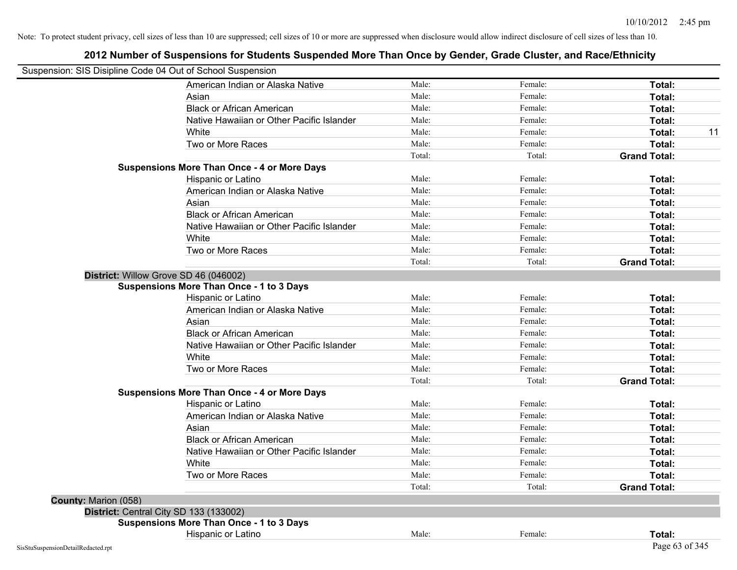Note: To protect student privacy, cell sizes of less than 10 are suppressed; cell sizes of 10 or more are suppressed when disclosure would allow indirect disclosure of cell sizes of less than 10.

## 2012 Number of Suspensions for Students Suspended More Than Once by Gender, Grade Cluster, and Race/Ethnicity

Suspension: SIS Disipline Code 04 Out of School Suspension

| | | | | |
|---|---|---|---|---|
| American Indian or Alaska Native | Male: | Female: | **Total:** | |
| Asian | Male: | Female: | **Total:** | |
| Black or African American | Male: | Female: | **Total:** | |
| Native Hawaiian or Other Pacific Islander | Male: | Female: | **Total:** | |
| White | Male: | Female: | **Total:** | 11 |
| Two or More Races | Male: | Female: | **Total:** | |
| | Total: | Total: | **Grand Total:** | |

**Suspensions More Than Once - 4 or More Days**

| | | | | |
|---|---|---|---|---|
| Hispanic or Latino | Male: | Female: | **Total:** | |
| American Indian or Alaska Native | Male: | Female: | **Total:** | |
| Asian | Male: | Female: | **Total:** | |
| Black or African American | Male: | Female: | **Total:** | |
| Native Hawaiian or Other Pacific Islander | Male: | Female: | **Total:** | |
| White | Male: | Female: | **Total:** | |
| Two or More Races | Male: | Female: | **Total:** | |
| | Total: | Total: | **Grand Total:** | |

**District:** Willow Grove SD 46 (046002)

**Suspensions More Than Once - 1 to 3 Days**

| | | | | |
|---|---|---|---|---|
| Hispanic or Latino | Male: | Female: | **Total:** | |
| American Indian or Alaska Native | Male: | Female: | **Total:** | |
| Asian | Male: | Female: | **Total:** | |
| Black or African American | Male: | Female: | **Total:** | |
| Native Hawaiian or Other Pacific Islander | Male: | Female: | **Total:** | |
| White | Male: | Female: | **Total:** | |
| Two or More Races | Male: | Female: | **Total:** | |
| | Total: | Total: | **Grand Total:** | |

**Suspensions More Than Once - 4 or More Days**

| | | | | |
|---|---|---|---|---|
| Hispanic or Latino | Male: | Female: | **Total:** | |
| American Indian or Alaska Native | Male: | Female: | **Total:** | |
| Asian | Male: | Female: | **Total:** | |
| Black or African American | Male: | Female: | **Total:** | |
| Native Hawaiian or Other Pacific Islander | Male: | Female: | **Total:** | |
| White | Male: | Female: | **Total:** | |
| Two or More Races | Male: | Female: | **Total:** | |
| | Total: | Total: | **Grand Total:** | |

**County:** Marion (058)

**District:** Central City SD 133 (133002)

**Suspensions More Than Once - 1 to 3 Days**

| | | | | |
|---|---|---|---|---|
| Hispanic or Latino | Male: | Female: | **Total:** | |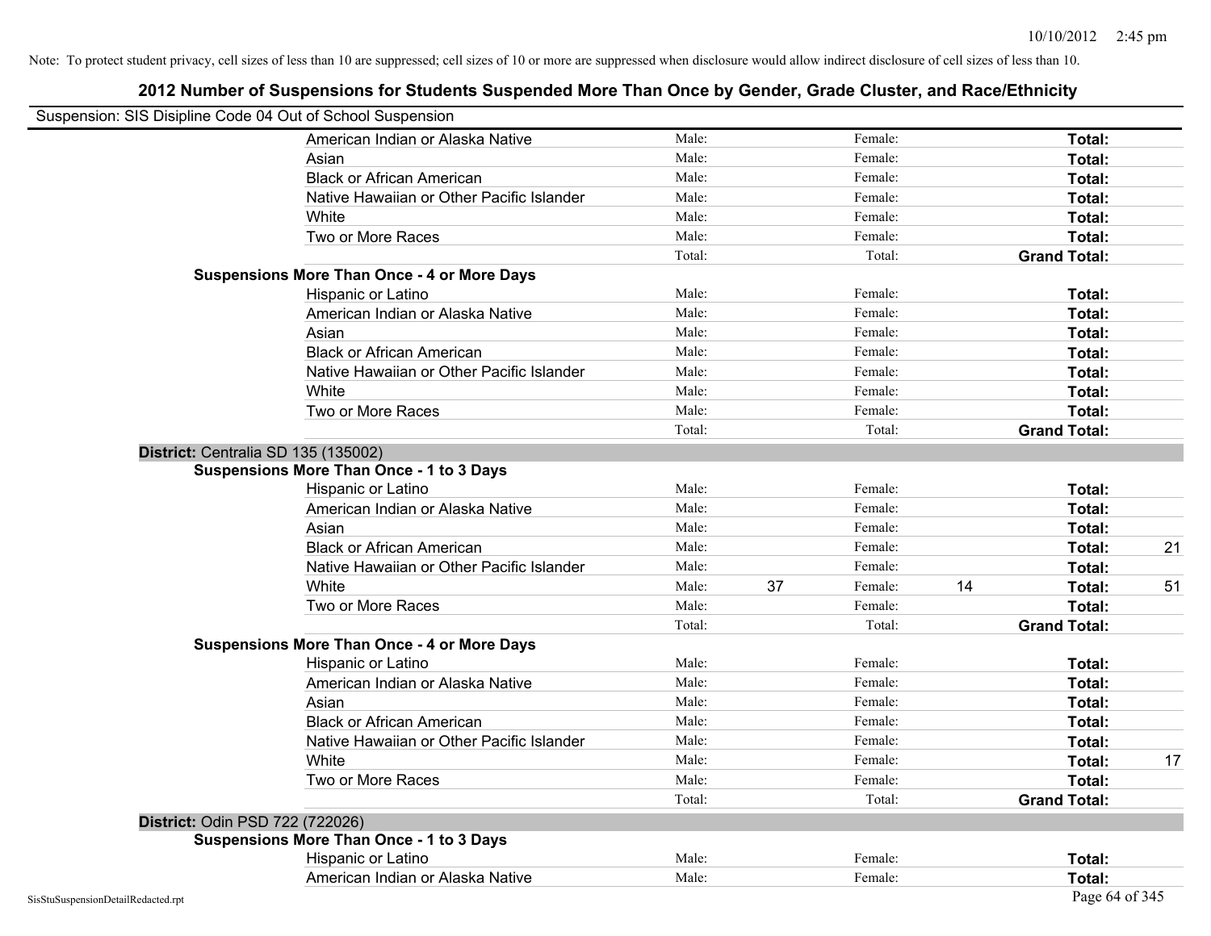Note: To protect student privacy, cell sizes of less than 10 are suppressed; cell sizes of 10 or more are suppressed when disclosure would allow indirect disclosure of cell sizes of less than 10.

# 2012 Number of Suspensions for Students Suspended More Than Once by Gender, Grade Cluster, and Race/Ethnicity

Suspension: SIS Disipline Code 04 Out of School Suspension

| | | | | | | |
|---|---|---|---|---|---|---|
| American Indian or Alaska Native | Male: | | Female: | | **Total:** | |
| Asian | Male: | | Female: | | **Total:** | |
| Black or African American | Male: | | Female: | | **Total:** | |
| Native Hawaiian or Other Pacific Islander | Male: | | Female: | | **Total:** | |
| White | Male: | | Female: | | **Total:** | |
| Two or More Races | Male: | | Female: | | **Total:** | |
| | Total: | | Total: | | **Grand Total:** | |
| **Suspensions More Than Once - 4 or More Days** | | | | | | |
| Hispanic or Latino | Male: | | Female: | | **Total:** | |
| American Indian or Alaska Native | Male: | | Female: | | **Total:** | |
| Asian | Male: | | Female: | | **Total:** | |
| Black or African American | Male: | | Female: | | **Total:** | |
| Native Hawaiian or Other Pacific Islander | Male: | | Female: | | **Total:** | |
| White | Male: | | Female: | | **Total:** | |
| Two or More Races | Male: | | Female: | | **Total:** | |
| | Total: | | Total: | | **Grand Total:** | |

**District:** Centralia SD 135 (135002)

| | | | | | | |
|---|---|---|---|---|---|---|
| **Suspensions More Than Once - 1 to 3 Days** | | | | | | |
| Hispanic or Latino | Male: | | Female: | | **Total:** | |
| American Indian or Alaska Native | Male: | | Female: | | **Total:** | |
| Asian | Male: | | Female: | | **Total:** | |
| Black or African American | Male: | | Female: | | **Total:** | 21 |
| Native Hawaiian or Other Pacific Islander | Male: | | Female: | | **Total:** | |
| White | Male: | 37 | Female: | 14 | **Total:** | 51 |
| Two or More Races | Male: | | Female: | | **Total:** | |
| | Total: | | Total: | | **Grand Total:** | |
| **Suspensions More Than Once - 4 or More Days** | | | | | | |
| Hispanic or Latino | Male: | | Female: | | **Total:** | |
| American Indian or Alaska Native | Male: | | Female: | | **Total:** | |
| Asian | Male: | | Female: | | **Total:** | |
| Black or African American | Male: | | Female: | | **Total:** | |
| Native Hawaiian or Other Pacific Islander | Male: | | Female: | | **Total:** | |
| White | Male: | | Female: | | **Total:** | 17 |
| Two or More Races | Male: | | Female: | | **Total:** | |
| | Total: | | Total: | | **Grand Total:** | |

**District:** Odin PSD 722 (722026)

| | | | | | | |
|---|---|---|---|---|---|---|
| **Suspensions More Than Once - 1 to 3 Days** | | | | | | |
| Hispanic or Latino | Male: | | Female: | | **Total:** | |
| American Indian or Alaska Native | Male: | | Female: | | **Total:** | |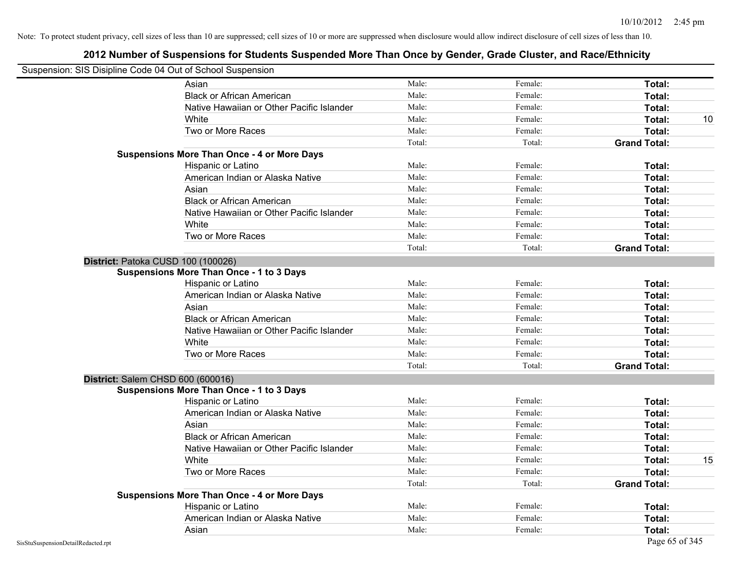Note: To protect student privacy, cell sizes of less than 10 are suppressed; cell sizes of 10 or more are suppressed when disclosure would allow indirect disclosure of cell sizes of less than 10.

## 2012 Number of Suspensions for Students Suspended More Than Once by Gender, Grade Cluster, and Race/Ethnicity

Suspension: SIS Disipline Code 04 Out of School Suspension

| | | | | |
|---|---|---|---|---|
| Asian | Male: | Female: | **Total:** | |
| Black or African American | Male: | Female: | **Total:** | |
| Native Hawaiian or Other Pacific Islander | Male: | Female: | **Total:** | |
| White | Male: | Female: | **Total:** | 10 |
| Two or More Races | Male: | Female: | **Total:** | |
| | Total: | Total: | **Grand Total:** | |

**Suspensions More Than Once - 4 or More Days**

| | | | | |
|---|---|---|---|---|
| Hispanic or Latino | Male: | Female: | **Total:** | |
| American Indian or Alaska Native | Male: | Female: | **Total:** | |
| Asian | Male: | Female: | **Total:** | |
| Black or African American | Male: | Female: | **Total:** | |
| Native Hawaiian or Other Pacific Islander | Male: | Female: | **Total:** | |
| White | Male: | Female: | **Total:** | |
| Two or More Races | Male: | Female: | **Total:** | |
| | Total: | Total: | **Grand Total:** | |

**District:** Patoka CUSD 100 (100026)

**Suspensions More Than Once - 1 to 3 Days**

| | | | | |
|---|---|---|---|---|
| Hispanic or Latino | Male: | Female: | **Total:** | |
| American Indian or Alaska Native | Male: | Female: | **Total:** | |
| Asian | Male: | Female: | **Total:** | |
| Black or African American | Male: | Female: | **Total:** | |
| Native Hawaiian or Other Pacific Islander | Male: | Female: | **Total:** | |
| White | Male: | Female: | **Total:** | |
| Two or More Races | Male: | Female: | **Total:** | |
| | Total: | Total: | **Grand Total:** | |

**District:** Salem CHSD 600 (600016)

**Suspensions More Than Once - 1 to 3 Days**

| | | | | |
|---|---|---|---|---|
| Hispanic or Latino | Male: | Female: | **Total:** | |
| American Indian or Alaska Native | Male: | Female: | **Total:** | |
| Asian | Male: | Female: | **Total:** | |
| Black or African American | Male: | Female: | **Total:** | |
| Native Hawaiian or Other Pacific Islander | Male: | Female: | **Total:** | |
| White | Male: | Female: | **Total:** | 15 |
| Two or More Races | Male: | Female: | **Total:** | |
| | Total: | Total: | **Grand Total:** | |

**Suspensions More Than Once - 4 or More Days**

| | | | | |
|---|---|---|---|---|
| Hispanic or Latino | Male: | Female: | **Total:** | |
| American Indian or Alaska Native | Male: | Female: | **Total:** | |
| Asian | Male: | Female: | **Total:** | |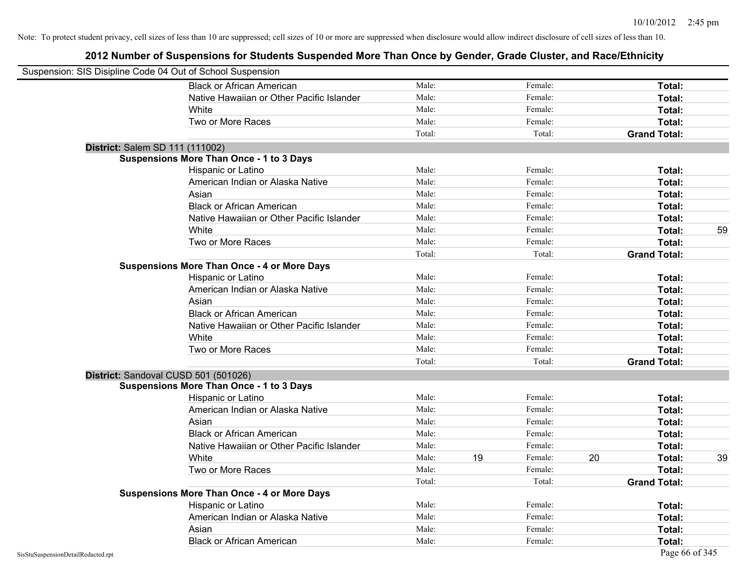Note: To protect student privacy, cell sizes of less than 10 are suppressed; cell sizes of 10 or more are suppressed when disclosure would allow indirect disclosure of cell sizes of less than 10.

## 2012 Number of Suspensions for Students Suspended More Than Once by Gender, Grade Cluster, and Race/Ethnicity

Suspension: SIS Disipline Code 04 Out of School Suspension

| | | | | | | | |
|---|---|---|---|---|---|---|---|
| Black or African American | Male: | | Female: | | **Total:** | |
| Native Hawaiian or Other Pacific Islander | Male: | | Female: | | **Total:** | |
| White | Male: | | Female: | | **Total:** | |
| Two or More Races | Male: | | Female: | | **Total:** | |
| | Total: | | Total: | | **Grand Total:** | |

**District:** Salem SD 111 (111002)

**Suspensions More Than Once - 1 to 3 Days**

| | | | | | | |
|---|---|---|---|---|---|---|
| Hispanic or Latino | Male: | | Female: | | **Total:** | |
| American Indian or Alaska Native | Male: | | Female: | | **Total:** | |
| Asian | Male: | | Female: | | **Total:** | |
| Black or African American | Male: | | Female: | | **Total:** | |
| Native Hawaiian or Other Pacific Islander | Male: | | Female: | | **Total:** | |
| White | Male: | | Female: | | **Total:** | 59 |
| Two or More Races | Male: | | Female: | | **Total:** | |
| | Total: | | Total: | | **Grand Total:** | |

**Suspensions More Than Once - 4 or More Days**

| | | | | | | |
|---|---|---|---|---|---|---|
| Hispanic or Latino | Male: | | Female: | | **Total:** | |
| American Indian or Alaska Native | Male: | | Female: | | **Total:** | |
| Asian | Male: | | Female: | | **Total:** | |
| Black or African American | Male: | | Female: | | **Total:** | |
| Native Hawaiian or Other Pacific Islander | Male: | | Female: | | **Total:** | |
| White | Male: | | Female: | | **Total:** | |
| Two or More Races | Male: | | Female: | | **Total:** | |
| | Total: | | Total: | | **Grand Total:** | |

**District:** Sandoval CUSD 501 (501026)

**Suspensions More Than Once - 1 to 3 Days**

| | | | | | | |
|---|---|---|---|---|---|---|
| Hispanic or Latino | Male: | | Female: | | **Total:** | |
| American Indian or Alaska Native | Male: | | Female: | | **Total:** | |
| Asian | Male: | | Female: | | **Total:** | |
| Black or African American | Male: | | Female: | | **Total:** | |
| Native Hawaiian or Other Pacific Islander | Male: | | Female: | | **Total:** | |
| White | Male: | 19 | Female: | 20 | **Total:** | 39 |
| Two or More Races | Male: | | Female: | | **Total:** | |
| | Total: | | Total: | | **Grand Total:** | |

**Suspensions More Than Once - 4 or More Days**

| | | | | | | |
|---|---|---|---|---|---|---|
| Hispanic or Latino | Male: | | Female: | | **Total:** | |
| American Indian or Alaska Native | Male: | | Female: | | **Total:** | |
| Asian | Male: | | Female: | | **Total:** | |
| Black or African American | Male: | | Female: | | **Total:** | |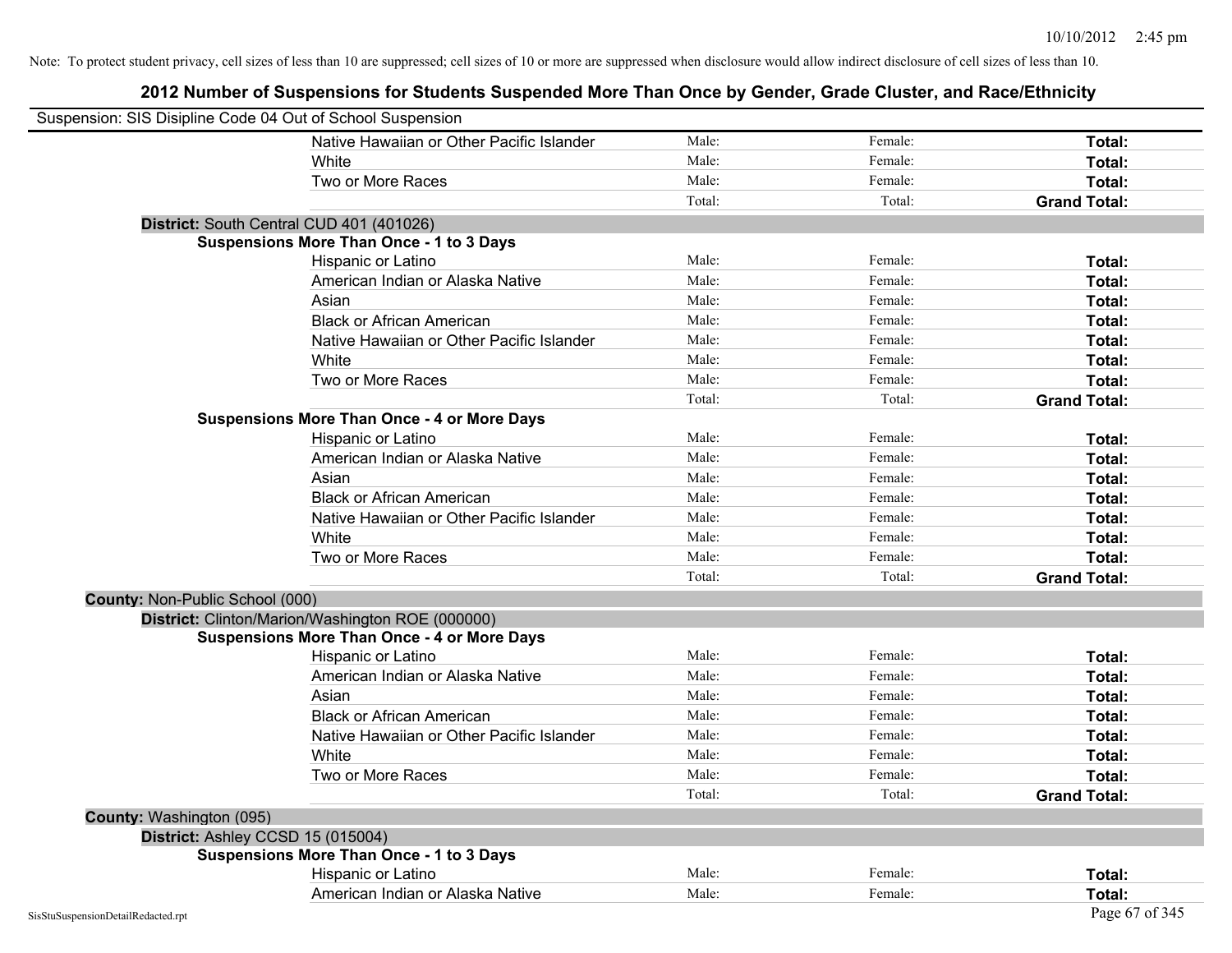Note: To protect student privacy, cell sizes of less than 10 are suppressed; cell sizes of 10 or more are suppressed when disclosure would allow indirect disclosure of cell sizes of less than 10.

## 2012 Number of Suspensions for Students Suspended More Than Once by Gender, Grade Cluster, and Race/Ethnicity

Suspension: SIS Disipline Code 04 Out of School Suspension

| | | | |
|---|---|---|---|
| Native Hawaiian or Other Pacific Islander | Male: | Female: | **Total:** |
| White | Male: | Female: | **Total:** |
| Two or More Races | Male: | Female: | **Total:** |
| | Total: | Total: | **Grand Total:** |

**District:** South Central CUD 401 (401026)

**Suspensions More Than Once - 1 to 3 Days**

| | | | |
|---|---|---|---|
| Hispanic or Latino | Male: | Female: | **Total:** |
| American Indian or Alaska Native | Male: | Female: | **Total:** |
| Asian | Male: | Female: | **Total:** |
| Black or African American | Male: | Female: | **Total:** |
| Native Hawaiian or Other Pacific Islander | Male: | Female: | **Total:** |
| White | Male: | Female: | **Total:** |
| Two or More Races | Male: | Female: | **Total:** |
| | Total: | Total: | **Grand Total:** |

**Suspensions More Than Once - 4 or More Days**

| | | | |
|---|---|---|---|
| Hispanic or Latino | Male: | Female: | **Total:** |
| American Indian or Alaska Native | Male: | Female: | **Total:** |
| Asian | Male: | Female: | **Total:** |
| Black or African American | Male: | Female: | **Total:** |
| Native Hawaiian or Other Pacific Islander | Male: | Female: | **Total:** |
| White | Male: | Female: | **Total:** |
| Two or More Races | Male: | Female: | **Total:** |
| | Total: | Total: | **Grand Total:** |

**County:** Non-Public School (000)

**District:** Clinton/Marion/Washington ROE (000000)

**Suspensions More Than Once - 4 or More Days**

| | | | |
|---|---|---|---|
| Hispanic or Latino | Male: | Female: | **Total:** |
| American Indian or Alaska Native | Male: | Female: | **Total:** |
| Asian | Male: | Female: | **Total:** |
| Black or African American | Male: | Female: | **Total:** |
| Native Hawaiian or Other Pacific Islander | Male: | Female: | **Total:** |
| White | Male: | Female: | **Total:** |
| Two or More Races | Male: | Female: | **Total:** |
| | Total: | Total: | **Grand Total:** |

**County:** Washington (095)

**District:** Ashley CCSD 15 (015004)

**Suspensions More Than Once - 1 to 3 Days**

| | | | |
|---|---|---|---|
| Hispanic or Latino | Male: | Female: | **Total:** |
| American Indian or Alaska Native | Male: | Female: | **Total:** |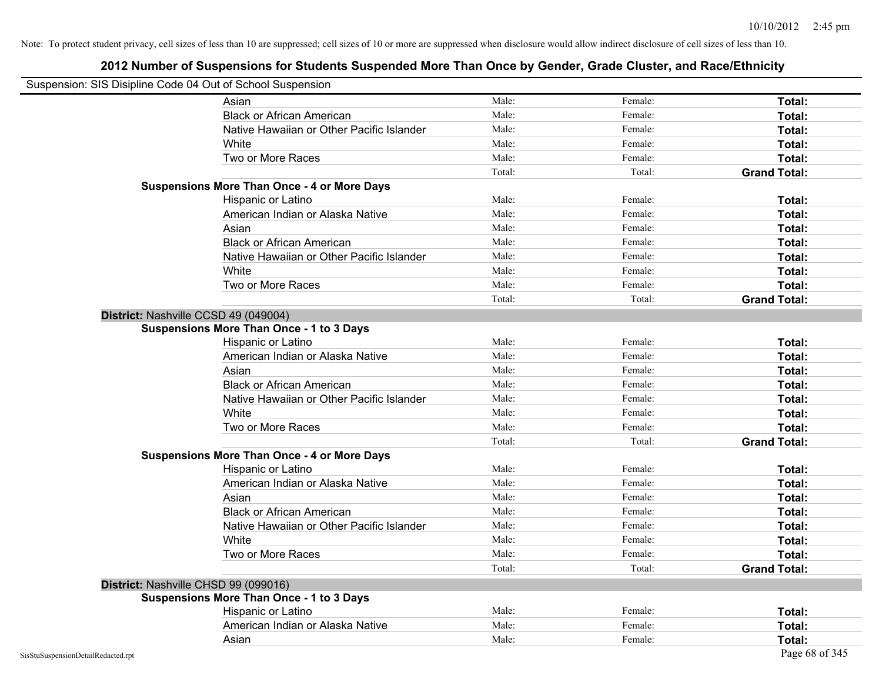Note: To protect student privacy, cell sizes of less than 10 are suppressed; cell sizes of 10 or more are suppressed when disclosure would allow indirect disclosure of cell sizes of less than 10.

## 2012 Number of Suspensions for Students Suspended More Than Once by Gender, Grade Cluster, and Race/Ethnicity

Suspension: SIS Disipline Code 04 Out of School Suspension

| | | | | |
|---|---|---|---|---|
| | Asian | Male: | Female: | **Total:** |
| | Black or African American | Male: | Female: | **Total:** |
| | Native Hawaiian or Other Pacific Islander | Male: | Female: | **Total:** |
| | White | Male: | Female: | **Total:** |
| | Two or More Races | Male: | Female: | **Total:** |
| | | Total: | Total: | **Grand Total:** |
| **Suspensions More Than Once - 4 or More Days** | | | | |
| | Hispanic or Latino | Male: | Female: | **Total:** |
| | American Indian or Alaska Native | Male: | Female: | **Total:** |
| | Asian | Male: | Female: | **Total:** |
| | Black or African American | Male: | Female: | **Total:** |
| | Native Hawaiian or Other Pacific Islander | Male: | Female: | **Total:** |
| | White | Male: | Female: | **Total:** |
| | Two or More Races | Male: | Female: | **Total:** |
| | | Total: | Total: | **Grand Total:** |
| **District:** Nashville CCSD 49 (049004) | | | | |
| **Suspensions More Than Once - 1 to 3 Days** | | | | |
| | Hispanic or Latino | Male: | Female: | **Total:** |
| | American Indian or Alaska Native | Male: | Female: | **Total:** |
| | Asian | Male: | Female: | **Total:** |
| | Black or African American | Male: | Female: | **Total:** |
| | Native Hawaiian or Other Pacific Islander | Male: | Female: | **Total:** |
| | White | Male: | Female: | **Total:** |
| | Two or More Races | Male: | Female: | **Total:** |
| | | Total: | Total: | **Grand Total:** |
| **Suspensions More Than Once - 4 or More Days** | | | | |
| | Hispanic or Latino | Male: | Female: | **Total:** |
| | American Indian or Alaska Native | Male: | Female: | **Total:** |
| | Asian | Male: | Female: | **Total:** |
| | Black or African American | Male: | Female: | **Total:** |
| | Native Hawaiian or Other Pacific Islander | Male: | Female: | **Total:** |
| | White | Male: | Female: | **Total:** |
| | Two or More Races | Male: | Female: | **Total:** |
| | | Total: | Total: | **Grand Total:** |
| **District:** Nashville CHSD 99 (099016) | | | | |
| **Suspensions More Than Once - 1 to 3 Days** | | | | |
| | Hispanic or Latino | Male: | Female: | **Total:** |
| | American Indian or Alaska Native | Male: | Female: | **Total:** |
| | Asian | Male: | Female: | **Total:** |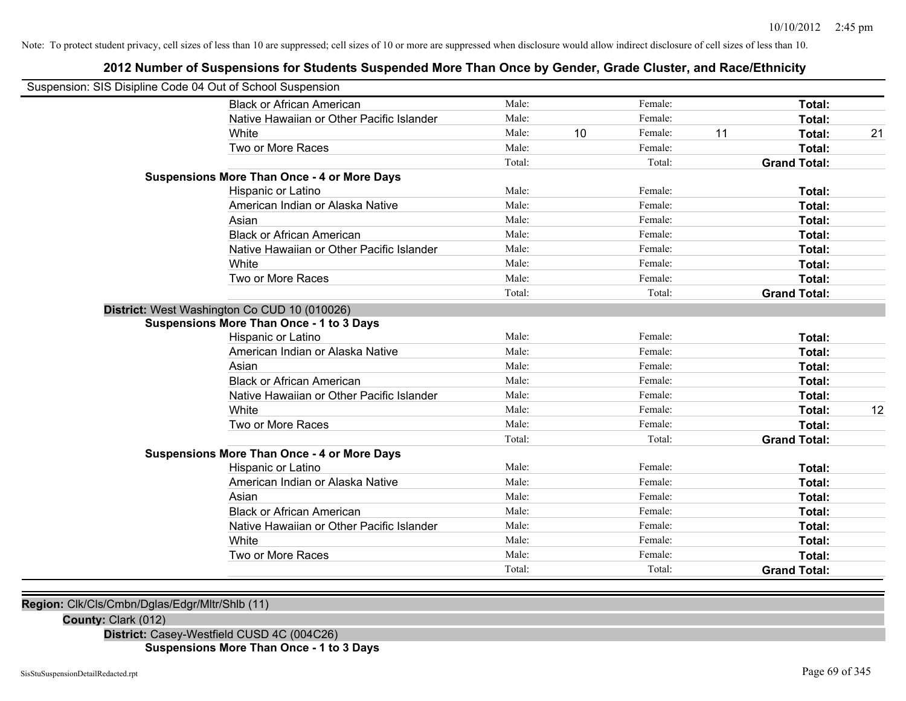Note: To protect student privacy, cell sizes of less than 10 are suppressed; cell sizes of 10 or more are suppressed when disclosure would allow indirect disclosure of cell sizes of less than 10.

## 2012 Number of Suspensions for Students Suspended More Than Once by Gender, Grade Cluster, and Race/Ethnicity

Suspension: SIS Disipline Code 04 Out of School Suspension

| | | | | | | |
|---|---|---|---|---|---|---|
| Black or African American | Male: | | Female: | | Total: | |
| Native Hawaiian or Other Pacific Islander | Male: | | Female: | | Total: | |
| White | Male: | 10 | Female: | 11 | Total: | 21 |
| Two or More Races | Male: | | Female: | | Total: | |
| | Total: | | Total: | | Grand Total: | |

**Suspensions More Than Once - 4 or More Days**

| | | | | | | |
|---|---|---|---|---|---|---|
| Hispanic or Latino | Male: | | Female: | | Total: | |
| American Indian or Alaska Native | Male: | | Female: | | Total: | |
| Asian | Male: | | Female: | | Total: | |
| Black or African American | Male: | | Female: | | Total: | |
| Native Hawaiian or Other Pacific Islander | Male: | | Female: | | Total: | |
| White | Male: | | Female: | | Total: | |
| Two or More Races | Male: | | Female: | | Total: | |
| | Total: | | Total: | | Grand Total: | |

**District:** West Washington Co CUD 10 (010026)

**Suspensions More Than Once - 1 to 3 Days**

| | | | | | | |
|---|---|---|---|---|---|---|
| Hispanic or Latino | Male: | | Female: | | Total: | |
| American Indian or Alaska Native | Male: | | Female: | | Total: | |
| Asian | Male: | | Female: | | Total: | |
| Black or African American | Male: | | Female: | | Total: | |
| Native Hawaiian or Other Pacific Islander | Male: | | Female: | | Total: | |
| White | Male: | | Female: | | Total: | 12 |
| Two or More Races | Male: | | Female: | | Total: | |
| | Total: | | Total: | | Grand Total: | |

**Suspensions More Than Once - 4 or More Days**

| | | | | | | |
|---|---|---|---|---|---|---|
| Hispanic or Latino | Male: | | Female: | | Total: | |
| American Indian or Alaska Native | Male: | | Female: | | Total: | |
| Asian | Male: | | Female: | | Total: | |
| Black or African American | Male: | | Female: | | Total: | |
| Native Hawaiian or Other Pacific Islander | Male: | | Female: | | Total: | |
| White | Male: | | Female: | | Total: | |
| Two or More Races | Male: | | Female: | | Total: | |
| | Total: | | Total: | | Grand Total: | |

**Region:** Clk/Cls/Cmbn/Dglas/Edgr/Mltr/Shlb (11)

**County:** Clark (012)

**District:** Casey-Westfield CUSD 4C (004C26)

**Suspensions More Than Once - 1 to 3 Days**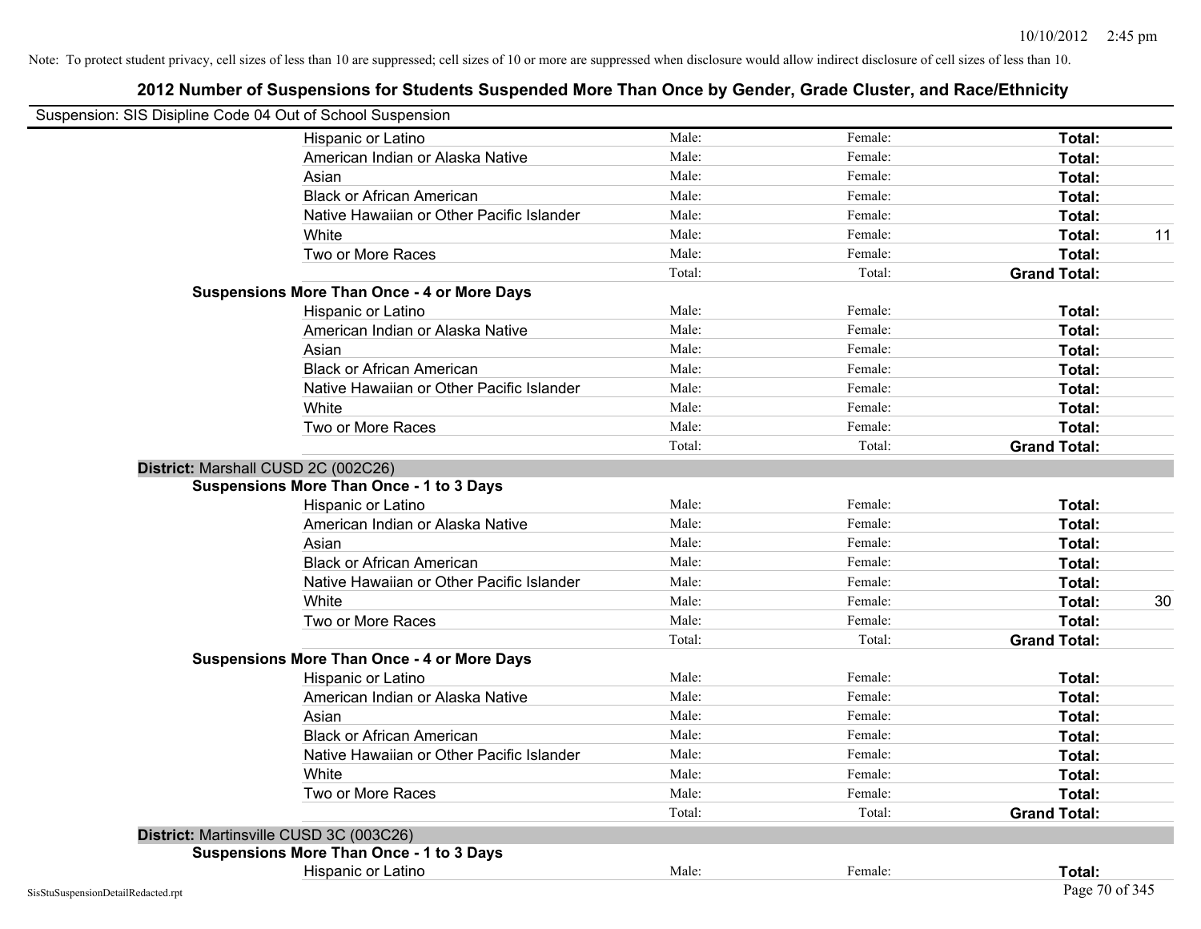Note: To protect student privacy, cell sizes of less than 10 are suppressed; cell sizes of 10 or more are suppressed when disclosure would allow indirect disclosure of cell sizes of less than 10.

## 2012 Number of Suspensions for Students Suspended More Than Once by Gender, Grade Cluster, and Race/Ethnicity

Suspension: SIS Disipline Code 04 Out of School Suspension

| | | | | |
|---|---|---|---|---|
| Hispanic or Latino | Male: | Female: | **Total:** | |
| American Indian or Alaska Native | Male: | Female: | **Total:** | |
| Asian | Male: | Female: | **Total:** | |
| Black or African American | Male: | Female: | **Total:** | |
| Native Hawaiian or Other Pacific Islander | Male: | Female: | **Total:** | |
| White | Male: | Female: | **Total:** | 11 |
| Two or More Races | Male: | Female: | **Total:** | |
| | Total: | Total: | **Grand Total:** | |

**Suspensions More Than Once - 4 or More Days**

| | | | | |
|---|---|---|---|---|
| Hispanic or Latino | Male: | Female: | **Total:** | |
| American Indian or Alaska Native | Male: | Female: | **Total:** | |
| Asian | Male: | Female: | **Total:** | |
| Black or African American | Male: | Female: | **Total:** | |
| Native Hawaiian or Other Pacific Islander | Male: | Female: | **Total:** | |
| White | Male: | Female: | **Total:** | |
| Two or More Races | Male: | Female: | **Total:** | |
| | Total: | Total: | **Grand Total:** | |

**District:** Marshall CUSD 2C (002C26)

**Suspensions More Than Once - 1 to 3 Days**

| | | | | |
|---|---|---|---|---|
| Hispanic or Latino | Male: | Female: | **Total:** | |
| American Indian or Alaska Native | Male: | Female: | **Total:** | |
| Asian | Male: | Female: | **Total:** | |
| Black or African American | Male: | Female: | **Total:** | |
| Native Hawaiian or Other Pacific Islander | Male: | Female: | **Total:** | |
| White | Male: | Female: | **Total:** | 30 |
| Two or More Races | Male: | Female: | **Total:** | |
| | Total: | Total: | **Grand Total:** | |

**Suspensions More Than Once - 4 or More Days**

| | | | | |
|---|---|---|---|---|
| Hispanic or Latino | Male: | Female: | **Total:** | |
| American Indian or Alaska Native | Male: | Female: | **Total:** | |
| Asian | Male: | Female: | **Total:** | |
| Black or African American | Male: | Female: | **Total:** | |
| Native Hawaiian or Other Pacific Islander | Male: | Female: | **Total:** | |
| White | Male: | Female: | **Total:** | |
| Two or More Races | Male: | Female: | **Total:** | |
| | Total: | Total: | **Grand Total:** | |

**District:** Martinsville CUSD 3C (003C26)

**Suspensions More Than Once - 1 to 3 Days**

| | | | | |
|---|---|---|---|---|
| Hispanic or Latino | Male: | Female: | **Total:** | |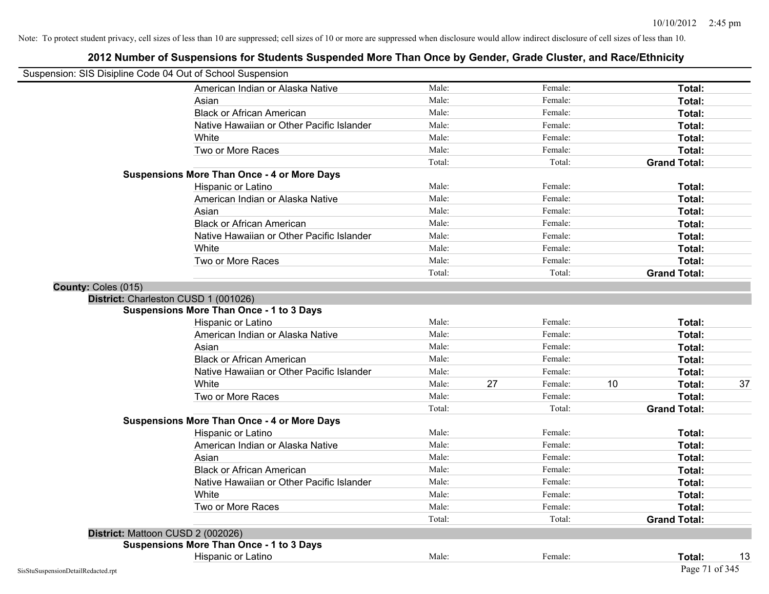Note: To protect student privacy, cell sizes of less than 10 are suppressed; cell sizes of 10 or more are suppressed when disclosure would allow indirect disclosure of cell sizes of less than 10.

# 2012 Number of Suspensions for Students Suspended More Than Once by Gender, Grade Cluster, and Race/Ethnicity

Suspension: SIS Disipline Code 04 Out of School Suspension

| | | | | | | |
|---|---|---|---|---|---|---|
| American Indian or Alaska Native | Male: | | Female: | | **Total:** | |
| Asian | Male: | | Female: | | **Total:** | |
| Black or African American | Male: | | Female: | | **Total:** | |
| Native Hawaiian or Other Pacific Islander | Male: | | Female: | | **Total:** | |
| White | Male: | | Female: | | **Total:** | |
| Two or More Races | Male: | | Female: | | **Total:** | |
| | Total: | | Total: | | **Grand Total:** | |

**Suspensions More Than Once - 4 or More Days**

| | | | | | | |
|---|---|---|---|---|---|---|
| Hispanic or Latino | Male: | | Female: | | **Total:** | |
| American Indian or Alaska Native | Male: | | Female: | | **Total:** | |
| Asian | Male: | | Female: | | **Total:** | |
| Black or African American | Male: | | Female: | | **Total:** | |
| Native Hawaiian or Other Pacific Islander | Male: | | Female: | | **Total:** | |
| White | Male: | | Female: | | **Total:** | |
| Two or More Races | Male: | | Female: | | **Total:** | |
| | Total: | | Total: | | **Grand Total:** | |

## County: Coles (015)

### District: Charleston CUSD 1 (001026)

**Suspensions More Than Once - 1 to 3 Days**

| | | | | | | |
|---|---|---|---|---|---|---|
| Hispanic or Latino | Male: | | Female: | | **Total:** | |
| American Indian or Alaska Native | Male: | | Female: | | **Total:** | |
| Asian | Male: | | Female: | | **Total:** | |
| Black or African American | Male: | | Female: | | **Total:** | |
| Native Hawaiian or Other Pacific Islander | Male: | | Female: | | **Total:** | |
| White | Male: | 27 | Female: | 10 | **Total:** | 37 |
| Two or More Races | Male: | | Female: | | **Total:** | |
| | Total: | | Total: | | **Grand Total:** | |

**Suspensions More Than Once - 4 or More Days**

| | | | | | | |
|---|---|---|---|---|---|---|
| Hispanic or Latino | Male: | | Female: | | **Total:** | |
| American Indian or Alaska Native | Male: | | Female: | | **Total:** | |
| Asian | Male: | | Female: | | **Total:** | |
| Black or African American | Male: | | Female: | | **Total:** | |
| Native Hawaiian or Other Pacific Islander | Male: | | Female: | | **Total:** | |
| White | Male: | | Female: | | **Total:** | |
| Two or More Races | Male: | | Female: | | **Total:** | |
| | Total: | | Total: | | **Grand Total:** | |

### District: Mattoon CUSD 2 (002026)

**Suspensions More Than Once - 1 to 3 Days**

| | | | | | | |
|---|---|---|---|---|---|---|
| Hispanic or Latino | Male: | | Female: | | **Total:** | 13 |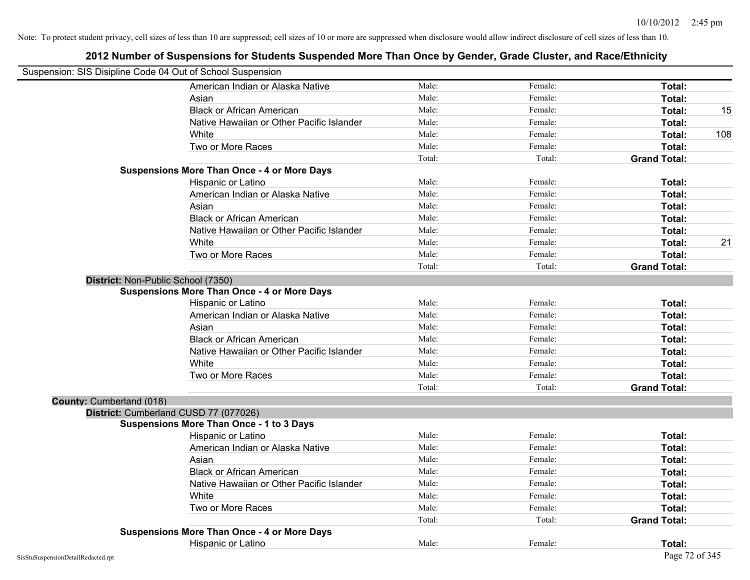Note: To protect student privacy, cell sizes of less than 10 are suppressed; cell sizes of 10 or more are suppressed when disclosure would allow indirect disclosure of cell sizes of less than 10.

# 2012 Number of Suspensions for Students Suspended More Than Once by Gender, Grade Cluster, and Race/Ethnicity

Suspension: SIS Disipline Code 04 Out of School Suspension

| | | | | |
|---|---|---|---|---|
| American Indian or Alaska Native | Male: | Female: | **Total:** | |
| Asian | Male: | Female: | **Total:** | |
| Black or African American | Male: | Female: | **Total:** | 15 |
| Native Hawaiian or Other Pacific Islander | Male: | Female: | **Total:** | |
| White | Male: | Female: | **Total:** | 108 |
| Two or More Races | Male: | Female: | **Total:** | |
| | Total: | Total: | **Grand Total:** | |

**Suspensions More Than Once - 4 or More Days**

| | | | | |
|---|---|---|---|---|
| Hispanic or Latino | Male: | Female: | **Total:** | |
| American Indian or Alaska Native | Male: | Female: | **Total:** | |
| Asian | Male: | Female: | **Total:** | |
| Black or African American | Male: | Female: | **Total:** | |
| Native Hawaiian or Other Pacific Islander | Male: | Female: | **Total:** | |
| White | Male: | Female: | **Total:** | 21 |
| Two or More Races | Male: | Female: | **Total:** | |
| | Total: | Total: | **Grand Total:** | |

**District:** Non-Public School (7350)

**Suspensions More Than Once - 4 or More Days**

| | | | | |
|---|---|---|---|---|
| Hispanic or Latino | Male: | Female: | **Total:** | |
| American Indian or Alaska Native | Male: | Female: | **Total:** | |
| Asian | Male: | Female: | **Total:** | |
| Black or African American | Male: | Female: | **Total:** | |
| Native Hawaiian or Other Pacific Islander | Male: | Female: | **Total:** | |
| White | Male: | Female: | **Total:** | |
| Two or More Races | Male: | Female: | **Total:** | |
| | Total: | Total: | **Grand Total:** | |

**County:** Cumberland (018)

**District:** Cumberland CUSD 77 (077026)

**Suspensions More Than Once - 1 to 3 Days**

| | | | | |
|---|---|---|---|---|
| Hispanic or Latino | Male: | Female: | **Total:** | |
| American Indian or Alaska Native | Male: | Female: | **Total:** | |
| Asian | Male: | Female: | **Total:** | |
| Black or African American | Male: | Female: | **Total:** | |
| Native Hawaiian or Other Pacific Islander | Male: | Female: | **Total:** | |
| White | Male: | Female: | **Total:** | |
| Two or More Races | Male: | Female: | **Total:** | |
| | Total: | Total: | **Grand Total:** | |

**Suspensions More Than Once - 4 or More Days**

| | | | | |
|---|---|---|---|---|
| Hispanic or Latino | Male: | Female: | **Total:** | |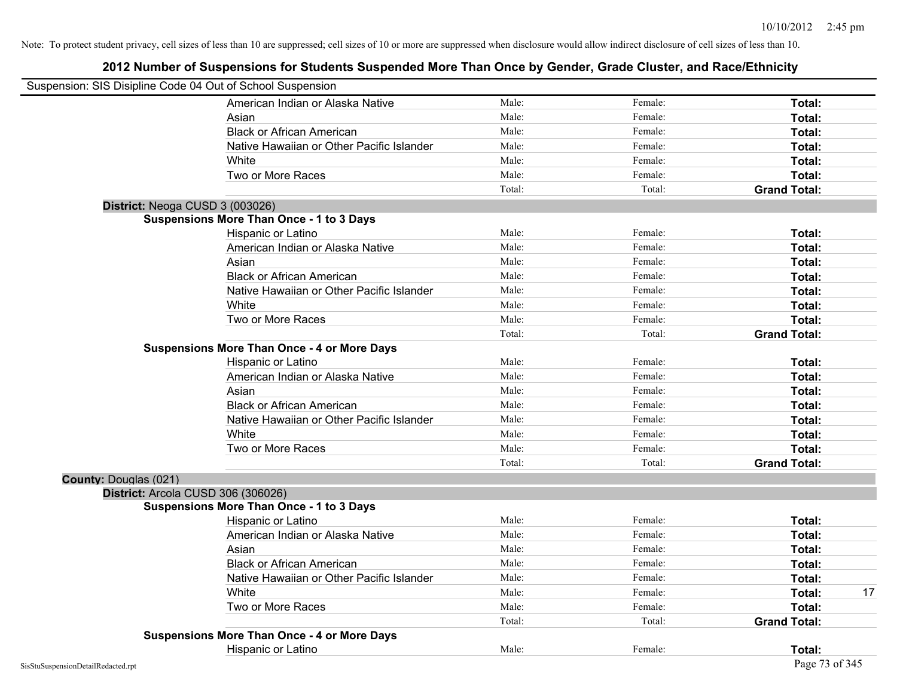Note: To protect student privacy, cell sizes of less than 10 are suppressed; cell sizes of 10 or more are suppressed when disclosure would allow indirect disclosure of cell sizes of less than 10.

# 2012 Number of Suspensions for Students Suspended More Than Once by Gender, Grade Cluster, and Race/Ethnicity

Suspension: SIS Disipline Code 04 Out of School Suspension

| | Race/Ethnicity | Male | Female | Total | |
|---|---|---|---|---|---|
| | American Indian or Alaska Native | Male: | Female: | **Total:** | |
| | Asian | Male: | Female: | **Total:** | |
| | Black or African American | Male: | Female: | **Total:** | |
| | Native Hawaiian or Other Pacific Islander | Male: | Female: | **Total:** | |
| | White | Male: | Female: | **Total:** | |
| | Two or More Races | Male: | Female: | **Total:** | |
| | | Total: | Total: | **Grand Total:** | |
| **District:** Neoga CUSD 3 (003026) | | | | | |
| **Suspensions More Than Once - 1 to 3 Days** | | | | | |
| | Hispanic or Latino | Male: | Female: | **Total:** | |
| | American Indian or Alaska Native | Male: | Female: | **Total:** | |
| | Asian | Male: | Female: | **Total:** | |
| | Black or African American | Male: | Female: | **Total:** | |
| | Native Hawaiian or Other Pacific Islander | Male: | Female: | **Total:** | |
| | White | Male: | Female: | **Total:** | |
| | Two or More Races | Male: | Female: | **Total:** | |
| | | Total: | Total: | **Grand Total:** | |
| **Suspensions More Than Once - 4 or More Days** | | | | | |
| | Hispanic or Latino | Male: | Female: | **Total:** | |
| | American Indian or Alaska Native | Male: | Female: | **Total:** | |
| | Asian | Male: | Female: | **Total:** | |
| | Black or African American | Male: | Female: | **Total:** | |
| | Native Hawaiian or Other Pacific Islander | Male: | Female: | **Total:** | |
| | White | Male: | Female: | **Total:** | |
| | Two or More Races | Male: | Female: | **Total:** | |
| | | Total: | Total: | **Grand Total:** | |
| **County:** Douglas (021) | | | | | |
| **District:** Arcola CUSD 306 (306026) | | | | | |
| **Suspensions More Than Once - 1 to 3 Days** | | | | | |
| | Hispanic or Latino | Male: | Female: | **Total:** | |
| | American Indian or Alaska Native | Male: | Female: | **Total:** | |
| | Asian | Male: | Female: | **Total:** | |
| | Black or African American | Male: | Female: | **Total:** | |
| | Native Hawaiian or Other Pacific Islander | Male: | Female: | **Total:** | |
| | White | Male: | Female: | **Total:** | 17 |
| | Two or More Races | Male: | Female: | **Total:** | |
| | | Total: | Total: | **Grand Total:** | |
| **Suspensions More Than Once - 4 or More Days** | | | | | |
| | Hispanic or Latino | Male: | Female: | **Total:** | |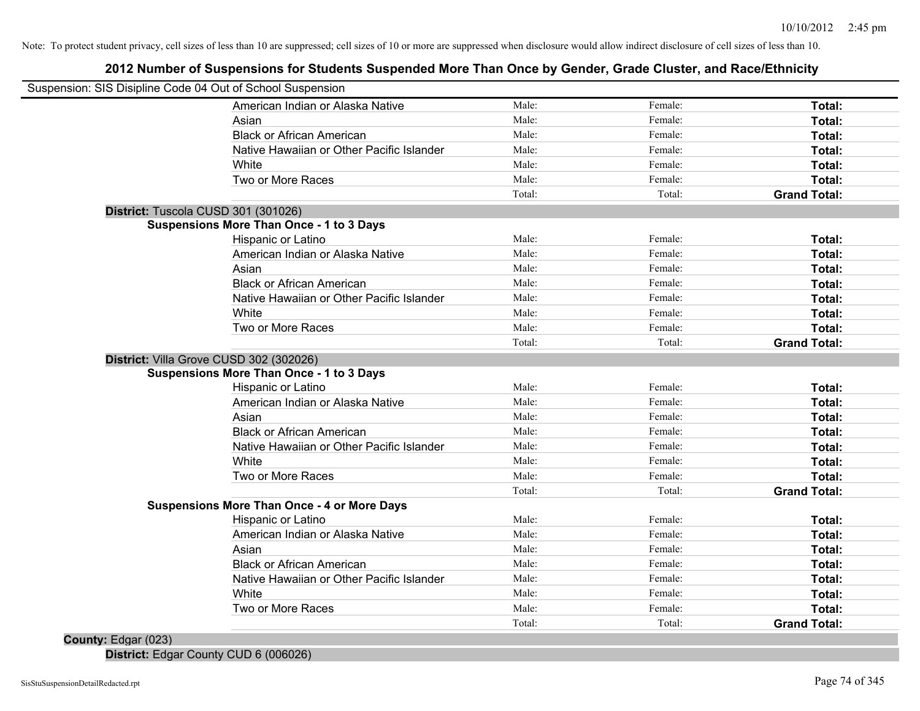Note: To protect student privacy, cell sizes of less than 10 are suppressed; cell sizes of 10 or more are suppressed when disclosure would allow indirect disclosure of cell sizes of less than 10.

# 2012 Number of Suspensions for Students Suspended More Than Once by Gender, Grade Cluster, and Race/Ethnicity

Suspension: SIS Disipline Code 04 Out of School Suspension

| | | | |
|---|---|---|---|
| American Indian or Alaska Native | Male: | Female: | **Total:** |
| Asian | Male: | Female: | **Total:** |
| Black or African American | Male: | Female: | **Total:** |
| Native Hawaiian or Other Pacific Islander | Male: | Female: | **Total:** |
| White | Male: | Female: | **Total:** |
| Two or More Races | Male: | Female: | **Total:** |
| | Total: | Total: | **Grand Total:** |

**District:** Tuscola CUSD 301 (301026)

**Suspensions More Than Once - 1 to 3 Days**

| | | | |
|---|---|---|---|
| Hispanic or Latino | Male: | Female: | **Total:** |
| American Indian or Alaska Native | Male: | Female: | **Total:** |
| Asian | Male: | Female: | **Total:** |
| Black or African American | Male: | Female: | **Total:** |
| Native Hawaiian or Other Pacific Islander | Male: | Female: | **Total:** |
| White | Male: | Female: | **Total:** |
| Two or More Races | Male: | Female: | **Total:** |
| | Total: | Total: | **Grand Total:** |

**District:** Villa Grove CUSD 302 (302026)

**Suspensions More Than Once - 1 to 3 Days**

| | | | |
|---|---|---|---|
| Hispanic or Latino | Male: | Female: | **Total:** |
| American Indian or Alaska Native | Male: | Female: | **Total:** |
| Asian | Male: | Female: | **Total:** |
| Black or African American | Male: | Female: | **Total:** |
| Native Hawaiian or Other Pacific Islander | Male: | Female: | **Total:** |
| White | Male: | Female: | **Total:** |
| Two or More Races | Male: | Female: | **Total:** |
| | Total: | Total: | **Grand Total:** |

**Suspensions More Than Once - 4 or More Days**

| | | | |
|---|---|---|---|
| Hispanic or Latino | Male: | Female: | **Total:** |
| American Indian or Alaska Native | Male: | Female: | **Total:** |
| Asian | Male: | Female: | **Total:** |
| Black or African American | Male: | Female: | **Total:** |
| Native Hawaiian or Other Pacific Islander | Male: | Female: | **Total:** |
| White | Male: | Female: | **Total:** |
| Two or More Races | Male: | Female: | **Total:** |
| | Total: | Total: | **Grand Total:** |

**County:** Edgar (023)

**District:** Edgar County CUD 6 (006026)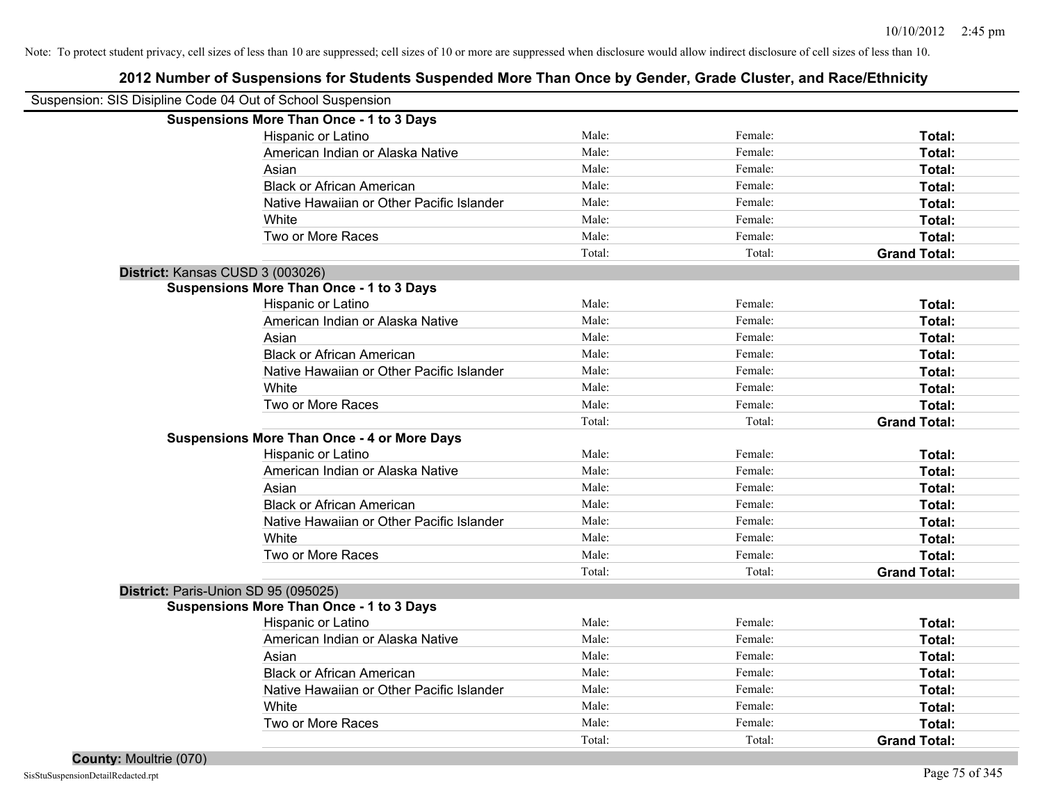Note: To protect student privacy, cell sizes of less than 10 are suppressed; cell sizes of 10 or more are suppressed when disclosure would allow indirect disclosure of cell sizes of less than 10.

# 2012 Number of Suspensions for Students Suspended More Than Once by Gender, Grade Cluster, and Race/Ethnicity

Suspension: SIS Disipline Code 04 Out of School Suspension

**Suspensions More Than Once - 1 to 3 Days**

| | | | |
|---|---|---|---|
| Hispanic or Latino | Male: | Female: | **Total:** |
| American Indian or Alaska Native | Male: | Female: | **Total:** |
| Asian | Male: | Female: | **Total:** |
| Black or African American | Male: | Female: | **Total:** |
| Native Hawaiian or Other Pacific Islander | Male: | Female: | **Total:** |
| White | Male: | Female: | **Total:** |
| Two or More Races | Male: | Female: | **Total:** |
| | Total: | Total: | **Grand Total:** |

**District:** Kansas CUSD 3 (003026)

**Suspensions More Than Once - 1 to 3 Days**

| | | | |
|---|---|---|---|
| Hispanic or Latino | Male: | Female: | **Total:** |
| American Indian or Alaska Native | Male: | Female: | **Total:** |
| Asian | Male: | Female: | **Total:** |
| Black or African American | Male: | Female: | **Total:** |
| Native Hawaiian or Other Pacific Islander | Male: | Female: | **Total:** |
| White | Male: | Female: | **Total:** |
| Two or More Races | Male: | Female: | **Total:** |
| | Total: | Total: | **Grand Total:** |

**Suspensions More Than Once - 4 or More Days**

| | | | |
|---|---|---|---|
| Hispanic or Latino | Male: | Female: | **Total:** |
| American Indian or Alaska Native | Male: | Female: | **Total:** |
| Asian | Male: | Female: | **Total:** |
| Black or African American | Male: | Female: | **Total:** |
| Native Hawaiian or Other Pacific Islander | Male: | Female: | **Total:** |
| White | Male: | Female: | **Total:** |
| Two or More Races | Male: | Female: | **Total:** |
| | Total: | Total: | **Grand Total:** |

**District:** Paris-Union SD 95 (095025)

**Suspensions More Than Once - 1 to 3 Days**

| | | | |
|---|---|---|---|
| Hispanic or Latino | Male: | Female: | **Total:** |
| American Indian or Alaska Native | Male: | Female: | **Total:** |
| Asian | Male: | Female: | **Total:** |
| Black or African American | Male: | Female: | **Total:** |
| Native Hawaiian or Other Pacific Islander | Male: | Female: | **Total:** |
| White | Male: | Female: | **Total:** |
| Two or More Races | Male: | Female: | **Total:** |
| | Total: | Total: | **Grand Total:** |

**County:** Moultrie (070)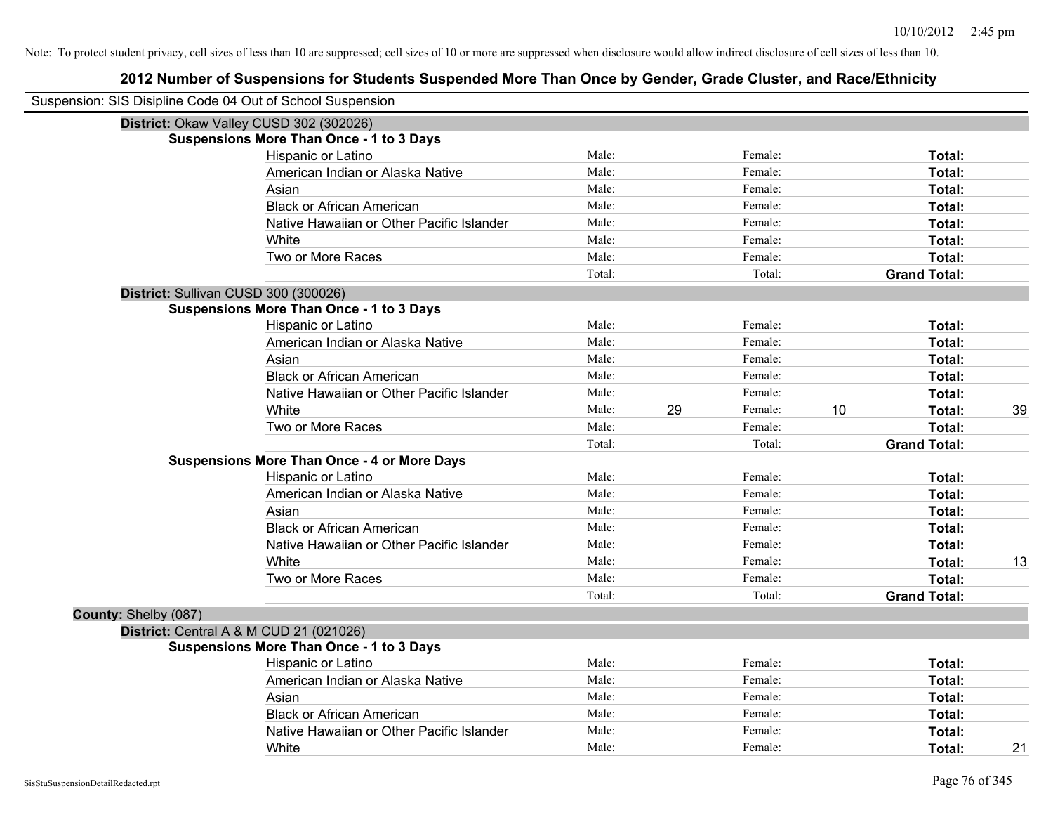Note: To protect student privacy, cell sizes of less than 10 are suppressed; cell sizes of 10 or more are suppressed when disclosure would allow indirect disclosure of cell sizes of less than 10.

# 2012 Number of Suspensions for Students Suspended More Than Once by Gender, Grade Cluster, and Race/Ethnicity

Suspension: SIS Disipline Code 04 Out of School Suspension

**District:** Okaw Valley CUSD 302 (302026)

**Suspensions More Than Once - 1 to 3 Days**

| | | | | | | |
|---|---|---|---|---|---|---|
| Hispanic or Latino | Male: | | Female: | | **Total:** | |
| American Indian or Alaska Native | Male: | | Female: | | **Total:** | |
| Asian | Male: | | Female: | | **Total:** | |
| Black or African American | Male: | | Female: | | **Total:** | |
| Native Hawaiian or Other Pacific Islander | Male: | | Female: | | **Total:** | |
| White | Male: | | Female: | | **Total:** | |
| Two or More Races | Male: | | Female: | | **Total:** | |
| | Total: | | Total: | | **Grand Total:** | |

**District:** Sullivan CUSD 300 (300026)

**Suspensions More Than Once - 1 to 3 Days**

| | | | | | | |
|---|---|---|---|---|---|---|
| Hispanic or Latino | Male: | | Female: | | **Total:** | |
| American Indian or Alaska Native | Male: | | Female: | | **Total:** | |
| Asian | Male: | | Female: | | **Total:** | |
| Black or African American | Male: | | Female: | | **Total:** | |
| Native Hawaiian or Other Pacific Islander | Male: | | Female: | | **Total:** | |
| White | Male: | 29 | Female: | 10 | **Total:** | 39 |
| Two or More Races | Male: | | Female: | | **Total:** | |
| | Total: | | Total: | | **Grand Total:** | |

**Suspensions More Than Once - 4 or More Days**

| | | | | | | |
|---|---|---|---|---|---|---|
| Hispanic or Latino | Male: | | Female: | | **Total:** | |
| American Indian or Alaska Native | Male: | | Female: | | **Total:** | |
| Asian | Male: | | Female: | | **Total:** | |
| Black or African American | Male: | | Female: | | **Total:** | |
| Native Hawaiian or Other Pacific Islander | Male: | | Female: | | **Total:** | |
| White | Male: | | Female: | | **Total:** | 13 |
| Two or More Races | Male: | | Female: | | **Total:** | |
| | Total: | | Total: | | **Grand Total:** | |

**County:** Shelby (087)

**District:** Central A & M CUD 21 (021026)

**Suspensions More Than Once - 1 to 3 Days**

| | | | | | | |
|---|---|---|---|---|---|---|
| Hispanic or Latino | Male: | | Female: | | **Total:** | |
| American Indian or Alaska Native | Male: | | Female: | | **Total:** | |
| Asian | Male: | | Female: | | **Total:** | |
| Black or African American | Male: | | Female: | | **Total:** | |
| Native Hawaiian or Other Pacific Islander | Male: | | Female: | | **Total:** | |
| White | Male: | | Female: | | **Total:** | 21 |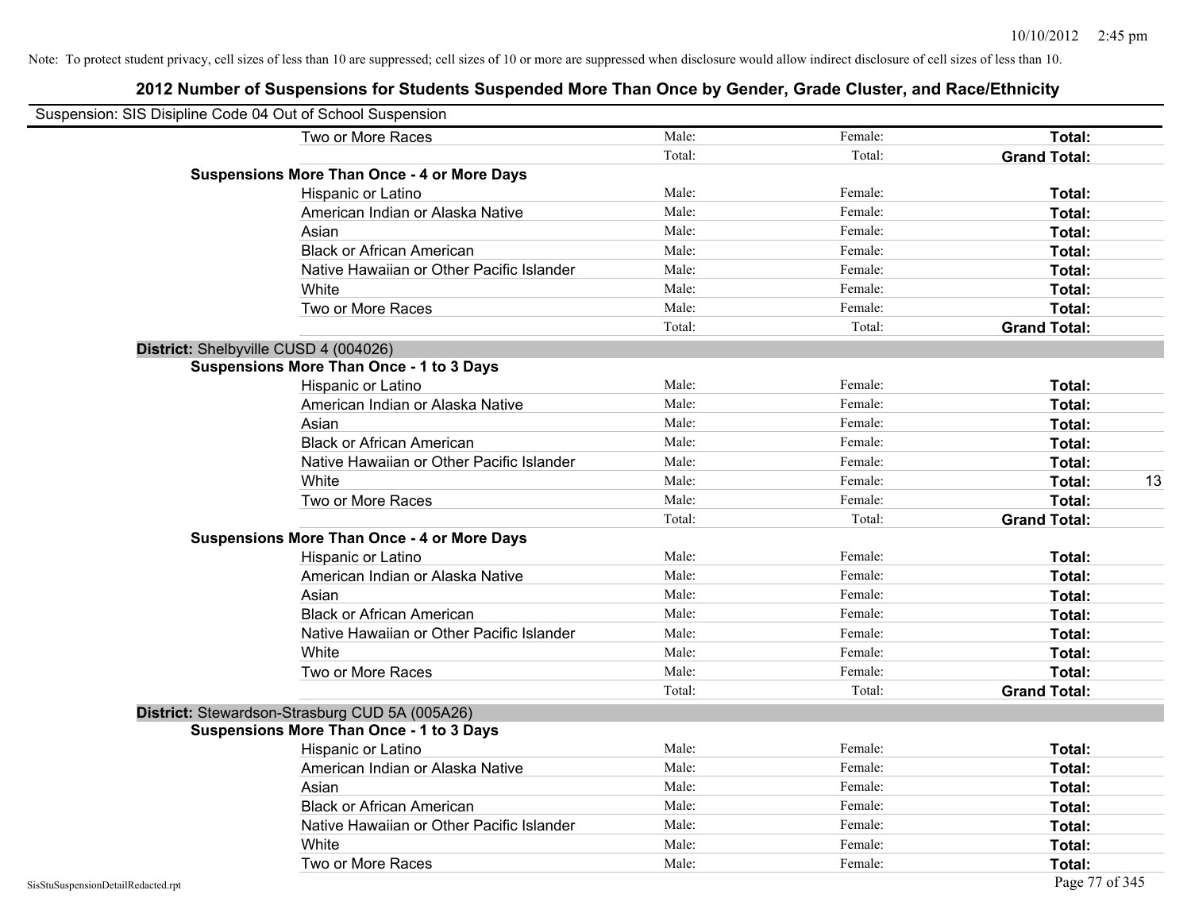Note: To protect student privacy, cell sizes of less than 10 are suppressed; cell sizes of 10 or more are suppressed when disclosure would allow indirect disclosure of cell sizes of less than 10.

# 2012 Number of Suspensions for Students Suspended More Than Once by Gender, Grade Cluster, and Race/Ethnicity

Suspension: SIS Disipline Code 04 Out of School Suspension

| | | | | |
|---|---|---|---|---|
| Two or More Races | Male: | Female: | **Total:** | |
| | Total: | Total: | **Grand Total:** | |
| **Suspensions More Than Once - 4 or More Days** | | | | |
| Hispanic or Latino | Male: | Female: | **Total:** | |
| American Indian or Alaska Native | Male: | Female: | **Total:** | |
| Asian | Male: | Female: | **Total:** | |
| Black or African American | Male: | Female: | **Total:** | |
| Native Hawaiian or Other Pacific Islander | Male: | Female: | **Total:** | |
| White | Male: | Female: | **Total:** | |
| Two or More Races | Male: | Female: | **Total:** | |
| | Total: | Total: | **Grand Total:** | |

**District:** Shelbyville CUSD 4 (004026)

| | | | | |
|---|---|---|---|---|
| **Suspensions More Than Once - 1 to 3 Days** | | | | |
| Hispanic or Latino | Male: | Female: | **Total:** | |
| American Indian or Alaska Native | Male: | Female: | **Total:** | |
| Asian | Male: | Female: | **Total:** | |
| Black or African American | Male: | Female: | **Total:** | |
| Native Hawaiian or Other Pacific Islander | Male: | Female: | **Total:** | |
| White | Male: | Female: | **Total:** | 13 |
| Two or More Races | Male: | Female: | **Total:** | |
| | Total: | Total: | **Grand Total:** | |
| **Suspensions More Than Once - 4 or More Days** | | | | |
| Hispanic or Latino | Male: | Female: | **Total:** | |
| American Indian or Alaska Native | Male: | Female: | **Total:** | |
| Asian | Male: | Female: | **Total:** | |
| Black or African American | Male: | Female: | **Total:** | |
| Native Hawaiian or Other Pacific Islander | Male: | Female: | **Total:** | |
| White | Male: | Female: | **Total:** | |
| Two or More Races | Male: | Female: | **Total:** | |
| | Total: | Total: | **Grand Total:** | |

**District:** Stewardson-Strasburg CUD 5A (005A26)

| | | | | |
|---|---|---|---|---|
| **Suspensions More Than Once - 1 to 3 Days** | | | | |
| Hispanic or Latino | Male: | Female: | **Total:** | |
| American Indian or Alaska Native | Male: | Female: | **Total:** | |
| Asian | Male: | Female: | **Total:** | |
| Black or African American | Male: | Female: | **Total:** | |
| Native Hawaiian or Other Pacific Islander | Male: | Female: | **Total:** | |
| White | Male: | Female: | **Total:** | |
| Two or More Races | Male: | Female: | **Total:** | |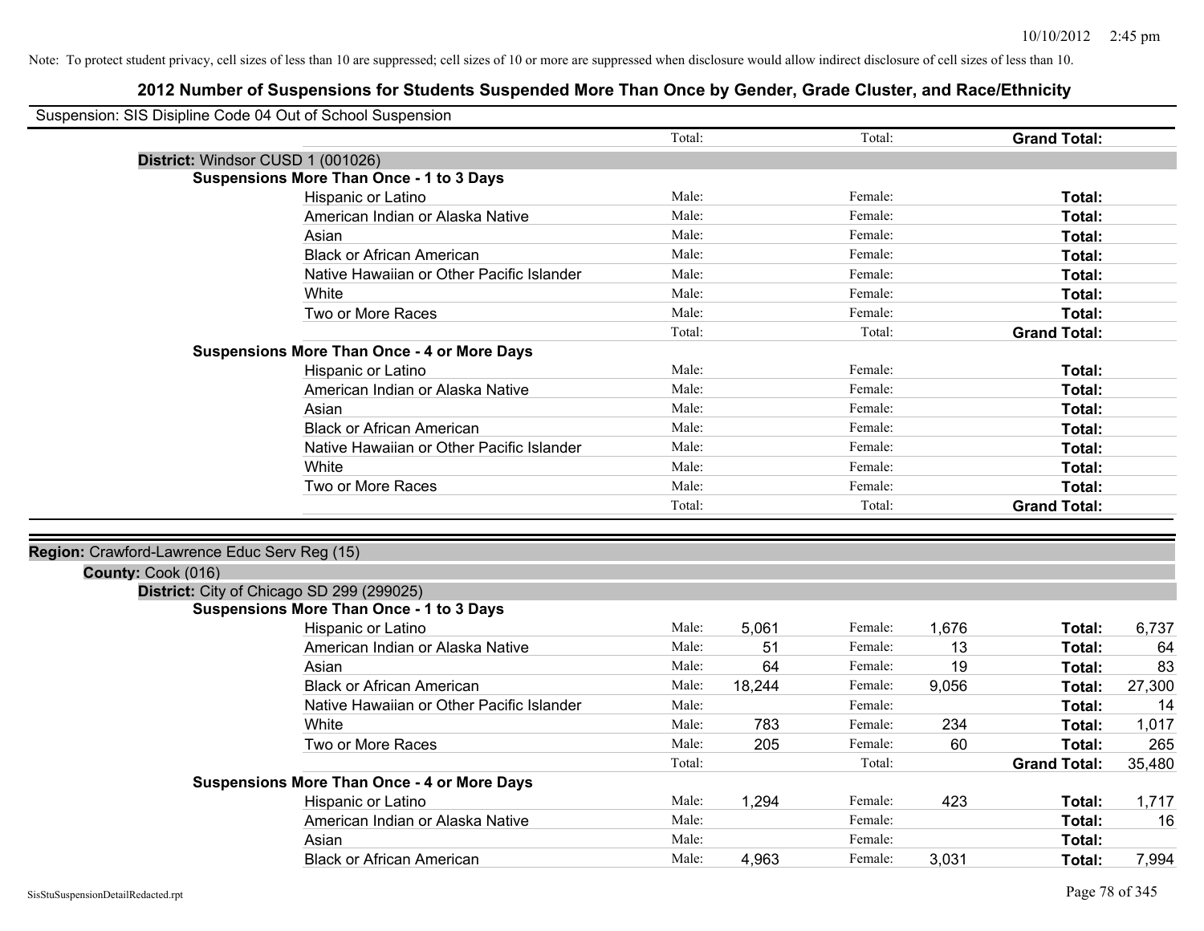Note: To protect student privacy, cell sizes of less than 10 are suppressed; cell sizes of 10 or more are suppressed when disclosure would allow indirect disclosure of cell sizes of less than 10.

## 2012 Number of Suspensions for Students Suspended More Than Once by Gender, Grade Cluster, and Race/Ethnicity

Suspension: SIS Disipline Code 04 Out of School Suspension

| | | | | | | |
|---|---|---|---|---|---|---|
| | Total: | | Total: | | **Grand Total:** | |

**District:** Windsor CUSD 1 (001026)

**Suspensions More Than Once - 1 to 3 Days**

| | | | | | | |
|---|---|---|---|---|---|---|
| Hispanic or Latino | Male: | | Female: | | **Total:** | |
| American Indian or Alaska Native | Male: | | Female: | | **Total:** | |
| Asian | Male: | | Female: | | **Total:** | |
| Black or African American | Male: | | Female: | | **Total:** | |
| Native Hawaiian or Other Pacific Islander | Male: | | Female: | | **Total:** | |
| White | Male: | | Female: | | **Total:** | |
| Two or More Races | Male: | | Female: | | **Total:** | |
| | Total: | | Total: | | **Grand Total:** | |

**Suspensions More Than Once - 4 or More Days**

| | | | | | | |
|---|---|---|---|---|---|---|
| Hispanic or Latino | Male: | | Female: | | **Total:** | |
| American Indian or Alaska Native | Male: | | Female: | | **Total:** | |
| Asian | Male: | | Female: | | **Total:** | |
| Black or African American | Male: | | Female: | | **Total:** | |
| Native Hawaiian or Other Pacific Islander | Male: | | Female: | | **Total:** | |
| White | Male: | | Female: | | **Total:** | |
| Two or More Races | Male: | | Female: | | **Total:** | |
| | Total: | | Total: | | **Grand Total:** | |

**Region:** Crawford-Lawrence Educ Serv Reg (15)

**County:** Cook (016)

**District:** City of Chicago SD 299 (299025)

**Suspensions More Than Once - 1 to 3 Days**

| | | | | | | |
|---|---|---|---|---|---|---|
| Hispanic or Latino | Male: | 5,061 | Female: | 1,676 | **Total:** | 6,737 |
| American Indian or Alaska Native | Male: | 51 | Female: | 13 | **Total:** | 64 |
| Asian | Male: | 64 | Female: | 19 | **Total:** | 83 |
| Black or African American | Male: | 18,244 | Female: | 9,056 | **Total:** | 27,300 |
| Native Hawaiian or Other Pacific Islander | Male: | | Female: | | **Total:** | 14 |
| White | Male: | 783 | Female: | 234 | **Total:** | 1,017 |
| Two or More Races | Male: | 205 | Female: | 60 | **Total:** | 265 |
| | Total: | | Total: | | **Grand Total:** | 35,480 |

**Suspensions More Than Once - 4 or More Days**

| | | | | | | |
|---|---|---|---|---|---|---|
| Hispanic or Latino | Male: | 1,294 | Female: | 423 | **Total:** | 1,717 |
| American Indian or Alaska Native | Male: | | Female: | | **Total:** | 16 |
| Asian | Male: | | Female: | | **Total:** | |
| Black or African American | Male: | 4,963 | Female: | 3,031 | **Total:** | 7,994 |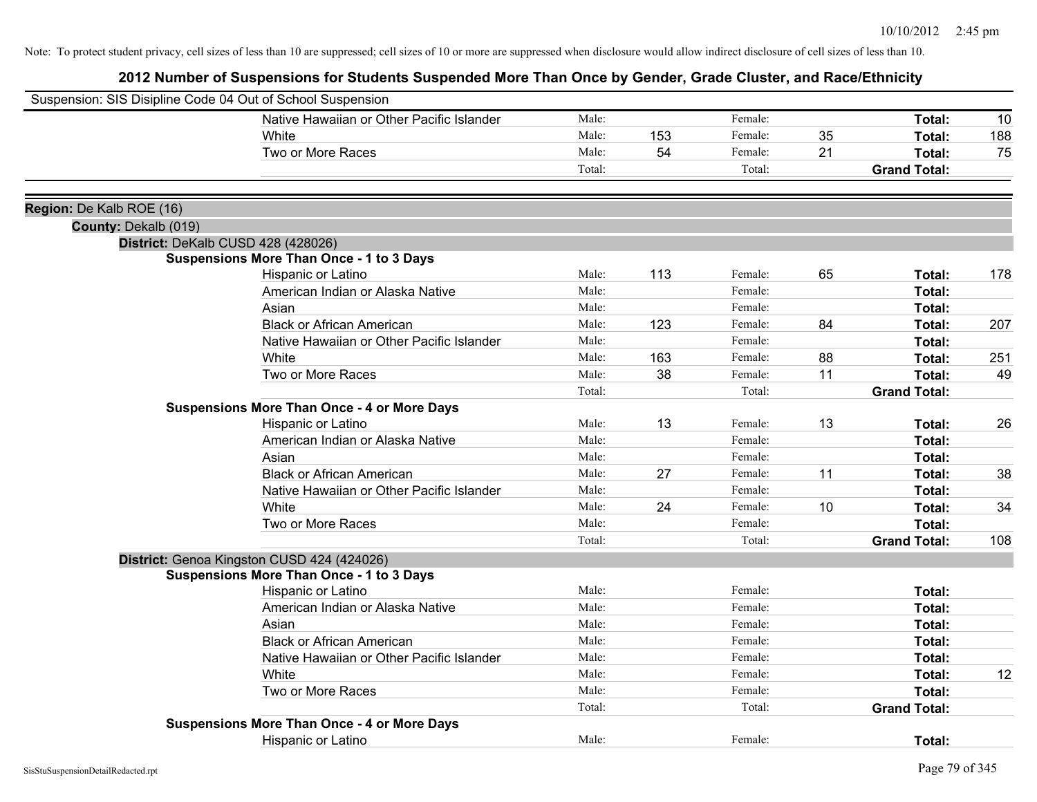Note: To protect student privacy, cell sizes of less than 10 are suppressed; cell sizes of 10 or more are suppressed when disclosure would allow indirect disclosure of cell sizes of less than 10.

# 2012 Number of Suspensions for Students Suspended More Than Once by Gender, Grade Cluster, and Race/Ethnicity

Suspension: SIS Disipline Code 04 Out of School Suspension

| | | | | | | |
|---|---|---|---|---|---|---|
| Native Hawaiian or Other Pacific Islander | Male: | | Female: | | **Total:** | 10 |
| White | Male: | 153 | Female: | 35 | **Total:** | 188 |
| Two or More Races | Male: | 54 | Female: | 21 | **Total:** | 75 |
| | Total: | | Total: | | **Grand Total:** | |

**Region:** De Kalb ROE (16)

**County:** Dekalb (019)

**District:** DeKalb CUSD 428 (428026)

**Suspensions More Than Once - 1 to 3 Days**

| | | | | | | |
|---|---|---|---|---|---|---|
| Hispanic or Latino | Male: | 113 | Female: | 65 | **Total:** | 178 |
| American Indian or Alaska Native | Male: | | Female: | | **Total:** | |
| Asian | Male: | | Female: | | **Total:** | |
| Black or African American | Male: | 123 | Female: | 84 | **Total:** | 207 |
| Native Hawaiian or Other Pacific Islander | Male: | | Female: | | **Total:** | |
| White | Male: | 163 | Female: | 88 | **Total:** | 251 |
| Two or More Races | Male: | 38 | Female: | 11 | **Total:** | 49 |
| | Total: | | Total: | | **Grand Total:** | |

**Suspensions More Than Once - 4 or More Days**

| | | | | | | |
|---|---|---|---|---|---|---|
| Hispanic or Latino | Male: | 13 | Female: | 13 | **Total:** | 26 |
| American Indian or Alaska Native | Male: | | Female: | | **Total:** | |
| Asian | Male: | | Female: | | **Total:** | |
| Black or African American | Male: | 27 | Female: | 11 | **Total:** | 38 |
| Native Hawaiian or Other Pacific Islander | Male: | | Female: | | **Total:** | |
| White | Male: | 24 | Female: | 10 | **Total:** | 34 |
| Two or More Races | Male: | | Female: | | **Total:** | |
| | Total: | | Total: | | **Grand Total:** | 108 |

**District:** Genoa Kingston CUSD 424 (424026)

**Suspensions More Than Once - 1 to 3 Days**

| | | | | | | |
|---|---|---|---|---|---|---|
| Hispanic or Latino | Male: | | Female: | | **Total:** | |
| American Indian or Alaska Native | Male: | | Female: | | **Total:** | |
| Asian | Male: | | Female: | | **Total:** | |
| Black or African American | Male: | | Female: | | **Total:** | |
| Native Hawaiian or Other Pacific Islander | Male: | | Female: | | **Total:** | |
| White | Male: | | Female: | | **Total:** | 12 |
| Two or More Races | Male: | | Female: | | **Total:** | |
| | Total: | | Total: | | **Grand Total:** | |

**Suspensions More Than Once - 4 or More Days**

| | | | | | | |
|---|---|---|---|---|---|---|
| Hispanic or Latino | Male: | | Female: | | **Total:** | |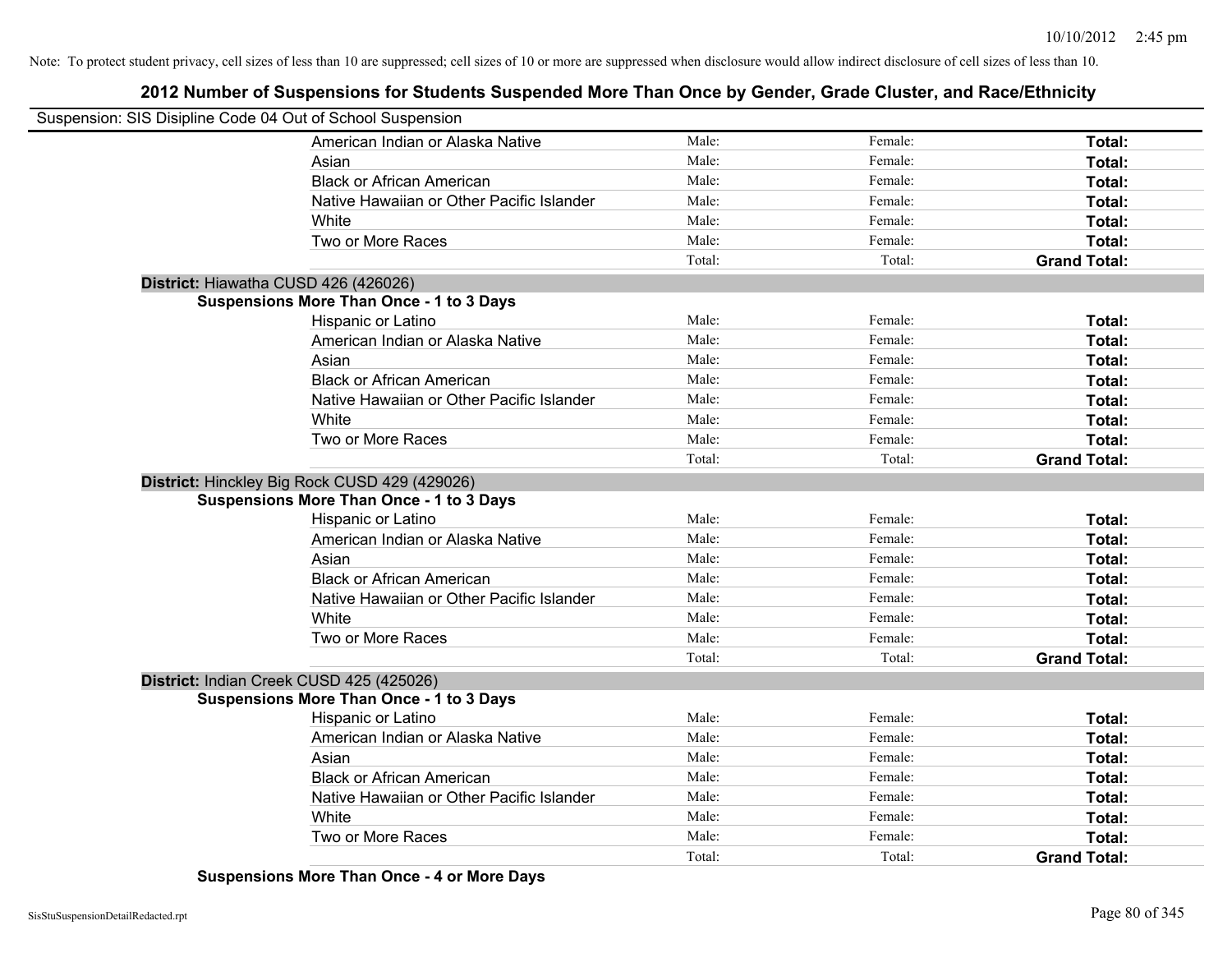Note: To protect student privacy, cell sizes of less than 10 are suppressed; cell sizes of 10 or more are suppressed when disclosure would allow indirect disclosure of cell sizes of less than 10.

## 2012 Number of Suspensions for Students Suspended More Than Once by Gender, Grade Cluster, and Race/Ethnicity

Suspension: SIS Disipline Code 04 Out of School Suspension

| | Male: | Female: | Total: |
|---|---|---|---|
| American Indian or Alaska Native | Male: | Female: | **Total:** |
| Asian | Male: | Female: | **Total:** |
| Black or African American | Male: | Female: | **Total:** |
| Native Hawaiian or Other Pacific Islander | Male: | Female: | **Total:** |
| White | Male: | Female: | **Total:** |
| Two or More Races | Male: | Female: | **Total:** |
| | Total: | Total: | **Grand Total:** |

**District:** Hiawatha CUSD 426 (426026)

**Suspensions More Than Once - 1 to 3 Days**

| | | | |
|---|---|---|---|
| Hispanic or Latino | Male: | Female: | **Total:** |
| American Indian or Alaska Native | Male: | Female: | **Total:** |
| Asian | Male: | Female: | **Total:** |
| Black or African American | Male: | Female: | **Total:** |
| Native Hawaiian or Other Pacific Islander | Male: | Female: | **Total:** |
| White | Male: | Female: | **Total:** |
| Two or More Races | Male: | Female: | **Total:** |
| | Total: | Total: | **Grand Total:** |

**District:** Hinckley Big Rock CUSD 429 (429026)

**Suspensions More Than Once - 1 to 3 Days**

| | | | |
|---|---|---|---|
| Hispanic or Latino | Male: | Female: | **Total:** |
| American Indian or Alaska Native | Male: | Female: | **Total:** |
| Asian | Male: | Female: | **Total:** |
| Black or African American | Male: | Female: | **Total:** |
| Native Hawaiian or Other Pacific Islander | Male: | Female: | **Total:** |
| White | Male: | Female: | **Total:** |
| Two or More Races | Male: | Female: | **Total:** |
| | Total: | Total: | **Grand Total:** |

**District:** Indian Creek CUSD 425 (425026)

**Suspensions More Than Once - 1 to 3 Days**

| | | | |
|---|---|---|---|
| Hispanic or Latino | Male: | Female: | **Total:** |
| American Indian or Alaska Native | Male: | Female: | **Total:** |
| Asian | Male: | Female: | **Total:** |
| Black or African American | Male: | Female: | **Total:** |
| Native Hawaiian or Other Pacific Islander | Male: | Female: | **Total:** |
| White | Male: | Female: | **Total:** |
| Two or More Races | Male: | Female: | **Total:** |
| | Total: | Total: | **Grand Total:** |

**Suspensions More Than Once - 4 or More Days**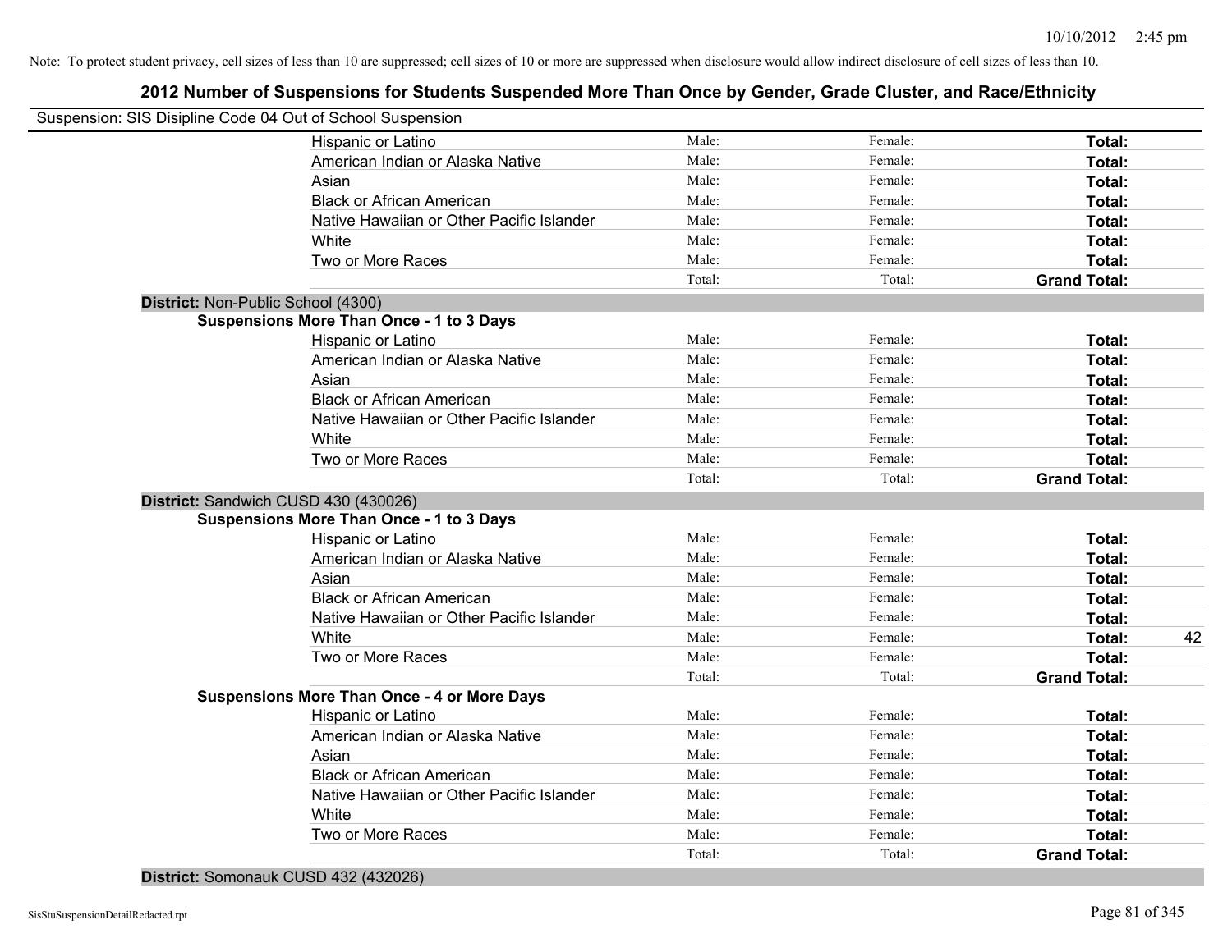Note: To protect student privacy, cell sizes of less than 10 are suppressed; cell sizes of 10 or more are suppressed when disclosure would allow indirect disclosure of cell sizes of less than 10.

# 2012 Number of Suspensions for Students Suspended More Than Once by Gender, Grade Cluster, and Race/Ethnicity

Suspension: SIS Disipline Code 04 Out of School Suspension

| | Male: | Female: | Total: | |
|---|---|---|---|---|
| Hispanic or Latino | Male: | Female: | **Total:** | |
| American Indian or Alaska Native | Male: | Female: | **Total:** | |
| Asian | Male: | Female: | **Total:** | |
| Black or African American | Male: | Female: | **Total:** | |
| Native Hawaiian or Other Pacific Islander | Male: | Female: | **Total:** | |
| White | Male: | Female: | **Total:** | |
| Two or More Races | Male: | Female: | **Total:** | |
| | Total: | Total: | **Grand Total:** | |

**District:** Non-Public School (4300)

**Suspensions More Than Once - 1 to 3 Days**

| | Male: | Female: | Total: | |
|---|---|---|---|---|
| Hispanic or Latino | Male: | Female: | **Total:** | |
| American Indian or Alaska Native | Male: | Female: | **Total:** | |
| Asian | Male: | Female: | **Total:** | |
| Black or African American | Male: | Female: | **Total:** | |
| Native Hawaiian or Other Pacific Islander | Male: | Female: | **Total:** | |
| White | Male: | Female: | **Total:** | |
| Two or More Races | Male: | Female: | **Total:** | |
| | Total: | Total: | **Grand Total:** | |

**District:** Sandwich CUSD 430 (430026)

**Suspensions More Than Once - 1 to 3 Days**

| | Male: | Female: | Total: | |
|---|---|---|---|---|
| Hispanic or Latino | Male: | Female: | **Total:** | |
| American Indian or Alaska Native | Male: | Female: | **Total:** | |
| Asian | Male: | Female: | **Total:** | |
| Black or African American | Male: | Female: | **Total:** | |
| Native Hawaiian or Other Pacific Islander | Male: | Female: | **Total:** | |
| White | Male: | Female: | **Total:** | 42 |
| Two or More Races | Male: | Female: | **Total:** | |
| | Total: | Total: | **Grand Total:** | |

**Suspensions More Than Once - 4 or More Days**

| | Male: | Female: | Total: | |
|---|---|---|---|---|
| Hispanic or Latino | Male: | Female: | **Total:** | |
| American Indian or Alaska Native | Male: | Female: | **Total:** | |
| Asian | Male: | Female: | **Total:** | |
| Black or African American | Male: | Female: | **Total:** | |
| Native Hawaiian or Other Pacific Islander | Male: | Female: | **Total:** | |
| White | Male: | Female: | **Total:** | |
| Two or More Races | Male: | Female: | **Total:** | |
| | Total: | Total: | **Grand Total:** | |

**District:** Somonauk CUSD 432 (432026)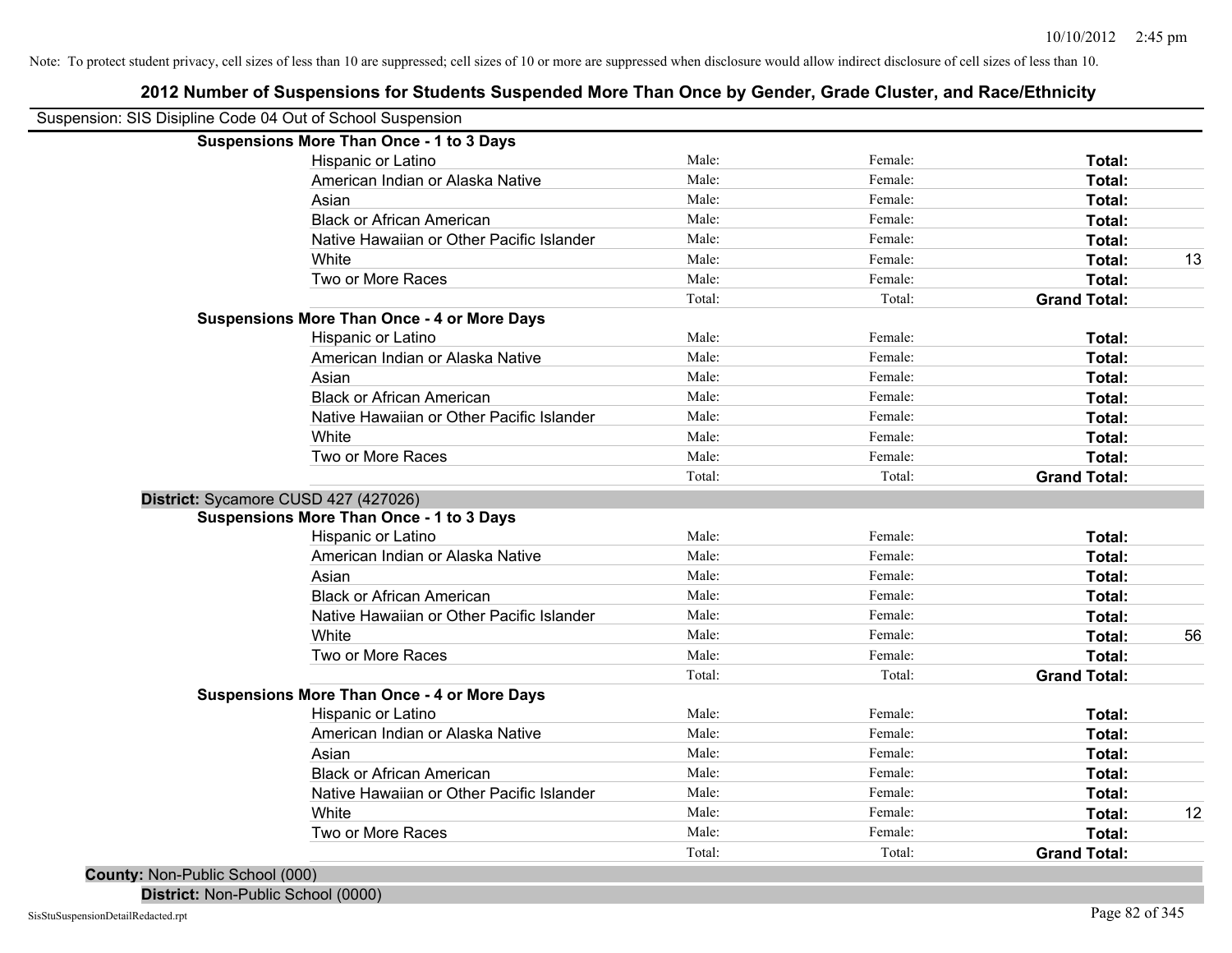Note: To protect student privacy, cell sizes of less than 10 are suppressed; cell sizes of 10 or more are suppressed when disclosure would allow indirect disclosure of cell sizes of less than 10.

# 2012 Number of Suspensions for Students Suspended More Than Once by Gender, Grade Cluster, and Race/Ethnicity

Suspension: SIS Disipline Code 04 Out of School Suspension

**Suspensions More Than Once - 1 to 3 Days**

| | | | | |
|---|---|---|---|---|
| Hispanic or Latino | Male: | Female: | **Total:** | |
| American Indian or Alaska Native | Male: | Female: | **Total:** | |
| Asian | Male: | Female: | **Total:** | |
| Black or African American | Male: | Female: | **Total:** | |
| Native Hawaiian or Other Pacific Islander | Male: | Female: | **Total:** | |
| White | Male: | Female: | **Total:** | 13 |
| Two or More Races | Male: | Female: | **Total:** | |
| | Total: | Total: | **Grand Total:** | |

**Suspensions More Than Once - 4 or More Days**

| | | | | |
|---|---|---|---|---|
| Hispanic or Latino | Male: | Female: | **Total:** | |
| American Indian or Alaska Native | Male: | Female: | **Total:** | |
| Asian | Male: | Female: | **Total:** | |
| Black or African American | Male: | Female: | **Total:** | |
| Native Hawaiian or Other Pacific Islander | Male: | Female: | **Total:** | |
| White | Male: | Female: | **Total:** | |
| Two or More Races | Male: | Female: | **Total:** | |
| | Total: | Total: | **Grand Total:** | |

**District:** Sycamore CUSD 427 (427026)

**Suspensions More Than Once - 1 to 3 Days**

| | | | | |
|---|---|---|---|---|
| Hispanic or Latino | Male: | Female: | **Total:** | |
| American Indian or Alaska Native | Male: | Female: | **Total:** | |
| Asian | Male: | Female: | **Total:** | |
| Black or African American | Male: | Female: | **Total:** | |
| Native Hawaiian or Other Pacific Islander | Male: | Female: | **Total:** | |
| White | Male: | Female: | **Total:** | 56 |
| Two or More Races | Male: | Female: | **Total:** | |
| | Total: | Total: | **Grand Total:** | |

**Suspensions More Than Once - 4 or More Days**

| | | | | |
|---|---|---|---|---|
| Hispanic or Latino | Male: | Female: | **Total:** | |
| American Indian or Alaska Native | Male: | Female: | **Total:** | |
| Asian | Male: | Female: | **Total:** | |
| Black or African American | Male: | Female: | **Total:** | |
| Native Hawaiian or Other Pacific Islander | Male: | Female: | **Total:** | |
| White | Male: | Female: | **Total:** | 12 |
| Two or More Races | Male: | Female: | **Total:** | |
| | Total: | Total: | **Grand Total:** | |

**County:** Non-Public School (000)

**District:** Non-Public School (0000)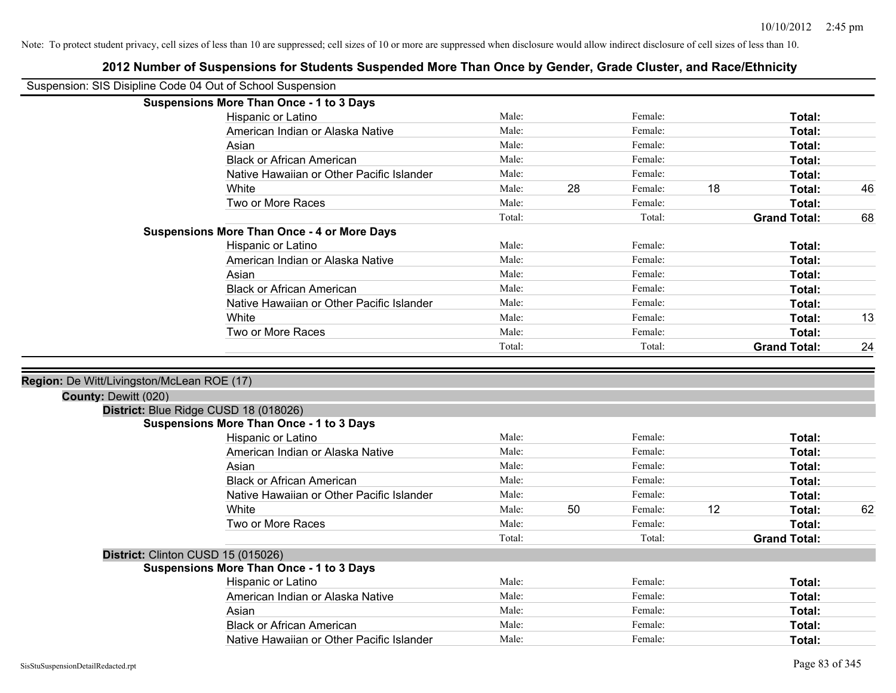Note: To protect student privacy, cell sizes of less than 10 are suppressed; cell sizes of 10 or more are suppressed when disclosure would allow indirect disclosure of cell sizes of less than 10.

## 2012 Number of Suspensions for Students Suspended More Than Once by Gender, Grade Cluster, and Race/Ethnicity

Suspension: SIS Disipline Code 04 Out of School Suspension

**Suspensions More Than Once - 1 to 3 Days**

| | | | | | | |
|---|---|---|---|---|---|---|
| Hispanic or Latino | Male: | | Female: | | **Total:** | |
| American Indian or Alaska Native | Male: | | Female: | | **Total:** | |
| Asian | Male: | | Female: | | **Total:** | |
| Black or African American | Male: | | Female: | | **Total:** | |
| Native Hawaiian or Other Pacific Islander | Male: | | Female: | | **Total:** | |
| White | Male: | 28 | Female: | 18 | **Total:** | 46 |
| Two or More Races | Male: | | Female: | | **Total:** | |
| | Total: | | Total: | | **Grand Total:** | 68 |

**Suspensions More Than Once - 4 or More Days**

| | | | | | | |
|---|---|---|---|---|---|---|
| Hispanic or Latino | Male: | | Female: | | **Total:** | |
| American Indian or Alaska Native | Male: | | Female: | | **Total:** | |
| Asian | Male: | | Female: | | **Total:** | |
| Black or African American | Male: | | Female: | | **Total:** | |
| Native Hawaiian or Other Pacific Islander | Male: | | Female: | | **Total:** | |
| White | Male: | | Female: | | **Total:** | 13 |
| Two or More Races | Male: | | Female: | | **Total:** | |
| | Total: | | Total: | | **Grand Total:** | 24 |

**Region:** De Witt/Livingston/McLean ROE (17)

**County:** Dewitt (020)

**District:** Blue Ridge CUSD 18 (018026)

**Suspensions More Than Once - 1 to 3 Days**

| | | | | | | |
|---|---|---|---|---|---|---|
| Hispanic or Latino | Male: | | Female: | | **Total:** | |
| American Indian or Alaska Native | Male: | | Female: | | **Total:** | |
| Asian | Male: | | Female: | | **Total:** | |
| Black or African American | Male: | | Female: | | **Total:** | |
| Native Hawaiian or Other Pacific Islander | Male: | | Female: | | **Total:** | |
| White | Male: | 50 | Female: | 12 | **Total:** | 62 |
| Two or More Races | Male: | | Female: | | **Total:** | |
| | Total: | | Total: | | **Grand Total:** | |

**District:** Clinton CUSD 15 (015026)

**Suspensions More Than Once - 1 to 3 Days**

| | | | | | | |
|---|---|---|---|---|---|---|
| Hispanic or Latino | Male: | | Female: | | **Total:** | |
| American Indian or Alaska Native | Male: | | Female: | | **Total:** | |
| Asian | Male: | | Female: | | **Total:** | |
| Black or African American | Male: | | Female: | | **Total:** | |
| Native Hawaiian or Other Pacific Islander | Male: | | Female: | | **Total:** | |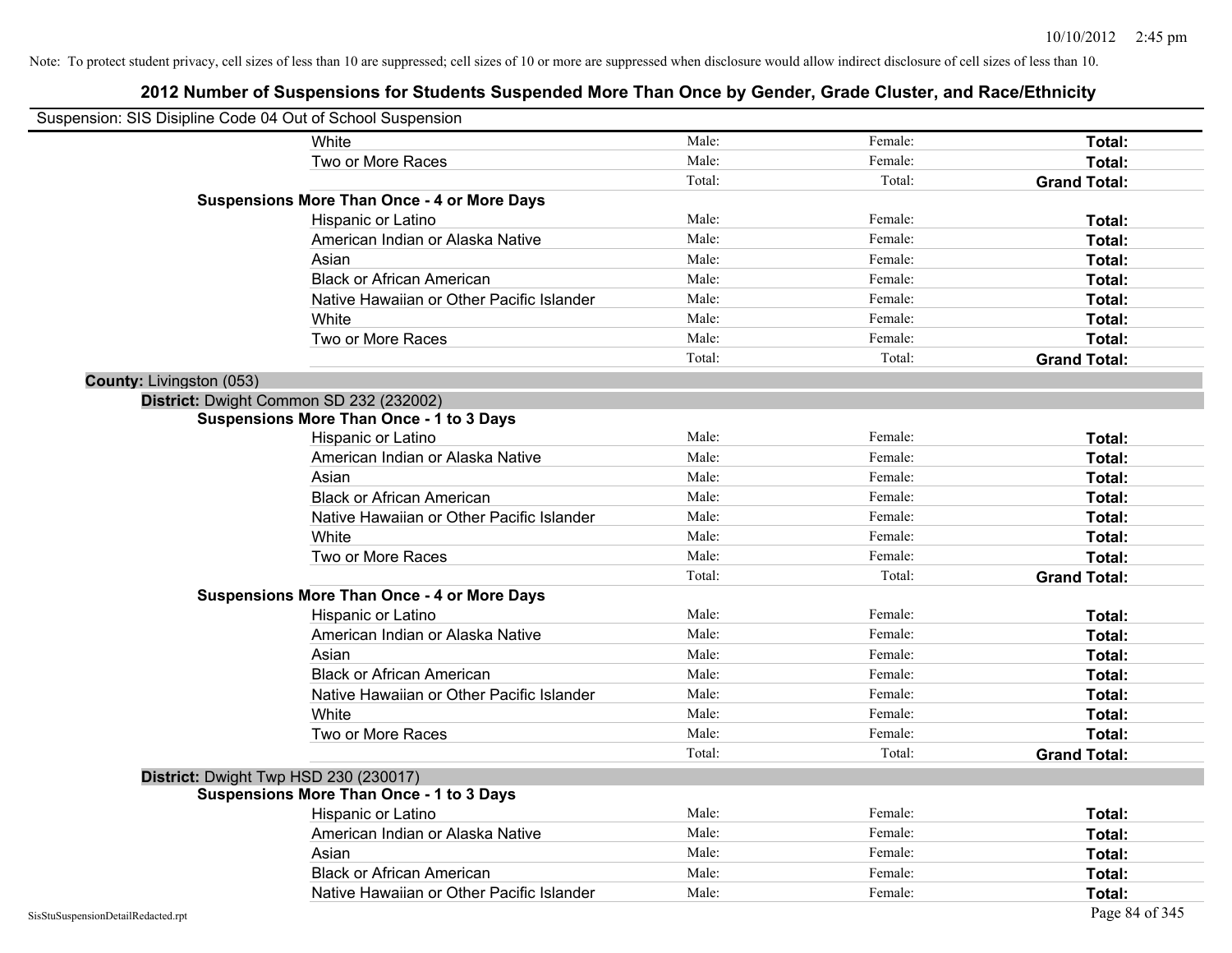Note: To protect student privacy, cell sizes of less than 10 are suppressed; cell sizes of 10 or more are suppressed when disclosure would allow indirect disclosure of cell sizes of less than 10.

## 2012 Number of Suspensions for Students Suspended More Than Once by Gender, Grade Cluster, and Race/Ethnicity

Suspension: SIS Disipline Code 04 Out of School Suspension

| | | | | |
|---|---|---|---|---|
| | White | Male: | Female: | **Total:** |
| | Two or More Races | Male: | Female: | **Total:** |
| | | Total: | Total: | **Grand Total:** |
| **Suspensions More Than Once - 4 or More Days** | | | | |
| | Hispanic or Latino | Male: | Female: | **Total:** |
| | American Indian or Alaska Native | Male: | Female: | **Total:** |
| | Asian | Male: | Female: | **Total:** |
| | Black or African American | Male: | Female: | **Total:** |
| | Native Hawaiian or Other Pacific Islander | Male: | Female: | **Total:** |
| | White | Male: | Female: | **Total:** |
| | Two or More Races | Male: | Female: | **Total:** |
| | | Total: | Total: | **Grand Total:** |

**County:** Livingston (053)

**District:** Dwight Common SD 232 (232002)

| | | | | |
|---|---|---|---|---|
| **Suspensions More Than Once - 1 to 3 Days** | | | | |
| | Hispanic or Latino | Male: | Female: | **Total:** |
| | American Indian or Alaska Native | Male: | Female: | **Total:** |
| | Asian | Male: | Female: | **Total:** |
| | Black or African American | Male: | Female: | **Total:** |
| | Native Hawaiian or Other Pacific Islander | Male: | Female: | **Total:** |
| | White | Male: | Female: | **Total:** |
| | Two or More Races | Male: | Female: | **Total:** |
| | | Total: | Total: | **Grand Total:** |
| **Suspensions More Than Once - 4 or More Days** | | | | |
| | Hispanic or Latino | Male: | Female: | **Total:** |
| | American Indian or Alaska Native | Male: | Female: | **Total:** |
| | Asian | Male: | Female: | **Total:** |
| | Black or African American | Male: | Female: | **Total:** |
| | Native Hawaiian or Other Pacific Islander | Male: | Female: | **Total:** |
| | White | Male: | Female: | **Total:** |
| | Two or More Races | Male: | Female: | **Total:** |
| | | Total: | Total: | **Grand Total:** |

**District:** Dwight Twp HSD 230 (230017)

| | | | | |
|---|---|---|---|---|
| **Suspensions More Than Once - 1 to 3 Days** | | | | |
| | Hispanic or Latino | Male: | Female: | **Total:** |
| | American Indian or Alaska Native | Male: | Female: | **Total:** |
| | Asian | Male: | Female: | **Total:** |
| | Black or African American | Male: | Female: | **Total:** |
| | Native Hawaiian or Other Pacific Islander | Male: | Female: | **Total:** |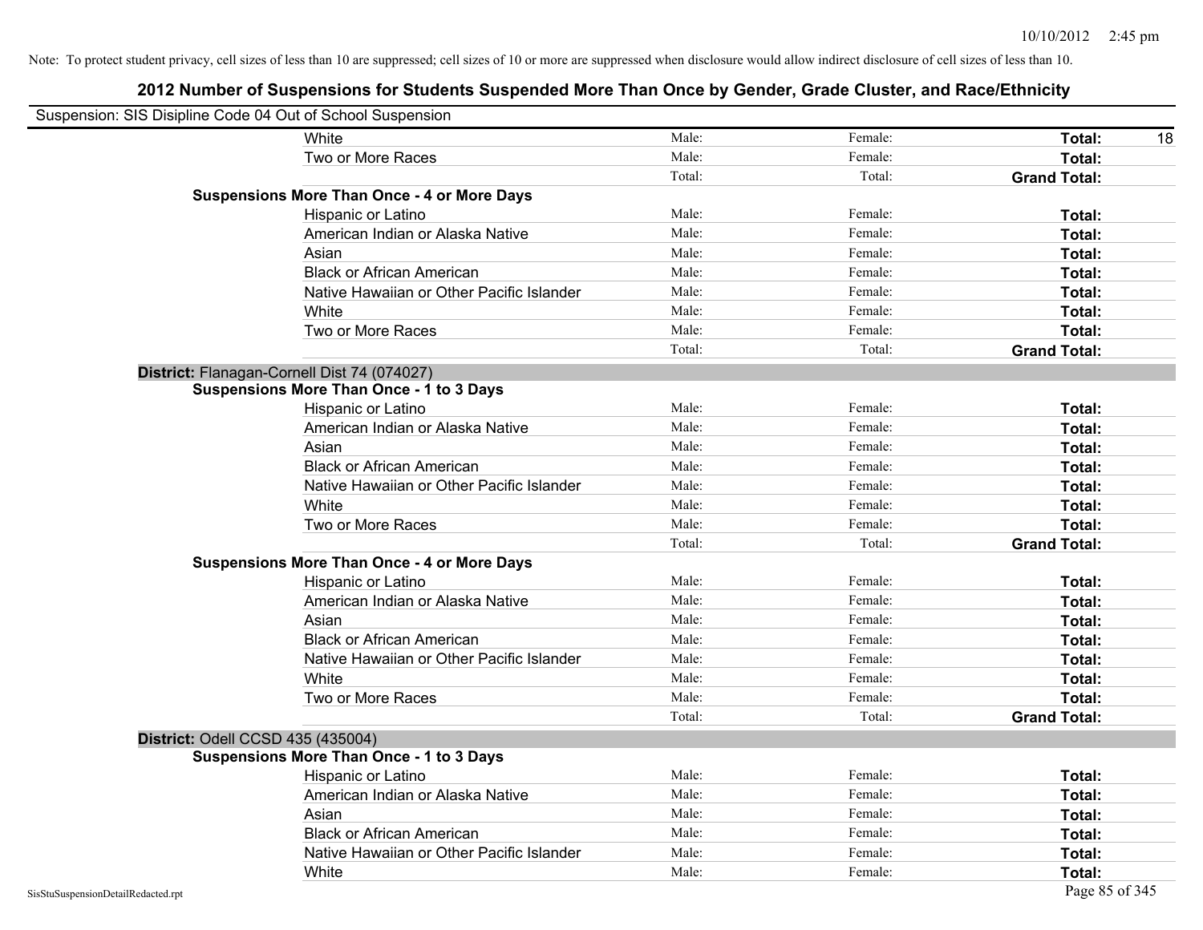Note: To protect student privacy, cell sizes of less than 10 are suppressed; cell sizes of 10 or more are suppressed when disclosure would allow indirect disclosure of cell sizes of less than 10.

## 2012 Number of Suspensions for Students Suspended More Than Once by Gender, Grade Cluster, and Race/Ethnicity

Suspension: SIS Disipline Code 04 Out of School Suspension

| | | | | |
|---|---|---|---|---|
| White | Male: | Female: | **Total:** | 18 |
| Two or More Races | Male: | Female: | **Total:** | |
| | Total: | Total: | **Grand Total:** | |
| **Suspensions More Than Once - 4 or More Days** | | | | |
| Hispanic or Latino | Male: | Female: | **Total:** | |
| American Indian or Alaska Native | Male: | Female: | **Total:** | |
| Asian | Male: | Female: | **Total:** | |
| Black or African American | Male: | Female: | **Total:** | |
| Native Hawaiian or Other Pacific Islander | Male: | Female: | **Total:** | |
| White | Male: | Female: | **Total:** | |
| Two or More Races | Male: | Female: | **Total:** | |
| | Total: | Total: | **Grand Total:** | |

**District:** Flanagan-Cornell Dist 74 (074027)

| | | | | |
|---|---|---|---|---|
| **Suspensions More Than Once - 1 to 3 Days** | | | | |
| Hispanic or Latino | Male: | Female: | **Total:** | |
| American Indian or Alaska Native | Male: | Female: | **Total:** | |
| Asian | Male: | Female: | **Total:** | |
| Black or African American | Male: | Female: | **Total:** | |
| Native Hawaiian or Other Pacific Islander | Male: | Female: | **Total:** | |
| White | Male: | Female: | **Total:** | |
| Two or More Races | Male: | Female: | **Total:** | |
| | Total: | Total: | **Grand Total:** | |
| **Suspensions More Than Once - 4 or More Days** | | | | |
| Hispanic or Latino | Male: | Female: | **Total:** | |
| American Indian or Alaska Native | Male: | Female: | **Total:** | |
| Asian | Male: | Female: | **Total:** | |
| Black or African American | Male: | Female: | **Total:** | |
| Native Hawaiian or Other Pacific Islander | Male: | Female: | **Total:** | |
| White | Male: | Female: | **Total:** | |
| Two or More Races | Male: | Female: | **Total:** | |
| | Total: | Total: | **Grand Total:** | |

**District:** Odell CCSD 435 (435004)

| | | | | |
|---|---|---|---|---|
| **Suspensions More Than Once - 1 to 3 Days** | | | | |
| Hispanic or Latino | Male: | Female: | **Total:** | |
| American Indian or Alaska Native | Male: | Female: | **Total:** | |
| Asian | Male: | Female: | **Total:** | |
| Black or African American | Male: | Female: | **Total:** | |
| Native Hawaiian or Other Pacific Islander | Male: | Female: | **Total:** | |
| White | Male: | Female: | **Total:** | |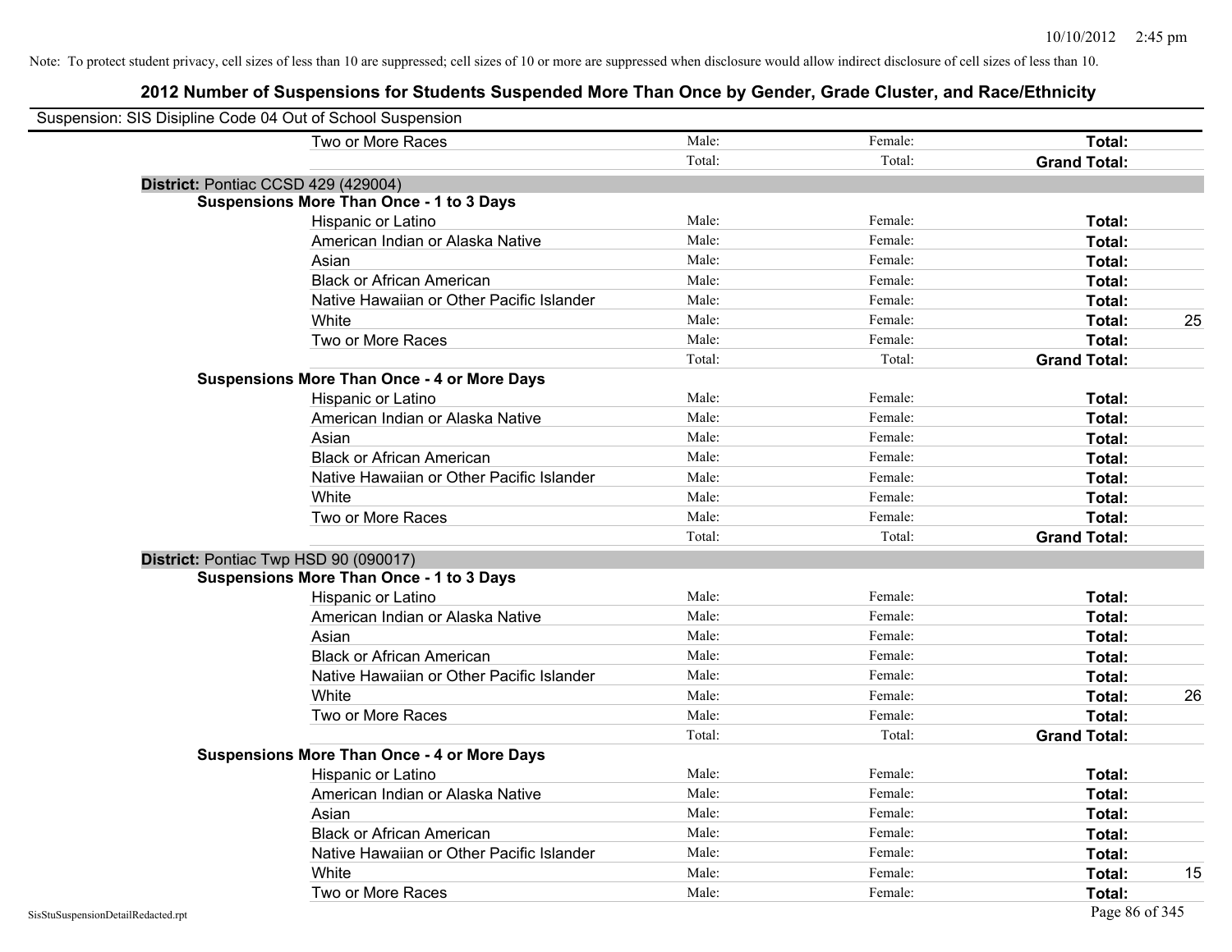Note: To protect student privacy, cell sizes of less than 10 are suppressed; cell sizes of 10 or more are suppressed when disclosure would allow indirect disclosure of cell sizes of less than 10.

## 2012 Number of Suspensions for Students Suspended More Than Once by Gender, Grade Cluster, and Race/Ethnicity

Suspension: SIS Disipline Code 04 Out of School Suspension

| | | | | |
|---|---|---|---|---|
| Two or More Races | Male: | Female: | **Total:** | |
| | Total: | Total: | **Grand Total:** | |
| **District:** Pontiac CCSD 429 (429004) | | | | |
| **Suspensions More Than Once - 1 to 3 Days** | | | | |
| Hispanic or Latino | Male: | Female: | **Total:** | |
| American Indian or Alaska Native | Male: | Female: | **Total:** | |
| Asian | Male: | Female: | **Total:** | |
| Black or African American | Male: | Female: | **Total:** | |
| Native Hawaiian or Other Pacific Islander | Male: | Female: | **Total:** | |
| White | Male: | Female: | **Total:** | 25 |
| Two or More Races | Male: | Female: | **Total:** | |
| | Total: | Total: | **Grand Total:** | |
| **Suspensions More Than Once - 4 or More Days** | | | | |
| Hispanic or Latino | Male: | Female: | **Total:** | |
| American Indian or Alaska Native | Male: | Female: | **Total:** | |
| Asian | Male: | Female: | **Total:** | |
| Black or African American | Male: | Female: | **Total:** | |
| Native Hawaiian or Other Pacific Islander | Male: | Female: | **Total:** | |
| White | Male: | Female: | **Total:** | |
| Two or More Races | Male: | Female: | **Total:** | |
| | Total: | Total: | **Grand Total:** | |
| **District:** Pontiac Twp HSD 90 (090017) | | | | |
| **Suspensions More Than Once - 1 to 3 Days** | | | | |
| Hispanic or Latino | Male: | Female: | **Total:** | |
| American Indian or Alaska Native | Male: | Female: | **Total:** | |
| Asian | Male: | Female: | **Total:** | |
| Black or African American | Male: | Female: | **Total:** | |
| Native Hawaiian or Other Pacific Islander | Male: | Female: | **Total:** | |
| White | Male: | Female: | **Total:** | 26 |
| Two or More Races | Male: | Female: | **Total:** | |
| | Total: | Total: | **Grand Total:** | |
| **Suspensions More Than Once - 4 or More Days** | | | | |
| Hispanic or Latino | Male: | Female: | **Total:** | |
| American Indian or Alaska Native | Male: | Female: | **Total:** | |
| Asian | Male: | Female: | **Total:** | |
| Black or African American | Male: | Female: | **Total:** | |
| Native Hawaiian or Other Pacific Islander | Male: | Female: | **Total:** | |
| White | Male: | Female: | **Total:** | 15 |
| Two or More Races | Male: | Female: | **Total:** | |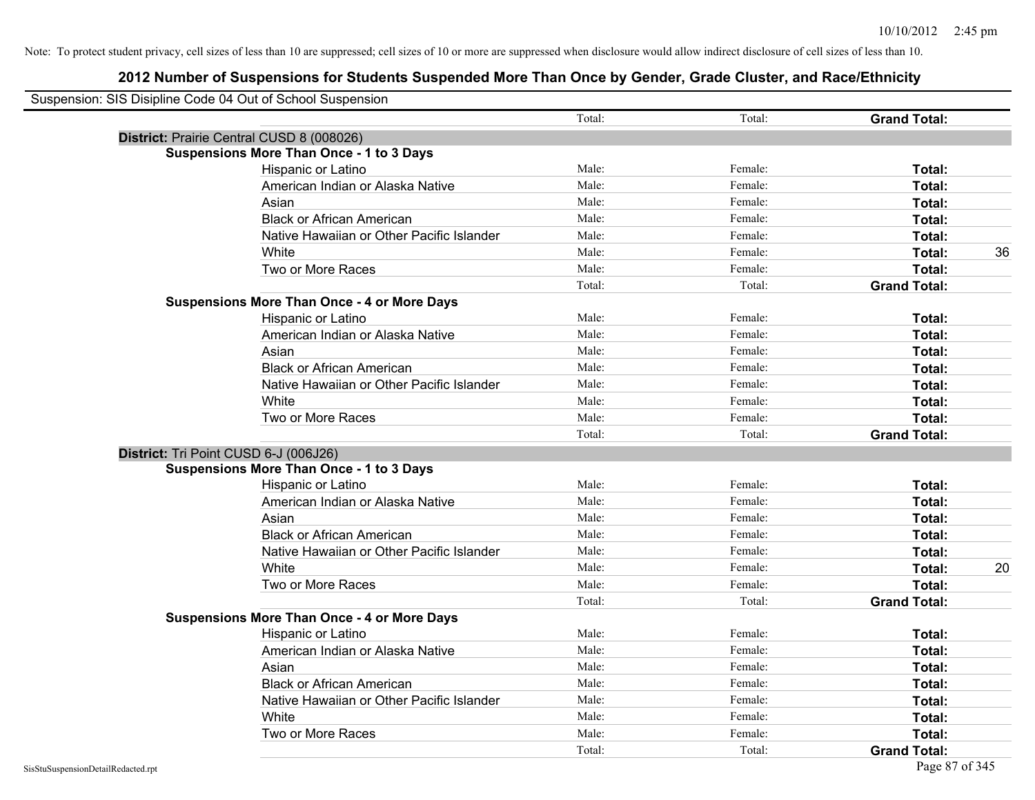Note: To protect student privacy, cell sizes of less than 10 are suppressed; cell sizes of 10 or more are suppressed when disclosure would allow indirect disclosure of cell sizes of less than 10.

# 2012 Number of Suspensions for Students Suspended More Than Once by Gender, Grade Cluster, and Race/Ethnicity

Suspension: SIS Disipline Code 04 Out of School Suspension

| | | Total: | Total: | Grand Total: | |
|---|---|---|---|---|---|
| **District:** Prairie Central CUSD 8 (008026) | | | | | |
| **Suspensions More Than Once - 1 to 3 Days** | | | | | |
| | Hispanic or Latino | Male: | Female: | **Total:** | |
| | American Indian or Alaska Native | Male: | Female: | **Total:** | |
| | Asian | Male: | Female: | **Total:** | |
| | Black or African American | Male: | Female: | **Total:** | |
| | Native Hawaiian or Other Pacific Islander | Male: | Female: | **Total:** | |
| | White | Male: | Female: | **Total:** | 36 |
| | Two or More Races | Male: | Female: | **Total:** | |
| | | Total: | Total: | **Grand Total:** | |
| **Suspensions More Than Once - 4 or More Days** | | | | | |
| | Hispanic or Latino | Male: | Female: | **Total:** | |
| | American Indian or Alaska Native | Male: | Female: | **Total:** | |
| | Asian | Male: | Female: | **Total:** | |
| | Black or African American | Male: | Female: | **Total:** | |
| | Native Hawaiian or Other Pacific Islander | Male: | Female: | **Total:** | |
| | White | Male: | Female: | **Total:** | |
| | Two or More Races | Male: | Female: | **Total:** | |
| | | Total: | Total: | **Grand Total:** | |
| **District:** Tri Point CUSD 6-J (006J26) | | | | | |
| **Suspensions More Than Once - 1 to 3 Days** | | | | | |
| | Hispanic or Latino | Male: | Female: | **Total:** | |
| | American Indian or Alaska Native | Male: | Female: | **Total:** | |
| | Asian | Male: | Female: | **Total:** | |
| | Black or African American | Male: | Female: | **Total:** | |
| | Native Hawaiian or Other Pacific Islander | Male: | Female: | **Total:** | |
| | White | Male: | Female: | **Total:** | 20 |
| | Two or More Races | Male: | Female: | **Total:** | |
| | | Total: | Total: | **Grand Total:** | |
| **Suspensions More Than Once - 4 or More Days** | | | | | |
| | Hispanic or Latino | Male: | Female: | **Total:** | |
| | American Indian or Alaska Native | Male: | Female: | **Total:** | |
| | Asian | Male: | Female: | **Total:** | |
| | Black or African American | Male: | Female: | **Total:** | |
| | Native Hawaiian or Other Pacific Islander | Male: | Female: | **Total:** | |
| | White | Male: | Female: | **Total:** | |
| | Two or More Races | Male: | Female: | **Total:** | |
| | | Total: | Total: | **Grand Total:** | |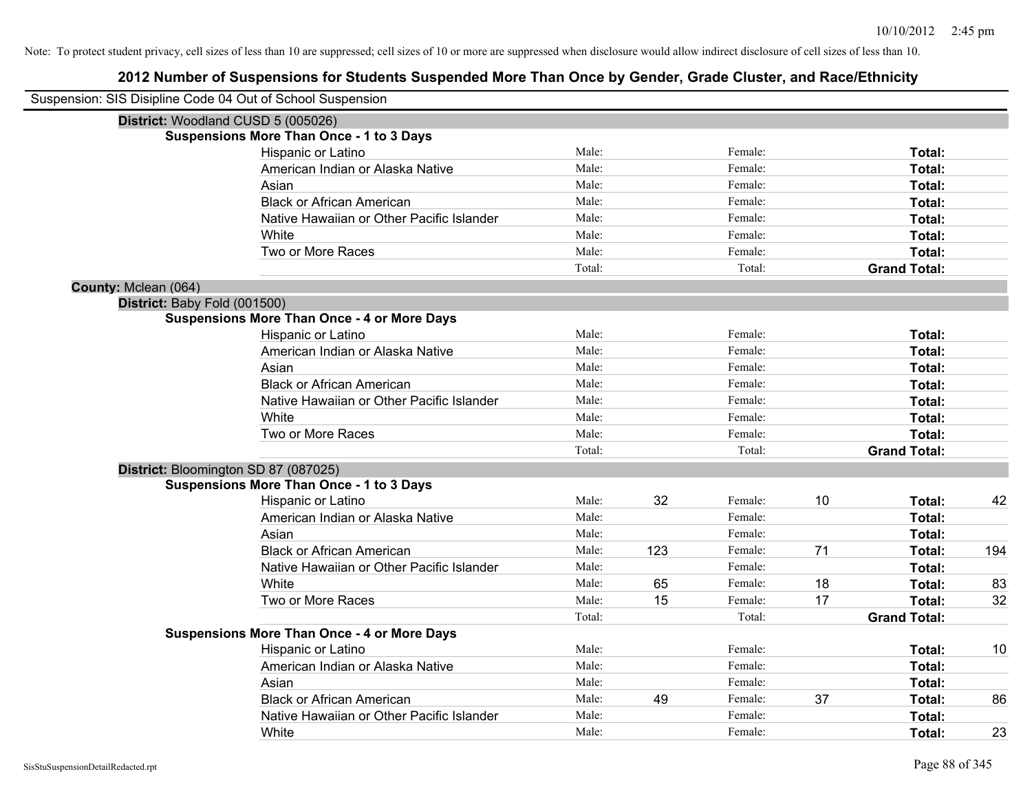Note: To protect student privacy, cell sizes of less than 10 are suppressed; cell sizes of 10 or more are suppressed when disclosure would allow indirect disclosure of cell sizes of less than 10.

# 2012 Number of Suspensions for Students Suspended More Than Once by Gender, Grade Cluster, and Race/Ethnicity

Suspension: SIS Disipline Code 04 Out of School Suspension

**District:** Woodland CUSD 5 (005026)

**Suspensions More Than Once - 1 to 3 Days**

| | | | | | | |
|---|---|---|---|---|---|---|
| Hispanic or Latino | Male: | | Female: | | **Total:** | |
| American Indian or Alaska Native | Male: | | Female: | | **Total:** | |
| Asian | Male: | | Female: | | **Total:** | |
| Black or African American | Male: | | Female: | | **Total:** | |
| Native Hawaiian or Other Pacific Islander | Male: | | Female: | | **Total:** | |
| White | Male: | | Female: | | **Total:** | |
| Two or More Races | Male: | | Female: | | **Total:** | |
| | Total: | | Total: | | **Grand Total:** | |

**County:** Mclean (064)

**District:** Baby Fold (001500)

**Suspensions More Than Once - 4 or More Days**

| | | | | | | |
|---|---|---|---|---|---|---|
| Hispanic or Latino | Male: | | Female: | | **Total:** | |
| American Indian or Alaska Native | Male: | | Female: | | **Total:** | |
| Asian | Male: | | Female: | | **Total:** | |
| Black or African American | Male: | | Female: | | **Total:** | |
| Native Hawaiian or Other Pacific Islander | Male: | | Female: | | **Total:** | |
| White | Male: | | Female: | | **Total:** | |
| Two or More Races | Male: | | Female: | | **Total:** | |
| | Total: | | Total: | | **Grand Total:** | |

**District:** Bloomington SD 87 (087025)

**Suspensions More Than Once - 1 to 3 Days**

| | | | | | | |
|---|---|---|---|---|---|---|
| Hispanic or Latino | Male: | 32 | Female: | 10 | **Total:** | 42 |
| American Indian or Alaska Native | Male: | | Female: | | **Total:** | |
| Asian | Male: | | Female: | | **Total:** | |
| Black or African American | Male: | 123 | Female: | 71 | **Total:** | 194 |
| Native Hawaiian or Other Pacific Islander | Male: | | Female: | | **Total:** | |
| White | Male: | 65 | Female: | 18 | **Total:** | 83 |
| Two or More Races | Male: | 15 | Female: | 17 | **Total:** | 32 |
| | Total: | | Total: | | **Grand Total:** | |

**Suspensions More Than Once - 4 or More Days**

| | | | | | | |
|---|---|---|---|---|---|---|
| Hispanic or Latino | Male: | | Female: | | **Total:** | 10 |
| American Indian or Alaska Native | Male: | | Female: | | **Total:** | |
| Asian | Male: | | Female: | | **Total:** | |
| Black or African American | Male: | 49 | Female: | 37 | **Total:** | 86 |
| Native Hawaiian or Other Pacific Islander | Male: | | Female: | | **Total:** | |
| White | Male: | | Female: | | **Total:** | 23 |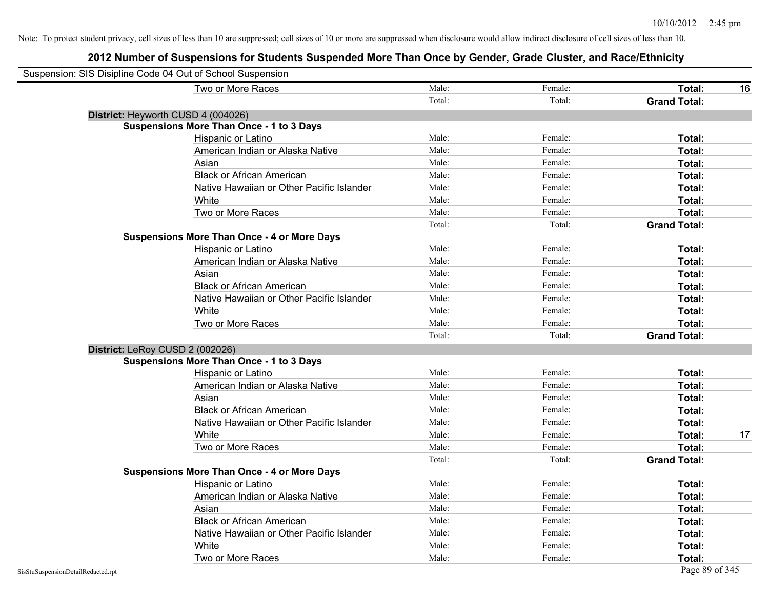Note: To protect student privacy, cell sizes of less than 10 are suppressed; cell sizes of 10 or more are suppressed when disclosure would allow indirect disclosure of cell sizes of less than 10.

# 2012 Number of Suspensions for Students Suspended More Than Once by Gender, Grade Cluster, and Race/Ethnicity

Suspension: SIS Disipline Code 04 Out of School Suspension

| | | | | |
|---|---|---|---|---|
| Two or More Races | Male: | Female: | **Total:** | 16 |
| | Total: | Total: | **Grand Total:** | |

**District:** Heyworth CUSD 4 (004026)

**Suspensions More Than Once - 1 to 3 Days**

| | | | | |
|---|---|---|---|---|
| Hispanic or Latino | Male: | Female: | **Total:** | |
| American Indian or Alaska Native | Male: | Female: | **Total:** | |
| Asian | Male: | Female: | **Total:** | |
| Black or African American | Male: | Female: | **Total:** | |
| Native Hawaiian or Other Pacific Islander | Male: | Female: | **Total:** | |
| White | Male: | Female: | **Total:** | |
| Two or More Races | Male: | Female: | **Total:** | |
| | Total: | Total: | **Grand Total:** | |

**Suspensions More Than Once - 4 or More Days**

| | | | | |
|---|---|---|---|---|
| Hispanic or Latino | Male: | Female: | **Total:** | |
| American Indian or Alaska Native | Male: | Female: | **Total:** | |
| Asian | Male: | Female: | **Total:** | |
| Black or African American | Male: | Female: | **Total:** | |
| Native Hawaiian or Other Pacific Islander | Male: | Female: | **Total:** | |
| White | Male: | Female: | **Total:** | |
| Two or More Races | Male: | Female: | **Total:** | |
| | Total: | Total: | **Grand Total:** | |

**District:** LeRoy CUSD 2 (002026)

**Suspensions More Than Once - 1 to 3 Days**

| | | | | |
|---|---|---|---|---|
| Hispanic or Latino | Male: | Female: | **Total:** | |
| American Indian or Alaska Native | Male: | Female: | **Total:** | |
| Asian | Male: | Female: | **Total:** | |
| Black or African American | Male: | Female: | **Total:** | |
| Native Hawaiian or Other Pacific Islander | Male: | Female: | **Total:** | |
| White | Male: | Female: | **Total:** | 17 |
| Two or More Races | Male: | Female: | **Total:** | |
| | Total: | Total: | **Grand Total:** | |

**Suspensions More Than Once - 4 or More Days**

| | | | | |
|---|---|---|---|---|
| Hispanic or Latino | Male: | Female: | **Total:** | |
| American Indian or Alaska Native | Male: | Female: | **Total:** | |
| Asian | Male: | Female: | **Total:** | |
| Black or African American | Male: | Female: | **Total:** | |
| Native Hawaiian or Other Pacific Islander | Male: | Female: | **Total:** | |
| White | Male: | Female: | **Total:** | |
| Two or More Races | Male: | Female: | **Total:** | |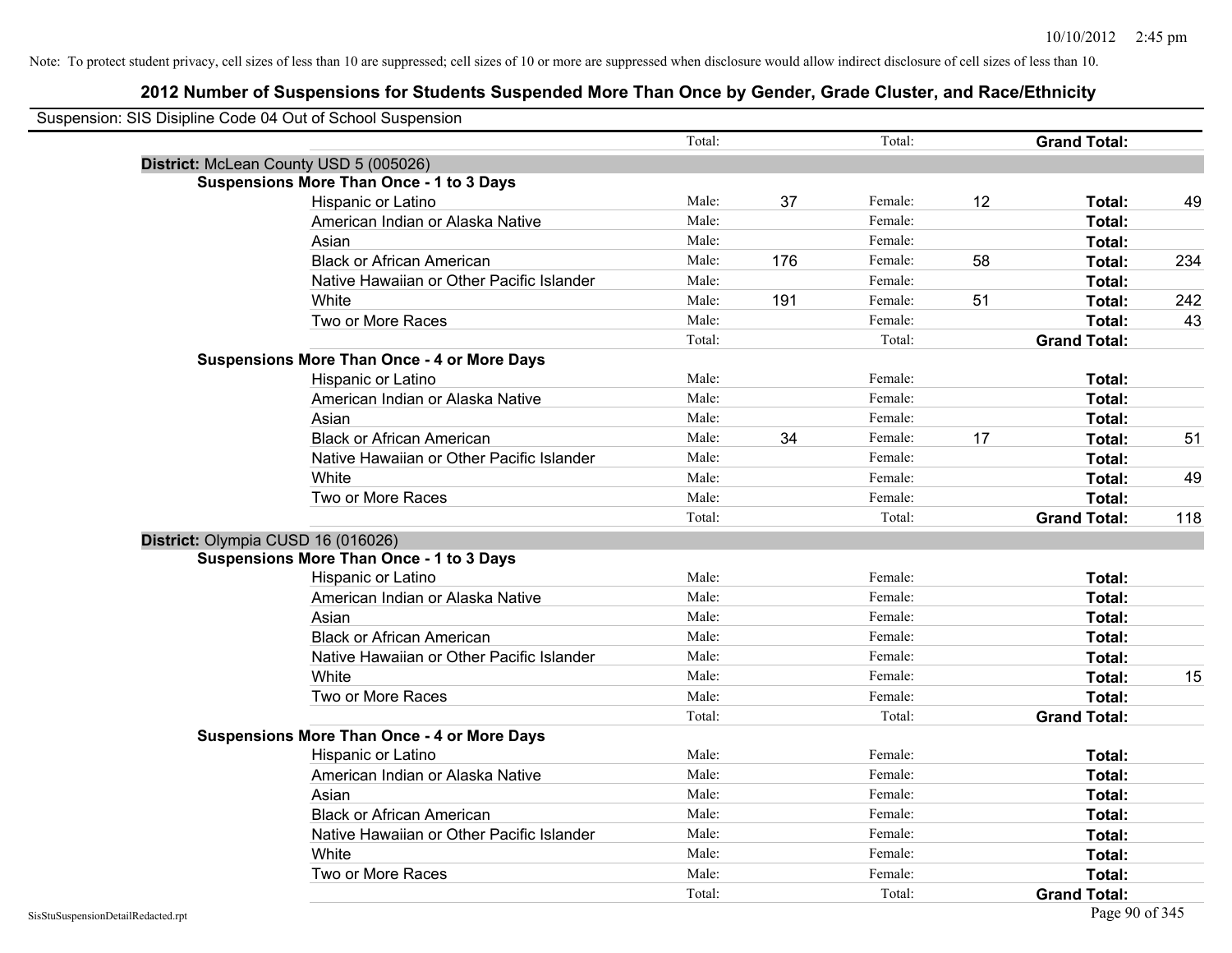Note: To protect student privacy, cell sizes of less than 10 are suppressed; cell sizes of 10 or more are suppressed when disclosure would allow indirect disclosure of cell sizes of less than 10.

# 2012 Number of Suspensions for Students Suspended More Than Once by Gender, Grade Cluster, and Race/Ethnicity

Suspension: SIS Disipline Code 04 Out of School Suspension

| | | | | | | |
|---|---|---|---|---|---|---|
| | Total: | | Total: | | **Grand Total:** | |

**District:** McLean County USD 5 (005026)

**Suspensions More Than Once - 1 to 3 Days**

| Race/Ethnicity | | Male | | Female | | Total |
|---|---|---|---|---|---|---|
| Hispanic or Latino | Male: | 37 | Female: | 12 | **Total:** | 49 |
| American Indian or Alaska Native | Male: | | Female: | | **Total:** | |
| Asian | Male: | | Female: | | **Total:** | |
| Black or African American | Male: | 176 | Female: | 58 | **Total:** | 234 |
| Native Hawaiian or Other Pacific Islander | Male: | | Female: | | **Total:** | |
| White | Male: | 191 | Female: | 51 | **Total:** | 242 |
| Two or More Races | Male: | | Female: | | **Total:** | 43 |
| | Total: | | Total: | | **Grand Total:** | |

**Suspensions More Than Once - 4 or More Days**

| Race/Ethnicity | | Male | | Female | | Total |
|---|---|---|---|---|---|---|
| Hispanic or Latino | Male: | | Female: | | **Total:** | |
| American Indian or Alaska Native | Male: | | Female: | | **Total:** | |
| Asian | Male: | | Female: | | **Total:** | |
| Black or African American | Male: | 34 | Female: | 17 | **Total:** | 51 |
| Native Hawaiian or Other Pacific Islander | Male: | | Female: | | **Total:** | |
| White | Male: | | Female: | | **Total:** | 49 |
| Two or More Races | Male: | | Female: | | **Total:** | |
| | Total: | | Total: | | **Grand Total:** | 118 |

**District:** Olympia CUSD 16 (016026)

**Suspensions More Than Once - 1 to 3 Days**

| Race/Ethnicity | | Male | | Female | | Total |
|---|---|---|---|---|---|---|
| Hispanic or Latino | Male: | | Female: | | **Total:** | |
| American Indian or Alaska Native | Male: | | Female: | | **Total:** | |
| Asian | Male: | | Female: | | **Total:** | |
| Black or African American | Male: | | Female: | | **Total:** | |
| Native Hawaiian or Other Pacific Islander | Male: | | Female: | | **Total:** | |
| White | Male: | | Female: | | **Total:** | 15 |
| Two or More Races | Male: | | Female: | | **Total:** | |
| | Total: | | Total: | | **Grand Total:** | |

**Suspensions More Than Once - 4 or More Days**

| Race/Ethnicity | | Male | | Female | | Total |
|---|---|---|---|---|---|---|
| Hispanic or Latino | Male: | | Female: | | **Total:** | |
| American Indian or Alaska Native | Male: | | Female: | | **Total:** | |
| Asian | Male: | | Female: | | **Total:** | |
| Black or African American | Male: | | Female: | | **Total:** | |
| Native Hawaiian or Other Pacific Islander | Male: | | Female: | | **Total:** | |
| White | Male: | | Female: | | **Total:** | |
| Two or More Races | Male: | | Female: | | **Total:** | |
| | Total: | | Total: | | **Grand Total:** | |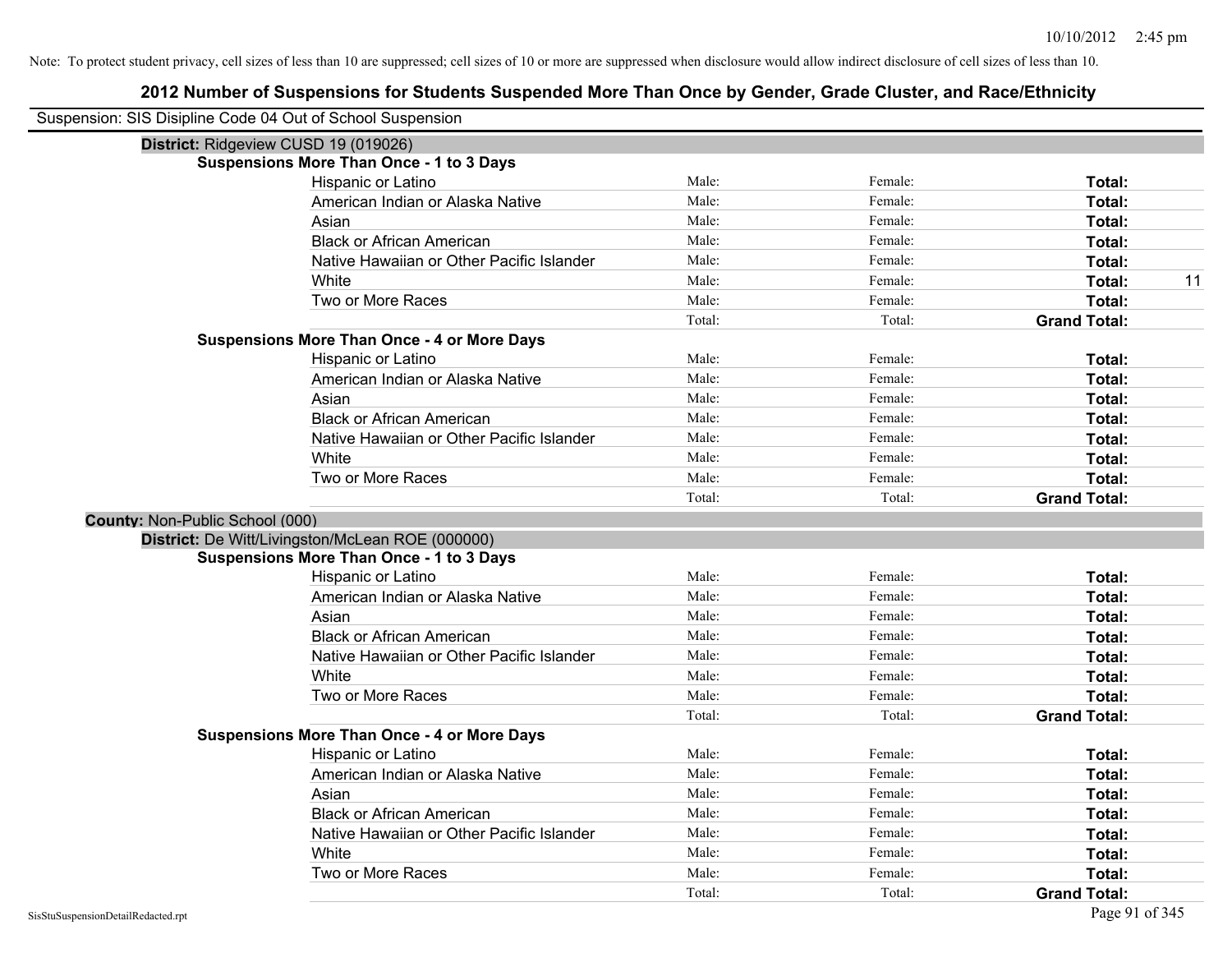Note: To protect student privacy, cell sizes of less than 10 are suppressed; cell sizes of 10 or more are suppressed when disclosure would allow indirect disclosure of cell sizes of less than 10.

## 2012 Number of Suspensions for Students Suspended More Than Once by Gender, Grade Cluster, and Race/Ethnicity

Suspension: SIS Disipline Code 04 Out of School Suspension

**District:** Ridgeview CUSD 19 (019026)

**Suspensions More Than Once - 1 to 3 Days**

| Race/Ethnicity | Male | Female | Total |
|---|---|---|---|
| Hispanic or Latino | Male: | Female: | Total: |
| American Indian or Alaska Native | Male: | Female: | Total: |
| Asian | Male: | Female: | Total: |
| Black or African American | Male: | Female: | Total: |
| Native Hawaiian or Other Pacific Islander | Male: | Female: | Total: |
| White | Male: | Female: | Total: 11 |
| Two or More Races | Male: | Female: | Total: |
| | Total: | Total: | Grand Total: |

**Suspensions More Than Once - 4 or More Days**

| Race/Ethnicity | Male | Female | Total |
|---|---|---|---|
| Hispanic or Latino | Male: | Female: | Total: |
| American Indian or Alaska Native | Male: | Female: | Total: |
| Asian | Male: | Female: | Total: |
| Black or African American | Male: | Female: | Total: |
| Native Hawaiian or Other Pacific Islander | Male: | Female: | Total: |
| White | Male: | Female: | Total: |
| Two or More Races | Male: | Female: | Total: |
| | Total: | Total: | Grand Total: |

**County:** Non-Public School (000)

**District:** De Witt/Livingston/McLean ROE (000000)

**Suspensions More Than Once - 1 to 3 Days**

| Race/Ethnicity | Male | Female | Total |
|---|---|---|---|
| Hispanic or Latino | Male: | Female: | Total: |
| American Indian or Alaska Native | Male: | Female: | Total: |
| Asian | Male: | Female: | Total: |
| Black or African American | Male: | Female: | Total: |
| Native Hawaiian or Other Pacific Islander | Male: | Female: | Total: |
| White | Male: | Female: | Total: |
| Two or More Races | Male: | Female: | Total: |
| | Total: | Total: | Grand Total: |

**Suspensions More Than Once - 4 or More Days**

| Race/Ethnicity | Male | Female | Total |
|---|---|---|---|
| Hispanic or Latino | Male: | Female: | Total: |
| American Indian or Alaska Native | Male: | Female: | Total: |
| Asian | Male: | Female: | Total: |
| Black or African American | Male: | Female: | Total: |
| Native Hawaiian or Other Pacific Islander | Male: | Female: | Total: |
| White | Male: | Female: | Total: |
| Two or More Races | Male: | Female: | Total: |
| | Total: | Total: | Grand Total: |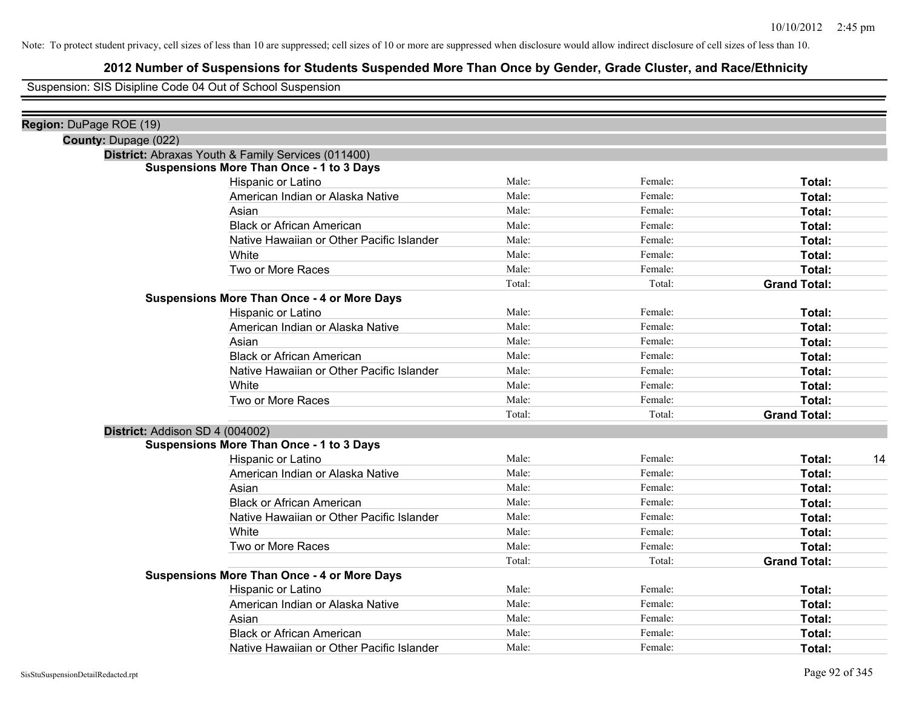Note: To protect student privacy, cell sizes of less than 10 are suppressed; cell sizes of 10 or more are suppressed when disclosure would allow indirect disclosure of cell sizes of less than 10.

# 2012 Number of Suspensions for Students Suspended More Than Once by Gender, Grade Cluster, and Race/Ethnicity

Suspension: SIS Disipline Code 04 Out of School Suspension

**Region:** DuPage ROE (19)

**County:** Dupage (022)

**District:** Abraxas Youth & Family Services (011400)

**Suspensions More Than Once - 1 to 3 Days**

| | | | | |
|---|---|---|---|---|
| Hispanic or Latino | Male: | Female: | **Total:** | |
| American Indian or Alaska Native | Male: | Female: | **Total:** | |
| Asian | Male: | Female: | **Total:** | |
| Black or African American | Male: | Female: | **Total:** | |
| Native Hawaiian or Other Pacific Islander | Male: | Female: | **Total:** | |
| White | Male: | Female: | **Total:** | |
| Two or More Races | Male: | Female: | **Total:** | |
| | Total: | Total: | **Grand Total:** | |

**Suspensions More Than Once - 4 or More Days**

| | | | | |
|---|---|---|---|---|
| Hispanic or Latino | Male: | Female: | **Total:** | |
| American Indian or Alaska Native | Male: | Female: | **Total:** | |
| Asian | Male: | Female: | **Total:** | |
| Black or African American | Male: | Female: | **Total:** | |
| Native Hawaiian or Other Pacific Islander | Male: | Female: | **Total:** | |
| White | Male: | Female: | **Total:** | |
| Two or More Races | Male: | Female: | **Total:** | |
| | Total: | Total: | **Grand Total:** | |

**District:** Addison SD 4 (004002)

**Suspensions More Than Once - 1 to 3 Days**

| | | | | |
|---|---|---|---|---|
| Hispanic or Latino | Male: | Female: | **Total:** | 14 |
| American Indian or Alaska Native | Male: | Female: | **Total:** | |
| Asian | Male: | Female: | **Total:** | |
| Black or African American | Male: | Female: | **Total:** | |
| Native Hawaiian or Other Pacific Islander | Male: | Female: | **Total:** | |
| White | Male: | Female: | **Total:** | |
| Two or More Races | Male: | Female: | **Total:** | |
| | Total: | Total: | **Grand Total:** | |

**Suspensions More Than Once - 4 or More Days**

| | | | | |
|---|---|---|---|---|
| Hispanic or Latino | Male: | Female: | **Total:** | |
| American Indian or Alaska Native | Male: | Female: | **Total:** | |
| Asian | Male: | Female: | **Total:** | |
| Black or African American | Male: | Female: | **Total:** | |
| Native Hawaiian or Other Pacific Islander | Male: | Female: | **Total:** | |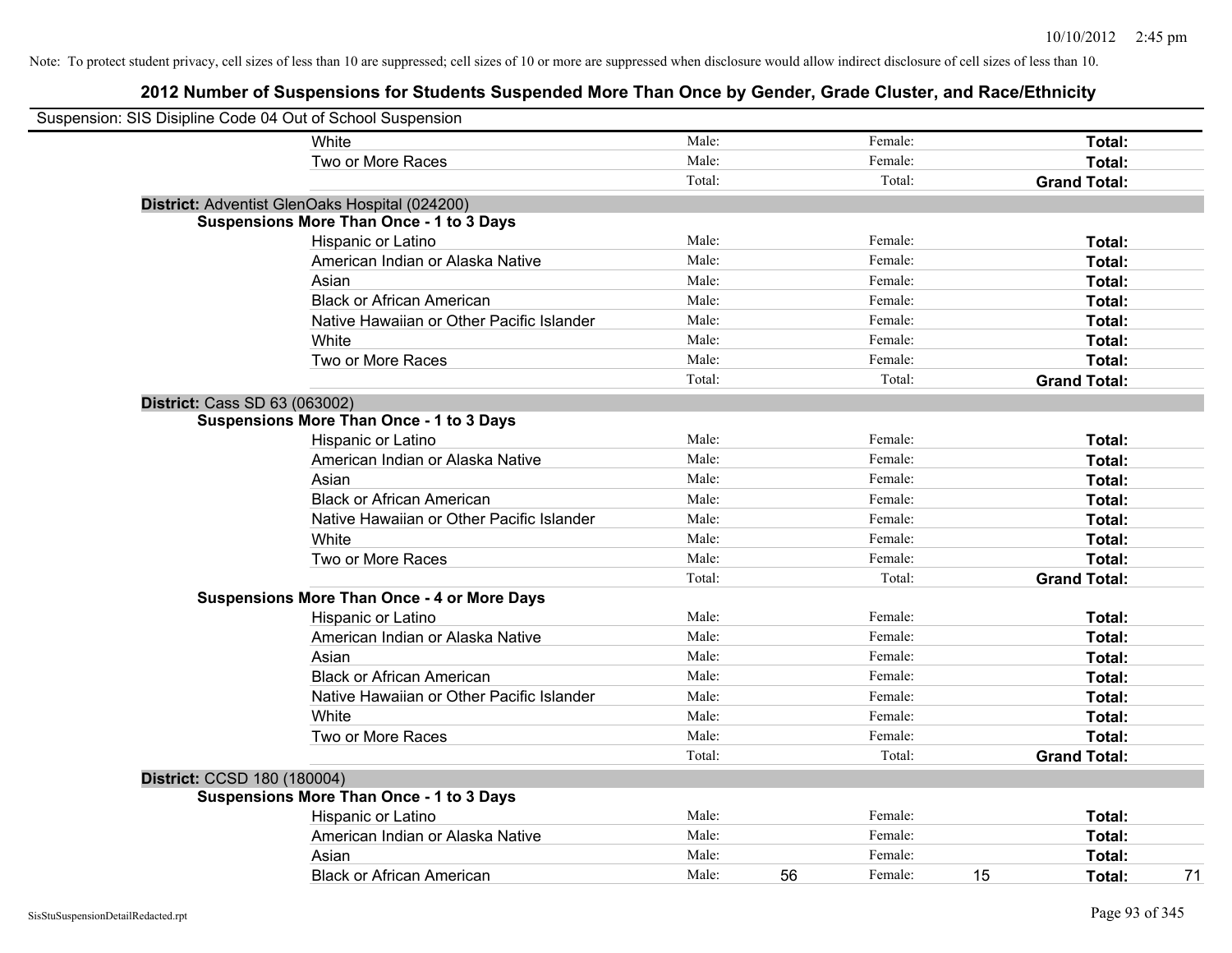Note: To protect student privacy, cell sizes of less than 10 are suppressed; cell sizes of 10 or more are suppressed when disclosure would allow indirect disclosure of cell sizes of less than 10.

## 2012 Number of Suspensions for Students Suspended More Than Once by Gender, Grade Cluster, and Race/Ethnicity

Suspension: SIS Disipline Code 04 Out of School Suspension

| | | | | | |
|---|---|---|---|---|---|
| White | Male: | | Female: | | Total: |
| Two or More Races | Male: | | Female: | | Total: |
| | Total: | | Total: | | Grand Total: |

**District:** Adventist GlenOaks Hospital (024200)

**Suspensions More Than Once - 1 to 3 Days**

| | | | | | | |
|---|---|---|---|---|---|---|
| Hispanic or Latino | Male: | | Female: | | Total: | |
| American Indian or Alaska Native | Male: | | Female: | | Total: | |
| Asian | Male: | | Female: | | Total: | |
| Black or African American | Male: | | Female: | | Total: | |
| Native Hawaiian or Other Pacific Islander | Male: | | Female: | | Total: | |
| White | Male: | | Female: | | Total: | |
| Two or More Races | Male: | | Female: | | Total: | |
| | Total: | | Total: | | Grand Total: | |

**District:** Cass SD 63 (063002)

**Suspensions More Than Once - 1 to 3 Days**

| | | | | | | |
|---|---|---|---|---|---|---|
| Hispanic or Latino | Male: | | Female: | | Total: | |
| American Indian or Alaska Native | Male: | | Female: | | Total: | |
| Asian | Male: | | Female: | | Total: | |
| Black or African American | Male: | | Female: | | Total: | |
| Native Hawaiian or Other Pacific Islander | Male: | | Female: | | Total: | |
| White | Male: | | Female: | | Total: | |
| Two or More Races | Male: | | Female: | | Total: | |
| | Total: | | Total: | | Grand Total: | |

**Suspensions More Than Once - 4 or More Days**

| | | | | | | |
|---|---|---|---|---|---|---|
| Hispanic or Latino | Male: | | Female: | | Total: | |
| American Indian or Alaska Native | Male: | | Female: | | Total: | |
| Asian | Male: | | Female: | | Total: | |
| Black or African American | Male: | | Female: | | Total: | |
| Native Hawaiian or Other Pacific Islander | Male: | | Female: | | Total: | |
| White | Male: | | Female: | | Total: | |
| Two or More Races | Male: | | Female: | | Total: | |
| | Total: | | Total: | | Grand Total: | |

**District:** CCSD 180 (180004)

**Suspensions More Than Once - 1 to 3 Days**

| | | | | | | |
|---|---|---|---|---|---|---|
| Hispanic or Latino | Male: | | Female: | | Total: | |
| American Indian or Alaska Native | Male: | | Female: | | Total: | |
| Asian | Male: | | Female: | | Total: | |
| Black or African American | Male: | 56 | Female: | 15 | Total: | 71 |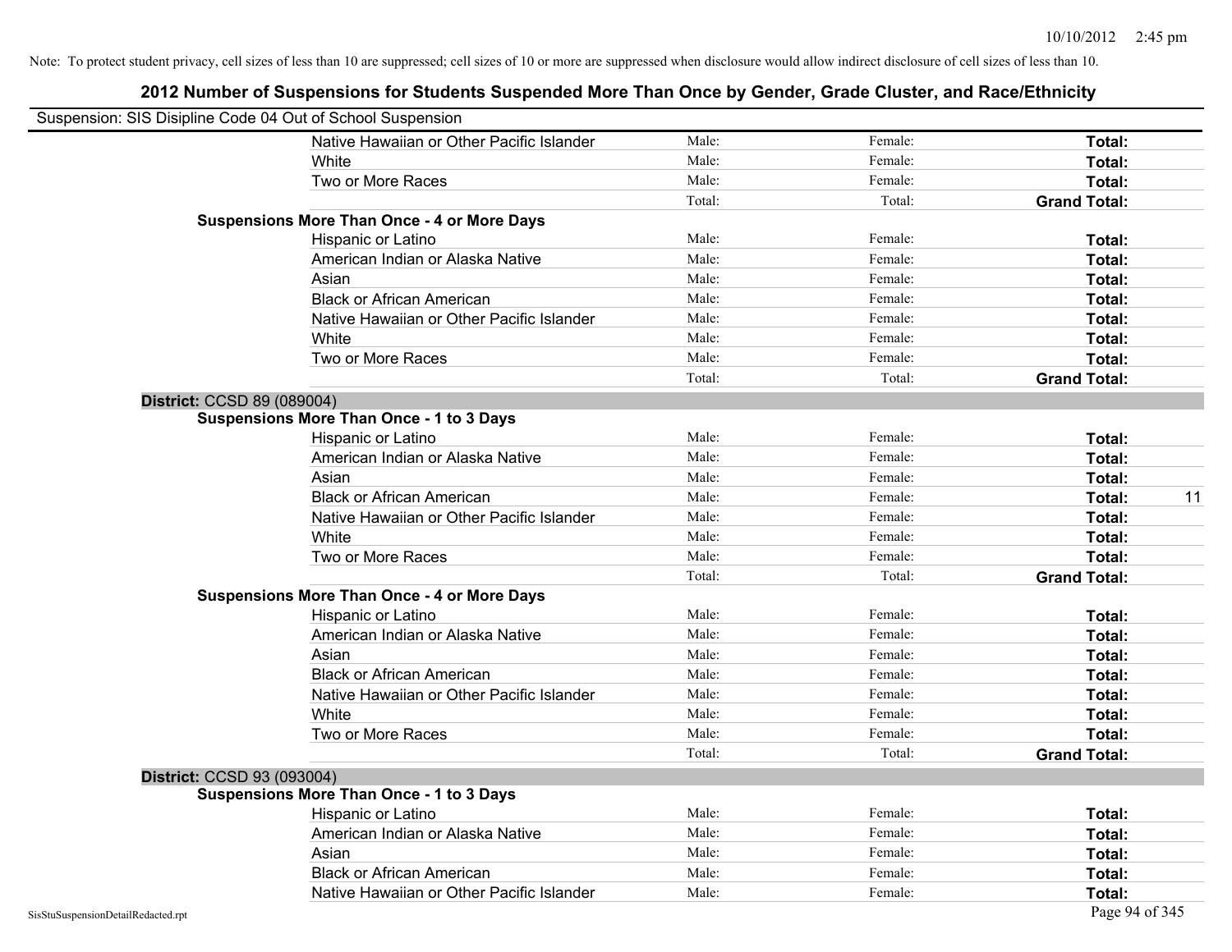Note: To protect student privacy, cell sizes of less than 10 are suppressed; cell sizes of 10 or more are suppressed when disclosure would allow indirect disclosure of cell sizes of less than 10.

## 2012 Number of Suspensions for Students Suspended More Than Once by Gender, Grade Cluster, and Race/Ethnicity

Suspension: SIS Disipline Code 04 Out of School Suspension

| | | | | |
|---|---|---|---|---|
| Native Hawaiian or Other Pacific Islander | Male: | Female: | **Total:** | |
| White | Male: | Female: | **Total:** | |
| Two or More Races | Male: | Female: | **Total:** | |
| | Total: | Total: | **Grand Total:** | |
| **Suspensions More Than Once - 4 or More Days** | | | | |
| Hispanic or Latino | Male: | Female: | **Total:** | |
| American Indian or Alaska Native | Male: | Female: | **Total:** | |
| Asian | Male: | Female: | **Total:** | |
| Black or African American | Male: | Female: | **Total:** | |
| Native Hawaiian or Other Pacific Islander | Male: | Female: | **Total:** | |
| White | Male: | Female: | **Total:** | |
| Two or More Races | Male: | Female: | **Total:** | |
| | Total: | Total: | **Grand Total:** | |
| **District:** CCSD 89 (089004) | | | | |
| **Suspensions More Than Once - 1 to 3 Days** | | | | |
| Hispanic or Latino | Male: | Female: | **Total:** | |
| American Indian or Alaska Native | Male: | Female: | **Total:** | |
| Asian | Male: | Female: | **Total:** | |
| Black or African American | Male: | Female: | **Total:** | 11 |
| Native Hawaiian or Other Pacific Islander | Male: | Female: | **Total:** | |
| White | Male: | Female: | **Total:** | |
| Two or More Races | Male: | Female: | **Total:** | |
| | Total: | Total: | **Grand Total:** | |
| **Suspensions More Than Once - 4 or More Days** | | | | |
| Hispanic or Latino | Male: | Female: | **Total:** | |
| American Indian or Alaska Native | Male: | Female: | **Total:** | |
| Asian | Male: | Female: | **Total:** | |
| Black or African American | Male: | Female: | **Total:** | |
| Native Hawaiian or Other Pacific Islander | Male: | Female: | **Total:** | |
| White | Male: | Female: | **Total:** | |
| Two or More Races | Male: | Female: | **Total:** | |
| | Total: | Total: | **Grand Total:** | |
| **District:** CCSD 93 (093004) | | | | |
| **Suspensions More Than Once - 1 to 3 Days** | | | | |
| Hispanic or Latino | Male: | Female: | **Total:** | |
| American Indian or Alaska Native | Male: | Female: | **Total:** | |
| Asian | Male: | Female: | **Total:** | |
| Black or African American | Male: | Female: | **Total:** | |
| Native Hawaiian or Other Pacific Islander | Male: | Female: | **Total:** | |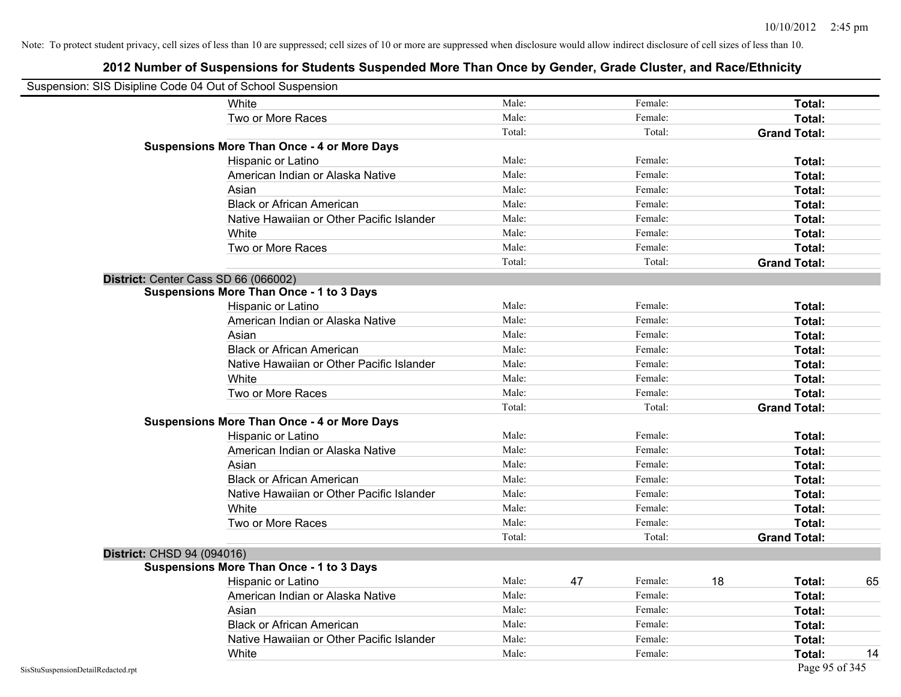Note: To protect student privacy, cell sizes of less than 10 are suppressed; cell sizes of 10 or more are suppressed when disclosure would allow indirect disclosure of cell sizes of less than 10.

## 2012 Number of Suspensions for Students Suspended More Than Once by Gender, Grade Cluster, and Race/Ethnicity

Suspension: SIS Disipline Code 04 Out of School Suspension

| | | | | | | |
|---|---|---|---|---|---|---|
| White | Male: | | Female: | | **Total:** | |
| Two or More Races | Male: | | Female: | | **Total:** | |
| | Total: | | Total: | | **Grand Total:** | |
| **Suspensions More Than Once - 4 or More Days** | | | | | | |
| Hispanic or Latino | Male: | | Female: | | **Total:** | |
| American Indian or Alaska Native | Male: | | Female: | | **Total:** | |
| Asian | Male: | | Female: | | **Total:** | |
| Black or African American | Male: | | Female: | | **Total:** | |
| Native Hawaiian or Other Pacific Islander | Male: | | Female: | | **Total:** | |
| White | Male: | | Female: | | **Total:** | |
| Two or More Races | Male: | | Female: | | **Total:** | |
| | Total: | | Total: | | **Grand Total:** | |

**District:** Center Cass SD 66 (066002)

| | | | | | | |
|---|---|---|---|---|---|---|
| **Suspensions More Than Once - 1 to 3 Days** | | | | | | |
| Hispanic or Latino | Male: | | Female: | | **Total:** | |
| American Indian or Alaska Native | Male: | | Female: | | **Total:** | |
| Asian | Male: | | Female: | | **Total:** | |
| Black or African American | Male: | | Female: | | **Total:** | |
| Native Hawaiian or Other Pacific Islander | Male: | | Female: | | **Total:** | |
| White | Male: | | Female: | | **Total:** | |
| Two or More Races | Male: | | Female: | | **Total:** | |
| | Total: | | Total: | | **Grand Total:** | |
| **Suspensions More Than Once - 4 or More Days** | | | | | | |
| Hispanic or Latino | Male: | | Female: | | **Total:** | |
| American Indian or Alaska Native | Male: | | Female: | | **Total:** | |
| Asian | Male: | | Female: | | **Total:** | |
| Black or African American | Male: | | Female: | | **Total:** | |
| Native Hawaiian or Other Pacific Islander | Male: | | Female: | | **Total:** | |
| White | Male: | | Female: | | **Total:** | |
| Two or More Races | Male: | | Female: | | **Total:** | |
| | Total: | | Total: | | **Grand Total:** | |

**District:** CHSD 94 (094016)

| | | | | | | |
|---|---|---|---|---|---|---|
| **Suspensions More Than Once - 1 to 3 Days** | | | | | | |
| Hispanic or Latino | Male: | 47 | Female: | 18 | **Total:** | 65 |
| American Indian or Alaska Native | Male: | | Female: | | **Total:** | |
| Asian | Male: | | Female: | | **Total:** | |
| Black or African American | Male: | | Female: | | **Total:** | |
| Native Hawaiian or Other Pacific Islander | Male: | | Female: | | **Total:** | |
| White | Male: | | Female: | | **Total:** | 14 |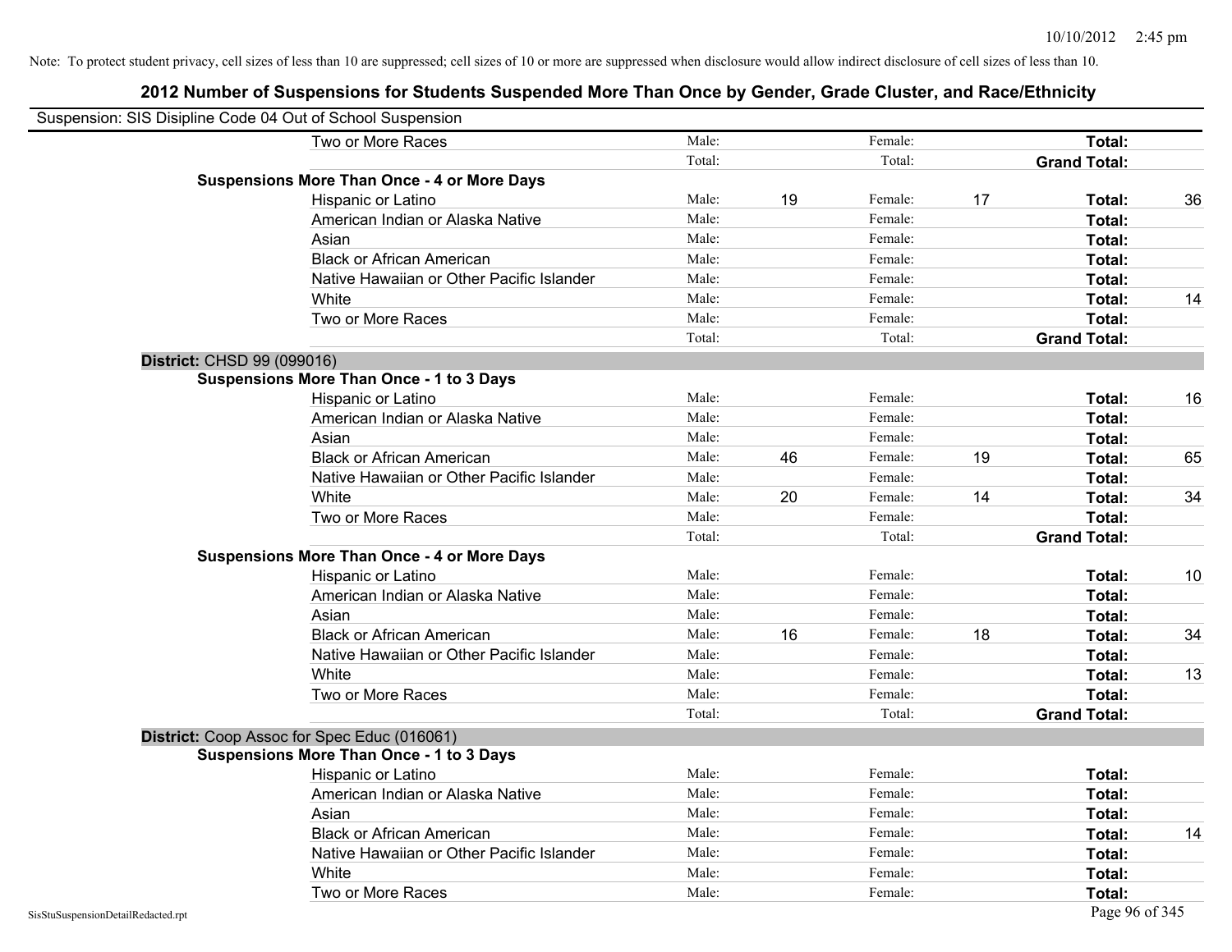Note: To protect student privacy, cell sizes of less than 10 are suppressed; cell sizes of 10 or more are suppressed when disclosure would allow indirect disclosure of cell sizes of less than 10.

## 2012 Number of Suspensions for Students Suspended More Than Once by Gender, Grade Cluster, and Race/Ethnicity

Suspension: SIS Disipline Code 04 Out of School Suspension

| | | | | | | |
|---|---|---|---|---|---|---|
| Two or More Races | Male: | | Female: | | **Total:** | |
| | Total: | | Total: | | **Grand Total:** | |
| **Suspensions More Than Once - 4 or More Days** | | | | | | |
| Hispanic or Latino | Male: | 19 | Female: | 17 | **Total:** | 36 |
| American Indian or Alaska Native | Male: | | Female: | | **Total:** | |
| Asian | Male: | | Female: | | **Total:** | |
| Black or African American | Male: | | Female: | | **Total:** | |
| Native Hawaiian or Other Pacific Islander | Male: | | Female: | | **Total:** | |
| White | Male: | | Female: | | **Total:** | 14 |
| Two or More Races | Male: | | Female: | | **Total:** | |
| | Total: | | Total: | | **Grand Total:** | |

**District:** CHSD 99 (099016)

| | | | | | | |
|---|---|---|---|---|---|---|
| **Suspensions More Than Once - 1 to 3 Days** | | | | | | |
| Hispanic or Latino | Male: | | Female: | | **Total:** | 16 |
| American Indian or Alaska Native | Male: | | Female: | | **Total:** | |
| Asian | Male: | | Female: | | **Total:** | |
| Black or African American | Male: | 46 | Female: | 19 | **Total:** | 65 |
| Native Hawaiian or Other Pacific Islander | Male: | | Female: | | **Total:** | |
| White | Male: | 20 | Female: | 14 | **Total:** | 34 |
| Two or More Races | Male: | | Female: | | **Total:** | |
| | Total: | | Total: | | **Grand Total:** | |
| **Suspensions More Than Once - 4 or More Days** | | | | | | |
| Hispanic or Latino | Male: | | Female: | | **Total:** | 10 |
| American Indian or Alaska Native | Male: | | Female: | | **Total:** | |
| Asian | Male: | | Female: | | **Total:** | |
| Black or African American | Male: | 16 | Female: | 18 | **Total:** | 34 |
| Native Hawaiian or Other Pacific Islander | Male: | | Female: | | **Total:** | |
| White | Male: | | Female: | | **Total:** | 13 |
| Two or More Races | Male: | | Female: | | **Total:** | |
| | Total: | | Total: | | **Grand Total:** | |

**District:** Coop Assoc for Spec Educ (016061)

| | | | | | | |
|---|---|---|---|---|---|---|
| **Suspensions More Than Once - 1 to 3 Days** | | | | | | |
| Hispanic or Latino | Male: | | Female: | | **Total:** | |
| American Indian or Alaska Native | Male: | | Female: | | **Total:** | |
| Asian | Male: | | Female: | | **Total:** | |
| Black or African American | Male: | | Female: | | **Total:** | 14 |
| Native Hawaiian or Other Pacific Islander | Male: | | Female: | | **Total:** | |
| White | Male: | | Female: | | **Total:** | |
| Two or More Races | Male: | | Female: | | **Total:** | |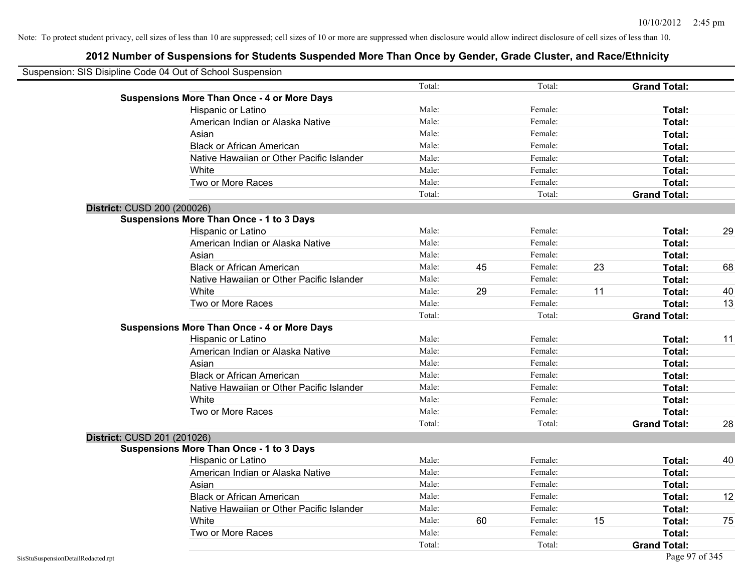Note: To protect student privacy, cell sizes of less than 10 are suppressed; cell sizes of 10 or more are suppressed when disclosure would allow indirect disclosure of cell sizes of less than 10.

# 2012 Number of Suspensions for Students Suspended More Than Once by Gender, Grade Cluster, and Race/Ethnicity

Suspension: SIS Disipline Code 04 Out of School Suspension

| | | | | | | | |
|---|---|---|---|---|---|---|---|
| | Total: | | Total: | | **Grand Total:** | |
| **Suspensions More Than Once - 4 or More Days** | | | | | | |
| Hispanic or Latino | Male: | | Female: | | **Total:** | |
| American Indian or Alaska Native | Male: | | Female: | | **Total:** | |
| Asian | Male: | | Female: | | **Total:** | |
| Black or African American | Male: | | Female: | | **Total:** | |
| Native Hawaiian or Other Pacific Islander | Male: | | Female: | | **Total:** | |
| White | Male: | | Female: | | **Total:** | |
| Two or More Races | Male: | | Female: | | **Total:** | |
| | Total: | | Total: | | **Grand Total:** | |
| **District: CUSD 200 (200026)** | | | | | | |
| **Suspensions More Than Once - 1 to 3 Days** | | | | | | |
| Hispanic or Latino | Male: | | Female: | | **Total:** | 29 |
| American Indian or Alaska Native | Male: | | Female: | | **Total:** | |
| Asian | Male: | | Female: | | **Total:** | |
| Black or African American | Male: | 45 | Female: | 23 | **Total:** | 68 |
| Native Hawaiian or Other Pacific Islander | Male: | | Female: | | **Total:** | |
| White | Male: | 29 | Female: | 11 | **Total:** | 40 |
| Two or More Races | Male: | | Female: | | **Total:** | 13 |
| | Total: | | Total: | | **Grand Total:** | |
| **Suspensions More Than Once - 4 or More Days** | | | | | | |
| Hispanic or Latino | Male: | | Female: | | **Total:** | 11 |
| American Indian or Alaska Native | Male: | | Female: | | **Total:** | |
| Asian | Male: | | Female: | | **Total:** | |
| Black or African American | Male: | | Female: | | **Total:** | |
| Native Hawaiian or Other Pacific Islander | Male: | | Female: | | **Total:** | |
| White | Male: | | Female: | | **Total:** | |
| Two or More Races | Male: | | Female: | | **Total:** | |
| | Total: | | Total: | | **Grand Total:** | 28 |
| **District: CUSD 201 (201026)** | | | | | | |
| **Suspensions More Than Once - 1 to 3 Days** | | | | | | |
| Hispanic or Latino | Male: | | Female: | | **Total:** | 40 |
| American Indian or Alaska Native | Male: | | Female: | | **Total:** | |
| Asian | Male: | | Female: | | **Total:** | |
| Black or African American | Male: | | Female: | | **Total:** | 12 |
| Native Hawaiian or Other Pacific Islander | Male: | | Female: | | **Total:** | |
| White | Male: | 60 | Female: | 15 | **Total:** | 75 |
| Two or More Races | Male: | | Female: | | **Total:** | |
| | Total: | | Total: | | **Grand Total:** | |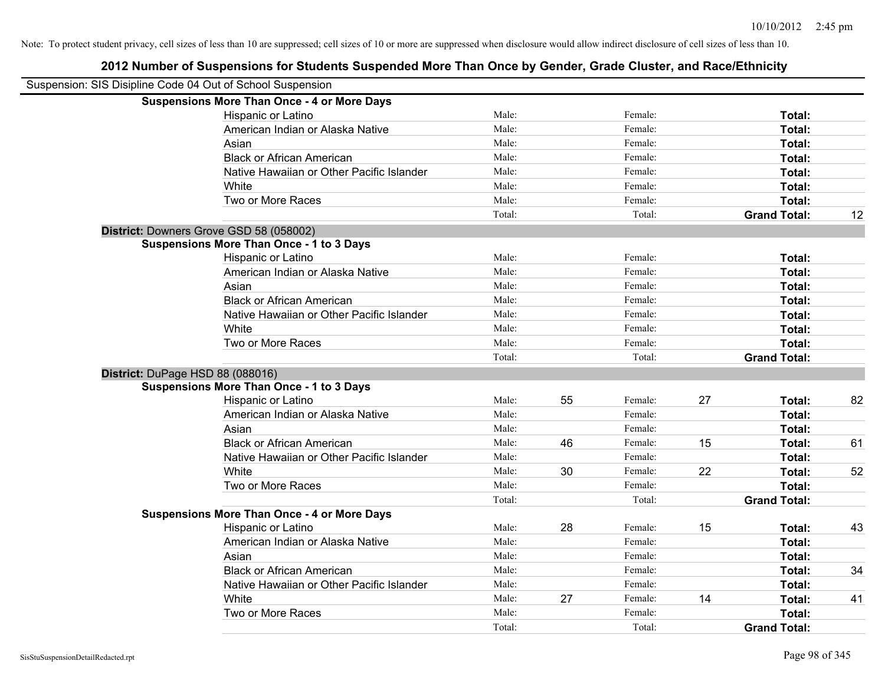Note: To protect student privacy, cell sizes of less than 10 are suppressed; cell sizes of 10 or more are suppressed when disclosure would allow indirect disclosure of cell sizes of less than 10.

# 2012 Number of Suspensions for Students Suspended More Than Once by Gender, Grade Cluster, and Race/Ethnicity

Suspension: SIS Disipline Code 04 Out of School Suspension

**Suspensions More Than Once - 4 or More Days**

| | | | | | | |
|---|---|---|---|---|---|---|
| Hispanic or Latino | Male: | | Female: | | **Total:** | |
| American Indian or Alaska Native | Male: | | Female: | | **Total:** | |
| Asian | Male: | | Female: | | **Total:** | |
| Black or African American | Male: | | Female: | | **Total:** | |
| Native Hawaiian or Other Pacific Islander | Male: | | Female: | | **Total:** | |
| White | Male: | | Female: | | **Total:** | |
| Two or More Races | Male: | | Female: | | **Total:** | |
| | Total: | | Total: | | **Grand Total:** | 12 |

**District:** Downers Grove GSD 58 (058002)

**Suspensions More Than Once - 1 to 3 Days**

| | | | | | | |
|---|---|---|---|---|---|---|
| Hispanic or Latino | Male: | | Female: | | **Total:** | |
| American Indian or Alaska Native | Male: | | Female: | | **Total:** | |
| Asian | Male: | | Female: | | **Total:** | |
| Black or African American | Male: | | Female: | | **Total:** | |
| Native Hawaiian or Other Pacific Islander | Male: | | Female: | | **Total:** | |
| White | Male: | | Female: | | **Total:** | |
| Two or More Races | Male: | | Female: | | **Total:** | |
| | Total: | | Total: | | **Grand Total:** | |

**District:** DuPage HSD 88 (088016)

**Suspensions More Than Once - 1 to 3 Days**

| | | | | | | |
|---|---|---|---|---|---|---|
| Hispanic or Latino | Male: | 55 | Female: | 27 | **Total:** | 82 |
| American Indian or Alaska Native | Male: | | Female: | | **Total:** | |
| Asian | Male: | | Female: | | **Total:** | |
| Black or African American | Male: | 46 | Female: | 15 | **Total:** | 61 |
| Native Hawaiian or Other Pacific Islander | Male: | | Female: | | **Total:** | |
| White | Male: | 30 | Female: | 22 | **Total:** | 52 |
| Two or More Races | Male: | | Female: | | **Total:** | |
| | Total: | | Total: | | **Grand Total:** | |

**Suspensions More Than Once - 4 or More Days**

| | | | | | | |
|---|---|---|---|---|---|---|
| Hispanic or Latino | Male: | 28 | Female: | 15 | **Total:** | 43 |
| American Indian or Alaska Native | Male: | | Female: | | **Total:** | |
| Asian | Male: | | Female: | | **Total:** | |
| Black or African American | Male: | | Female: | | **Total:** | 34 |
| Native Hawaiian or Other Pacific Islander | Male: | | Female: | | **Total:** | |
| White | Male: | 27 | Female: | 14 | **Total:** | 41 |
| Two or More Races | Male: | | Female: | | **Total:** | |
| | Total: | | Total: | | **Grand Total:** | |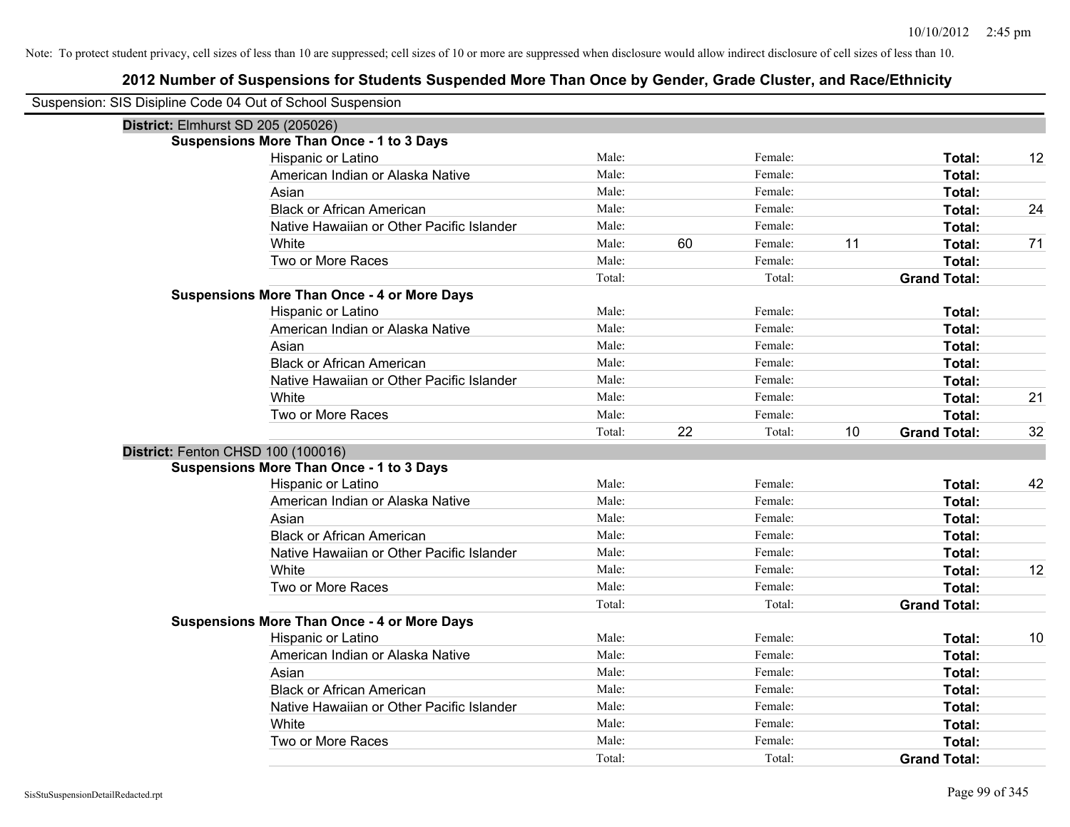Note: To protect student privacy, cell sizes of less than 10 are suppressed; cell sizes of 10 or more are suppressed when disclosure would allow indirect disclosure of cell sizes of less than 10.

# 2012 Number of Suspensions for Students Suspended More Than Once by Gender, Grade Cluster, and Race/Ethnicity

Suspension: SIS Disipline Code 04 Out of School Suspension

## District: Elmhurst SD 205 (205026)

### Suspensions More Than Once - 1 to 3 Days

| Race/Ethnicity | | Male | | Female | | Total |
|---|---|---|---|---|---|---|
| Hispanic or Latino | Male: | | Female: | | Total: | 12 |
| American Indian or Alaska Native | Male: | | Female: | | Total: | |
| Asian | Male: | | Female: | | Total: | |
| Black or African American | Male: | | Female: | | Total: | 24 |
| Native Hawaiian or Other Pacific Islander | Male: | | Female: | | Total: | |
| White | Male: | 60 | Female: | 11 | Total: | 71 |
| Two or More Races | Male: | | Female: | | Total: | |
| | Total: | | Total: | | Grand Total: | |

### Suspensions More Than Once - 4 or More Days

| Race/Ethnicity | | Male | | Female | | Total |
|---|---|---|---|---|---|---|
| Hispanic or Latino | Male: | | Female: | | Total: | |
| American Indian or Alaska Native | Male: | | Female: | | Total: | |
| Asian | Male: | | Female: | | Total: | |
| Black or African American | Male: | | Female: | | Total: | |
| Native Hawaiian or Other Pacific Islander | Male: | | Female: | | Total: | |
| White | Male: | | Female: | | Total: | 21 |
| Two or More Races | Male: | | Female: | | Total: | |
| | Total: | 22 | Total: | 10 | Grand Total: | 32 |

## District: Fenton CHSD 100 (100016)

### Suspensions More Than Once - 1 to 3 Days

| Race/Ethnicity | | Male | | Female | | Total |
|---|---|---|---|---|---|---|
| Hispanic or Latino | Male: | | Female: | | Total: | 42 |
| American Indian or Alaska Native | Male: | | Female: | | Total: | |
| Asian | Male: | | Female: | | Total: | |
| Black or African American | Male: | | Female: | | Total: | |
| Native Hawaiian or Other Pacific Islander | Male: | | Female: | | Total: | |
| White | Male: | | Female: | | Total: | 12 |
| Two or More Races | Male: | | Female: | | Total: | |
| | Total: | | Total: | | Grand Total: | |

### Suspensions More Than Once - 4 or More Days

| Race/Ethnicity | | Male | | Female | | Total |
|---|---|---|---|---|---|---|
| Hispanic or Latino | Male: | | Female: | | Total: | 10 |
| American Indian or Alaska Native | Male: | | Female: | | Total: | |
| Asian | Male: | | Female: | | Total: | |
| Black or African American | Male: | | Female: | | Total: | |
| Native Hawaiian or Other Pacific Islander | Male: | | Female: | | Total: | |
| White | Male: | | Female: | | Total: | |
| Two or More Races | Male: | | Female: | | Total: | |
| | Total: | | Total: | | Grand Total: | |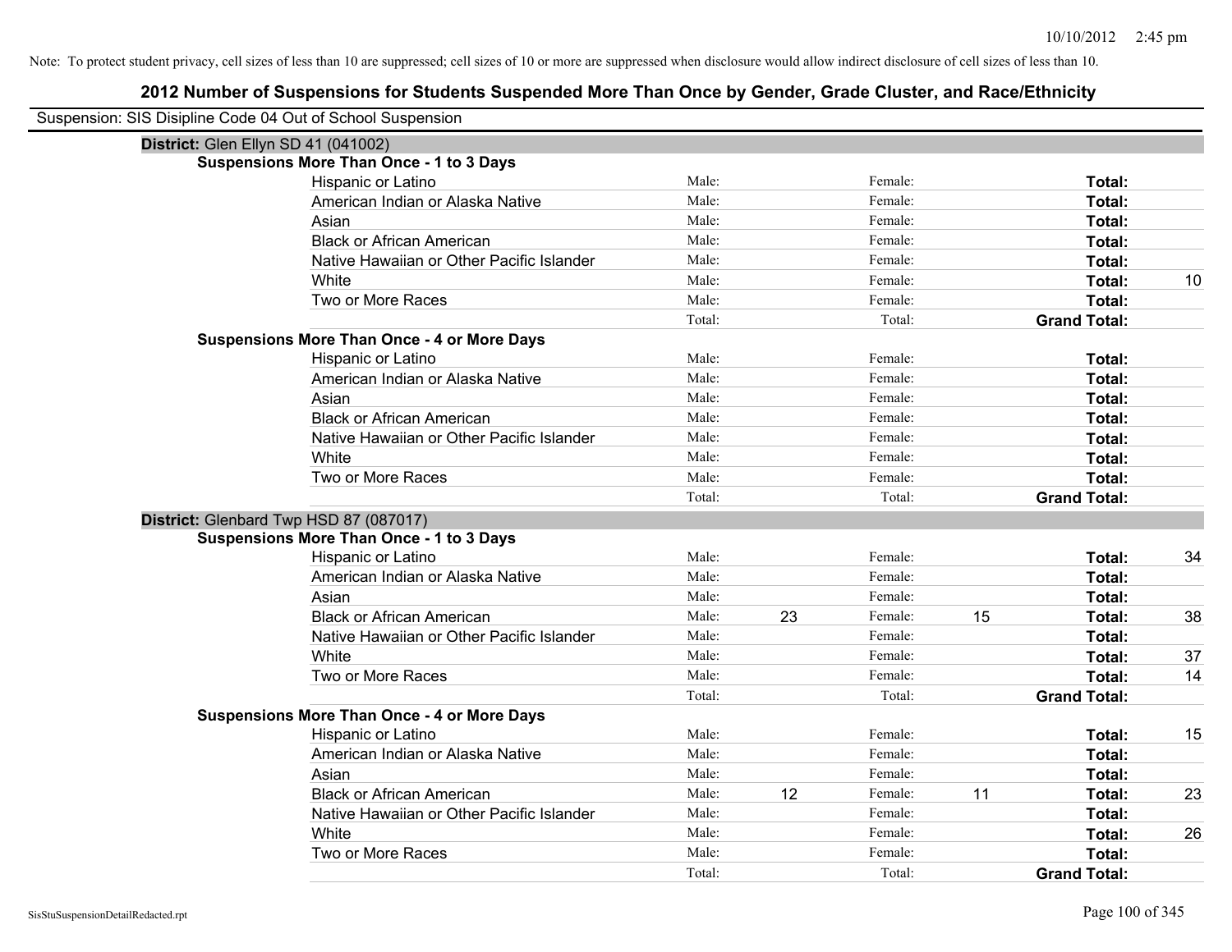Note: To protect student privacy, cell sizes of less than 10 are suppressed; cell sizes of 10 or more are suppressed when disclosure would allow indirect disclosure of cell sizes of less than 10.

# 2012 Number of Suspensions for Students Suspended More Than Once by Gender, Grade Cluster, and Race/Ethnicity

Suspension: SIS Disipline Code 04 Out of School Suspension

## District: Glen Ellyn SD 41 (041002)

### Suspensions More Than Once - 1 to 3 Days

| Race/Ethnicity | Male: | | Female: | | Total: | |
|---|---|---|---|---|---|---|
| Hispanic or Latino | Male: | | Female: | | Total: | |
| American Indian or Alaska Native | Male: | | Female: | | Total: | |
| Asian | Male: | | Female: | | Total: | |
| Black or African American | Male: | | Female: | | Total: | |
| Native Hawaiian or Other Pacific Islander | Male: | | Female: | | Total: | |
| White | Male: | | Female: | | Total: | 10 |
| Two or More Races | Male: | | Female: | | Total: | |
| | Total: | | Total: | | Grand Total: | |

### Suspensions More Than Once - 4 or More Days

| Race/Ethnicity | Male: | | Female: | | Total: | |
|---|---|---|---|---|---|---|
| Hispanic or Latino | Male: | | Female: | | Total: | |
| American Indian or Alaska Native | Male: | | Female: | | Total: | |
| Asian | Male: | | Female: | | Total: | |
| Black or African American | Male: | | Female: | | Total: | |
| Native Hawaiian or Other Pacific Islander | Male: | | Female: | | Total: | |
| White | Male: | | Female: | | Total: | |
| Two or More Races | Male: | | Female: | | Total: | |
| | Total: | | Total: | | Grand Total: | |

## District: Glenbard Twp HSD 87 (087017)

### Suspensions More Than Once - 1 to 3 Days

| Race/Ethnicity | Male: | | Female: | | Total: | |
|---|---|---|---|---|---|---|
| Hispanic or Latino | Male: | | Female: | | Total: | 34 |
| American Indian or Alaska Native | Male: | | Female: | | Total: | |
| Asian | Male: | | Female: | | Total: | |
| Black or African American | Male: | 23 | Female: | 15 | Total: | 38 |
| Native Hawaiian or Other Pacific Islander | Male: | | Female: | | Total: | |
| White | Male: | | Female: | | Total: | 37 |
| Two or More Races | Male: | | Female: | | Total: | 14 |
| | Total: | | Total: | | Grand Total: | |

### Suspensions More Than Once - 4 or More Days

| Race/Ethnicity | Male: | | Female: | | Total: | |
|---|---|---|---|---|---|---|
| Hispanic or Latino | Male: | | Female: | | Total: | 15 |
| American Indian or Alaska Native | Male: | | Female: | | Total: | |
| Asian | Male: | | Female: | | Total: | |
| Black or African American | Male: | 12 | Female: | 11 | Total: | 23 |
| Native Hawaiian or Other Pacific Islander | Male: | | Female: | | Total: | |
| White | Male: | | Female: | | Total: | 26 |
| Two or More Races | Male: | | Female: | | Total: | |
| | Total: | | Total: | | Grand Total: | |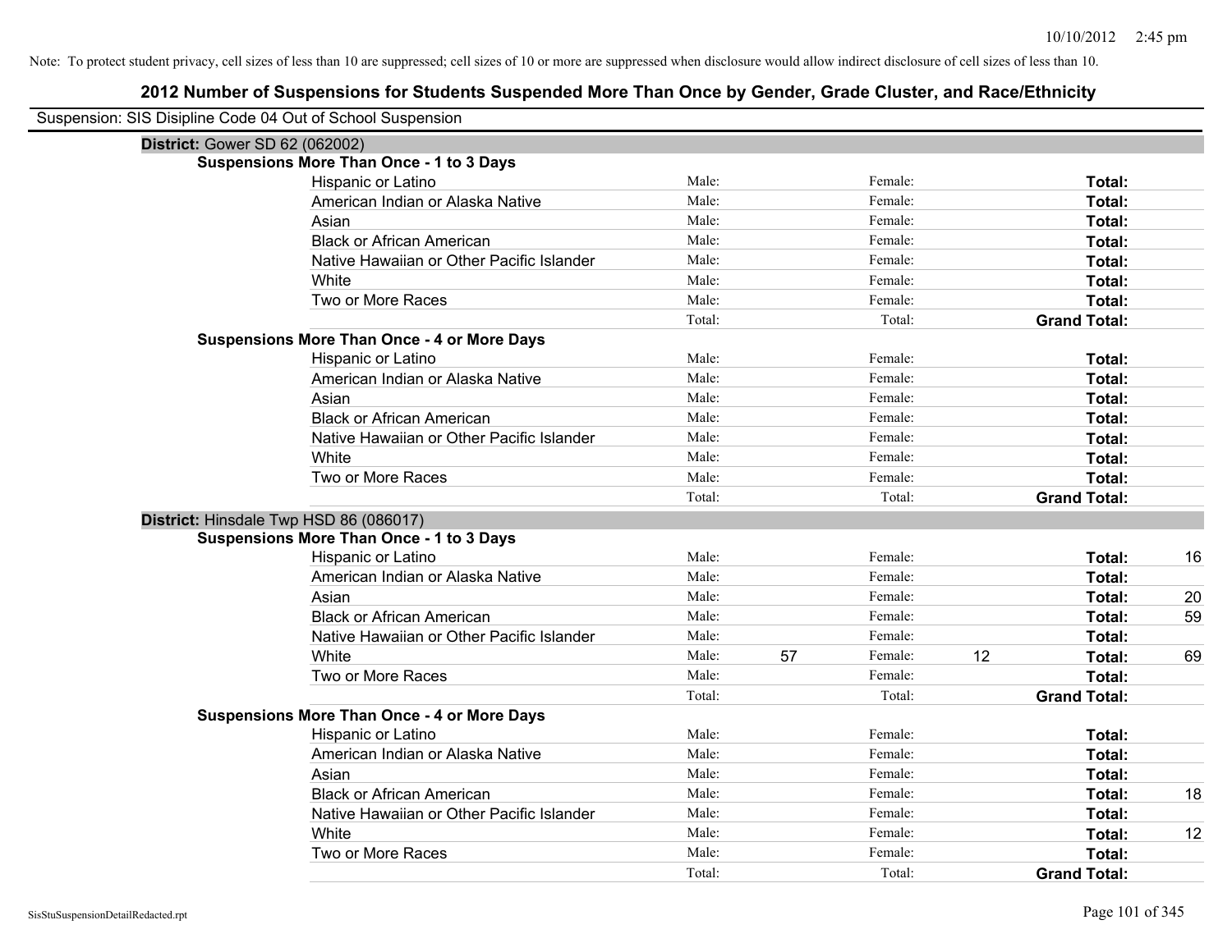Note: To protect student privacy, cell sizes of less than 10 are suppressed; cell sizes of 10 or more are suppressed when disclosure would allow indirect disclosure of cell sizes of less than 10.

# 2012 Number of Suspensions for Students Suspended More Than Once by Gender, Grade Cluster, and Race/Ethnicity

Suspension: SIS Disipline Code 04 Out of School Suspension

## District: Gower SD 62 (062002)

### Suspensions More Than Once - 1 to 3 Days

| Race/Ethnicity | Male: | | Female: | | Total: | |
|---|---|---|---|---|---|---|
| Hispanic or Latino | Male: | | Female: | | **Total:** | |
| American Indian or Alaska Native | Male: | | Female: | | **Total:** | |
| Asian | Male: | | Female: | | **Total:** | |
| Black or African American | Male: | | Female: | | **Total:** | |
| Native Hawaiian or Other Pacific Islander | Male: | | Female: | | **Total:** | |
| White | Male: | | Female: | | **Total:** | |
| Two or More Races | Male: | | Female: | | **Total:** | |
| | Total: | | Total: | | **Grand Total:** | |

### Suspensions More Than Once - 4 or More Days

| Race/Ethnicity | Male: | | Female: | | Total: | |
|---|---|---|---|---|---|---|
| Hispanic or Latino | Male: | | Female: | | **Total:** | |
| American Indian or Alaska Native | Male: | | Female: | | **Total:** | |
| Asian | Male: | | Female: | | **Total:** | |
| Black or African American | Male: | | Female: | | **Total:** | |
| Native Hawaiian or Other Pacific Islander | Male: | | Female: | | **Total:** | |
| White | Male: | | Female: | | **Total:** | |
| Two or More Races | Male: | | Female: | | **Total:** | |
| | Total: | | Total: | | **Grand Total:** | |

## District: Hinsdale Twp HSD 86 (086017)

### Suspensions More Than Once - 1 to 3 Days

| Race/Ethnicity | Male: | | Female: | | Total: | |
|---|---|---|---|---|---|---|
| Hispanic or Latino | Male: | | Female: | | **Total:** | 16 |
| American Indian or Alaska Native | Male: | | Female: | | **Total:** | |
| Asian | Male: | | Female: | | **Total:** | 20 |
| Black or African American | Male: | | Female: | | **Total:** | 59 |
| Native Hawaiian or Other Pacific Islander | Male: | | Female: | | **Total:** | |
| White | Male: | 57 | Female: | 12 | **Total:** | 69 |
| Two or More Races | Male: | | Female: | | **Total:** | |
| | Total: | | Total: | | **Grand Total:** | |

### Suspensions More Than Once - 4 or More Days

| Race/Ethnicity | Male: | | Female: | | Total: | |
|---|---|---|---|---|---|---|
| Hispanic or Latino | Male: | | Female: | | **Total:** | |
| American Indian or Alaska Native | Male: | | Female: | | **Total:** | |
| Asian | Male: | | Female: | | **Total:** | |
| Black or African American | Male: | | Female: | | **Total:** | 18 |
| Native Hawaiian or Other Pacific Islander | Male: | | Female: | | **Total:** | |
| White | Male: | | Female: | | **Total:** | 12 |
| Two or More Races | Male: | | Female: | | **Total:** | |
| | Total: | | Total: | | **Grand Total:** | |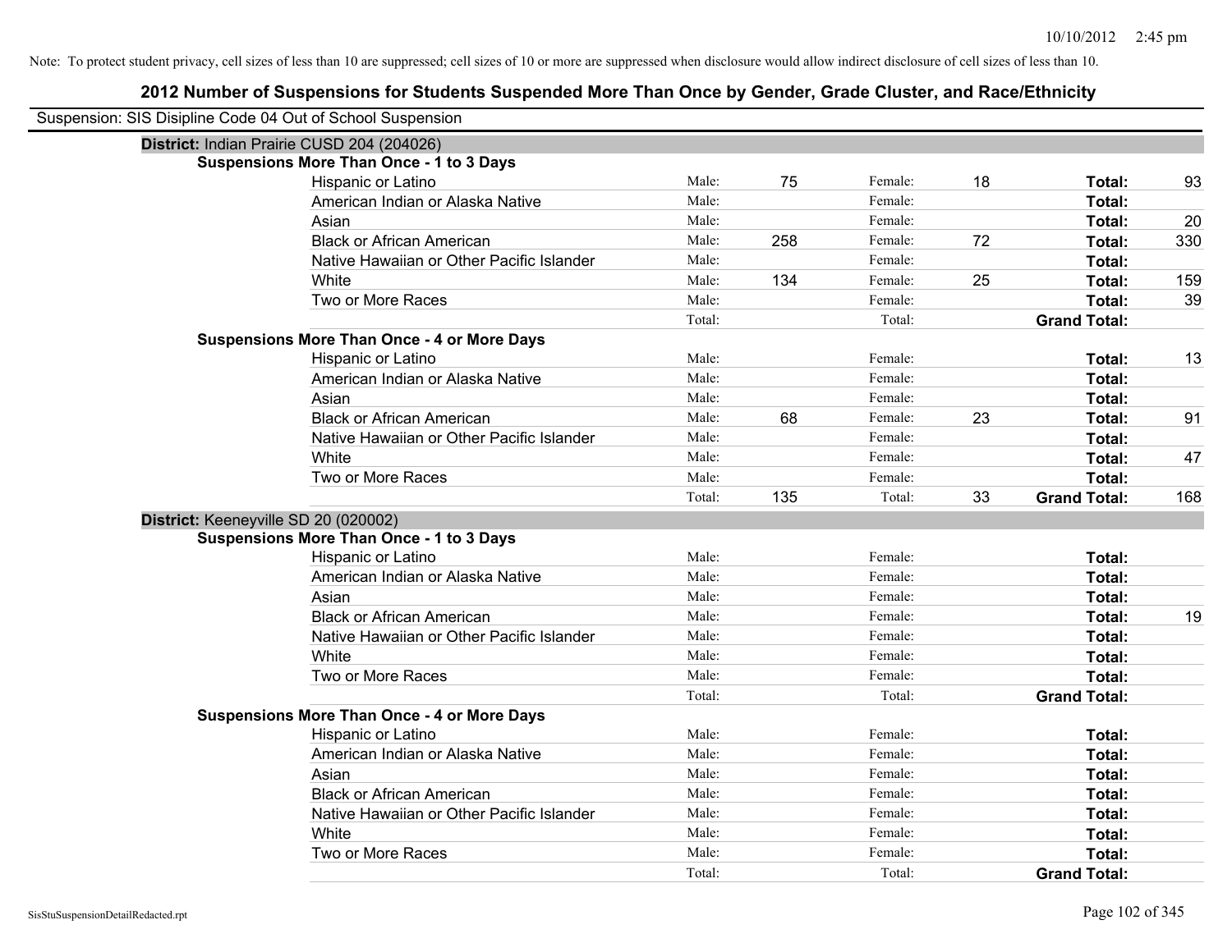Note: To protect student privacy, cell sizes of less than 10 are suppressed; cell sizes of 10 or more are suppressed when disclosure would allow indirect disclosure of cell sizes of less than 10.

# 2012 Number of Suspensions for Students Suspended More Than Once by Gender, Grade Cluster, and Race/Ethnicity

Suspension: SIS Disipline Code 04 Out of School Suspension

## District: Indian Prairie CUSD 204 (204026)

### Suspensions More Than Once - 1 to 3 Days

| | | | | | | |
|---|---|---|---|---|---|---|
| Hispanic or Latino | Male: | 75 | Female: | 18 | **Total:** | 93 |
| American Indian or Alaska Native | Male: | | Female: | | **Total:** | |
| Asian | Male: | | Female: | | **Total:** | 20 |
| Black or African American | Male: | 258 | Female: | 72 | **Total:** | 330 |
| Native Hawaiian or Other Pacific Islander | Male: | | Female: | | **Total:** | |
| White | Male: | 134 | Female: | 25 | **Total:** | 159 |
| Two or More Races | Male: | | Female: | | **Total:** | 39 |
| | Total: | | Total: | | **Grand Total:** | |

### Suspensions More Than Once - 4 or More Days

| | | | | | | |
|---|---|---|---|---|---|---|
| Hispanic or Latino | Male: | | Female: | | **Total:** | 13 |
| American Indian or Alaska Native | Male: | | Female: | | **Total:** | |
| Asian | Male: | | Female: | | **Total:** | |
| Black or African American | Male: | 68 | Female: | 23 | **Total:** | 91 |
| Native Hawaiian or Other Pacific Islander | Male: | | Female: | | **Total:** | |
| White | Male: | | Female: | | **Total:** | 47 |
| Two or More Races | Male: | | Female: | | **Total:** | |
| | Total: | 135 | Total: | 33 | **Grand Total:** | 168 |

## District: Keeneyville SD 20 (020002)

### Suspensions More Than Once - 1 to 3 Days

| | | | | | | |
|---|---|---|---|---|---|---|
| Hispanic or Latino | Male: | | Female: | | **Total:** | |
| American Indian or Alaska Native | Male: | | Female: | | **Total:** | |
| Asian | Male: | | Female: | | **Total:** | |
| Black or African American | Male: | | Female: | | **Total:** | 19 |
| Native Hawaiian or Other Pacific Islander | Male: | | Female: | | **Total:** | |
| White | Male: | | Female: | | **Total:** | |
| Two or More Races | Male: | | Female: | | **Total:** | |
| | Total: | | Total: | | **Grand Total:** | |

### Suspensions More Than Once - 4 or More Days

| | | | | | | |
|---|---|---|---|---|---|---|
| Hispanic or Latino | Male: | | Female: | | **Total:** | |
| American Indian or Alaska Native | Male: | | Female: | | **Total:** | |
| Asian | Male: | | Female: | | **Total:** | |
| Black or African American | Male: | | Female: | | **Total:** | |
| Native Hawaiian or Other Pacific Islander | Male: | | Female: | | **Total:** | |
| White | Male: | | Female: | | **Total:** | |
| Two or More Races | Male: | | Female: | | **Total:** | |
| | Total: | | Total: | | **Grand Total:** | |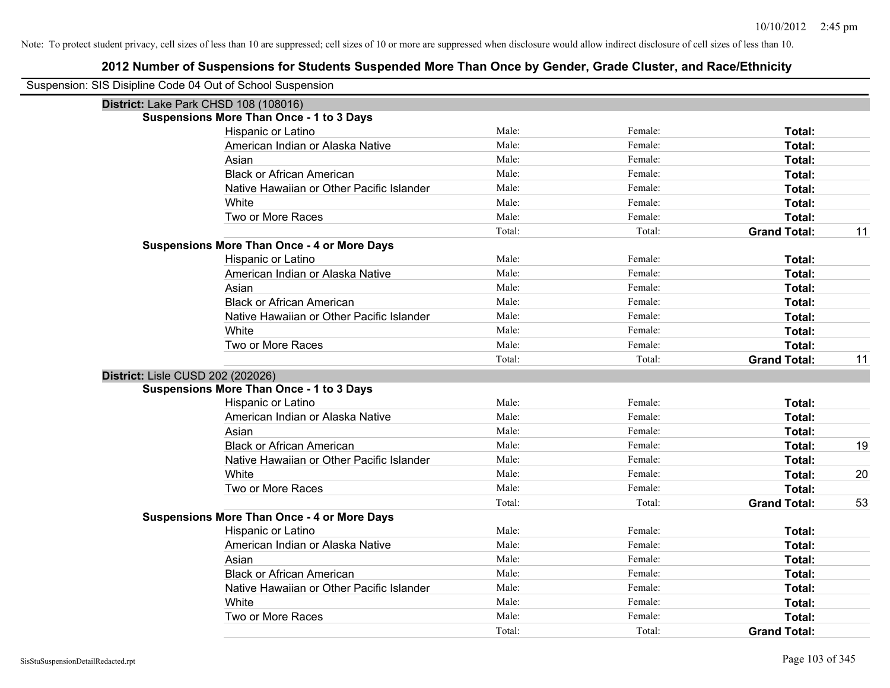Note: To protect student privacy, cell sizes of less than 10 are suppressed; cell sizes of 10 or more are suppressed when disclosure would allow indirect disclosure of cell sizes of less than 10.

## 2012 Number of Suspensions for Students Suspended More Than Once by Gender, Grade Cluster, and Race/Ethnicity

Suspension: SIS Disipline Code 04 Out of School Suspension

**District:** Lake Park CHSD 108 (108016)

**Suspensions More Than Once - 1 to 3 Days**

| | | | | |
|---|---|---|---|---|
| Hispanic or Latino | Male: | Female: | **Total:** | |
| American Indian or Alaska Native | Male: | Female: | **Total:** | |
| Asian | Male: | Female: | **Total:** | |
| Black or African American | Male: | Female: | **Total:** | |
| Native Hawaiian or Other Pacific Islander | Male: | Female: | **Total:** | |
| White | Male: | Female: | **Total:** | |
| Two or More Races | Male: | Female: | **Total:** | |
| | Total: | Total: | **Grand Total:** | 11 |

**Suspensions More Than Once - 4 or More Days**

| | | | | |
|---|---|---|---|---|
| Hispanic or Latino | Male: | Female: | **Total:** | |
| American Indian or Alaska Native | Male: | Female: | **Total:** | |
| Asian | Male: | Female: | **Total:** | |
| Black or African American | Male: | Female: | **Total:** | |
| Native Hawaiian or Other Pacific Islander | Male: | Female: | **Total:** | |
| White | Male: | Female: | **Total:** | |
| Two or More Races | Male: | Female: | **Total:** | |
| | Total: | Total: | **Grand Total:** | 11 |

**District:** Lisle CUSD 202 (202026)

**Suspensions More Than Once - 1 to 3 Days**

| | | | | |
|---|---|---|---|---|
| Hispanic or Latino | Male: | Female: | **Total:** | |
| American Indian or Alaska Native | Male: | Female: | **Total:** | |
| Asian | Male: | Female: | **Total:** | |
| Black or African American | Male: | Female: | **Total:** | 19 |
| Native Hawaiian or Other Pacific Islander | Male: | Female: | **Total:** | |
| White | Male: | Female: | **Total:** | 20 |
| Two or More Races | Male: | Female: | **Total:** | |
| | Total: | Total: | **Grand Total:** | 53 |

**Suspensions More Than Once - 4 or More Days**

| | | | | |
|---|---|---|---|---|
| Hispanic or Latino | Male: | Female: | **Total:** | |
| American Indian or Alaska Native | Male: | Female: | **Total:** | |
| Asian | Male: | Female: | **Total:** | |
| Black or African American | Male: | Female: | **Total:** | |
| Native Hawaiian or Other Pacific Islander | Male: | Female: | **Total:** | |
| White | Male: | Female: | **Total:** | |
| Two or More Races | Male: | Female: | **Total:** | |
| | Total: | Total: | **Grand Total:** | |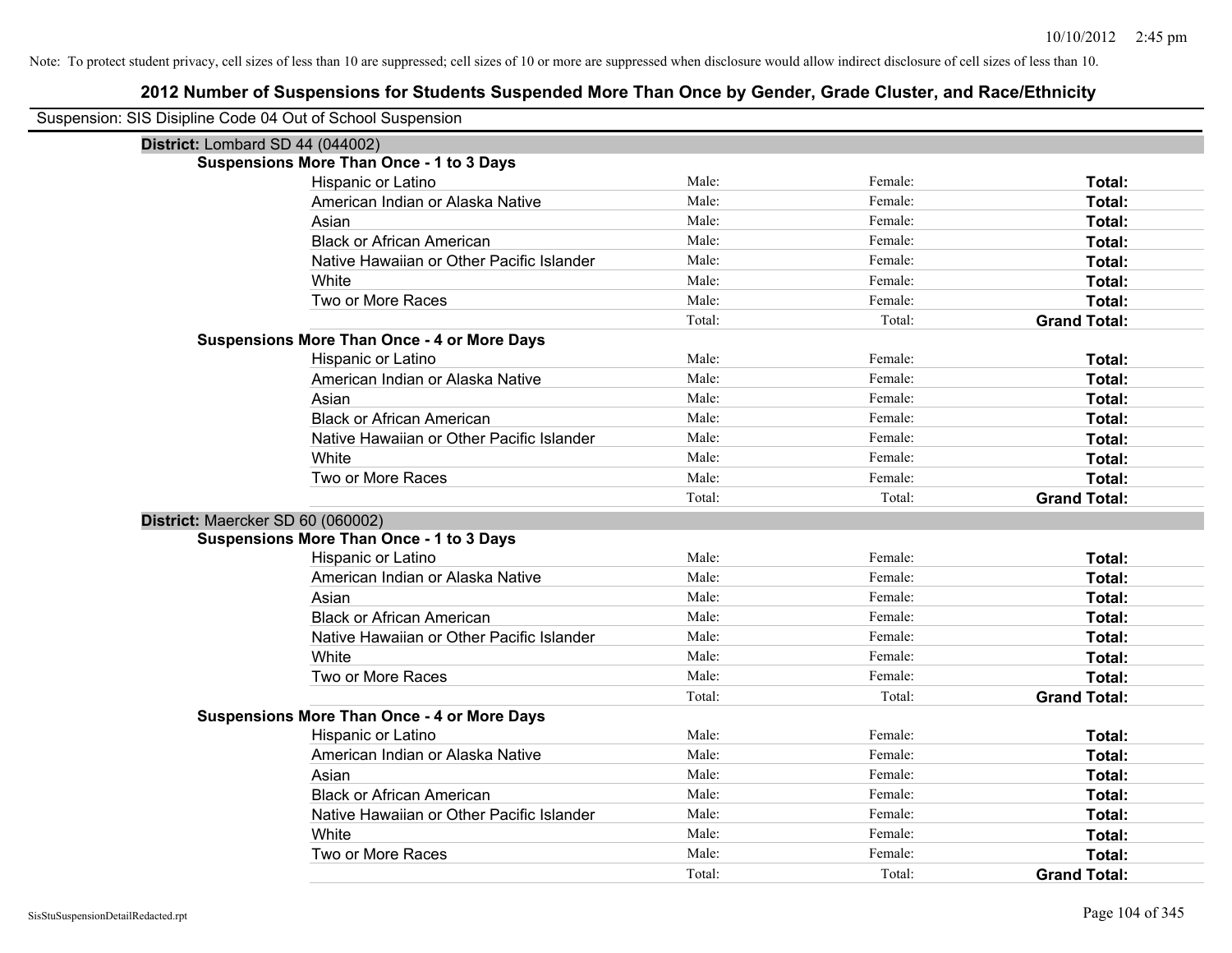Note: To protect student privacy, cell sizes of less than 10 are suppressed; cell sizes of 10 or more are suppressed when disclosure would allow indirect disclosure of cell sizes of less than 10.

## 2012 Number of Suspensions for Students Suspended More Than Once by Gender, Grade Cluster, and Race/Ethnicity

Suspension: SIS Disipline Code 04 Out of School Suspension

**District:** Lombard SD 44 (044002)

**Suspensions More Than Once - 1 to 3 Days**

| | | | |
|---|---|---|---|
| Hispanic or Latino | Male: | Female: | **Total:** |
| American Indian or Alaska Native | Male: | Female: | **Total:** |
| Asian | Male: | Female: | **Total:** |
| Black or African American | Male: | Female: | **Total:** |
| Native Hawaiian or Other Pacific Islander | Male: | Female: | **Total:** |
| White | Male: | Female: | **Total:** |
| Two or More Races | Male: | Female: | **Total:** |
| | Total: | Total: | **Grand Total:** |

**Suspensions More Than Once - 4 or More Days**

| | | | |
|---|---|---|---|
| Hispanic or Latino | Male: | Female: | **Total:** |
| American Indian or Alaska Native | Male: | Female: | **Total:** |
| Asian | Male: | Female: | **Total:** |
| Black or African American | Male: | Female: | **Total:** |
| Native Hawaiian or Other Pacific Islander | Male: | Female: | **Total:** |
| White | Male: | Female: | **Total:** |
| Two or More Races | Male: | Female: | **Total:** |
| | Total: | Total: | **Grand Total:** |

**District:** Maercker SD 60 (060002)

**Suspensions More Than Once - 1 to 3 Days**

| | | | |
|---|---|---|---|
| Hispanic or Latino | Male: | Female: | **Total:** |
| American Indian or Alaska Native | Male: | Female: | **Total:** |
| Asian | Male: | Female: | **Total:** |
| Black or African American | Male: | Female: | **Total:** |
| Native Hawaiian or Other Pacific Islander | Male: | Female: | **Total:** |
| White | Male: | Female: | **Total:** |
| Two or More Races | Male: | Female: | **Total:** |
| | Total: | Total: | **Grand Total:** |

**Suspensions More Than Once - 4 or More Days**

| | | | |
|---|---|---|---|
| Hispanic or Latino | Male: | Female: | **Total:** |
| American Indian or Alaska Native | Male: | Female: | **Total:** |
| Asian | Male: | Female: | **Total:** |
| Black or African American | Male: | Female: | **Total:** |
| Native Hawaiian or Other Pacific Islander | Male: | Female: | **Total:** |
| White | Male: | Female: | **Total:** |
| Two or More Races | Male: | Female: | **Total:** |
| | Total: | Total: | **Grand Total:** |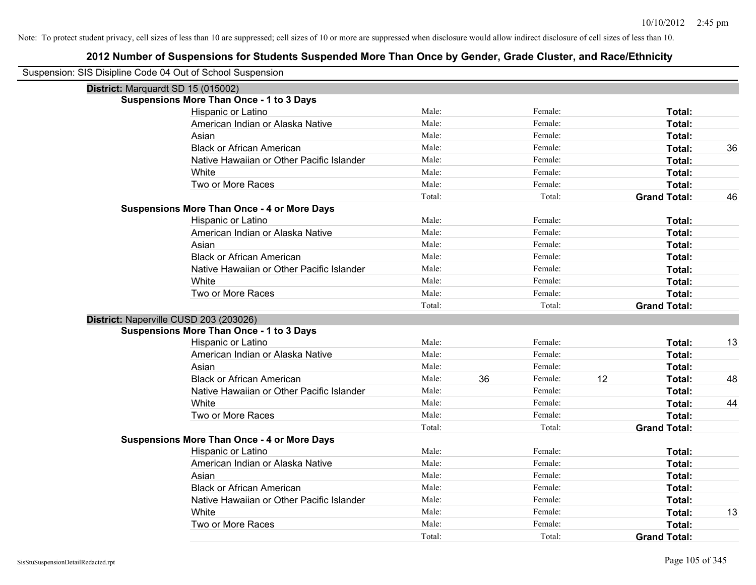Note: To protect student privacy, cell sizes of less than 10 are suppressed; cell sizes of 10 or more are suppressed when disclosure would allow indirect disclosure of cell sizes of less than 10.

## 2012 Number of Suspensions for Students Suspended More Than Once by Gender, Grade Cluster, and Race/Ethnicity

Suspension: SIS Disipline Code 04 Out of School Suspension

### District: Marquardt SD 15 (015002)

**Suspensions More Than Once - 1 to 3 Days**

| Race/Ethnicity | Male: | | Female: | | Total: | |
|---|---|---|---|---|---|---|
| Hispanic or Latino | Male: | | Female: | | **Total:** | |
| American Indian or Alaska Native | Male: | | Female: | | **Total:** | |
| Asian | Male: | | Female: | | **Total:** | |
| Black or African American | Male: | | Female: | | **Total:** | 36 |
| Native Hawaiian or Other Pacific Islander | Male: | | Female: | | **Total:** | |
| White | Male: | | Female: | | **Total:** | |
| Two or More Races | Male: | | Female: | | **Total:** | |
| | Total: | | Total: | | **Grand Total:** | 46 |

**Suspensions More Than Once - 4 or More Days**

| Race/Ethnicity | Male: | | Female: | | Total: | |
|---|---|---|---|---|---|---|
| Hispanic or Latino | Male: | | Female: | | **Total:** | |
| American Indian or Alaska Native | Male: | | Female: | | **Total:** | |
| Asian | Male: | | Female: | | **Total:** | |
| Black or African American | Male: | | Female: | | **Total:** | |
| Native Hawaiian or Other Pacific Islander | Male: | | Female: | | **Total:** | |
| White | Male: | | Female: | | **Total:** | |
| Two or More Races | Male: | | Female: | | **Total:** | |
| | Total: | | Total: | | **Grand Total:** | |

### District: Naperville CUSD 203 (203026)

**Suspensions More Than Once - 1 to 3 Days**

| Race/Ethnicity | Male: | | Female: | | Total: | |
|---|---|---|---|---|---|---|
| Hispanic or Latino | Male: | | Female: | | **Total:** | 13 |
| American Indian or Alaska Native | Male: | | Female: | | **Total:** | |
| Asian | Male: | | Female: | | **Total:** | |
| Black or African American | Male: | 36 | Female: | 12 | **Total:** | 48 |
| Native Hawaiian or Other Pacific Islander | Male: | | Female: | | **Total:** | |
| White | Male: | | Female: | | **Total:** | 44 |
| Two or More Races | Male: | | Female: | | **Total:** | |
| | Total: | | Total: | | **Grand Total:** | |

**Suspensions More Than Once - 4 or More Days**

| Race/Ethnicity | Male: | | Female: | | Total: | |
|---|---|---|---|---|---|---|
| Hispanic or Latino | Male: | | Female: | | **Total:** | |
| American Indian or Alaska Native | Male: | | Female: | | **Total:** | |
| Asian | Male: | | Female: | | **Total:** | |
| Black or African American | Male: | | Female: | | **Total:** | |
| Native Hawaiian or Other Pacific Islander | Male: | | Female: | | **Total:** | |
| White | Male: | | Female: | | **Total:** | 13 |
| Two or More Races | Male: | | Female: | | **Total:** | |
| | Total: | | Total: | | **Grand Total:** | |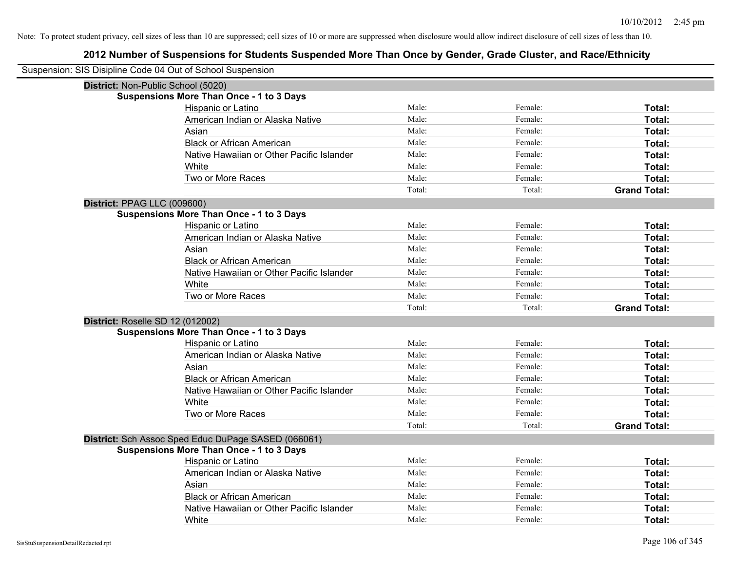Note: To protect student privacy, cell sizes of less than 10 are suppressed; cell sizes of 10 or more are suppressed when disclosure would allow indirect disclosure of cell sizes of less than 10.

## 2012 Number of Suspensions for Students Suspended More Than Once by Gender, Grade Cluster, and Race/Ethnicity

Suspension: SIS Disipline Code 04 Out of School Suspension

**District:** Non-Public School (5020)

**Suspensions More Than Once - 1 to 3 Days**

| | | | |
|---|---|---|---|
| Hispanic or Latino | Male: | Female: | **Total:** |
| American Indian or Alaska Native | Male: | Female: | **Total:** |
| Asian | Male: | Female: | **Total:** |
| Black or African American | Male: | Female: | **Total:** |
| Native Hawaiian or Other Pacific Islander | Male: | Female: | **Total:** |
| White | Male: | Female: | **Total:** |
| Two or More Races | Male: | Female: | **Total:** |
| | Total: | Total: | **Grand Total:** |

**District:** PPAG LLC (009600)

**Suspensions More Than Once - 1 to 3 Days**

| | | | |
|---|---|---|---|
| Hispanic or Latino | Male: | Female: | **Total:** |
| American Indian or Alaska Native | Male: | Female: | **Total:** |
| Asian | Male: | Female: | **Total:** |
| Black or African American | Male: | Female: | **Total:** |
| Native Hawaiian or Other Pacific Islander | Male: | Female: | **Total:** |
| White | Male: | Female: | **Total:** |
| Two or More Races | Male: | Female: | **Total:** |
| | Total: | Total: | **Grand Total:** |

**District:** Roselle SD 12 (012002)

**Suspensions More Than Once - 1 to 3 Days**

| | | | |
|---|---|---|---|
| Hispanic or Latino | Male: | Female: | **Total:** |
| American Indian or Alaska Native | Male: | Female: | **Total:** |
| Asian | Male: | Female: | **Total:** |
| Black or African American | Male: | Female: | **Total:** |
| Native Hawaiian or Other Pacific Islander | Male: | Female: | **Total:** |
| White | Male: | Female: | **Total:** |
| Two or More Races | Male: | Female: | **Total:** |
| | Total: | Total: | **Grand Total:** |

**District:** Sch Assoc Sped Educ DuPage SASED (066061)

**Suspensions More Than Once - 1 to 3 Days**

| | | | |
|---|---|---|---|
| Hispanic or Latino | Male: | Female: | **Total:** |
| American Indian or Alaska Native | Male: | Female: | **Total:** |
| Asian | Male: | Female: | **Total:** |
| Black or African American | Male: | Female: | **Total:** |
| Native Hawaiian or Other Pacific Islander | Male: | Female: | **Total:** |
| White | Male: | Female: | **Total:** |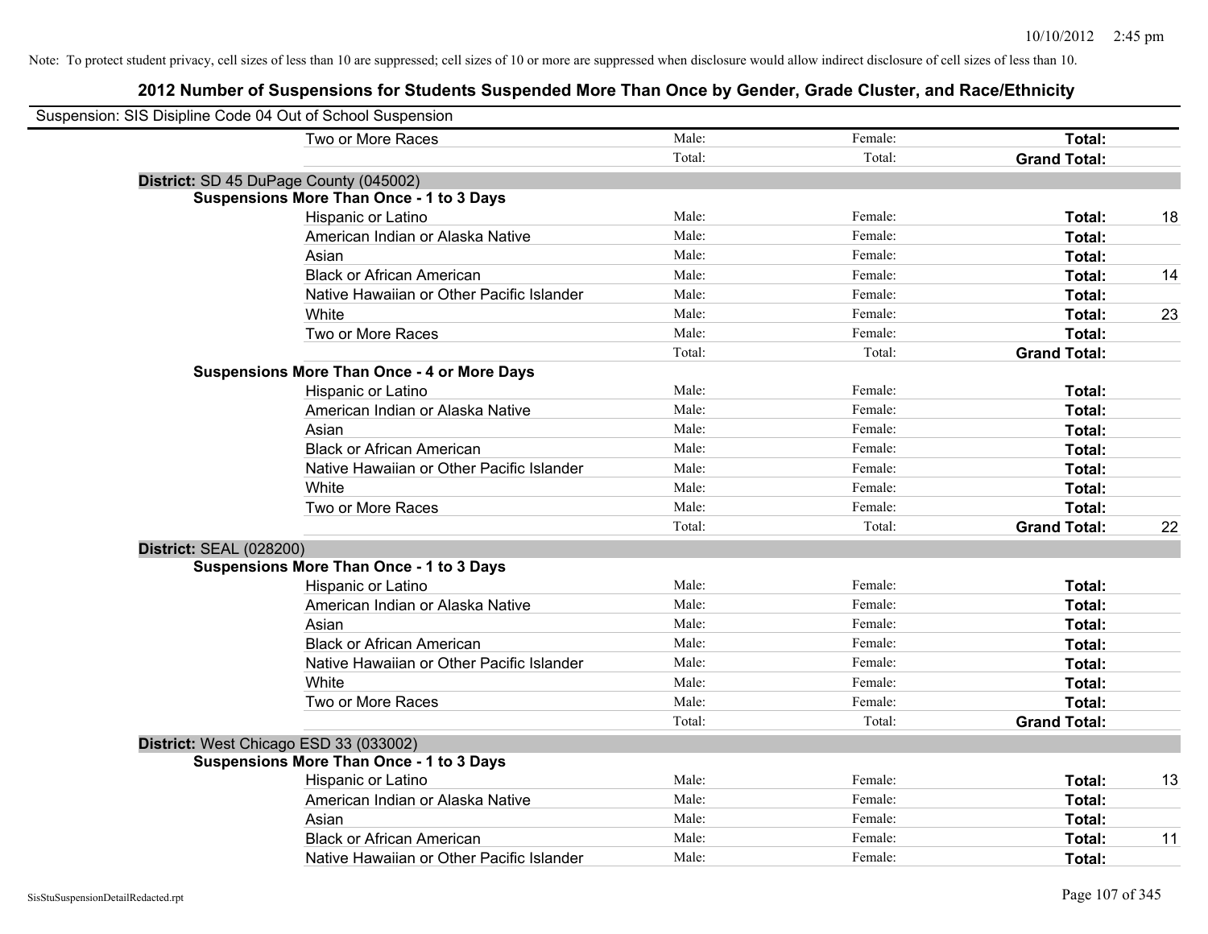Note: To protect student privacy, cell sizes of less than 10 are suppressed; cell sizes of 10 or more are suppressed when disclosure would allow indirect disclosure of cell sizes of less than 10.

# 2012 Number of Suspensions for Students Suspended More Than Once by Gender, Grade Cluster, and Race/Ethnicity

Suspension: SIS Disipline Code 04 Out of School Suspension

| | | | | |
|---|---|---|---|---|
| Two or More Races | Male: | Female: | **Total:** | |
| | Total: | Total: | **Grand Total:** | |

**District:** SD 45 DuPage County (045002)

**Suspensions More Than Once - 1 to 3 Days**

| | | | | |
|---|---|---|---|---|
| Hispanic or Latino | Male: | Female: | **Total:** | 18 |
| American Indian or Alaska Native | Male: | Female: | **Total:** | |
| Asian | Male: | Female: | **Total:** | |
| Black or African American | Male: | Female: | **Total:** | 14 |
| Native Hawaiian or Other Pacific Islander | Male: | Female: | **Total:** | |
| White | Male: | Female: | **Total:** | 23 |
| Two or More Races | Male: | Female: | **Total:** | |
| | Total: | Total: | **Grand Total:** | |

**Suspensions More Than Once - 4 or More Days**

| | | | | |
|---|---|---|---|---|
| Hispanic or Latino | Male: | Female: | **Total:** | |
| American Indian or Alaska Native | Male: | Female: | **Total:** | |
| Asian | Male: | Female: | **Total:** | |
| Black or African American | Male: | Female: | **Total:** | |
| Native Hawaiian or Other Pacific Islander | Male: | Female: | **Total:** | |
| White | Male: | Female: | **Total:** | |
| Two or More Races | Male: | Female: | **Total:** | |
| | Total: | Total: | **Grand Total:** | 22 |

**District:** SEAL (028200)

**Suspensions More Than Once - 1 to 3 Days**

| | | | | |
|---|---|---|---|---|
| Hispanic or Latino | Male: | Female: | **Total:** | |
| American Indian or Alaska Native | Male: | Female: | **Total:** | |
| Asian | Male: | Female: | **Total:** | |
| Black or African American | Male: | Female: | **Total:** | |
| Native Hawaiian or Other Pacific Islander | Male: | Female: | **Total:** | |
| White | Male: | Female: | **Total:** | |
| Two or More Races | Male: | Female: | **Total:** | |
| | Total: | Total: | **Grand Total:** | |

**District:** West Chicago ESD 33 (033002)

**Suspensions More Than Once - 1 to 3 Days**

| | | | | |
|---|---|---|---|---|
| Hispanic or Latino | Male: | Female: | **Total:** | 13 |
| American Indian or Alaska Native | Male: | Female: | **Total:** | |
| Asian | Male: | Female: | **Total:** | |
| Black or African American | Male: | Female: | **Total:** | 11 |
| Native Hawaiian or Other Pacific Islander | Male: | Female: | **Total:** | |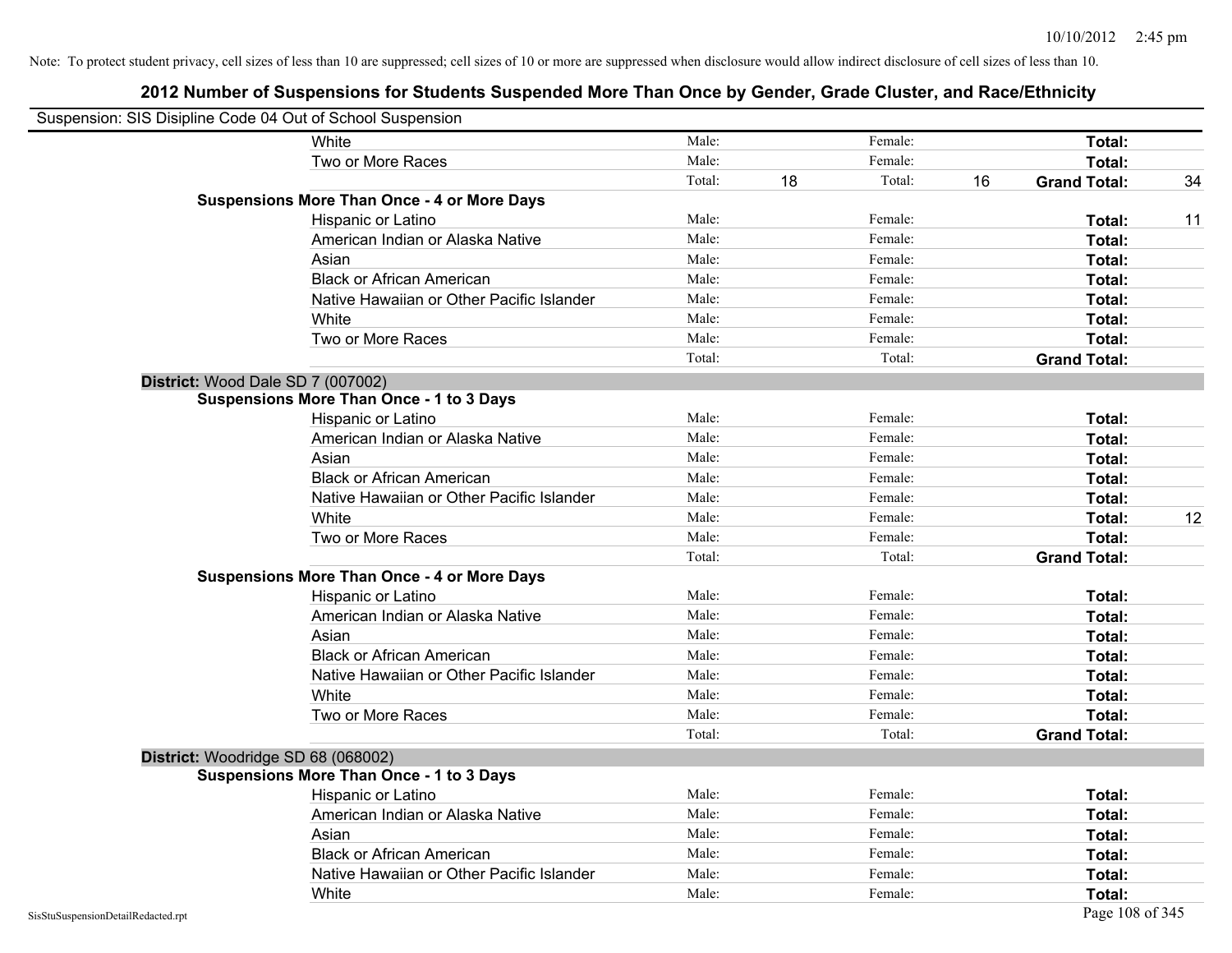Note: To protect student privacy, cell sizes of less than 10 are suppressed; cell sizes of 10 or more are suppressed when disclosure would allow indirect disclosure of cell sizes of less than 10.

# 2012 Number of Suspensions for Students Suspended More Than Once by Gender, Grade Cluster, and Race/Ethnicity

Suspension: SIS Disipline Code 04 Out of School Suspension

| | | | | | | |
|---|---|---|---|---|---|---|
| White | Male: | | Female: | | **Total:** | |
| Two or More Races | Male: | | Female: | | **Total:** | |
| | Total: | 18 | Total: | 16 | **Grand Total:** | 34 |
| **Suspensions More Than Once - 4 or More Days** | | | | | | |
| Hispanic or Latino | Male: | | Female: | | **Total:** | 11 |
| American Indian or Alaska Native | Male: | | Female: | | **Total:** | |
| Asian | Male: | | Female: | | **Total:** | |
| Black or African American | Male: | | Female: | | **Total:** | |
| Native Hawaiian or Other Pacific Islander | Male: | | Female: | | **Total:** | |
| White | Male: | | Female: | | **Total:** | |
| Two or More Races | Male: | | Female: | | **Total:** | |
| | Total: | | Total: | | **Grand Total:** | |

**District:** Wood Dale SD 7 (007002)

| | | | | | | |
|---|---|---|---|---|---|---|
| **Suspensions More Than Once - 1 to 3 Days** | | | | | | |
| Hispanic or Latino | Male: | | Female: | | **Total:** | |
| American Indian or Alaska Native | Male: | | Female: | | **Total:** | |
| Asian | Male: | | Female: | | **Total:** | |
| Black or African American | Male: | | Female: | | **Total:** | |
| Native Hawaiian or Other Pacific Islander | Male: | | Female: | | **Total:** | |
| White | Male: | | Female: | | **Total:** | 12 |
| Two or More Races | Male: | | Female: | | **Total:** | |
| | Total: | | Total: | | **Grand Total:** | |
| **Suspensions More Than Once - 4 or More Days** | | | | | | |
| Hispanic or Latino | Male: | | Female: | | **Total:** | |
| American Indian or Alaska Native | Male: | | Female: | | **Total:** | |
| Asian | Male: | | Female: | | **Total:** | |
| Black or African American | Male: | | Female: | | **Total:** | |
| Native Hawaiian or Other Pacific Islander | Male: | | Female: | | **Total:** | |
| White | Male: | | Female: | | **Total:** | |
| Two or More Races | Male: | | Female: | | **Total:** | |
| | Total: | | Total: | | **Grand Total:** | |

**District:** Woodridge SD 68 (068002)

| | | | | | | |
|---|---|---|---|---|---|---|
| **Suspensions More Than Once - 1 to 3 Days** | | | | | | |
| Hispanic or Latino | Male: | | Female: | | **Total:** | |
| American Indian or Alaska Native | Male: | | Female: | | **Total:** | |
| Asian | Male: | | Female: | | **Total:** | |
| Black or African American | Male: | | Female: | | **Total:** | |
| Native Hawaiian or Other Pacific Islander | Male: | | Female: | | **Total:** | |
| White | Male: | | Female: | | **Total:** | |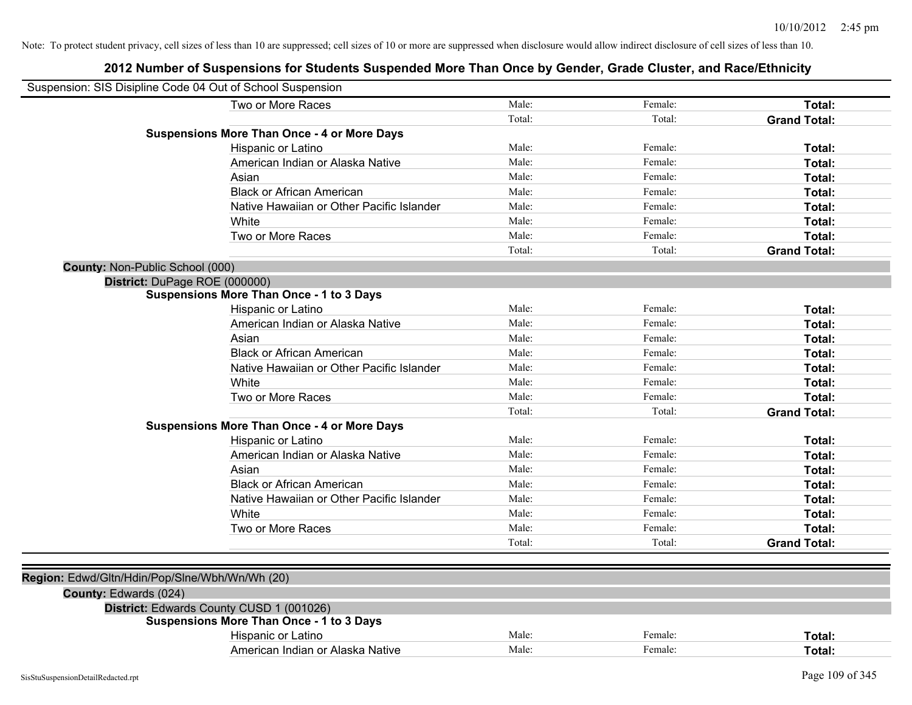Note: To protect student privacy, cell sizes of less than 10 are suppressed; cell sizes of 10 or more are suppressed when disclosure would allow indirect disclosure of cell sizes of less than 10.

# 2012 Number of Suspensions for Students Suspended More Than Once by Gender, Grade Cluster, and Race/Ethnicity

Suspension: SIS Disipline Code 04 Out of School Suspension

| | | | |
|---|---|---|---|
| Two or More Races | Male: | Female: | **Total:** |
| | Total: | Total: | **Grand Total:** |
| **Suspensions More Than Once - 4 or More Days** | | | |
| Hispanic or Latino | Male: | Female: | **Total:** |
| American Indian or Alaska Native | Male: | Female: | **Total:** |
| Asian | Male: | Female: | **Total:** |
| Black or African American | Male: | Female: | **Total:** |
| Native Hawaiian or Other Pacific Islander | Male: | Female: | **Total:** |
| White | Male: | Female: | **Total:** |
| Two or More Races | Male: | Female: | **Total:** |
| | Total: | Total: | **Grand Total:** |

**County:** Non-Public School (000)

**District:** DuPage ROE (000000)

| | | | |
|---|---|---|---|
| **Suspensions More Than Once - 1 to 3 Days** | | | |
| Hispanic or Latino | Male: | Female: | **Total:** |
| American Indian or Alaska Native | Male: | Female: | **Total:** |
| Asian | Male: | Female: | **Total:** |
| Black or African American | Male: | Female: | **Total:** |
| Native Hawaiian or Other Pacific Islander | Male: | Female: | **Total:** |
| White | Male: | Female: | **Total:** |
| Two or More Races | Male: | Female: | **Total:** |
| | Total: | Total: | **Grand Total:** |
| **Suspensions More Than Once - 4 or More Days** | | | |
| Hispanic or Latino | Male: | Female: | **Total:** |
| American Indian or Alaska Native | Male: | Female: | **Total:** |
| Asian | Male: | Female: | **Total:** |
| Black or African American | Male: | Female: | **Total:** |
| Native Hawaiian or Other Pacific Islander | Male: | Female: | **Total:** |
| White | Male: | Female: | **Total:** |
| Two or More Races | Male: | Female: | **Total:** |
| | Total: | Total: | **Grand Total:** |

**Region:** Edwd/Gltn/Hdin/Pop/Slne/Wbh/Wn/Wh (20)

**County:** Edwards (024)

**District:** Edwards County CUSD 1 (001026)

| | | | |
|---|---|---|---|
| **Suspensions More Than Once - 1 to 3 Days** | | | |
| Hispanic or Latino | Male: | Female: | **Total:** |
| American Indian or Alaska Native | Male: | Female: | **Total:** |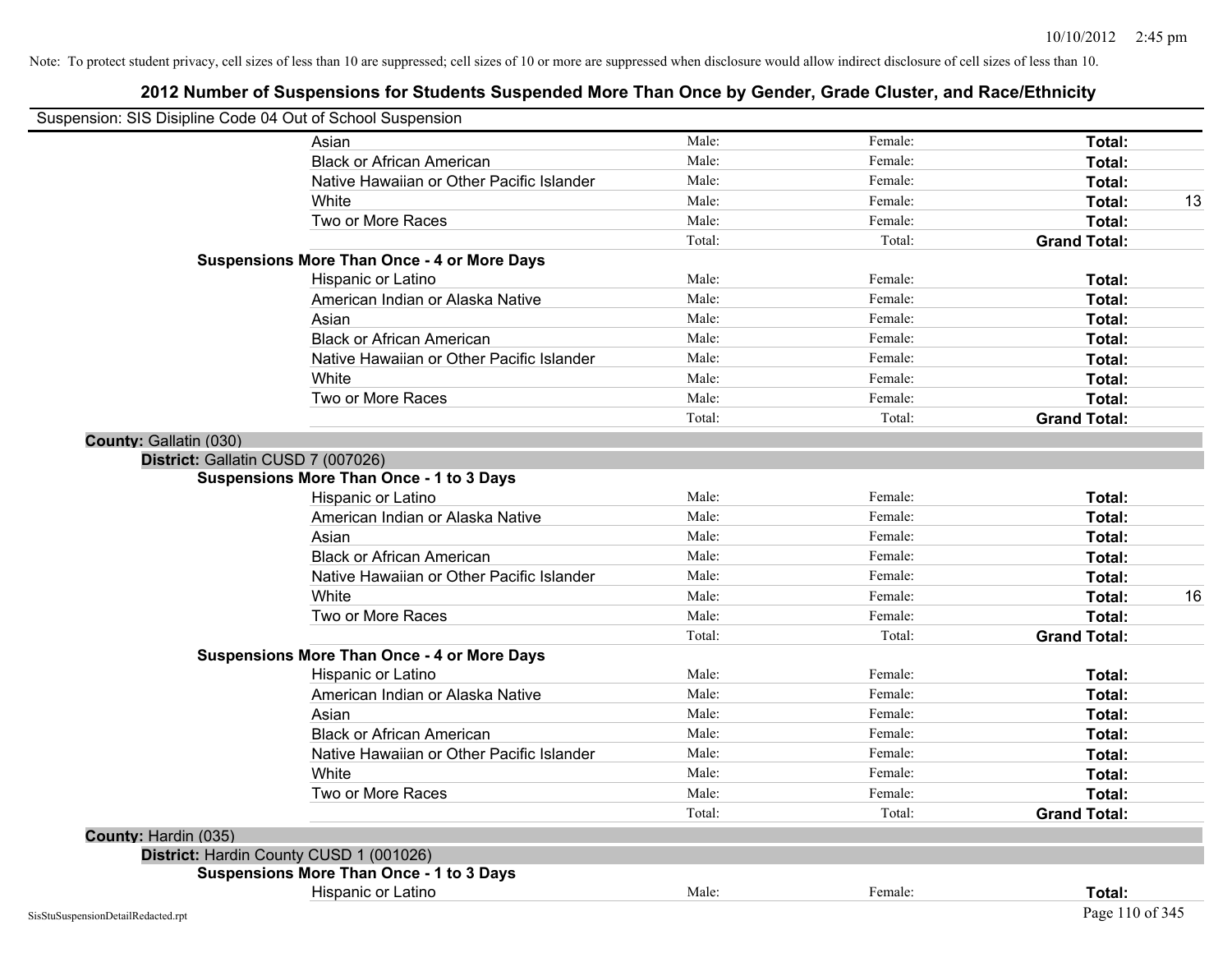Note: To protect student privacy, cell sizes of less than 10 are suppressed; cell sizes of 10 or more are suppressed when disclosure would allow indirect disclosure of cell sizes of less than 10.

# 2012 Number of Suspensions for Students Suspended More Than Once by Gender, Grade Cluster, and Race/Ethnicity

Suspension: SIS Disipline Code 04 Out of School Suspension

| | | | | |
|---|---|---|---|---|
| Asian | Male: | Female: | **Total:** | |
| Black or African American | Male: | Female: | **Total:** | |
| Native Hawaiian or Other Pacific Islander | Male: | Female: | **Total:** | |
| White | Male: | Female: | **Total:** | 13 |
| Two or More Races | Male: | Female: | **Total:** | |
| | Total: | Total: | **Grand Total:** | |

**Suspensions More Than Once - 4 or More Days**

| | | | | |
|---|---|---|---|---|
| Hispanic or Latino | Male: | Female: | **Total:** | |
| American Indian or Alaska Native | Male: | Female: | **Total:** | |
| Asian | Male: | Female: | **Total:** | |
| Black or African American | Male: | Female: | **Total:** | |
| Native Hawaiian or Other Pacific Islander | Male: | Female: | **Total:** | |
| White | Male: | Female: | **Total:** | |
| Two or More Races | Male: | Female: | **Total:** | |
| | Total: | Total: | **Grand Total:** | |

**County:** Gallatin (030)

**District:** Gallatin CUSD 7 (007026)

**Suspensions More Than Once - 1 to 3 Days**

| | | | | |
|---|---|---|---|---|
| Hispanic or Latino | Male: | Female: | **Total:** | |
| American Indian or Alaska Native | Male: | Female: | **Total:** | |
| Asian | Male: | Female: | **Total:** | |
| Black or African American | Male: | Female: | **Total:** | |
| Native Hawaiian or Other Pacific Islander | Male: | Female: | **Total:** | |
| White | Male: | Female: | **Total:** | 16 |
| Two or More Races | Male: | Female: | **Total:** | |
| | Total: | Total: | **Grand Total:** | |

**Suspensions More Than Once - 4 or More Days**

| | | | | |
|---|---|---|---|---|
| Hispanic or Latino | Male: | Female: | **Total:** | |
| American Indian or Alaska Native | Male: | Female: | **Total:** | |
| Asian | Male: | Female: | **Total:** | |
| Black or African American | Male: | Female: | **Total:** | |
| Native Hawaiian or Other Pacific Islander | Male: | Female: | **Total:** | |
| White | Male: | Female: | **Total:** | |
| Two or More Races | Male: | Female: | **Total:** | |
| | Total: | Total: | **Grand Total:** | |

**County:** Hardin (035)

**District:** Hardin County CUSD 1 (001026)

**Suspensions More Than Once - 1 to 3 Days**

| | | | | |
|---|---|---|---|---|
| Hispanic or Latino | Male: | Female: | **Total:** | |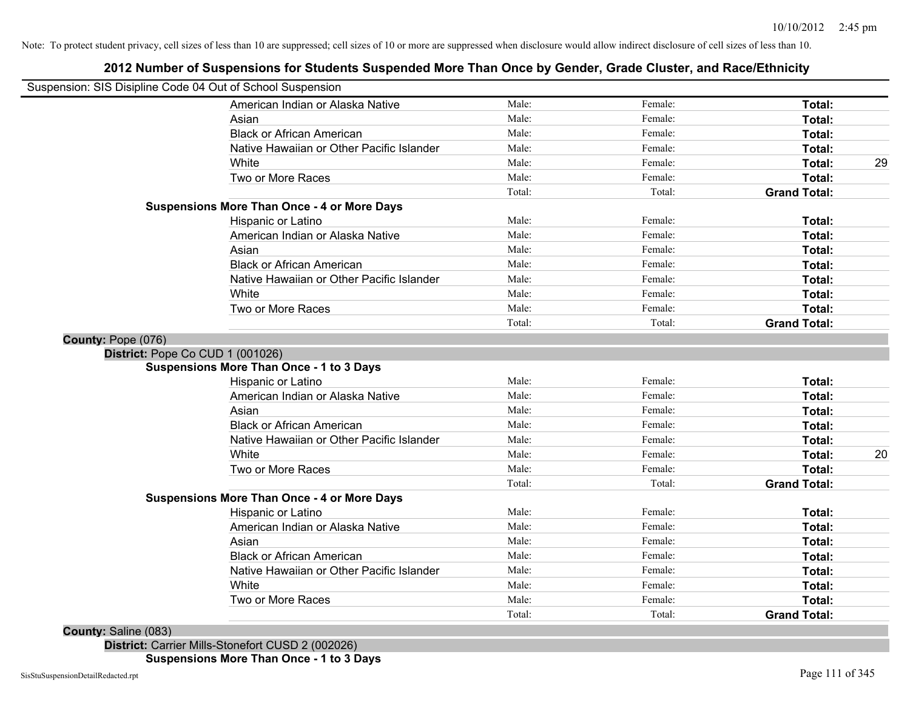Note: To protect student privacy, cell sizes of less than 10 are suppressed; cell sizes of 10 or more are suppressed when disclosure would allow indirect disclosure of cell sizes of less than 10.

# 2012 Number of Suspensions for Students Suspended More Than Once by Gender, Grade Cluster, and Race/Ethnicity

Suspension: SIS Disipline Code 04 Out of School Suspension

| | | | | |
|---|---|---|---|---|
| American Indian or Alaska Native | Male: | Female: | **Total:** | |
| Asian | Male: | Female: | **Total:** | |
| Black or African American | Male: | Female: | **Total:** | |
| Native Hawaiian or Other Pacific Islander | Male: | Female: | **Total:** | |
| White | Male: | Female: | **Total:** | 29 |
| Two or More Races | Male: | Female: | **Total:** | |
| | Total: | Total: | **Grand Total:** | |

**Suspensions More Than Once - 4 or More Days**

| | | | | |
|---|---|---|---|---|
| Hispanic or Latino | Male: | Female: | **Total:** | |
| American Indian or Alaska Native | Male: | Female: | **Total:** | |
| Asian | Male: | Female: | **Total:** | |
| Black or African American | Male: | Female: | **Total:** | |
| Native Hawaiian or Other Pacific Islander | Male: | Female: | **Total:** | |
| White | Male: | Female: | **Total:** | |
| Two or More Races | Male: | Female: | **Total:** | |
| | Total: | Total: | **Grand Total:** | |

**County:** Pope (076)

**District:** Pope Co CUD 1 (001026)

**Suspensions More Than Once - 1 to 3 Days**

| | | | | |
|---|---|---|---|---|
| Hispanic or Latino | Male: | Female: | **Total:** | |
| American Indian or Alaska Native | Male: | Female: | **Total:** | |
| Asian | Male: | Female: | **Total:** | |
| Black or African American | Male: | Female: | **Total:** | |
| Native Hawaiian or Other Pacific Islander | Male: | Female: | **Total:** | |
| White | Male: | Female: | **Total:** | 20 |
| Two or More Races | Male: | Female: | **Total:** | |
| | Total: | Total: | **Grand Total:** | |

**Suspensions More Than Once - 4 or More Days**

| | | | | |
|---|---|---|---|---|
| Hispanic or Latino | Male: | Female: | **Total:** | |
| American Indian or Alaska Native | Male: | Female: | **Total:** | |
| Asian | Male: | Female: | **Total:** | |
| Black or African American | Male: | Female: | **Total:** | |
| Native Hawaiian or Other Pacific Islander | Male: | Female: | **Total:** | |
| White | Male: | Female: | **Total:** | |
| Two or More Races | Male: | Female: | **Total:** | |
| | Total: | Total: | **Grand Total:** | |

**County:** Saline (083)

**District:** Carrier Mills-Stonefort CUSD 2 (002026)

**Suspensions More Than Once - 1 to 3 Days**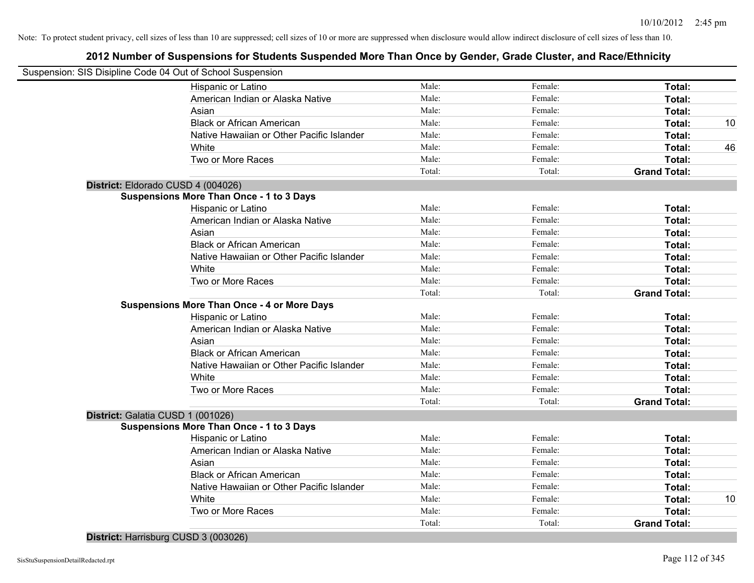Note: To protect student privacy, cell sizes of less than 10 are suppressed; cell sizes of 10 or more are suppressed when disclosure would allow indirect disclosure of cell sizes of less than 10.

## 2012 Number of Suspensions for Students Suspended More Than Once by Gender, Grade Cluster, and Race/Ethnicity

Suspension: SIS Disipline Code 04 Out of School Suspension

| | | | | |
|---|---|---|---|---|
| Hispanic or Latino | Male: | Female: | **Total:** | |
| American Indian or Alaska Native | Male: | Female: | **Total:** | |
| Asian | Male: | Female: | **Total:** | |
| Black or African American | Male: | Female: | **Total:** | 10 |
| Native Hawaiian or Other Pacific Islander | Male: | Female: | **Total:** | |
| White | Male: | Female: | **Total:** | 46 |
| Two or More Races | Male: | Female: | **Total:** | |
| | Total: | Total: | **Grand Total:** | |

**District:** Eldorado CUSD 4 (004026)

**Suspensions More Than Once - 1 to 3 Days**

| | | | | |
|---|---|---|---|---|
| Hispanic or Latino | Male: | Female: | **Total:** | |
| American Indian or Alaska Native | Male: | Female: | **Total:** | |
| Asian | Male: | Female: | **Total:** | |
| Black or African American | Male: | Female: | **Total:** | |
| Native Hawaiian or Other Pacific Islander | Male: | Female: | **Total:** | |
| White | Male: | Female: | **Total:** | |
| Two or More Races | Male: | Female: | **Total:** | |
| | Total: | Total: | **Grand Total:** | |

**Suspensions More Than Once - 4 or More Days**

| | | | | |
|---|---|---|---|---|
| Hispanic or Latino | Male: | Female: | **Total:** | |
| American Indian or Alaska Native | Male: | Female: | **Total:** | |
| Asian | Male: | Female: | **Total:** | |
| Black or African American | Male: | Female: | **Total:** | |
| Native Hawaiian or Other Pacific Islander | Male: | Female: | **Total:** | |
| White | Male: | Female: | **Total:** | |
| Two or More Races | Male: | Female: | **Total:** | |
| | Total: | Total: | **Grand Total:** | |

**District:** Galatia CUSD 1 (001026)

**Suspensions More Than Once - 1 to 3 Days**

| | | | | |
|---|---|---|---|---|
| Hispanic or Latino | Male: | Female: | **Total:** | |
| American Indian or Alaska Native | Male: | Female: | **Total:** | |
| Asian | Male: | Female: | **Total:** | |
| Black or African American | Male: | Female: | **Total:** | |
| Native Hawaiian or Other Pacific Islander | Male: | Female: | **Total:** | |
| White | Male: | Female: | **Total:** | 10 |
| Two or More Races | Male: | Female: | **Total:** | |
| | Total: | Total: | **Grand Total:** | |

**District:** Harrisburg CUSD 3 (003026)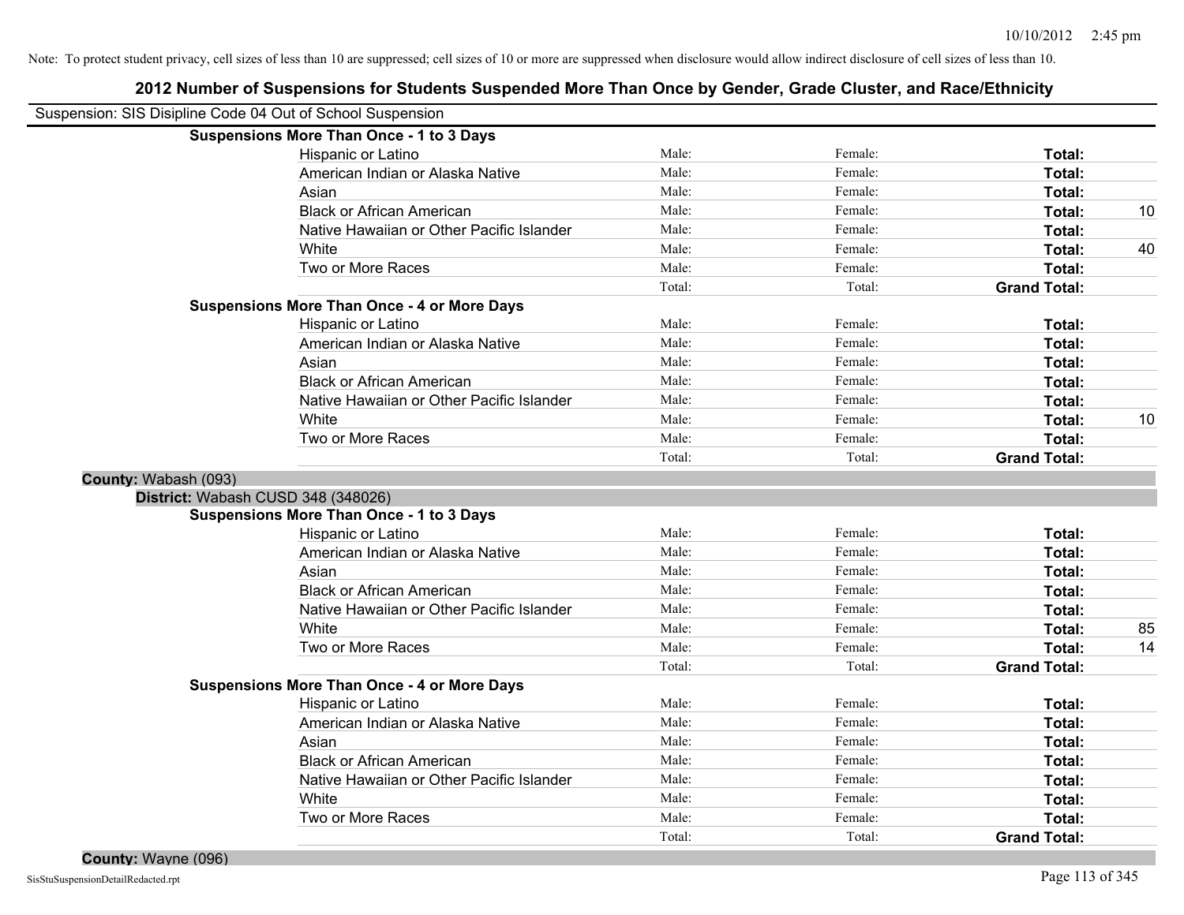Note: To protect student privacy, cell sizes of less than 10 are suppressed; cell sizes of 10 or more are suppressed when disclosure would allow indirect disclosure of cell sizes of less than 10.

# 2012 Number of Suspensions for Students Suspended More Than Once by Gender, Grade Cluster, and Race/Ethnicity

Suspension: SIS Disipline Code 04 Out of School Suspension

**Suspensions More Than Once - 1 to 3 Days**

| | | | | |
|---|---|---|---|---|
| Hispanic or Latino | Male: | Female: | **Total:** | |
| American Indian or Alaska Native | Male: | Female: | **Total:** | |
| Asian | Male: | Female: | **Total:** | |
| Black or African American | Male: | Female: | **Total:** | 10 |
| Native Hawaiian or Other Pacific Islander | Male: | Female: | **Total:** | |
| White | Male: | Female: | **Total:** | 40 |
| Two or More Races | Male: | Female: | **Total:** | |
| | Total: | Total: | **Grand Total:** | |

**Suspensions More Than Once - 4 or More Days**

| | | | | |
|---|---|---|---|---|
| Hispanic or Latino | Male: | Female: | **Total:** | |
| American Indian or Alaska Native | Male: | Female: | **Total:** | |
| Asian | Male: | Female: | **Total:** | |
| Black or African American | Male: | Female: | **Total:** | |
| Native Hawaiian or Other Pacific Islander | Male: | Female: | **Total:** | |
| White | Male: | Female: | **Total:** | 10 |
| Two or More Races | Male: | Female: | **Total:** | |
| | Total: | Total: | **Grand Total:** | |

**County:** Wabash (093)

**District:** Wabash CUSD 348 (348026)

**Suspensions More Than Once - 1 to 3 Days**

| | | | | |
|---|---|---|---|---|
| Hispanic or Latino | Male: | Female: | **Total:** | |
| American Indian or Alaska Native | Male: | Female: | **Total:** | |
| Asian | Male: | Female: | **Total:** | |
| Black or African American | Male: | Female: | **Total:** | |
| Native Hawaiian or Other Pacific Islander | Male: | Female: | **Total:** | |
| White | Male: | Female: | **Total:** | 85 |
| Two or More Races | Male: | Female: | **Total:** | 14 |
| | Total: | Total: | **Grand Total:** | |

**Suspensions More Than Once - 4 or More Days**

| | | | | |
|---|---|---|---|---|
| Hispanic or Latino | Male: | Female: | **Total:** | |
| American Indian or Alaska Native | Male: | Female: | **Total:** | |
| Asian | Male: | Female: | **Total:** | |
| Black or African American | Male: | Female: | **Total:** | |
| Native Hawaiian or Other Pacific Islander | Male: | Female: | **Total:** | |
| White | Male: | Female: | **Total:** | |
| Two or More Races | Male: | Female: | **Total:** | |
| | Total: | Total: | **Grand Total:** | |

**County:** Wayne (096)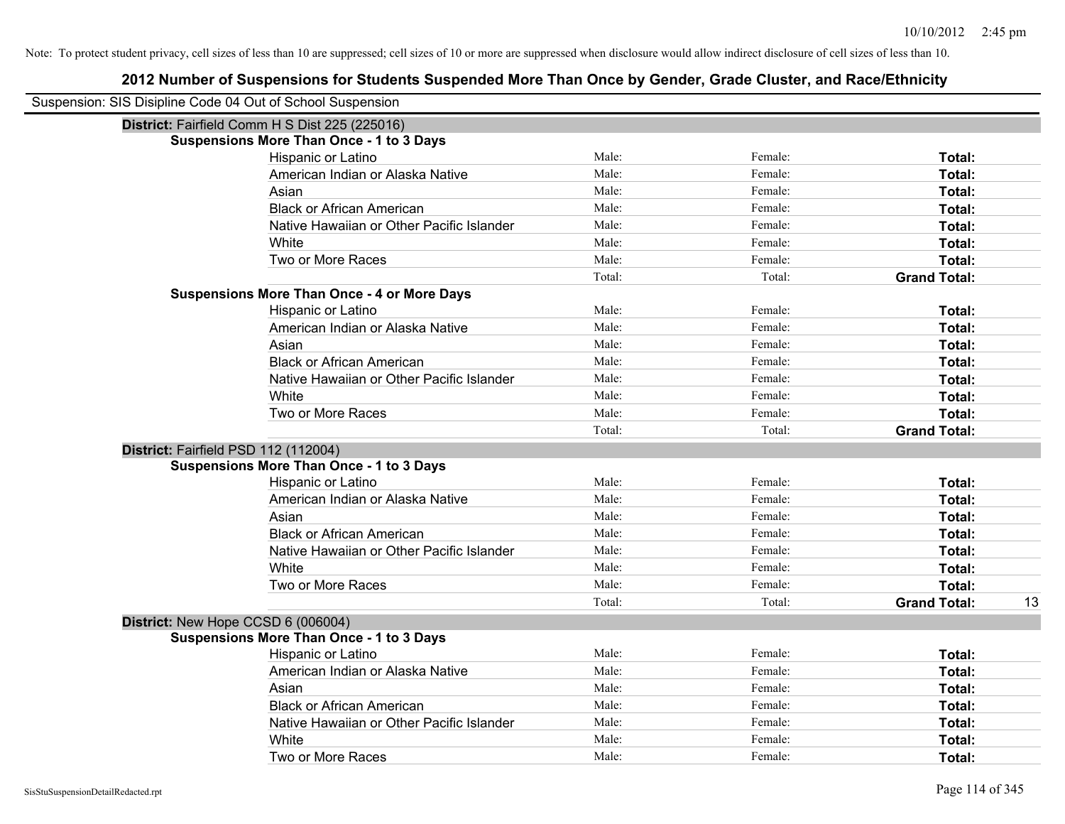Note: To protect student privacy, cell sizes of less than 10 are suppressed; cell sizes of 10 or more are suppressed when disclosure would allow indirect disclosure of cell sizes of less than 10.

# 2012 Number of Suspensions for Students Suspended More Than Once by Gender, Grade Cluster, and Race/Ethnicity

Suspension: SIS Disipline Code 04 Out of School Suspension

**District:** Fairfield Comm H S Dist 225 (225016)

**Suspensions More Than Once - 1 to 3 Days**

| | | | | |
|---|---|---|---|---|
| Hispanic or Latino | Male: | Female: | **Total:** | |
| American Indian or Alaska Native | Male: | Female: | **Total:** | |
| Asian | Male: | Female: | **Total:** | |
| Black or African American | Male: | Female: | **Total:** | |
| Native Hawaiian or Other Pacific Islander | Male: | Female: | **Total:** | |
| White | Male: | Female: | **Total:** | |
| Two or More Races | Male: | Female: | **Total:** | |
| | Total: | Total: | **Grand Total:** | |

**Suspensions More Than Once - 4 or More Days**

| | | | | |
|---|---|---|---|---|
| Hispanic or Latino | Male: | Female: | **Total:** | |
| American Indian or Alaska Native | Male: | Female: | **Total:** | |
| Asian | Male: | Female: | **Total:** | |
| Black or African American | Male: | Female: | **Total:** | |
| Native Hawaiian or Other Pacific Islander | Male: | Female: | **Total:** | |
| White | Male: | Female: | **Total:** | |
| Two or More Races | Male: | Female: | **Total:** | |
| | Total: | Total: | **Grand Total:** | |

**District:** Fairfield PSD 112 (112004)

**Suspensions More Than Once - 1 to 3 Days**

| | | | | |
|---|---|---|---|---|
| Hispanic or Latino | Male: | Female: | **Total:** | |
| American Indian or Alaska Native | Male: | Female: | **Total:** | |
| Asian | Male: | Female: | **Total:** | |
| Black or African American | Male: | Female: | **Total:** | |
| Native Hawaiian or Other Pacific Islander | Male: | Female: | **Total:** | |
| White | Male: | Female: | **Total:** | |
| Two or More Races | Male: | Female: | **Total:** | |
| | Total: | Total: | **Grand Total:** | 13 |

**District:** New Hope CCSD 6 (006004)

**Suspensions More Than Once - 1 to 3 Days**

| | | | | |
|---|---|---|---|---|
| Hispanic or Latino | Male: | Female: | **Total:** | |
| American Indian or Alaska Native | Male: | Female: | **Total:** | |
| Asian | Male: | Female: | **Total:** | |
| Black or African American | Male: | Female: | **Total:** | |
| Native Hawaiian or Other Pacific Islander | Male: | Female: | **Total:** | |
| White | Male: | Female: | **Total:** | |
| Two or More Races | Male: | Female: | **Total:** | |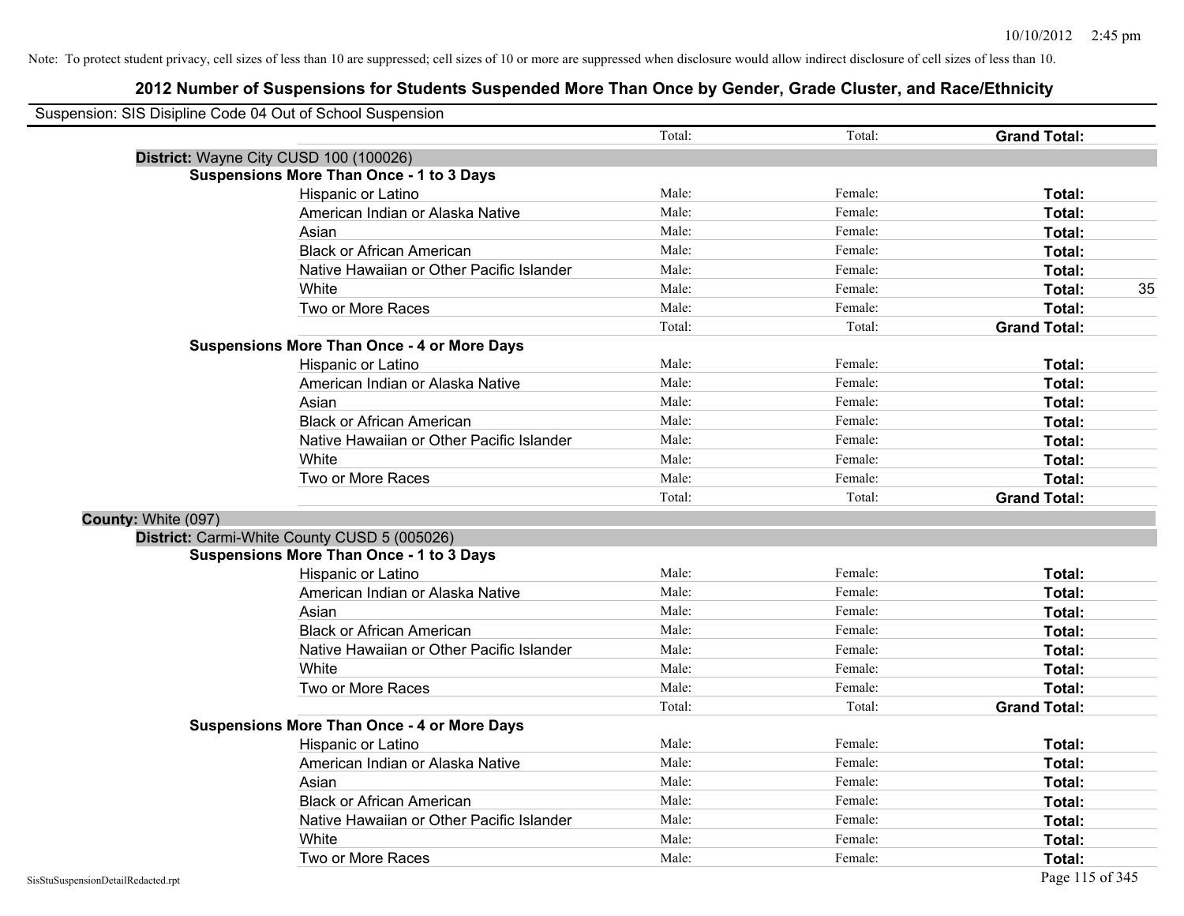Note: To protect student privacy, cell sizes of less than 10 are suppressed; cell sizes of 10 or more are suppressed when disclosure would allow indirect disclosure of cell sizes of less than 10.

# 2012 Number of Suspensions for Students Suspended More Than Once by Gender, Grade Cluster, and Race/Ethnicity

Suspension: SIS Disipline Code 04 Out of School Suspension

| | | Total: | Total: | Grand Total: | |
|---|---|---|---|---|---|
| **District:** Wayne City CUSD 100 (100026) | | | | | |
| **Suspensions More Than Once - 1 to 3 Days** | | | | | |
| | Hispanic or Latino | Male: | Female: | **Total:** | |
| | American Indian or Alaska Native | Male: | Female: | **Total:** | |
| | Asian | Male: | Female: | **Total:** | |
| | Black or African American | Male: | Female: | **Total:** | |
| | Native Hawaiian or Other Pacific Islander | Male: | Female: | **Total:** | |
| | White | Male: | Female: | **Total:** | 35 |
| | Two or More Races | Male: | Female: | **Total:** | |
| | | Total: | Total: | **Grand Total:** | |
| **Suspensions More Than Once - 4 or More Days** | | | | | |
| | Hispanic or Latino | Male: | Female: | **Total:** | |
| | American Indian or Alaska Native | Male: | Female: | **Total:** | |
| | Asian | Male: | Female: | **Total:** | |
| | Black or African American | Male: | Female: | **Total:** | |
| | Native Hawaiian or Other Pacific Islander | Male: | Female: | **Total:** | |
| | White | Male: | Female: | **Total:** | |
| | Two or More Races | Male: | Female: | **Total:** | |
| | | Total: | Total: | **Grand Total:** | |
| **County:** White (097) | | | | | |
| **District:** Carmi-White County CUSD 5 (005026) | | | | | |
| **Suspensions More Than Once - 1 to 3 Days** | | | | | |
| | Hispanic or Latino | Male: | Female: | **Total:** | |
| | American Indian or Alaska Native | Male: | Female: | **Total:** | |
| | Asian | Male: | Female: | **Total:** | |
| | Black or African American | Male: | Female: | **Total:** | |
| | Native Hawaiian or Other Pacific Islander | Male: | Female: | **Total:** | |
| | White | Male: | Female: | **Total:** | |
| | Two or More Races | Male: | Female: | **Total:** | |
| | | Total: | Total: | **Grand Total:** | |
| **Suspensions More Than Once - 4 or More Days** | | | | | |
| | Hispanic or Latino | Male: | Female: | **Total:** | |
| | American Indian or Alaska Native | Male: | Female: | **Total:** | |
| | Asian | Male: | Female: | **Total:** | |
| | Black or African American | Male: | Female: | **Total:** | |
| | Native Hawaiian or Other Pacific Islander | Male: | Female: | **Total:** | |
| | White | Male: | Female: | **Total:** | |
| | Two or More Races | Male: | Female: | **Total:** | |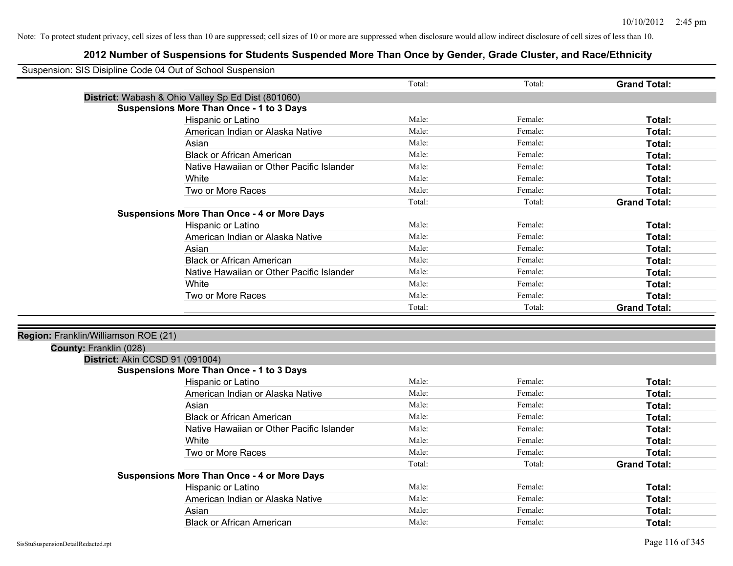Note: To protect student privacy, cell sizes of less than 10 are suppressed; cell sizes of 10 or more are suppressed when disclosure would allow indirect disclosure of cell sizes of less than 10.

## 2012 Number of Suspensions for Students Suspended More Than Once by Gender, Grade Cluster, and Race/Ethnicity

Suspension: SIS Disipline Code 04 Out of School Suspension

| | Total: | Total: | **Grand Total:** |
|---|---|---|---|

**District:** Wabash & Ohio Valley Sp Ed Dist (801060)

**Suspensions More Than Once - 1 to 3 Days**

| | | | |
|---|---|---|---|
| Hispanic or Latino | Male: | Female: | **Total:** |
| American Indian or Alaska Native | Male: | Female: | **Total:** |
| Asian | Male: | Female: | **Total:** |
| Black or African American | Male: | Female: | **Total:** |
| Native Hawaiian or Other Pacific Islander | Male: | Female: | **Total:** |
| White | Male: | Female: | **Total:** |
| Two or More Races | Male: | Female: | **Total:** |
| | Total: | Total: | **Grand Total:** |

**Suspensions More Than Once - 4 or More Days**

| | | | |
|---|---|---|---|
| Hispanic or Latino | Male: | Female: | **Total:** |
| American Indian or Alaska Native | Male: | Female: | **Total:** |
| Asian | Male: | Female: | **Total:** |
| Black or African American | Male: | Female: | **Total:** |
| Native Hawaiian or Other Pacific Islander | Male: | Female: | **Total:** |
| White | Male: | Female: | **Total:** |
| Two or More Races | Male: | Female: | **Total:** |
| | Total: | Total: | **Grand Total:** |

**Region:** Franklin/Williamson ROE (21)

**County:** Franklin (028)

**District:** Akin CCSD 91 (091004)

**Suspensions More Than Once - 1 to 3 Days**

| | | | |
|---|---|---|---|
| Hispanic or Latino | Male: | Female: | **Total:** |
| American Indian or Alaska Native | Male: | Female: | **Total:** |
| Asian | Male: | Female: | **Total:** |
| Black or African American | Male: | Female: | **Total:** |
| Native Hawaiian or Other Pacific Islander | Male: | Female: | **Total:** |
| White | Male: | Female: | **Total:** |
| Two or More Races | Male: | Female: | **Total:** |
| | Total: | Total: | **Grand Total:** |

**Suspensions More Than Once - 4 or More Days**

| | | | |
|---|---|---|---|
| Hispanic or Latino | Male: | Female: | **Total:** |
| American Indian or Alaska Native | Male: | Female: | **Total:** |
| Asian | Male: | Female: | **Total:** |
| Black or African American | Male: | Female: | **Total:** |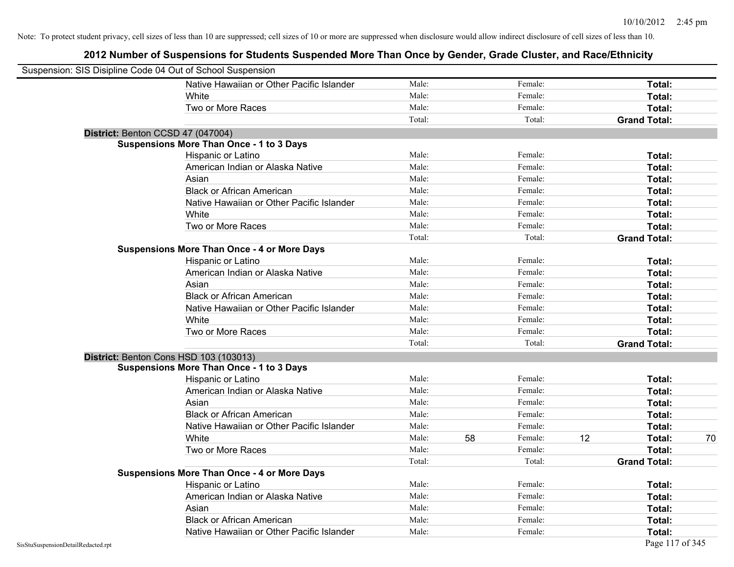Note: To protect student privacy, cell sizes of less than 10 are suppressed; cell sizes of 10 or more are suppressed when disclosure would allow indirect disclosure of cell sizes of less than 10.

## 2012 Number of Suspensions for Students Suspended More Than Once by Gender, Grade Cluster, and Race/Ethnicity

Suspension: SIS Disipline Code 04 Out of School Suspension

| | | | | | | |
|---|---|---|---|---|---|---|
| Native Hawaiian or Other Pacific Islander | Male: | | Female: | | **Total:** | |
| White | Male: | | Female: | | **Total:** | |
| Two or More Races | Male: | | Female: | | **Total:** | |
| | Total: | | Total: | | **Grand Total:** | |

**District:** Benton CCSD 47 (047004)

**Suspensions More Than Once - 1 to 3 Days**

| | | | | | | |
|---|---|---|---|---|---|---|
| Hispanic or Latino | Male: | | Female: | | **Total:** | |
| American Indian or Alaska Native | Male: | | Female: | | **Total:** | |
| Asian | Male: | | Female: | | **Total:** | |
| Black or African American | Male: | | Female: | | **Total:** | |
| Native Hawaiian or Other Pacific Islander | Male: | | Female: | | **Total:** | |
| White | Male: | | Female: | | **Total:** | |
| Two or More Races | Male: | | Female: | | **Total:** | |
| | Total: | | Total: | | **Grand Total:** | |

**Suspensions More Than Once - 4 or More Days**

| | | | | | | |
|---|---|---|---|---|---|---|
| Hispanic or Latino | Male: | | Female: | | **Total:** | |
| American Indian or Alaska Native | Male: | | Female: | | **Total:** | |
| Asian | Male: | | Female: | | **Total:** | |
| Black or African American | Male: | | Female: | | **Total:** | |
| Native Hawaiian or Other Pacific Islander | Male: | | Female: | | **Total:** | |
| White | Male: | | Female: | | **Total:** | |
| Two or More Races | Male: | | Female: | | **Total:** | |
| | Total: | | Total: | | **Grand Total:** | |

**District:** Benton Cons HSD 103 (103013)

**Suspensions More Than Once - 1 to 3 Days**

| | | | | | | |
|---|---|---|---|---|---|---|
| Hispanic or Latino | Male: | | Female: | | **Total:** | |
| American Indian or Alaska Native | Male: | | Female: | | **Total:** | |
| Asian | Male: | | Female: | | **Total:** | |
| Black or African American | Male: | | Female: | | **Total:** | |
| Native Hawaiian or Other Pacific Islander | Male: | | Female: | | **Total:** | |
| White | Male: | 58 | Female: | 12 | **Total:** | 70 |
| Two or More Races | Male: | | Female: | | **Total:** | |
| | Total: | | Total: | | **Grand Total:** | |

**Suspensions More Than Once - 4 or More Days**

| | | | | | | |
|---|---|---|---|---|---|---|
| Hispanic or Latino | Male: | | Female: | | **Total:** | |
| American Indian or Alaska Native | Male: | | Female: | | **Total:** | |
| Asian | Male: | | Female: | | **Total:** | |
| Black or African American | Male: | | Female: | | **Total:** | |
| Native Hawaiian or Other Pacific Islander | Male: | | Female: | | **Total:** | |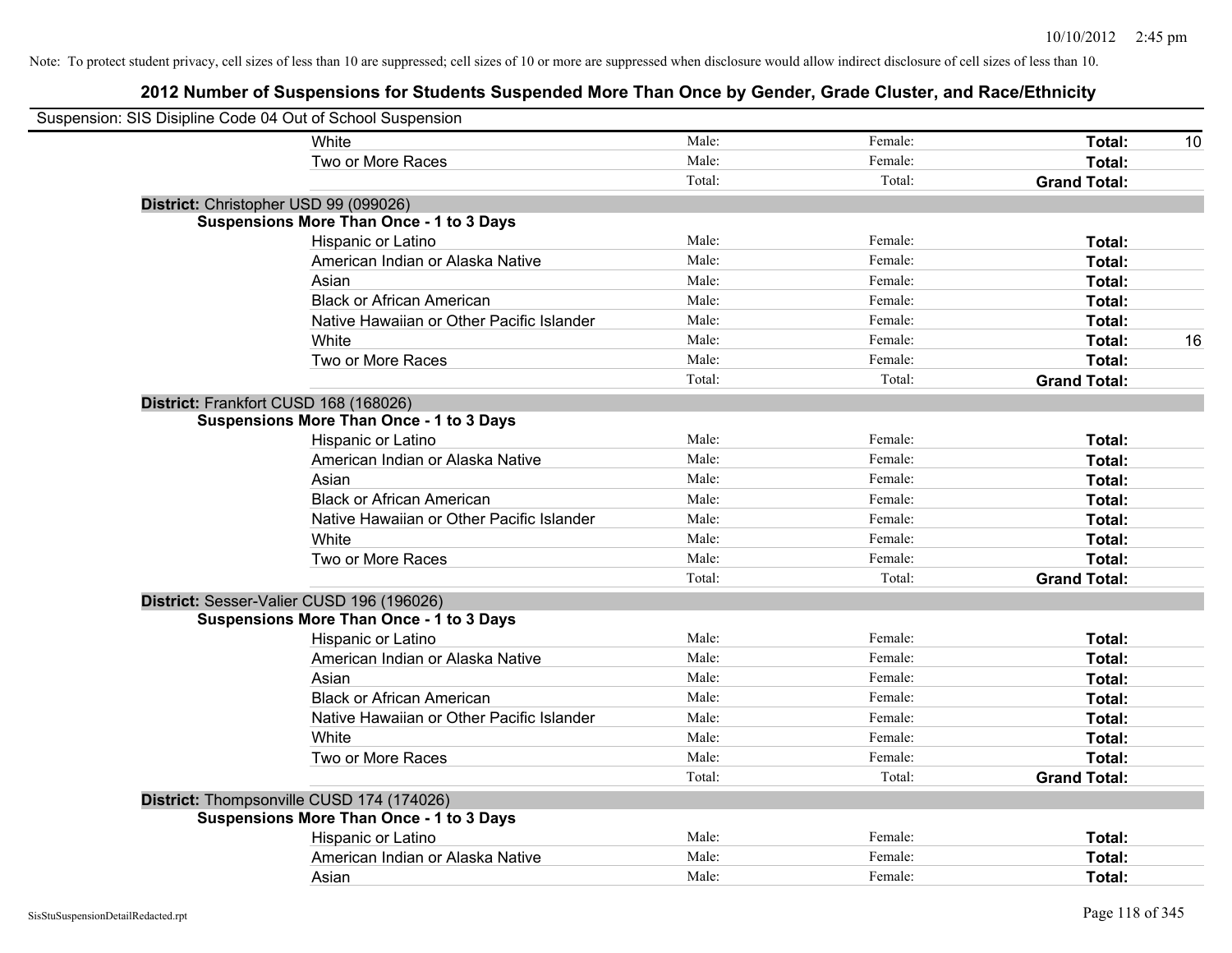Note: To protect student privacy, cell sizes of less than 10 are suppressed; cell sizes of 10 or more are suppressed when disclosure would allow indirect disclosure of cell sizes of less than 10.

## 2012 Number of Suspensions for Students Suspended More Than Once by Gender, Grade Cluster, and Race/Ethnicity

Suspension: SIS Disipline Code 04 Out of School Suspension

| | | | | |
|---|---|---|---|---|
| White | Male: | Female: | **Total:** | 10 |
| Two or More Races | Male: | Female: | **Total:** | |
| | Total: | Total: | **Grand Total:** | |

**District:** Christopher USD 99 (099026)

**Suspensions More Than Once - 1 to 3 Days**

| | | | | |
|---|---|---|---|---|
| Hispanic or Latino | Male: | Female: | **Total:** | |
| American Indian or Alaska Native | Male: | Female: | **Total:** | |
| Asian | Male: | Female: | **Total:** | |
| Black or African American | Male: | Female: | **Total:** | |
| Native Hawaiian or Other Pacific Islander | Male: | Female: | **Total:** | |
| White | Male: | Female: | **Total:** | 16 |
| Two or More Races | Male: | Female: | **Total:** | |
| | Total: | Total: | **Grand Total:** | |

**District:** Frankfort CUSD 168 (168026)

**Suspensions More Than Once - 1 to 3 Days**

| | | | | |
|---|---|---|---|---|
| Hispanic or Latino | Male: | Female: | **Total:** | |
| American Indian or Alaska Native | Male: | Female: | **Total:** | |
| Asian | Male: | Female: | **Total:** | |
| Black or African American | Male: | Female: | **Total:** | |
| Native Hawaiian or Other Pacific Islander | Male: | Female: | **Total:** | |
| White | Male: | Female: | **Total:** | |
| Two or More Races | Male: | Female: | **Total:** | |
| | Total: | Total: | **Grand Total:** | |

**District:** Sesser-Valier CUSD 196 (196026)

**Suspensions More Than Once - 1 to 3 Days**

| | | | | |
|---|---|---|---|---|
| Hispanic or Latino | Male: | Female: | **Total:** | |
| American Indian or Alaska Native | Male: | Female: | **Total:** | |
| Asian | Male: | Female: | **Total:** | |
| Black or African American | Male: | Female: | **Total:** | |
| Native Hawaiian or Other Pacific Islander | Male: | Female: | **Total:** | |
| White | Male: | Female: | **Total:** | |
| Two or More Races | Male: | Female: | **Total:** | |
| | Total: | Total: | **Grand Total:** | |

**District:** Thompsonville CUSD 174 (174026)

**Suspensions More Than Once - 1 to 3 Days**

| | | | | |
|---|---|---|---|---|
| Hispanic or Latino | Male: | Female: | **Total:** | |
| American Indian or Alaska Native | Male: | Female: | **Total:** | |
| Asian | Male: | Female: | **Total:** | |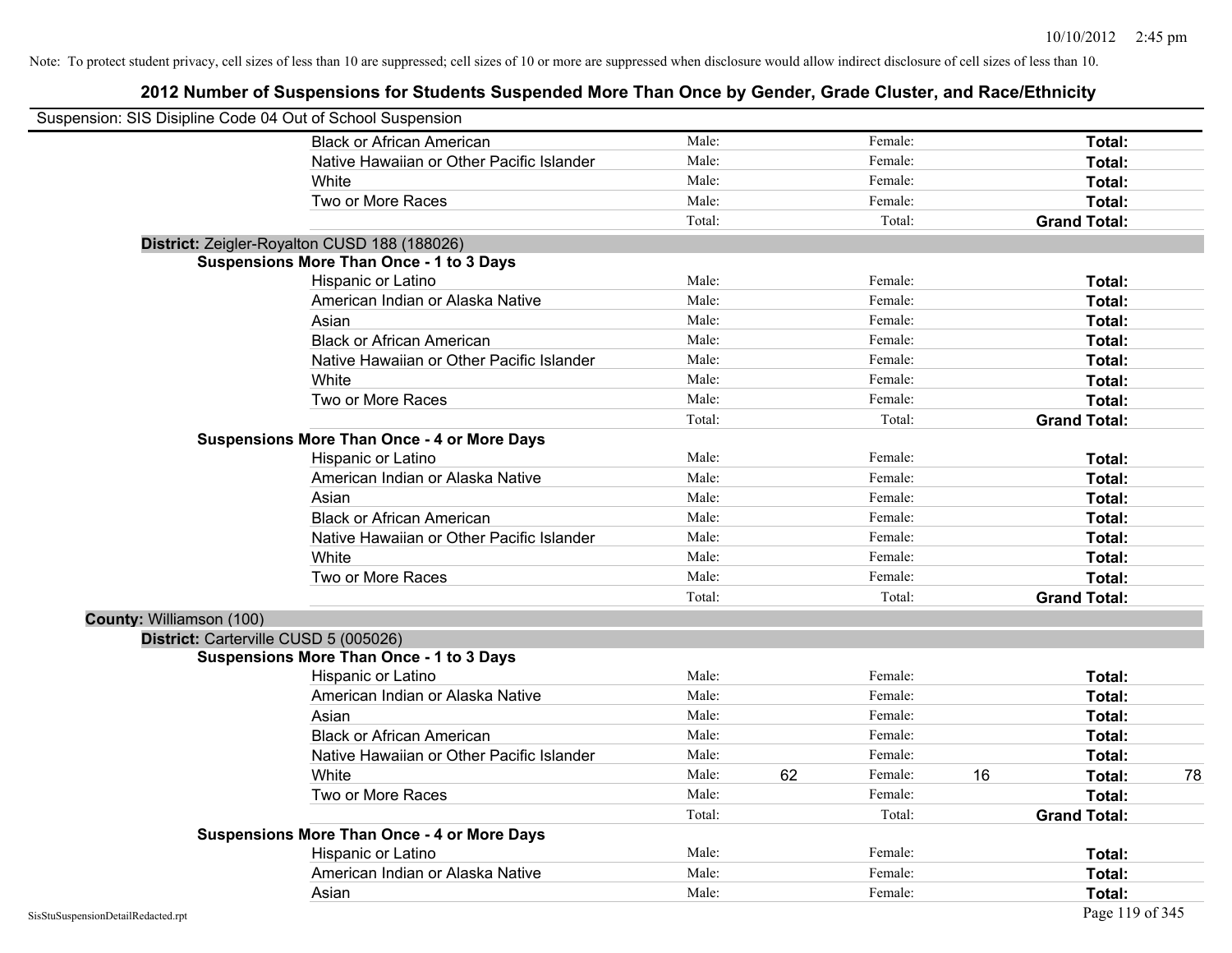Note: To protect student privacy, cell sizes of less than 10 are suppressed; cell sizes of 10 or more are suppressed when disclosure would allow indirect disclosure of cell sizes of less than 10.

# 2012 Number of Suspensions for Students Suspended More Than Once by Gender, Grade Cluster, and Race/Ethnicity

Suspension: SIS Disipline Code 04 Out of School Suspension

| | | | | | | |
|---|---|---|---|---|---|---|
| Black or African American | Male: | | Female: | | **Total:** | |
| Native Hawaiian or Other Pacific Islander | Male: | | Female: | | **Total:** | |
| White | Male: | | Female: | | **Total:** | |
| Two or More Races | Male: | | Female: | | **Total:** | |
| | Total: | | Total: | | **Grand Total:** | |

**District:** Zeigler-Royalton CUSD 188 (188026)

**Suspensions More Than Once - 1 to 3 Days**

| | | | | | | |
|---|---|---|---|---|---|---|
| Hispanic or Latino | Male: | | Female: | | **Total:** | |
| American Indian or Alaska Native | Male: | | Female: | | **Total:** | |
| Asian | Male: | | Female: | | **Total:** | |
| Black or African American | Male: | | Female: | | **Total:** | |
| Native Hawaiian or Other Pacific Islander | Male: | | Female: | | **Total:** | |
| White | Male: | | Female: | | **Total:** | |
| Two or More Races | Male: | | Female: | | **Total:** | |
| | Total: | | Total: | | **Grand Total:** | |

**Suspensions More Than Once - 4 or More Days**

| | | | | | | |
|---|---|---|---|---|---|---|
| Hispanic or Latino | Male: | | Female: | | **Total:** | |
| American Indian or Alaska Native | Male: | | Female: | | **Total:** | |
| Asian | Male: | | Female: | | **Total:** | |
| Black or African American | Male: | | Female: | | **Total:** | |
| Native Hawaiian or Other Pacific Islander | Male: | | Female: | | **Total:** | |
| White | Male: | | Female: | | **Total:** | |
| Two or More Races | Male: | | Female: | | **Total:** | |
| | Total: | | Total: | | **Grand Total:** | |

**County:** Williamson (100)

**District:** Carterville CUSD 5 (005026)

**Suspensions More Than Once - 1 to 3 Days**

| | | | | | | |
|---|---|---|---|---|---|---|
| Hispanic or Latino | Male: | | Female: | | **Total:** | |
| American Indian or Alaska Native | Male: | | Female: | | **Total:** | |
| Asian | Male: | | Female: | | **Total:** | |
| Black or African American | Male: | | Female: | | **Total:** | |
| Native Hawaiian or Other Pacific Islander | Male: | | Female: | | **Total:** | |
| White | Male: | 62 | Female: | 16 | **Total:** | 78 |
| Two or More Races | Male: | | Female: | | **Total:** | |
| | Total: | | Total: | | **Grand Total:** | |

**Suspensions More Than Once - 4 or More Days**

| | | | | | | |
|---|---|---|---|---|---|---|
| Hispanic or Latino | Male: | | Female: | | **Total:** | |
| American Indian or Alaska Native | Male: | | Female: | | **Total:** | |
| Asian | Male: | | Female: | | **Total:** | |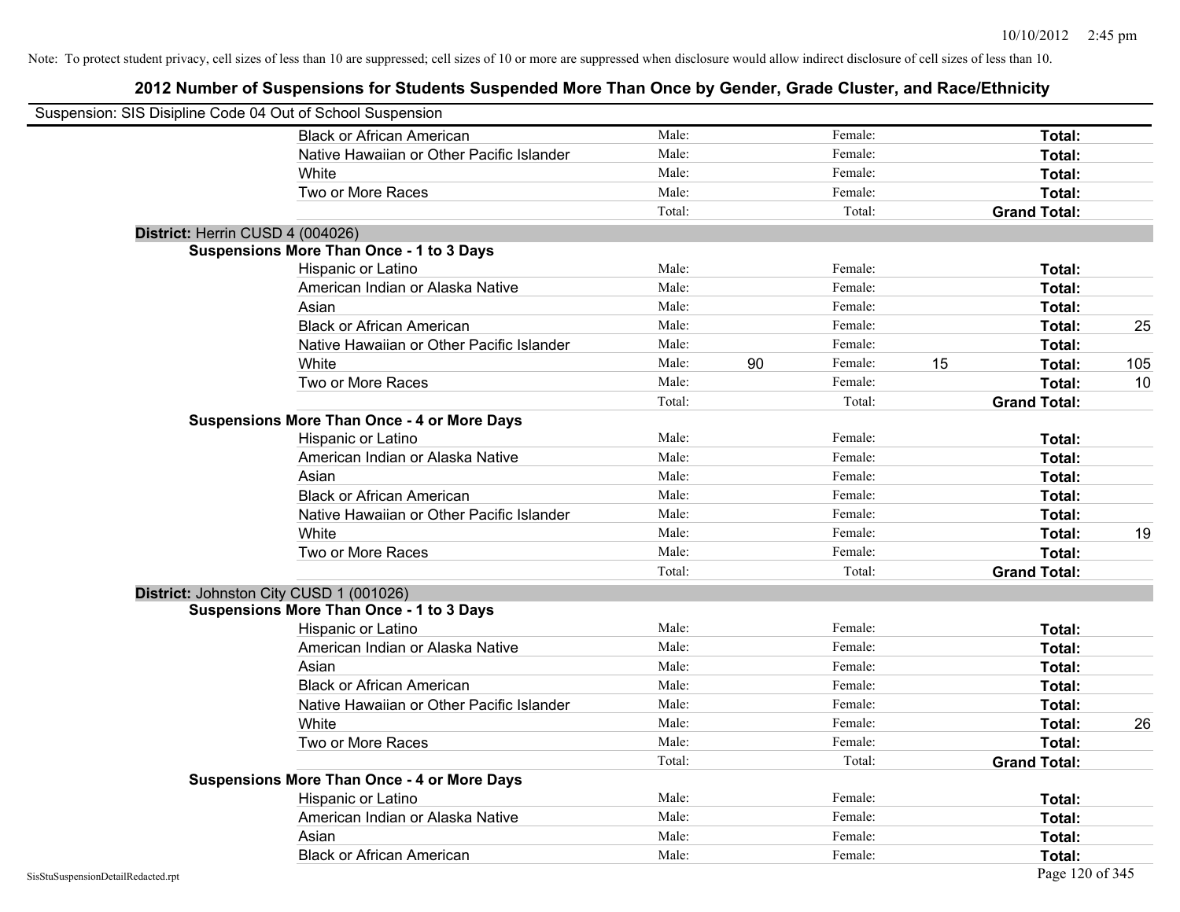Note: To protect student privacy, cell sizes of less than 10 are suppressed; cell sizes of 10 or more are suppressed when disclosure would allow indirect disclosure of cell sizes of less than 10.

## 2012 Number of Suspensions for Students Suspended More Than Once by Gender, Grade Cluster, and Race/Ethnicity

Suspension: SIS Disipline Code 04 Out of School Suspension

| | | | | | | |
|---|---|---|---|---|---|---|
| Black or African American | Male: | | Female: | | **Total:** | |
| Native Hawaiian or Other Pacific Islander | Male: | | Female: | | **Total:** | |
| White | Male: | | Female: | | **Total:** | |
| Two or More Races | Male: | | Female: | | **Total:** | |
| | Total: | | Total: | | **Grand Total:** | |

**District:** Herrin CUSD 4 (004026)

**Suspensions More Than Once - 1 to 3 Days**

| | | | | | | |
|---|---|---|---|---|---|---|
| Hispanic or Latino | Male: | | Female: | | **Total:** | |
| American Indian or Alaska Native | Male: | | Female: | | **Total:** | |
| Asian | Male: | | Female: | | **Total:** | |
| Black or African American | Male: | | Female: | | **Total:** | 25 |
| Native Hawaiian or Other Pacific Islander | Male: | | Female: | | **Total:** | |
| White | Male: | 90 | Female: | 15 | **Total:** | 105 |
| Two or More Races | Male: | | Female: | | **Total:** | 10 |
| | Total: | | Total: | | **Grand Total:** | |

**Suspensions More Than Once - 4 or More Days**

| | | | | | | |
|---|---|---|---|---|---|---|
| Hispanic or Latino | Male: | | Female: | | **Total:** | |
| American Indian or Alaska Native | Male: | | Female: | | **Total:** | |
| Asian | Male: | | Female: | | **Total:** | |
| Black or African American | Male: | | Female: | | **Total:** | |
| Native Hawaiian or Other Pacific Islander | Male: | | Female: | | **Total:** | |
| White | Male: | | Female: | | **Total:** | 19 |
| Two or More Races | Male: | | Female: | | **Total:** | |
| | Total: | | Total: | | **Grand Total:** | |

**District:** Johnston City CUSD 1 (001026)

**Suspensions More Than Once - 1 to 3 Days**

| | | | | | | |
|---|---|---|---|---|---|---|
| Hispanic or Latino | Male: | | Female: | | **Total:** | |
| American Indian or Alaska Native | Male: | | Female: | | **Total:** | |
| Asian | Male: | | Female: | | **Total:** | |
| Black or African American | Male: | | Female: | | **Total:** | |
| Native Hawaiian or Other Pacific Islander | Male: | | Female: | | **Total:** | |
| White | Male: | | Female: | | **Total:** | 26 |
| Two or More Races | Male: | | Female: | | **Total:** | |
| | Total: | | Total: | | **Grand Total:** | |

**Suspensions More Than Once - 4 or More Days**

| | | | | | | |
|---|---|---|---|---|---|---|
| Hispanic or Latino | Male: | | Female: | | **Total:** | |
| American Indian or Alaska Native | Male: | | Female: | | **Total:** | |
| Asian | Male: | | Female: | | **Total:** | |
| Black or African American | Male: | | Female: | | **Total:** | |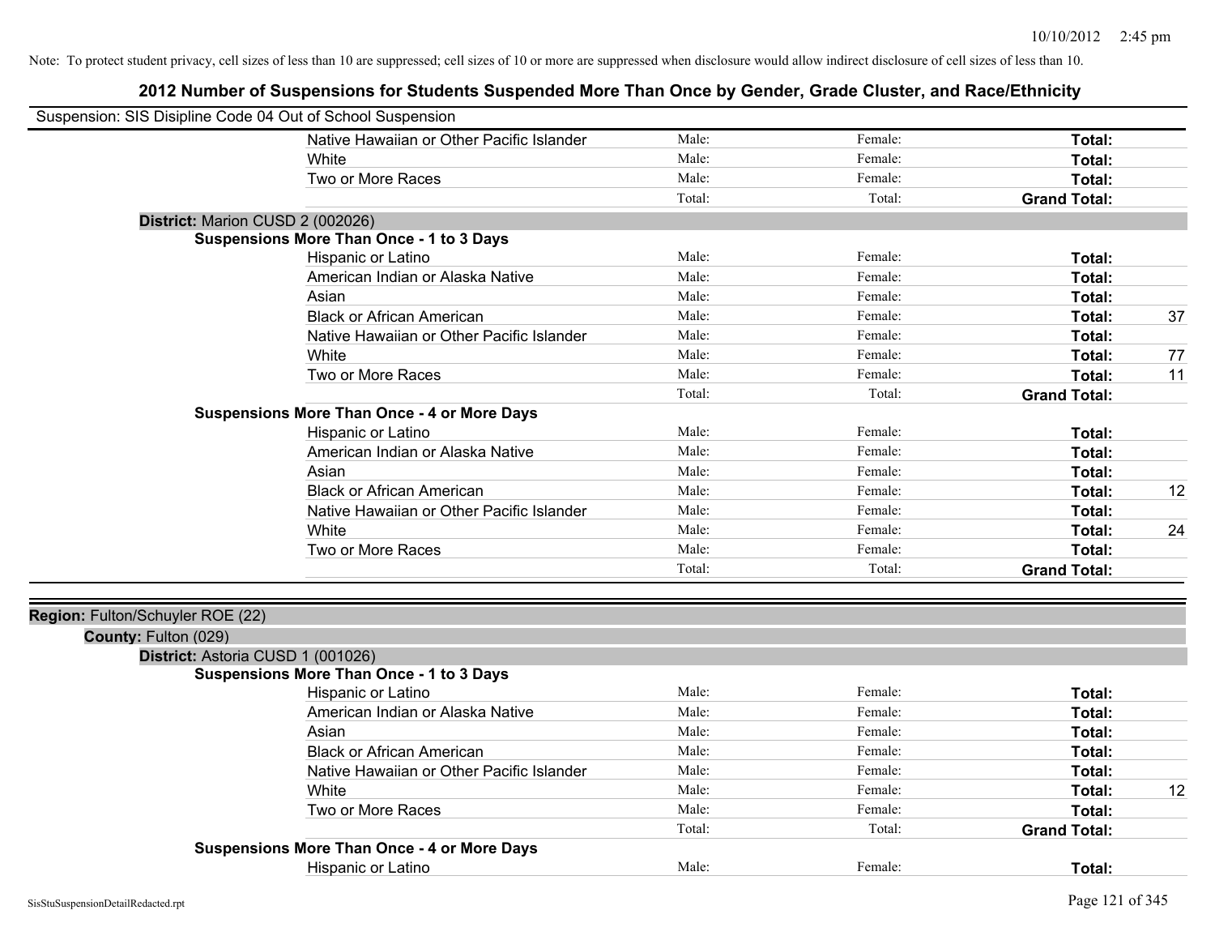Note: To protect student privacy, cell sizes of less than 10 are suppressed; cell sizes of 10 or more are suppressed when disclosure would allow indirect disclosure of cell sizes of less than 10.

## 2012 Number of Suspensions for Students Suspended More Than Once by Gender, Grade Cluster, and Race/Ethnicity

Suspension: SIS Disipline Code 04 Out of School Suspension

| | Male | Female | Total |
|---|---|---|---|
| Native Hawaiian or Other Pacific Islander | Male: | Female: | **Total:** |
| White | Male: | Female: | **Total:** |
| Two or More Races | Male: | Female: | **Total:** |
| | Total: | Total: | **Grand Total:** |

**District:** Marion CUSD 2 (002026)

**Suspensions More Than Once - 1 to 3 Days**

| | Male | Female | Total |
|---|---|---|---|
| Hispanic or Latino | Male: | Female: | **Total:** |
| American Indian or Alaska Native | Male: | Female: | **Total:** |
| Asian | Male: | Female: | **Total:** |
| Black or African American | Male: | Female: | **Total:** 37 |
| Native Hawaiian or Other Pacific Islander | Male: | Female: | **Total:** |
| White | Male: | Female: | **Total:** 77 |
| Two or More Races | Male: | Female: | **Total:** 11 |
| | Total: | Total: | **Grand Total:** |

**Suspensions More Than Once - 4 or More Days**

| | Male | Female | Total |
|---|---|---|---|
| Hispanic or Latino | Male: | Female: | **Total:** |
| American Indian or Alaska Native | Male: | Female: | **Total:** |
| Asian | Male: | Female: | **Total:** |
| Black or African American | Male: | Female: | **Total:** 12 |
| Native Hawaiian or Other Pacific Islander | Male: | Female: | **Total:** |
| White | Male: | Female: | **Total:** 24 |
| Two or More Races | Male: | Female: | **Total:** |
| | Total: | Total: | **Grand Total:** |

**Region:** Fulton/Schuyler ROE (22)

**County:** Fulton (029)

**District:** Astoria CUSD 1 (001026)

**Suspensions More Than Once - 1 to 3 Days**

| | Male | Female | Total |
|---|---|---|---|
| Hispanic or Latino | Male: | Female: | **Total:** |
| American Indian or Alaska Native | Male: | Female: | **Total:** |
| Asian | Male: | Female: | **Total:** |
| Black or African American | Male: | Female: | **Total:** |
| Native Hawaiian or Other Pacific Islander | Male: | Female: | **Total:** |
| White | Male: | Female: | **Total:** 12 |
| Two or More Races | Male: | Female: | **Total:** |
| | Total: | Total: | **Grand Total:** |

**Suspensions More Than Once - 4 or More Days**

| | Male | Female | Total |
|---|---|---|---|
| Hispanic or Latino | Male: | Female: | **Total:** |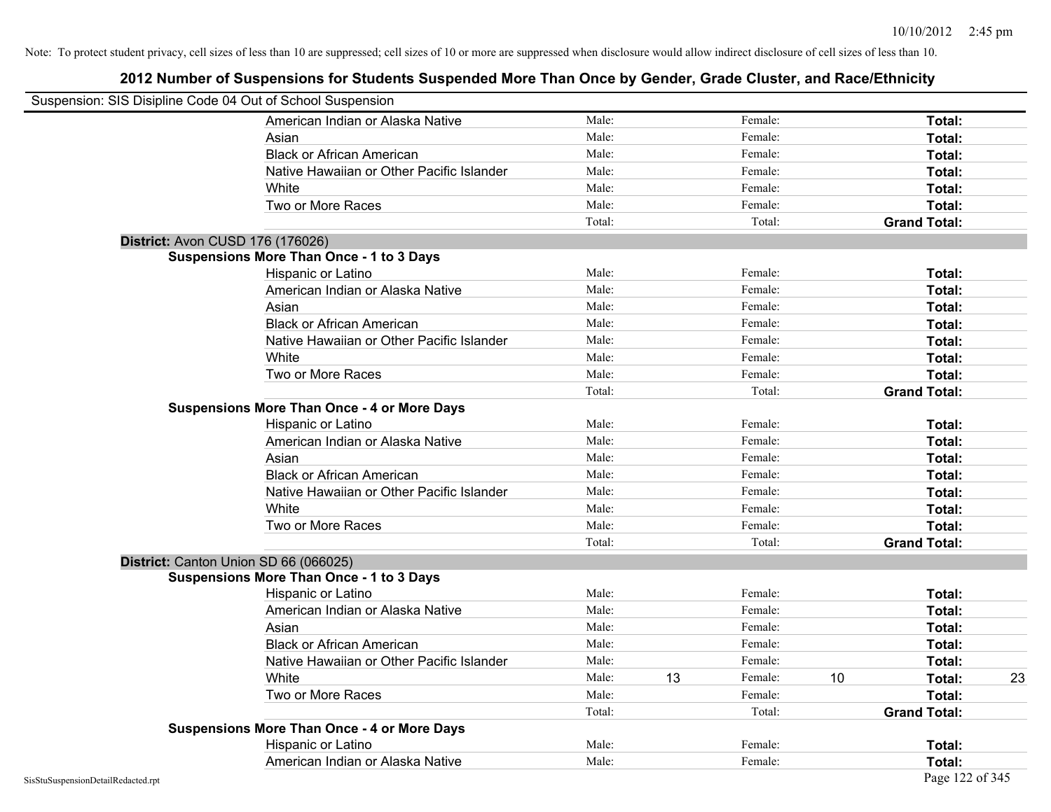Note: To protect student privacy, cell sizes of less than 10 are suppressed; cell sizes of 10 or more are suppressed when disclosure would allow indirect disclosure of cell sizes of less than 10.

## 2012 Number of Suspensions for Students Suspended More Than Once by Gender, Grade Cluster, and Race/Ethnicity

Suspension: SIS Disipline Code 04 Out of School Suspension

| | | | | | |
|---|---|---|---|---|---|
| American Indian or Alaska Native | Male: | | Female: | | Total: |
| Asian | Male: | | Female: | | Total: |
| Black or African American | Male: | | Female: | | Total: |
| Native Hawaiian or Other Pacific Islander | Male: | | Female: | | Total: |
| White | Male: | | Female: | | Total: |
| Two or More Races | Male: | | Female: | | Total: |
| | Total: | | Total: | | Grand Total: |

**District:** Avon CUSD 176 (176026)

**Suspensions More Than Once - 1 to 3 Days**

| | | | | | | |
|---|---|---|---|---|---|---|
| Hispanic or Latino | Male: | | Female: | | Total: | |
| American Indian or Alaska Native | Male: | | Female: | | Total: | |
| Asian | Male: | | Female: | | Total: | |
| Black or African American | Male: | | Female: | | Total: | |
| Native Hawaiian or Other Pacific Islander | Male: | | Female: | | Total: | |
| White | Male: | | Female: | | Total: | |
| Two or More Races | Male: | | Female: | | Total: | |
| | Total: | | Total: | | Grand Total: | |

**Suspensions More Than Once - 4 or More Days**

| | | | | | | |
|---|---|---|---|---|---|---|
| Hispanic or Latino | Male: | | Female: | | Total: | |
| American Indian or Alaska Native | Male: | | Female: | | Total: | |
| Asian | Male: | | Female: | | Total: | |
| Black or African American | Male: | | Female: | | Total: | |
| Native Hawaiian or Other Pacific Islander | Male: | | Female: | | Total: | |
| White | Male: | | Female: | | Total: | |
| Two or More Races | Male: | | Female: | | Total: | |
| | Total: | | Total: | | Grand Total: | |

**District:** Canton Union SD 66 (066025)

**Suspensions More Than Once - 1 to 3 Days**

| | | | | | | |
|---|---|---|---|---|---|---|
| Hispanic or Latino | Male: | | Female: | | Total: | |
| American Indian or Alaska Native | Male: | | Female: | | Total: | |
| Asian | Male: | | Female: | | Total: | |
| Black or African American | Male: | | Female: | | Total: | |
| Native Hawaiian or Other Pacific Islander | Male: | | Female: | | Total: | |
| White | Male: | 13 | Female: | 10 | Total: | 23 |
| Two or More Races | Male: | | Female: | | Total: | |
| | Total: | | Total: | | Grand Total: | |

**Suspensions More Than Once - 4 or More Days**

| | | | | | | |
|---|---|---|---|---|---|---|
| Hispanic or Latino | Male: | | Female: | | Total: | |
| American Indian or Alaska Native | Male: | | Female: | | Total: | |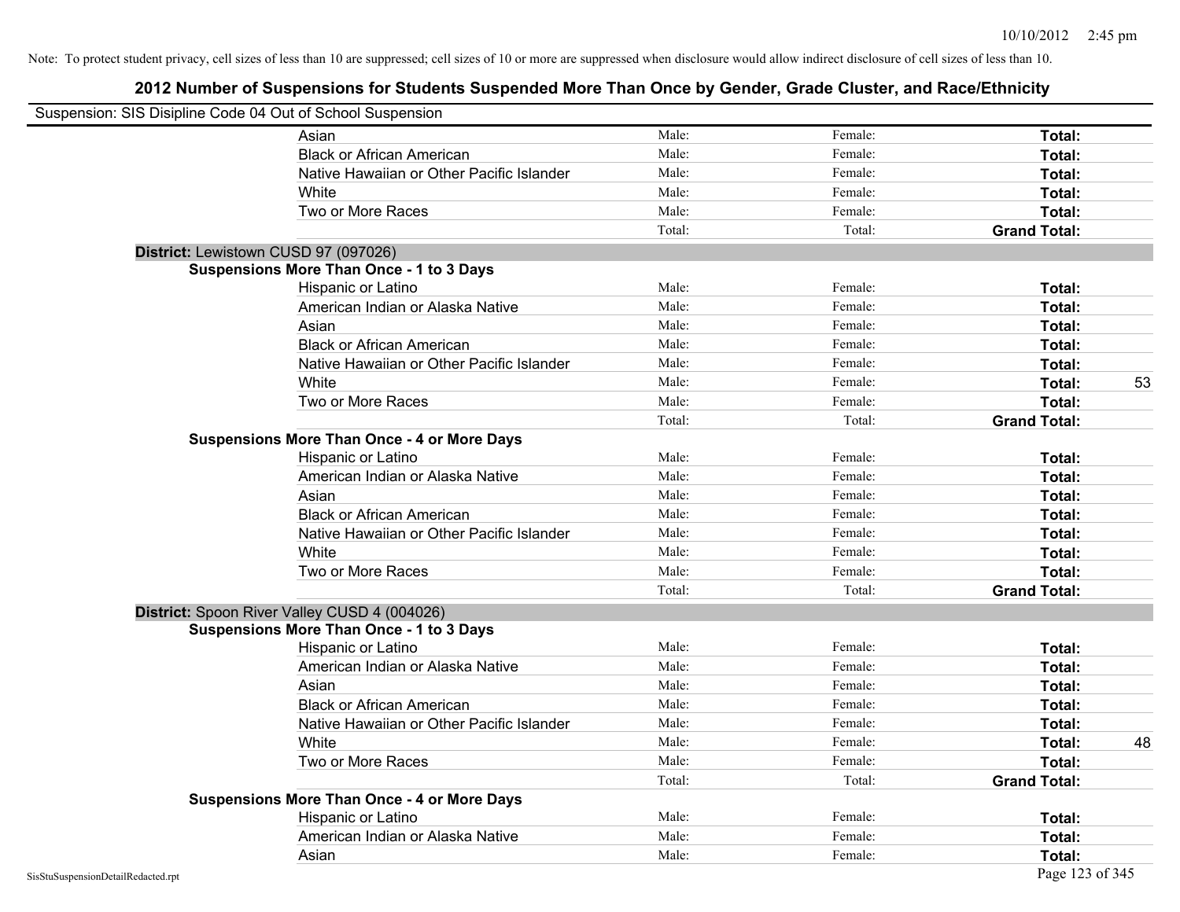Note: To protect student privacy, cell sizes of less than 10 are suppressed; cell sizes of 10 or more are suppressed when disclosure would allow indirect disclosure of cell sizes of less than 10.

## 2012 Number of Suspensions for Students Suspended More Than Once by Gender, Grade Cluster, and Race/Ethnicity

Suspension: SIS Disipline Code 04 Out of School Suspension

| | | | | |
|---|---|---|---|---|
| Asian | Male: | Female: | **Total:** | |
| Black or African American | Male: | Female: | **Total:** | |
| Native Hawaiian or Other Pacific Islander | Male: | Female: | **Total:** | |
| White | Male: | Female: | **Total:** | |
| Two or More Races | Male: | Female: | **Total:** | |
| | Total: | Total: | **Grand Total:** | |

**District:** Lewistown CUSD 97 (097026)

**Suspensions More Than Once - 1 to 3 Days**

| | | | | |
|---|---|---|---|---|
| Hispanic or Latino | Male: | Female: | **Total:** | |
| American Indian or Alaska Native | Male: | Female: | **Total:** | |
| Asian | Male: | Female: | **Total:** | |
| Black or African American | Male: | Female: | **Total:** | |
| Native Hawaiian or Other Pacific Islander | Male: | Female: | **Total:** | |
| White | Male: | Female: | **Total:** | 53 |
| Two or More Races | Male: | Female: | **Total:** | |
| | Total: | Total: | **Grand Total:** | |

**Suspensions More Than Once - 4 or More Days**

| | | | | |
|---|---|---|---|---|
| Hispanic or Latino | Male: | Female: | **Total:** | |
| American Indian or Alaska Native | Male: | Female: | **Total:** | |
| Asian | Male: | Female: | **Total:** | |
| Black or African American | Male: | Female: | **Total:** | |
| Native Hawaiian or Other Pacific Islander | Male: | Female: | **Total:** | |
| White | Male: | Female: | **Total:** | |
| Two or More Races | Male: | Female: | **Total:** | |
| | Total: | Total: | **Grand Total:** | |

**District:** Spoon River Valley CUSD 4 (004026)

**Suspensions More Than Once - 1 to 3 Days**

| | | | | |
|---|---|---|---|---|
| Hispanic or Latino | Male: | Female: | **Total:** | |
| American Indian or Alaska Native | Male: | Female: | **Total:** | |
| Asian | Male: | Female: | **Total:** | |
| Black or African American | Male: | Female: | **Total:** | |
| Native Hawaiian or Other Pacific Islander | Male: | Female: | **Total:** | |
| White | Male: | Female: | **Total:** | 48 |
| Two or More Races | Male: | Female: | **Total:** | |
| | Total: | Total: | **Grand Total:** | |

**Suspensions More Than Once - 4 or More Days**

| | | | | |
|---|---|---|---|---|
| Hispanic or Latino | Male: | Female: | **Total:** | |
| American Indian or Alaska Native | Male: | Female: | **Total:** | |
| Asian | Male: | Female: | **Total:** | |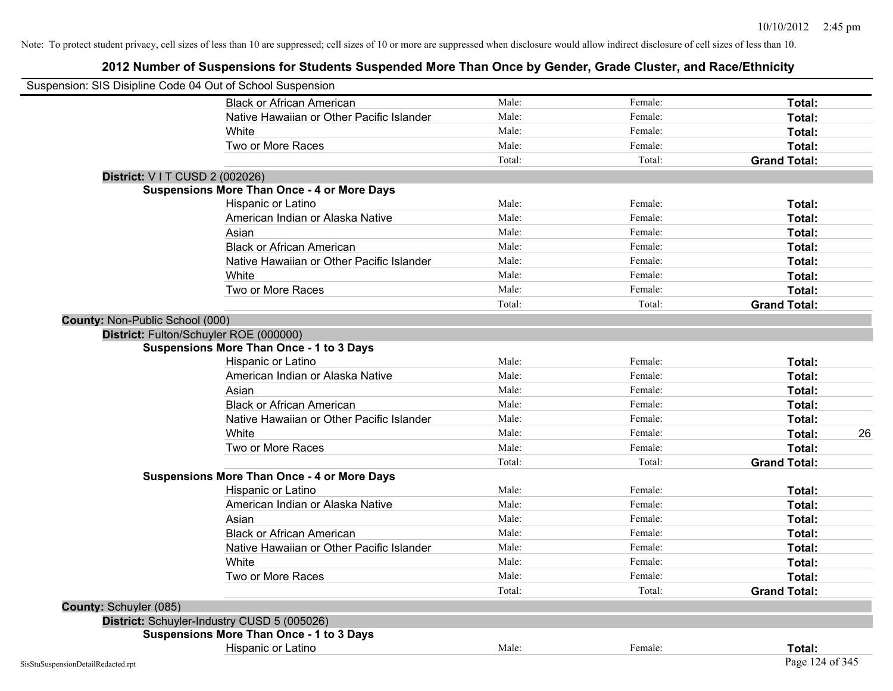Note: To protect student privacy, cell sizes of less than 10 are suppressed; cell sizes of 10 or more are suppressed when disclosure would allow indirect disclosure of cell sizes of less than 10.

# 2012 Number of Suspensions for Students Suspended More Than Once by Gender, Grade Cluster, and Race/Ethnicity

Suspension: SIS Disipline Code 04 Out of School Suspension

| | | | | |
|---|---|---|---|---|
| Black or African American | Male: | Female: | **Total:** | |
| Native Hawaiian or Other Pacific Islander | Male: | Female: | **Total:** | |
| White | Male: | Female: | **Total:** | |
| Two or More Races | Male: | Female: | **Total:** | |
| | Total: | Total: | **Grand Total:** | |

**District:** V I T CUSD 2 (002026)

**Suspensions More Than Once - 4 or More Days**

| | | | | |
|---|---|---|---|---|
| Hispanic or Latino | Male: | Female: | **Total:** | |
| American Indian or Alaska Native | Male: | Female: | **Total:** | |
| Asian | Male: | Female: | **Total:** | |
| Black or African American | Male: | Female: | **Total:** | |
| Native Hawaiian or Other Pacific Islander | Male: | Female: | **Total:** | |
| White | Male: | Female: | **Total:** | |
| Two or More Races | Male: | Female: | **Total:** | |
| | Total: | Total: | **Grand Total:** | |

**County:** Non-Public School (000)

**District:** Fulton/Schuyler ROE (000000)

**Suspensions More Than Once - 1 to 3 Days**

| | | | | |
|---|---|---|---|---|
| Hispanic or Latino | Male: | Female: | **Total:** | |
| American Indian or Alaska Native | Male: | Female: | **Total:** | |
| Asian | Male: | Female: | **Total:** | |
| Black or African American | Male: | Female: | **Total:** | |
| Native Hawaiian or Other Pacific Islander | Male: | Female: | **Total:** | |
| White | Male: | Female: | **Total:** | 26 |
| Two or More Races | Male: | Female: | **Total:** | |
| | Total: | Total: | **Grand Total:** | |

**Suspensions More Than Once - 4 or More Days**

| | | | | |
|---|---|---|---|---|
| Hispanic or Latino | Male: | Female: | **Total:** | |
| American Indian or Alaska Native | Male: | Female: | **Total:** | |
| Asian | Male: | Female: | **Total:** | |
| Black or African American | Male: | Female: | **Total:** | |
| Native Hawaiian or Other Pacific Islander | Male: | Female: | **Total:** | |
| White | Male: | Female: | **Total:** | |
| Two or More Races | Male: | Female: | **Total:** | |
| | Total: | Total: | **Grand Total:** | |

**County:** Schuyler (085)

**District:** Schuyler-Industry CUSD 5 (005026)

**Suspensions More Than Once - 1 to 3 Days**

| | | | | |
|---|---|---|---|---|
| Hispanic or Latino | Male: | Female: | **Total:** | |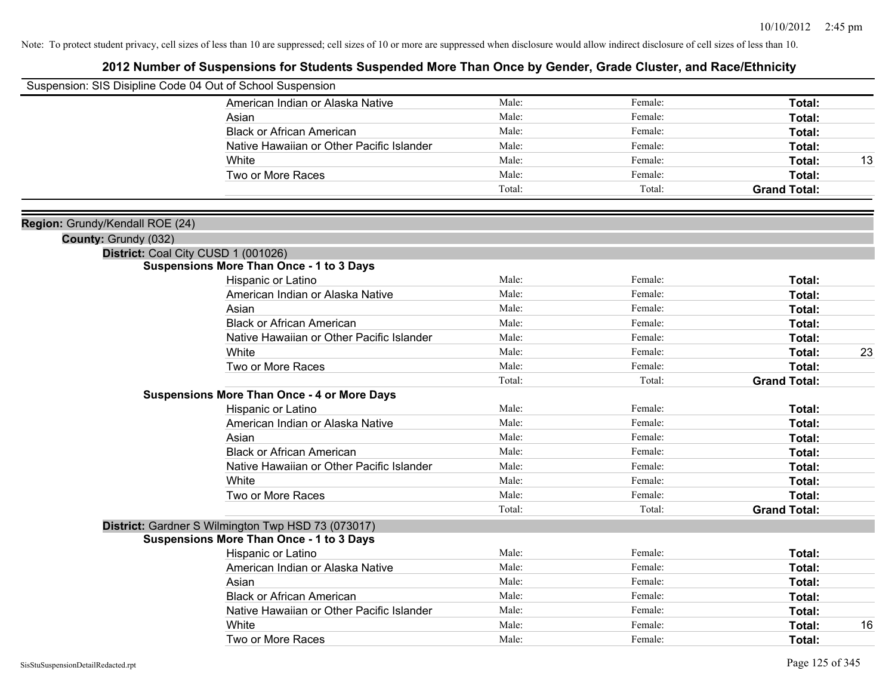Note: To protect student privacy, cell sizes of less than 10 are suppressed; cell sizes of 10 or more are suppressed when disclosure would allow indirect disclosure of cell sizes of less than 10.

## 2012 Number of Suspensions for Students Suspended More Than Once by Gender, Grade Cluster, and Race/Ethnicity

Suspension: SIS Disipline Code 04 Out of School Suspension

| | | | | |
|---|---|---|---|---|
| American Indian or Alaska Native | Male: | Female: | **Total:** | |
| Asian | Male: | Female: | **Total:** | |
| Black or African American | Male: | Female: | **Total:** | |
| Native Hawaiian or Other Pacific Islander | Male: | Female: | **Total:** | |
| White | Male: | Female: | **Total:** | 13 |
| Two or More Races | Male: | Female: | **Total:** | |
| | Total: | Total: | **Grand Total:** | |

**Region:** Grundy/Kendall ROE (24)

**County:** Grundy (032)

**District:** Coal City CUSD 1 (001026)

**Suspensions More Than Once - 1 to 3 Days**

| | | | | |
|---|---|---|---|---|
| Hispanic or Latino | Male: | Female: | **Total:** | |
| American Indian or Alaska Native | Male: | Female: | **Total:** | |
| Asian | Male: | Female: | **Total:** | |
| Black or African American | Male: | Female: | **Total:** | |
| Native Hawaiian or Other Pacific Islander | Male: | Female: | **Total:** | |
| White | Male: | Female: | **Total:** | 23 |
| Two or More Races | Male: | Female: | **Total:** | |
| | Total: | Total: | **Grand Total:** | |

**Suspensions More Than Once - 4 or More Days**

| | | | | |
|---|---|---|---|---|
| Hispanic or Latino | Male: | Female: | **Total:** | |
| American Indian or Alaska Native | Male: | Female: | **Total:** | |
| Asian | Male: | Female: | **Total:** | |
| Black or African American | Male: | Female: | **Total:** | |
| Native Hawaiian or Other Pacific Islander | Male: | Female: | **Total:** | |
| White | Male: | Female: | **Total:** | |
| Two or More Races | Male: | Female: | **Total:** | |
| | Total: | Total: | **Grand Total:** | |

**District:** Gardner S Wilmington Twp HSD 73 (073017)

**Suspensions More Than Once - 1 to 3 Days**

| | | | | |
|---|---|---|---|---|
| Hispanic or Latino | Male: | Female: | **Total:** | |
| American Indian or Alaska Native | Male: | Female: | **Total:** | |
| Asian | Male: | Female: | **Total:** | |
| Black or African American | Male: | Female: | **Total:** | |
| Native Hawaiian or Other Pacific Islander | Male: | Female: | **Total:** | |
| White | Male: | Female: | **Total:** | 16 |
| Two or More Races | Male: | Female: | **Total:** | |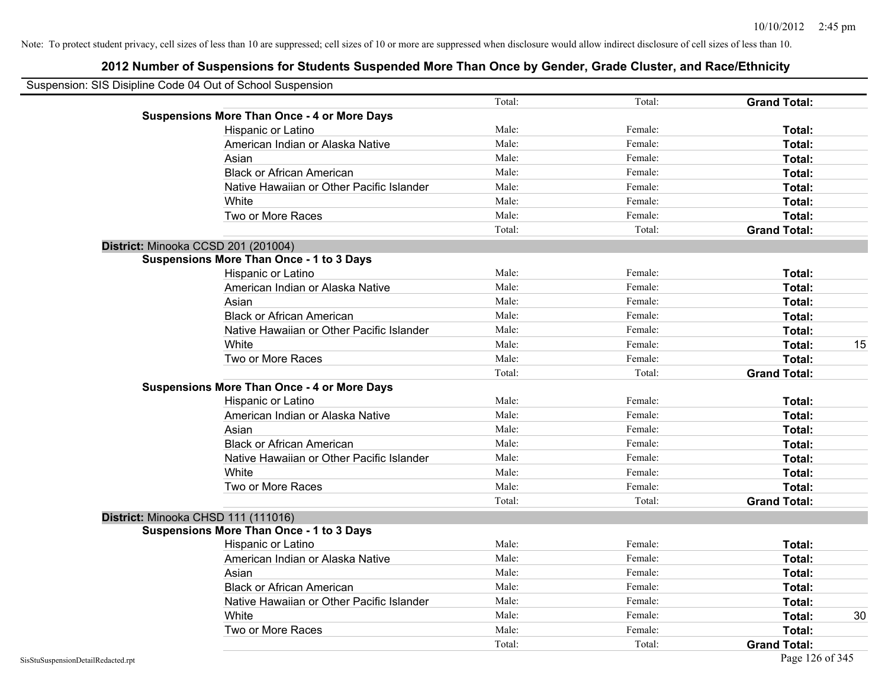Note: To protect student privacy, cell sizes of less than 10 are suppressed; cell sizes of 10 or more are suppressed when disclosure would allow indirect disclosure of cell sizes of less than 10.

## 2012 Number of Suspensions for Students Suspended More Than Once by Gender, Grade Cluster, and Race/Ethnicity

Suspension: SIS Disipline Code 04 Out of School Suspension

| | | | | |
|---|---|---|---|---|
| | Total: | Total: | **Grand Total:** | |
| **Suspensions More Than Once - 4 or More Days** | | | | |
| Hispanic or Latino | Male: | Female: | **Total:** | |
| American Indian or Alaska Native | Male: | Female: | **Total:** | |
| Asian | Male: | Female: | **Total:** | |
| Black or African American | Male: | Female: | **Total:** | |
| Native Hawaiian or Other Pacific Islander | Male: | Female: | **Total:** | |
| White | Male: | Female: | **Total:** | |
| Two or More Races | Male: | Female: | **Total:** | |
| | Total: | Total: | **Grand Total:** | |
| **District:** Minooka CCSD 201 (201004) | | | | |
| **Suspensions More Than Once - 1 to 3 Days** | | | | |
| Hispanic or Latino | Male: | Female: | **Total:** | |
| American Indian or Alaska Native | Male: | Female: | **Total:** | |
| Asian | Male: | Female: | **Total:** | |
| Black or African American | Male: | Female: | **Total:** | |
| Native Hawaiian or Other Pacific Islander | Male: | Female: | **Total:** | |
| White | Male: | Female: | **Total:** | 15 |
| Two or More Races | Male: | Female: | **Total:** | |
| | Total: | Total: | **Grand Total:** | |
| **Suspensions More Than Once - 4 or More Days** | | | | |
| Hispanic or Latino | Male: | Female: | **Total:** | |
| American Indian or Alaska Native | Male: | Female: | **Total:** | |
| Asian | Male: | Female: | **Total:** | |
| Black or African American | Male: | Female: | **Total:** | |
| Native Hawaiian or Other Pacific Islander | Male: | Female: | **Total:** | |
| White | Male: | Female: | **Total:** | |
| Two or More Races | Male: | Female: | **Total:** | |
| | Total: | Total: | **Grand Total:** | |
| **District:** Minooka CHSD 111 (111016) | | | | |
| **Suspensions More Than Once - 1 to 3 Days** | | | | |
| Hispanic or Latino | Male: | Female: | **Total:** | |
| American Indian or Alaska Native | Male: | Female: | **Total:** | |
| Asian | Male: | Female: | **Total:** | |
| Black or African American | Male: | Female: | **Total:** | |
| Native Hawaiian or Other Pacific Islander | Male: | Female: | **Total:** | |
| White | Male: | Female: | **Total:** | 30 |
| Two or More Races | Male: | Female: | **Total:** | |
| | Total: | Total: | **Grand Total:** | |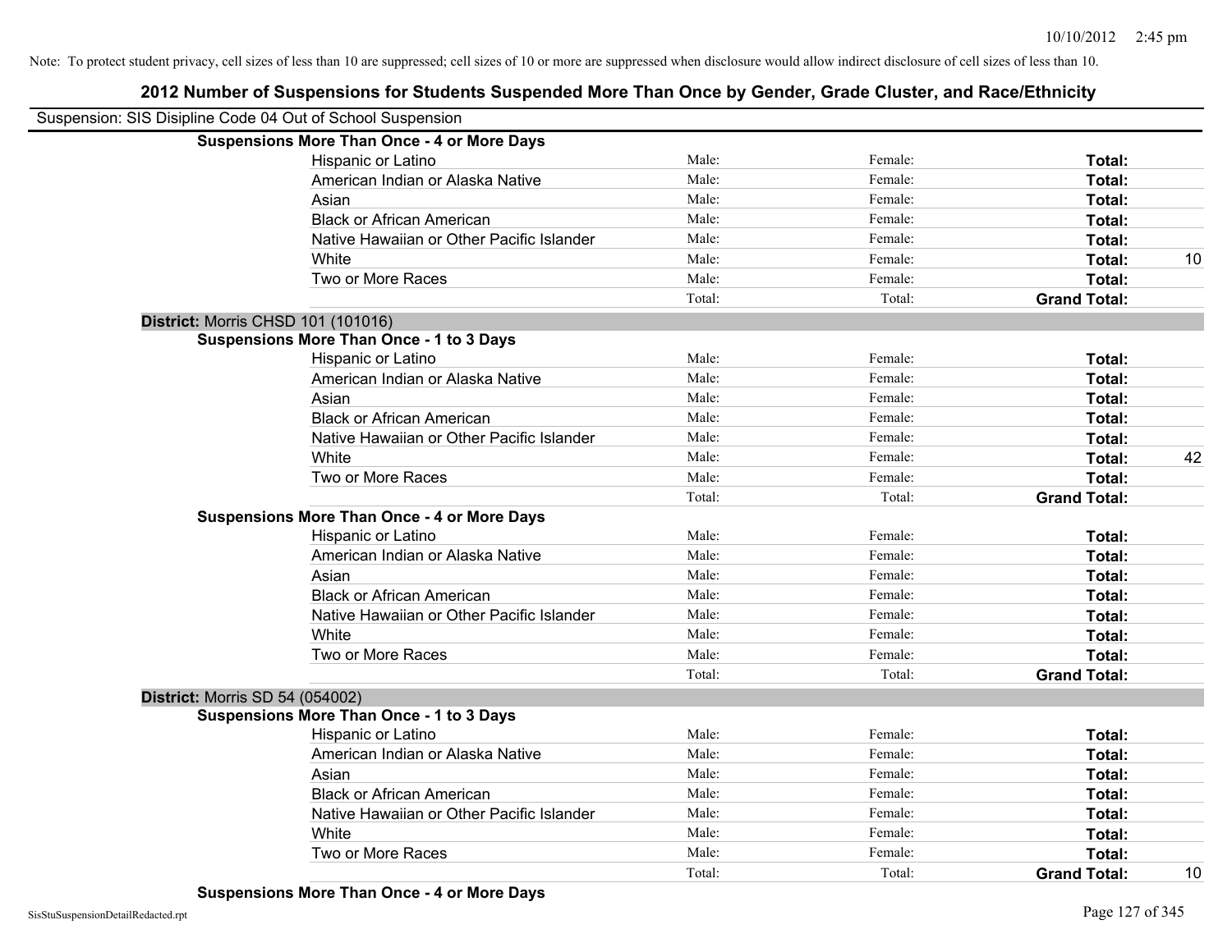Note: To protect student privacy, cell sizes of less than 10 are suppressed; cell sizes of 10 or more are suppressed when disclosure would allow indirect disclosure of cell sizes of less than 10.

# 2012 Number of Suspensions for Students Suspended More Than Once by Gender, Grade Cluster, and Race/Ethnicity

Suspension: SIS Disipline Code 04 Out of School Suspension

**Suspensions More Than Once - 4 or More Days**

| | | | | |
|---|---|---|---|---|
| Hispanic or Latino | Male: | Female: | **Total:** | |
| American Indian or Alaska Native | Male: | Female: | **Total:** | |
| Asian | Male: | Female: | **Total:** | |
| Black or African American | Male: | Female: | **Total:** | |
| Native Hawaiian or Other Pacific Islander | Male: | Female: | **Total:** | |
| White | Male: | Female: | **Total:** | 10 |
| Two or More Races | Male: | Female: | **Total:** | |
| | Total: | Total: | **Grand Total:** | |

**District:** Morris CHSD 101 (101016)

**Suspensions More Than Once - 1 to 3 Days**

| | | | | |
|---|---|---|---|---|
| Hispanic or Latino | Male: | Female: | **Total:** | |
| American Indian or Alaska Native | Male: | Female: | **Total:** | |
| Asian | Male: | Female: | **Total:** | |
| Black or African American | Male: | Female: | **Total:** | |
| Native Hawaiian or Other Pacific Islander | Male: | Female: | **Total:** | |
| White | Male: | Female: | **Total:** | 42 |
| Two or More Races | Male: | Female: | **Total:** | |
| | Total: | Total: | **Grand Total:** | |

**Suspensions More Than Once - 4 or More Days**

| | | | | |
|---|---|---|---|---|
| Hispanic or Latino | Male: | Female: | **Total:** | |
| American Indian or Alaska Native | Male: | Female: | **Total:** | |
| Asian | Male: | Female: | **Total:** | |
| Black or African American | Male: | Female: | **Total:** | |
| Native Hawaiian or Other Pacific Islander | Male: | Female: | **Total:** | |
| White | Male: | Female: | **Total:** | |
| Two or More Races | Male: | Female: | **Total:** | |
| | Total: | Total: | **Grand Total:** | |

**District:** Morris SD 54 (054002)

**Suspensions More Than Once - 1 to 3 Days**

| | | | | |
|---|---|---|---|---|
| Hispanic or Latino | Male: | Female: | **Total:** | |
| American Indian or Alaska Native | Male: | Female: | **Total:** | |
| Asian | Male: | Female: | **Total:** | |
| Black or African American | Male: | Female: | **Total:** | |
| Native Hawaiian or Other Pacific Islander | Male: | Female: | **Total:** | |
| White | Male: | Female: | **Total:** | |
| Two or More Races | Male: | Female: | **Total:** | |
| | Total: | Total: | **Grand Total:** | 10 |

**Suspensions More Than Once - 4 or More Days**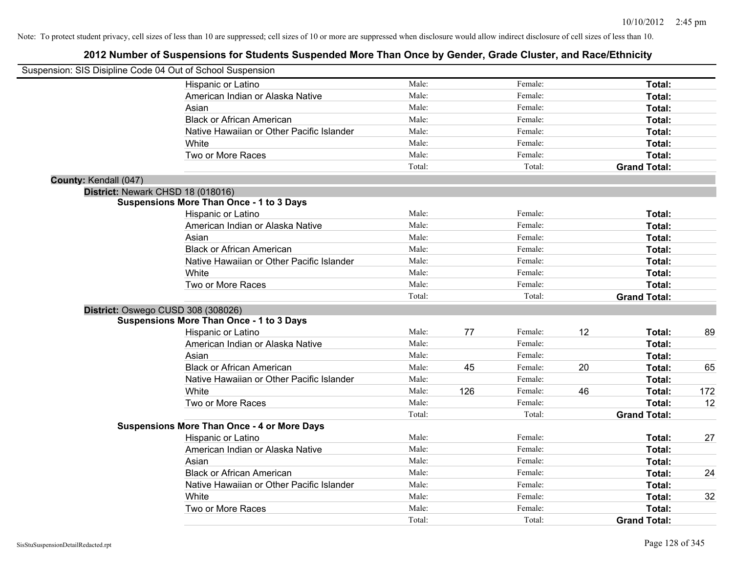Note: To protect student privacy, cell sizes of less than 10 are suppressed; cell sizes of 10 or more are suppressed when disclosure would allow indirect disclosure of cell sizes of less than 10.

## 2012 Number of Suspensions for Students Suspended More Than Once by Gender, Grade Cluster, and Race/Ethnicity

Suspension: SIS Disipline Code 04 Out of School Suspension

| | | | | | | |
|---|---|---|---|---|---|---|
| Hispanic or Latino | Male: | | Female: | | **Total:** | |
| American Indian or Alaska Native | Male: | | Female: | | **Total:** | |
| Asian | Male: | | Female: | | **Total:** | |
| Black or African American | Male: | | Female: | | **Total:** | |
| Native Hawaiian or Other Pacific Islander | Male: | | Female: | | **Total:** | |
| White | Male: | | Female: | | **Total:** | |
| Two or More Races | Male: | | Female: | | **Total:** | |
| | Total: | | Total: | | **Grand Total:** | |

**County:** Kendall (047)

**District:** Newark CHSD 18 (018016)

**Suspensions More Than Once - 1 to 3 Days**

| | | | | | | |
|---|---|---|---|---|---|---|
| Hispanic or Latino | Male: | | Female: | | **Total:** | |
| American Indian or Alaska Native | Male: | | Female: | | **Total:** | |
| Asian | Male: | | Female: | | **Total:** | |
| Black or African American | Male: | | Female: | | **Total:** | |
| Native Hawaiian or Other Pacific Islander | Male: | | Female: | | **Total:** | |
| White | Male: | | Female: | | **Total:** | |
| Two or More Races | Male: | | Female: | | **Total:** | |
| | Total: | | Total: | | **Grand Total:** | |

**District:** Oswego CUSD 308 (308026)

**Suspensions More Than Once - 1 to 3 Days**

| | | | | | | |
|---|---|---|---|---|---|---|
| Hispanic or Latino | Male: | 77 | Female: | 12 | **Total:** | 89 |
| American Indian or Alaska Native | Male: | | Female: | | **Total:** | |
| Asian | Male: | | Female: | | **Total:** | |
| Black or African American | Male: | 45 | Female: | 20 | **Total:** | 65 |
| Native Hawaiian or Other Pacific Islander | Male: | | Female: | | **Total:** | |
| White | Male: | 126 | Female: | 46 | **Total:** | 172 |
| Two or More Races | Male: | | Female: | | **Total:** | 12 |
| | Total: | | Total: | | **Grand Total:** | |

**Suspensions More Than Once - 4 or More Days**

| | | | | | | |
|---|---|---|---|---|---|---|
| Hispanic or Latino | Male: | | Female: | | **Total:** | 27 |
| American Indian or Alaska Native | Male: | | Female: | | **Total:** | |
| Asian | Male: | | Female: | | **Total:** | |
| Black or African American | Male: | | Female: | | **Total:** | 24 |
| Native Hawaiian or Other Pacific Islander | Male: | | Female: | | **Total:** | |
| White | Male: | | Female: | | **Total:** | 32 |
| Two or More Races | Male: | | Female: | | **Total:** | |
| | Total: | | Total: | | **Grand Total:** | |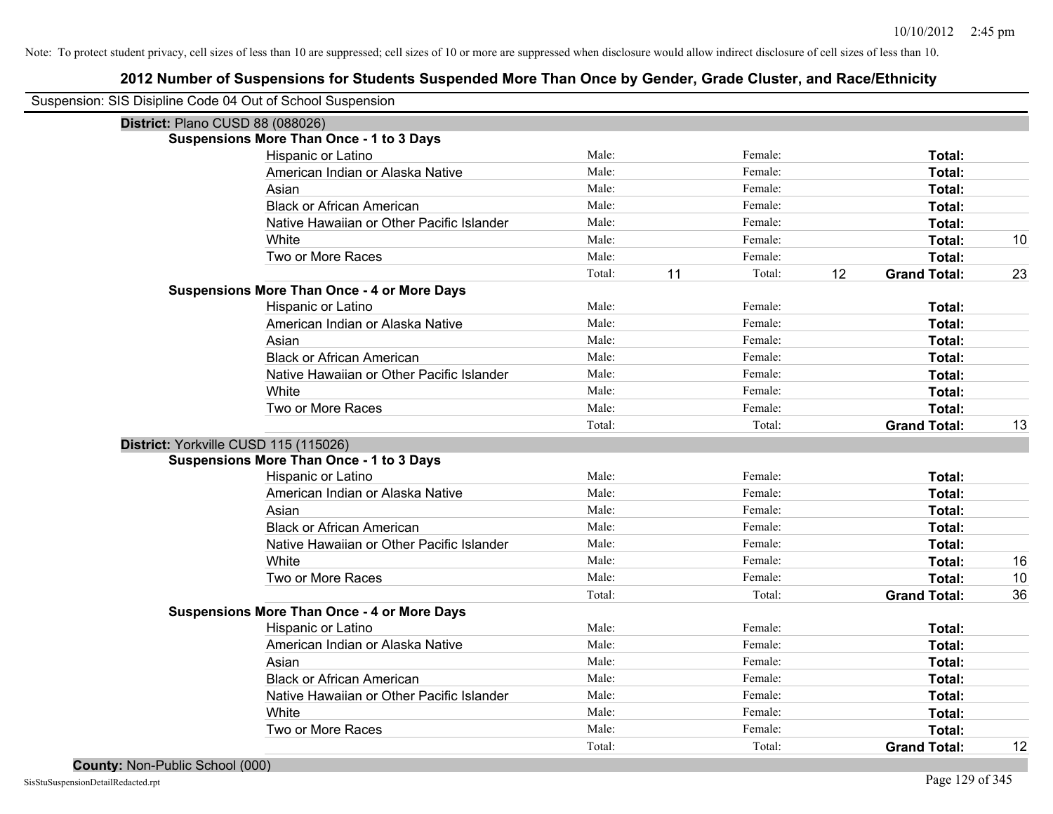Note: To protect student privacy, cell sizes of less than 10 are suppressed; cell sizes of 10 or more are suppressed when disclosure would allow indirect disclosure of cell sizes of less than 10.

# 2012 Number of Suspensions for Students Suspended More Than Once by Gender, Grade Cluster, and Race/Ethnicity

Suspension: SIS Disipline Code 04 Out of School Suspension

## District: Plano CUSD 88 (088026)

### Suspensions More Than Once - 1 to 3 Days

| Race/Ethnicity | Male: | | Female: | | Total: | |
|---|---|---|---|---|---|---|
| Hispanic or Latino | Male: | | Female: | | Total: | |
| American Indian or Alaska Native | Male: | | Female: | | Total: | |
| Asian | Male: | | Female: | | Total: | |
| Black or African American | Male: | | Female: | | Total: | |
| Native Hawaiian or Other Pacific Islander | Male: | | Female: | | Total: | |
| White | Male: | | Female: | | Total: | 10 |
| Two or More Races | Male: | | Female: | | Total: | |
| | Total: | 11 | Total: | 12 | Grand Total: | 23 |

### Suspensions More Than Once - 4 or More Days

| Race/Ethnicity | Male: | | Female: | | Total: | |
|---|---|---|---|---|---|---|
| Hispanic or Latino | Male: | | Female: | | Total: | |
| American Indian or Alaska Native | Male: | | Female: | | Total: | |
| Asian | Male: | | Female: | | Total: | |
| Black or African American | Male: | | Female: | | Total: | |
| Native Hawaiian or Other Pacific Islander | Male: | | Female: | | Total: | |
| White | Male: | | Female: | | Total: | |
| Two or More Races | Male: | | Female: | | Total: | |
| | Total: | | Total: | | Grand Total: | 13 |

## District: Yorkville CUSD 115 (115026)

### Suspensions More Than Once - 1 to 3 Days

| Race/Ethnicity | Male: | | Female: | | Total: | |
|---|---|---|---|---|---|---|
| Hispanic or Latino | Male: | | Female: | | Total: | |
| American Indian or Alaska Native | Male: | | Female: | | Total: | |
| Asian | Male: | | Female: | | Total: | |
| Black or African American | Male: | | Female: | | Total: | |
| Native Hawaiian or Other Pacific Islander | Male: | | Female: | | Total: | |
| White | Male: | | Female: | | Total: | 16 |
| Two or More Races | Male: | | Female: | | Total: | 10 |
| | Total: | | Total: | | Grand Total: | 36 |

### Suspensions More Than Once - 4 or More Days

| Race/Ethnicity | Male: | | Female: | | Total: | |
|---|---|---|---|---|---|---|
| Hispanic or Latino | Male: | | Female: | | Total: | |
| American Indian or Alaska Native | Male: | | Female: | | Total: | |
| Asian | Male: | | Female: | | Total: | |
| Black or African American | Male: | | Female: | | Total: | |
| Native Hawaiian or Other Pacific Islander | Male: | | Female: | | Total: | |
| White | Male: | | Female: | | Total: | |
| Two or More Races | Male: | | Female: | | Total: | |
| | Total: | | Total: | | Grand Total: | 12 |

## County: Non-Public School (000)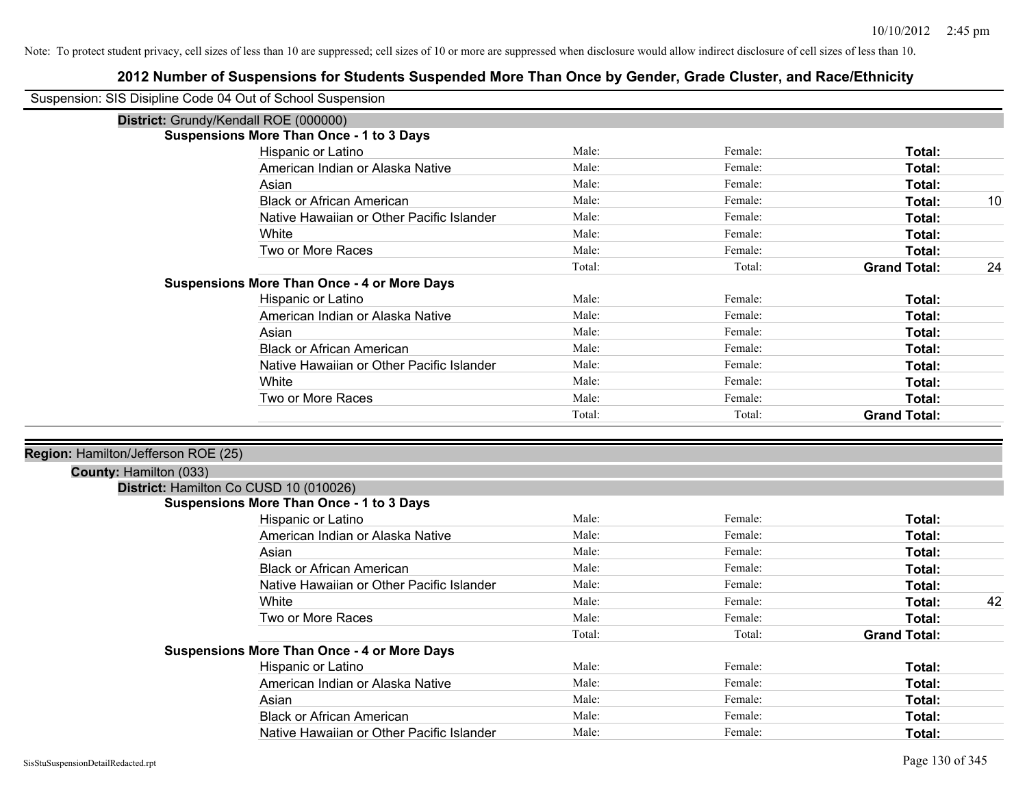Note: To protect student privacy, cell sizes of less than 10 are suppressed; cell sizes of 10 or more are suppressed when disclosure would allow indirect disclosure of cell sizes of less than 10.

# 2012 Number of Suspensions for Students Suspended More Than Once by Gender, Grade Cluster, and Race/Ethnicity

Suspension: SIS Disipline Code 04 Out of School Suspension

**District:** Grundy/Kendall ROE (000000)

**Suspensions More Than Once - 1 to 3 Days**

| Race/Ethnicity | Male | Female | Total | |
|---|---|---|---|---|
| Hispanic or Latino | Male: | Female: | **Total:** | |
| American Indian or Alaska Native | Male: | Female: | **Total:** | |
| Asian | Male: | Female: | **Total:** | |
| Black or African American | Male: | Female: | **Total:** | 10 |
| Native Hawaiian or Other Pacific Islander | Male: | Female: | **Total:** | |
| White | Male: | Female: | **Total:** | |
| Two or More Races | Male: | Female: | **Total:** | |
| | Total: | Total: | **Grand Total:** | 24 |

**Suspensions More Than Once - 4 or More Days**

| Race/Ethnicity | Male | Female | Total | |
|---|---|---|---|---|
| Hispanic or Latino | Male: | Female: | **Total:** | |
| American Indian or Alaska Native | Male: | Female: | **Total:** | |
| Asian | Male: | Female: | **Total:** | |
| Black or African American | Male: | Female: | **Total:** | |
| Native Hawaiian or Other Pacific Islander | Male: | Female: | **Total:** | |
| White | Male: | Female: | **Total:** | |
| Two or More Races | Male: | Female: | **Total:** | |
| | Total: | Total: | **Grand Total:** | |

**Region:** Hamilton/Jefferson ROE (25)

**County:** Hamilton (033)

**District:** Hamilton Co CUSD 10 (010026)

**Suspensions More Than Once - 1 to 3 Days**

| Race/Ethnicity | Male | Female | Total | |
|---|---|---|---|---|
| Hispanic or Latino | Male: | Female: | **Total:** | |
| American Indian or Alaska Native | Male: | Female: | **Total:** | |
| Asian | Male: | Female: | **Total:** | |
| Black or African American | Male: | Female: | **Total:** | |
| Native Hawaiian or Other Pacific Islander | Male: | Female: | **Total:** | |
| White | Male: | Female: | **Total:** | 42 |
| Two or More Races | Male: | Female: | **Total:** | |
| | Total: | Total: | **Grand Total:** | |

**Suspensions More Than Once - 4 or More Days**

| Race/Ethnicity | Male | Female | Total | |
|---|---|---|---|---|
| Hispanic or Latino | Male: | Female: | **Total:** | |
| American Indian or Alaska Native | Male: | Female: | **Total:** | |
| Asian | Male: | Female: | **Total:** | |
| Black or African American | Male: | Female: | **Total:** | |
| Native Hawaiian or Other Pacific Islander | Male: | Female: | **Total:** | |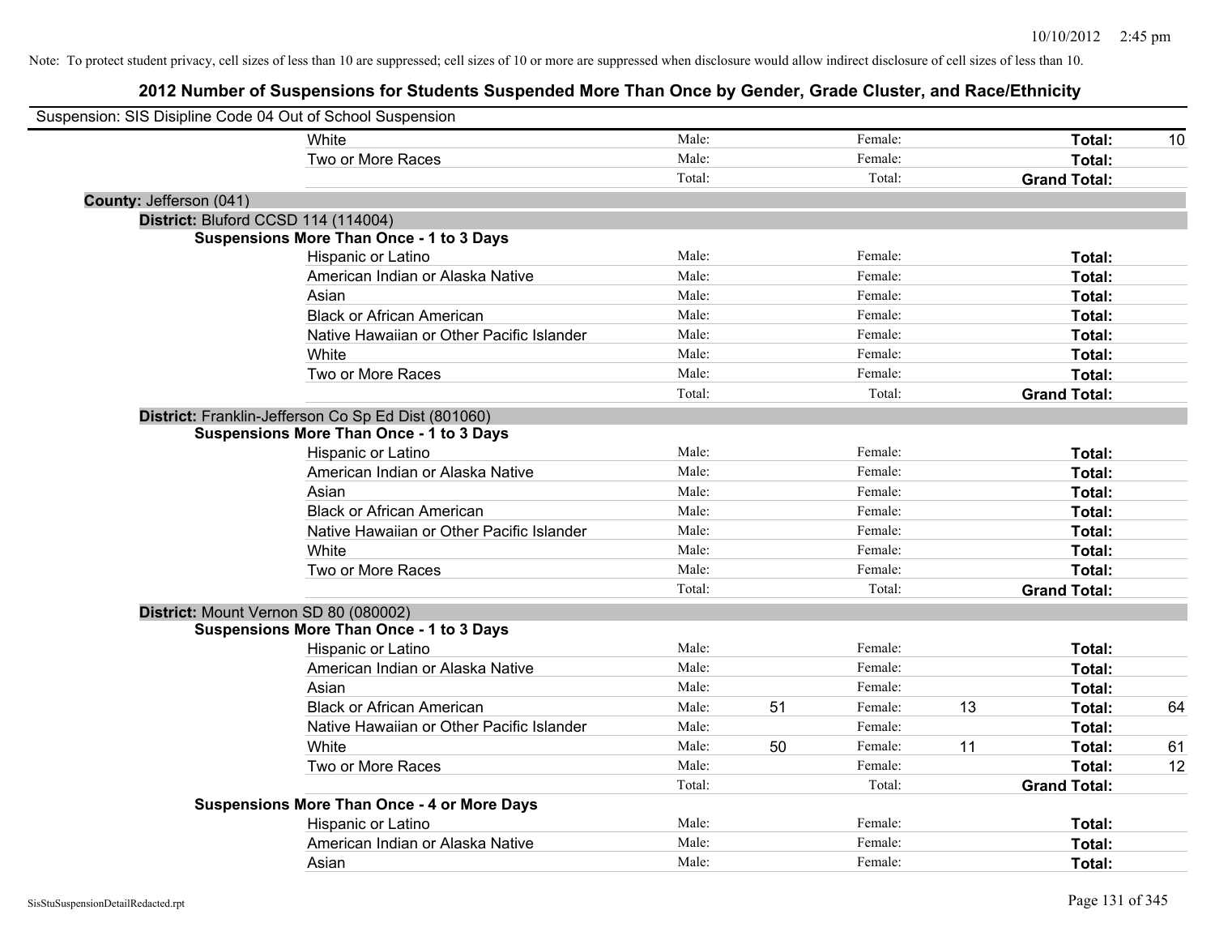Note: To protect student privacy, cell sizes of less than 10 are suppressed; cell sizes of 10 or more are suppressed when disclosure would allow indirect disclosure of cell sizes of less than 10.

# 2012 Number of Suspensions for Students Suspended More Than Once by Gender, Grade Cluster, and Race/Ethnicity

Suspension: SIS Disipline Code 04 Out of School Suspension

| | | | | | | |
|---|---|---|---|---|---|---|
| White | Male: | | Female: | | **Total:** | 10 |
| Two or More Races | Male: | | Female: | | **Total:** | |
| | Total: | | Total: | | **Grand Total:** | |

**County:** Jefferson (041)

**District:** Bluford CCSD 114 (114004)

**Suspensions More Than Once - 1 to 3 Days**

| | | | | | | |
|---|---|---|---|---|---|---|
| Hispanic or Latino | Male: | | Female: | | **Total:** | |
| American Indian or Alaska Native | Male: | | Female: | | **Total:** | |
| Asian | Male: | | Female: | | **Total:** | |
| Black or African American | Male: | | Female: | | **Total:** | |
| Native Hawaiian or Other Pacific Islander | Male: | | Female: | | **Total:** | |
| White | Male: | | Female: | | **Total:** | |
| Two or More Races | Male: | | Female: | | **Total:** | |
| | Total: | | Total: | | **Grand Total:** | |

**District:** Franklin-Jefferson Co Sp Ed Dist (801060)

**Suspensions More Than Once - 1 to 3 Days**

| | | | | | | |
|---|---|---|---|---|---|---|
| Hispanic or Latino | Male: | | Female: | | **Total:** | |
| American Indian or Alaska Native | Male: | | Female: | | **Total:** | |
| Asian | Male: | | Female: | | **Total:** | |
| Black or African American | Male: | | Female: | | **Total:** | |
| Native Hawaiian or Other Pacific Islander | Male: | | Female: | | **Total:** | |
| White | Male: | | Female: | | **Total:** | |
| Two or More Races | Male: | | Female: | | **Total:** | |
| | Total: | | Total: | | **Grand Total:** | |

**District:** Mount Vernon SD 80 (080002)

**Suspensions More Than Once - 1 to 3 Days**

| | | | | | | |
|---|---|---|---|---|---|---|
| Hispanic or Latino | Male: | | Female: | | **Total:** | |
| American Indian or Alaska Native | Male: | | Female: | | **Total:** | |
| Asian | Male: | | Female: | | **Total:** | |
| Black or African American | Male: | 51 | Female: | 13 | **Total:** | 64 |
| Native Hawaiian or Other Pacific Islander | Male: | | Female: | | **Total:** | |
| White | Male: | 50 | Female: | 11 | **Total:** | 61 |
| Two or More Races | Male: | | Female: | | **Total:** | 12 |
| | Total: | | Total: | | **Grand Total:** | |

**Suspensions More Than Once - 4 or More Days**

| | | | | | | |
|---|---|---|---|---|---|---|
| Hispanic or Latino | Male: | | Female: | | **Total:** | |
| American Indian or Alaska Native | Male: | | Female: | | **Total:** | |
| Asian | Male: | | Female: | | **Total:** | |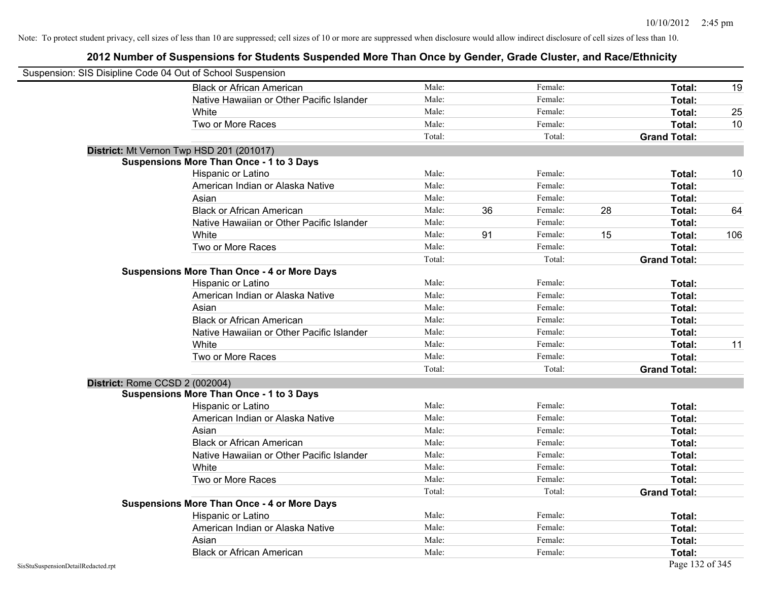Note: To protect student privacy, cell sizes of less than 10 are suppressed; cell sizes of 10 or more are suppressed when disclosure would allow indirect disclosure of cell sizes of less than 10.

## 2012 Number of Suspensions for Students Suspended More Than Once by Gender, Grade Cluster, and Race/Ethnicity

Suspension: SIS Disipline Code 04 Out of School Suspension

| | Male: | | Female: | | | |
|---|---|---|---|---|---|---|
| Black or African American | Male: | | Female: | | **Total:** | 19 |
| Native Hawaiian or Other Pacific Islander | Male: | | Female: | | **Total:** | |
| White | Male: | | Female: | | **Total:** | 25 |
| Two or More Races | Male: | | Female: | | **Total:** | 10 |
| | Total: | | Total: | | **Grand Total:** | |

**District:** Mt Vernon Twp HSD 201 (201017)

**Suspensions More Than Once - 1 to 3 Days**

| | | | | | | |
|---|---|---|---|---|---|---|
| Hispanic or Latino | Male: | | Female: | | **Total:** | 10 |
| American Indian or Alaska Native | Male: | | Female: | | **Total:** | |
| Asian | Male: | | Female: | | **Total:** | |
| Black or African American | Male: | 36 | Female: | 28 | **Total:** | 64 |
| Native Hawaiian or Other Pacific Islander | Male: | | Female: | | **Total:** | |
| White | Male: | 91 | Female: | 15 | **Total:** | 106 |
| Two or More Races | Male: | | Female: | | **Total:** | |
| | Total: | | Total: | | **Grand Total:** | |

**Suspensions More Than Once - 4 or More Days**

| | | | | | | |
|---|---|---|---|---|---|---|
| Hispanic or Latino | Male: | | Female: | | **Total:** | |
| American Indian or Alaska Native | Male: | | Female: | | **Total:** | |
| Asian | Male: | | Female: | | **Total:** | |
| Black or African American | Male: | | Female: | | **Total:** | |
| Native Hawaiian or Other Pacific Islander | Male: | | Female: | | **Total:** | |
| White | Male: | | Female: | | **Total:** | 11 |
| Two or More Races | Male: | | Female: | | **Total:** | |
| | Total: | | Total: | | **Grand Total:** | |

**District:** Rome CCSD 2 (002004)

**Suspensions More Than Once - 1 to 3 Days**

| | | | | | | |
|---|---|---|---|---|---|---|
| Hispanic or Latino | Male: | | Female: | | **Total:** | |
| American Indian or Alaska Native | Male: | | Female: | | **Total:** | |
| Asian | Male: | | Female: | | **Total:** | |
| Black or African American | Male: | | Female: | | **Total:** | |
| Native Hawaiian or Other Pacific Islander | Male: | | Female: | | **Total:** | |
| White | Male: | | Female: | | **Total:** | |
| Two or More Races | Male: | | Female: | | **Total:** | |
| | Total: | | Total: | | **Grand Total:** | |

**Suspensions More Than Once - 4 or More Days**

| | | | | | | |
|---|---|---|---|---|---|---|
| Hispanic or Latino | Male: | | Female: | | **Total:** | |
| American Indian or Alaska Native | Male: | | Female: | | **Total:** | |
| Asian | Male: | | Female: | | **Total:** | |
| Black or African American | Male: | | Female: | | **Total:** | |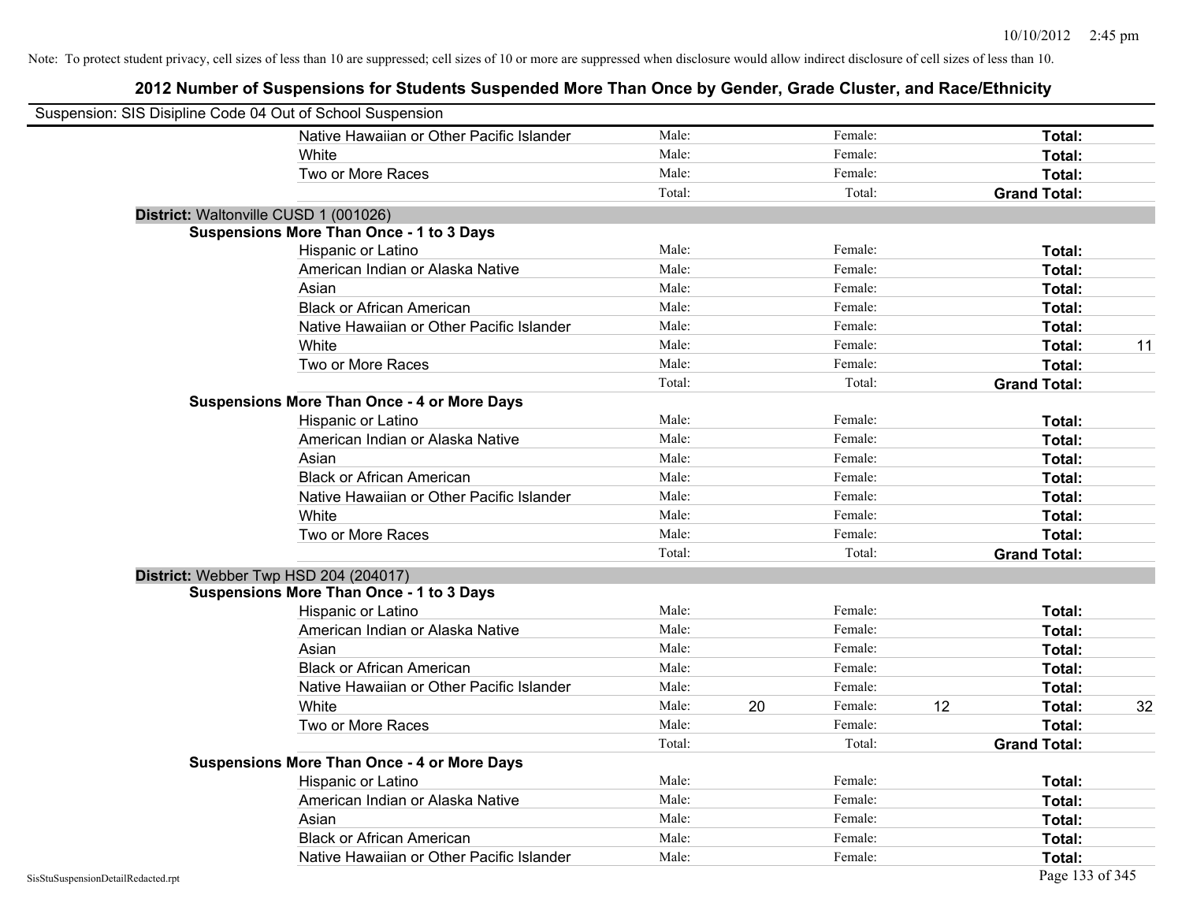Note: To protect student privacy, cell sizes of less than 10 are suppressed; cell sizes of 10 or more are suppressed when disclosure would allow indirect disclosure of cell sizes of less than 10.

## 2012 Number of Suspensions for Students Suspended More Than Once by Gender, Grade Cluster, and Race/Ethnicity

Suspension: SIS Disipline Code 04 Out of School Suspension

| | | | | | | |
|---|---|---|---|---|---|---|
| Native Hawaiian or Other Pacific Islander | Male: | | Female: | | **Total:** | |
| White | Male: | | Female: | | **Total:** | |
| Two or More Races | Male: | | Female: | | **Total:** | |
| | Total: | | Total: | | **Grand Total:** | |

**District:** Waltonville CUSD 1 (001026)

**Suspensions More Than Once - 1 to 3 Days**

| | | | | | | |
|---|---|---|---|---|---|---|
| Hispanic or Latino | Male: | | Female: | | **Total:** | |
| American Indian or Alaska Native | Male: | | Female: | | **Total:** | |
| Asian | Male: | | Female: | | **Total:** | |
| Black or African American | Male: | | Female: | | **Total:** | |
| Native Hawaiian or Other Pacific Islander | Male: | | Female: | | **Total:** | |
| White | Male: | | Female: | | **Total:** | 11 |
| Two or More Races | Male: | | Female: | | **Total:** | |
| | Total: | | Total: | | **Grand Total:** | |

**Suspensions More Than Once - 4 or More Days**

| | | | | | | |
|---|---|---|---|---|---|---|
| Hispanic or Latino | Male: | | Female: | | **Total:** | |
| American Indian or Alaska Native | Male: | | Female: | | **Total:** | |
| Asian | Male: | | Female: | | **Total:** | |
| Black or African American | Male: | | Female: | | **Total:** | |
| Native Hawaiian or Other Pacific Islander | Male: | | Female: | | **Total:** | |
| White | Male: | | Female: | | **Total:** | |
| Two or More Races | Male: | | Female: | | **Total:** | |
| | Total: | | Total: | | **Grand Total:** | |

**District:** Webber Twp HSD 204 (204017)

**Suspensions More Than Once - 1 to 3 Days**

| | | | | | | |
|---|---|---|---|---|---|---|
| Hispanic or Latino | Male: | | Female: | | **Total:** | |
| American Indian or Alaska Native | Male: | | Female: | | **Total:** | |
| Asian | Male: | | Female: | | **Total:** | |
| Black or African American | Male: | | Female: | | **Total:** | |
| Native Hawaiian or Other Pacific Islander | Male: | | Female: | | **Total:** | |
| White | Male: | 20 | Female: | 12 | **Total:** | 32 |
| Two or More Races | Male: | | Female: | | **Total:** | |
| | Total: | | Total: | | **Grand Total:** | |

**Suspensions More Than Once - 4 or More Days**

| | | | | | | |
|---|---|---|---|---|---|---|
| Hispanic or Latino | Male: | | Female: | | **Total:** | |
| American Indian or Alaska Native | Male: | | Female: | | **Total:** | |
| Asian | Male: | | Female: | | **Total:** | |
| Black or African American | Male: | | Female: | | **Total:** | |
| Native Hawaiian or Other Pacific Islander | Male: | | Female: | | **Total:** | |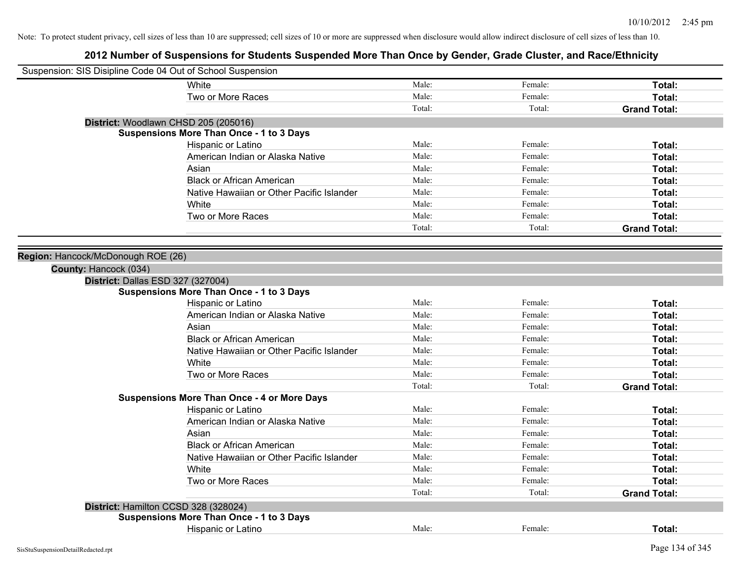Note: To protect student privacy, cell sizes of less than 10 are suppressed; cell sizes of 10 or more are suppressed when disclosure would allow indirect disclosure of cell sizes of less than 10.

# 2012 Number of Suspensions for Students Suspended More Than Once by Gender, Grade Cluster, and Race/Ethnicity

Suspension: SIS Disipline Code 04 Out of School Suspension

| | | | |
|---|---|---|---|
| White | Male: | Female: | **Total:** |
| Two or More Races | Male: | Female: | **Total:** |
| | Total: | Total: | **Grand Total:** |

**District:** Woodlawn CHSD 205 (205016)

**Suspensions More Than Once - 1 to 3 Days**

| | | | |
|---|---|---|---|
| Hispanic or Latino | Male: | Female: | **Total:** |
| American Indian or Alaska Native | Male: | Female: | **Total:** |
| Asian | Male: | Female: | **Total:** |
| Black or African American | Male: | Female: | **Total:** |
| Native Hawaiian or Other Pacific Islander | Male: | Female: | **Total:** |
| White | Male: | Female: | **Total:** |
| Two or More Races | Male: | Female: | **Total:** |
| | Total: | Total: | **Grand Total:** |

**Region:** Hancock/McDonough ROE (26)

**County:** Hancock (034)

**District:** Dallas ESD 327 (327004)

**Suspensions More Than Once - 1 to 3 Days**

| | | | |
|---|---|---|---|
| Hispanic or Latino | Male: | Female: | **Total:** |
| American Indian or Alaska Native | Male: | Female: | **Total:** |
| Asian | Male: | Female: | **Total:** |
| Black or African American | Male: | Female: | **Total:** |
| Native Hawaiian or Other Pacific Islander | Male: | Female: | **Total:** |
| White | Male: | Female: | **Total:** |
| Two or More Races | Male: | Female: | **Total:** |
| | Total: | Total: | **Grand Total:** |

**Suspensions More Than Once - 4 or More Days**

| | | | |
|---|---|---|---|
| Hispanic or Latino | Male: | Female: | **Total:** |
| American Indian or Alaska Native | Male: | Female: | **Total:** |
| Asian | Male: | Female: | **Total:** |
| Black or African American | Male: | Female: | **Total:** |
| Native Hawaiian or Other Pacific Islander | Male: | Female: | **Total:** |
| White | Male: | Female: | **Total:** |
| Two or More Races | Male: | Female: | **Total:** |
| | Total: | Total: | **Grand Total:** |

**District:** Hamilton CCSD 328 (328024)

**Suspensions More Than Once - 1 to 3 Days**

| | | | |
|---|---|---|---|
| Hispanic or Latino | Male: | Female: | **Total:** |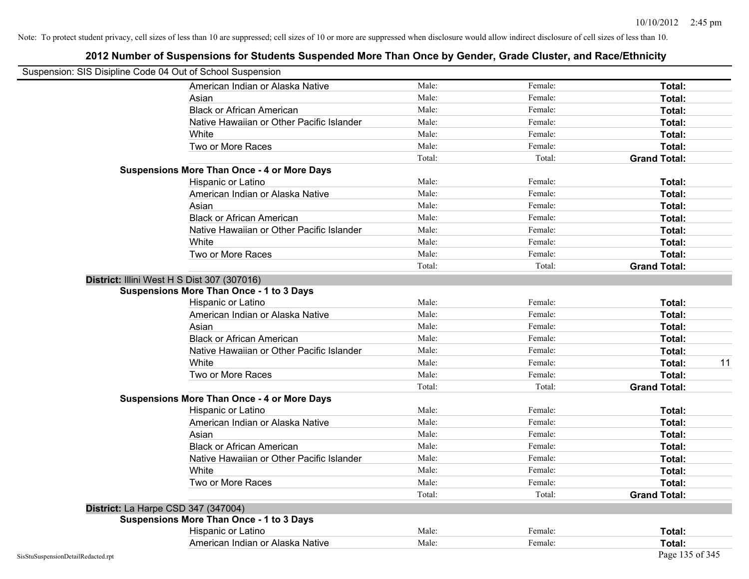Note: To protect student privacy, cell sizes of less than 10 are suppressed; cell sizes of 10 or more are suppressed when disclosure would allow indirect disclosure of cell sizes of less than 10.

## 2012 Number of Suspensions for Students Suspended More Than Once by Gender, Grade Cluster, and Race/Ethnicity

Suspension: SIS Disipline Code 04 Out of School Suspension

| | | | | |
|---|---|---|---|---|
| American Indian or Alaska Native | Male: | Female: | **Total:** | |
| Asian | Male: | Female: | **Total:** | |
| Black or African American | Male: | Female: | **Total:** | |
| Native Hawaiian or Other Pacific Islander | Male: | Female: | **Total:** | |
| White | Male: | Female: | **Total:** | |
| Two or More Races | Male: | Female: | **Total:** | |
| | Total: | Total: | **Grand Total:** | |
| **Suspensions More Than Once - 4 or More Days** | | | | |
| Hispanic or Latino | Male: | Female: | **Total:** | |
| American Indian or Alaska Native | Male: | Female: | **Total:** | |
| Asian | Male: | Female: | **Total:** | |
| Black or African American | Male: | Female: | **Total:** | |
| Native Hawaiian or Other Pacific Islander | Male: | Female: | **Total:** | |
| White | Male: | Female: | **Total:** | |
| Two or More Races | Male: | Female: | **Total:** | |
| | Total: | Total: | **Grand Total:** | |
| **District:** Illini West H S Dist 307 (307016) | | | | |
| **Suspensions More Than Once - 1 to 3 Days** | | | | |
| Hispanic or Latino | Male: | Female: | **Total:** | |
| American Indian or Alaska Native | Male: | Female: | **Total:** | |
| Asian | Male: | Female: | **Total:** | |
| Black or African American | Male: | Female: | **Total:** | |
| Native Hawaiian or Other Pacific Islander | Male: | Female: | **Total:** | |
| White | Male: | Female: | **Total:** | 11 |
| Two or More Races | Male: | Female: | **Total:** | |
| | Total: | Total: | **Grand Total:** | |
| **Suspensions More Than Once - 4 or More Days** | | | | |
| Hispanic or Latino | Male: | Female: | **Total:** | |
| American Indian or Alaska Native | Male: | Female: | **Total:** | |
| Asian | Male: | Female: | **Total:** | |
| Black or African American | Male: | Female: | **Total:** | |
| Native Hawaiian or Other Pacific Islander | Male: | Female: | **Total:** | |
| White | Male: | Female: | **Total:** | |
| Two or More Races | Male: | Female: | **Total:** | |
| | Total: | Total: | **Grand Total:** | |
| **District:** La Harpe CSD 347 (347004) | | | | |
| **Suspensions More Than Once - 1 to 3 Days** | | | | |
| Hispanic or Latino | Male: | Female: | **Total:** | |
| American Indian or Alaska Native | Male: | Female: | **Total:** | |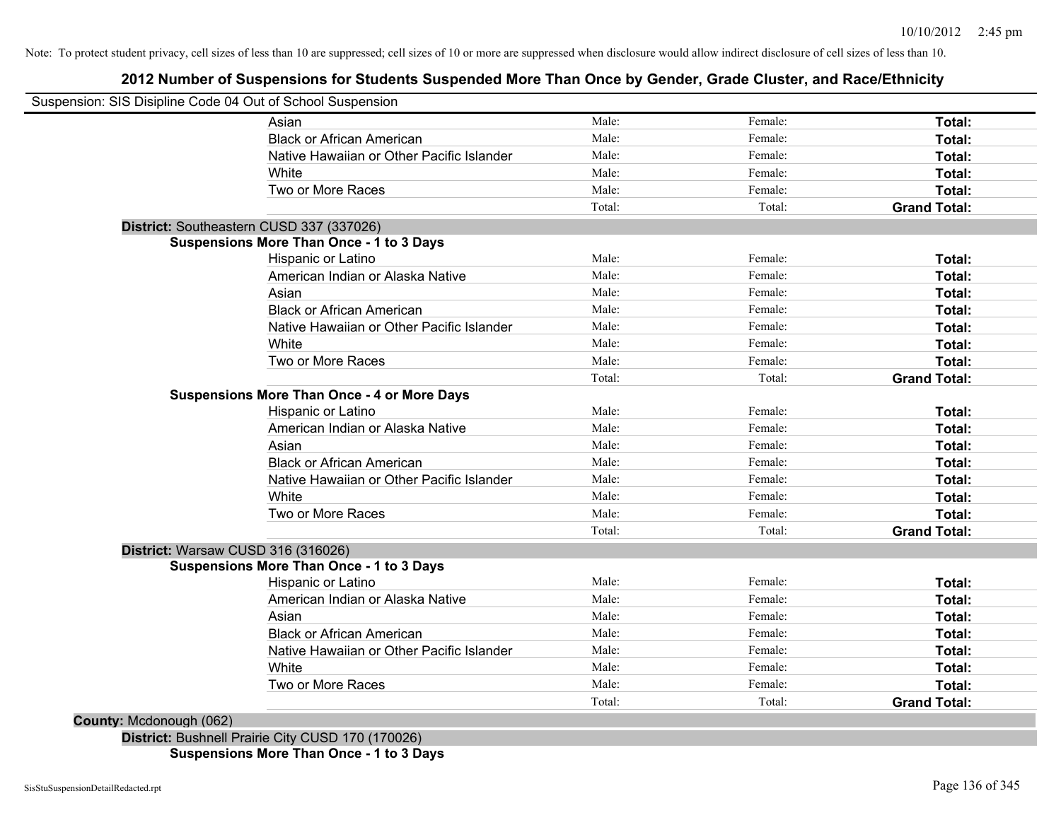Note: To protect student privacy, cell sizes of less than 10 are suppressed; cell sizes of 10 or more are suppressed when disclosure would allow indirect disclosure of cell sizes of less than 10.

## 2012 Number of Suspensions for Students Suspended More Than Once by Gender, Grade Cluster, and Race/Ethnicity

Suspension: SIS Disipline Code 04 Out of School Suspension

| | | | |
|---|---|---|---|
| Asian | Male: | Female: | **Total:** |
| Black or African American | Male: | Female: | **Total:** |
| Native Hawaiian or Other Pacific Islander | Male: | Female: | **Total:** |
| White | Male: | Female: | **Total:** |
| Two or More Races | Male: | Female: | **Total:** |
| | Total: | Total: | **Grand Total:** |

**District:** Southeastern CUSD 337 (337026)

**Suspensions More Than Once - 1 to 3 Days**

| | | | |
|---|---|---|---|
| Hispanic or Latino | Male: | Female: | **Total:** |
| American Indian or Alaska Native | Male: | Female: | **Total:** |
| Asian | Male: | Female: | **Total:** |
| Black or African American | Male: | Female: | **Total:** |
| Native Hawaiian or Other Pacific Islander | Male: | Female: | **Total:** |
| White | Male: | Female: | **Total:** |
| Two or More Races | Male: | Female: | **Total:** |
| | Total: | Total: | **Grand Total:** |

**Suspensions More Than Once - 4 or More Days**

| | | | |
|---|---|---|---|
| Hispanic or Latino | Male: | Female: | **Total:** |
| American Indian or Alaska Native | Male: | Female: | **Total:** |
| Asian | Male: | Female: | **Total:** |
| Black or African American | Male: | Female: | **Total:** |
| Native Hawaiian or Other Pacific Islander | Male: | Female: | **Total:** |
| White | Male: | Female: | **Total:** |
| Two or More Races | Male: | Female: | **Total:** |
| | Total: | Total: | **Grand Total:** |

**District:** Warsaw CUSD 316 (316026)

**Suspensions More Than Once - 1 to 3 Days**

| | | | |
|---|---|---|---|
| Hispanic or Latino | Male: | Female: | **Total:** |
| American Indian or Alaska Native | Male: | Female: | **Total:** |
| Asian | Male: | Female: | **Total:** |
| Black or African American | Male: | Female: | **Total:** |
| Native Hawaiian or Other Pacific Islander | Male: | Female: | **Total:** |
| White | Male: | Female: | **Total:** |
| Two or More Races | Male: | Female: | **Total:** |
| | Total: | Total: | **Grand Total:** |

**County:** Mcdonough (062)

**District:** Bushnell Prairie City CUSD 170 (170026)

**Suspensions More Than Once - 1 to 3 Days**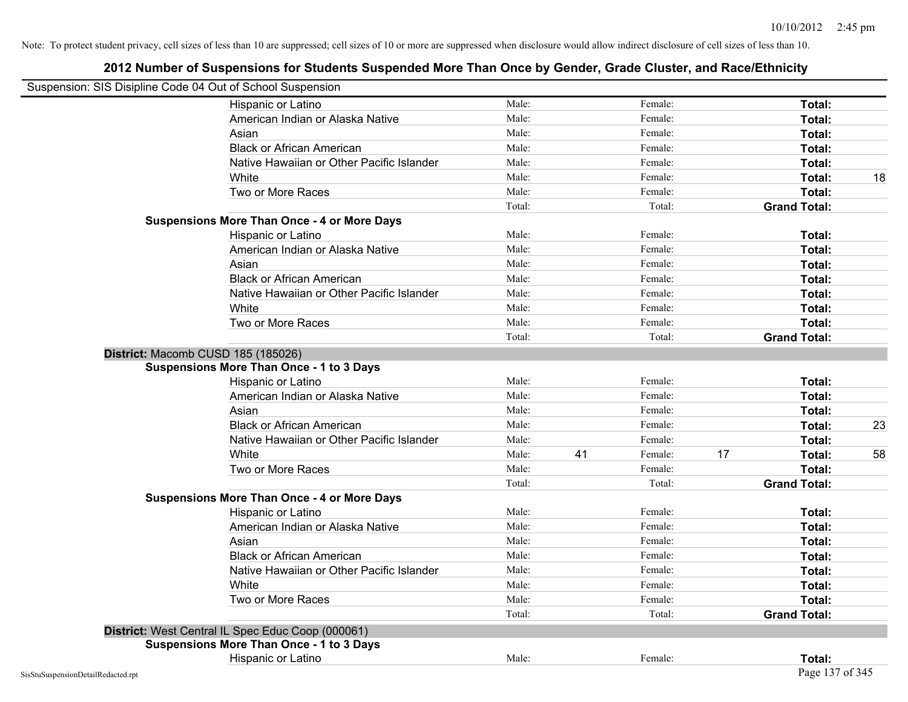Note: To protect student privacy, cell sizes of less than 10 are suppressed; cell sizes of 10 or more are suppressed when disclosure would allow indirect disclosure of cell sizes of less than 10.

# 2012 Number of Suspensions for Students Suspended More Than Once by Gender, Grade Cluster, and Race/Ethnicity

Suspension: SIS Disipline Code 04 Out of School Suspension

| | | | | | | |
|---|---|---|---|---|---|---|
| Hispanic or Latino | Male: | | Female: | | **Total:** | |
| American Indian or Alaska Native | Male: | | Female: | | **Total:** | |
| Asian | Male: | | Female: | | **Total:** | |
| Black or African American | Male: | | Female: | | **Total:** | |
| Native Hawaiian or Other Pacific Islander | Male: | | Female: | | **Total:** | |
| White | Male: | | Female: | | **Total:** | 18 |
| Two or More Races | Male: | | Female: | | **Total:** | |
| | Total: | | Total: | | **Grand Total:** | |

**Suspensions More Than Once - 4 or More Days**

| | | | | | | |
|---|---|---|---|---|---|---|
| Hispanic or Latino | Male: | | Female: | | **Total:** | |
| American Indian or Alaska Native | Male: | | Female: | | **Total:** | |
| Asian | Male: | | Female: | | **Total:** | |
| Black or African American | Male: | | Female: | | **Total:** | |
| Native Hawaiian or Other Pacific Islander | Male: | | Female: | | **Total:** | |
| White | Male: | | Female: | | **Total:** | |
| Two or More Races | Male: | | Female: | | **Total:** | |
| | Total: | | Total: | | **Grand Total:** | |

**District:** Macomb CUSD 185 (185026)

**Suspensions More Than Once - 1 to 3 Days**

| | | | | | | |
|---|---|---|---|---|---|---|
| Hispanic or Latino | Male: | | Female: | | **Total:** | |
| American Indian or Alaska Native | Male: | | Female: | | **Total:** | |
| Asian | Male: | | Female: | | **Total:** | |
| Black or African American | Male: | | Female: | | **Total:** | 23 |
| Native Hawaiian or Other Pacific Islander | Male: | | Female: | | **Total:** | |
| White | Male: | 41 | Female: | 17 | **Total:** | 58 |
| Two or More Races | Male: | | Female: | | **Total:** | |
| | Total: | | Total: | | **Grand Total:** | |

**Suspensions More Than Once - 4 or More Days**

| | | | | | | |
|---|---|---|---|---|---|---|
| Hispanic or Latino | Male: | | Female: | | **Total:** | |
| American Indian or Alaska Native | Male: | | Female: | | **Total:** | |
| Asian | Male: | | Female: | | **Total:** | |
| Black or African American | Male: | | Female: | | **Total:** | |
| Native Hawaiian or Other Pacific Islander | Male: | | Female: | | **Total:** | |
| White | Male: | | Female: | | **Total:** | |
| Two or More Races | Male: | | Female: | | **Total:** | |
| | Total: | | Total: | | **Grand Total:** | |

**District:** West Central IL Spec Educ Coop (000061)

**Suspensions More Than Once - 1 to 3 Days**

| | | | | | | |
|---|---|---|---|---|---|---|
| Hispanic or Latino | Male: | | Female: | | **Total:** | |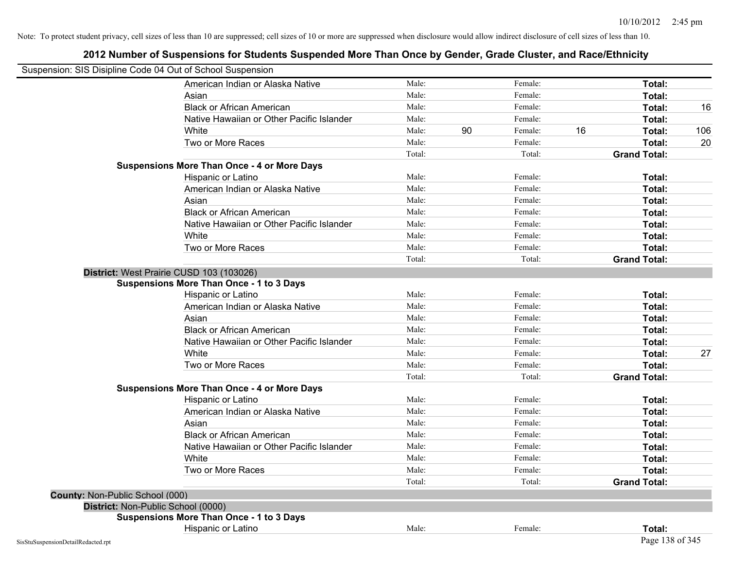Note: To protect student privacy, cell sizes of less than 10 are suppressed; cell sizes of 10 or more are suppressed when disclosure would allow indirect disclosure of cell sizes of less than 10.

## 2012 Number of Suspensions for Students Suspended More Than Once by Gender, Grade Cluster, and Race/Ethnicity

Suspension: SIS Disipline Code 04 Out of School Suspension

| | Male: | | Female: | | | |
|---|---|---|---|---|---|---|
| American Indian or Alaska Native | Male: | | Female: | | **Total:** | |
| Asian | Male: | | Female: | | **Total:** | |
| Black or African American | Male: | | Female: | | **Total:** | 16 |
| Native Hawaiian or Other Pacific Islander | Male: | | Female: | | **Total:** | |
| White | Male: | 90 | Female: | 16 | **Total:** | 106 |
| Two or More Races | Male: | | Female: | | **Total:** | 20 |
| | Total: | | Total: | | **Grand Total:** | |
| **Suspensions More Than Once - 4 or More Days** | | | | | | |
| Hispanic or Latino | Male: | | Female: | | **Total:** | |
| American Indian or Alaska Native | Male: | | Female: | | **Total:** | |
| Asian | Male: | | Female: | | **Total:** | |
| Black or African American | Male: | | Female: | | **Total:** | |
| Native Hawaiian or Other Pacific Islander | Male: | | Female: | | **Total:** | |
| White | Male: | | Female: | | **Total:** | |
| Two or More Races | Male: | | Female: | | **Total:** | |
| | Total: | | Total: | | **Grand Total:** | |
| **District:** West Prairie CUSD 103 (103026) | | | | | | |
| **Suspensions More Than Once - 1 to 3 Days** | | | | | | |
| Hispanic or Latino | Male: | | Female: | | **Total:** | |
| American Indian or Alaska Native | Male: | | Female: | | **Total:** | |
| Asian | Male: | | Female: | | **Total:** | |
| Black or African American | Male: | | Female: | | **Total:** | |
| Native Hawaiian or Other Pacific Islander | Male: | | Female: | | **Total:** | |
| White | Male: | | Female: | | **Total:** | 27 |
| Two or More Races | Male: | | Female: | | **Total:** | |
| | Total: | | Total: | | **Grand Total:** | |
| **Suspensions More Than Once - 4 or More Days** | | | | | | |
| Hispanic or Latino | Male: | | Female: | | **Total:** | |
| American Indian or Alaska Native | Male: | | Female: | | **Total:** | |
| Asian | Male: | | Female: | | **Total:** | |
| Black or African American | Male: | | Female: | | **Total:** | |
| Native Hawaiian or Other Pacific Islander | Male: | | Female: | | **Total:** | |
| White | Male: | | Female: | | **Total:** | |
| Two or More Races | Male: | | Female: | | **Total:** | |
| | Total: | | Total: | | **Grand Total:** | |
| **County:** Non-Public School (000) | | | | | | |
| **District:** Non-Public School (0000) | | | | | | |
| **Suspensions More Than Once - 1 to 3 Days** | | | | | | |
| Hispanic or Latino | Male: | | Female: | | **Total:** | |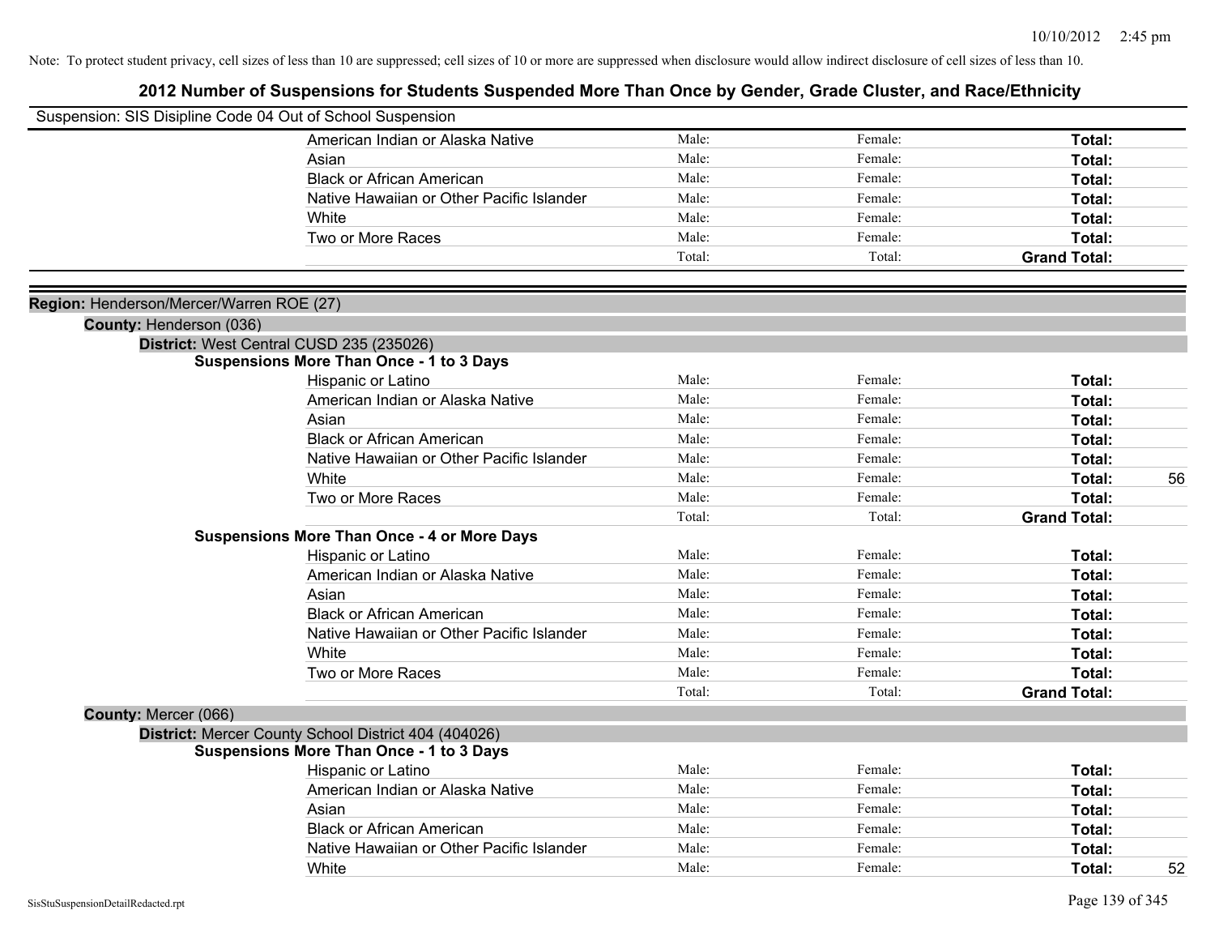Note: To protect student privacy, cell sizes of less than 10 are suppressed; cell sizes of 10 or more are suppressed when disclosure would allow indirect disclosure of cell sizes of less than 10.

## 2012 Number of Suspensions for Students Suspended More Than Once by Gender, Grade Cluster, and Race/Ethnicity

Suspension: SIS Disipline Code 04 Out of School Suspension

| | | | | |
|---|---|---|---|---|
| American Indian or Alaska Native | Male: | Female: | **Total:** | |
| Asian | Male: | Female: | **Total:** | |
| Black or African American | Male: | Female: | **Total:** | |
| Native Hawaiian or Other Pacific Islander | Male: | Female: | **Total:** | |
| White | Male: | Female: | **Total:** | |
| Two or More Races | Male: | Female: | **Total:** | |
| | Total: | Total: | **Grand Total:** | |

**Region:** Henderson/Mercer/Warren ROE (27)

**County:** Henderson (036)

**District:** West Central CUSD 235 (235026)

**Suspensions More Than Once - 1 to 3 Days**

| | | | | |
|---|---|---|---|---|
| Hispanic or Latino | Male: | Female: | **Total:** | |
| American Indian or Alaska Native | Male: | Female: | **Total:** | |
| Asian | Male: | Female: | **Total:** | |
| Black or African American | Male: | Female: | **Total:** | |
| Native Hawaiian or Other Pacific Islander | Male: | Female: | **Total:** | |
| White | Male: | Female: | **Total:** | 56 |
| Two or More Races | Male: | Female: | **Total:** | |
| | Total: | Total: | **Grand Total:** | |

**Suspensions More Than Once - 4 or More Days**

| | | | | |
|---|---|---|---|---|
| Hispanic or Latino | Male: | Female: | **Total:** | |
| American Indian or Alaska Native | Male: | Female: | **Total:** | |
| Asian | Male: | Female: | **Total:** | |
| Black or African American | Male: | Female: | **Total:** | |
| Native Hawaiian or Other Pacific Islander | Male: | Female: | **Total:** | |
| White | Male: | Female: | **Total:** | |
| Two or More Races | Male: | Female: | **Total:** | |
| | Total: | Total: | **Grand Total:** | |

**County:** Mercer (066)

**District:** Mercer County School District 404 (404026)

**Suspensions More Than Once - 1 to 3 Days**

| | | | | |
|---|---|---|---|---|
| Hispanic or Latino | Male: | Female: | **Total:** | |
| American Indian or Alaska Native | Male: | Female: | **Total:** | |
| Asian | Male: | Female: | **Total:** | |
| Black or African American | Male: | Female: | **Total:** | |
| Native Hawaiian or Other Pacific Islander | Male: | Female: | **Total:** | |
| White | Male: | Female: | **Total:** | 52 |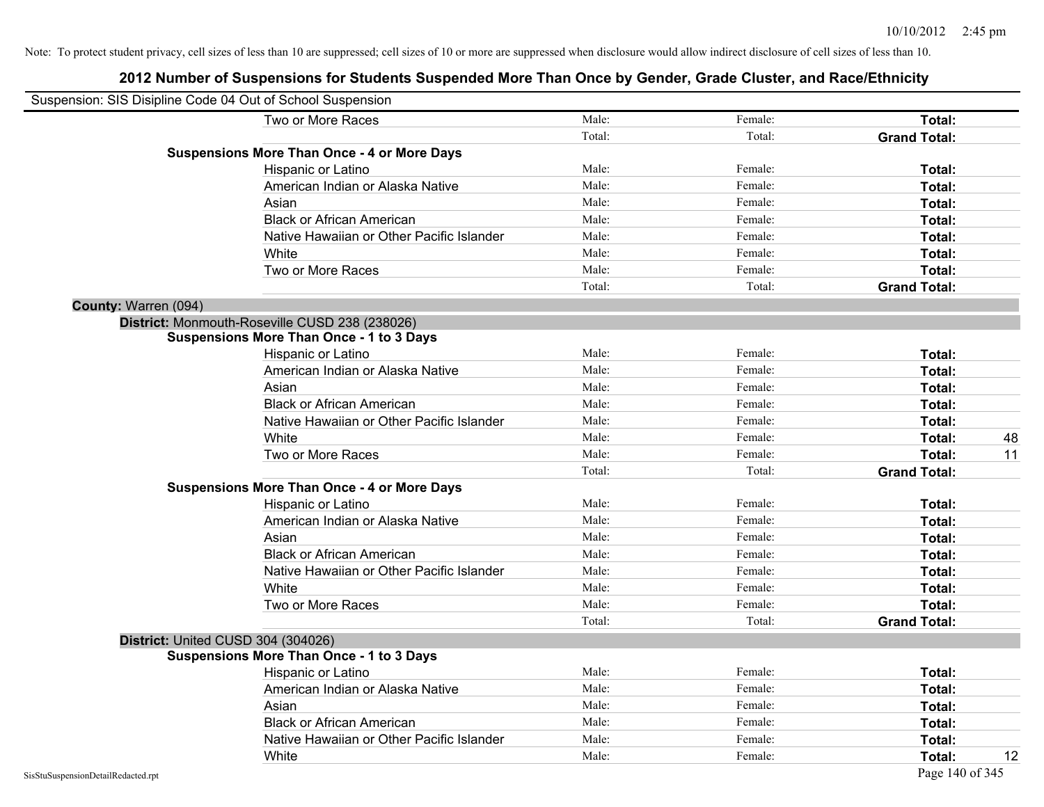Note: To protect student privacy, cell sizes of less than 10 are suppressed; cell sizes of 10 or more are suppressed when disclosure would allow indirect disclosure of cell sizes of less than 10.

# 2012 Number of Suspensions for Students Suspended More Than Once by Gender, Grade Cluster, and Race/Ethnicity

Suspension: SIS Disipline Code 04 Out of School Suspension

| | | | | |
|---|---|---|---|---|
| Two or More Races | Male: | Female: | **Total:** | |
| | Total: | Total: | **Grand Total:** | |
| **Suspensions More Than Once - 4 or More Days** | | | | |
| Hispanic or Latino | Male: | Female: | **Total:** | |
| American Indian or Alaska Native | Male: | Female: | **Total:** | |
| Asian | Male: | Female: | **Total:** | |
| Black or African American | Male: | Female: | **Total:** | |
| Native Hawaiian or Other Pacific Islander | Male: | Female: | **Total:** | |
| White | Male: | Female: | **Total:** | |
| Two or More Races | Male: | Female: | **Total:** | |
| | Total: | Total: | **Grand Total:** | |

**County:** Warren (094)

**District:** Monmouth-Roseville CUSD 238 (238026)

| | | | | |
|---|---|---|---|---|
| **Suspensions More Than Once - 1 to 3 Days** | | | | |
| Hispanic or Latino | Male: | Female: | **Total:** | |
| American Indian or Alaska Native | Male: | Female: | **Total:** | |
| Asian | Male: | Female: | **Total:** | |
| Black or African American | Male: | Female: | **Total:** | |
| Native Hawaiian or Other Pacific Islander | Male: | Female: | **Total:** | |
| White | Male: | Female: | **Total:** | 48 |
| Two or More Races | Male: | Female: | **Total:** | 11 |
| | Total: | Total: | **Grand Total:** | |
| **Suspensions More Than Once - 4 or More Days** | | | | |
| Hispanic or Latino | Male: | Female: | **Total:** | |
| American Indian or Alaska Native | Male: | Female: | **Total:** | |
| Asian | Male: | Female: | **Total:** | |
| Black or African American | Male: | Female: | **Total:** | |
| Native Hawaiian or Other Pacific Islander | Male: | Female: | **Total:** | |
| White | Male: | Female: | **Total:** | |
| Two or More Races | Male: | Female: | **Total:** | |
| | Total: | Total: | **Grand Total:** | |

**District:** United CUSD 304 (304026)

| | | | | |
|---|---|---|---|---|
| **Suspensions More Than Once - 1 to 3 Days** | | | | |
| Hispanic or Latino | Male: | Female: | **Total:** | |
| American Indian or Alaska Native | Male: | Female: | **Total:** | |
| Asian | Male: | Female: | **Total:** | |
| Black or African American | Male: | Female: | **Total:** | |
| Native Hawaiian or Other Pacific Islander | Male: | Female: | **Total:** | |
| White | Male: | Female: | **Total:** | 12 |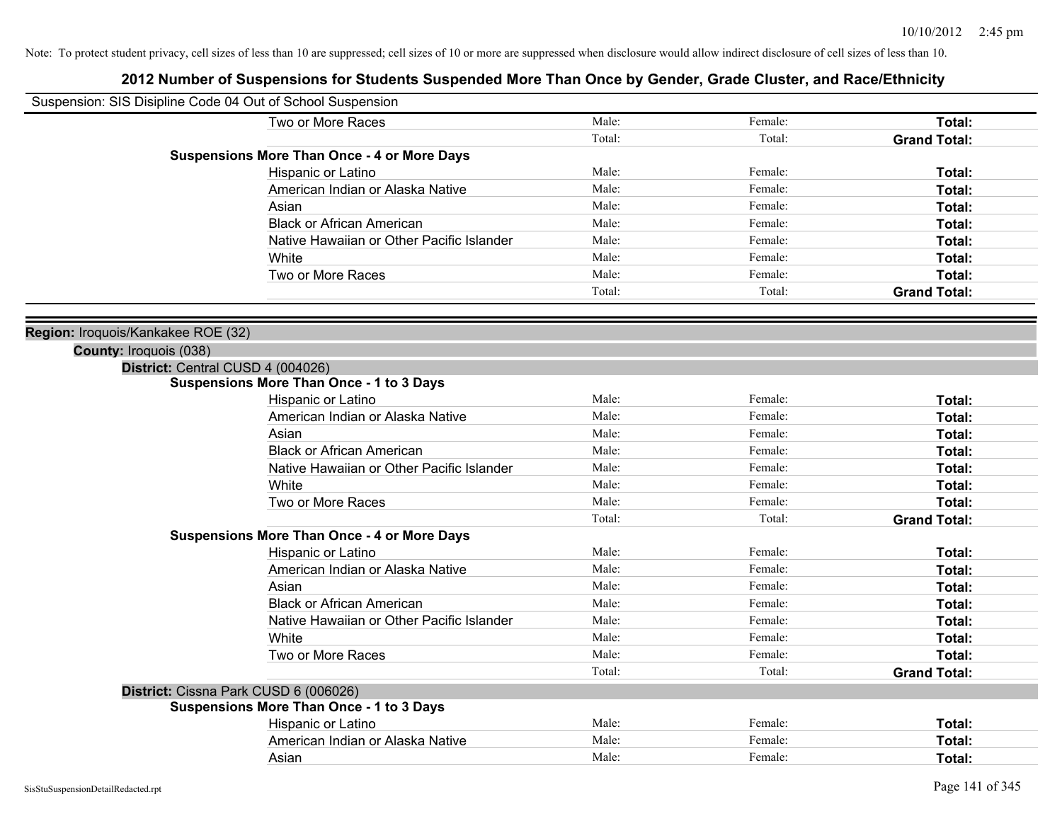Note: To protect student privacy, cell sizes of less than 10 are suppressed; cell sizes of 10 or more are suppressed when disclosure would allow indirect disclosure of cell sizes of less than 10.

## 2012 Number of Suspensions for Students Suspended More Than Once by Gender, Grade Cluster, and Race/Ethnicity

Suspension: SIS Disipline Code 04 Out of School Suspension

| | | | | |
|---|---|---|---|---|
| | Two or More Races | Male: | Female: | **Total:** |
| | | Total: | Total: | **Grand Total:** |
| **Suspensions More Than Once - 4 or More Days** | | | | |
| | Hispanic or Latino | Male: | Female: | **Total:** |
| | American Indian or Alaska Native | Male: | Female: | **Total:** |
| | Asian | Male: | Female: | **Total:** |
| | Black or African American | Male: | Female: | **Total:** |
| | Native Hawaiian or Other Pacific Islander | Male: | Female: | **Total:** |
| | White | Male: | Female: | **Total:** |
| | Two or More Races | Male: | Female: | **Total:** |
| | | Total: | Total: | **Grand Total:** |

**Region:** Iroquois/Kankakee ROE (32)

**County:** Iroquois (038)

**District:** Central CUSD 4 (004026)

| | | | | |
|---|---|---|---|---|
| **Suspensions More Than Once - 1 to 3 Days** | | | | |
| | Hispanic or Latino | Male: | Female: | **Total:** |
| | American Indian or Alaska Native | Male: | Female: | **Total:** |
| | Asian | Male: | Female: | **Total:** |
| | Black or African American | Male: | Female: | **Total:** |
| | Native Hawaiian or Other Pacific Islander | Male: | Female: | **Total:** |
| | White | Male: | Female: | **Total:** |
| | Two or More Races | Male: | Female: | **Total:** |
| | | Total: | Total: | **Grand Total:** |
| **Suspensions More Than Once - 4 or More Days** | | | | |
| | Hispanic or Latino | Male: | Female: | **Total:** |
| | American Indian or Alaska Native | Male: | Female: | **Total:** |
| | Asian | Male: | Female: | **Total:** |
| | Black or African American | Male: | Female: | **Total:** |
| | Native Hawaiian or Other Pacific Islander | Male: | Female: | **Total:** |
| | White | Male: | Female: | **Total:** |
| | Two or More Races | Male: | Female: | **Total:** |
| | | Total: | Total: | **Grand Total:** |

**District:** Cissna Park CUSD 6 (006026)

| | | | | |
|---|---|---|---|---|
| **Suspensions More Than Once - 1 to 3 Days** | | | | |
| | Hispanic or Latino | Male: | Female: | **Total:** |
| | American Indian or Alaska Native | Male: | Female: | **Total:** |
| | Asian | Male: | Female: | **Total:** |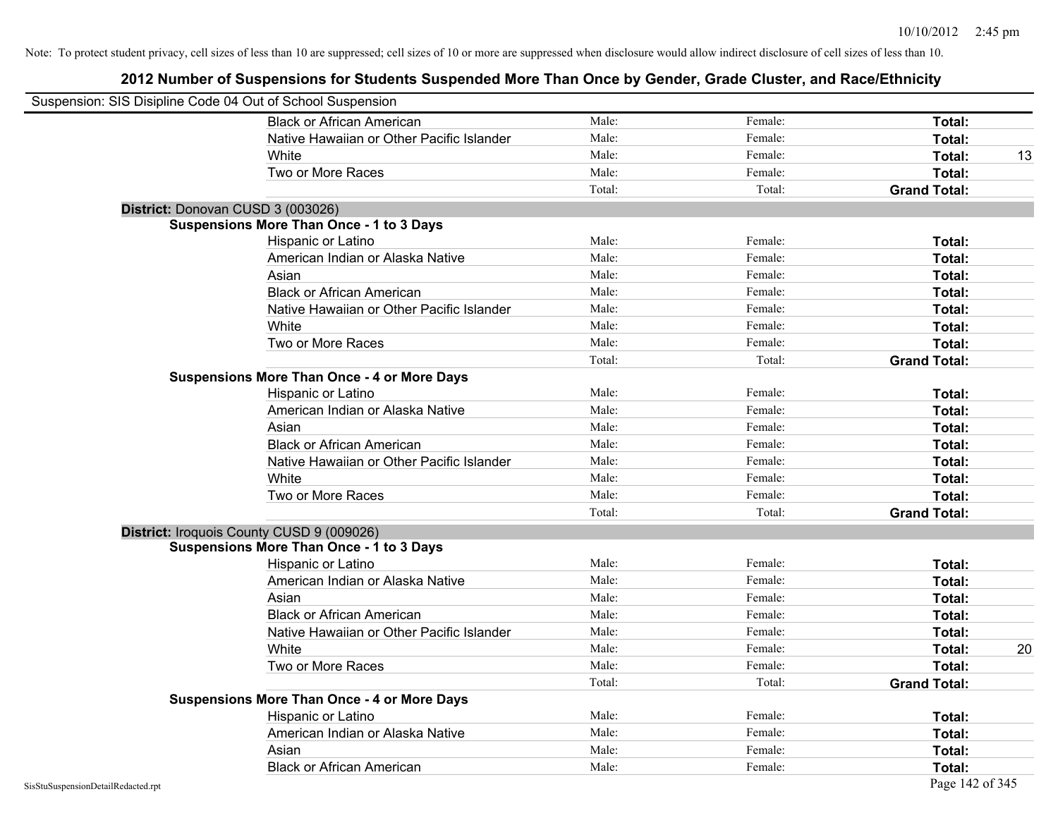Note: To protect student privacy, cell sizes of less than 10 are suppressed; cell sizes of 10 or more are suppressed when disclosure would allow indirect disclosure of cell sizes of less than 10.

# 2012 Number of Suspensions for Students Suspended More Than Once by Gender, Grade Cluster, and Race/Ethnicity

Suspension: SIS Disipline Code 04 Out of School Suspension

| | | | | |
|---|---|---|---|---|
| Black or African American | Male: | Female: | **Total:** | |
| Native Hawaiian or Other Pacific Islander | Male: | Female: | **Total:** | |
| White | Male: | Female: | **Total:** | 13 |
| Two or More Races | Male: | Female: | **Total:** | |
| | Total: | Total: | **Grand Total:** | |

**District:** Donovan CUSD 3 (003026)

**Suspensions More Than Once - 1 to 3 Days**

| | | | | |
|---|---|---|---|---|
| Hispanic or Latino | Male: | Female: | **Total:** | |
| American Indian or Alaska Native | Male: | Female: | **Total:** | |
| Asian | Male: | Female: | **Total:** | |
| Black or African American | Male: | Female: | **Total:** | |
| Native Hawaiian or Other Pacific Islander | Male: | Female: | **Total:** | |
| White | Male: | Female: | **Total:** | |
| Two or More Races | Male: | Female: | **Total:** | |
| | Total: | Total: | **Grand Total:** | |

**Suspensions More Than Once - 4 or More Days**

| | | | | |
|---|---|---|---|---|
| Hispanic or Latino | Male: | Female: | **Total:** | |
| American Indian or Alaska Native | Male: | Female: | **Total:** | |
| Asian | Male: | Female: | **Total:** | |
| Black or African American | Male: | Female: | **Total:** | |
| Native Hawaiian or Other Pacific Islander | Male: | Female: | **Total:** | |
| White | Male: | Female: | **Total:** | |
| Two or More Races | Male: | Female: | **Total:** | |
| | Total: | Total: | **Grand Total:** | |

**District:** Iroquois County CUSD 9 (009026)

**Suspensions More Than Once - 1 to 3 Days**

| | | | | |
|---|---|---|---|---|
| Hispanic or Latino | Male: | Female: | **Total:** | |
| American Indian or Alaska Native | Male: | Female: | **Total:** | |
| Asian | Male: | Female: | **Total:** | |
| Black or African American | Male: | Female: | **Total:** | |
| Native Hawaiian or Other Pacific Islander | Male: | Female: | **Total:** | |
| White | Male: | Female: | **Total:** | 20 |
| Two or More Races | Male: | Female: | **Total:** | |
| | Total: | Total: | **Grand Total:** | |

**Suspensions More Than Once - 4 or More Days**

| | | | | |
|---|---|---|---|---|
| Hispanic or Latino | Male: | Female: | **Total:** | |
| American Indian or Alaska Native | Male: | Female: | **Total:** | |
| Asian | Male: | Female: | **Total:** | |
| Black or African American | Male: | Female: | **Total:** | |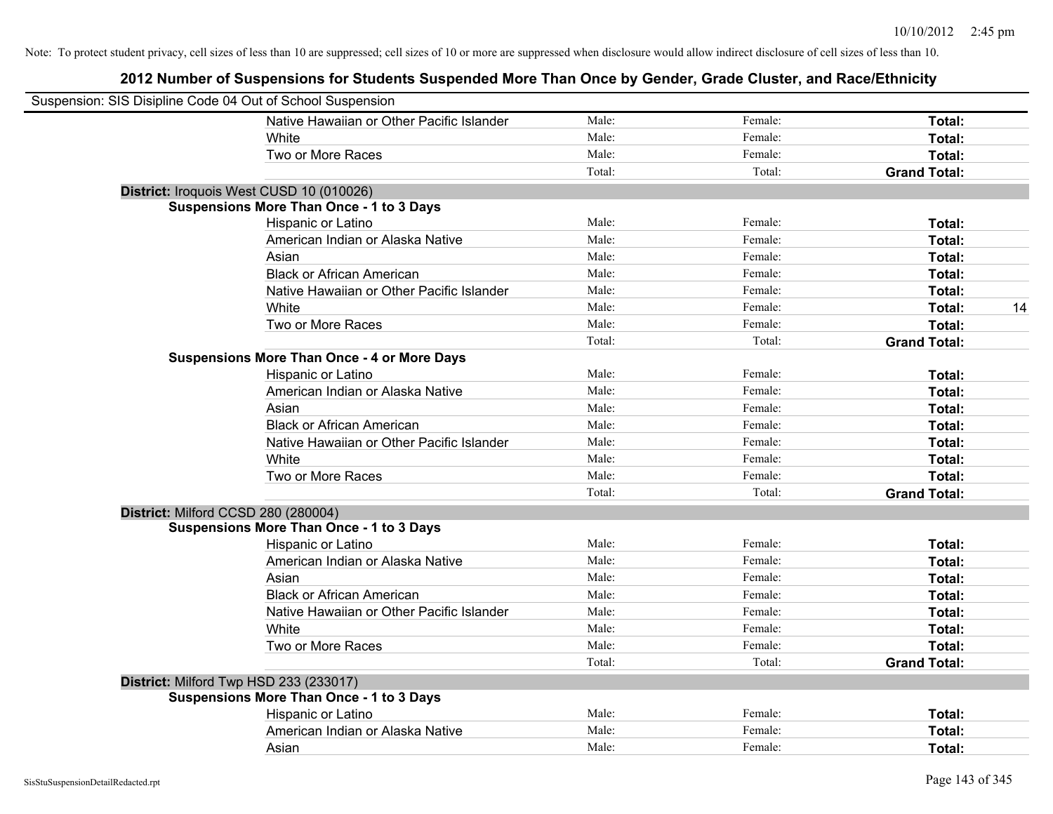Note: To protect student privacy, cell sizes of less than 10 are suppressed; cell sizes of 10 or more are suppressed when disclosure would allow indirect disclosure of cell sizes of less than 10.

## 2012 Number of Suspensions for Students Suspended More Than Once by Gender, Grade Cluster, and Race/Ethnicity

Suspension: SIS Disipline Code 04 Out of School Suspension

| | | | | |
|---|---|---|---|---|
| Native Hawaiian or Other Pacific Islander | Male: | Female: | **Total:** | |
| White | Male: | Female: | **Total:** | |
| Two or More Races | Male: | Female: | **Total:** | |
| | Total: | Total: | **Grand Total:** | |

**District:** Iroquois West CUSD 10 (010026)

**Suspensions More Than Once - 1 to 3 Days**

| | | | | |
|---|---|---|---|---|
| Hispanic or Latino | Male: | Female: | **Total:** | |
| American Indian or Alaska Native | Male: | Female: | **Total:** | |
| Asian | Male: | Female: | **Total:** | |
| Black or African American | Male: | Female: | **Total:** | |
| Native Hawaiian or Other Pacific Islander | Male: | Female: | **Total:** | |
| White | Male: | Female: | **Total:** | 14 |
| Two or More Races | Male: | Female: | **Total:** | |
| | Total: | Total: | **Grand Total:** | |

**Suspensions More Than Once - 4 or More Days**

| | | | | |
|---|---|---|---|---|
| Hispanic or Latino | Male: | Female: | **Total:** | |
| American Indian or Alaska Native | Male: | Female: | **Total:** | |
| Asian | Male: | Female: | **Total:** | |
| Black or African American | Male: | Female: | **Total:** | |
| Native Hawaiian or Other Pacific Islander | Male: | Female: | **Total:** | |
| White | Male: | Female: | **Total:** | |
| Two or More Races | Male: | Female: | **Total:** | |
| | Total: | Total: | **Grand Total:** | |

**District:** Milford CCSD 280 (280004)

**Suspensions More Than Once - 1 to 3 Days**

| | | | | |
|---|---|---|---|---|
| Hispanic or Latino | Male: | Female: | **Total:** | |
| American Indian or Alaska Native | Male: | Female: | **Total:** | |
| Asian | Male: | Female: | **Total:** | |
| Black or African American | Male: | Female: | **Total:** | |
| Native Hawaiian or Other Pacific Islander | Male: | Female: | **Total:** | |
| White | Male: | Female: | **Total:** | |
| Two or More Races | Male: | Female: | **Total:** | |
| | Total: | Total: | **Grand Total:** | |

**District:** Milford Twp HSD 233 (233017)

**Suspensions More Than Once - 1 to 3 Days**

| | | | | |
|---|---|---|---|---|
| Hispanic or Latino | Male: | Female: | **Total:** | |
| American Indian or Alaska Native | Male: | Female: | **Total:** | |
| Asian | Male: | Female: | **Total:** | |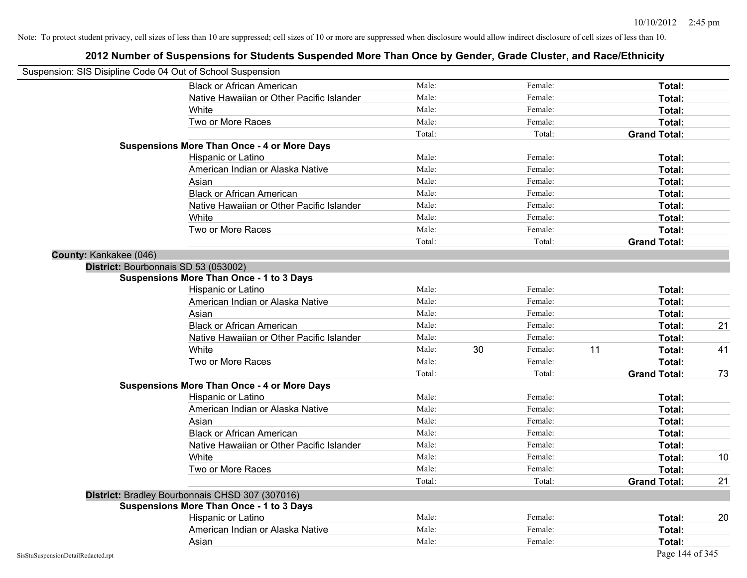Note: To protect student privacy, cell sizes of less than 10 are suppressed; cell sizes of 10 or more are suppressed when disclosure would allow indirect disclosure of cell sizes of less than 10.

# 2012 Number of Suspensions for Students Suspended More Than Once by Gender, Grade Cluster, and Race/Ethnicity

Suspension: SIS Disipline Code 04 Out of School Suspension

| | | | | | | |
|---|---|---|---|---|---|---|
| Black or African American | Male: | | Female: | | **Total:** | |
| Native Hawaiian or Other Pacific Islander | Male: | | Female: | | **Total:** | |
| White | Male: | | Female: | | **Total:** | |
| Two or More Races | Male: | | Female: | | **Total:** | |
| | Total: | | Total: | | **Grand Total:** | |

**Suspensions More Than Once - 4 or More Days**

| | | | | | | |
|---|---|---|---|---|---|---|
| Hispanic or Latino | Male: | | Female: | | **Total:** | |
| American Indian or Alaska Native | Male: | | Female: | | **Total:** | |
| Asian | Male: | | Female: | | **Total:** | |
| Black or African American | Male: | | Female: | | **Total:** | |
| Native Hawaiian or Other Pacific Islander | Male: | | Female: | | **Total:** | |
| White | Male: | | Female: | | **Total:** | |
| Two or More Races | Male: | | Female: | | **Total:** | |
| | Total: | | Total: | | **Grand Total:** | |

**County:** Kankakee (046)

**District:** Bourbonnais SD 53 (053002)

**Suspensions More Than Once - 1 to 3 Days**

| | | | | | | |
|---|---|---|---|---|---|---|
| Hispanic or Latino | Male: | | Female: | | **Total:** | |
| American Indian or Alaska Native | Male: | | Female: | | **Total:** | |
| Asian | Male: | | Female: | | **Total:** | |
| Black or African American | Male: | | Female: | | **Total:** | 21 |
| Native Hawaiian or Other Pacific Islander | Male: | | Female: | | **Total:** | |
| White | Male: | 30 | Female: | 11 | **Total:** | 41 |
| Two or More Races | Male: | | Female: | | **Total:** | |
| | Total: | | Total: | | **Grand Total:** | 73 |

**Suspensions More Than Once - 4 or More Days**

| | | | | | | |
|---|---|---|---|---|---|---|
| Hispanic or Latino | Male: | | Female: | | **Total:** | |
| American Indian or Alaska Native | Male: | | Female: | | **Total:** | |
| Asian | Male: | | Female: | | **Total:** | |
| Black or African American | Male: | | Female: | | **Total:** | |
| Native Hawaiian or Other Pacific Islander | Male: | | Female: | | **Total:** | |
| White | Male: | | Female: | | **Total:** | 10 |
| Two or More Races | Male: | | Female: | | **Total:** | |
| | Total: | | Total: | | **Grand Total:** | 21 |

**District:** Bradley Bourbonnais CHSD 307 (307016)

**Suspensions More Than Once - 1 to 3 Days**

| | | | | | | |
|---|---|---|---|---|---|---|
| Hispanic or Latino | Male: | | Female: | | **Total:** | 20 |
| American Indian or Alaska Native | Male: | | Female: | | **Total:** | |
| Asian | Male: | | Female: | | **Total:** | |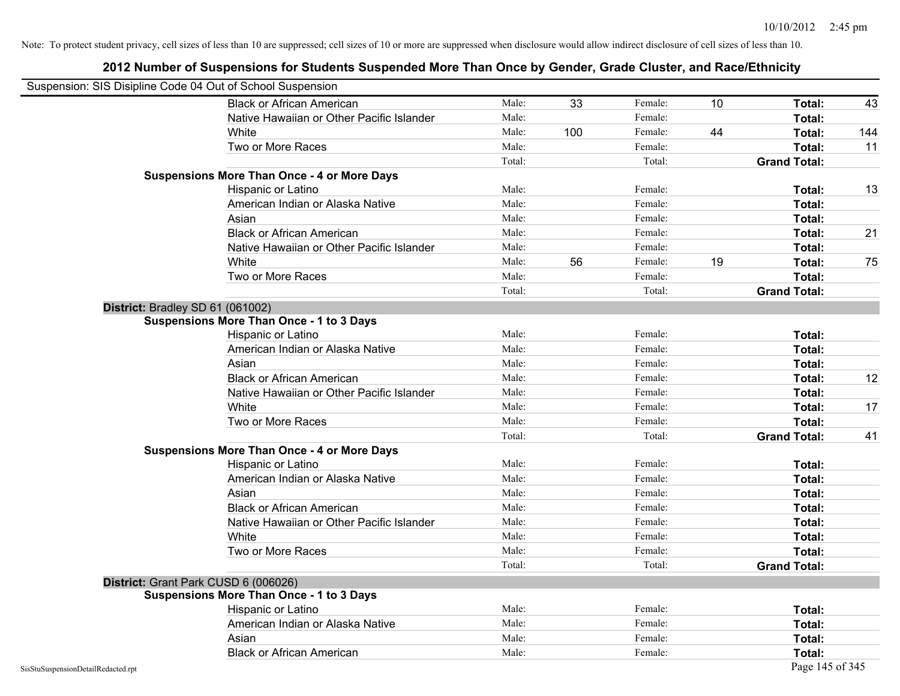Note: To protect student privacy, cell sizes of less than 10 are suppressed; cell sizes of 10 or more are suppressed when disclosure would allow indirect disclosure of cell sizes of less than 10.

## 2012 Number of Suspensions for Students Suspended More Than Once by Gender, Grade Cluster, and Race/Ethnicity

Suspension: SIS Disipline Code 04 Out of School Suspension

| | | | | | | |
|---|---|---|---|---|---|---|
| Black or African American | Male: | 33 | Female: | 10 | **Total:** | 43 |
| Native Hawaiian or Other Pacific Islander | Male: | | Female: | | **Total:** | |
| White | Male: | 100 | Female: | 44 | **Total:** | 144 |
| Two or More Races | Male: | | Female: | | **Total:** | 11 |
| | Total: | | Total: | | **Grand Total:** | |
| **Suspensions More Than Once - 4 or More Days** | | | | | | |
| Hispanic or Latino | Male: | | Female: | | **Total:** | 13 |
| American Indian or Alaska Native | Male: | | Female: | | **Total:** | |
| Asian | Male: | | Female: | | **Total:** | |
| Black or African American | Male: | | Female: | | **Total:** | 21 |
| Native Hawaiian or Other Pacific Islander | Male: | | Female: | | **Total:** | |
| White | Male: | 56 | Female: | 19 | **Total:** | 75 |
| Two or More Races | Male: | | Female: | | **Total:** | |
| | Total: | | Total: | | **Grand Total:** | |

**District:** Bradley SD 61 (061002)

| | | | | | | |
|---|---|---|---|---|---|---|
| **Suspensions More Than Once - 1 to 3 Days** | | | | | | |
| Hispanic or Latino | Male: | | Female: | | **Total:** | |
| American Indian or Alaska Native | Male: | | Female: | | **Total:** | |
| Asian | Male: | | Female: | | **Total:** | |
| Black or African American | Male: | | Female: | | **Total:** | 12 |
| Native Hawaiian or Other Pacific Islander | Male: | | Female: | | **Total:** | |
| White | Male: | | Female: | | **Total:** | 17 |
| Two or More Races | Male: | | Female: | | **Total:** | |
| | Total: | | Total: | | **Grand Total:** | 41 |
| **Suspensions More Than Once - 4 or More Days** | | | | | | |
| Hispanic or Latino | Male: | | Female: | | **Total:** | |
| American Indian or Alaska Native | Male: | | Female: | | **Total:** | |
| Asian | Male: | | Female: | | **Total:** | |
| Black or African American | Male: | | Female: | | **Total:** | |
| Native Hawaiian or Other Pacific Islander | Male: | | Female: | | **Total:** | |
| White | Male: | | Female: | | **Total:** | |
| Two or More Races | Male: | | Female: | | **Total:** | |
| | Total: | | Total: | | **Grand Total:** | |

**District:** Grant Park CUSD 6 (006026)

| | | | | | | |
|---|---|---|---|---|---|---|
| **Suspensions More Than Once - 1 to 3 Days** | | | | | | |
| Hispanic or Latino | Male: | | Female: | | **Total:** | |
| American Indian or Alaska Native | Male: | | Female: | | **Total:** | |
| Asian | Male: | | Female: | | **Total:** | |
| Black or African American | Male: | | Female: | | **Total:** | |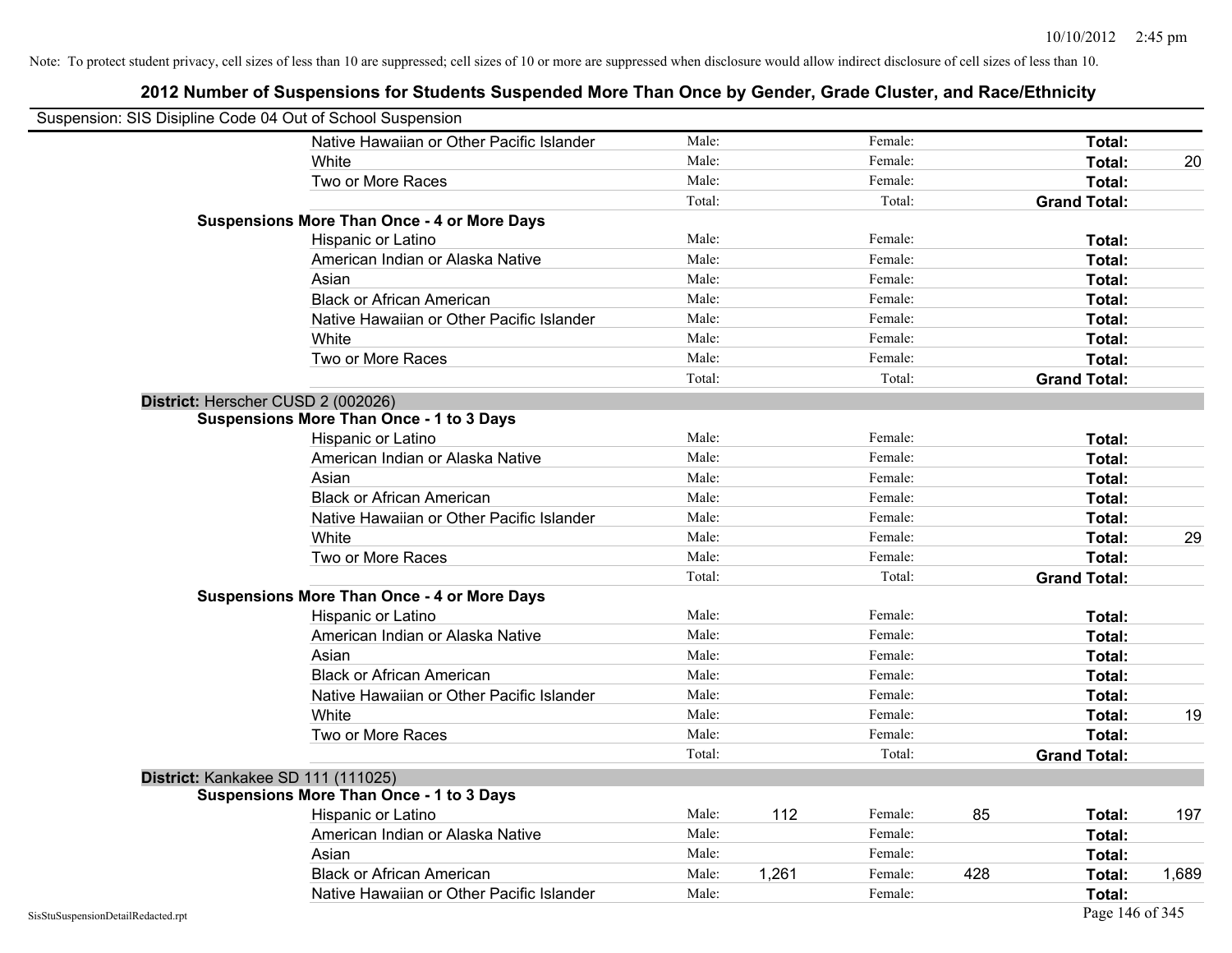Note: To protect student privacy, cell sizes of less than 10 are suppressed; cell sizes of 10 or more are suppressed when disclosure would allow indirect disclosure of cell sizes of less than 10.

# 2012 Number of Suspensions for Students Suspended More Than Once by Gender, Grade Cluster, and Race/Ethnicity

Suspension: SIS Disipline Code 04 Out of School Suspension

| | | | | | | |
|---|---|---|---|---|---|---|
| Native Hawaiian or Other Pacific Islander | Male: | | Female: | | **Total:** | |
| White | Male: | | Female: | | **Total:** | 20 |
| Two or More Races | Male: | | Female: | | **Total:** | |
| | Total: | | Total: | | **Grand Total:** | |
| **Suspensions More Than Once - 4 or More Days** | | | | | | |
| Hispanic or Latino | Male: | | Female: | | **Total:** | |
| American Indian or Alaska Native | Male: | | Female: | | **Total:** | |
| Asian | Male: | | Female: | | **Total:** | |
| Black or African American | Male: | | Female: | | **Total:** | |
| Native Hawaiian or Other Pacific Islander | Male: | | Female: | | **Total:** | |
| White | Male: | | Female: | | **Total:** | |
| Two or More Races | Male: | | Female: | | **Total:** | |
| | Total: | | Total: | | **Grand Total:** | |

**District:** Herscher CUSD 2 (002026)

| | | | | | | |
|---|---|---|---|---|---|---|
| **Suspensions More Than Once - 1 to 3 Days** | | | | | | |
| Hispanic or Latino | Male: | | Female: | | **Total:** | |
| American Indian or Alaska Native | Male: | | Female: | | **Total:** | |
| Asian | Male: | | Female: | | **Total:** | |
| Black or African American | Male: | | Female: | | **Total:** | |
| Native Hawaiian or Other Pacific Islander | Male: | | Female: | | **Total:** | |
| White | Male: | | Female: | | **Total:** | 29 |
| Two or More Races | Male: | | Female: | | **Total:** | |
| | Total: | | Total: | | **Grand Total:** | |
| **Suspensions More Than Once - 4 or More Days** | | | | | | |
| Hispanic or Latino | Male: | | Female: | | **Total:** | |
| American Indian or Alaska Native | Male: | | Female: | | **Total:** | |
| Asian | Male: | | Female: | | **Total:** | |
| Black or African American | Male: | | Female: | | **Total:** | |
| Native Hawaiian or Other Pacific Islander | Male: | | Female: | | **Total:** | |
| White | Male: | | Female: | | **Total:** | 19 |
| Two or More Races | Male: | | Female: | | **Total:** | |
| | Total: | | Total: | | **Grand Total:** | |

**District:** Kankakee SD 111 (111025)

| | | | | | | |
|---|---|---|---|---|---|---|
| **Suspensions More Than Once - 1 to 3 Days** | | | | | | |
| Hispanic or Latino | Male: | 112 | Female: | 85 | **Total:** | 197 |
| American Indian or Alaska Native | Male: | | Female: | | **Total:** | |
| Asian | Male: | | Female: | | **Total:** | |
| Black or African American | Male: | 1,261 | Female: | 428 | **Total:** | 1,689 |
| Native Hawaiian or Other Pacific Islander | Male: | | Female: | | **Total:** | |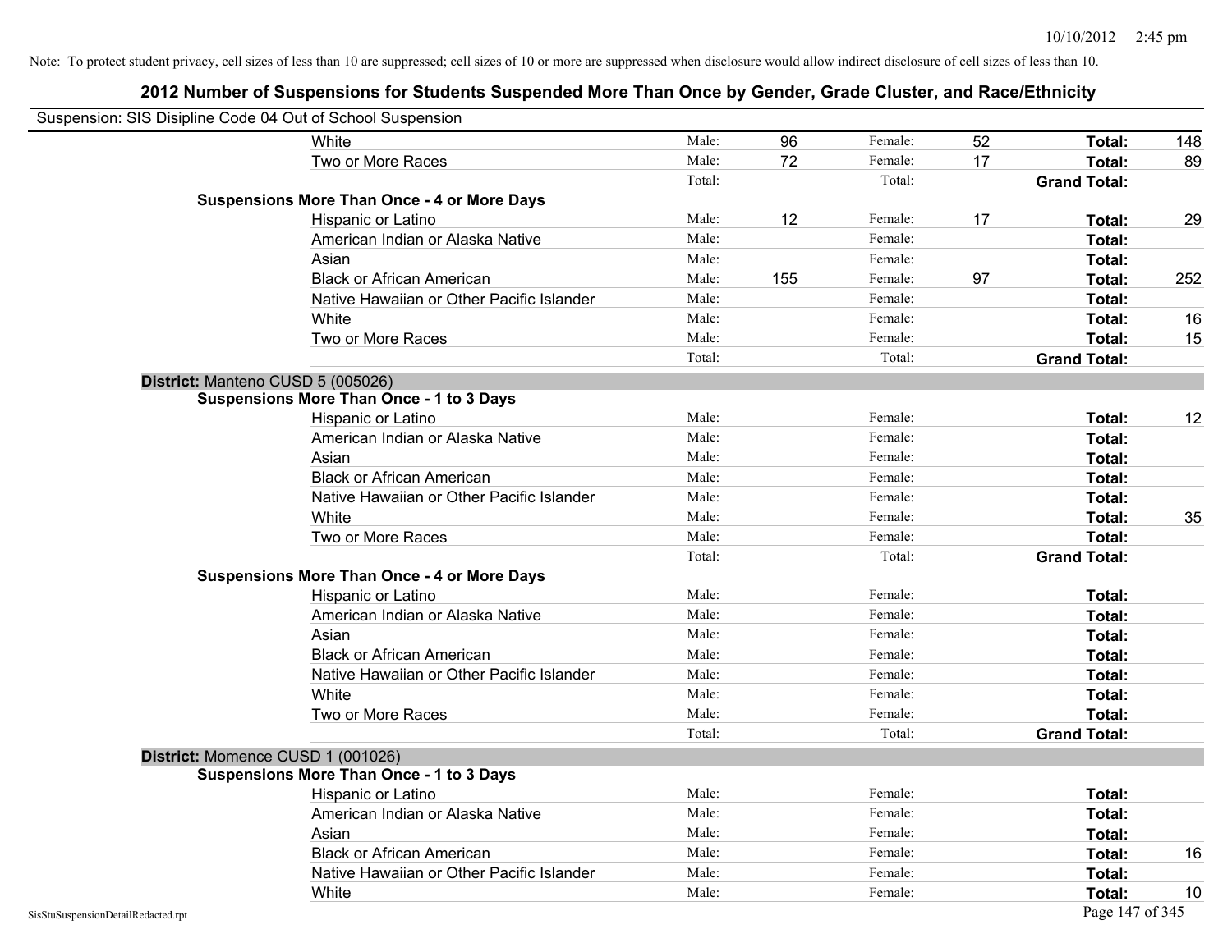Note: To protect student privacy, cell sizes of less than 10 are suppressed; cell sizes of 10 or more are suppressed when disclosure would allow indirect disclosure of cell sizes of less than 10.

# 2012 Number of Suspensions for Students Suspended More Than Once by Gender, Grade Cluster, and Race/Ethnicity

Suspension: SIS Disipline Code 04 Out of School Suspension

| | | | | | | |
|---|---|---|---|---|---|---|
| White | Male: | 96 | Female: | 52 | **Total:** | 148 |
| Two or More Races | Male: | 72 | Female: | 17 | **Total:** | 89 |
| | Total: | | Total: | | **Grand Total:** | |

**Suspensions More Than Once - 4 or More Days**

| | | | | | | |
|---|---|---|---|---|---|---|
| Hispanic or Latino | Male: | 12 | Female: | 17 | **Total:** | 29 |
| American Indian or Alaska Native | Male: | | Female: | | **Total:** | |
| Asian | Male: | | Female: | | **Total:** | |
| Black or African American | Male: | 155 | Female: | 97 | **Total:** | 252 |
| Native Hawaiian or Other Pacific Islander | Male: | | Female: | | **Total:** | |
| White | Male: | | Female: | | **Total:** | 16 |
| Two or More Races | Male: | | Female: | | **Total:** | 15 |
| | Total: | | Total: | | **Grand Total:** | |

## District: Manteno CUSD 5 (005026)

**Suspensions More Than Once - 1 to 3 Days**

| | | | | | | |
|---|---|---|---|---|---|---|
| Hispanic or Latino | Male: | | Female: | | **Total:** | 12 |
| American Indian or Alaska Native | Male: | | Female: | | **Total:** | |
| Asian | Male: | | Female: | | **Total:** | |
| Black or African American | Male: | | Female: | | **Total:** | |
| Native Hawaiian or Other Pacific Islander | Male: | | Female: | | **Total:** | |
| White | Male: | | Female: | | **Total:** | 35 |
| Two or More Races | Male: | | Female: | | **Total:** | |
| | Total: | | Total: | | **Grand Total:** | |

**Suspensions More Than Once - 4 or More Days**

| | | | | | | |
|---|---|---|---|---|---|---|
| Hispanic or Latino | Male: | | Female: | | **Total:** | |
| American Indian or Alaska Native | Male: | | Female: | | **Total:** | |
| Asian | Male: | | Female: | | **Total:** | |
| Black or African American | Male: | | Female: | | **Total:** | |
| Native Hawaiian or Other Pacific Islander | Male: | | Female: | | **Total:** | |
| White | Male: | | Female: | | **Total:** | |
| Two or More Races | Male: | | Female: | | **Total:** | |
| | Total: | | Total: | | **Grand Total:** | |

## District: Momence CUSD 1 (001026)

**Suspensions More Than Once - 1 to 3 Days**

| | | | | | | |
|---|---|---|---|---|---|---|
| Hispanic or Latino | Male: | | Female: | | **Total:** | |
| American Indian or Alaska Native | Male: | | Female: | | **Total:** | |
| Asian | Male: | | Female: | | **Total:** | |
| Black or African American | Male: | | Female: | | **Total:** | 16 |
| Native Hawaiian or Other Pacific Islander | Male: | | Female: | | **Total:** | |
| White | Male: | | Female: | | **Total:** | 10 |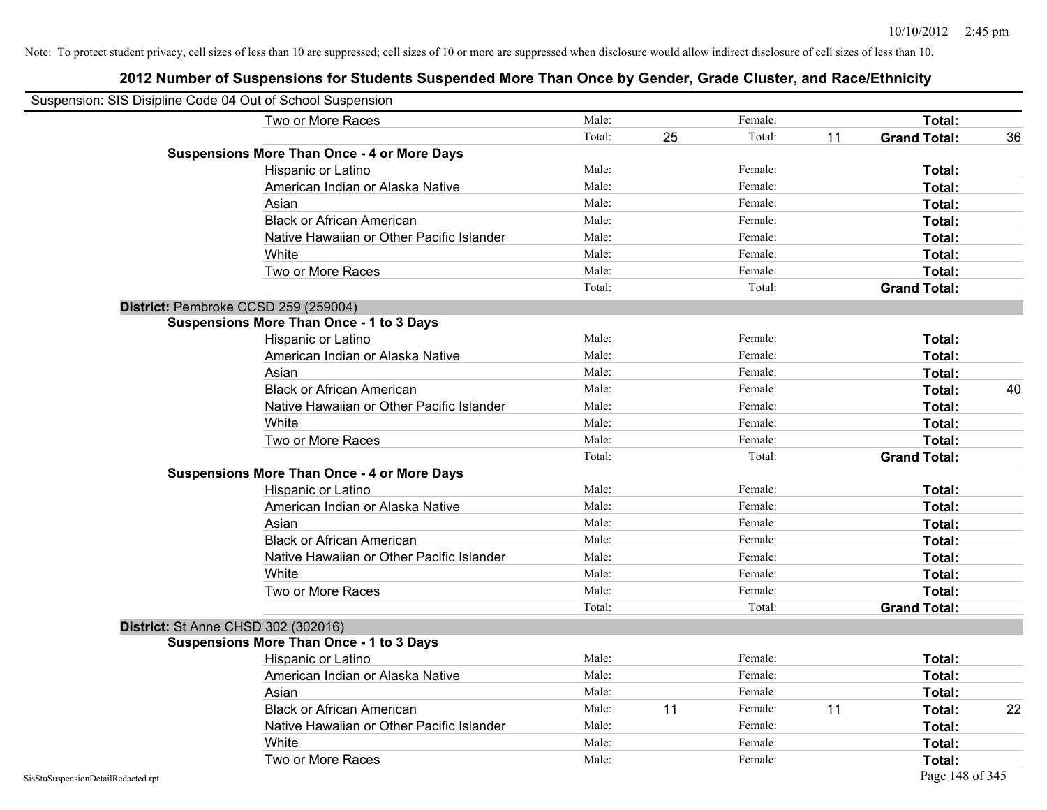Note: To protect student privacy, cell sizes of less than 10 are suppressed; cell sizes of 10 or more are suppressed when disclosure would allow indirect disclosure of cell sizes of less than 10.

# 2012 Number of Suspensions for Students Suspended More Than Once by Gender, Grade Cluster, and Race/Ethnicity

Suspension: SIS Disipline Code 04 Out of School Suspension

| | | | | | | |
|---|---|---|---|---|---|---|
| Two or More Races | Male: | | Female: | | **Total:** | |
| | Total: | 25 | Total: | 11 | **Grand Total:** | 36 |
| **Suspensions More Than Once - 4 or More Days** | | | | | | |
| Hispanic or Latino | Male: | | Female: | | **Total:** | |
| American Indian or Alaska Native | Male: | | Female: | | **Total:** | |
| Asian | Male: | | Female: | | **Total:** | |
| Black or African American | Male: | | Female: | | **Total:** | |
| Native Hawaiian or Other Pacific Islander | Male: | | Female: | | **Total:** | |
| White | Male: | | Female: | | **Total:** | |
| Two or More Races | Male: | | Female: | | **Total:** | |
| | Total: | | Total: | | **Grand Total:** | |

**District:** Pembroke CCSD 259 (259004)

| | | | | | | |
|---|---|---|---|---|---|---|
| **Suspensions More Than Once - 1 to 3 Days** | | | | | | |
| Hispanic or Latino | Male: | | Female: | | **Total:** | |
| American Indian or Alaska Native | Male: | | Female: | | **Total:** | |
| Asian | Male: | | Female: | | **Total:** | |
| Black or African American | Male: | | Female: | | **Total:** | 40 |
| Native Hawaiian or Other Pacific Islander | Male: | | Female: | | **Total:** | |
| White | Male: | | Female: | | **Total:** | |
| Two or More Races | Male: | | Female: | | **Total:** | |
| | Total: | | Total: | | **Grand Total:** | |
| **Suspensions More Than Once - 4 or More Days** | | | | | | |
| Hispanic or Latino | Male: | | Female: | | **Total:** | |
| American Indian or Alaska Native | Male: | | Female: | | **Total:** | |
| Asian | Male: | | Female: | | **Total:** | |
| Black or African American | Male: | | Female: | | **Total:** | |
| Native Hawaiian or Other Pacific Islander | Male: | | Female: | | **Total:** | |
| White | Male: | | Female: | | **Total:** | |
| Two or More Races | Male: | | Female: | | **Total:** | |
| | Total: | | Total: | | **Grand Total:** | |

**District:** St Anne CHSD 302 (302016)

| | | | | | | |
|---|---|---|---|---|---|---|
| **Suspensions More Than Once - 1 to 3 Days** | | | | | | |
| Hispanic or Latino | Male: | | Female: | | **Total:** | |
| American Indian or Alaska Native | Male: | | Female: | | **Total:** | |
| Asian | Male: | | Female: | | **Total:** | |
| Black or African American | Male: | 11 | Female: | 11 | **Total:** | 22 |
| Native Hawaiian or Other Pacific Islander | Male: | | Female: | | **Total:** | |
| White | Male: | | Female: | | **Total:** | |
| Two or More Races | Male: | | Female: | | **Total:** | |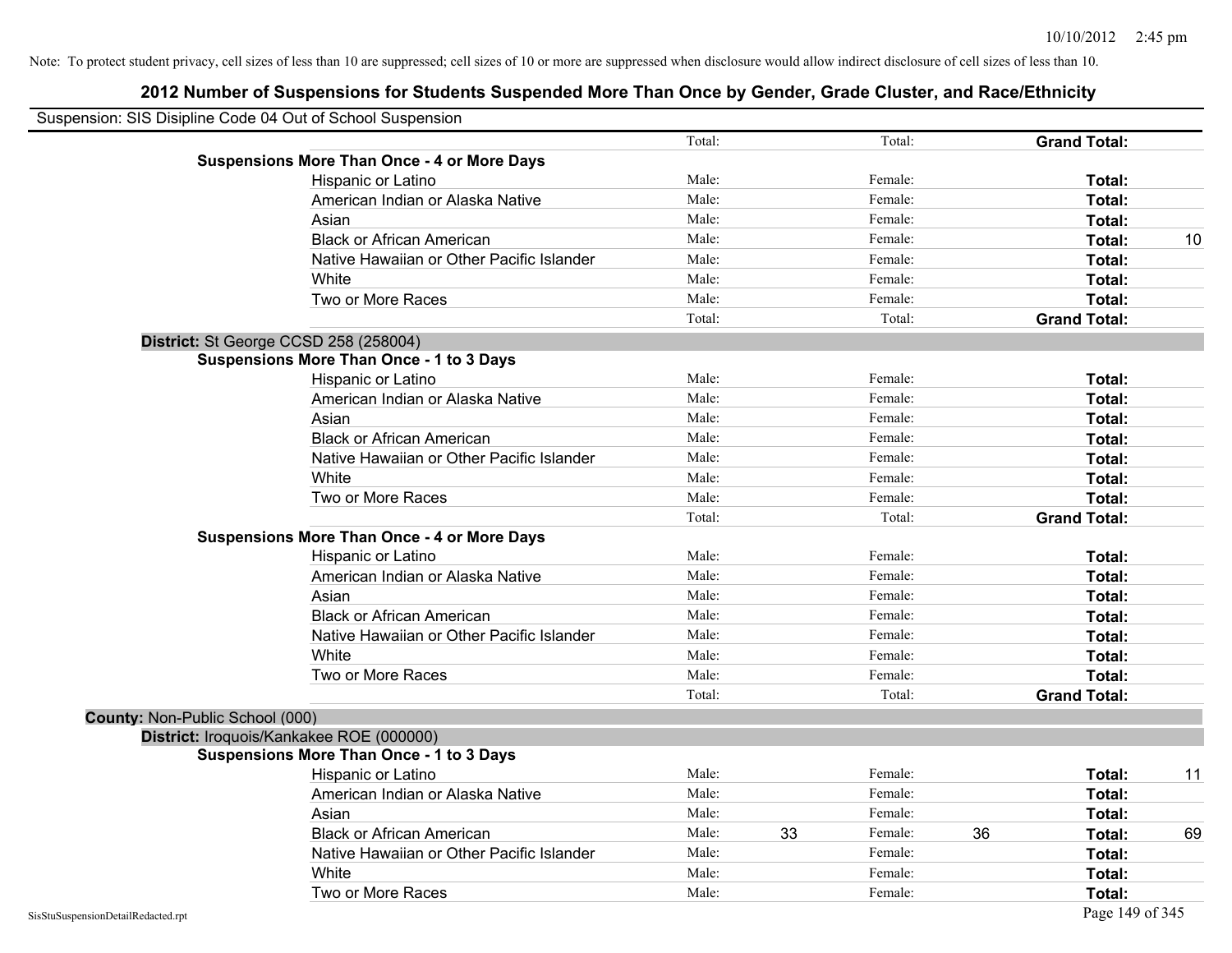Note: To protect student privacy, cell sizes of less than 10 are suppressed; cell sizes of 10 or more are suppressed when disclosure would allow indirect disclosure of cell sizes of less than 10.

## 2012 Number of Suspensions for Students Suspended More Than Once by Gender, Grade Cluster, and Race/Ethnicity

Suspension: SIS Disipline Code 04 Out of School Suspension

| | | | | | | |
|---|---|---|---|---|---|---|
| | Total: | | Total: | | **Grand Total:** | |
| **Suspensions More Than Once - 4 or More Days** | | | | | | |
| Hispanic or Latino | Male: | | Female: | | **Total:** | |
| American Indian or Alaska Native | Male: | | Female: | | **Total:** | |
| Asian | Male: | | Female: | | **Total:** | |
| Black or African American | Male: | | Female: | | **Total:** | 10 |
| Native Hawaiian or Other Pacific Islander | Male: | | Female: | | **Total:** | |
| White | Male: | | Female: | | **Total:** | |
| Two or More Races | Male: | | Female: | | **Total:** | |
| | Total: | | Total: | | **Grand Total:** | |

**District:** St George CCSD 258 (258004)

| | | | | | | |
|---|---|---|---|---|---|---|
| **Suspensions More Than Once - 1 to 3 Days** | | | | | | |
| Hispanic or Latino | Male: | | Female: | | **Total:** | |
| American Indian or Alaska Native | Male: | | Female: | | **Total:** | |
| Asian | Male: | | Female: | | **Total:** | |
| Black or African American | Male: | | Female: | | **Total:** | |
| Native Hawaiian or Other Pacific Islander | Male: | | Female: | | **Total:** | |
| White | Male: | | Female: | | **Total:** | |
| Two or More Races | Male: | | Female: | | **Total:** | |
| | Total: | | Total: | | **Grand Total:** | |
| **Suspensions More Than Once - 4 or More Days** | | | | | | |
| Hispanic or Latino | Male: | | Female: | | **Total:** | |
| American Indian or Alaska Native | Male: | | Female: | | **Total:** | |
| Asian | Male: | | Female: | | **Total:** | |
| Black or African American | Male: | | Female: | | **Total:** | |
| Native Hawaiian or Other Pacific Islander | Male: | | Female: | | **Total:** | |
| White | Male: | | Female: | | **Total:** | |
| Two or More Races | Male: | | Female: | | **Total:** | |
| | Total: | | Total: | | **Grand Total:** | |

**County:** Non-Public School (000)

**District:** Iroquois/Kankakee ROE (000000)

| | | | | | | |
|---|---|---|---|---|---|---|
| **Suspensions More Than Once - 1 to 3 Days** | | | | | | |
| Hispanic or Latino | Male: | | Female: | | **Total:** | 11 |
| American Indian or Alaska Native | Male: | | Female: | | **Total:** | |
| Asian | Male: | | Female: | | **Total:** | |
| Black or African American | Male: | 33 | Female: | 36 | **Total:** | 69 |
| Native Hawaiian or Other Pacific Islander | Male: | | Female: | | **Total:** | |
| White | Male: | | Female: | | **Total:** | |
| Two or More Races | Male: | | Female: | | **Total:** | |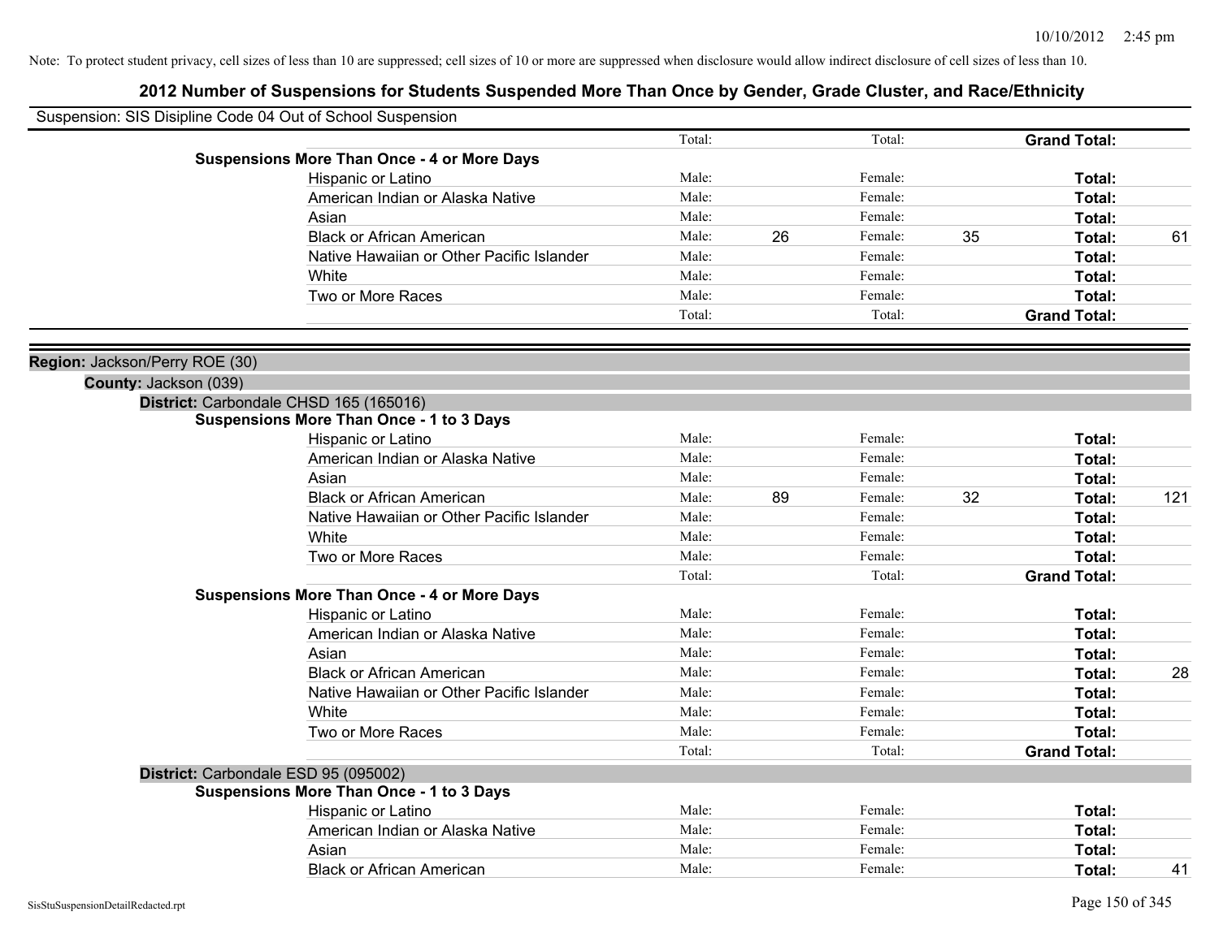Note: To protect student privacy, cell sizes of less than 10 are suppressed; cell sizes of 10 or more are suppressed when disclosure would allow indirect disclosure of cell sizes of less than 10.

# 2012 Number of Suspensions for Students Suspended More Than Once by Gender, Grade Cluster, and Race/Ethnicity

Suspension: SIS Disipline Code 04 Out of School Suspension

| | | | | | | |
|---|---|---|---|---|---|---|
| | Total: | | Total: | | **Grand Total:** | |
| **Suspensions More Than Once - 4 or More Days** | | | | | | |
| Hispanic or Latino | Male: | | Female: | | **Total:** | |
| American Indian or Alaska Native | Male: | | Female: | | **Total:** | |
| Asian | Male: | | Female: | | **Total:** | |
| Black or African American | Male: | 26 | Female: | 35 | **Total:** | 61 |
| Native Hawaiian or Other Pacific Islander | Male: | | Female: | | **Total:** | |
| White | Male: | | Female: | | **Total:** | |
| Two or More Races | Male: | | Female: | | **Total:** | |
| | Total: | | Total: | | **Grand Total:** | |

**Region:** Jackson/Perry ROE (30)

**County:** Jackson (039)

**District:** Carbondale CHSD 165 (165016)

| | | | | | | |
|---|---|---|---|---|---|---|
| **Suspensions More Than Once - 1 to 3 Days** | | | | | | |
| Hispanic or Latino | Male: | | Female: | | **Total:** | |
| American Indian or Alaska Native | Male: | | Female: | | **Total:** | |
| Asian | Male: | | Female: | | **Total:** | |
| Black or African American | Male: | 89 | Female: | 32 | **Total:** | 121 |
| Native Hawaiian or Other Pacific Islander | Male: | | Female: | | **Total:** | |
| White | Male: | | Female: | | **Total:** | |
| Two or More Races | Male: | | Female: | | **Total:** | |
| | Total: | | Total: | | **Grand Total:** | |
| **Suspensions More Than Once - 4 or More Days** | | | | | | |
| Hispanic or Latino | Male: | | Female: | | **Total:** | |
| American Indian or Alaska Native | Male: | | Female: | | **Total:** | |
| Asian | Male: | | Female: | | **Total:** | |
| Black or African American | Male: | | Female: | | **Total:** | 28 |
| Native Hawaiian or Other Pacific Islander | Male: | | Female: | | **Total:** | |
| White | Male: | | Female: | | **Total:** | |
| Two or More Races | Male: | | Female: | | **Total:** | |
| | Total: | | Total: | | **Grand Total:** | |

**District:** Carbondale ESD 95 (095002)

| | | | | | | |
|---|---|---|---|---|---|---|
| **Suspensions More Than Once - 1 to 3 Days** | | | | | | |
| Hispanic or Latino | Male: | | Female: | | **Total:** | |
| American Indian or Alaska Native | Male: | | Female: | | **Total:** | |
| Asian | Male: | | Female: | | **Total:** | |
| Black or African American | Male: | | Female: | | **Total:** | 41 |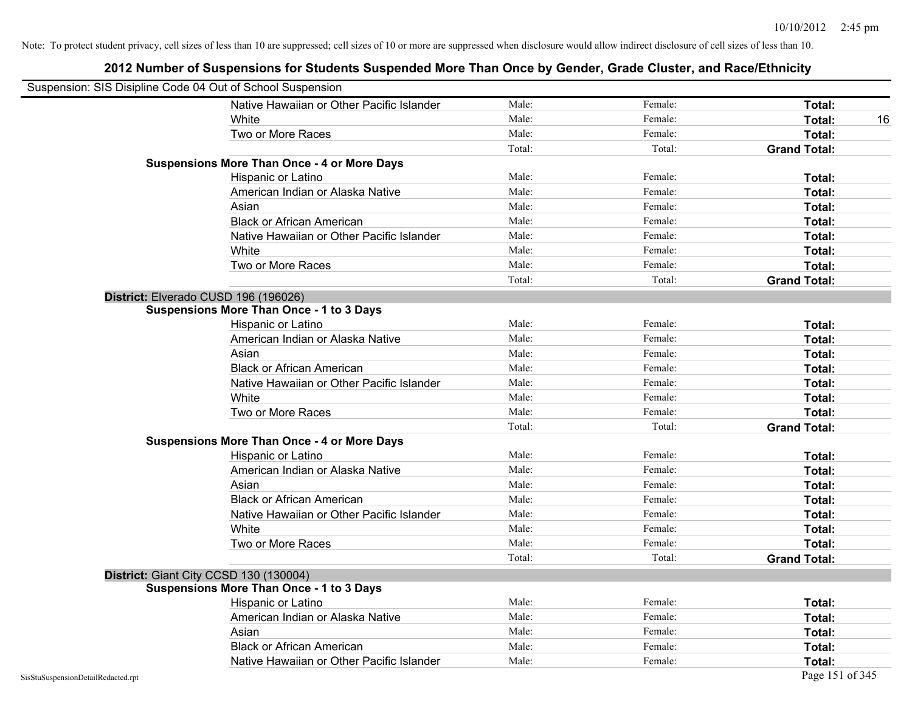Note: To protect student privacy, cell sizes of less than 10 are suppressed; cell sizes of 10 or more are suppressed when disclosure would allow indirect disclosure of cell sizes of less than 10.

## 2012 Number of Suspensions for Students Suspended More Than Once by Gender, Grade Cluster, and Race/Ethnicity

Suspension: SIS Disipline Code 04 Out of School Suspension

| | | | | |
|---|---|---|---|---|
| Native Hawaiian or Other Pacific Islander | Male: | Female: | **Total:** | |
| White | Male: | Female: | **Total:** | 16 |
| Two or More Races | Male: | Female: | **Total:** | |
| | Total: | Total: | **Grand Total:** | |
| **Suspensions More Than Once - 4 or More Days** | | | | |
| Hispanic or Latino | Male: | Female: | **Total:** | |
| American Indian or Alaska Native | Male: | Female: | **Total:** | |
| Asian | Male: | Female: | **Total:** | |
| Black or African American | Male: | Female: | **Total:** | |
| Native Hawaiian or Other Pacific Islander | Male: | Female: | **Total:** | |
| White | Male: | Female: | **Total:** | |
| Two or More Races | Male: | Female: | **Total:** | |
| | Total: | Total: | **Grand Total:** | |

**District:** Elverado CUSD 196 (196026)

| | | | | |
|---|---|---|---|---|
| **Suspensions More Than Once - 1 to 3 Days** | | | | |
| Hispanic or Latino | Male: | Female: | **Total:** | |
| American Indian or Alaska Native | Male: | Female: | **Total:** | |
| Asian | Male: | Female: | **Total:** | |
| Black or African American | Male: | Female: | **Total:** | |
| Native Hawaiian or Other Pacific Islander | Male: | Female: | **Total:** | |
| White | Male: | Female: | **Total:** | |
| Two or More Races | Male: | Female: | **Total:** | |
| | Total: | Total: | **Grand Total:** | |
| **Suspensions More Than Once - 4 or More Days** | | | | |
| Hispanic or Latino | Male: | Female: | **Total:** | |
| American Indian or Alaska Native | Male: | Female: | **Total:** | |
| Asian | Male: | Female: | **Total:** | |
| Black or African American | Male: | Female: | **Total:** | |
| Native Hawaiian or Other Pacific Islander | Male: | Female: | **Total:** | |
| White | Male: | Female: | **Total:** | |
| Two or More Races | Male: | Female: | **Total:** | |
| | Total: | Total: | **Grand Total:** | |

**District:** Giant City CCSD 130 (130004)

| | | | | |
|---|---|---|---|---|
| **Suspensions More Than Once - 1 to 3 Days** | | | | |
| Hispanic or Latino | Male: | Female: | **Total:** | |
| American Indian or Alaska Native | Male: | Female: | **Total:** | |
| Asian | Male: | Female: | **Total:** | |
| Black or African American | Male: | Female: | **Total:** | |
| Native Hawaiian or Other Pacific Islander | Male: | Female: | **Total:** | |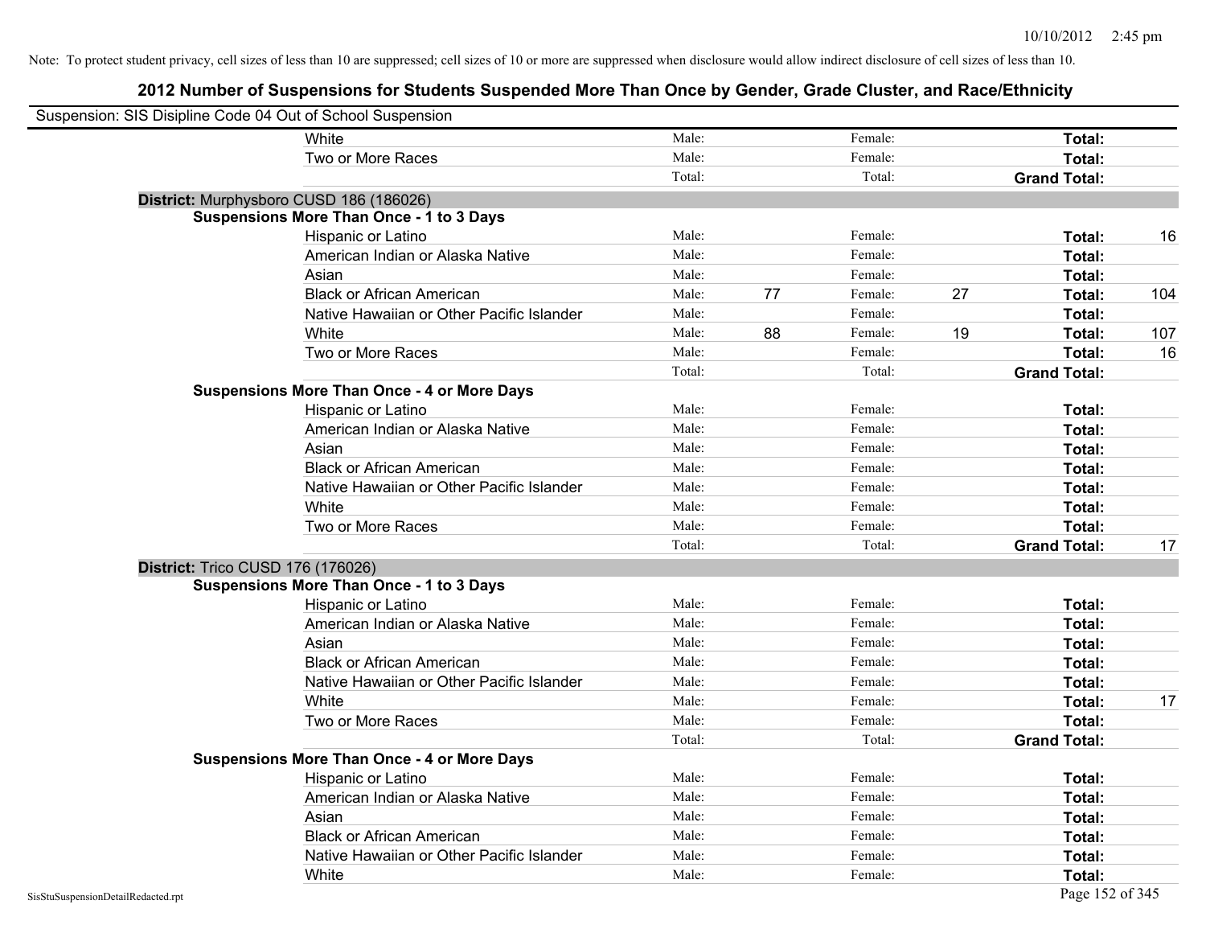Note: To protect student privacy, cell sizes of less than 10 are suppressed; cell sizes of 10 or more are suppressed when disclosure would allow indirect disclosure of cell sizes of less than 10.

## 2012 Number of Suspensions for Students Suspended More Than Once by Gender, Grade Cluster, and Race/Ethnicity

Suspension: SIS Disipline Code 04 Out of School Suspension

| | | | | | | |
|---|---|---|---|---|---|---|
| White | Male: | | Female: | | **Total:** | |
| Two or More Races | Male: | | Female: | | **Total:** | |
| | Total: | | Total: | | **Grand Total:** | |

**District:** Murphysboro CUSD 186 (186026)

**Suspensions More Than Once - 1 to 3 Days**

| | | | | | | |
|---|---|---|---|---|---|---|
| Hispanic or Latino | Male: | | Female: | | **Total:** | 16 |
| American Indian or Alaska Native | Male: | | Female: | | **Total:** | |
| Asian | Male: | | Female: | | **Total:** | |
| Black or African American | Male: | 77 | Female: | 27 | **Total:** | 104 |
| Native Hawaiian or Other Pacific Islander | Male: | | Female: | | **Total:** | |
| White | Male: | 88 | Female: | 19 | **Total:** | 107 |
| Two or More Races | Male: | | Female: | | **Total:** | 16 |
| | Total: | | Total: | | **Grand Total:** | |

**Suspensions More Than Once - 4 or More Days**

| | | | | | | |
|---|---|---|---|---|---|---|
| Hispanic or Latino | Male: | | Female: | | **Total:** | |
| American Indian or Alaska Native | Male: | | Female: | | **Total:** | |
| Asian | Male: | | Female: | | **Total:** | |
| Black or African American | Male: | | Female: | | **Total:** | |
| Native Hawaiian or Other Pacific Islander | Male: | | Female: | | **Total:** | |
| White | Male: | | Female: | | **Total:** | |
| Two or More Races | Male: | | Female: | | **Total:** | |
| | Total: | | Total: | | **Grand Total:** | 17 |

**District:** Trico CUSD 176 (176026)

**Suspensions More Than Once - 1 to 3 Days**

| | | | | | | |
|---|---|---|---|---|---|---|
| Hispanic or Latino | Male: | | Female: | | **Total:** | |
| American Indian or Alaska Native | Male: | | Female: | | **Total:** | |
| Asian | Male: | | Female: | | **Total:** | |
| Black or African American | Male: | | Female: | | **Total:** | |
| Native Hawaiian or Other Pacific Islander | Male: | | Female: | | **Total:** | |
| White | Male: | | Female: | | **Total:** | 17 |
| Two or More Races | Male: | | Female: | | **Total:** | |
| | Total: | | Total: | | **Grand Total:** | |

**Suspensions More Than Once - 4 or More Days**

| | | | | | | |
|---|---|---|---|---|---|---|
| Hispanic or Latino | Male: | | Female: | | **Total:** | |
| American Indian or Alaska Native | Male: | | Female: | | **Total:** | |
| Asian | Male: | | Female: | | **Total:** | |
| Black or African American | Male: | | Female: | | **Total:** | |
| Native Hawaiian or Other Pacific Islander | Male: | | Female: | | **Total:** | |
| White | Male: | | Female: | | **Total:** | |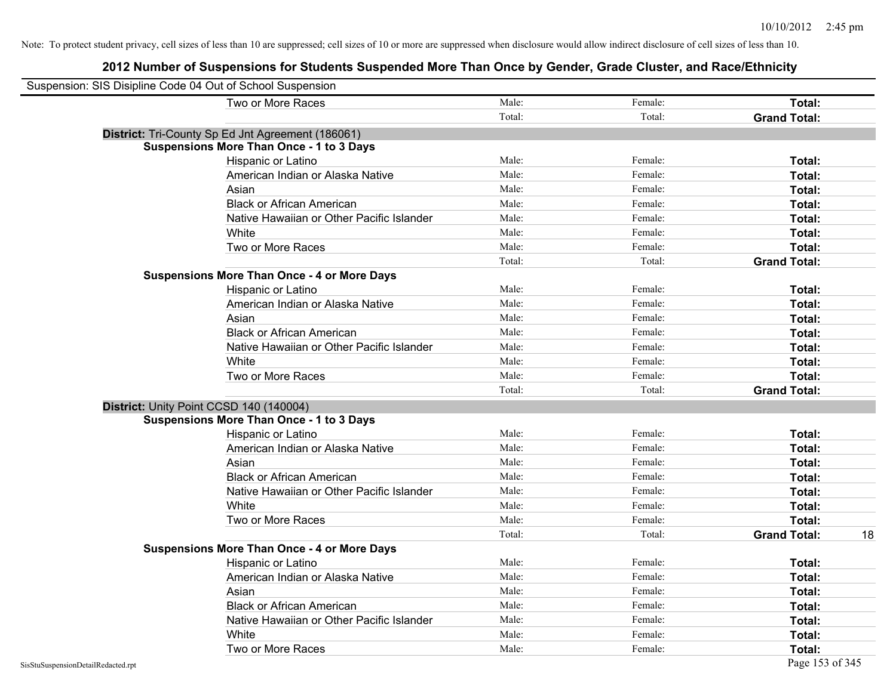Note: To protect student privacy, cell sizes of less than 10 are suppressed; cell sizes of 10 or more are suppressed when disclosure would allow indirect disclosure of cell sizes of less than 10.

## 2012 Number of Suspensions for Students Suspended More Than Once by Gender, Grade Cluster, and Race/Ethnicity

Suspension: SIS Disipline Code 04 Out of School Suspension

| | | | | |
|---|---|---|---|---|
| Two or More Races | Male: | Female: | **Total:** | |
| | Total: | Total: | **Grand Total:** | |
| **District:** Tri-County Sp Ed Jnt Agreement (186061) | | | | |
| **Suspensions More Than Once - 1 to 3 Days** | | | | |
| Hispanic or Latino | Male: | Female: | **Total:** | |
| American Indian or Alaska Native | Male: | Female: | **Total:** | |
| Asian | Male: | Female: | **Total:** | |
| Black or African American | Male: | Female: | **Total:** | |
| Native Hawaiian or Other Pacific Islander | Male: | Female: | **Total:** | |
| White | Male: | Female: | **Total:** | |
| Two or More Races | Male: | Female: | **Total:** | |
| | Total: | Total: | **Grand Total:** | |
| **Suspensions More Than Once - 4 or More Days** | | | | |
| Hispanic or Latino | Male: | Female: | **Total:** | |
| American Indian or Alaska Native | Male: | Female: | **Total:** | |
| Asian | Male: | Female: | **Total:** | |
| Black or African American | Male: | Female: | **Total:** | |
| Native Hawaiian or Other Pacific Islander | Male: | Female: | **Total:** | |
| White | Male: | Female: | **Total:** | |
| Two or More Races | Male: | Female: | **Total:** | |
| | Total: | Total: | **Grand Total:** | |
| **District:** Unity Point CCSD 140 (140004) | | | | |
| **Suspensions More Than Once - 1 to 3 Days** | | | | |
| Hispanic or Latino | Male: | Female: | **Total:** | |
| American Indian or Alaska Native | Male: | Female: | **Total:** | |
| Asian | Male: | Female: | **Total:** | |
| Black or African American | Male: | Female: | **Total:** | |
| Native Hawaiian or Other Pacific Islander | Male: | Female: | **Total:** | |
| White | Male: | Female: | **Total:** | |
| Two or More Races | Male: | Female: | **Total:** | |
| | Total: | Total: | **Grand Total:** | 18 |
| **Suspensions More Than Once - 4 or More Days** | | | | |
| Hispanic or Latino | Male: | Female: | **Total:** | |
| American Indian or Alaska Native | Male: | Female: | **Total:** | |
| Asian | Male: | Female: | **Total:** | |
| Black or African American | Male: | Female: | **Total:** | |
| Native Hawaiian or Other Pacific Islander | Male: | Female: | **Total:** | |
| White | Male: | Female: | **Total:** | |
| Two or More Races | Male: | Female: | **Total:** | |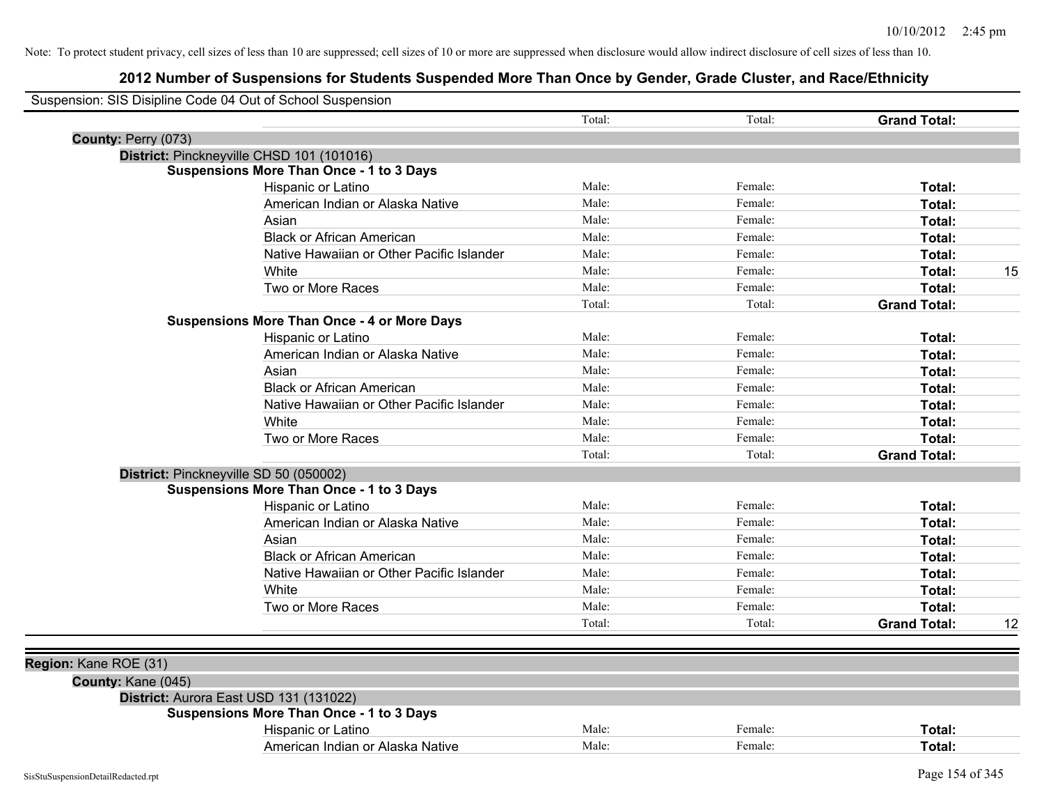Note: To protect student privacy, cell sizes of less than 10 are suppressed; cell sizes of 10 or more are suppressed when disclosure would allow indirect disclosure of cell sizes of less than 10.

# 2012 Number of Suspensions for Students Suspended More Than Once by Gender, Grade Cluster, and Race/Ethnicity

Suspension: SIS Disipline Code 04 Out of School Suspension

| | | | | | |
|---|---|---|---|---|---|
| | | Total: | Total: | **Grand Total:** | |
| **County:** Perry (073) | | | | | |
| **District:** Pinckneyville CHSD 101 (101016) | | | | | |
| **Suspensions More Than Once - 1 to 3 Days** | | | | | |
| | Hispanic or Latino | Male: | Female: | **Total:** | |
| | American Indian or Alaska Native | Male: | Female: | **Total:** | |
| | Asian | Male: | Female: | **Total:** | |
| | Black or African American | Male: | Female: | **Total:** | |
| | Native Hawaiian or Other Pacific Islander | Male: | Female: | **Total:** | |
| | White | Male: | Female: | **Total:** | 15 |
| | Two or More Races | Male: | Female: | **Total:** | |
| | | Total: | Total: | **Grand Total:** | |
| **Suspensions More Than Once - 4 or More Days** | | | | | |
| | Hispanic or Latino | Male: | Female: | **Total:** | |
| | American Indian or Alaska Native | Male: | Female: | **Total:** | |
| | Asian | Male: | Female: | **Total:** | |
| | Black or African American | Male: | Female: | **Total:** | |
| | Native Hawaiian or Other Pacific Islander | Male: | Female: | **Total:** | |
| | White | Male: | Female: | **Total:** | |
| | Two or More Races | Male: | Female: | **Total:** | |
| | | Total: | Total: | **Grand Total:** | |
| **District:** Pinckneyville SD 50 (050002) | | | | | |
| **Suspensions More Than Once - 1 to 3 Days** | | | | | |
| | Hispanic or Latino | Male: | Female: | **Total:** | |
| | American Indian or Alaska Native | Male: | Female: | **Total:** | |
| | Asian | Male: | Female: | **Total:** | |
| | Black or African American | Male: | Female: | **Total:** | |
| | Native Hawaiian or Other Pacific Islander | Male: | Female: | **Total:** | |
| | White | Male: | Female: | **Total:** | |
| | Two or More Races | Male: | Female: | **Total:** | |
| | | Total: | Total: | **Grand Total:** | 12 |

| | | | | | |
|---|---|---|---|---|---|
| **Region:** Kane ROE (31) | | | | | |
| **County:** Kane (045) | | | | | |
| **District:** Aurora East USD 131 (131022) | | | | | |
| **Suspensions More Than Once - 1 to 3 Days** | | | | | |
| | Hispanic or Latino | Male: | Female: | **Total:** | |
| | American Indian or Alaska Native | Male: | Female: | **Total:** | |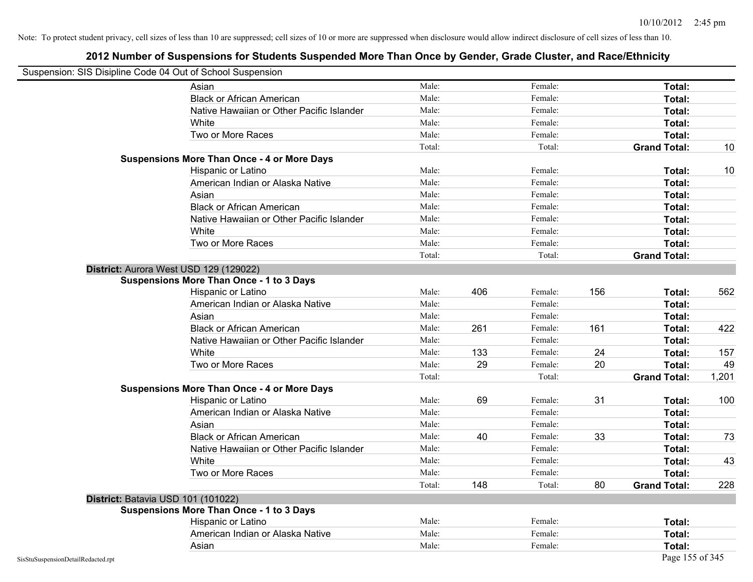Note: To protect student privacy, cell sizes of less than 10 are suppressed; cell sizes of 10 or more are suppressed when disclosure would allow indirect disclosure of cell sizes of less than 10.

## 2012 Number of Suspensions for Students Suspended More Than Once by Gender, Grade Cluster, and Race/Ethnicity

Suspension: SIS Disipline Code 04 Out of School Suspension

| | | | | | | |
|---|---|---|---|---|---|---|
| Asian | Male: | | Female: | | Total: | |
| Black or African American | Male: | | Female: | | Total: | |
| Native Hawaiian or Other Pacific Islander | Male: | | Female: | | Total: | |
| White | Male: | | Female: | | Total: | |
| Two or More Races | Male: | | Female: | | Total: | |
| | Total: | | Total: | | **Grand Total:** | 10 |

**Suspensions More Than Once - 4 or More Days**

| | | | | | | |
|---|---|---|---|---|---|---|
| Hispanic or Latino | Male: | | Female: | | Total: | 10 |
| American Indian or Alaska Native | Male: | | Female: | | Total: | |
| Asian | Male: | | Female: | | Total: | |
| Black or African American | Male: | | Female: | | Total: | |
| Native Hawaiian or Other Pacific Islander | Male: | | Female: | | Total: | |
| White | Male: | | Female: | | Total: | |
| Two or More Races | Male: | | Female: | | Total: | |
| | Total: | | Total: | | **Grand Total:** | |

**District:** Aurora West USD 129 (129022)

**Suspensions More Than Once - 1 to 3 Days**

| | | | | | | |
|---|---|---|---|---|---|---|
| Hispanic or Latino | Male: | 406 | Female: | 156 | Total: | 562 |
| American Indian or Alaska Native | Male: | | Female: | | Total: | |
| Asian | Male: | | Female: | | Total: | |
| Black or African American | Male: | 261 | Female: | 161 | Total: | 422 |
| Native Hawaiian or Other Pacific Islander | Male: | | Female: | | Total: | |
| White | Male: | 133 | Female: | 24 | Total: | 157 |
| Two or More Races | Male: | 29 | Female: | 20 | Total: | 49 |
| | Total: | | Total: | | **Grand Total:** | 1,201 |

**Suspensions More Than Once - 4 or More Days**

| | | | | | | |
|---|---|---|---|---|---|---|
| Hispanic or Latino | Male: | 69 | Female: | 31 | Total: | 100 |
| American Indian or Alaska Native | Male: | | Female: | | Total: | |
| Asian | Male: | | Female: | | Total: | |
| Black or African American | Male: | 40 | Female: | 33 | Total: | 73 |
| Native Hawaiian or Other Pacific Islander | Male: | | Female: | | Total: | |
| White | Male: | | Female: | | Total: | 43 |
| Two or More Races | Male: | | Female: | | Total: | |
| | Total: | 148 | Total: | 80 | **Grand Total:** | 228 |

**District:** Batavia USD 101 (101022)

**Suspensions More Than Once - 1 to 3 Days**

| | | | | | | |
|---|---|---|---|---|---|---|
| Hispanic or Latino | Male: | | Female: | | Total: | |
| American Indian or Alaska Native | Male: | | Female: | | Total: | |
| Asian | Male: | | Female: | | Total: | |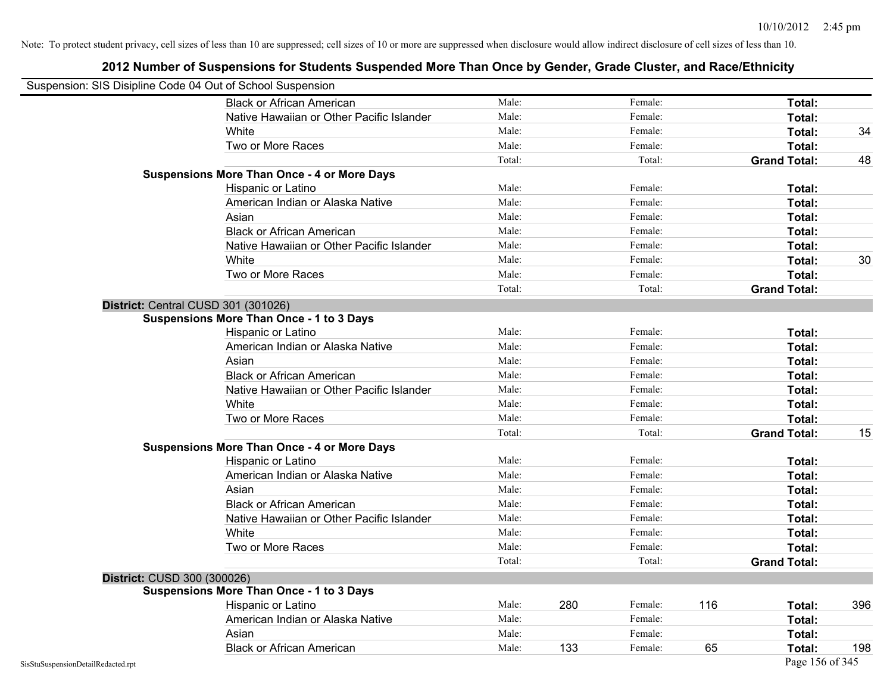Note: To protect student privacy, cell sizes of less than 10 are suppressed; cell sizes of 10 or more are suppressed when disclosure would allow indirect disclosure of cell sizes of less than 10.

## 2012 Number of Suspensions for Students Suspended More Than Once by Gender, Grade Cluster, and Race/Ethnicity

Suspension: SIS Disipline Code 04 Out of School Suspension

| | | | | | | | |
|---|---|---|---|---|---|---|---|
| Black or African American | Male: | | Female: | | **Total:** | |
| Native Hawaiian or Other Pacific Islander | Male: | | Female: | | **Total:** | |
| White | Male: | | Female: | | **Total:** | 34 |
| Two or More Races | Male: | | Female: | | **Total:** | |
| | Total: | | Total: | | **Grand Total:** | 48 |

**Suspensions More Than Once - 4 or More Days**

| | | | | | | |
|---|---|---|---|---|---|---|
| Hispanic or Latino | Male: | | Female: | | **Total:** | |
| American Indian or Alaska Native | Male: | | Female: | | **Total:** | |
| Asian | Male: | | Female: | | **Total:** | |
| Black or African American | Male: | | Female: | | **Total:** | |
| Native Hawaiian or Other Pacific Islander | Male: | | Female: | | **Total:** | |
| White | Male: | | Female: | | **Total:** | 30 |
| Two or More Races | Male: | | Female: | | **Total:** | |
| | Total: | | Total: | | **Grand Total:** | |

### District: Central CUSD 301 (301026)

**Suspensions More Than Once - 1 to 3 Days**

| | | | | | | |
|---|---|---|---|---|---|---|
| Hispanic or Latino | Male: | | Female: | | **Total:** | |
| American Indian or Alaska Native | Male: | | Female: | | **Total:** | |
| Asian | Male: | | Female: | | **Total:** | |
| Black or African American | Male: | | Female: | | **Total:** | |
| Native Hawaiian or Other Pacific Islander | Male: | | Female: | | **Total:** | |
| White | Male: | | Female: | | **Total:** | |
| Two or More Races | Male: | | Female: | | **Total:** | |
| | Total: | | Total: | | **Grand Total:** | 15 |

**Suspensions More Than Once - 4 or More Days**

| | | | | | | |
|---|---|---|---|---|---|---|
| Hispanic or Latino | Male: | | Female: | | **Total:** | |
| American Indian or Alaska Native | Male: | | Female: | | **Total:** | |
| Asian | Male: | | Female: | | **Total:** | |
| Black or African American | Male: | | Female: | | **Total:** | |
| Native Hawaiian or Other Pacific Islander | Male: | | Female: | | **Total:** | |
| White | Male: | | Female: | | **Total:** | |
| Two or More Races | Male: | | Female: | | **Total:** | |
| | Total: | | Total: | | **Grand Total:** | |

### District: CUSD 300 (300026)

**Suspensions More Than Once - 1 to 3 Days**

| | | | | | | |
|---|---|---|---|---|---|---|
| Hispanic or Latino | Male: | 280 | Female: | 116 | **Total:** | 396 |
| American Indian or Alaska Native | Male: | | Female: | | **Total:** | |
| Asian | Male: | | Female: | | **Total:** | |
| Black or African American | Male: | 133 | Female: | 65 | **Total:** | 198 |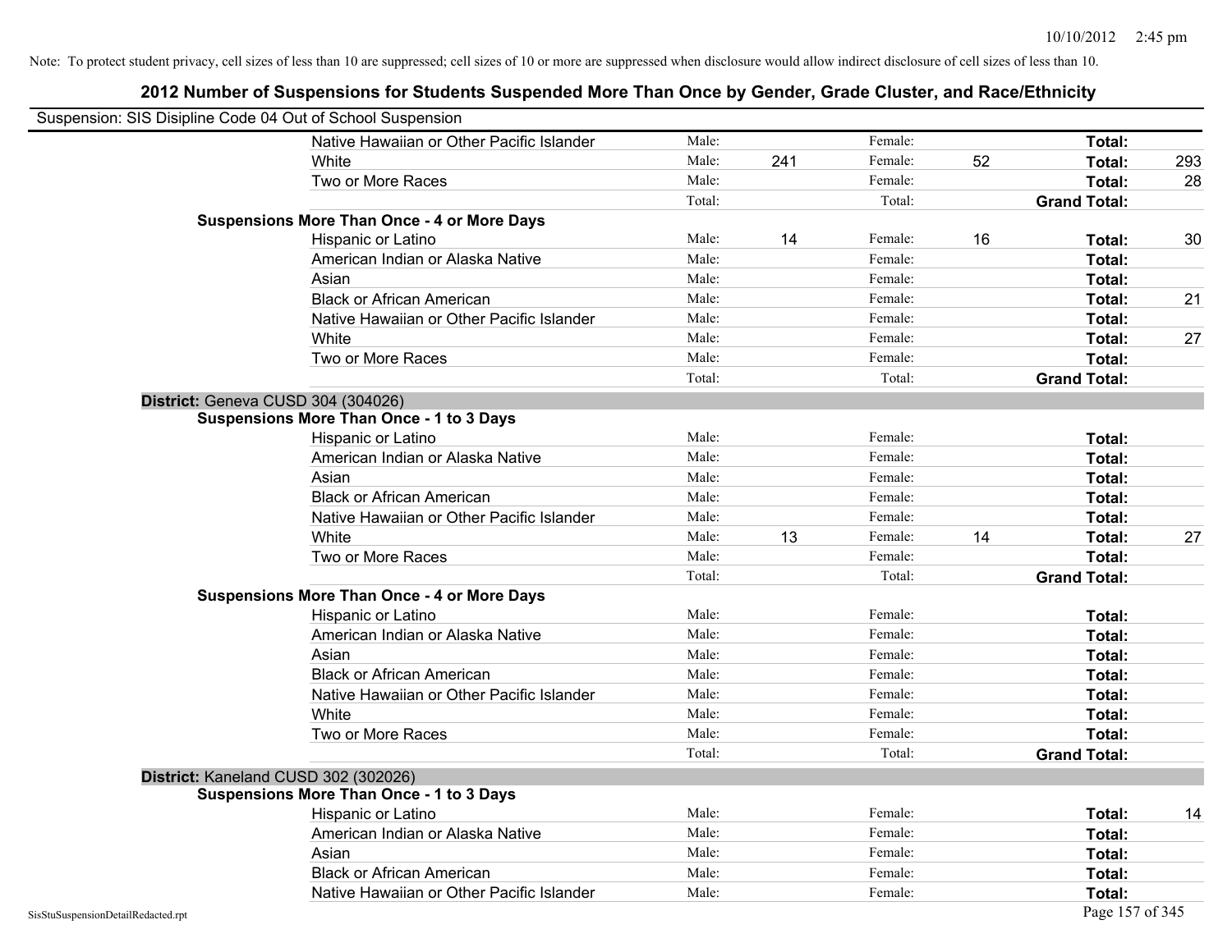Note: To protect student privacy, cell sizes of less than 10 are suppressed; cell sizes of 10 or more are suppressed when disclosure would allow indirect disclosure of cell sizes of less than 10.

## 2012 Number of Suspensions for Students Suspended More Than Once by Gender, Grade Cluster, and Race/Ethnicity

Suspension: SIS Disipline Code 04 Out of School Suspension

| | | | | | | |
|---|---|---|---|---|---|---|
| Native Hawaiian or Other Pacific Islander | Male: | | Female: | | **Total:** | |
| White | Male: | 241 | Female: | 52 | **Total:** | 293 |
| Two or More Races | Male: | | Female: | | **Total:** | 28 |
| | Total: | | Total: | | **Grand Total:** | |
| **Suspensions More Than Once - 4 or More Days** | | | | | | |
| Hispanic or Latino | Male: | 14 | Female: | 16 | **Total:** | 30 |
| American Indian or Alaska Native | Male: | | Female: | | **Total:** | |
| Asian | Male: | | Female: | | **Total:** | |
| Black or African American | Male: | | Female: | | **Total:** | 21 |
| Native Hawaiian or Other Pacific Islander | Male: | | Female: | | **Total:** | |
| White | Male: | | Female: | | **Total:** | 27 |
| Two or More Races | Male: | | Female: | | **Total:** | |
| | Total: | | Total: | | **Grand Total:** | |

**District:** Geneva CUSD 304 (304026)

| | | | | | | |
|---|---|---|---|---|---|---|
| **Suspensions More Than Once - 1 to 3 Days** | | | | | | |
| Hispanic or Latino | Male: | | Female: | | **Total:** | |
| American Indian or Alaska Native | Male: | | Female: | | **Total:** | |
| Asian | Male: | | Female: | | **Total:** | |
| Black or African American | Male: | | Female: | | **Total:** | |
| Native Hawaiian or Other Pacific Islander | Male: | | Female: | | **Total:** | |
| White | Male: | 13 | Female: | 14 | **Total:** | 27 |
| Two or More Races | Male: | | Female: | | **Total:** | |
| | Total: | | Total: | | **Grand Total:** | |
| **Suspensions More Than Once - 4 or More Days** | | | | | | |
| Hispanic or Latino | Male: | | Female: | | **Total:** | |
| American Indian or Alaska Native | Male: | | Female: | | **Total:** | |
| Asian | Male: | | Female: | | **Total:** | |
| Black or African American | Male: | | Female: | | **Total:** | |
| Native Hawaiian or Other Pacific Islander | Male: | | Female: | | **Total:** | |
| White | Male: | | Female: | | **Total:** | |
| Two or More Races | Male: | | Female: | | **Total:** | |
| | Total: | | Total: | | **Grand Total:** | |

**District:** Kaneland CUSD 302 (302026)

| | | | | | | |
|---|---|---|---|---|---|---|
| **Suspensions More Than Once - 1 to 3 Days** | | | | | | |
| Hispanic or Latino | Male: | | Female: | | **Total:** | 14 |
| American Indian or Alaska Native | Male: | | Female: | | **Total:** | |
| Asian | Male: | | Female: | | **Total:** | |
| Black or African American | Male: | | Female: | | **Total:** | |
| Native Hawaiian or Other Pacific Islander | Male: | | Female: | | **Total:** | |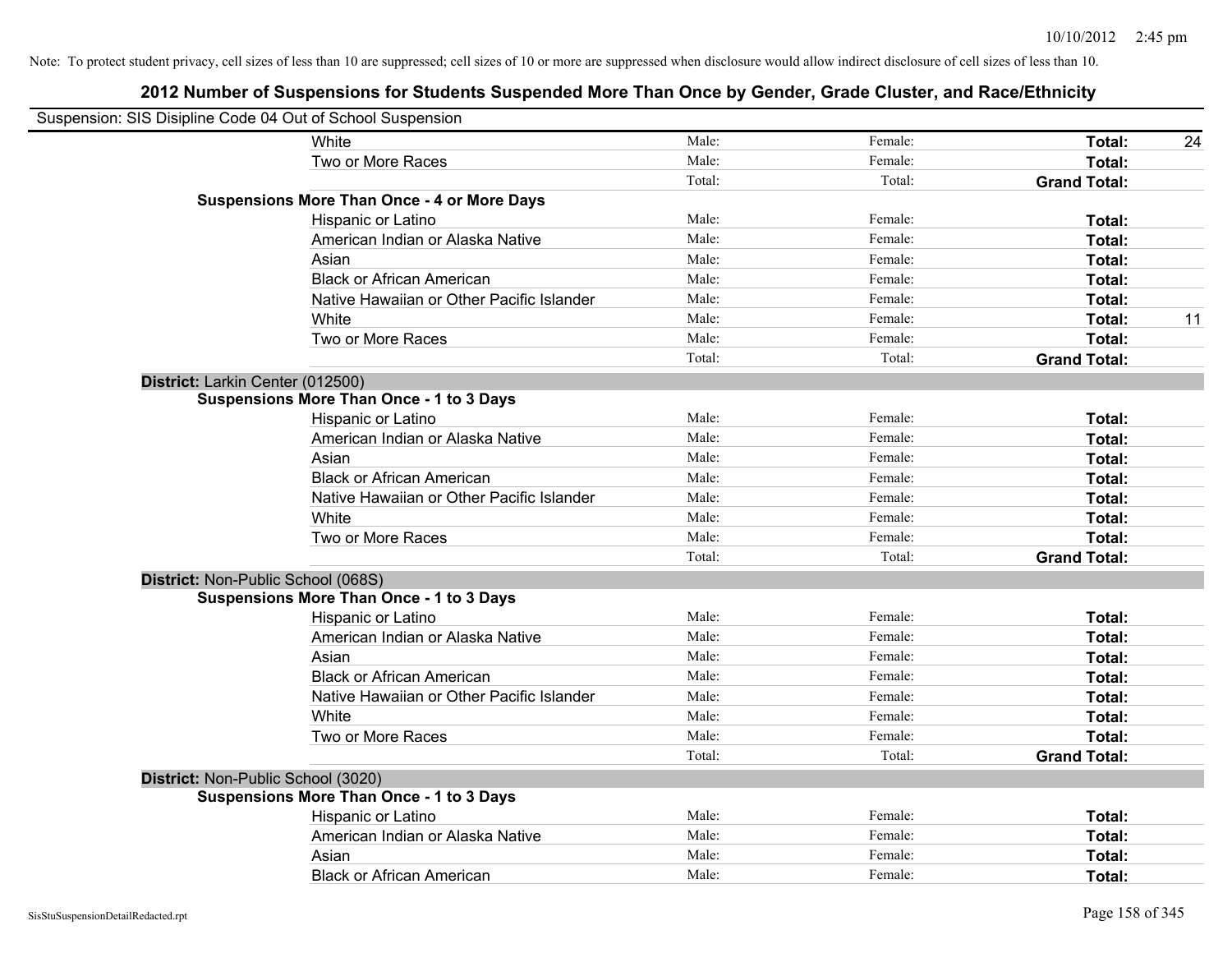Note: To protect student privacy, cell sizes of less than 10 are suppressed; cell sizes of 10 or more are suppressed when disclosure would allow indirect disclosure of cell sizes of less than 10.

# 2012 Number of Suspensions for Students Suspended More Than Once by Gender, Grade Cluster, and Race/Ethnicity

Suspension: SIS Disipline Code 04 Out of School Suspension

| | | | | |
|---|---|---|---|---|
| White | Male: | Female: | **Total:** | 24 |
| Two or More Races | Male: | Female: | **Total:** | |
| | Total: | Total: | **Grand Total:** | |
| **Suspensions More Than Once - 4 or More Days** | | | | |
| Hispanic or Latino | Male: | Female: | **Total:** | |
| American Indian or Alaska Native | Male: | Female: | **Total:** | |
| Asian | Male: | Female: | **Total:** | |
| Black or African American | Male: | Female: | **Total:** | |
| Native Hawaiian or Other Pacific Islander | Male: | Female: | **Total:** | |
| White | Male: | Female: | **Total:** | 11 |
| Two or More Races | Male: | Female: | **Total:** | |
| | Total: | Total: | **Grand Total:** | |

**District:** Larkin Center (012500)

| | | | | |
|---|---|---|---|---|
| **Suspensions More Than Once - 1 to 3 Days** | | | | |
| Hispanic or Latino | Male: | Female: | **Total:** | |
| American Indian or Alaska Native | Male: | Female: | **Total:** | |
| Asian | Male: | Female: | **Total:** | |
| Black or African American | Male: | Female: | **Total:** | |
| Native Hawaiian or Other Pacific Islander | Male: | Female: | **Total:** | |
| White | Male: | Female: | **Total:** | |
| Two or More Races | Male: | Female: | **Total:** | |
| | Total: | Total: | **Grand Total:** | |

**District:** Non-Public School (068S)

| | | | | |
|---|---|---|---|---|
| **Suspensions More Than Once - 1 to 3 Days** | | | | |
| Hispanic or Latino | Male: | Female: | **Total:** | |
| American Indian or Alaska Native | Male: | Female: | **Total:** | |
| Asian | Male: | Female: | **Total:** | |
| Black or African American | Male: | Female: | **Total:** | |
| Native Hawaiian or Other Pacific Islander | Male: | Female: | **Total:** | |
| White | Male: | Female: | **Total:** | |
| Two or More Races | Male: | Female: | **Total:** | |
| | Total: | Total: | **Grand Total:** | |

**District:** Non-Public School (3020)

| | | | | |
|---|---|---|---|---|
| **Suspensions More Than Once - 1 to 3 Days** | | | | |
| Hispanic or Latino | Male: | Female: | **Total:** | |
| American Indian or Alaska Native | Male: | Female: | **Total:** | |
| Asian | Male: | Female: | **Total:** | |
| Black or African American | Male: | Female: | **Total:** | |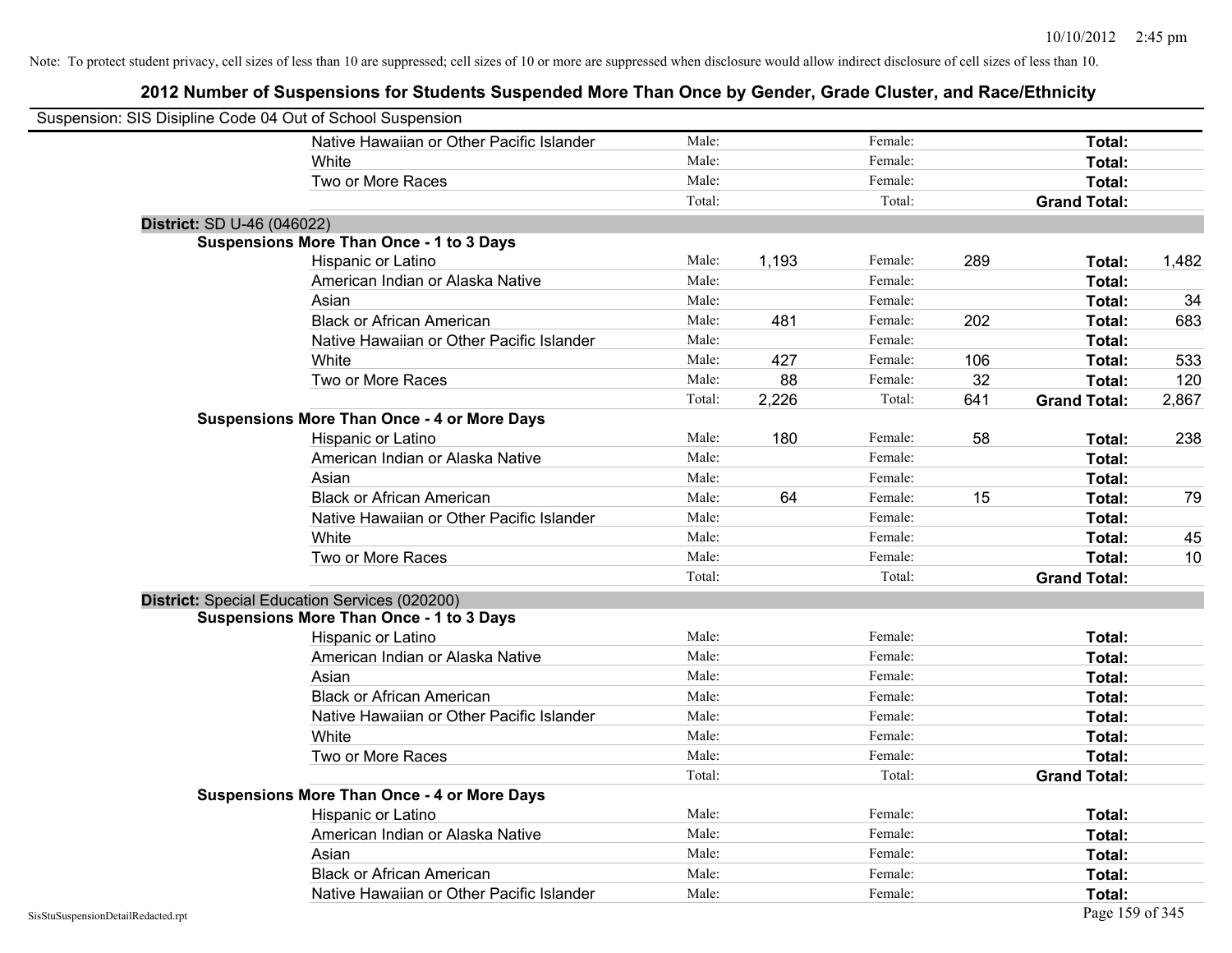Note: To protect student privacy, cell sizes of less than 10 are suppressed; cell sizes of 10 or more are suppressed when disclosure would allow indirect disclosure of cell sizes of less than 10.

## 2012 Number of Suspensions for Students Suspended More Than Once by Gender, Grade Cluster, and Race/Ethnicity

Suspension: SIS Disipline Code 04 Out of School Suspension

| | | | | | | |
|---|---|---|---|---|---|---|
| Native Hawaiian or Other Pacific Islander | Male: | | Female: | | **Total:** | |
| White | Male: | | Female: | | **Total:** | |
| Two or More Races | Male: | | Female: | | **Total:** | |
| | Total: | | Total: | | **Grand Total:** | |

**District:** SD U-46 (046022)

**Suspensions More Than Once - 1 to 3 Days**

| | | | | | | |
|---|---|---|---|---|---|---|
| Hispanic or Latino | Male: | 1,193 | Female: | 289 | **Total:** | 1,482 |
| American Indian or Alaska Native | Male: | | Female: | | **Total:** | |
| Asian | Male: | | Female: | | **Total:** | 34 |
| Black or African American | Male: | 481 | Female: | 202 | **Total:** | 683 |
| Native Hawaiian or Other Pacific Islander | Male: | | Female: | | **Total:** | |
| White | Male: | 427 | Female: | 106 | **Total:** | 533 |
| Two or More Races | Male: | 88 | Female: | 32 | **Total:** | 120 |
| | Total: | 2,226 | Total: | 641 | **Grand Total:** | 2,867 |

**Suspensions More Than Once - 4 or More Days**

| | | | | | | |
|---|---|---|---|---|---|---|
| Hispanic or Latino | Male: | 180 | Female: | 58 | **Total:** | 238 |
| American Indian or Alaska Native | Male: | | Female: | | **Total:** | |
| Asian | Male: | | Female: | | **Total:** | |
| Black or African American | Male: | 64 | Female: | 15 | **Total:** | 79 |
| Native Hawaiian or Other Pacific Islander | Male: | | Female: | | **Total:** | |
| White | Male: | | Female: | | **Total:** | 45 |
| Two or More Races | Male: | | Female: | | **Total:** | 10 |
| | Total: | | Total: | | **Grand Total:** | |

**District:** Special Education Services (020200)

**Suspensions More Than Once - 1 to 3 Days**

| | | | | | | |
|---|---|---|---|---|---|---|
| Hispanic or Latino | Male: | | Female: | | **Total:** | |
| American Indian or Alaska Native | Male: | | Female: | | **Total:** | |
| Asian | Male: | | Female: | | **Total:** | |
| Black or African American | Male: | | Female: | | **Total:** | |
| Native Hawaiian or Other Pacific Islander | Male: | | Female: | | **Total:** | |
| White | Male: | | Female: | | **Total:** | |
| Two or More Races | Male: | | Female: | | **Total:** | |
| | Total: | | Total: | | **Grand Total:** | |

**Suspensions More Than Once - 4 or More Days**

| | | | | | | |
|---|---|---|---|---|---|---|
| Hispanic or Latino | Male: | | Female: | | **Total:** | |
| American Indian or Alaska Native | Male: | | Female: | | **Total:** | |
| Asian | Male: | | Female: | | **Total:** | |
| Black or African American | Male: | | Female: | | **Total:** | |
| Native Hawaiian or Other Pacific Islander | Male: | | Female: | | **Total:** | |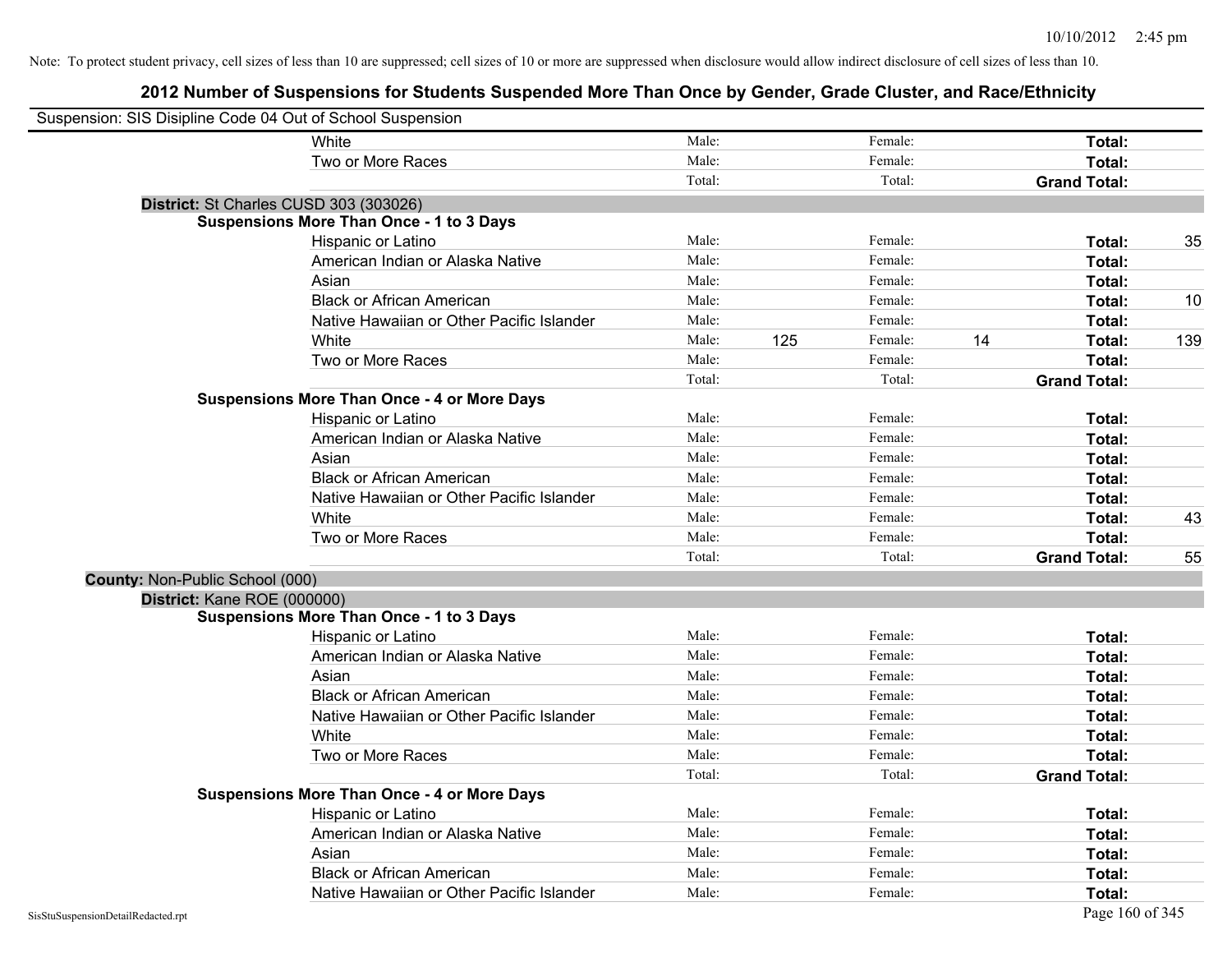Note: To protect student privacy, cell sizes of less than 10 are suppressed; cell sizes of 10 or more are suppressed when disclosure would allow indirect disclosure of cell sizes of less than 10.

# 2012 Number of Suspensions for Students Suspended More Than Once by Gender, Grade Cluster, and Race/Ethnicity

Suspension: SIS Disipline Code 04 Out of School Suspension

| | | | | | | |
|---|---|---|---|---|---|---|
| White | Male: | | Female: | | **Total:** | |
| Two or More Races | Male: | | Female: | | **Total:** | |
| | Total: | | Total: | | **Grand Total:** | |

**District:** St Charles CUSD 303 (303026)

**Suspensions More Than Once - 1 to 3 Days**

| | | | | | | |
|---|---|---|---|---|---|---|
| Hispanic or Latino | Male: | | Female: | | **Total:** | 35 |
| American Indian or Alaska Native | Male: | | Female: | | **Total:** | |
| Asian | Male: | | Female: | | **Total:** | |
| Black or African American | Male: | | Female: | | **Total:** | 10 |
| Native Hawaiian or Other Pacific Islander | Male: | | Female: | | **Total:** | |
| White | Male: | 125 | Female: | 14 | **Total:** | 139 |
| Two or More Races | Male: | | Female: | | **Total:** | |
| | Total: | | Total: | | **Grand Total:** | |

**Suspensions More Than Once - 4 or More Days**

| | | | | | | |
|---|---|---|---|---|---|---|
| Hispanic or Latino | Male: | | Female: | | **Total:** | |
| American Indian or Alaska Native | Male: | | Female: | | **Total:** | |
| Asian | Male: | | Female: | | **Total:** | |
| Black or African American | Male: | | Female: | | **Total:** | |
| Native Hawaiian or Other Pacific Islander | Male: | | Female: | | **Total:** | |
| White | Male: | | Female: | | **Total:** | 43 |
| Two or More Races | Male: | | Female: | | **Total:** | |
| | Total: | | Total: | | **Grand Total:** | 55 |

**County:** Non-Public School (000)

**District:** Kane ROE (000000)

**Suspensions More Than Once - 1 to 3 Days**

| | | | | | | |
|---|---|---|---|---|---|---|
| Hispanic or Latino | Male: | | Female: | | **Total:** | |
| American Indian or Alaska Native | Male: | | Female: | | **Total:** | |
| Asian | Male: | | Female: | | **Total:** | |
| Black or African American | Male: | | Female: | | **Total:** | |
| Native Hawaiian or Other Pacific Islander | Male: | | Female: | | **Total:** | |
| White | Male: | | Female: | | **Total:** | |
| Two or More Races | Male: | | Female: | | **Total:** | |
| | Total: | | Total: | | **Grand Total:** | |

**Suspensions More Than Once - 4 or More Days**

| | | | | | | |
|---|---|---|---|---|---|---|
| Hispanic or Latino | Male: | | Female: | | **Total:** | |
| American Indian or Alaska Native | Male: | | Female: | | **Total:** | |
| Asian | Male: | | Female: | | **Total:** | |
| Black or African American | Male: | | Female: | | **Total:** | |
| Native Hawaiian or Other Pacific Islander | Male: | | Female: | | **Total:** | |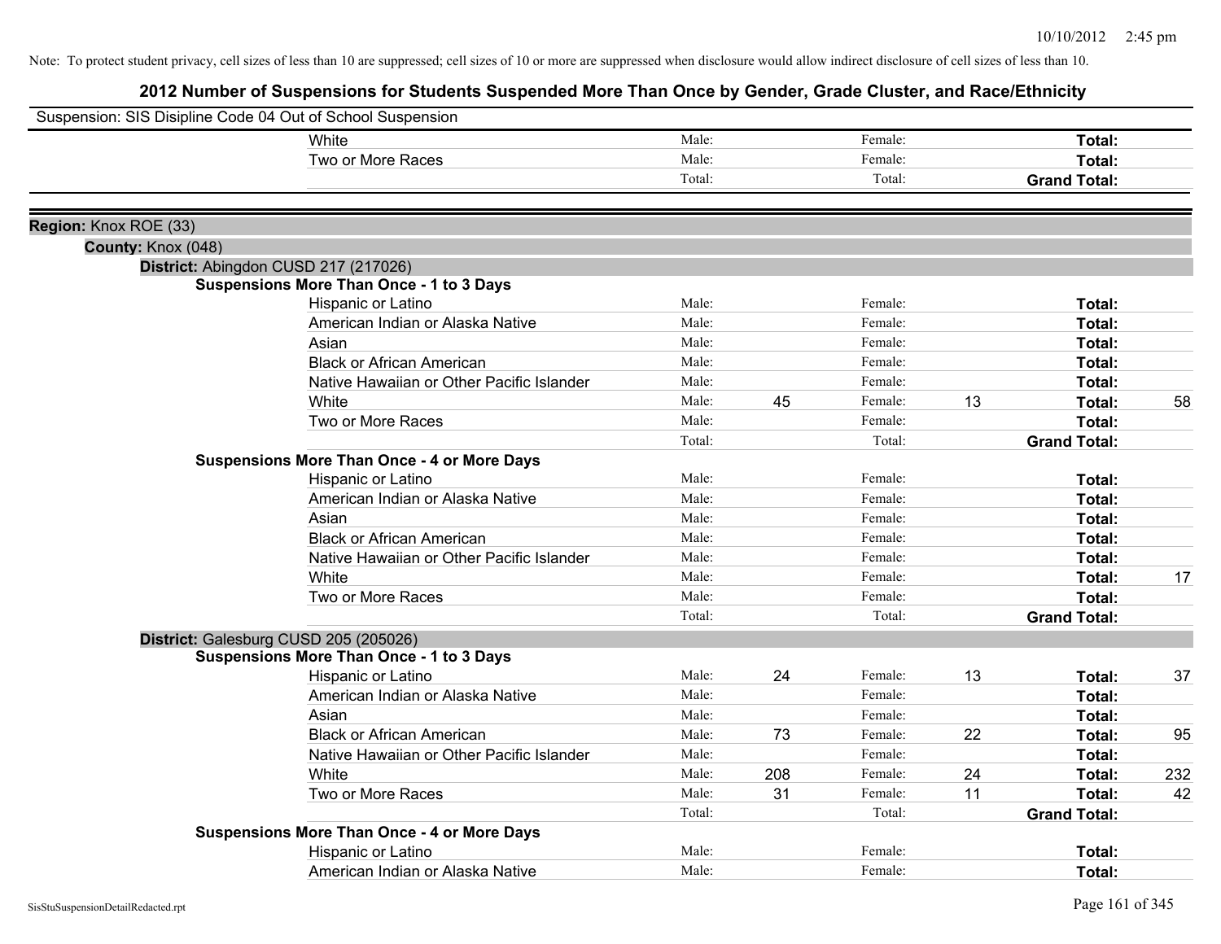Note: To protect student privacy, cell sizes of less than 10 are suppressed; cell sizes of 10 or more are suppressed when disclosure would allow indirect disclosure of cell sizes of less than 10.

# 2012 Number of Suspensions for Students Suspended More Than Once by Gender, Grade Cluster, and Race/Ethnicity

Suspension: SIS Disipline Code 04 Out of School Suspension

| | Male: | | Female: | | | |
|---|---|---|---|---|---|---|
| White | Male: | | Female: | | Total: | |
| Two or More Races | Male: | | Female: | | Total: | |
| | Total: | | Total: | | Grand Total: | |

**Region:** Knox ROE (33)

**County:** Knox (048)

**District:** Abingdon CUSD 217 (217026)

**Suspensions More Than Once - 1 to 3 Days**

| Race/Ethnicity | | Male | | Female | | Total |
|---|---|---|---|---|---|---|
| Hispanic or Latino | Male: | | Female: | | Total: | |
| American Indian or Alaska Native | Male: | | Female: | | Total: | |
| Asian | Male: | | Female: | | Total: | |
| Black or African American | Male: | | Female: | | Total: | |
| Native Hawaiian or Other Pacific Islander | Male: | | Female: | | Total: | |
| White | Male: | 45 | Female: | 13 | Total: | 58 |
| Two or More Races | Male: | | Female: | | Total: | |
| | Total: | | Total: | | Grand Total: | |

**Suspensions More Than Once - 4 or More Days**

| Race/Ethnicity | | Male | | Female | | Total |
|---|---|---|---|---|---|---|
| Hispanic or Latino | Male: | | Female: | | Total: | |
| American Indian or Alaska Native | Male: | | Female: | | Total: | |
| Asian | Male: | | Female: | | Total: | |
| Black or African American | Male: | | Female: | | Total: | |
| Native Hawaiian or Other Pacific Islander | Male: | | Female: | | Total: | |
| White | Male: | | Female: | | Total: | 17 |
| Two or More Races | Male: | | Female: | | Total: | |
| | Total: | | Total: | | Grand Total: | |

**District:** Galesburg CUSD 205 (205026)

**Suspensions More Than Once - 1 to 3 Days**

| Race/Ethnicity | | Male | | Female | | Total |
|---|---|---|---|---|---|---|
| Hispanic or Latino | Male: | 24 | Female: | 13 | Total: | 37 |
| American Indian or Alaska Native | Male: | | Female: | | Total: | |
| Asian | Male: | | Female: | | Total: | |
| Black or African American | Male: | 73 | Female: | 22 | Total: | 95 |
| Native Hawaiian or Other Pacific Islander | Male: | | Female: | | Total: | |
| White | Male: | 208 | Female: | 24 | Total: | 232 |
| Two or More Races | Male: | 31 | Female: | 11 | Total: | 42 |
| | Total: | | Total: | | Grand Total: | |

**Suspensions More Than Once - 4 or More Days**

| Race/Ethnicity | | Male | | Female | | Total |
|---|---|---|---|---|---|---|
| Hispanic or Latino | Male: | | Female: | | Total: | |
| American Indian or Alaska Native | Male: | | Female: | | Total: | |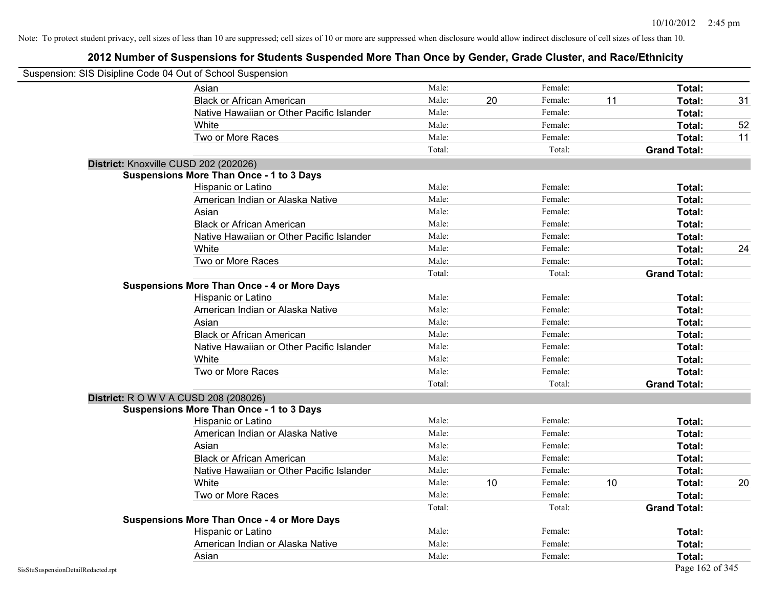Note: To protect student privacy, cell sizes of less than 10 are suppressed; cell sizes of 10 or more are suppressed when disclosure would allow indirect disclosure of cell sizes of less than 10.

## 2012 Number of Suspensions for Students Suspended More Than Once by Gender, Grade Cluster, and Race/Ethnicity

Suspension: SIS Disipline Code 04 Out of School Suspension

| | | | | | | |
|---|---|---|---|---|---|---|
| Asian | Male: | | Female: | | **Total:** | |
| Black or African American | Male: | 20 | Female: | 11 | **Total:** | 31 |
| Native Hawaiian or Other Pacific Islander | Male: | | Female: | | **Total:** | |
| White | Male: | | Female: | | **Total:** | 52 |
| Two or More Races | Male: | | Female: | | **Total:** | 11 |
| | Total: | | Total: | | **Grand Total:** | |

**District:** Knoxville CUSD 202 (202026)

**Suspensions More Than Once - 1 to 3 Days**

| | | | | | | |
|---|---|---|---|---|---|---|
| Hispanic or Latino | Male: | | Female: | | **Total:** | |
| American Indian or Alaska Native | Male: | | Female: | | **Total:** | |
| Asian | Male: | | Female: | | **Total:** | |
| Black or African American | Male: | | Female: | | **Total:** | |
| Native Hawaiian or Other Pacific Islander | Male: | | Female: | | **Total:** | |
| White | Male: | | Female: | | **Total:** | 24 |
| Two or More Races | Male: | | Female: | | **Total:** | |
| | Total: | | Total: | | **Grand Total:** | |

**Suspensions More Than Once - 4 or More Days**

| | | | | | | |
|---|---|---|---|---|---|---|
| Hispanic or Latino | Male: | | Female: | | **Total:** | |
| American Indian or Alaska Native | Male: | | Female: | | **Total:** | |
| Asian | Male: | | Female: | | **Total:** | |
| Black or African American | Male: | | Female: | | **Total:** | |
| Native Hawaiian or Other Pacific Islander | Male: | | Female: | | **Total:** | |
| White | Male: | | Female: | | **Total:** | |
| Two or More Races | Male: | | Female: | | **Total:** | |
| | Total: | | Total: | | **Grand Total:** | |

**District:** R O W V A CUSD 208 (208026)

**Suspensions More Than Once - 1 to 3 Days**

| | | | | | | |
|---|---|---|---|---|---|---|
| Hispanic or Latino | Male: | | Female: | | **Total:** | |
| American Indian or Alaska Native | Male: | | Female: | | **Total:** | |
| Asian | Male: | | Female: | | **Total:** | |
| Black or African American | Male: | | Female: | | **Total:** | |
| Native Hawaiian or Other Pacific Islander | Male: | | Female: | | **Total:** | |
| White | Male: | 10 | Female: | 10 | **Total:** | 20 |
| Two or More Races | Male: | | Female: | | **Total:** | |
| | Total: | | Total: | | **Grand Total:** | |

**Suspensions More Than Once - 4 or More Days**

| | | | | | | |
|---|---|---|---|---|---|---|
| Hispanic or Latino | Male: | | Female: | | **Total:** | |
| American Indian or Alaska Native | Male: | | Female: | | **Total:** | |
| Asian | Male: | | Female: | | **Total:** | |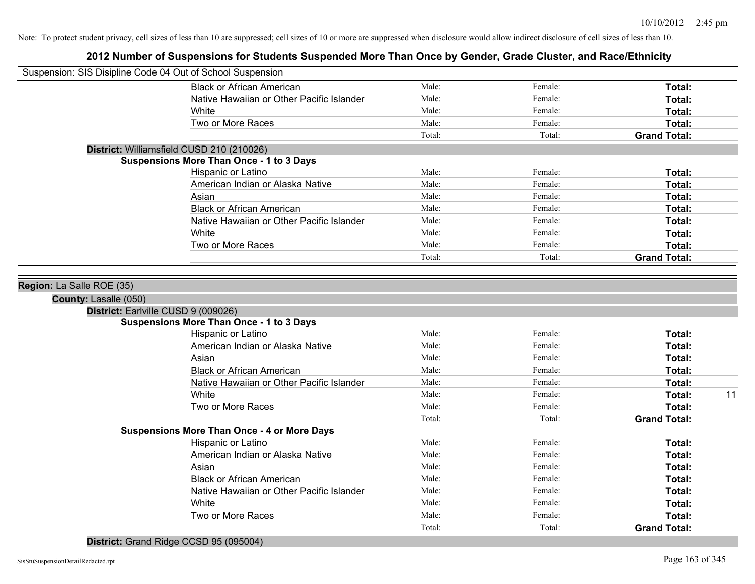Note: To protect student privacy, cell sizes of less than 10 are suppressed; cell sizes of 10 or more are suppressed when disclosure would allow indirect disclosure of cell sizes of less than 10.

# 2012 Number of Suspensions for Students Suspended More Than Once by Gender, Grade Cluster, and Race/Ethnicity

Suspension: SIS Disipline Code 04 Out of School Suspension

| | | | | |
|---|---|---|---|---|
| Black or African American | Male: | Female: | **Total:** | |
| Native Hawaiian or Other Pacific Islander | Male: | Female: | **Total:** | |
| White | Male: | Female: | **Total:** | |
| Two or More Races | Male: | Female: | **Total:** | |
| | Total: | Total: | **Grand Total:** | |

**District:** Williamsfield CUSD 210 (210026)

**Suspensions More Than Once - 1 to 3 Days**

| | | | | |
|---|---|---|---|---|
| Hispanic or Latino | Male: | Female: | **Total:** | |
| American Indian or Alaska Native | Male: | Female: | **Total:** | |
| Asian | Male: | Female: | **Total:** | |
| Black or African American | Male: | Female: | **Total:** | |
| Native Hawaiian or Other Pacific Islander | Male: | Female: | **Total:** | |
| White | Male: | Female: | **Total:** | |
| Two or More Races | Male: | Female: | **Total:** | |
| | Total: | Total: | **Grand Total:** | |

**Region:** La Salle ROE (35)

**County:** Lasalle (050)

**District:** Earlville CUSD 9 (009026)

**Suspensions More Than Once - 1 to 3 Days**

| | | | | |
|---|---|---|---|---|
| Hispanic or Latino | Male: | Female: | **Total:** | |
| American Indian or Alaska Native | Male: | Female: | **Total:** | |
| Asian | Male: | Female: | **Total:** | |
| Black or African American | Male: | Female: | **Total:** | |
| Native Hawaiian or Other Pacific Islander | Male: | Female: | **Total:** | |
| White | Male: | Female: | **Total:** | 11 |
| Two or More Races | Male: | Female: | **Total:** | |
| | Total: | Total: | **Grand Total:** | |

**Suspensions More Than Once - 4 or More Days**

| | | | | |
|---|---|---|---|---|
| Hispanic or Latino | Male: | Female: | **Total:** | |
| American Indian or Alaska Native | Male: | Female: | **Total:** | |
| Asian | Male: | Female: | **Total:** | |
| Black or African American | Male: | Female: | **Total:** | |
| Native Hawaiian or Other Pacific Islander | Male: | Female: | **Total:** | |
| White | Male: | Female: | **Total:** | |
| Two or More Races | Male: | Female: | **Total:** | |
| | Total: | Total: | **Grand Total:** | |

**District:** Grand Ridge CCSD 95 (095004)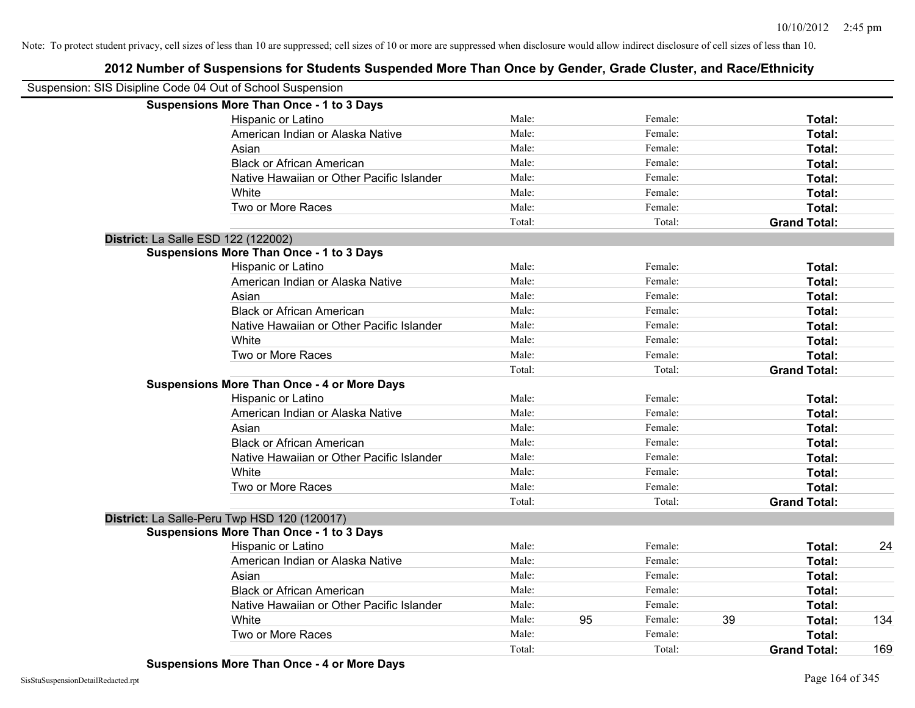Note: To protect student privacy, cell sizes of less than 10 are suppressed; cell sizes of 10 or more are suppressed when disclosure would allow indirect disclosure of cell sizes of less than 10.

# 2012 Number of Suspensions for Students Suspended More Than Once by Gender, Grade Cluster, and Race/Ethnicity

Suspension: SIS Disipline Code 04 Out of School Suspension

**Suspensions More Than Once - 1 to 3 Days**

| | | | | | | |
|---|---|---|---|---|---|---|
| Hispanic or Latino | Male: | | Female: | | **Total:** | |
| American Indian or Alaska Native | Male: | | Female: | | **Total:** | |
| Asian | Male: | | Female: | | **Total:** | |
| Black or African American | Male: | | Female: | | **Total:** | |
| Native Hawaiian or Other Pacific Islander | Male: | | Female: | | **Total:** | |
| White | Male: | | Female: | | **Total:** | |
| Two or More Races | Male: | | Female: | | **Total:** | |
| | Total: | | Total: | | **Grand Total:** | |

## District: La Salle ESD 122 (122002)

**Suspensions More Than Once - 1 to 3 Days**

| | | | | | | |
|---|---|---|---|---|---|---|
| Hispanic or Latino | Male: | | Female: | | **Total:** | |
| American Indian or Alaska Native | Male: | | Female: | | **Total:** | |
| Asian | Male: | | Female: | | **Total:** | |
| Black or African American | Male: | | Female: | | **Total:** | |
| Native Hawaiian or Other Pacific Islander | Male: | | Female: | | **Total:** | |
| White | Male: | | Female: | | **Total:** | |
| Two or More Races | Male: | | Female: | | **Total:** | |
| | Total: | | Total: | | **Grand Total:** | |

**Suspensions More Than Once - 4 or More Days**

| | | | | | | |
|---|---|---|---|---|---|---|
| Hispanic or Latino | Male: | | Female: | | **Total:** | |
| American Indian or Alaska Native | Male: | | Female: | | **Total:** | |
| Asian | Male: | | Female: | | **Total:** | |
| Black or African American | Male: | | Female: | | **Total:** | |
| Native Hawaiian or Other Pacific Islander | Male: | | Female: | | **Total:** | |
| White | Male: | | Female: | | **Total:** | |
| Two or More Races | Male: | | Female: | | **Total:** | |
| | Total: | | Total: | | **Grand Total:** | |

## District: La Salle-Peru Twp HSD 120 (120017)

**Suspensions More Than Once - 1 to 3 Days**

| | | | | | | |
|---|---|---|---|---|---|---|
| Hispanic or Latino | Male: | | Female: | | **Total:** | 24 |
| American Indian or Alaska Native | Male: | | Female: | | **Total:** | |
| Asian | Male: | | Female: | | **Total:** | |
| Black or African American | Male: | | Female: | | **Total:** | |
| Native Hawaiian or Other Pacific Islander | Male: | | Female: | | **Total:** | |
| White | Male: | 95 | Female: | 39 | **Total:** | 134 |
| Two or More Races | Male: | | Female: | | **Total:** | |
| | Total: | | Total: | | **Grand Total:** | 169 |

**Suspensions More Than Once - 4 or More Days**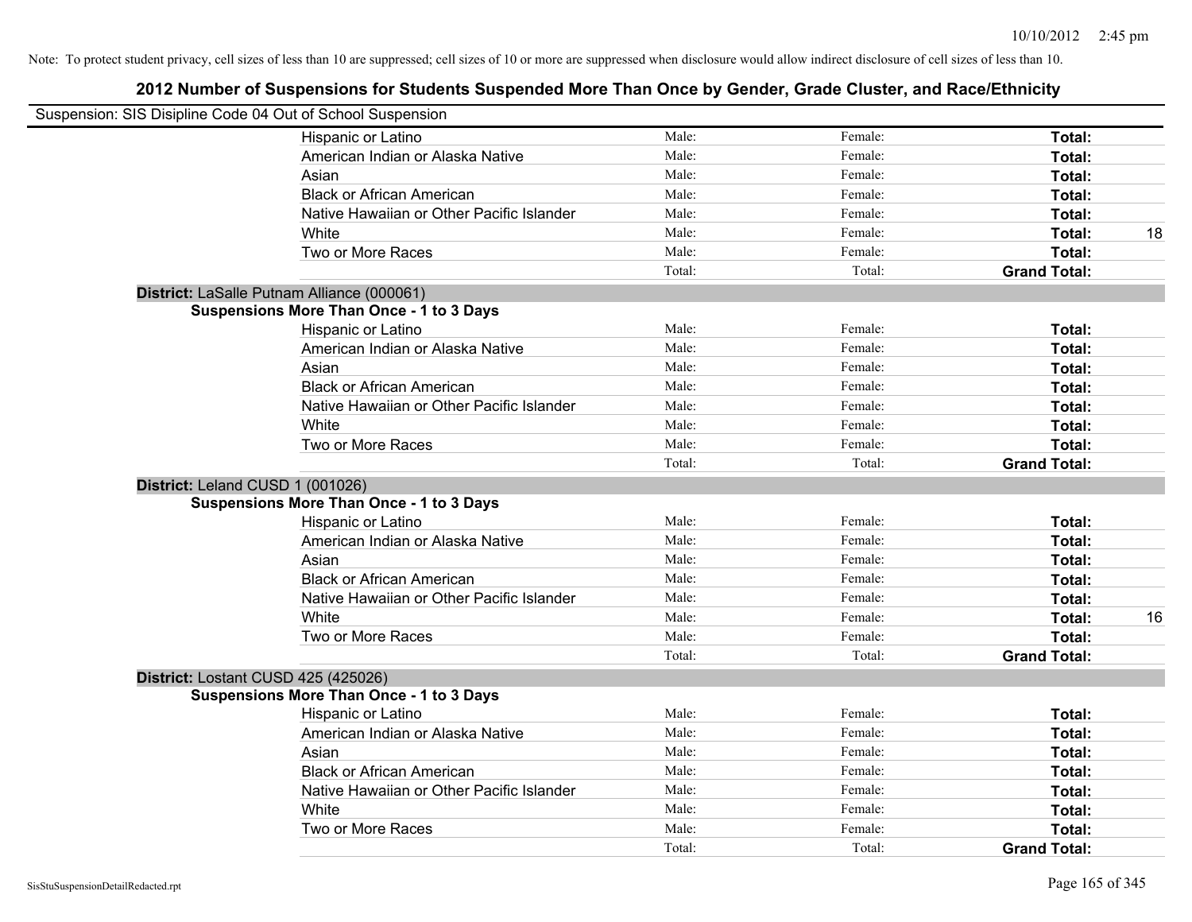Note: To protect student privacy, cell sizes of less than 10 are suppressed; cell sizes of 10 or more are suppressed when disclosure would allow indirect disclosure of cell sizes of less than 10.

## 2012 Number of Suspensions for Students Suspended More Than Once by Gender, Grade Cluster, and Race/Ethnicity

Suspension: SIS Disipline Code 04 Out of School Suspension

| | | | | |
|---|---|---|---|---|
| Hispanic or Latino | Male: | Female: | **Total:** | |
| American Indian or Alaska Native | Male: | Female: | **Total:** | |
| Asian | Male: | Female: | **Total:** | |
| Black or African American | Male: | Female: | **Total:** | |
| Native Hawaiian or Other Pacific Islander | Male: | Female: | **Total:** | |
| White | Male: | Female: | **Total:** | 18 |
| Two or More Races | Male: | Female: | **Total:** | |
| | Total: | Total: | **Grand Total:** | |

**District:** LaSalle Putnam Alliance (000061)

**Suspensions More Than Once - 1 to 3 Days**

| | | | | |
|---|---|---|---|---|
| Hispanic or Latino | Male: | Female: | **Total:** | |
| American Indian or Alaska Native | Male: | Female: | **Total:** | |
| Asian | Male: | Female: | **Total:** | |
| Black or African American | Male: | Female: | **Total:** | |
| Native Hawaiian or Other Pacific Islander | Male: | Female: | **Total:** | |
| White | Male: | Female: | **Total:** | |
| Two or More Races | Male: | Female: | **Total:** | |
| | Total: | Total: | **Grand Total:** | |

**District:** Leland CUSD 1 (001026)

**Suspensions More Than Once - 1 to 3 Days**

| | | | | |
|---|---|---|---|---|
| Hispanic or Latino | Male: | Female: | **Total:** | |
| American Indian or Alaska Native | Male: | Female: | **Total:** | |
| Asian | Male: | Female: | **Total:** | |
| Black or African American | Male: | Female: | **Total:** | |
| Native Hawaiian or Other Pacific Islander | Male: | Female: | **Total:** | |
| White | Male: | Female: | **Total:** | 16 |
| Two or More Races | Male: | Female: | **Total:** | |
| | Total: | Total: | **Grand Total:** | |

**District:** Lostant CUSD 425 (425026)

**Suspensions More Than Once - 1 to 3 Days**

| | | | | |
|---|---|---|---|---|
| Hispanic or Latino | Male: | Female: | **Total:** | |
| American Indian or Alaska Native | Male: | Female: | **Total:** | |
| Asian | Male: | Female: | **Total:** | |
| Black or African American | Male: | Female: | **Total:** | |
| Native Hawaiian or Other Pacific Islander | Male: | Female: | **Total:** | |
| White | Male: | Female: | **Total:** | |
| Two or More Races | Male: | Female: | **Total:** | |
| | Total: | Total: | **Grand Total:** | |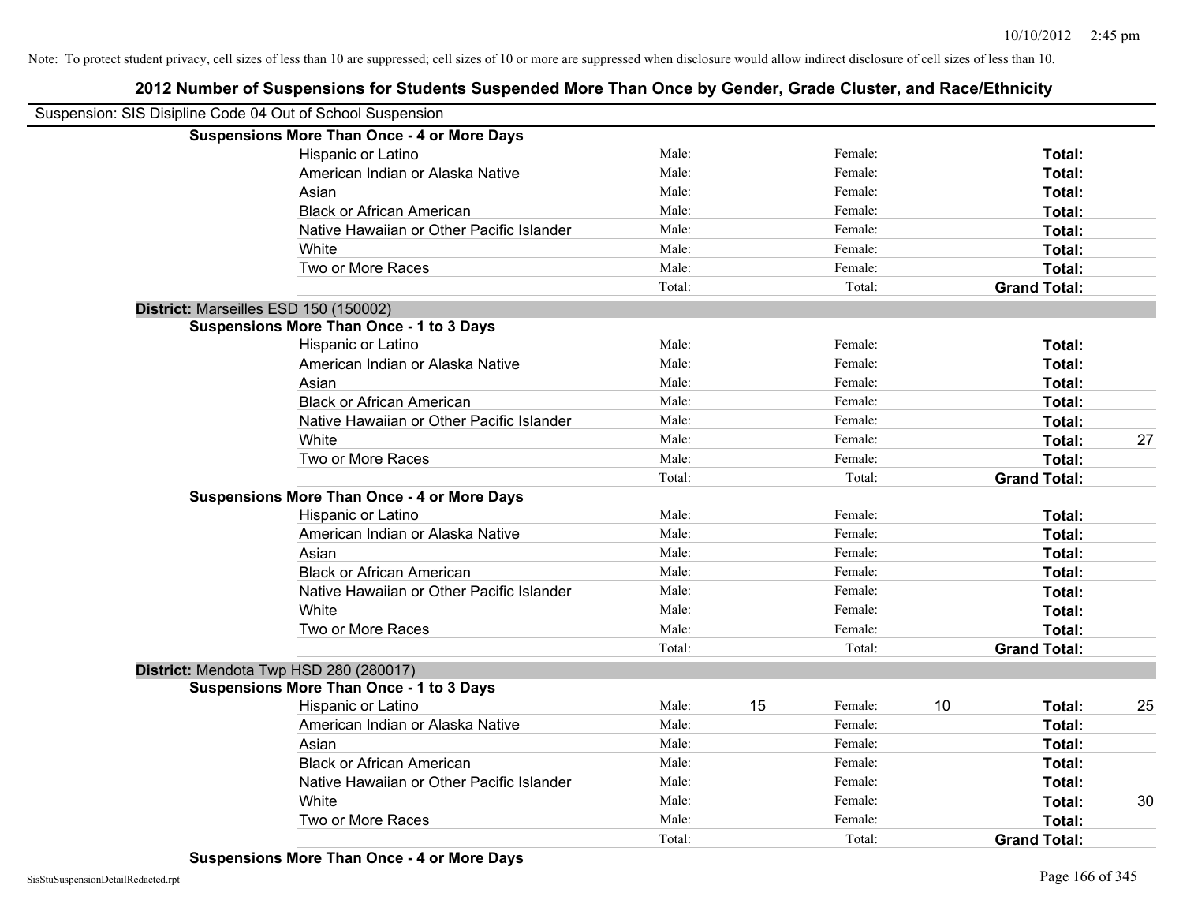Note: To protect student privacy, cell sizes of less than 10 are suppressed; cell sizes of 10 or more are suppressed when disclosure would allow indirect disclosure of cell sizes of less than 10.

# 2012 Number of Suspensions for Students Suspended More Than Once by Gender, Grade Cluster, and Race/Ethnicity

Suspension: SIS Disipline Code 04 Out of School Suspension

**Suspensions More Than Once - 4 or More Days**

| | | | | | | |
|---|---|---|---|---|---|---|
| Hispanic or Latino | Male: | | Female: | | **Total:** | |
| American Indian or Alaska Native | Male: | | Female: | | **Total:** | |
| Asian | Male: | | Female: | | **Total:** | |
| Black or African American | Male: | | Female: | | **Total:** | |
| Native Hawaiian or Other Pacific Islander | Male: | | Female: | | **Total:** | |
| White | Male: | | Female: | | **Total:** | |
| Two or More Races | Male: | | Female: | | **Total:** | |
| | Total: | | Total: | | **Grand Total:** | |

**District:** Marseilles ESD 150 (150002)

**Suspensions More Than Once - 1 to 3 Days**

| | | | | | | |
|---|---|---|---|---|---|---|
| Hispanic or Latino | Male: | | Female: | | **Total:** | |
| American Indian or Alaska Native | Male: | | Female: | | **Total:** | |
| Asian | Male: | | Female: | | **Total:** | |
| Black or African American | Male: | | Female: | | **Total:** | |
| Native Hawaiian or Other Pacific Islander | Male: | | Female: | | **Total:** | |
| White | Male: | | Female: | | **Total:** | 27 |
| Two or More Races | Male: | | Female: | | **Total:** | |
| | Total: | | Total: | | **Grand Total:** | |

**Suspensions More Than Once - 4 or More Days**

| | | | | | | |
|---|---|---|---|---|---|---|
| Hispanic or Latino | Male: | | Female: | | **Total:** | |
| American Indian or Alaska Native | Male: | | Female: | | **Total:** | |
| Asian | Male: | | Female: | | **Total:** | |
| Black or African American | Male: | | Female: | | **Total:** | |
| Native Hawaiian or Other Pacific Islander | Male: | | Female: | | **Total:** | |
| White | Male: | | Female: | | **Total:** | |
| Two or More Races | Male: | | Female: | | **Total:** | |
| | Total: | | Total: | | **Grand Total:** | |

**District:** Mendota Twp HSD 280 (280017)

**Suspensions More Than Once - 1 to 3 Days**

| | | | | | | |
|---|---|---|---|---|---|---|
| Hispanic or Latino | Male: | 15 | Female: | 10 | **Total:** | 25 |
| American Indian or Alaska Native | Male: | | Female: | | **Total:** | |
| Asian | Male: | | Female: | | **Total:** | |
| Black or African American | Male: | | Female: | | **Total:** | |
| Native Hawaiian or Other Pacific Islander | Male: | | Female: | | **Total:** | |
| White | Male: | | Female: | | **Total:** | 30 |
| Two or More Races | Male: | | Female: | | **Total:** | |
| | Total: | | Total: | | **Grand Total:** | |

**Suspensions More Than Once - 4 or More Days**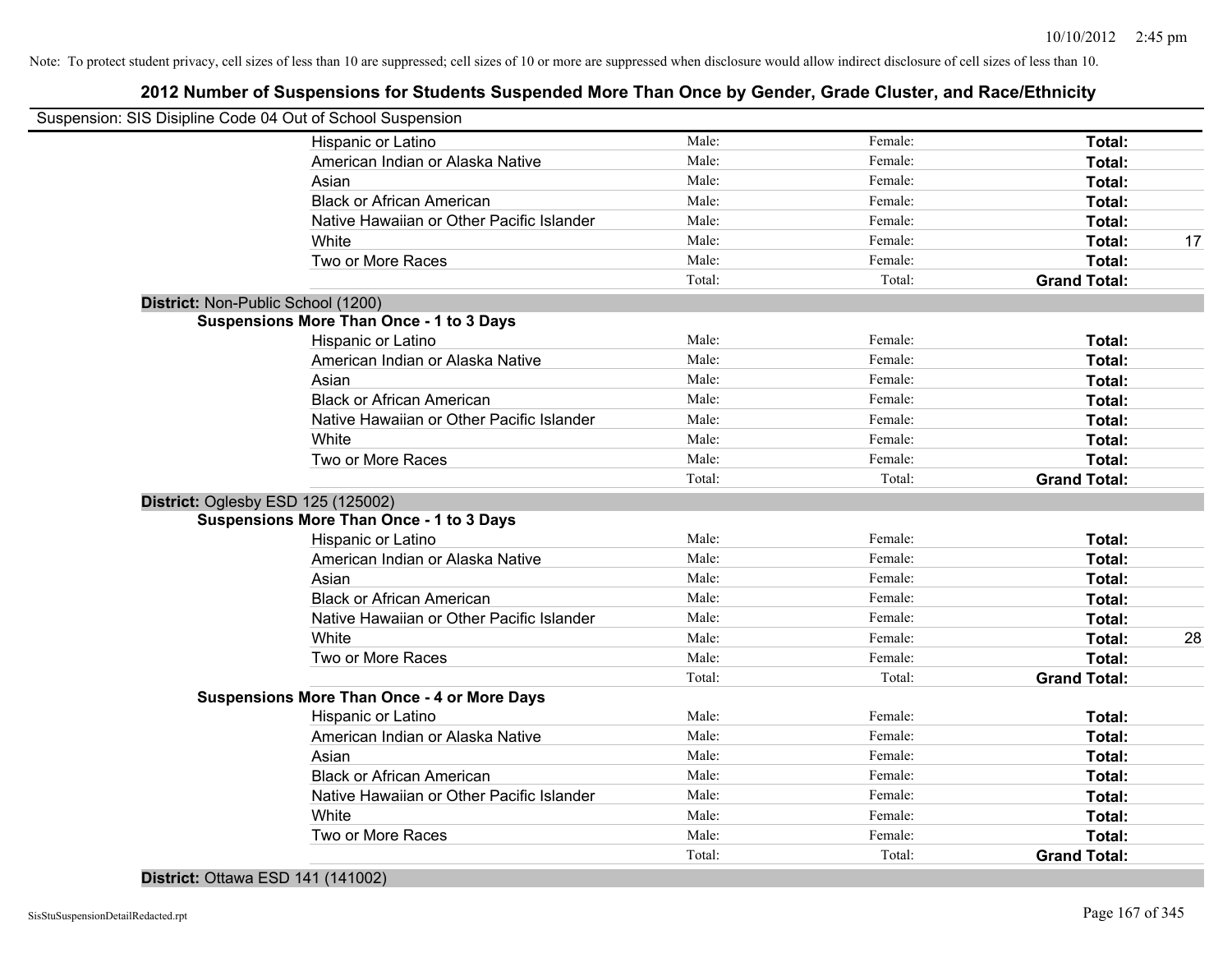Note: To protect student privacy, cell sizes of less than 10 are suppressed; cell sizes of 10 or more are suppressed when disclosure would allow indirect disclosure of cell sizes of less than 10.

## 2012 Number of Suspensions for Students Suspended More Than Once by Gender, Grade Cluster, and Race/Ethnicity

Suspension: SIS Disipline Code 04 Out of School Suspension

| | | | | |
|---|---|---|---|---|
| Hispanic or Latino | Male: | Female: | **Total:** | |
| American Indian or Alaska Native | Male: | Female: | **Total:** | |
| Asian | Male: | Female: | **Total:** | |
| Black or African American | Male: | Female: | **Total:** | |
| Native Hawaiian or Other Pacific Islander | Male: | Female: | **Total:** | |
| White | Male: | Female: | **Total:** | 17 |
| Two or More Races | Male: | Female: | **Total:** | |
| | Total: | Total: | **Grand Total:** | |

**District:** Non-Public School (1200)

**Suspensions More Than Once - 1 to 3 Days**

| | | | | |
|---|---|---|---|---|
| Hispanic or Latino | Male: | Female: | **Total:** | |
| American Indian or Alaska Native | Male: | Female: | **Total:** | |
| Asian | Male: | Female: | **Total:** | |
| Black or African American | Male: | Female: | **Total:** | |
| Native Hawaiian or Other Pacific Islander | Male: | Female: | **Total:** | |
| White | Male: | Female: | **Total:** | |
| Two or More Races | Male: | Female: | **Total:** | |
| | Total: | Total: | **Grand Total:** | |

**District:** Oglesby ESD 125 (125002)

**Suspensions More Than Once - 1 to 3 Days**

| | | | | |
|---|---|---|---|---|
| Hispanic or Latino | Male: | Female: | **Total:** | |
| American Indian or Alaska Native | Male: | Female: | **Total:** | |
| Asian | Male: | Female: | **Total:** | |
| Black or African American | Male: | Female: | **Total:** | |
| Native Hawaiian or Other Pacific Islander | Male: | Female: | **Total:** | |
| White | Male: | Female: | **Total:** | 28 |
| Two or More Races | Male: | Female: | **Total:** | |
| | Total: | Total: | **Grand Total:** | |

**Suspensions More Than Once - 4 or More Days**

| | | | | |
|---|---|---|---|---|
| Hispanic or Latino | Male: | Female: | **Total:** | |
| American Indian or Alaska Native | Male: | Female: | **Total:** | |
| Asian | Male: | Female: | **Total:** | |
| Black or African American | Male: | Female: | **Total:** | |
| Native Hawaiian or Other Pacific Islander | Male: | Female: | **Total:** | |
| White | Male: | Female: | **Total:** | |
| Two or More Races | Male: | Female: | **Total:** | |
| | Total: | Total: | **Grand Total:** | |

**District:** Ottawa ESD 141 (141002)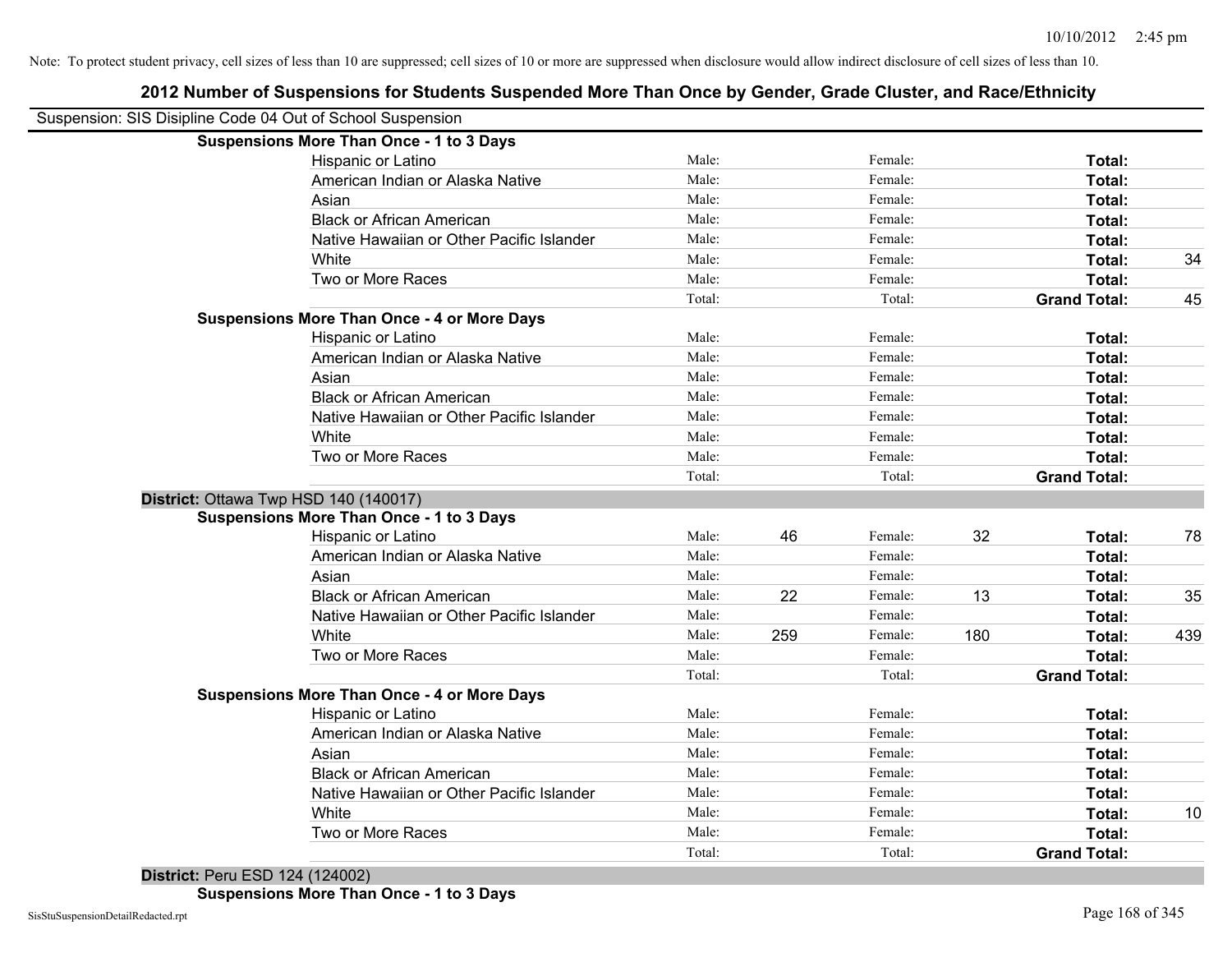Note: To protect student privacy, cell sizes of less than 10 are suppressed; cell sizes of 10 or more are suppressed when disclosure would allow indirect disclosure of cell sizes of less than 10.

## 2012 Number of Suspensions for Students Suspended More Than Once by Gender, Grade Cluster, and Race/Ethnicity

Suspension: SIS Disipline Code 04 Out of School Suspension

| | | | | | | |
|---|---|---|---|---|---|---|
| **Suspensions More Than Once - 1 to 3 Days** | | | | | | |
| Hispanic or Latino | Male: | | Female: | | **Total:** | |
| American Indian or Alaska Native | Male: | | Female: | | **Total:** | |
| Asian | Male: | | Female: | | **Total:** | |
| Black or African American | Male: | | Female: | | **Total:** | |
| Native Hawaiian or Other Pacific Islander | Male: | | Female: | | **Total:** | |
| White | Male: | | Female: | | **Total:** | 34 |
| Two or More Races | Male: | | Female: | | **Total:** | |
| | Total: | | Total: | | **Grand Total:** | 45 |
| **Suspensions More Than Once - 4 or More Days** | | | | | | |
| Hispanic or Latino | Male: | | Female: | | **Total:** | |
| American Indian or Alaska Native | Male: | | Female: | | **Total:** | |
| Asian | Male: | | Female: | | **Total:** | |
| Black or African American | Male: | | Female: | | **Total:** | |
| Native Hawaiian or Other Pacific Islander | Male: | | Female: | | **Total:** | |
| White | Male: | | Female: | | **Total:** | |
| Two or More Races | Male: | | Female: | | **Total:** | |
| | Total: | | Total: | | **Grand Total:** | |
| **District:** Ottawa Twp HSD 140 (140017) | | | | | | |
| **Suspensions More Than Once - 1 to 3 Days** | | | | | | |
| Hispanic or Latino | Male: | 46 | Female: | 32 | **Total:** | 78 |
| American Indian or Alaska Native | Male: | | Female: | | **Total:** | |
| Asian | Male: | | Female: | | **Total:** | |
| Black or African American | Male: | 22 | Female: | 13 | **Total:** | 35 |
| Native Hawaiian or Other Pacific Islander | Male: | | Female: | | **Total:** | |
| White | Male: | 259 | Female: | 180 | **Total:** | 439 |
| Two or More Races | Male: | | Female: | | **Total:** | |
| | Total: | | Total: | | **Grand Total:** | |
| **Suspensions More Than Once - 4 or More Days** | | | | | | |
| Hispanic or Latino | Male: | | Female: | | **Total:** | |
| American Indian or Alaska Native | Male: | | Female: | | **Total:** | |
| Asian | Male: | | Female: | | **Total:** | |
| Black or African American | Male: | | Female: | | **Total:** | |
| Native Hawaiian or Other Pacific Islander | Male: | | Female: | | **Total:** | |
| White | Male: | | Female: | | **Total:** | 10 |
| Two or More Races | Male: | | Female: | | **Total:** | |
| | Total: | | Total: | | **Grand Total:** | |
| **District:** Peru ESD 124 (124002) | | | | | | |
| **Suspensions More Than Once - 1 to 3 Days** | | | | | | |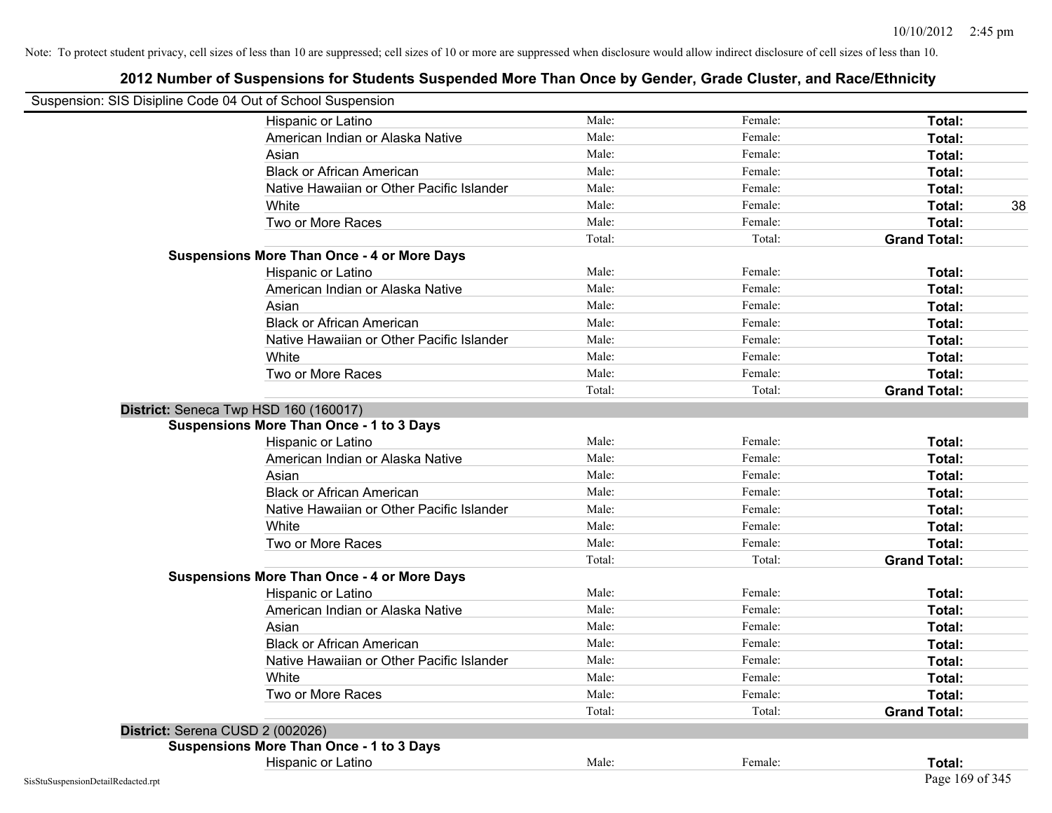Note: To protect student privacy, cell sizes of less than 10 are suppressed; cell sizes of 10 or more are suppressed when disclosure would allow indirect disclosure of cell sizes of less than 10.

# 2012 Number of Suspensions for Students Suspended More Than Once by Gender, Grade Cluster, and Race/Ethnicity

Suspension: SIS Disipline Code 04 Out of School Suspension

| | | | | |
|---|---|---|---|---|
| Hispanic or Latino | Male: | Female: | **Total:** | |
| American Indian or Alaska Native | Male: | Female: | **Total:** | |
| Asian | Male: | Female: | **Total:** | |
| Black or African American | Male: | Female: | **Total:** | |
| Native Hawaiian or Other Pacific Islander | Male: | Female: | **Total:** | |
| White | Male: | Female: | **Total:** | 38 |
| Two or More Races | Male: | Female: | **Total:** | |
| | Total: | Total: | **Grand Total:** | |

**Suspensions More Than Once - 4 or More Days**

| | | | | |
|---|---|---|---|---|
| Hispanic or Latino | Male: | Female: | **Total:** | |
| American Indian or Alaska Native | Male: | Female: | **Total:** | |
| Asian | Male: | Female: | **Total:** | |
| Black or African American | Male: | Female: | **Total:** | |
| Native Hawaiian or Other Pacific Islander | Male: | Female: | **Total:** | |
| White | Male: | Female: | **Total:** | |
| Two or More Races | Male: | Female: | **Total:** | |
| | Total: | Total: | **Grand Total:** | |

**District:** Seneca Twp HSD 160 (160017)

**Suspensions More Than Once - 1 to 3 Days**

| | | | | |
|---|---|---|---|---|
| Hispanic or Latino | Male: | Female: | **Total:** | |
| American Indian or Alaska Native | Male: | Female: | **Total:** | |
| Asian | Male: | Female: | **Total:** | |
| Black or African American | Male: | Female: | **Total:** | |
| Native Hawaiian or Other Pacific Islander | Male: | Female: | **Total:** | |
| White | Male: | Female: | **Total:** | |
| Two or More Races | Male: | Female: | **Total:** | |
| | Total: | Total: | **Grand Total:** | |

**Suspensions More Than Once - 4 or More Days**

| | | | | |
|---|---|---|---|---|
| Hispanic or Latino | Male: | Female: | **Total:** | |
| American Indian or Alaska Native | Male: | Female: | **Total:** | |
| Asian | Male: | Female: | **Total:** | |
| Black or African American | Male: | Female: | **Total:** | |
| Native Hawaiian or Other Pacific Islander | Male: | Female: | **Total:** | |
| White | Male: | Female: | **Total:** | |
| Two or More Races | Male: | Female: | **Total:** | |
| | Total: | Total: | **Grand Total:** | |

**District:** Serena CUSD 2 (002026)

**Suspensions More Than Once - 1 to 3 Days**

| | | | | |
|---|---|---|---|---|
| Hispanic or Latino | Male: | Female: | **Total:** | |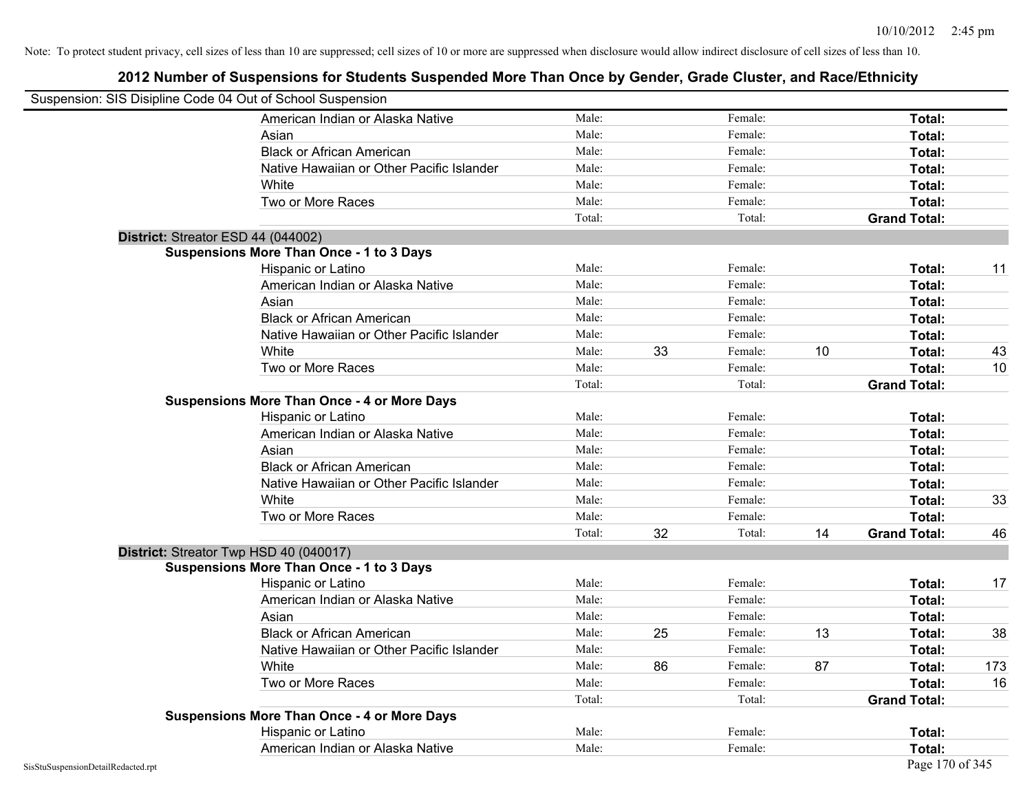Note: To protect student privacy, cell sizes of less than 10 are suppressed; cell sizes of 10 or more are suppressed when disclosure would allow indirect disclosure of cell sizes of less than 10.

# 2012 Number of Suspensions for Students Suspended More Than Once by Gender, Grade Cluster, and Race/Ethnicity

Suspension: SIS Disipline Code 04 Out of School Suspension

| | | | | | | | |
|---|---|---|---|---|---|---|---|
| American Indian or Alaska Native | Male: | | Female: | | **Total:** | |
| Asian | Male: | | Female: | | **Total:** | |
| Black or African American | Male: | | Female: | | **Total:** | |
| Native Hawaiian or Other Pacific Islander | Male: | | Female: | | **Total:** | |
| White | Male: | | Female: | | **Total:** | |
| Two or More Races | Male: | | Female: | | **Total:** | |
| | Total: | | Total: | | **Grand Total:** | |

**District:** Streator ESD 44 (044002)

**Suspensions More Than Once - 1 to 3 Days**

| | | | | | | |
|---|---|---|---|---|---|---|
| Hispanic or Latino | Male: | | Female: | | **Total:** | 11 |
| American Indian or Alaska Native | Male: | | Female: | | **Total:** | |
| Asian | Male: | | Female: | | **Total:** | |
| Black or African American | Male: | | Female: | | **Total:** | |
| Native Hawaiian or Other Pacific Islander | Male: | | Female: | | **Total:** | |
| White | Male: | 33 | Female: | 10 | **Total:** | 43 |
| Two or More Races | Male: | | Female: | | **Total:** | 10 |
| | Total: | | Total: | | **Grand Total:** | |

**Suspensions More Than Once - 4 or More Days**

| | | | | | | |
|---|---|---|---|---|---|---|
| Hispanic or Latino | Male: | | Female: | | **Total:** | |
| American Indian or Alaska Native | Male: | | Female: | | **Total:** | |
| Asian | Male: | | Female: | | **Total:** | |
| Black or African American | Male: | | Female: | | **Total:** | |
| Native Hawaiian or Other Pacific Islander | Male: | | Female: | | **Total:** | |
| White | Male: | | Female: | | **Total:** | 33 |
| Two or More Races | Male: | | Female: | | **Total:** | |
| | Total: | 32 | Total: | 14 | **Grand Total:** | 46 |

**District:** Streator Twp HSD 40 (040017)

**Suspensions More Than Once - 1 to 3 Days**

| | | | | | | |
|---|---|---|---|---|---|---|
| Hispanic or Latino | Male: | | Female: | | **Total:** | 17 |
| American Indian or Alaska Native | Male: | | Female: | | **Total:** | |
| Asian | Male: | | Female: | | **Total:** | |
| Black or African American | Male: | 25 | Female: | 13 | **Total:** | 38 |
| Native Hawaiian or Other Pacific Islander | Male: | | Female: | | **Total:** | |
| White | Male: | 86 | Female: | 87 | **Total:** | 173 |
| Two or More Races | Male: | | Female: | | **Total:** | 16 |
| | Total: | | Total: | | **Grand Total:** | |

**Suspensions More Than Once - 4 or More Days**

| | | | | | | |
|---|---|---|---|---|---|---|
| Hispanic or Latino | Male: | | Female: | | **Total:** | |
| American Indian or Alaska Native | Male: | | Female: | | **Total:** | |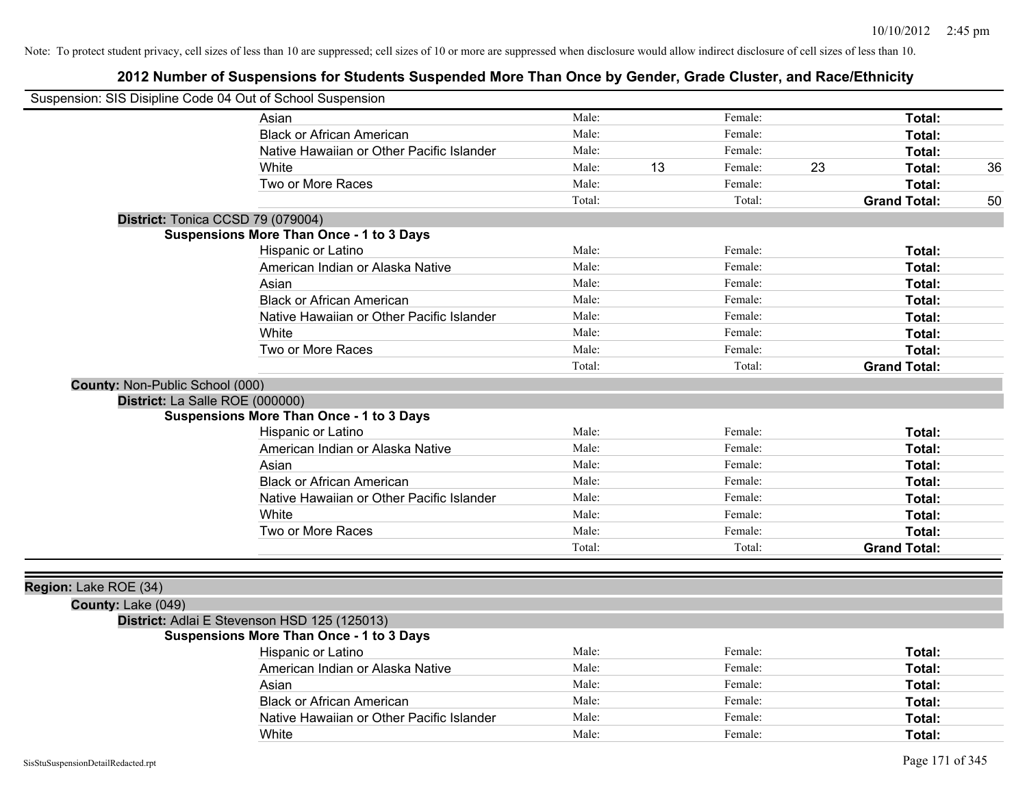Note: To protect student privacy, cell sizes of less than 10 are suppressed; cell sizes of 10 or more are suppressed when disclosure would allow indirect disclosure of cell sizes of less than 10.

## 2012 Number of Suspensions for Students Suspended More Than Once by Gender, Grade Cluster, and Race/Ethnicity

Suspension: SIS Disipline Code 04 Out of School Suspension

| | Male: | | Female: | | | |
|---|---|---|---|---|---|---|
| Asian | Male: | | Female: | | Total: | |
| Black or African American | Male: | | Female: | | Total: | |
| Native Hawaiian or Other Pacific Islander | Male: | | Female: | | Total: | |
| White | Male: | 13 | Female: | 23 | Total: | 36 |
| Two or More Races | Male: | | Female: | | Total: | |
| | Total: | | Total: | | Grand Total: | 50 |

**District:** Tonica CCSD 79 (079004)

**Suspensions More Than Once - 1 to 3 Days**

| | | | | | | |
|---|---|---|---|---|---|---|
| Hispanic or Latino | Male: | | Female: | | Total: | |
| American Indian or Alaska Native | Male: | | Female: | | Total: | |
| Asian | Male: | | Female: | | Total: | |
| Black or African American | Male: | | Female: | | Total: | |
| Native Hawaiian or Other Pacific Islander | Male: | | Female: | | Total: | |
| White | Male: | | Female: | | Total: | |
| Two or More Races | Male: | | Female: | | Total: | |
| | Total: | | Total: | | Grand Total: | |

**County:** Non-Public School (000)

**District:** La Salle ROE (000000)

**Suspensions More Than Once - 1 to 3 Days**

| | | | | | | |
|---|---|---|---|---|---|---|
| Hispanic or Latino | Male: | | Female: | | Total: | |
| American Indian or Alaska Native | Male: | | Female: | | Total: | |
| Asian | Male: | | Female: | | Total: | |
| Black or African American | Male: | | Female: | | Total: | |
| Native Hawaiian or Other Pacific Islander | Male: | | Female: | | Total: | |
| White | Male: | | Female: | | Total: | |
| Two or More Races | Male: | | Female: | | Total: | |
| | Total: | | Total: | | Grand Total: | |

**Region:** Lake ROE (34)

**County:** Lake (049)

**District:** Adlai E Stevenson HSD 125 (125013)

**Suspensions More Than Once - 1 to 3 Days**

| | | | | | | |
|---|---|---|---|---|---|---|
| Hispanic or Latino | Male: | | Female: | | Total: | |
| American Indian or Alaska Native | Male: | | Female: | | Total: | |
| Asian | Male: | | Female: | | Total: | |
| Black or African American | Male: | | Female: | | Total: | |
| Native Hawaiian or Other Pacific Islander | Male: | | Female: | | Total: | |
| White | Male: | | Female: | | Total: | |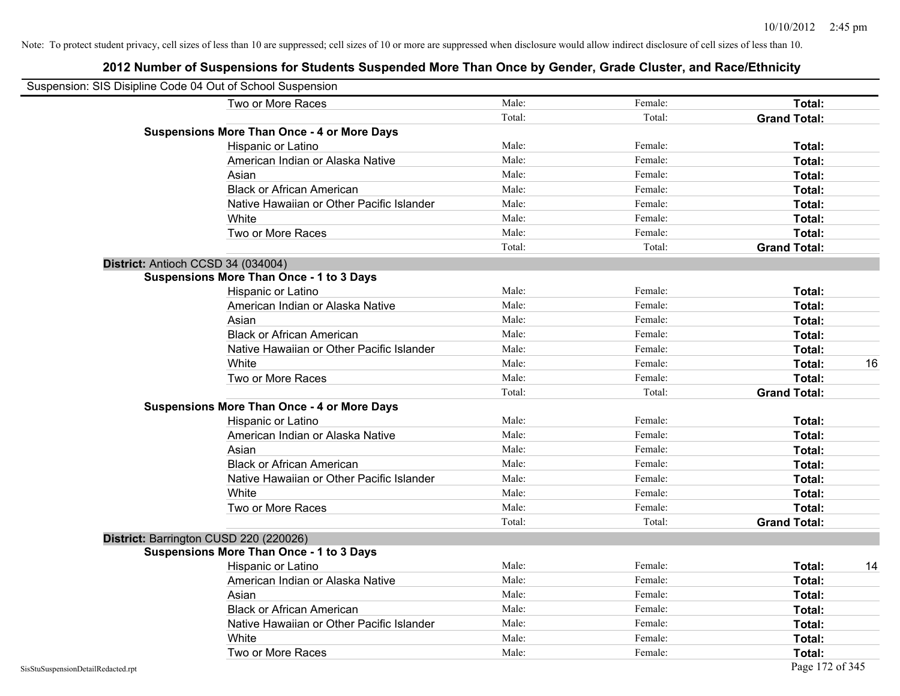Note: To protect student privacy, cell sizes of less than 10 are suppressed; cell sizes of 10 or more are suppressed when disclosure would allow indirect disclosure of cell sizes of less than 10.

# 2012 Number of Suspensions for Students Suspended More Than Once by Gender, Grade Cluster, and Race/Ethnicity

Suspension: SIS Disipline Code 04 Out of School Suspension

| | | | | |
|---|---|---|---|---|
| Two or More Races | Male: | Female: | **Total:** | |
| | Total: | Total: | **Grand Total:** | |
| **Suspensions More Than Once - 4 or More Days** | | | | |
| Hispanic or Latino | Male: | Female: | **Total:** | |
| American Indian or Alaska Native | Male: | Female: | **Total:** | |
| Asian | Male: | Female: | **Total:** | |
| Black or African American | Male: | Female: | **Total:** | |
| Native Hawaiian or Other Pacific Islander | Male: | Female: | **Total:** | |
| White | Male: | Female: | **Total:** | |
| Two or More Races | Male: | Female: | **Total:** | |
| | Total: | Total: | **Grand Total:** | |
| **District:** Antioch CCSD 34 (034004) | | | | |
| **Suspensions More Than Once - 1 to 3 Days** | | | | |
| Hispanic or Latino | Male: | Female: | **Total:** | |
| American Indian or Alaska Native | Male: | Female: | **Total:** | |
| Asian | Male: | Female: | **Total:** | |
| Black or African American | Male: | Female: | **Total:** | |
| Native Hawaiian or Other Pacific Islander | Male: | Female: | **Total:** | |
| White | Male: | Female: | **Total:** | 16 |
| Two or More Races | Male: | Female: | **Total:** | |
| | Total: | Total: | **Grand Total:** | |
| **Suspensions More Than Once - 4 or More Days** | | | | |
| Hispanic or Latino | Male: | Female: | **Total:** | |
| American Indian or Alaska Native | Male: | Female: | **Total:** | |
| Asian | Male: | Female: | **Total:** | |
| Black or African American | Male: | Female: | **Total:** | |
| Native Hawaiian or Other Pacific Islander | Male: | Female: | **Total:** | |
| White | Male: | Female: | **Total:** | |
| Two or More Races | Male: | Female: | **Total:** | |
| | Total: | Total: | **Grand Total:** | |
| **District:** Barrington CUSD 220 (220026) | | | | |
| **Suspensions More Than Once - 1 to 3 Days** | | | | |
| Hispanic or Latino | Male: | Female: | **Total:** | 14 |
| American Indian or Alaska Native | Male: | Female: | **Total:** | |
| Asian | Male: | Female: | **Total:** | |
| Black or African American | Male: | Female: | **Total:** | |
| Native Hawaiian or Other Pacific Islander | Male: | Female: | **Total:** | |
| White | Male: | Female: | **Total:** | |
| Two or More Races | Male: | Female: | **Total:** | |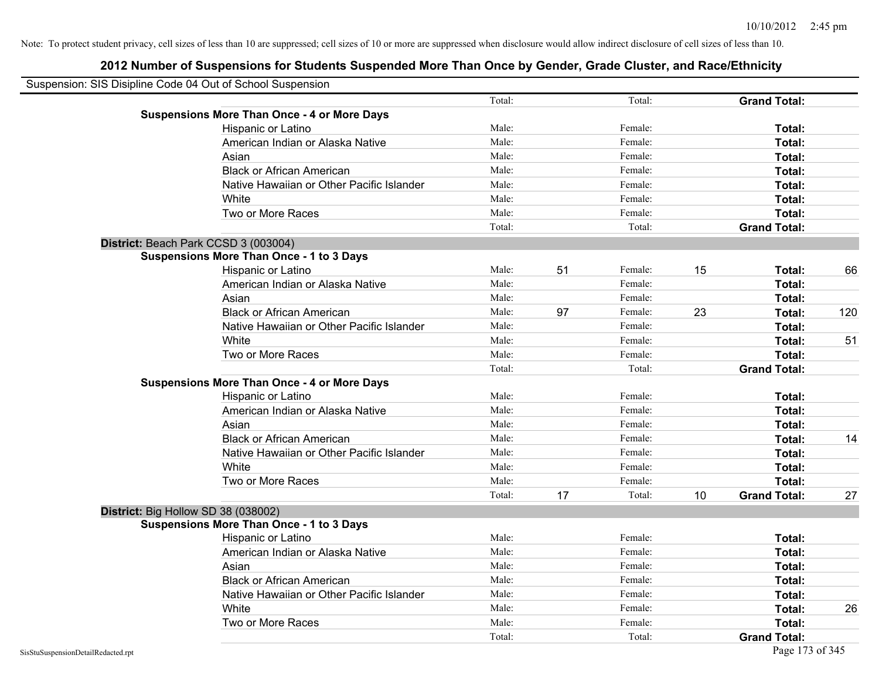Note: To protect student privacy, cell sizes of less than 10 are suppressed; cell sizes of 10 or more are suppressed when disclosure would allow indirect disclosure of cell sizes of less than 10.

## 2012 Number of Suspensions for Students Suspended More Than Once by Gender, Grade Cluster, and Race/Ethnicity

Suspension: SIS Disipline Code 04 Out of School Suspension

| | | | | | | |
|---|---|---|---|---|---|---|
| | Total: | | Total: | | **Grand Total:** | |
| **Suspensions More Than Once - 4 or More Days** | | | | | | |
| Hispanic or Latino | Male: | | Female: | | **Total:** | |
| American Indian or Alaska Native | Male: | | Female: | | **Total:** | |
| Asian | Male: | | Female: | | **Total:** | |
| Black or African American | Male: | | Female: | | **Total:** | |
| Native Hawaiian or Other Pacific Islander | Male: | | Female: | | **Total:** | |
| White | Male: | | Female: | | **Total:** | |
| Two or More Races | Male: | | Female: | | **Total:** | |
| | Total: | | Total: | | **Grand Total:** | |

**District:** Beach Park CCSD 3 (003004)

| | | | | | | |
|---|---|---|---|---|---|---|
| **Suspensions More Than Once - 1 to 3 Days** | | | | | | |
| Hispanic or Latino | Male: | 51 | Female: | 15 | **Total:** | 66 |
| American Indian or Alaska Native | Male: | | Female: | | **Total:** | |
| Asian | Male: | | Female: | | **Total:** | |
| Black or African American | Male: | 97 | Female: | 23 | **Total:** | 120 |
| Native Hawaiian or Other Pacific Islander | Male: | | Female: | | **Total:** | |
| White | Male: | | Female: | | **Total:** | 51 |
| Two or More Races | Male: | | Female: | | **Total:** | |
| | Total: | | Total: | | **Grand Total:** | |
| **Suspensions More Than Once - 4 or More Days** | | | | | | |
| Hispanic or Latino | Male: | | Female: | | **Total:** | |
| American Indian or Alaska Native | Male: | | Female: | | **Total:** | |
| Asian | Male: | | Female: | | **Total:** | |
| Black or African American | Male: | | Female: | | **Total:** | 14 |
| Native Hawaiian or Other Pacific Islander | Male: | | Female: | | **Total:** | |
| White | Male: | | Female: | | **Total:** | |
| Two or More Races | Male: | | Female: | | **Total:** | |
| | Total: | 17 | Total: | 10 | **Grand Total:** | 27 |

**District:** Big Hollow SD 38 (038002)

| | | | | | | |
|---|---|---|---|---|---|---|
| **Suspensions More Than Once - 1 to 3 Days** | | | | | | |
| Hispanic or Latino | Male: | | Female: | | **Total:** | |
| American Indian or Alaska Native | Male: | | Female: | | **Total:** | |
| Asian | Male: | | Female: | | **Total:** | |
| Black or African American | Male: | | Female: | | **Total:** | |
| Native Hawaiian or Other Pacific Islander | Male: | | Female: | | **Total:** | |
| White | Male: | | Female: | | **Total:** | 26 |
| Two or More Races | Male: | | Female: | | **Total:** | |
| | Total: | | Total: | | **Grand Total:** | |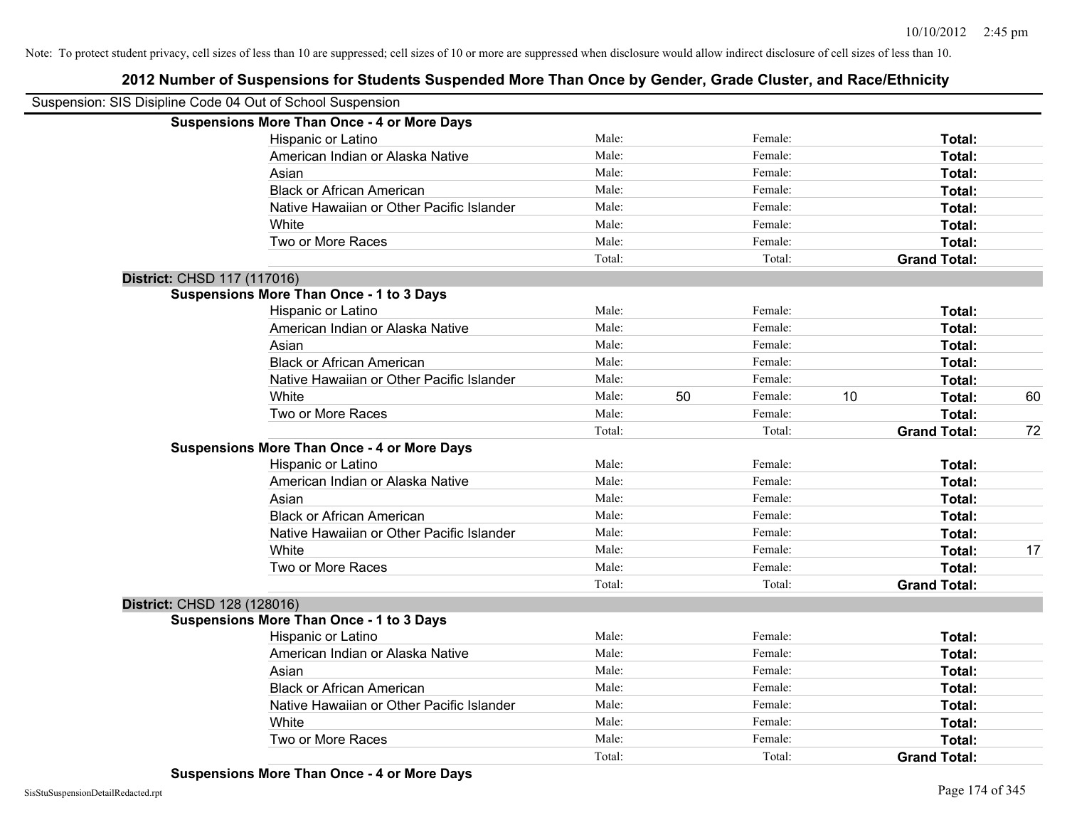Note: To protect student privacy, cell sizes of less than 10 are suppressed; cell sizes of 10 or more are suppressed when disclosure would allow indirect disclosure of cell sizes of less than 10.

# 2012 Number of Suspensions for Students Suspended More Than Once by Gender, Grade Cluster, and Race/Ethnicity

Suspension: SIS Disipline Code 04 Out of School Suspension

**Suspensions More Than Once - 4 or More Days**

| | | | | | | |
|---|---|---|---|---|---|---|
| Hispanic or Latino | Male: | | Female: | | **Total:** | |
| American Indian or Alaska Native | Male: | | Female: | | **Total:** | |
| Asian | Male: | | Female: | | **Total:** | |
| Black or African American | Male: | | Female: | | **Total:** | |
| Native Hawaiian or Other Pacific Islander | Male: | | Female: | | **Total:** | |
| White | Male: | | Female: | | **Total:** | |
| Two or More Races | Male: | | Female: | | **Total:** | |
| | Total: | | Total: | | **Grand Total:** | |

## District: CHSD 117 (117016)

**Suspensions More Than Once - 1 to 3 Days**

| | | | | | | |
|---|---|---|---|---|---|---|
| Hispanic or Latino | Male: | | Female: | | **Total:** | |
| American Indian or Alaska Native | Male: | | Female: | | **Total:** | |
| Asian | Male: | | Female: | | **Total:** | |
| Black or African American | Male: | | Female: | | **Total:** | |
| Native Hawaiian or Other Pacific Islander | Male: | | Female: | | **Total:** | |
| White | Male: | 50 | Female: | 10 | **Total:** | 60 |
| Two or More Races | Male: | | Female: | | **Total:** | |
| | Total: | | Total: | | **Grand Total:** | 72 |

**Suspensions More Than Once - 4 or More Days**

| | | | | | | |
|---|---|---|---|---|---|---|
| Hispanic or Latino | Male: | | Female: | | **Total:** | |
| American Indian or Alaska Native | Male: | | Female: | | **Total:** | |
| Asian | Male: | | Female: | | **Total:** | |
| Black or African American | Male: | | Female: | | **Total:** | |
| Native Hawaiian or Other Pacific Islander | Male: | | Female: | | **Total:** | |
| White | Male: | | Female: | | **Total:** | 17 |
| Two or More Races | Male: | | Female: | | **Total:** | |
| | Total: | | Total: | | **Grand Total:** | |

## District: CHSD 128 (128016)

**Suspensions More Than Once - 1 to 3 Days**

| | | | | | | |
|---|---|---|---|---|---|---|
| Hispanic or Latino | Male: | | Female: | | **Total:** | |
| American Indian or Alaska Native | Male: | | Female: | | **Total:** | |
| Asian | Male: | | Female: | | **Total:** | |
| Black or African American | Male: | | Female: | | **Total:** | |
| Native Hawaiian or Other Pacific Islander | Male: | | Female: | | **Total:** | |
| White | Male: | | Female: | | **Total:** | |
| Two or More Races | Male: | | Female: | | **Total:** | |
| | Total: | | Total: | | **Grand Total:** | |

**Suspensions More Than Once - 4 or More Days**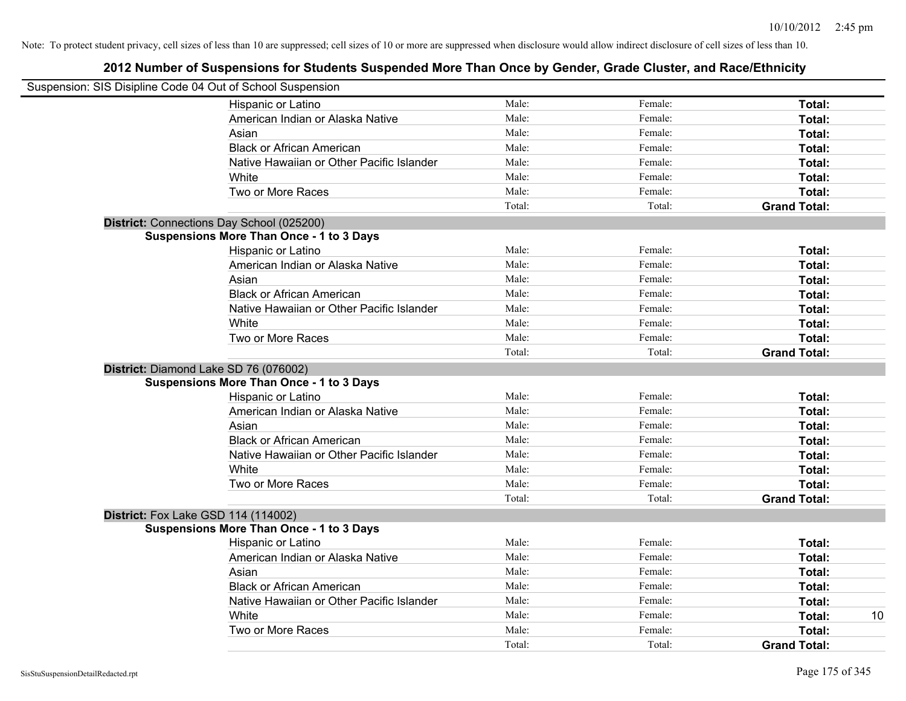Note: To protect student privacy, cell sizes of less than 10 are suppressed; cell sizes of 10 or more are suppressed when disclosure would allow indirect disclosure of cell sizes of less than 10.

# 2012 Number of Suspensions for Students Suspended More Than Once by Gender, Grade Cluster, and Race/Ethnicity

Suspension: SIS Disipline Code 04 Out of School Suspension

| | Male: | Female: | Total: |
|---|---|---|---|
| Hispanic or Latino | Male: | Female: | Total: |
| American Indian or Alaska Native | Male: | Female: | Total: |
| Asian | Male: | Female: | Total: |
| Black or African American | Male: | Female: | Total: |
| Native Hawaiian or Other Pacific Islander | Male: | Female: | Total: |
| White | Male: | Female: | Total: |
| Two or More Races | Male: | Female: | Total: |
| | Total: | Total: | Grand Total: |

**District:** Connections Day School (025200)

**Suspensions More Than Once - 1 to 3 Days**

| | | | |
|---|---|---|---|
| Hispanic or Latino | Male: | Female: | Total: |
| American Indian or Alaska Native | Male: | Female: | Total: |
| Asian | Male: | Female: | Total: |
| Black or African American | Male: | Female: | Total: |
| Native Hawaiian or Other Pacific Islander | Male: | Female: | Total: |
| White | Male: | Female: | Total: |
| Two or More Races | Male: | Female: | Total: |
| | Total: | Total: | Grand Total: |

**District:** Diamond Lake SD 76 (076002)

**Suspensions More Than Once - 1 to 3 Days**

| | | | |
|---|---|---|---|
| Hispanic or Latino | Male: | Female: | Total: |
| American Indian or Alaska Native | Male: | Female: | Total: |
| Asian | Male: | Female: | Total: |
| Black or African American | Male: | Female: | Total: |
| Native Hawaiian or Other Pacific Islander | Male: | Female: | Total: |
| White | Male: | Female: | Total: |
| Two or More Races | Male: | Female: | Total: |
| | Total: | Total: | Grand Total: |

**District:** Fox Lake GSD 114 (114002)

**Suspensions More Than Once - 1 to 3 Days**

| | | | | |
|---|---|---|---|---|
| Hispanic or Latino | Male: | Female: | Total: | |
| American Indian or Alaska Native | Male: | Female: | Total: | |
| Asian | Male: | Female: | Total: | |
| Black or African American | Male: | Female: | Total: | |
| Native Hawaiian or Other Pacific Islander | Male: | Female: | Total: | |
| White | Male: | Female: | Total: | 10 |
| Two or More Races | Male: | Female: | Total: | |
| | Total: | Total: | Grand Total: | |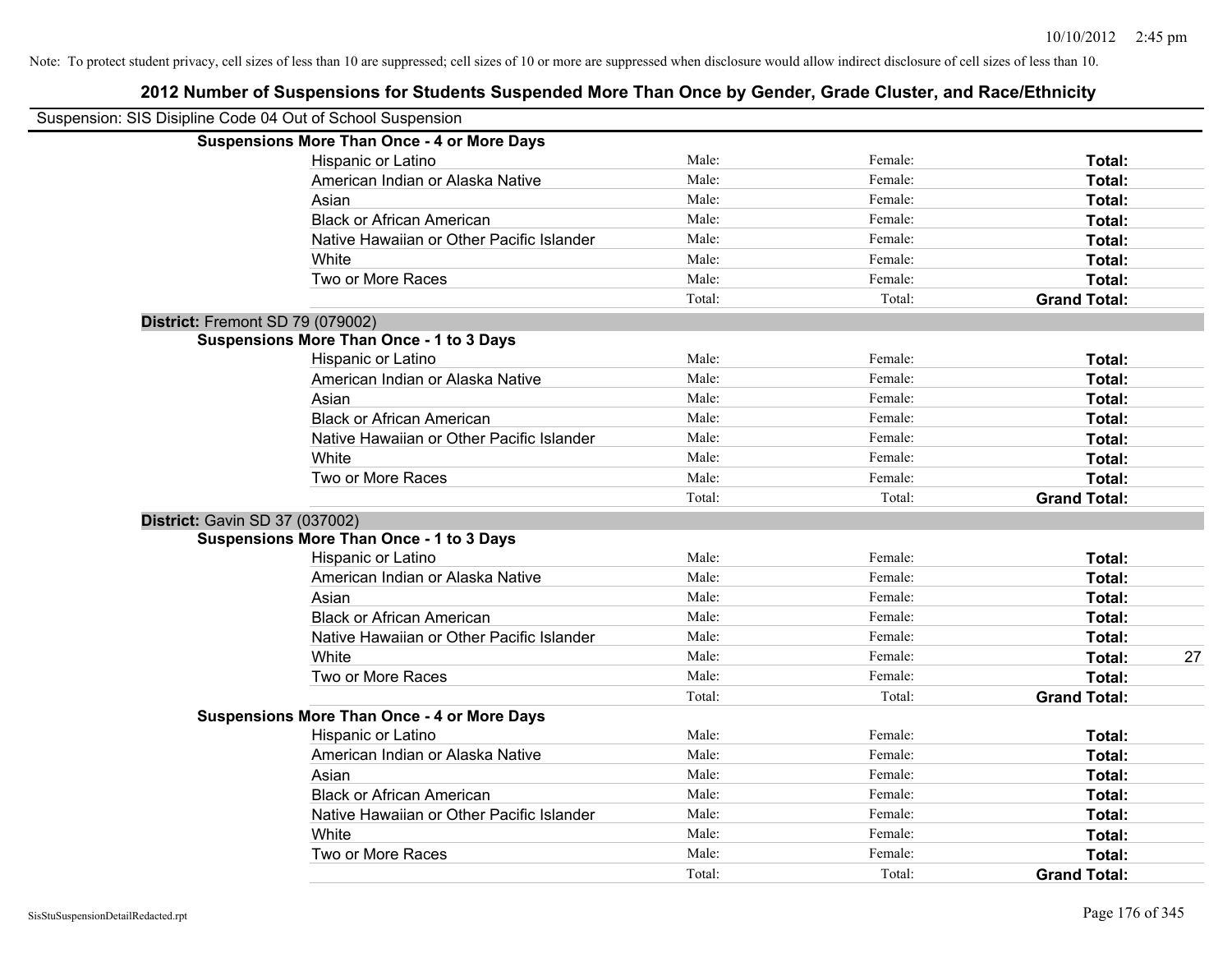Note: To protect student privacy, cell sizes of less than 10 are suppressed; cell sizes of 10 or more are suppressed when disclosure would allow indirect disclosure of cell sizes of less than 10.

## 2012 Number of Suspensions for Students Suspended More Than Once by Gender, Grade Cluster, and Race/Ethnicity

Suspension: SIS Disipline Code 04 Out of School Suspension

| | | | | |
|---|---|---|---|---|
| **Suspensions More Than Once - 4 or More Days** | | | | |
| Hispanic or Latino | Male: | Female: | **Total:** | |
| American Indian or Alaska Native | Male: | Female: | **Total:** | |
| Asian | Male: | Female: | **Total:** | |
| Black or African American | Male: | Female: | **Total:** | |
| Native Hawaiian or Other Pacific Islander | Male: | Female: | **Total:** | |
| White | Male: | Female: | **Total:** | |
| Two or More Races | Male: | Female: | **Total:** | |
| | Total: | Total: | **Grand Total:** | |
| **District:** Fremont SD 79 (079002) | | | | |
| **Suspensions More Than Once - 1 to 3 Days** | | | | |
| Hispanic or Latino | Male: | Female: | **Total:** | |
| American Indian or Alaska Native | Male: | Female: | **Total:** | |
| Asian | Male: | Female: | **Total:** | |
| Black or African American | Male: | Female: | **Total:** | |
| Native Hawaiian or Other Pacific Islander | Male: | Female: | **Total:** | |
| White | Male: | Female: | **Total:** | |
| Two or More Races | Male: | Female: | **Total:** | |
| | Total: | Total: | **Grand Total:** | |
| **District:** Gavin SD 37 (037002) | | | | |
| **Suspensions More Than Once - 1 to 3 Days** | | | | |
| Hispanic or Latino | Male: | Female: | **Total:** | |
| American Indian or Alaska Native | Male: | Female: | **Total:** | |
| Asian | Male: | Female: | **Total:** | |
| Black or African American | Male: | Female: | **Total:** | |
| Native Hawaiian or Other Pacific Islander | Male: | Female: | **Total:** | |
| White | Male: | Female: | **Total:** | 27 |
| Two or More Races | Male: | Female: | **Total:** | |
| | Total: | Total: | **Grand Total:** | |
| **Suspensions More Than Once - 4 or More Days** | | | | |
| Hispanic or Latino | Male: | Female: | **Total:** | |
| American Indian or Alaska Native | Male: | Female: | **Total:** | |
| Asian | Male: | Female: | **Total:** | |
| Black or African American | Male: | Female: | **Total:** | |
| Native Hawaiian or Other Pacific Islander | Male: | Female: | **Total:** | |
| White | Male: | Female: | **Total:** | |
| Two or More Races | Male: | Female: | **Total:** | |
| | Total: | Total: | **Grand Total:** | |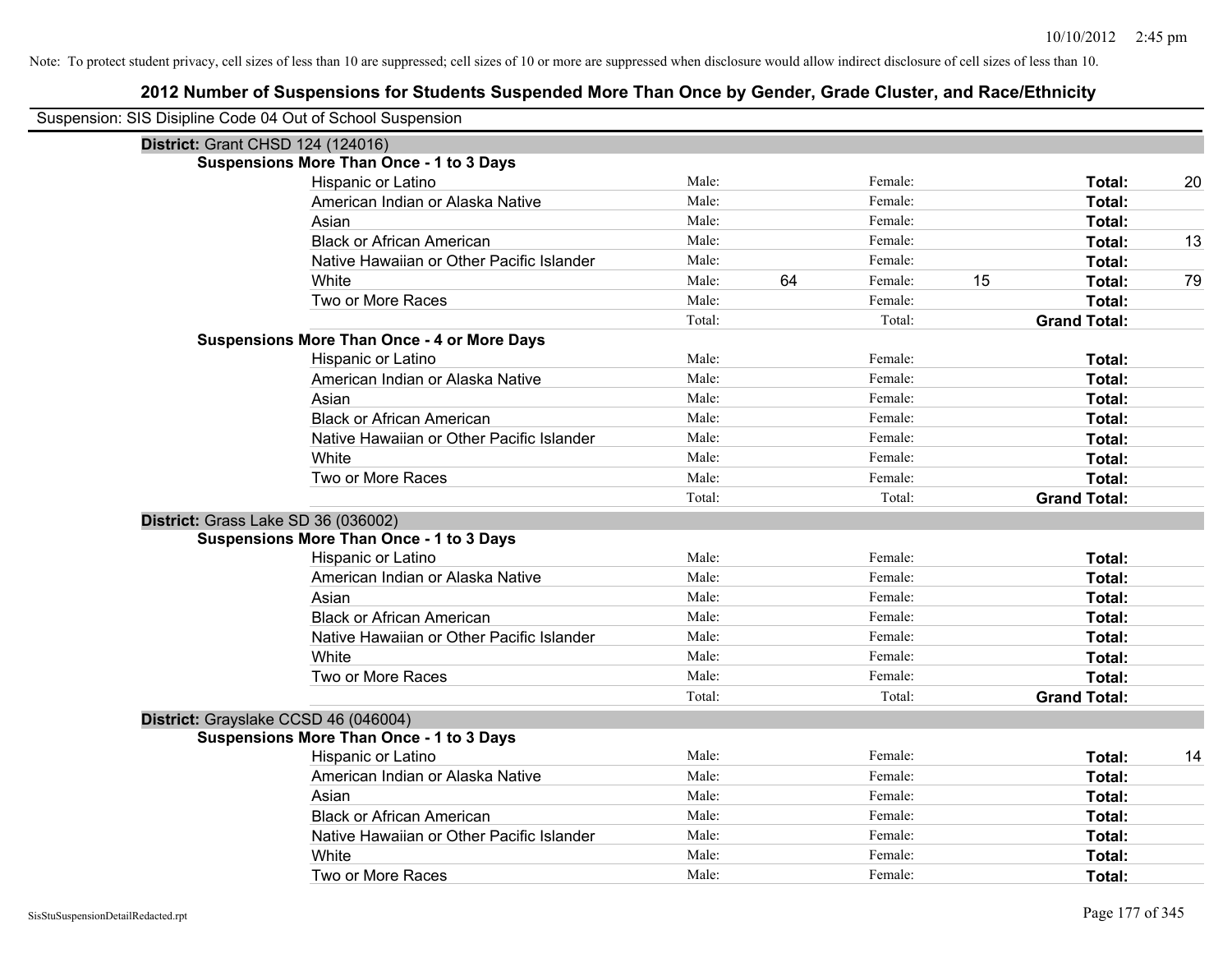Note: To protect student privacy, cell sizes of less than 10 are suppressed; cell sizes of 10 or more are suppressed when disclosure would allow indirect disclosure of cell sizes of less than 10.

## 2012 Number of Suspensions for Students Suspended More Than Once by Gender, Grade Cluster, and Race/Ethnicity

Suspension: SIS Disipline Code 04 Out of School Suspension

### District: Grant CHSD 124 (124016)

**Suspensions More Than Once - 1 to 3 Days**

| Race/Ethnicity | | Male | | Female | | Total |
|---|---|---|---|---|---|---|
| Hispanic or Latino | Male: | | Female: | | **Total:** | 20 |
| American Indian or Alaska Native | Male: | | Female: | | **Total:** | |
| Asian | Male: | | Female: | | **Total:** | |
| Black or African American | Male: | | Female: | | **Total:** | 13 |
| Native Hawaiian or Other Pacific Islander | Male: | | Female: | | **Total:** | |
| White | Male: | 64 | Female: | 15 | **Total:** | 79 |
| Two or More Races | Male: | | Female: | | **Total:** | |
| | Total: | | Total: | | **Grand Total:** | |

**Suspensions More Than Once - 4 or More Days**

| Race/Ethnicity | | Male | | Female | | Total |
|---|---|---|---|---|---|---|
| Hispanic or Latino | Male: | | Female: | | **Total:** | |
| American Indian or Alaska Native | Male: | | Female: | | **Total:** | |
| Asian | Male: | | Female: | | **Total:** | |
| Black or African American | Male: | | Female: | | **Total:** | |
| Native Hawaiian or Other Pacific Islander | Male: | | Female: | | **Total:** | |
| White | Male: | | Female: | | **Total:** | |
| Two or More Races | Male: | | Female: | | **Total:** | |
| | Total: | | Total: | | **Grand Total:** | |

### District: Grass Lake SD 36 (036002)

**Suspensions More Than Once - 1 to 3 Days**

| Race/Ethnicity | | Male | | Female | | Total |
|---|---|---|---|---|---|---|
| Hispanic or Latino | Male: | | Female: | | **Total:** | |
| American Indian or Alaska Native | Male: | | Female: | | **Total:** | |
| Asian | Male: | | Female: | | **Total:** | |
| Black or African American | Male: | | Female: | | **Total:** | |
| Native Hawaiian or Other Pacific Islander | Male: | | Female: | | **Total:** | |
| White | Male: | | Female: | | **Total:** | |
| Two or More Races | Male: | | Female: | | **Total:** | |
| | Total: | | Total: | | **Grand Total:** | |

### District: Grayslake CCSD 46 (046004)

**Suspensions More Than Once - 1 to 3 Days**

| Race/Ethnicity | | Male | | Female | | Total |
|---|---|---|---|---|---|---|
| Hispanic or Latino | Male: | | Female: | | **Total:** | 14 |
| American Indian or Alaska Native | Male: | | Female: | | **Total:** | |
| Asian | Male: | | Female: | | **Total:** | |
| Black or African American | Male: | | Female: | | **Total:** | |
| Native Hawaiian or Other Pacific Islander | Male: | | Female: | | **Total:** | |
| White | Male: | | Female: | | **Total:** | |
| Two or More Races | Male: | | Female: | | **Total:** | |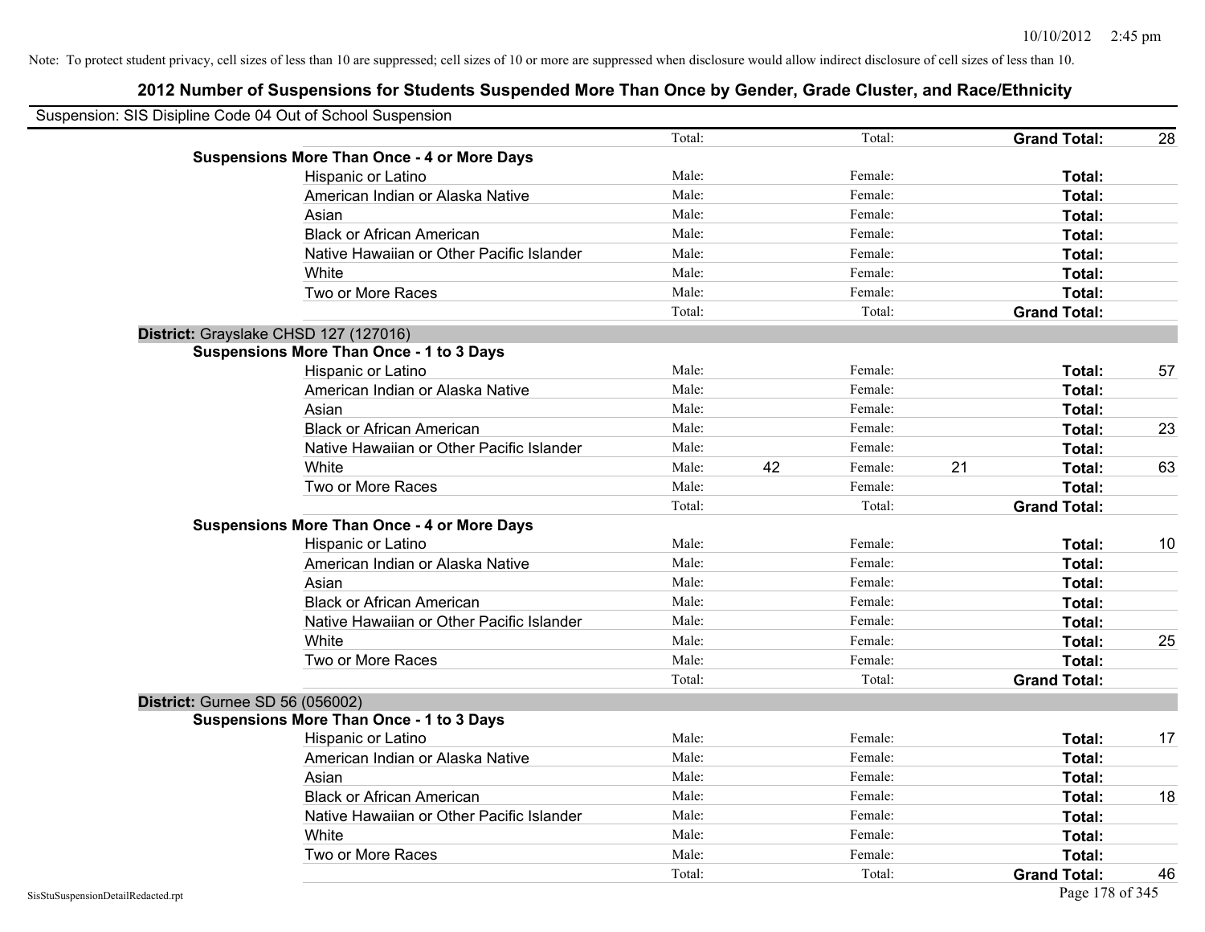Note: To protect student privacy, cell sizes of less than 10 are suppressed; cell sizes of 10 or more are suppressed when disclosure would allow indirect disclosure of cell sizes of less than 10.

## 2012 Number of Suspensions for Students Suspended More Than Once by Gender, Grade Cluster, and Race/Ethnicity

Suspension: SIS Disipline Code 04 Out of School Suspension

| | | | | | | | |
|---|---|---|---|---|---|---|---|
| | Total: | | Total: | | **Grand Total:** | 28 |
| **Suspensions More Than Once - 4 or More Days** | | | | | | |
| Hispanic or Latino | Male: | | Female: | | **Total:** | |
| American Indian or Alaska Native | Male: | | Female: | | **Total:** | |
| Asian | Male: | | Female: | | **Total:** | |
| Black or African American | Male: | | Female: | | **Total:** | |
| Native Hawaiian or Other Pacific Islander | Male: | | Female: | | **Total:** | |
| White | Male: | | Female: | | **Total:** | |
| Two or More Races | Male: | | Female: | | **Total:** | |
| | Total: | | Total: | | **Grand Total:** | |

**District:** Grayslake CHSD 127 (127016)

| | | | | | | |
|---|---|---|---|---|---|---|
| **Suspensions More Than Once - 1 to 3 Days** | | | | | | |
| Hispanic or Latino | Male: | | Female: | | **Total:** | 57 |
| American Indian or Alaska Native | Male: | | Female: | | **Total:** | |
| Asian | Male: | | Female: | | **Total:** | |
| Black or African American | Male: | | Female: | | **Total:** | 23 |
| Native Hawaiian or Other Pacific Islander | Male: | | Female: | | **Total:** | |
| White | Male: | 42 | Female: | 21 | **Total:** | 63 |
| Two or More Races | Male: | | Female: | | **Total:** | |
| | Total: | | Total: | | **Grand Total:** | |
| **Suspensions More Than Once - 4 or More Days** | | | | | | |
| Hispanic or Latino | Male: | | Female: | | **Total:** | 10 |
| American Indian or Alaska Native | Male: | | Female: | | **Total:** | |
| Asian | Male: | | Female: | | **Total:** | |
| Black or African American | Male: | | Female: | | **Total:** | |
| Native Hawaiian or Other Pacific Islander | Male: | | Female: | | **Total:** | |
| White | Male: | | Female: | | **Total:** | 25 |
| Two or More Races | Male: | | Female: | | **Total:** | |
| | Total: | | Total: | | **Grand Total:** | |

**District:** Gurnee SD 56 (056002)

| | | | | | | |
|---|---|---|---|---|---|---|
| **Suspensions More Than Once - 1 to 3 Days** | | | | | | |
| Hispanic or Latino | Male: | | Female: | | **Total:** | 17 |
| American Indian or Alaska Native | Male: | | Female: | | **Total:** | |
| Asian | Male: | | Female: | | **Total:** | |
| Black or African American | Male: | | Female: | | **Total:** | 18 |
| Native Hawaiian or Other Pacific Islander | Male: | | Female: | | **Total:** | |
| White | Male: | | Female: | | **Total:** | |
| Two or More Races | Male: | | Female: | | **Total:** | |
| | Total: | | Total: | | **Grand Total:** | 46 |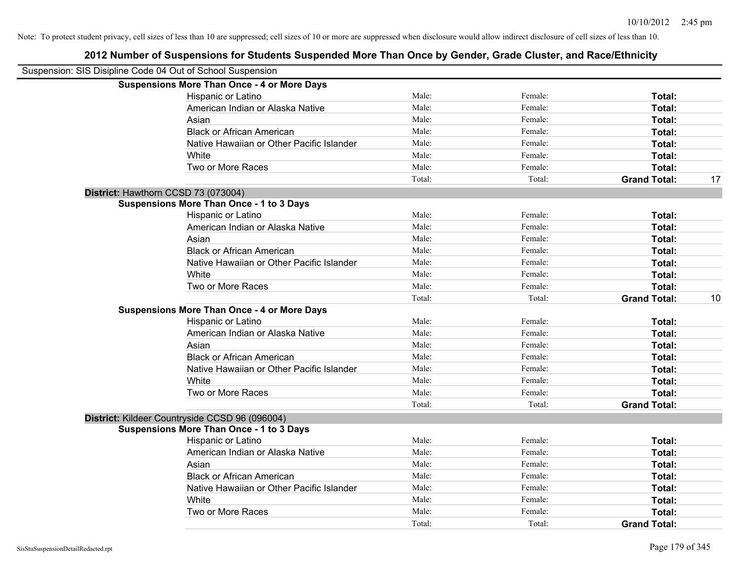Note: To protect student privacy, cell sizes of less than 10 are suppressed; cell sizes of 10 or more are suppressed when disclosure would allow indirect disclosure of cell sizes of less than 10.

# 2012 Number of Suspensions for Students Suspended More Than Once by Gender, Grade Cluster, and Race/Ethnicity

Suspension: SIS Disipline Code 04 Out of School Suspension

**Suspensions More Than Once - 4 or More Days**

| | | | | |
|---|---|---|---|---|
| Hispanic or Latino | Male: | Female: | **Total:** | |
| American Indian or Alaska Native | Male: | Female: | **Total:** | |
| Asian | Male: | Female: | **Total:** | |
| Black or African American | Male: | Female: | **Total:** | |
| Native Hawaiian or Other Pacific Islander | Male: | Female: | **Total:** | |
| White | Male: | Female: | **Total:** | |
| Two or More Races | Male: | Female: | **Total:** | |
| | Total: | Total: | **Grand Total:** | 17 |

**District:** Hawthorn CCSD 73 (073004)

**Suspensions More Than Once - 1 to 3 Days**

| | | | | |
|---|---|---|---|---|
| Hispanic or Latino | Male: | Female: | **Total:** | |
| American Indian or Alaska Native | Male: | Female: | **Total:** | |
| Asian | Male: | Female: | **Total:** | |
| Black or African American | Male: | Female: | **Total:** | |
| Native Hawaiian or Other Pacific Islander | Male: | Female: | **Total:** | |
| White | Male: | Female: | **Total:** | |
| Two or More Races | Male: | Female: | **Total:** | |
| | Total: | Total: | **Grand Total:** | 10 |

**Suspensions More Than Once - 4 or More Days**

| | | | | |
|---|---|---|---|---|
| Hispanic or Latino | Male: | Female: | **Total:** | |
| American Indian or Alaska Native | Male: | Female: | **Total:** | |
| Asian | Male: | Female: | **Total:** | |
| Black or African American | Male: | Female: | **Total:** | |
| Native Hawaiian or Other Pacific Islander | Male: | Female: | **Total:** | |
| White | Male: | Female: | **Total:** | |
| Two or More Races | Male: | Female: | **Total:** | |
| | Total: | Total: | **Grand Total:** | |

**District:** Kildeer Countryside CCSD 96 (096004)

**Suspensions More Than Once - 1 to 3 Days**

| | | | | |
|---|---|---|---|---|
| Hispanic or Latino | Male: | Female: | **Total:** | |
| American Indian or Alaska Native | Male: | Female: | **Total:** | |
| Asian | Male: | Female: | **Total:** | |
| Black or African American | Male: | Female: | **Total:** | |
| Native Hawaiian or Other Pacific Islander | Male: | Female: | **Total:** | |
| White | Male: | Female: | **Total:** | |
| Two or More Races | Male: | Female: | **Total:** | |
| | Total: | Total: | **Grand Total:** | |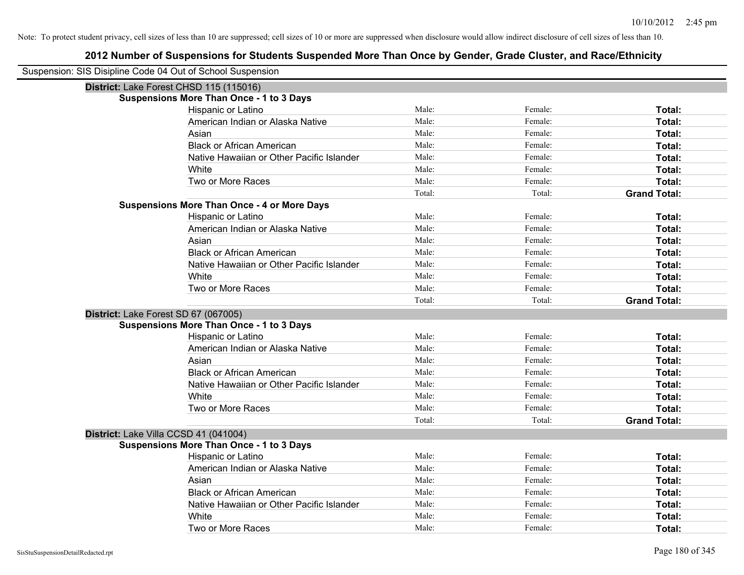Note: To protect student privacy, cell sizes of less than 10 are suppressed; cell sizes of 10 or more are suppressed when disclosure would allow indirect disclosure of cell sizes of less than 10.

# 2012 Number of Suspensions for Students Suspended More Than Once by Gender, Grade Cluster, and Race/Ethnicity

Suspension: SIS Disipline Code 04 Out of School Suspension

**District:** Lake Forest CHSD 115 (115016)

**Suspensions More Than Once - 1 to 3 Days**

| | | | |
|---|---|---|---|
| Hispanic or Latino | Male: | Female: | **Total:** |
| American Indian or Alaska Native | Male: | Female: | **Total:** |
| Asian | Male: | Female: | **Total:** |
| Black or African American | Male: | Female: | **Total:** |
| Native Hawaiian or Other Pacific Islander | Male: | Female: | **Total:** |
| White | Male: | Female: | **Total:** |
| Two or More Races | Male: | Female: | **Total:** |
| | Total: | Total: | **Grand Total:** |

**Suspensions More Than Once - 4 or More Days**

| | | | |
|---|---|---|---|
| Hispanic or Latino | Male: | Female: | **Total:** |
| American Indian or Alaska Native | Male: | Female: | **Total:** |
| Asian | Male: | Female: | **Total:** |
| Black or African American | Male: | Female: | **Total:** |
| Native Hawaiian or Other Pacific Islander | Male: | Female: | **Total:** |
| White | Male: | Female: | **Total:** |
| Two or More Races | Male: | Female: | **Total:** |
| | Total: | Total: | **Grand Total:** |

**District:** Lake Forest SD 67 (067005)

**Suspensions More Than Once - 1 to 3 Days**

| | | | |
|---|---|---|---|
| Hispanic or Latino | Male: | Female: | **Total:** |
| American Indian or Alaska Native | Male: | Female: | **Total:** |
| Asian | Male: | Female: | **Total:** |
| Black or African American | Male: | Female: | **Total:** |
| Native Hawaiian or Other Pacific Islander | Male: | Female: | **Total:** |
| White | Male: | Female: | **Total:** |
| Two or More Races | Male: | Female: | **Total:** |
| | Total: | Total: | **Grand Total:** |

**District:** Lake Villa CCSD 41 (041004)

**Suspensions More Than Once - 1 to 3 Days**

| | | | |
|---|---|---|---|
| Hispanic or Latino | Male: | Female: | **Total:** |
| American Indian or Alaska Native | Male: | Female: | **Total:** |
| Asian | Male: | Female: | **Total:** |
| Black or African American | Male: | Female: | **Total:** |
| Native Hawaiian or Other Pacific Islander | Male: | Female: | **Total:** |
| White | Male: | Female: | **Total:** |
| Two or More Races | Male: | Female: | **Total:** |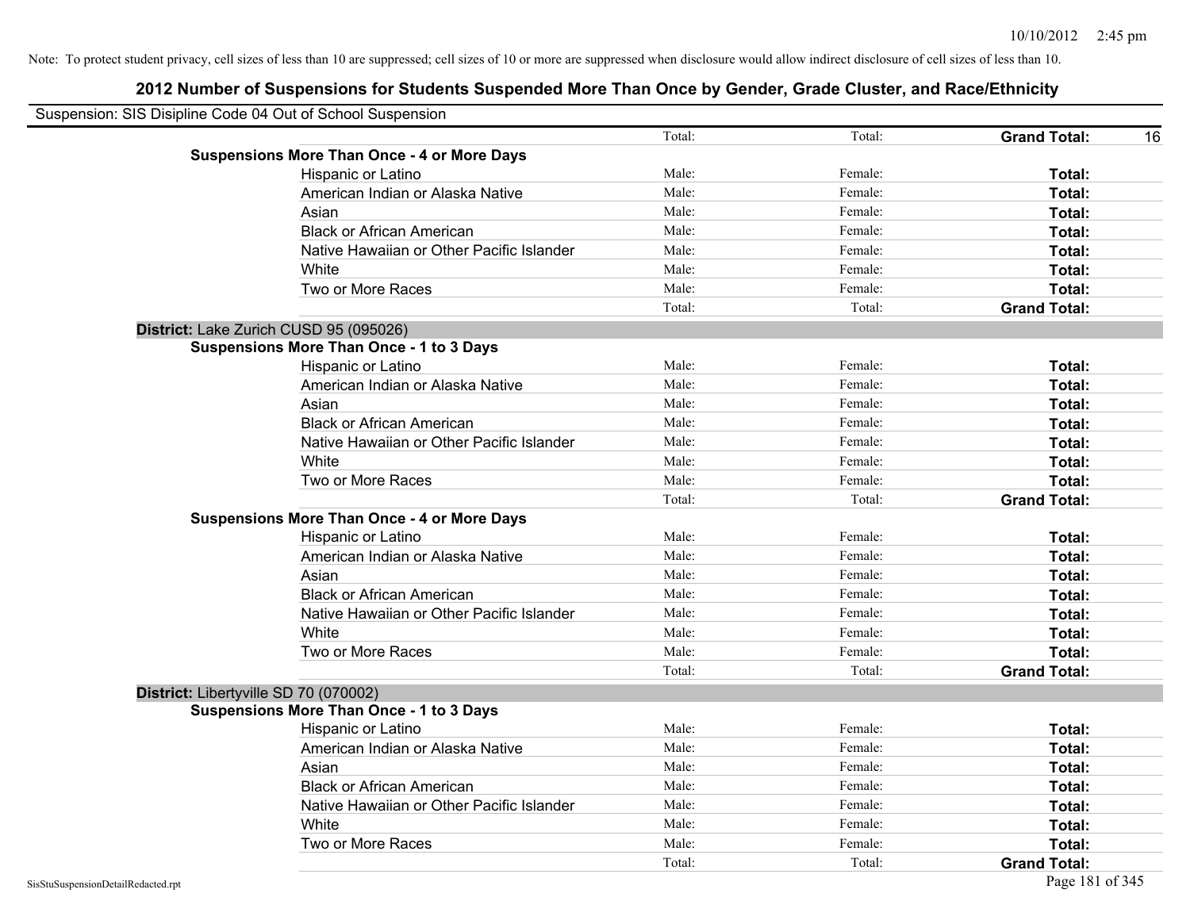Note: To protect student privacy, cell sizes of less than 10 are suppressed; cell sizes of 10 or more are suppressed when disclosure would allow indirect disclosure of cell sizes of less than 10.

# 2012 Number of Suspensions for Students Suspended More Than Once by Gender, Grade Cluster, and Race/Ethnicity

Suspension: SIS Disipline Code 04 Out of School Suspension

| | Total: | Total: | **Grand Total:** | 16 |
|---|---|---|---|---|
| **Suspensions More Than Once - 4 or More Days** | | | | |
| Hispanic or Latino | Male: | Female: | **Total:** | |
| American Indian or Alaska Native | Male: | Female: | **Total:** | |
| Asian | Male: | Female: | **Total:** | |
| Black or African American | Male: | Female: | **Total:** | |
| Native Hawaiian or Other Pacific Islander | Male: | Female: | **Total:** | |
| White | Male: | Female: | **Total:** | |
| Two or More Races | Male: | Female: | **Total:** | |
| | Total: | Total: | **Grand Total:** | |

**District:** Lake Zurich CUSD 95 (095026)

| | | | | |
|---|---|---|---|---|
| **Suspensions More Than Once - 1 to 3 Days** | | | | |
| Hispanic or Latino | Male: | Female: | **Total:** | |
| American Indian or Alaska Native | Male: | Female: | **Total:** | |
| Asian | Male: | Female: | **Total:** | |
| Black or African American | Male: | Female: | **Total:** | |
| Native Hawaiian or Other Pacific Islander | Male: | Female: | **Total:** | |
| White | Male: | Female: | **Total:** | |
| Two or More Races | Male: | Female: | **Total:** | |
| | Total: | Total: | **Grand Total:** | |
| **Suspensions More Than Once - 4 or More Days** | | | | |
| Hispanic or Latino | Male: | Female: | **Total:** | |
| American Indian or Alaska Native | Male: | Female: | **Total:** | |
| Asian | Male: | Female: | **Total:** | |
| Black or African American | Male: | Female: | **Total:** | |
| Native Hawaiian or Other Pacific Islander | Male: | Female: | **Total:** | |
| White | Male: | Female: | **Total:** | |
| Two or More Races | Male: | Female: | **Total:** | |
| | Total: | Total: | **Grand Total:** | |

**District:** Libertyville SD 70 (070002)

| | | | | |
|---|---|---|---|---|
| **Suspensions More Than Once - 1 to 3 Days** | | | | |
| Hispanic or Latino | Male: | Female: | **Total:** | |
| American Indian or Alaska Native | Male: | Female: | **Total:** | |
| Asian | Male: | Female: | **Total:** | |
| Black or African American | Male: | Female: | **Total:** | |
| Native Hawaiian or Other Pacific Islander | Male: | Female: | **Total:** | |
| White | Male: | Female: | **Total:** | |
| Two or More Races | Male: | Female: | **Total:** | |
| | Total: | Total: | **Grand Total:** | |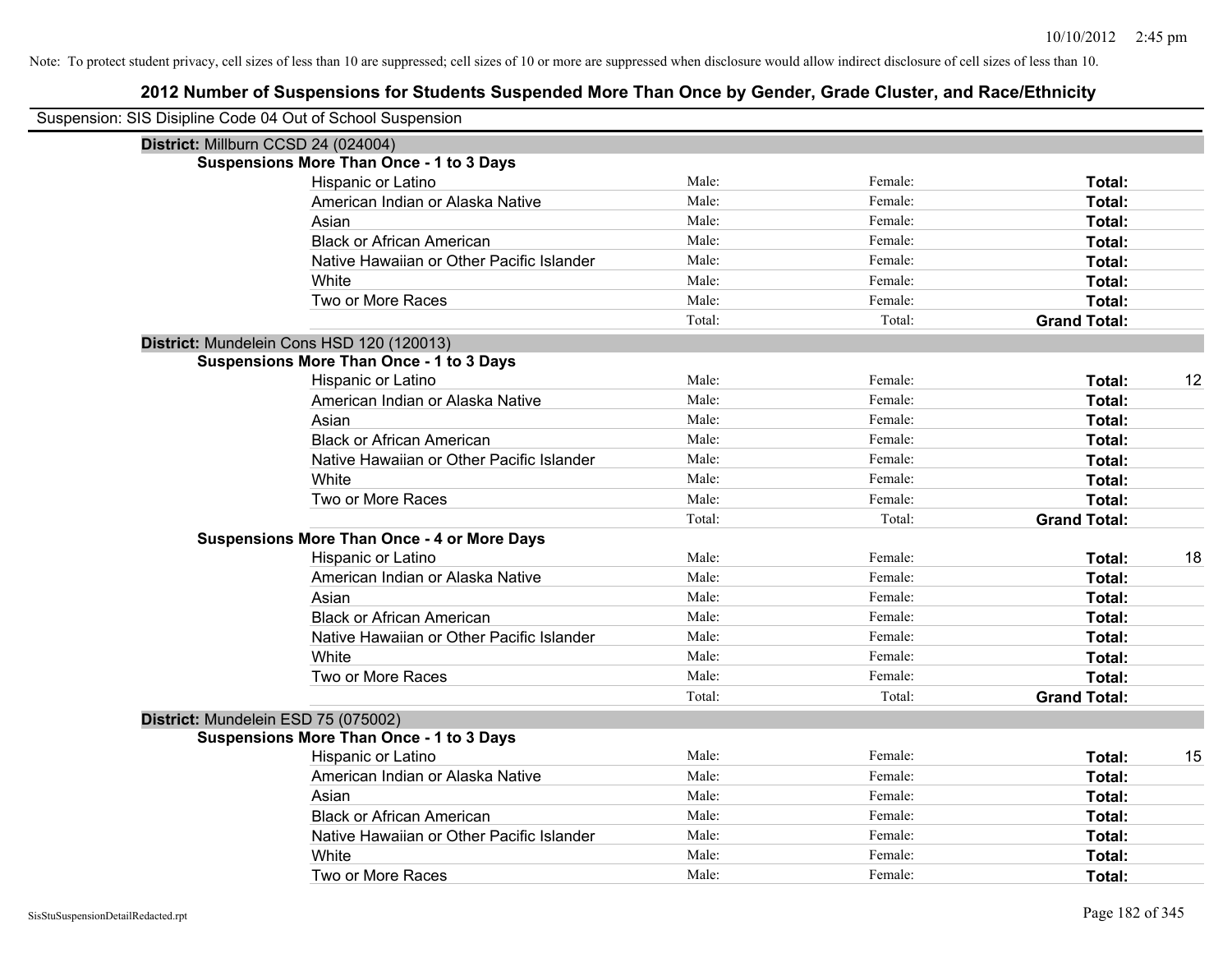Note: To protect student privacy, cell sizes of less than 10 are suppressed; cell sizes of 10 or more are suppressed when disclosure would allow indirect disclosure of cell sizes of less than 10.

# 2012 Number of Suspensions for Students Suspended More Than Once by Gender, Grade Cluster, and Race/Ethnicity

Suspension: SIS Disipline Code 04 Out of School Suspension

## District: Millburn CCSD 24 (024004)

### Suspensions More Than Once - 1 to 3 Days

| Race/Ethnicity | Male | Female | Total | |
|---|---|---|---|---|
| Hispanic or Latino | Male: | Female: | Total: | |
| American Indian or Alaska Native | Male: | Female: | Total: | |
| Asian | Male: | Female: | Total: | |
| Black or African American | Male: | Female: | Total: | |
| Native Hawaiian or Other Pacific Islander | Male: | Female: | Total: | |
| White | Male: | Female: | Total: | |
| Two or More Races | Male: | Female: | Total: | |
| | Total: | Total: | Grand Total: | |

## District: Mundelein Cons HSD 120 (120013)

### Suspensions More Than Once - 1 to 3 Days

| Race/Ethnicity | Male | Female | Total | |
|---|---|---|---|---|
| Hispanic or Latino | Male: | Female: | Total: | 12 |
| American Indian or Alaska Native | Male: | Female: | Total: | |
| Asian | Male: | Female: | Total: | |
| Black or African American | Male: | Female: | Total: | |
| Native Hawaiian or Other Pacific Islander | Male: | Female: | Total: | |
| White | Male: | Female: | Total: | |
| Two or More Races | Male: | Female: | Total: | |
| | Total: | Total: | Grand Total: | |

### Suspensions More Than Once - 4 or More Days

| Race/Ethnicity | Male | Female | Total | |
|---|---|---|---|---|
| Hispanic or Latino | Male: | Female: | Total: | 18 |
| American Indian or Alaska Native | Male: | Female: | Total: | |
| Asian | Male: | Female: | Total: | |
| Black or African American | Male: | Female: | Total: | |
| Native Hawaiian or Other Pacific Islander | Male: | Female: | Total: | |
| White | Male: | Female: | Total: | |
| Two or More Races | Male: | Female: | Total: | |
| | Total: | Total: | Grand Total: | |

## District: Mundelein ESD 75 (075002)

### Suspensions More Than Once - 1 to 3 Days

| Race/Ethnicity | Male | Female | Total | |
|---|---|---|---|---|
| Hispanic or Latino | Male: | Female: | Total: | 15 |
| American Indian or Alaska Native | Male: | Female: | Total: | |
| Asian | Male: | Female: | Total: | |
| Black or African American | Male: | Female: | Total: | |
| Native Hawaiian or Other Pacific Islander | Male: | Female: | Total: | |
| White | Male: | Female: | Total: | |
| Two or More Races | Male: | Female: | Total: | |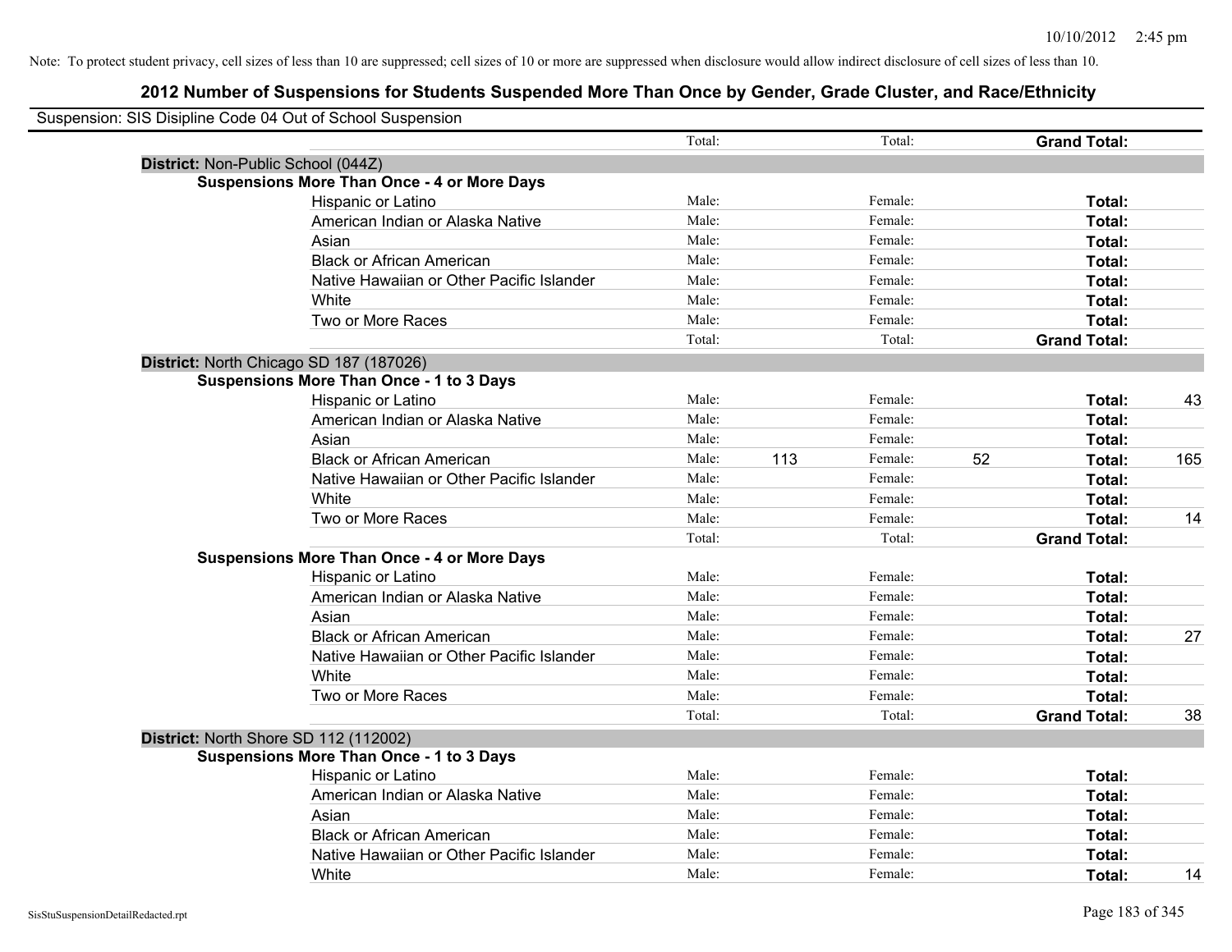Note: To protect student privacy, cell sizes of less than 10 are suppressed; cell sizes of 10 or more are suppressed when disclosure would allow indirect disclosure of cell sizes of less than 10.

## 2012 Number of Suspensions for Students Suspended More Than Once by Gender, Grade Cluster, and Race/Ethnicity

Suspension: SIS Disipline Code 04 Out of School Suspension

| | | | | | | |
|---|---|---|---|---|---|---|
| | Total: | | Total: | | **Grand Total:** | |
| **District:** Non-Public School (044Z) | | | | | | |
| **Suspensions More Than Once - 4 or More Days** | | | | | | |
| Hispanic or Latino | Male: | | Female: | | **Total:** | |
| American Indian or Alaska Native | Male: | | Female: | | **Total:** | |
| Asian | Male: | | Female: | | **Total:** | |
| Black or African American | Male: | | Female: | | **Total:** | |
| Native Hawaiian or Other Pacific Islander | Male: | | Female: | | **Total:** | |
| White | Male: | | Female: | | **Total:** | |
| Two or More Races | Male: | | Female: | | **Total:** | |
| | Total: | | Total: | | **Grand Total:** | |
| **District:** North Chicago SD 187 (187026) | | | | | | |
| **Suspensions More Than Once - 1 to 3 Days** | | | | | | |
| Hispanic or Latino | Male: | | Female: | | **Total:** | 43 |
| American Indian or Alaska Native | Male: | | Female: | | **Total:** | |
| Asian | Male: | | Female: | | **Total:** | |
| Black or African American | Male: | 113 | Female: | 52 | **Total:** | 165 |
| Native Hawaiian or Other Pacific Islander | Male: | | Female: | | **Total:** | |
| White | Male: | | Female: | | **Total:** | |
| Two or More Races | Male: | | Female: | | **Total:** | 14 |
| | Total: | | Total: | | **Grand Total:** | |
| **Suspensions More Than Once - 4 or More Days** | | | | | | |
| Hispanic or Latino | Male: | | Female: | | **Total:** | |
| American Indian or Alaska Native | Male: | | Female: | | **Total:** | |
| Asian | Male: | | Female: | | **Total:** | |
| Black or African American | Male: | | Female: | | **Total:** | 27 |
| Native Hawaiian or Other Pacific Islander | Male: | | Female: | | **Total:** | |
| White | Male: | | Female: | | **Total:** | |
| Two or More Races | Male: | | Female: | | **Total:** | |
| | Total: | | Total: | | **Grand Total:** | 38 |
| **District:** North Shore SD 112 (112002) | | | | | | |
| **Suspensions More Than Once - 1 to 3 Days** | | | | | | |
| Hispanic or Latino | Male: | | Female: | | **Total:** | |
| American Indian or Alaska Native | Male: | | Female: | | **Total:** | |
| Asian | Male: | | Female: | | **Total:** | |
| Black or African American | Male: | | Female: | | **Total:** | |
| Native Hawaiian or Other Pacific Islander | Male: | | Female: | | **Total:** | |
| White | Male: | | Female: | | **Total:** | 14 |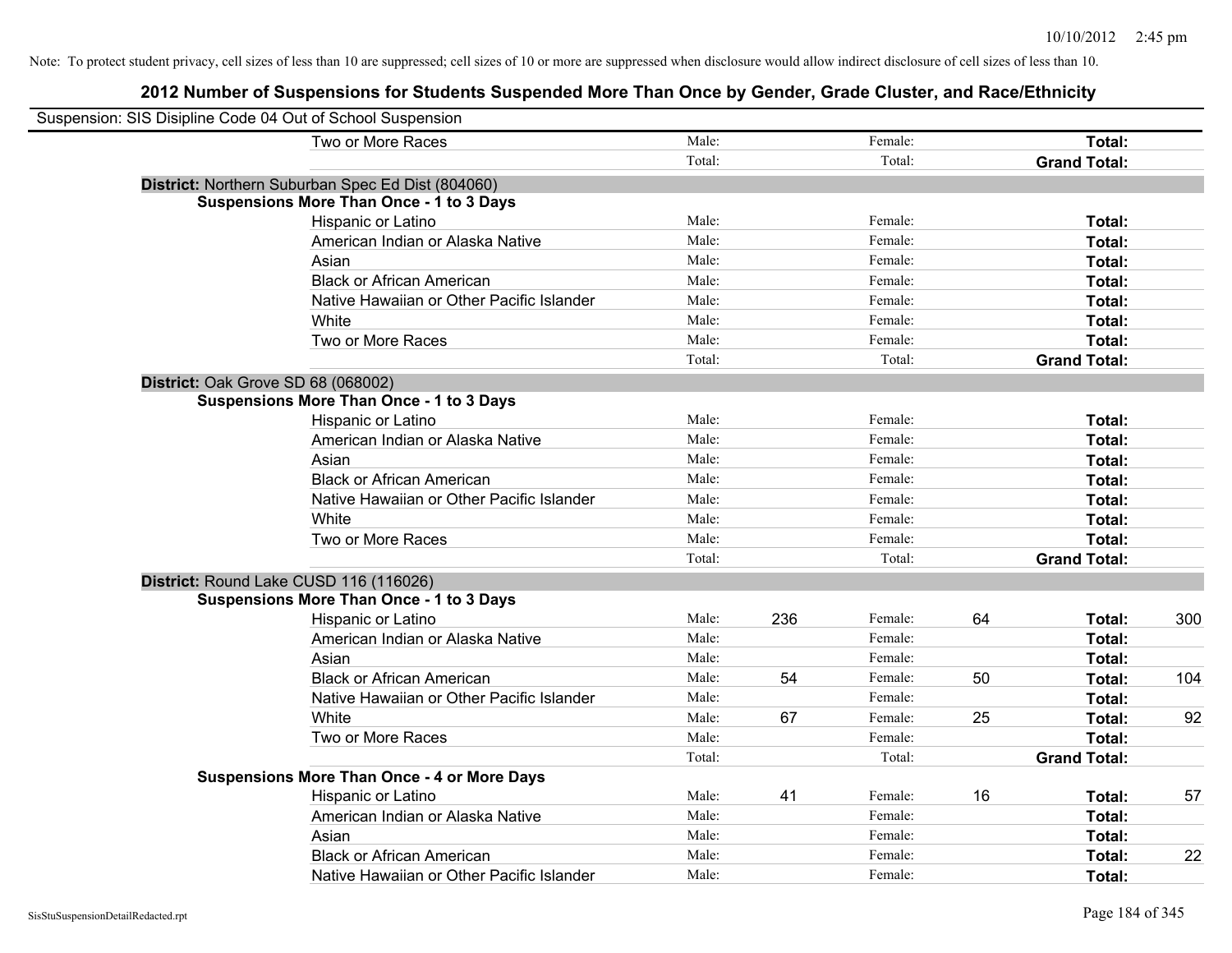Note: To protect student privacy, cell sizes of less than 10 are suppressed; cell sizes of 10 or more are suppressed when disclosure would allow indirect disclosure of cell sizes of less than 10.

## 2012 Number of Suspensions for Students Suspended More Than Once by Gender, Grade Cluster, and Race/Ethnicity

Suspension: SIS Disipline Code 04 Out of School Suspension

| | | | | | | |
|---|---|---|---|---|---|---|
| Two or More Races | Male: | | Female: | | **Total:** | |
| | Total: | | Total: | | **Grand Total:** | |

**District:** Northern Suburban Spec Ed Dist (804060)

**Suspensions More Than Once - 1 to 3 Days**

| | | | | | | |
|---|---|---|---|---|---|---|
| Hispanic or Latino | Male: | | Female: | | **Total:** | |
| American Indian or Alaska Native | Male: | | Female: | | **Total:** | |
| Asian | Male: | | Female: | | **Total:** | |
| Black or African American | Male: | | Female: | | **Total:** | |
| Native Hawaiian or Other Pacific Islander | Male: | | Female: | | **Total:** | |
| White | Male: | | Female: | | **Total:** | |
| Two or More Races | Male: | | Female: | | **Total:** | |
| | Total: | | Total: | | **Grand Total:** | |

**District:** Oak Grove SD 68 (068002)

**Suspensions More Than Once - 1 to 3 Days**

| | | | | | | |
|---|---|---|---|---|---|---|
| Hispanic or Latino | Male: | | Female: | | **Total:** | |
| American Indian or Alaska Native | Male: | | Female: | | **Total:** | |
| Asian | Male: | | Female: | | **Total:** | |
| Black or African American | Male: | | Female: | | **Total:** | |
| Native Hawaiian or Other Pacific Islander | Male: | | Female: | | **Total:** | |
| White | Male: | | Female: | | **Total:** | |
| Two or More Races | Male: | | Female: | | **Total:** | |
| | Total: | | Total: | | **Grand Total:** | |

**District:** Round Lake CUSD 116 (116026)

**Suspensions More Than Once - 1 to 3 Days**

| | | | | | | |
|---|---|---|---|---|---|---|
| Hispanic or Latino | Male: | 236 | Female: | 64 | **Total:** | 300 |
| American Indian or Alaska Native | Male: | | Female: | | **Total:** | |
| Asian | Male: | | Female: | | **Total:** | |
| Black or African American | Male: | 54 | Female: | 50 | **Total:** | 104 |
| Native Hawaiian or Other Pacific Islander | Male: | | Female: | | **Total:** | |
| White | Male: | 67 | Female: | 25 | **Total:** | 92 |
| Two or More Races | Male: | | Female: | | **Total:** | |
| | Total: | | Total: | | **Grand Total:** | |

**Suspensions More Than Once - 4 or More Days**

| | | | | | | |
|---|---|---|---|---|---|---|
| Hispanic or Latino | Male: | 41 | Female: | 16 | **Total:** | 57 |
| American Indian or Alaska Native | Male: | | Female: | | **Total:** | |
| Asian | Male: | | Female: | | **Total:** | |
| Black or African American | Male: | | Female: | | **Total:** | 22 |
| Native Hawaiian or Other Pacific Islander | Male: | | Female: | | **Total:** | |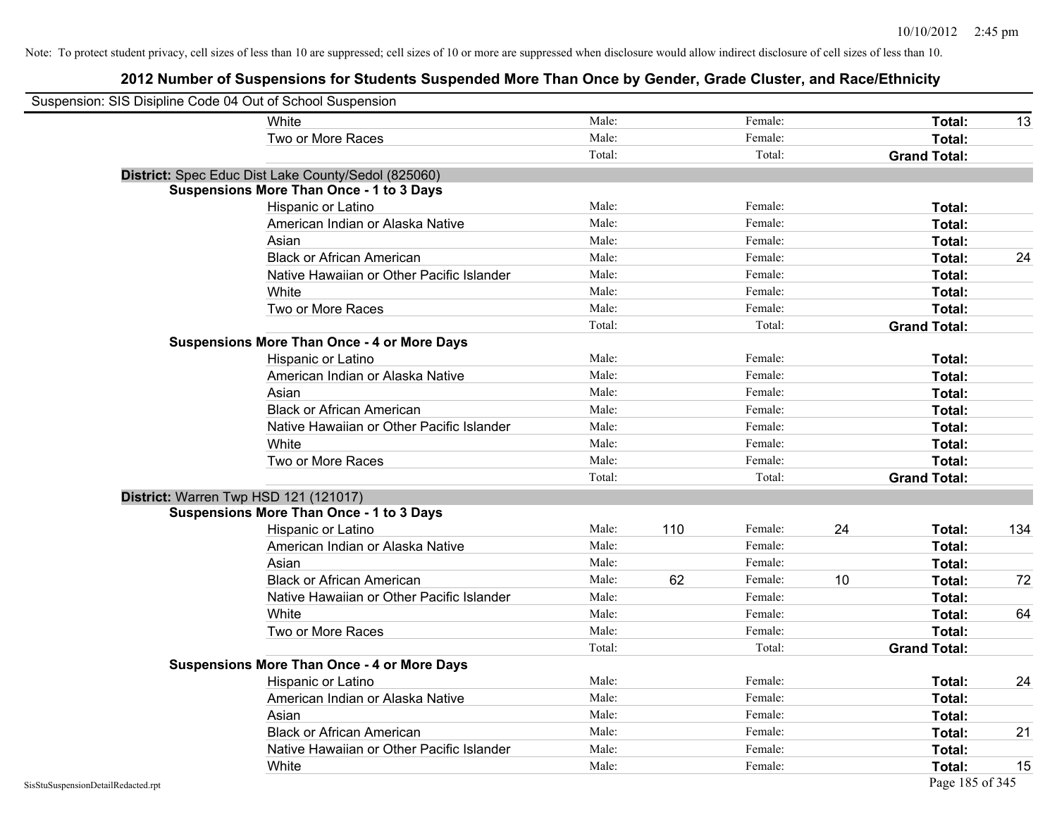Note: To protect student privacy, cell sizes of less than 10 are suppressed; cell sizes of 10 or more are suppressed when disclosure would allow indirect disclosure of cell sizes of less than 10.

# 2012 Number of Suspensions for Students Suspended More Than Once by Gender, Grade Cluster, and Race/Ethnicity

Suspension: SIS Disipline Code 04 Out of School Suspension

| | | | | | | |
|---|---|---|---|---|---|---|
| White | Male: | | Female: | | **Total:** | 13 |
| Two or More Races | Male: | | Female: | | **Total:** | |
| | Total: | | Total: | | **Grand Total:** | |

**District:** Spec Educ Dist Lake County/Sedol (825060)

**Suspensions More Than Once - 1 to 3 Days**

| | | | | | | |
|---|---|---|---|---|---|---|
| Hispanic or Latino | Male: | | Female: | | **Total:** | |
| American Indian or Alaska Native | Male: | | Female: | | **Total:** | |
| Asian | Male: | | Female: | | **Total:** | |
| Black or African American | Male: | | Female: | | **Total:** | 24 |
| Native Hawaiian or Other Pacific Islander | Male: | | Female: | | **Total:** | |
| White | Male: | | Female: | | **Total:** | |
| Two or More Races | Male: | | Female: | | **Total:** | |
| | Total: | | Total: | | **Grand Total:** | |

**Suspensions More Than Once - 4 or More Days**

| | | | | | | |
|---|---|---|---|---|---|---|
| Hispanic or Latino | Male: | | Female: | | **Total:** | |
| American Indian or Alaska Native | Male: | | Female: | | **Total:** | |
| Asian | Male: | | Female: | | **Total:** | |
| Black or African American | Male: | | Female: | | **Total:** | |
| Native Hawaiian or Other Pacific Islander | Male: | | Female: | | **Total:** | |
| White | Male: | | Female: | | **Total:** | |
| Two or More Races | Male: | | Female: | | **Total:** | |
| | Total: | | Total: | | **Grand Total:** | |

**District:** Warren Twp HSD 121 (121017)

**Suspensions More Than Once - 1 to 3 Days**

| | | | | | | |
|---|---|---|---|---|---|---|
| Hispanic or Latino | Male: | 110 | Female: | 24 | **Total:** | 134 |
| American Indian or Alaska Native | Male: | | Female: | | **Total:** | |
| Asian | Male: | | Female: | | **Total:** | |
| Black or African American | Male: | 62 | Female: | 10 | **Total:** | 72 |
| Native Hawaiian or Other Pacific Islander | Male: | | Female: | | **Total:** | |
| White | Male: | | Female: | | **Total:** | 64 |
| Two or More Races | Male: | | Female: | | **Total:** | |
| | Total: | | Total: | | **Grand Total:** | |

**Suspensions More Than Once - 4 or More Days**

| | | | | | | |
|---|---|---|---|---|---|---|
| Hispanic or Latino | Male: | | Female: | | **Total:** | 24 |
| American Indian or Alaska Native | Male: | | Female: | | **Total:** | |
| Asian | Male: | | Female: | | **Total:** | |
| Black or African American | Male: | | Female: | | **Total:** | 21 |
| Native Hawaiian or Other Pacific Islander | Male: | | Female: | | **Total:** | |
| White | Male: | | Female: | | **Total:** | 15 |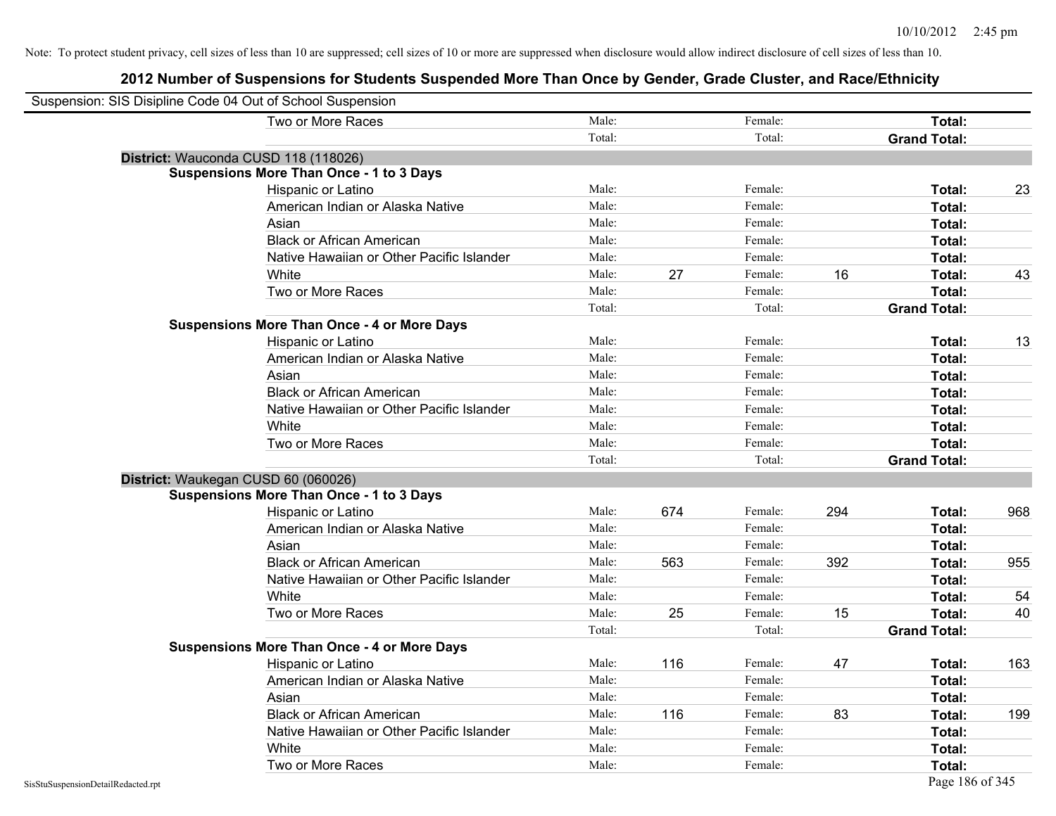Note: To protect student privacy, cell sizes of less than 10 are suppressed; cell sizes of 10 or more are suppressed when disclosure would allow indirect disclosure of cell sizes of less than 10.

# 2012 Number of Suspensions for Students Suspended More Than Once by Gender, Grade Cluster, and Race/Ethnicity

Suspension: SIS Disipline Code 04 Out of School Suspension

| | | | | | | |
|---|---|---|---|---|---|---|
| Two or More Races | Male: | | Female: | | **Total:** | |
| | Total: | | Total: | | **Grand Total:** | |

**District:** Wauconda CUSD 118 (118026)

**Suspensions More Than Once - 1 to 3 Days**

| | | | | | | |
|---|---|---|---|---|---|---|
| Hispanic or Latino | Male: | | Female: | | **Total:** | 23 |
| American Indian or Alaska Native | Male: | | Female: | | **Total:** | |
| Asian | Male: | | Female: | | **Total:** | |
| Black or African American | Male: | | Female: | | **Total:** | |
| Native Hawaiian or Other Pacific Islander | Male: | | Female: | | **Total:** | |
| White | Male: | 27 | Female: | 16 | **Total:** | 43 |
| Two or More Races | Male: | | Female: | | **Total:** | |
| | Total: | | Total: | | **Grand Total:** | |

**Suspensions More Than Once - 4 or More Days**

| | | | | | | |
|---|---|---|---|---|---|---|
| Hispanic or Latino | Male: | | Female: | | **Total:** | 13 |
| American Indian or Alaska Native | Male: | | Female: | | **Total:** | |
| Asian | Male: | | Female: | | **Total:** | |
| Black or African American | Male: | | Female: | | **Total:** | |
| Native Hawaiian or Other Pacific Islander | Male: | | Female: | | **Total:** | |
| White | Male: | | Female: | | **Total:** | |
| Two or More Races | Male: | | Female: | | **Total:** | |
| | Total: | | Total: | | **Grand Total:** | |

**District:** Waukegan CUSD 60 (060026)

**Suspensions More Than Once - 1 to 3 Days**

| | | | | | | |
|---|---|---|---|---|---|---|
| Hispanic or Latino | Male: | 674 | Female: | 294 | **Total:** | 968 |
| American Indian or Alaska Native | Male: | | Female: | | **Total:** | |
| Asian | Male: | | Female: | | **Total:** | |
| Black or African American | Male: | 563 | Female: | 392 | **Total:** | 955 |
| Native Hawaiian or Other Pacific Islander | Male: | | Female: | | **Total:** | |
| White | Male: | | Female: | | **Total:** | 54 |
| Two or More Races | Male: | 25 | Female: | 15 | **Total:** | 40 |
| | Total: | | Total: | | **Grand Total:** | |

**Suspensions More Than Once - 4 or More Days**

| | | | | | | |
|---|---|---|---|---|---|---|
| Hispanic or Latino | Male: | 116 | Female: | 47 | **Total:** | 163 |
| American Indian or Alaska Native | Male: | | Female: | | **Total:** | |
| Asian | Male: | | Female: | | **Total:** | |
| Black or African American | Male: | 116 | Female: | 83 | **Total:** | 199 |
| Native Hawaiian or Other Pacific Islander | Male: | | Female: | | **Total:** | |
| White | Male: | | Female: | | **Total:** | |
| Two or More Races | Male: | | Female: | | **Total:** | |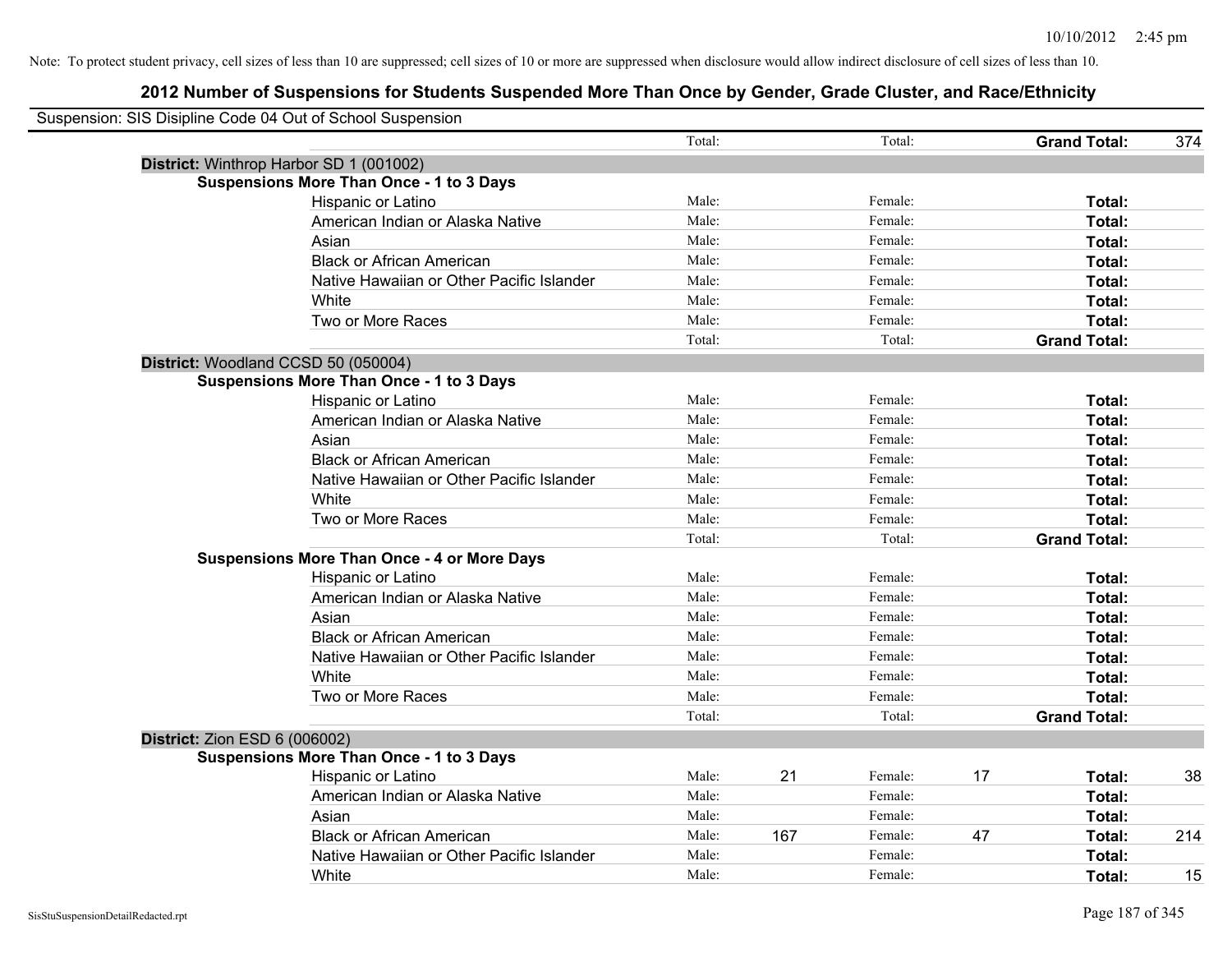Note: To protect student privacy, cell sizes of less than 10 are suppressed; cell sizes of 10 or more are suppressed when disclosure would allow indirect disclosure of cell sizes of less than 10.

## 2012 Number of Suspensions for Students Suspended More Than Once by Gender, Grade Cluster, and Race/Ethnicity

Suspension: SIS Disipline Code 04 Out of School Suspension

| | | | | | | |
|---|---|---|---|---|---|---|
| | Total: | | Total: | | **Grand Total:** | 374 |

**District:** Winthrop Harbor SD 1 (001002)

**Suspensions More Than Once - 1 to 3 Days**

| | | | | | | |
|---|---|---|---|---|---|---|
| Hispanic or Latino | Male: | | Female: | | **Total:** | |
| American Indian or Alaska Native | Male: | | Female: | | **Total:** | |
| Asian | Male: | | Female: | | **Total:** | |
| Black or African American | Male: | | Female: | | **Total:** | |
| Native Hawaiian or Other Pacific Islander | Male: | | Female: | | **Total:** | |
| White | Male: | | Female: | | **Total:** | |
| Two or More Races | Male: | | Female: | | **Total:** | |
| | Total: | | Total: | | **Grand Total:** | |

**District:** Woodland CCSD 50 (050004)

**Suspensions More Than Once - 1 to 3 Days**

| | | | | | | |
|---|---|---|---|---|---|---|
| Hispanic or Latino | Male: | | Female: | | **Total:** | |
| American Indian or Alaska Native | Male: | | Female: | | **Total:** | |
| Asian | Male: | | Female: | | **Total:** | |
| Black or African American | Male: | | Female: | | **Total:** | |
| Native Hawaiian or Other Pacific Islander | Male: | | Female: | | **Total:** | |
| White | Male: | | Female: | | **Total:** | |
| Two or More Races | Male: | | Female: | | **Total:** | |
| | Total: | | Total: | | **Grand Total:** | |

**Suspensions More Than Once - 4 or More Days**

| | | | | | | |
|---|---|---|---|---|---|---|
| Hispanic or Latino | Male: | | Female: | | **Total:** | |
| American Indian or Alaska Native | Male: | | Female: | | **Total:** | |
| Asian | Male: | | Female: | | **Total:** | |
| Black or African American | Male: | | Female: | | **Total:** | |
| Native Hawaiian or Other Pacific Islander | Male: | | Female: | | **Total:** | |
| White | Male: | | Female: | | **Total:** | |
| Two or More Races | Male: | | Female: | | **Total:** | |
| | Total: | | Total: | | **Grand Total:** | |

**District:** Zion ESD 6 (006002)

**Suspensions More Than Once - 1 to 3 Days**

| | | | | | | |
|---|---|---|---|---|---|---|
| Hispanic or Latino | Male: | 21 | Female: | 17 | **Total:** | 38 |
| American Indian or Alaska Native | Male: | | Female: | | **Total:** | |
| Asian | Male: | | Female: | | **Total:** | |
| Black or African American | Male: | 167 | Female: | 47 | **Total:** | 214 |
| Native Hawaiian or Other Pacific Islander | Male: | | Female: | | **Total:** | |
| White | Male: | | Female: | | **Total:** | 15 |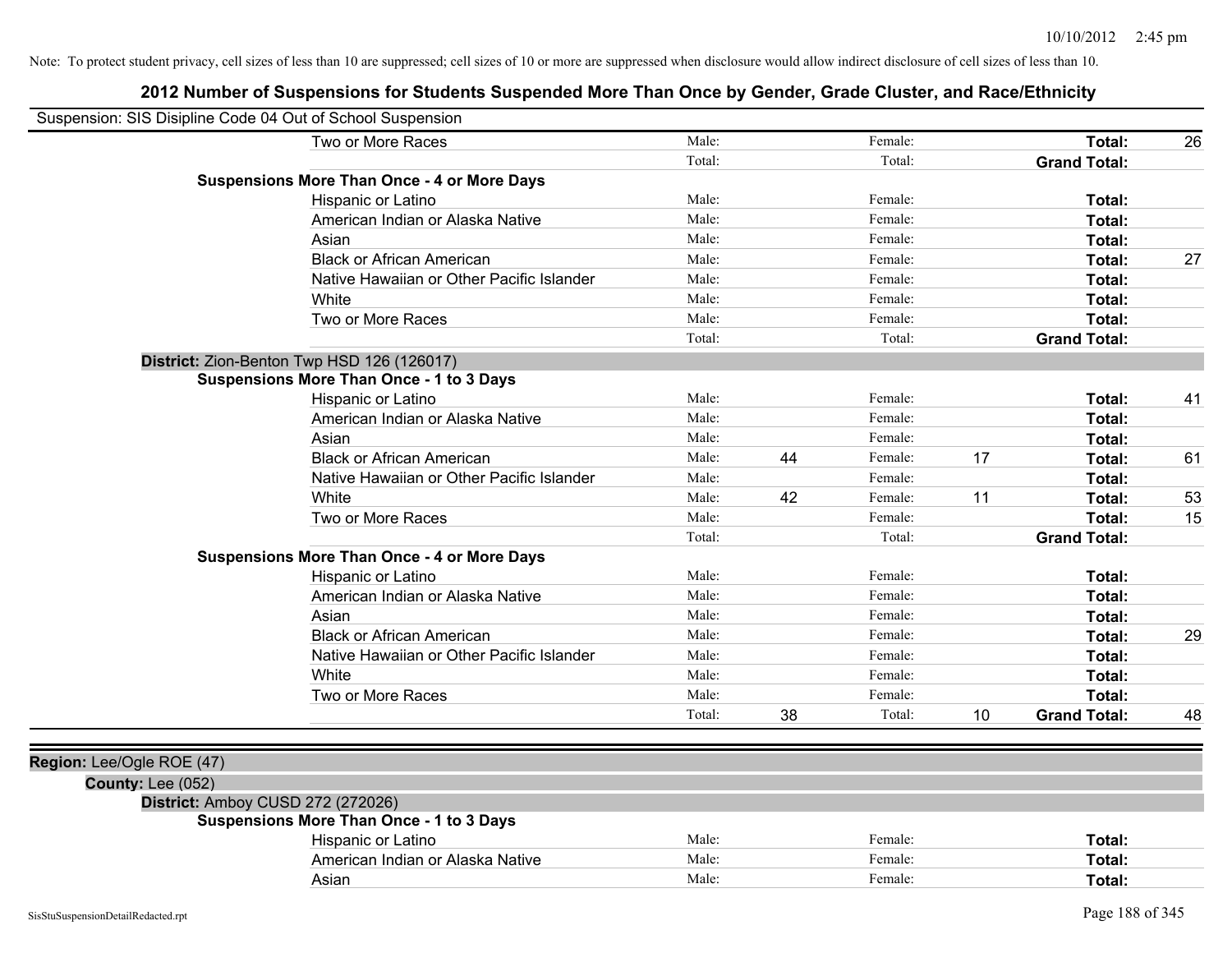Note: To protect student privacy, cell sizes of less than 10 are suppressed; cell sizes of 10 or more are suppressed when disclosure would allow indirect disclosure of cell sizes of less than 10.

# 2012 Number of Suspensions for Students Suspended More Than Once by Gender, Grade Cluster, and Race/Ethnicity

Suspension: SIS Disipline Code 04 Out of School Suspension

| | | | | | | |
|---|---|---|---|---|---|---|
| Two or More Races | Male: | | Female: | | **Total:** | 26 |
| | Total: | | Total: | | **Grand Total:** | |
| **Suspensions More Than Once - 4 or More Days** | | | | | | |
| Hispanic or Latino | Male: | | Female: | | **Total:** | |
| American Indian or Alaska Native | Male: | | Female: | | **Total:** | |
| Asian | Male: | | Female: | | **Total:** | |
| Black or African American | Male: | | Female: | | **Total:** | 27 |
| Native Hawaiian or Other Pacific Islander | Male: | | Female: | | **Total:** | |
| White | Male: | | Female: | | **Total:** | |
| Two or More Races | Male: | | Female: | | **Total:** | |
| | Total: | | Total: | | **Grand Total:** | |

**District:** Zion-Benton Twp HSD 126 (126017)

| | | | | | | |
|---|---|---|---|---|---|---|
| **Suspensions More Than Once - 1 to 3 Days** | | | | | | |
| Hispanic or Latino | Male: | | Female: | | **Total:** | 41 |
| American Indian or Alaska Native | Male: | | Female: | | **Total:** | |
| Asian | Male: | | Female: | | **Total:** | |
| Black or African American | Male: | 44 | Female: | 17 | **Total:** | 61 |
| Native Hawaiian or Other Pacific Islander | Male: | | Female: | | **Total:** | |
| White | Male: | 42 | Female: | 11 | **Total:** | 53 |
| Two or More Races | Male: | | Female: | | **Total:** | 15 |
| | Total: | | Total: | | **Grand Total:** | |
| **Suspensions More Than Once - 4 or More Days** | | | | | | |
| Hispanic or Latino | Male: | | Female: | | **Total:** | |
| American Indian or Alaska Native | Male: | | Female: | | **Total:** | |
| Asian | Male: | | Female: | | **Total:** | |
| Black or African American | Male: | | Female: | | **Total:** | 29 |
| Native Hawaiian or Other Pacific Islander | Male: | | Female: | | **Total:** | |
| White | Male: | | Female: | | **Total:** | |
| Two or More Races | Male: | | Female: | | **Total:** | |
| | Total: | 38 | Total: | 10 | **Grand Total:** | 48 |

**Region:** Lee/Ogle ROE (47)

**County:** Lee (052)

**District:** Amboy CUSD 272 (272026)

| | | | | | | |
|---|---|---|---|---|---|---|
| **Suspensions More Than Once - 1 to 3 Days** | | | | | | |
| Hispanic or Latino | Male: | | Female: | | **Total:** | |
| American Indian or Alaska Native | Male: | | Female: | | **Total:** | |
| Asian | Male: | | Female: | | **Total:** | |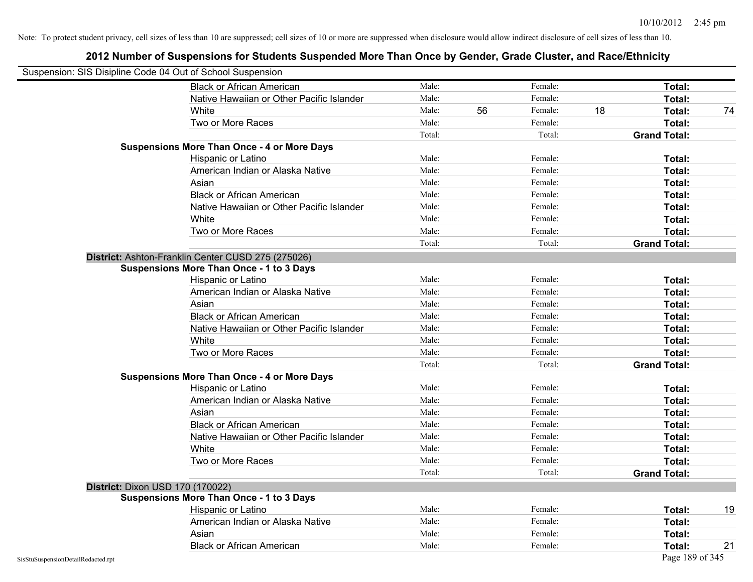Note: To protect student privacy, cell sizes of less than 10 are suppressed; cell sizes of 10 or more are suppressed when disclosure would allow indirect disclosure of cell sizes of less than 10.

## 2012 Number of Suspensions for Students Suspended More Than Once by Gender, Grade Cluster, and Race/Ethnicity

Suspension: SIS Disipline Code 04 Out of School Suspension

| | | | | | | |
|---|---|---|---|---|---|---|
| Black or African American | Male: | | Female: | | **Total:** | |
| Native Hawaiian or Other Pacific Islander | Male: | | Female: | | **Total:** | |
| White | Male: | 56 | Female: | 18 | **Total:** | 74 |
| Two or More Races | Male: | | Female: | | **Total:** | |
| | Total: | | Total: | | **Grand Total:** | |
| **Suspensions More Than Once - 4 or More Days** | | | | | | |
| Hispanic or Latino | Male: | | Female: | | **Total:** | |
| American Indian or Alaska Native | Male: | | Female: | | **Total:** | |
| Asian | Male: | | Female: | | **Total:** | |
| Black or African American | Male: | | Female: | | **Total:** | |
| Native Hawaiian or Other Pacific Islander | Male: | | Female: | | **Total:** | |
| White | Male: | | Female: | | **Total:** | |
| Two or More Races | Male: | | Female: | | **Total:** | |
| | Total: | | Total: | | **Grand Total:** | |

**District:** Ashton-Franklin Center CUSD 275 (275026)

| | | | | | | |
|---|---|---|---|---|---|---|
| **Suspensions More Than Once - 1 to 3 Days** | | | | | | |
| Hispanic or Latino | Male: | | Female: | | **Total:** | |
| American Indian or Alaska Native | Male: | | Female: | | **Total:** | |
| Asian | Male: | | Female: | | **Total:** | |
| Black or African American | Male: | | Female: | | **Total:** | |
| Native Hawaiian or Other Pacific Islander | Male: | | Female: | | **Total:** | |
| White | Male: | | Female: | | **Total:** | |
| Two or More Races | Male: | | Female: | | **Total:** | |
| | Total: | | Total: | | **Grand Total:** | |
| **Suspensions More Than Once - 4 or More Days** | | | | | | |
| Hispanic or Latino | Male: | | Female: | | **Total:** | |
| American Indian or Alaska Native | Male: | | Female: | | **Total:** | |
| Asian | Male: | | Female: | | **Total:** | |
| Black or African American | Male: | | Female: | | **Total:** | |
| Native Hawaiian or Other Pacific Islander | Male: | | Female: | | **Total:** | |
| White | Male: | | Female: | | **Total:** | |
| Two or More Races | Male: | | Female: | | **Total:** | |
| | Total: | | Total: | | **Grand Total:** | |

**District:** Dixon USD 170 (170022)

| | | | | | | |
|---|---|---|---|---|---|---|
| **Suspensions More Than Once - 1 to 3 Days** | | | | | | |
| Hispanic or Latino | Male: | | Female: | | **Total:** | 19 |
| American Indian or Alaska Native | Male: | | Female: | | **Total:** | |
| Asian | Male: | | Female: | | **Total:** | |
| Black or African American | Male: | | Female: | | **Total:** | 21 |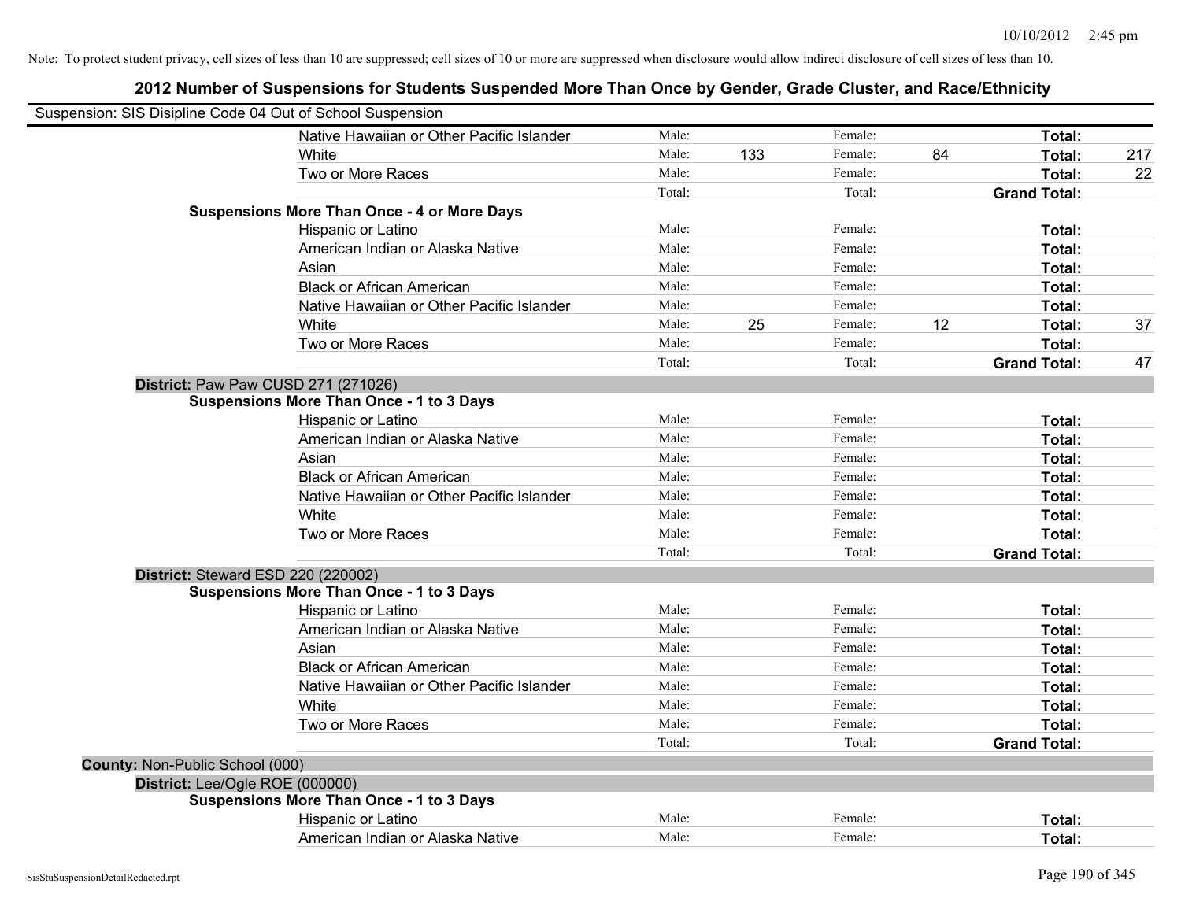Note: To protect student privacy, cell sizes of less than 10 are suppressed; cell sizes of 10 or more are suppressed when disclosure would allow indirect disclosure of cell sizes of less than 10.

# 2012 Number of Suspensions for Students Suspended More Than Once by Gender, Grade Cluster, and Race/Ethnicity

Suspension: SIS Disipline Code 04 Out of School Suspension

| | | | | | | |
|---|---|---|---|---|---|---|
| Native Hawaiian or Other Pacific Islander | Male: | | Female: | | **Total:** | |
| White | Male: | 133 | Female: | 84 | **Total:** | 217 |
| Two or More Races | Male: | | Female: | | **Total:** | 22 |
| | Total: | | Total: | | **Grand Total:** | |
| **Suspensions More Than Once - 4 or More Days** | | | | | | |
| Hispanic or Latino | Male: | | Female: | | **Total:** | |
| American Indian or Alaska Native | Male: | | Female: | | **Total:** | |
| Asian | Male: | | Female: | | **Total:** | |
| Black or African American | Male: | | Female: | | **Total:** | |
| Native Hawaiian or Other Pacific Islander | Male: | | Female: | | **Total:** | |
| White | Male: | 25 | Female: | 12 | **Total:** | 37 |
| Two or More Races | Male: | | Female: | | **Total:** | |
| | Total: | | Total: | | **Grand Total:** | 47 |

**District:** Paw Paw CUSD 271 (271026)

| | | | | | | |
|---|---|---|---|---|---|---|
| **Suspensions More Than Once - 1 to 3 Days** | | | | | | |
| Hispanic or Latino | Male: | | Female: | | **Total:** | |
| American Indian or Alaska Native | Male: | | Female: | | **Total:** | |
| Asian | Male: | | Female: | | **Total:** | |
| Black or African American | Male: | | Female: | | **Total:** | |
| Native Hawaiian or Other Pacific Islander | Male: | | Female: | | **Total:** | |
| White | Male: | | Female: | | **Total:** | |
| Two or More Races | Male: | | Female: | | **Total:** | |
| | Total: | | Total: | | **Grand Total:** | |

**District:** Steward ESD 220 (220002)

| | | | | | | |
|---|---|---|---|---|---|---|
| **Suspensions More Than Once - 1 to 3 Days** | | | | | | |
| Hispanic or Latino | Male: | | Female: | | **Total:** | |
| American Indian or Alaska Native | Male: | | Female: | | **Total:** | |
| Asian | Male: | | Female: | | **Total:** | |
| Black or African American | Male: | | Female: | | **Total:** | |
| Native Hawaiian or Other Pacific Islander | Male: | | Female: | | **Total:** | |
| White | Male: | | Female: | | **Total:** | |
| Two or More Races | Male: | | Female: | | **Total:** | |
| | Total: | | Total: | | **Grand Total:** | |

**County:** Non-Public School (000)

**District:** Lee/Ogle ROE (000000)

| | | | | | | |
|---|---|---|---|---|---|---|
| **Suspensions More Than Once - 1 to 3 Days** | | | | | | |
| Hispanic or Latino | Male: | | Female: | | **Total:** | |
| American Indian or Alaska Native | Male: | | Female: | | **Total:** | |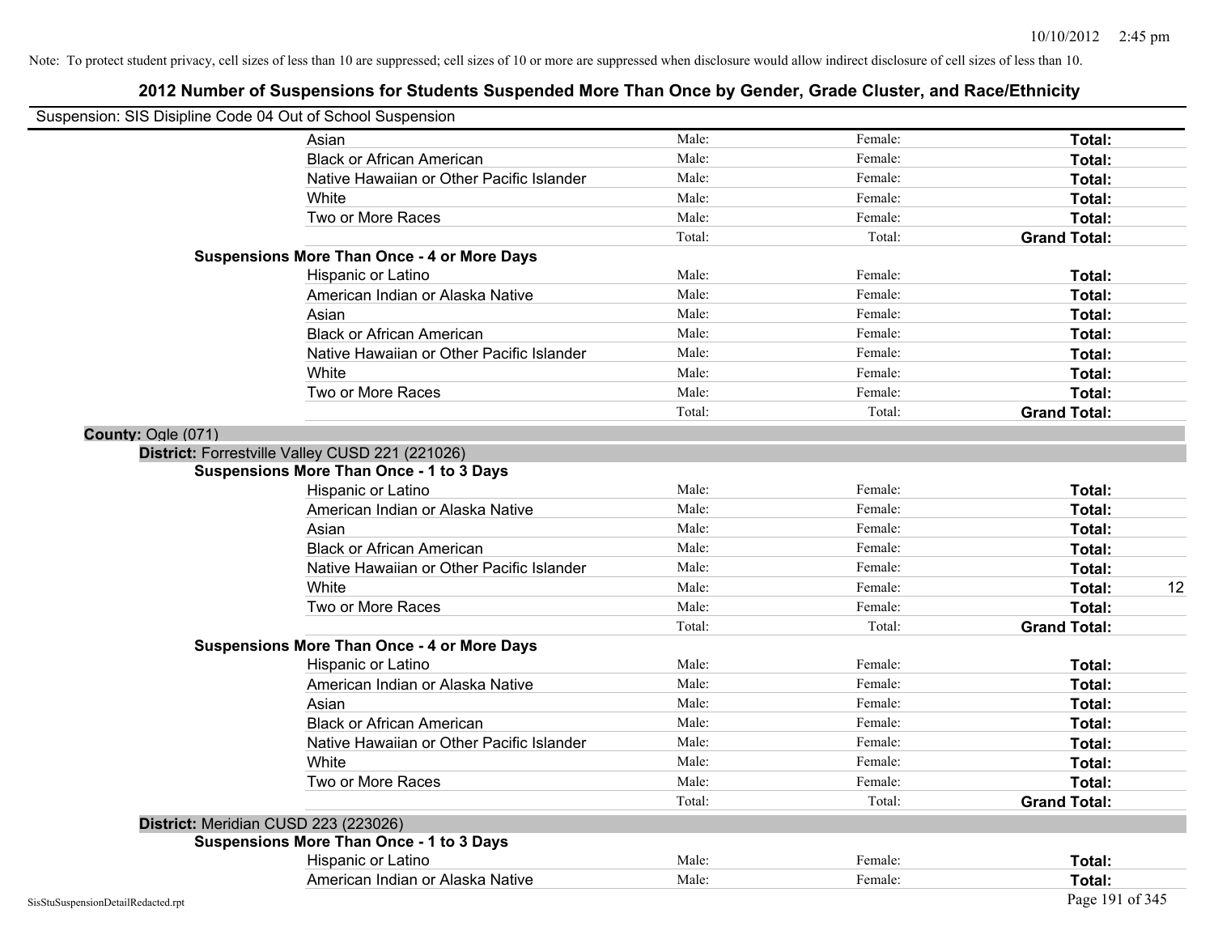Note: To protect student privacy, cell sizes of less than 10 are suppressed; cell sizes of 10 or more are suppressed when disclosure would allow indirect disclosure of cell sizes of less than 10.

## 2012 Number of Suspensions for Students Suspended More Than Once by Gender, Grade Cluster, and Race/Ethnicity

Suspension: SIS Disipline Code 04 Out of School Suspension

| | | | | |
|---|---|---|---|---|
| Asian | Male: | Female: | **Total:** | |
| Black or African American | Male: | Female: | **Total:** | |
| Native Hawaiian or Other Pacific Islander | Male: | Female: | **Total:** | |
| White | Male: | Female: | **Total:** | |
| Two or More Races | Male: | Female: | **Total:** | |
| | Total: | Total: | **Grand Total:** | |

**Suspensions More Than Once - 4 or More Days**

| | | | | |
|---|---|---|---|---|
| Hispanic or Latino | Male: | Female: | **Total:** | |
| American Indian or Alaska Native | Male: | Female: | **Total:** | |
| Asian | Male: | Female: | **Total:** | |
| Black or African American | Male: | Female: | **Total:** | |
| Native Hawaiian or Other Pacific Islander | Male: | Female: | **Total:** | |
| White | Male: | Female: | **Total:** | |
| Two or More Races | Male: | Female: | **Total:** | |
| | Total: | Total: | **Grand Total:** | |

**County:** Ogle (071)

**District:** Forrestville Valley CUSD 221 (221026)

**Suspensions More Than Once - 1 to 3 Days**

| | | | | |
|---|---|---|---|---|
| Hispanic or Latino | Male: | Female: | **Total:** | |
| American Indian or Alaska Native | Male: | Female: | **Total:** | |
| Asian | Male: | Female: | **Total:** | |
| Black or African American | Male: | Female: | **Total:** | |
| Native Hawaiian or Other Pacific Islander | Male: | Female: | **Total:** | |
| White | Male: | Female: | **Total:** | 12 |
| Two or More Races | Male: | Female: | **Total:** | |
| | Total: | Total: | **Grand Total:** | |

**Suspensions More Than Once - 4 or More Days**

| | | | | |
|---|---|---|---|---|
| Hispanic or Latino | Male: | Female: | **Total:** | |
| American Indian or Alaska Native | Male: | Female: | **Total:** | |
| Asian | Male: | Female: | **Total:** | |
| Black or African American | Male: | Female: | **Total:** | |
| Native Hawaiian or Other Pacific Islander | Male: | Female: | **Total:** | |
| White | Male: | Female: | **Total:** | |
| Two or More Races | Male: | Female: | **Total:** | |
| | Total: | Total: | **Grand Total:** | |

**District:** Meridian CUSD 223 (223026)

**Suspensions More Than Once - 1 to 3 Days**

| | | | | |
|---|---|---|---|---|
| Hispanic or Latino | Male: | Female: | **Total:** | |
| American Indian or Alaska Native | Male: | Female: | **Total:** | |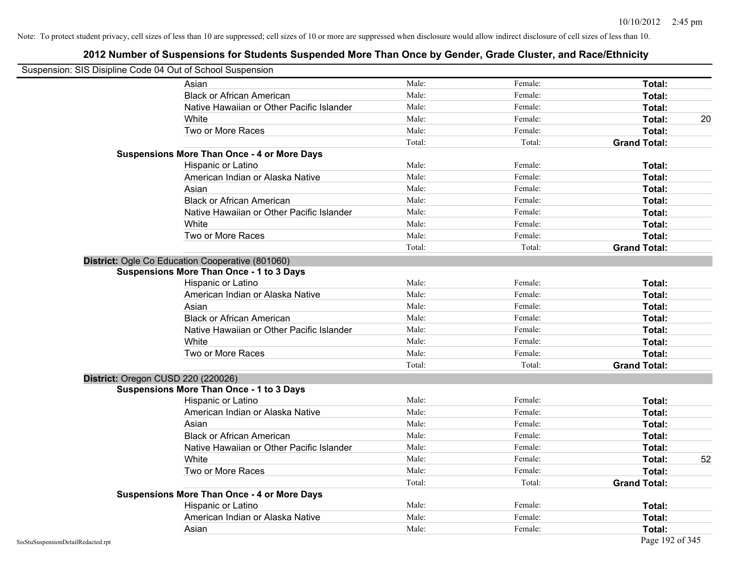Note: To protect student privacy, cell sizes of less than 10 are suppressed; cell sizes of 10 or more are suppressed when disclosure would allow indirect disclosure of cell sizes of less than 10.

## 2012 Number of Suspensions for Students Suspended More Than Once by Gender, Grade Cluster, and Race/Ethnicity

Suspension: SIS Disipline Code 04 Out of School Suspension

| | | | | |
|---|---|---|---|---|
| Asian | Male: | Female: | **Total:** | |
| Black or African American | Male: | Female: | **Total:** | |
| Native Hawaiian or Other Pacific Islander | Male: | Female: | **Total:** | |
| White | Male: | Female: | **Total:** | 20 |
| Two or More Races | Male: | Female: | **Total:** | |
| | Total: | Total: | **Grand Total:** | |

**Suspensions More Than Once - 4 or More Days**

| | | | | |
|---|---|---|---|---|
| Hispanic or Latino | Male: | Female: | **Total:** | |
| American Indian or Alaska Native | Male: | Female: | **Total:** | |
| Asian | Male: | Female: | **Total:** | |
| Black or African American | Male: | Female: | **Total:** | |
| Native Hawaiian or Other Pacific Islander | Male: | Female: | **Total:** | |
| White | Male: | Female: | **Total:** | |
| Two or More Races | Male: | Female: | **Total:** | |
| | Total: | Total: | **Grand Total:** | |

**District:** Ogle Co Education Cooperative (801060)

**Suspensions More Than Once - 1 to 3 Days**

| | | | | |
|---|---|---|---|---|
| Hispanic or Latino | Male: | Female: | **Total:** | |
| American Indian or Alaska Native | Male: | Female: | **Total:** | |
| Asian | Male: | Female: | **Total:** | |
| Black or African American | Male: | Female: | **Total:** | |
| Native Hawaiian or Other Pacific Islander | Male: | Female: | **Total:** | |
| White | Male: | Female: | **Total:** | |
| Two or More Races | Male: | Female: | **Total:** | |
| | Total: | Total: | **Grand Total:** | |

**District:** Oregon CUSD 220 (220026)

**Suspensions More Than Once - 1 to 3 Days**

| | | | | |
|---|---|---|---|---|
| Hispanic or Latino | Male: | Female: | **Total:** | |
| American Indian or Alaska Native | Male: | Female: | **Total:** | |
| Asian | Male: | Female: | **Total:** | |
| Black or African American | Male: | Female: | **Total:** | |
| Native Hawaiian or Other Pacific Islander | Male: | Female: | **Total:** | |
| White | Male: | Female: | **Total:** | 52 |
| Two or More Races | Male: | Female: | **Total:** | |
| | Total: | Total: | **Grand Total:** | |

**Suspensions More Than Once - 4 or More Days**

| | | | | |
|---|---|---|---|---|
| Hispanic or Latino | Male: | Female: | **Total:** | |
| American Indian or Alaska Native | Male: | Female: | **Total:** | |
| Asian | Male: | Female: | **Total:** | |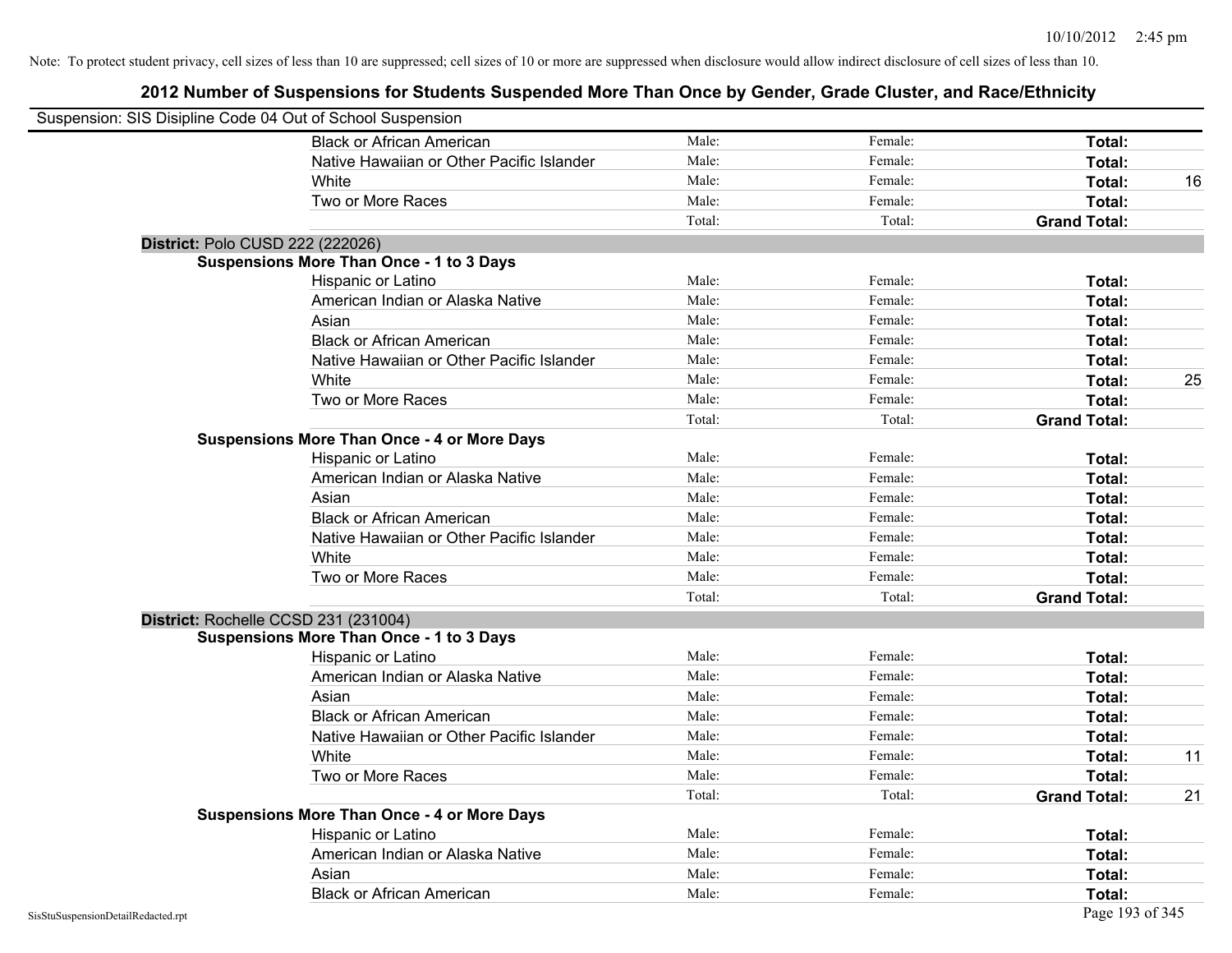Note: To protect student privacy, cell sizes of less than 10 are suppressed; cell sizes of 10 or more are suppressed when disclosure would allow indirect disclosure of cell sizes of less than 10.

## 2012 Number of Suspensions for Students Suspended More Than Once by Gender, Grade Cluster, and Race/Ethnicity

Suspension: SIS Disipline Code 04 Out of School Suspension

| | | | | |
|---|---|---|---|---|
| Black or African American | Male: | Female: | **Total:** | |
| Native Hawaiian or Other Pacific Islander | Male: | Female: | **Total:** | |
| White | Male: | Female: | **Total:** | 16 |
| Two or More Races | Male: | Female: | **Total:** | |
| | Total: | Total: | **Grand Total:** | |

**District:** Polo CUSD 222 (222026)

**Suspensions More Than Once - 1 to 3 Days**

| | | | | |
|---|---|---|---|---|
| Hispanic or Latino | Male: | Female: | **Total:** | |
| American Indian or Alaska Native | Male: | Female: | **Total:** | |
| Asian | Male: | Female: | **Total:** | |
| Black or African American | Male: | Female: | **Total:** | |
| Native Hawaiian or Other Pacific Islander | Male: | Female: | **Total:** | |
| White | Male: | Female: | **Total:** | 25 |
| Two or More Races | Male: | Female: | **Total:** | |
| | Total: | Total: | **Grand Total:** | |

**Suspensions More Than Once - 4 or More Days**

| | | | | |
|---|---|---|---|---|
| Hispanic or Latino | Male: | Female: | **Total:** | |
| American Indian or Alaska Native | Male: | Female: | **Total:** | |
| Asian | Male: | Female: | **Total:** | |
| Black or African American | Male: | Female: | **Total:** | |
| Native Hawaiian or Other Pacific Islander | Male: | Female: | **Total:** | |
| White | Male: | Female: | **Total:** | |
| Two or More Races | Male: | Female: | **Total:** | |
| | Total: | Total: | **Grand Total:** | |

**District:** Rochelle CCSD 231 (231004)

**Suspensions More Than Once - 1 to 3 Days**

| | | | | |
|---|---|---|---|---|
| Hispanic or Latino | Male: | Female: | **Total:** | |
| American Indian or Alaska Native | Male: | Female: | **Total:** | |
| Asian | Male: | Female: | **Total:** | |
| Black or African American | Male: | Female: | **Total:** | |
| Native Hawaiian or Other Pacific Islander | Male: | Female: | **Total:** | |
| White | Male: | Female: | **Total:** | 11 |
| Two or More Races | Male: | Female: | **Total:** | |
| | Total: | Total: | **Grand Total:** | 21 |

**Suspensions More Than Once - 4 or More Days**

| | | | | |
|---|---|---|---|---|
| Hispanic or Latino | Male: | Female: | **Total:** | |
| American Indian or Alaska Native | Male: | Female: | **Total:** | |
| Asian | Male: | Female: | **Total:** | |
| Black or African American | Male: | Female: | **Total:** | |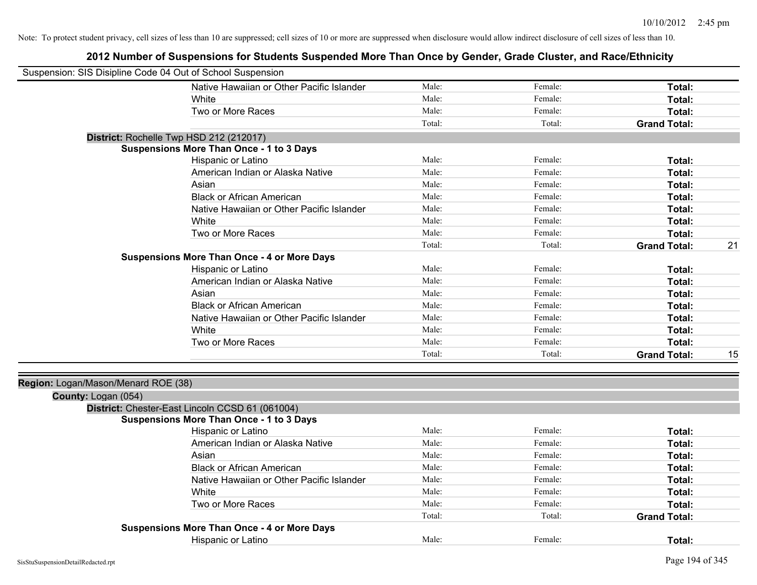Note: To protect student privacy, cell sizes of less than 10 are suppressed; cell sizes of 10 or more are suppressed when disclosure would allow indirect disclosure of cell sizes of less than 10.

## 2012 Number of Suspensions for Students Suspended More Than Once by Gender, Grade Cluster, and Race/Ethnicity

Suspension: SIS Disipline Code 04 Out of School Suspension

| | | | | |
|---|---|---|---|---|
| Native Hawaiian or Other Pacific Islander | Male: | Female: | **Total:** | |
| White | Male: | Female: | **Total:** | |
| Two or More Races | Male: | Female: | **Total:** | |
| | Total: | Total: | **Grand Total:** | |

**District:** Rochelle Twp HSD 212 (212017)

**Suspensions More Than Once - 1 to 3 Days**

| | | | | |
|---|---|---|---|---|
| Hispanic or Latino | Male: | Female: | **Total:** | |
| American Indian or Alaska Native | Male: | Female: | **Total:** | |
| Asian | Male: | Female: | **Total:** | |
| Black or African American | Male: | Female: | **Total:** | |
| Native Hawaiian or Other Pacific Islander | Male: | Female: | **Total:** | |
| White | Male: | Female: | **Total:** | |
| Two or More Races | Male: | Female: | **Total:** | |
| | Total: | Total: | **Grand Total:** | 21 |

**Suspensions More Than Once - 4 or More Days**

| | | | | |
|---|---|---|---|---|
| Hispanic or Latino | Male: | Female: | **Total:** | |
| American Indian or Alaska Native | Male: | Female: | **Total:** | |
| Asian | Male: | Female: | **Total:** | |
| Black or African American | Male: | Female: | **Total:** | |
| Native Hawaiian or Other Pacific Islander | Male: | Female: | **Total:** | |
| White | Male: | Female: | **Total:** | |
| Two or More Races | Male: | Female: | **Total:** | |
| | Total: | Total: | **Grand Total:** | 15 |

**Region:** Logan/Mason/Menard ROE (38)

**County:** Logan (054)

**District:** Chester-East Lincoln CCSD 61 (061004)

**Suspensions More Than Once - 1 to 3 Days**

| | | | | |
|---|---|---|---|---|
| Hispanic or Latino | Male: | Female: | **Total:** | |
| American Indian or Alaska Native | Male: | Female: | **Total:** | |
| Asian | Male: | Female: | **Total:** | |
| Black or African American | Male: | Female: | **Total:** | |
| Native Hawaiian or Other Pacific Islander | Male: | Female: | **Total:** | |
| White | Male: | Female: | **Total:** | |
| Two or More Races | Male: | Female: | **Total:** | |
| | Total: | Total: | **Grand Total:** | |

**Suspensions More Than Once - 4 or More Days**

| | | | | |
|---|---|---|---|---|
| Hispanic or Latino | Male: | Female: | **Total:** | |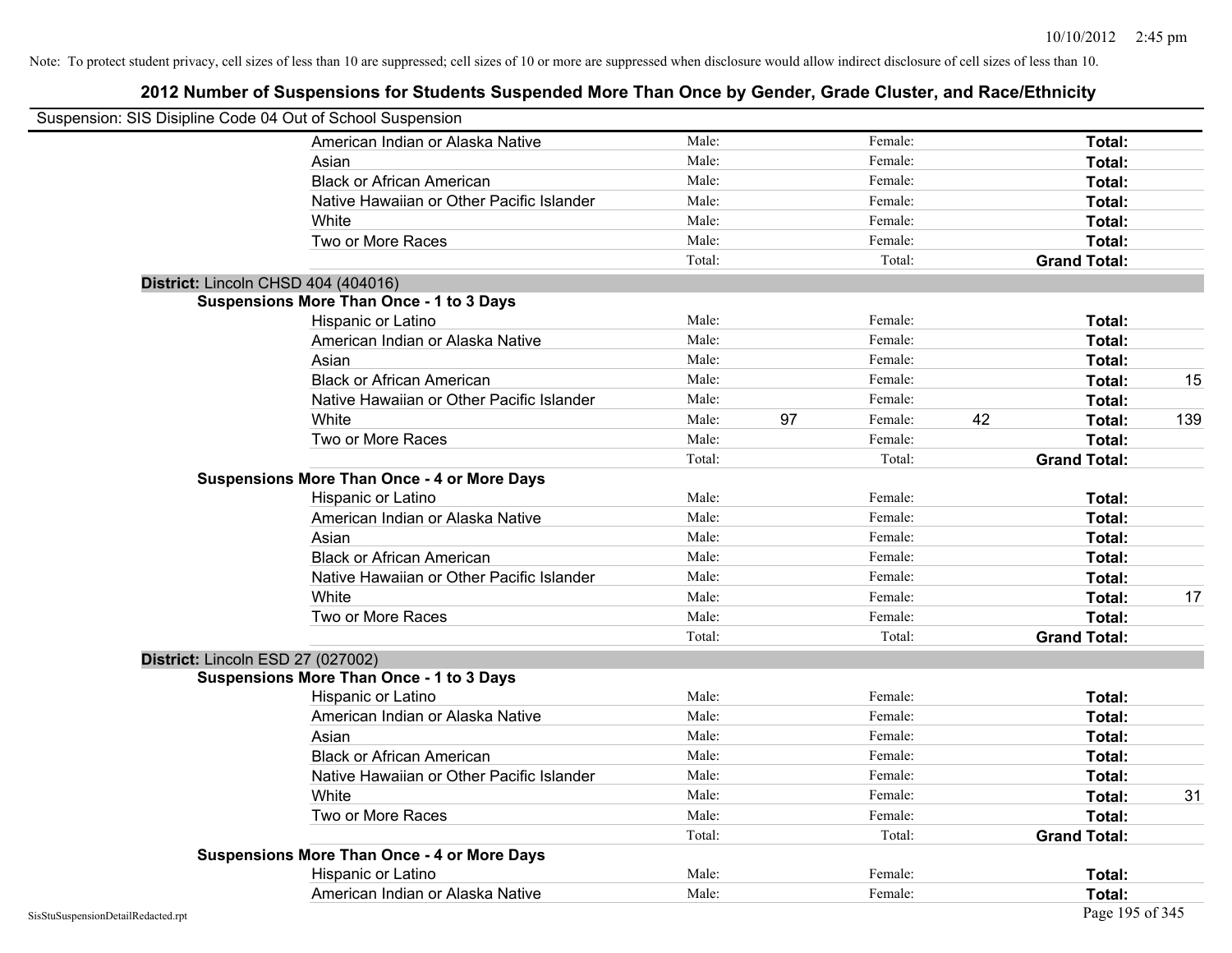Note: To protect student privacy, cell sizes of less than 10 are suppressed; cell sizes of 10 or more are suppressed when disclosure would allow indirect disclosure of cell sizes of less than 10.

## 2012 Number of Suspensions for Students Suspended More Than Once by Gender, Grade Cluster, and Race/Ethnicity

Suspension: SIS Disipline Code 04 Out of School Suspension

| | | | | | | |
|---|---|---|---|---|---|---|
| American Indian or Alaska Native | Male: | | Female: | | Total: | |
| Asian | Male: | | Female: | | Total: | |
| Black or African American | Male: | | Female: | | Total: | |
| Native Hawaiian or Other Pacific Islander | Male: | | Female: | | Total: | |
| White | Male: | | Female: | | Total: | |
| Two or More Races | Male: | | Female: | | Total: | |
| | Total: | | Total: | | Grand Total: | |

**District:** Lincoln CHSD 404 (404016)

**Suspensions More Than Once - 1 to 3 Days**

| | | | | | | |
|---|---|---|---|---|---|---|
| Hispanic or Latino | Male: | | Female: | | Total: | |
| American Indian or Alaska Native | Male: | | Female: | | Total: | |
| Asian | Male: | | Female: | | Total: | |
| Black or African American | Male: | | Female: | | Total: | 15 |
| Native Hawaiian or Other Pacific Islander | Male: | | Female: | | Total: | |
| White | Male: | 97 | Female: | 42 | Total: | 139 |
| Two or More Races | Male: | | Female: | | Total: | |
| | Total: | | Total: | | Grand Total: | |

**Suspensions More Than Once - 4 or More Days**

| | | | | | | |
|---|---|---|---|---|---|---|
| Hispanic or Latino | Male: | | Female: | | Total: | |
| American Indian or Alaska Native | Male: | | Female: | | Total: | |
| Asian | Male: | | Female: | | Total: | |
| Black or African American | Male: | | Female: | | Total: | |
| Native Hawaiian or Other Pacific Islander | Male: | | Female: | | Total: | |
| White | Male: | | Female: | | Total: | 17 |
| Two or More Races | Male: | | Female: | | Total: | |
| | Total: | | Total: | | Grand Total: | |

**District:** Lincoln ESD 27 (027002)

**Suspensions More Than Once - 1 to 3 Days**

| | | | | | | |
|---|---|---|---|---|---|---|
| Hispanic or Latino | Male: | | Female: | | Total: | |
| American Indian or Alaska Native | Male: | | Female: | | Total: | |
| Asian | Male: | | Female: | | Total: | |
| Black or African American | Male: | | Female: | | Total: | |
| Native Hawaiian or Other Pacific Islander | Male: | | Female: | | Total: | |
| White | Male: | | Female: | | Total: | 31 |
| Two or More Races | Male: | | Female: | | Total: | |
| | Total: | | Total: | | Grand Total: | |

**Suspensions More Than Once - 4 or More Days**

| | | | | | | |
|---|---|---|---|---|---|---|
| Hispanic or Latino | Male: | | Female: | | Total: | |
| American Indian or Alaska Native | Male: | | Female: | | Total: | |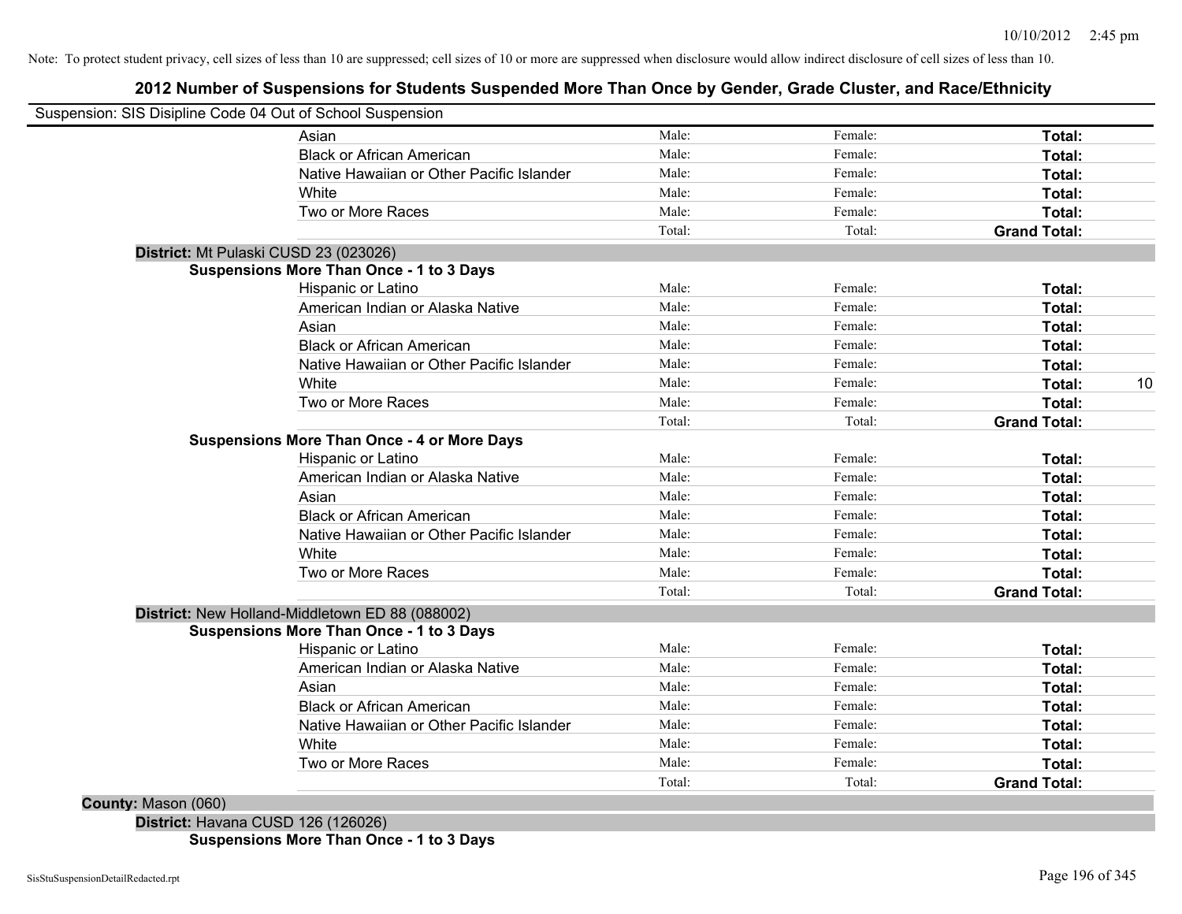Note: To protect student privacy, cell sizes of less than 10 are suppressed; cell sizes of 10 or more are suppressed when disclosure would allow indirect disclosure of cell sizes of less than 10.

# 2012 Number of Suspensions for Students Suspended More Than Once by Gender, Grade Cluster, and Race/Ethnicity

Suspension: SIS Disipline Code 04 Out of School Suspension

| | | | | |
|---|---|---|---|---|
| Asian | Male: | Female: | **Total:** | |
| Black or African American | Male: | Female: | **Total:** | |
| Native Hawaiian or Other Pacific Islander | Male: | Female: | **Total:** | |
| White | Male: | Female: | **Total:** | |
| Two or More Races | Male: | Female: | **Total:** | |
| | Total: | Total: | **Grand Total:** | |

**District:** Mt Pulaski CUSD 23 (023026)

**Suspensions More Than Once - 1 to 3 Days**

| | | | | |
|---|---|---|---|---|
| Hispanic or Latino | Male: | Female: | **Total:** | |
| American Indian or Alaska Native | Male: | Female: | **Total:** | |
| Asian | Male: | Female: | **Total:** | |
| Black or African American | Male: | Female: | **Total:** | |
| Native Hawaiian or Other Pacific Islander | Male: | Female: | **Total:** | |
| White | Male: | Female: | **Total:** | 10 |
| Two or More Races | Male: | Female: | **Total:** | |
| | Total: | Total: | **Grand Total:** | |

**Suspensions More Than Once - 4 or More Days**

| | | | | |
|---|---|---|---|---|
| Hispanic or Latino | Male: | Female: | **Total:** | |
| American Indian or Alaska Native | Male: | Female: | **Total:** | |
| Asian | Male: | Female: | **Total:** | |
| Black or African American | Male: | Female: | **Total:** | |
| Native Hawaiian or Other Pacific Islander | Male: | Female: | **Total:** | |
| White | Male: | Female: | **Total:** | |
| Two or More Races | Male: | Female: | **Total:** | |
| | Total: | Total: | **Grand Total:** | |

**District:** New Holland-Middletown ED 88 (088002)

**Suspensions More Than Once - 1 to 3 Days**

| | | | | |
|---|---|---|---|---|
| Hispanic or Latino | Male: | Female: | **Total:** | |
| American Indian or Alaska Native | Male: | Female: | **Total:** | |
| Asian | Male: | Female: | **Total:** | |
| Black or African American | Male: | Female: | **Total:** | |
| Native Hawaiian or Other Pacific Islander | Male: | Female: | **Total:** | |
| White | Male: | Female: | **Total:** | |
| Two or More Races | Male: | Female: | **Total:** | |
| | Total: | Total: | **Grand Total:** | |

**County:** Mason (060)

**District:** Havana CUSD 126 (126026)

**Suspensions More Than Once - 1 to 3 Days**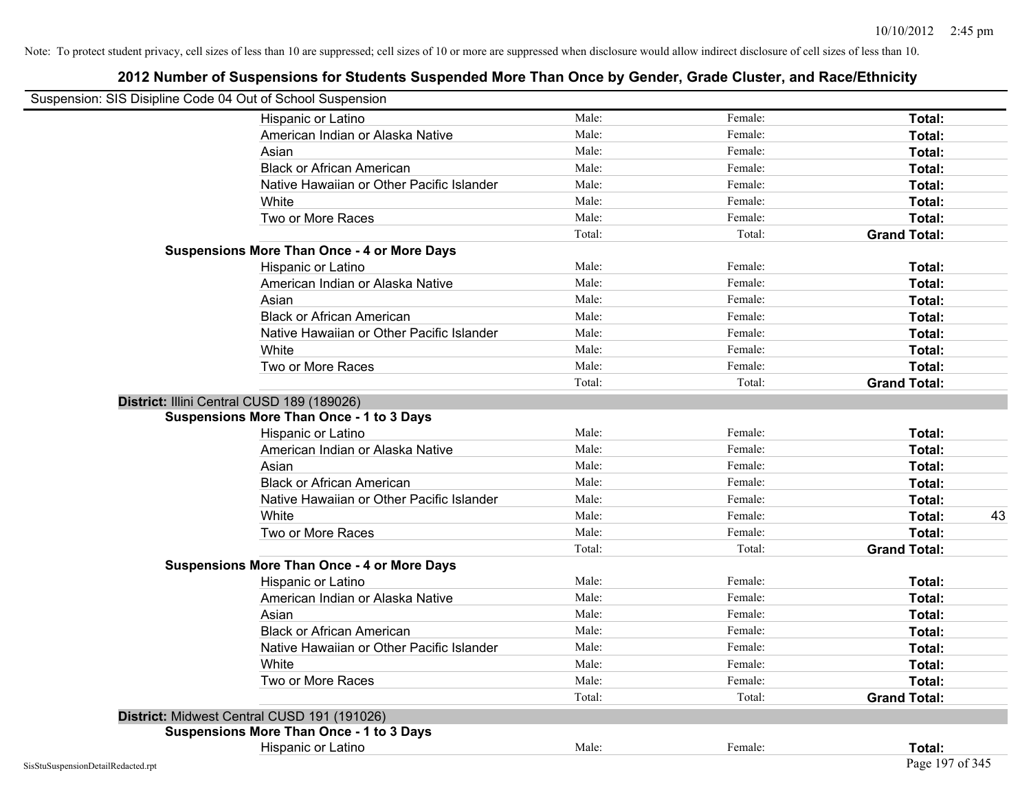Note: To protect student privacy, cell sizes of less than 10 are suppressed; cell sizes of 10 or more are suppressed when disclosure would allow indirect disclosure of cell sizes of less than 10.

## 2012 Number of Suspensions for Students Suspended More Than Once by Gender, Grade Cluster, and Race/Ethnicity

Suspension: SIS Disipline Code 04 Out of School Suspension

| | | | | |
|---|---|---|---|---|
| Hispanic or Latino | Male: | Female: | **Total:** | |
| American Indian or Alaska Native | Male: | Female: | **Total:** | |
| Asian | Male: | Female: | **Total:** | |
| Black or African American | Male: | Female: | **Total:** | |
| Native Hawaiian or Other Pacific Islander | Male: | Female: | **Total:** | |
| White | Male: | Female: | **Total:** | |
| Two or More Races | Male: | Female: | **Total:** | |
| | Total: | Total: | **Grand Total:** | |
| **Suspensions More Than Once - 4 or More Days** | | | | |
| Hispanic or Latino | Male: | Female: | **Total:** | |
| American Indian or Alaska Native | Male: | Female: | **Total:** | |
| Asian | Male: | Female: | **Total:** | |
| Black or African American | Male: | Female: | **Total:** | |
| Native Hawaiian or Other Pacific Islander | Male: | Female: | **Total:** | |
| White | Male: | Female: | **Total:** | |
| Two or More Races | Male: | Female: | **Total:** | |
| | Total: | Total: | **Grand Total:** | |
| **District:** Illini Central CUSD 189 (189026) | | | | |
| **Suspensions More Than Once - 1 to 3 Days** | | | | |
| Hispanic or Latino | Male: | Female: | **Total:** | |
| American Indian or Alaska Native | Male: | Female: | **Total:** | |
| Asian | Male: | Female: | **Total:** | |
| Black or African American | Male: | Female: | **Total:** | |
| Native Hawaiian or Other Pacific Islander | Male: | Female: | **Total:** | |
| White | Male: | Female: | **Total:** | 43 |
| Two or More Races | Male: | Female: | **Total:** | |
| | Total: | Total: | **Grand Total:** | |
| **Suspensions More Than Once - 4 or More Days** | | | | |
| Hispanic or Latino | Male: | Female: | **Total:** | |
| American Indian or Alaska Native | Male: | Female: | **Total:** | |
| Asian | Male: | Female: | **Total:** | |
| Black or African American | Male: | Female: | **Total:** | |
| Native Hawaiian or Other Pacific Islander | Male: | Female: | **Total:** | |
| White | Male: | Female: | **Total:** | |
| Two or More Races | Male: | Female: | **Total:** | |
| | Total: | Total: | **Grand Total:** | |
| **District:** Midwest Central CUSD 191 (191026) | | | | |
| **Suspensions More Than Once - 1 to 3 Days** | | | | |
| Hispanic or Latino | Male: | Female: | **Total:** | |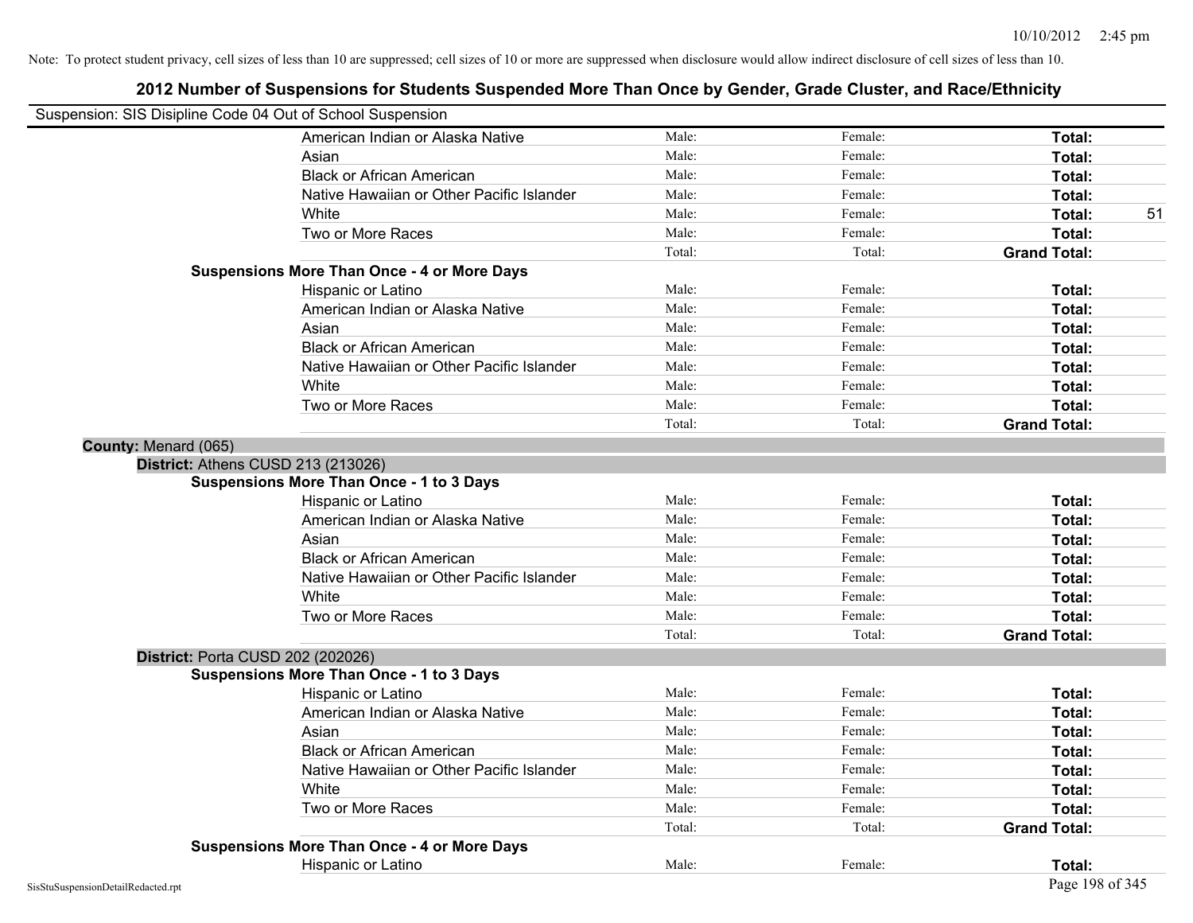Note: To protect student privacy, cell sizes of less than 10 are suppressed; cell sizes of 10 or more are suppressed when disclosure would allow indirect disclosure of cell sizes of less than 10.

## 2012 Number of Suspensions for Students Suspended More Than Once by Gender, Grade Cluster, and Race/Ethnicity

Suspension: SIS Disipline Code 04 Out of School Suspension

| | | | | |
|---|---|---|---|---|
| American Indian or Alaska Native | Male: | Female: | **Total:** | |
| Asian | Male: | Female: | **Total:** | |
| Black or African American | Male: | Female: | **Total:** | |
| Native Hawaiian or Other Pacific Islander | Male: | Female: | **Total:** | |
| White | Male: | Female: | **Total:** | 51 |
| Two or More Races | Male: | Female: | **Total:** | |
| | Total: | Total: | **Grand Total:** | |

**Suspensions More Than Once - 4 or More Days**

| | | | | |
|---|---|---|---|---|
| Hispanic or Latino | Male: | Female: | **Total:** | |
| American Indian or Alaska Native | Male: | Female: | **Total:** | |
| Asian | Male: | Female: | **Total:** | |
| Black or African American | Male: | Female: | **Total:** | |
| Native Hawaiian or Other Pacific Islander | Male: | Female: | **Total:** | |
| White | Male: | Female: | **Total:** | |
| Two or More Races | Male: | Female: | **Total:** | |
| | Total: | Total: | **Grand Total:** | |

**County:** Menard (065)

**District:** Athens CUSD 213 (213026)

**Suspensions More Than Once - 1 to 3 Days**

| | | | | |
|---|---|---|---|---|
| Hispanic or Latino | Male: | Female: | **Total:** | |
| American Indian or Alaska Native | Male: | Female: | **Total:** | |
| Asian | Male: | Female: | **Total:** | |
| Black or African American | Male: | Female: | **Total:** | |
| Native Hawaiian or Other Pacific Islander | Male: | Female: | **Total:** | |
| White | Male: | Female: | **Total:** | |
| Two or More Races | Male: | Female: | **Total:** | |
| | Total: | Total: | **Grand Total:** | |

**District:** Porta CUSD 202 (202026)

**Suspensions More Than Once - 1 to 3 Days**

| | | | | |
|---|---|---|---|---|
| Hispanic or Latino | Male: | Female: | **Total:** | |
| American Indian or Alaska Native | Male: | Female: | **Total:** | |
| Asian | Male: | Female: | **Total:** | |
| Black or African American | Male: | Female: | **Total:** | |
| Native Hawaiian or Other Pacific Islander | Male: | Female: | **Total:** | |
| White | Male: | Female: | **Total:** | |
| Two or More Races | Male: | Female: | **Total:** | |
| | Total: | Total: | **Grand Total:** | |

**Suspensions More Than Once - 4 or More Days**

| | | | | |
|---|---|---|---|---|
| Hispanic or Latino | Male: | Female: | **Total:** | |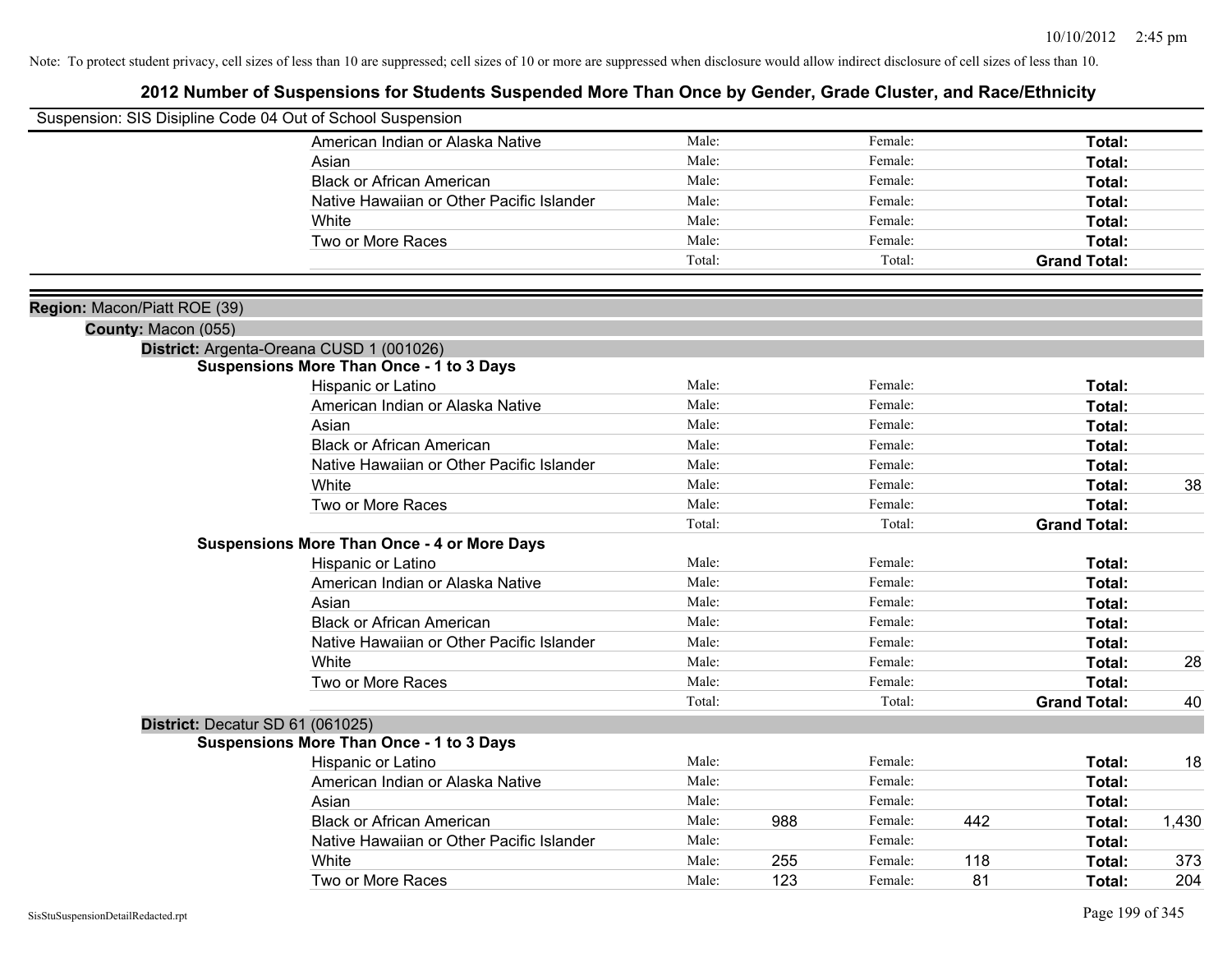Note: To protect student privacy, cell sizes of less than 10 are suppressed; cell sizes of 10 or more are suppressed when disclosure would allow indirect disclosure of cell sizes of less than 10.

# 2012 Number of Suspensions for Students Suspended More Than Once by Gender, Grade Cluster, and Race/Ethnicity

Suspension: SIS Disipline Code 04 Out of School Suspension

| | | | | | |
|---|---|---|---|---|---|
| American Indian or Alaska Native | Male: | | Female: | | Total: | |
| Asian | Male: | | Female: | | Total: | |
| Black or African American | Male: | | Female: | | Total: | |
| Native Hawaiian or Other Pacific Islander | Male: | | Female: | | Total: | |
| White | Male: | | Female: | | Total: | |
| Two or More Races | Male: | | Female: | | Total: | |
| | Total: | | Total: | | Grand Total: | |

**Region:** Macon/Piatt ROE (39)

**County:** Macon (055)

**District:** Argenta-Oreana CUSD 1 (001026)

**Suspensions More Than Once - 1 to 3 Days**

| | | | | | | |
|---|---|---|---|---|---|---|
| Hispanic or Latino | Male: | | Female: | | Total: | |
| American Indian or Alaska Native | Male: | | Female: | | Total: | |
| Asian | Male: | | Female: | | Total: | |
| Black or African American | Male: | | Female: | | Total: | |
| Native Hawaiian or Other Pacific Islander | Male: | | Female: | | Total: | |
| White | Male: | | Female: | | Total: | 38 |
| Two or More Races | Male: | | Female: | | Total: | |
| | Total: | | Total: | | Grand Total: | |

**Suspensions More Than Once - 4 or More Days**

| | | | | | | |
|---|---|---|---|---|---|---|
| Hispanic or Latino | Male: | | Female: | | Total: | |
| American Indian or Alaska Native | Male: | | Female: | | Total: | |
| Asian | Male: | | Female: | | Total: | |
| Black or African American | Male: | | Female: | | Total: | |
| Native Hawaiian or Other Pacific Islander | Male: | | Female: | | Total: | |
| White | Male: | | Female: | | Total: | 28 |
| Two or More Races | Male: | | Female: | | Total: | |
| | Total: | | Total: | | Grand Total: | 40 |

**District:** Decatur SD 61 (061025)

**Suspensions More Than Once - 1 to 3 Days**

| | | | | | | |
|---|---|---|---|---|---|---|
| Hispanic or Latino | Male: | | Female: | | Total: | 18 |
| American Indian or Alaska Native | Male: | | Female: | | Total: | |
| Asian | Male: | | Female: | | Total: | |
| Black or African American | Male: | 988 | Female: | 442 | Total: | 1,430 |
| Native Hawaiian or Other Pacific Islander | Male: | | Female: | | Total: | |
| White | Male: | 255 | Female: | 118 | Total: | 373 |
| Two or More Races | Male: | 123 | Female: | 81 | Total: | 204 |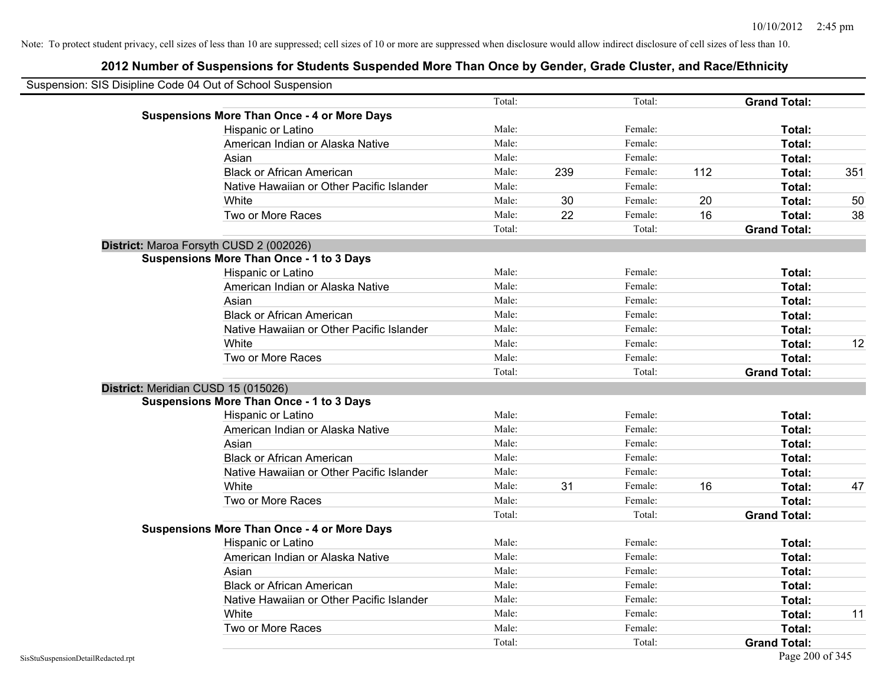Note: To protect student privacy, cell sizes of less than 10 are suppressed; cell sizes of 10 or more are suppressed when disclosure would allow indirect disclosure of cell sizes of less than 10.

# 2012 Number of Suspensions for Students Suspended More Than Once by Gender, Grade Cluster, and Race/Ethnicity

Suspension: SIS Disipline Code 04 Out of School Suspension

| | | | | | | |
|---|---|---|---|---|---|---|
| | Total: | | Total: | | **Grand Total:** | |
| **Suspensions More Than Once - 4 or More Days** | | | | | | |
| Hispanic or Latino | Male: | | Female: | | **Total:** | |
| American Indian or Alaska Native | Male: | | Female: | | **Total:** | |
| Asian | Male: | | Female: | | **Total:** | |
| Black or African American | Male: | 239 | Female: | 112 | **Total:** | 351 |
| Native Hawaiian or Other Pacific Islander | Male: | | Female: | | **Total:** | |
| White | Male: | 30 | Female: | 20 | **Total:** | 50 |
| Two or More Races | Male: | 22 | Female: | 16 | **Total:** | 38 |
| | Total: | | Total: | | **Grand Total:** | |
| **District:** Maroa Forsyth CUSD 2 (002026) | | | | | | |
| **Suspensions More Than Once - 1 to 3 Days** | | | | | | |
| Hispanic or Latino | Male: | | Female: | | **Total:** | |
| American Indian or Alaska Native | Male: | | Female: | | **Total:** | |
| Asian | Male: | | Female: | | **Total:** | |
| Black or African American | Male: | | Female: | | **Total:** | |
| Native Hawaiian or Other Pacific Islander | Male: | | Female: | | **Total:** | |
| White | Male: | | Female: | | **Total:** | 12 |
| Two or More Races | Male: | | Female: | | **Total:** | |
| | Total: | | Total: | | **Grand Total:** | |
| **District:** Meridian CUSD 15 (015026) | | | | | | |
| **Suspensions More Than Once - 1 to 3 Days** | | | | | | |
| Hispanic or Latino | Male: | | Female: | | **Total:** | |
| American Indian or Alaska Native | Male: | | Female: | | **Total:** | |
| Asian | Male: | | Female: | | **Total:** | |
| Black or African American | Male: | | Female: | | **Total:** | |
| Native Hawaiian or Other Pacific Islander | Male: | | Female: | | **Total:** | |
| White | Male: | 31 | Female: | 16 | **Total:** | 47 |
| Two or More Races | Male: | | Female: | | **Total:** | |
| | Total: | | Total: | | **Grand Total:** | |
| **Suspensions More Than Once - 4 or More Days** | | | | | | |
| Hispanic or Latino | Male: | | Female: | | **Total:** | |
| American Indian or Alaska Native | Male: | | Female: | | **Total:** | |
| Asian | Male: | | Female: | | **Total:** | |
| Black or African American | Male: | | Female: | | **Total:** | |
| Native Hawaiian or Other Pacific Islander | Male: | | Female: | | **Total:** | |
| White | Male: | | Female: | | **Total:** | 11 |
| Two or More Races | Male: | | Female: | | **Total:** | |
| | Total: | | Total: | | **Grand Total:** | |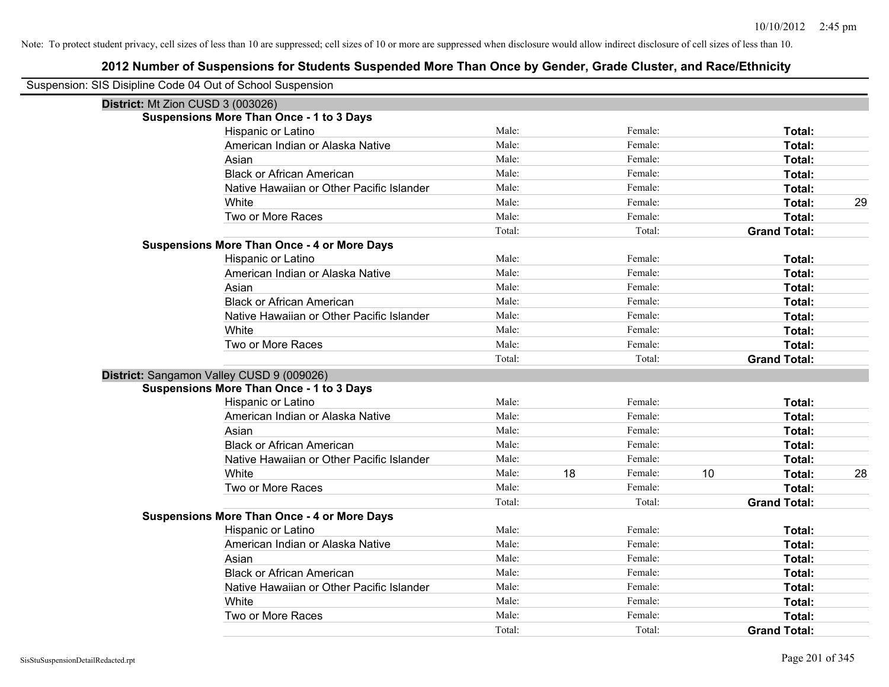Note: To protect student privacy, cell sizes of less than 10 are suppressed; cell sizes of 10 or more are suppressed when disclosure would allow indirect disclosure of cell sizes of less than 10.

# 2012 Number of Suspensions for Students Suspended More Than Once by Gender, Grade Cluster, and Race/Ethnicity

Suspension: SIS Disipline Code 04 Out of School Suspension

## District: Mt Zion CUSD 3 (003026)

### Suspensions More Than Once - 1 to 3 Days

| Race/Ethnicity | Male: | | Female: | | Total: | |
|---|---|---|---|---|---|---|
| Hispanic or Latino | Male: | | Female: | | **Total:** | |
| American Indian or Alaska Native | Male: | | Female: | | **Total:** | |
| Asian | Male: | | Female: | | **Total:** | |
| Black or African American | Male: | | Female: | | **Total:** | |
| Native Hawaiian or Other Pacific Islander | Male: | | Female: | | **Total:** | |
| White | Male: | | Female: | | **Total:** | 29 |
| Two or More Races | Male: | | Female: | | **Total:** | |
| | Total: | | Total: | | **Grand Total:** | |

### Suspensions More Than Once - 4 or More Days

| Race/Ethnicity | Male: | | Female: | | Total: | |
|---|---|---|---|---|---|---|
| Hispanic or Latino | Male: | | Female: | | **Total:** | |
| American Indian or Alaska Native | Male: | | Female: | | **Total:** | |
| Asian | Male: | | Female: | | **Total:** | |
| Black or African American | Male: | | Female: | | **Total:** | |
| Native Hawaiian or Other Pacific Islander | Male: | | Female: | | **Total:** | |
| White | Male: | | Female: | | **Total:** | |
| Two or More Races | Male: | | Female: | | **Total:** | |
| | Total: | | Total: | | **Grand Total:** | |

## District: Sangamon Valley CUSD 9 (009026)

### Suspensions More Than Once - 1 to 3 Days

| Race/Ethnicity | Male: | | Female: | | Total: | |
|---|---|---|---|---|---|---|
| Hispanic or Latino | Male: | | Female: | | **Total:** | |
| American Indian or Alaska Native | Male: | | Female: | | **Total:** | |
| Asian | Male: | | Female: | | **Total:** | |
| Black or African American | Male: | | Female: | | **Total:** | |
| Native Hawaiian or Other Pacific Islander | Male: | | Female: | | **Total:** | |
| White | Male: | 18 | Female: | 10 | **Total:** | 28 |
| Two or More Races | Male: | | Female: | | **Total:** | |
| | Total: | | Total: | | **Grand Total:** | |

### Suspensions More Than Once - 4 or More Days

| Race/Ethnicity | Male: | | Female: | | Total: | |
|---|---|---|---|---|---|---|
| Hispanic or Latino | Male: | | Female: | | **Total:** | |
| American Indian or Alaska Native | Male: | | Female: | | **Total:** | |
| Asian | Male: | | Female: | | **Total:** | |
| Black or African American | Male: | | Female: | | **Total:** | |
| Native Hawaiian or Other Pacific Islander | Male: | | Female: | | **Total:** | |
| White | Male: | | Female: | | **Total:** | |
| Two or More Races | Male: | | Female: | | **Total:** | |
| | Total: | | Total: | | **Grand Total:** | |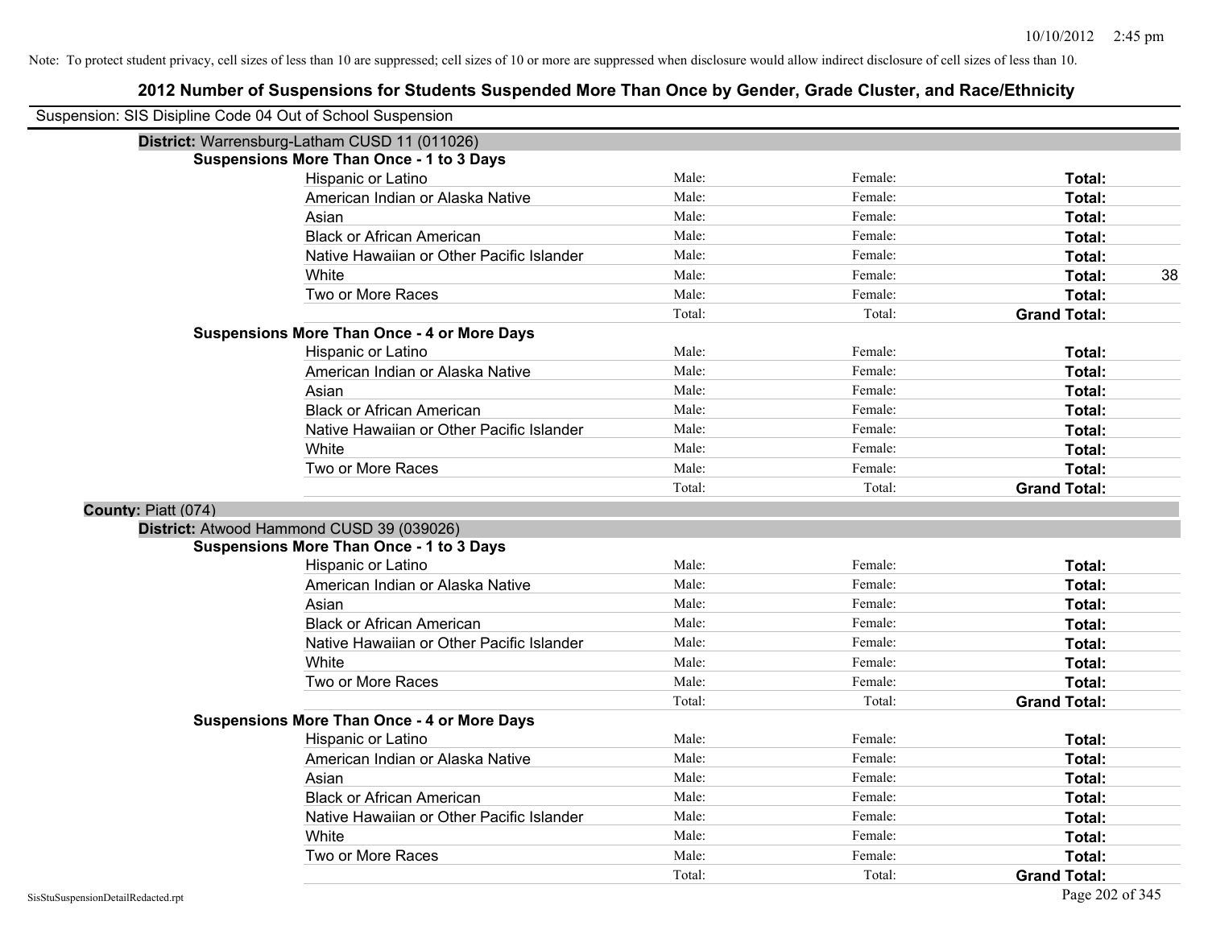Note: To protect student privacy, cell sizes of less than 10 are suppressed; cell sizes of 10 or more are suppressed when disclosure would allow indirect disclosure of cell sizes of less than 10.

# 2012 Number of Suspensions for Students Suspended More Than Once by Gender, Grade Cluster, and Race/Ethnicity

Suspension: SIS Disipline Code 04 Out of School Suspension

**District:** Warrensburg-Latham CUSD 11 (011026)

**Suspensions More Than Once - 1 to 3 Days**

| Race/Ethnicity | Male | Female | Total |
|---|---|---|---|
| Hispanic or Latino | Male: | Female: | Total: |
| American Indian or Alaska Native | Male: | Female: | Total: |
| Asian | Male: | Female: | Total: |
| Black or African American | Male: | Female: | Total: |
| Native Hawaiian or Other Pacific Islander | Male: | Female: | Total: |
| White | Male: | Female: | Total: 38 |
| Two or More Races | Male: | Female: | Total: |
| | Total: | Total: | Grand Total: |

**Suspensions More Than Once - 4 or More Days**

| Race/Ethnicity | Male | Female | Total |
|---|---|---|---|
| Hispanic or Latino | Male: | Female: | Total: |
| American Indian or Alaska Native | Male: | Female: | Total: |
| Asian | Male: | Female: | Total: |
| Black or African American | Male: | Female: | Total: |
| Native Hawaiian or Other Pacific Islander | Male: | Female: | Total: |
| White | Male: | Female: | Total: |
| Two or More Races | Male: | Female: | Total: |
| | Total: | Total: | Grand Total: |

**County:** Piatt (074)

**District:** Atwood Hammond CUSD 39 (039026)

**Suspensions More Than Once - 1 to 3 Days**

| Race/Ethnicity | Male | Female | Total |
|---|---|---|---|
| Hispanic or Latino | Male: | Female: | Total: |
| American Indian or Alaska Native | Male: | Female: | Total: |
| Asian | Male: | Female: | Total: |
| Black or African American | Male: | Female: | Total: |
| Native Hawaiian or Other Pacific Islander | Male: | Female: | Total: |
| White | Male: | Female: | Total: |
| Two or More Races | Male: | Female: | Total: |
| | Total: | Total: | Grand Total: |

**Suspensions More Than Once - 4 or More Days**

| Race/Ethnicity | Male | Female | Total |
|---|---|---|---|
| Hispanic or Latino | Male: | Female: | Total: |
| American Indian or Alaska Native | Male: | Female: | Total: |
| Asian | Male: | Female: | Total: |
| Black or African American | Male: | Female: | Total: |
| Native Hawaiian or Other Pacific Islander | Male: | Female: | Total: |
| White | Male: | Female: | Total: |
| Two or More Races | Male: | Female: | Total: |
| | Total: | Total: | Grand Total: |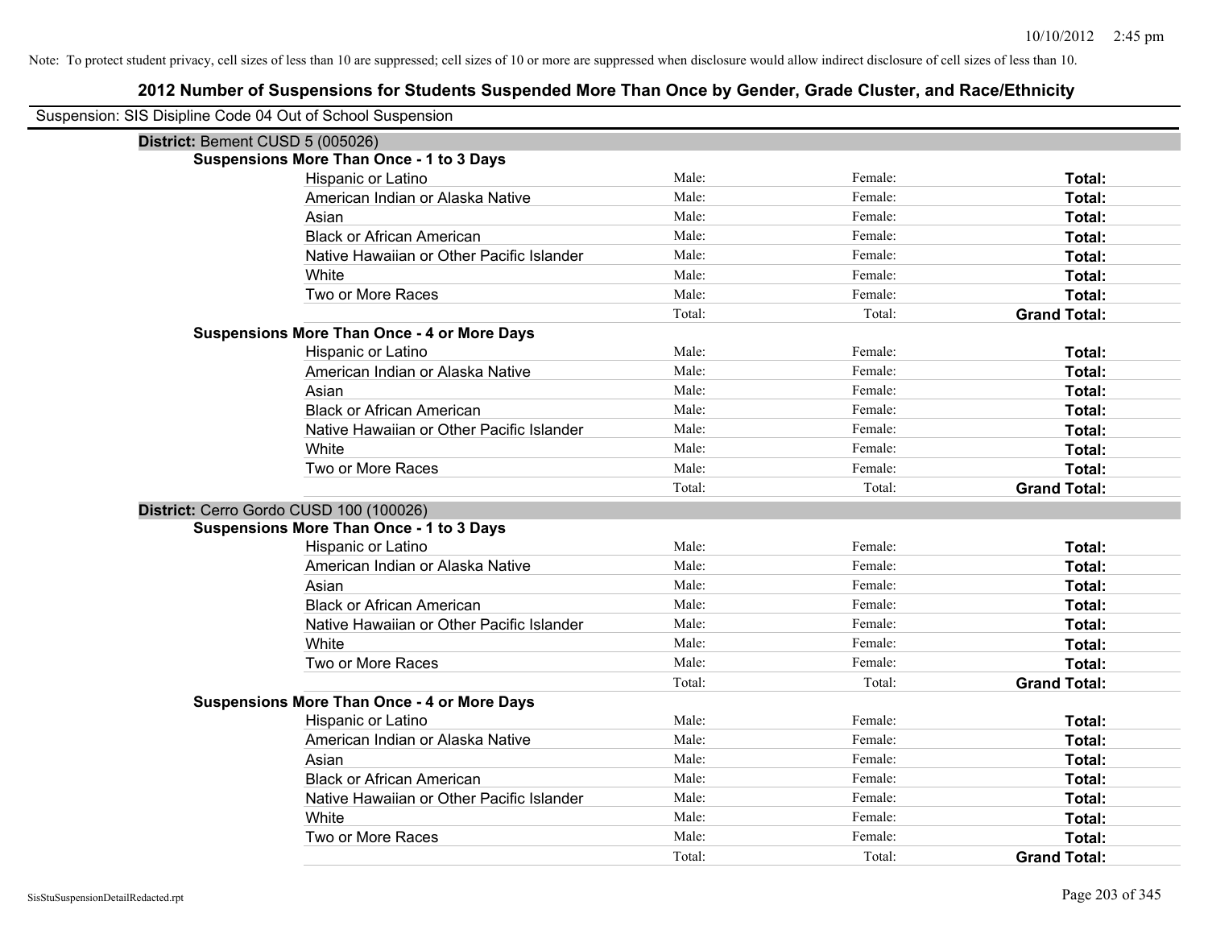Note: To protect student privacy, cell sizes of less than 10 are suppressed; cell sizes of 10 or more are suppressed when disclosure would allow indirect disclosure of cell sizes of less than 10.

# 2012 Number of Suspensions for Students Suspended More Than Once by Gender, Grade Cluster, and Race/Ethnicity

Suspension: SIS Disipline Code 04 Out of School Suspension

## District: Bement CUSD 5 (005026)

### Suspensions More Than Once - 1 to 3 Days

| | | | |
|---|---|---|---|
| Hispanic or Latino | Male: | Female: | **Total:** |
| American Indian or Alaska Native | Male: | Female: | **Total:** |
| Asian | Male: | Female: | **Total:** |
| Black or African American | Male: | Female: | **Total:** |
| Native Hawaiian or Other Pacific Islander | Male: | Female: | **Total:** |
| White | Male: | Female: | **Total:** |
| Two or More Races | Male: | Female: | **Total:** |
| | Total: | Total: | **Grand Total:** |

### Suspensions More Than Once - 4 or More Days

| | | | |
|---|---|---|---|
| Hispanic or Latino | Male: | Female: | **Total:** |
| American Indian or Alaska Native | Male: | Female: | **Total:** |
| Asian | Male: | Female: | **Total:** |
| Black or African American | Male: | Female: | **Total:** |
| Native Hawaiian or Other Pacific Islander | Male: | Female: | **Total:** |
| White | Male: | Female: | **Total:** |
| Two or More Races | Male: | Female: | **Total:** |
| | Total: | Total: | **Grand Total:** |

## District: Cerro Gordo CUSD 100 (100026)

### Suspensions More Than Once - 1 to 3 Days

| | | | |
|---|---|---|---|
| Hispanic or Latino | Male: | Female: | **Total:** |
| American Indian or Alaska Native | Male: | Female: | **Total:** |
| Asian | Male: | Female: | **Total:** |
| Black or African American | Male: | Female: | **Total:** |
| Native Hawaiian or Other Pacific Islander | Male: | Female: | **Total:** |
| White | Male: | Female: | **Total:** |
| Two or More Races | Male: | Female: | **Total:** |
| | Total: | Total: | **Grand Total:** |

### Suspensions More Than Once - 4 or More Days

| | | | |
|---|---|---|---|
| Hispanic or Latino | Male: | Female: | **Total:** |
| American Indian or Alaska Native | Male: | Female: | **Total:** |
| Asian | Male: | Female: | **Total:** |
| Black or African American | Male: | Female: | **Total:** |
| Native Hawaiian or Other Pacific Islander | Male: | Female: | **Total:** |
| White | Male: | Female: | **Total:** |
| Two or More Races | Male: | Female: | **Total:** |
| | Total: | Total: | **Grand Total:** |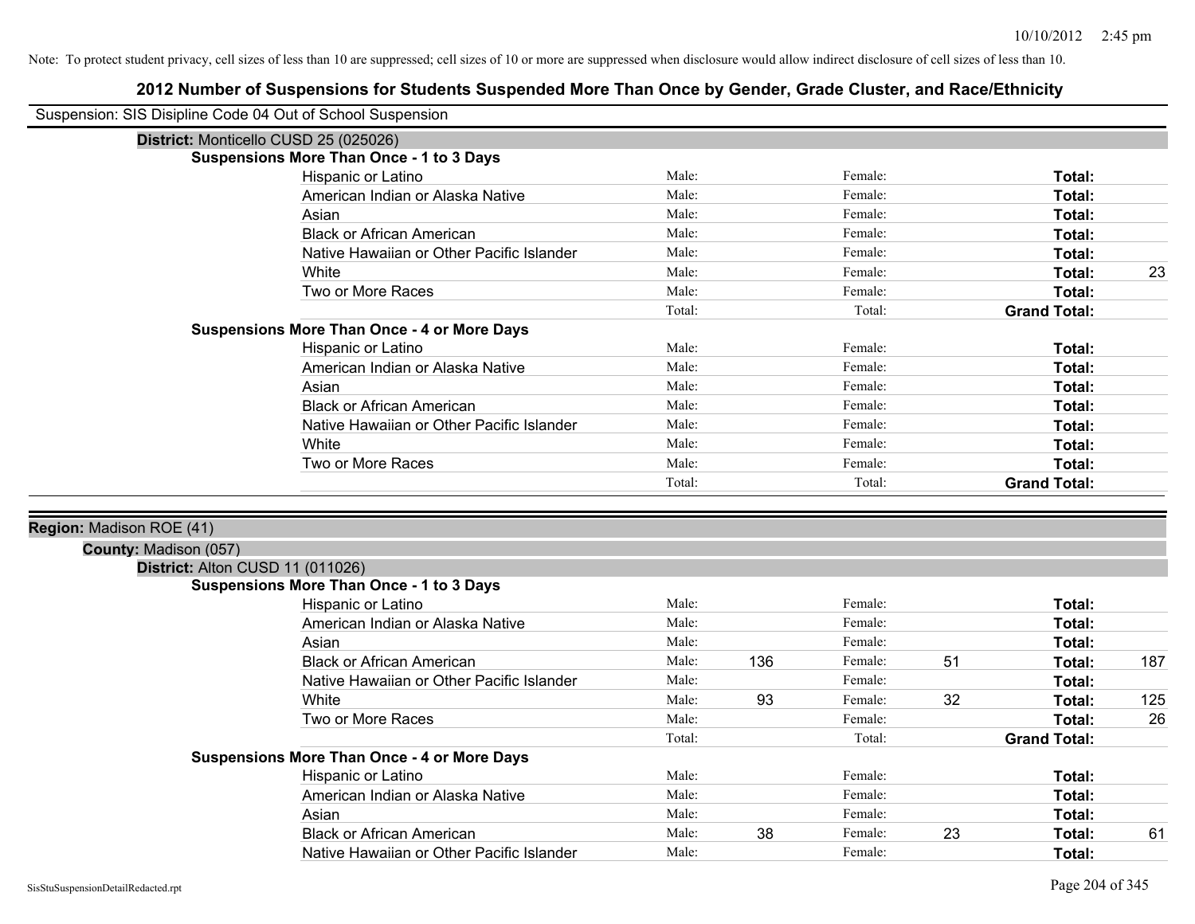Note: To protect student privacy, cell sizes of less than 10 are suppressed; cell sizes of 10 or more are suppressed when disclosure would allow indirect disclosure of cell sizes of less than 10.

# 2012 Number of Suspensions for Students Suspended More Than Once by Gender, Grade Cluster, and Race/Ethnicity

Suspension: SIS Disipline Code 04 Out of School Suspension

**District:** Monticello CUSD 25 (025026)

**Suspensions More Than Once - 1 to 3 Days**

| Race/Ethnicity | Male: | | Female: | | Total: | |
|---|---|---|---|---|---|---|
| Hispanic or Latino | Male: | | Female: | | **Total:** | |
| American Indian or Alaska Native | Male: | | Female: | | **Total:** | |
| Asian | Male: | | Female: | | **Total:** | |
| Black or African American | Male: | | Female: | | **Total:** | |
| Native Hawaiian or Other Pacific Islander | Male: | | Female: | | **Total:** | |
| White | Male: | | Female: | | **Total:** | 23 |
| Two or More Races | Male: | | Female: | | **Total:** | |
| | Total: | | Total: | | **Grand Total:** | |

**Suspensions More Than Once - 4 or More Days**

| Race/Ethnicity | Male: | | Female: | | Total: | |
|---|---|---|---|---|---|---|
| Hispanic or Latino | Male: | | Female: | | **Total:** | |
| American Indian or Alaska Native | Male: | | Female: | | **Total:** | |
| Asian | Male: | | Female: | | **Total:** | |
| Black or African American | Male: | | Female: | | **Total:** | |
| Native Hawaiian or Other Pacific Islander | Male: | | Female: | | **Total:** | |
| White | Male: | | Female: | | **Total:** | |
| Two or More Races | Male: | | Female: | | **Total:** | |
| | Total: | | Total: | | **Grand Total:** | |

**Region:** Madison ROE (41)

**County:** Madison (057)

**District:** Alton CUSD 11 (011026)

**Suspensions More Than Once - 1 to 3 Days**

| Race/Ethnicity | Male: | | Female: | | Total: | |
|---|---|---|---|---|---|---|
| Hispanic or Latino | Male: | | Female: | | **Total:** | |
| American Indian or Alaska Native | Male: | | Female: | | **Total:** | |
| Asian | Male: | | Female: | | **Total:** | |
| Black or African American | Male: | 136 | Female: | 51 | **Total:** | 187 |
| Native Hawaiian or Other Pacific Islander | Male: | | Female: | | **Total:** | |
| White | Male: | 93 | Female: | 32 | **Total:** | 125 |
| Two or More Races | Male: | | Female: | | **Total:** | 26 |
| | Total: | | Total: | | **Grand Total:** | |

**Suspensions More Than Once - 4 or More Days**

| Race/Ethnicity | Male: | | Female: | | Total: | |
|---|---|---|---|---|---|---|
| Hispanic or Latino | Male: | | Female: | | **Total:** | |
| American Indian or Alaska Native | Male: | | Female: | | **Total:** | |
| Asian | Male: | | Female: | | **Total:** | |
| Black or African American | Male: | 38 | Female: | 23 | **Total:** | 61 |
| Native Hawaiian or Other Pacific Islander | Male: | | Female: | | **Total:** | |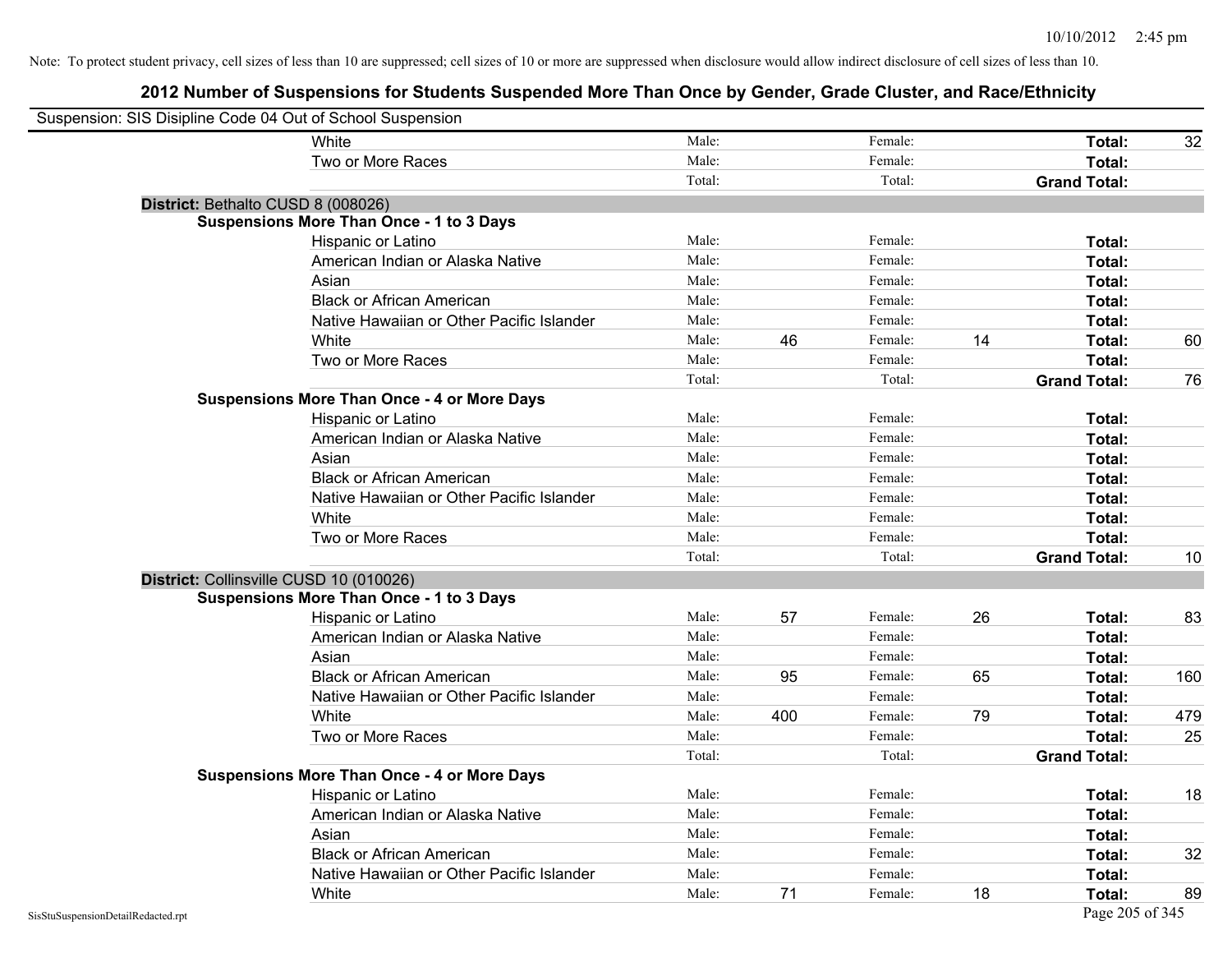Note: To protect student privacy, cell sizes of less than 10 are suppressed; cell sizes of 10 or more are suppressed when disclosure would allow indirect disclosure of cell sizes of less than 10.

## 2012 Number of Suspensions for Students Suspended More Than Once by Gender, Grade Cluster, and Race/Ethnicity

Suspension: SIS Disipline Code 04 Out of School Suspension

| | | | | | | |
|---|---|---|---|---|---|---|
| White | Male: | | Female: | | **Total:** | 32 |
| Two or More Races | Male: | | Female: | | **Total:** | |
| | Total: | | Total: | | **Grand Total:** | |

**District:** Bethalto CUSD 8 (008026)

**Suspensions More Than Once - 1 to 3 Days**

| | | | | | | |
|---|---|---|---|---|---|---|
| Hispanic or Latino | Male: | | Female: | | **Total:** | |
| American Indian or Alaska Native | Male: | | Female: | | **Total:** | |
| Asian | Male: | | Female: | | **Total:** | |
| Black or African American | Male: | | Female: | | **Total:** | |
| Native Hawaiian or Other Pacific Islander | Male: | | Female: | | **Total:** | |
| White | Male: | 46 | Female: | 14 | **Total:** | 60 |
| Two or More Races | Male: | | Female: | | **Total:** | |
| | Total: | | Total: | | **Grand Total:** | 76 |

**Suspensions More Than Once - 4 or More Days**

| | | | | | | |
|---|---|---|---|---|---|---|
| Hispanic or Latino | Male: | | Female: | | **Total:** | |
| American Indian or Alaska Native | Male: | | Female: | | **Total:** | |
| Asian | Male: | | Female: | | **Total:** | |
| Black or African American | Male: | | Female: | | **Total:** | |
| Native Hawaiian or Other Pacific Islander | Male: | | Female: | | **Total:** | |
| White | Male: | | Female: | | **Total:** | |
| Two or More Races | Male: | | Female: | | **Total:** | |
| | Total: | | Total: | | **Grand Total:** | 10 |

**District:** Collinsville CUSD 10 (010026)

**Suspensions More Than Once - 1 to 3 Days**

| | | | | | | |
|---|---|---|---|---|---|---|
| Hispanic or Latino | Male: | 57 | Female: | 26 | **Total:** | 83 |
| American Indian or Alaska Native | Male: | | Female: | | **Total:** | |
| Asian | Male: | | Female: | | **Total:** | |
| Black or African American | Male: | 95 | Female: | 65 | **Total:** | 160 |
| Native Hawaiian or Other Pacific Islander | Male: | | Female: | | **Total:** | |
| White | Male: | 400 | Female: | 79 | **Total:** | 479 |
| Two or More Races | Male: | | Female: | | **Total:** | 25 |
| | Total: | | Total: | | **Grand Total:** | |

**Suspensions More Than Once - 4 or More Days**

| | | | | | | |
|---|---|---|---|---|---|---|
| Hispanic or Latino | Male: | | Female: | | **Total:** | 18 |
| American Indian or Alaska Native | Male: | | Female: | | **Total:** | |
| Asian | Male: | | Female: | | **Total:** | |
| Black or African American | Male: | | Female: | | **Total:** | 32 |
| Native Hawaiian or Other Pacific Islander | Male: | | Female: | | **Total:** | |
| White | Male: | 71 | Female: | 18 | **Total:** | 89 |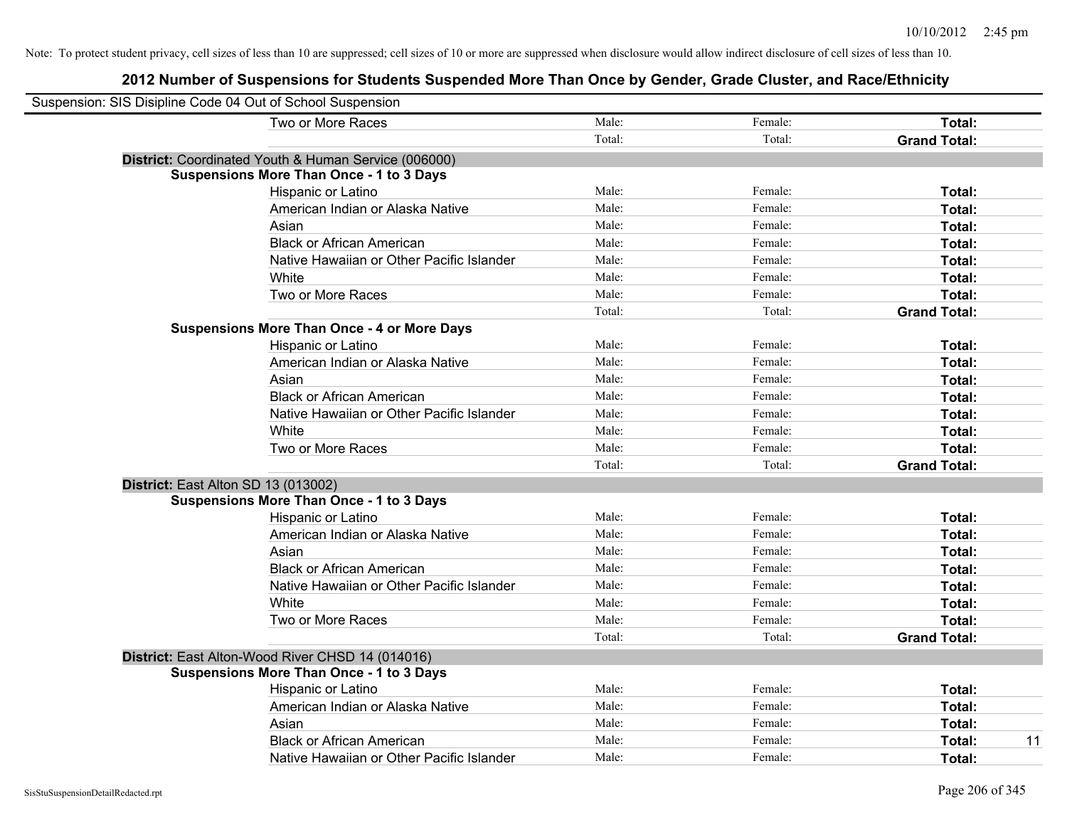Note: To protect student privacy, cell sizes of less than 10 are suppressed; cell sizes of 10 or more are suppressed when disclosure would allow indirect disclosure of cell sizes of less than 10.

## 2012 Number of Suspensions for Students Suspended More Than Once by Gender, Grade Cluster, and Race/Ethnicity

Suspension: SIS Disipline Code 04 Out of School Suspension

| | | | | |
|---|---|---|---|---|
| Two or More Races | Male: | Female: | **Total:** | |
| | Total: | Total: | **Grand Total:** | |
| **District:** Coordinated Youth & Human Service (006000) | | | | |
| **Suspensions More Than Once - 1 to 3 Days** | | | | |
| Hispanic or Latino | Male: | Female: | **Total:** | |
| American Indian or Alaska Native | Male: | Female: | **Total:** | |
| Asian | Male: | Female: | **Total:** | |
| Black or African American | Male: | Female: | **Total:** | |
| Native Hawaiian or Other Pacific Islander | Male: | Female: | **Total:** | |
| White | Male: | Female: | **Total:** | |
| Two or More Races | Male: | Female: | **Total:** | |
| | Total: | Total: | **Grand Total:** | |
| **Suspensions More Than Once - 4 or More Days** | | | | |
| Hispanic or Latino | Male: | Female: | **Total:** | |
| American Indian or Alaska Native | Male: | Female: | **Total:** | |
| Asian | Male: | Female: | **Total:** | |
| Black or African American | Male: | Female: | **Total:** | |
| Native Hawaiian or Other Pacific Islander | Male: | Female: | **Total:** | |
| White | Male: | Female: | **Total:** | |
| Two or More Races | Male: | Female: | **Total:** | |
| | Total: | Total: | **Grand Total:** | |
| **District:** East Alton SD 13 (013002) | | | | |
| **Suspensions More Than Once - 1 to 3 Days** | | | | |
| Hispanic or Latino | Male: | Female: | **Total:** | |
| American Indian or Alaska Native | Male: | Female: | **Total:** | |
| Asian | Male: | Female: | **Total:** | |
| Black or African American | Male: | Female: | **Total:** | |
| Native Hawaiian or Other Pacific Islander | Male: | Female: | **Total:** | |
| White | Male: | Female: | **Total:** | |
| Two or More Races | Male: | Female: | **Total:** | |
| | Total: | Total: | **Grand Total:** | |
| **District:** East Alton-Wood River CHSD 14 (014016) | | | | |
| **Suspensions More Than Once - 1 to 3 Days** | | | | |
| Hispanic or Latino | Male: | Female: | **Total:** | |
| American Indian or Alaska Native | Male: | Female: | **Total:** | |
| Asian | Male: | Female: | **Total:** | |
| Black or African American | Male: | Female: | **Total:** | 11 |
| Native Hawaiian or Other Pacific Islander | Male: | Female: | **Total:** | |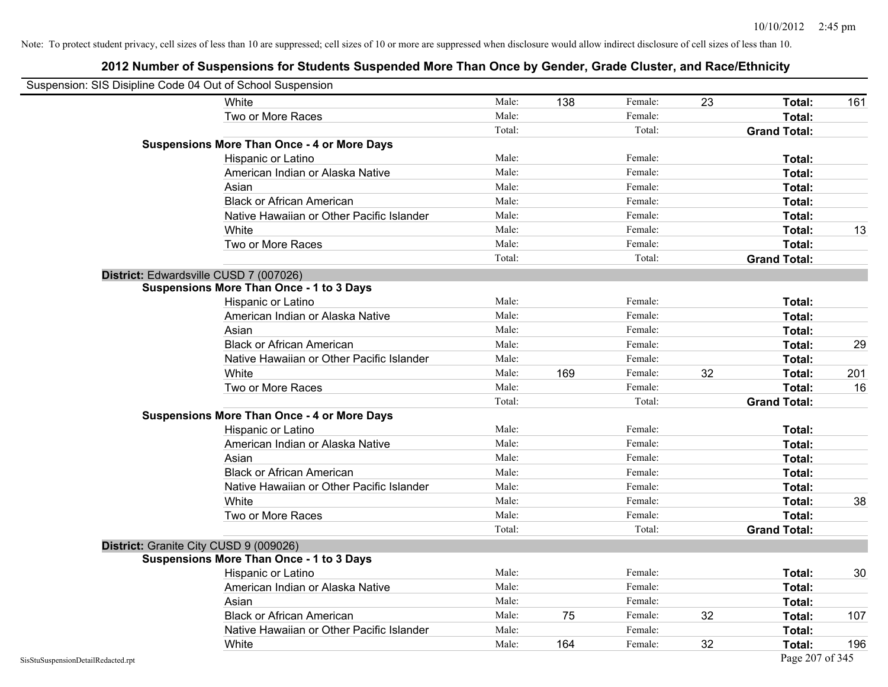Note: To protect student privacy, cell sizes of less than 10 are suppressed; cell sizes of 10 or more are suppressed when disclosure would allow indirect disclosure of cell sizes of less than 10.

## 2012 Number of Suspensions for Students Suspended More Than Once by Gender, Grade Cluster, and Race/Ethnicity

Suspension: SIS Disipline Code 04 Out of School Suspension

| | | | | | | |
|---|---|---|---|---|---|---|
| White | Male: | 138 | Female: | 23 | **Total:** | 161 |
| Two or More Races | Male: | | Female: | | **Total:** | |
| | Total: | | Total: | | **Grand Total:** | |
| **Suspensions More Than Once - 4 or More Days** | | | | | | |
| Hispanic or Latino | Male: | | Female: | | **Total:** | |
| American Indian or Alaska Native | Male: | | Female: | | **Total:** | |
| Asian | Male: | | Female: | | **Total:** | |
| Black or African American | Male: | | Female: | | **Total:** | |
| Native Hawaiian or Other Pacific Islander | Male: | | Female: | | **Total:** | |
| White | Male: | | Female: | | **Total:** | 13 |
| Two or More Races | Male: | | Female: | | **Total:** | |
| | Total: | | Total: | | **Grand Total:** | |

**District:** Edwardsville CUSD 7 (007026)

| | | | | | | |
|---|---|---|---|---|---|---|
| **Suspensions More Than Once - 1 to 3 Days** | | | | | | |
| Hispanic or Latino | Male: | | Female: | | **Total:** | |
| American Indian or Alaska Native | Male: | | Female: | | **Total:** | |
| Asian | Male: | | Female: | | **Total:** | |
| Black or African American | Male: | | Female: | | **Total:** | 29 |
| Native Hawaiian or Other Pacific Islander | Male: | | Female: | | **Total:** | |
| White | Male: | 169 | Female: | 32 | **Total:** | 201 |
| Two or More Races | Male: | | Female: | | **Total:** | 16 |
| | Total: | | Total: | | **Grand Total:** | |
| **Suspensions More Than Once - 4 or More Days** | | | | | | |
| Hispanic or Latino | Male: | | Female: | | **Total:** | |
| American Indian or Alaska Native | Male: | | Female: | | **Total:** | |
| Asian | Male: | | Female: | | **Total:** | |
| Black or African American | Male: | | Female: | | **Total:** | |
| Native Hawaiian or Other Pacific Islander | Male: | | Female: | | **Total:** | |
| White | Male: | | Female: | | **Total:** | 38 |
| Two or More Races | Male: | | Female: | | **Total:** | |
| | Total: | | Total: | | **Grand Total:** | |

**District:** Granite City CUSD 9 (009026)

| | | | | | | |
|---|---|---|---|---|---|---|
| **Suspensions More Than Once - 1 to 3 Days** | | | | | | |
| Hispanic or Latino | Male: | | Female: | | **Total:** | 30 |
| American Indian or Alaska Native | Male: | | Female: | | **Total:** | |
| Asian | Male: | | Female: | | **Total:** | |
| Black or African American | Male: | 75 | Female: | 32 | **Total:** | 107 |
| Native Hawaiian or Other Pacific Islander | Male: | | Female: | | **Total:** | |
| White | Male: | 164 | Female: | 32 | **Total:** | 196 |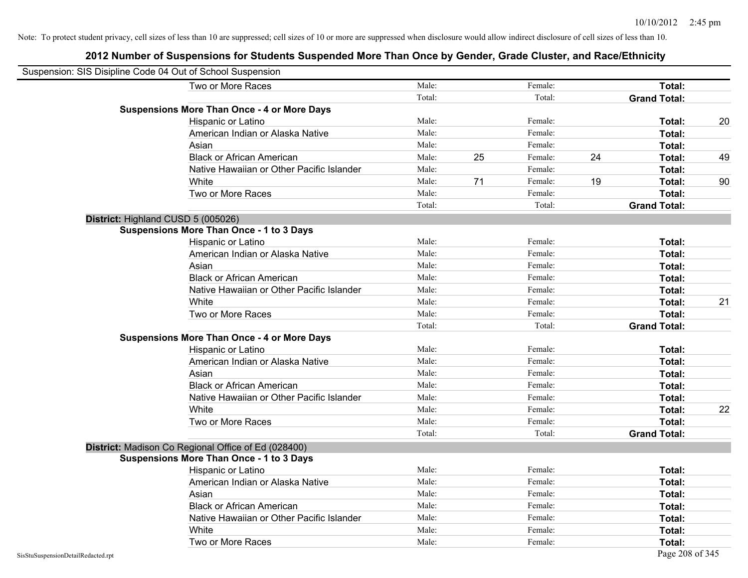Note: To protect student privacy, cell sizes of less than 10 are suppressed; cell sizes of 10 or more are suppressed when disclosure would allow indirect disclosure of cell sizes of less than 10.

# 2012 Number of Suspensions for Students Suspended More Than Once by Gender, Grade Cluster, and Race/Ethnicity

Suspension: SIS Disipline Code 04 Out of School Suspension

| | | | | | | |
|---|---|---|---|---|---|---|
| Two or More Races | Male: | | Female: | | **Total:** | |
| | Total: | | Total: | | **Grand Total:** | |
| **Suspensions More Than Once - 4 or More Days** | | | | | | |
| Hispanic or Latino | Male: | | Female: | | **Total:** | 20 |
| American Indian or Alaska Native | Male: | | Female: | | **Total:** | |
| Asian | Male: | | Female: | | **Total:** | |
| Black or African American | Male: | 25 | Female: | 24 | **Total:** | 49 |
| Native Hawaiian or Other Pacific Islander | Male: | | Female: | | **Total:** | |
| White | Male: | 71 | Female: | 19 | **Total:** | 90 |
| Two or More Races | Male: | | Female: | | **Total:** | |
| | Total: | | Total: | | **Grand Total:** | |
| **District:** Highland CUSD 5 (005026) | | | | | | |
| **Suspensions More Than Once - 1 to 3 Days** | | | | | | |
| Hispanic or Latino | Male: | | Female: | | **Total:** | |
| American Indian or Alaska Native | Male: | | Female: | | **Total:** | |
| Asian | Male: | | Female: | | **Total:** | |
| Black or African American | Male: | | Female: | | **Total:** | |
| Native Hawaiian or Other Pacific Islander | Male: | | Female: | | **Total:** | |
| White | Male: | | Female: | | **Total:** | 21 |
| Two or More Races | Male: | | Female: | | **Total:** | |
| | Total: | | Total: | | **Grand Total:** | |
| **Suspensions More Than Once - 4 or More Days** | | | | | | |
| Hispanic or Latino | Male: | | Female: | | **Total:** | |
| American Indian or Alaska Native | Male: | | Female: | | **Total:** | |
| Asian | Male: | | Female: | | **Total:** | |
| Black or African American | Male: | | Female: | | **Total:** | |
| Native Hawaiian or Other Pacific Islander | Male: | | Female: | | **Total:** | |
| White | Male: | | Female: | | **Total:** | 22 |
| Two or More Races | Male: | | Female: | | **Total:** | |
| | Total: | | Total: | | **Grand Total:** | |
| **District:** Madison Co Regional Office of Ed (028400) | | | | | | |
| **Suspensions More Than Once - 1 to 3 Days** | | | | | | |
| Hispanic or Latino | Male: | | Female: | | **Total:** | |
| American Indian or Alaska Native | Male: | | Female: | | **Total:** | |
| Asian | Male: | | Female: | | **Total:** | |
| Black or African American | Male: | | Female: | | **Total:** | |
| Native Hawaiian or Other Pacific Islander | Male: | | Female: | | **Total:** | |
| White | Male: | | Female: | | **Total:** | |
| Two or More Races | Male: | | Female: | | **Total:** | |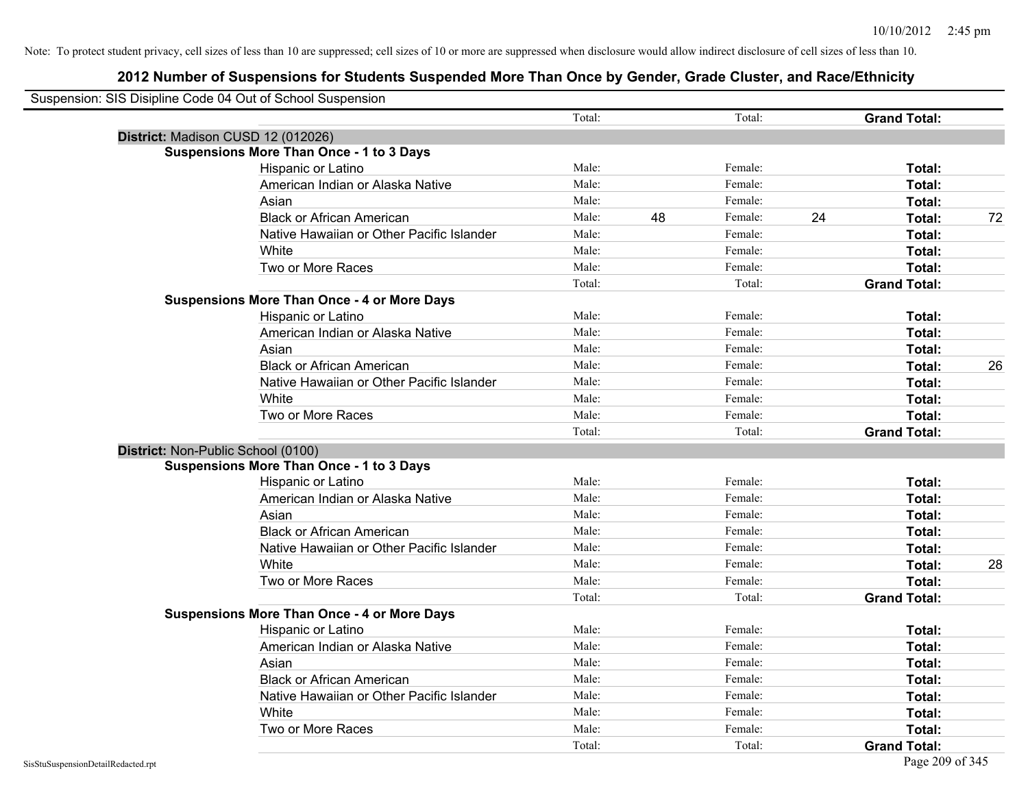Note: To protect student privacy, cell sizes of less than 10 are suppressed; cell sizes of 10 or more are suppressed when disclosure would allow indirect disclosure of cell sizes of less than 10.

## 2012 Number of Suspensions for Students Suspended More Than Once by Gender, Grade Cluster, and Race/Ethnicity

Suspension: SIS Disipline Code 04 Out of School Suspension

| | | | | | | |
|---|---|---|---|---|---|---|
| | Total: | | Total: | | **Grand Total:** | |
| **District:** Madison CUSD 12 (012026) | | | | | | |
| **Suspensions More Than Once - 1 to 3 Days** | | | | | | |
| Hispanic or Latino | Male: | | Female: | | **Total:** | |
| American Indian or Alaska Native | Male: | | Female: | | **Total:** | |
| Asian | Male: | | Female: | | **Total:** | |
| Black or African American | Male: | 48 | Female: | 24 | **Total:** | 72 |
| Native Hawaiian or Other Pacific Islander | Male: | | Female: | | **Total:** | |
| White | Male: | | Female: | | **Total:** | |
| Two or More Races | Male: | | Female: | | **Total:** | |
| | Total: | | Total: | | **Grand Total:** | |
| **Suspensions More Than Once - 4 or More Days** | | | | | | |
| Hispanic or Latino | Male: | | Female: | | **Total:** | |
| American Indian or Alaska Native | Male: | | Female: | | **Total:** | |
| Asian | Male: | | Female: | | **Total:** | |
| Black or African American | Male: | | Female: | | **Total:** | 26 |
| Native Hawaiian or Other Pacific Islander | Male: | | Female: | | **Total:** | |
| White | Male: | | Female: | | **Total:** | |
| Two or More Races | Male: | | Female: | | **Total:** | |
| | Total: | | Total: | | **Grand Total:** | |
| **District:** Non-Public School (0100) | | | | | | |
| **Suspensions More Than Once - 1 to 3 Days** | | | | | | |
| Hispanic or Latino | Male: | | Female: | | **Total:** | |
| American Indian or Alaska Native | Male: | | Female: | | **Total:** | |
| Asian | Male: | | Female: | | **Total:** | |
| Black or African American | Male: | | Female: | | **Total:** | |
| Native Hawaiian or Other Pacific Islander | Male: | | Female: | | **Total:** | |
| White | Male: | | Female: | | **Total:** | 28 |
| Two or More Races | Male: | | Female: | | **Total:** | |
| | Total: | | Total: | | **Grand Total:** | |
| **Suspensions More Than Once - 4 or More Days** | | | | | | |
| Hispanic or Latino | Male: | | Female: | | **Total:** | |
| American Indian or Alaska Native | Male: | | Female: | | **Total:** | |
| Asian | Male: | | Female: | | **Total:** | |
| Black or African American | Male: | | Female: | | **Total:** | |
| Native Hawaiian or Other Pacific Islander | Male: | | Female: | | **Total:** | |
| White | Male: | | Female: | | **Total:** | |
| Two or More Races | Male: | | Female: | | **Total:** | |
| | Total: | | Total: | | **Grand Total:** | |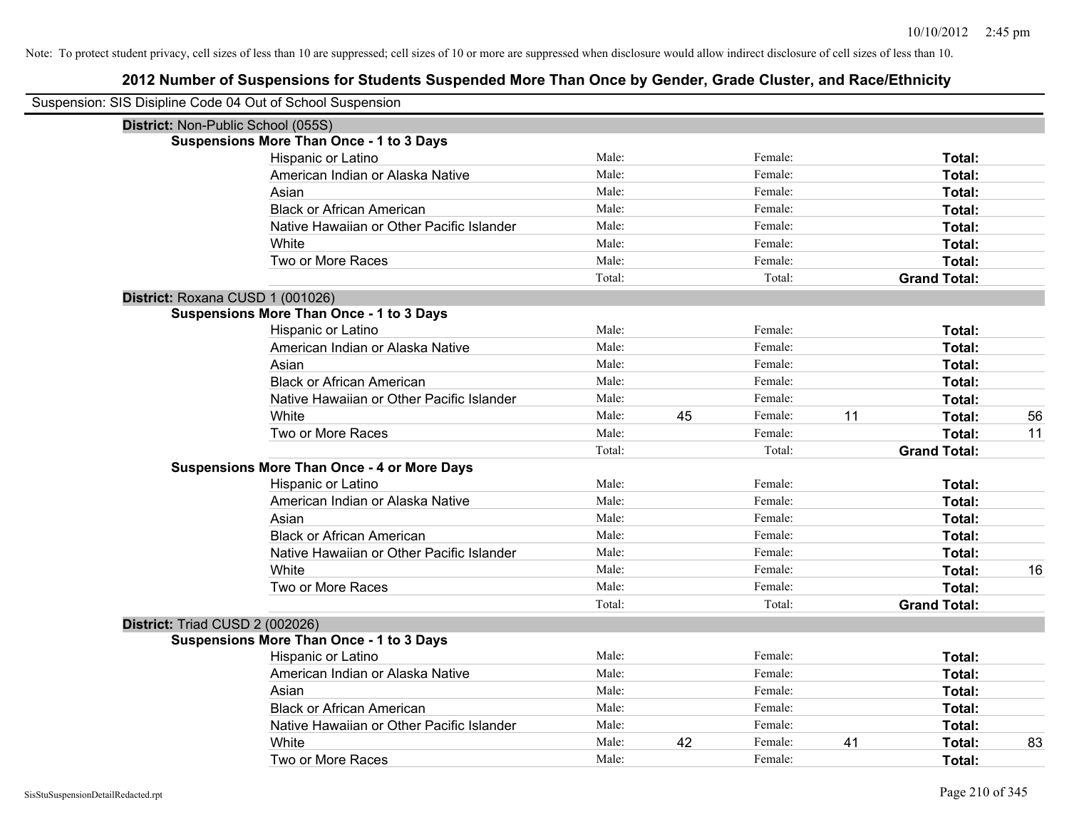Note: To protect student privacy, cell sizes of less than 10 are suppressed; cell sizes of 10 or more are suppressed when disclosure would allow indirect disclosure of cell sizes of less than 10.

# 2012 Number of Suspensions for Students Suspended More Than Once by Gender, Grade Cluster, and Race/Ethnicity

Suspension: SIS Disipline Code 04 Out of School Suspension

## District: Non-Public School (055S)

### Suspensions More Than Once - 1 to 3 Days

| | | | | | | |
|---|---|---|---|---|---|---|
| Hispanic or Latino | Male: | | Female: | | **Total:** | |
| American Indian or Alaska Native | Male: | | Female: | | **Total:** | |
| Asian | Male: | | Female: | | **Total:** | |
| Black or African American | Male: | | Female: | | **Total:** | |
| Native Hawaiian or Other Pacific Islander | Male: | | Female: | | **Total:** | |
| White | Male: | | Female: | | **Total:** | |
| Two or More Races | Male: | | Female: | | **Total:** | |
| | Total: | | Total: | | **Grand Total:** | |

## District: Roxana CUSD 1 (001026)

### Suspensions More Than Once - 1 to 3 Days

| | | | | | | |
|---|---|---|---|---|---|---|
| Hispanic or Latino | Male: | | Female: | | **Total:** | |
| American Indian or Alaska Native | Male: | | Female: | | **Total:** | |
| Asian | Male: | | Female: | | **Total:** | |
| Black or African American | Male: | | Female: | | **Total:** | |
| Native Hawaiian or Other Pacific Islander | Male: | | Female: | | **Total:** | |
| White | Male: | 45 | Female: | 11 | **Total:** | 56 |
| Two or More Races | Male: | | Female: | | **Total:** | 11 |
| | Total: | | Total: | | **Grand Total:** | |

### Suspensions More Than Once - 4 or More Days

| | | | | | | |
|---|---|---|---|---|---|---|
| Hispanic or Latino | Male: | | Female: | | **Total:** | |
| American Indian or Alaska Native | Male: | | Female: | | **Total:** | |
| Asian | Male: | | Female: | | **Total:** | |
| Black or African American | Male: | | Female: | | **Total:** | |
| Native Hawaiian or Other Pacific Islander | Male: | | Female: | | **Total:** | |
| White | Male: | | Female: | | **Total:** | 16 |
| Two or More Races | Male: | | Female: | | **Total:** | |
| | Total: | | Total: | | **Grand Total:** | |

## District: Triad CUSD 2 (002026)

### Suspensions More Than Once - 1 to 3 Days

| | | | | | | |
|---|---|---|---|---|---|---|
| Hispanic or Latino | Male: | | Female: | | **Total:** | |
| American Indian or Alaska Native | Male: | | Female: | | **Total:** | |
| Asian | Male: | | Female: | | **Total:** | |
| Black or African American | Male: | | Female: | | **Total:** | |
| Native Hawaiian or Other Pacific Islander | Male: | | Female: | | **Total:** | |
| White | Male: | 42 | Female: | 41 | **Total:** | 83 |
| Two or More Races | Male: | | Female: | | **Total:** | |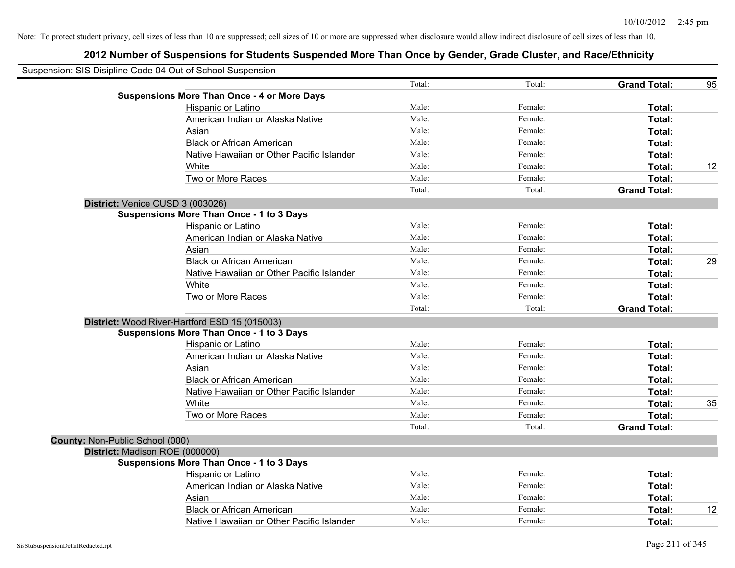Note: To protect student privacy, cell sizes of less than 10 are suppressed; cell sizes of 10 or more are suppressed when disclosure would allow indirect disclosure of cell sizes of less than 10.

# 2012 Number of Suspensions for Students Suspended More Than Once by Gender, Grade Cluster, and Race/Ethnicity

Suspension: SIS Disipline Code 04 Out of School Suspension

| | | | | |
|---|---|---|---|---|
| | Total: | Total: | **Grand Total:** | 95 |
| **Suspensions More Than Once - 4 or More Days** | | | | |
| Hispanic or Latino | Male: | Female: | **Total:** | |
| American Indian or Alaska Native | Male: | Female: | **Total:** | |
| Asian | Male: | Female: | **Total:** | |
| Black or African American | Male: | Female: | **Total:** | |
| Native Hawaiian or Other Pacific Islander | Male: | Female: | **Total:** | |
| White | Male: | Female: | **Total:** | 12 |
| Two or More Races | Male: | Female: | **Total:** | |
| | Total: | Total: | **Grand Total:** | |
| **District:** Venice CUSD 3 (003026) | | | | |
| **Suspensions More Than Once - 1 to 3 Days** | | | | |
| Hispanic or Latino | Male: | Female: | **Total:** | |
| American Indian or Alaska Native | Male: | Female: | **Total:** | |
| Asian | Male: | Female: | **Total:** | |
| Black or African American | Male: | Female: | **Total:** | 29 |
| Native Hawaiian or Other Pacific Islander | Male: | Female: | **Total:** | |
| White | Male: | Female: | **Total:** | |
| Two or More Races | Male: | Female: | **Total:** | |
| | Total: | Total: | **Grand Total:** | |
| **District:** Wood River-Hartford ESD 15 (015003) | | | | |
| **Suspensions More Than Once - 1 to 3 Days** | | | | |
| Hispanic or Latino | Male: | Female: | **Total:** | |
| American Indian or Alaska Native | Male: | Female: | **Total:** | |
| Asian | Male: | Female: | **Total:** | |
| Black or African American | Male: | Female: | **Total:** | |
| Native Hawaiian or Other Pacific Islander | Male: | Female: | **Total:** | |
| White | Male: | Female: | **Total:** | 35 |
| Two or More Races | Male: | Female: | **Total:** | |
| | Total: | Total: | **Grand Total:** | |
| **County:** Non-Public School (000) | | | | |
| **District:** Madison ROE (000000) | | | | |
| **Suspensions More Than Once - 1 to 3 Days** | | | | |
| Hispanic or Latino | Male: | Female: | **Total:** | |
| American Indian or Alaska Native | Male: | Female: | **Total:** | |
| Asian | Male: | Female: | **Total:** | |
| Black or African American | Male: | Female: | **Total:** | 12 |
| Native Hawaiian or Other Pacific Islander | Male: | Female: | **Total:** | |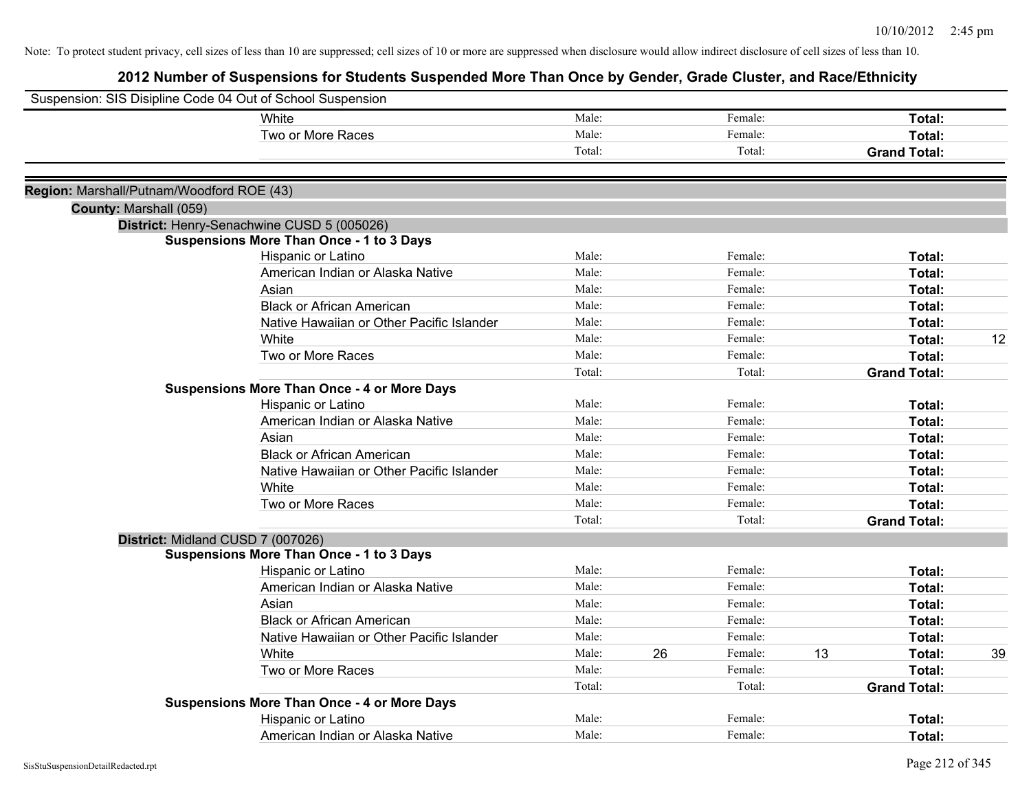Note: To protect student privacy, cell sizes of less than 10 are suppressed; cell sizes of 10 or more are suppressed when disclosure would allow indirect disclosure of cell sizes of less than 10.

# 2012 Number of Suspensions for Students Suspended More Than Once by Gender, Grade Cluster, and Race/Ethnicity

Suspension: SIS Disipline Code 04 Out of School Suspension

| | Male: | | Female: | | Total: | |
|---|---|---|---|---|---|---|
| White | Male: | | Female: | | Total: | |
| Two or More Races | Male: | | Female: | | Total: | |
| | Total: | | Total: | | Grand Total: | |

**Region:** Marshall/Putnam/Woodford ROE (43)

**County:** Marshall (059)

**District:** Henry-Senachwine CUSD 5 (005026)

**Suspensions More Than Once - 1 to 3 Days**

| | | | | | | |
|---|---|---|---|---|---|---|
| Hispanic or Latino | Male: | | Female: | | Total: | |
| American Indian or Alaska Native | Male: | | Female: | | Total: | |
| Asian | Male: | | Female: | | Total: | |
| Black or African American | Male: | | Female: | | Total: | |
| Native Hawaiian or Other Pacific Islander | Male: | | Female: | | Total: | |
| White | Male: | | Female: | | Total: | 12 |
| Two or More Races | Male: | | Female: | | Total: | |
| | Total: | | Total: | | Grand Total: | |

**Suspensions More Than Once - 4 or More Days**

| | | | | | | |
|---|---|---|---|---|---|---|
| Hispanic or Latino | Male: | | Female: | | Total: | |
| American Indian or Alaska Native | Male: | | Female: | | Total: | |
| Asian | Male: | | Female: | | Total: | |
| Black or African American | Male: | | Female: | | Total: | |
| Native Hawaiian or Other Pacific Islander | Male: | | Female: | | Total: | |
| White | Male: | | Female: | | Total: | |
| Two or More Races | Male: | | Female: | | Total: | |
| | Total: | | Total: | | Grand Total: | |

**District:** Midland CUSD 7 (007026)

**Suspensions More Than Once - 1 to 3 Days**

| | | | | | | |
|---|---|---|---|---|---|---|
| Hispanic or Latino | Male: | | Female: | | Total: | |
| American Indian or Alaska Native | Male: | | Female: | | Total: | |
| Asian | Male: | | Female: | | Total: | |
| Black or African American | Male: | | Female: | | Total: | |
| Native Hawaiian or Other Pacific Islander | Male: | | Female: | | Total: | |
| White | Male: | 26 | Female: | 13 | Total: | 39 |
| Two or More Races | Male: | | Female: | | Total: | |
| | Total: | | Total: | | Grand Total: | |

**Suspensions More Than Once - 4 or More Days**

| | | | | | | |
|---|---|---|---|---|---|---|
| Hispanic or Latino | Male: | | Female: | | Total: | |
| American Indian or Alaska Native | Male: | | Female: | | Total: | |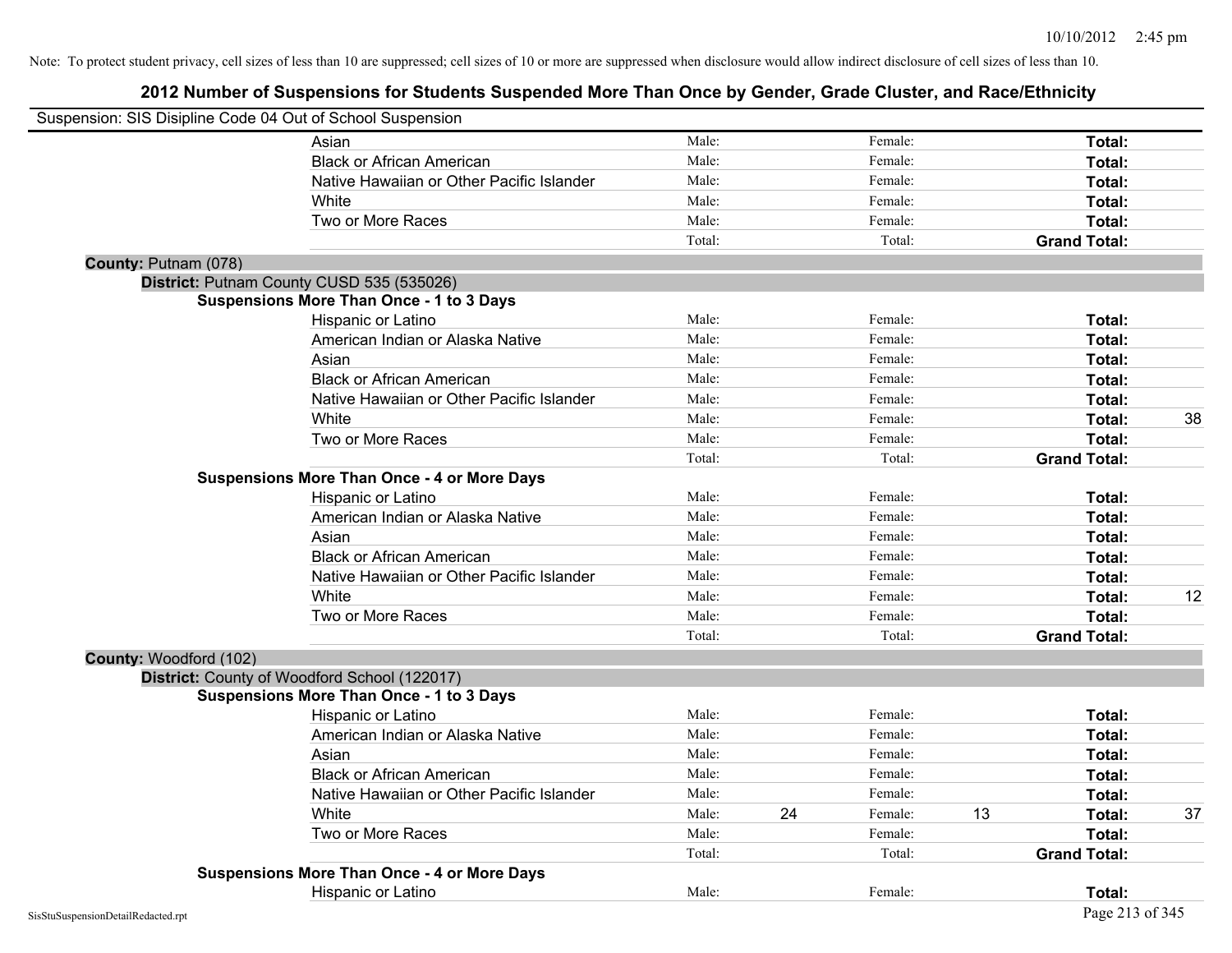Note: To protect student privacy, cell sizes of less than 10 are suppressed; cell sizes of 10 or more are suppressed when disclosure would allow indirect disclosure of cell sizes of less than 10.

# 2012 Number of Suspensions for Students Suspended More Than Once by Gender, Grade Cluster, and Race/Ethnicity

Suspension: SIS Disipline Code 04 Out of School Suspension

| | Male: | | Female: | | Total: | |
|---|---|---|---|---|---|---|
| Asian | Male: | | Female: | | **Total:** | |
| Black or African American | Male: | | Female: | | **Total:** | |
| Native Hawaiian or Other Pacific Islander | Male: | | Female: | | **Total:** | |
| White | Male: | | Female: | | **Total:** | |
| Two or More Races | Male: | | Female: | | **Total:** | |
| | Total: | | Total: | | **Grand Total:** | |

**County:** Putnam (078)

**District:** Putnam County CUSD 535 (535026)

**Suspensions More Than Once - 1 to 3 Days**

| | | | | | | |
|---|---|---|---|---|---|---|
| Hispanic or Latino | Male: | | Female: | | **Total:** | |
| American Indian or Alaska Native | Male: | | Female: | | **Total:** | |
| Asian | Male: | | Female: | | **Total:** | |
| Black or African American | Male: | | Female: | | **Total:** | |
| Native Hawaiian or Other Pacific Islander | Male: | | Female: | | **Total:** | |
| White | Male: | | Female: | | **Total:** | 38 |
| Two or More Races | Male: | | Female: | | **Total:** | |
| | Total: | | Total: | | **Grand Total:** | |

**Suspensions More Than Once - 4 or More Days**

| | | | | | | |
|---|---|---|---|---|---|---|
| Hispanic or Latino | Male: | | Female: | | **Total:** | |
| American Indian or Alaska Native | Male: | | Female: | | **Total:** | |
| Asian | Male: | | Female: | | **Total:** | |
| Black or African American | Male: | | Female: | | **Total:** | |
| Native Hawaiian or Other Pacific Islander | Male: | | Female: | | **Total:** | |
| White | Male: | | Female: | | **Total:** | 12 |
| Two or More Races | Male: | | Female: | | **Total:** | |
| | Total: | | Total: | | **Grand Total:** | |

**County:** Woodford (102)

**District:** County of Woodford School (122017)

**Suspensions More Than Once - 1 to 3 Days**

| | | | | | | |
|---|---|---|---|---|---|---|
| Hispanic or Latino | Male: | | Female: | | **Total:** | |
| American Indian or Alaska Native | Male: | | Female: | | **Total:** | |
| Asian | Male: | | Female: | | **Total:** | |
| Black or African American | Male: | | Female: | | **Total:** | |
| Native Hawaiian or Other Pacific Islander | Male: | | Female: | | **Total:** | |
| White | Male: | 24 | Female: | 13 | **Total:** | 37 |
| Two or More Races | Male: | | Female: | | **Total:** | |
| | Total: | | Total: | | **Grand Total:** | |

**Suspensions More Than Once - 4 or More Days**

| | | | | | | |
|---|---|---|---|---|---|---|
| Hispanic or Latino | Male: | | Female: | | **Total:** | |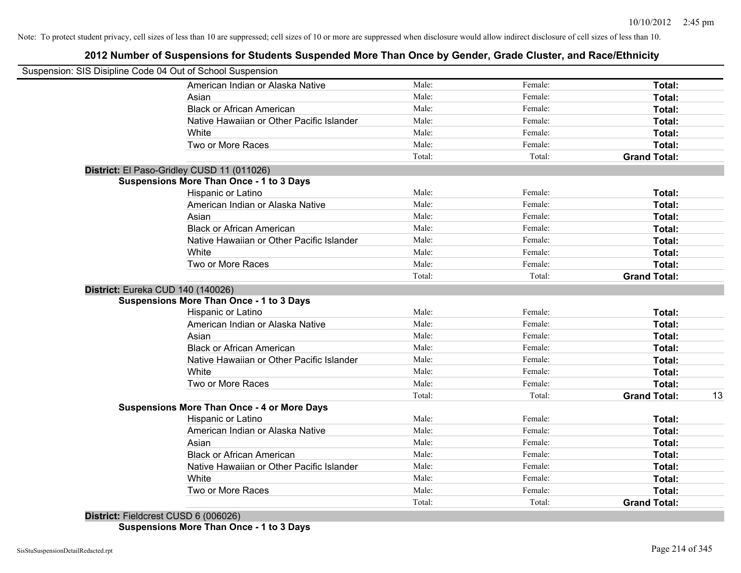Note: To protect student privacy, cell sizes of less than 10 are suppressed; cell sizes of 10 or more are suppressed when disclosure would allow indirect disclosure of cell sizes of less than 10.

# 2012 Number of Suspensions for Students Suspended More Than Once by Gender, Grade Cluster, and Race/Ethnicity

Suspension: SIS Disipline Code 04 Out of School Suspension

| | Male: | Female: | Total: | |
|---|---|---|---|---|
| American Indian or Alaska Native | Male: | Female: | **Total:** | |
| Asian | Male: | Female: | **Total:** | |
| Black or African American | Male: | Female: | **Total:** | |
| Native Hawaiian or Other Pacific Islander | Male: | Female: | **Total:** | |
| White | Male: | Female: | **Total:** | |
| Two or More Races | Male: | Female: | **Total:** | |
| | Total: | Total: | **Grand Total:** | |

**District:** El Paso-Gridley CUSD 11 (011026)

**Suspensions More Than Once - 1 to 3 Days**

| | | | | |
|---|---|---|---|---|
| Hispanic or Latino | Male: | Female: | **Total:** | |
| American Indian or Alaska Native | Male: | Female: | **Total:** | |
| Asian | Male: | Female: | **Total:** | |
| Black or African American | Male: | Female: | **Total:** | |
| Native Hawaiian or Other Pacific Islander | Male: | Female: | **Total:** | |
| White | Male: | Female: | **Total:** | |
| Two or More Races | Male: | Female: | **Total:** | |
| | Total: | Total: | **Grand Total:** | |

**District:** Eureka CUD 140 (140026)

**Suspensions More Than Once - 1 to 3 Days**

| | | | | |
|---|---|---|---|---|
| Hispanic or Latino | Male: | Female: | **Total:** | |
| American Indian or Alaska Native | Male: | Female: | **Total:** | |
| Asian | Male: | Female: | **Total:** | |
| Black or African American | Male: | Female: | **Total:** | |
| Native Hawaiian or Other Pacific Islander | Male: | Female: | **Total:** | |
| White | Male: | Female: | **Total:** | |
| Two or More Races | Male: | Female: | **Total:** | |
| | Total: | Total: | **Grand Total:** | 13 |

**Suspensions More Than Once - 4 or More Days**

| | | | | |
|---|---|---|---|---|
| Hispanic or Latino | Male: | Female: | **Total:** | |
| American Indian or Alaska Native | Male: | Female: | **Total:** | |
| Asian | Male: | Female: | **Total:** | |
| Black or African American | Male: | Female: | **Total:** | |
| Native Hawaiian or Other Pacific Islander | Male: | Female: | **Total:** | |
| White | Male: | Female: | **Total:** | |
| Two or More Races | Male: | Female: | **Total:** | |
| | Total: | Total: | **Grand Total:** | |

**District:** Fieldcrest CUSD 6 (006026)

**Suspensions More Than Once - 1 to 3 Days**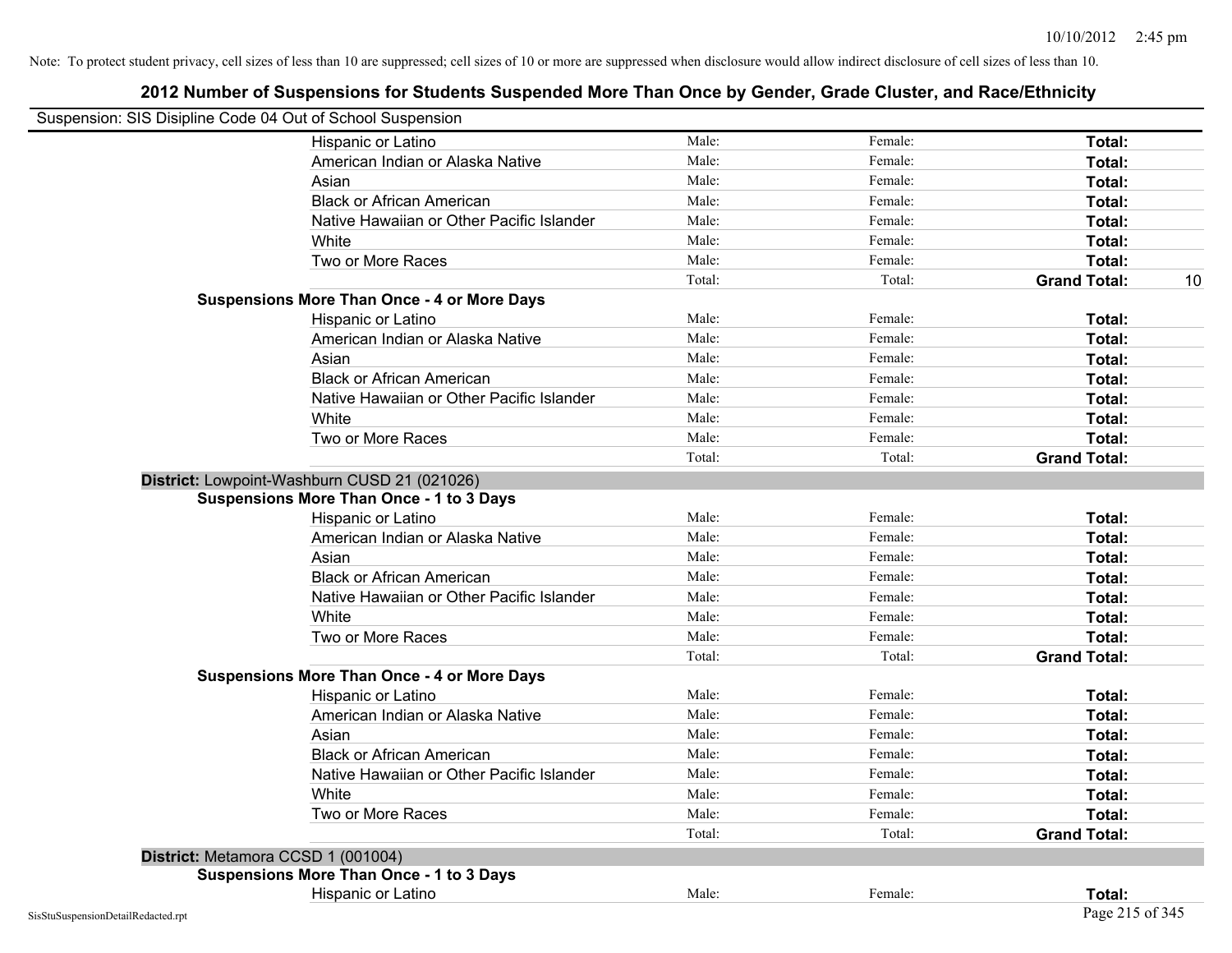Note: To protect student privacy, cell sizes of less than 10 are suppressed; cell sizes of 10 or more are suppressed when disclosure would allow indirect disclosure of cell sizes of less than 10.

## 2012 Number of Suspensions for Students Suspended More Than Once by Gender, Grade Cluster, and Race/Ethnicity

Suspension: SIS Disipline Code 04 Out of School Suspension

| | | | | |
|---|---|---|---|---|
| Hispanic or Latino | Male: | Female: | **Total:** | |
| American Indian or Alaska Native | Male: | Female: | **Total:** | |
| Asian | Male: | Female: | **Total:** | |
| Black or African American | Male: | Female: | **Total:** | |
| Native Hawaiian or Other Pacific Islander | Male: | Female: | **Total:** | |
| White | Male: | Female: | **Total:** | |
| Two or More Races | Male: | Female: | **Total:** | |
| | Total: | Total: | **Grand Total:** | 10 |

**Suspensions More Than Once - 4 or More Days**

| | | | | |
|---|---|---|---|---|
| Hispanic or Latino | Male: | Female: | **Total:** | |
| American Indian or Alaska Native | Male: | Female: | **Total:** | |
| Asian | Male: | Female: | **Total:** | |
| Black or African American | Male: | Female: | **Total:** | |
| Native Hawaiian or Other Pacific Islander | Male: | Female: | **Total:** | |
| White | Male: | Female: | **Total:** | |
| Two or More Races | Male: | Female: | **Total:** | |
| | Total: | Total: | **Grand Total:** | |

**District:** Lowpoint-Washburn CUSD 21 (021026)

**Suspensions More Than Once - 1 to 3 Days**

| | | | | |
|---|---|---|---|---|
| Hispanic or Latino | Male: | Female: | **Total:** | |
| American Indian or Alaska Native | Male: | Female: | **Total:** | |
| Asian | Male: | Female: | **Total:** | |
| Black or African American | Male: | Female: | **Total:** | |
| Native Hawaiian or Other Pacific Islander | Male: | Female: | **Total:** | |
| White | Male: | Female: | **Total:** | |
| Two or More Races | Male: | Female: | **Total:** | |
| | Total: | Total: | **Grand Total:** | |

**Suspensions More Than Once - 4 or More Days**

| | | | | |
|---|---|---|---|---|
| Hispanic or Latino | Male: | Female: | **Total:** | |
| American Indian or Alaska Native | Male: | Female: | **Total:** | |
| Asian | Male: | Female: | **Total:** | |
| Black or African American | Male: | Female: | **Total:** | |
| Native Hawaiian or Other Pacific Islander | Male: | Female: | **Total:** | |
| White | Male: | Female: | **Total:** | |
| Two or More Races | Male: | Female: | **Total:** | |
| | Total: | Total: | **Grand Total:** | |

**District:** Metamora CCSD 1 (001004)

**Suspensions More Than Once - 1 to 3 Days**

| | | | | |
|---|---|---|---|---|
| Hispanic or Latino | Male: | Female: | **Total:** | |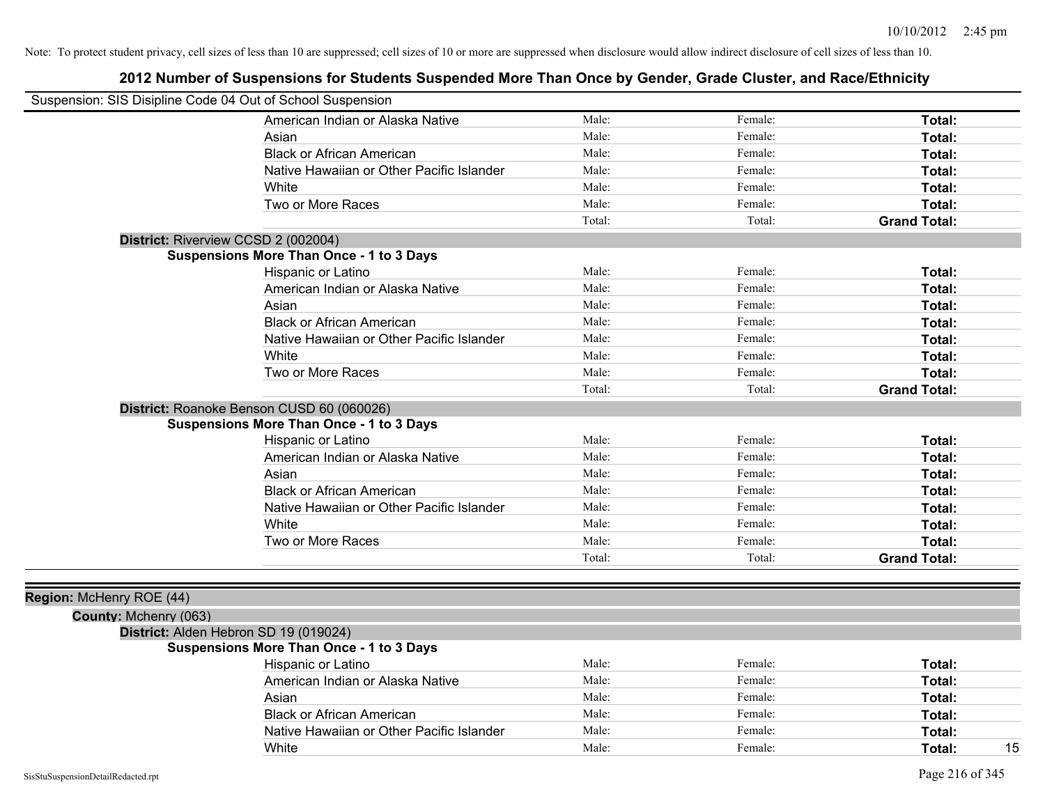Note: To protect student privacy, cell sizes of less than 10 are suppressed; cell sizes of 10 or more are suppressed when disclosure would allow indirect disclosure of cell sizes of less than 10.

# 2012 Number of Suspensions for Students Suspended More Than Once by Gender, Grade Cluster, and Race/Ethnicity

Suspension: SIS Disipline Code 04 Out of School Suspension

| | Male | Female | Total |
|---|---|---|---|
| American Indian or Alaska Native | Male: | Female: | **Total:** |
| Asian | Male: | Female: | **Total:** |
| Black or African American | Male: | Female: | **Total:** |
| Native Hawaiian or Other Pacific Islander | Male: | Female: | **Total:** |
| White | Male: | Female: | **Total:** |
| Two or More Races | Male: | Female: | **Total:** |
| | Total: | Total: | **Grand Total:** |

**District:** Riverview CCSD 2 (002004)

**Suspensions More Than Once - 1 to 3 Days**

| | Male | Female | Total |
|---|---|---|---|
| Hispanic or Latino | Male: | Female: | **Total:** |
| American Indian or Alaska Native | Male: | Female: | **Total:** |
| Asian | Male: | Female: | **Total:** |
| Black or African American | Male: | Female: | **Total:** |
| Native Hawaiian or Other Pacific Islander | Male: | Female: | **Total:** |
| White | Male: | Female: | **Total:** |
| Two or More Races | Male: | Female: | **Total:** |
| | Total: | Total: | **Grand Total:** |

**District:** Roanoke Benson CUSD 60 (060026)

**Suspensions More Than Once - 1 to 3 Days**

| | Male | Female | Total |
|---|---|---|---|
| Hispanic or Latino | Male: | Female: | **Total:** |
| American Indian or Alaska Native | Male: | Female: | **Total:** |
| Asian | Male: | Female: | **Total:** |
| Black or African American | Male: | Female: | **Total:** |
| Native Hawaiian or Other Pacific Islander | Male: | Female: | **Total:** |
| White | Male: | Female: | **Total:** |
| Two or More Races | Male: | Female: | **Total:** |
| | Total: | Total: | **Grand Total:** |

**Region:** McHenry ROE (44)

**County:** Mchenry (063)

**District:** Alden Hebron SD 19 (019024)

**Suspensions More Than Once - 1 to 3 Days**

| | Male | Female | Total |
|---|---|---|---|
| Hispanic or Latino | Male: | Female: | **Total:** |
| American Indian or Alaska Native | Male: | Female: | **Total:** |
| Asian | Male: | Female: | **Total:** |
| Black or African American | Male: | Female: | **Total:** |
| Native Hawaiian or Other Pacific Islander | Male: | Female: | **Total:** |
| White | Male: | Female: | **Total:** 15 |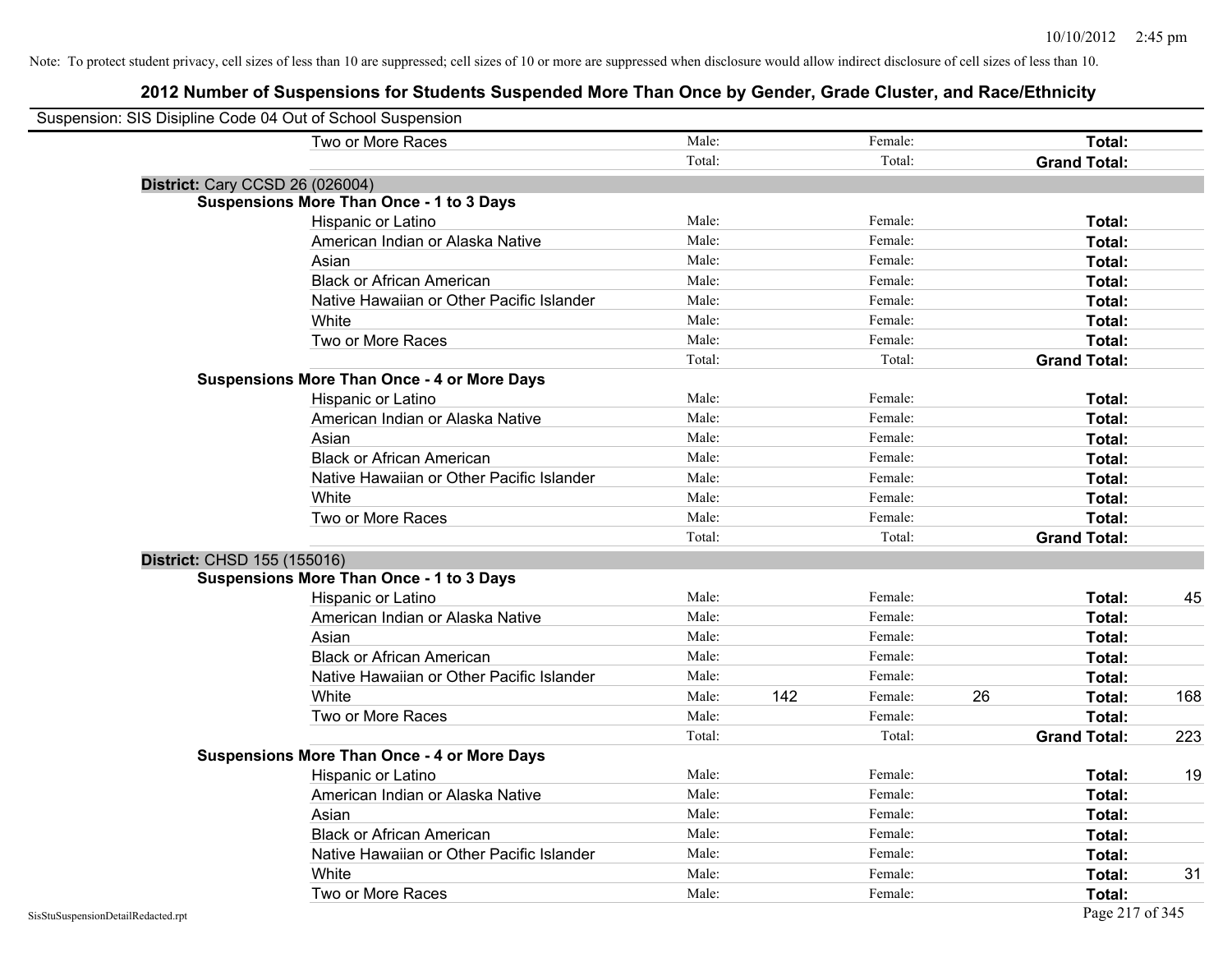Note: To protect student privacy, cell sizes of less than 10 are suppressed; cell sizes of 10 or more are suppressed when disclosure would allow indirect disclosure of cell sizes of less than 10.

# 2012 Number of Suspensions for Students Suspended More Than Once by Gender, Grade Cluster, and Race/Ethnicity

Suspension: SIS Disipline Code 04 Out of School Suspension

| | | | | | | |
|---|---|---|---|---|---|---|
| Two or More Races | Male: | | Female: | | **Total:** | |
| | Total: | | Total: | | **Grand Total:** | |

**District:** Cary CCSD 26 (026004)

**Suspensions More Than Once - 1 to 3 Days**

| | | | | | | |
|---|---|---|---|---|---|---|
| Hispanic or Latino | Male: | | Female: | | **Total:** | |
| American Indian or Alaska Native | Male: | | Female: | | **Total:** | |
| Asian | Male: | | Female: | | **Total:** | |
| Black or African American | Male: | | Female: | | **Total:** | |
| Native Hawaiian or Other Pacific Islander | Male: | | Female: | | **Total:** | |
| White | Male: | | Female: | | **Total:** | |
| Two or More Races | Male: | | Female: | | **Total:** | |
| | Total: | | Total: | | **Grand Total:** | |

**Suspensions More Than Once - 4 or More Days**

| | | | | | | |
|---|---|---|---|---|---|---|
| Hispanic or Latino | Male: | | Female: | | **Total:** | |
| American Indian or Alaska Native | Male: | | Female: | | **Total:** | |
| Asian | Male: | | Female: | | **Total:** | |
| Black or African American | Male: | | Female: | | **Total:** | |
| Native Hawaiian or Other Pacific Islander | Male: | | Female: | | **Total:** | |
| White | Male: | | Female: | | **Total:** | |
| Two or More Races | Male: | | Female: | | **Total:** | |
| | Total: | | Total: | | **Grand Total:** | |

**District:** CHSD 155 (155016)

**Suspensions More Than Once - 1 to 3 Days**

| | | | | | | |
|---|---|---|---|---|---|---|
| Hispanic or Latino | Male: | | Female: | | **Total:** | 45 |
| American Indian or Alaska Native | Male: | | Female: | | **Total:** | |
| Asian | Male: | | Female: | | **Total:** | |
| Black or African American | Male: | | Female: | | **Total:** | |
| Native Hawaiian or Other Pacific Islander | Male: | | Female: | | **Total:** | |
| White | Male: | 142 | Female: | 26 | **Total:** | 168 |
| Two or More Races | Male: | | Female: | | **Total:** | |
| | Total: | | Total: | | **Grand Total:** | 223 |

**Suspensions More Than Once - 4 or More Days**

| | | | | | | |
|---|---|---|---|---|---|---|
| Hispanic or Latino | Male: | | Female: | | **Total:** | 19 |
| American Indian or Alaska Native | Male: | | Female: | | **Total:** | |
| Asian | Male: | | Female: | | **Total:** | |
| Black or African American | Male: | | Female: | | **Total:** | |
| Native Hawaiian or Other Pacific Islander | Male: | | Female: | | **Total:** | |
| White | Male: | | Female: | | **Total:** | 31 |
| Two or More Races | Male: | | Female: | | **Total:** | |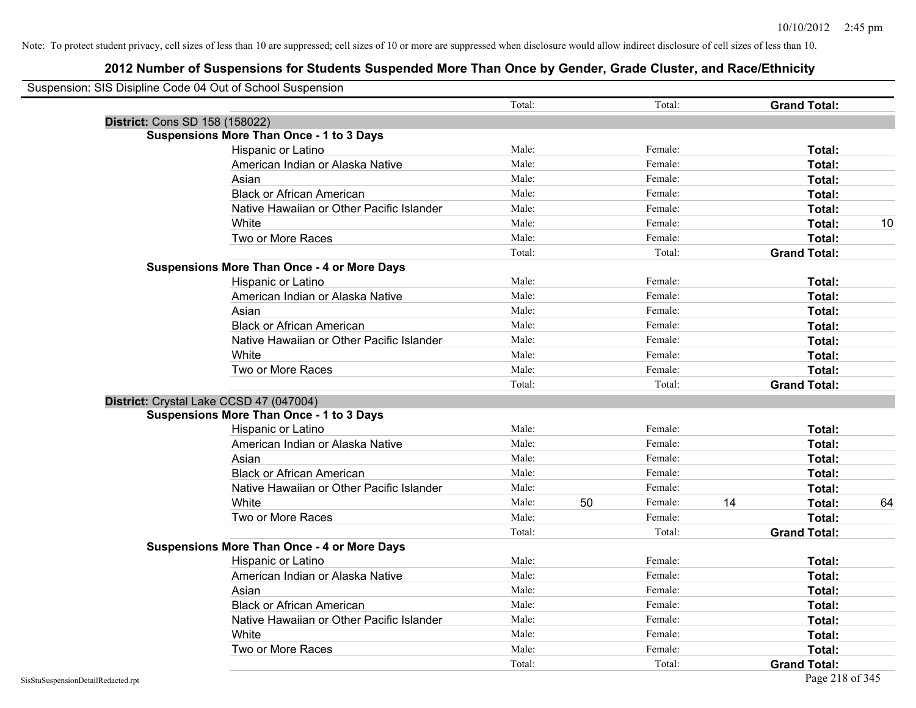Note: To protect student privacy, cell sizes of less than 10 are suppressed; cell sizes of 10 or more are suppressed when disclosure would allow indirect disclosure of cell sizes of less than 10.

# 2012 Number of Suspensions for Students Suspended More Than Once by Gender, Grade Cluster, and Race/Ethnicity

Suspension: SIS Disipline Code 04 Out of School Suspension

| | | | | | | | |
|---|---|---|---|---|---|---|---|
| | | Total: | | Total: | | **Grand Total:** | |
| **District:** Cons SD 158 (158022) | | | | | | | |
| **Suspensions More Than Once - 1 to 3 Days** | | | | | | | |
| | Hispanic or Latino | Male: | | Female: | | **Total:** | |
| | American Indian or Alaska Native | Male: | | Female: | | **Total:** | |
| | Asian | Male: | | Female: | | **Total:** | |
| | Black or African American | Male: | | Female: | | **Total:** | |
| | Native Hawaiian or Other Pacific Islander | Male: | | Female: | | **Total:** | |
| | White | Male: | | Female: | | **Total:** | 10 |
| | Two or More Races | Male: | | Female: | | **Total:** | |
| | | Total: | | Total: | | **Grand Total:** | |
| **Suspensions More Than Once - 4 or More Days** | | | | | | | |
| | Hispanic or Latino | Male: | | Female: | | **Total:** | |
| | American Indian or Alaska Native | Male: | | Female: | | **Total:** | |
| | Asian | Male: | | Female: | | **Total:** | |
| | Black or African American | Male: | | Female: | | **Total:** | |
| | Native Hawaiian or Other Pacific Islander | Male: | | Female: | | **Total:** | |
| | White | Male: | | Female: | | **Total:** | |
| | Two or More Races | Male: | | Female: | | **Total:** | |
| | | Total: | | Total: | | **Grand Total:** | |
| **District:** Crystal Lake CCSD 47 (047004) | | | | | | | |
| **Suspensions More Than Once - 1 to 3 Days** | | | | | | | |
| | Hispanic or Latino | Male: | | Female: | | **Total:** | |
| | American Indian or Alaska Native | Male: | | Female: | | **Total:** | |
| | Asian | Male: | | Female: | | **Total:** | |
| | Black or African American | Male: | | Female: | | **Total:** | |
| | Native Hawaiian or Other Pacific Islander | Male: | | Female: | | **Total:** | |
| | White | Male: | 50 | Female: | 14 | **Total:** | 64 |
| | Two or More Races | Male: | | Female: | | **Total:** | |
| | | Total: | | Total: | | **Grand Total:** | |
| **Suspensions More Than Once - 4 or More Days** | | | | | | | |
| | Hispanic or Latino | Male: | | Female: | | **Total:** | |
| | American Indian or Alaska Native | Male: | | Female: | | **Total:** | |
| | Asian | Male: | | Female: | | **Total:** | |
| | Black or African American | Male: | | Female: | | **Total:** | |
| | Native Hawaiian or Other Pacific Islander | Male: | | Female: | | **Total:** | |
| | White | Male: | | Female: | | **Total:** | |
| | Two or More Races | Male: | | Female: | | **Total:** | |
| | | Total: | | Total: | | **Grand Total:** | |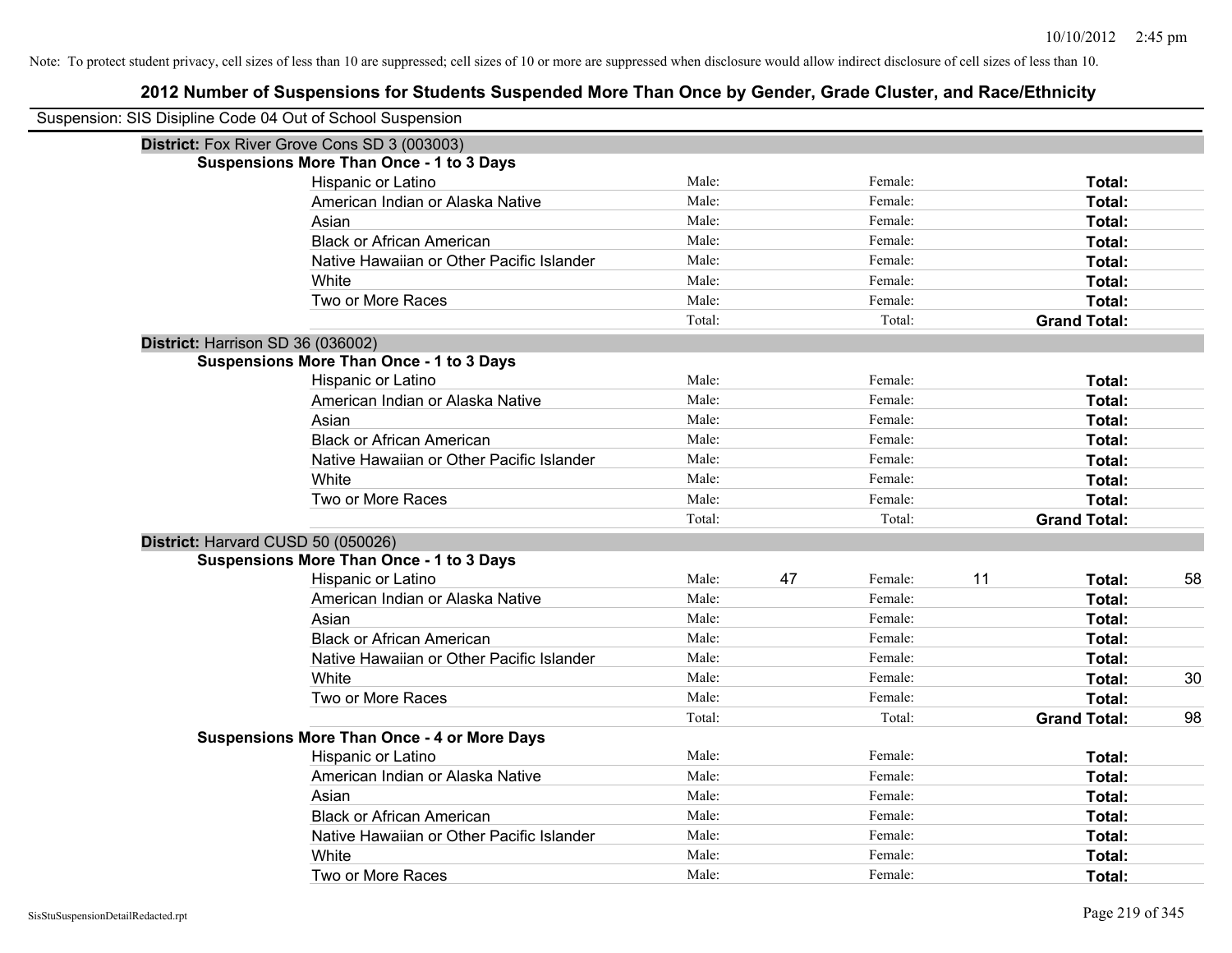Note: To protect student privacy, cell sizes of less than 10 are suppressed; cell sizes of 10 or more are suppressed when disclosure would allow indirect disclosure of cell sizes of less than 10.

## 2012 Number of Suspensions for Students Suspended More Than Once by Gender, Grade Cluster, and Race/Ethnicity

Suspension: SIS Disipline Code 04 Out of School Suspension

### District: Fox River Grove Cons SD 3 (003003)

**Suspensions More Than Once - 1 to 3 Days**

| Race/Ethnicity | Male: | | Female: | | Total: | |
|---|---|---|---|---|---|---|
| Hispanic or Latino | Male: | | Female: | | **Total:** | |
| American Indian or Alaska Native | Male: | | Female: | | **Total:** | |
| Asian | Male: | | Female: | | **Total:** | |
| Black or African American | Male: | | Female: | | **Total:** | |
| Native Hawaiian or Other Pacific Islander | Male: | | Female: | | **Total:** | |
| White | Male: | | Female: | | **Total:** | |
| Two or More Races | Male: | | Female: | | **Total:** | |
| | Total: | | Total: | | **Grand Total:** | |

### District: Harrison SD 36 (036002)

**Suspensions More Than Once - 1 to 3 Days**

| Race/Ethnicity | Male: | | Female: | | Total: | |
|---|---|---|---|---|---|---|
| Hispanic or Latino | Male: | | Female: | | **Total:** | |
| American Indian or Alaska Native | Male: | | Female: | | **Total:** | |
| Asian | Male: | | Female: | | **Total:** | |
| Black or African American | Male: | | Female: | | **Total:** | |
| Native Hawaiian or Other Pacific Islander | Male: | | Female: | | **Total:** | |
| White | Male: | | Female: | | **Total:** | |
| Two or More Races | Male: | | Female: | | **Total:** | |
| | Total: | | Total: | | **Grand Total:** | |

### District: Harvard CUSD 50 (050026)

**Suspensions More Than Once - 1 to 3 Days**

| Race/Ethnicity | Male: | | Female: | | Total: | |
|---|---|---|---|---|---|---|
| Hispanic or Latino | Male: | 47 | Female: | 11 | **Total:** | 58 |
| American Indian or Alaska Native | Male: | | Female: | | **Total:** | |
| Asian | Male: | | Female: | | **Total:** | |
| Black or African American | Male: | | Female: | | **Total:** | |
| Native Hawaiian or Other Pacific Islander | Male: | | Female: | | **Total:** | |
| White | Male: | | Female: | | **Total:** | 30 |
| Two or More Races | Male: | | Female: | | **Total:** | |
| | Total: | | Total: | | **Grand Total:** | 98 |

**Suspensions More Than Once - 4 or More Days**

| Race/Ethnicity | Male: | | Female: | | Total: | |
|---|---|---|---|---|---|---|
| Hispanic or Latino | Male: | | Female: | | **Total:** | |
| American Indian or Alaska Native | Male: | | Female: | | **Total:** | |
| Asian | Male: | | Female: | | **Total:** | |
| Black or African American | Male: | | Female: | | **Total:** | |
| Native Hawaiian or Other Pacific Islander | Male: | | Female: | | **Total:** | |
| White | Male: | | Female: | | **Total:** | |
| Two or More Races | Male: | | Female: | | **Total:** | |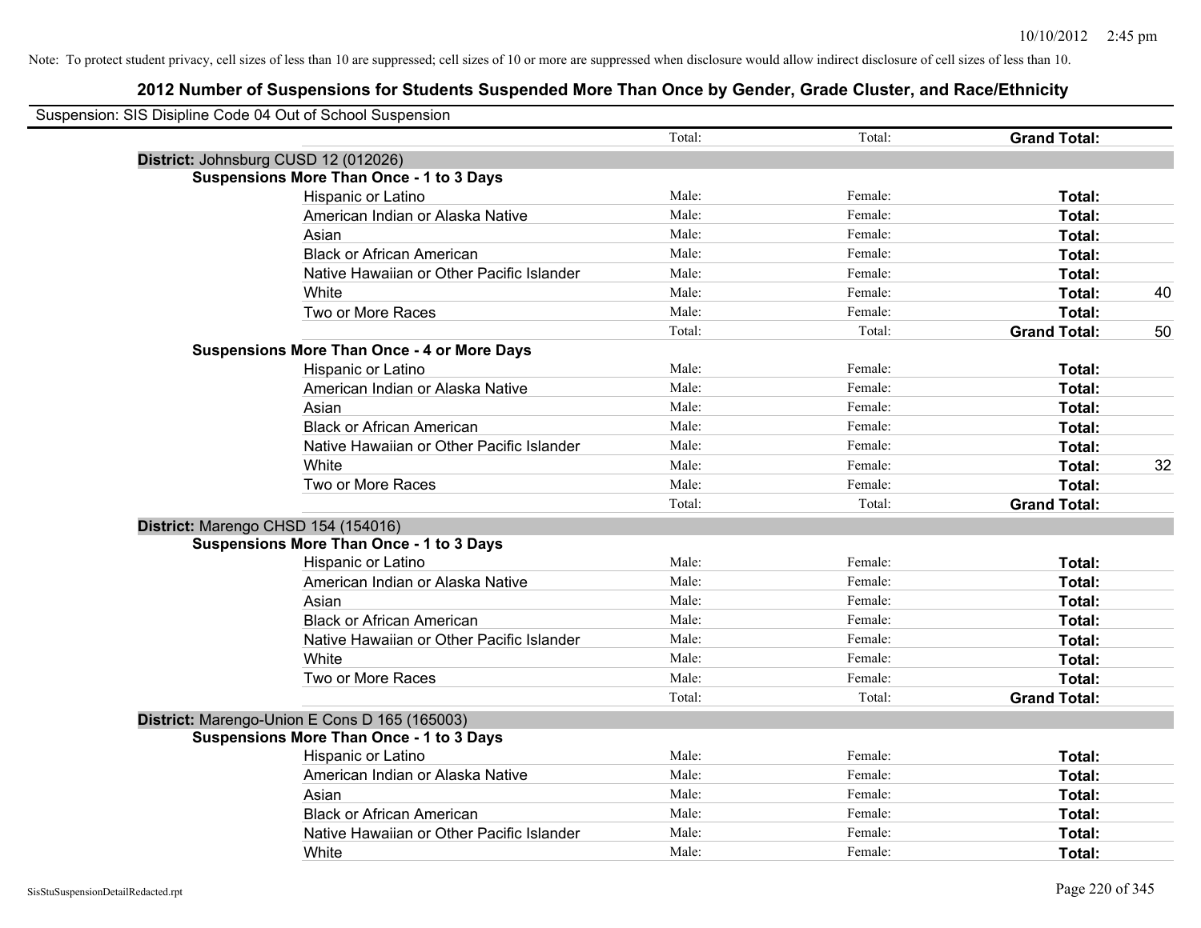Note: To protect student privacy, cell sizes of less than 10 are suppressed; cell sizes of 10 or more are suppressed when disclosure would allow indirect disclosure of cell sizes of less than 10.

## 2012 Number of Suspensions for Students Suspended More Than Once by Gender, Grade Cluster, and Race/Ethnicity

Suspension: SIS Disipline Code 04 Out of School Suspension

| | Total: | Total: | Grand Total: | |
|---|---|---|---|---|
| **District:** Johnsburg CUSD 12 (012026) | | | | |
| **Suspensions More Than Once - 1 to 3 Days** | | | | |
| Hispanic or Latino | Male: | Female: | **Total:** | |
| American Indian or Alaska Native | Male: | Female: | **Total:** | |
| Asian | Male: | Female: | **Total:** | |
| Black or African American | Male: | Female: | **Total:** | |
| Native Hawaiian or Other Pacific Islander | Male: | Female: | **Total:** | |
| White | Male: | Female: | **Total:** | 40 |
| Two or More Races | Male: | Female: | **Total:** | |
| | Total: | Total: | **Grand Total:** | 50 |
| **Suspensions More Than Once - 4 or More Days** | | | | |
| Hispanic or Latino | Male: | Female: | **Total:** | |
| American Indian or Alaska Native | Male: | Female: | **Total:** | |
| Asian | Male: | Female: | **Total:** | |
| Black or African American | Male: | Female: | **Total:** | |
| Native Hawaiian or Other Pacific Islander | Male: | Female: | **Total:** | |
| White | Male: | Female: | **Total:** | 32 |
| Two or More Races | Male: | Female: | **Total:** | |
| | Total: | Total: | **Grand Total:** | |
| **District:** Marengo CHSD 154 (154016) | | | | |
| **Suspensions More Than Once - 1 to 3 Days** | | | | |
| Hispanic or Latino | Male: | Female: | **Total:** | |
| American Indian or Alaska Native | Male: | Female: | **Total:** | |
| Asian | Male: | Female: | **Total:** | |
| Black or African American | Male: | Female: | **Total:** | |
| Native Hawaiian or Other Pacific Islander | Male: | Female: | **Total:** | |
| White | Male: | Female: | **Total:** | |
| Two or More Races | Male: | Female: | **Total:** | |
| | Total: | Total: | **Grand Total:** | |
| **District:** Marengo-Union E Cons D 165 (165003) | | | | |
| **Suspensions More Than Once - 1 to 3 Days** | | | | |
| Hispanic or Latino | Male: | Female: | **Total:** | |
| American Indian or Alaska Native | Male: | Female: | **Total:** | |
| Asian | Male: | Female: | **Total:** | |
| Black or African American | Male: | Female: | **Total:** | |
| Native Hawaiian or Other Pacific Islander | Male: | Female: | **Total:** | |
| White | Male: | Female: | **Total:** | |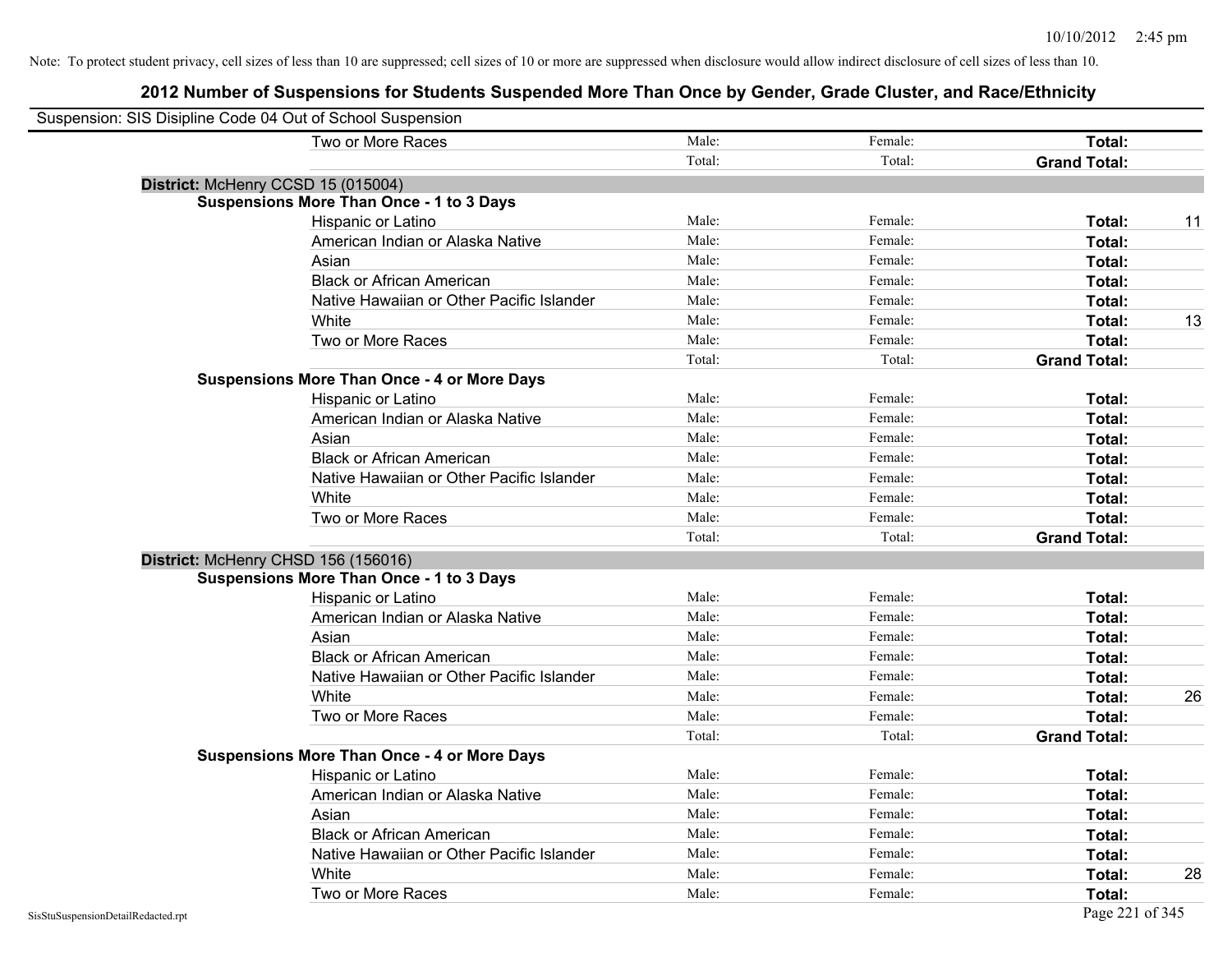Note: To protect student privacy, cell sizes of less than 10 are suppressed; cell sizes of 10 or more are suppressed when disclosure would allow indirect disclosure of cell sizes of less than 10.

## 2012 Number of Suspensions for Students Suspended More Than Once by Gender, Grade Cluster, and Race/Ethnicity

Suspension: SIS Disipline Code 04 Out of School Suspension

| | | | | |
|---|---|---|---|---|
| Two or More Races | Male: | Female: | **Total:** | |
| | Total: | Total: | **Grand Total:** | |

**District:** McHenry CCSD 15 (015004)

**Suspensions More Than Once - 1 to 3 Days**

| | | | | |
|---|---|---|---|---|
| Hispanic or Latino | Male: | Female: | **Total:** | 11 |
| American Indian or Alaska Native | Male: | Female: | **Total:** | |
| Asian | Male: | Female: | **Total:** | |
| Black or African American | Male: | Female: | **Total:** | |
| Native Hawaiian or Other Pacific Islander | Male: | Female: | **Total:** | |
| White | Male: | Female: | **Total:** | 13 |
| Two or More Races | Male: | Female: | **Total:** | |
| | Total: | Total: | **Grand Total:** | |

**Suspensions More Than Once - 4 or More Days**

| | | | | |
|---|---|---|---|---|
| Hispanic or Latino | Male: | Female: | **Total:** | |
| American Indian or Alaska Native | Male: | Female: | **Total:** | |
| Asian | Male: | Female: | **Total:** | |
| Black or African American | Male: | Female: | **Total:** | |
| Native Hawaiian or Other Pacific Islander | Male: | Female: | **Total:** | |
| White | Male: | Female: | **Total:** | |
| Two or More Races | Male: | Female: | **Total:** | |
| | Total: | Total: | **Grand Total:** | |

**District:** McHenry CHSD 156 (156016)

**Suspensions More Than Once - 1 to 3 Days**

| | | | | |
|---|---|---|---|---|
| Hispanic or Latino | Male: | Female: | **Total:** | |
| American Indian or Alaska Native | Male: | Female: | **Total:** | |
| Asian | Male: | Female: | **Total:** | |
| Black or African American | Male: | Female: | **Total:** | |
| Native Hawaiian or Other Pacific Islander | Male: | Female: | **Total:** | |
| White | Male: | Female: | **Total:** | 26 |
| Two or More Races | Male: | Female: | **Total:** | |
| | Total: | Total: | **Grand Total:** | |

**Suspensions More Than Once - 4 or More Days**

| | | | | |
|---|---|---|---|---|
| Hispanic or Latino | Male: | Female: | **Total:** | |
| American Indian or Alaska Native | Male: | Female: | **Total:** | |
| Asian | Male: | Female: | **Total:** | |
| Black or African American | Male: | Female: | **Total:** | |
| Native Hawaiian or Other Pacific Islander | Male: | Female: | **Total:** | |
| White | Male: | Female: | **Total:** | 28 |
| Two or More Races | Male: | Female: | **Total:** | |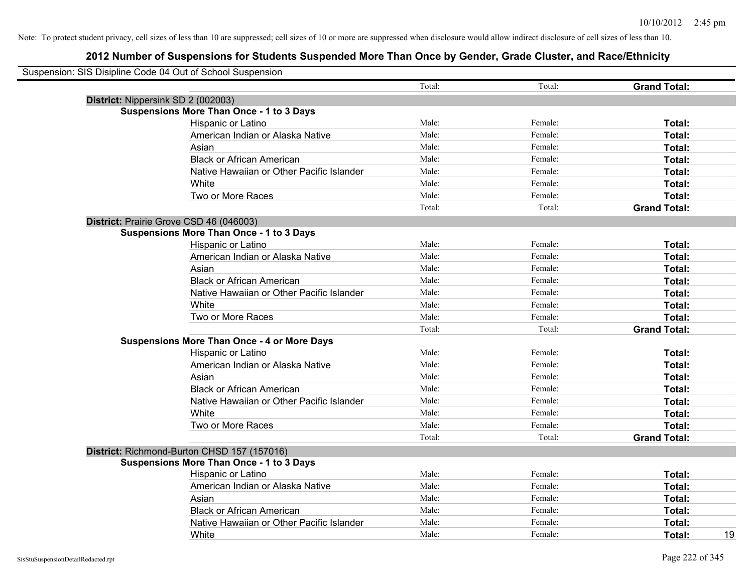Note: To protect student privacy, cell sizes of less than 10 are suppressed; cell sizes of 10 or more are suppressed when disclosure would allow indirect disclosure of cell sizes of less than 10.

# 2012 Number of Suspensions for Students Suspended More Than Once by Gender, Grade Cluster, and Race/Ethnicity

Suspension: SIS Disipline Code 04 Out of School Suspension

| | | | | |
|---|---|---|---|---|
| | Total: | Total: | **Grand Total:** | |
| **District:** Nippersink SD 2 (002003) | | | | |
| **Suspensions More Than Once - 1 to 3 Days** | | | | |
| Hispanic or Latino | Male: | Female: | **Total:** | |
| American Indian or Alaska Native | Male: | Female: | **Total:** | |
| Asian | Male: | Female: | **Total:** | |
| Black or African American | Male: | Female: | **Total:** | |
| Native Hawaiian or Other Pacific Islander | Male: | Female: | **Total:** | |
| White | Male: | Female: | **Total:** | |
| Two or More Races | Male: | Female: | **Total:** | |
| | Total: | Total: | **Grand Total:** | |
| **District:** Prairie Grove CSD 46 (046003) | | | | |
| **Suspensions More Than Once - 1 to 3 Days** | | | | |
| Hispanic or Latino | Male: | Female: | **Total:** | |
| American Indian or Alaska Native | Male: | Female: | **Total:** | |
| Asian | Male: | Female: | **Total:** | |
| Black or African American | Male: | Female: | **Total:** | |
| Native Hawaiian or Other Pacific Islander | Male: | Female: | **Total:** | |
| White | Male: | Female: | **Total:** | |
| Two or More Races | Male: | Female: | **Total:** | |
| | Total: | Total: | **Grand Total:** | |
| **Suspensions More Than Once - 4 or More Days** | | | | |
| Hispanic or Latino | Male: | Female: | **Total:** | |
| American Indian or Alaska Native | Male: | Female: | **Total:** | |
| Asian | Male: | Female: | **Total:** | |
| Black or African American | Male: | Female: | **Total:** | |
| Native Hawaiian or Other Pacific Islander | Male: | Female: | **Total:** | |
| White | Male: | Female: | **Total:** | |
| Two or More Races | Male: | Female: | **Total:** | |
| | Total: | Total: | **Grand Total:** | |
| **District:** Richmond-Burton CHSD 157 (157016) | | | | |
| **Suspensions More Than Once - 1 to 3 Days** | | | | |
| Hispanic or Latino | Male: | Female: | **Total:** | |
| American Indian or Alaska Native | Male: | Female: | **Total:** | |
| Asian | Male: | Female: | **Total:** | |
| Black or African American | Male: | Female: | **Total:** | |
| Native Hawaiian or Other Pacific Islander | Male: | Female: | **Total:** | |
| White | Male: | Female: | **Total:** | 19 |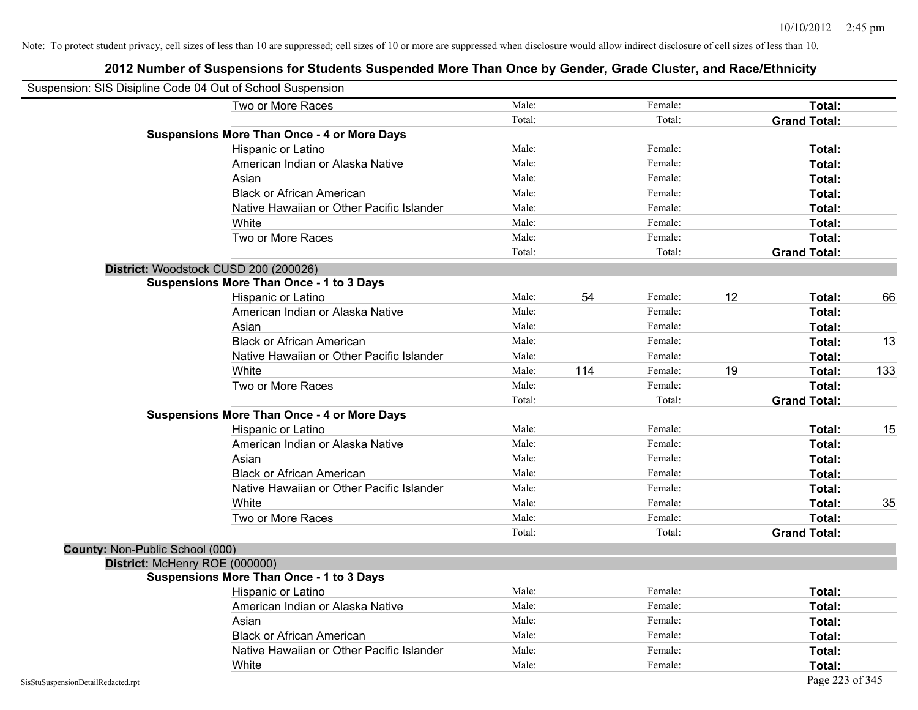Note: To protect student privacy, cell sizes of less than 10 are suppressed; cell sizes of 10 or more are suppressed when disclosure would allow indirect disclosure of cell sizes of less than 10.

# 2012 Number of Suspensions for Students Suspended More Than Once by Gender, Grade Cluster, and Race/Ethnicity

Suspension: SIS Disipline Code 04 Out of School Suspension

| | | | | | | | |
|---|---|---|---|---|---|---|---|
| Two or More Races | Male: | | Female: | | **Total:** | |
| | Total: | | Total: | | **Grand Total:** | |
| **Suspensions More Than Once - 4 or More Days** | | | | | | |
| Hispanic or Latino | Male: | | Female: | | **Total:** | |
| American Indian or Alaska Native | Male: | | Female: | | **Total:** | |
| Asian | Male: | | Female: | | **Total:** | |
| Black or African American | Male: | | Female: | | **Total:** | |
| Native Hawaiian or Other Pacific Islander | Male: | | Female: | | **Total:** | |
| White | Male: | | Female: | | **Total:** | |
| Two or More Races | Male: | | Female: | | **Total:** | |
| | Total: | | Total: | | **Grand Total:** | |

**District:** Woodstock CUSD 200 (200026)

| | | | | | | |
|---|---|---|---|---|---|---|
| **Suspensions More Than Once - 1 to 3 Days** | | | | | | |
| Hispanic or Latino | Male: | 54 | Female: | 12 | **Total:** | 66 |
| American Indian or Alaska Native | Male: | | Female: | | **Total:** | |
| Asian | Male: | | Female: | | **Total:** | |
| Black or African American | Male: | | Female: | | **Total:** | 13 |
| Native Hawaiian or Other Pacific Islander | Male: | | Female: | | **Total:** | |
| White | Male: | 114 | Female: | 19 | **Total:** | 133 |
| Two or More Races | Male: | | Female: | | **Total:** | |
| | Total: | | Total: | | **Grand Total:** | |
| **Suspensions More Than Once - 4 or More Days** | | | | | | |
| Hispanic or Latino | Male: | | Female: | | **Total:** | 15 |
| American Indian or Alaska Native | Male: | | Female: | | **Total:** | |
| Asian | Male: | | Female: | | **Total:** | |
| Black or African American | Male: | | Female: | | **Total:** | |
| Native Hawaiian or Other Pacific Islander | Male: | | Female: | | **Total:** | |
| White | Male: | | Female: | | **Total:** | 35 |
| Two or More Races | Male: | | Female: | | **Total:** | |
| | Total: | | Total: | | **Grand Total:** | |

**County:** Non-Public School (000)

**District:** McHenry ROE (000000)

| | | | | | | |
|---|---|---|---|---|---|---|
| **Suspensions More Than Once - 1 to 3 Days** | | | | | | |
| Hispanic or Latino | Male: | | Female: | | **Total:** | |
| American Indian or Alaska Native | Male: | | Female: | | **Total:** | |
| Asian | Male: | | Female: | | **Total:** | |
| Black or African American | Male: | | Female: | | **Total:** | |
| Native Hawaiian or Other Pacific Islander | Male: | | Female: | | **Total:** | |
| White | Male: | | Female: | | **Total:** | |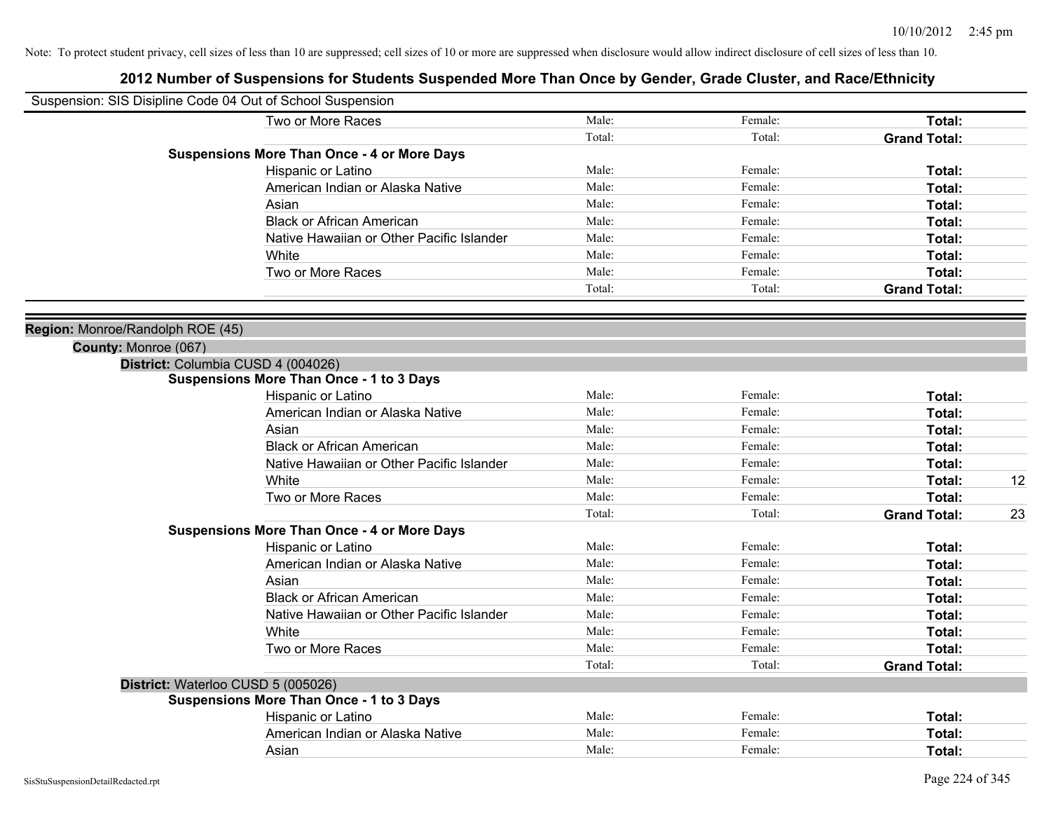Note: To protect student privacy, cell sizes of less than 10 are suppressed; cell sizes of 10 or more are suppressed when disclosure would allow indirect disclosure of cell sizes of less than 10.

# 2012 Number of Suspensions for Students Suspended More Than Once by Gender, Grade Cluster, and Race/Ethnicity

Suspension: SIS Disipline Code 04 Out of School Suspension

| | | | | |
|---|---|---|---|---|
| Two or More Races | Male: | Female: | **Total:** | |
| | Total: | Total: | **Grand Total:** | |
| **Suspensions More Than Once - 4 or More Days** | | | | |
| Hispanic or Latino | Male: | Female: | **Total:** | |
| American Indian or Alaska Native | Male: | Female: | **Total:** | |
| Asian | Male: | Female: | **Total:** | |
| Black or African American | Male: | Female: | **Total:** | |
| Native Hawaiian or Other Pacific Islander | Male: | Female: | **Total:** | |
| White | Male: | Female: | **Total:** | |
| Two or More Races | Male: | Female: | **Total:** | |
| | Total: | Total: | **Grand Total:** | |

**Region:** Monroe/Randolph ROE (45)

**County:** Monroe (067)

**District:** Columbia CUSD 4 (004026)

| | | | | |
|---|---|---|---|---|
| **Suspensions More Than Once - 1 to 3 Days** | | | | |
| Hispanic or Latino | Male: | Female: | **Total:** | |
| American Indian or Alaska Native | Male: | Female: | **Total:** | |
| Asian | Male: | Female: | **Total:** | |
| Black or African American | Male: | Female: | **Total:** | |
| Native Hawaiian or Other Pacific Islander | Male: | Female: | **Total:** | |
| White | Male: | Female: | **Total:** | 12 |
| Two or More Races | Male: | Female: | **Total:** | |
| | Total: | Total: | **Grand Total:** | 23 |
| **Suspensions More Than Once - 4 or More Days** | | | | |
| Hispanic or Latino | Male: | Female: | **Total:** | |
| American Indian or Alaska Native | Male: | Female: | **Total:** | |
| Asian | Male: | Female: | **Total:** | |
| Black or African American | Male: | Female: | **Total:** | |
| Native Hawaiian or Other Pacific Islander | Male: | Female: | **Total:** | |
| White | Male: | Female: | **Total:** | |
| Two or More Races | Male: | Female: | **Total:** | |
| | Total: | Total: | **Grand Total:** | |

**District:** Waterloo CUSD 5 (005026)

| | | | | |
|---|---|---|---|---|
| **Suspensions More Than Once - 1 to 3 Days** | | | | |
| Hispanic or Latino | Male: | Female: | **Total:** | |
| American Indian or Alaska Native | Male: | Female: | **Total:** | |
| Asian | Male: | Female: | **Total:** | |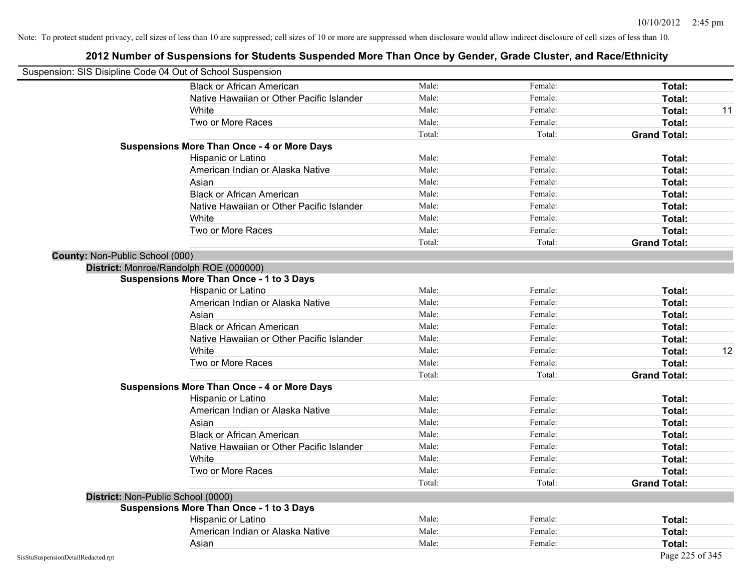Note: To protect student privacy, cell sizes of less than 10 are suppressed; cell sizes of 10 or more are suppressed when disclosure would allow indirect disclosure of cell sizes of less than 10.

## 2012 Number of Suspensions for Students Suspended More Than Once by Gender, Grade Cluster, and Race/Ethnicity

Suspension: SIS Disipline Code 04 Out of School Suspension

| | | | | |
|---|---|---|---|---|
| Black or African American | Male: | Female: | **Total:** | |
| Native Hawaiian or Other Pacific Islander | Male: | Female: | **Total:** | |
| White | Male: | Female: | **Total:** | 11 |
| Two or More Races | Male: | Female: | **Total:** | |
| | Total: | Total: | **Grand Total:** | |

**Suspensions More Than Once - 4 or More Days**

| | | | | |
|---|---|---|---|---|
| Hispanic or Latino | Male: | Female: | **Total:** | |
| American Indian or Alaska Native | Male: | Female: | **Total:** | |
| Asian | Male: | Female: | **Total:** | |
| Black or African American | Male: | Female: | **Total:** | |
| Native Hawaiian or Other Pacific Islander | Male: | Female: | **Total:** | |
| White | Male: | Female: | **Total:** | |
| Two or More Races | Male: | Female: | **Total:** | |
| | Total: | Total: | **Grand Total:** | |

**County:** Non-Public School (000)

**District:** Monroe/Randolph ROE (000000)

**Suspensions More Than Once - 1 to 3 Days**

| | | | | |
|---|---|---|---|---|
| Hispanic or Latino | Male: | Female: | **Total:** | |
| American Indian or Alaska Native | Male: | Female: | **Total:** | |
| Asian | Male: | Female: | **Total:** | |
| Black or African American | Male: | Female: | **Total:** | |
| Native Hawaiian or Other Pacific Islander | Male: | Female: | **Total:** | |
| White | Male: | Female: | **Total:** | 12 |
| Two or More Races | Male: | Female: | **Total:** | |
| | Total: | Total: | **Grand Total:** | |

**Suspensions More Than Once - 4 or More Days**

| | | | | |
|---|---|---|---|---|
| Hispanic or Latino | Male: | Female: | **Total:** | |
| American Indian or Alaska Native | Male: | Female: | **Total:** | |
| Asian | Male: | Female: | **Total:** | |
| Black or African American | Male: | Female: | **Total:** | |
| Native Hawaiian or Other Pacific Islander | Male: | Female: | **Total:** | |
| White | Male: | Female: | **Total:** | |
| Two or More Races | Male: | Female: | **Total:** | |
| | Total: | Total: | **Grand Total:** | |

**District:** Non-Public School (0000)

**Suspensions More Than Once - 1 to 3 Days**

| | | | | |
|---|---|---|---|---|
| Hispanic or Latino | Male: | Female: | **Total:** | |
| American Indian or Alaska Native | Male: | Female: | **Total:** | |
| Asian | Male: | Female: | **Total:** | |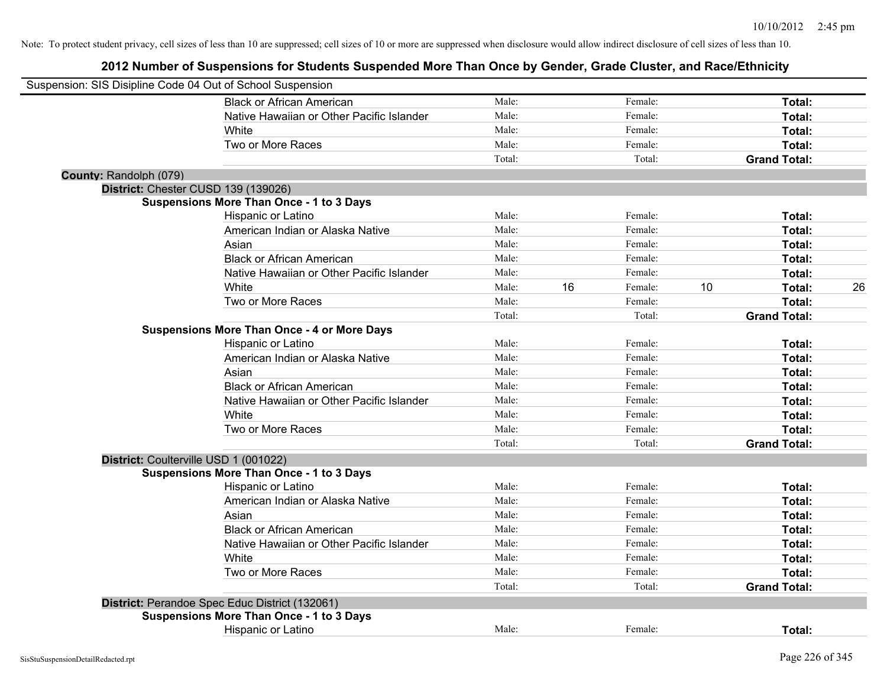Note: To protect student privacy, cell sizes of less than 10 are suppressed; cell sizes of 10 or more are suppressed when disclosure would allow indirect disclosure of cell sizes of less than 10.

## 2012 Number of Suspensions for Students Suspended More Than Once by Gender, Grade Cluster, and Race/Ethnicity

Suspension: SIS Disipline Code 04 Out of School Suspension

| | | | | | | |
|---|---|---|---|---|---|---|
| Black or African American | Male: | | Female: | | **Total:** | |
| Native Hawaiian or Other Pacific Islander | Male: | | Female: | | **Total:** | |
| White | Male: | | Female: | | **Total:** | |
| Two or More Races | Male: | | Female: | | **Total:** | |
| | Total: | | Total: | | **Grand Total:** | |

**County:** Randolph (079)

**District:** Chester CUSD 139 (139026)

**Suspensions More Than Once - 1 to 3 Days**

| | | | | | | |
|---|---|---|---|---|---|---|
| Hispanic or Latino | Male: | | Female: | | **Total:** | |
| American Indian or Alaska Native | Male: | | Female: | | **Total:** | |
| Asian | Male: | | Female: | | **Total:** | |
| Black or African American | Male: | | Female: | | **Total:** | |
| Native Hawaiian or Other Pacific Islander | Male: | | Female: | | **Total:** | |
| White | Male: | 16 | Female: | 10 | **Total:** | 26 |
| Two or More Races | Male: | | Female: | | **Total:** | |
| | Total: | | Total: | | **Grand Total:** | |

**Suspensions More Than Once - 4 or More Days**

| | | | | | | |
|---|---|---|---|---|---|---|
| Hispanic or Latino | Male: | | Female: | | **Total:** | |
| American Indian or Alaska Native | Male: | | Female: | | **Total:** | |
| Asian | Male: | | Female: | | **Total:** | |
| Black or African American | Male: | | Female: | | **Total:** | |
| Native Hawaiian or Other Pacific Islander | Male: | | Female: | | **Total:** | |
| White | Male: | | Female: | | **Total:** | |
| Two or More Races | Male: | | Female: | | **Total:** | |
| | Total: | | Total: | | **Grand Total:** | |

**District:** Coulterville USD 1 (001022)

**Suspensions More Than Once - 1 to 3 Days**

| | | | | | | |
|---|---|---|---|---|---|---|
| Hispanic or Latino | Male: | | Female: | | **Total:** | |
| American Indian or Alaska Native | Male: | | Female: | | **Total:** | |
| Asian | Male: | | Female: | | **Total:** | |
| Black or African American | Male: | | Female: | | **Total:** | |
| Native Hawaiian or Other Pacific Islander | Male: | | Female: | | **Total:** | |
| White | Male: | | Female: | | **Total:** | |
| Two or More Races | Male: | | Female: | | **Total:** | |
| | Total: | | Total: | | **Grand Total:** | |

**District:** Perandoe Spec Educ District (132061)

**Suspensions More Than Once - 1 to 3 Days**

| | | | | | | |
|---|---|---|---|---|---|---|
| Hispanic or Latino | Male: | | Female: | | **Total:** | |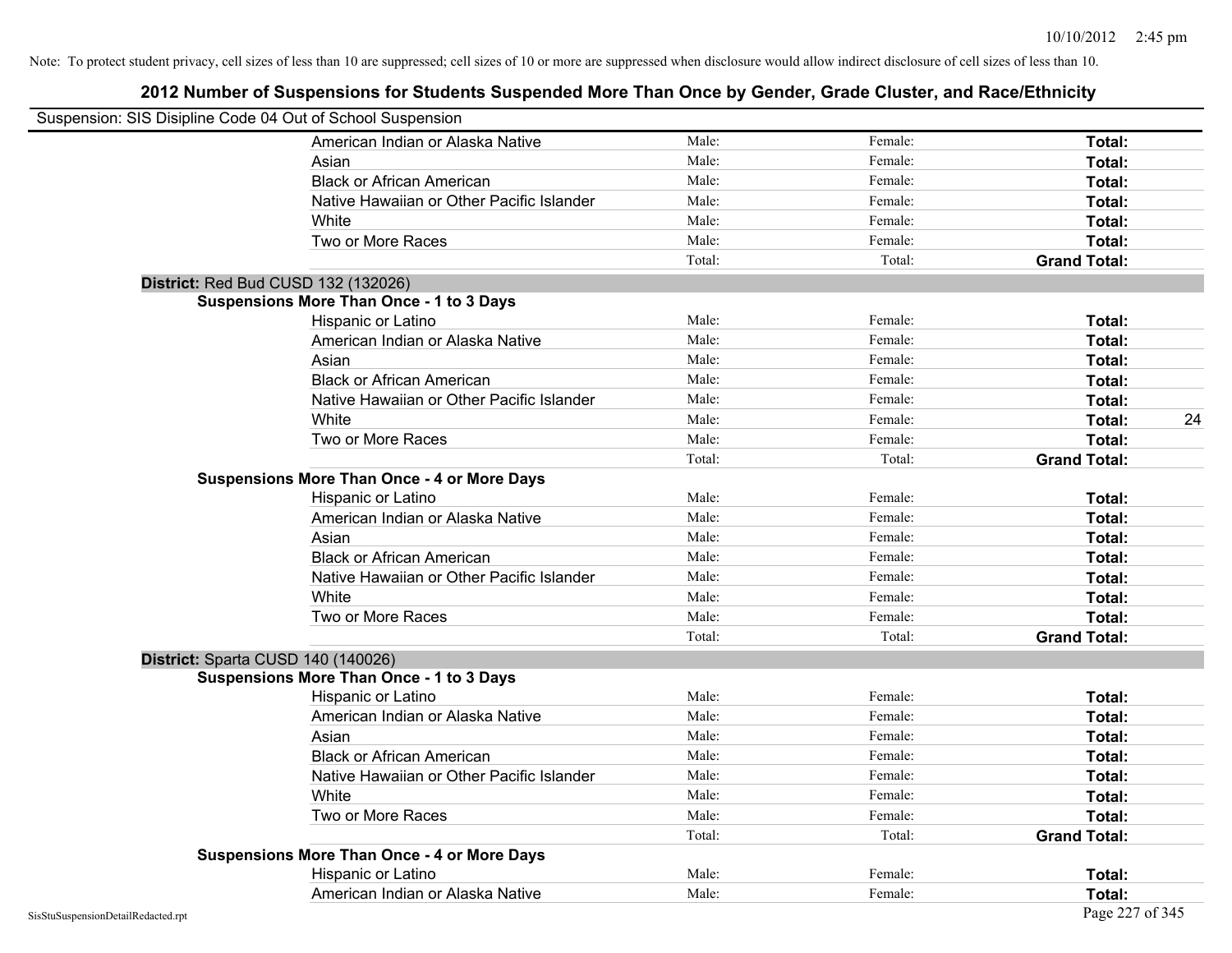Note: To protect student privacy, cell sizes of less than 10 are suppressed; cell sizes of 10 or more are suppressed when disclosure would allow indirect disclosure of cell sizes of less than 10.

## 2012 Number of Suspensions for Students Suspended More Than Once by Gender, Grade Cluster, and Race/Ethnicity

Suspension: SIS Disipline Code 04 Out of School Suspension

| | | | | |
|---|---|---|---|---|
| American Indian or Alaska Native | Male: | Female: | **Total:** | |
| Asian | Male: | Female: | **Total:** | |
| Black or African American | Male: | Female: | **Total:** | |
| Native Hawaiian or Other Pacific Islander | Male: | Female: | **Total:** | |
| White | Male: | Female: | **Total:** | |
| Two or More Races | Male: | Female: | **Total:** | |
| | Total: | Total: | **Grand Total:** | |

**District:** Red Bud CUSD 132 (132026)

**Suspensions More Than Once - 1 to 3 Days**

| | | | | |
|---|---|---|---|---|
| Hispanic or Latino | Male: | Female: | **Total:** | |
| American Indian or Alaska Native | Male: | Female: | **Total:** | |
| Asian | Male: | Female: | **Total:** | |
| Black or African American | Male: | Female: | **Total:** | |
| Native Hawaiian or Other Pacific Islander | Male: | Female: | **Total:** | |
| White | Male: | Female: | **Total:** | 24 |
| Two or More Races | Male: | Female: | **Total:** | |
| | Total: | Total: | **Grand Total:** | |

**Suspensions More Than Once - 4 or More Days**

| | | | | |
|---|---|---|---|---|
| Hispanic or Latino | Male: | Female: | **Total:** | |
| American Indian or Alaska Native | Male: | Female: | **Total:** | |
| Asian | Male: | Female: | **Total:** | |
| Black or African American | Male: | Female: | **Total:** | |
| Native Hawaiian or Other Pacific Islander | Male: | Female: | **Total:** | |
| White | Male: | Female: | **Total:** | |
| Two or More Races | Male: | Female: | **Total:** | |
| | Total: | Total: | **Grand Total:** | |

**District:** Sparta CUSD 140 (140026)

**Suspensions More Than Once - 1 to 3 Days**

| | | | | |
|---|---|---|---|---|
| Hispanic or Latino | Male: | Female: | **Total:** | |
| American Indian or Alaska Native | Male: | Female: | **Total:** | |
| Asian | Male: | Female: | **Total:** | |
| Black or African American | Male: | Female: | **Total:** | |
| Native Hawaiian or Other Pacific Islander | Male: | Female: | **Total:** | |
| White | Male: | Female: | **Total:** | |
| Two or More Races | Male: | Female: | **Total:** | |
| | Total: | Total: | **Grand Total:** | |

**Suspensions More Than Once - 4 or More Days**

| | | | | |
|---|---|---|---|---|
| Hispanic or Latino | Male: | Female: | **Total:** | |
| American Indian or Alaska Native | Male: | Female: | **Total:** | |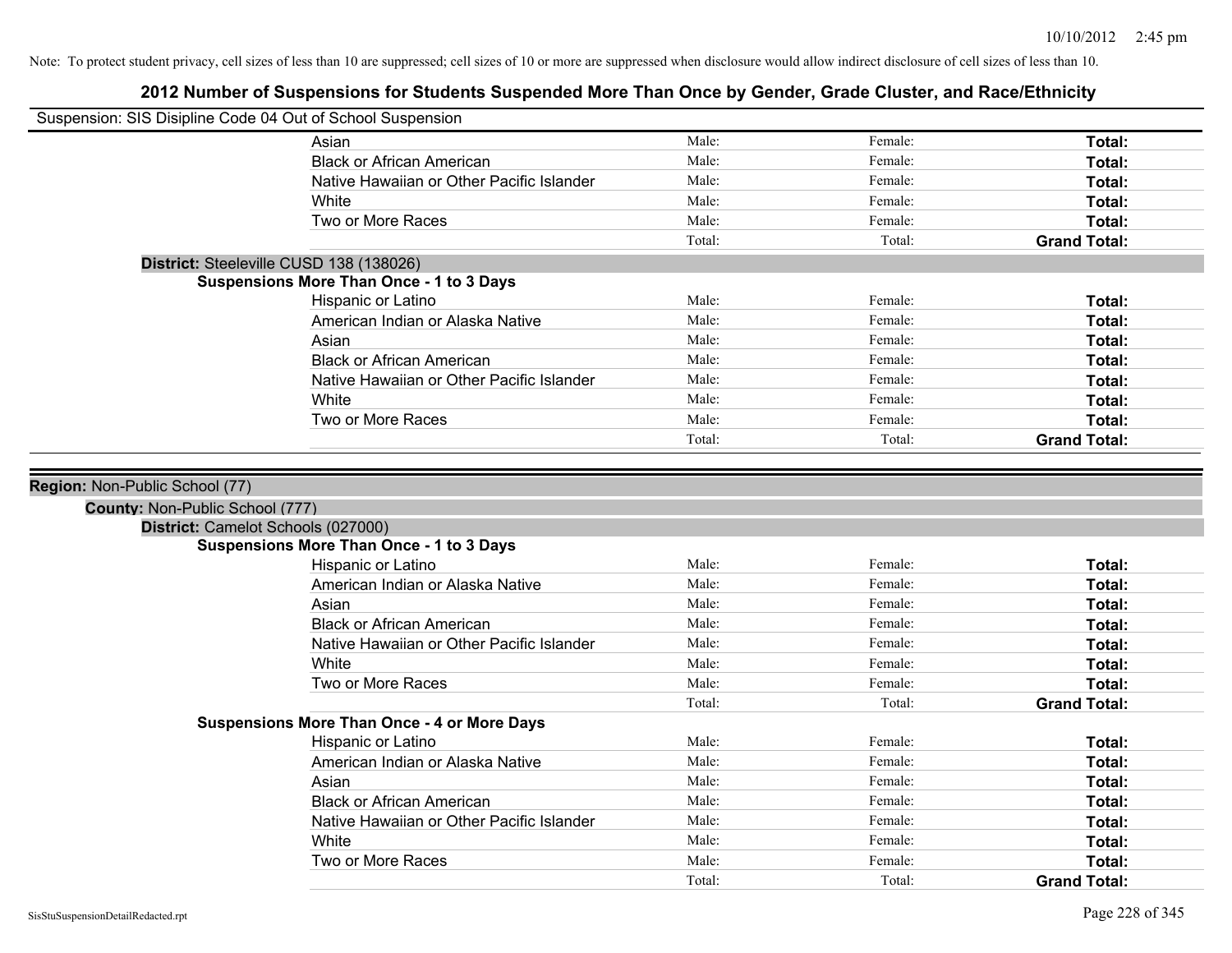Note: To protect student privacy, cell sizes of less than 10 are suppressed; cell sizes of 10 or more are suppressed when disclosure would allow indirect disclosure of cell sizes of less than 10.

# 2012 Number of Suspensions for Students Suspended More Than Once by Gender, Grade Cluster, and Race/Ethnicity

Suspension: SIS Disipline Code 04 Out of School Suspension

| | Male: | Female: | **Total:** |
|---|---|---|---|
| Asian | Male: | Female: | **Total:** |
| Black or African American | Male: | Female: | **Total:** |
| Native Hawaiian or Other Pacific Islander | Male: | Female: | **Total:** |
| White | Male: | Female: | **Total:** |
| Two or More Races | Male: | Female: | **Total:** |
| | Total: | Total: | **Grand Total:** |

**District:** Steeleville CUSD 138 (138026)

**Suspensions More Than Once - 1 to 3 Days**

| | | | |
|---|---|---|---|
| Hispanic or Latino | Male: | Female: | **Total:** |
| American Indian or Alaska Native | Male: | Female: | **Total:** |
| Asian | Male: | Female: | **Total:** |
| Black or African American | Male: | Female: | **Total:** |
| Native Hawaiian or Other Pacific Islander | Male: | Female: | **Total:** |
| White | Male: | Female: | **Total:** |
| Two or More Races | Male: | Female: | **Total:** |
| | Total: | Total: | **Grand Total:** |

**Region:** Non-Public School (77)

**County:** Non-Public School (777)

**District:** Camelot Schools (027000)

**Suspensions More Than Once - 1 to 3 Days**

| | | | |
|---|---|---|---|
| Hispanic or Latino | Male: | Female: | **Total:** |
| American Indian or Alaska Native | Male: | Female: | **Total:** |
| Asian | Male: | Female: | **Total:** |
| Black or African American | Male: | Female: | **Total:** |
| Native Hawaiian or Other Pacific Islander | Male: | Female: | **Total:** |
| White | Male: | Female: | **Total:** |
| Two or More Races | Male: | Female: | **Total:** |
| | Total: | Total: | **Grand Total:** |

**Suspensions More Than Once - 4 or More Days**

| | | | |
|---|---|---|---|
| Hispanic or Latino | Male: | Female: | **Total:** |
| American Indian or Alaska Native | Male: | Female: | **Total:** |
| Asian | Male: | Female: | **Total:** |
| Black or African American | Male: | Female: | **Total:** |
| Native Hawaiian or Other Pacific Islander | Male: | Female: | **Total:** |
| White | Male: | Female: | **Total:** |
| Two or More Races | Male: | Female: | **Total:** |
| | Total: | Total: | **Grand Total:** |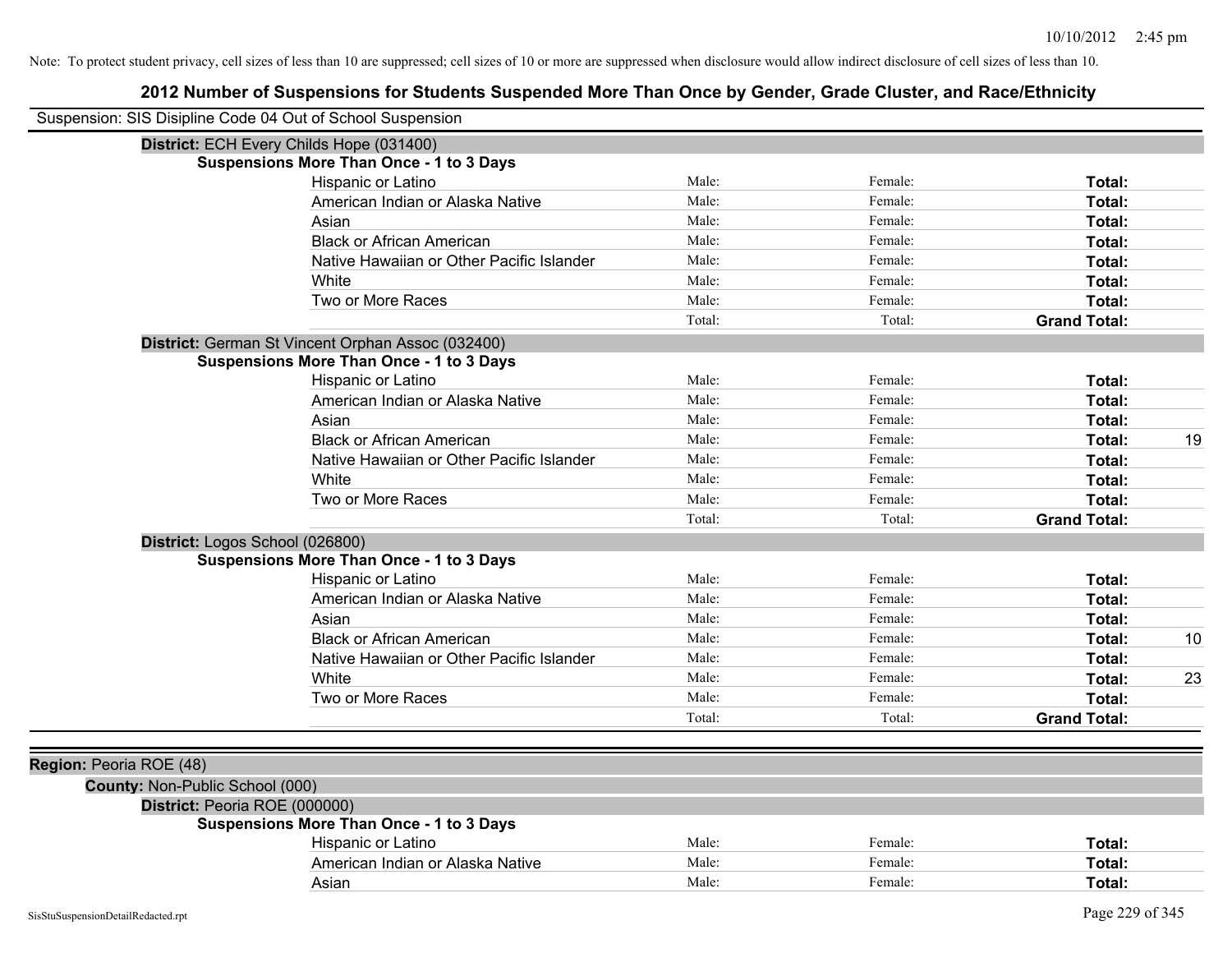Note: To protect student privacy, cell sizes of less than 10 are suppressed; cell sizes of 10 or more are suppressed when disclosure would allow indirect disclosure of cell sizes of less than 10.

# 2012 Number of Suspensions for Students Suspended More Than Once by Gender, Grade Cluster, and Race/Ethnicity

Suspension: SIS Disipline Code 04 Out of School Suspension

**District:** ECH Every Childs Hope (031400)

**Suspensions More Than Once - 1 to 3 Days**

| Race/Ethnicity | Male | Female | Total |
|---|---|---|---|
| Hispanic or Latino | Male: | Female: | **Total:** |
| American Indian or Alaska Native | Male: | Female: | **Total:** |
| Asian | Male: | Female: | **Total:** |
| Black or African American | Male: | Female: | **Total:** |
| Native Hawaiian or Other Pacific Islander | Male: | Female: | **Total:** |
| White | Male: | Female: | **Total:** |
| Two or More Races | Male: | Female: | **Total:** |
| | Total: | Total: | **Grand Total:** |

**District:** German St Vincent Orphan Assoc (032400)

**Suspensions More Than Once - 1 to 3 Days**

| Race/Ethnicity | Male | Female | Total |
|---|---|---|---|
| Hispanic or Latino | Male: | Female: | **Total:** |
| American Indian or Alaska Native | Male: | Female: | **Total:** |
| Asian | Male: | Female: | **Total:** |
| Black or African American | Male: | Female: | **Total:** 19 |
| Native Hawaiian or Other Pacific Islander | Male: | Female: | **Total:** |
| White | Male: | Female: | **Total:** |
| Two or More Races | Male: | Female: | **Total:** |
| | Total: | Total: | **Grand Total:** |

**District:** Logos School (026800)

**Suspensions More Than Once - 1 to 3 Days**

| Race/Ethnicity | Male | Female | Total |
|---|---|---|---|
| Hispanic or Latino | Male: | Female: | **Total:** |
| American Indian or Alaska Native | Male: | Female: | **Total:** |
| Asian | Male: | Female: | **Total:** |
| Black or African American | Male: | Female: | **Total:** 10 |
| Native Hawaiian or Other Pacific Islander | Male: | Female: | **Total:** |
| White | Male: | Female: | **Total:** 23 |
| Two or More Races | Male: | Female: | **Total:** |
| | Total: | Total: | **Grand Total:** |

**Region:** Peoria ROE (48)

**County:** Non-Public School (000)

**District:** Peoria ROE (000000)

**Suspensions More Than Once - 1 to 3 Days**

| Race/Ethnicity | Male | Female | Total |
|---|---|---|---|
| Hispanic or Latino | Male: | Female: | **Total:** |
| American Indian or Alaska Native | Male: | Female: | **Total:** |
| Asian | Male: | Female: | **Total:** |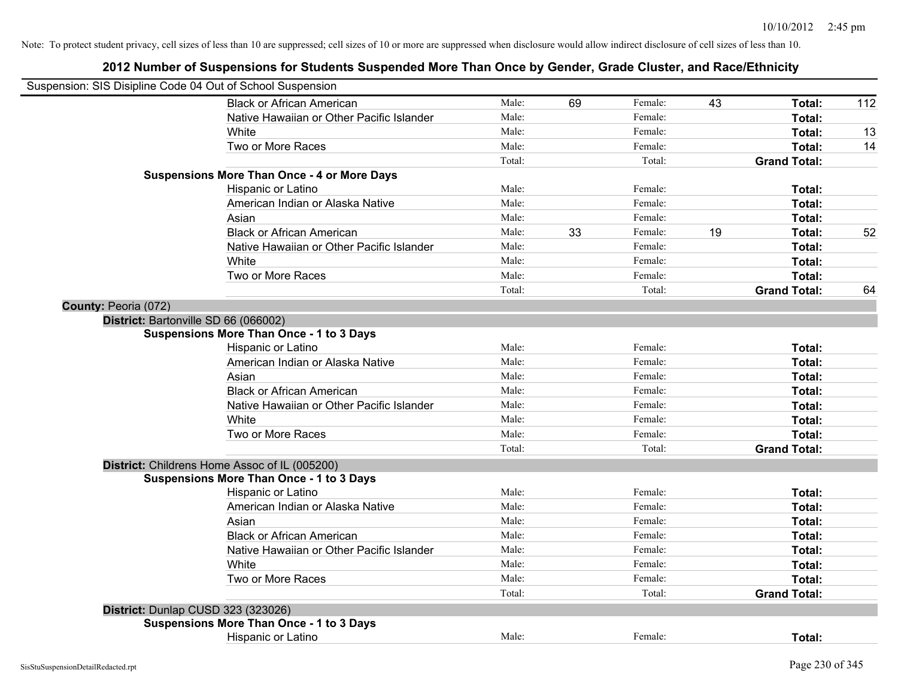Note: To protect student privacy, cell sizes of less than 10 are suppressed; cell sizes of 10 or more are suppressed when disclosure would allow indirect disclosure of cell sizes of less than 10.

## 2012 Number of Suspensions for Students Suspended More Than Once by Gender, Grade Cluster, and Race/Ethnicity

Suspension: SIS Disipline Code 04 Out of School Suspension

| | | | | | | |
|---|---|---|---|---|---|---|
| Black or African American | Male: | 69 | Female: | 43 | **Total:** | 112 |
| Native Hawaiian or Other Pacific Islander | Male: | | Female: | | **Total:** | |
| White | Male: | | Female: | | **Total:** | 13 |
| Two or More Races | Male: | | Female: | | **Total:** | 14 |
| | Total: | | Total: | | **Grand Total:** | |

**Suspensions More Than Once - 4 or More Days**

| | | | | | | |
|---|---|---|---|---|---|---|
| Hispanic or Latino | Male: | | Female: | | **Total:** | |
| American Indian or Alaska Native | Male: | | Female: | | **Total:** | |
| Asian | Male: | | Female: | | **Total:** | |
| Black or African American | Male: | 33 | Female: | 19 | **Total:** | 52 |
| Native Hawaiian or Other Pacific Islander | Male: | | Female: | | **Total:** | |
| White | Male: | | Female: | | **Total:** | |
| Two or More Races | Male: | | Female: | | **Total:** | |
| | Total: | | Total: | | **Grand Total:** | 64 |

**County:** Peoria (072)

**District:** Bartonville SD 66 (066002)

**Suspensions More Than Once - 1 to 3 Days**

| | | | | | | |
|---|---|---|---|---|---|---|
| Hispanic or Latino | Male: | | Female: | | **Total:** | |
| American Indian or Alaska Native | Male: | | Female: | | **Total:** | |
| Asian | Male: | | Female: | | **Total:** | |
| Black or African American | Male: | | Female: | | **Total:** | |
| Native Hawaiian or Other Pacific Islander | Male: | | Female: | | **Total:** | |
| White | Male: | | Female: | | **Total:** | |
| Two or More Races | Male: | | Female: | | **Total:** | |
| | Total: | | Total: | | **Grand Total:** | |

**District:** Childrens Home Assoc of IL (005200)

**Suspensions More Than Once - 1 to 3 Days**

| | | | | | | |
|---|---|---|---|---|---|---|
| Hispanic or Latino | Male: | | Female: | | **Total:** | |
| American Indian or Alaska Native | Male: | | Female: | | **Total:** | |
| Asian | Male: | | Female: | | **Total:** | |
| Black or African American | Male: | | Female: | | **Total:** | |
| Native Hawaiian or Other Pacific Islander | Male: | | Female: | | **Total:** | |
| White | Male: | | Female: | | **Total:** | |
| Two or More Races | Male: | | Female: | | **Total:** | |
| | Total: | | Total: | | **Grand Total:** | |

**District:** Dunlap CUSD 323 (323026)

**Suspensions More Than Once - 1 to 3 Days**

| | | | | | | |
|---|---|---|---|---|---|---|
| Hispanic or Latino | Male: | | Female: | | **Total:** | |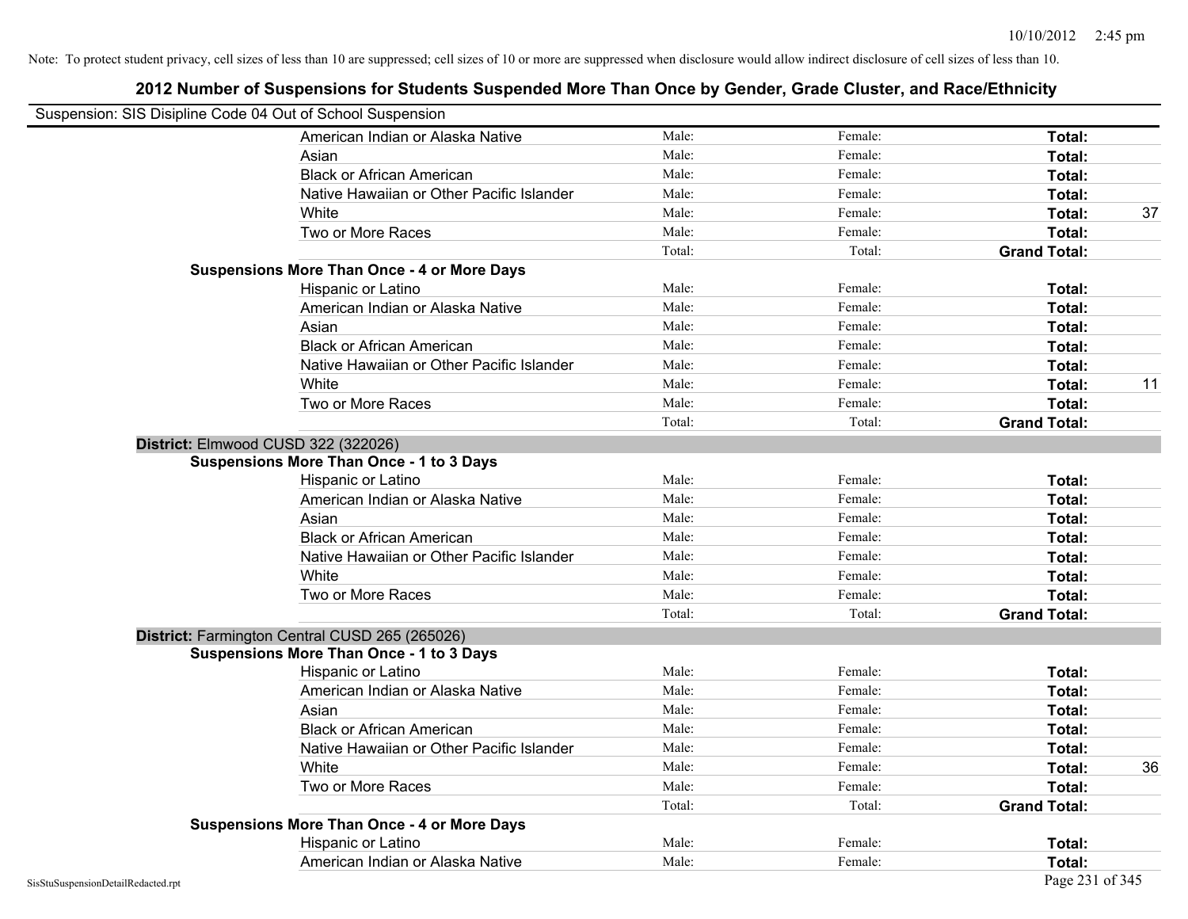Note: To protect student privacy, cell sizes of less than 10 are suppressed; cell sizes of 10 or more are suppressed when disclosure would allow indirect disclosure of cell sizes of less than 10.

## 2012 Number of Suspensions for Students Suspended More Than Once by Gender, Grade Cluster, and Race/Ethnicity

Suspension: SIS Disipline Code 04 Out of School Suspension

| | | | | |
|---|---|---|---|---|
| American Indian or Alaska Native | Male: | Female: | **Total:** | |
| Asian | Male: | Female: | **Total:** | |
| Black or African American | Male: | Female: | **Total:** | |
| Native Hawaiian or Other Pacific Islander | Male: | Female: | **Total:** | |
| White | Male: | Female: | **Total:** | 37 |
| Two or More Races | Male: | Female: | **Total:** | |
| | Total: | Total: | **Grand Total:** | |
| **Suspensions More Than Once - 4 or More Days** | | | | |
| Hispanic or Latino | Male: | Female: | **Total:** | |
| American Indian or Alaska Native | Male: | Female: | **Total:** | |
| Asian | Male: | Female: | **Total:** | |
| Black or African American | Male: | Female: | **Total:** | |
| Native Hawaiian or Other Pacific Islander | Male: | Female: | **Total:** | |
| White | Male: | Female: | **Total:** | 11 |
| Two or More Races | Male: | Female: | **Total:** | |
| | Total: | Total: | **Grand Total:** | |
| **District:** Elmwood CUSD 322 (322026) | | | | |
| **Suspensions More Than Once - 1 to 3 Days** | | | | |
| Hispanic or Latino | Male: | Female: | **Total:** | |
| American Indian or Alaska Native | Male: | Female: | **Total:** | |
| Asian | Male: | Female: | **Total:** | |
| Black or African American | Male: | Female: | **Total:** | |
| Native Hawaiian or Other Pacific Islander | Male: | Female: | **Total:** | |
| White | Male: | Female: | **Total:** | |
| Two or More Races | Male: | Female: | **Total:** | |
| | Total: | Total: | **Grand Total:** | |
| **District:** Farmington Central CUSD 265 (265026) | | | | |
| **Suspensions More Than Once - 1 to 3 Days** | | | | |
| Hispanic or Latino | Male: | Female: | **Total:** | |
| American Indian or Alaska Native | Male: | Female: | **Total:** | |
| Asian | Male: | Female: | **Total:** | |
| Black or African American | Male: | Female: | **Total:** | |
| Native Hawaiian or Other Pacific Islander | Male: | Female: | **Total:** | |
| White | Male: | Female: | **Total:** | 36 |
| Two or More Races | Male: | Female: | **Total:** | |
| | Total: | Total: | **Grand Total:** | |
| **Suspensions More Than Once - 4 or More Days** | | | | |
| Hispanic or Latino | Male: | Female: | **Total:** | |
| American Indian or Alaska Native | Male: | Female: | **Total:** | |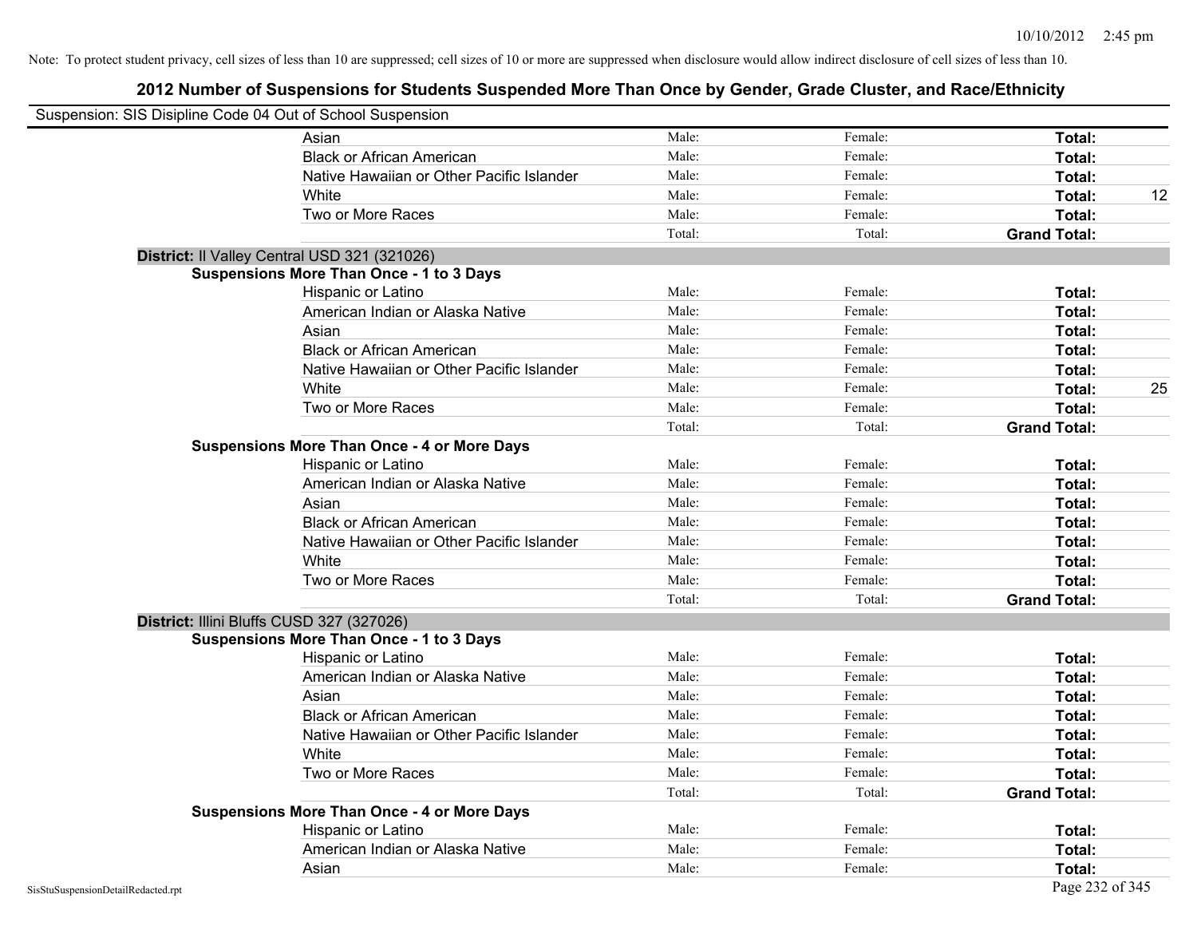Note: To protect student privacy, cell sizes of less than 10 are suppressed; cell sizes of 10 or more are suppressed when disclosure would allow indirect disclosure of cell sizes of less than 10.

# 2012 Number of Suspensions for Students Suspended More Than Once by Gender, Grade Cluster, and Race/Ethnicity

Suspension: SIS Disipline Code 04 Out of School Suspension

| | Male: | Female: | Total: | |
|---|---|---|---|---|
| Asian | Male: | Female: | Total: | |
| Black or African American | Male: | Female: | Total: | |
| Native Hawaiian or Other Pacific Islander | Male: | Female: | Total: | |
| White | Male: | Female: | Total: | 12 |
| Two or More Races | Male: | Female: | Total: | |
| | Total: | Total: | Grand Total: | |

**District:** Il Valley Central USD 321 (321026)

**Suspensions More Than Once - 1 to 3 Days**

| | | | | |
|---|---|---|---|---|
| Hispanic or Latino | Male: | Female: | Total: | |
| American Indian or Alaska Native | Male: | Female: | Total: | |
| Asian | Male: | Female: | Total: | |
| Black or African American | Male: | Female: | Total: | |
| Native Hawaiian or Other Pacific Islander | Male: | Female: | Total: | |
| White | Male: | Female: | Total: | 25 |
| Two or More Races | Male: | Female: | Total: | |
| | Total: | Total: | Grand Total: | |

**Suspensions More Than Once - 4 or More Days**

| | | | | |
|---|---|---|---|---|
| Hispanic or Latino | Male: | Female: | Total: | |
| American Indian or Alaska Native | Male: | Female: | Total: | |
| Asian | Male: | Female: | Total: | |
| Black or African American | Male: | Female: | Total: | |
| Native Hawaiian or Other Pacific Islander | Male: | Female: | Total: | |
| White | Male: | Female: | Total: | |
| Two or More Races | Male: | Female: | Total: | |
| | Total: | Total: | Grand Total: | |

**District:** Illini Bluffs CUSD 327 (327026)

**Suspensions More Than Once - 1 to 3 Days**

| | | | | |
|---|---|---|---|---|
| Hispanic or Latino | Male: | Female: | Total: | |
| American Indian or Alaska Native | Male: | Female: | Total: | |
| Asian | Male: | Female: | Total: | |
| Black or African American | Male: | Female: | Total: | |
| Native Hawaiian or Other Pacific Islander | Male: | Female: | Total: | |
| White | Male: | Female: | Total: | |
| Two or More Races | Male: | Female: | Total: | |
| | Total: | Total: | Grand Total: | |

**Suspensions More Than Once - 4 or More Days**

| | | | | |
|---|---|---|---|---|
| Hispanic or Latino | Male: | Female: | Total: | |
| American Indian or Alaska Native | Male: | Female: | Total: | |
| Asian | Male: | Female: | Total: | |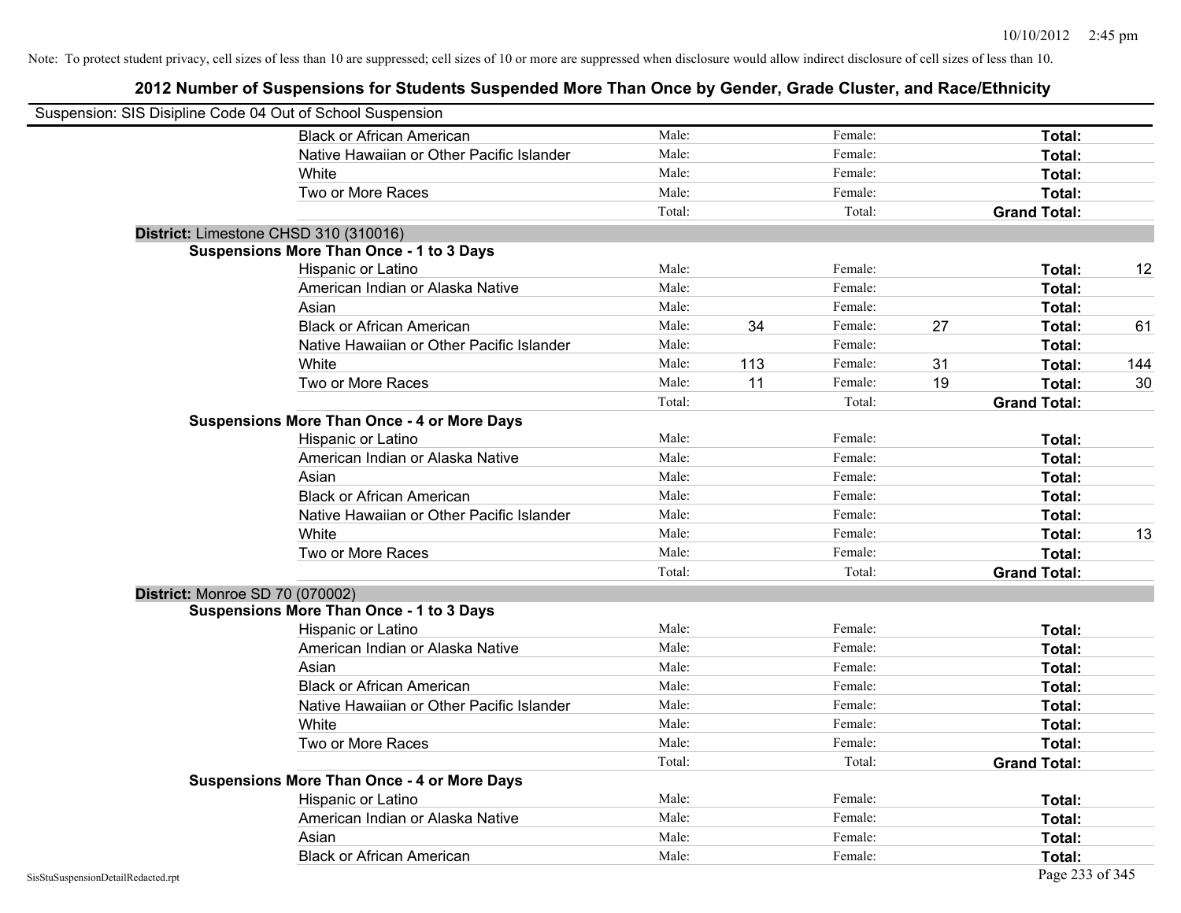Note: To protect student privacy, cell sizes of less than 10 are suppressed; cell sizes of 10 or more are suppressed when disclosure would allow indirect disclosure of cell sizes of less than 10.

## 2012 Number of Suspensions for Students Suspended More Than Once by Gender, Grade Cluster, and Race/Ethnicity

Suspension: SIS Disipline Code 04 Out of School Suspension

| | | | | | | |
|---|---|---|---|---|---|---|
| Black or African American | Male: | | Female: | | **Total:** | |
| Native Hawaiian or Other Pacific Islander | Male: | | Female: | | **Total:** | |
| White | Male: | | Female: | | **Total:** | |
| Two or More Races | Male: | | Female: | | **Total:** | |
| | Total: | | Total: | | **Grand Total:** | |

**District:** Limestone CHSD 310 (310016)

**Suspensions More Than Once - 1 to 3 Days**

| | | | | | | |
|---|---|---|---|---|---|---|
| Hispanic or Latino | Male: | | Female: | | **Total:** | 12 |
| American Indian or Alaska Native | Male: | | Female: | | **Total:** | |
| Asian | Male: | | Female: | | **Total:** | |
| Black or African American | Male: | 34 | Female: | 27 | **Total:** | 61 |
| Native Hawaiian or Other Pacific Islander | Male: | | Female: | | **Total:** | |
| White | Male: | 113 | Female: | 31 | **Total:** | 144 |
| Two or More Races | Male: | 11 | Female: | 19 | **Total:** | 30 |
| | Total: | | Total: | | **Grand Total:** | |

**Suspensions More Than Once - 4 or More Days**

| | | | | | | |
|---|---|---|---|---|---|---|
| Hispanic or Latino | Male: | | Female: | | **Total:** | |
| American Indian or Alaska Native | Male: | | Female: | | **Total:** | |
| Asian | Male: | | Female: | | **Total:** | |
| Black or African American | Male: | | Female: | | **Total:** | |
| Native Hawaiian or Other Pacific Islander | Male: | | Female: | | **Total:** | |
| White | Male: | | Female: | | **Total:** | 13 |
| Two or More Races | Male: | | Female: | | **Total:** | |
| | Total: | | Total: | | **Grand Total:** | |

**District:** Monroe SD 70 (070002)

**Suspensions More Than Once - 1 to 3 Days**

| | | | | | | |
|---|---|---|---|---|---|---|
| Hispanic or Latino | Male: | | Female: | | **Total:** | |
| American Indian or Alaska Native | Male: | | Female: | | **Total:** | |
| Asian | Male: | | Female: | | **Total:** | |
| Black or African American | Male: | | Female: | | **Total:** | |
| Native Hawaiian or Other Pacific Islander | Male: | | Female: | | **Total:** | |
| White | Male: | | Female: | | **Total:** | |
| Two or More Races | Male: | | Female: | | **Total:** | |
| | Total: | | Total: | | **Grand Total:** | |

**Suspensions More Than Once - 4 or More Days**

| | | | | | | |
|---|---|---|---|---|---|---|
| Hispanic or Latino | Male: | | Female: | | **Total:** | |
| American Indian or Alaska Native | Male: | | Female: | | **Total:** | |
| Asian | Male: | | Female: | | **Total:** | |
| Black or African American | Male: | | Female: | | **Total:** | |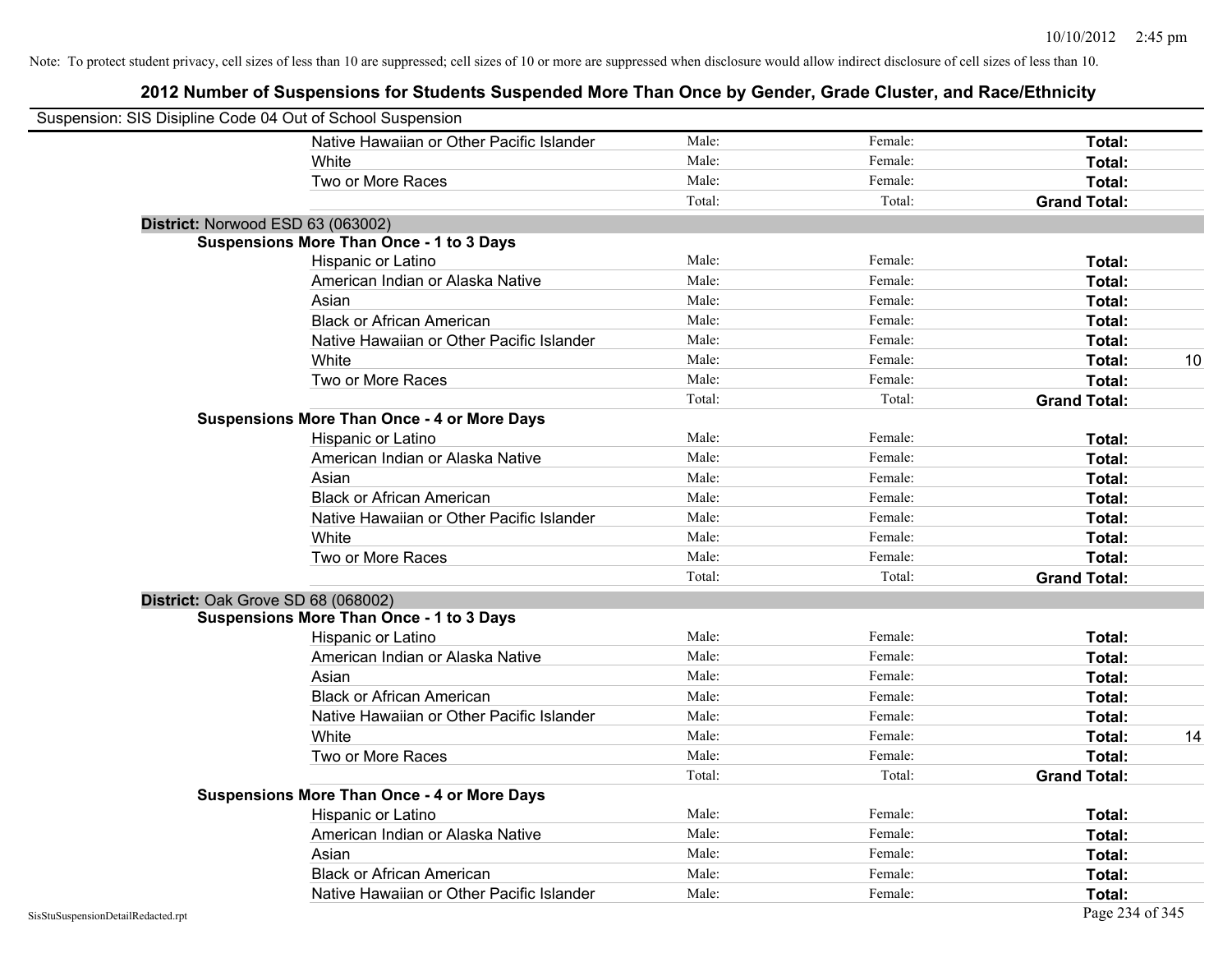Note: To protect student privacy, cell sizes of less than 10 are suppressed; cell sizes of 10 or more are suppressed when disclosure would allow indirect disclosure of cell sizes of less than 10.

## 2012 Number of Suspensions for Students Suspended More Than Once by Gender, Grade Cluster, and Race/Ethnicity

Suspension: SIS Disipline Code 04 Out of School Suspension

| | Male | Female | Total |
|---|---|---|---|
| Native Hawaiian or Other Pacific Islander | Male: | Female: | **Total:** |
| White | Male: | Female: | **Total:** |
| Two or More Races | Male: | Female: | **Total:** |
| | Total: | Total: | **Grand Total:** |

**District:** Norwood ESD 63 (063002)

**Suspensions More Than Once - 1 to 3 Days**

| | Male | Female | Total |
|---|---|---|---|
| Hispanic or Latino | Male: | Female: | **Total:** |
| American Indian or Alaska Native | Male: | Female: | **Total:** |
| Asian | Male: | Female: | **Total:** |
| Black or African American | Male: | Female: | **Total:** |
| Native Hawaiian or Other Pacific Islander | Male: | Female: | **Total:** |
| White | Male: | Female: | **Total:** 10 |
| Two or More Races | Male: | Female: | **Total:** |
| | Total: | Total: | **Grand Total:** |

**Suspensions More Than Once - 4 or More Days**

| | Male | Female | Total |
|---|---|---|---|
| Hispanic or Latino | Male: | Female: | **Total:** |
| American Indian or Alaska Native | Male: | Female: | **Total:** |
| Asian | Male: | Female: | **Total:** |
| Black or African American | Male: | Female: | **Total:** |
| Native Hawaiian or Other Pacific Islander | Male: | Female: | **Total:** |
| White | Male: | Female: | **Total:** |
| Two or More Races | Male: | Female: | **Total:** |
| | Total: | Total: | **Grand Total:** |

**District:** Oak Grove SD 68 (068002)

**Suspensions More Than Once - 1 to 3 Days**

| | Male | Female | Total |
|---|---|---|---|
| Hispanic or Latino | Male: | Female: | **Total:** |
| American Indian or Alaska Native | Male: | Female: | **Total:** |
| Asian | Male: | Female: | **Total:** |
| Black or African American | Male: | Female: | **Total:** |
| Native Hawaiian or Other Pacific Islander | Male: | Female: | **Total:** |
| White | Male: | Female: | **Total:** 14 |
| Two or More Races | Male: | Female: | **Total:** |
| | Total: | Total: | **Grand Total:** |

**Suspensions More Than Once - 4 or More Days**

| | Male | Female | Total |
|---|---|---|---|
| Hispanic or Latino | Male: | Female: | **Total:** |
| American Indian or Alaska Native | Male: | Female: | **Total:** |
| Asian | Male: | Female: | **Total:** |
| Black or African American | Male: | Female: | **Total:** |
| Native Hawaiian or Other Pacific Islander | Male: | Female: | **Total:** |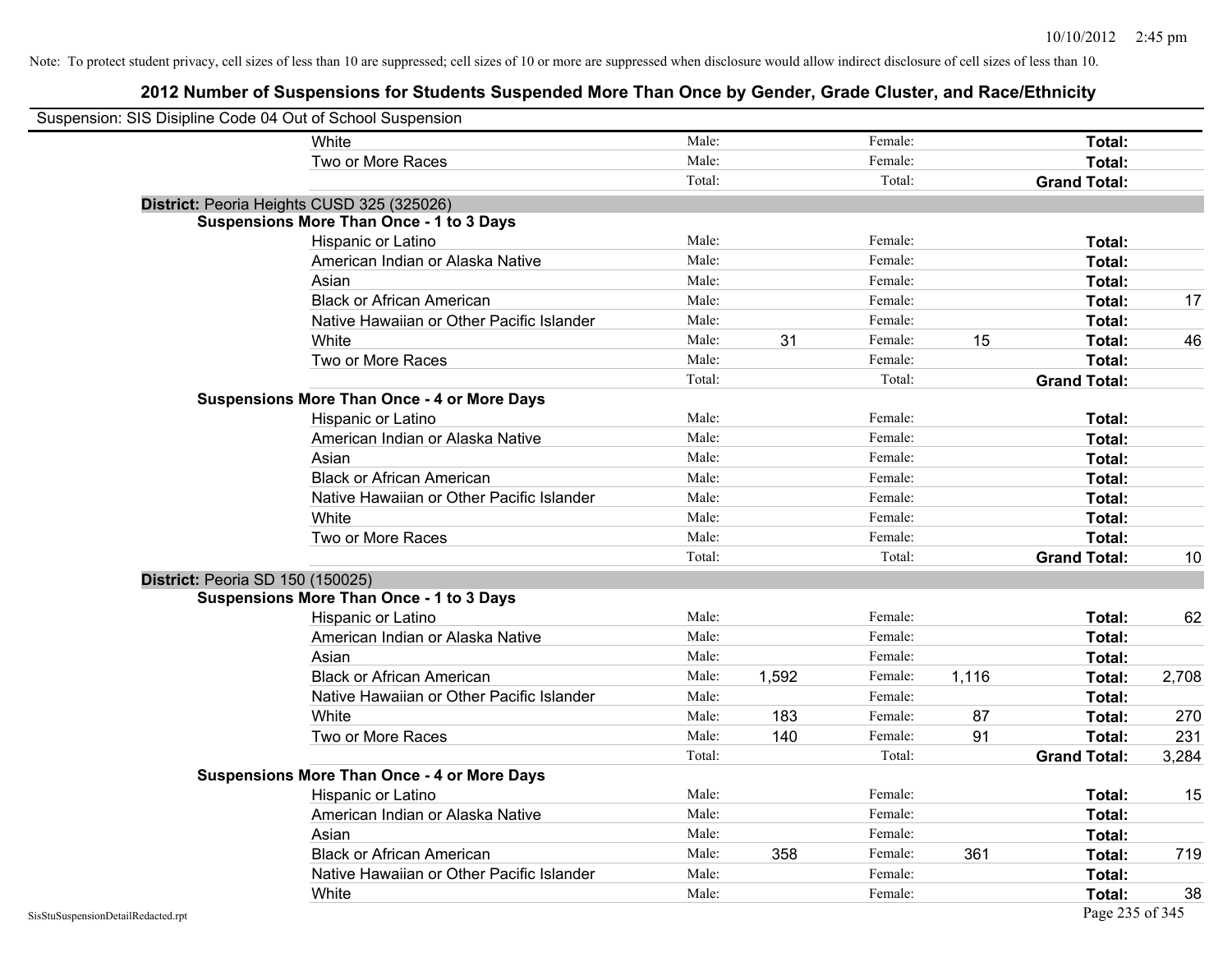Note: To protect student privacy, cell sizes of less than 10 are suppressed; cell sizes of 10 or more are suppressed when disclosure would allow indirect disclosure of cell sizes of less than 10.

# 2012 Number of Suspensions for Students Suspended More Than Once by Gender, Grade Cluster, and Race/Ethnicity

Suspension: SIS Disipline Code 04 Out of School Suspension

| | | | | | | |
|---|---|---|---|---|---|---|
| White | Male: | | Female: | | **Total:** | |
| Two or More Races | Male: | | Female: | | **Total:** | |
| | Total: | | Total: | | **Grand Total:** | |

**District:** Peoria Heights CUSD 325 (325026)

**Suspensions More Than Once - 1 to 3 Days**

| | | | | | | |
|---|---|---|---|---|---|---|
| Hispanic or Latino | Male: | | Female: | | **Total:** | |
| American Indian or Alaska Native | Male: | | Female: | | **Total:** | |
| Asian | Male: | | Female: | | **Total:** | |
| Black or African American | Male: | | Female: | | **Total:** | 17 |
| Native Hawaiian or Other Pacific Islander | Male: | | Female: | | **Total:** | |
| White | Male: | 31 | Female: | 15 | **Total:** | 46 |
| Two or More Races | Male: | | Female: | | **Total:** | |
| | Total: | | Total: | | **Grand Total:** | |

**Suspensions More Than Once - 4 or More Days**

| | | | | | | |
|---|---|---|---|---|---|---|
| Hispanic or Latino | Male: | | Female: | | **Total:** | |
| American Indian or Alaska Native | Male: | | Female: | | **Total:** | |
| Asian | Male: | | Female: | | **Total:** | |
| Black or African American | Male: | | Female: | | **Total:** | |
| Native Hawaiian or Other Pacific Islander | Male: | | Female: | | **Total:** | |
| White | Male: | | Female: | | **Total:** | |
| Two or More Races | Male: | | Female: | | **Total:** | |
| | Total: | | Total: | | **Grand Total:** | 10 |

**District:** Peoria SD 150 (150025)

**Suspensions More Than Once - 1 to 3 Days**

| | | | | | | |
|---|---|---|---|---|---|---|
| Hispanic or Latino | Male: | | Female: | | **Total:** | 62 |
| American Indian or Alaska Native | Male: | | Female: | | **Total:** | |
| Asian | Male: | | Female: | | **Total:** | |
| Black or African American | Male: | 1,592 | Female: | 1,116 | **Total:** | 2,708 |
| Native Hawaiian or Other Pacific Islander | Male: | | Female: | | **Total:** | |
| White | Male: | 183 | Female: | 87 | **Total:** | 270 |
| Two or More Races | Male: | 140 | Female: | 91 | **Total:** | 231 |
| | Total: | | Total: | | **Grand Total:** | 3,284 |

**Suspensions More Than Once - 4 or More Days**

| | | | | | | |
|---|---|---|---|---|---|---|
| Hispanic or Latino | Male: | | Female: | | **Total:** | 15 |
| American Indian or Alaska Native | Male: | | Female: | | **Total:** | |
| Asian | Male: | | Female: | | **Total:** | |
| Black or African American | Male: | 358 | Female: | 361 | **Total:** | 719 |
| Native Hawaiian or Other Pacific Islander | Male: | | Female: | | **Total:** | |
| White | Male: | | Female: | | **Total:** | 38 |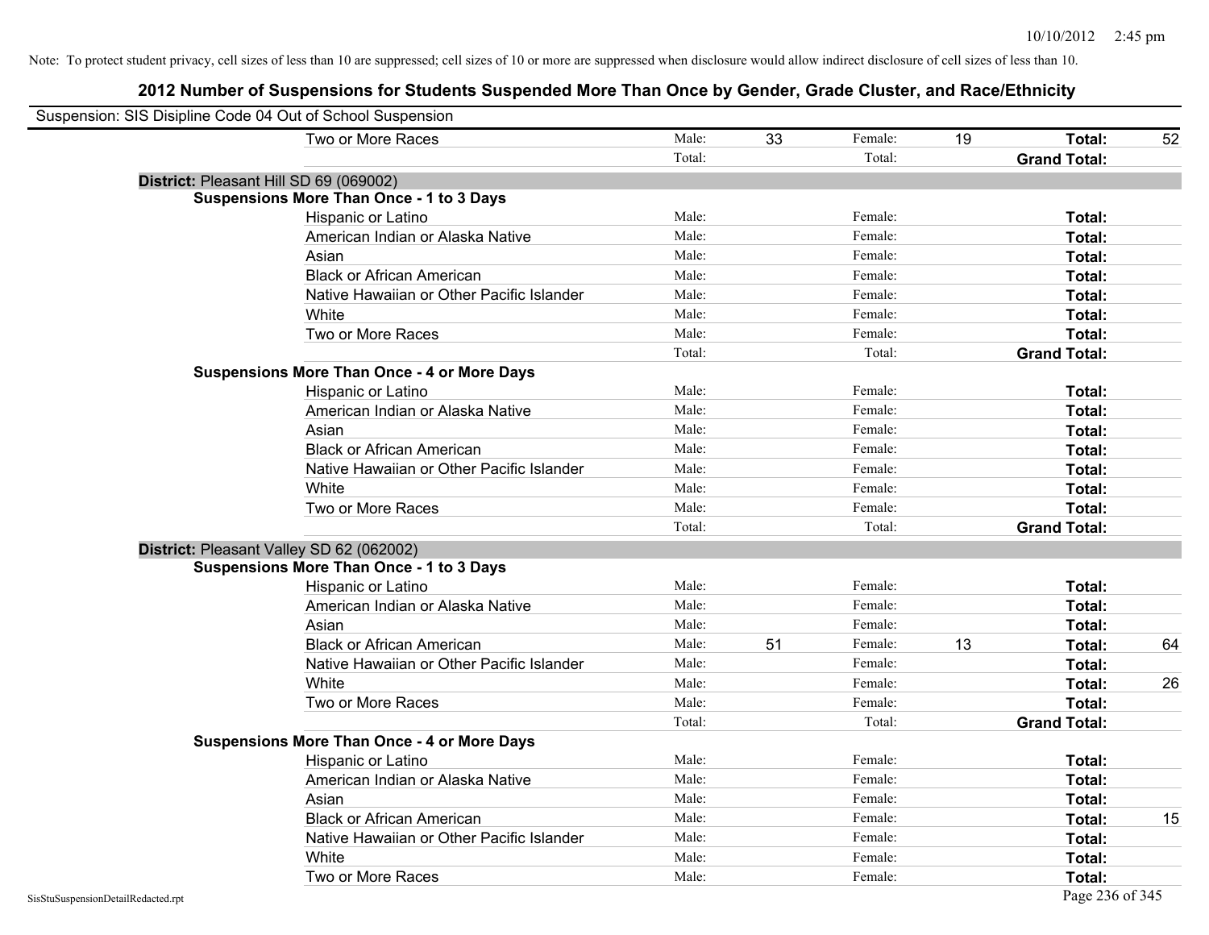Note: To protect student privacy, cell sizes of less than 10 are suppressed; cell sizes of 10 or more are suppressed when disclosure would allow indirect disclosure of cell sizes of less than 10.

# 2012 Number of Suspensions for Students Suspended More Than Once by Gender, Grade Cluster, and Race/Ethnicity

Suspension: SIS Disipline Code 04 Out of School Suspension

| | | | | | | |
|---|---|---|---|---|---|---|
| Two or More Races | Male: | 33 | Female: | 19 | **Total:** | 52 |
| | Total: | | Total: | | **Grand Total:** | |

**District:** Pleasant Hill SD 69 (069002)

**Suspensions More Than Once - 1 to 3 Days**

| | | | | | | |
|---|---|---|---|---|---|---|
| Hispanic or Latino | Male: | | Female: | | **Total:** | |
| American Indian or Alaska Native | Male: | | Female: | | **Total:** | |
| Asian | Male: | | Female: | | **Total:** | |
| Black or African American | Male: | | Female: | | **Total:** | |
| Native Hawaiian or Other Pacific Islander | Male: | | Female: | | **Total:** | |
| White | Male: | | Female: | | **Total:** | |
| Two or More Races | Male: | | Female: | | **Total:** | |
| | Total: | | Total: | | **Grand Total:** | |

**Suspensions More Than Once - 4 or More Days**

| | | | | | | |
|---|---|---|---|---|---|---|
| Hispanic or Latino | Male: | | Female: | | **Total:** | |
| American Indian or Alaska Native | Male: | | Female: | | **Total:** | |
| Asian | Male: | | Female: | | **Total:** | |
| Black or African American | Male: | | Female: | | **Total:** | |
| Native Hawaiian or Other Pacific Islander | Male: | | Female: | | **Total:** | |
| White | Male: | | Female: | | **Total:** | |
| Two or More Races | Male: | | Female: | | **Total:** | |
| | Total: | | Total: | | **Grand Total:** | |

**District:** Pleasant Valley SD 62 (062002)

**Suspensions More Than Once - 1 to 3 Days**

| | | | | | | |
|---|---|---|---|---|---|---|
| Hispanic or Latino | Male: | | Female: | | **Total:** | |
| American Indian or Alaska Native | Male: | | Female: | | **Total:** | |
| Asian | Male: | | Female: | | **Total:** | |
| Black or African American | Male: | 51 | Female: | 13 | **Total:** | 64 |
| Native Hawaiian or Other Pacific Islander | Male: | | Female: | | **Total:** | |
| White | Male: | | Female: | | **Total:** | 26 |
| Two or More Races | Male: | | Female: | | **Total:** | |
| | Total: | | Total: | | **Grand Total:** | |

**Suspensions More Than Once - 4 or More Days**

| | | | | | | |
|---|---|---|---|---|---|---|
| Hispanic or Latino | Male: | | Female: | | **Total:** | |
| American Indian or Alaska Native | Male: | | Female: | | **Total:** | |
| Asian | Male: | | Female: | | **Total:** | |
| Black or African American | Male: | | Female: | | **Total:** | 15 |
| Native Hawaiian or Other Pacific Islander | Male: | | Female: | | **Total:** | |
| White | Male: | | Female: | | **Total:** | |
| Two or More Races | Male: | | Female: | | **Total:** | |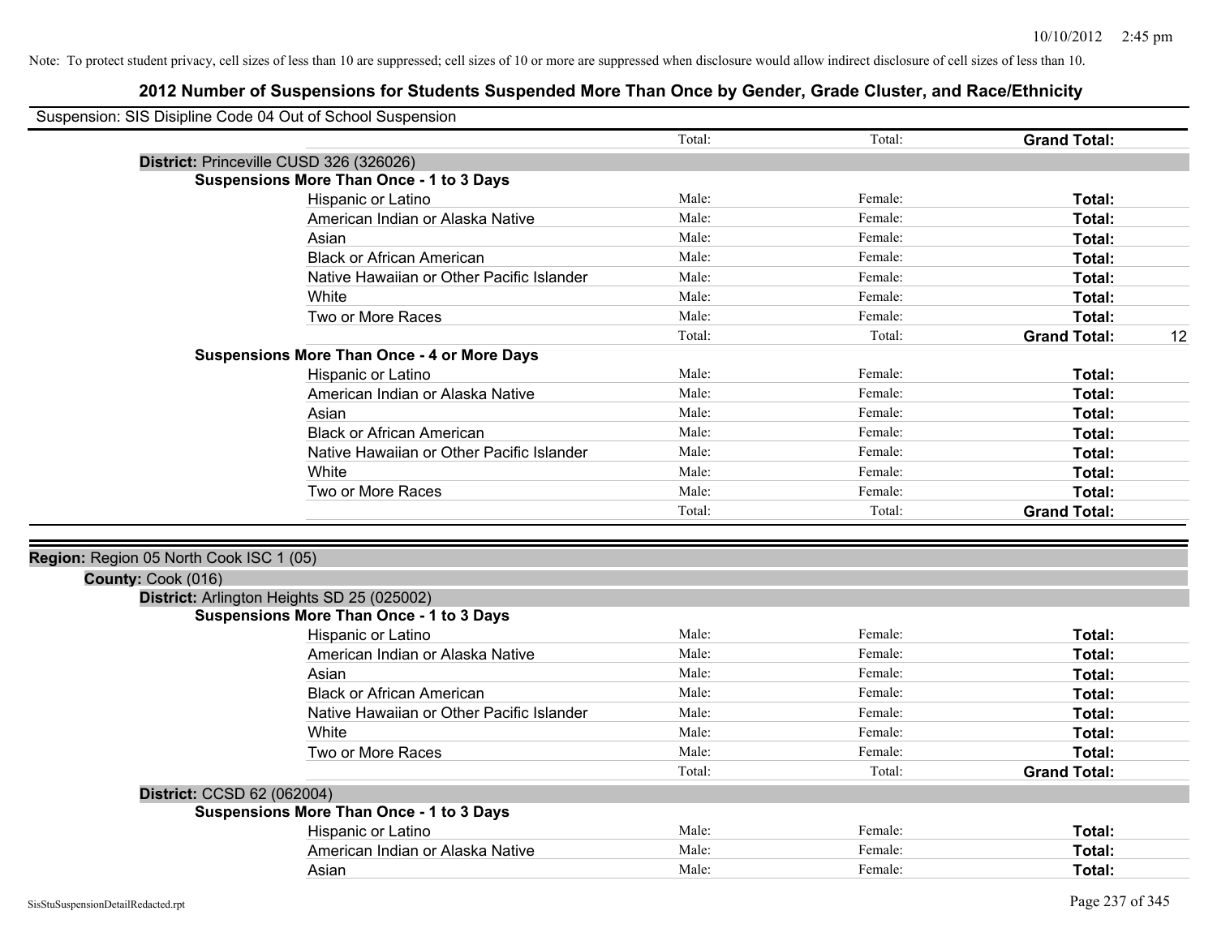Note: To protect student privacy, cell sizes of less than 10 are suppressed; cell sizes of 10 or more are suppressed when disclosure would allow indirect disclosure of cell sizes of less than 10.

## 2012 Number of Suspensions for Students Suspended More Than Once by Gender, Grade Cluster, and Race/Ethnicity

Suspension: SIS Disipline Code 04 Out of School Suspension

| | | | | |
|---|---|---|---|---|
| | Total: | Total: | **Grand Total:** | |
| **District:** Princeville CUSD 326 (326026) | | | | |
| **Suspensions More Than Once - 1 to 3 Days** | | | | |
| Hispanic or Latino | Male: | Female: | **Total:** | |
| American Indian or Alaska Native | Male: | Female: | **Total:** | |
| Asian | Male: | Female: | **Total:** | |
| Black or African American | Male: | Female: | **Total:** | |
| Native Hawaiian or Other Pacific Islander | Male: | Female: | **Total:** | |
| White | Male: | Female: | **Total:** | |
| Two or More Races | Male: | Female: | **Total:** | |
| | Total: | Total: | **Grand Total:** | 12 |
| **Suspensions More Than Once - 4 or More Days** | | | | |
| Hispanic or Latino | Male: | Female: | **Total:** | |
| American Indian or Alaska Native | Male: | Female: | **Total:** | |
| Asian | Male: | Female: | **Total:** | |
| Black or African American | Male: | Female: | **Total:** | |
| Native Hawaiian or Other Pacific Islander | Male: | Female: | **Total:** | |
| White | Male: | Female: | **Total:** | |
| Two or More Races | Male: | Female: | **Total:** | |
| | Total: | Total: | **Grand Total:** | |

**Region:** Region 05 North Cook ISC 1 (05)

**County:** Cook (016)

| | | | | |
|---|---|---|---|---|
| **District:** Arlington Heights SD 25 (025002) | | | | |
| **Suspensions More Than Once - 1 to 3 Days** | | | | |
| Hispanic or Latino | Male: | Female: | **Total:** | |
| American Indian or Alaska Native | Male: | Female: | **Total:** | |
| Asian | Male: | Female: | **Total:** | |
| Black or African American | Male: | Female: | **Total:** | |
| Native Hawaiian or Other Pacific Islander | Male: | Female: | **Total:** | |
| White | Male: | Female: | **Total:** | |
| Two or More Races | Male: | Female: | **Total:** | |
| | Total: | Total: | **Grand Total:** | |
| **District:** CCSD 62 (062004) | | | | |
| **Suspensions More Than Once - 1 to 3 Days** | | | | |
| Hispanic or Latino | Male: | Female: | **Total:** | |
| American Indian or Alaska Native | Male: | Female: | **Total:** | |
| Asian | Male: | Female: | **Total:** | |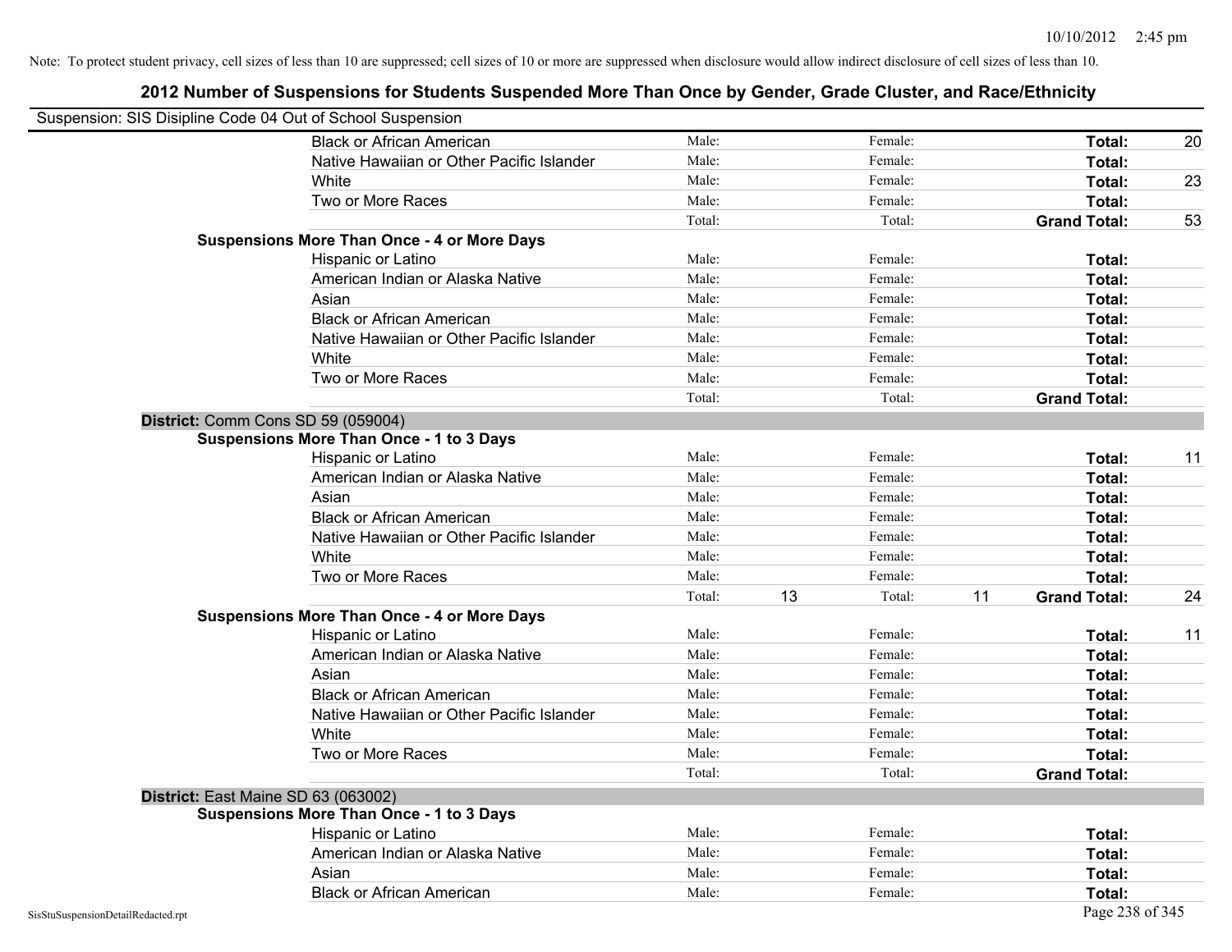Note: To protect student privacy, cell sizes of less than 10 are suppressed; cell sizes of 10 or more are suppressed when disclosure would allow indirect disclosure of cell sizes of less than 10.

# 2012 Number of Suspensions for Students Suspended More Than Once by Gender, Grade Cluster, and Race/Ethnicity

Suspension: SIS Disipline Code 04 Out of School Suspension

| | | | | | |
|---|---|---|---|---|---|
| Black or African American | Male: | | Female: | | **Total:** 20 |
| Native Hawaiian or Other Pacific Islander | Male: | | Female: | | **Total:** |
| White | Male: | | Female: | | **Total:** 23 |
| Two or More Races | Male: | | Female: | | **Total:** |
| | Total: | | Total: | | **Grand Total:** 53 |

**Suspensions More Than Once - 4 or More Days**

| | | | | | |
|---|---|---|---|---|---|
| Hispanic or Latino | Male: | | Female: | | **Total:** |
| American Indian or Alaska Native | Male: | | Female: | | **Total:** |
| Asian | Male: | | Female: | | **Total:** |
| Black or African American | Male: | | Female: | | **Total:** |
| Native Hawaiian or Other Pacific Islander | Male: | | Female: | | **Total:** |
| White | Male: | | Female: | | **Total:** |
| Two or More Races | Male: | | Female: | | **Total:** |
| | Total: | | Total: | | **Grand Total:** |

**District:** Comm Cons SD 59 (059004)

**Suspensions More Than Once - 1 to 3 Days**

| | | | | | |
|---|---|---|---|---|---|
| Hispanic or Latino | Male: | | Female: | | **Total:** 11 |
| American Indian or Alaska Native | Male: | | Female: | | **Total:** |
| Asian | Male: | | Female: | | **Total:** |
| Black or African American | Male: | | Female: | | **Total:** |
| Native Hawaiian or Other Pacific Islander | Male: | | Female: | | **Total:** |
| White | Male: | | Female: | | **Total:** |
| Two or More Races | Male: | | Female: | | **Total:** |
| | Total: | 13 | Total: | 11 | **Grand Total:** 24 |

**Suspensions More Than Once - 4 or More Days**

| | | | | | |
|---|---|---|---|---|---|
| Hispanic or Latino | Male: | | Female: | | **Total:** 11 |
| American Indian or Alaska Native | Male: | | Female: | | **Total:** |
| Asian | Male: | | Female: | | **Total:** |
| Black or African American | Male: | | Female: | | **Total:** |
| Native Hawaiian or Other Pacific Islander | Male: | | Female: | | **Total:** |
| White | Male: | | Female: | | **Total:** |
| Two or More Races | Male: | | Female: | | **Total:** |
| | Total: | | Total: | | **Grand Total:** |

**District:** East Maine SD 63 (063002)

**Suspensions More Than Once - 1 to 3 Days**

| | | | | | |
|---|---|---|---|---|---|
| Hispanic or Latino | Male: | | Female: | | **Total:** |
| American Indian or Alaska Native | Male: | | Female: | | **Total:** |
| Asian | Male: | | Female: | | **Total:** |
| Black or African American | Male: | | Female: | | **Total:** |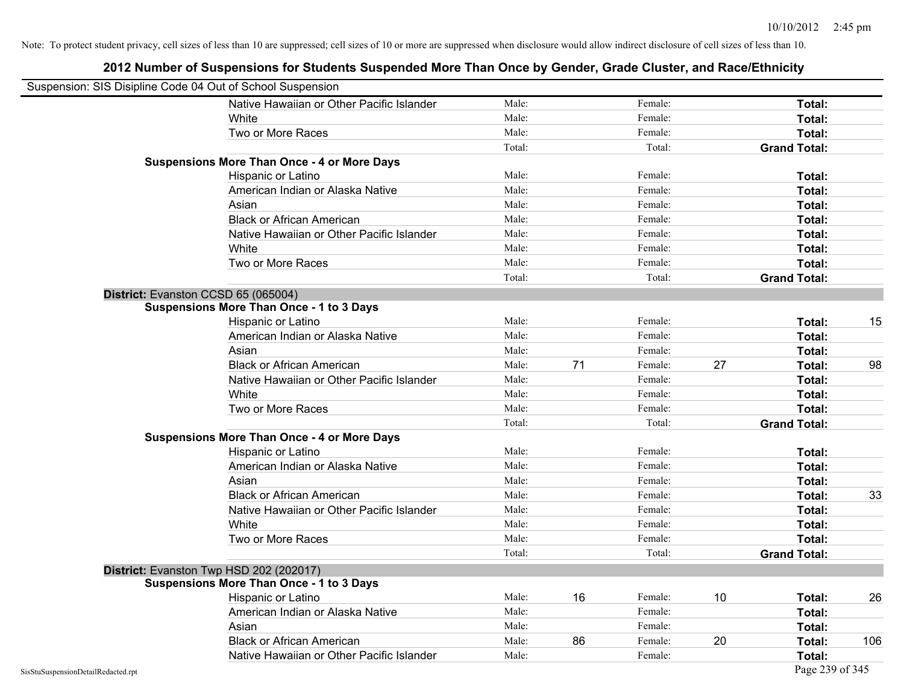Note: To protect student privacy, cell sizes of less than 10 are suppressed; cell sizes of 10 or more are suppressed when disclosure would allow indirect disclosure of cell sizes of less than 10.

# 2012 Number of Suspensions for Students Suspended More Than Once by Gender, Grade Cluster, and Race/Ethnicity

Suspension: SIS Disipline Code 04 Out of School Suspension

| | | | | | | |
|---|---|---|---|---|---|---|
| Native Hawaiian or Other Pacific Islander | Male: | | Female: | | Total: | |
| White | Male: | | Female: | | Total: | |
| Two or More Races | Male: | | Female: | | Total: | |
| | Total: | | Total: | | Grand Total: | |
| **Suspensions More Than Once - 4 or More Days** | | | | | | |
| Hispanic or Latino | Male: | | Female: | | Total: | |
| American Indian or Alaska Native | Male: | | Female: | | Total: | |
| Asian | Male: | | Female: | | Total: | |
| Black or African American | Male: | | Female: | | Total: | |
| Native Hawaiian or Other Pacific Islander | Male: | | Female: | | Total: | |
| White | Male: | | Female: | | Total: | |
| Two or More Races | Male: | | Female: | | Total: | |
| | Total: | | Total: | | Grand Total: | |

**District:** Evanston CCSD 65 (065004)

| | | | | | | |
|---|---|---|---|---|---|---|
| **Suspensions More Than Once - 1 to 3 Days** | | | | | | |
| Hispanic or Latino | Male: | | Female: | | Total: | 15 |
| American Indian or Alaska Native | Male: | | Female: | | Total: | |
| Asian | Male: | | Female: | | Total: | |
| Black or African American | Male: | 71 | Female: | 27 | Total: | 98 |
| Native Hawaiian or Other Pacific Islander | Male: | | Female: | | Total: | |
| White | Male: | | Female: | | Total: | |
| Two or More Races | Male: | | Female: | | Total: | |
| | Total: | | Total: | | Grand Total: | |
| **Suspensions More Than Once - 4 or More Days** | | | | | | |
| Hispanic or Latino | Male: | | Female: | | Total: | |
| American Indian or Alaska Native | Male: | | Female: | | Total: | |
| Asian | Male: | | Female: | | Total: | |
| Black or African American | Male: | | Female: | | Total: | 33 |
| Native Hawaiian or Other Pacific Islander | Male: | | Female: | | Total: | |
| White | Male: | | Female: | | Total: | |
| Two or More Races | Male: | | Female: | | Total: | |
| | Total: | | Total: | | Grand Total: | |

**District:** Evanston Twp HSD 202 (202017)

| | | | | | | |
|---|---|---|---|---|---|---|
| **Suspensions More Than Once - 1 to 3 Days** | | | | | | |
| Hispanic or Latino | Male: | 16 | Female: | 10 | Total: | 26 |
| American Indian or Alaska Native | Male: | | Female: | | Total: | |
| Asian | Male: | | Female: | | Total: | |
| Black or African American | Male: | 86 | Female: | 20 | Total: | 106 |
| Native Hawaiian or Other Pacific Islander | Male: | | Female: | | Total: | |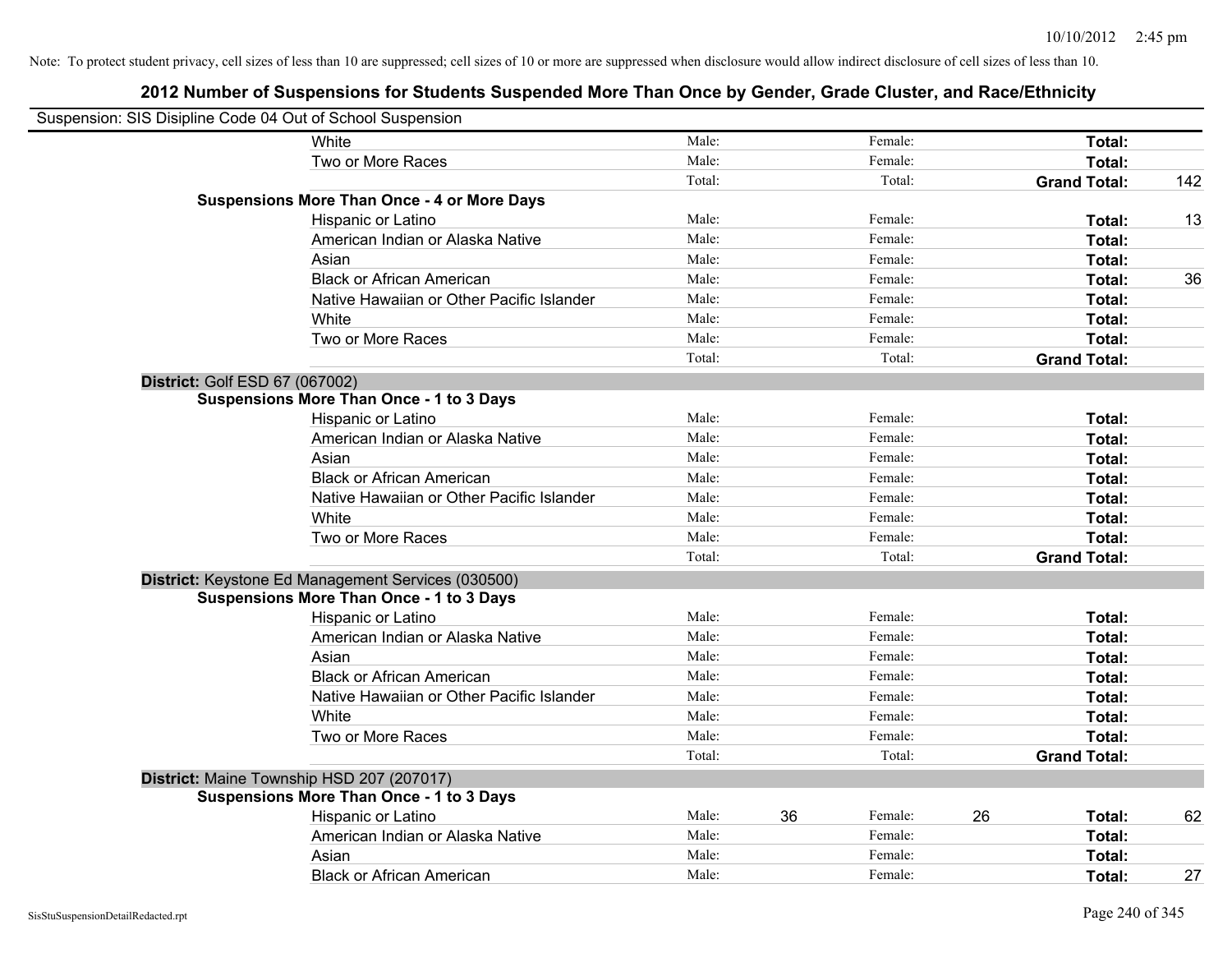Note: To protect student privacy, cell sizes of less than 10 are suppressed; cell sizes of 10 or more are suppressed when disclosure would allow indirect disclosure of cell sizes of less than 10.

# 2012 Number of Suspensions for Students Suspended More Than Once by Gender, Grade Cluster, and Race/Ethnicity

Suspension: SIS Disipline Code 04 Out of School Suspension

| | | | | | | |
|---|---|---|---|---|---|---|
| White | Male: | | Female: | | **Total:** | |
| Two or More Races | Male: | | Female: | | **Total:** | |
| | Total: | | Total: | | **Grand Total:** | 142 |
| **Suspensions More Than Once - 4 or More Days** | | | | | | |
| Hispanic or Latino | Male: | | Female: | | **Total:** | 13 |
| American Indian or Alaska Native | Male: | | Female: | | **Total:** | |
| Asian | Male: | | Female: | | **Total:** | |
| Black or African American | Male: | | Female: | | **Total:** | 36 |
| Native Hawaiian or Other Pacific Islander | Male: | | Female: | | **Total:** | |
| White | Male: | | Female: | | **Total:** | |
| Two or More Races | Male: | | Female: | | **Total:** | |
| | Total: | | Total: | | **Grand Total:** | |

**District:** Golf ESD 67 (067002)

| | | | | | | |
|---|---|---|---|---|---|---|
| **Suspensions More Than Once - 1 to 3 Days** | | | | | | |
| Hispanic or Latino | Male: | | Female: | | **Total:** | |
| American Indian or Alaska Native | Male: | | Female: | | **Total:** | |
| Asian | Male: | | Female: | | **Total:** | |
| Black or African American | Male: | | Female: | | **Total:** | |
| Native Hawaiian or Other Pacific Islander | Male: | | Female: | | **Total:** | |
| White | Male: | | Female: | | **Total:** | |
| Two or More Races | Male: | | Female: | | **Total:** | |
| | Total: | | Total: | | **Grand Total:** | |

**District:** Keystone Ed Management Services (030500)

| | | | | | | |
|---|---|---|---|---|---|---|
| **Suspensions More Than Once - 1 to 3 Days** | | | | | | |
| Hispanic or Latino | Male: | | Female: | | **Total:** | |
| American Indian or Alaska Native | Male: | | Female: | | **Total:** | |
| Asian | Male: | | Female: | | **Total:** | |
| Black or African American | Male: | | Female: | | **Total:** | |
| Native Hawaiian or Other Pacific Islander | Male: | | Female: | | **Total:** | |
| White | Male: | | Female: | | **Total:** | |
| Two or More Races | Male: | | Female: | | **Total:** | |
| | Total: | | Total: | | **Grand Total:** | |

**District:** Maine Township HSD 207 (207017)

| | | | | | | |
|---|---|---|---|---|---|---|
| **Suspensions More Than Once - 1 to 3 Days** | | | | | | |
| Hispanic or Latino | Male: | 36 | Female: | 26 | **Total:** | 62 |
| American Indian or Alaska Native | Male: | | Female: | | **Total:** | |
| Asian | Male: | | Female: | | **Total:** | |
| Black or African American | Male: | | Female: | | **Total:** | 27 |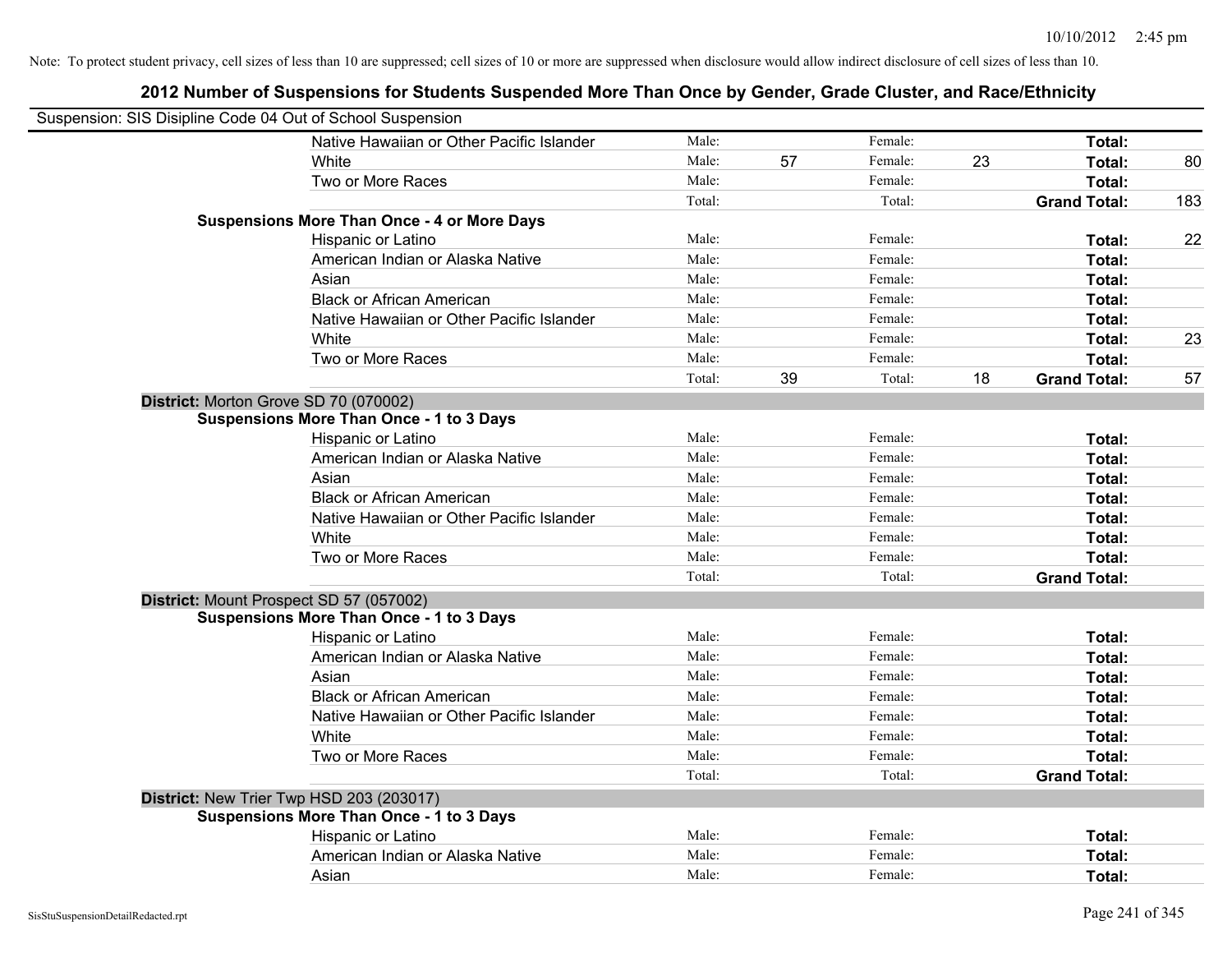Note: To protect student privacy, cell sizes of less than 10 are suppressed; cell sizes of 10 or more are suppressed when disclosure would allow indirect disclosure of cell sizes of less than 10.

## 2012 Number of Suspensions for Students Suspended More Than Once by Gender, Grade Cluster, and Race/Ethnicity

Suspension: SIS Disipline Code 04 Out of School Suspension

| | | | | | | |
|---|---|---|---|---|---|---|
| Native Hawaiian or Other Pacific Islander | Male: | | Female: | | **Total:** | |
| White | Male: | 57 | Female: | 23 | **Total:** | 80 |
| Two or More Races | Male: | | Female: | | **Total:** | |
| | Total: | | Total: | | **Grand Total:** | 183 |
| **Suspensions More Than Once - 4 or More Days** | | | | | | |
| Hispanic or Latino | Male: | | Female: | | **Total:** | 22 |
| American Indian or Alaska Native | Male: | | Female: | | **Total:** | |
| Asian | Male: | | Female: | | **Total:** | |
| Black or African American | Male: | | Female: | | **Total:** | |
| Native Hawaiian or Other Pacific Islander | Male: | | Female: | | **Total:** | |
| White | Male: | | Female: | | **Total:** | 23 |
| Two or More Races | Male: | | Female: | | **Total:** | |
| | Total: | 39 | Total: | 18 | **Grand Total:** | 57 |

**District:** Morton Grove SD 70 (070002)

| | | | | | | |
|---|---|---|---|---|---|---|
| **Suspensions More Than Once - 1 to 3 Days** | | | | | | |
| Hispanic or Latino | Male: | | Female: | | **Total:** | |
| American Indian or Alaska Native | Male: | | Female: | | **Total:** | |
| Asian | Male: | | Female: | | **Total:** | |
| Black or African American | Male: | | Female: | | **Total:** | |
| Native Hawaiian or Other Pacific Islander | Male: | | Female: | | **Total:** | |
| White | Male: | | Female: | | **Total:** | |
| Two or More Races | Male: | | Female: | | **Total:** | |
| | Total: | | Total: | | **Grand Total:** | |

**District:** Mount Prospect SD 57 (057002)

| | | | | | | |
|---|---|---|---|---|---|---|
| **Suspensions More Than Once - 1 to 3 Days** | | | | | | |
| Hispanic or Latino | Male: | | Female: | | **Total:** | |
| American Indian or Alaska Native | Male: | | Female: | | **Total:** | |
| Asian | Male: | | Female: | | **Total:** | |
| Black or African American | Male: | | Female: | | **Total:** | |
| Native Hawaiian or Other Pacific Islander | Male: | | Female: | | **Total:** | |
| White | Male: | | Female: | | **Total:** | |
| Two or More Races | Male: | | Female: | | **Total:** | |
| | Total: | | Total: | | **Grand Total:** | |

**District:** New Trier Twp HSD 203 (203017)

| | | | | | | |
|---|---|---|---|---|---|---|
| **Suspensions More Than Once - 1 to 3 Days** | | | | | | |
| Hispanic or Latino | Male: | | Female: | | **Total:** | |
| American Indian or Alaska Native | Male: | | Female: | | **Total:** | |
| Asian | Male: | | Female: | | **Total:** | |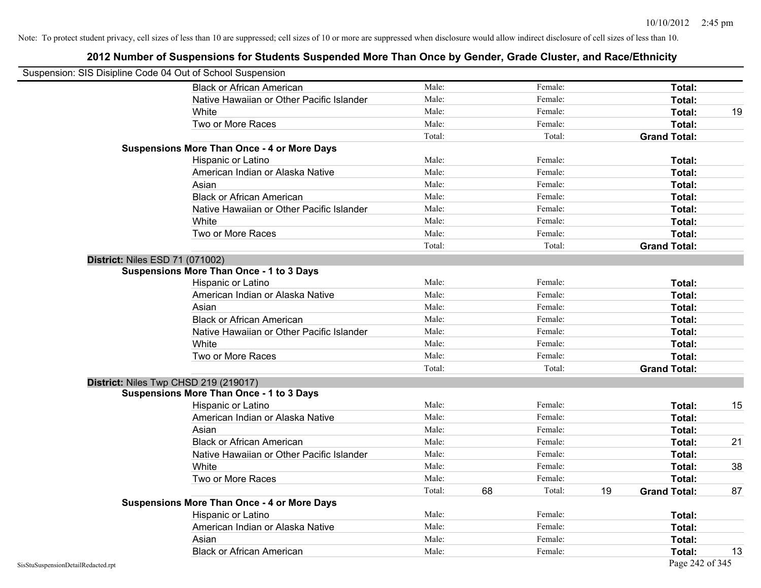Note: To protect student privacy, cell sizes of less than 10 are suppressed; cell sizes of 10 or more are suppressed when disclosure would allow indirect disclosure of cell sizes of less than 10.

## 2012 Number of Suspensions for Students Suspended More Than Once by Gender, Grade Cluster, and Race/Ethnicity

Suspension: SIS Disipline Code 04 Out of School Suspension

| | | | | | | |
|---|---|---|---|---|---|---|
| Black or African American | Male: | | Female: | | Total: | |
| Native Hawaiian or Other Pacific Islander | Male: | | Female: | | Total: | |
| White | Male: | | Female: | | Total: | 19 |
| Two or More Races | Male: | | Female: | | Total: | |
| | Total: | | Total: | | Grand Total: | |
| **Suspensions More Than Once - 4 or More Days** | | | | | | |
| Hispanic or Latino | Male: | | Female: | | Total: | |
| American Indian or Alaska Native | Male: | | Female: | | Total: | |
| Asian | Male: | | Female: | | Total: | |
| Black or African American | Male: | | Female: | | Total: | |
| Native Hawaiian or Other Pacific Islander | Male: | | Female: | | Total: | |
| White | Male: | | Female: | | Total: | |
| Two or More Races | Male: | | Female: | | Total: | |
| | Total: | | Total: | | Grand Total: | |
| **District: Niles ESD 71 (071002)** | | | | | | |
| **Suspensions More Than Once - 1 to 3 Days** | | | | | | |
| Hispanic or Latino | Male: | | Female: | | Total: | |
| American Indian or Alaska Native | Male: | | Female: | | Total: | |
| Asian | Male: | | Female: | | Total: | |
| Black or African American | Male: | | Female: | | Total: | |
| Native Hawaiian or Other Pacific Islander | Male: | | Female: | | Total: | |
| White | Male: | | Female: | | Total: | |
| Two or More Races | Male: | | Female: | | Total: | |
| | Total: | | Total: | | Grand Total: | |
| **District: Niles Twp CHSD 219 (219017)** | | | | | | |
| **Suspensions More Than Once - 1 to 3 Days** | | | | | | |
| Hispanic or Latino | Male: | | Female: | | Total: | 15 |
| American Indian or Alaska Native | Male: | | Female: | | Total: | |
| Asian | Male: | | Female: | | Total: | |
| Black or African American | Male: | | Female: | | Total: | 21 |
| Native Hawaiian or Other Pacific Islander | Male: | | Female: | | Total: | |
| White | Male: | | Female: | | Total: | 38 |
| Two or More Races | Male: | | Female: | | Total: | |
| | Total: | 68 | Total: | 19 | Grand Total: | 87 |
| **Suspensions More Than Once - 4 or More Days** | | | | | | |
| Hispanic or Latino | Male: | | Female: | | Total: | |
| American Indian or Alaska Native | Male: | | Female: | | Total: | |
| Asian | Male: | | Female: | | Total: | |
| Black or African American | Male: | | Female: | | Total: | 13 |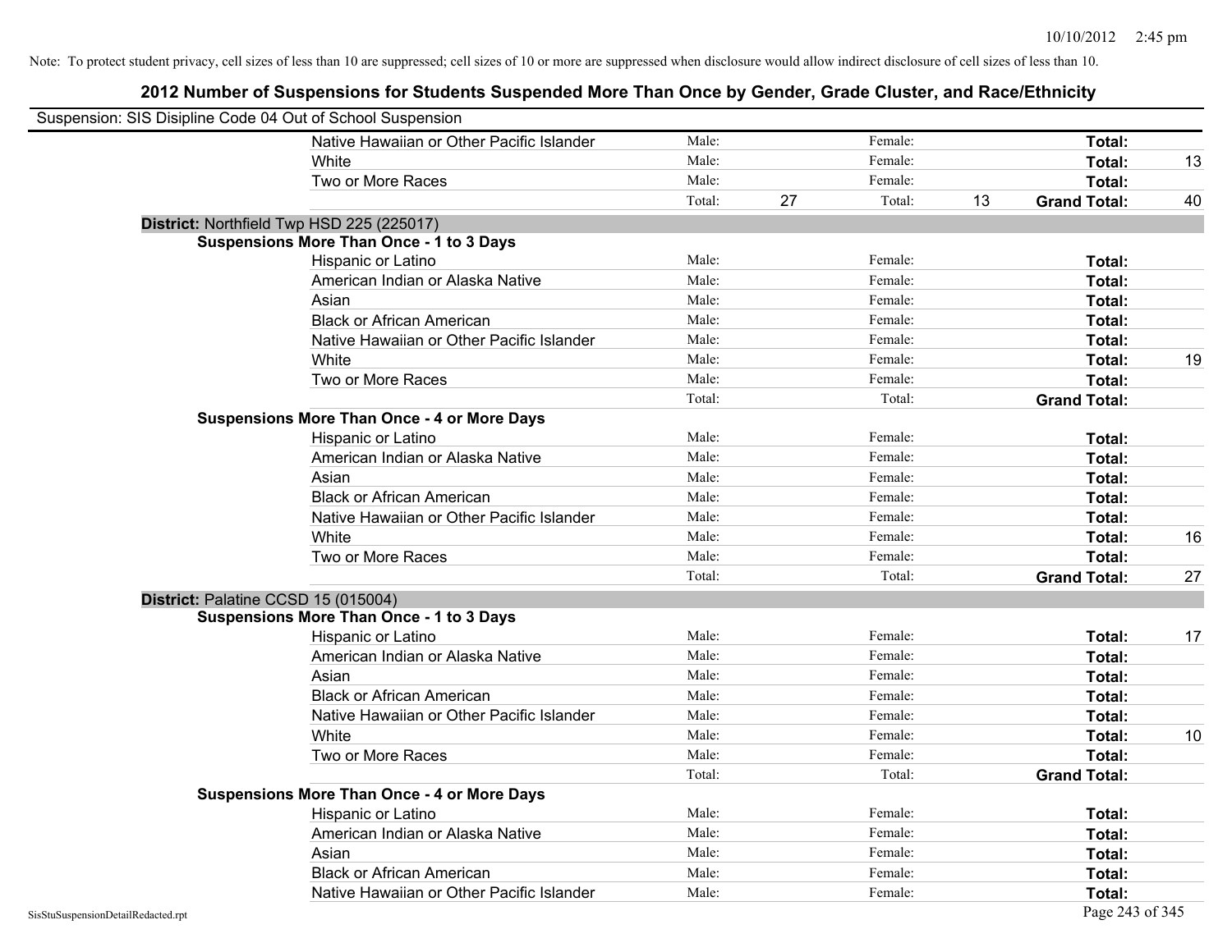Note: To protect student privacy, cell sizes of less than 10 are suppressed; cell sizes of 10 or more are suppressed when disclosure would allow indirect disclosure of cell sizes of less than 10.

## 2012 Number of Suspensions for Students Suspended More Than Once by Gender, Grade Cluster, and Race/Ethnicity

Suspension: SIS Disipline Code 04 Out of School Suspension

| | | | | | | |
|---|---|---|---|---|---|---|
| Native Hawaiian or Other Pacific Islander | Male: | | Female: | | **Total:** | |
| White | Male: | | Female: | | **Total:** | 13 |
| Two or More Races | Male: | | Female: | | **Total:** | |
| | Total: | 27 | Total: | 13 | **Grand Total:** | 40 |

**District:** Northfield Twp HSD 225 (225017)

**Suspensions More Than Once - 1 to 3 Days**

| | | | | | | |
|---|---|---|---|---|---|---|
| Hispanic or Latino | Male: | | Female: | | **Total:** | |
| American Indian or Alaska Native | Male: | | Female: | | **Total:** | |
| Asian | Male: | | Female: | | **Total:** | |
| Black or African American | Male: | | Female: | | **Total:** | |
| Native Hawaiian or Other Pacific Islander | Male: | | Female: | | **Total:** | |
| White | Male: | | Female: | | **Total:** | 19 |
| Two or More Races | Male: | | Female: | | **Total:** | |
| | Total: | | Total: | | **Grand Total:** | |

**Suspensions More Than Once - 4 or More Days**

| | | | | | | |
|---|---|---|---|---|---|---|
| Hispanic or Latino | Male: | | Female: | | **Total:** | |
| American Indian or Alaska Native | Male: | | Female: | | **Total:** | |
| Asian | Male: | | Female: | | **Total:** | |
| Black or African American | Male: | | Female: | | **Total:** | |
| Native Hawaiian or Other Pacific Islander | Male: | | Female: | | **Total:** | |
| White | Male: | | Female: | | **Total:** | 16 |
| Two or More Races | Male: | | Female: | | **Total:** | |
| | Total: | | Total: | | **Grand Total:** | 27 |

**District:** Palatine CCSD 15 (015004)

**Suspensions More Than Once - 1 to 3 Days**

| | | | | | | |
|---|---|---|---|---|---|---|
| Hispanic or Latino | Male: | | Female: | | **Total:** | 17 |
| American Indian or Alaska Native | Male: | | Female: | | **Total:** | |
| Asian | Male: | | Female: | | **Total:** | |
| Black or African American | Male: | | Female: | | **Total:** | |
| Native Hawaiian or Other Pacific Islander | Male: | | Female: | | **Total:** | |
| White | Male: | | Female: | | **Total:** | 10 |
| Two or More Races | Male: | | Female: | | **Total:** | |
| | Total: | | Total: | | **Grand Total:** | |

**Suspensions More Than Once - 4 or More Days**

| | | | | | | |
|---|---|---|---|---|---|---|
| Hispanic or Latino | Male: | | Female: | | **Total:** | |
| American Indian or Alaska Native | Male: | | Female: | | **Total:** | |
| Asian | Male: | | Female: | | **Total:** | |
| Black or African American | Male: | | Female: | | **Total:** | |
| Native Hawaiian or Other Pacific Islander | Male: | | Female: | | **Total:** | |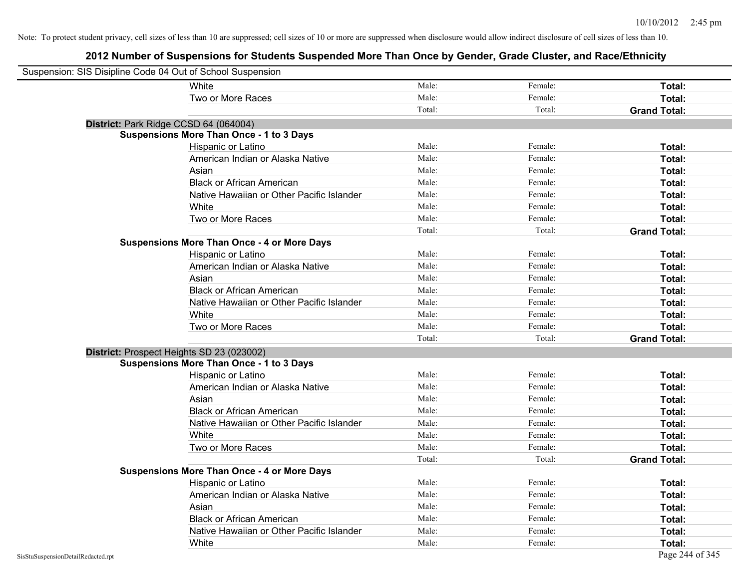Note: To protect student privacy, cell sizes of less than 10 are suppressed; cell sizes of 10 or more are suppressed when disclosure would allow indirect disclosure of cell sizes of less than 10.

# 2012 Number of Suspensions for Students Suspended More Than Once by Gender, Grade Cluster, and Race/Ethnicity

Suspension: SIS Disipline Code 04 Out of School Suspension

| | | | | |
|---|---|---|---|---|
| | White | Male: | Female: | **Total:** |
| | Two or More Races | Male: | Female: | **Total:** |
| | | Total: | Total: | **Grand Total:** |
| **District:** Park Ridge CCSD 64 (064004) | | | | |
| **Suspensions More Than Once - 1 to 3 Days** | | | | |
| | Hispanic or Latino | Male: | Female: | **Total:** |
| | American Indian or Alaska Native | Male: | Female: | **Total:** |
| | Asian | Male: | Female: | **Total:** |
| | Black or African American | Male: | Female: | **Total:** |
| | Native Hawaiian or Other Pacific Islander | Male: | Female: | **Total:** |
| | White | Male: | Female: | **Total:** |
| | Two or More Races | Male: | Female: | **Total:** |
| | | Total: | Total: | **Grand Total:** |
| **Suspensions More Than Once - 4 or More Days** | | | | |
| | Hispanic or Latino | Male: | Female: | **Total:** |
| | American Indian or Alaska Native | Male: | Female: | **Total:** |
| | Asian | Male: | Female: | **Total:** |
| | Black or African American | Male: | Female: | **Total:** |
| | Native Hawaiian or Other Pacific Islander | Male: | Female: | **Total:** |
| | White | Male: | Female: | **Total:** |
| | Two or More Races | Male: | Female: | **Total:** |
| | | Total: | Total: | **Grand Total:** |
| **District:** Prospect Heights SD 23 (023002) | | | | |
| **Suspensions More Than Once - 1 to 3 Days** | | | | |
| | Hispanic or Latino | Male: | Female: | **Total:** |
| | American Indian or Alaska Native | Male: | Female: | **Total:** |
| | Asian | Male: | Female: | **Total:** |
| | Black or African American | Male: | Female: | **Total:** |
| | Native Hawaiian or Other Pacific Islander | Male: | Female: | **Total:** |
| | White | Male: | Female: | **Total:** |
| | Two or More Races | Male: | Female: | **Total:** |
| | | Total: | Total: | **Grand Total:** |
| **Suspensions More Than Once - 4 or More Days** | | | | |
| | Hispanic or Latino | Male: | Female: | **Total:** |
| | American Indian or Alaska Native | Male: | Female: | **Total:** |
| | Asian | Male: | Female: | **Total:** |
| | Black or African American | Male: | Female: | **Total:** |
| | Native Hawaiian or Other Pacific Islander | Male: | Female: | **Total:** |
| | White | Male: | Female: | **Total:** |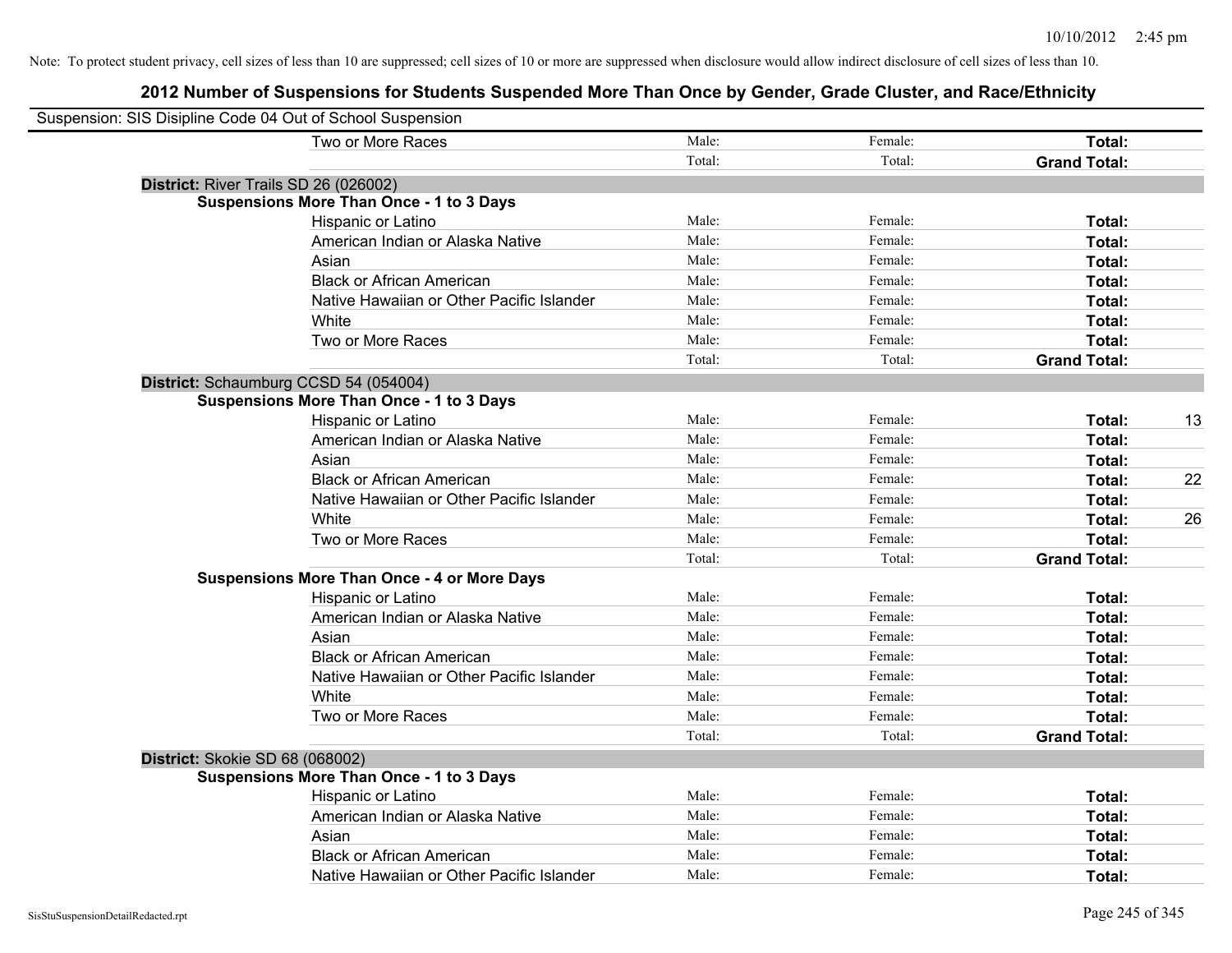Note: To protect student privacy, cell sizes of less than 10 are suppressed; cell sizes of 10 or more are suppressed when disclosure would allow indirect disclosure of cell sizes of less than 10.

## 2012 Number of Suspensions for Students Suspended More Than Once by Gender, Grade Cluster, and Race/Ethnicity

Suspension: SIS Disipline Code 04 Out of School Suspension

| | | | | |
|---|---|---|---|---|
| Two or More Races | Male: | Female: | **Total:** | |
| | Total: | Total: | **Grand Total:** | |

**District:** River Trails SD 26 (026002)

**Suspensions More Than Once - 1 to 3 Days**

| | | | | |
|---|---|---|---|---|
| Hispanic or Latino | Male: | Female: | **Total:** | |
| American Indian or Alaska Native | Male: | Female: | **Total:** | |
| Asian | Male: | Female: | **Total:** | |
| Black or African American | Male: | Female: | **Total:** | |
| Native Hawaiian or Other Pacific Islander | Male: | Female: | **Total:** | |
| White | Male: | Female: | **Total:** | |
| Two or More Races | Male: | Female: | **Total:** | |
| | Total: | Total: | **Grand Total:** | |

**District:** Schaumburg CCSD 54 (054004)

**Suspensions More Than Once - 1 to 3 Days**

| | | | | |
|---|---|---|---|---|
| Hispanic or Latino | Male: | Female: | **Total:** | 13 |
| American Indian or Alaska Native | Male: | Female: | **Total:** | |
| Asian | Male: | Female: | **Total:** | |
| Black or African American | Male: | Female: | **Total:** | 22 |
| Native Hawaiian or Other Pacific Islander | Male: | Female: | **Total:** | |
| White | Male: | Female: | **Total:** | 26 |
| Two or More Races | Male: | Female: | **Total:** | |
| | Total: | Total: | **Grand Total:** | |

**Suspensions More Than Once - 4 or More Days**

| | | | | |
|---|---|---|---|---|
| Hispanic or Latino | Male: | Female: | **Total:** | |
| American Indian or Alaska Native | Male: | Female: | **Total:** | |
| Asian | Male: | Female: | **Total:** | |
| Black or African American | Male: | Female: | **Total:** | |
| Native Hawaiian or Other Pacific Islander | Male: | Female: | **Total:** | |
| White | Male: | Female: | **Total:** | |
| Two or More Races | Male: | Female: | **Total:** | |
| | Total: | Total: | **Grand Total:** | |

**District:** Skokie SD 68 (068002)

**Suspensions More Than Once - 1 to 3 Days**

| | | | | |
|---|---|---|---|---|
| Hispanic or Latino | Male: | Female: | **Total:** | |
| American Indian or Alaska Native | Male: | Female: | **Total:** | |
| Asian | Male: | Female: | **Total:** | |
| Black or African American | Male: | Female: | **Total:** | |
| Native Hawaiian or Other Pacific Islander | Male: | Female: | **Total:** | |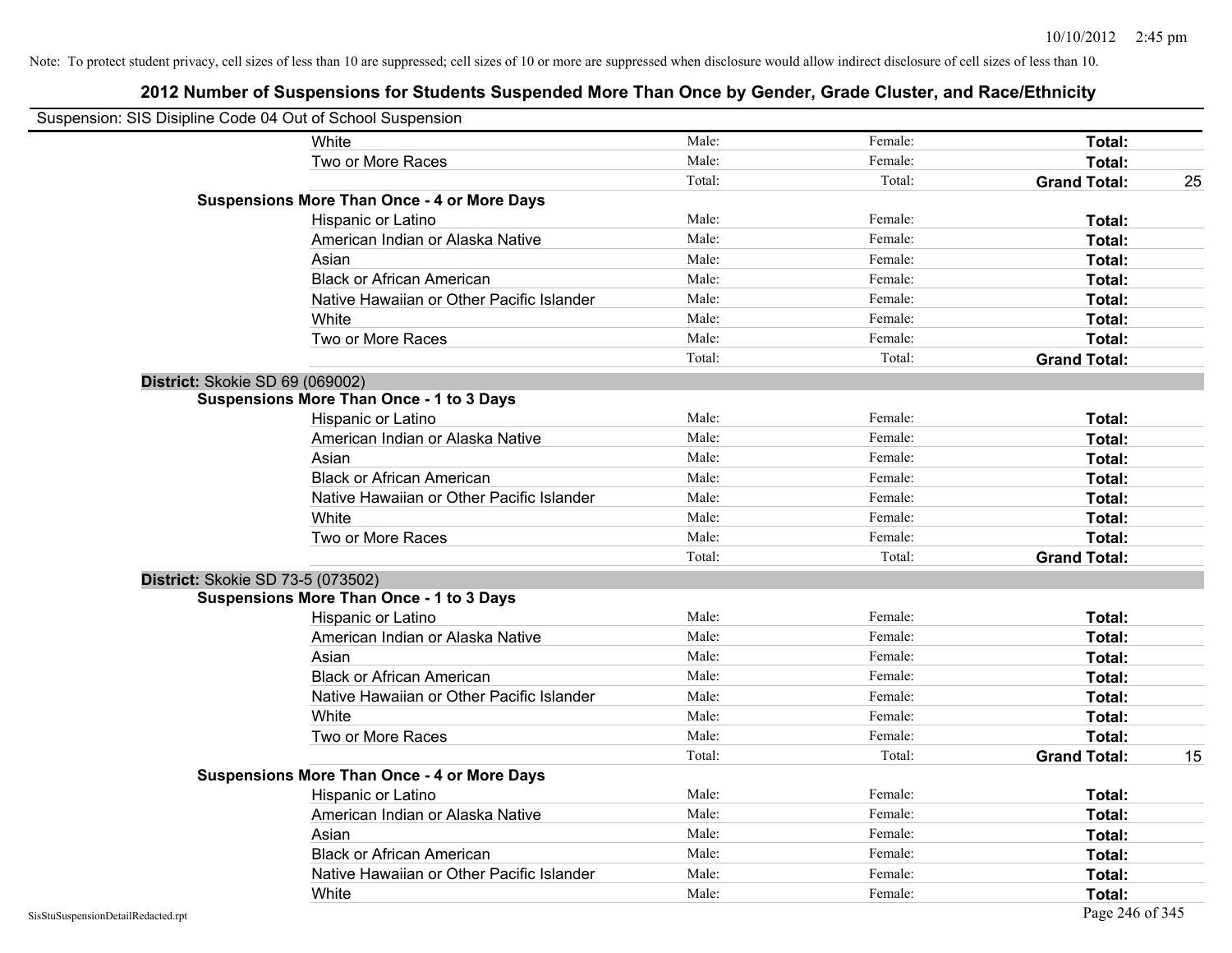Note: To protect student privacy, cell sizes of less than 10 are suppressed; cell sizes of 10 or more are suppressed when disclosure would allow indirect disclosure of cell sizes of less than 10.

# 2012 Number of Suspensions for Students Suspended More Than Once by Gender, Grade Cluster, and Race/Ethnicity

Suspension: SIS Disipline Code 04 Out of School Suspension

| | | | | |
|---|---|---|---|---|
| White | Male: | Female: | **Total:** | |
| Two or More Races | Male: | Female: | **Total:** | |
| | Total: | Total: | **Grand Total:** | 25 |
| **Suspensions More Than Once - 4 or More Days** | | | | |
| Hispanic or Latino | Male: | Female: | **Total:** | |
| American Indian or Alaska Native | Male: | Female: | **Total:** | |
| Asian | Male: | Female: | **Total:** | |
| Black or African American | Male: | Female: | **Total:** | |
| Native Hawaiian or Other Pacific Islander | Male: | Female: | **Total:** | |
| White | Male: | Female: | **Total:** | |
| Two or More Races | Male: | Female: | **Total:** | |
| | Total: | Total: | **Grand Total:** | |

**District:** Skokie SD 69 (069002)

| | | | | |
|---|---|---|---|---|
| **Suspensions More Than Once - 1 to 3 Days** | | | | |
| Hispanic or Latino | Male: | Female: | **Total:** | |
| American Indian or Alaska Native | Male: | Female: | **Total:** | |
| Asian | Male: | Female: | **Total:** | |
| Black or African American | Male: | Female: | **Total:** | |
| Native Hawaiian or Other Pacific Islander | Male: | Female: | **Total:** | |
| White | Male: | Female: | **Total:** | |
| Two or More Races | Male: | Female: | **Total:** | |
| | Total: | Total: | **Grand Total:** | |

**District:** Skokie SD 73-5 (073502)

| | | | | |
|---|---|---|---|---|
| **Suspensions More Than Once - 1 to 3 Days** | | | | |
| Hispanic or Latino | Male: | Female: | **Total:** | |
| American Indian or Alaska Native | Male: | Female: | **Total:** | |
| Asian | Male: | Female: | **Total:** | |
| Black or African American | Male: | Female: | **Total:** | |
| Native Hawaiian or Other Pacific Islander | Male: | Female: | **Total:** | |
| White | Male: | Female: | **Total:** | |
| Two or More Races | Male: | Female: | **Total:** | |
| | Total: | Total: | **Grand Total:** | 15 |
| **Suspensions More Than Once - 4 or More Days** | | | | |
| Hispanic or Latino | Male: | Female: | **Total:** | |
| American Indian or Alaska Native | Male: | Female: | **Total:** | |
| Asian | Male: | Female: | **Total:** | |
| Black or African American | Male: | Female: | **Total:** | |
| Native Hawaiian or Other Pacific Islander | Male: | Female: | **Total:** | |
| White | Male: | Female: | **Total:** | |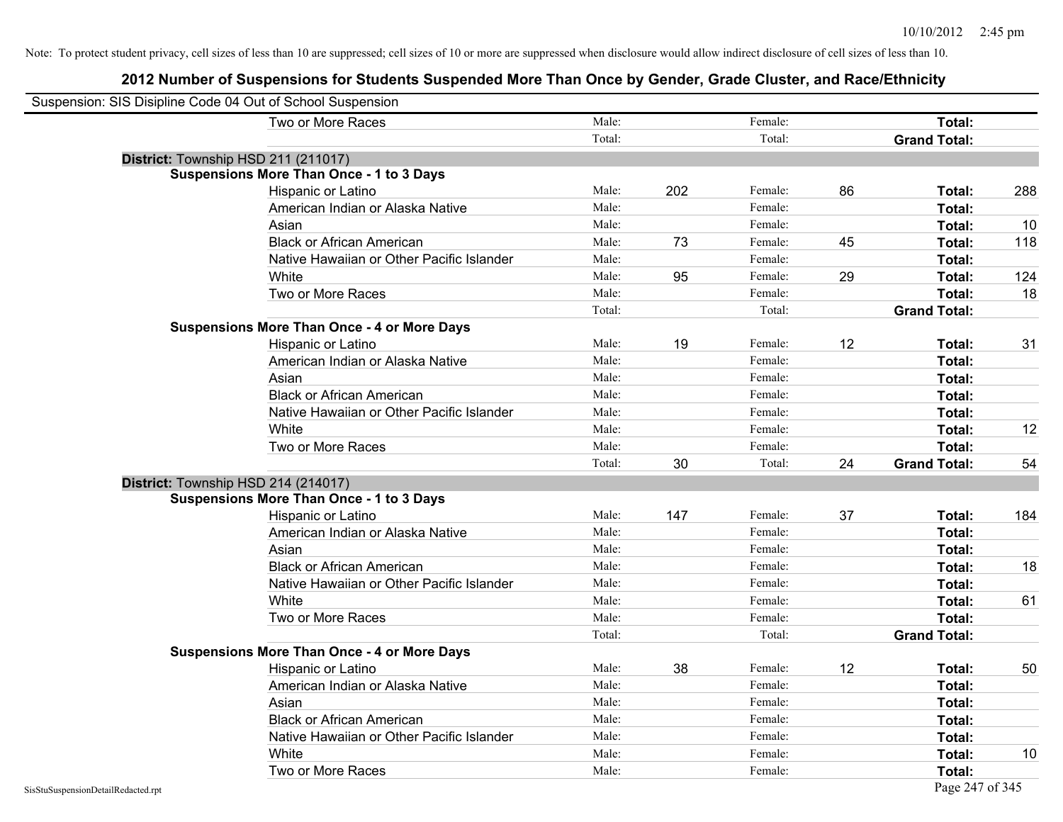Note: To protect student privacy, cell sizes of less than 10 are suppressed; cell sizes of 10 or more are suppressed when disclosure would allow indirect disclosure of cell sizes of less than 10.

# 2012 Number of Suspensions for Students Suspended More Than Once by Gender, Grade Cluster, and Race/Ethnicity

Suspension: SIS Disipline Code 04 Out of School Suspension

| | | | | | | |
|---|---|---|---|---|---|---|
| Two or More Races | Male: | | Female: | | **Total:** | |
| | Total: | | Total: | | **Grand Total:** | |
| **District:** Township HSD 211 (211017) | | | | | | |
| **Suspensions More Than Once - 1 to 3 Days** | | | | | | |
| Hispanic or Latino | Male: | 202 | Female: | 86 | **Total:** | 288 |
| American Indian or Alaska Native | Male: | | Female: | | **Total:** | |
| Asian | Male: | | Female: | | **Total:** | 10 |
| Black or African American | Male: | 73 | Female: | 45 | **Total:** | 118 |
| Native Hawaiian or Other Pacific Islander | Male: | | Female: | | **Total:** | |
| White | Male: | 95 | Female: | 29 | **Total:** | 124 |
| Two or More Races | Male: | | Female: | | **Total:** | 18 |
| | Total: | | Total: | | **Grand Total:** | |
| **Suspensions More Than Once - 4 or More Days** | | | | | | |
| Hispanic or Latino | Male: | 19 | Female: | 12 | **Total:** | 31 |
| American Indian or Alaska Native | Male: | | Female: | | **Total:** | |
| Asian | Male: | | Female: | | **Total:** | |
| Black or African American | Male: | | Female: | | **Total:** | |
| Native Hawaiian or Other Pacific Islander | Male: | | Female: | | **Total:** | |
| White | Male: | | Female: | | **Total:** | 12 |
| Two or More Races | Male: | | Female: | | **Total:** | |
| | Total: | 30 | Total: | 24 | **Grand Total:** | 54 |
| **District:** Township HSD 214 (214017) | | | | | | |
| **Suspensions More Than Once - 1 to 3 Days** | | | | | | |
| Hispanic or Latino | Male: | 147 | Female: | 37 | **Total:** | 184 |
| American Indian or Alaska Native | Male: | | Female: | | **Total:** | |
| Asian | Male: | | Female: | | **Total:** | |
| Black or African American | Male: | | Female: | | **Total:** | 18 |
| Native Hawaiian or Other Pacific Islander | Male: | | Female: | | **Total:** | |
| White | Male: | | Female: | | **Total:** | 61 |
| Two or More Races | Male: | | Female: | | **Total:** | |
| | Total: | | Total: | | **Grand Total:** | |
| **Suspensions More Than Once - 4 or More Days** | | | | | | |
| Hispanic or Latino | Male: | 38 | Female: | 12 | **Total:** | 50 |
| American Indian or Alaska Native | Male: | | Female: | | **Total:** | |
| Asian | Male: | | Female: | | **Total:** | |
| Black or African American | Male: | | Female: | | **Total:** | |
| Native Hawaiian or Other Pacific Islander | Male: | | Female: | | **Total:** | |
| White | Male: | | Female: | | **Total:** | 10 |
| Two or More Races | Male: | | Female: | | **Total:** | |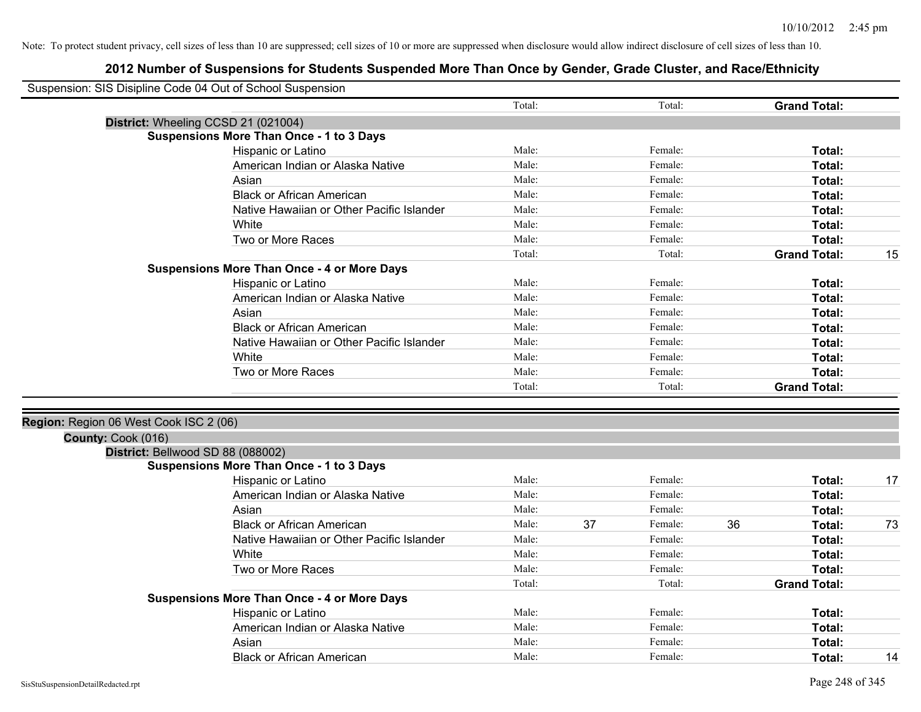Note: To protect student privacy, cell sizes of less than 10 are suppressed; cell sizes of 10 or more are suppressed when disclosure would allow indirect disclosure of cell sizes of less than 10.

## 2012 Number of Suspensions for Students Suspended More Than Once by Gender, Grade Cluster, and Race/Ethnicity

Suspension: SIS Disipline Code 04 Out of School Suspension

| | | | | | | |
|---|---|---|---|---|---|---|
| | Total: | | Total: | | **Grand Total:** | |
| **District:** Wheeling CCSD 21 (021004) | | | | | | |
| **Suspensions More Than Once - 1 to 3 Days** | | | | | | |
| Hispanic or Latino | Male: | | Female: | | **Total:** | |
| American Indian or Alaska Native | Male: | | Female: | | **Total:** | |
| Asian | Male: | | Female: | | **Total:** | |
| Black or African American | Male: | | Female: | | **Total:** | |
| Native Hawaiian or Other Pacific Islander | Male: | | Female: | | **Total:** | |
| White | Male: | | Female: | | **Total:** | |
| Two or More Races | Male: | | Female: | | **Total:** | |
| | Total: | | Total: | | **Grand Total:** | 15 |
| **Suspensions More Than Once - 4 or More Days** | | | | | | |
| Hispanic or Latino | Male: | | Female: | | **Total:** | |
| American Indian or Alaska Native | Male: | | Female: | | **Total:** | |
| Asian | Male: | | Female: | | **Total:** | |
| Black or African American | Male: | | Female: | | **Total:** | |
| Native Hawaiian or Other Pacific Islander | Male: | | Female: | | **Total:** | |
| White | Male: | | Female: | | **Total:** | |
| Two or More Races | Male: | | Female: | | **Total:** | |
| | Total: | | Total: | | **Grand Total:** | |

| | | | | | | |
|---|---|---|---|---|---|---|
| **Region:** Region 06 West Cook ISC 2 (06) | | | | | | |
| **County:** Cook (016) | | | | | | |
| **District:** Bellwood SD 88 (088002) | | | | | | |
| **Suspensions More Than Once - 1 to 3 Days** | | | | | | |
| Hispanic or Latino | Male: | | Female: | | **Total:** | 17 |
| American Indian or Alaska Native | Male: | | Female: | | **Total:** | |
| Asian | Male: | | Female: | | **Total:** | |
| Black or African American | Male: | 37 | Female: | 36 | **Total:** | 73 |
| Native Hawaiian or Other Pacific Islander | Male: | | Female: | | **Total:** | |
| White | Male: | | Female: | | **Total:** | |
| Two or More Races | Male: | | Female: | | **Total:** | |
| | Total: | | Total: | | **Grand Total:** | |
| **Suspensions More Than Once - 4 or More Days** | | | | | | |
| Hispanic or Latino | Male: | | Female: | | **Total:** | |
| American Indian or Alaska Native | Male: | | Female: | | **Total:** | |
| Asian | Male: | | Female: | | **Total:** | |
| Black or African American | Male: | | Female: | | **Total:** | 14 |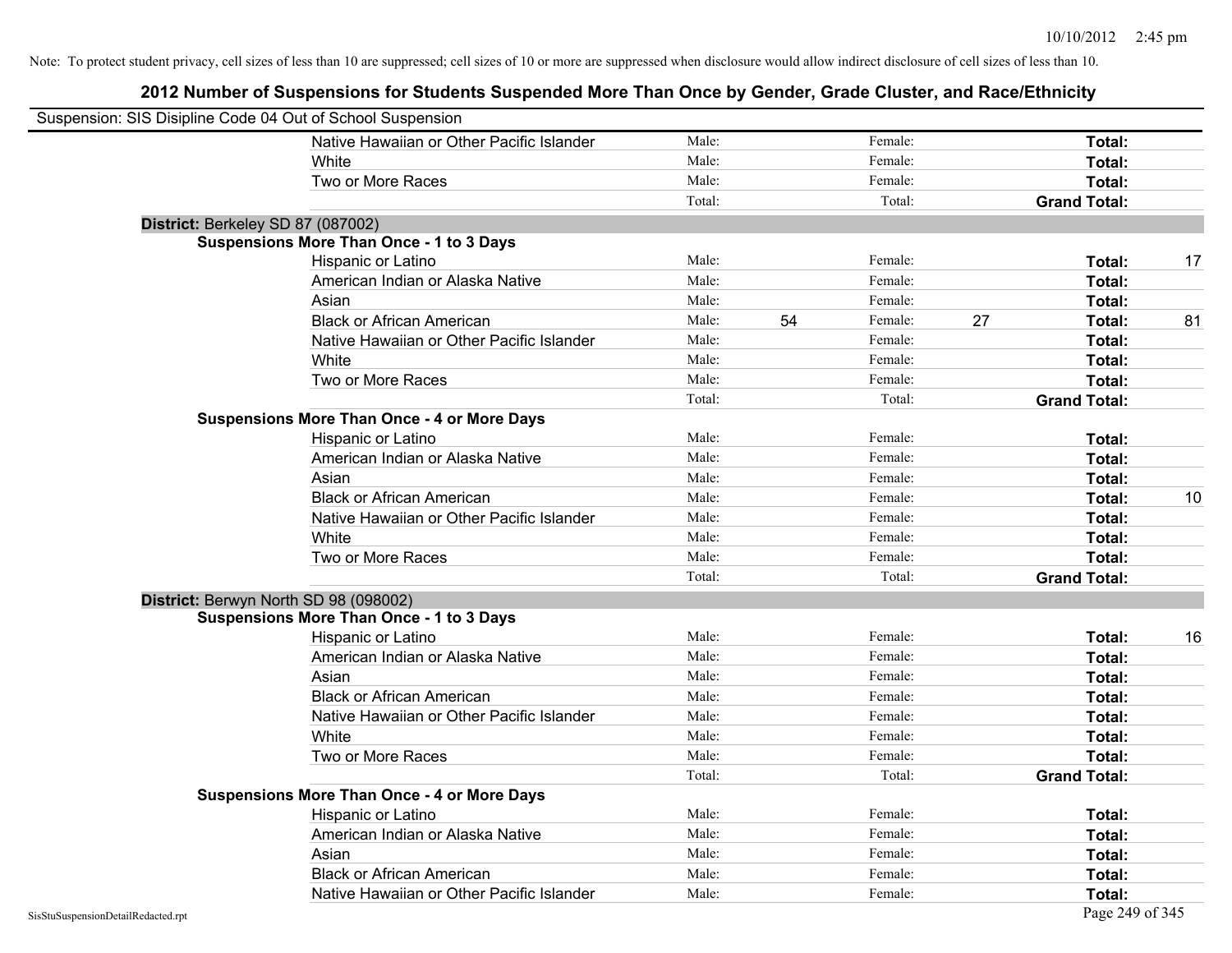Note: To protect student privacy, cell sizes of less than 10 are suppressed; cell sizes of 10 or more are suppressed when disclosure would allow indirect disclosure of cell sizes of less than 10.

# 2012 Number of Suspensions for Students Suspended More Than Once by Gender, Grade Cluster, and Race/Ethnicity

Suspension: SIS Disipline Code 04 Out of School Suspension

| | | | | | | | |
|---|---|---|---|---|---|---|---|
| | Native Hawaiian or Other Pacific Islander | Male: | | Female: | | **Total:** | |
| | White | Male: | | Female: | | **Total:** | |
| | Two or More Races | Male: | | Female: | | **Total:** | |
| | | Total: | | Total: | | **Grand Total:** | |
| **District:** Berkeley SD 87 (087002) | | | | | | | |
| **Suspensions More Than Once - 1 to 3 Days** | | | | | | | |
| | Hispanic or Latino | Male: | | Female: | | **Total:** | 17 |
| | American Indian or Alaska Native | Male: | | Female: | | **Total:** | |
| | Asian | Male: | | Female: | | **Total:** | |
| | Black or African American | Male: | 54 | Female: | 27 | **Total:** | 81 |
| | Native Hawaiian or Other Pacific Islander | Male: | | Female: | | **Total:** | |
| | White | Male: | | Female: | | **Total:** | |
| | Two or More Races | Male: | | Female: | | **Total:** | |
| | | Total: | | Total: | | **Grand Total:** | |
| **Suspensions More Than Once - 4 or More Days** | | | | | | | |
| | Hispanic or Latino | Male: | | Female: | | **Total:** | |
| | American Indian or Alaska Native | Male: | | Female: | | **Total:** | |
| | Asian | Male: | | Female: | | **Total:** | |
| | Black or African American | Male: | | Female: | | **Total:** | 10 |
| | Native Hawaiian or Other Pacific Islander | Male: | | Female: | | **Total:** | |
| | White | Male: | | Female: | | **Total:** | |
| | Two or More Races | Male: | | Female: | | **Total:** | |
| | | Total: | | Total: | | **Grand Total:** | |
| **District:** Berwyn North SD 98 (098002) | | | | | | | |
| **Suspensions More Than Once - 1 to 3 Days** | | | | | | | |
| | Hispanic or Latino | Male: | | Female: | | **Total:** | 16 |
| | American Indian or Alaska Native | Male: | | Female: | | **Total:** | |
| | Asian | Male: | | Female: | | **Total:** | |
| | Black or African American | Male: | | Female: | | **Total:** | |
| | Native Hawaiian or Other Pacific Islander | Male: | | Female: | | **Total:** | |
| | White | Male: | | Female: | | **Total:** | |
| | Two or More Races | Male: | | Female: | | **Total:** | |
| | | Total: | | Total: | | **Grand Total:** | |
| **Suspensions More Than Once - 4 or More Days** | | | | | | | |
| | Hispanic or Latino | Male: | | Female: | | **Total:** | |
| | American Indian or Alaska Native | Male: | | Female: | | **Total:** | |
| | Asian | Male: | | Female: | | **Total:** | |
| | Black or African American | Male: | | Female: | | **Total:** | |
| | Native Hawaiian or Other Pacific Islander | Male: | | Female: | | **Total:** | |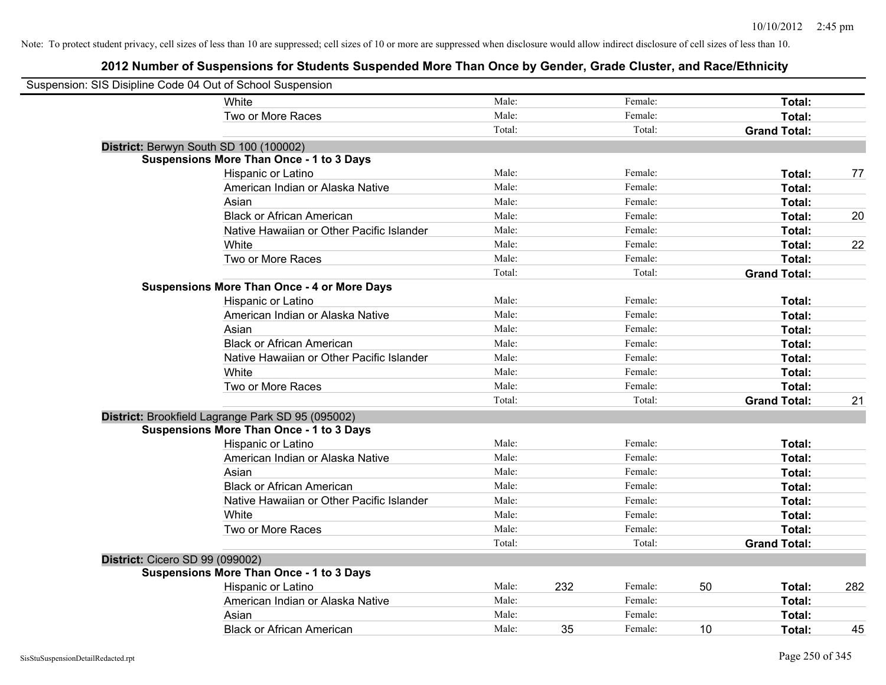Note: To protect student privacy, cell sizes of less than 10 are suppressed; cell sizes of 10 or more are suppressed when disclosure would allow indirect disclosure of cell sizes of less than 10.

## 2012 Number of Suspensions for Students Suspended More Than Once by Gender, Grade Cluster, and Race/Ethnicity

Suspension: SIS Disipline Code 04 Out of School Suspension

| | | | | | | | |
|---|---|---|---|---|---|---|---|
| White | Male: | | Female: | | **Total:** | |
| Two or More Races | Male: | | Female: | | **Total:** | |
| | Total: | | Total: | | **Grand Total:** | |
| **District:** Berwyn South SD 100 (100002) | | | | | | |
| **Suspensions More Than Once - 1 to 3 Days** | | | | | | |
| Hispanic or Latino | Male: | | Female: | | **Total:** | 77 |
| American Indian or Alaska Native | Male: | | Female: | | **Total:** | |
| Asian | Male: | | Female: | | **Total:** | |
| Black or African American | Male: | | Female: | | **Total:** | 20 |
| Native Hawaiian or Other Pacific Islander | Male: | | Female: | | **Total:** | |
| White | Male: | | Female: | | **Total:** | 22 |
| Two or More Races | Male: | | Female: | | **Total:** | |
| | Total: | | Total: | | **Grand Total:** | |
| **Suspensions More Than Once - 4 or More Days** | | | | | | |
| Hispanic or Latino | Male: | | Female: | | **Total:** | |
| American Indian or Alaska Native | Male: | | Female: | | **Total:** | |
| Asian | Male: | | Female: | | **Total:** | |
| Black or African American | Male: | | Female: | | **Total:** | |
| Native Hawaiian or Other Pacific Islander | Male: | | Female: | | **Total:** | |
| White | Male: | | Female: | | **Total:** | |
| Two or More Races | Male: | | Female: | | **Total:** | |
| | Total: | | Total: | | **Grand Total:** | 21 |
| **District:** Brookfield Lagrange Park SD 95 (095002) | | | | | | |
| **Suspensions More Than Once - 1 to 3 Days** | | | | | | |
| Hispanic or Latino | Male: | | Female: | | **Total:** | |
| American Indian or Alaska Native | Male: | | Female: | | **Total:** | |
| Asian | Male: | | Female: | | **Total:** | |
| Black or African American | Male: | | Female: | | **Total:** | |
| Native Hawaiian or Other Pacific Islander | Male: | | Female: | | **Total:** | |
| White | Male: | | Female: | | **Total:** | |
| Two or More Races | Male: | | Female: | | **Total:** | |
| | Total: | | Total: | | **Grand Total:** | |
| **District:** Cicero SD 99 (099002) | | | | | | |
| **Suspensions More Than Once - 1 to 3 Days** | | | | | | |
| Hispanic or Latino | Male: | 232 | Female: | 50 | **Total:** | 282 |
| American Indian or Alaska Native | Male: | | Female: | | **Total:** | |
| Asian | Male: | | Female: | | **Total:** | |
| Black or African American | Male: | 35 | Female: | 10 | **Total:** | 45 |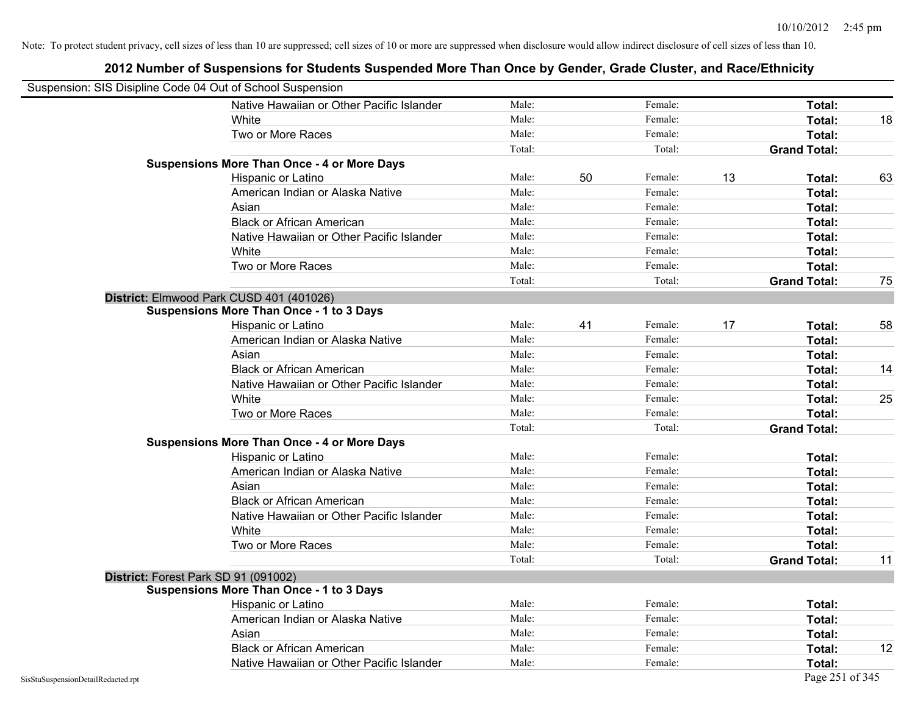Note: To protect student privacy, cell sizes of less than 10 are suppressed; cell sizes of 10 or more are suppressed when disclosure would allow indirect disclosure of cell sizes of less than 10.

## 2012 Number of Suspensions for Students Suspended More Than Once by Gender, Grade Cluster, and Race/Ethnicity

Suspension: SIS Disipline Code 04 Out of School Suspension

| | | | | | | |
|---|---|---|---|---|---|---|
| Native Hawaiian or Other Pacific Islander | Male: | | Female: | | **Total:** | |
| White | Male: | | Female: | | **Total:** | 18 |
| Two or More Races | Male: | | Female: | | **Total:** | |
| | Total: | | Total: | | **Grand Total:** | |
| **Suspensions More Than Once - 4 or More Days** | | | | | | |
| Hispanic or Latino | Male: | 50 | Female: | 13 | **Total:** | 63 |
| American Indian or Alaska Native | Male: | | Female: | | **Total:** | |
| Asian | Male: | | Female: | | **Total:** | |
| Black or African American | Male: | | Female: | | **Total:** | |
| Native Hawaiian or Other Pacific Islander | Male: | | Female: | | **Total:** | |
| White | Male: | | Female: | | **Total:** | |
| Two or More Races | Male: | | Female: | | **Total:** | |
| | Total: | | Total: | | **Grand Total:** | 75 |

**District:** Elmwood Park CUSD 401 (401026)

| | | | | | | |
|---|---|---|---|---|---|---|
| **Suspensions More Than Once - 1 to 3 Days** | | | | | | |
| Hispanic or Latino | Male: | 41 | Female: | 17 | **Total:** | 58 |
| American Indian or Alaska Native | Male: | | Female: | | **Total:** | |
| Asian | Male: | | Female: | | **Total:** | |
| Black or African American | Male: | | Female: | | **Total:** | 14 |
| Native Hawaiian or Other Pacific Islander | Male: | | Female: | | **Total:** | |
| White | Male: | | Female: | | **Total:** | 25 |
| Two or More Races | Male: | | Female: | | **Total:** | |
| | Total: | | Total: | | **Grand Total:** | |
| **Suspensions More Than Once - 4 or More Days** | | | | | | |
| Hispanic or Latino | Male: | | Female: | | **Total:** | |
| American Indian or Alaska Native | Male: | | Female: | | **Total:** | |
| Asian | Male: | | Female: | | **Total:** | |
| Black or African American | Male: | | Female: | | **Total:** | |
| Native Hawaiian or Other Pacific Islander | Male: | | Female: | | **Total:** | |
| White | Male: | | Female: | | **Total:** | |
| Two or More Races | Male: | | Female: | | **Total:** | |
| | Total: | | Total: | | **Grand Total:** | 11 |

**District:** Forest Park SD 91 (091002)

| | | | | | | |
|---|---|---|---|---|---|---|
| **Suspensions More Than Once - 1 to 3 Days** | | | | | | |
| Hispanic or Latino | Male: | | Female: | | **Total:** | |
| American Indian or Alaska Native | Male: | | Female: | | **Total:** | |
| Asian | Male: | | Female: | | **Total:** | |
| Black or African American | Male: | | Female: | | **Total:** | 12 |
| Native Hawaiian or Other Pacific Islander | Male: | | Female: | | **Total:** | |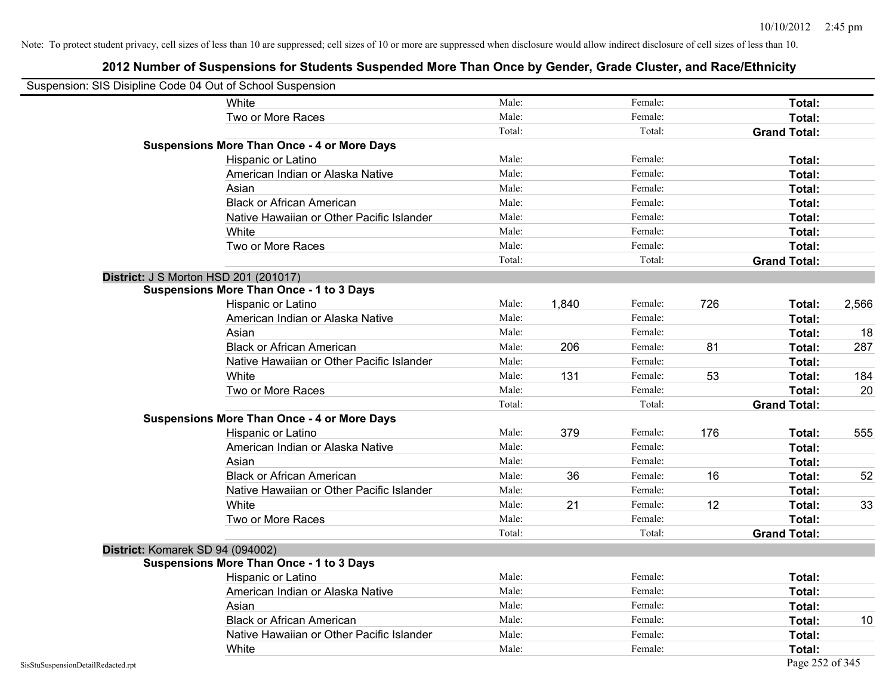Note: To protect student privacy, cell sizes of less than 10 are suppressed; cell sizes of 10 or more are suppressed when disclosure would allow indirect disclosure of cell sizes of less than 10.

## 2012 Number of Suspensions for Students Suspended More Than Once by Gender, Grade Cluster, and Race/Ethnicity

Suspension: SIS Disipline Code 04 Out of School Suspension

| | | | | | | | |
|---|---|---|---|---|---|---|---|
| White | Male: | | Female: | | **Total:** | |
| Two or More Races | Male: | | Female: | | **Total:** | |
| | Total: | | Total: | | **Grand Total:** | |
| **Suspensions More Than Once - 4 or More Days** | | | | | | |
| Hispanic or Latino | Male: | | Female: | | **Total:** | |
| American Indian or Alaska Native | Male: | | Female: | | **Total:** | |
| Asian | Male: | | Female: | | **Total:** | |
| Black or African American | Male: | | Female: | | **Total:** | |
| Native Hawaiian or Other Pacific Islander | Male: | | Female: | | **Total:** | |
| White | Male: | | Female: | | **Total:** | |
| Two or More Races | Male: | | Female: | | **Total:** | |
| | Total: | | Total: | | **Grand Total:** | |

**District:** J S Morton HSD 201 (201017)

| | | | | | | |
|---|---|---|---|---|---|---|
| **Suspensions More Than Once - 1 to 3 Days** | | | | | | |
| Hispanic or Latino | Male: | 1,840 | Female: | 726 | **Total:** | 2,566 |
| American Indian or Alaska Native | Male: | | Female: | | **Total:** | |
| Asian | Male: | | Female: | | **Total:** | 18 |
| Black or African American | Male: | 206 | Female: | 81 | **Total:** | 287 |
| Native Hawaiian or Other Pacific Islander | Male: | | Female: | | **Total:** | |
| White | Male: | 131 | Female: | 53 | **Total:** | 184 |
| Two or More Races | Male: | | Female: | | **Total:** | 20 |
| | Total: | | Total: | | **Grand Total:** | |
| **Suspensions More Than Once - 4 or More Days** | | | | | | |
| Hispanic or Latino | Male: | 379 | Female: | 176 | **Total:** | 555 |
| American Indian or Alaska Native | Male: | | Female: | | **Total:** | |
| Asian | Male: | | Female: | | **Total:** | |
| Black or African American | Male: | 36 | Female: | 16 | **Total:** | 52 |
| Native Hawaiian or Other Pacific Islander | Male: | | Female: | | **Total:** | |
| White | Male: | 21 | Female: | 12 | **Total:** | 33 |
| Two or More Races | Male: | | Female: | | **Total:** | |
| | Total: | | Total: | | **Grand Total:** | |

**District:** Komarek SD 94 (094002)

| | | | | | | |
|---|---|---|---|---|---|---|
| **Suspensions More Than Once - 1 to 3 Days** | | | | | | |
| Hispanic or Latino | Male: | | Female: | | **Total:** | |
| American Indian or Alaska Native | Male: | | Female: | | **Total:** | |
| Asian | Male: | | Female: | | **Total:** | |
| Black or African American | Male: | | Female: | | **Total:** | 10 |
| Native Hawaiian or Other Pacific Islander | Male: | | Female: | | **Total:** | |
| White | Male: | | Female: | | **Total:** | |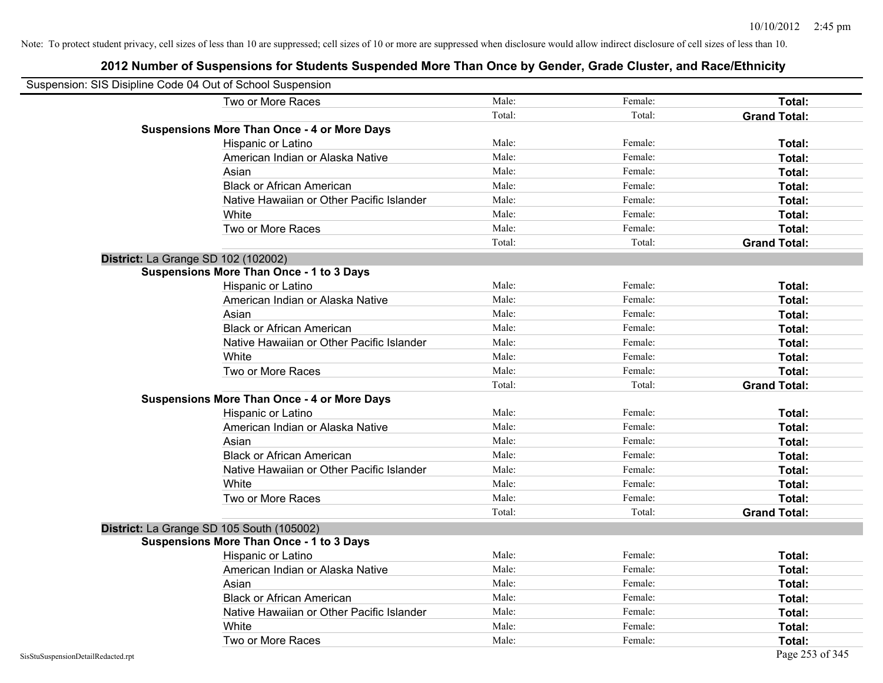Note: To protect student privacy, cell sizes of less than 10 are suppressed; cell sizes of 10 or more are suppressed when disclosure would allow indirect disclosure of cell sizes of less than 10.

## 2012 Number of Suspensions for Students Suspended More Than Once by Gender, Grade Cluster, and Race/Ethnicity

Suspension: SIS Disipline Code 04 Out of School Suspension

| | | | |
|---|---|---|---|
| Two or More Races | Male: | Female: | **Total:** |
| | Total: | Total: | **Grand Total:** |
| **Suspensions More Than Once - 4 or More Days** | | | |
| Hispanic or Latino | Male: | Female: | **Total:** |
| American Indian or Alaska Native | Male: | Female: | **Total:** |
| Asian | Male: | Female: | **Total:** |
| Black or African American | Male: | Female: | **Total:** |
| Native Hawaiian or Other Pacific Islander | Male: | Female: | **Total:** |
| White | Male: | Female: | **Total:** |
| Two or More Races | Male: | Female: | **Total:** |
| | Total: | Total: | **Grand Total:** |
| **District:** La Grange SD 102 (102002) | | | |
| **Suspensions More Than Once - 1 to 3 Days** | | | |
| Hispanic or Latino | Male: | Female: | **Total:** |
| American Indian or Alaska Native | Male: | Female: | **Total:** |
| Asian | Male: | Female: | **Total:** |
| Black or African American | Male: | Female: | **Total:** |
| Native Hawaiian or Other Pacific Islander | Male: | Female: | **Total:** |
| White | Male: | Female: | **Total:** |
| Two or More Races | Male: | Female: | **Total:** |
| | Total: | Total: | **Grand Total:** |
| **Suspensions More Than Once - 4 or More Days** | | | |
| Hispanic or Latino | Male: | Female: | **Total:** |
| American Indian or Alaska Native | Male: | Female: | **Total:** |
| Asian | Male: | Female: | **Total:** |
| Black or African American | Male: | Female: | **Total:** |
| Native Hawaiian or Other Pacific Islander | Male: | Female: | **Total:** |
| White | Male: | Female: | **Total:** |
| Two or More Races | Male: | Female: | **Total:** |
| | Total: | Total: | **Grand Total:** |
| **District:** La Grange SD 105 South (105002) | | | |
| **Suspensions More Than Once - 1 to 3 Days** | | | |
| Hispanic or Latino | Male: | Female: | **Total:** |
| American Indian or Alaska Native | Male: | Female: | **Total:** |
| Asian | Male: | Female: | **Total:** |
| Black or African American | Male: | Female: | **Total:** |
| Native Hawaiian or Other Pacific Islander | Male: | Female: | **Total:** |
| White | Male: | Female: | **Total:** |
| Two or More Races | Male: | Female: | **Total:** |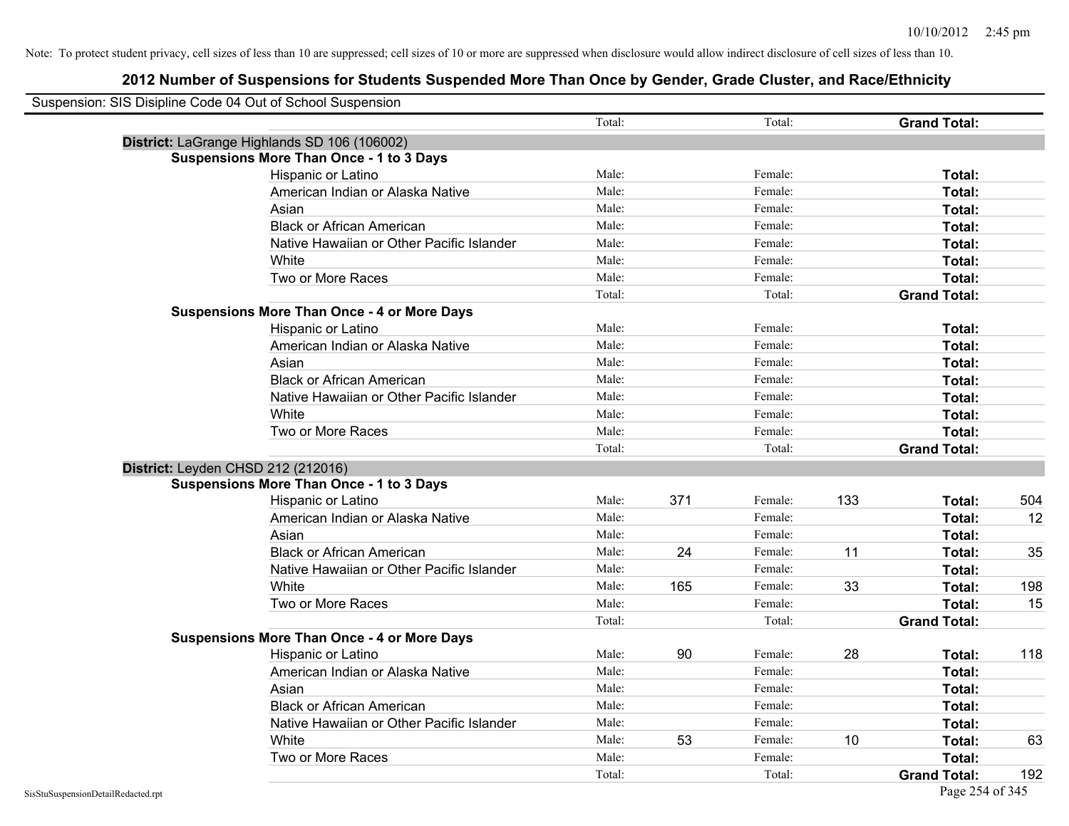Note: To protect student privacy, cell sizes of less than 10 are suppressed; cell sizes of 10 or more are suppressed when disclosure would allow indirect disclosure of cell sizes of less than 10.

# 2012 Number of Suspensions for Students Suspended More Than Once by Gender, Grade Cluster, and Race/Ethnicity

Suspension: SIS Disipline Code 04 Out of School Suspension

| | | | | | | | |
|---|---|---|---|---|---|---|---|
| | Total: | | Total: | | **Grand Total:** | |

**District:** LaGrange Highlands SD 106 (106002)

**Suspensions More Than Once - 1 to 3 Days**

| Race/Ethnicity | | Male | | Female | | Total |
|---|---|---|---|---|---|---|
| Hispanic or Latino | Male: | | Female: | | **Total:** | |
| American Indian or Alaska Native | Male: | | Female: | | **Total:** | |
| Asian | Male: | | Female: | | **Total:** | |
| Black or African American | Male: | | Female: | | **Total:** | |
| Native Hawaiian or Other Pacific Islander | Male: | | Female: | | **Total:** | |
| White | Male: | | Female: | | **Total:** | |
| Two or More Races | Male: | | Female: | | **Total:** | |
| | Total: | | Total: | | **Grand Total:** | |

**Suspensions More Than Once - 4 or More Days**

| Race/Ethnicity | | Male | | Female | | Total |
|---|---|---|---|---|---|---|
| Hispanic or Latino | Male: | | Female: | | **Total:** | |
| American Indian or Alaska Native | Male: | | Female: | | **Total:** | |
| Asian | Male: | | Female: | | **Total:** | |
| Black or African American | Male: | | Female: | | **Total:** | |
| Native Hawaiian or Other Pacific Islander | Male: | | Female: | | **Total:** | |
| White | Male: | | Female: | | **Total:** | |
| Two or More Races | Male: | | Female: | | **Total:** | |
| | Total: | | Total: | | **Grand Total:** | |

**District:** Leyden CHSD 212 (212016)

**Suspensions More Than Once - 1 to 3 Days**

| Race/Ethnicity | | Male | | Female | | Total |
|---|---|---|---|---|---|---|
| Hispanic or Latino | Male: | 371 | Female: | 133 | **Total:** | 504 |
| American Indian or Alaska Native | Male: | | Female: | | **Total:** | 12 |
| Asian | Male: | | Female: | | **Total:** | |
| Black or African American | Male: | 24 | Female: | 11 | **Total:** | 35 |
| Native Hawaiian or Other Pacific Islander | Male: | | Female: | | **Total:** | |
| White | Male: | 165 | Female: | 33 | **Total:** | 198 |
| Two or More Races | Male: | | Female: | | **Total:** | 15 |
| | Total: | | Total: | | **Grand Total:** | |

**Suspensions More Than Once - 4 or More Days**

| Race/Ethnicity | | Male | | Female | | Total |
|---|---|---|---|---|---|---|
| Hispanic or Latino | Male: | 90 | Female: | 28 | **Total:** | 118 |
| American Indian or Alaska Native | Male: | | Female: | | **Total:** | |
| Asian | Male: | | Female: | | **Total:** | |
| Black or African American | Male: | | Female: | | **Total:** | |
| Native Hawaiian or Other Pacific Islander | Male: | | Female: | | **Total:** | |
| White | Male: | 53 | Female: | 10 | **Total:** | 63 |
| Two or More Races | Male: | | Female: | | **Total:** | |
| | Total: | | Total: | | **Grand Total:** | 192 |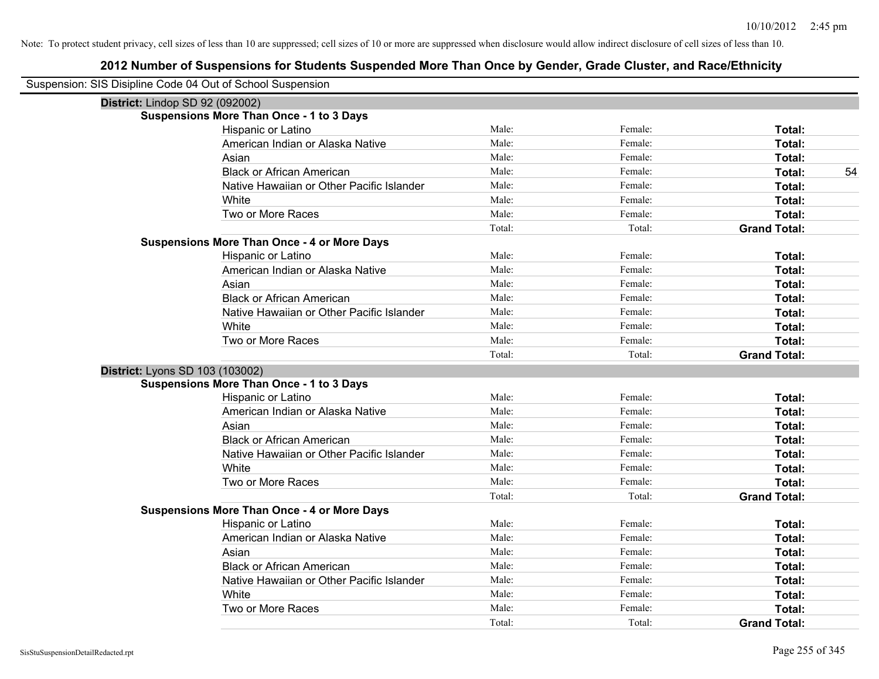Note: To protect student privacy, cell sizes of less than 10 are suppressed; cell sizes of 10 or more are suppressed when disclosure would allow indirect disclosure of cell sizes of less than 10.

# 2012 Number of Suspensions for Students Suspended More Than Once by Gender, Grade Cluster, and Race/Ethnicity

Suspension: SIS Disipline Code 04 Out of School Suspension

**District:** Lindop SD 92 (092002)

**Suspensions More Than Once - 1 to 3 Days**

| | | | | |
|---|---|---|---|---|
| Hispanic or Latino | Male: | Female: | **Total:** | |
| American Indian or Alaska Native | Male: | Female: | **Total:** | |
| Asian | Male: | Female: | **Total:** | |
| Black or African American | Male: | Female: | **Total:** | 54 |
| Native Hawaiian or Other Pacific Islander | Male: | Female: | **Total:** | |
| White | Male: | Female: | **Total:** | |
| Two or More Races | Male: | Female: | **Total:** | |
| | Total: | Total: | **Grand Total:** | |

**Suspensions More Than Once - 4 or More Days**

| | | | | |
|---|---|---|---|---|
| Hispanic or Latino | Male: | Female: | **Total:** | |
| American Indian or Alaska Native | Male: | Female: | **Total:** | |
| Asian | Male: | Female: | **Total:** | |
| Black or African American | Male: | Female: | **Total:** | |
| Native Hawaiian or Other Pacific Islander | Male: | Female: | **Total:** | |
| White | Male: | Female: | **Total:** | |
| Two or More Races | Male: | Female: | **Total:** | |
| | Total: | Total: | **Grand Total:** | |

**District:** Lyons SD 103 (103002)

**Suspensions More Than Once - 1 to 3 Days**

| | | | | |
|---|---|---|---|---|
| Hispanic or Latino | Male: | Female: | **Total:** | |
| American Indian or Alaska Native | Male: | Female: | **Total:** | |
| Asian | Male: | Female: | **Total:** | |
| Black or African American | Male: | Female: | **Total:** | |
| Native Hawaiian or Other Pacific Islander | Male: | Female: | **Total:** | |
| White | Male: | Female: | **Total:** | |
| Two or More Races | Male: | Female: | **Total:** | |
| | Total: | Total: | **Grand Total:** | |

**Suspensions More Than Once - 4 or More Days**

| | | | | |
|---|---|---|---|---|
| Hispanic or Latino | Male: | Female: | **Total:** | |
| American Indian or Alaska Native | Male: | Female: | **Total:** | |
| Asian | Male: | Female: | **Total:** | |
| Black or African American | Male: | Female: | **Total:** | |
| Native Hawaiian or Other Pacific Islander | Male: | Female: | **Total:** | |
| White | Male: | Female: | **Total:** | |
| Two or More Races | Male: | Female: | **Total:** | |
| | Total: | Total: | **Grand Total:** | |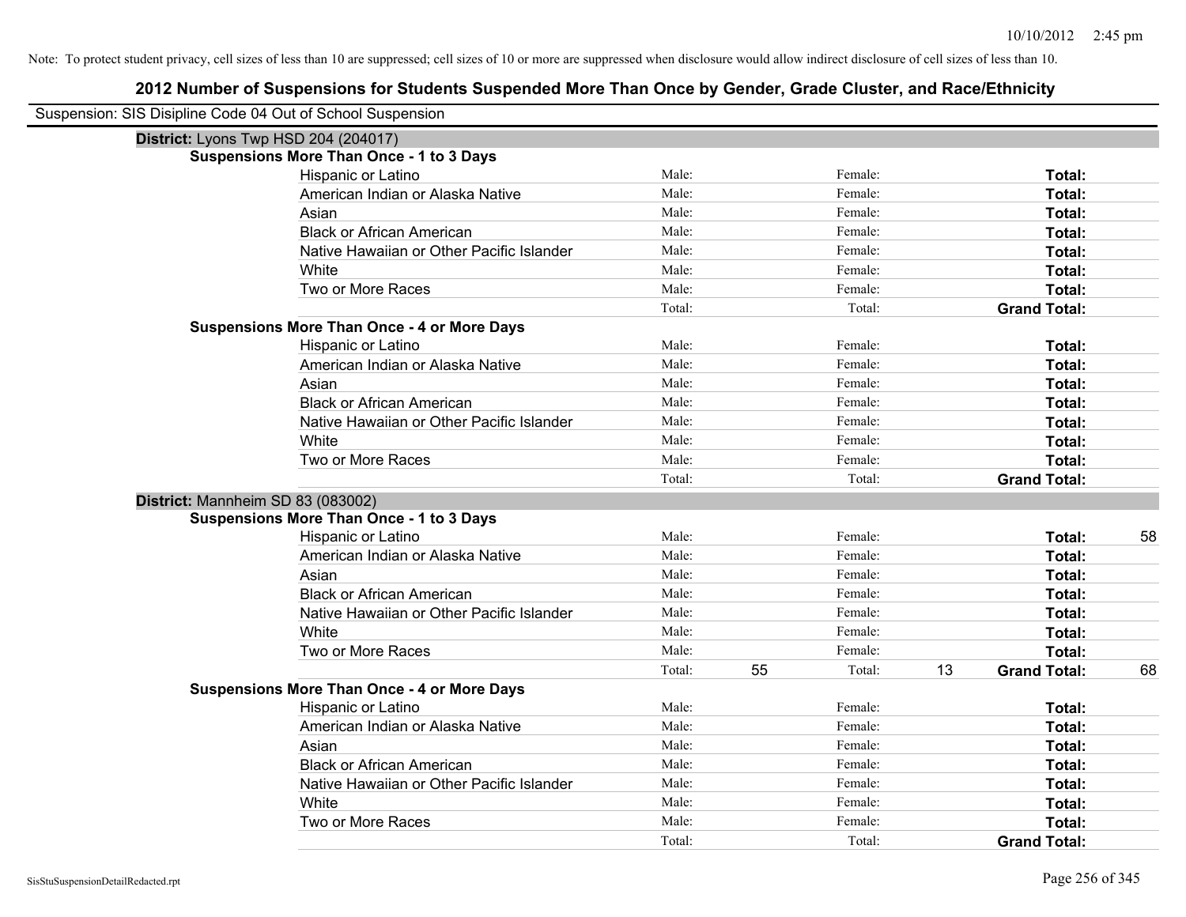Note: To protect student privacy, cell sizes of less than 10 are suppressed; cell sizes of 10 or more are suppressed when disclosure would allow indirect disclosure of cell sizes of less than 10.

# 2012 Number of Suspensions for Students Suspended More Than Once by Gender, Grade Cluster, and Race/Ethnicity

Suspension: SIS Disipline Code 04 Out of School Suspension

**District:** Lyons Twp HSD 204 (204017)

**Suspensions More Than Once - 1 to 3 Days**

| Race/Ethnicity | Male: | | Female: | | Total: | |
|---|---|---|---|---|---|---|
| Hispanic or Latino | Male: | | Female: | | **Total:** | |
| American Indian or Alaska Native | Male: | | Female: | | **Total:** | |
| Asian | Male: | | Female: | | **Total:** | |
| Black or African American | Male: | | Female: | | **Total:** | |
| Native Hawaiian or Other Pacific Islander | Male: | | Female: | | **Total:** | |
| White | Male: | | Female: | | **Total:** | |
| Two or More Races | Male: | | Female: | | **Total:** | |
| | Total: | | Total: | | **Grand Total:** | |

**Suspensions More Than Once - 4 or More Days**

| Race/Ethnicity | Male: | | Female: | | Total: | |
|---|---|---|---|---|---|---|
| Hispanic or Latino | Male: | | Female: | | **Total:** | |
| American Indian or Alaska Native | Male: | | Female: | | **Total:** | |
| Asian | Male: | | Female: | | **Total:** | |
| Black or African American | Male: | | Female: | | **Total:** | |
| Native Hawaiian or Other Pacific Islander | Male: | | Female: | | **Total:** | |
| White | Male: | | Female: | | **Total:** | |
| Two or More Races | Male: | | Female: | | **Total:** | |
| | Total: | | Total: | | **Grand Total:** | |

**District:** Mannheim SD 83 (083002)

**Suspensions More Than Once - 1 to 3 Days**

| Race/Ethnicity | Male: | | Female: | | Total: | |
|---|---|---|---|---|---|---|
| Hispanic or Latino | Male: | | Female: | | **Total:** | 58 |
| American Indian or Alaska Native | Male: | | Female: | | **Total:** | |
| Asian | Male: | | Female: | | **Total:** | |
| Black or African American | Male: | | Female: | | **Total:** | |
| Native Hawaiian or Other Pacific Islander | Male: | | Female: | | **Total:** | |
| White | Male: | | Female: | | **Total:** | |
| Two or More Races | Male: | | Female: | | **Total:** | |
| | Total: | 55 | Total: | 13 | **Grand Total:** | 68 |

**Suspensions More Than Once - 4 or More Days**

| Race/Ethnicity | Male: | | Female: | | Total: | |
|---|---|---|---|---|---|---|
| Hispanic or Latino | Male: | | Female: | | **Total:** | |
| American Indian or Alaska Native | Male: | | Female: | | **Total:** | |
| Asian | Male: | | Female: | | **Total:** | |
| Black or African American | Male: | | Female: | | **Total:** | |
| Native Hawaiian or Other Pacific Islander | Male: | | Female: | | **Total:** | |
| White | Male: | | Female: | | **Total:** | |
| Two or More Races | Male: | | Female: | | **Total:** | |
| | Total: | | Total: | | **Grand Total:** | |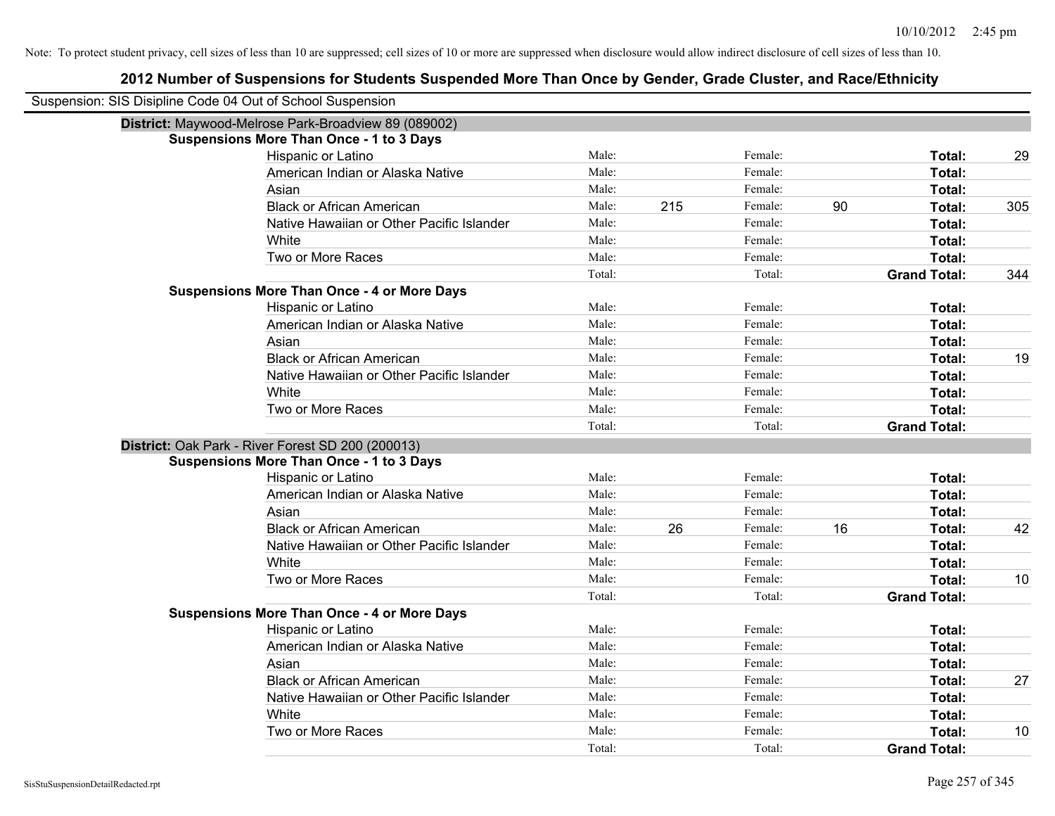Note: To protect student privacy, cell sizes of less than 10 are suppressed; cell sizes of 10 or more are suppressed when disclosure would allow indirect disclosure of cell sizes of less than 10.

# 2012 Number of Suspensions for Students Suspended More Than Once by Gender, Grade Cluster, and Race/Ethnicity

Suspension: SIS Disipline Code 04 Out of School Suspension

## District: Maywood-Melrose Park-Broadview 89 (089002)

### Suspensions More Than Once - 1 to 3 Days

| Race/Ethnicity | Male: | | Female: | | Total: | |
|---|---|---|---|---|---|---|
| Hispanic or Latino | Male: | | Female: | | Total: | 29 |
| American Indian or Alaska Native | Male: | | Female: | | Total: | |
| Asian | Male: | | Female: | | Total: | |
| Black or African American | Male: | 215 | Female: | 90 | Total: | 305 |
| Native Hawaiian or Other Pacific Islander | Male: | | Female: | | Total: | |
| White | Male: | | Female: | | Total: | |
| Two or More Races | Male: | | Female: | | Total: | |
| | Total: | | Total: | | Grand Total: | 344 |

### Suspensions More Than Once - 4 or More Days

| Race/Ethnicity | Male: | | Female: | | Total: | |
|---|---|---|---|---|---|---|
| Hispanic or Latino | Male: | | Female: | | Total: | |
| American Indian or Alaska Native | Male: | | Female: | | Total: | |
| Asian | Male: | | Female: | | Total: | |
| Black or African American | Male: | | Female: | | Total: | 19 |
| Native Hawaiian or Other Pacific Islander | Male: | | Female: | | Total: | |
| White | Male: | | Female: | | Total: | |
| Two or More Races | Male: | | Female: | | Total: | |
| | Total: | | Total: | | Grand Total: | |

## District: Oak Park - River Forest SD 200 (200013)

### Suspensions More Than Once - 1 to 3 Days

| Race/Ethnicity | Male: | | Female: | | Total: | |
|---|---|---|---|---|---|---|
| Hispanic or Latino | Male: | | Female: | | Total: | |
| American Indian or Alaska Native | Male: | | Female: | | Total: | |
| Asian | Male: | | Female: | | Total: | |
| Black or African American | Male: | 26 | Female: | 16 | Total: | 42 |
| Native Hawaiian or Other Pacific Islander | Male: | | Female: | | Total: | |
| White | Male: | | Female: | | Total: | |
| Two or More Races | Male: | | Female: | | Total: | 10 |
| | Total: | | Total: | | Grand Total: | |

### Suspensions More Than Once - 4 or More Days

| Race/Ethnicity | Male: | | Female: | | Total: | |
|---|---|---|---|---|---|---|
| Hispanic or Latino | Male: | | Female: | | Total: | |
| American Indian or Alaska Native | Male: | | Female: | | Total: | |
| Asian | Male: | | Female: | | Total: | |
| Black or African American | Male: | | Female: | | Total: | 27 |
| Native Hawaiian or Other Pacific Islander | Male: | | Female: | | Total: | |
| White | Male: | | Female: | | Total: | |
| Two or More Races | Male: | | Female: | | Total: | 10 |
| | Total: | | Total: | | Grand Total: | |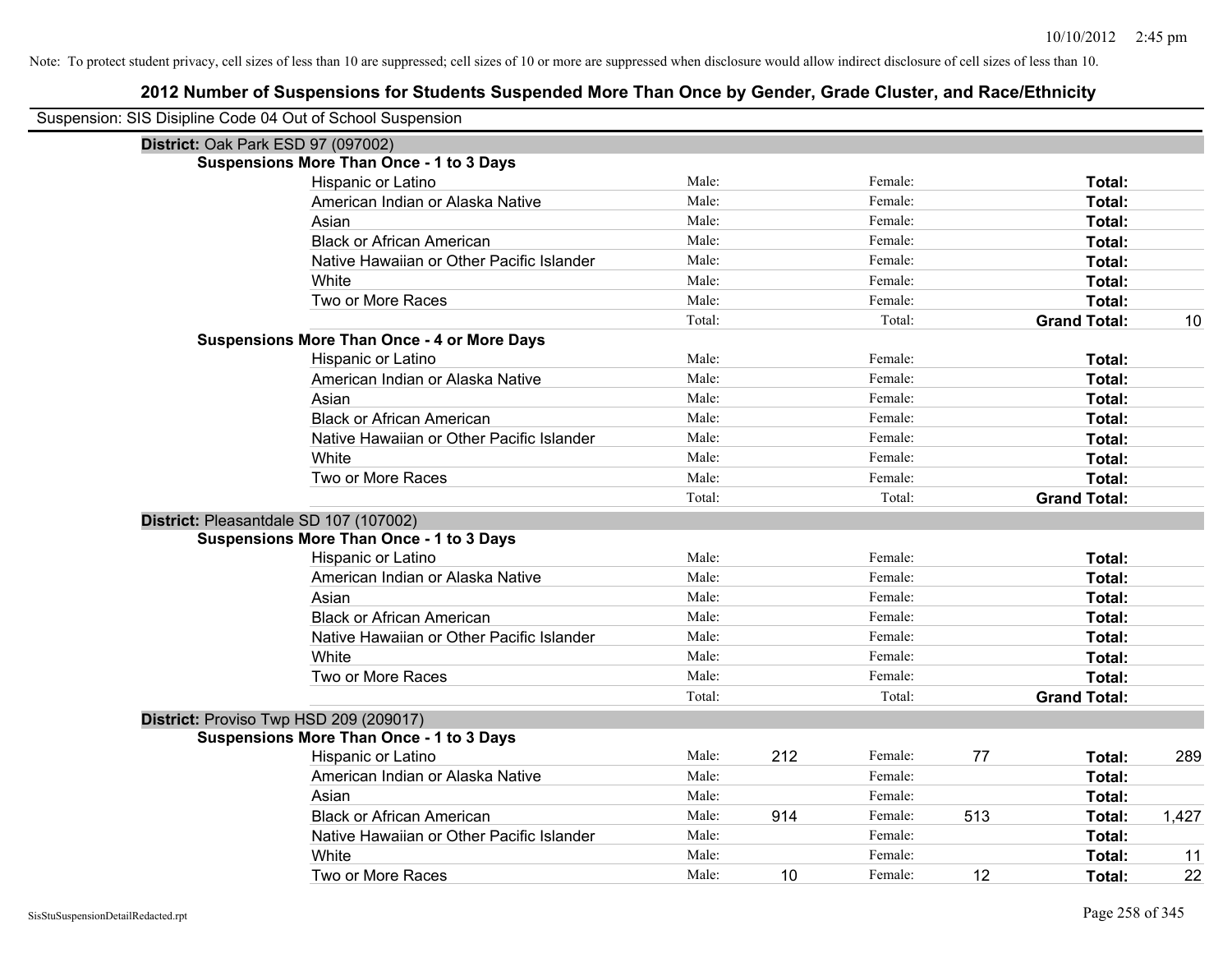Note: To protect student privacy, cell sizes of less than 10 are suppressed; cell sizes of 10 or more are suppressed when disclosure would allow indirect disclosure of cell sizes of less than 10.

## 2012 Number of Suspensions for Students Suspended More Than Once by Gender, Grade Cluster, and Race/Ethnicity

Suspension: SIS Disipline Code 04 Out of School Suspension

**District:** Oak Park ESD 97 (097002)

**Suspensions More Than Once - 1 to 3 Days**

| | | | | | | |
|---|---|---|---|---|---|---|
| Hispanic or Latino | Male: | | Female: | | **Total:** | |
| American Indian or Alaska Native | Male: | | Female: | | **Total:** | |
| Asian | Male: | | Female: | | **Total:** | |
| Black or African American | Male: | | Female: | | **Total:** | |
| Native Hawaiian or Other Pacific Islander | Male: | | Female: | | **Total:** | |
| White | Male: | | Female: | | **Total:** | |
| Two or More Races | Male: | | Female: | | **Total:** | |
| | Total: | | Total: | | **Grand Total:** | 10 |

**Suspensions More Than Once - 4 or More Days**

| | | | | | | |
|---|---|---|---|---|---|---|
| Hispanic or Latino | Male: | | Female: | | **Total:** | |
| American Indian or Alaska Native | Male: | | Female: | | **Total:** | |
| Asian | Male: | | Female: | | **Total:** | |
| Black or African American | Male: | | Female: | | **Total:** | |
| Native Hawaiian or Other Pacific Islander | Male: | | Female: | | **Total:** | |
| White | Male: | | Female: | | **Total:** | |
| Two or More Races | Male: | | Female: | | **Total:** | |
| | Total: | | Total: | | **Grand Total:** | |

**District:** Pleasantdale SD 107 (107002)

**Suspensions More Than Once - 1 to 3 Days**

| | | | | | | |
|---|---|---|---|---|---|---|
| Hispanic or Latino | Male: | | Female: | | **Total:** | |
| American Indian or Alaska Native | Male: | | Female: | | **Total:** | |
| Asian | Male: | | Female: | | **Total:** | |
| Black or African American | Male: | | Female: | | **Total:** | |
| Native Hawaiian or Other Pacific Islander | Male: | | Female: | | **Total:** | |
| White | Male: | | Female: | | **Total:** | |
| Two or More Races | Male: | | Female: | | **Total:** | |
| | Total: | | Total: | | **Grand Total:** | |

**District:** Proviso Twp HSD 209 (209017)

**Suspensions More Than Once - 1 to 3 Days**

| | | | | | | |
|---|---|---|---|---|---|---|
| Hispanic or Latino | Male: | 212 | Female: | 77 | **Total:** | 289 |
| American Indian or Alaska Native | Male: | | Female: | | **Total:** | |
| Asian | Male: | | Female: | | **Total:** | |
| Black or African American | Male: | 914 | Female: | 513 | **Total:** | 1,427 |
| Native Hawaiian or Other Pacific Islander | Male: | | Female: | | **Total:** | |
| White | Male: | | Female: | | **Total:** | 11 |
| Two or More Races | Male: | 10 | Female: | 12 | **Total:** | 22 |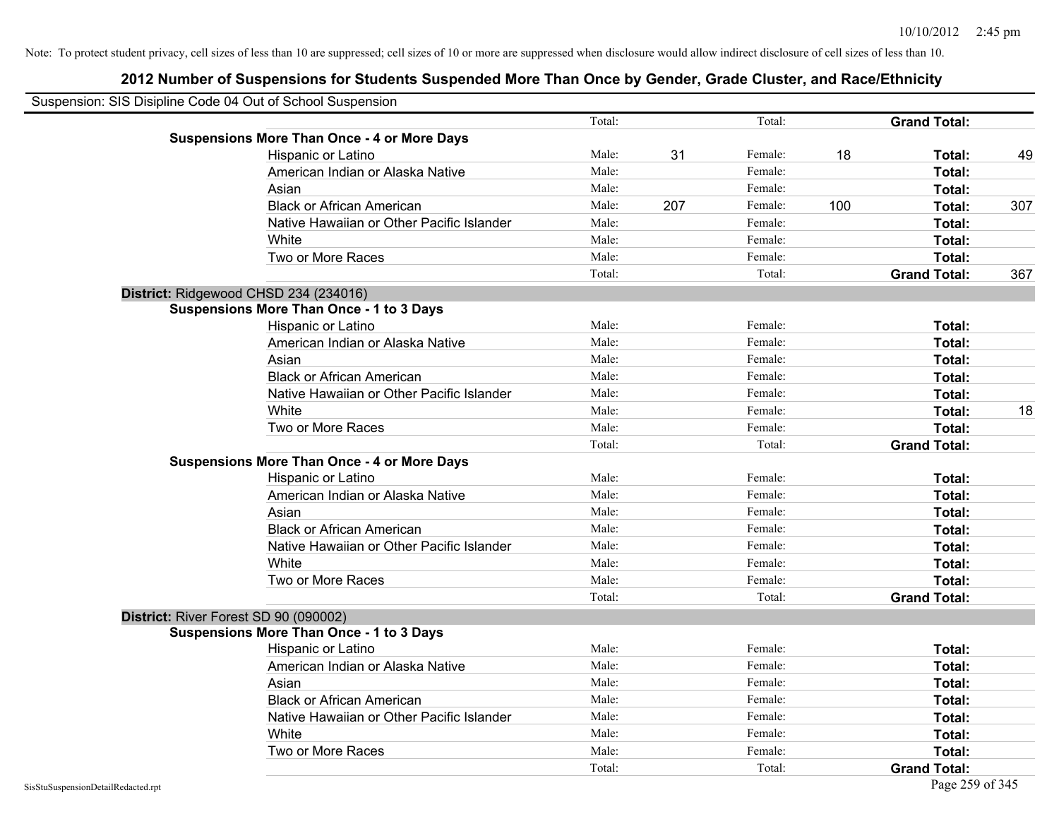Note: To protect student privacy, cell sizes of less than 10 are suppressed; cell sizes of 10 or more are suppressed when disclosure would allow indirect disclosure of cell sizes of less than 10.

## 2012 Number of Suspensions for Students Suspended More Than Once by Gender, Grade Cluster, and Race/Ethnicity

Suspension: SIS Disipline Code 04 Out of School Suspension

| | | | | | | |
|---|---|---|---|---|---|---|
| | Total: | | Total: | | **Grand Total:** | |
| **Suspensions More Than Once - 4 or More Days** | | | | | | |
| Hispanic or Latino | Male: | 31 | Female: | 18 | **Total:** | 49 |
| American Indian or Alaska Native | Male: | | Female: | | **Total:** | |
| Asian | Male: | | Female: | | **Total:** | |
| Black or African American | Male: | 207 | Female: | 100 | **Total:** | 307 |
| Native Hawaiian or Other Pacific Islander | Male: | | Female: | | **Total:** | |
| White | Male: | | Female: | | **Total:** | |
| Two or More Races | Male: | | Female: | | **Total:** | |
| | Total: | | Total: | | **Grand Total:** | 367 |

**District:** Ridgewood CHSD 234 (234016)

| | | | | | | |
|---|---|---|---|---|---|---|
| **Suspensions More Than Once - 1 to 3 Days** | | | | | | |
| Hispanic or Latino | Male: | | Female: | | **Total:** | |
| American Indian or Alaska Native | Male: | | Female: | | **Total:** | |
| Asian | Male: | | Female: | | **Total:** | |
| Black or African American | Male: | | Female: | | **Total:** | |
| Native Hawaiian or Other Pacific Islander | Male: | | Female: | | **Total:** | |
| White | Male: | | Female: | | **Total:** | 18 |
| Two or More Races | Male: | | Female: | | **Total:** | |
| | Total: | | Total: | | **Grand Total:** | |
| **Suspensions More Than Once - 4 or More Days** | | | | | | |
| Hispanic or Latino | Male: | | Female: | | **Total:** | |
| American Indian or Alaska Native | Male: | | Female: | | **Total:** | |
| Asian | Male: | | Female: | | **Total:** | |
| Black or African American | Male: | | Female: | | **Total:** | |
| Native Hawaiian or Other Pacific Islander | Male: | | Female: | | **Total:** | |
| White | Male: | | Female: | | **Total:** | |
| Two or More Races | Male: | | Female: | | **Total:** | |
| | Total: | | Total: | | **Grand Total:** | |

**District:** River Forest SD 90 (090002)

| | | | | | | |
|---|---|---|---|---|---|---|
| **Suspensions More Than Once - 1 to 3 Days** | | | | | | |
| Hispanic or Latino | Male: | | Female: | | **Total:** | |
| American Indian or Alaska Native | Male: | | Female: | | **Total:** | |
| Asian | Male: | | Female: | | **Total:** | |
| Black or African American | Male: | | Female: | | **Total:** | |
| Native Hawaiian or Other Pacific Islander | Male: | | Female: | | **Total:** | |
| White | Male: | | Female: | | **Total:** | |
| Two or More Races | Male: | | Female: | | **Total:** | |
| | Total: | | Total: | | **Grand Total:** | |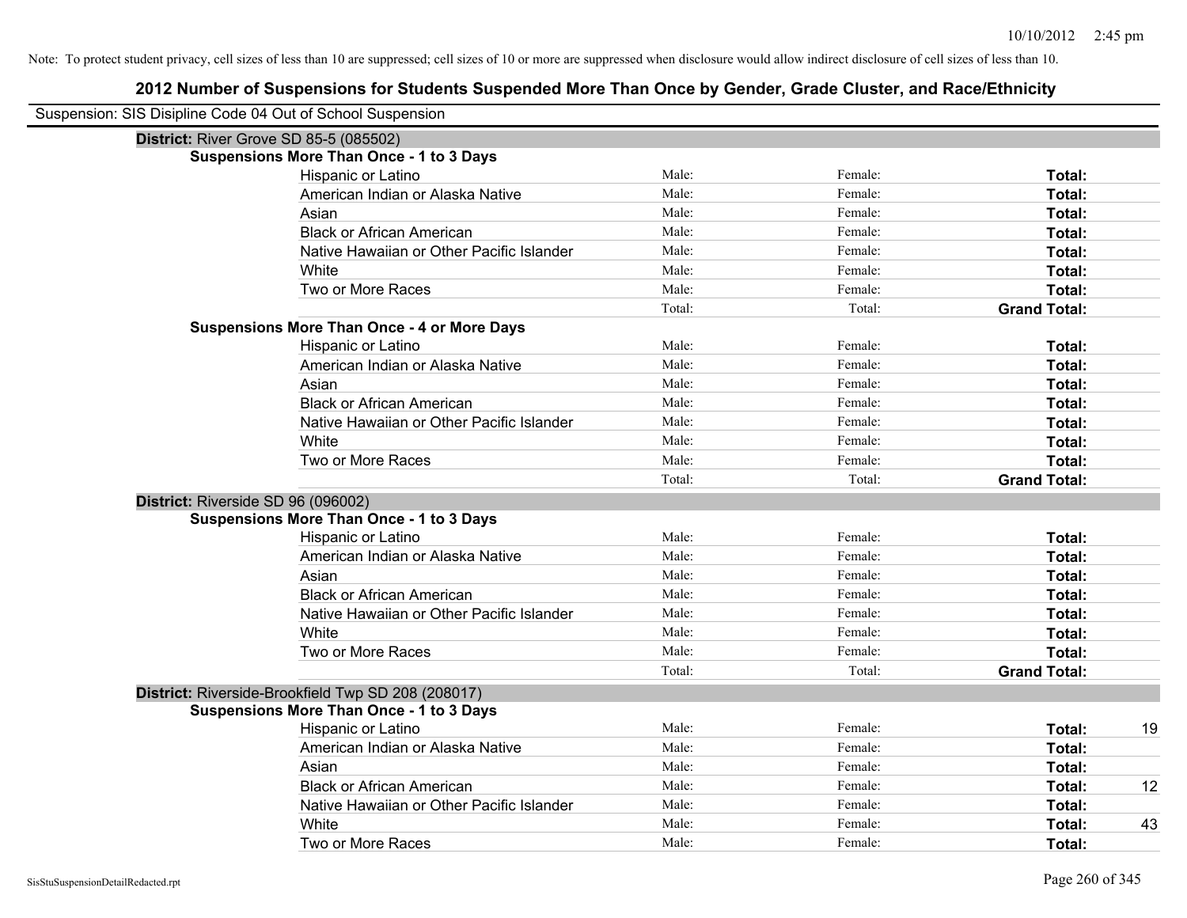Note: To protect student privacy, cell sizes of less than 10 are suppressed; cell sizes of 10 or more are suppressed when disclosure would allow indirect disclosure of cell sizes of less than 10.

# 2012 Number of Suspensions for Students Suspended More Than Once by Gender, Grade Cluster, and Race/Ethnicity

Suspension: SIS Disipline Code 04 Out of School Suspension

## District: River Grove SD 85-5 (085502)

### Suspensions More Than Once - 1 to 3 Days

| Race/Ethnicity | Male | Female | Total |
|---|---|---|---|
| Hispanic or Latino | Male: | Female: | Total: |
| American Indian or Alaska Native | Male: | Female: | Total: |
| Asian | Male: | Female: | Total: |
| Black or African American | Male: | Female: | Total: |
| Native Hawaiian or Other Pacific Islander | Male: | Female: | Total: |
| White | Male: | Female: | Total: |
| Two or More Races | Male: | Female: | Total: |
| | Total: | Total: | Grand Total: |

### Suspensions More Than Once - 4 or More Days

| Race/Ethnicity | Male | Female | Total |
|---|---|---|---|
| Hispanic or Latino | Male: | Female: | Total: |
| American Indian or Alaska Native | Male: | Female: | Total: |
| Asian | Male: | Female: | Total: |
| Black or African American | Male: | Female: | Total: |
| Native Hawaiian or Other Pacific Islander | Male: | Female: | Total: |
| White | Male: | Female: | Total: |
| Two or More Races | Male: | Female: | Total: |
| | Total: | Total: | Grand Total: |

## District: Riverside SD 96 (096002)

### Suspensions More Than Once - 1 to 3 Days

| Race/Ethnicity | Male | Female | Total |
|---|---|---|---|
| Hispanic or Latino | Male: | Female: | Total: |
| American Indian or Alaska Native | Male: | Female: | Total: |
| Asian | Male: | Female: | Total: |
| Black or African American | Male: | Female: | Total: |
| Native Hawaiian or Other Pacific Islander | Male: | Female: | Total: |
| White | Male: | Female: | Total: |
| Two or More Races | Male: | Female: | Total: |
| | Total: | Total: | Grand Total: |

## District: Riverside-Brookfield Twp SD 208 (208017)

### Suspensions More Than Once - 1 to 3 Days

| Race/Ethnicity | Male | Female | Total |
|---|---|---|---|
| Hispanic or Latino | Male: | Female: | Total: 19 |
| American Indian or Alaska Native | Male: | Female: | Total: |
| Asian | Male: | Female: | Total: |
| Black or African American | Male: | Female: | Total: 12 |
| Native Hawaiian or Other Pacific Islander | Male: | Female: | Total: |
| White | Male: | Female: | Total: 43 |
| Two or More Races | Male: | Female: | Total: |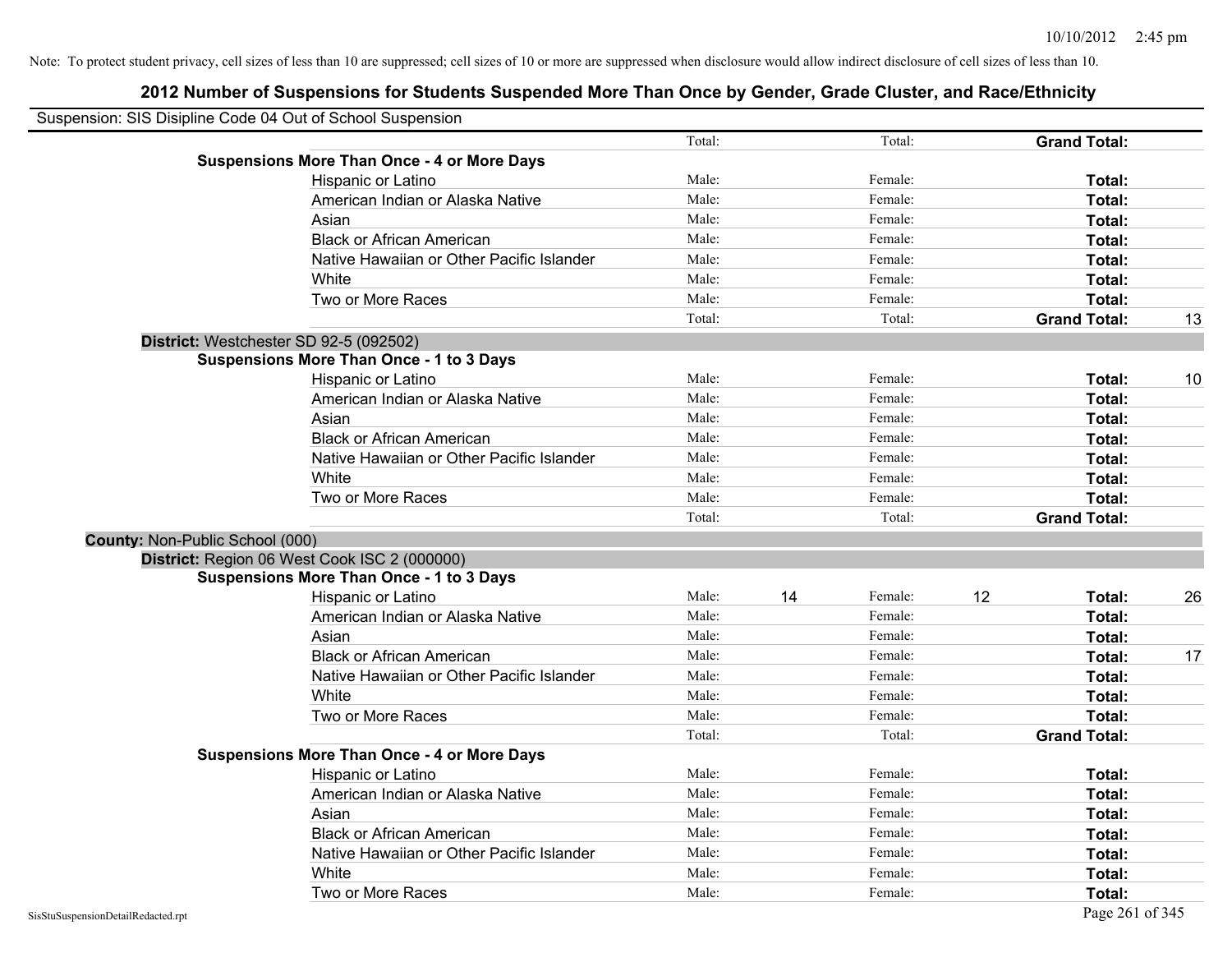Note: To protect student privacy, cell sizes of less than 10 are suppressed; cell sizes of 10 or more are suppressed when disclosure would allow indirect disclosure of cell sizes of less than 10.

## 2012 Number of Suspensions for Students Suspended More Than Once by Gender, Grade Cluster, and Race/Ethnicity

Suspension: SIS Disipline Code 04 Out of School Suspension

| | | | | | | |
|---|---|---|---|---|---|---|
| | Total: | | Total: | | **Grand Total:** | |
| **Suspensions More Than Once - 4 or More Days** | | | | | | |
| Hispanic or Latino | Male: | | Female: | | **Total:** | |
| American Indian or Alaska Native | Male: | | Female: | | **Total:** | |
| Asian | Male: | | Female: | | **Total:** | |
| Black or African American | Male: | | Female: | | **Total:** | |
| Native Hawaiian or Other Pacific Islander | Male: | | Female: | | **Total:** | |
| White | Male: | | Female: | | **Total:** | |
| Two or More Races | Male: | | Female: | | **Total:** | |
| | Total: | | Total: | | **Grand Total:** | 13 |
| **District:** Westchester SD 92-5 (092502) | | | | | | |
| **Suspensions More Than Once - 1 to 3 Days** | | | | | | |
| Hispanic or Latino | Male: | | Female: | | **Total:** | 10 |
| American Indian or Alaska Native | Male: | | Female: | | **Total:** | |
| Asian | Male: | | Female: | | **Total:** | |
| Black or African American | Male: | | Female: | | **Total:** | |
| Native Hawaiian or Other Pacific Islander | Male: | | Female: | | **Total:** | |
| White | Male: | | Female: | | **Total:** | |
| Two or More Races | Male: | | Female: | | **Total:** | |
| | Total: | | Total: | | **Grand Total:** | |
| **County:** Non-Public School (000) | | | | | | |
| **District:** Region 06 West Cook ISC 2 (000000) | | | | | | |
| **Suspensions More Than Once - 1 to 3 Days** | | | | | | |
| Hispanic or Latino | Male: | 14 | Female: | 12 | **Total:** | 26 |
| American Indian or Alaska Native | Male: | | Female: | | **Total:** | |
| Asian | Male: | | Female: | | **Total:** | |
| Black or African American | Male: | | Female: | | **Total:** | 17 |
| Native Hawaiian or Other Pacific Islander | Male: | | Female: | | **Total:** | |
| White | Male: | | Female: | | **Total:** | |
| Two or More Races | Male: | | Female: | | **Total:** | |
| | Total: | | Total: | | **Grand Total:** | |
| **Suspensions More Than Once - 4 or More Days** | | | | | | |
| Hispanic or Latino | Male: | | Female: | | **Total:** | |
| American Indian or Alaska Native | Male: | | Female: | | **Total:** | |
| Asian | Male: | | Female: | | **Total:** | |
| Black or African American | Male: | | Female: | | **Total:** | |
| Native Hawaiian or Other Pacific Islander | Male: | | Female: | | **Total:** | |
| White | Male: | | Female: | | **Total:** | |
| Two or More Races | Male: | | Female: | | **Total:** | |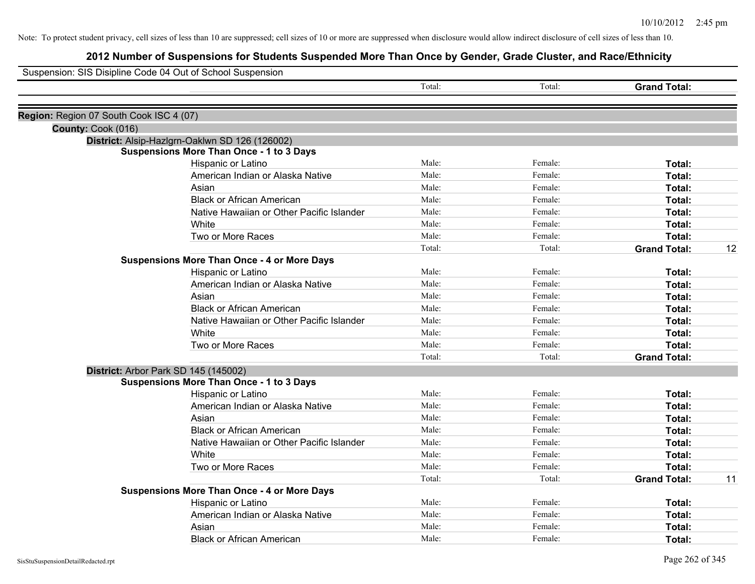Note: To protect student privacy, cell sizes of less than 10 are suppressed; cell sizes of 10 or more are suppressed when disclosure would allow indirect disclosure of cell sizes of less than 10.

# 2012 Number of Suspensions for Students Suspended More Than Once by Gender, Grade Cluster, and Race/Ethnicity

Suspension: SIS Disipline Code 04 Out of School Suspension

| | Total: | Total: | Grand Total: | |
|---|---|---|---|---|

**Region:** Region 07 South Cook ISC 4 (07)

**County:** Cook (016)

**District:** Alsip-Hazlgrn-Oaklwn SD 126 (126002)

**Suspensions More Than Once - 1 to 3 Days**

| | | | | |
|---|---|---|---|---|
| Hispanic or Latino | Male: | Female: | Total: | |
| American Indian or Alaska Native | Male: | Female: | Total: | |
| Asian | Male: | Female: | Total: | |
| Black or African American | Male: | Female: | Total: | |
| Native Hawaiian or Other Pacific Islander | Male: | Female: | Total: | |
| White | Male: | Female: | Total: | |
| Two or More Races | Male: | Female: | Total: | |
| | Total: | Total: | Grand Total: | 12 |

**Suspensions More Than Once - 4 or More Days**

| | | | | |
|---|---|---|---|---|
| Hispanic or Latino | Male: | Female: | Total: | |
| American Indian or Alaska Native | Male: | Female: | Total: | |
| Asian | Male: | Female: | Total: | |
| Black or African American | Male: | Female: | Total: | |
| Native Hawaiian or Other Pacific Islander | Male: | Female: | Total: | |
| White | Male: | Female: | Total: | |
| Two or More Races | Male: | Female: | Total: | |
| | Total: | Total: | Grand Total: | |

**District:** Arbor Park SD 145 (145002)

**Suspensions More Than Once - 1 to 3 Days**

| | | | | |
|---|---|---|---|---|
| Hispanic or Latino | Male: | Female: | Total: | |
| American Indian or Alaska Native | Male: | Female: | Total: | |
| Asian | Male: | Female: | Total: | |
| Black or African American | Male: | Female: | Total: | |
| Native Hawaiian or Other Pacific Islander | Male: | Female: | Total: | |
| White | Male: | Female: | Total: | |
| Two or More Races | Male: | Female: | Total: | |
| | Total: | Total: | Grand Total: | 11 |

**Suspensions More Than Once - 4 or More Days**

| | | | | |
|---|---|---|---|---|
| Hispanic or Latino | Male: | Female: | Total: | |
| American Indian or Alaska Native | Male: | Female: | Total: | |
| Asian | Male: | Female: | Total: | |
| Black or African American | Male: | Female: | Total: | |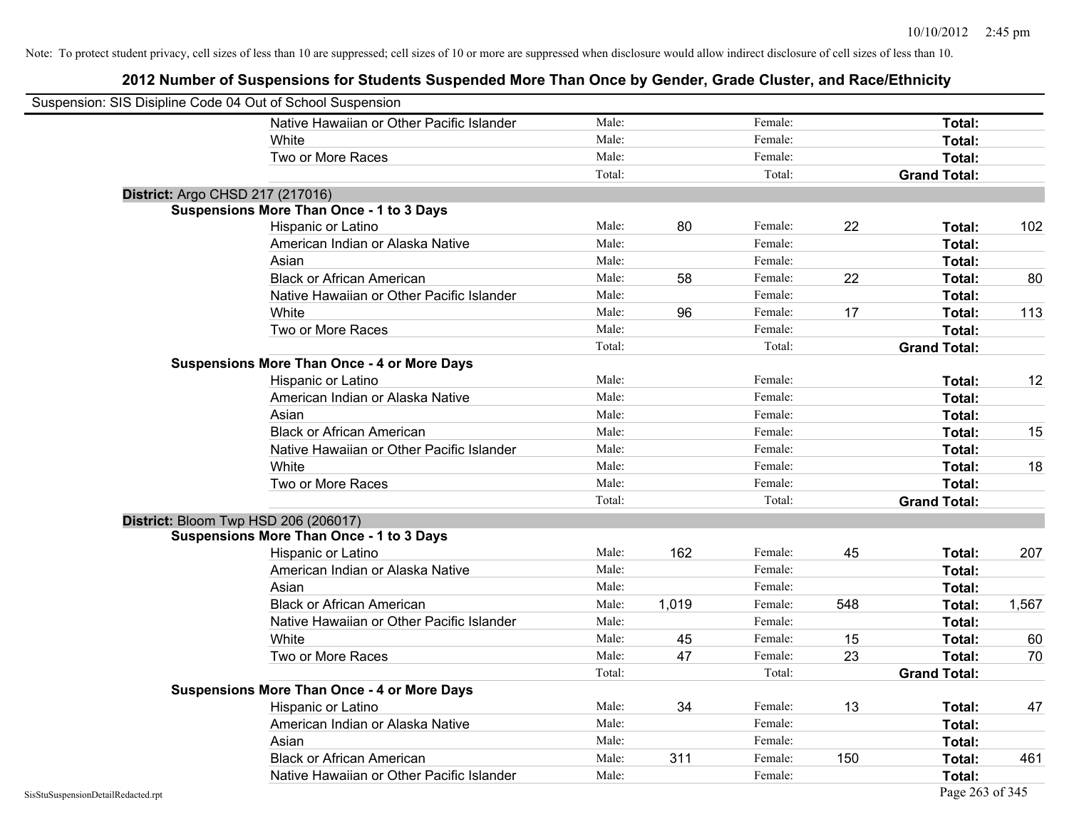Note: To protect student privacy, cell sizes of less than 10 are suppressed; cell sizes of 10 or more are suppressed when disclosure would allow indirect disclosure of cell sizes of less than 10.

## 2012 Number of Suspensions for Students Suspended More Than Once by Gender, Grade Cluster, and Race/Ethnicity

Suspension: SIS Disipline Code 04 Out of School Suspension

| | | | | | | |
|---|---|---|---|---|---|---|
| Native Hawaiian or Other Pacific Islander | Male: | | Female: | | **Total:** | |
| White | Male: | | Female: | | **Total:** | |
| Two or More Races | Male: | | Female: | | **Total:** | |
| | Total: | | Total: | | **Grand Total:** | |

**District:** Argo CHSD 217 (217016)

**Suspensions More Than Once - 1 to 3 Days**

| | | | | | | |
|---|---|---|---|---|---|---|
| Hispanic or Latino | Male: | 80 | Female: | 22 | **Total:** | 102 |
| American Indian or Alaska Native | Male: | | Female: | | **Total:** | |
| Asian | Male: | | Female: | | **Total:** | |
| Black or African American | Male: | 58 | Female: | 22 | **Total:** | 80 |
| Native Hawaiian or Other Pacific Islander | Male: | | Female: | | **Total:** | |
| White | Male: | 96 | Female: | 17 | **Total:** | 113 |
| Two or More Races | Male: | | Female: | | **Total:** | |
| | Total: | | Total: | | **Grand Total:** | |

**Suspensions More Than Once - 4 or More Days**

| | | | | | | |
|---|---|---|---|---|---|---|
| Hispanic or Latino | Male: | | Female: | | **Total:** | 12 |
| American Indian or Alaska Native | Male: | | Female: | | **Total:** | |
| Asian | Male: | | Female: | | **Total:** | |
| Black or African American | Male: | | Female: | | **Total:** | 15 |
| Native Hawaiian or Other Pacific Islander | Male: | | Female: | | **Total:** | |
| White | Male: | | Female: | | **Total:** | 18 |
| Two or More Races | Male: | | Female: | | **Total:** | |
| | Total: | | Total: | | **Grand Total:** | |

**District:** Bloom Twp HSD 206 (206017)

**Suspensions More Than Once - 1 to 3 Days**

| | | | | | | |
|---|---|---|---|---|---|---|
| Hispanic or Latino | Male: | 162 | Female: | 45 | **Total:** | 207 |
| American Indian or Alaska Native | Male: | | Female: | | **Total:** | |
| Asian | Male: | | Female: | | **Total:** | |
| Black or African American | Male: | 1,019 | Female: | 548 | **Total:** | 1,567 |
| Native Hawaiian or Other Pacific Islander | Male: | | Female: | | **Total:** | |
| White | Male: | 45 | Female: | 15 | **Total:** | 60 |
| Two or More Races | Male: | 47 | Female: | 23 | **Total:** | 70 |
| | Total: | | Total: | | **Grand Total:** | |

**Suspensions More Than Once - 4 or More Days**

| | | | | | | |
|---|---|---|---|---|---|---|
| Hispanic or Latino | Male: | 34 | Female: | 13 | **Total:** | 47 |
| American Indian or Alaska Native | Male: | | Female: | | **Total:** | |
| Asian | Male: | | Female: | | **Total:** | |
| Black or African American | Male: | 311 | Female: | 150 | **Total:** | 461 |
| Native Hawaiian or Other Pacific Islander | Male: | | Female: | | **Total:** | |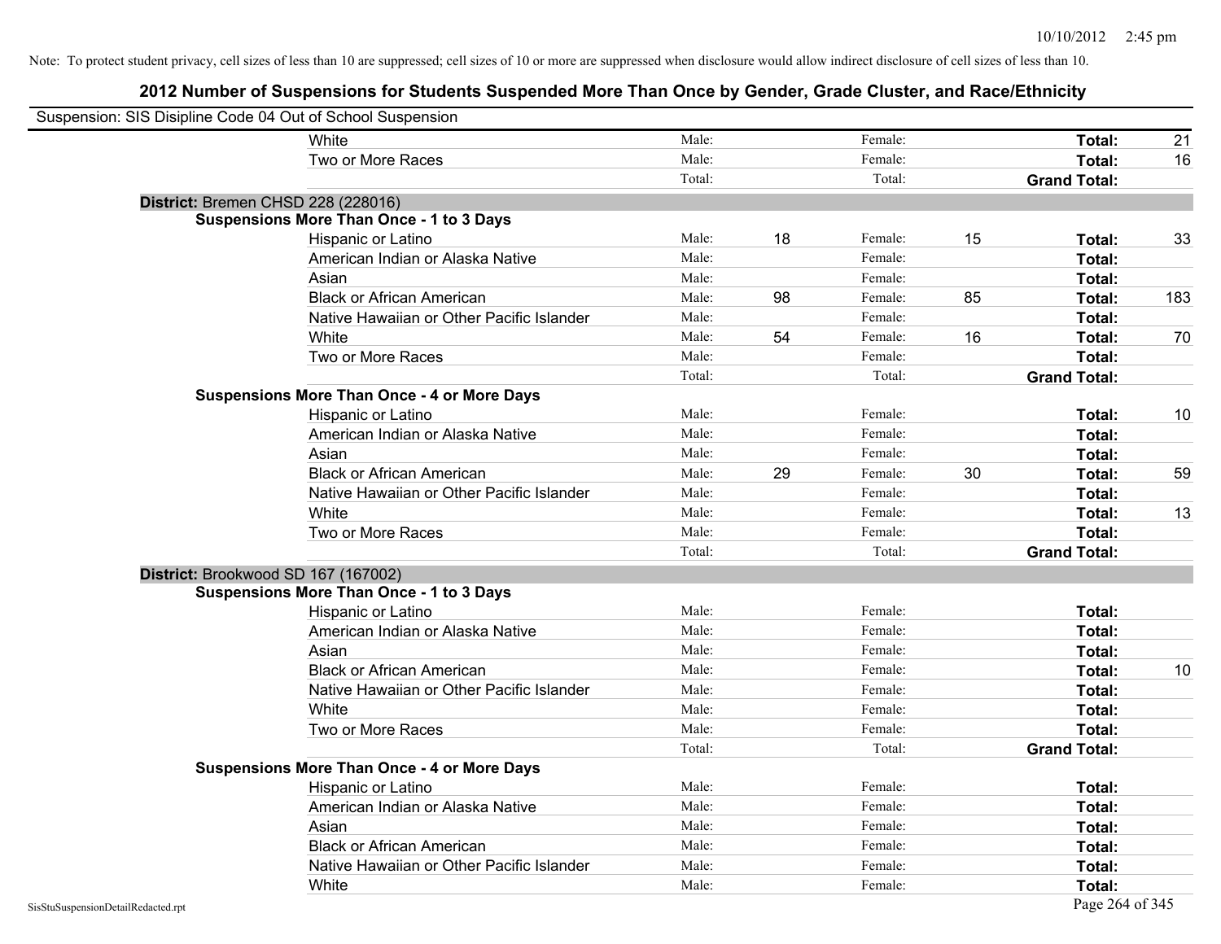Note: To protect student privacy, cell sizes of less than 10 are suppressed; cell sizes of 10 or more are suppressed when disclosure would allow indirect disclosure of cell sizes of less than 10.

## 2012 Number of Suspensions for Students Suspended More Than Once by Gender, Grade Cluster, and Race/Ethnicity

Suspension: SIS Disipline Code 04 Out of School Suspension

| | | | | | | |
|---|---|---|---|---|---|---|
| White | Male: | | Female: | | **Total:** | 21 |
| Two or More Races | Male: | | Female: | | **Total:** | 16 |
| | Total: | | Total: | | **Grand Total:** | |

**District:** Bremen CHSD 228 (228016)

**Suspensions More Than Once - 1 to 3 Days**

| | | | | | | |
|---|---|---|---|---|---|---|
| Hispanic or Latino | Male: | 18 | Female: | 15 | **Total:** | 33 |
| American Indian or Alaska Native | Male: | | Female: | | **Total:** | |
| Asian | Male: | | Female: | | **Total:** | |
| Black or African American | Male: | 98 | Female: | 85 | **Total:** | 183 |
| Native Hawaiian or Other Pacific Islander | Male: | | Female: | | **Total:** | |
| White | Male: | 54 | Female: | 16 | **Total:** | 70 |
| Two or More Races | Male: | | Female: | | **Total:** | |
| | Total: | | Total: | | **Grand Total:** | |

**Suspensions More Than Once - 4 or More Days**

| | | | | | | |
|---|---|---|---|---|---|---|
| Hispanic or Latino | Male: | | Female: | | **Total:** | 10 |
| American Indian or Alaska Native | Male: | | Female: | | **Total:** | |
| Asian | Male: | | Female: | | **Total:** | |
| Black or African American | Male: | 29 | Female: | 30 | **Total:** | 59 |
| Native Hawaiian or Other Pacific Islander | Male: | | Female: | | **Total:** | |
| White | Male: | | Female: | | **Total:** | 13 |
| Two or More Races | Male: | | Female: | | **Total:** | |
| | Total: | | Total: | | **Grand Total:** | |

**District:** Brookwood SD 167 (167002)

**Suspensions More Than Once - 1 to 3 Days**

| | | | | | | |
|---|---|---|---|---|---|---|
| Hispanic or Latino | Male: | | Female: | | **Total:** | |
| American Indian or Alaska Native | Male: | | Female: | | **Total:** | |
| Asian | Male: | | Female: | | **Total:** | |
| Black or African American | Male: | | Female: | | **Total:** | 10 |
| Native Hawaiian or Other Pacific Islander | Male: | | Female: | | **Total:** | |
| White | Male: | | Female: | | **Total:** | |
| Two or More Races | Male: | | Female: | | **Total:** | |
| | Total: | | Total: | | **Grand Total:** | |

**Suspensions More Than Once - 4 or More Days**

| | | | | | | |
|---|---|---|---|---|---|---|
| Hispanic or Latino | Male: | | Female: | | **Total:** | |
| American Indian or Alaska Native | Male: | | Female: | | **Total:** | |
| Asian | Male: | | Female: | | **Total:** | |
| Black or African American | Male: | | Female: | | **Total:** | |
| Native Hawaiian or Other Pacific Islander | Male: | | Female: | | **Total:** | |
| White | Male: | | Female: | | **Total:** | |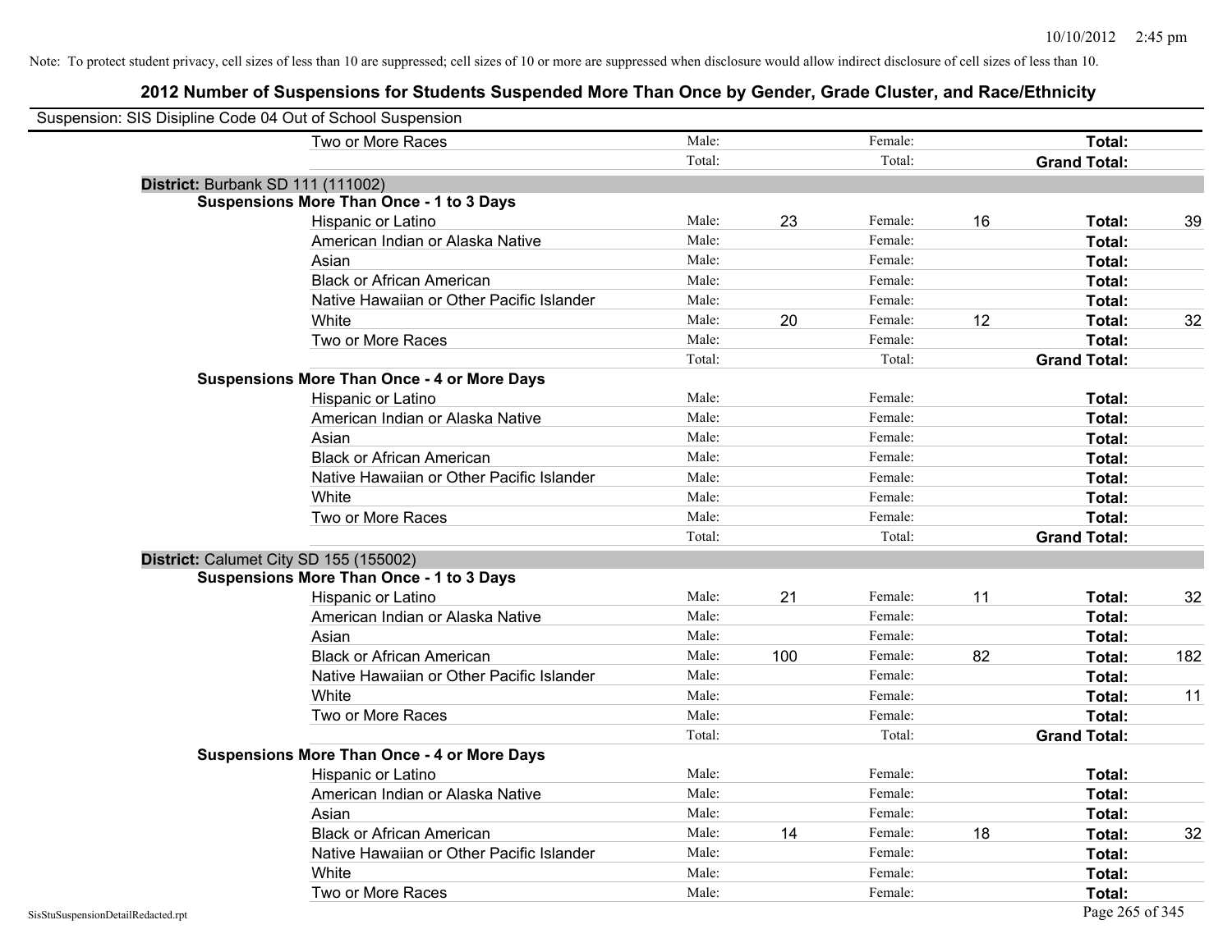Note: To protect student privacy, cell sizes of less than 10 are suppressed; cell sizes of 10 or more are suppressed when disclosure would allow indirect disclosure of cell sizes of less than 10.

# 2012 Number of Suspensions for Students Suspended More Than Once by Gender, Grade Cluster, and Race/Ethnicity

Suspension: SIS Disipline Code 04 Out of School Suspension

| | | | | | | |
|---|---|---|---|---|---|---|
| Two or More Races | Male: | | Female: | | **Total:** | |
| | Total: | | Total: | | **Grand Total:** | |

**District:** Burbank SD 111 (111002)

**Suspensions More Than Once - 1 to 3 Days**

| | | | | | | |
|---|---|---|---|---|---|---|
| Hispanic or Latino | Male: | 23 | Female: | 16 | **Total:** | 39 |
| American Indian or Alaska Native | Male: | | Female: | | **Total:** | |
| Asian | Male: | | Female: | | **Total:** | |
| Black or African American | Male: | | Female: | | **Total:** | |
| Native Hawaiian or Other Pacific Islander | Male: | | Female: | | **Total:** | |
| White | Male: | 20 | Female: | 12 | **Total:** | 32 |
| Two or More Races | Male: | | Female: | | **Total:** | |
| | Total: | | Total: | | **Grand Total:** | |

**Suspensions More Than Once - 4 or More Days**

| | | | | | | |
|---|---|---|---|---|---|---|
| Hispanic or Latino | Male: | | Female: | | **Total:** | |
| American Indian or Alaska Native | Male: | | Female: | | **Total:** | |
| Asian | Male: | | Female: | | **Total:** | |
| Black or African American | Male: | | Female: | | **Total:** | |
| Native Hawaiian or Other Pacific Islander | Male: | | Female: | | **Total:** | |
| White | Male: | | Female: | | **Total:** | |
| Two or More Races | Male: | | Female: | | **Total:** | |
| | Total: | | Total: | | **Grand Total:** | |

**District:** Calumet City SD 155 (155002)

**Suspensions More Than Once - 1 to 3 Days**

| | | | | | | |
|---|---|---|---|---|---|---|
| Hispanic or Latino | Male: | 21 | Female: | 11 | **Total:** | 32 |
| American Indian or Alaska Native | Male: | | Female: | | **Total:** | |
| Asian | Male: | | Female: | | **Total:** | |
| Black or African American | Male: | 100 | Female: | 82 | **Total:** | 182 |
| Native Hawaiian or Other Pacific Islander | Male: | | Female: | | **Total:** | |
| White | Male: | | Female: | | **Total:** | 11 |
| Two or More Races | Male: | | Female: | | **Total:** | |
| | Total: | | Total: | | **Grand Total:** | |

**Suspensions More Than Once - 4 or More Days**

| | | | | | | |
|---|---|---|---|---|---|---|
| Hispanic or Latino | Male: | | Female: | | **Total:** | |
| American Indian or Alaska Native | Male: | | Female: | | **Total:** | |
| Asian | Male: | | Female: | | **Total:** | |
| Black or African American | Male: | 14 | Female: | 18 | **Total:** | 32 |
| Native Hawaiian or Other Pacific Islander | Male: | | Female: | | **Total:** | |
| White | Male: | | Female: | | **Total:** | |
| Two or More Races | Male: | | Female: | | **Total:** | |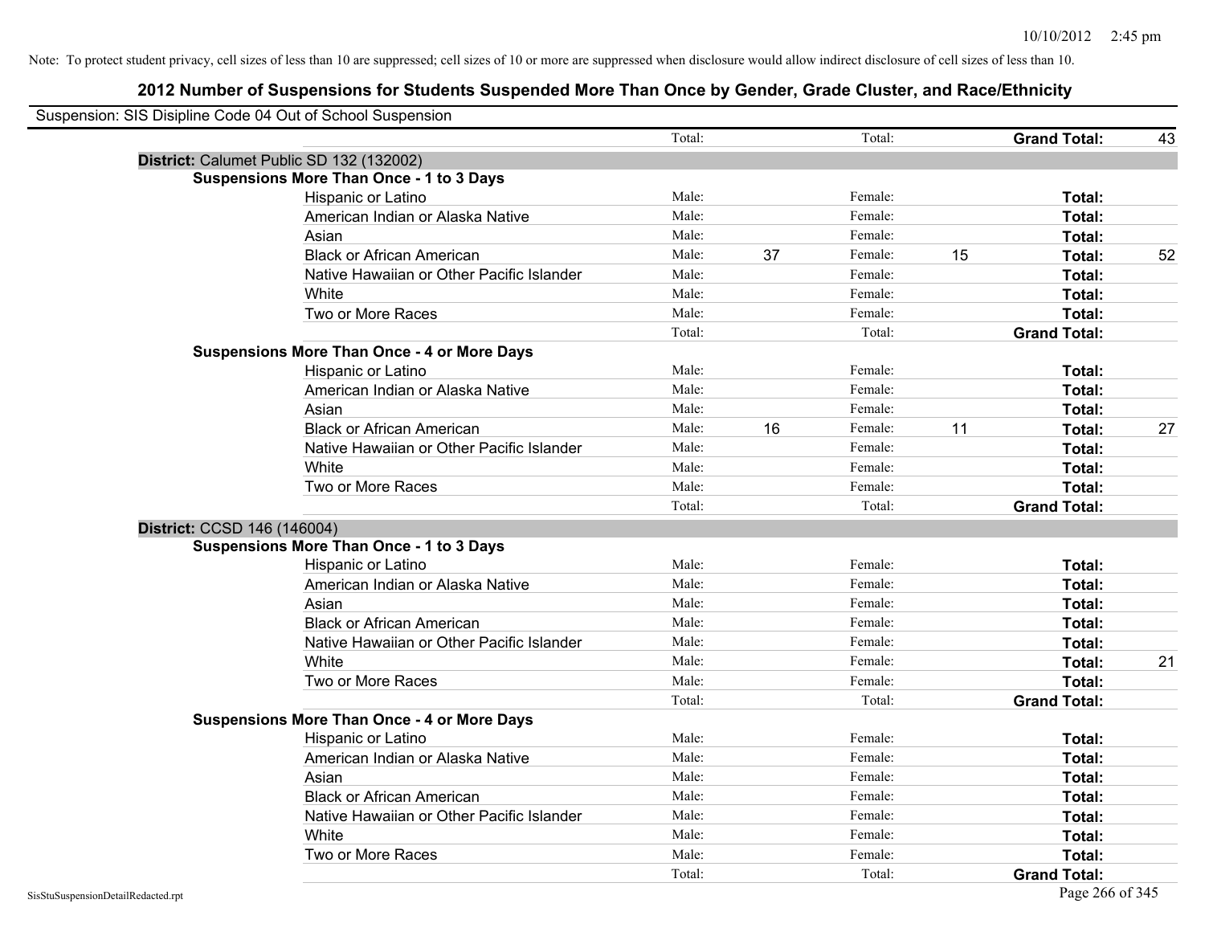Note: To protect student privacy, cell sizes of less than 10 are suppressed; cell sizes of 10 or more are suppressed when disclosure would allow indirect disclosure of cell sizes of less than 10.

# 2012 Number of Suspensions for Students Suspended More Than Once by Gender, Grade Cluster, and Race/Ethnicity

Suspension: SIS Disipline Code 04 Out of School Suspension

| | | | | | | | |
|---|---|---|---|---|---|---|---|
| | Total: | | Total: | | **Grand Total:** | 43 |

**District:** Calumet Public SD 132 (132002)

**Suspensions More Than Once - 1 to 3 Days**

| Race/Ethnicity | | | | | | |
|---|---|---|---|---|---|---|
| Hispanic or Latino | Male: | | Female: | | **Total:** | |
| American Indian or Alaska Native | Male: | | Female: | | **Total:** | |
| Asian | Male: | | Female: | | **Total:** | |
| Black or African American | Male: | 37 | Female: | 15 | **Total:** | 52 |
| Native Hawaiian or Other Pacific Islander | Male: | | Female: | | **Total:** | |
| White | Male: | | Female: | | **Total:** | |
| Two or More Races | Male: | | Female: | | **Total:** | |
| | Total: | | Total: | | **Grand Total:** | |

**Suspensions More Than Once - 4 or More Days**

| Race/Ethnicity | | | | | | |
|---|---|---|---|---|---|---|
| Hispanic or Latino | Male: | | Female: | | **Total:** | |
| American Indian or Alaska Native | Male: | | Female: | | **Total:** | |
| Asian | Male: | | Female: | | **Total:** | |
| Black or African American | Male: | 16 | Female: | 11 | **Total:** | 27 |
| Native Hawaiian or Other Pacific Islander | Male: | | Female: | | **Total:** | |
| White | Male: | | Female: | | **Total:** | |
| Two or More Races | Male: | | Female: | | **Total:** | |
| | Total: | | Total: | | **Grand Total:** | |

**District:** CCSD 146 (146004)

**Suspensions More Than Once - 1 to 3 Days**

| Race/Ethnicity | | | | | | |
|---|---|---|---|---|---|---|
| Hispanic or Latino | Male: | | Female: | | **Total:** | |
| American Indian or Alaska Native | Male: | | Female: | | **Total:** | |
| Asian | Male: | | Female: | | **Total:** | |
| Black or African American | Male: | | Female: | | **Total:** | |
| Native Hawaiian or Other Pacific Islander | Male: | | Female: | | **Total:** | |
| White | Male: | | Female: | | **Total:** | 21 |
| Two or More Races | Male: | | Female: | | **Total:** | |
| | Total: | | Total: | | **Grand Total:** | |

**Suspensions More Than Once - 4 or More Days**

| Race/Ethnicity | | | | | | |
|---|---|---|---|---|---|---|
| Hispanic or Latino | Male: | | Female: | | **Total:** | |
| American Indian or Alaska Native | Male: | | Female: | | **Total:** | |
| Asian | Male: | | Female: | | **Total:** | |
| Black or African American | Male: | | Female: | | **Total:** | |
| Native Hawaiian or Other Pacific Islander | Male: | | Female: | | **Total:** | |
| White | Male: | | Female: | | **Total:** | |
| Two or More Races | Male: | | Female: | | **Total:** | |
| | Total: | | Total: | | **Grand Total:** | |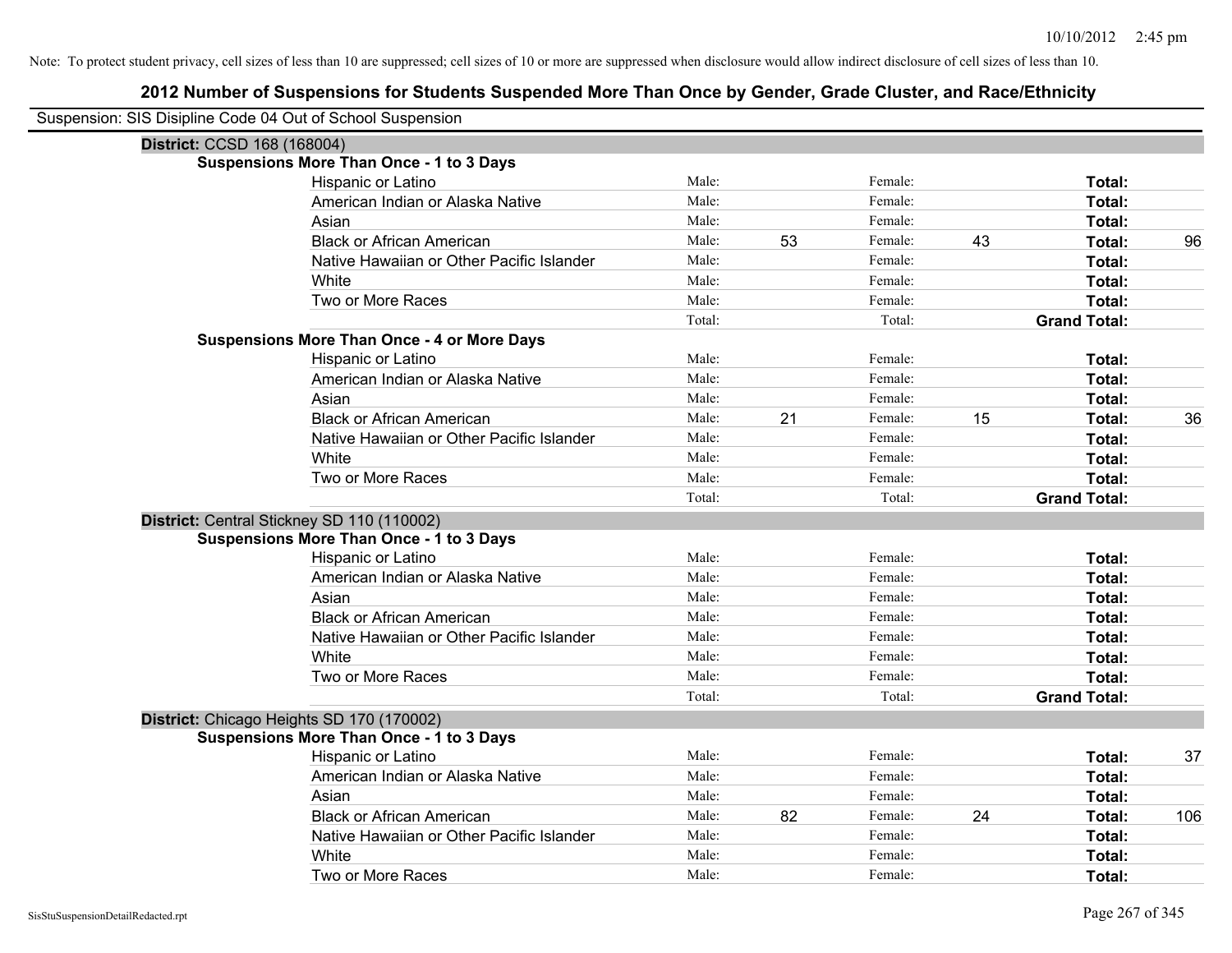Note: To protect student privacy, cell sizes of less than 10 are suppressed; cell sizes of 10 or more are suppressed when disclosure would allow indirect disclosure of cell sizes of less than 10.

# 2012 Number of Suspensions for Students Suspended More Than Once by Gender, Grade Cluster, and Race/Ethnicity

Suspension: SIS Disipline Code 04 Out of School Suspension

**District:** CCSD 168 (168004)

**Suspensions More Than Once - 1 to 3 Days**

| Race/Ethnicity | | Male | | Female | | Total |
|---|---|---|---|---|---|---|
| Hispanic or Latino | Male: | | Female: | | **Total:** | |
| American Indian or Alaska Native | Male: | | Female: | | **Total:** | |
| Asian | Male: | | Female: | | **Total:** | |
| Black or African American | Male: | 53 | Female: | 43 | **Total:** | 96 |
| Native Hawaiian or Other Pacific Islander | Male: | | Female: | | **Total:** | |
| White | Male: | | Female: | | **Total:** | |
| Two or More Races | Male: | | Female: | | **Total:** | |
| | Total: | | Total: | | **Grand Total:** | |

**Suspensions More Than Once - 4 or More Days**

| Race/Ethnicity | | Male | | Female | | Total |
|---|---|---|---|---|---|---|
| Hispanic or Latino | Male: | | Female: | | **Total:** | |
| American Indian or Alaska Native | Male: | | Female: | | **Total:** | |
| Asian | Male: | | Female: | | **Total:** | |
| Black or African American | Male: | 21 | Female: | 15 | **Total:** | 36 |
| Native Hawaiian or Other Pacific Islander | Male: | | Female: | | **Total:** | |
| White | Male: | | Female: | | **Total:** | |
| Two or More Races | Male: | | Female: | | **Total:** | |
| | Total: | | Total: | | **Grand Total:** | |

**District:** Central Stickney SD 110 (110002)

**Suspensions More Than Once - 1 to 3 Days**

| Race/Ethnicity | | Male | | Female | | Total |
|---|---|---|---|---|---|---|
| Hispanic or Latino | Male: | | Female: | | **Total:** | |
| American Indian or Alaska Native | Male: | | Female: | | **Total:** | |
| Asian | Male: | | Female: | | **Total:** | |
| Black or African American | Male: | | Female: | | **Total:** | |
| Native Hawaiian or Other Pacific Islander | Male: | | Female: | | **Total:** | |
| White | Male: | | Female: | | **Total:** | |
| Two or More Races | Male: | | Female: | | **Total:** | |
| | Total: | | Total: | | **Grand Total:** | |

**District:** Chicago Heights SD 170 (170002)

**Suspensions More Than Once - 1 to 3 Days**

| Race/Ethnicity | | Male | | Female | | Total |
|---|---|---|---|---|---|---|
| Hispanic or Latino | Male: | | Female: | | **Total:** | 37 |
| American Indian or Alaska Native | Male: | | Female: | | **Total:** | |
| Asian | Male: | | Female: | | **Total:** | |
| Black or African American | Male: | 82 | Female: | 24 | **Total:** | 106 |
| Native Hawaiian or Other Pacific Islander | Male: | | Female: | | **Total:** | |
| White | Male: | | Female: | | **Total:** | |
| Two or More Races | Male: | | Female: | | **Total:** | |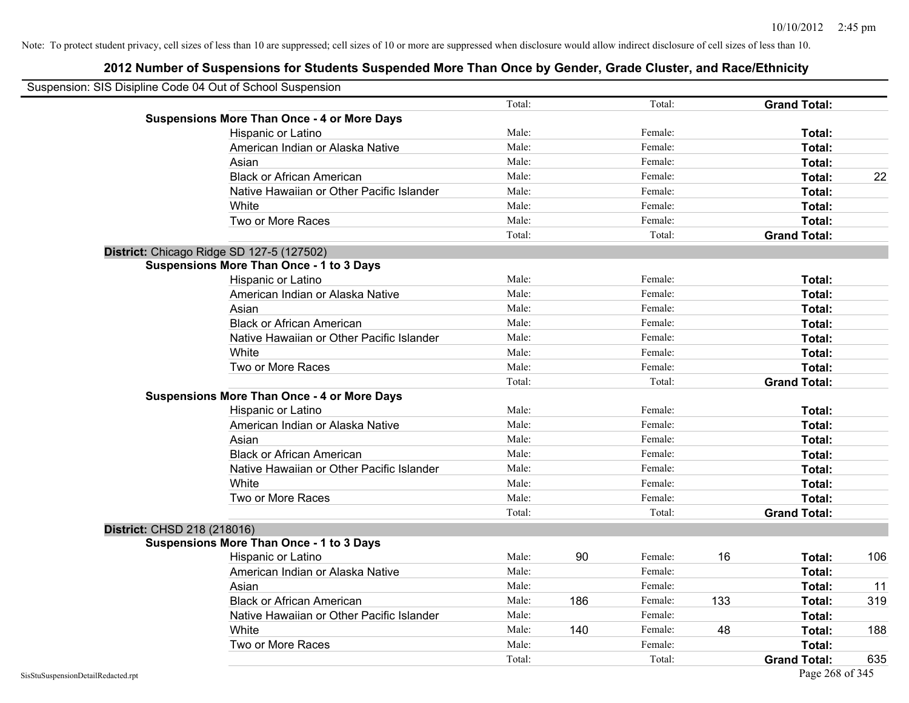Note: To protect student privacy, cell sizes of less than 10 are suppressed; cell sizes of 10 or more are suppressed when disclosure would allow indirect disclosure of cell sizes of less than 10.

# 2012 Number of Suspensions for Students Suspended More Than Once by Gender, Grade Cluster, and Race/Ethnicity

Suspension: SIS Disipline Code 04 Out of School Suspension

| | | | | | | |
|---|---|---|---|---|---|---|
| | Total: | | Total: | | **Grand Total:** | |
| **Suspensions More Than Once - 4 or More Days** | | | | | | |
| Hispanic or Latino | Male: | | Female: | | **Total:** | |
| American Indian or Alaska Native | Male: | | Female: | | **Total:** | |
| Asian | Male: | | Female: | | **Total:** | |
| Black or African American | Male: | | Female: | | **Total:** | 22 |
| Native Hawaiian or Other Pacific Islander | Male: | | Female: | | **Total:** | |
| White | Male: | | Female: | | **Total:** | |
| Two or More Races | Male: | | Female: | | **Total:** | |
| | Total: | | Total: | | **Grand Total:** | |

**District:** Chicago Ridge SD 127-5 (127502)

| | | | | | | |
|---|---|---|---|---|---|---|
| **Suspensions More Than Once - 1 to 3 Days** | | | | | | |
| Hispanic or Latino | Male: | | Female: | | **Total:** | |
| American Indian or Alaska Native | Male: | | Female: | | **Total:** | |
| Asian | Male: | | Female: | | **Total:** | |
| Black or African American | Male: | | Female: | | **Total:** | |
| Native Hawaiian or Other Pacific Islander | Male: | | Female: | | **Total:** | |
| White | Male: | | Female: | | **Total:** | |
| Two or More Races | Male: | | Female: | | **Total:** | |
| | Total: | | Total: | | **Grand Total:** | |
| **Suspensions More Than Once - 4 or More Days** | | | | | | |
| Hispanic or Latino | Male: | | Female: | | **Total:** | |
| American Indian or Alaska Native | Male: | | Female: | | **Total:** | |
| Asian | Male: | | Female: | | **Total:** | |
| Black or African American | Male: | | Female: | | **Total:** | |
| Native Hawaiian or Other Pacific Islander | Male: | | Female: | | **Total:** | |
| White | Male: | | Female: | | **Total:** | |
| Two or More Races | Male: | | Female: | | **Total:** | |
| | Total: | | Total: | | **Grand Total:** | |

**District:** CHSD 218 (218016)

| | | | | | | |
|---|---|---|---|---|---|---|
| **Suspensions More Than Once - 1 to 3 Days** | | | | | | |
| Hispanic or Latino | Male: | 90 | Female: | 16 | **Total:** | 106 |
| American Indian or Alaska Native | Male: | | Female: | | **Total:** | |
| Asian | Male: | | Female: | | **Total:** | 11 |
| Black or African American | Male: | 186 | Female: | 133 | **Total:** | 319 |
| Native Hawaiian or Other Pacific Islander | Male: | | Female: | | **Total:** | |
| White | Male: | 140 | Female: | 48 | **Total:** | 188 |
| Two or More Races | Male: | | Female: | | **Total:** | |
| | Total: | | Total: | | **Grand Total:** | 635 |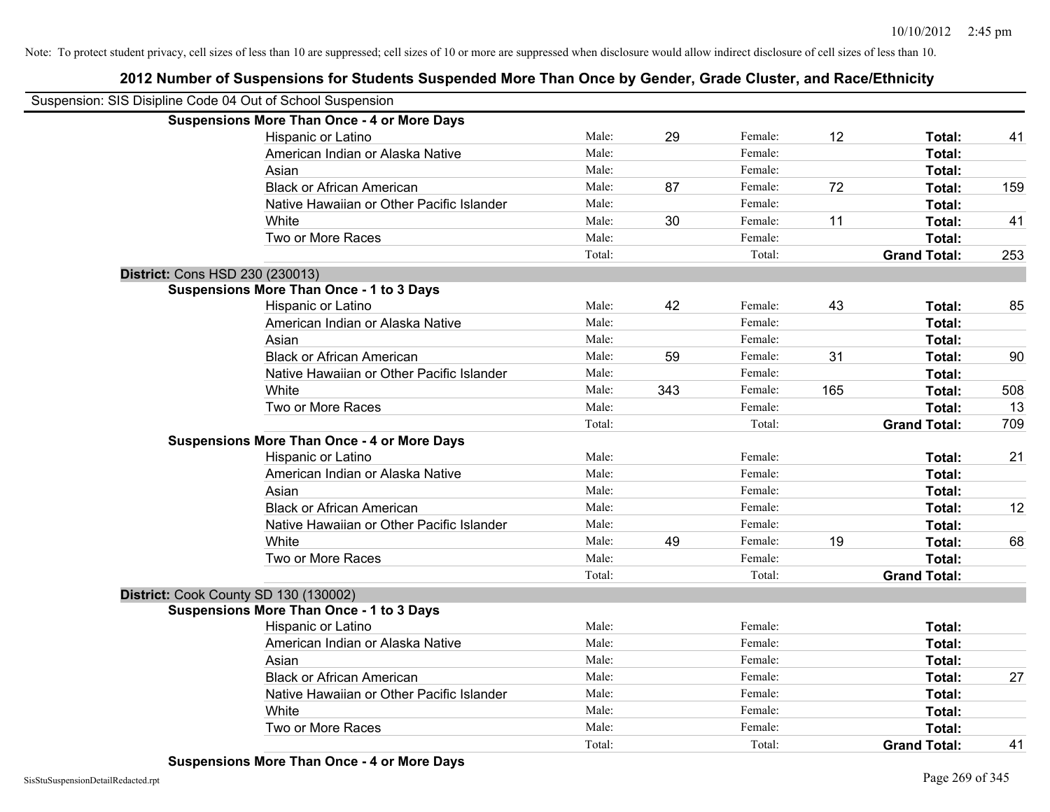Note: To protect student privacy, cell sizes of less than 10 are suppressed; cell sizes of 10 or more are suppressed when disclosure would allow indirect disclosure of cell sizes of less than 10.

## 2012 Number of Suspensions for Students Suspended More Than Once by Gender, Grade Cluster, and Race/Ethnicity

Suspension: SIS Disipline Code 04 Out of School Suspension

**Suspensions More Than Once - 4 or More Days**

| Race/Ethnicity | | Male | | Female | | Total |
|---|---|---|---|---|---|---|
| Hispanic or Latino | Male: | 29 | Female: | 12 | **Total:** | 41 |
| American Indian or Alaska Native | Male: | | Female: | | **Total:** | |
| Asian | Male: | | Female: | | **Total:** | |
| Black or African American | Male: | 87 | Female: | 72 | **Total:** | 159 |
| Native Hawaiian or Other Pacific Islander | Male: | | Female: | | **Total:** | |
| White | Male: | 30 | Female: | 11 | **Total:** | 41 |
| Two or More Races | Male: | | Female: | | **Total:** | |
| | Total: | | Total: | | **Grand Total:** | 253 |

**District:** Cons HSD 230 (230013)

**Suspensions More Than Once - 1 to 3 Days**

| Race/Ethnicity | | Male | | Female | | Total |
|---|---|---|---|---|---|---|
| Hispanic or Latino | Male: | 42 | Female: | 43 | **Total:** | 85 |
| American Indian or Alaska Native | Male: | | Female: | | **Total:** | |
| Asian | Male: | | Female: | | **Total:** | |
| Black or African American | Male: | 59 | Female: | 31 | **Total:** | 90 |
| Native Hawaiian or Other Pacific Islander | Male: | | Female: | | **Total:** | |
| White | Male: | 343 | Female: | 165 | **Total:** | 508 |
| Two or More Races | Male: | | Female: | | **Total:** | 13 |
| | Total: | | Total: | | **Grand Total:** | 709 |

**Suspensions More Than Once - 4 or More Days**

| Race/Ethnicity | | Male | | Female | | Total |
|---|---|---|---|---|---|---|
| Hispanic or Latino | Male: | | Female: | | **Total:** | 21 |
| American Indian or Alaska Native | Male: | | Female: | | **Total:** | |
| Asian | Male: | | Female: | | **Total:** | |
| Black or African American | Male: | | Female: | | **Total:** | 12 |
| Native Hawaiian or Other Pacific Islander | Male: | | Female: | | **Total:** | |
| White | Male: | 49 | Female: | 19 | **Total:** | 68 |
| Two or More Races | Male: | | Female: | | **Total:** | |
| | Total: | | Total: | | **Grand Total:** | |

**District:** Cook County SD 130 (130002)

**Suspensions More Than Once - 1 to 3 Days**

| Race/Ethnicity | | Male | | Female | | Total |
|---|---|---|---|---|---|---|
| Hispanic or Latino | Male: | | Female: | | **Total:** | |
| American Indian or Alaska Native | Male: | | Female: | | **Total:** | |
| Asian | Male: | | Female: | | **Total:** | |
| Black or African American | Male: | | Female: | | **Total:** | 27 |
| Native Hawaiian or Other Pacific Islander | Male: | | Female: | | **Total:** | |
| White | Male: | | Female: | | **Total:** | |
| Two or More Races | Male: | | Female: | | **Total:** | |
| | Total: | | Total: | | **Grand Total:** | 41 |

**Suspensions More Than Once - 4 or More Days**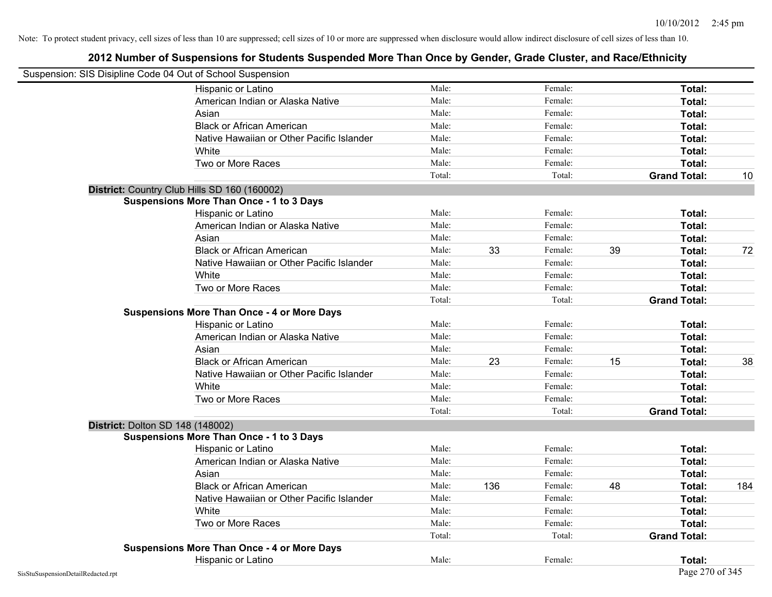Note: To protect student privacy, cell sizes of less than 10 are suppressed; cell sizes of 10 or more are suppressed when disclosure would allow indirect disclosure of cell sizes of less than 10.

## 2012 Number of Suspensions for Students Suspended More Than Once by Gender, Grade Cluster, and Race/Ethnicity

Suspension: SIS Disipline Code 04 Out of School Suspension

| | Male: | | Female: | | | |
|---|---|---|---|---|---|---|
| Hispanic or Latino | Male: | | Female: | | **Total:** | |
| American Indian or Alaska Native | Male: | | Female: | | **Total:** | |
| Asian | Male: | | Female: | | **Total:** | |
| Black or African American | Male: | | Female: | | **Total:** | |
| Native Hawaiian or Other Pacific Islander | Male: | | Female: | | **Total:** | |
| White | Male: | | Female: | | **Total:** | |
| Two or More Races | Male: | | Female: | | **Total:** | |
| | Total: | | Total: | | **Grand Total:** | 10 |

**District:** Country Club Hills SD 160 (160002)

**Suspensions More Than Once - 1 to 3 Days**

| | | | | | | |
|---|---|---|---|---|---|---|
| Hispanic or Latino | Male: | | Female: | | **Total:** | |
| American Indian or Alaska Native | Male: | | Female: | | **Total:** | |
| Asian | Male: | | Female: | | **Total:** | |
| Black or African American | Male: | 33 | Female: | 39 | **Total:** | 72 |
| Native Hawaiian or Other Pacific Islander | Male: | | Female: | | **Total:** | |
| White | Male: | | Female: | | **Total:** | |
| Two or More Races | Male: | | Female: | | **Total:** | |
| | Total: | | Total: | | **Grand Total:** | |

**Suspensions More Than Once - 4 or More Days**

| | | | | | | |
|---|---|---|---|---|---|---|
| Hispanic or Latino | Male: | | Female: | | **Total:** | |
| American Indian or Alaska Native | Male: | | Female: | | **Total:** | |
| Asian | Male: | | Female: | | **Total:** | |
| Black or African American | Male: | 23 | Female: | 15 | **Total:** | 38 |
| Native Hawaiian or Other Pacific Islander | Male: | | Female: | | **Total:** | |
| White | Male: | | Female: | | **Total:** | |
| Two or More Races | Male: | | Female: | | **Total:** | |
| | Total: | | Total: | | **Grand Total:** | |

**District:** Dolton SD 148 (148002)

**Suspensions More Than Once - 1 to 3 Days**

| | | | | | | |
|---|---|---|---|---|---|---|
| Hispanic or Latino | Male: | | Female: | | **Total:** | |
| American Indian or Alaska Native | Male: | | Female: | | **Total:** | |
| Asian | Male: | | Female: | | **Total:** | |
| Black or African American | Male: | 136 | Female: | 48 | **Total:** | 184 |
| Native Hawaiian or Other Pacific Islander | Male: | | Female: | | **Total:** | |
| White | Male: | | Female: | | **Total:** | |
| Two or More Races | Male: | | Female: | | **Total:** | |
| | Total: | | Total: | | **Grand Total:** | |

**Suspensions More Than Once - 4 or More Days**

| | | | | | | |
|---|---|---|---|---|---|---|
| Hispanic or Latino | Male: | | Female: | | **Total:** | |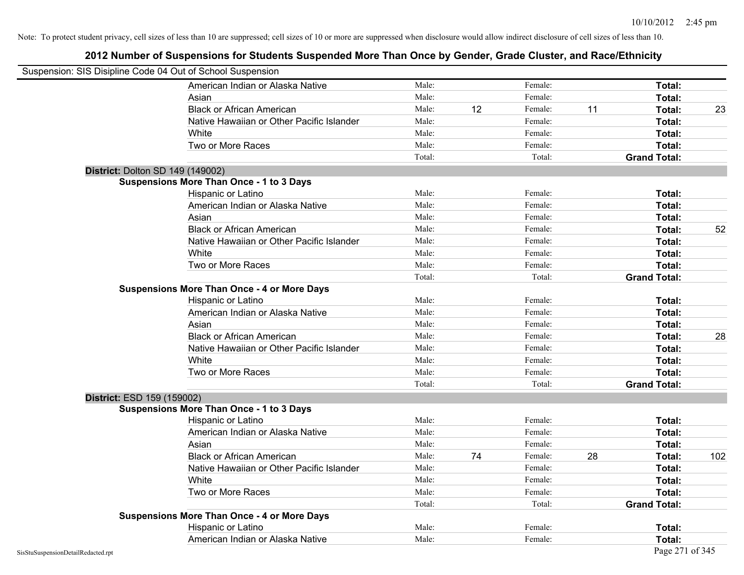Note: To protect student privacy, cell sizes of less than 10 are suppressed; cell sizes of 10 or more are suppressed when disclosure would allow indirect disclosure of cell sizes of less than 10.

## 2012 Number of Suspensions for Students Suspended More Than Once by Gender, Grade Cluster, and Race/Ethnicity

Suspension: SIS Disipline Code 04 Out of School Suspension

| | | | | | | | |
|---|---|---|---|---|---|---|---|
| American Indian or Alaska Native | Male: | | Female: | | **Total:** | |
| Asian | Male: | | Female: | | **Total:** | |
| Black or African American | Male: | 12 | Female: | 11 | **Total:** | 23 |
| Native Hawaiian or Other Pacific Islander | Male: | | Female: | | **Total:** | |
| White | Male: | | Female: | | **Total:** | |
| Two or More Races | Male: | | Female: | | **Total:** | |
| | Total: | | Total: | | **Grand Total:** | |

**District:** Dolton SD 149 (149002)

**Suspensions More Than Once - 1 to 3 Days**

| | | | | | | |
|---|---|---|---|---|---|---|
| Hispanic or Latino | Male: | | Female: | | **Total:** | |
| American Indian or Alaska Native | Male: | | Female: | | **Total:** | |
| Asian | Male: | | Female: | | **Total:** | |
| Black or African American | Male: | | Female: | | **Total:** | 52 |
| Native Hawaiian or Other Pacific Islander | Male: | | Female: | | **Total:** | |
| White | Male: | | Female: | | **Total:** | |
| Two or More Races | Male: | | Female: | | **Total:** | |
| | Total: | | Total: | | **Grand Total:** | |

**Suspensions More Than Once - 4 or More Days**

| | | | | | | |
|---|---|---|---|---|---|---|
| Hispanic or Latino | Male: | | Female: | | **Total:** | |
| American Indian or Alaska Native | Male: | | Female: | | **Total:** | |
| Asian | Male: | | Female: | | **Total:** | |
| Black or African American | Male: | | Female: | | **Total:** | 28 |
| Native Hawaiian or Other Pacific Islander | Male: | | Female: | | **Total:** | |
| White | Male: | | Female: | | **Total:** | |
| Two or More Races | Male: | | Female: | | **Total:** | |
| | Total: | | Total: | | **Grand Total:** | |

**District:** ESD 159 (159002)

**Suspensions More Than Once - 1 to 3 Days**

| | | | | | | |
|---|---|---|---|---|---|---|
| Hispanic or Latino | Male: | | Female: | | **Total:** | |
| American Indian or Alaska Native | Male: | | Female: | | **Total:** | |
| Asian | Male: | | Female: | | **Total:** | |
| Black or African American | Male: | 74 | Female: | 28 | **Total:** | 102 |
| Native Hawaiian or Other Pacific Islander | Male: | | Female: | | **Total:** | |
| White | Male: | | Female: | | **Total:** | |
| Two or More Races | Male: | | Female: | | **Total:** | |
| | Total: | | Total: | | **Grand Total:** | |

**Suspensions More Than Once - 4 or More Days**

| | | | | | | |
|---|---|---|---|---|---|---|
| Hispanic or Latino | Male: | | Female: | | **Total:** | |
| American Indian or Alaska Native | Male: | | Female: | | **Total:** | |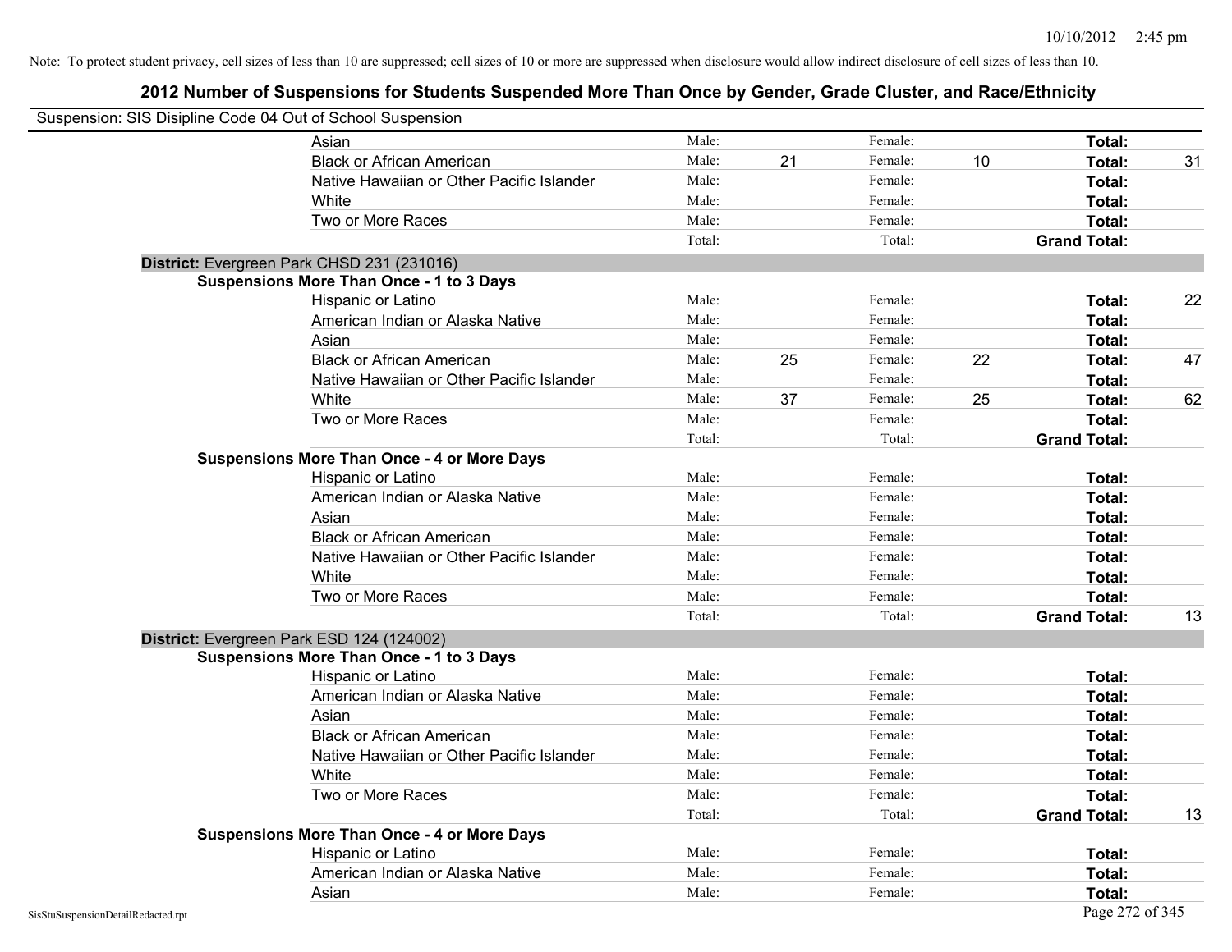Note: To protect student privacy, cell sizes of less than 10 are suppressed; cell sizes of 10 or more are suppressed when disclosure would allow indirect disclosure of cell sizes of less than 10.

## 2012 Number of Suspensions for Students Suspended More Than Once by Gender, Grade Cluster, and Race/Ethnicity

Suspension: SIS Disipline Code 04 Out of School Suspension

| | | | | | | |
|---|---|---|---|---|---|---|
| Asian | Male: | | Female: | | Total: | |
| Black or African American | Male: | 21 | Female: | 10 | Total: | 31 |
| Native Hawaiian or Other Pacific Islander | Male: | | Female: | | Total: | |
| White | Male: | | Female: | | Total: | |
| Two or More Races | Male: | | Female: | | Total: | |
| | Total: | | Total: | | Grand Total: | |

**District:** Evergreen Park CHSD 231 (231016)

**Suspensions More Than Once - 1 to 3 Days**

| | | | | | | |
|---|---|---|---|---|---|---|
| Hispanic or Latino | Male: | | Female: | | Total: | 22 |
| American Indian or Alaska Native | Male: | | Female: | | Total: | |
| Asian | Male: | | Female: | | Total: | |
| Black or African American | Male: | 25 | Female: | 22 | Total: | 47 |
| Native Hawaiian or Other Pacific Islander | Male: | | Female: | | Total: | |
| White | Male: | 37 | Female: | 25 | Total: | 62 |
| Two or More Races | Male: | | Female: | | Total: | |
| | Total: | | Total: | | Grand Total: | |

**Suspensions More Than Once - 4 or More Days**

| | | | | | | |
|---|---|---|---|---|---|---|
| Hispanic or Latino | Male: | | Female: | | Total: | |
| American Indian or Alaska Native | Male: | | Female: | | Total: | |
| Asian | Male: | | Female: | | Total: | |
| Black or African American | Male: | | Female: | | Total: | |
| Native Hawaiian or Other Pacific Islander | Male: | | Female: | | Total: | |
| White | Male: | | Female: | | Total: | |
| Two or More Races | Male: | | Female: | | Total: | |
| | Total: | | Total: | | Grand Total: | 13 |

**District:** Evergreen Park ESD 124 (124002)

**Suspensions More Than Once - 1 to 3 Days**

| | | | | | | |
|---|---|---|---|---|---|---|
| Hispanic or Latino | Male: | | Female: | | Total: | |
| American Indian or Alaska Native | Male: | | Female: | | Total: | |
| Asian | Male: | | Female: | | Total: | |
| Black or African American | Male: | | Female: | | Total: | |
| Native Hawaiian or Other Pacific Islander | Male: | | Female: | | Total: | |
| White | Male: | | Female: | | Total: | |
| Two or More Races | Male: | | Female: | | Total: | |
| | Total: | | Total: | | Grand Total: | 13 |

**Suspensions More Than Once - 4 or More Days**

| | | | | | | |
|---|---|---|---|---|---|---|
| Hispanic or Latino | Male: | | Female: | | Total: | |
| American Indian or Alaska Native | Male: | | Female: | | Total: | |
| Asian | Male: | | Female: | | Total: | |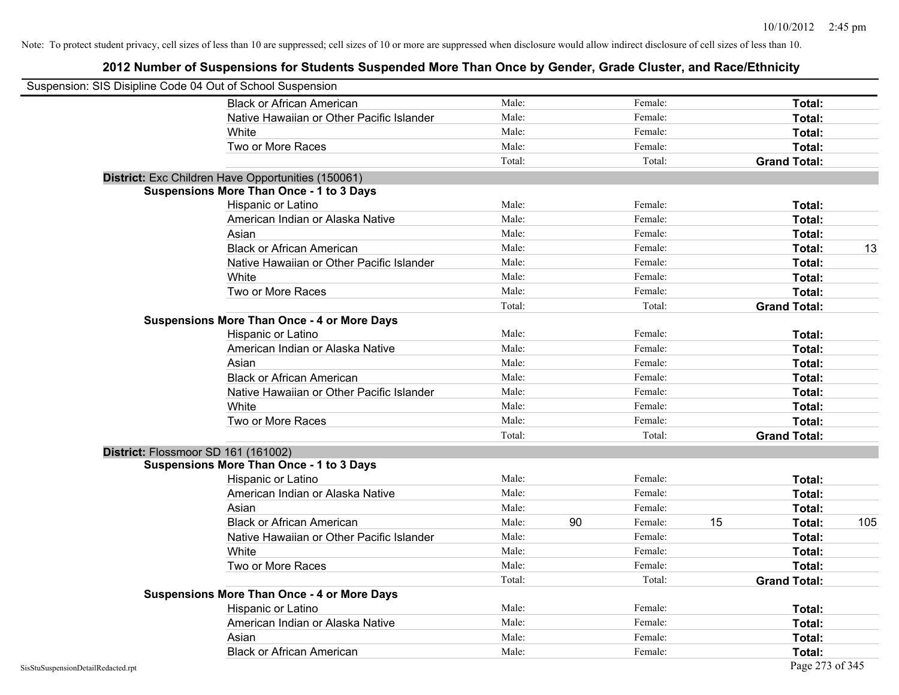Note: To protect student privacy, cell sizes of less than 10 are suppressed; cell sizes of 10 or more are suppressed when disclosure would allow indirect disclosure of cell sizes of less than 10.

## 2012 Number of Suspensions for Students Suspended More Than Once by Gender, Grade Cluster, and Race/Ethnicity

Suspension: SIS Disipline Code 04 Out of School Suspension

| | | | | | | |
|---|---|---|---|---|---|---|
| Black or African American | Male: | | Female: | | **Total:** | |
| Native Hawaiian or Other Pacific Islander | Male: | | Female: | | **Total:** | |
| White | Male: | | Female: | | **Total:** | |
| Two or More Races | Male: | | Female: | | **Total:** | |
| | Total: | | Total: | | **Grand Total:** | |

**District:** Exc Children Have Opportunities (150061)

**Suspensions More Than Once - 1 to 3 Days**

| | | | | | | |
|---|---|---|---|---|---|---|
| Hispanic or Latino | Male: | | Female: | | **Total:** | |
| American Indian or Alaska Native | Male: | | Female: | | **Total:** | |
| Asian | Male: | | Female: | | **Total:** | |
| Black or African American | Male: | | Female: | | **Total:** | 13 |
| Native Hawaiian or Other Pacific Islander | Male: | | Female: | | **Total:** | |
| White | Male: | | Female: | | **Total:** | |
| Two or More Races | Male: | | Female: | | **Total:** | |
| | Total: | | Total: | | **Grand Total:** | |

**Suspensions More Than Once - 4 or More Days**

| | | | | | | |
|---|---|---|---|---|---|---|
| Hispanic or Latino | Male: | | Female: | | **Total:** | |
| American Indian or Alaska Native | Male: | | Female: | | **Total:** | |
| Asian | Male: | | Female: | | **Total:** | |
| Black or African American | Male: | | Female: | | **Total:** | |
| Native Hawaiian or Other Pacific Islander | Male: | | Female: | | **Total:** | |
| White | Male: | | Female: | | **Total:** | |
| Two or More Races | Male: | | Female: | | **Total:** | |
| | Total: | | Total: | | **Grand Total:** | |

**District:** Flossmoor SD 161 (161002)

**Suspensions More Than Once - 1 to 3 Days**

| | | | | | | |
|---|---|---|---|---|---|---|
| Hispanic or Latino | Male: | | Female: | | **Total:** | |
| American Indian or Alaska Native | Male: | | Female: | | **Total:** | |
| Asian | Male: | | Female: | | **Total:** | |
| Black or African American | Male: | 90 | Female: | 15 | **Total:** | 105 |
| Native Hawaiian or Other Pacific Islander | Male: | | Female: | | **Total:** | |
| White | Male: | | Female: | | **Total:** | |
| Two or More Races | Male: | | Female: | | **Total:** | |
| | Total: | | Total: | | **Grand Total:** | |

**Suspensions More Than Once - 4 or More Days**

| | | | | | | |
|---|---|---|---|---|---|---|
| Hispanic or Latino | Male: | | Female: | | **Total:** | |
| American Indian or Alaska Native | Male: | | Female: | | **Total:** | |
| Asian | Male: | | Female: | | **Total:** | |
| Black or African American | Male: | | Female: | | **Total:** | |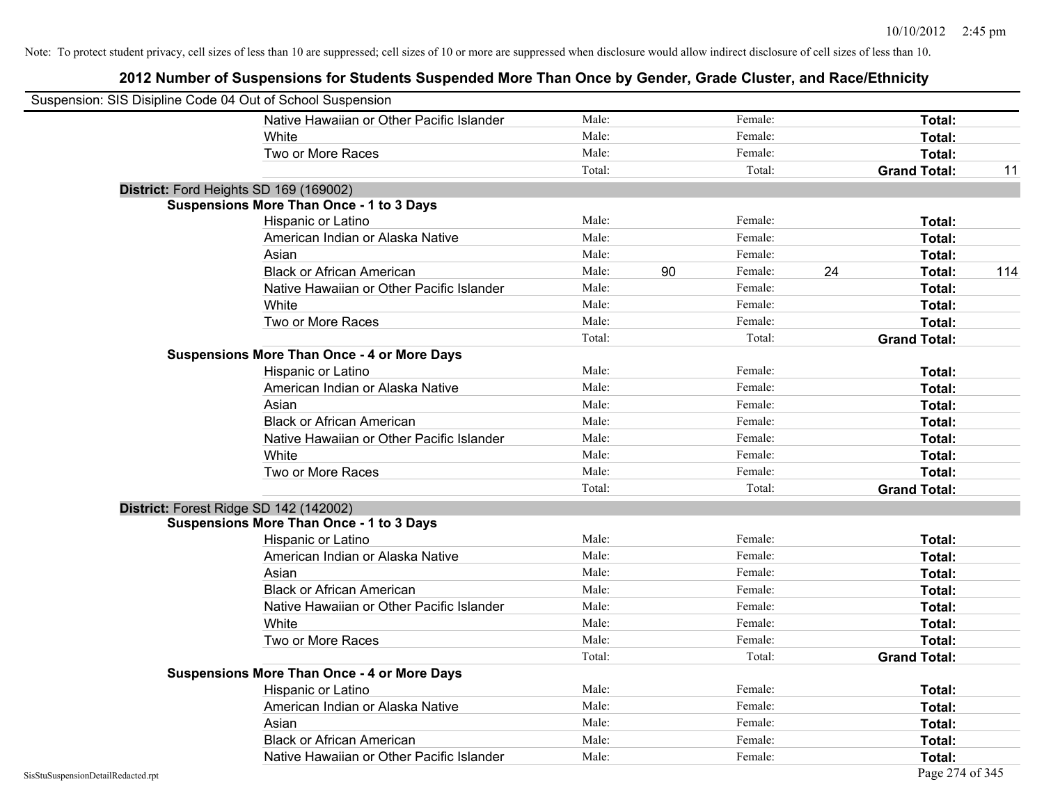Note: To protect student privacy, cell sizes of less than 10 are suppressed; cell sizes of 10 or more are suppressed when disclosure would allow indirect disclosure of cell sizes of less than 10.

# 2012 Number of Suspensions for Students Suspended More Than Once by Gender, Grade Cluster, and Race/Ethnicity

Suspension: SIS Disipline Code 04 Out of School Suspension

| | | | | | | |
|---|---|---|---|---|---|---|
| Native Hawaiian or Other Pacific Islander | Male: | | Female: | | **Total:** | |
| White | Male: | | Female: | | **Total:** | |
| Two or More Races | Male: | | Female: | | **Total:** | |
| | Total: | | Total: | | **Grand Total:** | 11 |

**District:** Ford Heights SD 169 (169002)

**Suspensions More Than Once - 1 to 3 Days**

| | | | | | | |
|---|---|---|---|---|---|---|
| Hispanic or Latino | Male: | | Female: | | **Total:** | |
| American Indian or Alaska Native | Male: | | Female: | | **Total:** | |
| Asian | Male: | | Female: | | **Total:** | |
| Black or African American | Male: | 90 | Female: | 24 | **Total:** | 114 |
| Native Hawaiian or Other Pacific Islander | Male: | | Female: | | **Total:** | |
| White | Male: | | Female: | | **Total:** | |
| Two or More Races | Male: | | Female: | | **Total:** | |
| | Total: | | Total: | | **Grand Total:** | |

**Suspensions More Than Once - 4 or More Days**

| | | | | | | |
|---|---|---|---|---|---|---|
| Hispanic or Latino | Male: | | Female: | | **Total:** | |
| American Indian or Alaska Native | Male: | | Female: | | **Total:** | |
| Asian | Male: | | Female: | | **Total:** | |
| Black or African American | Male: | | Female: | | **Total:** | |
| Native Hawaiian or Other Pacific Islander | Male: | | Female: | | **Total:** | |
| White | Male: | | Female: | | **Total:** | |
| Two or More Races | Male: | | Female: | | **Total:** | |
| | Total: | | Total: | | **Grand Total:** | |

**District:** Forest Ridge SD 142 (142002)

**Suspensions More Than Once - 1 to 3 Days**

| | | | | | | |
|---|---|---|---|---|---|---|
| Hispanic or Latino | Male: | | Female: | | **Total:** | |
| American Indian or Alaska Native | Male: | | Female: | | **Total:** | |
| Asian | Male: | | Female: | | **Total:** | |
| Black or African American | Male: | | Female: | | **Total:** | |
| Native Hawaiian or Other Pacific Islander | Male: | | Female: | | **Total:** | |
| White | Male: | | Female: | | **Total:** | |
| Two or More Races | Male: | | Female: | | **Total:** | |
| | Total: | | Total: | | **Grand Total:** | |

**Suspensions More Than Once - 4 or More Days**

| | | | | | | |
|---|---|---|---|---|---|---|
| Hispanic or Latino | Male: | | Female: | | **Total:** | |
| American Indian or Alaska Native | Male: | | Female: | | **Total:** | |
| Asian | Male: | | Female: | | **Total:** | |
| Black or African American | Male: | | Female: | | **Total:** | |
| Native Hawaiian or Other Pacific Islander | Male: | | Female: | | **Total:** | |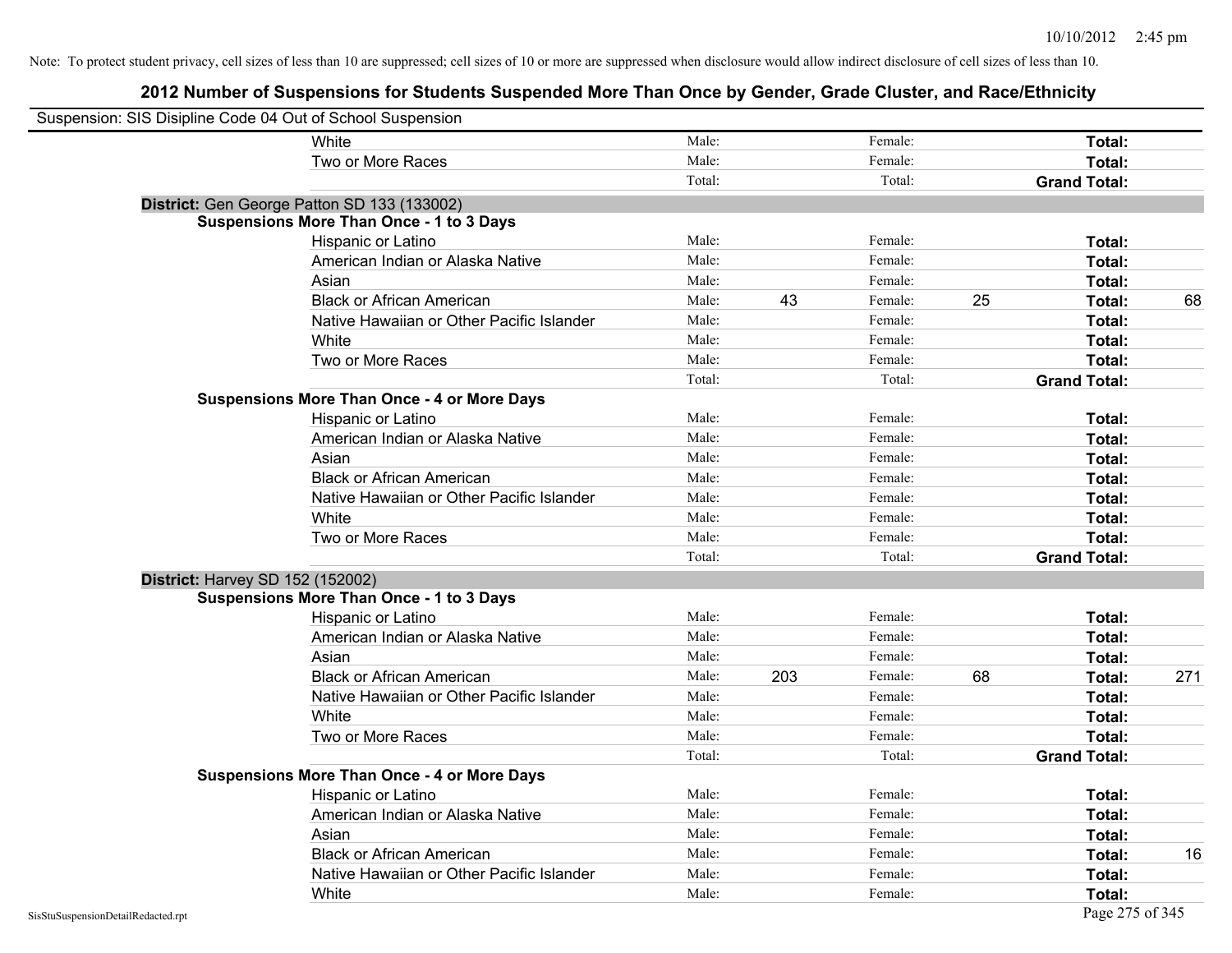Note: To protect student privacy, cell sizes of less than 10 are suppressed; cell sizes of 10 or more are suppressed when disclosure would allow indirect disclosure of cell sizes of less than 10.

## 2012 Number of Suspensions for Students Suspended More Than Once by Gender, Grade Cluster, and Race/Ethnicity

Suspension: SIS Disipline Code 04 Out of School Suspension

| | | | | | | | |
|---|---|---|---|---|---|---|---|
| | White | Male: | | Female: | | **Total:** | |
| | Two or More Races | Male: | | Female: | | **Total:** | |
| | | Total: | | Total: | | **Grand Total:** | |
| **District:** Gen George Patton SD 133 (133002) | | | | | | | |
| **Suspensions More Than Once - 1 to 3 Days** | | | | | | | |
| | Hispanic or Latino | Male: | | Female: | | **Total:** | |
| | American Indian or Alaska Native | Male: | | Female: | | **Total:** | |
| | Asian | Male: | | Female: | | **Total:** | |
| | Black or African American | Male: | 43 | Female: | 25 | **Total:** | 68 |
| | Native Hawaiian or Other Pacific Islander | Male: | | Female: | | **Total:** | |
| | White | Male: | | Female: | | **Total:** | |
| | Two or More Races | Male: | | Female: | | **Total:** | |
| | | Total: | | Total: | | **Grand Total:** | |
| **Suspensions More Than Once - 4 or More Days** | | | | | | | |
| | Hispanic or Latino | Male: | | Female: | | **Total:** | |
| | American Indian or Alaska Native | Male: | | Female: | | **Total:** | |
| | Asian | Male: | | Female: | | **Total:** | |
| | Black or African American | Male: | | Female: | | **Total:** | |
| | Native Hawaiian or Other Pacific Islander | Male: | | Female: | | **Total:** | |
| | White | Male: | | Female: | | **Total:** | |
| | Two or More Races | Male: | | Female: | | **Total:** | |
| | | Total: | | Total: | | **Grand Total:** | |
| **District:** Harvey SD 152 (152002) | | | | | | | |
| **Suspensions More Than Once - 1 to 3 Days** | | | | | | | |
| | Hispanic or Latino | Male: | | Female: | | **Total:** | |
| | American Indian or Alaska Native | Male: | | Female: | | **Total:** | |
| | Asian | Male: | | Female: | | **Total:** | |
| | Black or African American | Male: | 203 | Female: | 68 | **Total:** | 271 |
| | Native Hawaiian or Other Pacific Islander | Male: | | Female: | | **Total:** | |
| | White | Male: | | Female: | | **Total:** | |
| | Two or More Races | Male: | | Female: | | **Total:** | |
| | | Total: | | Total: | | **Grand Total:** | |
| **Suspensions More Than Once - 4 or More Days** | | | | | | | |
| | Hispanic or Latino | Male: | | Female: | | **Total:** | |
| | American Indian or Alaska Native | Male: | | Female: | | **Total:** | |
| | Asian | Male: | | Female: | | **Total:** | |
| | Black or African American | Male: | | Female: | | **Total:** | 16 |
| | Native Hawaiian or Other Pacific Islander | Male: | | Female: | | **Total:** | |
| | White | Male: | | Female: | | **Total:** | |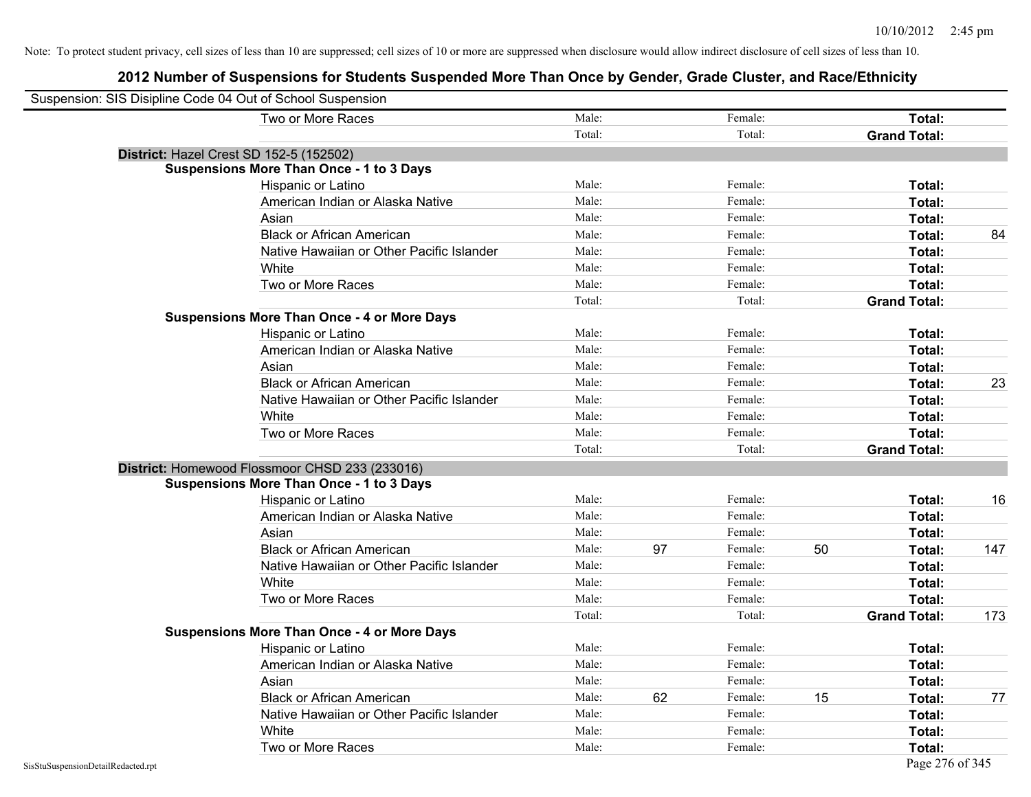Note: To protect student privacy, cell sizes of less than 10 are suppressed; cell sizes of 10 or more are suppressed when disclosure would allow indirect disclosure of cell sizes of less than 10.

# 2012 Number of Suspensions for Students Suspended More Than Once by Gender, Grade Cluster, and Race/Ethnicity

Suspension: SIS Disipline Code 04 Out of School Suspension

| | | | | | | |
|---|---|---|---|---|---|---|
| Two or More Races | Male: | | Female: | | **Total:** | |
| | Total: | | Total: | | **Grand Total:** | |

**District:** Hazel Crest SD 152-5 (152502)

**Suspensions More Than Once - 1 to 3 Days**

| | | | | | | |
|---|---|---|---|---|---|---|
| Hispanic or Latino | Male: | | Female: | | **Total:** | |
| American Indian or Alaska Native | Male: | | Female: | | **Total:** | |
| Asian | Male: | | Female: | | **Total:** | |
| Black or African American | Male: | | Female: | | **Total:** | 84 |
| Native Hawaiian or Other Pacific Islander | Male: | | Female: | | **Total:** | |
| White | Male: | | Female: | | **Total:** | |
| Two or More Races | Male: | | Female: | | **Total:** | |
| | Total: | | Total: | | **Grand Total:** | |

**Suspensions More Than Once - 4 or More Days**

| | | | | | | |
|---|---|---|---|---|---|---|
| Hispanic or Latino | Male: | | Female: | | **Total:** | |
| American Indian or Alaska Native | Male: | | Female: | | **Total:** | |
| Asian | Male: | | Female: | | **Total:** | |
| Black or African American | Male: | | Female: | | **Total:** | 23 |
| Native Hawaiian or Other Pacific Islander | Male: | | Female: | | **Total:** | |
| White | Male: | | Female: | | **Total:** | |
| Two or More Races | Male: | | Female: | | **Total:** | |
| | Total: | | Total: | | **Grand Total:** | |

**District:** Homewood Flossmoor CHSD 233 (233016)

**Suspensions More Than Once - 1 to 3 Days**

| | | | | | | |
|---|---|---|---|---|---|---|
| Hispanic or Latino | Male: | | Female: | | **Total:** | 16 |
| American Indian or Alaska Native | Male: | | Female: | | **Total:** | |
| Asian | Male: | | Female: | | **Total:** | |
| Black or African American | Male: | 97 | Female: | 50 | **Total:** | 147 |
| Native Hawaiian or Other Pacific Islander | Male: | | Female: | | **Total:** | |
| White | Male: | | Female: | | **Total:** | |
| Two or More Races | Male: | | Female: | | **Total:** | |
| | Total: | | Total: | | **Grand Total:** | 173 |

**Suspensions More Than Once - 4 or More Days**

| | | | | | | |
|---|---|---|---|---|---|---|
| Hispanic or Latino | Male: | | Female: | | **Total:** | |
| American Indian or Alaska Native | Male: | | Female: | | **Total:** | |
| Asian | Male: | | Female: | | **Total:** | |
| Black or African American | Male: | 62 | Female: | 15 | **Total:** | 77 |
| Native Hawaiian or Other Pacific Islander | Male: | | Female: | | **Total:** | |
| White | Male: | | Female: | | **Total:** | |
| Two or More Races | Male: | | Female: | | **Total:** | |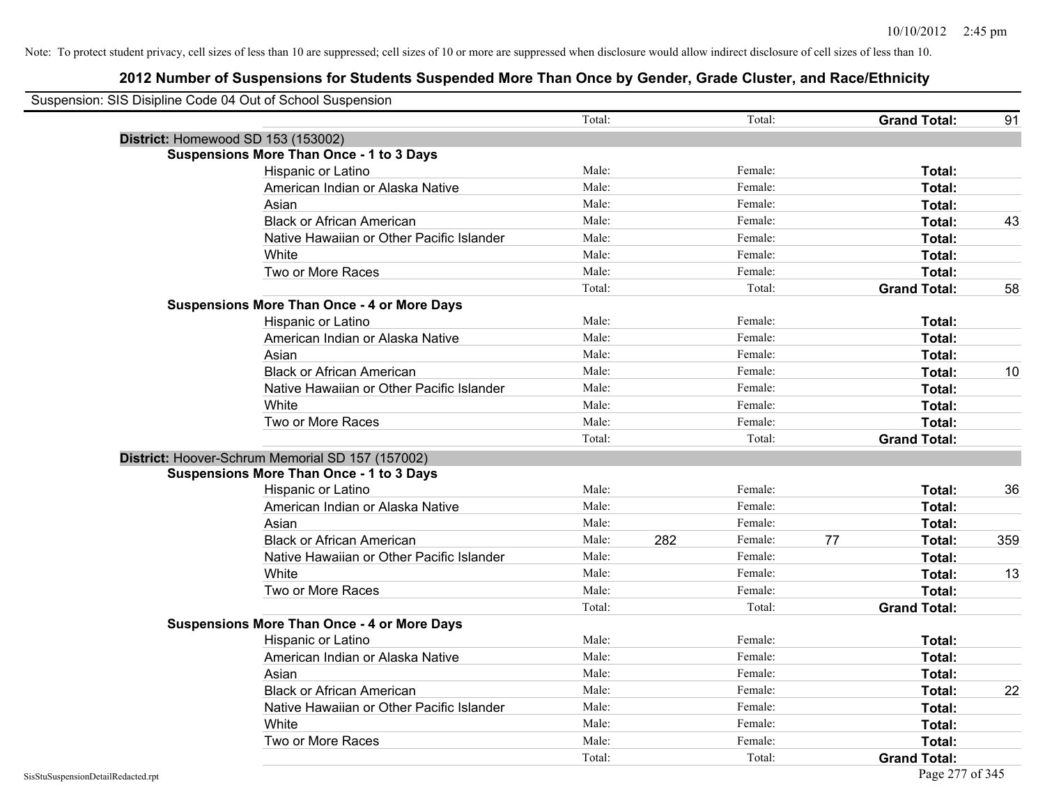Note: To protect student privacy, cell sizes of less than 10 are suppressed; cell sizes of 10 or more are suppressed when disclosure would allow indirect disclosure of cell sizes of less than 10.

# 2012 Number of Suspensions for Students Suspended More Than Once by Gender, Grade Cluster, and Race/Ethnicity

Suspension: SIS Disipline Code 04 Out of School Suspension

| | | | | | | |
|---|---|---|---|---|---|---|
| | Total: | | Total: | | **Grand Total:** | 91 |

**District:** Homewood SD 153 (153002)

**Suspensions More Than Once - 1 to 3 Days**

| | | | | | | |
|---|---|---|---|---|---|---|
| Hispanic or Latino | Male: | | Female: | | **Total:** | |
| American Indian or Alaska Native | Male: | | Female: | | **Total:** | |
| Asian | Male: | | Female: | | **Total:** | |
| Black or African American | Male: | | Female: | | **Total:** | 43 |
| Native Hawaiian or Other Pacific Islander | Male: | | Female: | | **Total:** | |
| White | Male: | | Female: | | **Total:** | |
| Two or More Races | Male: | | Female: | | **Total:** | |
| | Total: | | Total: | | **Grand Total:** | 58 |

**Suspensions More Than Once - 4 or More Days**

| | | | | | | |
|---|---|---|---|---|---|---|
| Hispanic or Latino | Male: | | Female: | | **Total:** | |
| American Indian or Alaska Native | Male: | | Female: | | **Total:** | |
| Asian | Male: | | Female: | | **Total:** | |
| Black or African American | Male: | | Female: | | **Total:** | 10 |
| Native Hawaiian or Other Pacific Islander | Male: | | Female: | | **Total:** | |
| White | Male: | | Female: | | **Total:** | |
| Two or More Races | Male: | | Female: | | **Total:** | |
| | Total: | | Total: | | **Grand Total:** | |

**District:** Hoover-Schrum Memorial SD 157 (157002)

**Suspensions More Than Once - 1 to 3 Days**

| | | | | | | |
|---|---|---|---|---|---|---|
| Hispanic or Latino | Male: | | Female: | | **Total:** | 36 |
| American Indian or Alaska Native | Male: | | Female: | | **Total:** | |
| Asian | Male: | | Female: | | **Total:** | |
| Black or African American | Male: | 282 | Female: | 77 | **Total:** | 359 |
| Native Hawaiian or Other Pacific Islander | Male: | | Female: | | **Total:** | |
| White | Male: | | Female: | | **Total:** | 13 |
| Two or More Races | Male: | | Female: | | **Total:** | |
| | Total: | | Total: | | **Grand Total:** | |

**Suspensions More Than Once - 4 or More Days**

| | | | | | | |
|---|---|---|---|---|---|---|
| Hispanic or Latino | Male: | | Female: | | **Total:** | |
| American Indian or Alaska Native | Male: | | Female: | | **Total:** | |
| Asian | Male: | | Female: | | **Total:** | |
| Black or African American | Male: | | Female: | | **Total:** | 22 |
| Native Hawaiian or Other Pacific Islander | Male: | | Female: | | **Total:** | |
| White | Male: | | Female: | | **Total:** | |
| Two or More Races | Male: | | Female: | | **Total:** | |
| | Total: | | Total: | | **Grand Total:** | |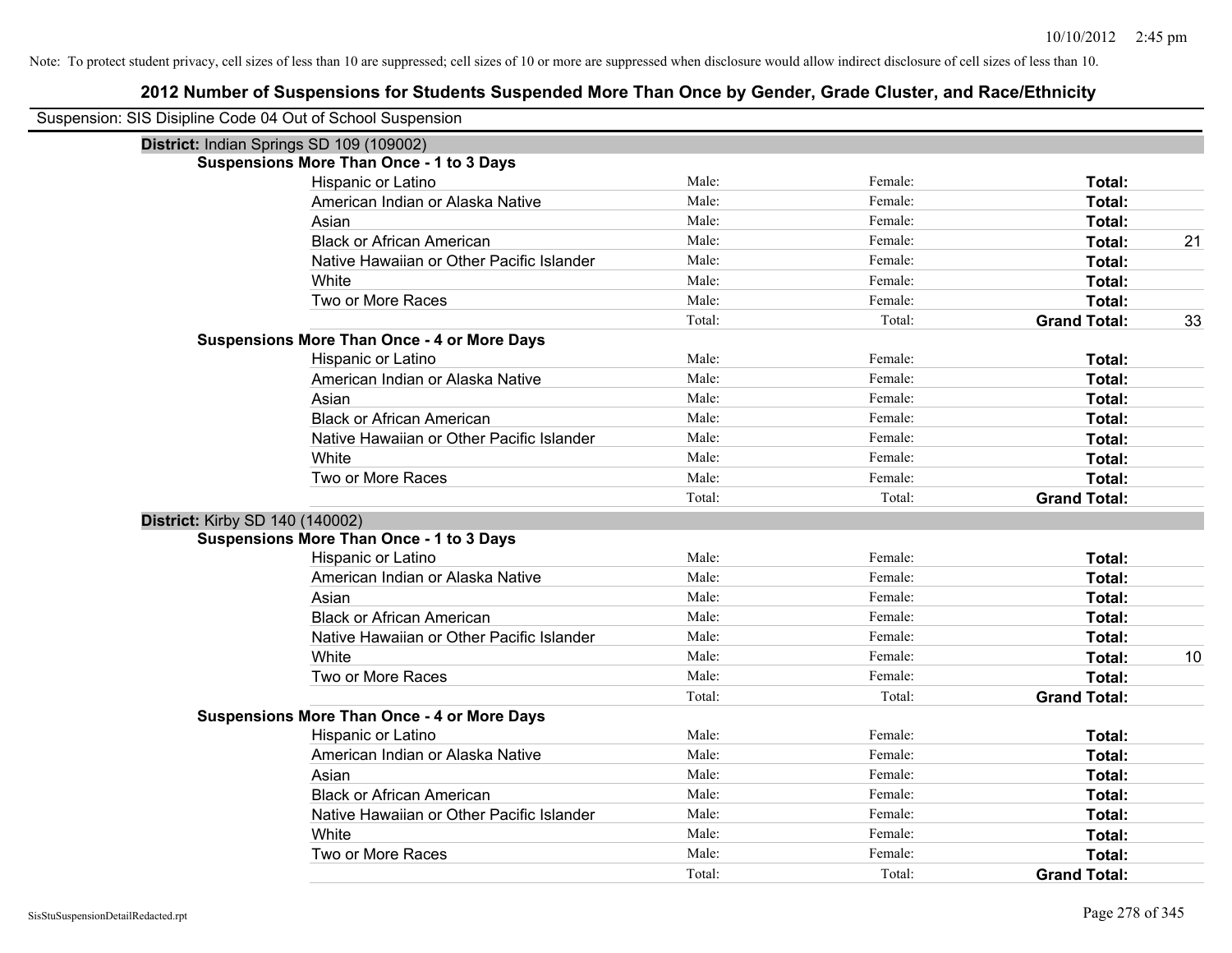Note: To protect student privacy, cell sizes of less than 10 are suppressed; cell sizes of 10 or more are suppressed when disclosure would allow indirect disclosure of cell sizes of less than 10.

# 2012 Number of Suspensions for Students Suspended More Than Once by Gender, Grade Cluster, and Race/Ethnicity

Suspension: SIS Disipline Code 04 Out of School Suspension

## District: Indian Springs SD 109 (109002)

### Suspensions More Than Once - 1 to 3 Days

| Race/Ethnicity | Male | Female | Total | |
|---|---|---|---|---|
| Hispanic or Latino | Male: | Female: | **Total:** | |
| American Indian or Alaska Native | Male: | Female: | **Total:** | |
| Asian | Male: | Female: | **Total:** | |
| Black or African American | Male: | Female: | **Total:** | 21 |
| Native Hawaiian or Other Pacific Islander | Male: | Female: | **Total:** | |
| White | Male: | Female: | **Total:** | |
| Two or More Races | Male: | Female: | **Total:** | |
| | Total: | Total: | **Grand Total:** | 33 |

### Suspensions More Than Once - 4 or More Days

| Race/Ethnicity | Male | Female | Total | |
|---|---|---|---|---|
| Hispanic or Latino | Male: | Female: | **Total:** | |
| American Indian or Alaska Native | Male: | Female: | **Total:** | |
| Asian | Male: | Female: | **Total:** | |
| Black or African American | Male: | Female: | **Total:** | |
| Native Hawaiian or Other Pacific Islander | Male: | Female: | **Total:** | |
| White | Male: | Female: | **Total:** | |
| Two or More Races | Male: | Female: | **Total:** | |
| | Total: | Total: | **Grand Total:** | |

## District: Kirby SD 140 (140002)

### Suspensions More Than Once - 1 to 3 Days

| Race/Ethnicity | Male | Female | Total | |
|---|---|---|---|---|
| Hispanic or Latino | Male: | Female: | **Total:** | |
| American Indian or Alaska Native | Male: | Female: | **Total:** | |
| Asian | Male: | Female: | **Total:** | |
| Black or African American | Male: | Female: | **Total:** | |
| Native Hawaiian or Other Pacific Islander | Male: | Female: | **Total:** | |
| White | Male: | Female: | **Total:** | 10 |
| Two or More Races | Male: | Female: | **Total:** | |
| | Total: | Total: | **Grand Total:** | |

### Suspensions More Than Once - 4 or More Days

| Race/Ethnicity | Male | Female | Total | |
|---|---|---|---|---|
| Hispanic or Latino | Male: | Female: | **Total:** | |
| American Indian or Alaska Native | Male: | Female: | **Total:** | |
| Asian | Male: | Female: | **Total:** | |
| Black or African American | Male: | Female: | **Total:** | |
| Native Hawaiian or Other Pacific Islander | Male: | Female: | **Total:** | |
| White | Male: | Female: | **Total:** | |
| Two or More Races | Male: | Female: | **Total:** | |
| | Total: | Total: | **Grand Total:** | |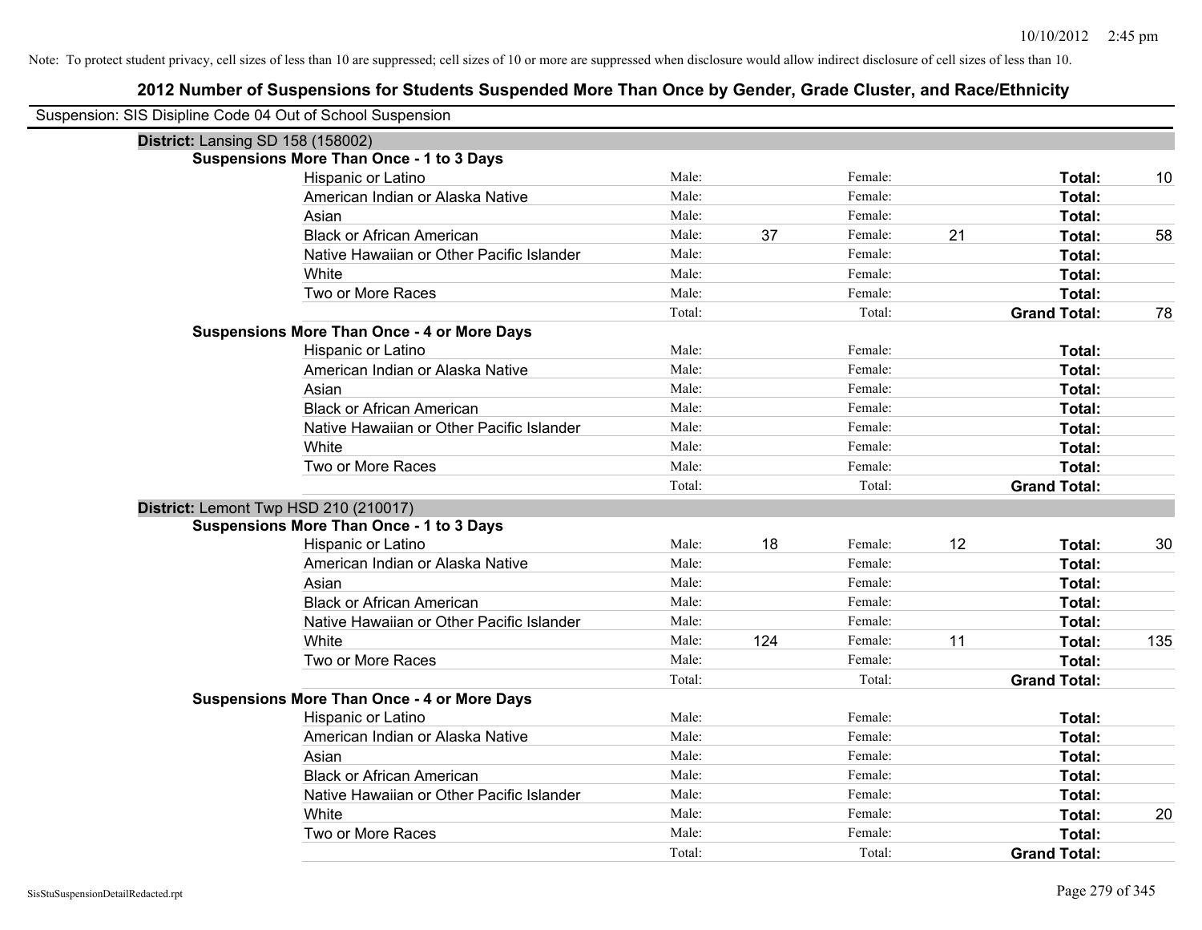Note: To protect student privacy, cell sizes of less than 10 are suppressed; cell sizes of 10 or more are suppressed when disclosure would allow indirect disclosure of cell sizes of less than 10.

# 2012 Number of Suspensions for Students Suspended More Than Once by Gender, Grade Cluster, and Race/Ethnicity

Suspension: SIS Disipline Code 04 Out of School Suspension

## District: Lansing SD 158 (158002)

### Suspensions More Than Once - 1 to 3 Days

| Race/Ethnicity | | Male | | Female | | Total |
|---|---|---|---|---|---|---|
| Hispanic or Latino | Male: | | Female: | | **Total:** | 10 |
| American Indian or Alaska Native | Male: | | Female: | | **Total:** | |
| Asian | Male: | | Female: | | **Total:** | |
| Black or African American | Male: | 37 | Female: | 21 | **Total:** | 58 |
| Native Hawaiian or Other Pacific Islander | Male: | | Female: | | **Total:** | |
| White | Male: | | Female: | | **Total:** | |
| Two or More Races | Male: | | Female: | | **Total:** | |
| | Total: | | Total: | | **Grand Total:** | 78 |

### Suspensions More Than Once - 4 or More Days

| Race/Ethnicity | | Male | | Female | | Total |
|---|---|---|---|---|---|---|
| Hispanic or Latino | Male: | | Female: | | **Total:** | |
| American Indian or Alaska Native | Male: | | Female: | | **Total:** | |
| Asian | Male: | | Female: | | **Total:** | |
| Black or African American | Male: | | Female: | | **Total:** | |
| Native Hawaiian or Other Pacific Islander | Male: | | Female: | | **Total:** | |
| White | Male: | | Female: | | **Total:** | |
| Two or More Races | Male: | | Female: | | **Total:** | |
| | Total: | | Total: | | **Grand Total:** | |

## District: Lemont Twp HSD 210 (210017)

### Suspensions More Than Once - 1 to 3 Days

| Race/Ethnicity | | Male | | Female | | Total |
|---|---|---|---|---|---|---|
| Hispanic or Latino | Male: | 18 | Female: | 12 | **Total:** | 30 |
| American Indian or Alaska Native | Male: | | Female: | | **Total:** | |
| Asian | Male: | | Female: | | **Total:** | |
| Black or African American | Male: | | Female: | | **Total:** | |
| Native Hawaiian or Other Pacific Islander | Male: | | Female: | | **Total:** | |
| White | Male: | 124 | Female: | 11 | **Total:** | 135 |
| Two or More Races | Male: | | Female: | | **Total:** | |
| | Total: | | Total: | | **Grand Total:** | |

### Suspensions More Than Once - 4 or More Days

| Race/Ethnicity | | Male | | Female | | Total |
|---|---|---|---|---|---|---|
| Hispanic or Latino | Male: | | Female: | | **Total:** | |
| American Indian or Alaska Native | Male: | | Female: | | **Total:** | |
| Asian | Male: | | Female: | | **Total:** | |
| Black or African American | Male: | | Female: | | **Total:** | |
| Native Hawaiian or Other Pacific Islander | Male: | | Female: | | **Total:** | |
| White | Male: | | Female: | | **Total:** | 20 |
| Two or More Races | Male: | | Female: | | **Total:** | |
| | Total: | | Total: | | **Grand Total:** | |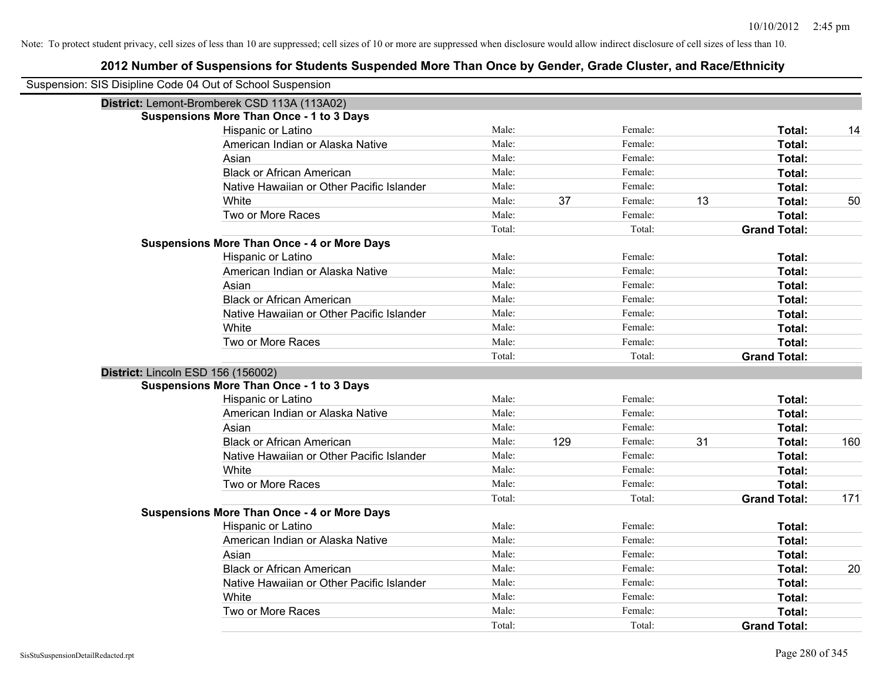Note: To protect student privacy, cell sizes of less than 10 are suppressed; cell sizes of 10 or more are suppressed when disclosure would allow indirect disclosure of cell sizes of less than 10.

## 2012 Number of Suspensions for Students Suspended More Than Once by Gender, Grade Cluster, and Race/Ethnicity

Suspension: SIS Disipline Code 04 Out of School Suspension

### District: Lemont-Bromberek CSD 113A (113A02)

**Suspensions More Than Once - 1 to 3 Days**

| | | | | | | |
|---|---|---|---|---|---|---|
| Hispanic or Latino | Male: | | Female: | | **Total:** | 14 |
| American Indian or Alaska Native | Male: | | Female: | | **Total:** | |
| Asian | Male: | | Female: | | **Total:** | |
| Black or African American | Male: | | Female: | | **Total:** | |
| Native Hawaiian or Other Pacific Islander | Male: | | Female: | | **Total:** | |
| White | Male: | 37 | Female: | 13 | **Total:** | 50 |
| Two or More Races | Male: | | Female: | | **Total:** | |
| | Total: | | Total: | | **Grand Total:** | |

**Suspensions More Than Once - 4 or More Days**

| | | | | | | |
|---|---|---|---|---|---|---|
| Hispanic or Latino | Male: | | Female: | | **Total:** | |
| American Indian or Alaska Native | Male: | | Female: | | **Total:** | |
| Asian | Male: | | Female: | | **Total:** | |
| Black or African American | Male: | | Female: | | **Total:** | |
| Native Hawaiian or Other Pacific Islander | Male: | | Female: | | **Total:** | |
| White | Male: | | Female: | | **Total:** | |
| Two or More Races | Male: | | Female: | | **Total:** | |
| | Total: | | Total: | | **Grand Total:** | |

### District: Lincoln ESD 156 (156002)

**Suspensions More Than Once - 1 to 3 Days**

| | | | | | | |
|---|---|---|---|---|---|---|
| Hispanic or Latino | Male: | | Female: | | **Total:** | |
| American Indian or Alaska Native | Male: | | Female: | | **Total:** | |
| Asian | Male: | | Female: | | **Total:** | |
| Black or African American | Male: | 129 | Female: | 31 | **Total:** | 160 |
| Native Hawaiian or Other Pacific Islander | Male: | | Female: | | **Total:** | |
| White | Male: | | Female: | | **Total:** | |
| Two or More Races | Male: | | Female: | | **Total:** | |
| | Total: | | Total: | | **Grand Total:** | 171 |

**Suspensions More Than Once - 4 or More Days**

| | | | | | | |
|---|---|---|---|---|---|---|
| Hispanic or Latino | Male: | | Female: | | **Total:** | |
| American Indian or Alaska Native | Male: | | Female: | | **Total:** | |
| Asian | Male: | | Female: | | **Total:** | |
| Black or African American | Male: | | Female: | | **Total:** | 20 |
| Native Hawaiian or Other Pacific Islander | Male: | | Female: | | **Total:** | |
| White | Male: | | Female: | | **Total:** | |
| Two or More Races | Male: | | Female: | | **Total:** | |
| | Total: | | Total: | | **Grand Total:** | |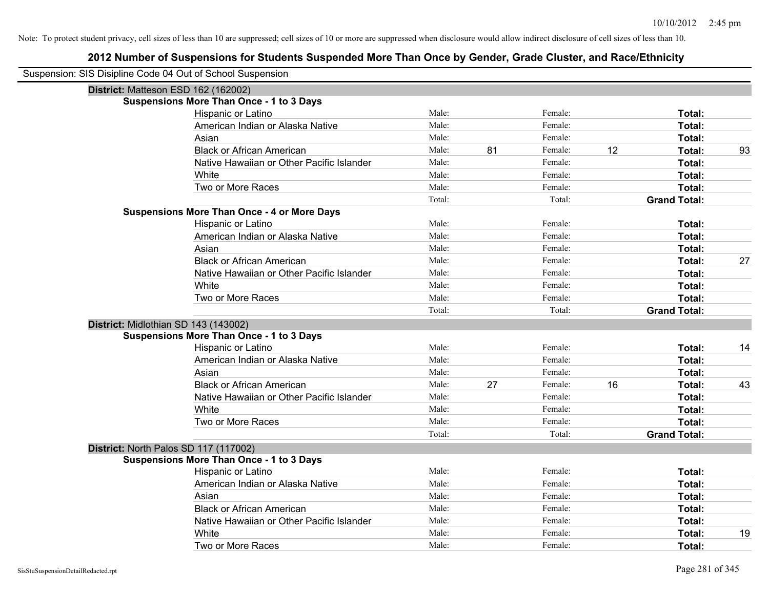Note: To protect student privacy, cell sizes of less than 10 are suppressed; cell sizes of 10 or more are suppressed when disclosure would allow indirect disclosure of cell sizes of less than 10.

# 2012 Number of Suspensions for Students Suspended More Than Once by Gender, Grade Cluster, and Race/Ethnicity

Suspension: SIS Disipline Code 04 Out of School Suspension

## District: Matteson ESD 162 (162002)

### Suspensions More Than Once - 1 to 3 Days

| Race/Ethnicity | Male: | | Female: | | Total: | |
|---|---|---|---|---|---|---|
| Hispanic or Latino | Male: | | Female: | | Total: | |
| American Indian or Alaska Native | Male: | | Female: | | Total: | |
| Asian | Male: | | Female: | | Total: | |
| Black or African American | Male: | 81 | Female: | 12 | Total: | 93 |
| Native Hawaiian or Other Pacific Islander | Male: | | Female: | | Total: | |
| White | Male: | | Female: | | Total: | |
| Two or More Races | Male: | | Female: | | Total: | |
| | Total: | | Total: | | Grand Total: | |

### Suspensions More Than Once - 4 or More Days

| Race/Ethnicity | Male: | | Female: | | Total: | |
|---|---|---|---|---|---|---|
| Hispanic or Latino | Male: | | Female: | | Total: | |
| American Indian or Alaska Native | Male: | | Female: | | Total: | |
| Asian | Male: | | Female: | | Total: | |
| Black or African American | Male: | | Female: | | Total: | 27 |
| Native Hawaiian or Other Pacific Islander | Male: | | Female: | | Total: | |
| White | Male: | | Female: | | Total: | |
| Two or More Races | Male: | | Female: | | Total: | |
| | Total: | | Total: | | Grand Total: | |

## District: Midlothian SD 143 (143002)

### Suspensions More Than Once - 1 to 3 Days

| Race/Ethnicity | Male: | | Female: | | Total: | |
|---|---|---|---|---|---|---|
| Hispanic or Latino | Male: | | Female: | | Total: | 14 |
| American Indian or Alaska Native | Male: | | Female: | | Total: | |
| Asian | Male: | | Female: | | Total: | |
| Black or African American | Male: | 27 | Female: | 16 | Total: | 43 |
| Native Hawaiian or Other Pacific Islander | Male: | | Female: | | Total: | |
| White | Male: | | Female: | | Total: | |
| Two or More Races | Male: | | Female: | | Total: | |
| | Total: | | Total: | | Grand Total: | |

## District: North Palos SD 117 (117002)

### Suspensions More Than Once - 1 to 3 Days

| Race/Ethnicity | Male: | | Female: | | Total: | |
|---|---|---|---|---|---|---|
| Hispanic or Latino | Male: | | Female: | | Total: | |
| American Indian or Alaska Native | Male: | | Female: | | Total: | |
| Asian | Male: | | Female: | | Total: | |
| Black or African American | Male: | | Female: | | Total: | |
| Native Hawaiian or Other Pacific Islander | Male: | | Female: | | Total: | |
| White | Male: | | Female: | | Total: | 19 |
| Two or More Races | Male: | | Female: | | Total: | |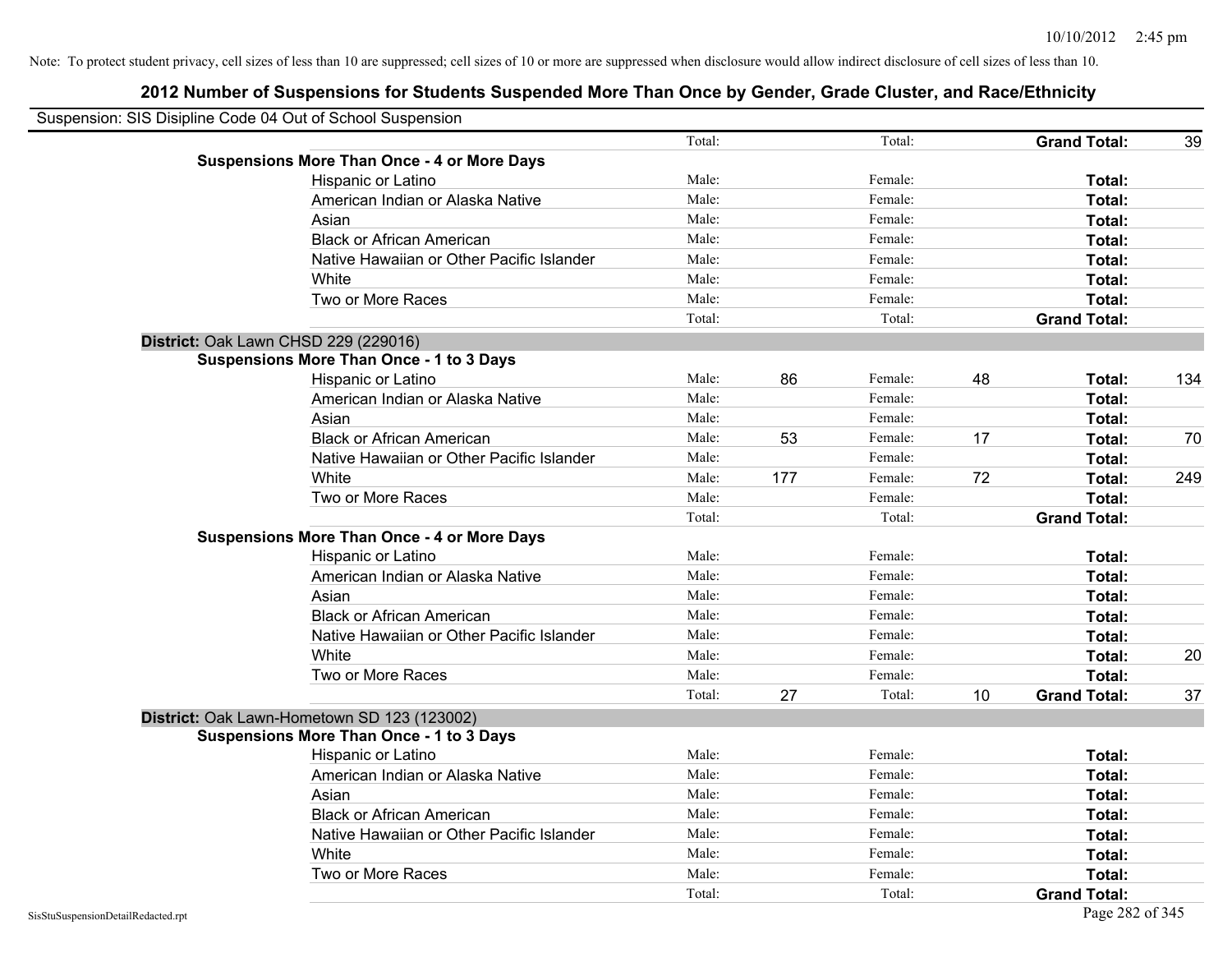Note: To protect student privacy, cell sizes of less than 10 are suppressed; cell sizes of 10 or more are suppressed when disclosure would allow indirect disclosure of cell sizes of less than 10.

# 2012 Number of Suspensions for Students Suspended More Than Once by Gender, Grade Cluster, and Race/Ethnicity

Suspension: SIS Disipline Code 04 Out of School Suspension

| | | | | | | |
|---|---|---|---|---|---|---|
| | Total: | | Total: | | **Grand Total:** | 39 |
| **Suspensions More Than Once - 4 or More Days** | | | | | | |
| Hispanic or Latino | Male: | | Female: | | **Total:** | |
| American Indian or Alaska Native | Male: | | Female: | | **Total:** | |
| Asian | Male: | | Female: | | **Total:** | |
| Black or African American | Male: | | Female: | | **Total:** | |
| Native Hawaiian or Other Pacific Islander | Male: | | Female: | | **Total:** | |
| White | Male: | | Female: | | **Total:** | |
| Two or More Races | Male: | | Female: | | **Total:** | |
| | Total: | | Total: | | **Grand Total:** | |

**District:** Oak Lawn CHSD 229 (229016)

| | | | | | | |
|---|---|---|---|---|---|---|
| **Suspensions More Than Once - 1 to 3 Days** | | | | | | |
| Hispanic or Latino | Male: | 86 | Female: | 48 | **Total:** | 134 |
| American Indian or Alaska Native | Male: | | Female: | | **Total:** | |
| Asian | Male: | | Female: | | **Total:** | |
| Black or African American | Male: | 53 | Female: | 17 | **Total:** | 70 |
| Native Hawaiian or Other Pacific Islander | Male: | | Female: | | **Total:** | |
| White | Male: | 177 | Female: | 72 | **Total:** | 249 |
| Two or More Races | Male: | | Female: | | **Total:** | |
| | Total: | | Total: | | **Grand Total:** | |
| **Suspensions More Than Once - 4 or More Days** | | | | | | |
| Hispanic or Latino | Male: | | Female: | | **Total:** | |
| American Indian or Alaska Native | Male: | | Female: | | **Total:** | |
| Asian | Male: | | Female: | | **Total:** | |
| Black or African American | Male: | | Female: | | **Total:** | |
| Native Hawaiian or Other Pacific Islander | Male: | | Female: | | **Total:** | |
| White | Male: | | Female: | | **Total:** | 20 |
| Two or More Races | Male: | | Female: | | **Total:** | |
| | Total: | 27 | Total: | 10 | **Grand Total:** | 37 |

**District:** Oak Lawn-Hometown SD 123 (123002)

| | | | | | | |
|---|---|---|---|---|---|---|
| **Suspensions More Than Once - 1 to 3 Days** | | | | | | |
| Hispanic or Latino | Male: | | Female: | | **Total:** | |
| American Indian or Alaska Native | Male: | | Female: | | **Total:** | |
| Asian | Male: | | Female: | | **Total:** | |
| Black or African American | Male: | | Female: | | **Total:** | |
| Native Hawaiian or Other Pacific Islander | Male: | | Female: | | **Total:** | |
| White | Male: | | Female: | | **Total:** | |
| Two or More Races | Male: | | Female: | | **Total:** | |
| | Total: | | Total: | | **Grand Total:** | |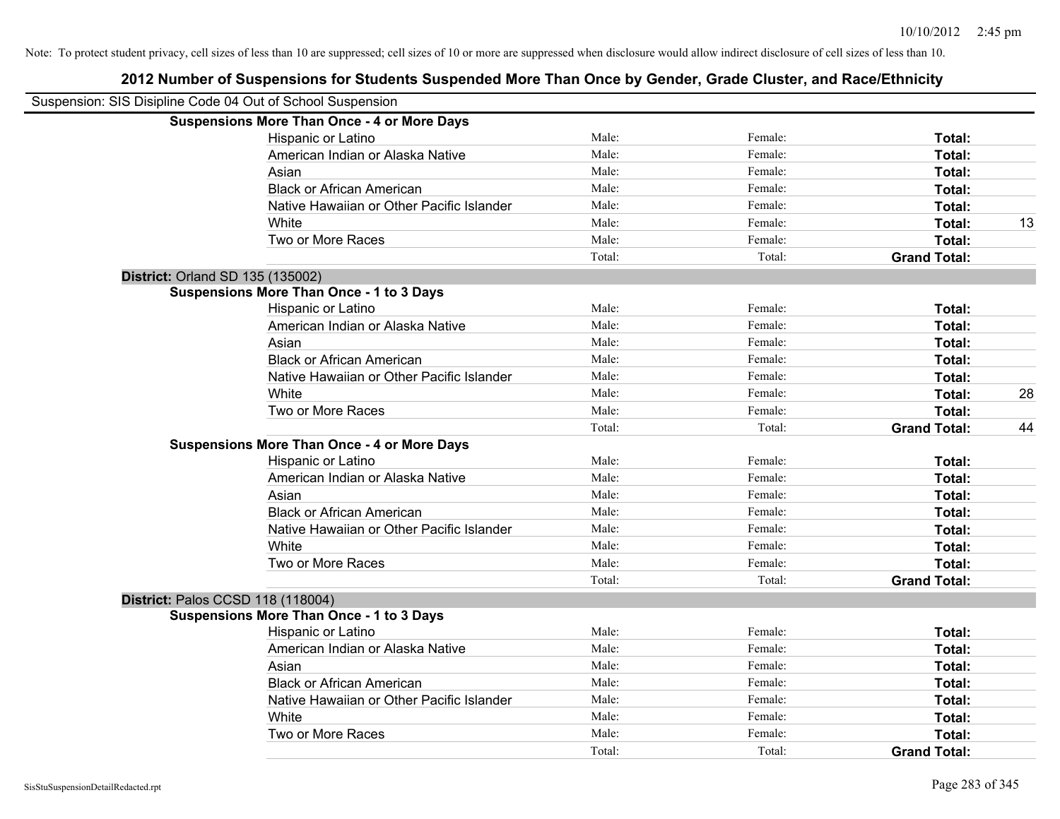Note: To protect student privacy, cell sizes of less than 10 are suppressed; cell sizes of 10 or more are suppressed when disclosure would allow indirect disclosure of cell sizes of less than 10.

## 2012 Number of Suspensions for Students Suspended More Than Once by Gender, Grade Cluster, and Race/Ethnicity

Suspension: SIS Disipline Code 04 Out of School Suspension

**Suspensions More Than Once - 4 or More Days**

| Race/Ethnicity | Male: | Female: | Total: | |
|---|---|---|---|---|
| Hispanic or Latino | Male: | Female: | **Total:** | |
| American Indian or Alaska Native | Male: | Female: | **Total:** | |
| Asian | Male: | Female: | **Total:** | |
| Black or African American | Male: | Female: | **Total:** | |
| Native Hawaiian or Other Pacific Islander | Male: | Female: | **Total:** | |
| White | Male: | Female: | **Total:** | 13 |
| Two or More Races | Male: | Female: | **Total:** | |
| | Total: | Total: | **Grand Total:** | |

**District:** Orland SD 135 (135002)

**Suspensions More Than Once - 1 to 3 Days**

| Race/Ethnicity | Male: | Female: | Total: | |
|---|---|---|---|---|
| Hispanic or Latino | Male: | Female: | **Total:** | |
| American Indian or Alaska Native | Male: | Female: | **Total:** | |
| Asian | Male: | Female: | **Total:** | |
| Black or African American | Male: | Female: | **Total:** | |
| Native Hawaiian or Other Pacific Islander | Male: | Female: | **Total:** | |
| White | Male: | Female: | **Total:** | 28 |
| Two or More Races | Male: | Female: | **Total:** | |
| | Total: | Total: | **Grand Total:** | 44 |

**Suspensions More Than Once - 4 or More Days**

| Race/Ethnicity | Male: | Female: | Total: | |
|---|---|---|---|---|
| Hispanic or Latino | Male: | Female: | **Total:** | |
| American Indian or Alaska Native | Male: | Female: | **Total:** | |
| Asian | Male: | Female: | **Total:** | |
| Black or African American | Male: | Female: | **Total:** | |
| Native Hawaiian or Other Pacific Islander | Male: | Female: | **Total:** | |
| White | Male: | Female: | **Total:** | |
| Two or More Races | Male: | Female: | **Total:** | |
| | Total: | Total: | **Grand Total:** | |

**District:** Palos CCSD 118 (118004)

**Suspensions More Than Once - 1 to 3 Days**

| Race/Ethnicity | Male: | Female: | Total: | |
|---|---|---|---|---|
| Hispanic or Latino | Male: | Female: | **Total:** | |
| American Indian or Alaska Native | Male: | Female: | **Total:** | |
| Asian | Male: | Female: | **Total:** | |
| Black or African American | Male: | Female: | **Total:** | |
| Native Hawaiian or Other Pacific Islander | Male: | Female: | **Total:** | |
| White | Male: | Female: | **Total:** | |
| Two or More Races | Male: | Female: | **Total:** | |
| | Total: | Total: | **Grand Total:** | |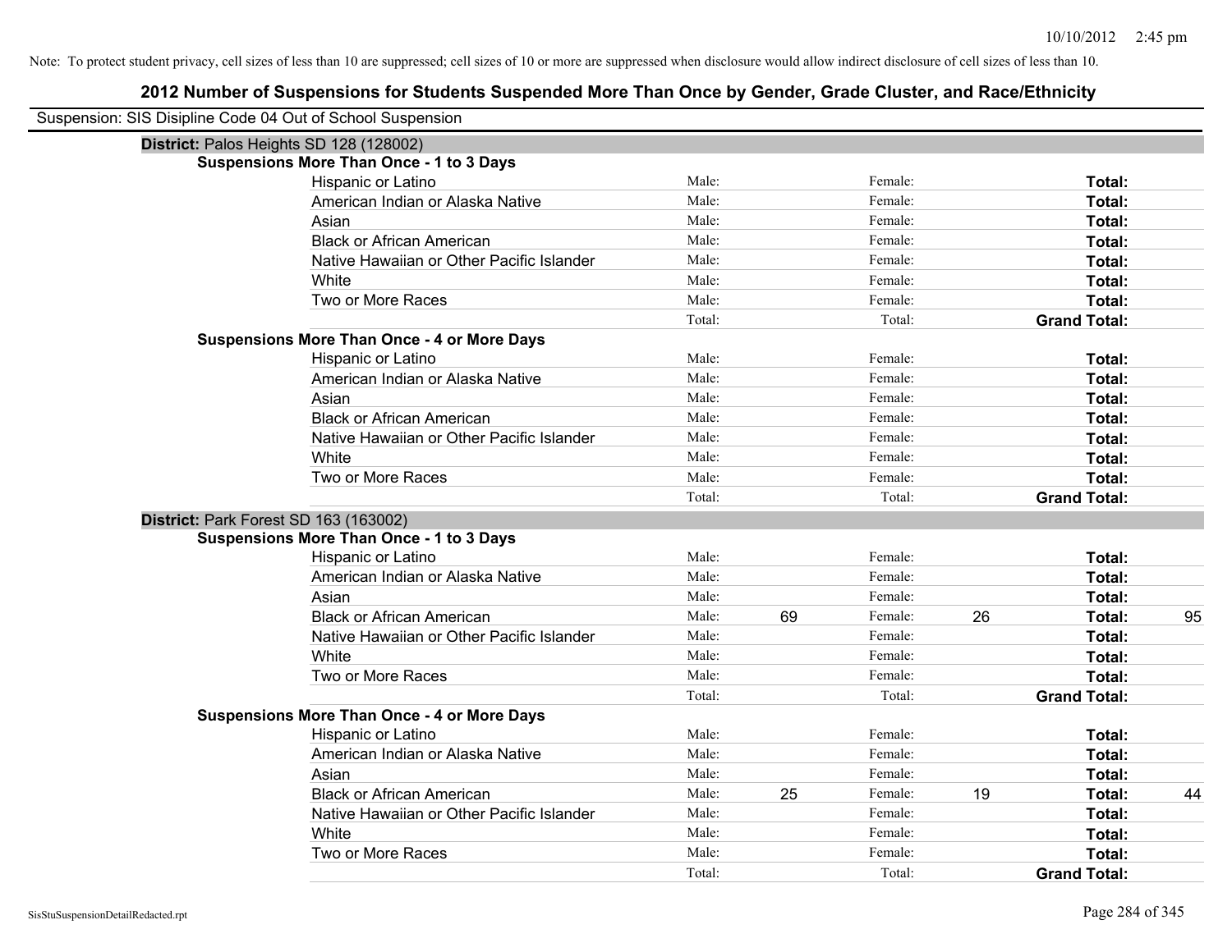Note: To protect student privacy, cell sizes of less than 10 are suppressed; cell sizes of 10 or more are suppressed when disclosure would allow indirect disclosure of cell sizes of less than 10.

# 2012 Number of Suspensions for Students Suspended More Than Once by Gender, Grade Cluster, and Race/Ethnicity

Suspension: SIS Disipline Code 04 Out of School Suspension

## District: Palos Heights SD 128 (128002)

### Suspensions More Than Once - 1 to 3 Days

| Race/Ethnicity | Male: | | Female: | | Total: | |
|---|---|---|---|---|---|---|
| Hispanic or Latino | Male: | | Female: | | Total: | |
| American Indian or Alaska Native | Male: | | Female: | | Total: | |
| Asian | Male: | | Female: | | Total: | |
| Black or African American | Male: | | Female: | | Total: | |
| Native Hawaiian or Other Pacific Islander | Male: | | Female: | | Total: | |
| White | Male: | | Female: | | Total: | |
| Two or More Races | Male: | | Female: | | Total: | |
| | Total: | | Total: | | Grand Total: | |

### Suspensions More Than Once - 4 or More Days

| Race/Ethnicity | Male: | | Female: | | Total: | |
|---|---|---|---|---|---|---|
| Hispanic or Latino | Male: | | Female: | | Total: | |
| American Indian or Alaska Native | Male: | | Female: | | Total: | |
| Asian | Male: | | Female: | | Total: | |
| Black or African American | Male: | | Female: | | Total: | |
| Native Hawaiian or Other Pacific Islander | Male: | | Female: | | Total: | |
| White | Male: | | Female: | | Total: | |
| Two or More Races | Male: | | Female: | | Total: | |
| | Total: | | Total: | | Grand Total: | |

## District: Park Forest SD 163 (163002)

### Suspensions More Than Once - 1 to 3 Days

| Race/Ethnicity | Male: | | Female: | | Total: | |
|---|---|---|---|---|---|---|
| Hispanic or Latino | Male: | | Female: | | Total: | |
| American Indian or Alaska Native | Male: | | Female: | | Total: | |
| Asian | Male: | | Female: | | Total: | |
| Black or African American | Male: | 69 | Female: | 26 | Total: | 95 |
| Native Hawaiian or Other Pacific Islander | Male: | | Female: | | Total: | |
| White | Male: | | Female: | | Total: | |
| Two or More Races | Male: | | Female: | | Total: | |
| | Total: | | Total: | | Grand Total: | |

### Suspensions More Than Once - 4 or More Days

| Race/Ethnicity | Male: | | Female: | | Total: | |
|---|---|---|---|---|---|---|
| Hispanic or Latino | Male: | | Female: | | Total: | |
| American Indian or Alaska Native | Male: | | Female: | | Total: | |
| Asian | Male: | | Female: | | Total: | |
| Black or African American | Male: | 25 | Female: | 19 | Total: | 44 |
| Native Hawaiian or Other Pacific Islander | Male: | | Female: | | Total: | |
| White | Male: | | Female: | | Total: | |
| Two or More Races | Male: | | Female: | | Total: | |
| | Total: | | Total: | | Grand Total: | |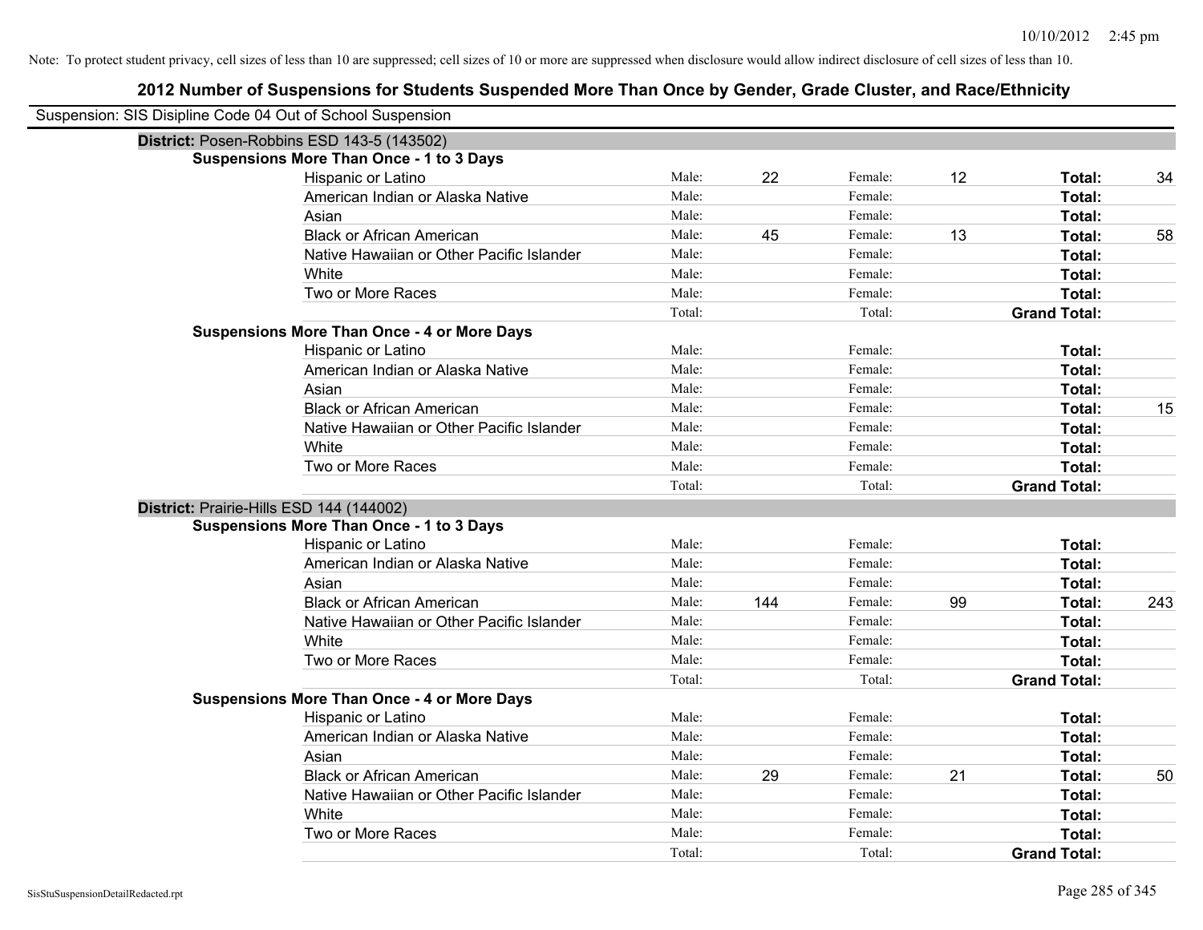Note: To protect student privacy, cell sizes of less than 10 are suppressed; cell sizes of 10 or more are suppressed when disclosure would allow indirect disclosure of cell sizes of less than 10.

## 2012 Number of Suspensions for Students Suspended More Than Once by Gender, Grade Cluster, and Race/Ethnicity

Suspension: SIS Disipline Code 04 Out of School Suspension

### District: Posen-Robbins ESD 143-5 (143502)

**Suspensions More Than Once - 1 to 3 Days**

| Race/Ethnicity | | Male | | Female | | Total |
|---|---|---|---|---|---|---|
| Hispanic or Latino | Male: | 22 | Female: | 12 | **Total:** | 34 |
| American Indian or Alaska Native | Male: | | Female: | | **Total:** | |
| Asian | Male: | | Female: | | **Total:** | |
| Black or African American | Male: | 45 | Female: | 13 | **Total:** | 58 |
| Native Hawaiian or Other Pacific Islander | Male: | | Female: | | **Total:** | |
| White | Male: | | Female: | | **Total:** | |
| Two or More Races | Male: | | Female: | | **Total:** | |
| | Total: | | Total: | | **Grand Total:** | |

**Suspensions More Than Once - 4 or More Days**

| Race/Ethnicity | | Male | | Female | | Total |
|---|---|---|---|---|---|---|
| Hispanic or Latino | Male: | | Female: | | **Total:** | |
| American Indian or Alaska Native | Male: | | Female: | | **Total:** | |
| Asian | Male: | | Female: | | **Total:** | |
| Black or African American | Male: | | Female: | | **Total:** | 15 |
| Native Hawaiian or Other Pacific Islander | Male: | | Female: | | **Total:** | |
| White | Male: | | Female: | | **Total:** | |
| Two or More Races | Male: | | Female: | | **Total:** | |
| | Total: | | Total: | | **Grand Total:** | |

### District: Prairie-Hills ESD 144 (144002)

**Suspensions More Than Once - 1 to 3 Days**

| Race/Ethnicity | | Male | | Female | | Total |
|---|---|---|---|---|---|---|
| Hispanic or Latino | Male: | | Female: | | **Total:** | |
| American Indian or Alaska Native | Male: | | Female: | | **Total:** | |
| Asian | Male: | | Female: | | **Total:** | |
| Black or African American | Male: | 144 | Female: | 99 | **Total:** | 243 |
| Native Hawaiian or Other Pacific Islander | Male: | | Female: | | **Total:** | |
| White | Male: | | Female: | | **Total:** | |
| Two or More Races | Male: | | Female: | | **Total:** | |
| | Total: | | Total: | | **Grand Total:** | |

**Suspensions More Than Once - 4 or More Days**

| Race/Ethnicity | | Male | | Female | | Total |
|---|---|---|---|---|---|---|
| Hispanic or Latino | Male: | | Female: | | **Total:** | |
| American Indian or Alaska Native | Male: | | Female: | | **Total:** | |
| Asian | Male: | | Female: | | **Total:** | |
| Black or African American | Male: | 29 | Female: | 21 | **Total:** | 50 |
| Native Hawaiian or Other Pacific Islander | Male: | | Female: | | **Total:** | |
| White | Male: | | Female: | | **Total:** | |
| Two or More Races | Male: | | Female: | | **Total:** | |
| | Total: | | Total: | | **Grand Total:** | |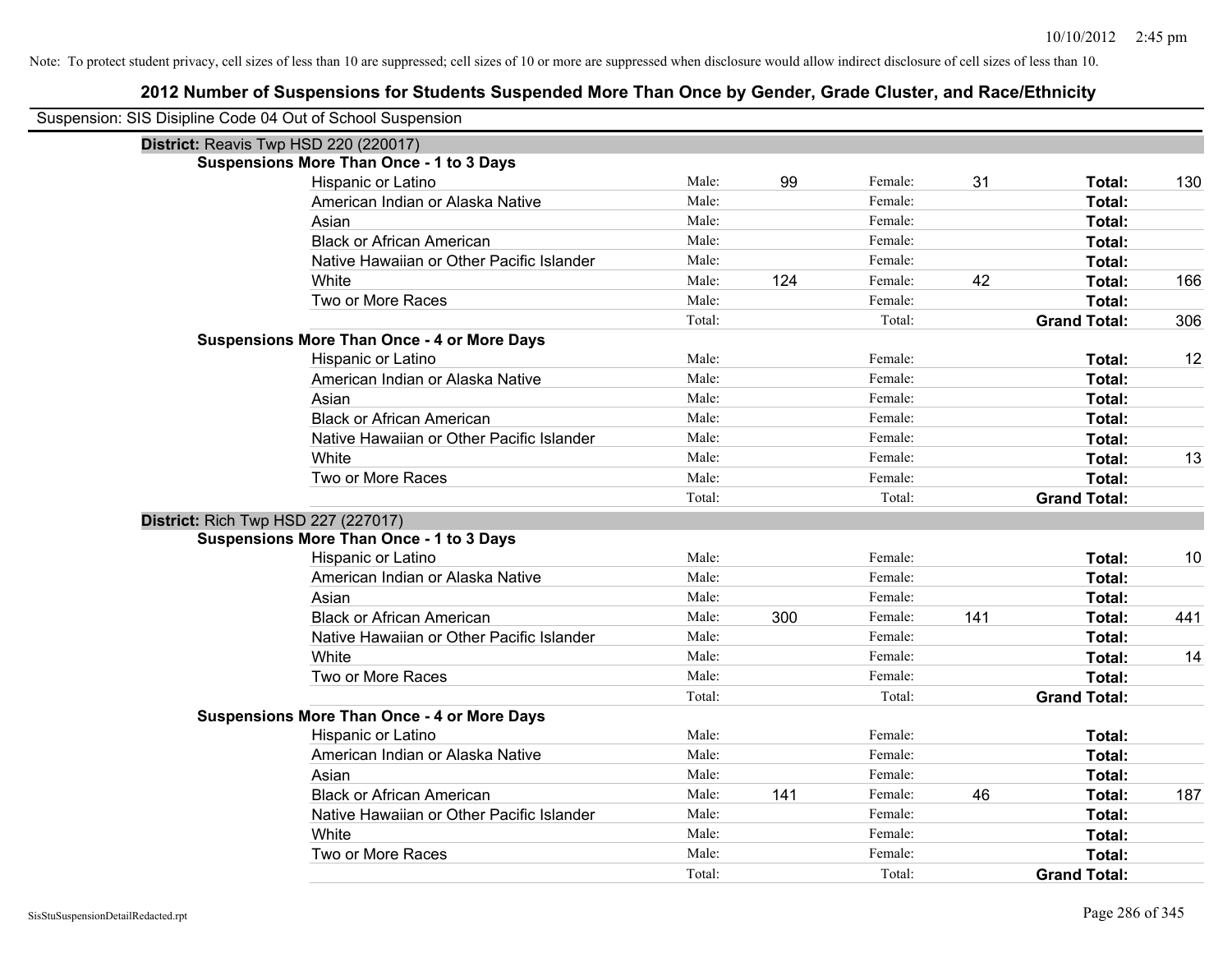Note: To protect student privacy, cell sizes of less than 10 are suppressed; cell sizes of 10 or more are suppressed when disclosure would allow indirect disclosure of cell sizes of less than 10.

# 2012 Number of Suspensions for Students Suspended More Than Once by Gender, Grade Cluster, and Race/Ethnicity

Suspension: SIS Disipline Code 04 Out of School Suspension

## District: Reavis Twp HSD 220 (220017)

### Suspensions More Than Once - 1 to 3 Days

| Race/Ethnicity | | Male | | Female | | Total |
|---|---|---|---|---|---|---|
| Hispanic or Latino | Male: | 99 | Female: | 31 | **Total:** | 130 |
| American Indian or Alaska Native | Male: | | Female: | | **Total:** | |
| Asian | Male: | | Female: | | **Total:** | |
| Black or African American | Male: | | Female: | | **Total:** | |
| Native Hawaiian or Other Pacific Islander | Male: | | Female: | | **Total:** | |
| White | Male: | 124 | Female: | 42 | **Total:** | 166 |
| Two or More Races | Male: | | Female: | | **Total:** | |
| | Total: | | Total: | | **Grand Total:** | 306 |

### Suspensions More Than Once - 4 or More Days

| Race/Ethnicity | | Male | | Female | | Total |
|---|---|---|---|---|---|---|
| Hispanic or Latino | Male: | | Female: | | **Total:** | 12 |
| American Indian or Alaska Native | Male: | | Female: | | **Total:** | |
| Asian | Male: | | Female: | | **Total:** | |
| Black or African American | Male: | | Female: | | **Total:** | |
| Native Hawaiian or Other Pacific Islander | Male: | | Female: | | **Total:** | |
| White | Male: | | Female: | | **Total:** | 13 |
| Two or More Races | Male: | | Female: | | **Total:** | |
| | Total: | | Total: | | **Grand Total:** | |

## District: Rich Twp HSD 227 (227017)

### Suspensions More Than Once - 1 to 3 Days

| Race/Ethnicity | | Male | | Female | | Total |
|---|---|---|---|---|---|---|
| Hispanic or Latino | Male: | | Female: | | **Total:** | 10 |
| American Indian or Alaska Native | Male: | | Female: | | **Total:** | |
| Asian | Male: | | Female: | | **Total:** | |
| Black or African American | Male: | 300 | Female: | 141 | **Total:** | 441 |
| Native Hawaiian or Other Pacific Islander | Male: | | Female: | | **Total:** | |
| White | Male: | | Female: | | **Total:** | 14 |
| Two or More Races | Male: | | Female: | | **Total:** | |
| | Total: | | Total: | | **Grand Total:** | |

### Suspensions More Than Once - 4 or More Days

| Race/Ethnicity | | Male | | Female | | Total |
|---|---|---|---|---|---|---|
| Hispanic or Latino | Male: | | Female: | | **Total:** | |
| American Indian or Alaska Native | Male: | | Female: | | **Total:** | |
| Asian | Male: | | Female: | | **Total:** | |
| Black or African American | Male: | 141 | Female: | 46 | **Total:** | 187 |
| Native Hawaiian or Other Pacific Islander | Male: | | Female: | | **Total:** | |
| White | Male: | | Female: | | **Total:** | |
| Two or More Races | Male: | | Female: | | **Total:** | |
| | Total: | | Total: | | **Grand Total:** | |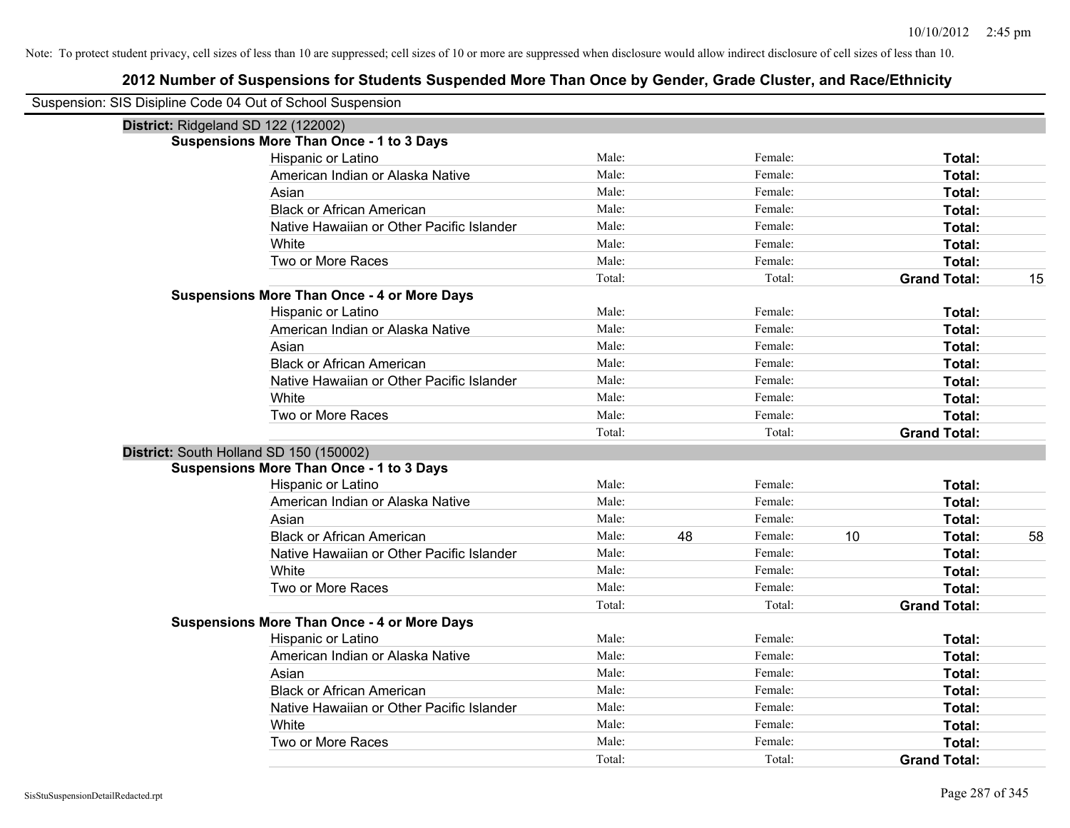Note: To protect student privacy, cell sizes of less than 10 are suppressed; cell sizes of 10 or more are suppressed when disclosure would allow indirect disclosure of cell sizes of less than 10.

# 2012 Number of Suspensions for Students Suspended More Than Once by Gender, Grade Cluster, and Race/Ethnicity

Suspension: SIS Disipline Code 04 Out of School Suspension

## District: Ridgeland SD 122 (122002)

### Suspensions More Than Once - 1 to 3 Days

| Race/Ethnicity | Male: | | Female: | | Total: | |
|---|---|---|---|---|---|---|
| Hispanic or Latino | Male: | | Female: | | Total: | |
| American Indian or Alaska Native | Male: | | Female: | | Total: | |
| Asian | Male: | | Female: | | Total: | |
| Black or African American | Male: | | Female: | | Total: | |
| Native Hawaiian or Other Pacific Islander | Male: | | Female: | | Total: | |
| White | Male: | | Female: | | Total: | |
| Two or More Races | Male: | | Female: | | Total: | |
| | Total: | | Total: | | Grand Total: | 15 |

### Suspensions More Than Once - 4 or More Days

| Race/Ethnicity | Male: | | Female: | | Total: | |
|---|---|---|---|---|---|---|
| Hispanic or Latino | Male: | | Female: | | Total: | |
| American Indian or Alaska Native | Male: | | Female: | | Total: | |
| Asian | Male: | | Female: | | Total: | |
| Black or African American | Male: | | Female: | | Total: | |
| Native Hawaiian or Other Pacific Islander | Male: | | Female: | | Total: | |
| White | Male: | | Female: | | Total: | |
| Two or More Races | Male: | | Female: | | Total: | |
| | Total: | | Total: | | Grand Total: | |

## District: South Holland SD 150 (150002)

### Suspensions More Than Once - 1 to 3 Days

| Race/Ethnicity | Male: | | Female: | | Total: | |
|---|---|---|---|---|---|---|
| Hispanic or Latino | Male: | | Female: | | Total: | |
| American Indian or Alaska Native | Male: | | Female: | | Total: | |
| Asian | Male: | | Female: | | Total: | |
| Black or African American | Male: | 48 | Female: | 10 | Total: | 58 |
| Native Hawaiian or Other Pacific Islander | Male: | | Female: | | Total: | |
| White | Male: | | Female: | | Total: | |
| Two or More Races | Male: | | Female: | | Total: | |
| | Total: | | Total: | | Grand Total: | |

### Suspensions More Than Once - 4 or More Days

| Race/Ethnicity | Male: | | Female: | | Total: | |
|---|---|---|---|---|---|---|
| Hispanic or Latino | Male: | | Female: | | Total: | |
| American Indian or Alaska Native | Male: | | Female: | | Total: | |
| Asian | Male: | | Female: | | Total: | |
| Black or African American | Male: | | Female: | | Total: | |
| Native Hawaiian or Other Pacific Islander | Male: | | Female: | | Total: | |
| White | Male: | | Female: | | Total: | |
| Two or More Races | Male: | | Female: | | Total: | |
| | Total: | | Total: | | Grand Total: | |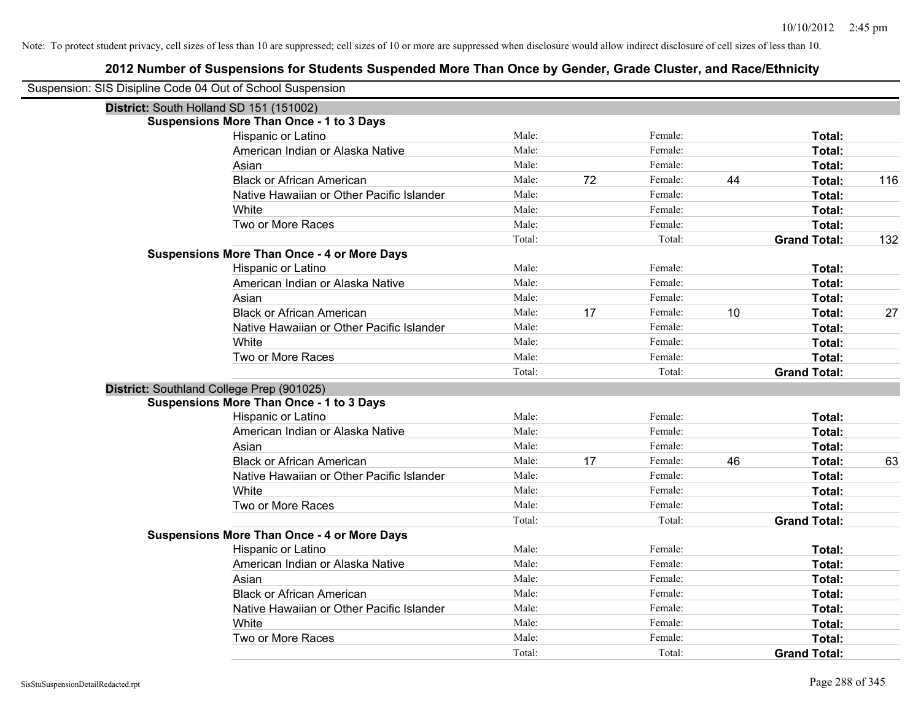Note: To protect student privacy, cell sizes of less than 10 are suppressed; cell sizes of 10 or more are suppressed when disclosure would allow indirect disclosure of cell sizes of less than 10.

# 2012 Number of Suspensions for Students Suspended More Than Once by Gender, Grade Cluster, and Race/Ethnicity

Suspension: SIS Disipline Code 04 Out of School Suspension

## District: South Holland SD 151 (151002)

### Suspensions More Than Once - 1 to 3 Days

| Race/Ethnicity | | Male | | Female | | Total |
|---|---|---|---|---|---|---|
| Hispanic or Latino | Male: | | Female: | | Total: | |
| American Indian or Alaska Native | Male: | | Female: | | Total: | |
| Asian | Male: | | Female: | | Total: | |
| Black or African American | Male: | 72 | Female: | 44 | Total: | 116 |
| Native Hawaiian or Other Pacific Islander | Male: | | Female: | | Total: | |
| White | Male: | | Female: | | Total: | |
| Two or More Races | Male: | | Female: | | Total: | |
| | Total: | | Total: | | Grand Total: | 132 |

### Suspensions More Than Once - 4 or More Days

| Race/Ethnicity | | Male | | Female | | Total |
|---|---|---|---|---|---|---|
| Hispanic or Latino | Male: | | Female: | | Total: | |
| American Indian or Alaska Native | Male: | | Female: | | Total: | |
| Asian | Male: | | Female: | | Total: | |
| Black or African American | Male: | 17 | Female: | 10 | Total: | 27 |
| Native Hawaiian or Other Pacific Islander | Male: | | Female: | | Total: | |
| White | Male: | | Female: | | Total: | |
| Two or More Races | Male: | | Female: | | Total: | |
| | Total: | | Total: | | Grand Total: | |

## District: Southland College Prep (901025)

### Suspensions More Than Once - 1 to 3 Days

| Race/Ethnicity | | Male | | Female | | Total |
|---|---|---|---|---|---|---|
| Hispanic or Latino | Male: | | Female: | | Total: | |
| American Indian or Alaska Native | Male: | | Female: | | Total: | |
| Asian | Male: | | Female: | | Total: | |
| Black or African American | Male: | 17 | Female: | 46 | Total: | 63 |
| Native Hawaiian or Other Pacific Islander | Male: | | Female: | | Total: | |
| White | Male: | | Female: | | Total: | |
| Two or More Races | Male: | | Female: | | Total: | |
| | Total: | | Total: | | Grand Total: | |

### Suspensions More Than Once - 4 or More Days

| Race/Ethnicity | | Male | | Female | | Total |
|---|---|---|---|---|---|---|
| Hispanic or Latino | Male: | | Female: | | Total: | |
| American Indian or Alaska Native | Male: | | Female: | | Total: | |
| Asian | Male: | | Female: | | Total: | |
| Black or African American | Male: | | Female: | | Total: | |
| Native Hawaiian or Other Pacific Islander | Male: | | Female: | | Total: | |
| White | Male: | | Female: | | Total: | |
| Two or More Races | Male: | | Female: | | Total: | |
| | Total: | | Total: | | Grand Total: | |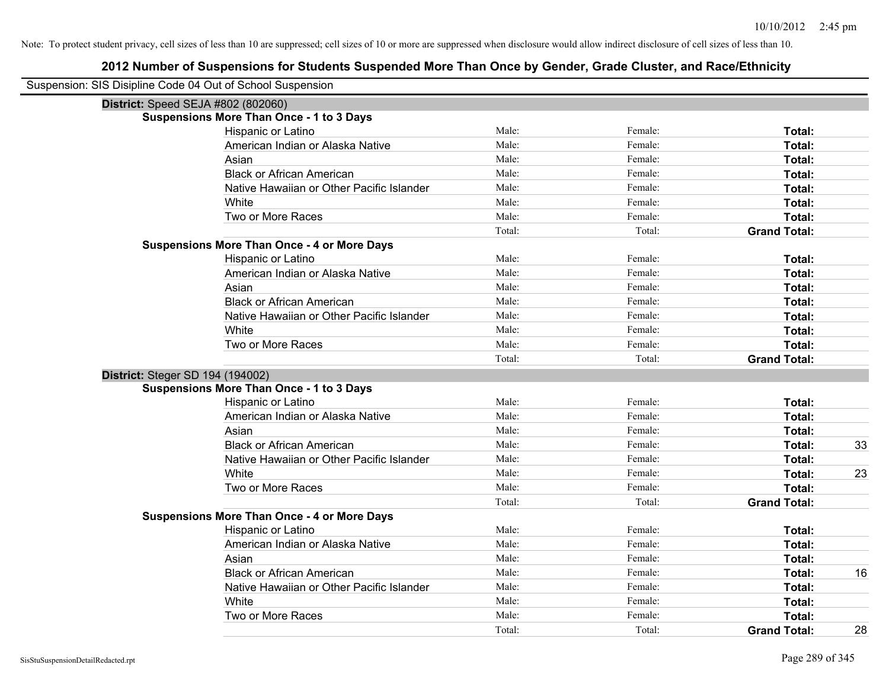Note: To protect student privacy, cell sizes of less than 10 are suppressed; cell sizes of 10 or more are suppressed when disclosure would allow indirect disclosure of cell sizes of less than 10.

# 2012 Number of Suspensions for Students Suspended More Than Once by Gender, Grade Cluster, and Race/Ethnicity

Suspension: SIS Disipline Code 04 Out of School Suspension

**District:** Speed SEJA #802 (802060)

**Suspensions More Than Once - 1 to 3 Days**

| | | | | |
|---|---|---|---|---|
| Hispanic or Latino | Male: | Female: | **Total:** | |
| American Indian or Alaska Native | Male: | Female: | **Total:** | |
| Asian | Male: | Female: | **Total:** | |
| Black or African American | Male: | Female: | **Total:** | |
| Native Hawaiian or Other Pacific Islander | Male: | Female: | **Total:** | |
| White | Male: | Female: | **Total:** | |
| Two or More Races | Male: | Female: | **Total:** | |
| | Total: | Total: | **Grand Total:** | |

**Suspensions More Than Once - 4 or More Days**

| | | | | |
|---|---|---|---|---|
| Hispanic or Latino | Male: | Female: | **Total:** | |
| American Indian or Alaska Native | Male: | Female: | **Total:** | |
| Asian | Male: | Female: | **Total:** | |
| Black or African American | Male: | Female: | **Total:** | |
| Native Hawaiian or Other Pacific Islander | Male: | Female: | **Total:** | |
| White | Male: | Female: | **Total:** | |
| Two or More Races | Male: | Female: | **Total:** | |
| | Total: | Total: | **Grand Total:** | |

**District:** Steger SD 194 (194002)

**Suspensions More Than Once - 1 to 3 Days**

| | | | | |
|---|---|---|---|---|
| Hispanic or Latino | Male: | Female: | **Total:** | |
| American Indian or Alaska Native | Male: | Female: | **Total:** | |
| Asian | Male: | Female: | **Total:** | |
| Black or African American | Male: | Female: | **Total:** | 33 |
| Native Hawaiian or Other Pacific Islander | Male: | Female: | **Total:** | |
| White | Male: | Female: | **Total:** | 23 |
| Two or More Races | Male: | Female: | **Total:** | |
| | Total: | Total: | **Grand Total:** | |

**Suspensions More Than Once - 4 or More Days**

| | | | | |
|---|---|---|---|---|
| Hispanic or Latino | Male: | Female: | **Total:** | |
| American Indian or Alaska Native | Male: | Female: | **Total:** | |
| Asian | Male: | Female: | **Total:** | |
| Black or African American | Male: | Female: | **Total:** | 16 |
| Native Hawaiian or Other Pacific Islander | Male: | Female: | **Total:** | |
| White | Male: | Female: | **Total:** | |
| Two or More Races | Male: | Female: | **Total:** | |
| | Total: | Total: | **Grand Total:** | 28 |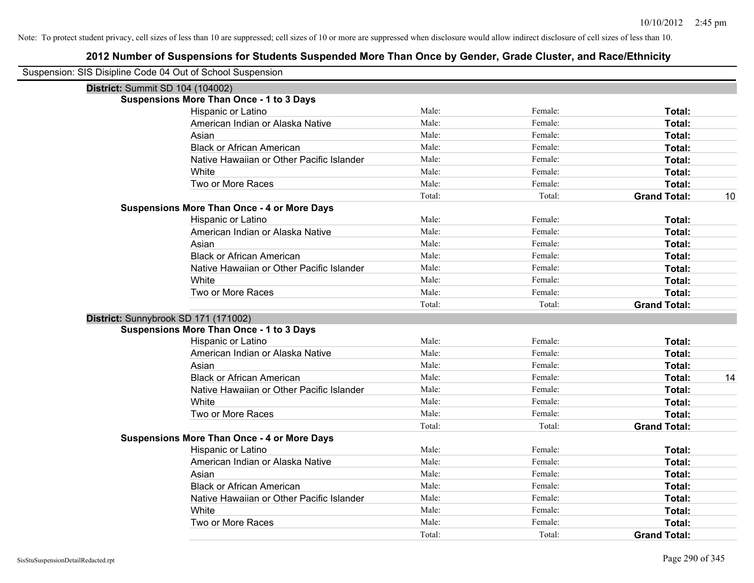Note: To protect student privacy, cell sizes of less than 10 are suppressed; cell sizes of 10 or more are suppressed when disclosure would allow indirect disclosure of cell sizes of less than 10.

## 2012 Number of Suspensions for Students Suspended More Than Once by Gender, Grade Cluster, and Race/Ethnicity

Suspension: SIS Disipline Code 04 Out of School Suspension

**District:** Summit SD 104 (104002)

**Suspensions More Than Once - 1 to 3 Days**

| | | | | |
|---|---|---|---|---|
| Hispanic or Latino | Male: | Female: | **Total:** | |
| American Indian or Alaska Native | Male: | Female: | **Total:** | |
| Asian | Male: | Female: | **Total:** | |
| Black or African American | Male: | Female: | **Total:** | |
| Native Hawaiian or Other Pacific Islander | Male: | Female: | **Total:** | |
| White | Male: | Female: | **Total:** | |
| Two or More Races | Male: | Female: | **Total:** | |
| | Total: | Total: | **Grand Total:** | 10 |

**Suspensions More Than Once - 4 or More Days**

| | | | | |
|---|---|---|---|---|
| Hispanic or Latino | Male: | Female: | **Total:** | |
| American Indian or Alaska Native | Male: | Female: | **Total:** | |
| Asian | Male: | Female: | **Total:** | |
| Black or African American | Male: | Female: | **Total:** | |
| Native Hawaiian or Other Pacific Islander | Male: | Female: | **Total:** | |
| White | Male: | Female: | **Total:** | |
| Two or More Races | Male: | Female: | **Total:** | |
| | Total: | Total: | **Grand Total:** | |

**District:** Sunnybrook SD 171 (171002)

**Suspensions More Than Once - 1 to 3 Days**

| | | | | |
|---|---|---|---|---|
| Hispanic or Latino | Male: | Female: | **Total:** | |
| American Indian or Alaska Native | Male: | Female: | **Total:** | |
| Asian | Male: | Female: | **Total:** | |
| Black or African American | Male: | Female: | **Total:** | 14 |
| Native Hawaiian or Other Pacific Islander | Male: | Female: | **Total:** | |
| White | Male: | Female: | **Total:** | |
| Two or More Races | Male: | Female: | **Total:** | |
| | Total: | Total: | **Grand Total:** | |

**Suspensions More Than Once - 4 or More Days**

| | | | | |
|---|---|---|---|---|
| Hispanic or Latino | Male: | Female: | **Total:** | |
| American Indian or Alaska Native | Male: | Female: | **Total:** | |
| Asian | Male: | Female: | **Total:** | |
| Black or African American | Male: | Female: | **Total:** | |
| Native Hawaiian or Other Pacific Islander | Male: | Female: | **Total:** | |
| White | Male: | Female: | **Total:** | |
| Two or More Races | Male: | Female: | **Total:** | |
| | Total: | Total: | **Grand Total:** | |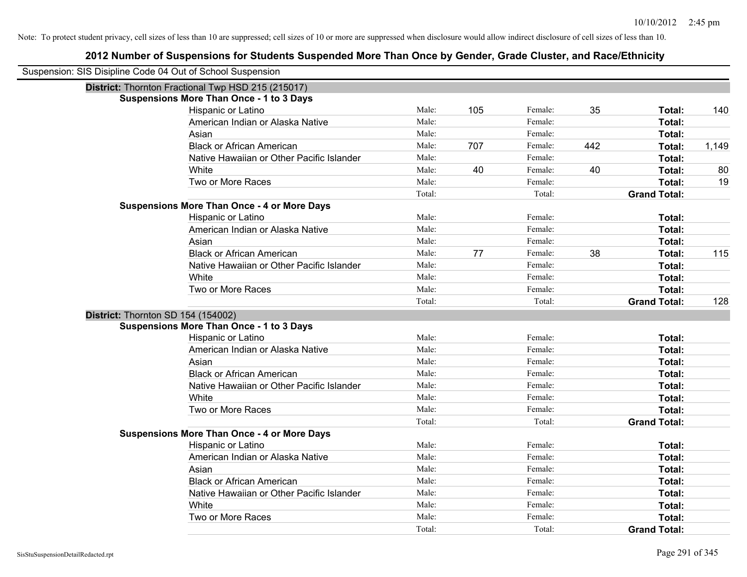Note: To protect student privacy, cell sizes of less than 10 are suppressed; cell sizes of 10 or more are suppressed when disclosure would allow indirect disclosure of cell sizes of less than 10.

# 2012 Number of Suspensions for Students Suspended More Than Once by Gender, Grade Cluster, and Race/Ethnicity

Suspension: SIS Disipline Code 04 Out of School Suspension

## District: Thornton Fractional Twp HSD 215 (215017)

### Suspensions More Than Once - 1 to 3 Days

| Race/Ethnicity | | Male | | Female | | Total |
|---|---|---|---|---|---|---|
| Hispanic or Latino | Male: | 105 | Female: | 35 | **Total:** | 140 |
| American Indian or Alaska Native | Male: | | Female: | | **Total:** | |
| Asian | Male: | | Female: | | **Total:** | |
| Black or African American | Male: | 707 | Female: | 442 | **Total:** | 1,149 |
| Native Hawaiian or Other Pacific Islander | Male: | | Female: | | **Total:** | |
| White | Male: | 40 | Female: | 40 | **Total:** | 80 |
| Two or More Races | Male: | | Female: | | **Total:** | 19 |
| | Total: | | Total: | | **Grand Total:** | |

### Suspensions More Than Once - 4 or More Days

| Race/Ethnicity | | Male | | Female | | Total |
|---|---|---|---|---|---|---|
| Hispanic or Latino | Male: | | Female: | | **Total:** | |
| American Indian or Alaska Native | Male: | | Female: | | **Total:** | |
| Asian | Male: | | Female: | | **Total:** | |
| Black or African American | Male: | 77 | Female: | 38 | **Total:** | 115 |
| Native Hawaiian or Other Pacific Islander | Male: | | Female: | | **Total:** | |
| White | Male: | | Female: | | **Total:** | |
| Two or More Races | Male: | | Female: | | **Total:** | |
| | Total: | | Total: | | **Grand Total:** | 128 |

## District: Thornton SD 154 (154002)

### Suspensions More Than Once - 1 to 3 Days

| Race/Ethnicity | | Male | | Female | | Total |
|---|---|---|---|---|---|---|
| Hispanic or Latino | Male: | | Female: | | **Total:** | |
| American Indian or Alaska Native | Male: | | Female: | | **Total:** | |
| Asian | Male: | | Female: | | **Total:** | |
| Black or African American | Male: | | Female: | | **Total:** | |
| Native Hawaiian or Other Pacific Islander | Male: | | Female: | | **Total:** | |
| White | Male: | | Female: | | **Total:** | |
| Two or More Races | Male: | | Female: | | **Total:** | |
| | Total: | | Total: | | **Grand Total:** | |

### Suspensions More Than Once - 4 or More Days

| Race/Ethnicity | | Male | | Female | | Total |
|---|---|---|---|---|---|---|
| Hispanic or Latino | Male: | | Female: | | **Total:** | |
| American Indian or Alaska Native | Male: | | Female: | | **Total:** | |
| Asian | Male: | | Female: | | **Total:** | |
| Black or African American | Male: | | Female: | | **Total:** | |
| Native Hawaiian or Other Pacific Islander | Male: | | Female: | | **Total:** | |
| White | Male: | | Female: | | **Total:** | |
| Two or More Races | Male: | | Female: | | **Total:** | |
| | Total: | | Total: | | **Grand Total:** | |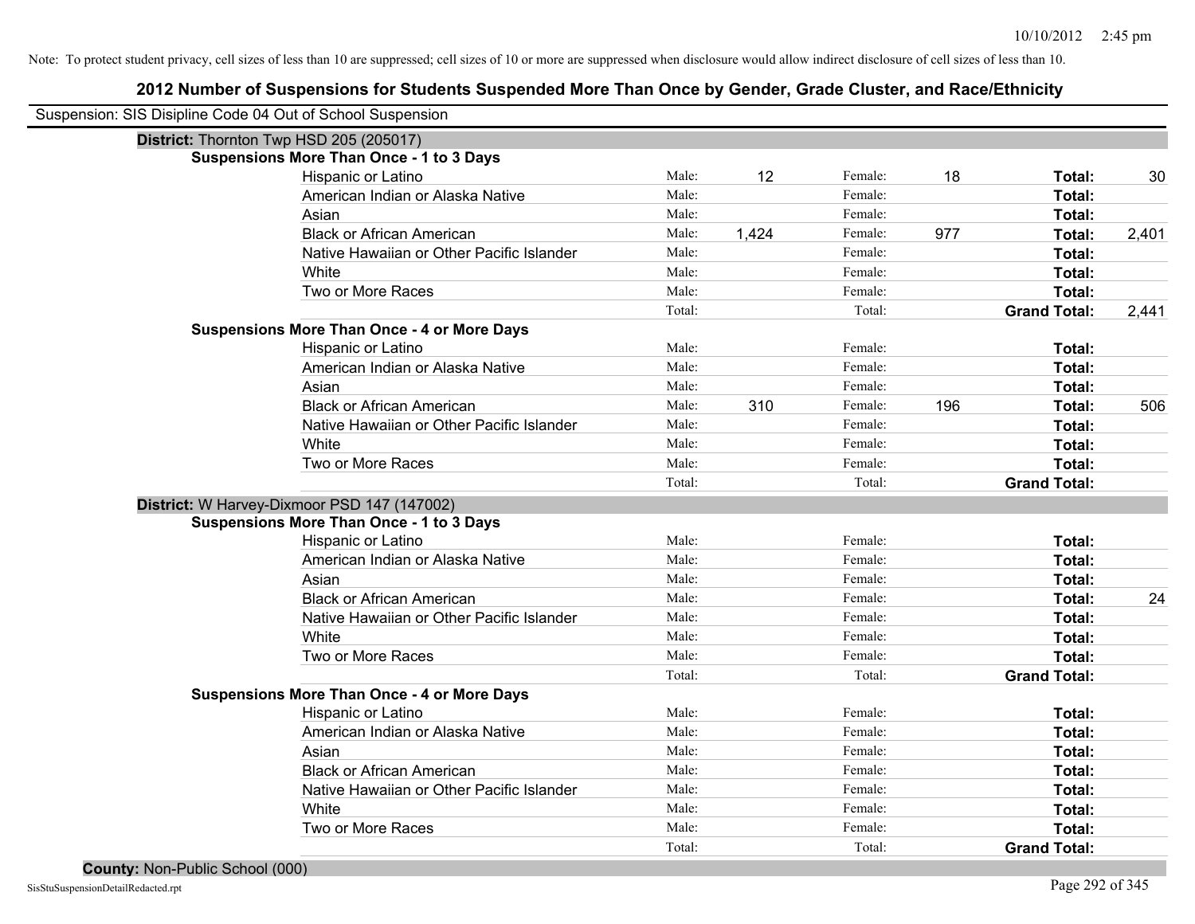Note: To protect student privacy, cell sizes of less than 10 are suppressed; cell sizes of 10 or more are suppressed when disclosure would allow indirect disclosure of cell sizes of less than 10.

# 2012 Number of Suspensions for Students Suspended More Than Once by Gender, Grade Cluster, and Race/Ethnicity

Suspension: SIS Disipline Code 04 Out of School Suspension

## District: Thornton Twp HSD 205 (205017)

### Suspensions More Than Once - 1 to 3 Days

| | | | | | | |
|---|---|---|---|---|---|---|
| Hispanic or Latino | Male: | 12 | Female: | 18 | **Total:** | 30 |
| American Indian or Alaska Native | Male: | | Female: | | **Total:** | |
| Asian | Male: | | Female: | | **Total:** | |
| Black or African American | Male: | 1,424 | Female: | 977 | **Total:** | 2,401 |
| Native Hawaiian or Other Pacific Islander | Male: | | Female: | | **Total:** | |
| White | Male: | | Female: | | **Total:** | |
| Two or More Races | Male: | | Female: | | **Total:** | |
| | Total: | | Total: | | **Grand Total:** | 2,441 |

### Suspensions More Than Once - 4 or More Days

| | | | | | | |
|---|---|---|---|---|---|---|
| Hispanic or Latino | Male: | | Female: | | **Total:** | |
| American Indian or Alaska Native | Male: | | Female: | | **Total:** | |
| Asian | Male: | | Female: | | **Total:** | |
| Black or African American | Male: | 310 | Female: | 196 | **Total:** | 506 |
| Native Hawaiian or Other Pacific Islander | Male: | | Female: | | **Total:** | |
| White | Male: | | Female: | | **Total:** | |
| Two or More Races | Male: | | Female: | | **Total:** | |
| | Total: | | Total: | | **Grand Total:** | |

## District: W Harvey-Dixmoor PSD 147 (147002)

### Suspensions More Than Once - 1 to 3 Days

| | | | | | | |
|---|---|---|---|---|---|---|
| Hispanic or Latino | Male: | | Female: | | **Total:** | |
| American Indian or Alaska Native | Male: | | Female: | | **Total:** | |
| Asian | Male: | | Female: | | **Total:** | |
| Black or African American | Male: | | Female: | | **Total:** | 24 |
| Native Hawaiian or Other Pacific Islander | Male: | | Female: | | **Total:** | |
| White | Male: | | Female: | | **Total:** | |
| Two or More Races | Male: | | Female: | | **Total:** | |
| | Total: | | Total: | | **Grand Total:** | |

### Suspensions More Than Once - 4 or More Days

| | | | | | | |
|---|---|---|---|---|---|---|
| Hispanic or Latino | Male: | | Female: | | **Total:** | |
| American Indian or Alaska Native | Male: | | Female: | | **Total:** | |
| Asian | Male: | | Female: | | **Total:** | |
| Black or African American | Male: | | Female: | | **Total:** | |
| Native Hawaiian or Other Pacific Islander | Male: | | Female: | | **Total:** | |
| White | Male: | | Female: | | **Total:** | |
| Two or More Races | Male: | | Female: | | **Total:** | |
| | Total: | | Total: | | **Grand Total:** | |

## County: Non-Public School (000)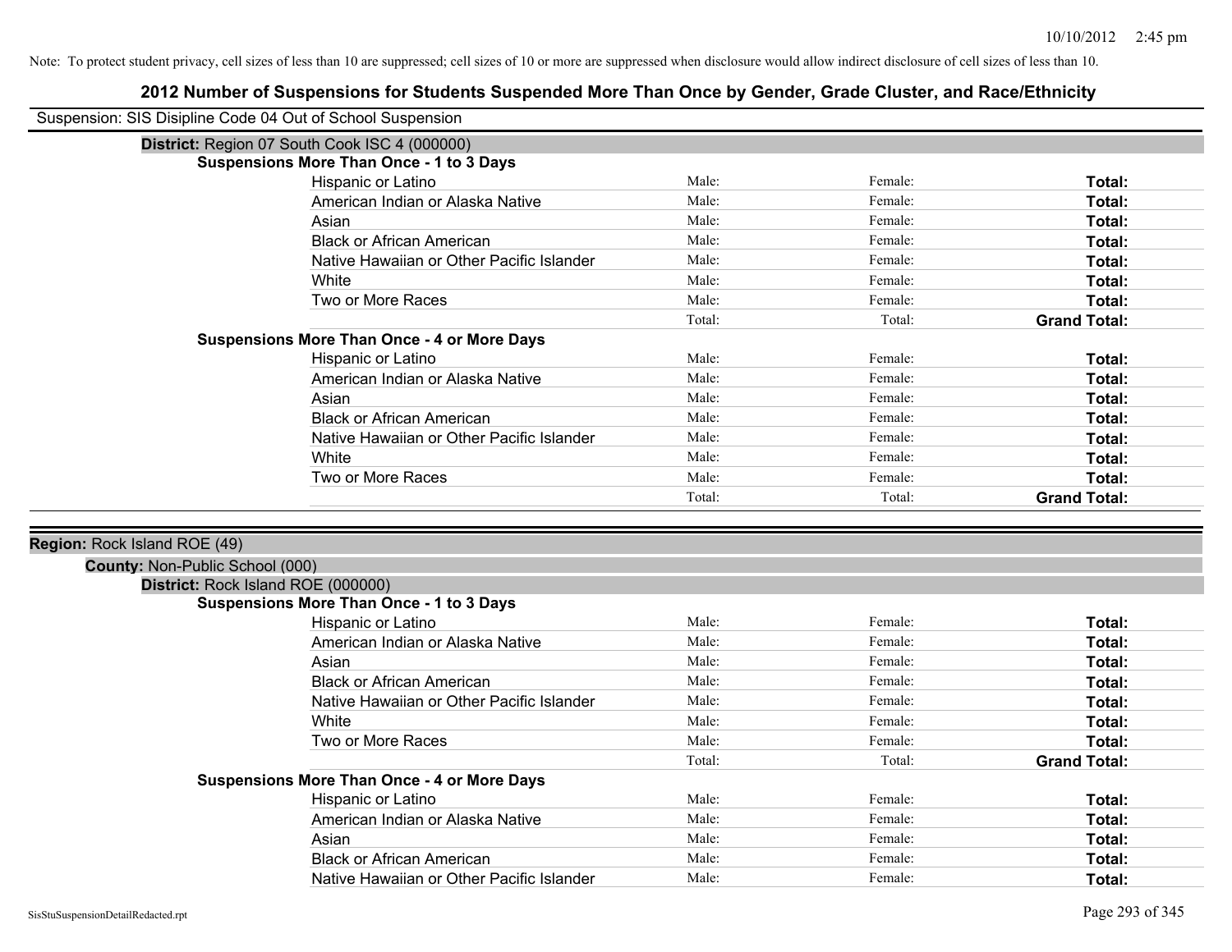Note: To protect student privacy, cell sizes of less than 10 are suppressed; cell sizes of 10 or more are suppressed when disclosure would allow indirect disclosure of cell sizes of less than 10.

# 2012 Number of Suspensions for Students Suspended More Than Once by Gender, Grade Cluster, and Race/Ethnicity

Suspension: SIS Disipline Code 04 Out of School Suspension

**District:** Region 07 South Cook ISC 4 (000000)

**Suspensions More Than Once - 1 to 3 Days**

| | | | |
|---|---|---|---|
| Hispanic or Latino | Male: | Female: | **Total:** |
| American Indian or Alaska Native | Male: | Female: | **Total:** |
| Asian | Male: | Female: | **Total:** |
| Black or African American | Male: | Female: | **Total:** |
| Native Hawaiian or Other Pacific Islander | Male: | Female: | **Total:** |
| White | Male: | Female: | **Total:** |
| Two or More Races | Male: | Female: | **Total:** |
| | Total: | Total: | **Grand Total:** |

**Suspensions More Than Once - 4 or More Days**

| | | | |
|---|---|---|---|
| Hispanic or Latino | Male: | Female: | **Total:** |
| American Indian or Alaska Native | Male: | Female: | **Total:** |
| Asian | Male: | Female: | **Total:** |
| Black or African American | Male: | Female: | **Total:** |
| Native Hawaiian or Other Pacific Islander | Male: | Female: | **Total:** |
| White | Male: | Female: | **Total:** |
| Two or More Races | Male: | Female: | **Total:** |
| | Total: | Total: | **Grand Total:** |

**Region:** Rock Island ROE (49)

**County:** Non-Public School (000)

**District:** Rock Island ROE (000000)

**Suspensions More Than Once - 1 to 3 Days**

| | | | |
|---|---|---|---|
| Hispanic or Latino | Male: | Female: | **Total:** |
| American Indian or Alaska Native | Male: | Female: | **Total:** |
| Asian | Male: | Female: | **Total:** |
| Black or African American | Male: | Female: | **Total:** |
| Native Hawaiian or Other Pacific Islander | Male: | Female: | **Total:** |
| White | Male: | Female: | **Total:** |
| Two or More Races | Male: | Female: | **Total:** |
| | Total: | Total: | **Grand Total:** |

**Suspensions More Than Once - 4 or More Days**

| | | | |
|---|---|---|---|
| Hispanic or Latino | Male: | Female: | **Total:** |
| American Indian or Alaska Native | Male: | Female: | **Total:** |
| Asian | Male: | Female: | **Total:** |
| Black or African American | Male: | Female: | **Total:** |
| Native Hawaiian or Other Pacific Islander | Male: | Female: | **Total:** |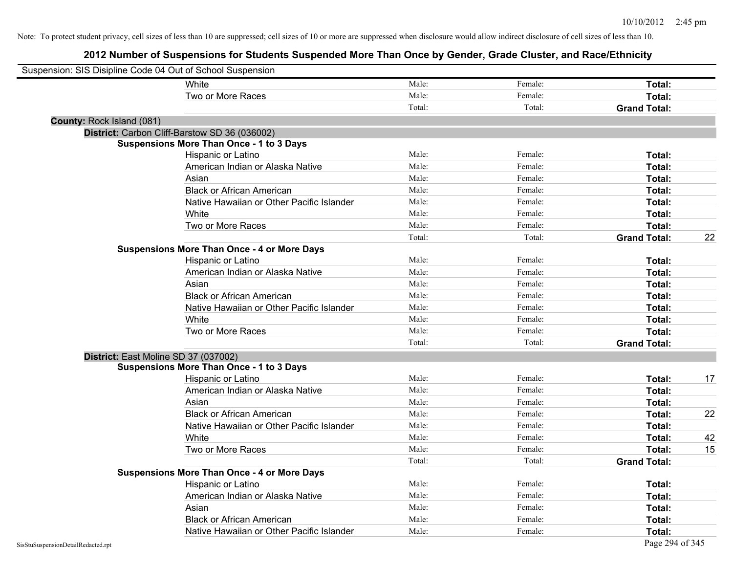Note: To protect student privacy, cell sizes of less than 10 are suppressed; cell sizes of 10 or more are suppressed when disclosure would allow indirect disclosure of cell sizes of less than 10.

# 2012 Number of Suspensions for Students Suspended More Than Once by Gender, Grade Cluster, and Race/Ethnicity

Suspension: SIS Disipline Code 04 Out of School Suspension

| | | | | |
|---|---|---|---|---|
| White | Male: | Female: | **Total:** | |
| Two or More Races | Male: | Female: | **Total:** | |
| | Total: | Total: | **Grand Total:** | |

**County:** Rock Island (081)

**District:** Carbon Cliff-Barstow SD 36 (036002)

**Suspensions More Than Once - 1 to 3 Days**

| | | | | |
|---|---|---|---|---|
| Hispanic or Latino | Male: | Female: | **Total:** | |
| American Indian or Alaska Native | Male: | Female: | **Total:** | |
| Asian | Male: | Female: | **Total:** | |
| Black or African American | Male: | Female: | **Total:** | |
| Native Hawaiian or Other Pacific Islander | Male: | Female: | **Total:** | |
| White | Male: | Female: | **Total:** | |
| Two or More Races | Male: | Female: | **Total:** | |
| | Total: | Total: | **Grand Total:** | 22 |

**Suspensions More Than Once - 4 or More Days**

| | | | | |
|---|---|---|---|---|
| Hispanic or Latino | Male: | Female: | **Total:** | |
| American Indian or Alaska Native | Male: | Female: | **Total:** | |
| Asian | Male: | Female: | **Total:** | |
| Black or African American | Male: | Female: | **Total:** | |
| Native Hawaiian or Other Pacific Islander | Male: | Female: | **Total:** | |
| White | Male: | Female: | **Total:** | |
| Two or More Races | Male: | Female: | **Total:** | |
| | Total: | Total: | **Grand Total:** | |

**District:** East Moline SD 37 (037002)

**Suspensions More Than Once - 1 to 3 Days**

| | | | | |
|---|---|---|---|---|
| Hispanic or Latino | Male: | Female: | **Total:** | 17 |
| American Indian or Alaska Native | Male: | Female: | **Total:** | |
| Asian | Male: | Female: | **Total:** | |
| Black or African American | Male: | Female: | **Total:** | 22 |
| Native Hawaiian or Other Pacific Islander | Male: | Female: | **Total:** | |
| White | Male: | Female: | **Total:** | 42 |
| Two or More Races | Male: | Female: | **Total:** | 15 |
| | Total: | Total: | **Grand Total:** | |

**Suspensions More Than Once - 4 or More Days**

| | | | | |
|---|---|---|---|---|
| Hispanic or Latino | Male: | Female: | **Total:** | |
| American Indian or Alaska Native | Male: | Female: | **Total:** | |
| Asian | Male: | Female: | **Total:** | |
| Black or African American | Male: | Female: | **Total:** | |
| Native Hawaiian or Other Pacific Islander | Male: | Female: | **Total:** | |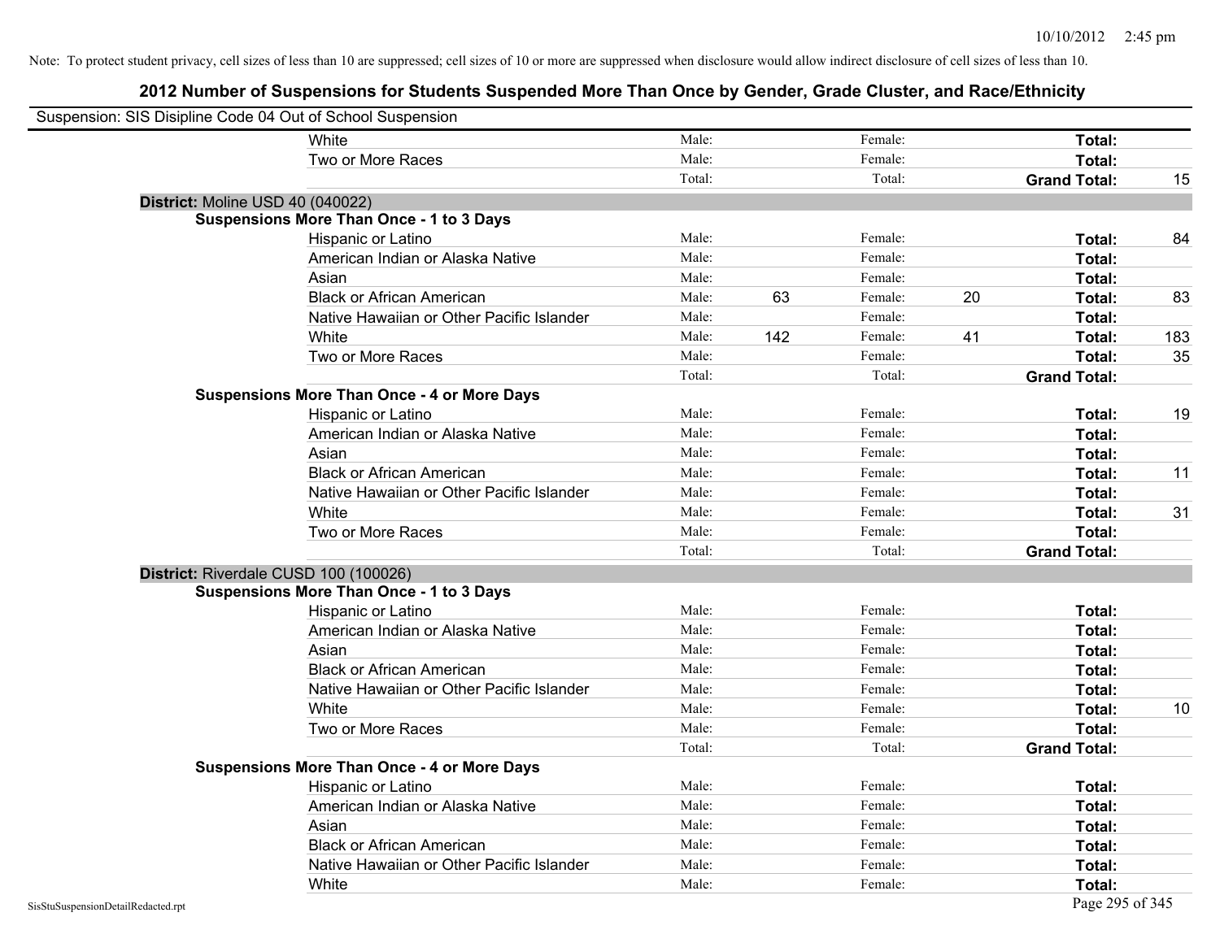Note: To protect student privacy, cell sizes of less than 10 are suppressed; cell sizes of 10 or more are suppressed when disclosure would allow indirect disclosure of cell sizes of less than 10.

## 2012 Number of Suspensions for Students Suspended More Than Once by Gender, Grade Cluster, and Race/Ethnicity

Suspension: SIS Disipline Code 04 Out of School Suspension

| | | | | | | |
|---|---|---|---|---|---|---|
| White | Male: | | Female: | | Total: | |
| Two or More Races | Male: | | Female: | | Total: | |
| | Total: | | Total: | | **Grand Total:** | 15 |

**District:** Moline USD 40 (040022)

**Suspensions More Than Once - 1 to 3 Days**

| | | | | | | |
|---|---|---|---|---|---|---|
| Hispanic or Latino | Male: | | Female: | | **Total:** | 84 |
| American Indian or Alaska Native | Male: | | Female: | | **Total:** | |
| Asian | Male: | | Female: | | **Total:** | |
| Black or African American | Male: | 63 | Female: | 20 | **Total:** | 83 |
| Native Hawaiian or Other Pacific Islander | Male: | | Female: | | **Total:** | |
| White | Male: | 142 | Female: | 41 | **Total:** | 183 |
| Two or More Races | Male: | | Female: | | **Total:** | 35 |
| | Total: | | Total: | | **Grand Total:** | |

**Suspensions More Than Once - 4 or More Days**

| | | | | | | |
|---|---|---|---|---|---|---|
| Hispanic or Latino | Male: | | Female: | | **Total:** | 19 |
| American Indian or Alaska Native | Male: | | Female: | | **Total:** | |
| Asian | Male: | | Female: | | **Total:** | |
| Black or African American | Male: | | Female: | | **Total:** | 11 |
| Native Hawaiian or Other Pacific Islander | Male: | | Female: | | **Total:** | |
| White | Male: | | Female: | | **Total:** | 31 |
| Two or More Races | Male: | | Female: | | **Total:** | |
| | Total: | | Total: | | **Grand Total:** | |

**District:** Riverdale CUSD 100 (100026)

**Suspensions More Than Once - 1 to 3 Days**

| | | | | | | |
|---|---|---|---|---|---|---|
| Hispanic or Latino | Male: | | Female: | | **Total:** | |
| American Indian or Alaska Native | Male: | | Female: | | **Total:** | |
| Asian | Male: | | Female: | | **Total:** | |
| Black or African American | Male: | | Female: | | **Total:** | |
| Native Hawaiian or Other Pacific Islander | Male: | | Female: | | **Total:** | |
| White | Male: | | Female: | | **Total:** | 10 |
| Two or More Races | Male: | | Female: | | **Total:** | |
| | Total: | | Total: | | **Grand Total:** | |

**Suspensions More Than Once - 4 or More Days**

| | | | | | | |
|---|---|---|---|---|---|---|
| Hispanic or Latino | Male: | | Female: | | **Total:** | |
| American Indian or Alaska Native | Male: | | Female: | | **Total:** | |
| Asian | Male: | | Female: | | **Total:** | |
| Black or African American | Male: | | Female: | | **Total:** | |
| Native Hawaiian or Other Pacific Islander | Male: | | Female: | | **Total:** | |
| White | Male: | | Female: | | **Total:** | |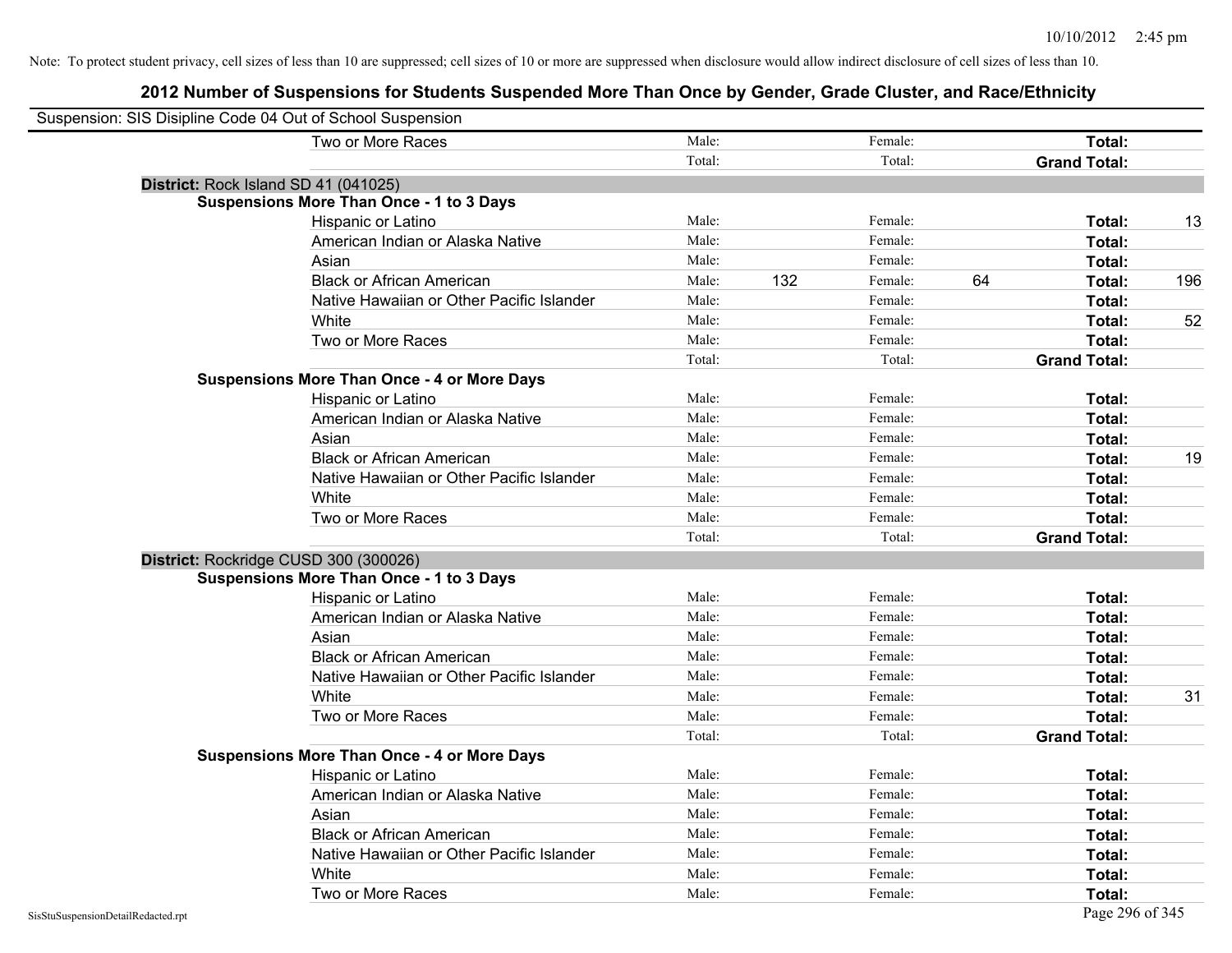Note: To protect student privacy, cell sizes of less than 10 are suppressed; cell sizes of 10 or more are suppressed when disclosure would allow indirect disclosure of cell sizes of less than 10.

## 2012 Number of Suspensions for Students Suspended More Than Once by Gender, Grade Cluster, and Race/Ethnicity

Suspension: SIS Disipline Code 04 Out of School Suspension

| | Male: | | Female: | | | |
|---|---|---|---|---|---|---|
| Two or More Races | Male: | | Female: | | **Total:** | |
| | Total: | | Total: | | **Grand Total:** | |

**District:** Rock Island SD 41 (041025)

**Suspensions More Than Once - 1 to 3 Days**

| Race/Ethnicity | Male: | | Female: | | Total: | |
|---|---|---|---|---|---|---|
| Hispanic or Latino | Male: | | Female: | | **Total:** | 13 |
| American Indian or Alaska Native | Male: | | Female: | | **Total:** | |
| Asian | Male: | | Female: | | **Total:** | |
| Black or African American | Male: | 132 | Female: | 64 | **Total:** | 196 |
| Native Hawaiian or Other Pacific Islander | Male: | | Female: | | **Total:** | |
| White | Male: | | Female: | | **Total:** | 52 |
| Two or More Races | Male: | | Female: | | **Total:** | |
| | Total: | | Total: | | **Grand Total:** | |

**Suspensions More Than Once - 4 or More Days**

| Race/Ethnicity | Male: | | Female: | | Total: | |
|---|---|---|---|---|---|---|
| Hispanic or Latino | Male: | | Female: | | **Total:** | |
| American Indian or Alaska Native | Male: | | Female: | | **Total:** | |
| Asian | Male: | | Female: | | **Total:** | |
| Black or African American | Male: | | Female: | | **Total:** | 19 |
| Native Hawaiian or Other Pacific Islander | Male: | | Female: | | **Total:** | |
| White | Male: | | Female: | | **Total:** | |
| Two or More Races | Male: | | Female: | | **Total:** | |
| | Total: | | Total: | | **Grand Total:** | |

**District:** Rockridge CUSD 300 (300026)

**Suspensions More Than Once - 1 to 3 Days**

| Race/Ethnicity | Male: | | Female: | | Total: | |
|---|---|---|---|---|---|---|
| Hispanic or Latino | Male: | | Female: | | **Total:** | |
| American Indian or Alaska Native | Male: | | Female: | | **Total:** | |
| Asian | Male: | | Female: | | **Total:** | |
| Black or African American | Male: | | Female: | | **Total:** | |
| Native Hawaiian or Other Pacific Islander | Male: | | Female: | | **Total:** | |
| White | Male: | | Female: | | **Total:** | 31 |
| Two or More Races | Male: | | Female: | | **Total:** | |
| | Total: | | Total: | | **Grand Total:** | |

**Suspensions More Than Once - 4 or More Days**

| Race/Ethnicity | Male: | | Female: | | Total: | |
|---|---|---|---|---|---|---|
| Hispanic or Latino | Male: | | Female: | | **Total:** | |
| American Indian or Alaska Native | Male: | | Female: | | **Total:** | |
| Asian | Male: | | Female: | | **Total:** | |
| Black or African American | Male: | | Female: | | **Total:** | |
| Native Hawaiian or Other Pacific Islander | Male: | | Female: | | **Total:** | |
| White | Male: | | Female: | | **Total:** | |
| Two or More Races | Male: | | Female: | | **Total:** | |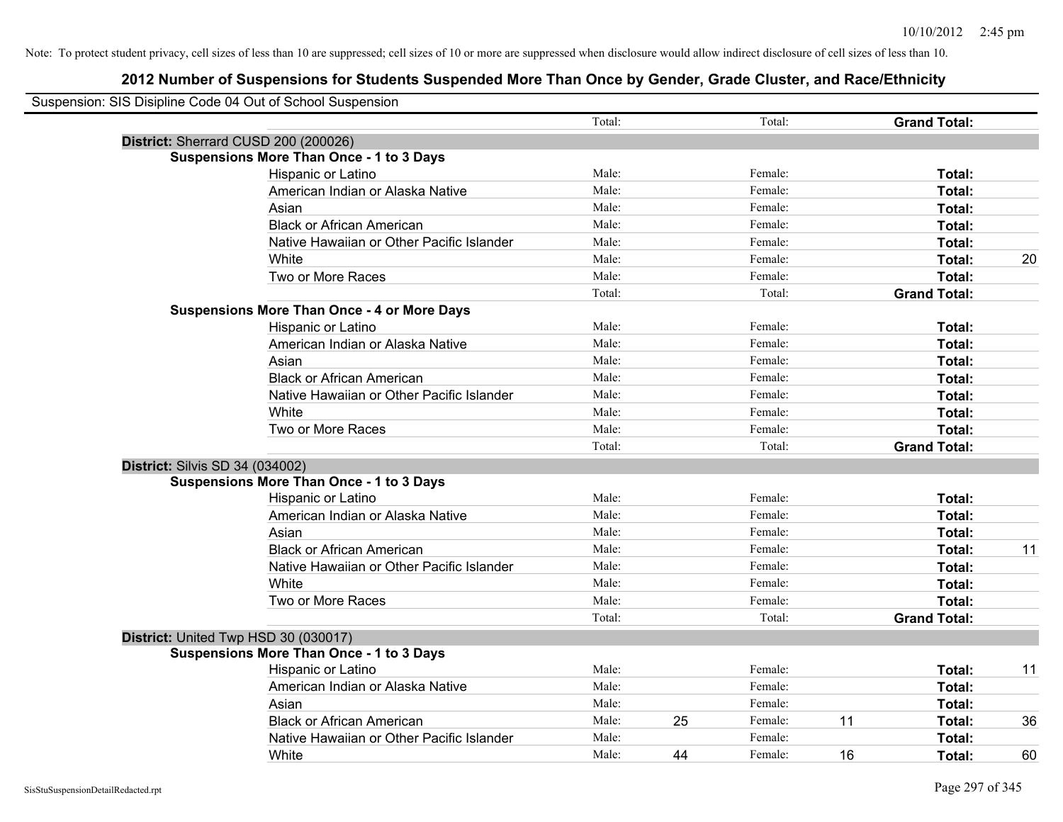Note: To protect student privacy, cell sizes of less than 10 are suppressed; cell sizes of 10 or more are suppressed when disclosure would allow indirect disclosure of cell sizes of less than 10.

## 2012 Number of Suspensions for Students Suspended More Than Once by Gender, Grade Cluster, and Race/Ethnicity

Suspension: SIS Disipline Code 04 Out of School Suspension

| | | | | | | |
|---|---|---|---|---|---|---|
| | Total: | | Total: | | **Grand Total:** | |
| **District:** Sherrard CUSD 200 (200026) | | | | | | |
| **Suspensions More Than Once - 1 to 3 Days** | | | | | | |
| Hispanic or Latino | Male: | | Female: | | **Total:** | |
| American Indian or Alaska Native | Male: | | Female: | | **Total:** | |
| Asian | Male: | | Female: | | **Total:** | |
| Black or African American | Male: | | Female: | | **Total:** | |
| Native Hawaiian or Other Pacific Islander | Male: | | Female: | | **Total:** | |
| White | Male: | | Female: | | **Total:** | 20 |
| Two or More Races | Male: | | Female: | | **Total:** | |
| | Total: | | Total: | | **Grand Total:** | |
| **Suspensions More Than Once - 4 or More Days** | | | | | | |
| Hispanic or Latino | Male: | | Female: | | **Total:** | |
| American Indian or Alaska Native | Male: | | Female: | | **Total:** | |
| Asian | Male: | | Female: | | **Total:** | |
| Black or African American | Male: | | Female: | | **Total:** | |
| Native Hawaiian or Other Pacific Islander | Male: | | Female: | | **Total:** | |
| White | Male: | | Female: | | **Total:** | |
| Two or More Races | Male: | | Female: | | **Total:** | |
| | Total: | | Total: | | **Grand Total:** | |
| **District:** Silvis SD 34 (034002) | | | | | | |
| **Suspensions More Than Once - 1 to 3 Days** | | | | | | |
| Hispanic or Latino | Male: | | Female: | | **Total:** | |
| American Indian or Alaska Native | Male: | | Female: | | **Total:** | |
| Asian | Male: | | Female: | | **Total:** | |
| Black or African American | Male: | | Female: | | **Total:** | 11 |
| Native Hawaiian or Other Pacific Islander | Male: | | Female: | | **Total:** | |
| White | Male: | | Female: | | **Total:** | |
| Two or More Races | Male: | | Female: | | **Total:** | |
| | Total: | | Total: | | **Grand Total:** | |
| **District:** United Twp HSD 30 (030017) | | | | | | |
| **Suspensions More Than Once - 1 to 3 Days** | | | | | | |
| Hispanic or Latino | Male: | | Female: | | **Total:** | 11 |
| American Indian or Alaska Native | Male: | | Female: | | **Total:** | |
| Asian | Male: | | Female: | | **Total:** | |
| Black or African American | Male: | 25 | Female: | 11 | **Total:** | 36 |
| Native Hawaiian or Other Pacific Islander | Male: | | Female: | | **Total:** | |
| White | Male: | 44 | Female: | 16 | **Total:** | 60 |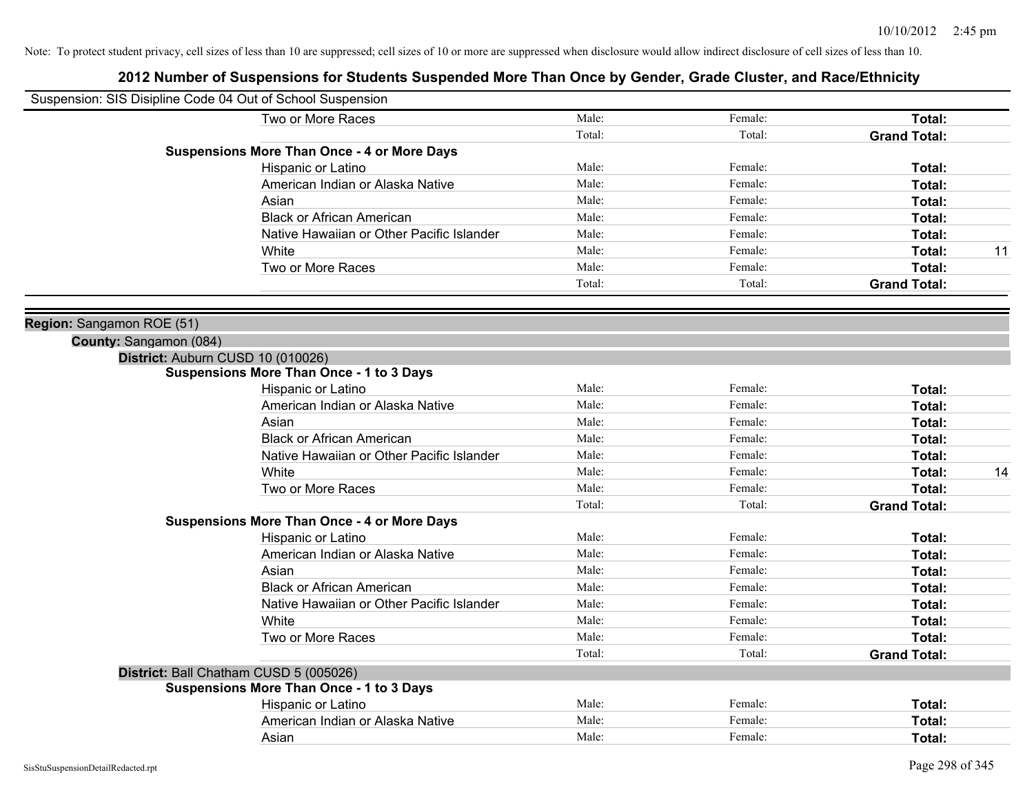Note: To protect student privacy, cell sizes of less than 10 are suppressed; cell sizes of 10 or more are suppressed when disclosure would allow indirect disclosure of cell sizes of less than 10.

# 2012 Number of Suspensions for Students Suspended More Than Once by Gender, Grade Cluster, and Race/Ethnicity

Suspension: SIS Disipline Code 04 Out of School Suspension

| | | | | |
|---|---|---|---|---|
| Two or More Races | Male: | Female: | **Total:** | |
| | Total: | Total: | **Grand Total:** | |
| **Suspensions More Than Once - 4 or More Days** | | | | |
| Hispanic or Latino | Male: | Female: | **Total:** | |
| American Indian or Alaska Native | Male: | Female: | **Total:** | |
| Asian | Male: | Female: | **Total:** | |
| Black or African American | Male: | Female: | **Total:** | |
| Native Hawaiian or Other Pacific Islander | Male: | Female: | **Total:** | |
| White | Male: | Female: | **Total:** | 11 |
| Two or More Races | Male: | Female: | **Total:** | |
| | Total: | Total: | **Grand Total:** | |

**Region:** Sangamon ROE (51)

**County:** Sangamon (084)

**District:** Auburn CUSD 10 (010026)

| | | | | |
|---|---|---|---|---|
| **Suspensions More Than Once - 1 to 3 Days** | | | | |
| Hispanic or Latino | Male: | Female: | **Total:** | |
| American Indian or Alaska Native | Male: | Female: | **Total:** | |
| Asian | Male: | Female: | **Total:** | |
| Black or African American | Male: | Female: | **Total:** | |
| Native Hawaiian or Other Pacific Islander | Male: | Female: | **Total:** | |
| White | Male: | Female: | **Total:** | 14 |
| Two or More Races | Male: | Female: | **Total:** | |
| | Total: | Total: | **Grand Total:** | |
| **Suspensions More Than Once - 4 or More Days** | | | | |
| Hispanic or Latino | Male: | Female: | **Total:** | |
| American Indian or Alaska Native | Male: | Female: | **Total:** | |
| Asian | Male: | Female: | **Total:** | |
| Black or African American | Male: | Female: | **Total:** | |
| Native Hawaiian or Other Pacific Islander | Male: | Female: | **Total:** | |
| White | Male: | Female: | **Total:** | |
| Two or More Races | Male: | Female: | **Total:** | |
| | Total: | Total: | **Grand Total:** | |

**District:** Ball Chatham CUSD 5 (005026)

| | | | | |
|---|---|---|---|---|
| **Suspensions More Than Once - 1 to 3 Days** | | | | |
| Hispanic or Latino | Male: | Female: | **Total:** | |
| American Indian or Alaska Native | Male: | Female: | **Total:** | |
| Asian | Male: | Female: | **Total:** | |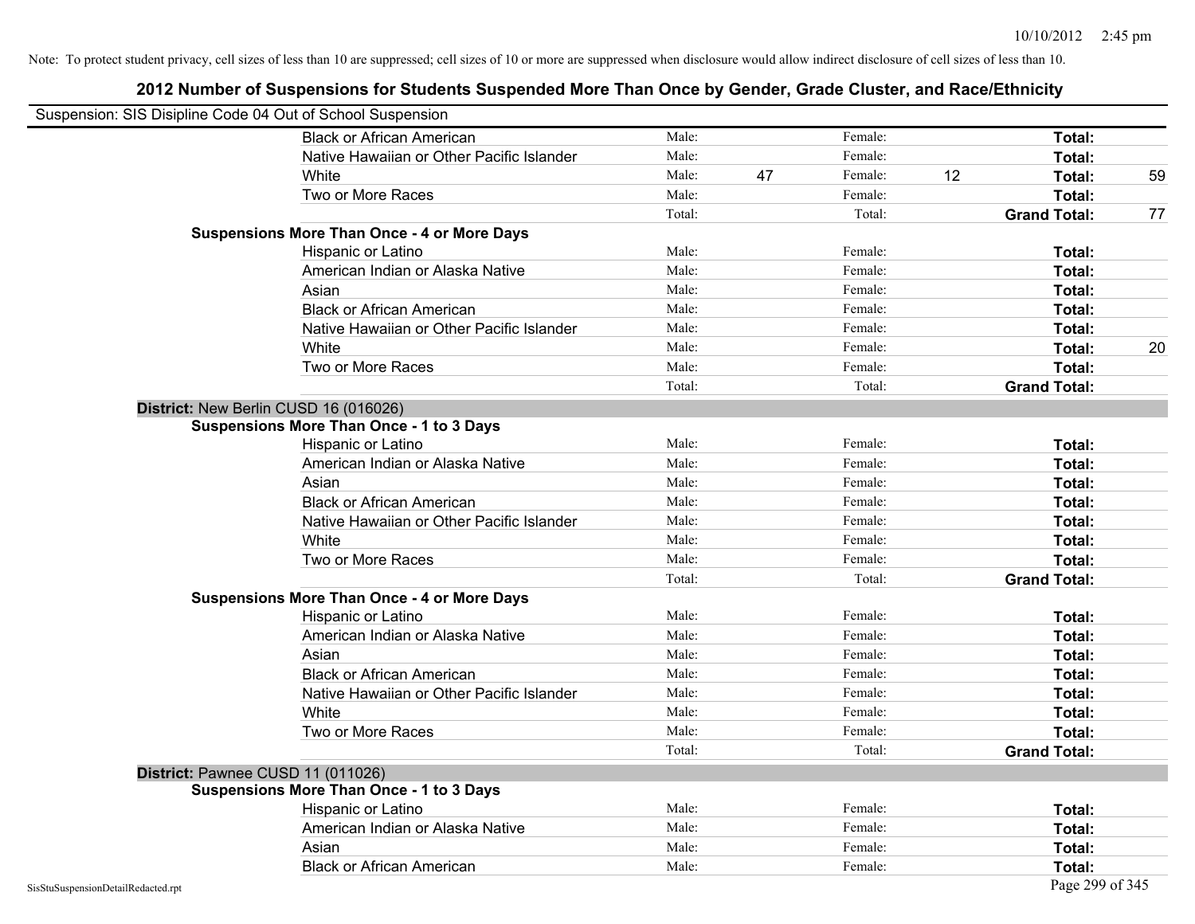Note: To protect student privacy, cell sizes of less than 10 are suppressed; cell sizes of 10 or more are suppressed when disclosure would allow indirect disclosure of cell sizes of less than 10.

## 2012 Number of Suspensions for Students Suspended More Than Once by Gender, Grade Cluster, and Race/Ethnicity

Suspension: SIS Disipline Code 04 Out of School Suspension

| | | | | | | |
|---|---|---|---|---|---|---|
| Black or African American | Male: | | Female: | | **Total:** | |
| Native Hawaiian or Other Pacific Islander | Male: | | Female: | | **Total:** | |
| White | Male: | 47 | Female: | 12 | **Total:** | 59 |
| Two or More Races | Male: | | Female: | | **Total:** | |
| | Total: | | Total: | | **Grand Total:** | 77 |

**Suspensions More Than Once - 4 or More Days**

| | | | | | | |
|---|---|---|---|---|---|---|
| Hispanic or Latino | Male: | | Female: | | **Total:** | |
| American Indian or Alaska Native | Male: | | Female: | | **Total:** | |
| Asian | Male: | | Female: | | **Total:** | |
| Black or African American | Male: | | Female: | | **Total:** | |
| Native Hawaiian or Other Pacific Islander | Male: | | Female: | | **Total:** | |
| White | Male: | | Female: | | **Total:** | 20 |
| Two or More Races | Male: | | Female: | | **Total:** | |
| | Total: | | Total: | | **Grand Total:** | |

**District:** New Berlin CUSD 16 (016026)

**Suspensions More Than Once - 1 to 3 Days**

| | | | | | | |
|---|---|---|---|---|---|---|
| Hispanic or Latino | Male: | | Female: | | **Total:** | |
| American Indian or Alaska Native | Male: | | Female: | | **Total:** | |
| Asian | Male: | | Female: | | **Total:** | |
| Black or African American | Male: | | Female: | | **Total:** | |
| Native Hawaiian or Other Pacific Islander | Male: | | Female: | | **Total:** | |
| White | Male: | | Female: | | **Total:** | |
| Two or More Races | Male: | | Female: | | **Total:** | |
| | Total: | | Total: | | **Grand Total:** | |

**Suspensions More Than Once - 4 or More Days**

| | | | | | | |
|---|---|---|---|---|---|---|
| Hispanic or Latino | Male: | | Female: | | **Total:** | |
| American Indian or Alaska Native | Male: | | Female: | | **Total:** | |
| Asian | Male: | | Female: | | **Total:** | |
| Black or African American | Male: | | Female: | | **Total:** | |
| Native Hawaiian or Other Pacific Islander | Male: | | Female: | | **Total:** | |
| White | Male: | | Female: | | **Total:** | |
| Two or More Races | Male: | | Female: | | **Total:** | |
| | Total: | | Total: | | **Grand Total:** | |

**District:** Pawnee CUSD 11 (011026)

**Suspensions More Than Once - 1 to 3 Days**

| | | | | | | |
|---|---|---|---|---|---|---|
| Hispanic or Latino | Male: | | Female: | | **Total:** | |
| American Indian or Alaska Native | Male: | | Female: | | **Total:** | |
| Asian | Male: | | Female: | | **Total:** | |
| Black or African American | Male: | | Female: | | **Total:** | |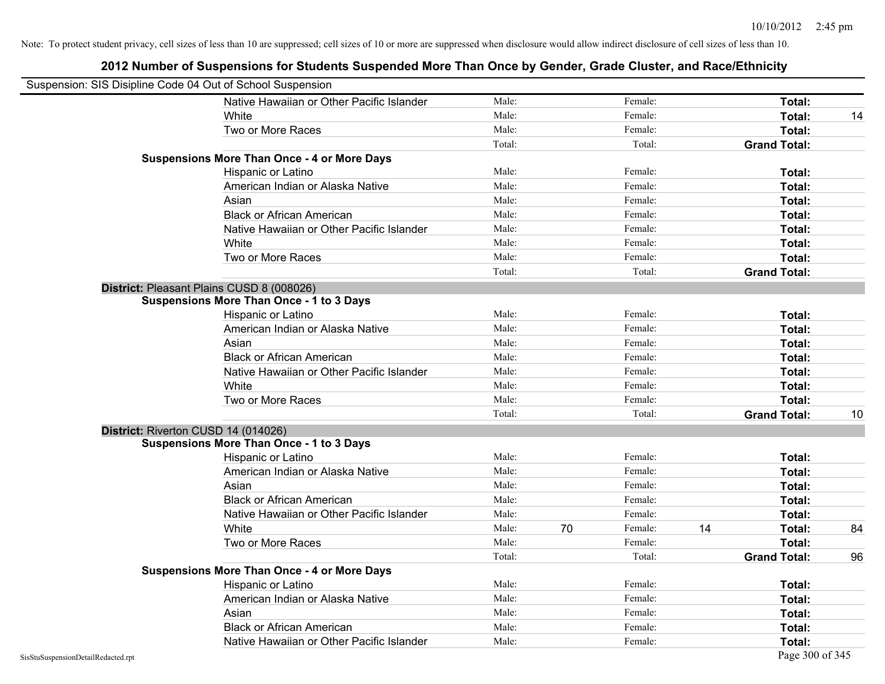Note: To protect student privacy, cell sizes of less than 10 are suppressed; cell sizes of 10 or more are suppressed when disclosure would allow indirect disclosure of cell sizes of less than 10.

## 2012 Number of Suspensions for Students Suspended More Than Once by Gender, Grade Cluster, and Race/Ethnicity

Suspension: SIS Disipline Code 04 Out of School Suspension

| | | | | | | | |
|---|---|---|---|---|---|---|---|
| Native Hawaiian or Other Pacific Islander | Male: | | Female: | | **Total:** | |
| White | Male: | | Female: | | **Total:** | 14 |
| Two or More Races | Male: | | Female: | | **Total:** | |
| | Total: | | Total: | | **Grand Total:** | |

**Suspensions More Than Once - 4 or More Days**

| | | | | | | |
|---|---|---|---|---|---|---|
| Hispanic or Latino | Male: | | Female: | | **Total:** | |
| American Indian or Alaska Native | Male: | | Female: | | **Total:** | |
| Asian | Male: | | Female: | | **Total:** | |
| Black or African American | Male: | | Female: | | **Total:** | |
| Native Hawaiian or Other Pacific Islander | Male: | | Female: | | **Total:** | |
| White | Male: | | Female: | | **Total:** | |
| Two or More Races | Male: | | Female: | | **Total:** | |
| | Total: | | Total: | | **Grand Total:** | |

**District:** Pleasant Plains CUSD 8 (008026)

**Suspensions More Than Once - 1 to 3 Days**

| | | | | | | |
|---|---|---|---|---|---|---|
| Hispanic or Latino | Male: | | Female: | | **Total:** | |
| American Indian or Alaska Native | Male: | | Female: | | **Total:** | |
| Asian | Male: | | Female: | | **Total:** | |
| Black or African American | Male: | | Female: | | **Total:** | |
| Native Hawaiian or Other Pacific Islander | Male: | | Female: | | **Total:** | |
| White | Male: | | Female: | | **Total:** | |
| Two or More Races | Male: | | Female: | | **Total:** | |
| | Total: | | Total: | | **Grand Total:** | 10 |

**District:** Riverton CUSD 14 (014026)

**Suspensions More Than Once - 1 to 3 Days**

| | | | | | | |
|---|---|---|---|---|---|---|
| Hispanic or Latino | Male: | | Female: | | **Total:** | |
| American Indian or Alaska Native | Male: | | Female: | | **Total:** | |
| Asian | Male: | | Female: | | **Total:** | |
| Black or African American | Male: | | Female: | | **Total:** | |
| Native Hawaiian or Other Pacific Islander | Male: | | Female: | | **Total:** | |
| White | Male: | 70 | Female: | 14 | **Total:** | 84 |
| Two or More Races | Male: | | Female: | | **Total:** | |
| | Total: | | Total: | | **Grand Total:** | 96 |

**Suspensions More Than Once - 4 or More Days**

| | | | | | | |
|---|---|---|---|---|---|---|
| Hispanic or Latino | Male: | | Female: | | **Total:** | |
| American Indian or Alaska Native | Male: | | Female: | | **Total:** | |
| Asian | Male: | | Female: | | **Total:** | |
| Black or African American | Male: | | Female: | | **Total:** | |
| Native Hawaiian or Other Pacific Islander | Male: | | Female: | | **Total:** | |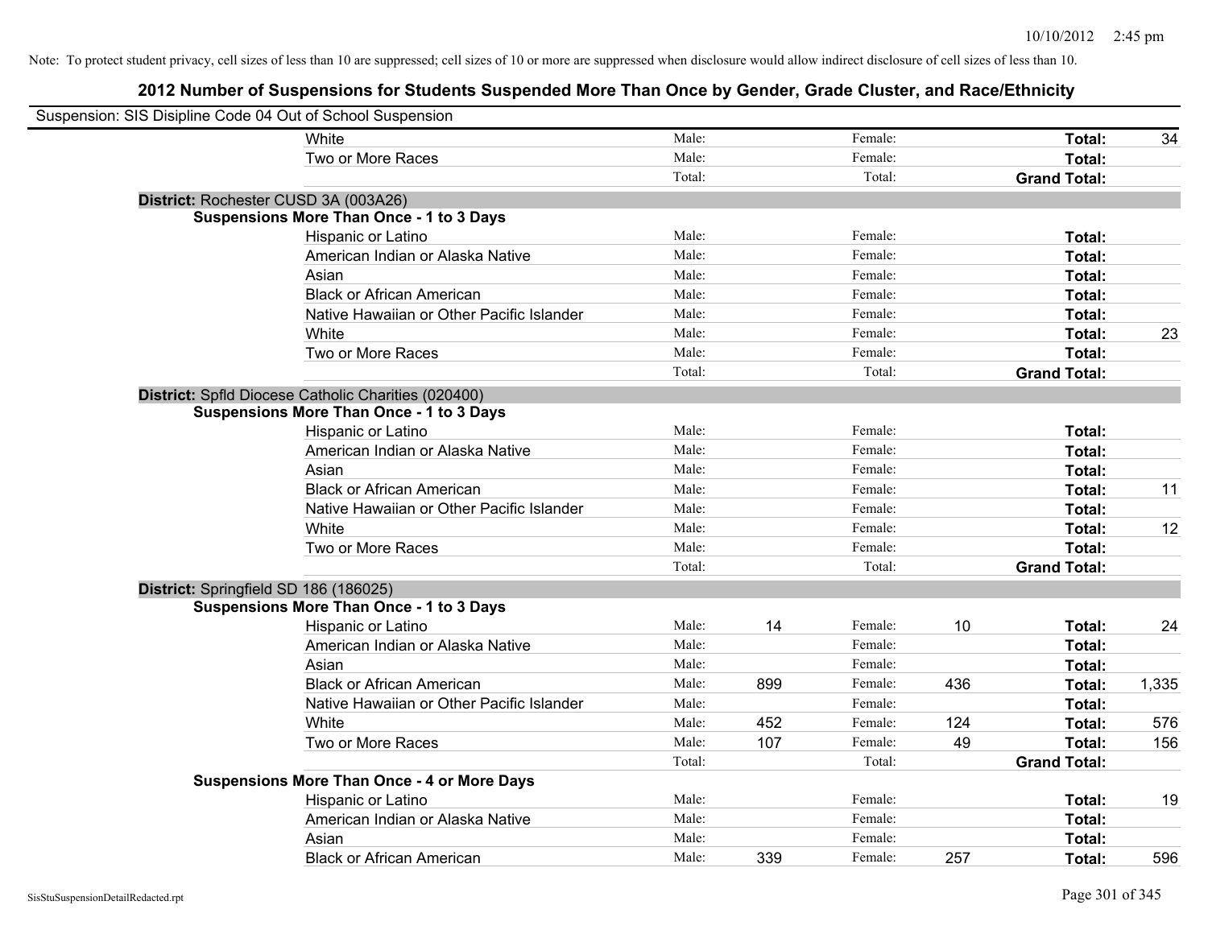Note: To protect student privacy, cell sizes of less than 10 are suppressed; cell sizes of 10 or more are suppressed when disclosure would allow indirect disclosure of cell sizes of less than 10.

## 2012 Number of Suspensions for Students Suspended More Than Once by Gender, Grade Cluster, and Race/Ethnicity

Suspension: SIS Disipline Code 04 Out of School Suspension

| | | | | | | |
|---|---|---|---|---|---|---|
| White | Male: | | Female: | | **Total:** | 34 |
| Two or More Races | Male: | | Female: | | **Total:** | |
| | Total: | | Total: | | **Grand Total:** | |

**District:** Rochester CUSD 3A (003A26)

**Suspensions More Than Once - 1 to 3 Days**

| | | | | | | |
|---|---|---|---|---|---|---|
| Hispanic or Latino | Male: | | Female: | | **Total:** | |
| American Indian or Alaska Native | Male: | | Female: | | **Total:** | |
| Asian | Male: | | Female: | | **Total:** | |
| Black or African American | Male: | | Female: | | **Total:** | |
| Native Hawaiian or Other Pacific Islander | Male: | | Female: | | **Total:** | |
| White | Male: | | Female: | | **Total:** | 23 |
| Two or More Races | Male: | | Female: | | **Total:** | |
| | Total: | | Total: | | **Grand Total:** | |

**District:** Spfld Diocese Catholic Charities (020400)

**Suspensions More Than Once - 1 to 3 Days**

| | | | | | | |
|---|---|---|---|---|---|---|
| Hispanic or Latino | Male: | | Female: | | **Total:** | |
| American Indian or Alaska Native | Male: | | Female: | | **Total:** | |
| Asian | Male: | | Female: | | **Total:** | |
| Black or African American | Male: | | Female: | | **Total:** | 11 |
| Native Hawaiian or Other Pacific Islander | Male: | | Female: | | **Total:** | |
| White | Male: | | Female: | | **Total:** | 12 |
| Two or More Races | Male: | | Female: | | **Total:** | |
| | Total: | | Total: | | **Grand Total:** | |

**District:** Springfield SD 186 (186025)

**Suspensions More Than Once - 1 to 3 Days**

| | | | | | | |
|---|---|---|---|---|---|---|
| Hispanic or Latino | Male: | 14 | Female: | 10 | **Total:** | 24 |
| American Indian or Alaska Native | Male: | | Female: | | **Total:** | |
| Asian | Male: | | Female: | | **Total:** | |
| Black or African American | Male: | 899 | Female: | 436 | **Total:** | 1,335 |
| Native Hawaiian or Other Pacific Islander | Male: | | Female: | | **Total:** | |
| White | Male: | 452 | Female: | 124 | **Total:** | 576 |
| Two or More Races | Male: | 107 | Female: | 49 | **Total:** | 156 |
| | Total: | | Total: | | **Grand Total:** | |

**Suspensions More Than Once - 4 or More Days**

| | | | | | | |
|---|---|---|---|---|---|---|
| Hispanic or Latino | Male: | | Female: | | **Total:** | 19 |
| American Indian or Alaska Native | Male: | | Female: | | **Total:** | |
| Asian | Male: | | Female: | | **Total:** | |
| Black or African American | Male: | 339 | Female: | 257 | **Total:** | 596 |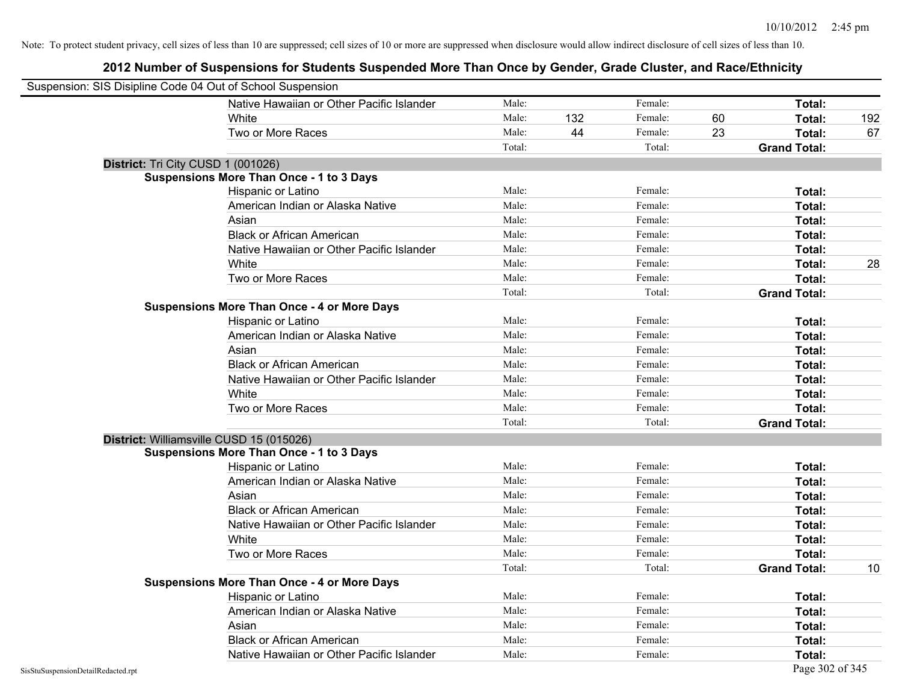Note: To protect student privacy, cell sizes of less than 10 are suppressed; cell sizes of 10 or more are suppressed when disclosure would allow indirect disclosure of cell sizes of less than 10.

# 2012 Number of Suspensions for Students Suspended More Than Once by Gender, Grade Cluster, and Race/Ethnicity

Suspension: SIS Disipline Code 04 Out of School Suspension

| | | | | | | |
|---|---|---|---|---|---|---|
| Native Hawaiian or Other Pacific Islander | Male: | | Female: | | **Total:** | |
| White | Male: | 132 | Female: | 60 | **Total:** | 192 |
| Two or More Races | Male: | 44 | Female: | 23 | **Total:** | 67 |
| | Total: | | Total: | | **Grand Total:** | |

**District:** Tri City CUSD 1 (001026)

**Suspensions More Than Once - 1 to 3 Days**

| | | | | | | |
|---|---|---|---|---|---|---|
| Hispanic or Latino | Male: | | Female: | | **Total:** | |
| American Indian or Alaska Native | Male: | | Female: | | **Total:** | |
| Asian | Male: | | Female: | | **Total:** | |
| Black or African American | Male: | | Female: | | **Total:** | |
| Native Hawaiian or Other Pacific Islander | Male: | | Female: | | **Total:** | |
| White | Male: | | Female: | | **Total:** | 28 |
| Two or More Races | Male: | | Female: | | **Total:** | |
| | Total: | | Total: | | **Grand Total:** | |

**Suspensions More Than Once - 4 or More Days**

| | | | | | | |
|---|---|---|---|---|---|---|
| Hispanic or Latino | Male: | | Female: | | **Total:** | |
| American Indian or Alaska Native | Male: | | Female: | | **Total:** | |
| Asian | Male: | | Female: | | **Total:** | |
| Black or African American | Male: | | Female: | | **Total:** | |
| Native Hawaiian or Other Pacific Islander | Male: | | Female: | | **Total:** | |
| White | Male: | | Female: | | **Total:** | |
| Two or More Races | Male: | | Female: | | **Total:** | |
| | Total: | | Total: | | **Grand Total:** | |

**District:** Williamsville CUSD 15 (015026)

**Suspensions More Than Once - 1 to 3 Days**

| | | | | | | |
|---|---|---|---|---|---|---|
| Hispanic or Latino | Male: | | Female: | | **Total:** | |
| American Indian or Alaska Native | Male: | | Female: | | **Total:** | |
| Asian | Male: | | Female: | | **Total:** | |
| Black or African American | Male: | | Female: | | **Total:** | |
| Native Hawaiian or Other Pacific Islander | Male: | | Female: | | **Total:** | |
| White | Male: | | Female: | | **Total:** | |
| Two or More Races | Male: | | Female: | | **Total:** | |
| | Total: | | Total: | | **Grand Total:** | 10 |

**Suspensions More Than Once - 4 or More Days**

| | | | | | | |
|---|---|---|---|---|---|---|
| Hispanic or Latino | Male: | | Female: | | **Total:** | |
| American Indian or Alaska Native | Male: | | Female: | | **Total:** | |
| Asian | Male: | | Female: | | **Total:** | |
| Black or African American | Male: | | Female: | | **Total:** | |
| Native Hawaiian or Other Pacific Islander | Male: | | Female: | | **Total:** | |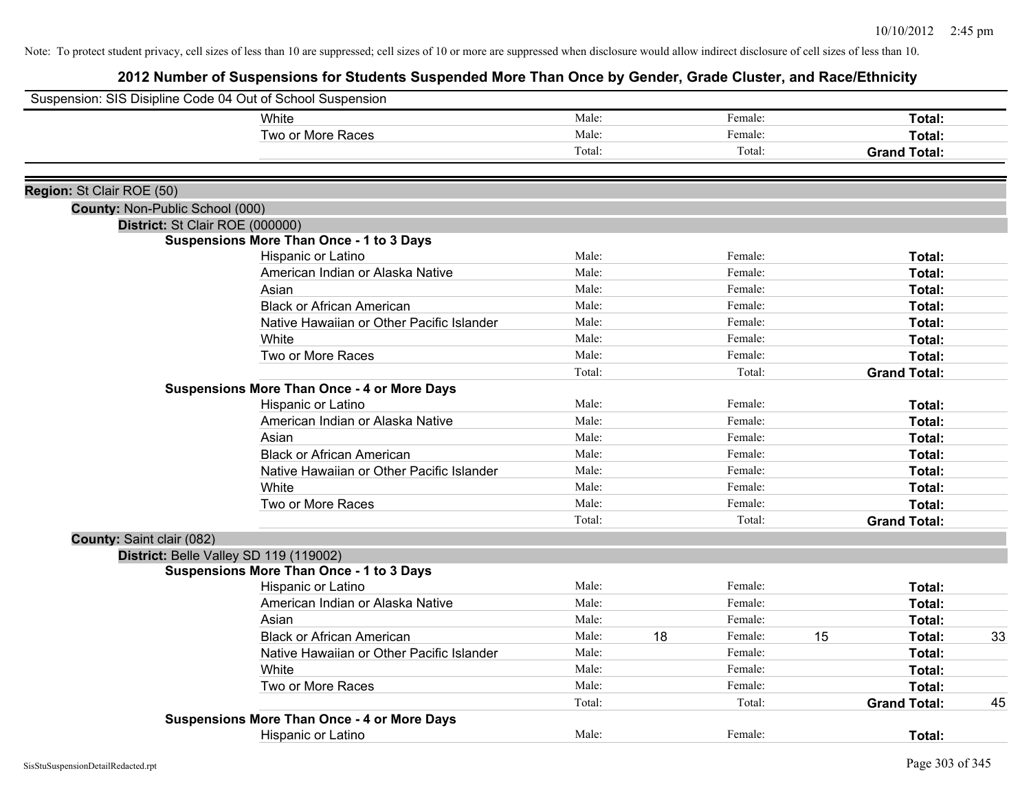Note: To protect student privacy, cell sizes of less than 10 are suppressed; cell sizes of 10 or more are suppressed when disclosure would allow indirect disclosure of cell sizes of less than 10.

## 2012 Number of Suspensions for Students Suspended More Than Once by Gender, Grade Cluster, and Race/Ethnicity

Suspension: SIS Disipline Code 04 Out of School Suspension

| | | | | | |
|---|---|---|---|---|---|
| White | Male: | | Female: | | **Total:** | |
| Two or More Races | Male: | | Female: | | **Total:** | |
| | Total: | | Total: | | **Grand Total:** | |

**Region:** St Clair ROE (50)

**County:** Non-Public School (000)

**District:** St Clair ROE (000000)

**Suspensions More Than Once - 1 to 3 Days**

| | | | | | | |
|---|---|---|---|---|---|---|
| Hispanic or Latino | Male: | | Female: | | **Total:** | |
| American Indian or Alaska Native | Male: | | Female: | | **Total:** | |
| Asian | Male: | | Female: | | **Total:** | |
| Black or African American | Male: | | Female: | | **Total:** | |
| Native Hawaiian or Other Pacific Islander | Male: | | Female: | | **Total:** | |
| White | Male: | | Female: | | **Total:** | |
| Two or More Races | Male: | | Female: | | **Total:** | |
| | Total: | | Total: | | **Grand Total:** | |

**Suspensions More Than Once - 4 or More Days**

| | | | | | | |
|---|---|---|---|---|---|---|
| Hispanic or Latino | Male: | | Female: | | **Total:** | |
| American Indian or Alaska Native | Male: | | Female: | | **Total:** | |
| Asian | Male: | | Female: | | **Total:** | |
| Black or African American | Male: | | Female: | | **Total:** | |
| Native Hawaiian or Other Pacific Islander | Male: | | Female: | | **Total:** | |
| White | Male: | | Female: | | **Total:** | |
| Two or More Races | Male: | | Female: | | **Total:** | |
| | Total: | | Total: | | **Grand Total:** | |

**County:** Saint clair (082)

**District:** Belle Valley SD 119 (119002)

**Suspensions More Than Once - 1 to 3 Days**

| | | | | | | |
|---|---|---|---|---|---|---|
| Hispanic or Latino | Male: | | Female: | | **Total:** | |
| American Indian or Alaska Native | Male: | | Female: | | **Total:** | |
| Asian | Male: | | Female: | | **Total:** | |
| Black or African American | Male: | 18 | Female: | 15 | **Total:** | 33 |
| Native Hawaiian or Other Pacific Islander | Male: | | Female: | | **Total:** | |
| White | Male: | | Female: | | **Total:** | |
| Two or More Races | Male: | | Female: | | **Total:** | |
| | Total: | | Total: | | **Grand Total:** | 45 |

**Suspensions More Than Once - 4 or More Days**

| | | | | | | |
|---|---|---|---|---|---|---|
| Hispanic or Latino | Male: | | Female: | | **Total:** | |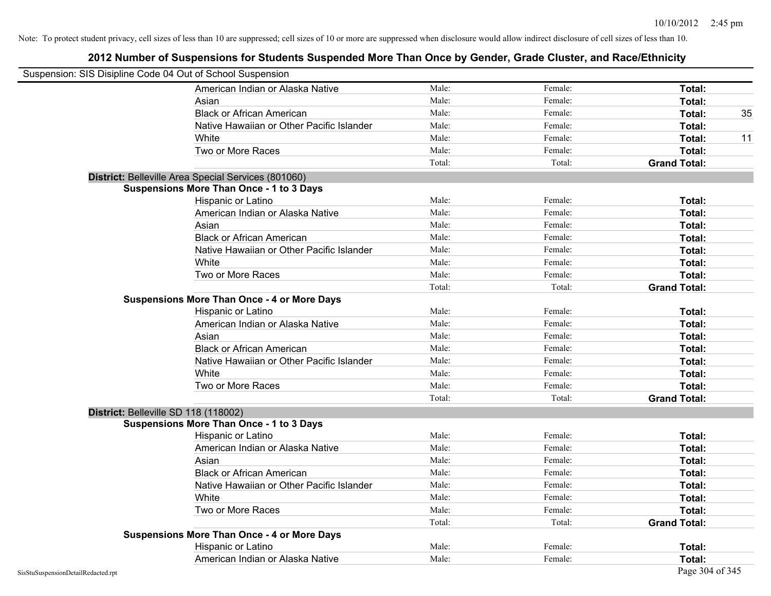Note: To protect student privacy, cell sizes of less than 10 are suppressed; cell sizes of 10 or more are suppressed when disclosure would allow indirect disclosure of cell sizes of less than 10.

# 2012 Number of Suspensions for Students Suspended More Than Once by Gender, Grade Cluster, and Race/Ethnicity

Suspension: SIS Disipline Code 04 Out of School Suspension

| | Male | Female | Total |
|---|---|---|---|
| American Indian or Alaska Native | Male: | Female: | Total: |
| Asian | Male: | Female: | Total: |
| Black or African American | Male: | Female: | Total: 35 |
| Native Hawaiian or Other Pacific Islander | Male: | Female: | Total: |
| White | Male: | Female: | Total: 11 |
| Two or More Races | Male: | Female: | Total: |
| | Total: | Total: | **Grand Total:** |

**District:** Belleville Area Special Services (801060)

**Suspensions More Than Once - 1 to 3 Days**

| | Male | Female | Total |
|---|---|---|---|
| Hispanic or Latino | Male: | Female: | Total: |
| American Indian or Alaska Native | Male: | Female: | Total: |
| Asian | Male: | Female: | Total: |
| Black or African American | Male: | Female: | Total: |
| Native Hawaiian or Other Pacific Islander | Male: | Female: | Total: |
| White | Male: | Female: | Total: |
| Two or More Races | Male: | Female: | Total: |
| | Total: | Total: | **Grand Total:** |

**Suspensions More Than Once - 4 or More Days**

| | Male | Female | Total |
|---|---|---|---|
| Hispanic or Latino | Male: | Female: | Total: |
| American Indian or Alaska Native | Male: | Female: | Total: |
| Asian | Male: | Female: | Total: |
| Black or African American | Male: | Female: | Total: |
| Native Hawaiian or Other Pacific Islander | Male: | Female: | Total: |
| White | Male: | Female: | Total: |
| Two or More Races | Male: | Female: | Total: |
| | Total: | Total: | **Grand Total:** |

**District:** Belleville SD 118 (118002)

**Suspensions More Than Once - 1 to 3 Days**

| | Male | Female | Total |
|---|---|---|---|
| Hispanic or Latino | Male: | Female: | Total: |
| American Indian or Alaska Native | Male: | Female: | Total: |
| Asian | Male: | Female: | Total: |
| Black or African American | Male: | Female: | Total: |
| Native Hawaiian or Other Pacific Islander | Male: | Female: | Total: |
| White | Male: | Female: | Total: |
| Two or More Races | Male: | Female: | Total: |
| | Total: | Total: | **Grand Total:** |

**Suspensions More Than Once - 4 or More Days**

| | Male | Female | Total |
|---|---|---|---|
| Hispanic or Latino | Male: | Female: | Total: |
| American Indian or Alaska Native | Male: | Female: | Total: |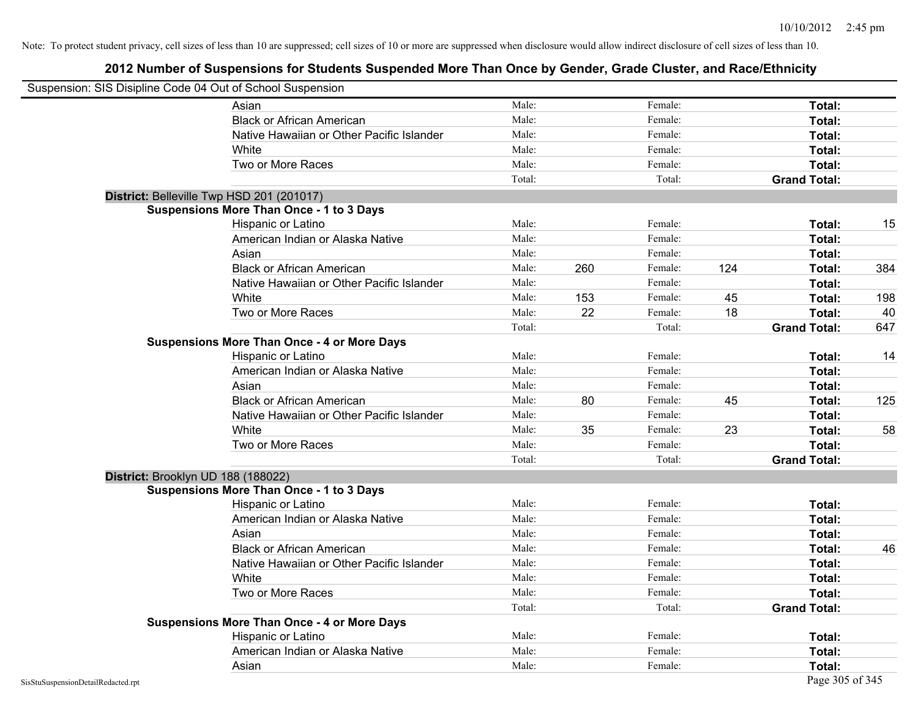Note: To protect student privacy, cell sizes of less than 10 are suppressed; cell sizes of 10 or more are suppressed when disclosure would allow indirect disclosure of cell sizes of less than 10.

# 2012 Number of Suspensions for Students Suspended More Than Once by Gender, Grade Cluster, and Race/Ethnicity

Suspension: SIS Disipline Code 04 Out of School Suspension

| | Male: | | Female: | | | |
|---|---|---|---|---|---|---|
| Asian | Male: | | Female: | | Total: | |
| Black or African American | Male: | | Female: | | Total: | |
| Native Hawaiian or Other Pacific Islander | Male: | | Female: | | Total: | |
| White | Male: | | Female: | | Total: | |
| Two or More Races | Male: | | Female: | | Total: | |
| | Total: | | Total: | | Grand Total: | |

**District:** Belleville Twp HSD 201 (201017)

**Suspensions More Than Once - 1 to 3 Days**

| | | | | | | |
|---|---|---|---|---|---|---|
| Hispanic or Latino | Male: | | Female: | | Total: | 15 |
| American Indian or Alaska Native | Male: | | Female: | | Total: | |
| Asian | Male: | | Female: | | Total: | |
| Black or African American | Male: | 260 | Female: | 124 | Total: | 384 |
| Native Hawaiian or Other Pacific Islander | Male: | | Female: | | Total: | |
| White | Male: | 153 | Female: | 45 | Total: | 198 |
| Two or More Races | Male: | 22 | Female: | 18 | Total: | 40 |
| | Total: | | Total: | | Grand Total: | 647 |

**Suspensions More Than Once - 4 or More Days**

| | | | | | | |
|---|---|---|---|---|---|---|
| Hispanic or Latino | Male: | | Female: | | Total: | 14 |
| American Indian or Alaska Native | Male: | | Female: | | Total: | |
| Asian | Male: | | Female: | | Total: | |
| Black or African American | Male: | 80 | Female: | 45 | Total: | 125 |
| Native Hawaiian or Other Pacific Islander | Male: | | Female: | | Total: | |
| White | Male: | 35 | Female: | 23 | Total: | 58 |
| Two or More Races | Male: | | Female: | | Total: | |
| | Total: | | Total: | | Grand Total: | |

**District:** Brooklyn UD 188 (188022)

**Suspensions More Than Once - 1 to 3 Days**

| | | | | | | |
|---|---|---|---|---|---|---|
| Hispanic or Latino | Male: | | Female: | | Total: | |
| American Indian or Alaska Native | Male: | | Female: | | Total: | |
| Asian | Male: | | Female: | | Total: | |
| Black or African American | Male: | | Female: | | Total: | 46 |
| Native Hawaiian or Other Pacific Islander | Male: | | Female: | | Total: | |
| White | Male: | | Female: | | Total: | |
| Two or More Races | Male: | | Female: | | Total: | |
| | Total: | | Total: | | Grand Total: | |

**Suspensions More Than Once - 4 or More Days**

| | | | | | | |
|---|---|---|---|---|---|---|
| Hispanic or Latino | Male: | | Female: | | Total: | |
| American Indian or Alaska Native | Male: | | Female: | | Total: | |
| Asian | Male: | | Female: | | Total: | |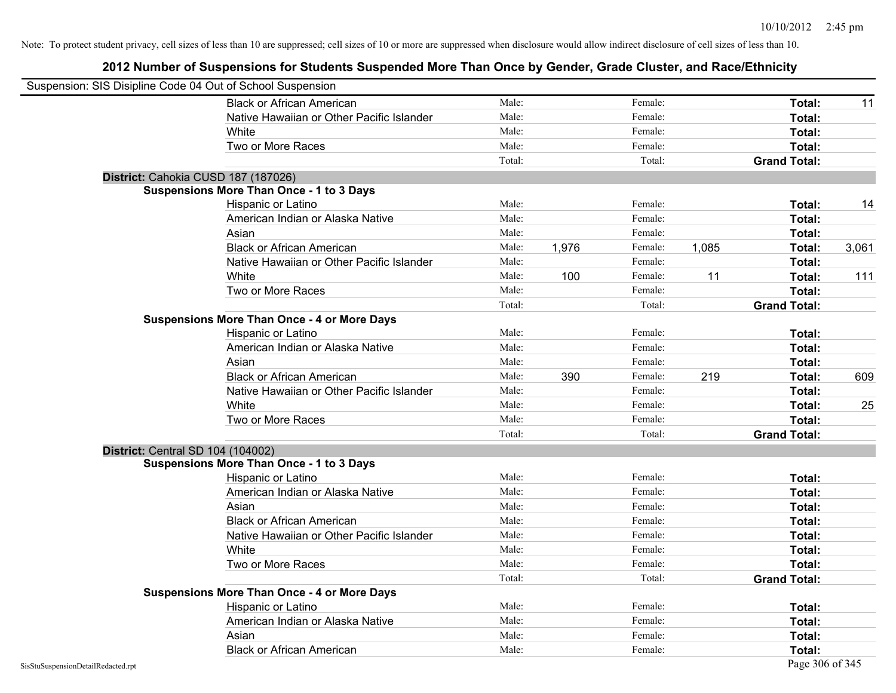Note: To protect student privacy, cell sizes of less than 10 are suppressed; cell sizes of 10 or more are suppressed when disclosure would allow indirect disclosure of cell sizes of less than 10.

## 2012 Number of Suspensions for Students Suspended More Than Once by Gender, Grade Cluster, and Race/Ethnicity

Suspension: SIS Disipline Code 04 Out of School Suspension

| | | | | | | |
|---|---|---|---|---|---|---|
| Black or African American | Male: | | Female: | | Total: | 11 |
| Native Hawaiian or Other Pacific Islander | Male: | | Female: | | Total: | |
| White | Male: | | Female: | | Total: | |
| Two or More Races | Male: | | Female: | | Total: | |
| | Total: | | Total: | | Grand Total: | |

**District:** Cahokia CUSD 187 (187026)

**Suspensions More Than Once - 1 to 3 Days**

| | | | | | | |
|---|---|---|---|---|---|---|
| Hispanic or Latino | Male: | | Female: | | Total: | 14 |
| American Indian or Alaska Native | Male: | | Female: | | Total: | |
| Asian | Male: | | Female: | | Total: | |
| Black or African American | Male: | 1,976 | Female: | 1,085 | Total: | 3,061 |
| Native Hawaiian or Other Pacific Islander | Male: | | Female: | | Total: | |
| White | Male: | 100 | Female: | 11 | Total: | 111 |
| Two or More Races | Male: | | Female: | | Total: | |
| | Total: | | Total: | | Grand Total: | |

**Suspensions More Than Once - 4 or More Days**

| | | | | | | |
|---|---|---|---|---|---|---|
| Hispanic or Latino | Male: | | Female: | | Total: | |
| American Indian or Alaska Native | Male: | | Female: | | Total: | |
| Asian | Male: | | Female: | | Total: | |
| Black or African American | Male: | 390 | Female: | 219 | Total: | 609 |
| Native Hawaiian or Other Pacific Islander | Male: | | Female: | | Total: | |
| White | Male: | | Female: | | Total: | 25 |
| Two or More Races | Male: | | Female: | | Total: | |
| | Total: | | Total: | | Grand Total: | |

**District:** Central SD 104 (104002)

**Suspensions More Than Once - 1 to 3 Days**

| | | | | | | |
|---|---|---|---|---|---|---|
| Hispanic or Latino | Male: | | Female: | | Total: | |
| American Indian or Alaska Native | Male: | | Female: | | Total: | |
| Asian | Male: | | Female: | | Total: | |
| Black or African American | Male: | | Female: | | Total: | |
| Native Hawaiian or Other Pacific Islander | Male: | | Female: | | Total: | |
| White | Male: | | Female: | | Total: | |
| Two or More Races | Male: | | Female: | | Total: | |
| | Total: | | Total: | | Grand Total: | |

**Suspensions More Than Once - 4 or More Days**

| | | | | | | |
|---|---|---|---|---|---|---|
| Hispanic or Latino | Male: | | Female: | | Total: | |
| American Indian or Alaska Native | Male: | | Female: | | Total: | |
| Asian | Male: | | Female: | | Total: | |
| Black or African American | Male: | | Female: | | Total: | |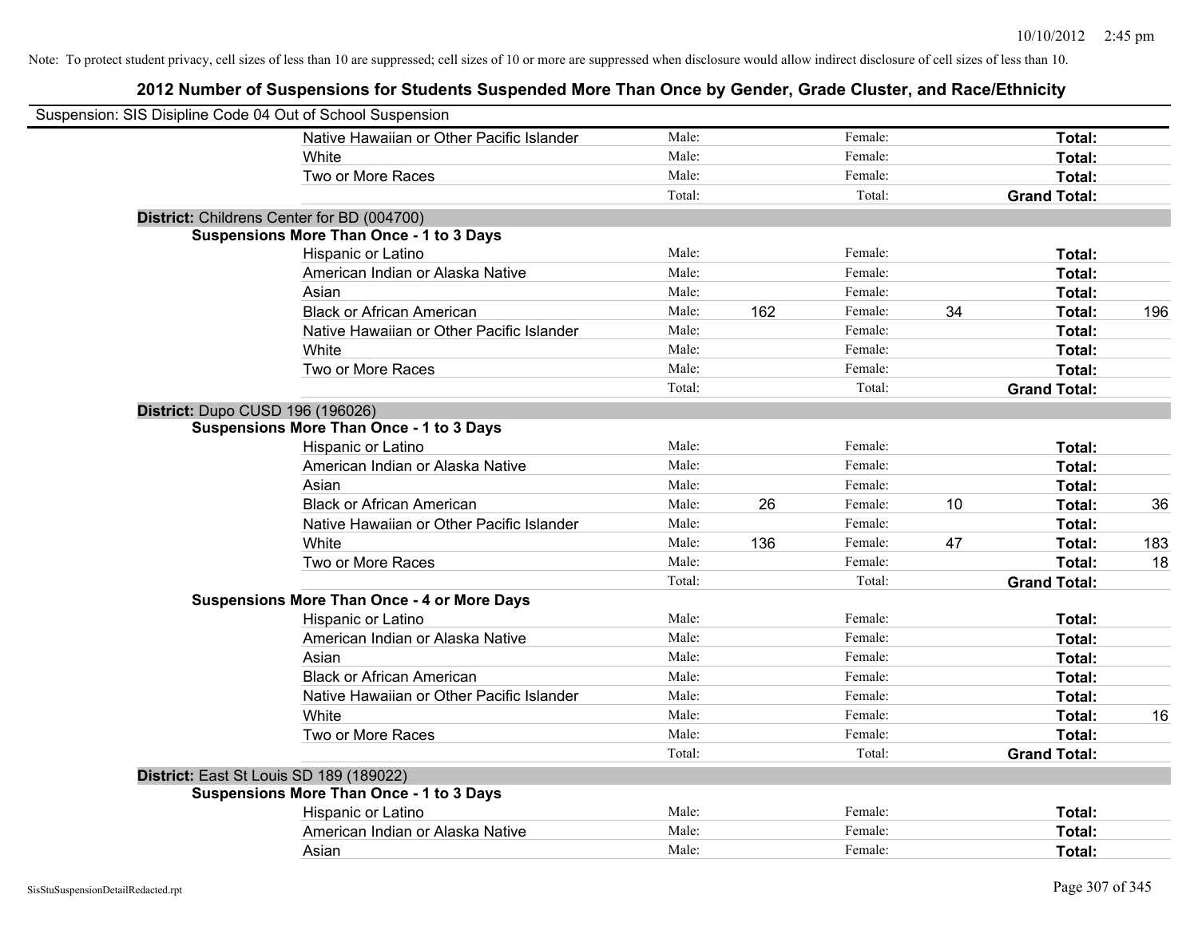Note: To protect student privacy, cell sizes of less than 10 are suppressed; cell sizes of 10 or more are suppressed when disclosure would allow indirect disclosure of cell sizes of less than 10.

## 2012 Number of Suspensions for Students Suspended More Than Once by Gender, Grade Cluster, and Race/Ethnicity

Suspension: SIS Disipline Code 04 Out of School Suspension

| | | | | | | |
|---|---|---|---|---|---|---|
| Native Hawaiian or Other Pacific Islander | Male: | | Female: | | Total: | |
| White | Male: | | Female: | | Total: | |
| Two or More Races | Male: | | Female: | | Total: | |
| | Total: | | Total: | | Grand Total: | |

**District:** Childrens Center for BD (004700)

**Suspensions More Than Once - 1 to 3 Days**

| | | | | | | |
|---|---|---|---|---|---|---|
| Hispanic or Latino | Male: | | Female: | | Total: | |
| American Indian or Alaska Native | Male: | | Female: | | Total: | |
| Asian | Male: | | Female: | | Total: | |
| Black or African American | Male: | 162 | Female: | 34 | Total: | 196 |
| Native Hawaiian or Other Pacific Islander | Male: | | Female: | | Total: | |
| White | Male: | | Female: | | Total: | |
| Two or More Races | Male: | | Female: | | Total: | |
| | Total: | | Total: | | Grand Total: | |

**District:** Dupo CUSD 196 (196026)

**Suspensions More Than Once - 1 to 3 Days**

| | | | | | | |
|---|---|---|---|---|---|---|
| Hispanic or Latino | Male: | | Female: | | Total: | |
| American Indian or Alaska Native | Male: | | Female: | | Total: | |
| Asian | Male: | | Female: | | Total: | |
| Black or African American | Male: | 26 | Female: | 10 | Total: | 36 |
| Native Hawaiian or Other Pacific Islander | Male: | | Female: | | Total: | |
| White | Male: | 136 | Female: | 47 | Total: | 183 |
| Two or More Races | Male: | | Female: | | Total: | 18 |
| | Total: | | Total: | | Grand Total: | |

**Suspensions More Than Once - 4 or More Days**

| | | | | | | |
|---|---|---|---|---|---|---|
| Hispanic or Latino | Male: | | Female: | | Total: | |
| American Indian or Alaska Native | Male: | | Female: | | Total: | |
| Asian | Male: | | Female: | | Total: | |
| Black or African American | Male: | | Female: | | Total: | |
| Native Hawaiian or Other Pacific Islander | Male: | | Female: | | Total: | |
| White | Male: | | Female: | | Total: | 16 |
| Two or More Races | Male: | | Female: | | Total: | |
| | Total: | | Total: | | Grand Total: | |

**District:** East St Louis SD 189 (189022)

**Suspensions More Than Once - 1 to 3 Days**

| | | | | | | |
|---|---|---|---|---|---|---|
| Hispanic or Latino | Male: | | Female: | | Total: | |
| American Indian or Alaska Native | Male: | | Female: | | Total: | |
| Asian | Male: | | Female: | | Total: | |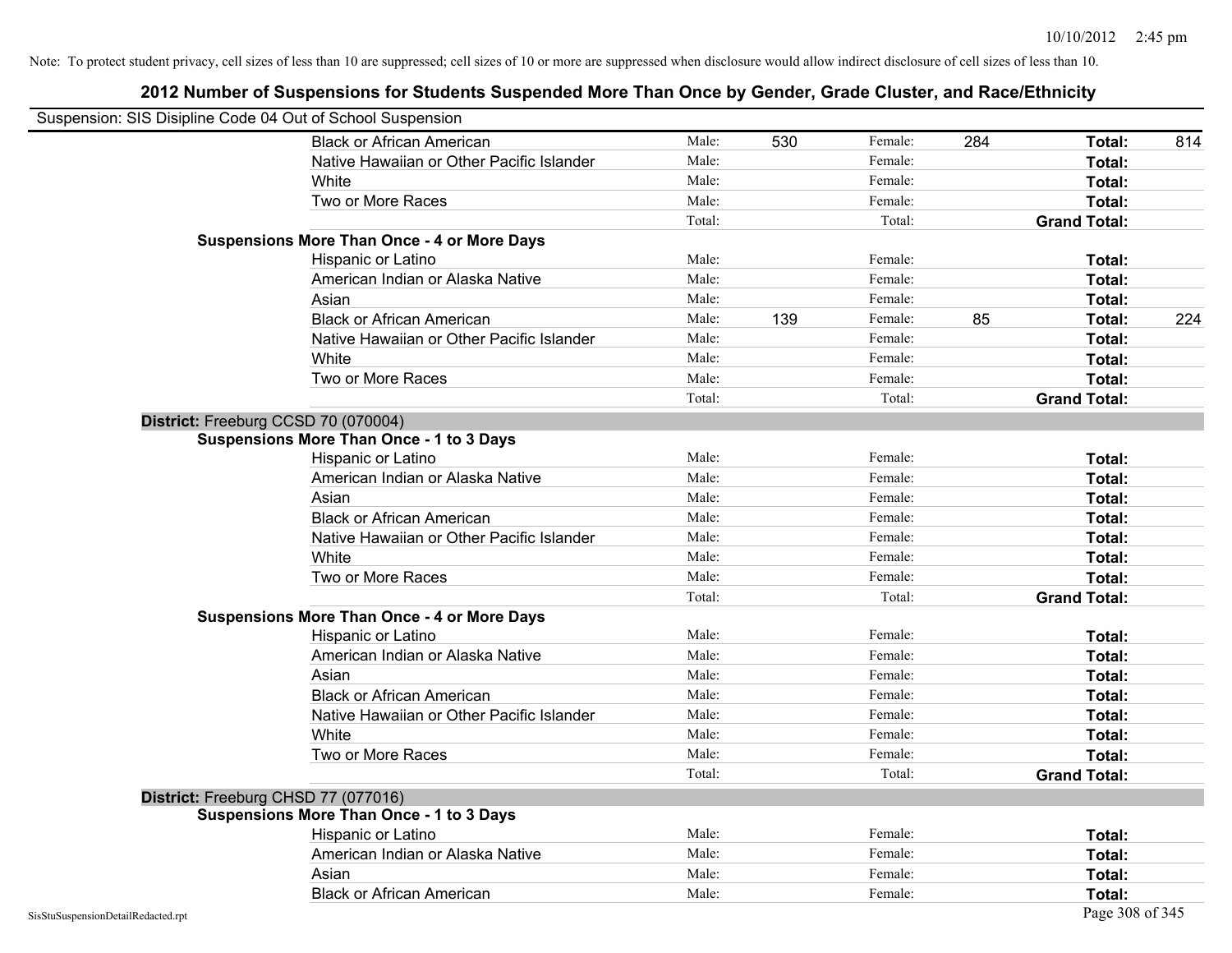Note: To protect student privacy, cell sizes of less than 10 are suppressed; cell sizes of 10 or more are suppressed when disclosure would allow indirect disclosure of cell sizes of less than 10.

## 2012 Number of Suspensions for Students Suspended More Than Once by Gender, Grade Cluster, and Race/Ethnicity

Suspension: SIS Disipline Code 04 Out of School Suspension

| | | | | | | |
|---|---|---|---|---|---|---|
| Black or African American | Male: | 530 | Female: | 284 | **Total:** | 814 |
| Native Hawaiian or Other Pacific Islander | Male: | | Female: | | **Total:** | |
| White | Male: | | Female: | | **Total:** | |
| Two or More Races | Male: | | Female: | | **Total:** | |
| | Total: | | Total: | | **Grand Total:** | |
| **Suspensions More Than Once - 4 or More Days** | | | | | | |
| Hispanic or Latino | Male: | | Female: | | **Total:** | |
| American Indian or Alaska Native | Male: | | Female: | | **Total:** | |
| Asian | Male: | | Female: | | **Total:** | |
| Black or African American | Male: | 139 | Female: | 85 | **Total:** | 224 |
| Native Hawaiian or Other Pacific Islander | Male: | | Female: | | **Total:** | |
| White | Male: | | Female: | | **Total:** | |
| Two or More Races | Male: | | Female: | | **Total:** | |
| | Total: | | Total: | | **Grand Total:** | |

**District:** Freeburg CCSD 70 (070004)

| | | | | | | |
|---|---|---|---|---|---|---|
| **Suspensions More Than Once - 1 to 3 Days** | | | | | | |
| Hispanic or Latino | Male: | | Female: | | **Total:** | |
| American Indian or Alaska Native | Male: | | Female: | | **Total:** | |
| Asian | Male: | | Female: | | **Total:** | |
| Black or African American | Male: | | Female: | | **Total:** | |
| Native Hawaiian or Other Pacific Islander | Male: | | Female: | | **Total:** | |
| White | Male: | | Female: | | **Total:** | |
| Two or More Races | Male: | | Female: | | **Total:** | |
| | Total: | | Total: | | **Grand Total:** | |
| **Suspensions More Than Once - 4 or More Days** | | | | | | |
| Hispanic or Latino | Male: | | Female: | | **Total:** | |
| American Indian or Alaska Native | Male: | | Female: | | **Total:** | |
| Asian | Male: | | Female: | | **Total:** | |
| Black or African American | Male: | | Female: | | **Total:** | |
| Native Hawaiian or Other Pacific Islander | Male: | | Female: | | **Total:** | |
| White | Male: | | Female: | | **Total:** | |
| Two or More Races | Male: | | Female: | | **Total:** | |
| | Total: | | Total: | | **Grand Total:** | |

**District:** Freeburg CHSD 77 (077016)

| | | | | | | |
|---|---|---|---|---|---|---|
| **Suspensions More Than Once - 1 to 3 Days** | | | | | | |
| Hispanic or Latino | Male: | | Female: | | **Total:** | |
| American Indian or Alaska Native | Male: | | Female: | | **Total:** | |
| Asian | Male: | | Female: | | **Total:** | |
| Black or African American | Male: | | Female: | | **Total:** | |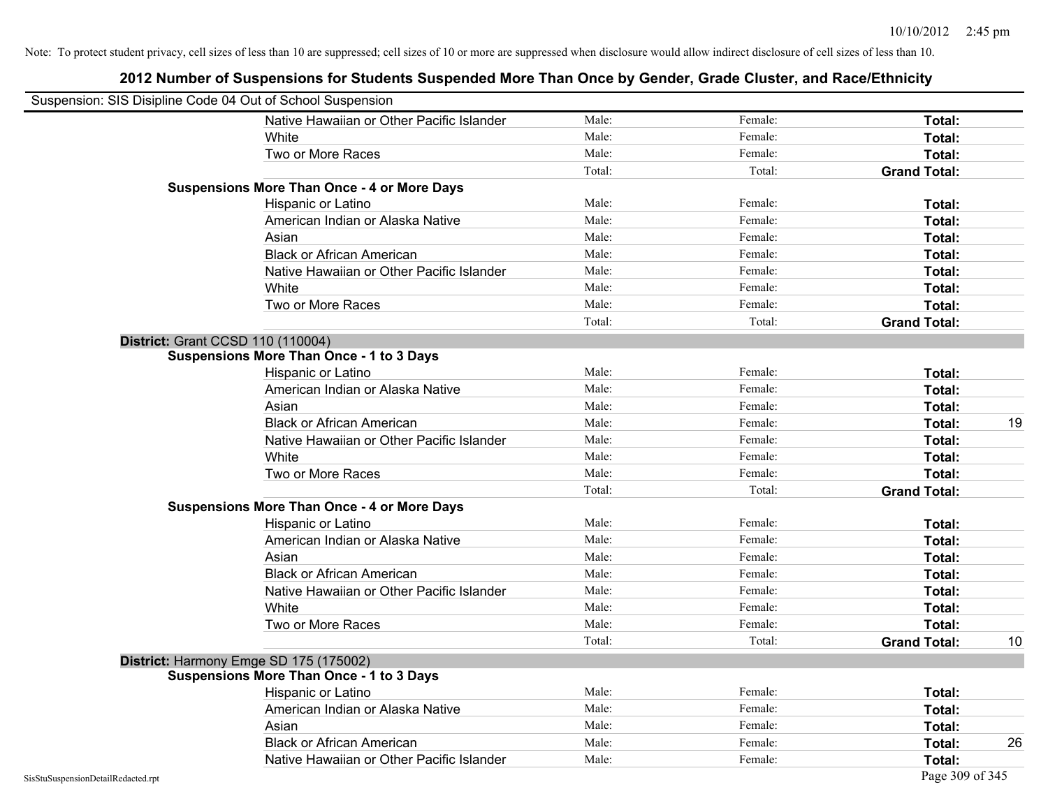Note: To protect student privacy, cell sizes of less than 10 are suppressed; cell sizes of 10 or more are suppressed when disclosure would allow indirect disclosure of cell sizes of less than 10.

## 2012 Number of Suspensions for Students Suspended More Than Once by Gender, Grade Cluster, and Race/Ethnicity

Suspension: SIS Disipline Code 04 Out of School Suspension

| | | | | |
|---|---|---|---|---|
| Native Hawaiian or Other Pacific Islander | Male: | Female: | **Total:** | |
| White | Male: | Female: | **Total:** | |
| Two or More Races | Male: | Female: | **Total:** | |
| | Total: | Total: | **Grand Total:** | |
| **Suspensions More Than Once - 4 or More Days** | | | | |
| Hispanic or Latino | Male: | Female: | **Total:** | |
| American Indian or Alaska Native | Male: | Female: | **Total:** | |
| Asian | Male: | Female: | **Total:** | |
| Black or African American | Male: | Female: | **Total:** | |
| Native Hawaiian or Other Pacific Islander | Male: | Female: | **Total:** | |
| White | Male: | Female: | **Total:** | |
| Two or More Races | Male: | Female: | **Total:** | |
| | Total: | Total: | **Grand Total:** | |
| **District:** Grant CCSD 110 (110004) | | | | |
| **Suspensions More Than Once - 1 to 3 Days** | | | | |
| Hispanic or Latino | Male: | Female: | **Total:** | |
| American Indian or Alaska Native | Male: | Female: | **Total:** | |
| Asian | Male: | Female: | **Total:** | |
| Black or African American | Male: | Female: | **Total:** | 19 |
| Native Hawaiian or Other Pacific Islander | Male: | Female: | **Total:** | |
| White | Male: | Female: | **Total:** | |
| Two or More Races | Male: | Female: | **Total:** | |
| | Total: | Total: | **Grand Total:** | |
| **Suspensions More Than Once - 4 or More Days** | | | | |
| Hispanic or Latino | Male: | Female: | **Total:** | |
| American Indian or Alaska Native | Male: | Female: | **Total:** | |
| Asian | Male: | Female: | **Total:** | |
| Black or African American | Male: | Female: | **Total:** | |
| Native Hawaiian or Other Pacific Islander | Male: | Female: | **Total:** | |
| White | Male: | Female: | **Total:** | |
| Two or More Races | Male: | Female: | **Total:** | |
| | Total: | Total: | **Grand Total:** | 10 |
| **District:** Harmony Emge SD 175 (175002) | | | | |
| **Suspensions More Than Once - 1 to 3 Days** | | | | |
| Hispanic or Latino | Male: | Female: | **Total:** | |
| American Indian or Alaska Native | Male: | Female: | **Total:** | |
| Asian | Male: | Female: | **Total:** | |
| Black or African American | Male: | Female: | **Total:** | 26 |
| Native Hawaiian or Other Pacific Islander | Male: | Female: | **Total:** | |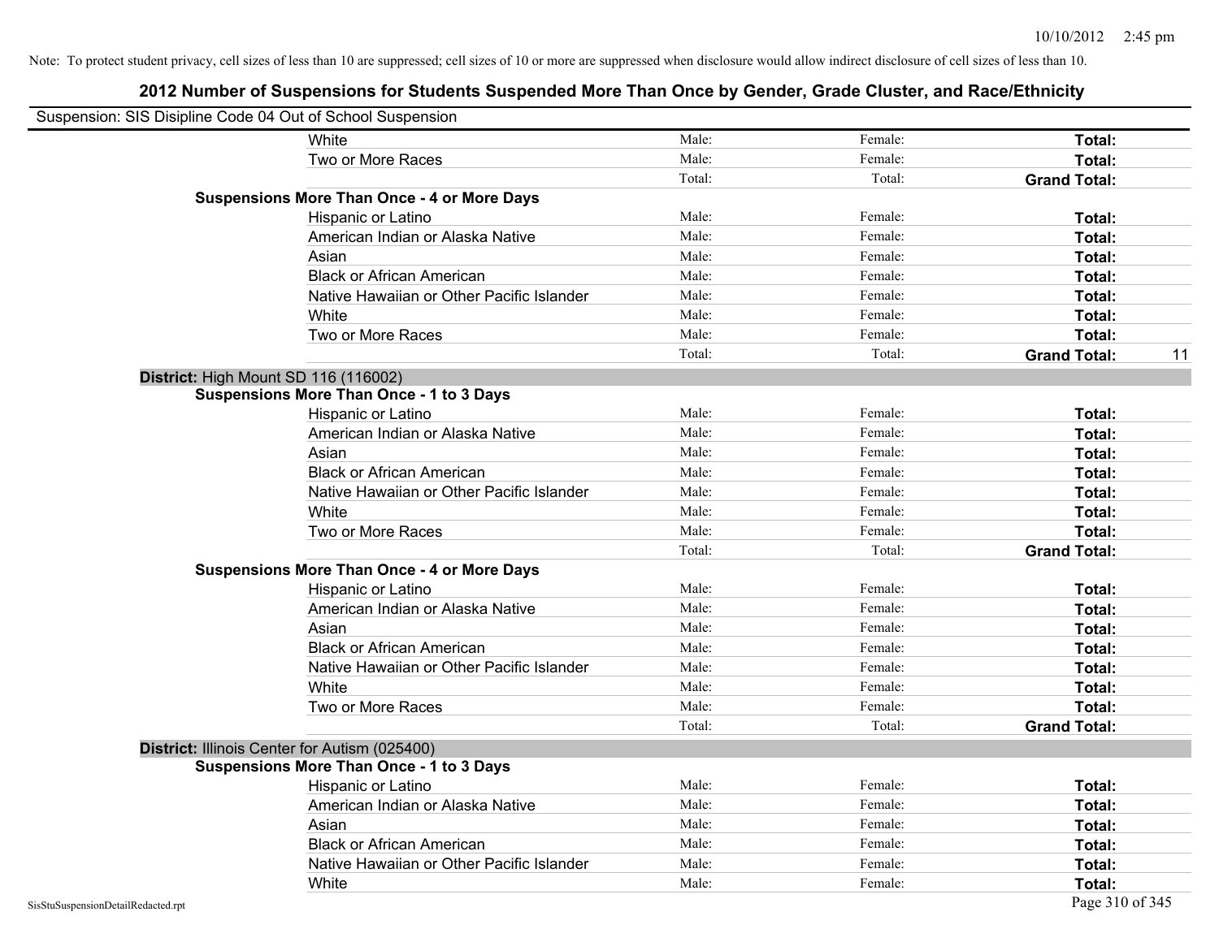Note: To protect student privacy, cell sizes of less than 10 are suppressed; cell sizes of 10 or more are suppressed when disclosure would allow indirect disclosure of cell sizes of less than 10.

# 2012 Number of Suspensions for Students Suspended More Than Once by Gender, Grade Cluster, and Race/Ethnicity

Suspension: SIS Disipline Code 04 Out of School Suspension

| | | | | |
|---|---|---|---|---|
| White | Male: | Female: | **Total:** | |
| Two or More Races | Male: | Female: | **Total:** | |
| | Total: | Total: | **Grand Total:** | |
| **Suspensions More Than Once - 4 or More Days** | | | | |
| Hispanic or Latino | Male: | Female: | **Total:** | |
| American Indian or Alaska Native | Male: | Female: | **Total:** | |
| Asian | Male: | Female: | **Total:** | |
| Black or African American | Male: | Female: | **Total:** | |
| Native Hawaiian or Other Pacific Islander | Male: | Female: | **Total:** | |
| White | Male: | Female: | **Total:** | |
| Two or More Races | Male: | Female: | **Total:** | |
| | Total: | Total: | **Grand Total:** | 11 |

**District:** High Mount SD 116 (116002)

| | | | | |
|---|---|---|---|---|
| **Suspensions More Than Once - 1 to 3 Days** | | | | |
| Hispanic or Latino | Male: | Female: | **Total:** | |
| American Indian or Alaska Native | Male: | Female: | **Total:** | |
| Asian | Male: | Female: | **Total:** | |
| Black or African American | Male: | Female: | **Total:** | |
| Native Hawaiian or Other Pacific Islander | Male: | Female: | **Total:** | |
| White | Male: | Female: | **Total:** | |
| Two or More Races | Male: | Female: | **Total:** | |
| | Total: | Total: | **Grand Total:** | |
| **Suspensions More Than Once - 4 or More Days** | | | | |
| Hispanic or Latino | Male: | Female: | **Total:** | |
| American Indian or Alaska Native | Male: | Female: | **Total:** | |
| Asian | Male: | Female: | **Total:** | |
| Black or African American | Male: | Female: | **Total:** | |
| Native Hawaiian or Other Pacific Islander | Male: | Female: | **Total:** | |
| White | Male: | Female: | **Total:** | |
| Two or More Races | Male: | Female: | **Total:** | |
| | Total: | Total: | **Grand Total:** | |

**District:** Illinois Center for Autism (025400)

| | | | | |
|---|---|---|---|---|
| **Suspensions More Than Once - 1 to 3 Days** | | | | |
| Hispanic or Latino | Male: | Female: | **Total:** | |
| American Indian or Alaska Native | Male: | Female: | **Total:** | |
| Asian | Male: | Female: | **Total:** | |
| Black or African American | Male: | Female: | **Total:** | |
| Native Hawaiian or Other Pacific Islander | Male: | Female: | **Total:** | |
| White | Male: | Female: | **Total:** | |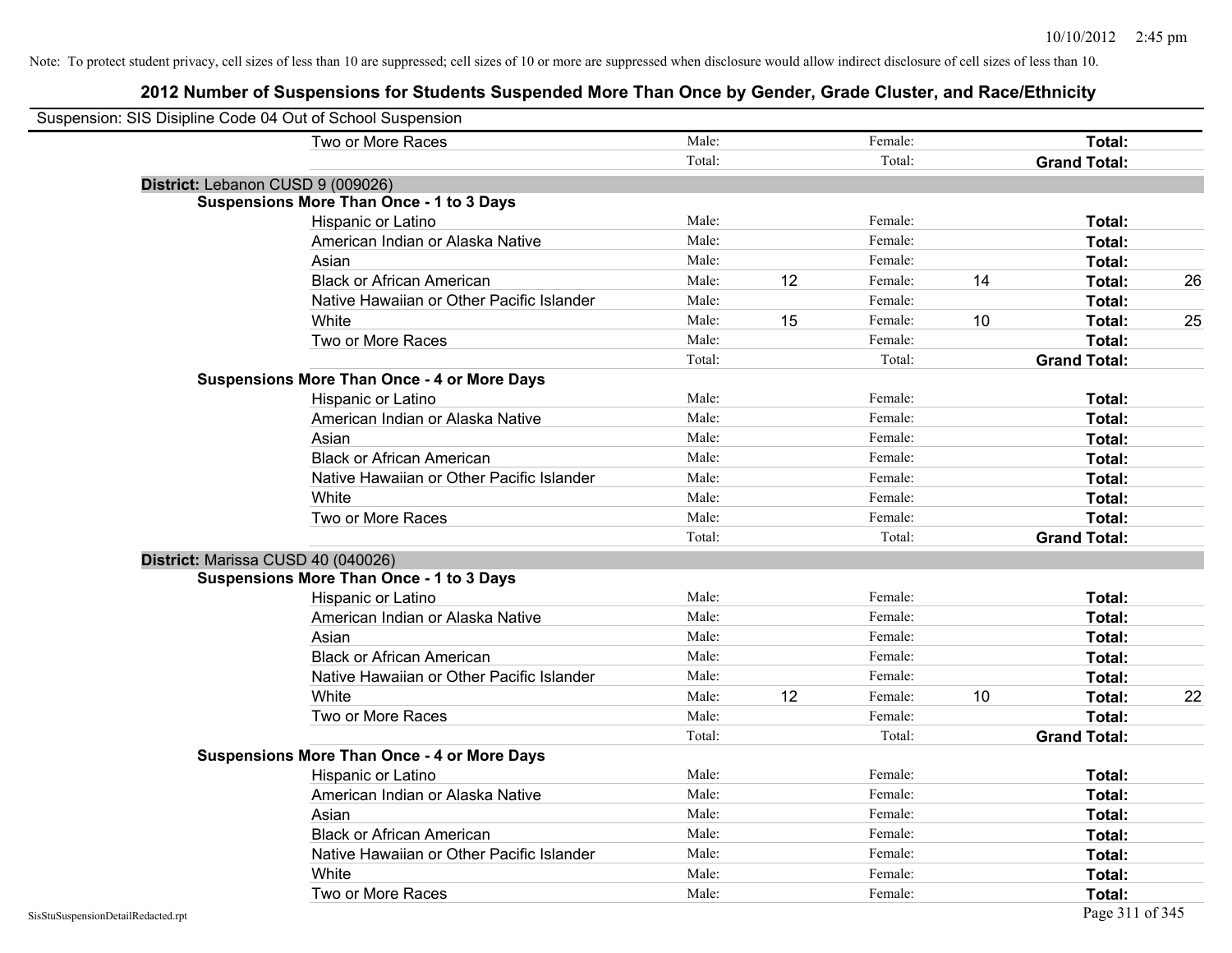Note: To protect student privacy, cell sizes of less than 10 are suppressed; cell sizes of 10 or more are suppressed when disclosure would allow indirect disclosure of cell sizes of less than 10.

## 2012 Number of Suspensions for Students Suspended More Than Once by Gender, Grade Cluster, and Race/Ethnicity

Suspension: SIS Disipline Code 04 Out of School Suspension

| | | | | | | |
|---|---|---|---|---|---|---|
| Two or More Races | Male: | | Female: | | **Total:** | |
| | Total: | | Total: | | **Grand Total:** | |

**District:** Lebanon CUSD 9 (009026)

**Suspensions More Than Once - 1 to 3 Days**

| | | | | | | |
|---|---|---|---|---|---|---|
| Hispanic or Latino | Male: | | Female: | | **Total:** | |
| American Indian or Alaska Native | Male: | | Female: | | **Total:** | |
| Asian | Male: | | Female: | | **Total:** | |
| Black or African American | Male: | 12 | Female: | 14 | **Total:** | 26 |
| Native Hawaiian or Other Pacific Islander | Male: | | Female: | | **Total:** | |
| White | Male: | 15 | Female: | 10 | **Total:** | 25 |
| Two or More Races | Male: | | Female: | | **Total:** | |
| | Total: | | Total: | | **Grand Total:** | |

**Suspensions More Than Once - 4 or More Days**

| | | | | | | |
|---|---|---|---|---|---|---|
| Hispanic or Latino | Male: | | Female: | | **Total:** | |
| American Indian or Alaska Native | Male: | | Female: | | **Total:** | |
| Asian | Male: | | Female: | | **Total:** | |
| Black or African American | Male: | | Female: | | **Total:** | |
| Native Hawaiian or Other Pacific Islander | Male: | | Female: | | **Total:** | |
| White | Male: | | Female: | | **Total:** | |
| Two or More Races | Male: | | Female: | | **Total:** | |
| | Total: | | Total: | | **Grand Total:** | |

**District:** Marissa CUSD 40 (040026)

**Suspensions More Than Once - 1 to 3 Days**

| | | | | | | |
|---|---|---|---|---|---|---|
| Hispanic or Latino | Male: | | Female: | | **Total:** | |
| American Indian or Alaska Native | Male: | | Female: | | **Total:** | |
| Asian | Male: | | Female: | | **Total:** | |
| Black or African American | Male: | | Female: | | **Total:** | |
| Native Hawaiian or Other Pacific Islander | Male: | | Female: | | **Total:** | |
| White | Male: | 12 | Female: | 10 | **Total:** | 22 |
| Two or More Races | Male: | | Female: | | **Total:** | |
| | Total: | | Total: | | **Grand Total:** | |

**Suspensions More Than Once - 4 or More Days**

| | | | | | | |
|---|---|---|---|---|---|---|
| Hispanic or Latino | Male: | | Female: | | **Total:** | |
| American Indian or Alaska Native | Male: | | Female: | | **Total:** | |
| Asian | Male: | | Female: | | **Total:** | |
| Black or African American | Male: | | Female: | | **Total:** | |
| Native Hawaiian or Other Pacific Islander | Male: | | Female: | | **Total:** | |
| White | Male: | | Female: | | **Total:** | |
| Two or More Races | Male: | | Female: | | **Total:** | |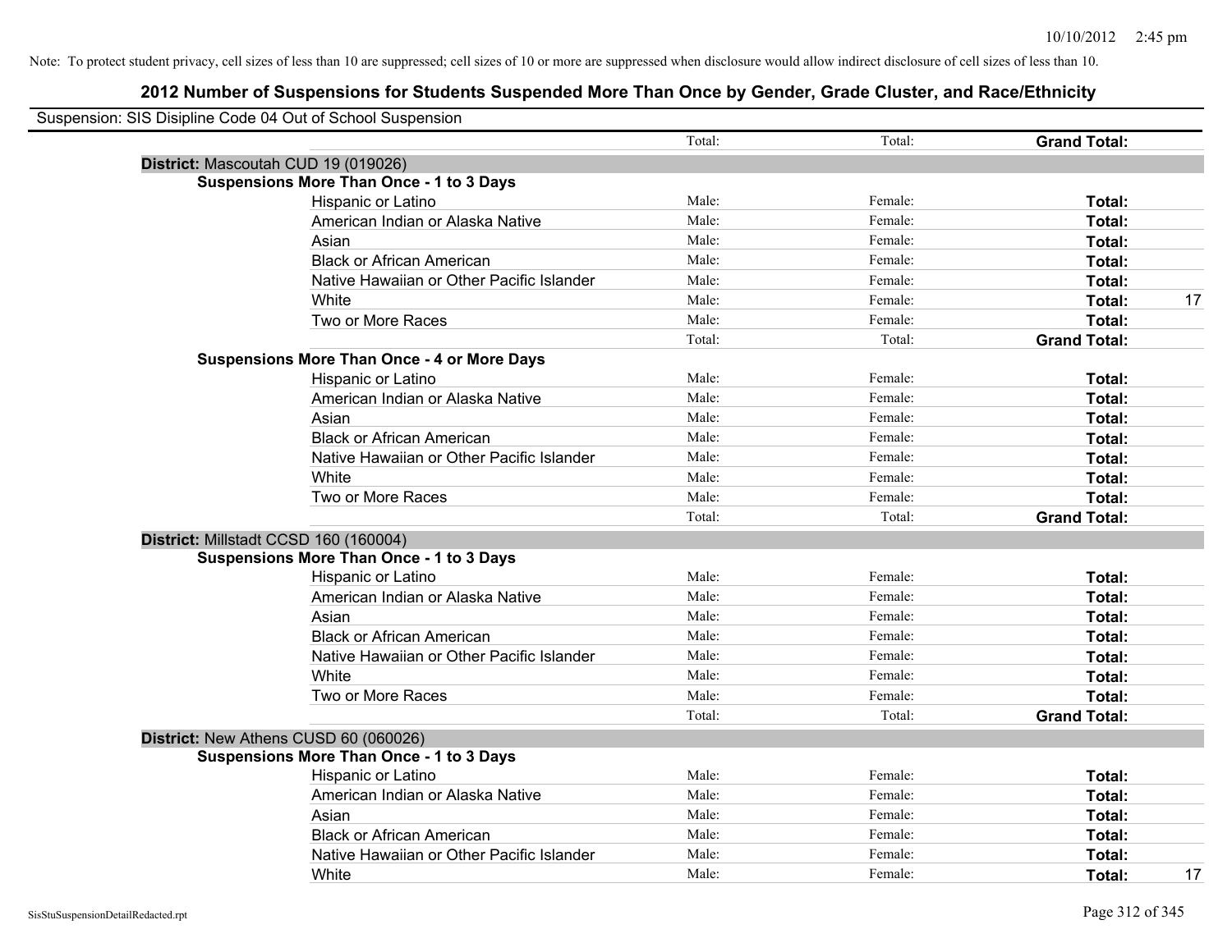Note: To protect student privacy, cell sizes of less than 10 are suppressed; cell sizes of 10 or more are suppressed when disclosure would allow indirect disclosure of cell sizes of less than 10.

# 2012 Number of Suspensions for Students Suspended More Than Once by Gender, Grade Cluster, and Race/Ethnicity

Suspension: SIS Disipline Code 04 Out of School Suspension

| | | Total: | Total: | Grand Total: | |
|---|---|---|---|---|---|
| **District:** Mascoutah CUD 19 (019026) | | | | | |
| **Suspensions More Than Once - 1 to 3 Days** | | | | | |
| | Hispanic or Latino | Male: | Female: | **Total:** | |
| | American Indian or Alaska Native | Male: | Female: | **Total:** | |
| | Asian | Male: | Female: | **Total:** | |
| | Black or African American | Male: | Female: | **Total:** | |
| | Native Hawaiian or Other Pacific Islander | Male: | Female: | **Total:** | |
| | White | Male: | Female: | **Total:** | 17 |
| | Two or More Races | Male: | Female: | **Total:** | |
| | | Total: | Total: | **Grand Total:** | |
| **Suspensions More Than Once - 4 or More Days** | | | | | |
| | Hispanic or Latino | Male: | Female: | **Total:** | |
| | American Indian or Alaska Native | Male: | Female: | **Total:** | |
| | Asian | Male: | Female: | **Total:** | |
| | Black or African American | Male: | Female: | **Total:** | |
| | Native Hawaiian or Other Pacific Islander | Male: | Female: | **Total:** | |
| | White | Male: | Female: | **Total:** | |
| | Two or More Races | Male: | Female: | **Total:** | |
| | | Total: | Total: | **Grand Total:** | |
| **District:** Millstadt CCSD 160 (160004) | | | | | |
| **Suspensions More Than Once - 1 to 3 Days** | | | | | |
| | Hispanic or Latino | Male: | Female: | **Total:** | |
| | American Indian or Alaska Native | Male: | Female: | **Total:** | |
| | Asian | Male: | Female: | **Total:** | |
| | Black or African American | Male: | Female: | **Total:** | |
| | Native Hawaiian or Other Pacific Islander | Male: | Female: | **Total:** | |
| | White | Male: | Female: | **Total:** | |
| | Two or More Races | Male: | Female: | **Total:** | |
| | | Total: | Total: | **Grand Total:** | |
| **District:** New Athens CUSD 60 (060026) | | | | | |
| **Suspensions More Than Once - 1 to 3 Days** | | | | | |
| | Hispanic or Latino | Male: | Female: | **Total:** | |
| | American Indian or Alaska Native | Male: | Female: | **Total:** | |
| | Asian | Male: | Female: | **Total:** | |
| | Black or African American | Male: | Female: | **Total:** | |
| | Native Hawaiian or Other Pacific Islander | Male: | Female: | **Total:** | |
| | White | Male: | Female: | **Total:** | 17 |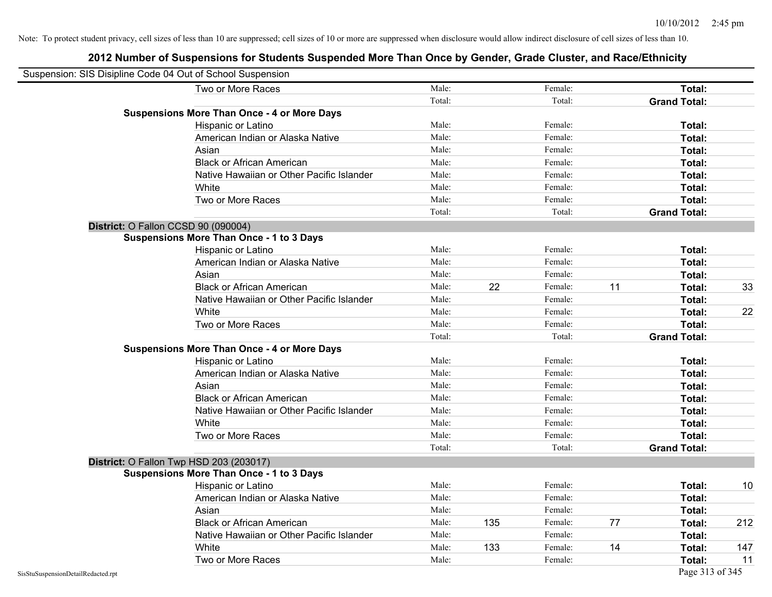Note: To protect student privacy, cell sizes of less than 10 are suppressed; cell sizes of 10 or more are suppressed when disclosure would allow indirect disclosure of cell sizes of less than 10.

## 2012 Number of Suspensions for Students Suspended More Than Once by Gender, Grade Cluster, and Race/Ethnicity

Suspension: SIS Disipline Code 04 Out of School Suspension

| | | | | | | |
|---|---|---|---|---|---|---|
| Two or More Races | Male: | | Female: | | **Total:** | |
| | Total: | | Total: | | **Grand Total:** | |
| **Suspensions More Than Once - 4 or More Days** | | | | | | |
| Hispanic or Latino | Male: | | Female: | | **Total:** | |
| American Indian or Alaska Native | Male: | | Female: | | **Total:** | |
| Asian | Male: | | Female: | | **Total:** | |
| Black or African American | Male: | | Female: | | **Total:** | |
| Native Hawaiian or Other Pacific Islander | Male: | | Female: | | **Total:** | |
| White | Male: | | Female: | | **Total:** | |
| Two or More Races | Male: | | Female: | | **Total:** | |
| | Total: | | Total: | | **Grand Total:** | |
| **District: O Fallon CCSD 90 (090004)** | | | | | | |
| **Suspensions More Than Once - 1 to 3 Days** | | | | | | |
| Hispanic or Latino | Male: | | Female: | | **Total:** | |
| American Indian or Alaska Native | Male: | | Female: | | **Total:** | |
| Asian | Male: | | Female: | | **Total:** | |
| Black or African American | Male: | 22 | Female: | 11 | **Total:** | 33 |
| Native Hawaiian or Other Pacific Islander | Male: | | Female: | | **Total:** | |
| White | Male: | | Female: | | **Total:** | 22 |
| Two or More Races | Male: | | Female: | | **Total:** | |
| | Total: | | Total: | | **Grand Total:** | |
| **Suspensions More Than Once - 4 or More Days** | | | | | | |
| Hispanic or Latino | Male: | | Female: | | **Total:** | |
| American Indian or Alaska Native | Male: | | Female: | | **Total:** | |
| Asian | Male: | | Female: | | **Total:** | |
| Black or African American | Male: | | Female: | | **Total:** | |
| Native Hawaiian or Other Pacific Islander | Male: | | Female: | | **Total:** | |
| White | Male: | | Female: | | **Total:** | |
| Two or More Races | Male: | | Female: | | **Total:** | |
| | Total: | | Total: | | **Grand Total:** | |
| **District: O Fallon Twp HSD 203 (203017)** | | | | | | |
| **Suspensions More Than Once - 1 to 3 Days** | | | | | | |
| Hispanic or Latino | Male: | | Female: | | **Total:** | 10 |
| American Indian or Alaska Native | Male: | | Female: | | **Total:** | |
| Asian | Male: | | Female: | | **Total:** | |
| Black or African American | Male: | 135 | Female: | 77 | **Total:** | 212 |
| Native Hawaiian or Other Pacific Islander | Male: | | Female: | | **Total:** | |
| White | Male: | 133 | Female: | 14 | **Total:** | 147 |
| Two or More Races | Male: | | Female: | | **Total:** | 11 |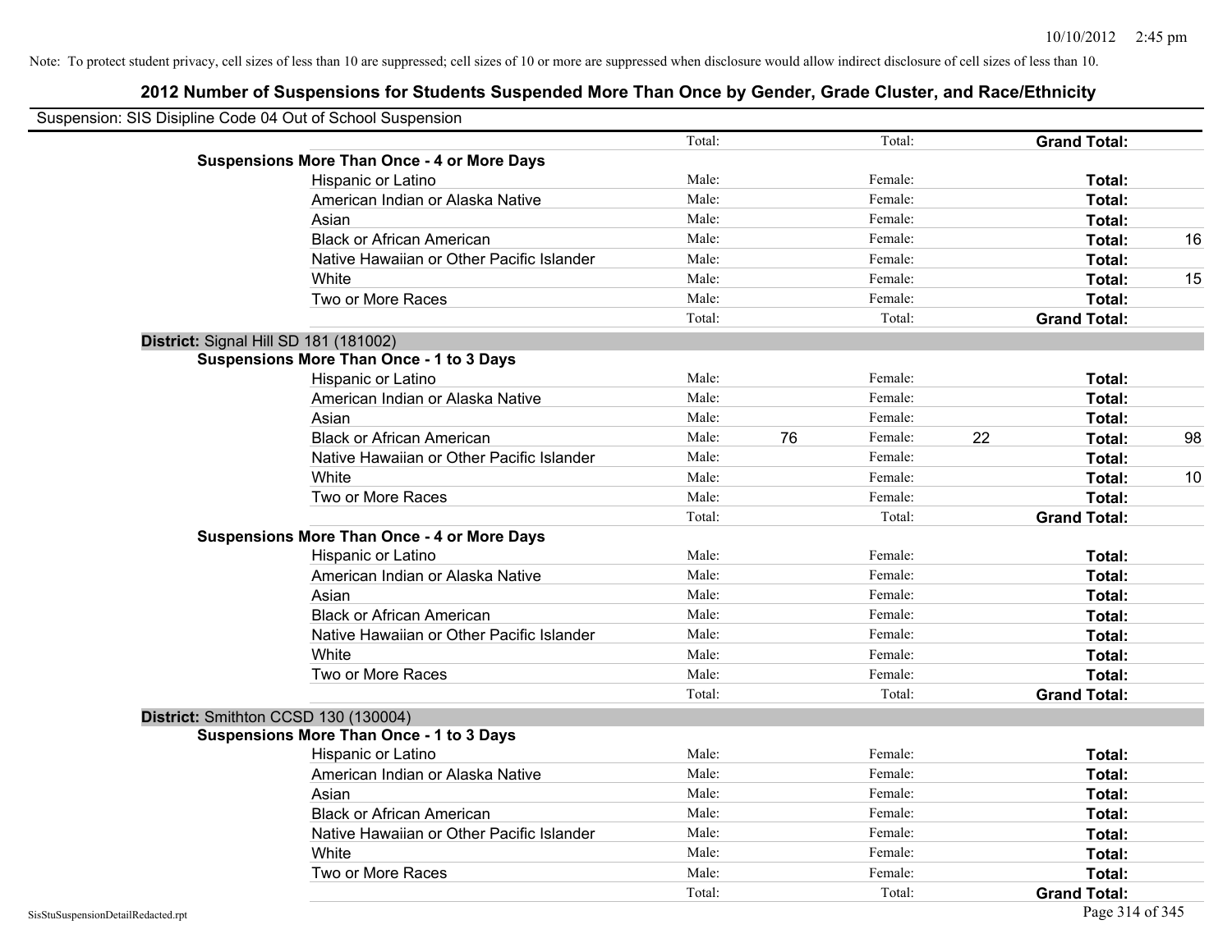Note: To protect student privacy, cell sizes of less than 10 are suppressed; cell sizes of 10 or more are suppressed when disclosure would allow indirect disclosure of cell sizes of less than 10.

## 2012 Number of Suspensions for Students Suspended More Than Once by Gender, Grade Cluster, and Race/Ethnicity

Suspension: SIS Disipline Code 04 Out of School Suspension

| | | | | | | |
|---|---|---|---|---|---|---|
| | Total: | | Total: | | **Grand Total:** | |
| **Suspensions More Than Once - 4 or More Days** | | | | | | |
| Hispanic or Latino | Male: | | Female: | | **Total:** | |
| American Indian or Alaska Native | Male: | | Female: | | **Total:** | |
| Asian | Male: | | Female: | | **Total:** | |
| Black or African American | Male: | | Female: | | **Total:** | 16 |
| Native Hawaiian or Other Pacific Islander | Male: | | Female: | | **Total:** | |
| White | Male: | | Female: | | **Total:** | 15 |
| Two or More Races | Male: | | Female: | | **Total:** | |
| | Total: | | Total: | | **Grand Total:** | |

**District:** Signal Hill SD 181 (181002)

| | | | | | | |
|---|---|---|---|---|---|---|
| **Suspensions More Than Once - 1 to 3 Days** | | | | | | |
| Hispanic or Latino | Male: | | Female: | | **Total:** | |
| American Indian or Alaska Native | Male: | | Female: | | **Total:** | |
| Asian | Male: | | Female: | | **Total:** | |
| Black or African American | Male: | 76 | Female: | 22 | **Total:** | 98 |
| Native Hawaiian or Other Pacific Islander | Male: | | Female: | | **Total:** | |
| White | Male: | | Female: | | **Total:** | 10 |
| Two or More Races | Male: | | Female: | | **Total:** | |
| | Total: | | Total: | | **Grand Total:** | |
| **Suspensions More Than Once - 4 or More Days** | | | | | | |
| Hispanic or Latino | Male: | | Female: | | **Total:** | |
| American Indian or Alaska Native | Male: | | Female: | | **Total:** | |
| Asian | Male: | | Female: | | **Total:** | |
| Black or African American | Male: | | Female: | | **Total:** | |
| Native Hawaiian or Other Pacific Islander | Male: | | Female: | | **Total:** | |
| White | Male: | | Female: | | **Total:** | |
| Two or More Races | Male: | | Female: | | **Total:** | |
| | Total: | | Total: | | **Grand Total:** | |

**District:** Smithton CCSD 130 (130004)

| | | | | | | |
|---|---|---|---|---|---|---|
| **Suspensions More Than Once - 1 to 3 Days** | | | | | | |
| Hispanic or Latino | Male: | | Female: | | **Total:** | |
| American Indian or Alaska Native | Male: | | Female: | | **Total:** | |
| Asian | Male: | | Female: | | **Total:** | |
| Black or African American | Male: | | Female: | | **Total:** | |
| Native Hawaiian or Other Pacific Islander | Male: | | Female: | | **Total:** | |
| White | Male: | | Female: | | **Total:** | |
| Two or More Races | Male: | | Female: | | **Total:** | |
| | Total: | | Total: | | **Grand Total:** | |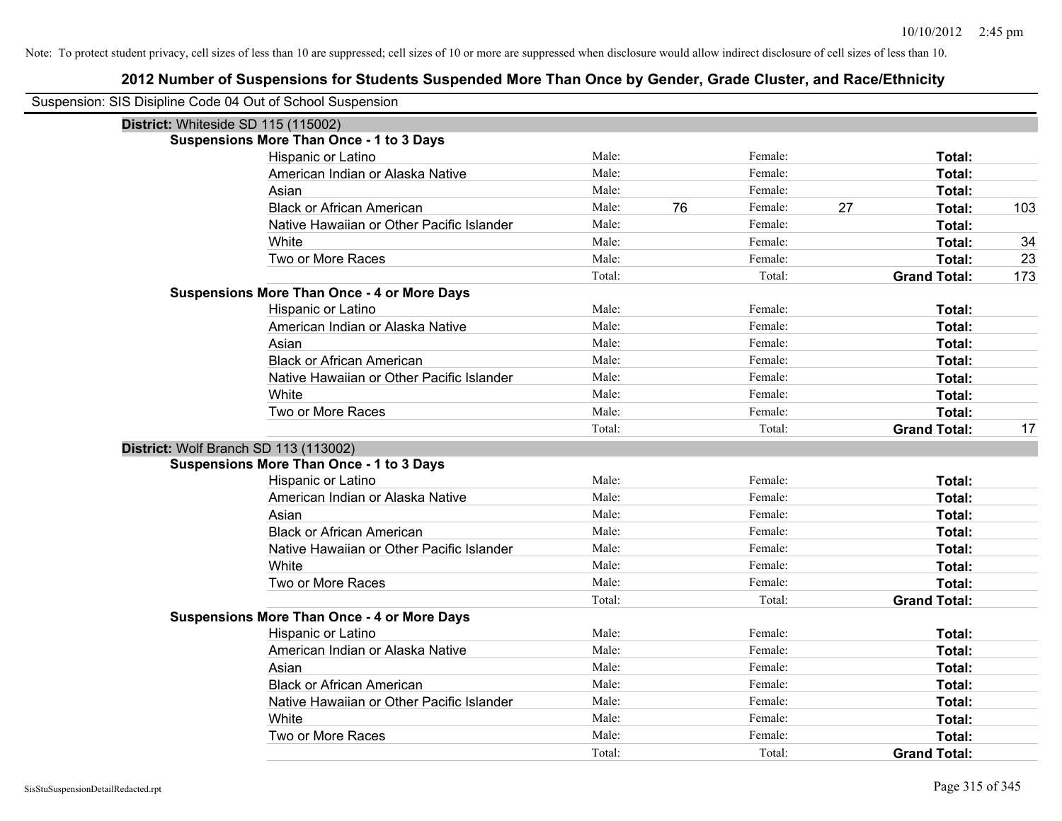Note: To protect student privacy, cell sizes of less than 10 are suppressed; cell sizes of 10 or more are suppressed when disclosure would allow indirect disclosure of cell sizes of less than 10.

# 2012 Number of Suspensions for Students Suspended More Than Once by Gender, Grade Cluster, and Race/Ethnicity

Suspension: SIS Disipline Code 04 Out of School Suspension

## District: Whiteside SD 115 (115002)

### Suspensions More Than Once - 1 to 3 Days

| Race/Ethnicity | | | | | | |
|---|---|---|---|---|---|---|
| Hispanic or Latino | Male: | | Female: | | **Total:** | |
| American Indian or Alaska Native | Male: | | Female: | | **Total:** | |
| Asian | Male: | | Female: | | **Total:** | |
| Black or African American | Male: | 76 | Female: | 27 | **Total:** | 103 |
| Native Hawaiian or Other Pacific Islander | Male: | | Female: | | **Total:** | |
| White | Male: | | Female: | | **Total:** | 34 |
| Two or More Races | Male: | | Female: | | **Total:** | 23 |
| | Total: | | Total: | | **Grand Total:** | 173 |

### Suspensions More Than Once - 4 or More Days

| Race/Ethnicity | | | | | | |
|---|---|---|---|---|---|---|
| Hispanic or Latino | Male: | | Female: | | **Total:** | |
| American Indian or Alaska Native | Male: | | Female: | | **Total:** | |
| Asian | Male: | | Female: | | **Total:** | |
| Black or African American | Male: | | Female: | | **Total:** | |
| Native Hawaiian or Other Pacific Islander | Male: | | Female: | | **Total:** | |
| White | Male: | | Female: | | **Total:** | |
| Two or More Races | Male: | | Female: | | **Total:** | |
| | Total: | | Total: | | **Grand Total:** | 17 |

## District: Wolf Branch SD 113 (113002)

### Suspensions More Than Once - 1 to 3 Days

| Race/Ethnicity | | | | | | |
|---|---|---|---|---|---|---|
| Hispanic or Latino | Male: | | Female: | | **Total:** | |
| American Indian or Alaska Native | Male: | | Female: | | **Total:** | |
| Asian | Male: | | Female: | | **Total:** | |
| Black or African American | Male: | | Female: | | **Total:** | |
| Native Hawaiian or Other Pacific Islander | Male: | | Female: | | **Total:** | |
| White | Male: | | Female: | | **Total:** | |
| Two or More Races | Male: | | Female: | | **Total:** | |
| | Total: | | Total: | | **Grand Total:** | |

### Suspensions More Than Once - 4 or More Days

| Race/Ethnicity | | | | | | |
|---|---|---|---|---|---|---|
| Hispanic or Latino | Male: | | Female: | | **Total:** | |
| American Indian or Alaska Native | Male: | | Female: | | **Total:** | |
| Asian | Male: | | Female: | | **Total:** | |
| Black or African American | Male: | | Female: | | **Total:** | |
| Native Hawaiian or Other Pacific Islander | Male: | | Female: | | **Total:** | |
| White | Male: | | Female: | | **Total:** | |
| Two or More Races | Male: | | Female: | | **Total:** | |
| | Total: | | Total: | | **Grand Total:** | |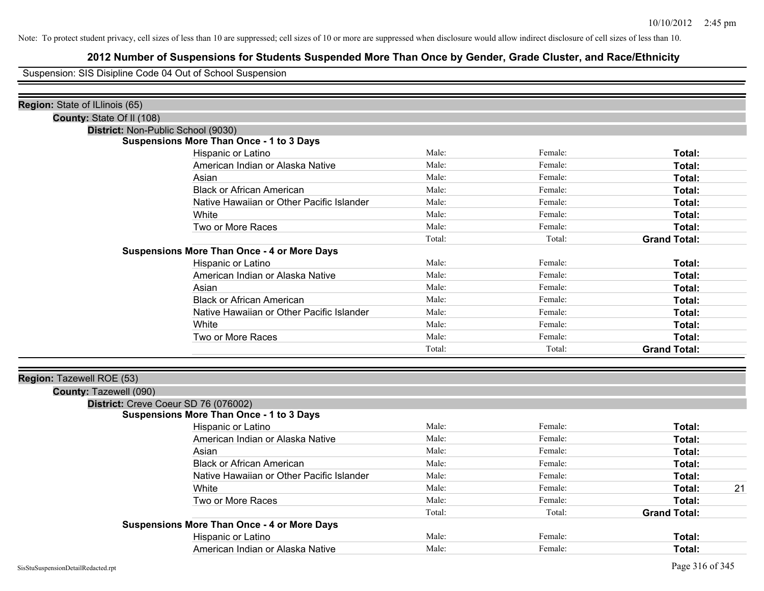Note: To protect student privacy, cell sizes of less than 10 are suppressed; cell sizes of 10 or more are suppressed when disclosure would allow indirect disclosure of cell sizes of less than 10.

# 2012 Number of Suspensions for Students Suspended More Than Once by Gender, Grade Cluster, and Race/Ethnicity

Suspension: SIS Disipline Code 04 Out of School Suspension

**Region:** State of ILlinois (65)

**County:** State Of Il (108)

**District:** Non-Public School (9030)

**Suspensions More Than Once - 1 to 3 Days**

| Race/Ethnicity | Male | Female | Total |
|---|---|---|---|
| Hispanic or Latino | Male: | Female: | Total: |
| American Indian or Alaska Native | Male: | Female: | Total: |
| Asian | Male: | Female: | Total: |
| Black or African American | Male: | Female: | Total: |
| Native Hawaiian or Other Pacific Islander | Male: | Female: | Total: |
| White | Male: | Female: | Total: |
| Two or More Races | Male: | Female: | Total: |
| | Total: | Total: | Grand Total: |

**Suspensions More Than Once - 4 or More Days**

| Race/Ethnicity | Male | Female | Total |
|---|---|---|---|
| Hispanic or Latino | Male: | Female: | Total: |
| American Indian or Alaska Native | Male: | Female: | Total: |
| Asian | Male: | Female: | Total: |
| Black or African American | Male: | Female: | Total: |
| Native Hawaiian or Other Pacific Islander | Male: | Female: | Total: |
| White | Male: | Female: | Total: |
| Two or More Races | Male: | Female: | Total: |
| | Total: | Total: | Grand Total: |

**Region:** Tazewell ROE (53)

**County:** Tazewell (090)

**District:** Creve Coeur SD 76 (076002)

**Suspensions More Than Once - 1 to 3 Days**

| Race/Ethnicity | Male | Female | Total |
|---|---|---|---|
| Hispanic or Latino | Male: | Female: | Total: |
| American Indian or Alaska Native | Male: | Female: | Total: |
| Asian | Male: | Female: | Total: |
| Black or African American | Male: | Female: | Total: |
| Native Hawaiian or Other Pacific Islander | Male: | Female: | Total: |
| White | Male: | Female: | Total: 21 |
| Two or More Races | Male: | Female: | Total: |
| | Total: | Total: | Grand Total: |

**Suspensions More Than Once - 4 or More Days**

| Race/Ethnicity | Male | Female | Total |
|---|---|---|---|
| Hispanic or Latino | Male: | Female: | Total: |
| American Indian or Alaska Native | Male: | Female: | Total: |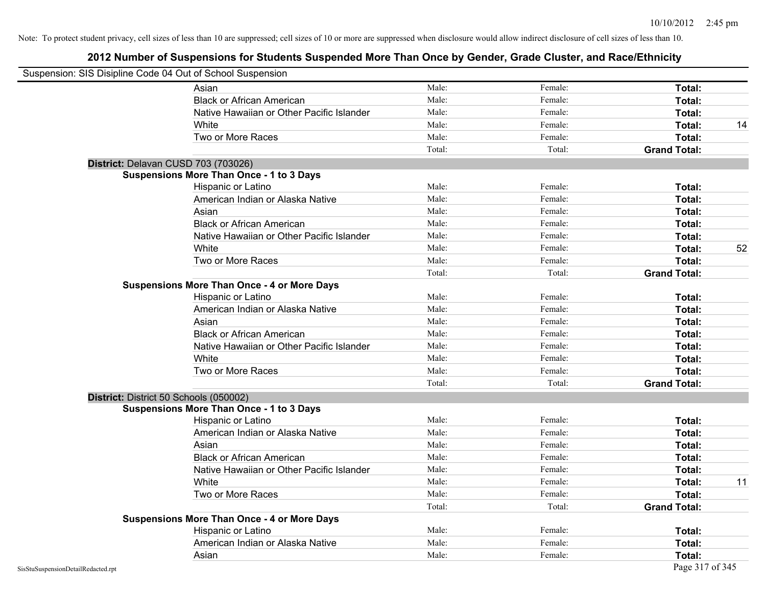Note: To protect student privacy, cell sizes of less than 10 are suppressed; cell sizes of 10 or more are suppressed when disclosure would allow indirect disclosure of cell sizes of less than 10.

# 2012 Number of Suspensions for Students Suspended More Than Once by Gender, Grade Cluster, and Race/Ethnicity

Suspension: SIS Disipline Code 04 Out of School Suspension

| | Male: | Female: | Total: | |
|---|---|---|---|---|
| Asian | Male: | Female: | **Total:** | |
| Black or African American | Male: | Female: | **Total:** | |
| Native Hawaiian or Other Pacific Islander | Male: | Female: | **Total:** | |
| White | Male: | Female: | **Total:** | 14 |
| Two or More Races | Male: | Female: | **Total:** | |
| | Total: | Total: | **Grand Total:** | |

**District:** Delavan CUSD 703 (703026)

**Suspensions More Than Once - 1 to 3 Days**

| | | | | |
|---|---|---|---|---|
| Hispanic or Latino | Male: | Female: | **Total:** | |
| American Indian or Alaska Native | Male: | Female: | **Total:** | |
| Asian | Male: | Female: | **Total:** | |
| Black or African American | Male: | Female: | **Total:** | |
| Native Hawaiian or Other Pacific Islander | Male: | Female: | **Total:** | |
| White | Male: | Female: | **Total:** | 52 |
| Two or More Races | Male: | Female: | **Total:** | |
| | Total: | Total: | **Grand Total:** | |

**Suspensions More Than Once - 4 or More Days**

| | | | | |
|---|---|---|---|---|
| Hispanic or Latino | Male: | Female: | **Total:** | |
| American Indian or Alaska Native | Male: | Female: | **Total:** | |
| Asian | Male: | Female: | **Total:** | |
| Black or African American | Male: | Female: | **Total:** | |
| Native Hawaiian or Other Pacific Islander | Male: | Female: | **Total:** | |
| White | Male: | Female: | **Total:** | |
| Two or More Races | Male: | Female: | **Total:** | |
| | Total: | Total: | **Grand Total:** | |

**District:** District 50 Schools (050002)

**Suspensions More Than Once - 1 to 3 Days**

| | | | | |
|---|---|---|---|---|
| Hispanic or Latino | Male: | Female: | **Total:** | |
| American Indian or Alaska Native | Male: | Female: | **Total:** | |
| Asian | Male: | Female: | **Total:** | |
| Black or African American | Male: | Female: | **Total:** | |
| Native Hawaiian or Other Pacific Islander | Male: | Female: | **Total:** | |
| White | Male: | Female: | **Total:** | 11 |
| Two or More Races | Male: | Female: | **Total:** | |
| | Total: | Total: | **Grand Total:** | |

**Suspensions More Than Once - 4 or More Days**

| | | | | |
|---|---|---|---|---|
| Hispanic or Latino | Male: | Female: | **Total:** | |
| American Indian or Alaska Native | Male: | Female: | **Total:** | |
| Asian | Male: | Female: | **Total:** | |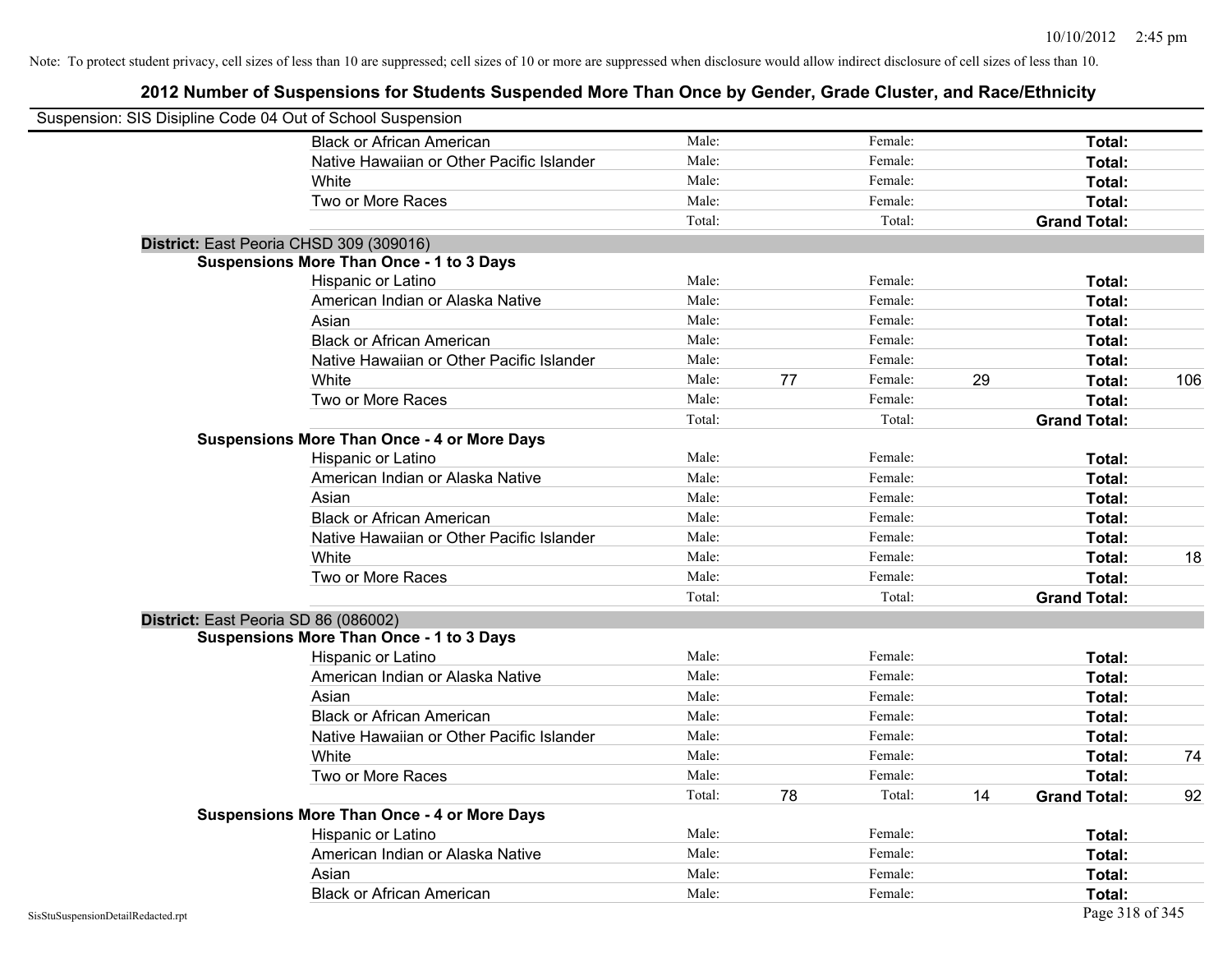Note: To protect student privacy, cell sizes of less than 10 are suppressed; cell sizes of 10 or more are suppressed when disclosure would allow indirect disclosure of cell sizes of less than 10.

# 2012 Number of Suspensions for Students Suspended More Than Once by Gender, Grade Cluster, and Race/Ethnicity

Suspension: SIS Disipline Code 04 Out of School Suspension

| | | | | | | |
|---|---|---|---|---|---|---|
| Black or African American | Male: | | Female: | | **Total:** | |
| Native Hawaiian or Other Pacific Islander | Male: | | Female: | | **Total:** | |
| White | Male: | | Female: | | **Total:** | |
| Two or More Races | Male: | | Female: | | **Total:** | |
| | Total: | | Total: | | **Grand Total:** | |

**District:** East Peoria CHSD 309 (309016)

**Suspensions More Than Once - 1 to 3 Days**

| | | | | | | |
|---|---|---|---|---|---|---|
| Hispanic or Latino | Male: | | Female: | | **Total:** | |
| American Indian or Alaska Native | Male: | | Female: | | **Total:** | |
| Asian | Male: | | Female: | | **Total:** | |
| Black or African American | Male: | | Female: | | **Total:** | |
| Native Hawaiian or Other Pacific Islander | Male: | | Female: | | **Total:** | |
| White | Male: | 77 | Female: | 29 | **Total:** | 106 |
| Two or More Races | Male: | | Female: | | **Total:** | |
| | Total: | | Total: | | **Grand Total:** | |

**Suspensions More Than Once - 4 or More Days**

| | | | | | | |
|---|---|---|---|---|---|---|
| Hispanic or Latino | Male: | | Female: | | **Total:** | |
| American Indian or Alaska Native | Male: | | Female: | | **Total:** | |
| Asian | Male: | | Female: | | **Total:** | |
| Black or African American | Male: | | Female: | | **Total:** | |
| Native Hawaiian or Other Pacific Islander | Male: | | Female: | | **Total:** | |
| White | Male: | | Female: | | **Total:** | 18 |
| Two or More Races | Male: | | Female: | | **Total:** | |
| | Total: | | Total: | | **Grand Total:** | |

**District:** East Peoria SD 86 (086002)

**Suspensions More Than Once - 1 to 3 Days**

| | | | | | | |
|---|---|---|---|---|---|---|
| Hispanic or Latino | Male: | | Female: | | **Total:** | |
| American Indian or Alaska Native | Male: | | Female: | | **Total:** | |
| Asian | Male: | | Female: | | **Total:** | |
| Black or African American | Male: | | Female: | | **Total:** | |
| Native Hawaiian or Other Pacific Islander | Male: | | Female: | | **Total:** | |
| White | Male: | | Female: | | **Total:** | 74 |
| Two or More Races | Male: | | Female: | | **Total:** | |
| | Total: | 78 | Total: | 14 | **Grand Total:** | 92 |

**Suspensions More Than Once - 4 or More Days**

| | | | | | | |
|---|---|---|---|---|---|---|
| Hispanic or Latino | Male: | | Female: | | **Total:** | |
| American Indian or Alaska Native | Male: | | Female: | | **Total:** | |
| Asian | Male: | | Female: | | **Total:** | |
| Black or African American | Male: | | Female: | | **Total:** | |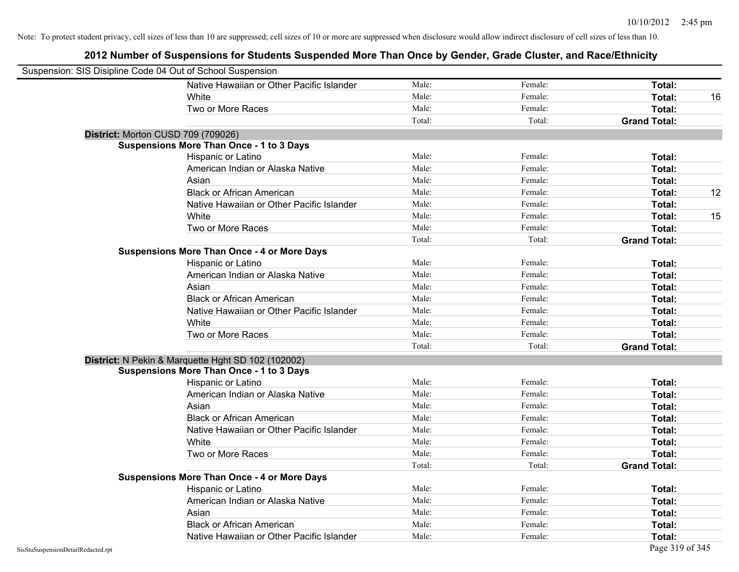Note: To protect student privacy, cell sizes of less than 10 are suppressed; cell sizes of 10 or more are suppressed when disclosure would allow indirect disclosure of cell sizes of less than 10.

## 2012 Number of Suspensions for Students Suspended More Than Once by Gender, Grade Cluster, and Race/Ethnicity

Suspension: SIS Disipline Code 04 Out of School Suspension

| | | | | |
|---|---|---|---|---|
| Native Hawaiian or Other Pacific Islander | Male: | Female: | **Total:** | |
| White | Male: | Female: | **Total:** | 16 |
| Two or More Races | Male: | Female: | **Total:** | |
| | Total: | Total: | **Grand Total:** | |

**District:** Morton CUSD 709 (709026)

**Suspensions More Than Once - 1 to 3 Days**

| | | | | |
|---|---|---|---|---|
| Hispanic or Latino | Male: | Female: | **Total:** | |
| American Indian or Alaska Native | Male: | Female: | **Total:** | |
| Asian | Male: | Female: | **Total:** | |
| Black or African American | Male: | Female: | **Total:** | 12 |
| Native Hawaiian or Other Pacific Islander | Male: | Female: | **Total:** | |
| White | Male: | Female: | **Total:** | 15 |
| Two or More Races | Male: | Female: | **Total:** | |
| | Total: | Total: | **Grand Total:** | |

**Suspensions More Than Once - 4 or More Days**

| | | | | |
|---|---|---|---|---|
| Hispanic or Latino | Male: | Female: | **Total:** | |
| American Indian or Alaska Native | Male: | Female: | **Total:** | |
| Asian | Male: | Female: | **Total:** | |
| Black or African American | Male: | Female: | **Total:** | |
| Native Hawaiian or Other Pacific Islander | Male: | Female: | **Total:** | |
| White | Male: | Female: | **Total:** | |
| Two or More Races | Male: | Female: | **Total:** | |
| | Total: | Total: | **Grand Total:** | |

**District:** N Pekin & Marquette Hght SD 102 (102002)

**Suspensions More Than Once - 1 to 3 Days**

| | | | | |
|---|---|---|---|---|
| Hispanic or Latino | Male: | Female: | **Total:** | |
| American Indian or Alaska Native | Male: | Female: | **Total:** | |
| Asian | Male: | Female: | **Total:** | |
| Black or African American | Male: | Female: | **Total:** | |
| Native Hawaiian or Other Pacific Islander | Male: | Female: | **Total:** | |
| White | Male: | Female: | **Total:** | |
| Two or More Races | Male: | Female: | **Total:** | |
| | Total: | Total: | **Grand Total:** | |

**Suspensions More Than Once - 4 or More Days**

| | | | | |
|---|---|---|---|---|
| Hispanic or Latino | Male: | Female: | **Total:** | |
| American Indian or Alaska Native | Male: | Female: | **Total:** | |
| Asian | Male: | Female: | **Total:** | |
| Black or African American | Male: | Female: | **Total:** | |
| Native Hawaiian or Other Pacific Islander | Male: | Female: | **Total:** | |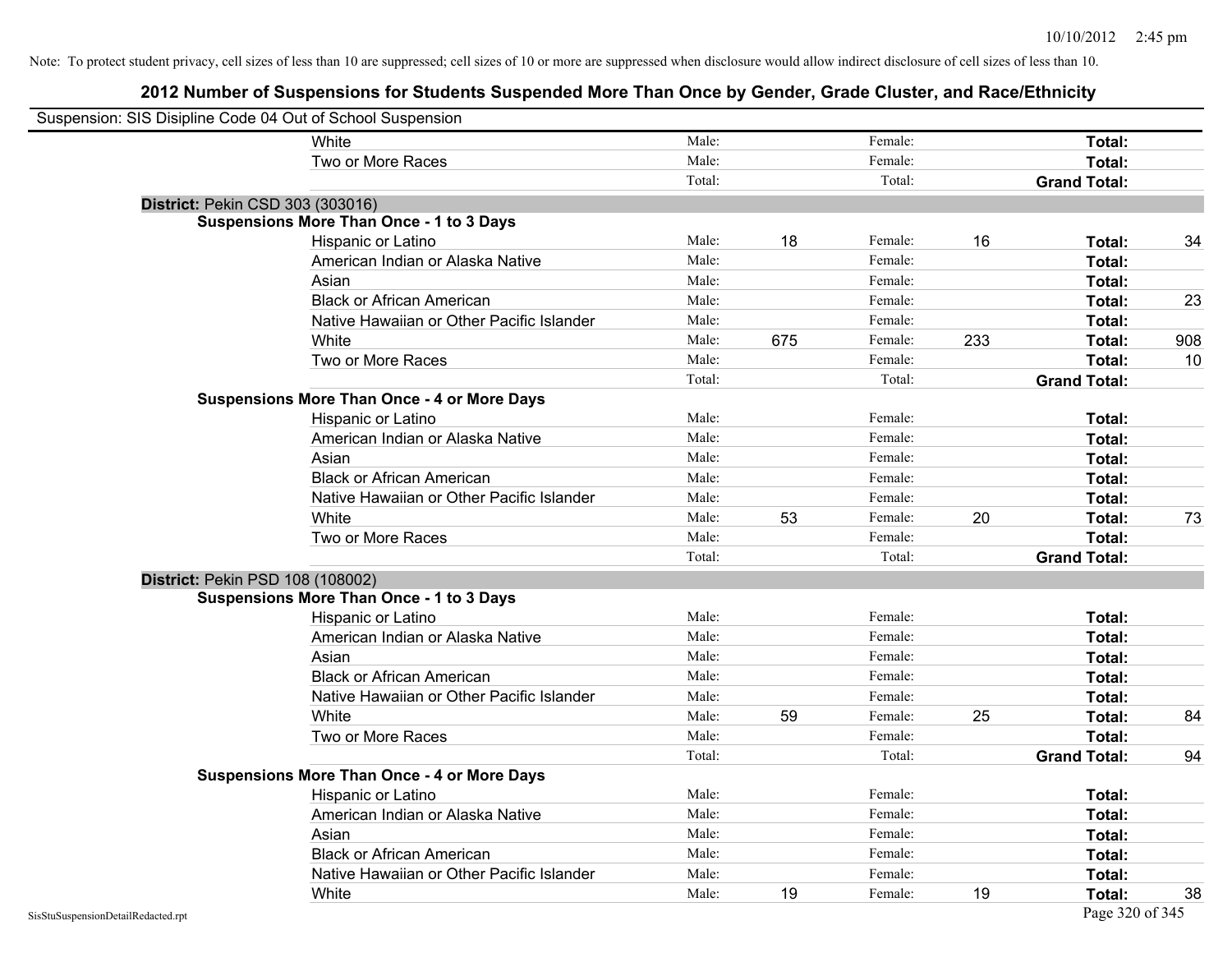Note: To protect student privacy, cell sizes of less than 10 are suppressed; cell sizes of 10 or more are suppressed when disclosure would allow indirect disclosure of cell sizes of less than 10.

# 2012 Number of Suspensions for Students Suspended More Than Once by Gender, Grade Cluster, and Race/Ethnicity

Suspension: SIS Disipline Code 04 Out of School Suspension

| | | | | | | | |
|---|---|---|---|---|---|---|---|
| White | Male: | | Female: | | **Total:** | |
| Two or More Races | Male: | | Female: | | **Total:** | |
| | Total: | | Total: | | **Grand Total:** | |

**District:** Pekin CSD 303 (303016)

**Suspensions More Than Once - 1 to 3 Days**

| | | | | | | |
|---|---|---|---|---|---|---|
| Hispanic or Latino | Male: | 18 | Female: | 16 | **Total:** | 34 |
| American Indian or Alaska Native | Male: | | Female: | | **Total:** | |
| Asian | Male: | | Female: | | **Total:** | |
| Black or African American | Male: | | Female: | | **Total:** | 23 |
| Native Hawaiian or Other Pacific Islander | Male: | | Female: | | **Total:** | |
| White | Male: | 675 | Female: | 233 | **Total:** | 908 |
| Two or More Races | Male: | | Female: | | **Total:** | 10 |
| | Total: | | Total: | | **Grand Total:** | |

**Suspensions More Than Once - 4 or More Days**

| | | | | | | |
|---|---|---|---|---|---|---|
| Hispanic or Latino | Male: | | Female: | | **Total:** | |
| American Indian or Alaska Native | Male: | | Female: | | **Total:** | |
| Asian | Male: | | Female: | | **Total:** | |
| Black or African American | Male: | | Female: | | **Total:** | |
| Native Hawaiian or Other Pacific Islander | Male: | | Female: | | **Total:** | |
| White | Male: | 53 | Female: | 20 | **Total:** | 73 |
| Two or More Races | Male: | | Female: | | **Total:** | |
| | Total: | | Total: | | **Grand Total:** | |

**District:** Pekin PSD 108 (108002)

**Suspensions More Than Once - 1 to 3 Days**

| | | | | | | |
|---|---|---|---|---|---|---|
| Hispanic or Latino | Male: | | Female: | | **Total:** | |
| American Indian or Alaska Native | Male: | | Female: | | **Total:** | |
| Asian | Male: | | Female: | | **Total:** | |
| Black or African American | Male: | | Female: | | **Total:** | |
| Native Hawaiian or Other Pacific Islander | Male: | | Female: | | **Total:** | |
| White | Male: | 59 | Female: | 25 | **Total:** | 84 |
| Two or More Races | Male: | | Female: | | **Total:** | |
| | Total: | | Total: | | **Grand Total:** | 94 |

**Suspensions More Than Once - 4 or More Days**

| | | | | | | |
|---|---|---|---|---|---|---|
| Hispanic or Latino | Male: | | Female: | | **Total:** | |
| American Indian or Alaska Native | Male: | | Female: | | **Total:** | |
| Asian | Male: | | Female: | | **Total:** | |
| Black or African American | Male: | | Female: | | **Total:** | |
| Native Hawaiian or Other Pacific Islander | Male: | | Female: | | **Total:** | |
| White | Male: | 19 | Female: | 19 | **Total:** | 38 |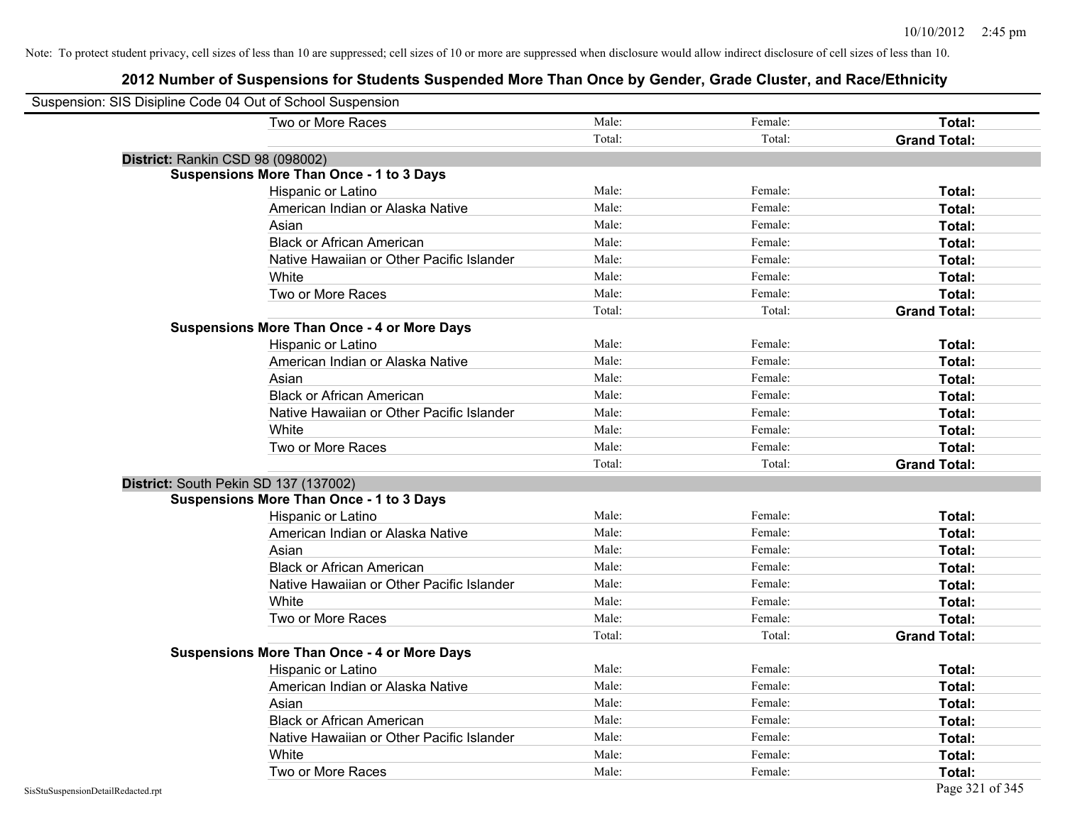Note: To protect student privacy, cell sizes of less than 10 are suppressed; cell sizes of 10 or more are suppressed when disclosure would allow indirect disclosure of cell sizes of less than 10.

## 2012 Number of Suspensions for Students Suspended More Than Once by Gender, Grade Cluster, and Race/Ethnicity

Suspension: SIS Disipline Code 04 Out of School Suspension

| | | | |
|---|---|---|---|
| Two or More Races | Male: | Female: | **Total:** |
| | Total: | Total: | **Grand Total:** |

**District:** Rankin CSD 98 (098002)

**Suspensions More Than Once - 1 to 3 Days**

| | | | |
|---|---|---|---|
| Hispanic or Latino | Male: | Female: | **Total:** |
| American Indian or Alaska Native | Male: | Female: | **Total:** |
| Asian | Male: | Female: | **Total:** |
| Black or African American | Male: | Female: | **Total:** |
| Native Hawaiian or Other Pacific Islander | Male: | Female: | **Total:** |
| White | Male: | Female: | **Total:** |
| Two or More Races | Male: | Female: | **Total:** |
| | Total: | Total: | **Grand Total:** |

**Suspensions More Than Once - 4 or More Days**

| | | | |
|---|---|---|---|
| Hispanic or Latino | Male: | Female: | **Total:** |
| American Indian or Alaska Native | Male: | Female: | **Total:** |
| Asian | Male: | Female: | **Total:** |
| Black or African American | Male: | Female: | **Total:** |
| Native Hawaiian or Other Pacific Islander | Male: | Female: | **Total:** |
| White | Male: | Female: | **Total:** |
| Two or More Races | Male: | Female: | **Total:** |
| | Total: | Total: | **Grand Total:** |

**District:** South Pekin SD 137 (137002)

**Suspensions More Than Once - 1 to 3 Days**

| | | | |
|---|---|---|---|
| Hispanic or Latino | Male: | Female: | **Total:** |
| American Indian or Alaska Native | Male: | Female: | **Total:** |
| Asian | Male: | Female: | **Total:** |
| Black or African American | Male: | Female: | **Total:** |
| Native Hawaiian or Other Pacific Islander | Male: | Female: | **Total:** |
| White | Male: | Female: | **Total:** |
| Two or More Races | Male: | Female: | **Total:** |
| | Total: | Total: | **Grand Total:** |

**Suspensions More Than Once - 4 or More Days**

| | | | |
|---|---|---|---|
| Hispanic or Latino | Male: | Female: | **Total:** |
| American Indian or Alaska Native | Male: | Female: | **Total:** |
| Asian | Male: | Female: | **Total:** |
| Black or African American | Male: | Female: | **Total:** |
| Native Hawaiian or Other Pacific Islander | Male: | Female: | **Total:** |
| White | Male: | Female: | **Total:** |
| Two or More Races | Male: | Female: | **Total:** |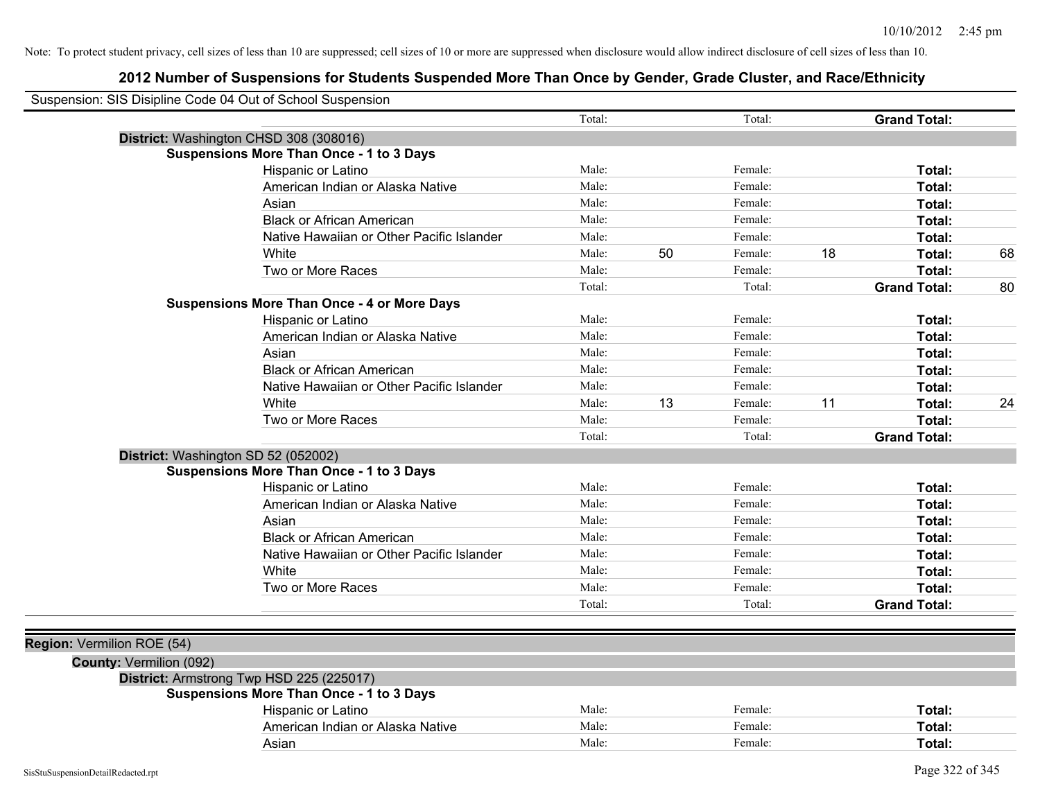Note: To protect student privacy, cell sizes of less than 10 are suppressed; cell sizes of 10 or more are suppressed when disclosure would allow indirect disclosure of cell sizes of less than 10.

## 2012 Number of Suspensions for Students Suspended More Than Once by Gender, Grade Cluster, and Race/Ethnicity

Suspension: SIS Disipline Code 04 Out of School Suspension

| | | | | | | |
|---|---|---|---|---|---|---|
| | Total: | | Total: | | **Grand Total:** | |
| **District:** Washington CHSD 308 (308016) | | | | | | |
| **Suspensions More Than Once - 1 to 3 Days** | | | | | | |
| Hispanic or Latino | Male: | | Female: | | **Total:** | |
| American Indian or Alaska Native | Male: | | Female: | | **Total:** | |
| Asian | Male: | | Female: | | **Total:** | |
| Black or African American | Male: | | Female: | | **Total:** | |
| Native Hawaiian or Other Pacific Islander | Male: | | Female: | | **Total:** | |
| White | Male: | 50 | Female: | 18 | **Total:** | 68 |
| Two or More Races | Male: | | Female: | | **Total:** | |
| | Total: | | Total: | | **Grand Total:** | 80 |
| **Suspensions More Than Once - 4 or More Days** | | | | | | |
| Hispanic or Latino | Male: | | Female: | | **Total:** | |
| American Indian or Alaska Native | Male: | | Female: | | **Total:** | |
| Asian | Male: | | Female: | | **Total:** | |
| Black or African American | Male: | | Female: | | **Total:** | |
| Native Hawaiian or Other Pacific Islander | Male: | | Female: | | **Total:** | |
| White | Male: | 13 | Female: | 11 | **Total:** | 24 |
| Two or More Races | Male: | | Female: | | **Total:** | |
| | Total: | | Total: | | **Grand Total:** | |
| **District:** Washington SD 52 (052002) | | | | | | |
| **Suspensions More Than Once - 1 to 3 Days** | | | | | | |
| Hispanic or Latino | Male: | | Female: | | **Total:** | |
| American Indian or Alaska Native | Male: | | Female: | | **Total:** | |
| Asian | Male: | | Female: | | **Total:** | |
| Black or African American | Male: | | Female: | | **Total:** | |
| Native Hawaiian or Other Pacific Islander | Male: | | Female: | | **Total:** | |
| White | Male: | | Female: | | **Total:** | |
| Two or More Races | Male: | | Female: | | **Total:** | |
| | Total: | | Total: | | **Grand Total:** | |

**Region:** Vermilion ROE (54)

**County:** Vermilion (092)

| | | | | | | |
|---|---|---|---|---|---|---|
| **District:** Armstrong Twp HSD 225 (225017) | | | | | | |
| **Suspensions More Than Once - 1 to 3 Days** | | | | | | |
| Hispanic or Latino | Male: | | Female: | | **Total:** | |
| American Indian or Alaska Native | Male: | | Female: | | **Total:** | |
| Asian | Male: | | Female: | | **Total:** | |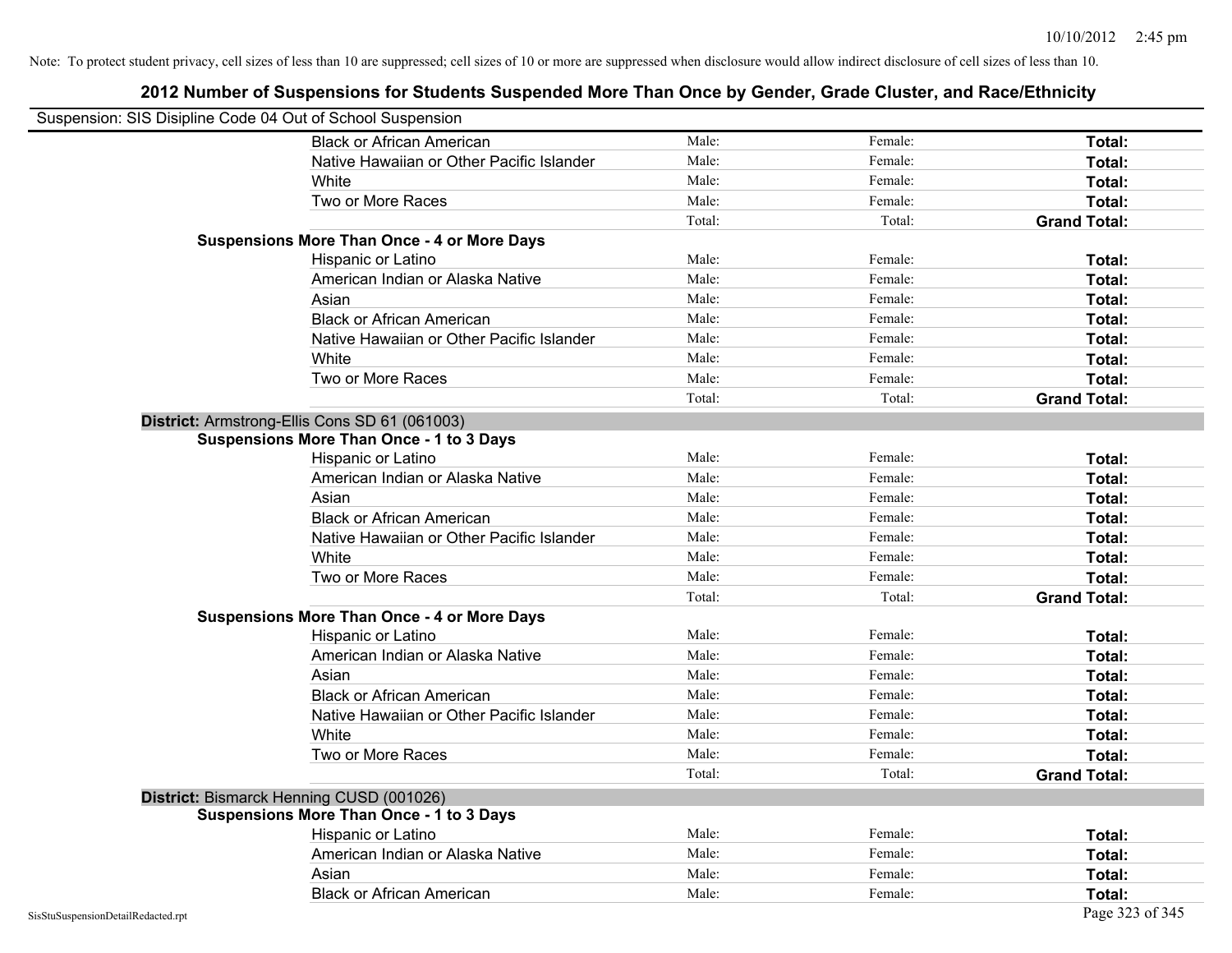Note: To protect student privacy, cell sizes of less than 10 are suppressed; cell sizes of 10 or more are suppressed when disclosure would allow indirect disclosure of cell sizes of less than 10.

## 2012 Number of Suspensions for Students Suspended More Than Once by Gender, Grade Cluster, and Race/Ethnicity

Suspension: SIS Disipline Code 04 Out of School Suspension

| | | | |
|---|---|---|---|
| Black or African American | Male: | Female: | **Total:** |
| Native Hawaiian or Other Pacific Islander | Male: | Female: | **Total:** |
| White | Male: | Female: | **Total:** |
| Two or More Races | Male: | Female: | **Total:** |
| | Total: | Total: | **Grand Total:** |

**Suspensions More Than Once - 4 or More Days**

| | | | |
|---|---|---|---|
| Hispanic or Latino | Male: | Female: | **Total:** |
| American Indian or Alaska Native | Male: | Female: | **Total:** |
| Asian | Male: | Female: | **Total:** |
| Black or African American | Male: | Female: | **Total:** |
| Native Hawaiian or Other Pacific Islander | Male: | Female: | **Total:** |
| White | Male: | Female: | **Total:** |
| Two or More Races | Male: | Female: | **Total:** |
| | Total: | Total: | **Grand Total:** |

**District:** Armstrong-Ellis Cons SD 61 (061003)

**Suspensions More Than Once - 1 to 3 Days**

| | | | |
|---|---|---|---|
| Hispanic or Latino | Male: | Female: | **Total:** |
| American Indian or Alaska Native | Male: | Female: | **Total:** |
| Asian | Male: | Female: | **Total:** |
| Black or African American | Male: | Female: | **Total:** |
| Native Hawaiian or Other Pacific Islander | Male: | Female: | **Total:** |
| White | Male: | Female: | **Total:** |
| Two or More Races | Male: | Female: | **Total:** |
| | Total: | Total: | **Grand Total:** |

**Suspensions More Than Once - 4 or More Days**

| | | | |
|---|---|---|---|
| Hispanic or Latino | Male: | Female: | **Total:** |
| American Indian or Alaska Native | Male: | Female: | **Total:** |
| Asian | Male: | Female: | **Total:** |
| Black or African American | Male: | Female: | **Total:** |
| Native Hawaiian or Other Pacific Islander | Male: | Female: | **Total:** |
| White | Male: | Female: | **Total:** |
| Two or More Races | Male: | Female: | **Total:** |
| | Total: | Total: | **Grand Total:** |

**District:** Bismarck Henning CUSD (001026)

**Suspensions More Than Once - 1 to 3 Days**

| | | | |
|---|---|---|---|
| Hispanic or Latino | Male: | Female: | **Total:** |
| American Indian or Alaska Native | Male: | Female: | **Total:** |
| Asian | Male: | Female: | **Total:** |
| Black or African American | Male: | Female: | **Total:** |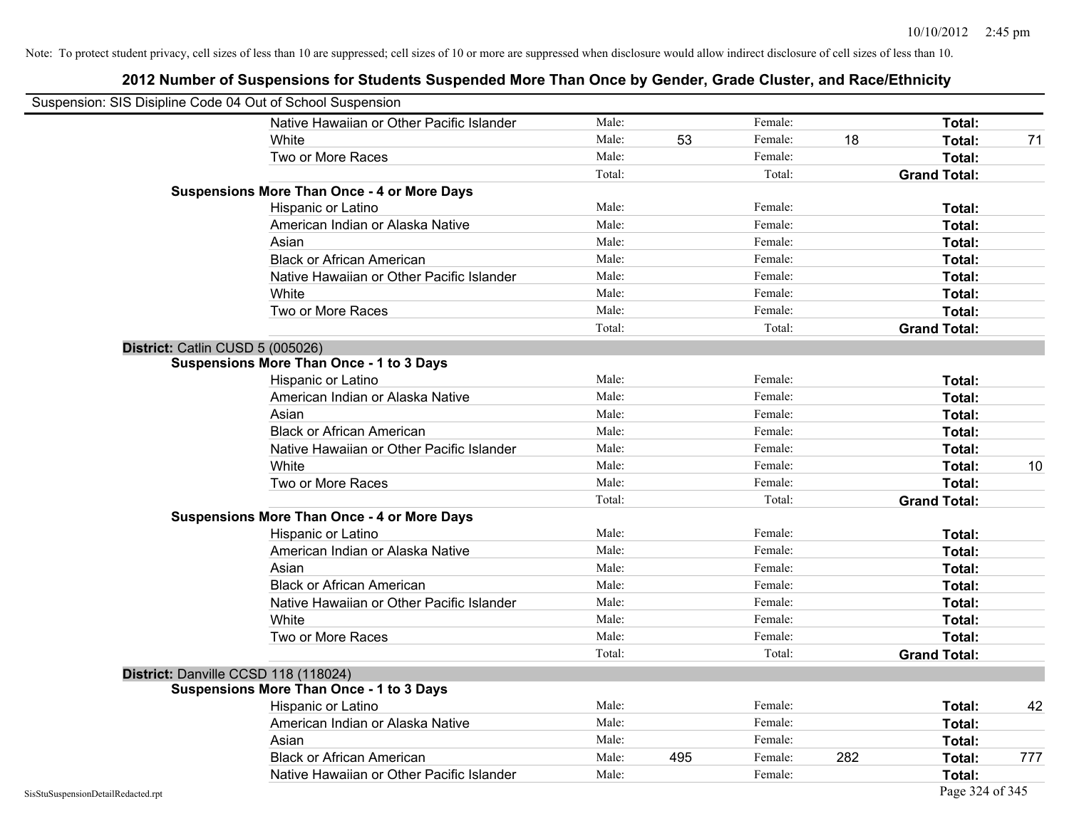Note: To protect student privacy, cell sizes of less than 10 are suppressed; cell sizes of 10 or more are suppressed when disclosure would allow indirect disclosure of cell sizes of less than 10.

# 2012 Number of Suspensions for Students Suspended More Than Once by Gender, Grade Cluster, and Race/Ethnicity

Suspension: SIS Disipline Code 04 Out of School Suspension

| | | | | | | |
|---|---|---|---|---|---|---|
| Native Hawaiian or Other Pacific Islander | Male: | | Female: | | Total: | |
| White | Male: | 53 | Female: | 18 | Total: | 71 |
| Two or More Races | Male: | | Female: | | Total: | |
| | Total: | | Total: | | Grand Total: | |

**Suspensions More Than Once - 4 or More Days**

| | | | | | | |
|---|---|---|---|---|---|---|
| Hispanic or Latino | Male: | | Female: | | Total: | |
| American Indian or Alaska Native | Male: | | Female: | | Total: | |
| Asian | Male: | | Female: | | Total: | |
| Black or African American | Male: | | Female: | | Total: | |
| Native Hawaiian or Other Pacific Islander | Male: | | Female: | | Total: | |
| White | Male: | | Female: | | Total: | |
| Two or More Races | Male: | | Female: | | Total: | |
| | Total: | | Total: | | Grand Total: | |

## District: Catlin CUSD 5 (005026)

**Suspensions More Than Once - 1 to 3 Days**

| | | | | | | |
|---|---|---|---|---|---|---|
| Hispanic or Latino | Male: | | Female: | | Total: | |
| American Indian or Alaska Native | Male: | | Female: | | Total: | |
| Asian | Male: | | Female: | | Total: | |
| Black or African American | Male: | | Female: | | Total: | |
| Native Hawaiian or Other Pacific Islander | Male: | | Female: | | Total: | |
| White | Male: | | Female: | | Total: | 10 |
| Two or More Races | Male: | | Female: | | Total: | |
| | Total: | | Total: | | Grand Total: | |

**Suspensions More Than Once - 4 or More Days**

| | | | | | | |
|---|---|---|---|---|---|---|
| Hispanic or Latino | Male: | | Female: | | Total: | |
| American Indian or Alaska Native | Male: | | Female: | | Total: | |
| Asian | Male: | | Female: | | Total: | |
| Black or African American | Male: | | Female: | | Total: | |
| Native Hawaiian or Other Pacific Islander | Male: | | Female: | | Total: | |
| White | Male: | | Female: | | Total: | |
| Two or More Races | Male: | | Female: | | Total: | |
| | Total: | | Total: | | Grand Total: | |

## District: Danville CCSD 118 (118024)

**Suspensions More Than Once - 1 to 3 Days**

| | | | | | | |
|---|---|---|---|---|---|---|
| Hispanic or Latino | Male: | | Female: | | Total: | 42 |
| American Indian or Alaska Native | Male: | | Female: | | Total: | |
| Asian | Male: | | Female: | | Total: | |
| Black or African American | Male: | 495 | Female: | 282 | Total: | 777 |
| Native Hawaiian or Other Pacific Islander | Male: | | Female: | | Total: | |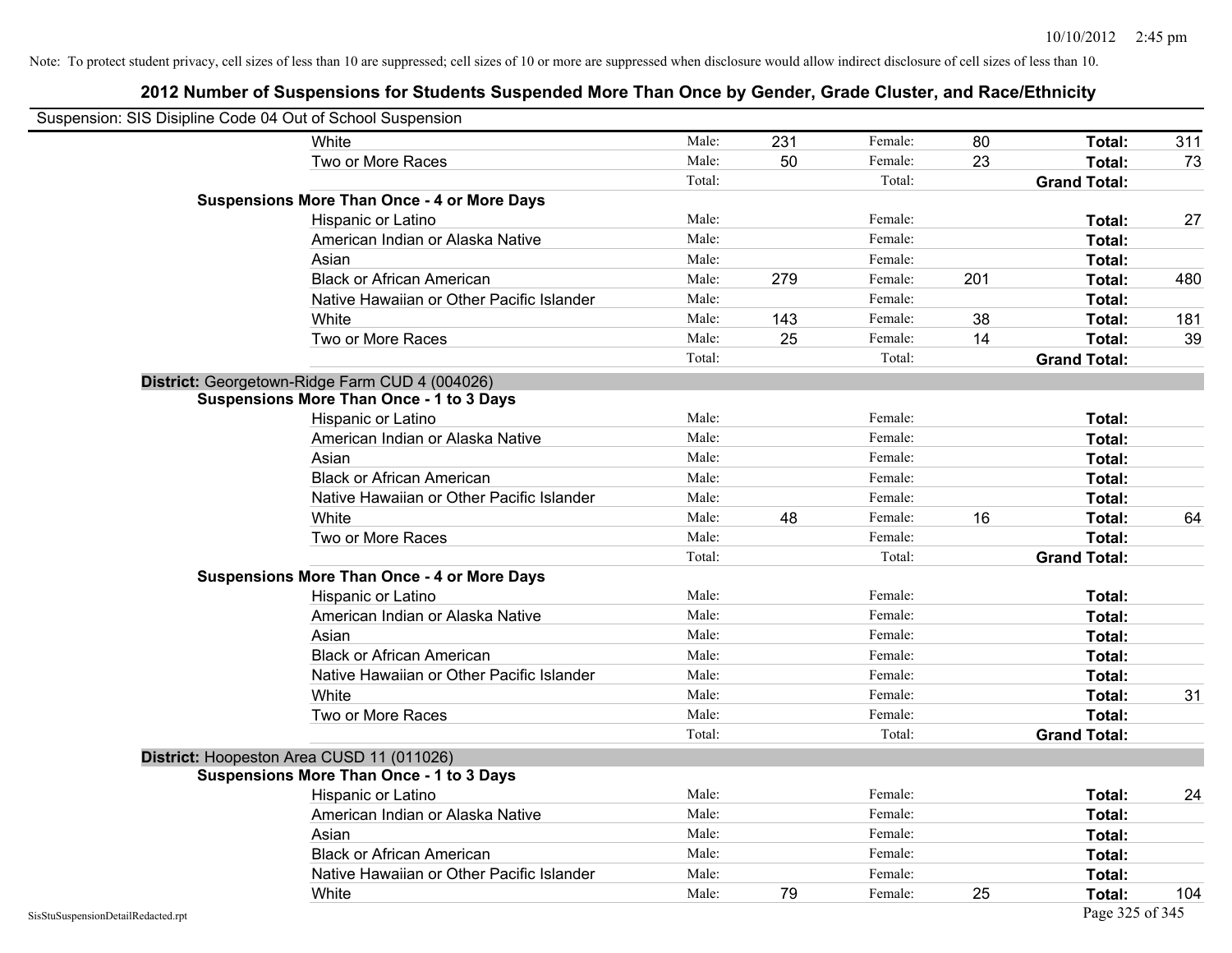Note: To protect student privacy, cell sizes of less than 10 are suppressed; cell sizes of 10 or more are suppressed when disclosure would allow indirect disclosure of cell sizes of less than 10.

## 2012 Number of Suspensions for Students Suspended More Than Once by Gender, Grade Cluster, and Race/Ethnicity

Suspension: SIS Disipline Code 04 Out of School Suspension

| | | | | | | |
|---|---|---|---|---|---|---|
| White | Male: | 231 | Female: | 80 | **Total:** | 311 |
| Two or More Races | Male: | 50 | Female: | 23 | **Total:** | 73 |
| | Total: | | Total: | | **Grand Total:** | |
| **Suspensions More Than Once - 4 or More Days** | | | | | | |
| Hispanic or Latino | Male: | | Female: | | **Total:** | 27 |
| American Indian or Alaska Native | Male: | | Female: | | **Total:** | |
| Asian | Male: | | Female: | | **Total:** | |
| Black or African American | Male: | 279 | Female: | 201 | **Total:** | 480 |
| Native Hawaiian or Other Pacific Islander | Male: | | Female: | | **Total:** | |
| White | Male: | 143 | Female: | 38 | **Total:** | 181 |
| Two or More Races | Male: | 25 | Female: | 14 | **Total:** | 39 |
| | Total: | | Total: | | **Grand Total:** | |

**District:** Georgetown-Ridge Farm CUD 4 (004026)

| | | | | | | |
|---|---|---|---|---|---|---|
| **Suspensions More Than Once - 1 to 3 Days** | | | | | | |
| Hispanic or Latino | Male: | | Female: | | **Total:** | |
| American Indian or Alaska Native | Male: | | Female: | | **Total:** | |
| Asian | Male: | | Female: | | **Total:** | |
| Black or African American | Male: | | Female: | | **Total:** | |
| Native Hawaiian or Other Pacific Islander | Male: | | Female: | | **Total:** | |
| White | Male: | 48 | Female: | 16 | **Total:** | 64 |
| Two or More Races | Male: | | Female: | | **Total:** | |
| | Total: | | Total: | | **Grand Total:** | |
| **Suspensions More Than Once - 4 or More Days** | | | | | | |
| Hispanic or Latino | Male: | | Female: | | **Total:** | |
| American Indian or Alaska Native | Male: | | Female: | | **Total:** | |
| Asian | Male: | | Female: | | **Total:** | |
| Black or African American | Male: | | Female: | | **Total:** | |
| Native Hawaiian or Other Pacific Islander | Male: | | Female: | | **Total:** | |
| White | Male: | | Female: | | **Total:** | 31 |
| Two or More Races | Male: | | Female: | | **Total:** | |
| | Total: | | Total: | | **Grand Total:** | |

**District:** Hoopeston Area CUSD 11 (011026)

| | | | | | | |
|---|---|---|---|---|---|---|
| **Suspensions More Than Once - 1 to 3 Days** | | | | | | |
| Hispanic or Latino | Male: | | Female: | | **Total:** | 24 |
| American Indian or Alaska Native | Male: | | Female: | | **Total:** | |
| Asian | Male: | | Female: | | **Total:** | |
| Black or African American | Male: | | Female: | | **Total:** | |
| Native Hawaiian or Other Pacific Islander | Male: | | Female: | | **Total:** | |
| White | Male: | 79 | Female: | 25 | **Total:** | 104 |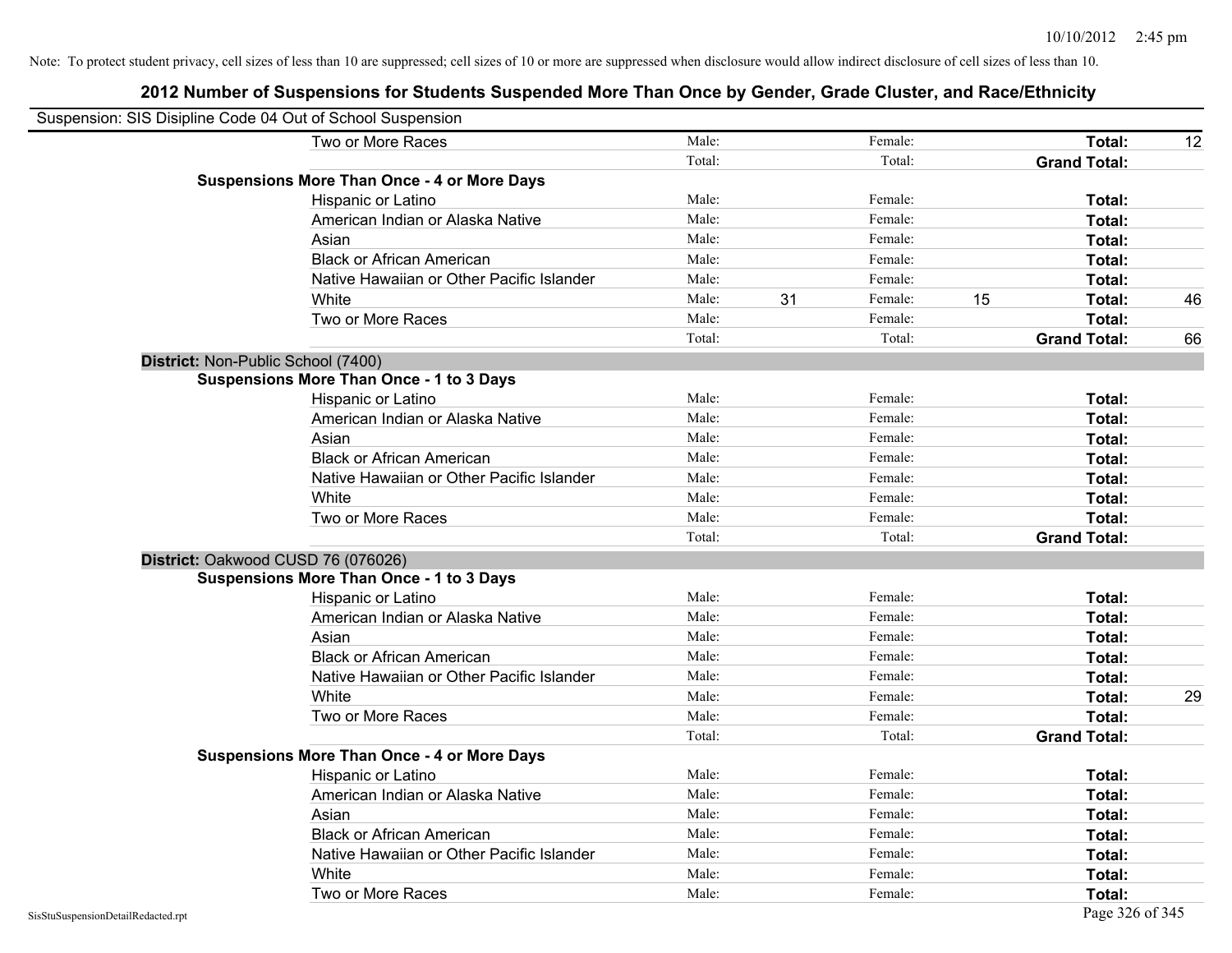Note: To protect student privacy, cell sizes of less than 10 are suppressed; cell sizes of 10 or more are suppressed when disclosure would allow indirect disclosure of cell sizes of less than 10.

## 2012 Number of Suspensions for Students Suspended More Than Once by Gender, Grade Cluster, and Race/Ethnicity

Suspension: SIS Disipline Code 04 Out of School Suspension

| | | | | | | |
|---|---|---|---|---|---|---|
| Two or More Races | Male: | | Female: | | **Total:** | 12 |
| | Total: | | Total: | | **Grand Total:** | |
| **Suspensions More Than Once - 4 or More Days** | | | | | | |
| Hispanic or Latino | Male: | | Female: | | **Total:** | |
| American Indian or Alaska Native | Male: | | Female: | | **Total:** | |
| Asian | Male: | | Female: | | **Total:** | |
| Black or African American | Male: | | Female: | | **Total:** | |
| Native Hawaiian or Other Pacific Islander | Male: | | Female: | | **Total:** | |
| White | Male: | 31 | Female: | 15 | **Total:** | 46 |
| Two or More Races | Male: | | Female: | | **Total:** | |
| | Total: | | Total: | | **Grand Total:** | 66 |

**District:** Non-Public School (7400)

| | | | | | | |
|---|---|---|---|---|---|---|
| **Suspensions More Than Once - 1 to 3 Days** | | | | | | |
| Hispanic or Latino | Male: | | Female: | | **Total:** | |
| American Indian or Alaska Native | Male: | | Female: | | **Total:** | |
| Asian | Male: | | Female: | | **Total:** | |
| Black or African American | Male: | | Female: | | **Total:** | |
| Native Hawaiian or Other Pacific Islander | Male: | | Female: | | **Total:** | |
| White | Male: | | Female: | | **Total:** | |
| Two or More Races | Male: | | Female: | | **Total:** | |
| | Total: | | Total: | | **Grand Total:** | |

**District:** Oakwood CUSD 76 (076026)

| | | | | | | |
|---|---|---|---|---|---|---|
| **Suspensions More Than Once - 1 to 3 Days** | | | | | | |
| Hispanic or Latino | Male: | | Female: | | **Total:** | |
| American Indian or Alaska Native | Male: | | Female: | | **Total:** | |
| Asian | Male: | | Female: | | **Total:** | |
| Black or African American | Male: | | Female: | | **Total:** | |
| Native Hawaiian or Other Pacific Islander | Male: | | Female: | | **Total:** | |
| White | Male: | | Female: | | **Total:** | 29 |
| Two or More Races | Male: | | Female: | | **Total:** | |
| | Total: | | Total: | | **Grand Total:** | |
| **Suspensions More Than Once - 4 or More Days** | | | | | | |
| Hispanic or Latino | Male: | | Female: | | **Total:** | |
| American Indian or Alaska Native | Male: | | Female: | | **Total:** | |
| Asian | Male: | | Female: | | **Total:** | |
| Black or African American | Male: | | Female: | | **Total:** | |
| Native Hawaiian or Other Pacific Islander | Male: | | Female: | | **Total:** | |
| White | Male: | | Female: | | **Total:** | |
| Two or More Races | Male: | | Female: | | **Total:** | |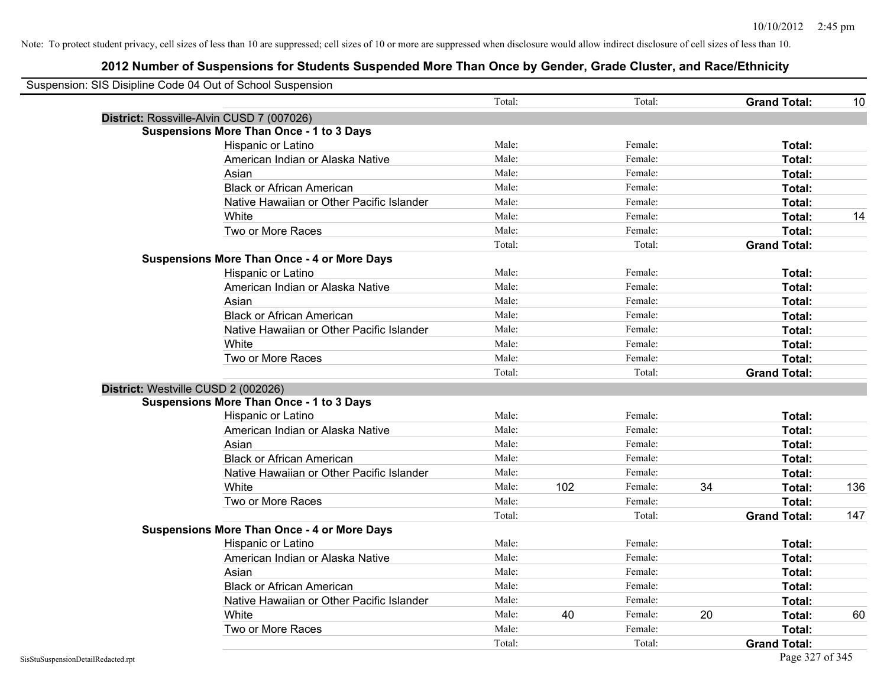Note: To protect student privacy, cell sizes of less than 10 are suppressed; cell sizes of 10 or more are suppressed when disclosure would allow indirect disclosure of cell sizes of less than 10.

# 2012 Number of Suspensions for Students Suspended More Than Once by Gender, Grade Cluster, and Race/Ethnicity

Suspension: SIS Disipline Code 04 Out of School Suspension

| | Male | | Female | | | |
|---|---|---|---|---|---|---|
| | Total: | | Total: | | **Grand Total:** | 10 |

**District:** Rossville-Alvin CUSD 7 (007026)

**Suspensions More Than Once - 1 to 3 Days**

| Race/Ethnicity | | | | | | |
|---|---|---|---|---|---|---|
| Hispanic or Latino | Male: | | Female: | | **Total:** | |
| American Indian or Alaska Native | Male: | | Female: | | **Total:** | |
| Asian | Male: | | Female: | | **Total:** | |
| Black or African American | Male: | | Female: | | **Total:** | |
| Native Hawaiian or Other Pacific Islander | Male: | | Female: | | **Total:** | |
| White | Male: | | Female: | | **Total:** | 14 |
| Two or More Races | Male: | | Female: | | **Total:** | |
| | Total: | | Total: | | **Grand Total:** | |

**Suspensions More Than Once - 4 or More Days**

| Race/Ethnicity | | | | | | |
|---|---|---|---|---|---|---|
| Hispanic or Latino | Male: | | Female: | | **Total:** | |
| American Indian or Alaska Native | Male: | | Female: | | **Total:** | |
| Asian | Male: | | Female: | | **Total:** | |
| Black or African American | Male: | | Female: | | **Total:** | |
| Native Hawaiian or Other Pacific Islander | Male: | | Female: | | **Total:** | |
| White | Male: | | Female: | | **Total:** | |
| Two or More Races | Male: | | Female: | | **Total:** | |
| | Total: | | Total: | | **Grand Total:** | |

**District:** Westville CUSD 2 (002026)

**Suspensions More Than Once - 1 to 3 Days**

| Race/Ethnicity | | | | | | |
|---|---|---|---|---|---|---|
| Hispanic or Latino | Male: | | Female: | | **Total:** | |
| American Indian or Alaska Native | Male: | | Female: | | **Total:** | |
| Asian | Male: | | Female: | | **Total:** | |
| Black or African American | Male: | | Female: | | **Total:** | |
| Native Hawaiian or Other Pacific Islander | Male: | | Female: | | **Total:** | |
| White | Male: | 102 | Female: | 34 | **Total:** | 136 |
| Two or More Races | Male: | | Female: | | **Total:** | |
| | Total: | | Total: | | **Grand Total:** | 147 |

**Suspensions More Than Once - 4 or More Days**

| Race/Ethnicity | | | | | | |
|---|---|---|---|---|---|---|
| Hispanic or Latino | Male: | | Female: | | **Total:** | |
| American Indian or Alaska Native | Male: | | Female: | | **Total:** | |
| Asian | Male: | | Female: | | **Total:** | |
| Black or African American | Male: | | Female: | | **Total:** | |
| Native Hawaiian or Other Pacific Islander | Male: | | Female: | | **Total:** | |
| White | Male: | 40 | Female: | 20 | **Total:** | 60 |
| Two or More Races | Male: | | Female: | | **Total:** | |
| | Total: | | Total: | | **Grand Total:** | |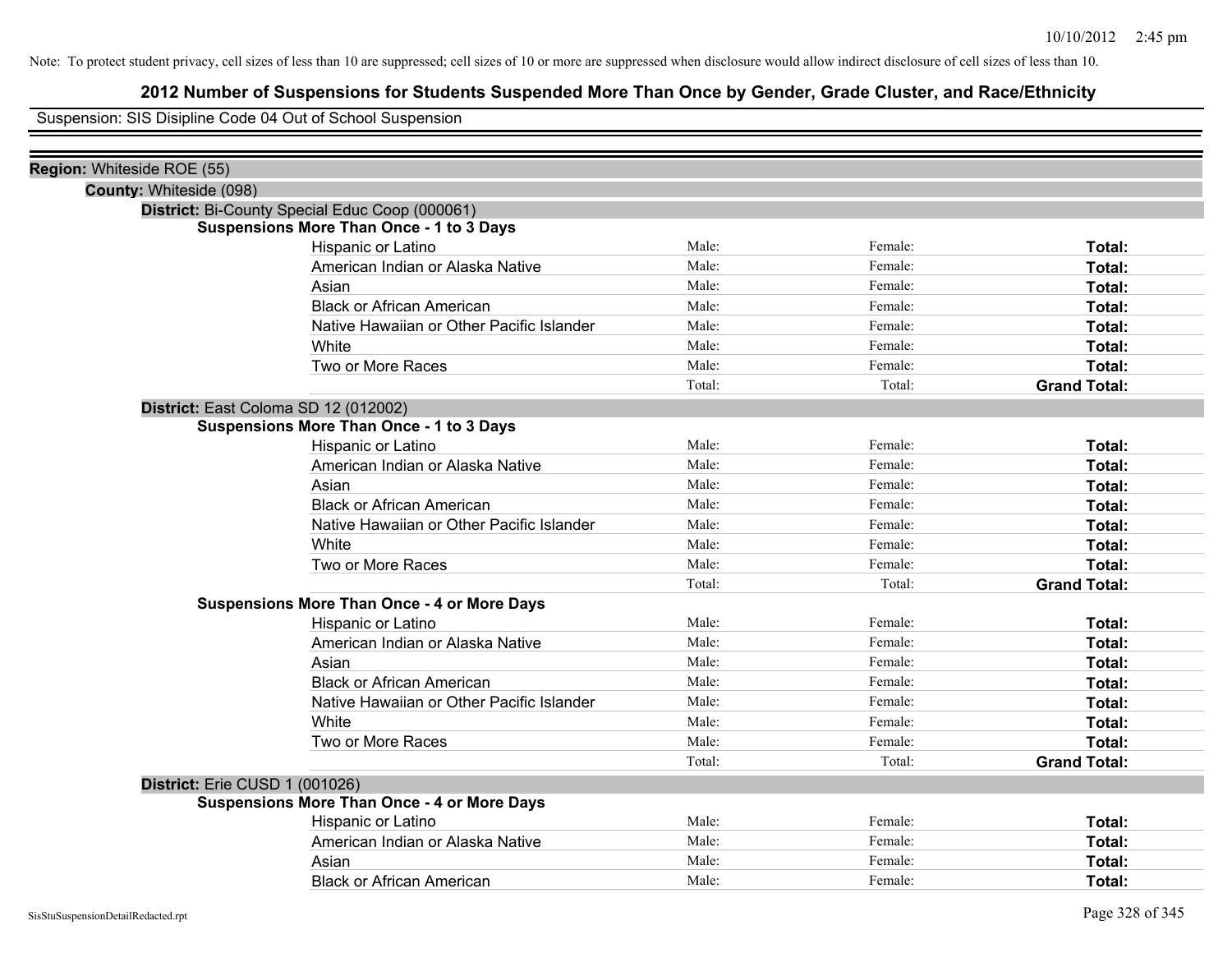Note: To protect student privacy, cell sizes of less than 10 are suppressed; cell sizes of 10 or more are suppressed when disclosure would allow indirect disclosure of cell sizes of less than 10.

# 2012 Number of Suspensions for Students Suspended More Than Once by Gender, Grade Cluster, and Race/Ethnicity

Suspension: SIS Disipline Code 04 Out of School Suspension

**Region:** Whiteside ROE (55)

**County:** Whiteside (098)

**District:** Bi-County Special Educ Coop (000061)

**Suspensions More Than Once - 1 to 3 Days**

| | | | |
|---|---|---|---|
| Hispanic or Latino | Male: | Female: | **Total:** |
| American Indian or Alaska Native | Male: | Female: | **Total:** |
| Asian | Male: | Female: | **Total:** |
| Black or African American | Male: | Female: | **Total:** |
| Native Hawaiian or Other Pacific Islander | Male: | Female: | **Total:** |
| White | Male: | Female: | **Total:** |
| Two or More Races | Male: | Female: | **Total:** |
| | Total: | Total: | **Grand Total:** |

**District:** East Coloma SD 12 (012002)

**Suspensions More Than Once - 1 to 3 Days**

| | | | |
|---|---|---|---|
| Hispanic or Latino | Male: | Female: | **Total:** |
| American Indian or Alaska Native | Male: | Female: | **Total:** |
| Asian | Male: | Female: | **Total:** |
| Black or African American | Male: | Female: | **Total:** |
| Native Hawaiian or Other Pacific Islander | Male: | Female: | **Total:** |
| White | Male: | Female: | **Total:** |
| Two or More Races | Male: | Female: | **Total:** |
| | Total: | Total: | **Grand Total:** |

**Suspensions More Than Once - 4 or More Days**

| | | | |
|---|---|---|---|
| Hispanic or Latino | Male: | Female: | **Total:** |
| American Indian or Alaska Native | Male: | Female: | **Total:** |
| Asian | Male: | Female: | **Total:** |
| Black or African American | Male: | Female: | **Total:** |
| Native Hawaiian or Other Pacific Islander | Male: | Female: | **Total:** |
| White | Male: | Female: | **Total:** |
| Two or More Races | Male: | Female: | **Total:** |
| | Total: | Total: | **Grand Total:** |

**District:** Erie CUSD 1 (001026)

**Suspensions More Than Once - 4 or More Days**

| | | | |
|---|---|---|---|
| Hispanic or Latino | Male: | Female: | **Total:** |
| American Indian or Alaska Native | Male: | Female: | **Total:** |
| Asian | Male: | Female: | **Total:** |
| Black or African American | Male: | Female: | **Total:** |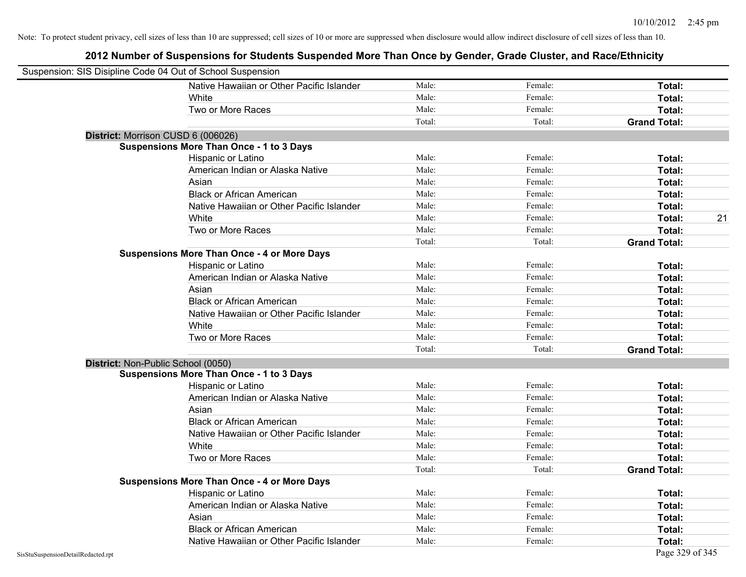Note: To protect student privacy, cell sizes of less than 10 are suppressed; cell sizes of 10 or more are suppressed when disclosure would allow indirect disclosure of cell sizes of less than 10.

## 2012 Number of Suspensions for Students Suspended More Than Once by Gender, Grade Cluster, and Race/Ethnicity

Suspension: SIS Disipline Code 04 Out of School Suspension

| | | | | |
|---|---|---|---|---|
| Native Hawaiian or Other Pacific Islander | Male: | Female: | **Total:** | |
| White | Male: | Female: | **Total:** | |
| Two or More Races | Male: | Female: | **Total:** | |
| | Total: | Total: | **Grand Total:** | |

**District:** Morrison CUSD 6 (006026)

**Suspensions More Than Once - 1 to 3 Days**

| | | | | |
|---|---|---|---|---|
| Hispanic or Latino | Male: | Female: | **Total:** | |
| American Indian or Alaska Native | Male: | Female: | **Total:** | |
| Asian | Male: | Female: | **Total:** | |
| Black or African American | Male: | Female: | **Total:** | |
| Native Hawaiian or Other Pacific Islander | Male: | Female: | **Total:** | |
| White | Male: | Female: | **Total:** | 21 |
| Two or More Races | Male: | Female: | **Total:** | |
| | Total: | Total: | **Grand Total:** | |

**Suspensions More Than Once - 4 or More Days**

| | | | | |
|---|---|---|---|---|
| Hispanic or Latino | Male: | Female: | **Total:** | |
| American Indian or Alaska Native | Male: | Female: | **Total:** | |
| Asian | Male: | Female: | **Total:** | |
| Black or African American | Male: | Female: | **Total:** | |
| Native Hawaiian or Other Pacific Islander | Male: | Female: | **Total:** | |
| White | Male: | Female: | **Total:** | |
| Two or More Races | Male: | Female: | **Total:** | |
| | Total: | Total: | **Grand Total:** | |

**District:** Non-Public School (0050)

**Suspensions More Than Once - 1 to 3 Days**

| | | | | |
|---|---|---|---|---|
| Hispanic or Latino | Male: | Female: | **Total:** | |
| American Indian or Alaska Native | Male: | Female: | **Total:** | |
| Asian | Male: | Female: | **Total:** | |
| Black or African American | Male: | Female: | **Total:** | |
| Native Hawaiian or Other Pacific Islander | Male: | Female: | **Total:** | |
| White | Male: | Female: | **Total:** | |
| Two or More Races | Male: | Female: | **Total:** | |
| | Total: | Total: | **Grand Total:** | |

**Suspensions More Than Once - 4 or More Days**

| | | | | |
|---|---|---|---|---|
| Hispanic or Latino | Male: | Female: | **Total:** | |
| American Indian or Alaska Native | Male: | Female: | **Total:** | |
| Asian | Male: | Female: | **Total:** | |
| Black or African American | Male: | Female: | **Total:** | |
| Native Hawaiian or Other Pacific Islander | Male: | Female: | **Total:** | |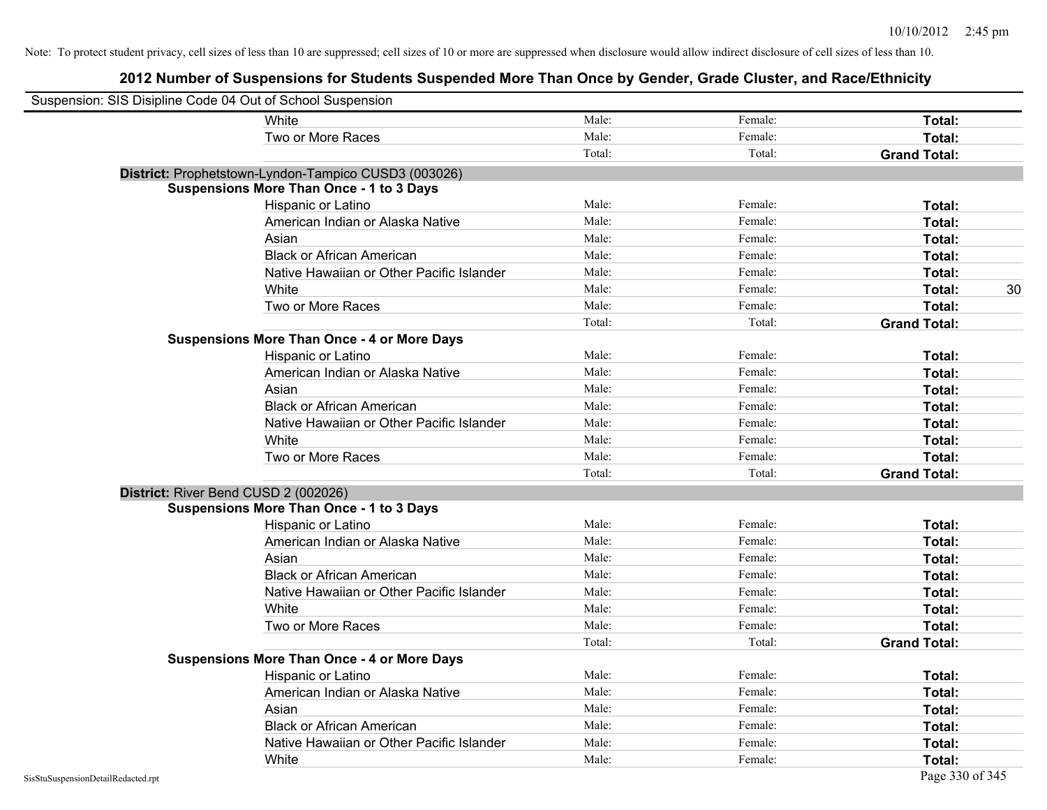Note: To protect student privacy, cell sizes of less than 10 are suppressed; cell sizes of 10 or more are suppressed when disclosure would allow indirect disclosure of cell sizes of less than 10.

## 2012 Number of Suspensions for Students Suspended More Than Once by Gender, Grade Cluster, and Race/Ethnicity

Suspension: SIS Disipline Code 04 Out of School Suspension

| | | | | | |
|---|---|---|---|---|---|
| | White | Male: | Female: | **Total:** | |
| | Two or More Races | Male: | Female: | **Total:** | |
| | | Total: | Total: | **Grand Total:** | |
| **District:** Prophetstown-Lyndon-Tampico CUSD3 (003026) | | | | | |
| **Suspensions More Than Once - 1 to 3 Days** | | | | | |
| | Hispanic or Latino | Male: | Female: | **Total:** | |
| | American Indian or Alaska Native | Male: | Female: | **Total:** | |
| | Asian | Male: | Female: | **Total:** | |
| | Black or African American | Male: | Female: | **Total:** | |
| | Native Hawaiian or Other Pacific Islander | Male: | Female: | **Total:** | |
| | White | Male: | Female: | **Total:** | 30 |
| | Two or More Races | Male: | Female: | **Total:** | |
| | | Total: | Total: | **Grand Total:** | |
| **Suspensions More Than Once - 4 or More Days** | | | | | |
| | Hispanic or Latino | Male: | Female: | **Total:** | |
| | American Indian or Alaska Native | Male: | Female: | **Total:** | |
| | Asian | Male: | Female: | **Total:** | |
| | Black or African American | Male: | Female: | **Total:** | |
| | Native Hawaiian or Other Pacific Islander | Male: | Female: | **Total:** | |
| | White | Male: | Female: | **Total:** | |
| | Two or More Races | Male: | Female: | **Total:** | |
| | | Total: | Total: | **Grand Total:** | |
| **District:** River Bend CUSD 2 (002026) | | | | | |
| **Suspensions More Than Once - 1 to 3 Days** | | | | | |
| | Hispanic or Latino | Male: | Female: | **Total:** | |
| | American Indian or Alaska Native | Male: | Female: | **Total:** | |
| | Asian | Male: | Female: | **Total:** | |
| | Black or African American | Male: | Female: | **Total:** | |
| | Native Hawaiian or Other Pacific Islander | Male: | Female: | **Total:** | |
| | White | Male: | Female: | **Total:** | |
| | Two or More Races | Male: | Female: | **Total:** | |
| | | Total: | Total: | **Grand Total:** | |
| **Suspensions More Than Once - 4 or More Days** | | | | | |
| | Hispanic or Latino | Male: | Female: | **Total:** | |
| | American Indian or Alaska Native | Male: | Female: | **Total:** | |
| | Asian | Male: | Female: | **Total:** | |
| | Black or African American | Male: | Female: | **Total:** | |
| | Native Hawaiian or Other Pacific Islander | Male: | Female: | **Total:** | |
| | White | Male: | Female: | **Total:** | |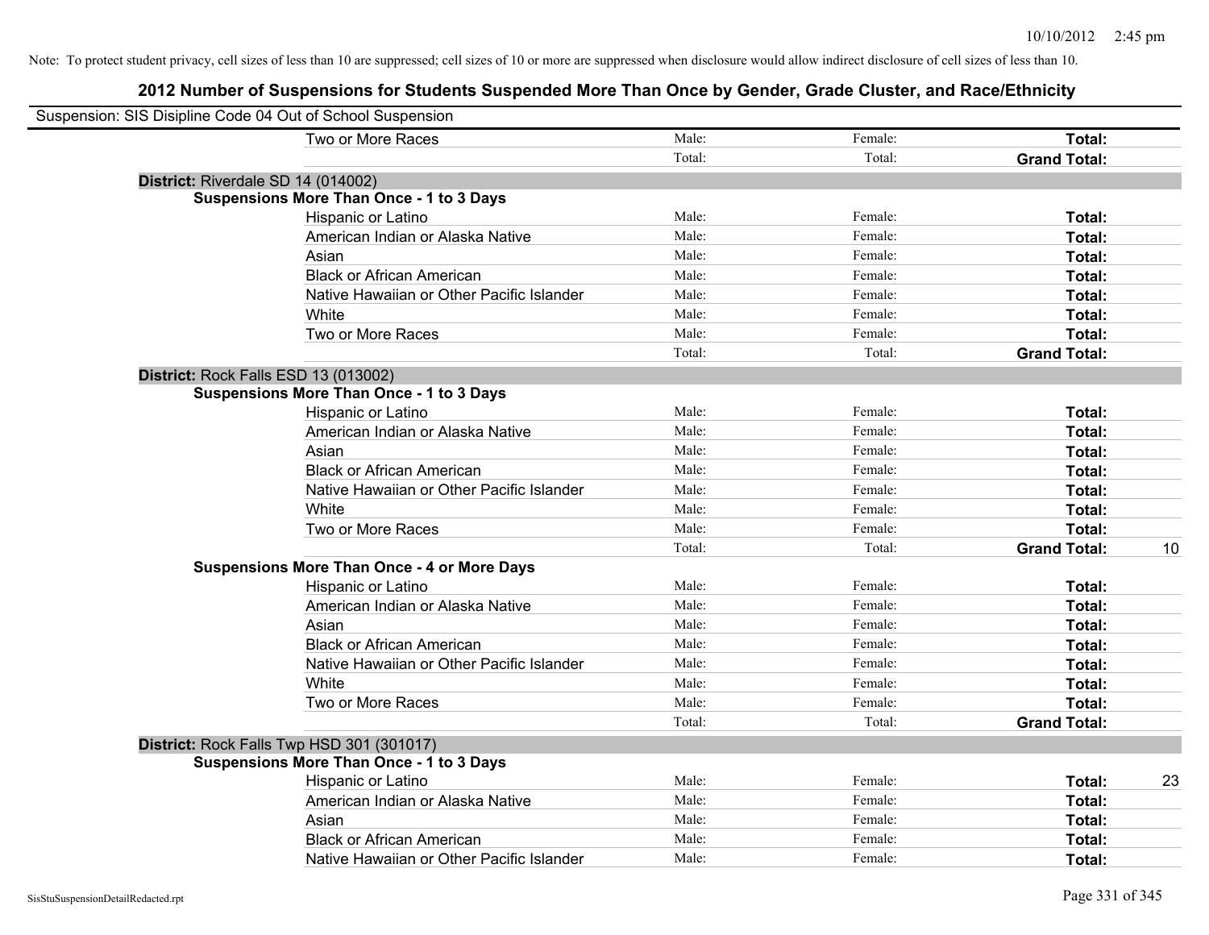Note: To protect student privacy, cell sizes of less than 10 are suppressed; cell sizes of 10 or more are suppressed when disclosure would allow indirect disclosure of cell sizes of less than 10.

## 2012 Number of Suspensions for Students Suspended More Than Once by Gender, Grade Cluster, and Race/Ethnicity

Suspension: SIS Disipline Code 04 Out of School Suspension

| | | | | |
|---|---|---|---|---|
| Two or More Races | Male: | Female: | **Total:** | |
| | Total: | Total: | **Grand Total:** | |
| **District:** Riverdale SD 14 (014002) | | | | |
| **Suspensions More Than Once - 1 to 3 Days** | | | | |
| Hispanic or Latino | Male: | Female: | **Total:** | |
| American Indian or Alaska Native | Male: | Female: | **Total:** | |
| Asian | Male: | Female: | **Total:** | |
| Black or African American | Male: | Female: | **Total:** | |
| Native Hawaiian or Other Pacific Islander | Male: | Female: | **Total:** | |
| White | Male: | Female: | **Total:** | |
| Two or More Races | Male: | Female: | **Total:** | |
| | Total: | Total: | **Grand Total:** | |
| **District:** Rock Falls ESD 13 (013002) | | | | |
| **Suspensions More Than Once - 1 to 3 Days** | | | | |
| Hispanic or Latino | Male: | Female: | **Total:** | |
| American Indian or Alaska Native | Male: | Female: | **Total:** | |
| Asian | Male: | Female: | **Total:** | |
| Black or African American | Male: | Female: | **Total:** | |
| Native Hawaiian or Other Pacific Islander | Male: | Female: | **Total:** | |
| White | Male: | Female: | **Total:** | |
| Two or More Races | Male: | Female: | **Total:** | |
| | Total: | Total: | **Grand Total:** | 10 |
| **Suspensions More Than Once - 4 or More Days** | | | | |
| Hispanic or Latino | Male: | Female: | **Total:** | |
| American Indian or Alaska Native | Male: | Female: | **Total:** | |
| Asian | Male: | Female: | **Total:** | |
| Black or African American | Male: | Female: | **Total:** | |
| Native Hawaiian or Other Pacific Islander | Male: | Female: | **Total:** | |
| White | Male: | Female: | **Total:** | |
| Two or More Races | Male: | Female: | **Total:** | |
| | Total: | Total: | **Grand Total:** | |
| **District:** Rock Falls Twp HSD 301 (301017) | | | | |
| **Suspensions More Than Once - 1 to 3 Days** | | | | |
| Hispanic or Latino | Male: | Female: | **Total:** | 23 |
| American Indian or Alaska Native | Male: | Female: | **Total:** | |
| Asian | Male: | Female: | **Total:** | |
| Black or African American | Male: | Female: | **Total:** | |
| Native Hawaiian or Other Pacific Islander | Male: | Female: | **Total:** | |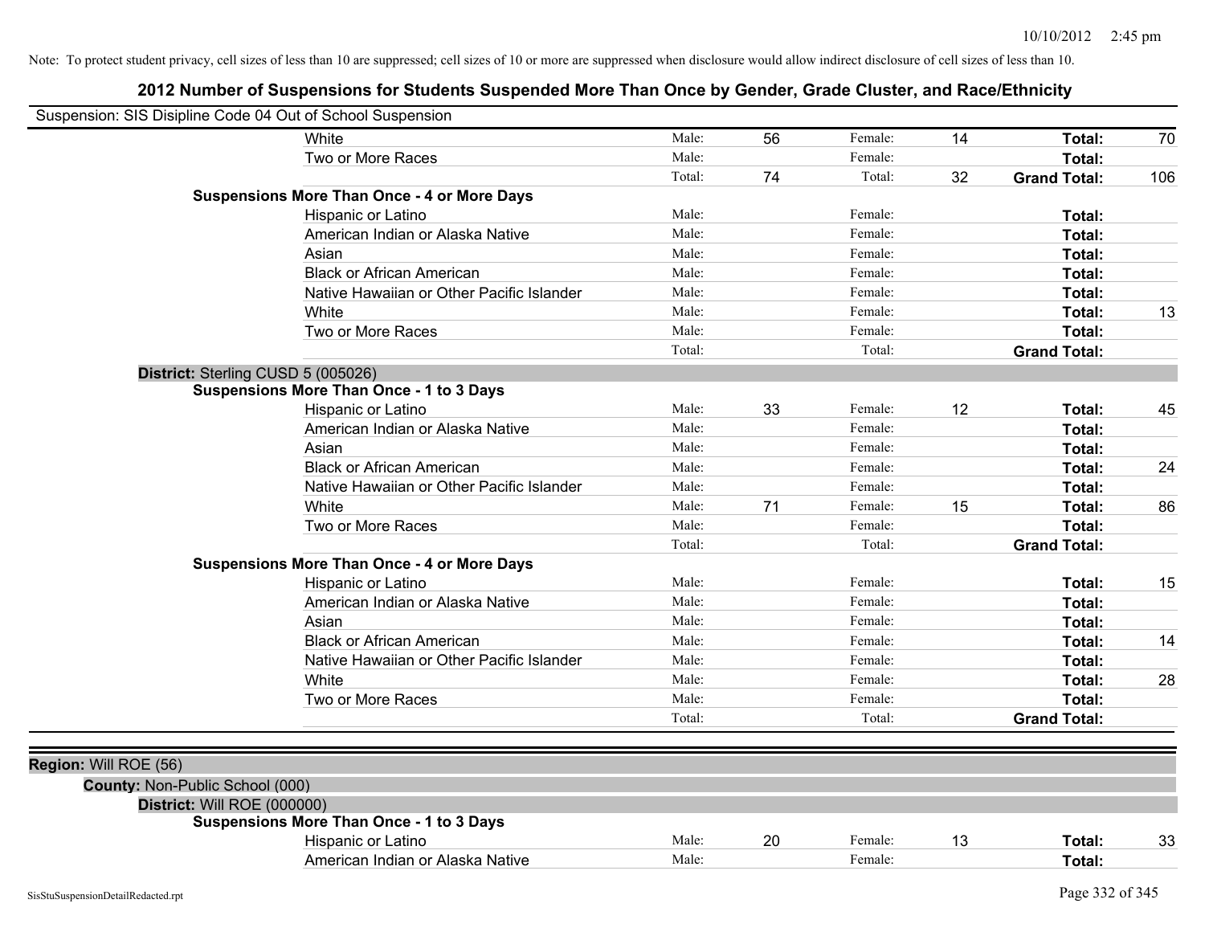Note: To protect student privacy, cell sizes of less than 10 are suppressed; cell sizes of 10 or more are suppressed when disclosure would allow indirect disclosure of cell sizes of less than 10.

# 2012 Number of Suspensions for Students Suspended More Than Once by Gender, Grade Cluster, and Race/Ethnicity

Suspension: SIS Disipline Code 04 Out of School Suspension

| | | | | | | |
|---|---|---|---|---|---|---|
| White | Male: | 56 | Female: | 14 | **Total:** | 70 |
| Two or More Races | Male: | | Female: | | **Total:** | |
| | Total: | 74 | Total: | 32 | **Grand Total:** | 106 |

**Suspensions More Than Once - 4 or More Days**

| | | | | | | |
|---|---|---|---|---|---|---|
| Hispanic or Latino | Male: | | Female: | | **Total:** | |
| American Indian or Alaska Native | Male: | | Female: | | **Total:** | |
| Asian | Male: | | Female: | | **Total:** | |
| Black or African American | Male: | | Female: | | **Total:** | |
| Native Hawaiian or Other Pacific Islander | Male: | | Female: | | **Total:** | |
| White | Male: | | Female: | | **Total:** | 13 |
| Two or More Races | Male: | | Female: | | **Total:** | |
| | Total: | | Total: | | **Grand Total:** | |

**District:** Sterling CUSD 5 (005026)

**Suspensions More Than Once - 1 to 3 Days**

| | | | | | | |
|---|---|---|---|---|---|---|
| Hispanic or Latino | Male: | 33 | Female: | 12 | **Total:** | 45 |
| American Indian or Alaska Native | Male: | | Female: | | **Total:** | |
| Asian | Male: | | Female: | | **Total:** | |
| Black or African American | Male: | | Female: | | **Total:** | 24 |
| Native Hawaiian or Other Pacific Islander | Male: | | Female: | | **Total:** | |
| White | Male: | 71 | Female: | 15 | **Total:** | 86 |
| Two or More Races | Male: | | Female: | | **Total:** | |
| | Total: | | Total: | | **Grand Total:** | |

**Suspensions More Than Once - 4 or More Days**

| | | | | | | |
|---|---|---|---|---|---|---|
| Hispanic or Latino | Male: | | Female: | | **Total:** | 15 |
| American Indian or Alaska Native | Male: | | Female: | | **Total:** | |
| Asian | Male: | | Female: | | **Total:** | |
| Black or African American | Male: | | Female: | | **Total:** | 14 |
| Native Hawaiian or Other Pacific Islander | Male: | | Female: | | **Total:** | |
| White | Male: | | Female: | | **Total:** | 28 |
| Two or More Races | Male: | | Female: | | **Total:** | |
| | Total: | | Total: | | **Grand Total:** | |

**Region:** Will ROE (56)

**County:** Non-Public School (000)

**District:** Will ROE (000000)

**Suspensions More Than Once - 1 to 3 Days**

| | | | | | | |
|---|---|---|---|---|---|---|
| Hispanic or Latino | Male: | 20 | Female: | 13 | **Total:** | 33 |
| American Indian or Alaska Native | Male: | | Female: | | **Total:** | |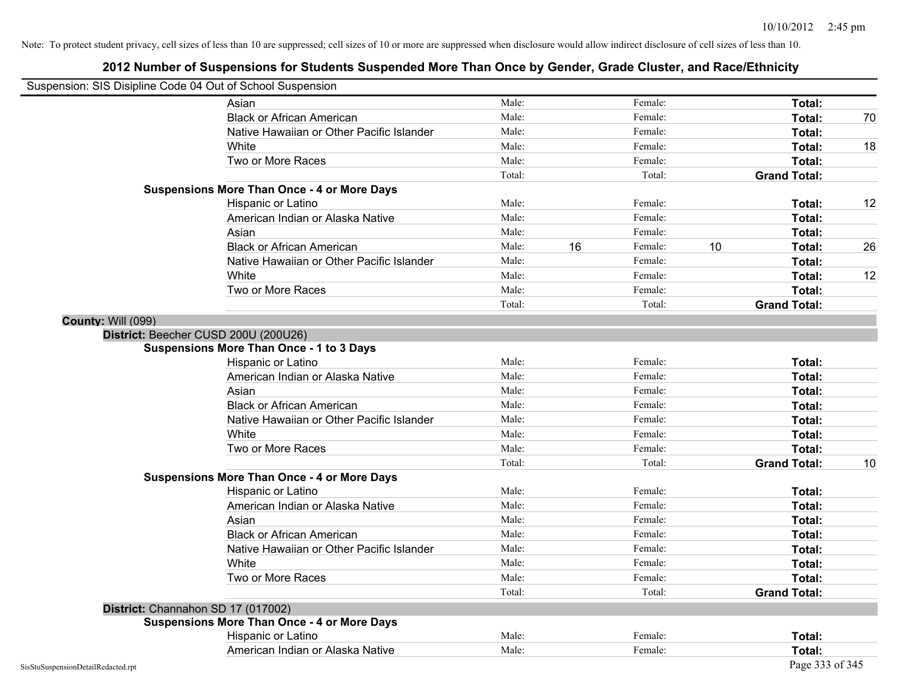Note: To protect student privacy, cell sizes of less than 10 are suppressed; cell sizes of 10 or more are suppressed when disclosure would allow indirect disclosure of cell sizes of less than 10.

# 2012 Number of Suspensions for Students Suspended More Than Once by Gender, Grade Cluster, and Race/Ethnicity

Suspension: SIS Disipline Code 04 Out of School Suspension

| | Race/Ethnicity | | Male | | Female | | |
|---|---|---|---|---|---|---|---|
| | Asian | Male: | | Female: | | **Total:** | |
| | Black or African American | Male: | | Female: | | **Total:** | 70 |
| | Native Hawaiian or Other Pacific Islander | Male: | | Female: | | **Total:** | |
| | White | Male: | | Female: | | **Total:** | 18 |
| | Two or More Races | Male: | | Female: | | **Total:** | |
| | | Total: | | Total: | | **Grand Total:** | |
| **Suspensions More Than Once - 4 or More Days** | | | | | | | |
| | Hispanic or Latino | Male: | | Female: | | **Total:** | 12 |
| | American Indian or Alaska Native | Male: | | Female: | | **Total:** | |
| | Asian | Male: | | Female: | | **Total:** | |
| | Black or African American | Male: | 16 | Female: | 10 | **Total:** | 26 |
| | Native Hawaiian or Other Pacific Islander | Male: | | Female: | | **Total:** | |
| | White | Male: | | Female: | | **Total:** | 12 |
| | Two or More Races | Male: | | Female: | | **Total:** | |
| | | Total: | | Total: | | **Grand Total:** | |

**County:** Will (099)

**District:** Beecher CUSD 200U (200U26)

| | Race/Ethnicity | | Male | | Female | | |
|---|---|---|---|---|---|---|---|
| **Suspensions More Than Once - 1 to 3 Days** | | | | | | | |
| | Hispanic or Latino | Male: | | Female: | | **Total:** | |
| | American Indian or Alaska Native | Male: | | Female: | | **Total:** | |
| | Asian | Male: | | Female: | | **Total:** | |
| | Black or African American | Male: | | Female: | | **Total:** | |
| | Native Hawaiian or Other Pacific Islander | Male: | | Female: | | **Total:** | |
| | White | Male: | | Female: | | **Total:** | |
| | Two or More Races | Male: | | Female: | | **Total:** | |
| | | Total: | | Total: | | **Grand Total:** | 10 |
| **Suspensions More Than Once - 4 or More Days** | | | | | | | |
| | Hispanic or Latino | Male: | | Female: | | **Total:** | |
| | American Indian or Alaska Native | Male: | | Female: | | **Total:** | |
| | Asian | Male: | | Female: | | **Total:** | |
| | Black or African American | Male: | | Female: | | **Total:** | |
| | Native Hawaiian or Other Pacific Islander | Male: | | Female: | | **Total:** | |
| | White | Male: | | Female: | | **Total:** | |
| | Two or More Races | Male: | | Female: | | **Total:** | |
| | | Total: | | Total: | | **Grand Total:** | |

**District:** Channahon SD 17 (017002)

| | Race/Ethnicity | | Male | | Female | | |
|---|---|---|---|---|---|---|---|
| **Suspensions More Than Once - 4 or More Days** | | | | | | | |
| | Hispanic or Latino | Male: | | Female: | | **Total:** | |
| | American Indian or Alaska Native | Male: | | Female: | | **Total:** | |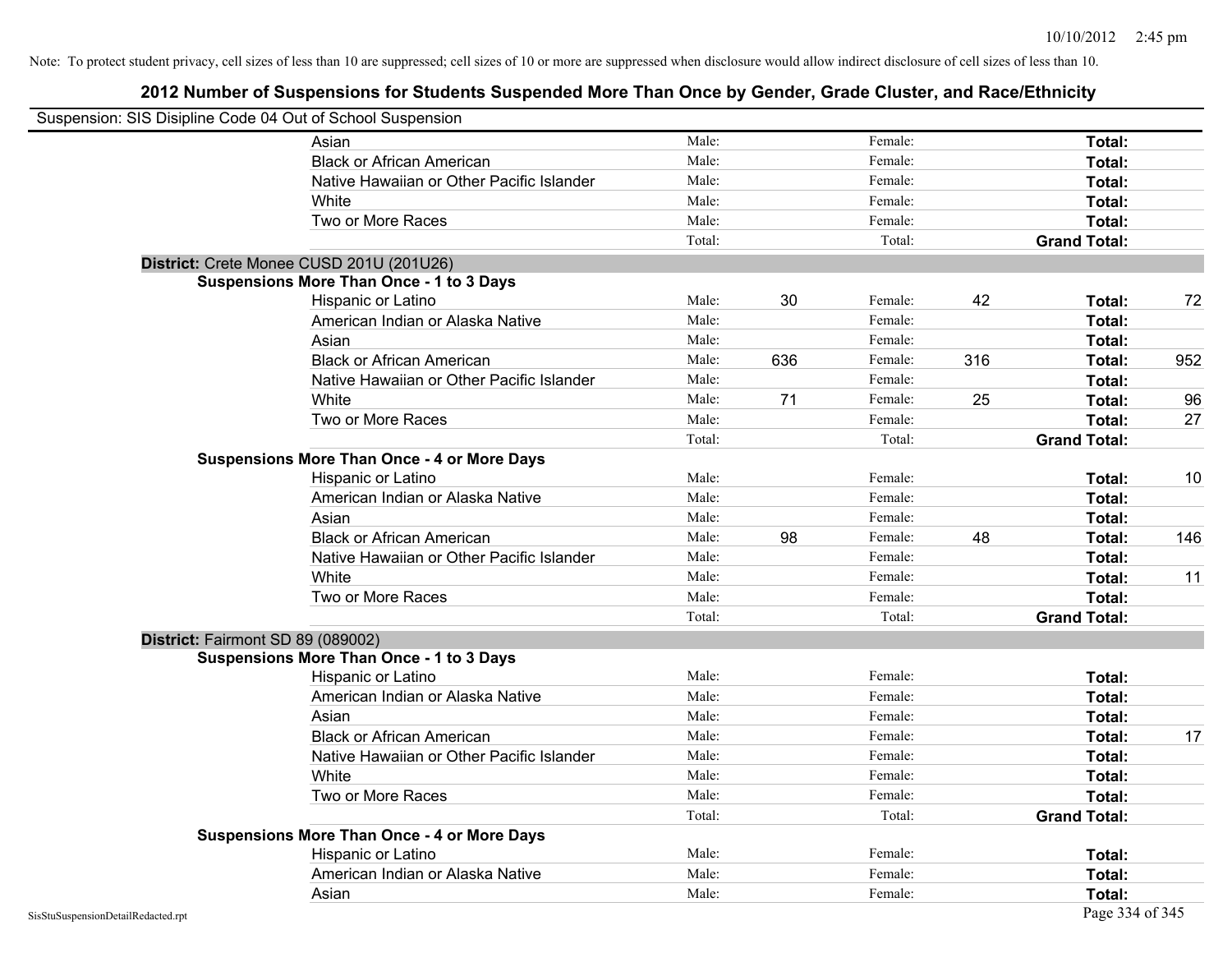Note: To protect student privacy, cell sizes of less than 10 are suppressed; cell sizes of 10 or more are suppressed when disclosure would allow indirect disclosure of cell sizes of less than 10.

# 2012 Number of Suspensions for Students Suspended More Than Once by Gender, Grade Cluster, and Race/Ethnicity

Suspension: SIS Disipline Code 04 Out of School Suspension

| | | | | | | |
|---|---|---|---|---|---|---|
| Asian | Male: | | Female: | | **Total:** | |
| Black or African American | Male: | | Female: | | **Total:** | |
| Native Hawaiian or Other Pacific Islander | Male: | | Female: | | **Total:** | |
| White | Male: | | Female: | | **Total:** | |
| Two or More Races | Male: | | Female: | | **Total:** | |
| | Total: | | Total: | | **Grand Total:** | |

**District:** Crete Monee CUSD 201U (201U26)

**Suspensions More Than Once - 1 to 3 Days**

| | | | | | | |
|---|---|---|---|---|---|---|
| Hispanic or Latino | Male: | 30 | Female: | 42 | **Total:** | 72 |
| American Indian or Alaska Native | Male: | | Female: | | **Total:** | |
| Asian | Male: | | Female: | | **Total:** | |
| Black or African American | Male: | 636 | Female: | 316 | **Total:** | 952 |
| Native Hawaiian or Other Pacific Islander | Male: | | Female: | | **Total:** | |
| White | Male: | 71 | Female: | 25 | **Total:** | 96 |
| Two or More Races | Male: | | Female: | | **Total:** | 27 |
| | Total: | | Total: | | **Grand Total:** | |

**Suspensions More Than Once - 4 or More Days**

| | | | | | | |
|---|---|---|---|---|---|---|
| Hispanic or Latino | Male: | | Female: | | **Total:** | 10 |
| American Indian or Alaska Native | Male: | | Female: | | **Total:** | |
| Asian | Male: | | Female: | | **Total:** | |
| Black or African American | Male: | 98 | Female: | 48 | **Total:** | 146 |
| Native Hawaiian or Other Pacific Islander | Male: | | Female: | | **Total:** | |
| White | Male: | | Female: | | **Total:** | 11 |
| Two or More Races | Male: | | Female: | | **Total:** | |
| | Total: | | Total: | | **Grand Total:** | |

**District:** Fairmont SD 89 (089002)

**Suspensions More Than Once - 1 to 3 Days**

| | | | | | | |
|---|---|---|---|---|---|---|
| Hispanic or Latino | Male: | | Female: | | **Total:** | |
| American Indian or Alaska Native | Male: | | Female: | | **Total:** | |
| Asian | Male: | | Female: | | **Total:** | |
| Black or African American | Male: | | Female: | | **Total:** | 17 |
| Native Hawaiian or Other Pacific Islander | Male: | | Female: | | **Total:** | |
| White | Male: | | Female: | | **Total:** | |
| Two or More Races | Male: | | Female: | | **Total:** | |
| | Total: | | Total: | | **Grand Total:** | |

**Suspensions More Than Once - 4 or More Days**

| | | | | | | |
|---|---|---|---|---|---|---|
| Hispanic or Latino | Male: | | Female: | | **Total:** | |
| American Indian or Alaska Native | Male: | | Female: | | **Total:** | |
| Asian | Male: | | Female: | | **Total:** | |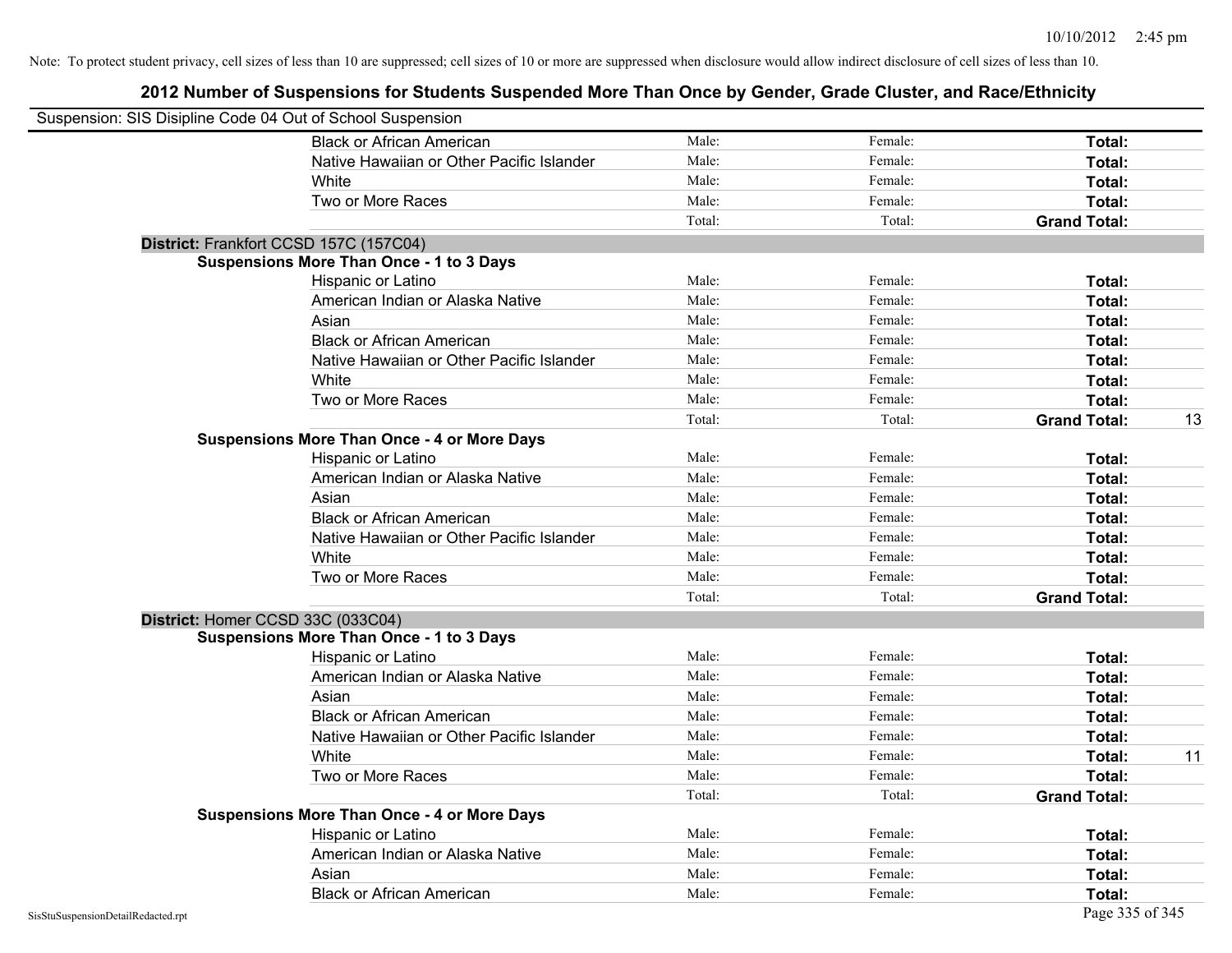Note: To protect student privacy, cell sizes of less than 10 are suppressed; cell sizes of 10 or more are suppressed when disclosure would allow indirect disclosure of cell sizes of less than 10.

# 2012 Number of Suspensions for Students Suspended More Than Once by Gender, Grade Cluster, and Race/Ethnicity

Suspension: SIS Disipline Code 04 Out of School Suspension

| | | | | |
|---|---|---|---|---|
| Black or African American | Male: | Female: | **Total:** | |
| Native Hawaiian or Other Pacific Islander | Male: | Female: | **Total:** | |
| White | Male: | Female: | **Total:** | |
| Two or More Races | Male: | Female: | **Total:** | |
| | Total: | Total: | **Grand Total:** | |

**District:** Frankfort CCSD 157C (157C04)

**Suspensions More Than Once - 1 to 3 Days**

| | | | | |
|---|---|---|---|---|
| Hispanic or Latino | Male: | Female: | **Total:** | |
| American Indian or Alaska Native | Male: | Female: | **Total:** | |
| Asian | Male: | Female: | **Total:** | |
| Black or African American | Male: | Female: | **Total:** | |
| Native Hawaiian or Other Pacific Islander | Male: | Female: | **Total:** | |
| White | Male: | Female: | **Total:** | |
| Two or More Races | Male: | Female: | **Total:** | |
| | Total: | Total: | **Grand Total:** | 13 |

**Suspensions More Than Once - 4 or More Days**

| | | | | |
|---|---|---|---|---|
| Hispanic or Latino | Male: | Female: | **Total:** | |
| American Indian or Alaska Native | Male: | Female: | **Total:** | |
| Asian | Male: | Female: | **Total:** | |
| Black or African American | Male: | Female: | **Total:** | |
| Native Hawaiian or Other Pacific Islander | Male: | Female: | **Total:** | |
| White | Male: | Female: | **Total:** | |
| Two or More Races | Male: | Female: | **Total:** | |
| | Total: | Total: | **Grand Total:** | |

**District:** Homer CCSD 33C (033C04)

**Suspensions More Than Once - 1 to 3 Days**

| | | | | |
|---|---|---|---|---|
| Hispanic or Latino | Male: | Female: | **Total:** | |
| American Indian or Alaska Native | Male: | Female: | **Total:** | |
| Asian | Male: | Female: | **Total:** | |
| Black or African American | Male: | Female: | **Total:** | |
| Native Hawaiian or Other Pacific Islander | Male: | Female: | **Total:** | |
| White | Male: | Female: | **Total:** | 11 |
| Two or More Races | Male: | Female: | **Total:** | |
| | Total: | Total: | **Grand Total:** | |

**Suspensions More Than Once - 4 or More Days**

| | | | | |
|---|---|---|---|---|
| Hispanic or Latino | Male: | Female: | **Total:** | |
| American Indian or Alaska Native | Male: | Female: | **Total:** | |
| Asian | Male: | Female: | **Total:** | |
| Black or African American | Male: | Female: | **Total:** | |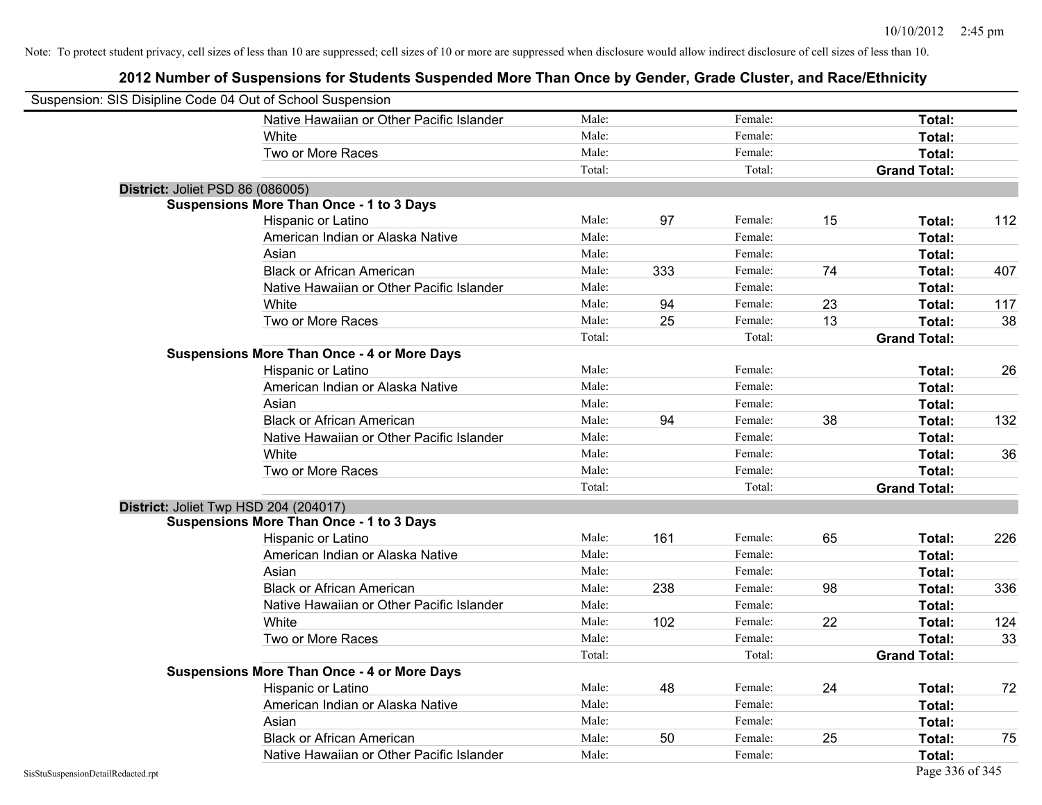Note: To protect student privacy, cell sizes of less than 10 are suppressed; cell sizes of 10 or more are suppressed when disclosure would allow indirect disclosure of cell sizes of less than 10.

## 2012 Number of Suspensions for Students Suspended More Than Once by Gender, Grade Cluster, and Race/Ethnicity

Suspension: SIS Disipline Code 04 Out of School Suspension

| | | | | | | |
|---|---|---|---|---|---|---|
| Native Hawaiian or Other Pacific Islander | Male: | | Female: | | **Total:** | |
| White | Male: | | Female: | | **Total:** | |
| Two or More Races | Male: | | Female: | | **Total:** | |
| | Total: | | Total: | | **Grand Total:** | |

**District:** Joliet PSD 86 (086005)

**Suspensions More Than Once - 1 to 3 Days**

| | | | | | | |
|---|---|---|---|---|---|---|
| Hispanic or Latino | Male: | 97 | Female: | 15 | **Total:** | 112 |
| American Indian or Alaska Native | Male: | | Female: | | **Total:** | |
| Asian | Male: | | Female: | | **Total:** | |
| Black or African American | Male: | 333 | Female: | 74 | **Total:** | 407 |
| Native Hawaiian or Other Pacific Islander | Male: | | Female: | | **Total:** | |
| White | Male: | 94 | Female: | 23 | **Total:** | 117 |
| Two or More Races | Male: | 25 | Female: | 13 | **Total:** | 38 |
| | Total: | | Total: | | **Grand Total:** | |

**Suspensions More Than Once - 4 or More Days**

| | | | | | | |
|---|---|---|---|---|---|---|
| Hispanic or Latino | Male: | | Female: | | **Total:** | 26 |
| American Indian or Alaska Native | Male: | | Female: | | **Total:** | |
| Asian | Male: | | Female: | | **Total:** | |
| Black or African American | Male: | 94 | Female: | 38 | **Total:** | 132 |
| Native Hawaiian or Other Pacific Islander | Male: | | Female: | | **Total:** | |
| White | Male: | | Female: | | **Total:** | 36 |
| Two or More Races | Male: | | Female: | | **Total:** | |
| | Total: | | Total: | | **Grand Total:** | |

**District:** Joliet Twp HSD 204 (204017)

**Suspensions More Than Once - 1 to 3 Days**

| | | | | | | |
|---|---|---|---|---|---|---|
| Hispanic or Latino | Male: | 161 | Female: | 65 | **Total:** | 226 |
| American Indian or Alaska Native | Male: | | Female: | | **Total:** | |
| Asian | Male: | | Female: | | **Total:** | |
| Black or African American | Male: | 238 | Female: | 98 | **Total:** | 336 |
| Native Hawaiian or Other Pacific Islander | Male: | | Female: | | **Total:** | |
| White | Male: | 102 | Female: | 22 | **Total:** | 124 |
| Two or More Races | Male: | | Female: | | **Total:** | 33 |
| | Total: | | Total: | | **Grand Total:** | |

**Suspensions More Than Once - 4 or More Days**

| | | | | | | |
|---|---|---|---|---|---|---|
| Hispanic or Latino | Male: | 48 | Female: | 24 | **Total:** | 72 |
| American Indian or Alaska Native | Male: | | Female: | | **Total:** | |
| Asian | Male: | | Female: | | **Total:** | |
| Black or African American | Male: | 50 | Female: | 25 | **Total:** | 75 |
| Native Hawaiian or Other Pacific Islander | Male: | | Female: | | **Total:** | |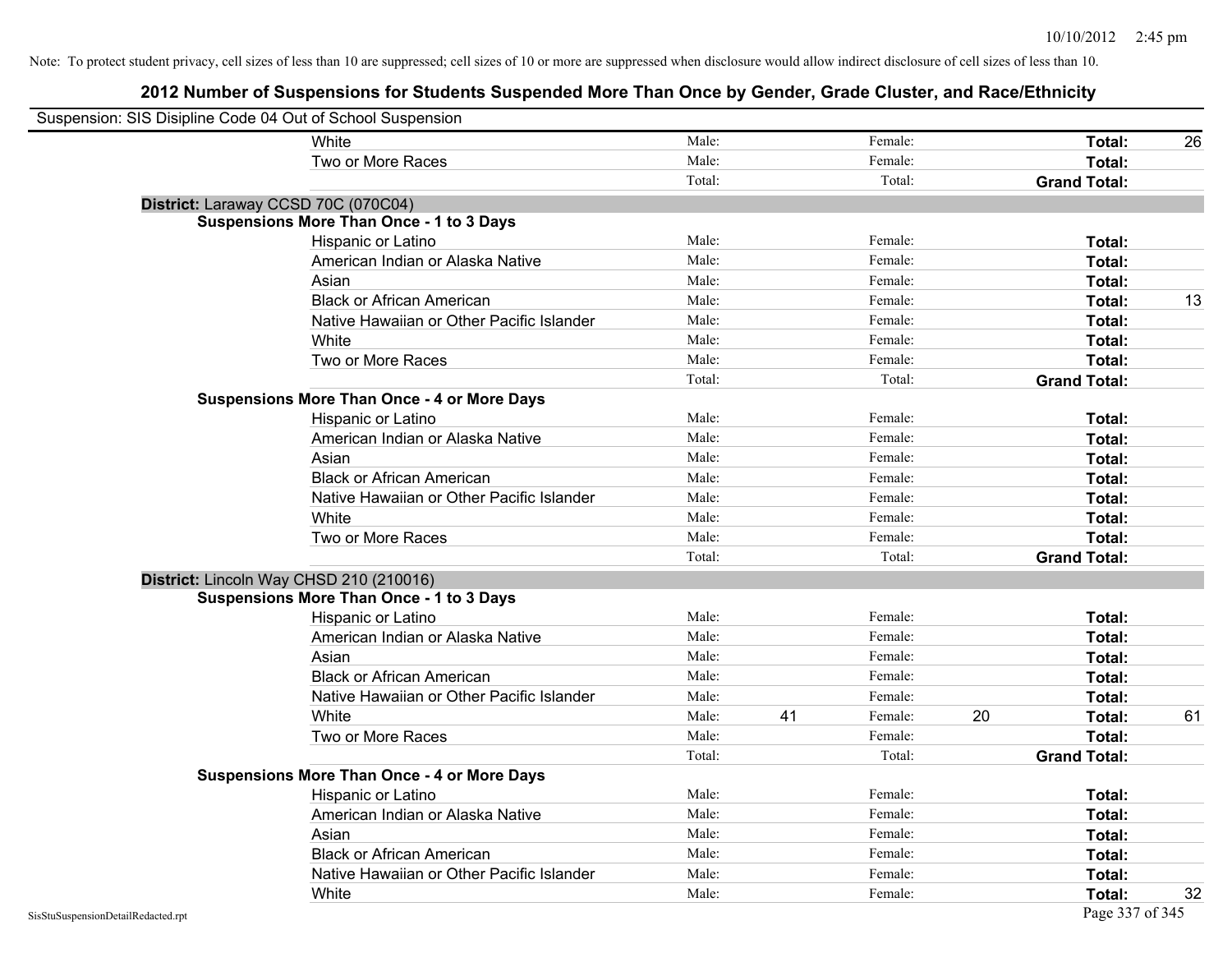Note: To protect student privacy, cell sizes of less than 10 are suppressed; cell sizes of 10 or more are suppressed when disclosure would allow indirect disclosure of cell sizes of less than 10.

# 2012 Number of Suspensions for Students Suspended More Than Once by Gender, Grade Cluster, and Race/Ethnicity

Suspension: SIS Disipline Code 04 Out of School Suspension

| | | | | | | |
|---|---|---|---|---|---|---|
| White | Male: | | Female: | | **Total:** | 26 |
| Two or More Races | Male: | | Female: | | **Total:** | |
| | Total: | | Total: | | **Grand Total:** | |

**District:** Laraway CCSD 70C (070C04)

**Suspensions More Than Once - 1 to 3 Days**

| | | | | | | |
|---|---|---|---|---|---|---|
| Hispanic or Latino | Male: | | Female: | | **Total:** | |
| American Indian or Alaska Native | Male: | | Female: | | **Total:** | |
| Asian | Male: | | Female: | | **Total:** | |
| Black or African American | Male: | | Female: | | **Total:** | 13 |
| Native Hawaiian or Other Pacific Islander | Male: | | Female: | | **Total:** | |
| White | Male: | | Female: | | **Total:** | |
| Two or More Races | Male: | | Female: | | **Total:** | |
| | Total: | | Total: | | **Grand Total:** | |

**Suspensions More Than Once - 4 or More Days**

| | | | | | | |
|---|---|---|---|---|---|---|
| Hispanic or Latino | Male: | | Female: | | **Total:** | |
| American Indian or Alaska Native | Male: | | Female: | | **Total:** | |
| Asian | Male: | | Female: | | **Total:** | |
| Black or African American | Male: | | Female: | | **Total:** | |
| Native Hawaiian or Other Pacific Islander | Male: | | Female: | | **Total:** | |
| White | Male: | | Female: | | **Total:** | |
| Two or More Races | Male: | | Female: | | **Total:** | |
| | Total: | | Total: | | **Grand Total:** | |

**District:** Lincoln Way CHSD 210 (210016)

**Suspensions More Than Once - 1 to 3 Days**

| | | | | | | |
|---|---|---|---|---|---|---|
| Hispanic or Latino | Male: | | Female: | | **Total:** | |
| American Indian or Alaska Native | Male: | | Female: | | **Total:** | |
| Asian | Male: | | Female: | | **Total:** | |
| Black or African American | Male: | | Female: | | **Total:** | |
| Native Hawaiian or Other Pacific Islander | Male: | | Female: | | **Total:** | |
| White | Male: | 41 | Female: | 20 | **Total:** | 61 |
| Two or More Races | Male: | | Female: | | **Total:** | |
| | Total: | | Total: | | **Grand Total:** | |

**Suspensions More Than Once - 4 or More Days**

| | | | | | | |
|---|---|---|---|---|---|---|
| Hispanic or Latino | Male: | | Female: | | **Total:** | |
| American Indian or Alaska Native | Male: | | Female: | | **Total:** | |
| Asian | Male: | | Female: | | **Total:** | |
| Black or African American | Male: | | Female: | | **Total:** | |
| Native Hawaiian or Other Pacific Islander | Male: | | Female: | | **Total:** | |
| White | Male: | | Female: | | **Total:** | 32 |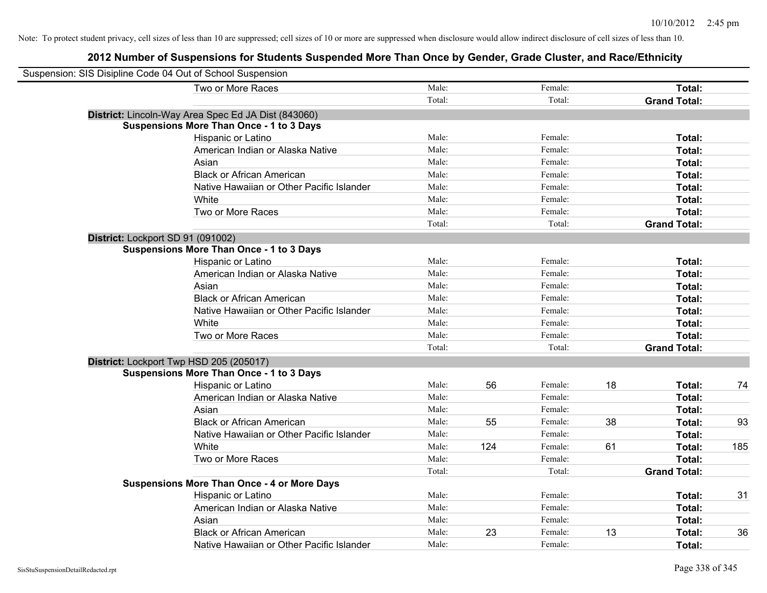Note: To protect student privacy, cell sizes of less than 10 are suppressed; cell sizes of 10 or more are suppressed when disclosure would allow indirect disclosure of cell sizes of less than 10.

## 2012 Number of Suspensions for Students Suspended More Than Once by Gender, Grade Cluster, and Race/Ethnicity

Suspension: SIS Disipline Code 04 Out of School Suspension

| | | | | | | |
|---|---|---|---|---|---|---|
| Two or More Races | Male: | | Female: | | **Total:** | |
| | Total: | | Total: | | **Grand Total:** | |

**District:** Lincoln-Way Area Spec Ed JA Dist (843060)

**Suspensions More Than Once - 1 to 3 Days**

| | | | | | | |
|---|---|---|---|---|---|---|
| Hispanic or Latino | Male: | | Female: | | **Total:** | |
| American Indian or Alaska Native | Male: | | Female: | | **Total:** | |
| Asian | Male: | | Female: | | **Total:** | |
| Black or African American | Male: | | Female: | | **Total:** | |
| Native Hawaiian or Other Pacific Islander | Male: | | Female: | | **Total:** | |
| White | Male: | | Female: | | **Total:** | |
| Two or More Races | Male: | | Female: | | **Total:** | |
| | Total: | | Total: | | **Grand Total:** | |

**District:** Lockport SD 91 (091002)

**Suspensions More Than Once - 1 to 3 Days**

| | | | | | | |
|---|---|---|---|---|---|---|
| Hispanic or Latino | Male: | | Female: | | **Total:** | |
| American Indian or Alaska Native | Male: | | Female: | | **Total:** | |
| Asian | Male: | | Female: | | **Total:** | |
| Black or African American | Male: | | Female: | | **Total:** | |
| Native Hawaiian or Other Pacific Islander | Male: | | Female: | | **Total:** | |
| White | Male: | | Female: | | **Total:** | |
| Two or More Races | Male: | | Female: | | **Total:** | |
| | Total: | | Total: | | **Grand Total:** | |

**District:** Lockport Twp HSD 205 (205017)

**Suspensions More Than Once - 1 to 3 Days**

| | | | | | | |
|---|---|---|---|---|---|---|
| Hispanic or Latino | Male: | 56 | Female: | 18 | **Total:** | 74 |
| American Indian or Alaska Native | Male: | | Female: | | **Total:** | |
| Asian | Male: | | Female: | | **Total:** | |
| Black or African American | Male: | 55 | Female: | 38 | **Total:** | 93 |
| Native Hawaiian or Other Pacific Islander | Male: | | Female: | | **Total:** | |
| White | Male: | 124 | Female: | 61 | **Total:** | 185 |
| Two or More Races | Male: | | Female: | | **Total:** | |
| | Total: | | Total: | | **Grand Total:** | |

**Suspensions More Than Once - 4 or More Days**

| | | | | | | |
|---|---|---|---|---|---|---|
| Hispanic or Latino | Male: | | Female: | | **Total:** | 31 |
| American Indian or Alaska Native | Male: | | Female: | | **Total:** | |
| Asian | Male: | | Female: | | **Total:** | |
| Black or African American | Male: | 23 | Female: | 13 | **Total:** | 36 |
| Native Hawaiian or Other Pacific Islander | Male: | | Female: | | **Total:** | |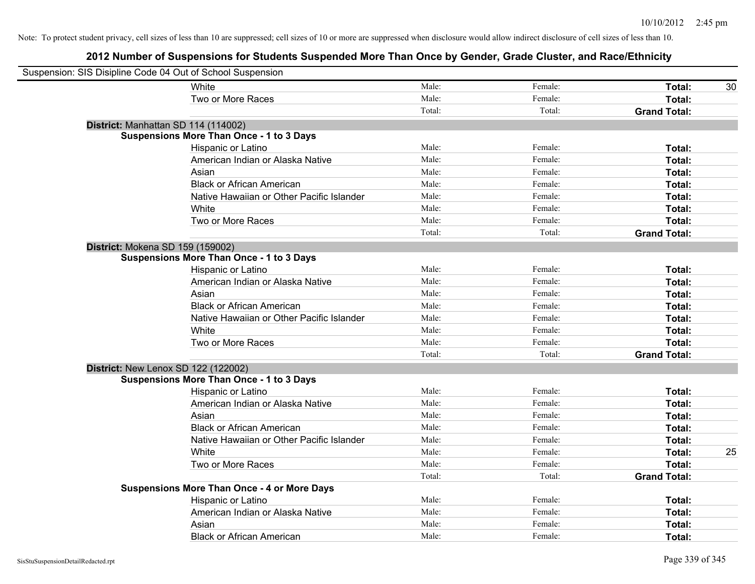Note: To protect student privacy, cell sizes of less than 10 are suppressed; cell sizes of 10 or more are suppressed when disclosure would allow indirect disclosure of cell sizes of less than 10.

## 2012 Number of Suspensions for Students Suspended More Than Once by Gender, Grade Cluster, and Race/Ethnicity

Suspension: SIS Disipline Code 04 Out of School Suspension

| | | | | |
|---|---|---|---|---|
| White | Male: | Female: | **Total:** | 30 |
| Two or More Races | Male: | Female: | **Total:** | |
| | Total: | Total: | **Grand Total:** | |

**District:** Manhattan SD 114 (114002)

**Suspensions More Than Once - 1 to 3 Days**

| | | | | |
|---|---|---|---|---|
| Hispanic or Latino | Male: | Female: | **Total:** | |
| American Indian or Alaska Native | Male: | Female: | **Total:** | |
| Asian | Male: | Female: | **Total:** | |
| Black or African American | Male: | Female: | **Total:** | |
| Native Hawaiian or Other Pacific Islander | Male: | Female: | **Total:** | |
| White | Male: | Female: | **Total:** | |
| Two or More Races | Male: | Female: | **Total:** | |
| | Total: | Total: | **Grand Total:** | |

**District:** Mokena SD 159 (159002)

**Suspensions More Than Once - 1 to 3 Days**

| | | | | |
|---|---|---|---|---|
| Hispanic or Latino | Male: | Female: | **Total:** | |
| American Indian or Alaska Native | Male: | Female: | **Total:** | |
| Asian | Male: | Female: | **Total:** | |
| Black or African American | Male: | Female: | **Total:** | |
| Native Hawaiian or Other Pacific Islander | Male: | Female: | **Total:** | |
| White | Male: | Female: | **Total:** | |
| Two or More Races | Male: | Female: | **Total:** | |
| | Total: | Total: | **Grand Total:** | |

**District:** New Lenox SD 122 (122002)

**Suspensions More Than Once - 1 to 3 Days**

| | | | | |
|---|---|---|---|---|
| Hispanic or Latino | Male: | Female: | **Total:** | |
| American Indian or Alaska Native | Male: | Female: | **Total:** | |
| Asian | Male: | Female: | **Total:** | |
| Black or African American | Male: | Female: | **Total:** | |
| Native Hawaiian or Other Pacific Islander | Male: | Female: | **Total:** | |
| White | Male: | Female: | **Total:** | 25 |
| Two or More Races | Male: | Female: | **Total:** | |
| | Total: | Total: | **Grand Total:** | |

**Suspensions More Than Once - 4 or More Days**

| | | | | |
|---|---|---|---|---|
| Hispanic or Latino | Male: | Female: | **Total:** | |
| American Indian or Alaska Native | Male: | Female: | **Total:** | |
| Asian | Male: | Female: | **Total:** | |
| Black or African American | Male: | Female: | **Total:** | |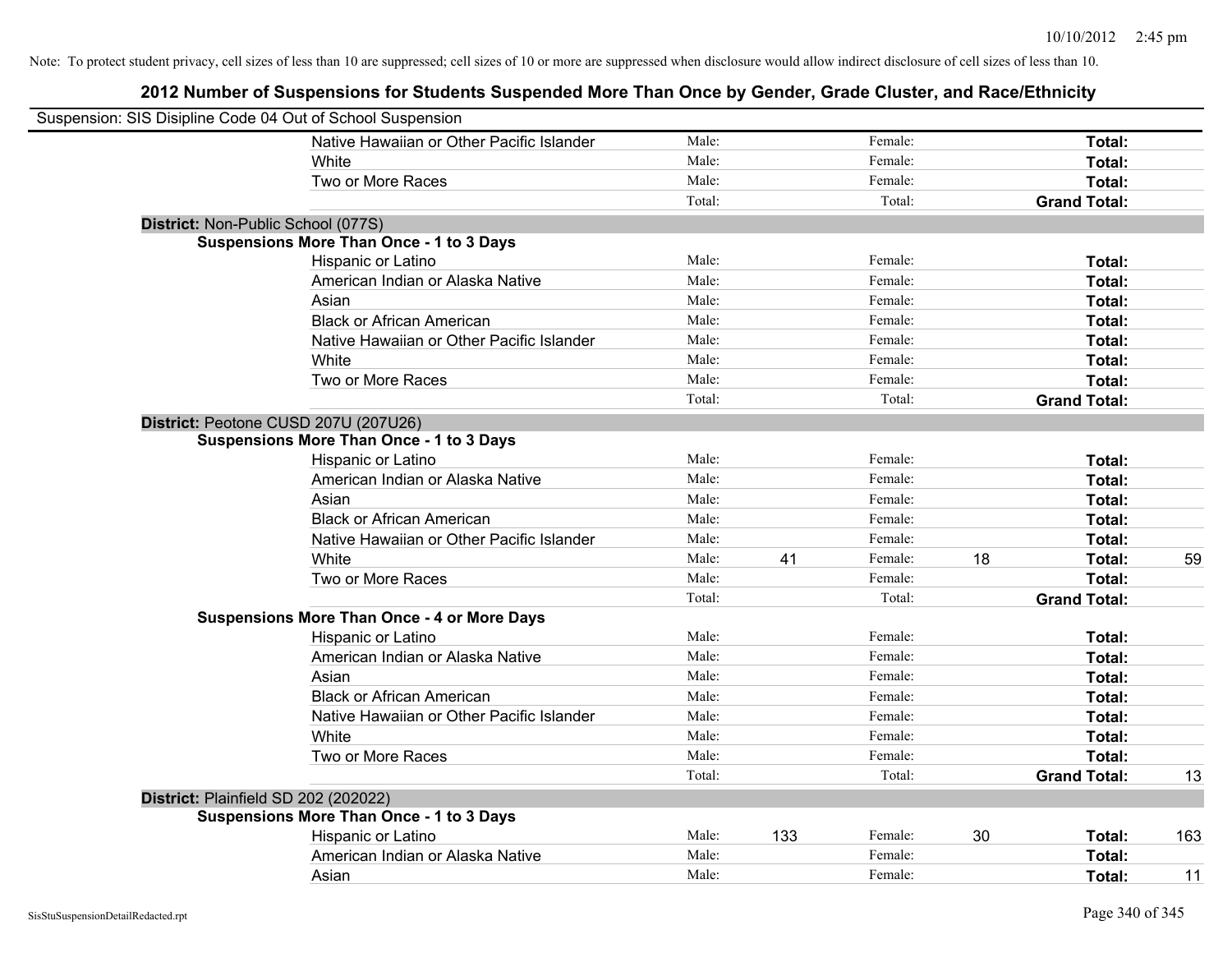Note: To protect student privacy, cell sizes of less than 10 are suppressed; cell sizes of 10 or more are suppressed when disclosure would allow indirect disclosure of cell sizes of less than 10.

## 2012 Number of Suspensions for Students Suspended More Than Once by Gender, Grade Cluster, and Race/Ethnicity

Suspension: SIS Disipline Code 04 Out of School Suspension

| | | | | | | |
|---|---|---|---|---|---|---|
| Native Hawaiian or Other Pacific Islander | Male: | | Female: | | **Total:** | |
| White | Male: | | Female: | | **Total:** | |
| Two or More Races | Male: | | Female: | | **Total:** | |
| | Total: | | Total: | | **Grand Total:** | |

**District:** Non-Public School (077S)

**Suspensions More Than Once - 1 to 3 Days**

| | | | | | | |
|---|---|---|---|---|---|---|
| Hispanic or Latino | Male: | | Female: | | **Total:** | |
| American Indian or Alaska Native | Male: | | Female: | | **Total:** | |
| Asian | Male: | | Female: | | **Total:** | |
| Black or African American | Male: | | Female: | | **Total:** | |
| Native Hawaiian or Other Pacific Islander | Male: | | Female: | | **Total:** | |
| White | Male: | | Female: | | **Total:** | |
| Two or More Races | Male: | | Female: | | **Total:** | |
| | Total: | | Total: | | **Grand Total:** | |

**District:** Peotone CUSD 207U (207U26)

**Suspensions More Than Once - 1 to 3 Days**

| | | | | | | |
|---|---|---|---|---|---|---|
| Hispanic or Latino | Male: | | Female: | | **Total:** | |
| American Indian or Alaska Native | Male: | | Female: | | **Total:** | |
| Asian | Male: | | Female: | | **Total:** | |
| Black or African American | Male: | | Female: | | **Total:** | |
| Native Hawaiian or Other Pacific Islander | Male: | | Female: | | **Total:** | |
| White | Male: | 41 | Female: | 18 | **Total:** | 59 |
| Two or More Races | Male: | | Female: | | **Total:** | |
| | Total: | | Total: | | **Grand Total:** | |

**Suspensions More Than Once - 4 or More Days**

| | | | | | | |
|---|---|---|---|---|---|---|
| Hispanic or Latino | Male: | | Female: | | **Total:** | |
| American Indian or Alaska Native | Male: | | Female: | | **Total:** | |
| Asian | Male: | | Female: | | **Total:** | |
| Black or African American | Male: | | Female: | | **Total:** | |
| Native Hawaiian or Other Pacific Islander | Male: | | Female: | | **Total:** | |
| White | Male: | | Female: | | **Total:** | |
| Two or More Races | Male: | | Female: | | **Total:** | |
| | Total: | | Total: | | **Grand Total:** | 13 |

**District:** Plainfield SD 202 (202022)

**Suspensions More Than Once - 1 to 3 Days**

| | | | | | | |
|---|---|---|---|---|---|---|
| Hispanic or Latino | Male: | 133 | Female: | 30 | **Total:** | 163 |
| American Indian or Alaska Native | Male: | | Female: | | **Total:** | |
| Asian | Male: | | Female: | | **Total:** | 11 |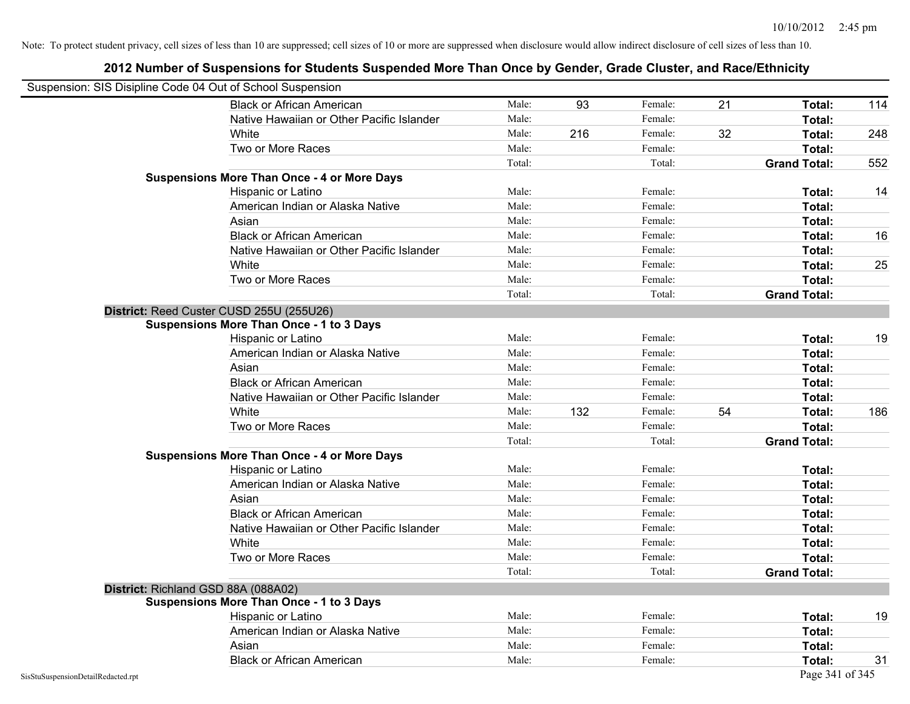Note: To protect student privacy, cell sizes of less than 10 are suppressed; cell sizes of 10 or more are suppressed when disclosure would allow indirect disclosure of cell sizes of less than 10.

# 2012 Number of Suspensions for Students Suspended More Than Once by Gender, Grade Cluster, and Race/Ethnicity

Suspension: SIS Disipline Code 04 Out of School Suspension

| | | | | | | |
|---|---|---|---|---|---|---|
| Black or African American | Male: | 93 | Female: | 21 | **Total:** | 114 |
| Native Hawaiian or Other Pacific Islander | Male: | | Female: | | **Total:** | |
| White | Male: | 216 | Female: | 32 | **Total:** | 248 |
| Two or More Races | Male: | | Female: | | **Total:** | |
| | Total: | | Total: | | **Grand Total:** | 552 |

**Suspensions More Than Once - 4 or More Days**

| | | | | | | |
|---|---|---|---|---|---|---|
| Hispanic or Latino | Male: | | Female: | | **Total:** | 14 |
| American Indian or Alaska Native | Male: | | Female: | | **Total:** | |
| Asian | Male: | | Female: | | **Total:** | |
| Black or African American | Male: | | Female: | | **Total:** | 16 |
| Native Hawaiian or Other Pacific Islander | Male: | | Female: | | **Total:** | |
| White | Male: | | Female: | | **Total:** | 25 |
| Two or More Races | Male: | | Female: | | **Total:** | |
| | Total: | | Total: | | **Grand Total:** | |

## District: Reed Custer CUSD 255U (255U26)

**Suspensions More Than Once - 1 to 3 Days**

| | | | | | | |
|---|---|---|---|---|---|---|
| Hispanic or Latino | Male: | | Female: | | **Total:** | 19 |
| American Indian or Alaska Native | Male: | | Female: | | **Total:** | |
| Asian | Male: | | Female: | | **Total:** | |
| Black or African American | Male: | | Female: | | **Total:** | |
| Native Hawaiian or Other Pacific Islander | Male: | | Female: | | **Total:** | |
| White | Male: | 132 | Female: | 54 | **Total:** | 186 |
| Two or More Races | Male: | | Female: | | **Total:** | |
| | Total: | | Total: | | **Grand Total:** | |

**Suspensions More Than Once - 4 or More Days**

| | | | | | | |
|---|---|---|---|---|---|---|
| Hispanic or Latino | Male: | | Female: | | **Total:** | |
| American Indian or Alaska Native | Male: | | Female: | | **Total:** | |
| Asian | Male: | | Female: | | **Total:** | |
| Black or African American | Male: | | Female: | | **Total:** | |
| Native Hawaiian or Other Pacific Islander | Male: | | Female: | | **Total:** | |
| White | Male: | | Female: | | **Total:** | |
| Two or More Races | Male: | | Female: | | **Total:** | |
| | Total: | | Total: | | **Grand Total:** | |

## District: Richland GSD 88A (088A02)

**Suspensions More Than Once - 1 to 3 Days**

| | | | | | | |
|---|---|---|---|---|---|---|
| Hispanic or Latino | Male: | | Female: | | **Total:** | 19 |
| American Indian or Alaska Native | Male: | | Female: | | **Total:** | |
| Asian | Male: | | Female: | | **Total:** | |
| Black or African American | Male: | | Female: | | **Total:** | 31 |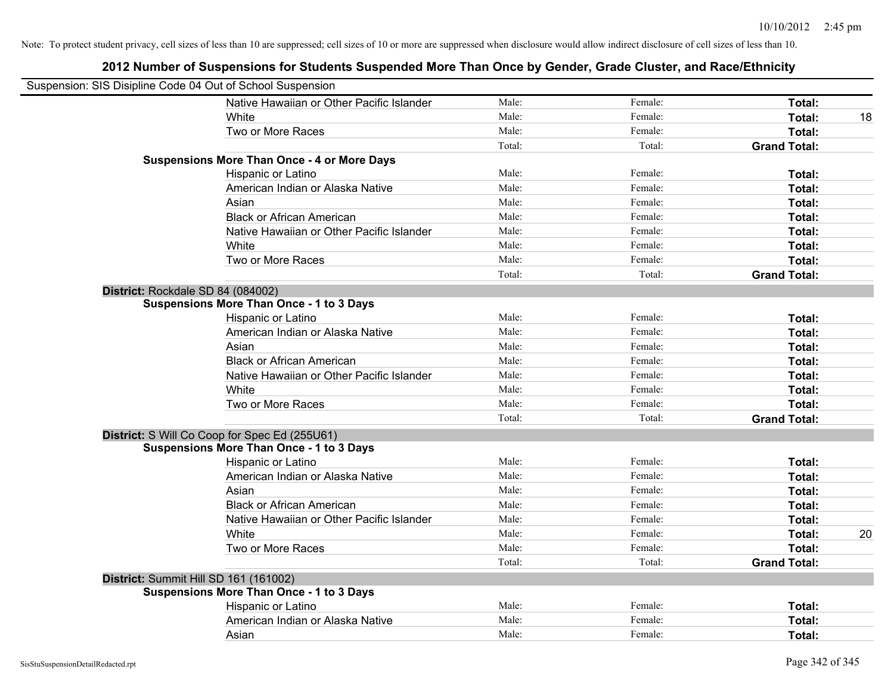Note: To protect student privacy, cell sizes of less than 10 are suppressed; cell sizes of 10 or more are suppressed when disclosure would allow indirect disclosure of cell sizes of less than 10.

# 2012 Number of Suspensions for Students Suspended More Than Once by Gender, Grade Cluster, and Race/Ethnicity

Suspension: SIS Disipline Code 04 Out of School Suspension

| | | | | | |
|---|---|---|---|---|---|
| | Native Hawaiian or Other Pacific Islander | Male: | Female: | **Total:** | |
| | White | Male: | Female: | **Total:** | 18 |
| | Two or More Races | Male: | Female: | **Total:** | |
| | | Total: | Total: | **Grand Total:** | |
| **Suspensions More Than Once - 4 or More Days** | | | | | |
| | Hispanic or Latino | Male: | Female: | **Total:** | |
| | American Indian or Alaska Native | Male: | Female: | **Total:** | |
| | Asian | Male: | Female: | **Total:** | |
| | Black or African American | Male: | Female: | **Total:** | |
| | Native Hawaiian or Other Pacific Islander | Male: | Female: | **Total:** | |
| | White | Male: | Female: | **Total:** | |
| | Two or More Races | Male: | Female: | **Total:** | |
| | | Total: | Total: | **Grand Total:** | |
| **District:** Rockdale SD 84 (084002) | | | | | |
| **Suspensions More Than Once - 1 to 3 Days** | | | | | |
| | Hispanic or Latino | Male: | Female: | **Total:** | |
| | American Indian or Alaska Native | Male: | Female: | **Total:** | |
| | Asian | Male: | Female: | **Total:** | |
| | Black or African American | Male: | Female: | **Total:** | |
| | Native Hawaiian or Other Pacific Islander | Male: | Female: | **Total:** | |
| | White | Male: | Female: | **Total:** | |
| | Two or More Races | Male: | Female: | **Total:** | |
| | | Total: | Total: | **Grand Total:** | |
| **District:** S Will Co Coop for Spec Ed (255U61) | | | | | |
| **Suspensions More Than Once - 1 to 3 Days** | | | | | |
| | Hispanic or Latino | Male: | Female: | **Total:** | |
| | American Indian or Alaska Native | Male: | Female: | **Total:** | |
| | Asian | Male: | Female: | **Total:** | |
| | Black or African American | Male: | Female: | **Total:** | |
| | Native Hawaiian or Other Pacific Islander | Male: | Female: | **Total:** | |
| | White | Male: | Female: | **Total:** | 20 |
| | Two or More Races | Male: | Female: | **Total:** | |
| | | Total: | Total: | **Grand Total:** | |
| **District:** Summit Hill SD 161 (161002) | | | | | |
| **Suspensions More Than Once - 1 to 3 Days** | | | | | |
| | Hispanic or Latino | Male: | Female: | **Total:** | |
| | American Indian or Alaska Native | Male: | Female: | **Total:** | |
| | Asian | Male: | Female: | **Total:** | |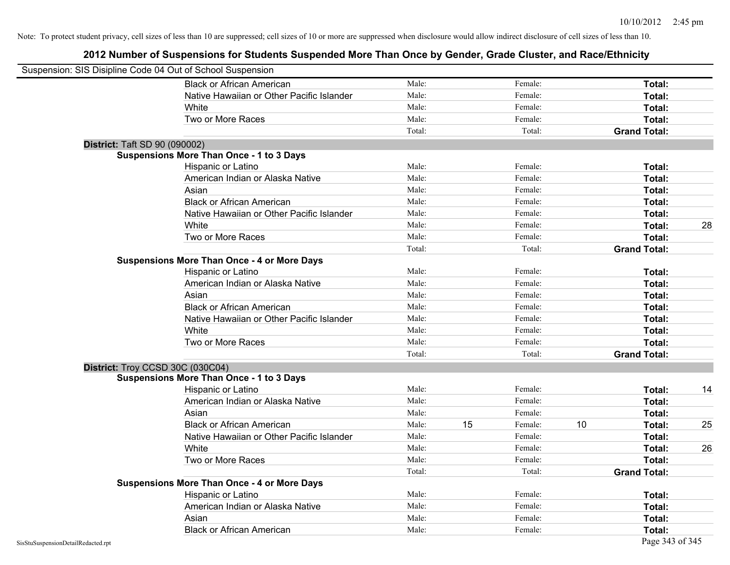Note: To protect student privacy, cell sizes of less than 10 are suppressed; cell sizes of 10 or more are suppressed when disclosure would allow indirect disclosure of cell sizes of less than 10.

## 2012 Number of Suspensions for Students Suspended More Than Once by Gender, Grade Cluster, and Race/Ethnicity

Suspension: SIS Disipline Code 04 Out of School Suspension

| | Race/Ethnicity | | | | | | |
|---|---|---|---|---|---|---|---|
| | Black or African American | Male: | | Female: | | **Total:** | |
| | Native Hawaiian or Other Pacific Islander | Male: | | Female: | | **Total:** | |
| | White | Male: | | Female: | | **Total:** | |
| | Two or More Races | Male: | | Female: | | **Total:** | |
| | | Total: | | Total: | | **Grand Total:** | |
| **District:** Taft SD 90 (090002) | | | | | | | |
| **Suspensions More Than Once - 1 to 3 Days** | | | | | | | |
| | Hispanic or Latino | Male: | | Female: | | **Total:** | |
| | American Indian or Alaska Native | Male: | | Female: | | **Total:** | |
| | Asian | Male: | | Female: | | **Total:** | |
| | Black or African American | Male: | | Female: | | **Total:** | |
| | Native Hawaiian or Other Pacific Islander | Male: | | Female: | | **Total:** | |
| | White | Male: | | Female: | | **Total:** | 28 |
| | Two or More Races | Male: | | Female: | | **Total:** | |
| | | Total: | | Total: | | **Grand Total:** | |
| **Suspensions More Than Once - 4 or More Days** | | | | | | | |
| | Hispanic or Latino | Male: | | Female: | | **Total:** | |
| | American Indian or Alaska Native | Male: | | Female: | | **Total:** | |
| | Asian | Male: | | Female: | | **Total:** | |
| | Black or African American | Male: | | Female: | | **Total:** | |
| | Native Hawaiian or Other Pacific Islander | Male: | | Female: | | **Total:** | |
| | White | Male: | | Female: | | **Total:** | |
| | Two or More Races | Male: | | Female: | | **Total:** | |
| | | Total: | | Total: | | **Grand Total:** | |
| **District:** Troy CCSD 30C (030C04) | | | | | | | |
| **Suspensions More Than Once - 1 to 3 Days** | | | | | | | |
| | Hispanic or Latino | Male: | | Female: | | **Total:** | 14 |
| | American Indian or Alaska Native | Male: | | Female: | | **Total:** | |
| | Asian | Male: | | Female: | | **Total:** | |
| | Black or African American | Male: | 15 | Female: | 10 | **Total:** | 25 |
| | Native Hawaiian or Other Pacific Islander | Male: | | Female: | | **Total:** | |
| | White | Male: | | Female: | | **Total:** | 26 |
| | Two or More Races | Male: | | Female: | | **Total:** | |
| | | Total: | | Total: | | **Grand Total:** | |
| **Suspensions More Than Once - 4 or More Days** | | | | | | | |
| | Hispanic or Latino | Male: | | Female: | | **Total:** | |
| | American Indian or Alaska Native | Male: | | Female: | | **Total:** | |
| | Asian | Male: | | Female: | | **Total:** | |
| | Black or African American | Male: | | Female: | | **Total:** | |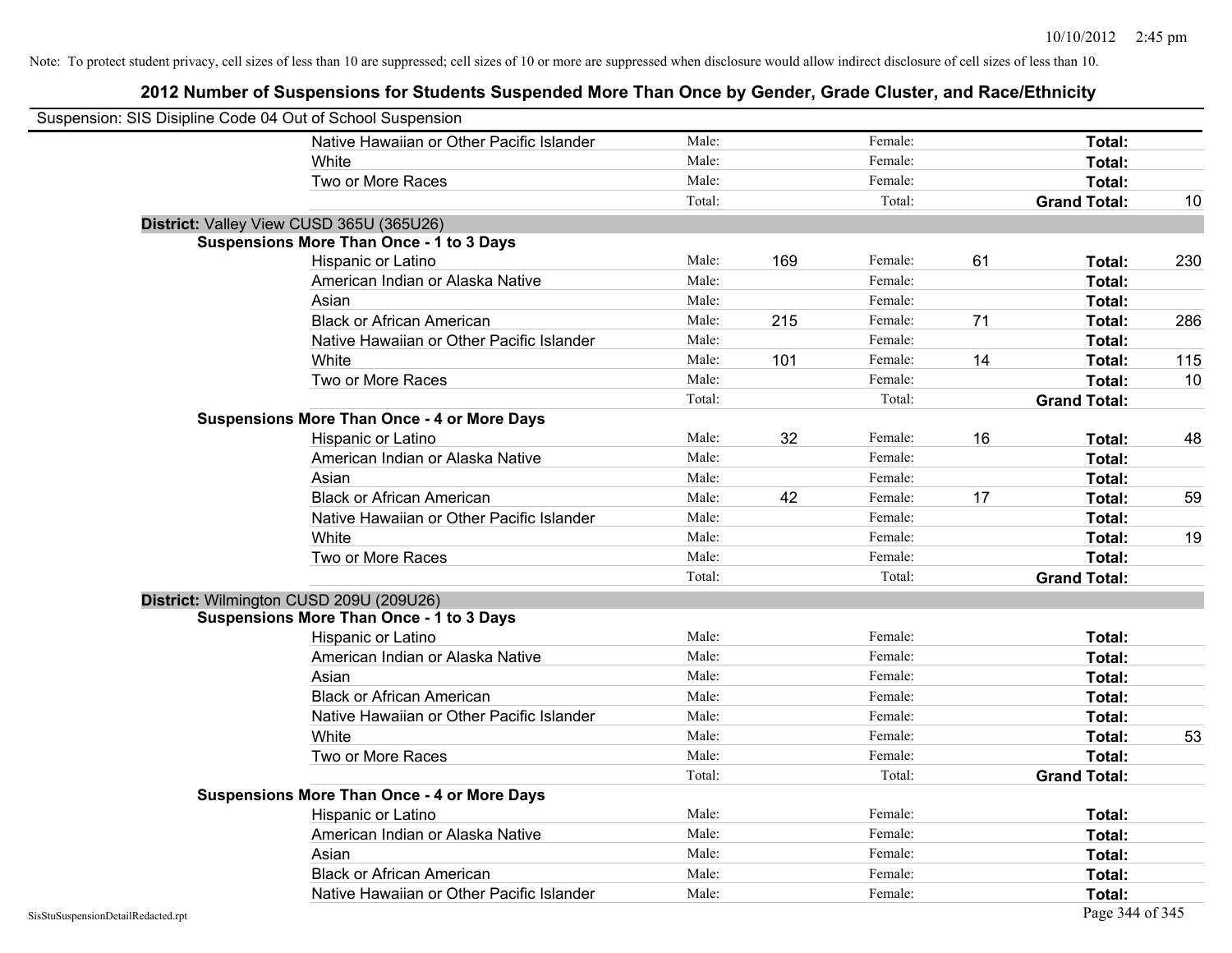Note: To protect student privacy, cell sizes of less than 10 are suppressed; cell sizes of 10 or more are suppressed when disclosure would allow indirect disclosure of cell sizes of less than 10.

# 2012 Number of Suspensions for Students Suspended More Than Once by Gender, Grade Cluster, and Race/Ethnicity

Suspension: SIS Disipline Code 04 Out of School Suspension

| | | | | | | | |
|---|---|---|---|---|---|---|---|
| Native Hawaiian or Other Pacific Islander | Male: | | Female: | | **Total:** | |
| White | Male: | | Female: | | **Total:** | |
| Two or More Races | Male: | | Female: | | **Total:** | |
| | Total: | | Total: | | **Grand Total:** | 10 |

**District:** Valley View CUSD 365U (365U26)

**Suspensions More Than Once - 1 to 3 Days**

| | | | | | | |
|---|---|---|---|---|---|---|
| Hispanic or Latino | Male: | 169 | Female: | 61 | **Total:** | 230 |
| American Indian or Alaska Native | Male: | | Female: | | **Total:** | |
| Asian | Male: | | Female: | | **Total:** | |
| Black or African American | Male: | 215 | Female: | 71 | **Total:** | 286 |
| Native Hawaiian or Other Pacific Islander | Male: | | Female: | | **Total:** | |
| White | Male: | 101 | Female: | 14 | **Total:** | 115 |
| Two or More Races | Male: | | Female: | | **Total:** | 10 |
| | Total: | | Total: | | **Grand Total:** | |

**Suspensions More Than Once - 4 or More Days**

| | | | | | | |
|---|---|---|---|---|---|---|
| Hispanic or Latino | Male: | 32 | Female: | 16 | **Total:** | 48 |
| American Indian or Alaska Native | Male: | | Female: | | **Total:** | |
| Asian | Male: | | Female: | | **Total:** | |
| Black or African American | Male: | 42 | Female: | 17 | **Total:** | 59 |
| Native Hawaiian or Other Pacific Islander | Male: | | Female: | | **Total:** | |
| White | Male: | | Female: | | **Total:** | 19 |
| Two or More Races | Male: | | Female: | | **Total:** | |
| | Total: | | Total: | | **Grand Total:** | |

**District:** Wilmington CUSD 209U (209U26)

**Suspensions More Than Once - 1 to 3 Days**

| | | | | | | |
|---|---|---|---|---|---|---|
| Hispanic or Latino | Male: | | Female: | | **Total:** | |
| American Indian or Alaska Native | Male: | | Female: | | **Total:** | |
| Asian | Male: | | Female: | | **Total:** | |
| Black or African American | Male: | | Female: | | **Total:** | |
| Native Hawaiian or Other Pacific Islander | Male: | | Female: | | **Total:** | |
| White | Male: | | Female: | | **Total:** | 53 |
| Two or More Races | Male: | | Female: | | **Total:** | |
| | Total: | | Total: | | **Grand Total:** | |

**Suspensions More Than Once - 4 or More Days**

| | | | | | | |
|---|---|---|---|---|---|---|
| Hispanic or Latino | Male: | | Female: | | **Total:** | |
| American Indian or Alaska Native | Male: | | Female: | | **Total:** | |
| Asian | Male: | | Female: | | **Total:** | |
| Black or African American | Male: | | Female: | | **Total:** | |
| Native Hawaiian or Other Pacific Islander | Male: | | Female: | | **Total:** | |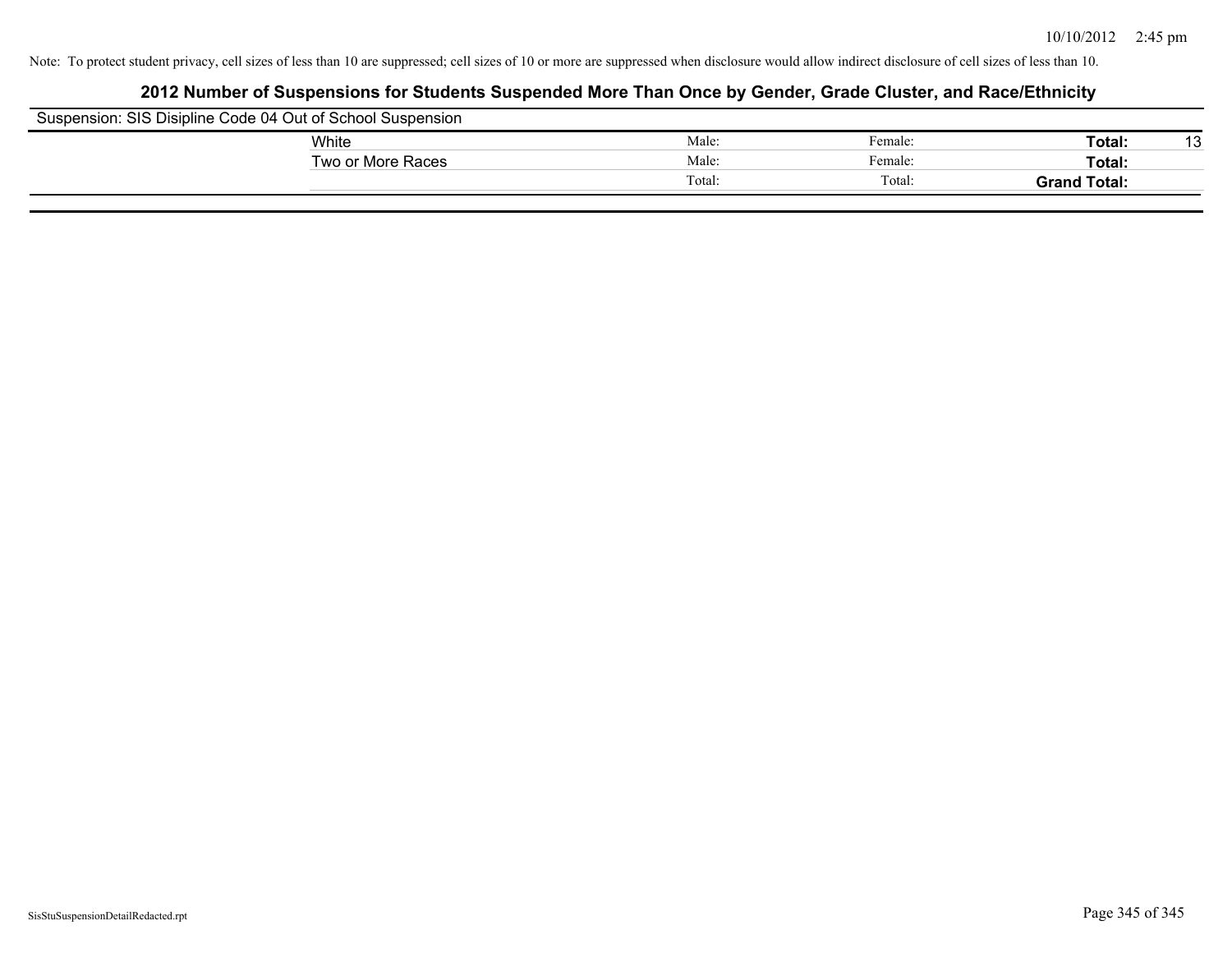Note: To protect student privacy, cell sizes of less than 10 are suppressed; cell sizes of 10 or more are suppressed when disclosure would allow indirect disclosure of cell sizes of less than 10.

## 2012 Number of Suspensions for Students Suspended More Than Once by Gender, Grade Cluster, and Race/Ethnicity

Suspension: SIS Disipline Code 04 Out of School Suspension

| | | | | |
|---|---|---|---|---|
| White | Male: | Female: | **Total:** | 13 |
| Two or More Races | Male: | Female: | **Total:** | |
| | Total: | Total: | **Grand Total:** | |

SisStuSuspensionDetailRedacted.rpt